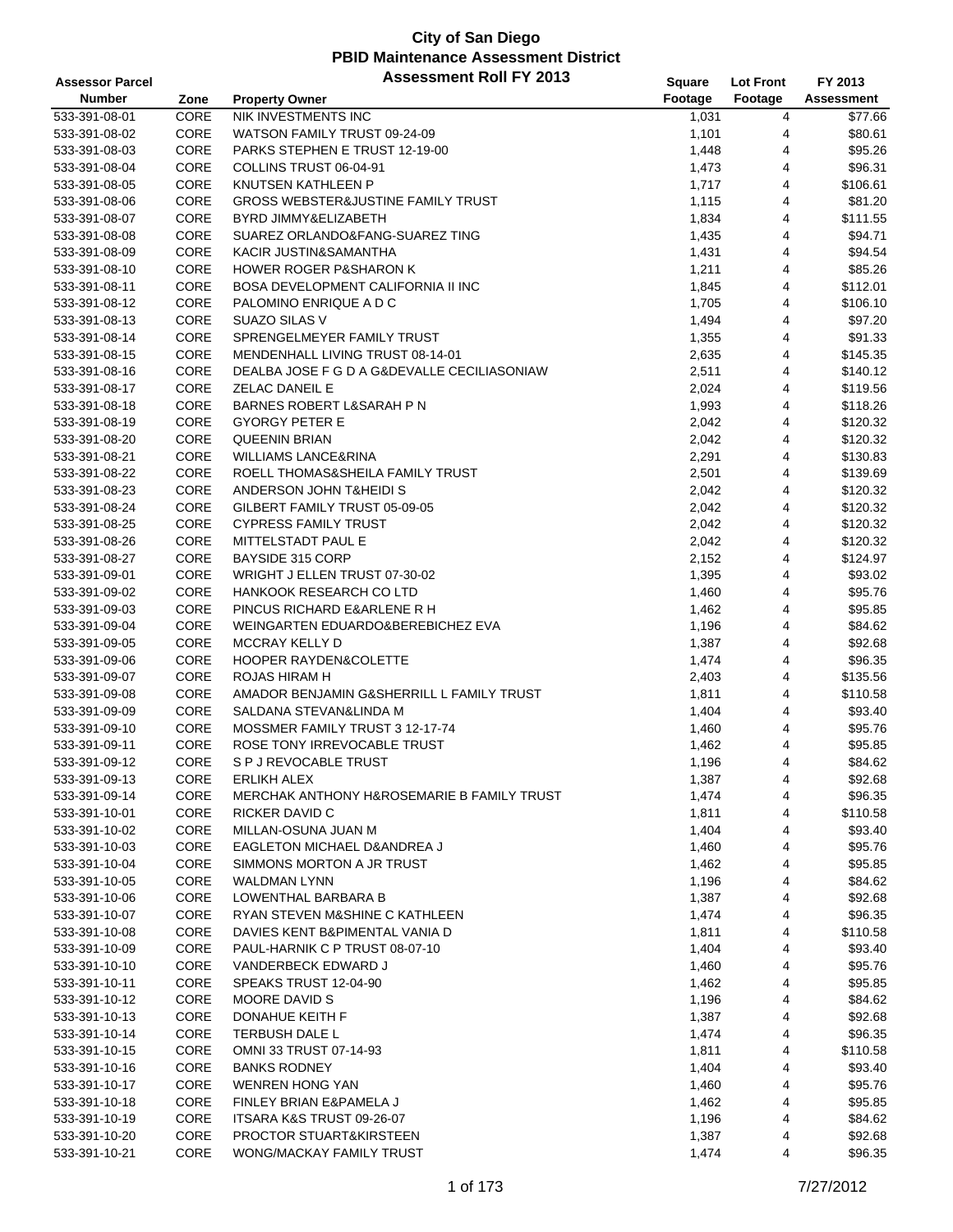# City of San Diego
## PBID Maintenance Assessment District
## Assessment Roll FY 2013

| Assessor Parcel Number | Zone | Property Owner | Square Footage | Lot Front Footage | FY 2013 Assessment |
|---|---|---|---|---|---|
| 533-391-08-01 | CORE | NIK INVESTMENTS INC | 1,031 | 4 | $77.66 |
| 533-391-08-02 | CORE | WATSON FAMILY TRUST 09-24-09 | 1,101 | 4 | $80.61 |
| 533-391-08-03 | CORE | PARKS STEPHEN E TRUST 12-19-00 | 1,448 | 4 | $95.26 |
| 533-391-08-04 | CORE | COLLINS TRUST 06-04-91 | 1,473 | 4 | $96.31 |
| 533-391-08-05 | CORE | KNUTSEN KATHLEEN P | 1,717 | 4 | $106.61 |
| 533-391-08-06 | CORE | GROSS WEBSTER&JUSTINE FAMILY TRUST | 1,115 | 4 | $81.20 |
| 533-391-08-07 | CORE | BYRD JIMMY&ELIZABETH | 1,834 | 4 | $111.55 |
| 533-391-08-08 | CORE | SUAREZ ORLANDO&FANG-SUAREZ TING | 1,435 | 4 | $94.71 |
| 533-391-08-09 | CORE | KACIR JUSTIN&SAMANTHA | 1,431 | 4 | $94.54 |
| 533-391-08-10 | CORE | HOWER ROGER P&SHARON K | 1,211 | 4 | $85.26 |
| 533-391-08-11 | CORE | BOSA DEVELOPMENT CALIFORNIA II INC | 1,845 | 4 | $112.01 |
| 533-391-08-12 | CORE | PALOMINO ENRIQUE A D C | 1,705 | 4 | $106.10 |
| 533-391-08-13 | CORE | SUAZO SILAS V | 1,494 | 4 | $97.20 |
| 533-391-08-14 | CORE | SPRENGELMEYER FAMILY TRUST | 1,355 | 4 | $91.33 |
| 533-391-08-15 | CORE | MENDENHALL LIVING TRUST 08-14-01 | 2,635 | 4 | $145.35 |
| 533-391-08-16 | CORE | DEALBA JOSE F G D A G&DEVALLE CECILIASONIAW | 2,511 | 4 | $140.12 |
| 533-391-08-17 | CORE | ZELAC DANEIL E | 2,024 | 4 | $119.56 |
| 533-391-08-18 | CORE | BARNES ROBERT L&SARAH P N | 1,993 | 4 | $118.26 |
| 533-391-08-19 | CORE | GYORGY PETER E | 2,042 | 4 | $120.32 |
| 533-391-08-20 | CORE | QUEENIN BRIAN | 2,042 | 4 | $120.32 |
| 533-391-08-21 | CORE | WILLIAMS LANCE&RINA | 2,291 | 4 | $130.83 |
| 533-391-08-22 | CORE | ROELL THOMAS&SHEILA FAMILY TRUST | 2,501 | 4 | $139.69 |
| 533-391-08-23 | CORE | ANDERSON JOHN T&HEIDI S | 2,042 | 4 | $120.32 |
| 533-391-08-24 | CORE | GILBERT FAMILY TRUST 05-09-05 | 2,042 | 4 | $120.32 |
| 533-391-08-25 | CORE | CYPRESS FAMILY TRUST | 2,042 | 4 | $120.32 |
| 533-391-08-26 | CORE | MITTELSTADT PAUL E | 2,042 | 4 | $120.32 |
| 533-391-08-27 | CORE | BAYSIDE 315 CORP | 2,152 | 4 | $124.97 |
| 533-391-09-01 | CORE | WRIGHT J ELLEN TRUST 07-30-02 | 1,395 | 4 | $93.02 |
| 533-391-09-02 | CORE | HANKOOK RESEARCH CO LTD | 1,460 | 4 | $95.76 |
| 533-391-09-03 | CORE | PINCUS RICHARD E&ARLENE R H | 1,462 | 4 | $95.85 |
| 533-391-09-04 | CORE | WEINGARTEN EDUARDO&BEREBICHEZ EVA | 1,196 | 4 | $84.62 |
| 533-391-09-05 | CORE | MCCRAY KELLY D | 1,387 | 4 | $92.68 |
| 533-391-09-06 | CORE | HOOPER RAYDEN&COLETTE | 1,474 | 4 | $96.35 |
| 533-391-09-07 | CORE | ROJAS HIRAM H | 2,403 | 4 | $135.56 |
| 533-391-09-08 | CORE | AMADOR BENJAMIN G&SHERRILL L FAMILY TRUST | 1,811 | 4 | $110.58 |
| 533-391-09-09 | CORE | SALDANA STEVAN&LINDA M | 1,404 | 4 | $93.40 |
| 533-391-09-10 | CORE | MOSSMER FAMILY TRUST 3 12-17-74 | 1,460 | 4 | $95.76 |
| 533-391-09-11 | CORE | ROSE TONY IRREVOCABLE TRUST | 1,462 | 4 | $95.85 |
| 533-391-09-12 | CORE | S P J REVOCABLE TRUST | 1,196 | 4 | $84.62 |
| 533-391-09-13 | CORE | ERLIKH ALEX | 1,387 | 4 | $92.68 |
| 533-391-09-14 | CORE | MERCHAK ANTHONY H&ROSEMARIE B FAMILY TRUST | 1,474 | 4 | $96.35 |
| 533-391-10-01 | CORE | RICKER DAVID C | 1,811 | 4 | $110.58 |
| 533-391-10-02 | CORE | MILLAN-OSUNA JUAN M | 1,404 | 4 | $93.40 |
| 533-391-10-03 | CORE | EAGLETON MICHAEL D&ANDREA J | 1,460 | 4 | $95.76 |
| 533-391-10-04 | CORE | SIMMONS MORTON A JR TRUST | 1,462 | 4 | $95.85 |
| 533-391-10-05 | CORE | WALDMAN LYNN | 1,196 | 4 | $84.62 |
| 533-391-10-06 | CORE | LOWENTHAL BARBARA B | 1,387 | 4 | $92.68 |
| 533-391-10-07 | CORE | RYAN STEVEN M&SHINE C KATHLEEN | 1,474 | 4 | $96.35 |
| 533-391-10-08 | CORE | DAVIES KENT B&PIMENTAL VANIA D | 1,811 | 4 | $110.58 |
| 533-391-10-09 | CORE | PAUL-HARNIK C P TRUST 08-07-10 | 1,404 | 4 | $93.40 |
| 533-391-10-10 | CORE | VANDERBECK EDWARD J | 1,460 | 4 | $95.76 |
| 533-391-10-11 | CORE | SPEAKS TRUST 12-04-90 | 1,462 | 4 | $95.85 |
| 533-391-10-12 | CORE | MOORE DAVID S | 1,196 | 4 | $84.62 |
| 533-391-10-13 | CORE | DONAHUE KEITH F | 1,387 | 4 | $92.68 |
| 533-391-10-14 | CORE | TERBUSH DALE L | 1,474 | 4 | $96.35 |
| 533-391-10-15 | CORE | OMNI 33 TRUST 07-14-93 | 1,811 | 4 | $110.58 |
| 533-391-10-16 | CORE | BANKS RODNEY | 1,404 | 4 | $93.40 |
| 533-391-10-17 | CORE | WENREN HONG YAN | 1,460 | 4 | $95.76 |
| 533-391-10-18 | CORE | FINLEY BRIAN E&PAMELA J | 1,462 | 4 | $95.85 |
| 533-391-10-19 | CORE | ITSARA K&S TRUST 09-26-07 | 1,196 | 4 | $84.62 |
| 533-391-10-20 | CORE | PROCTOR STUART&KIRSTEEN | 1,387 | 4 | $92.68 |
| 533-391-10-21 | CORE | WONG/MACKAY FAMILY TRUST | 1,474 | 4 | $96.35 |

7/27/2012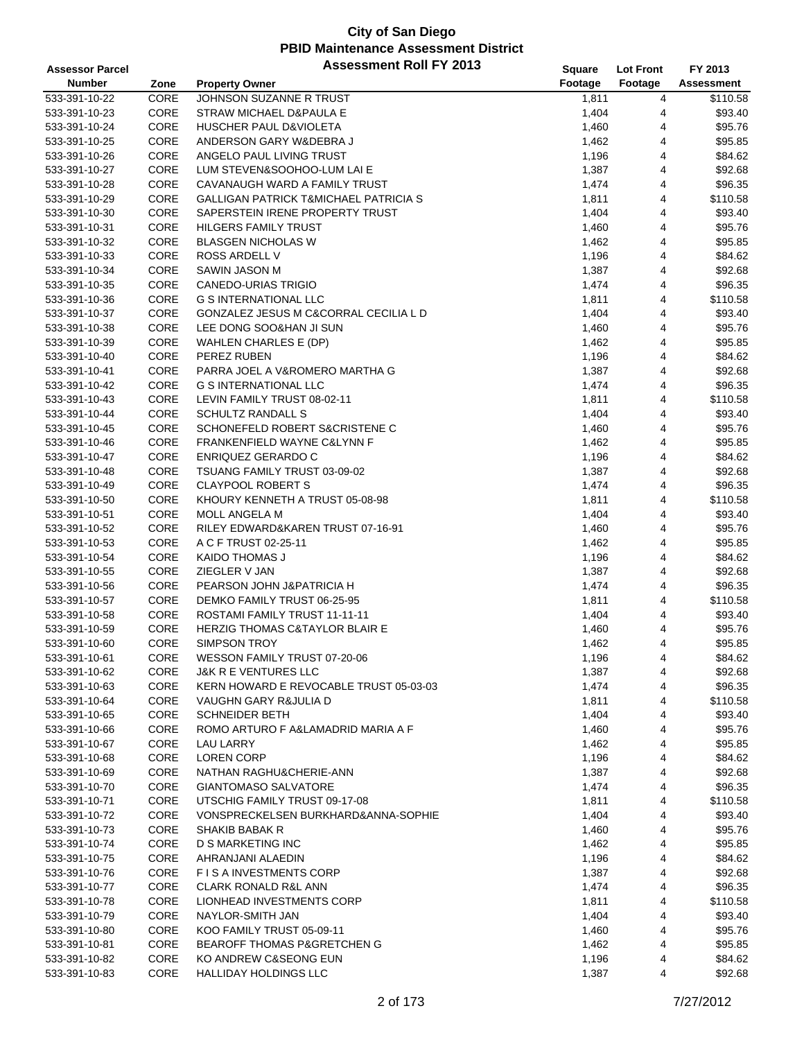# City of San Diego
## PBID Maintenance Assessment District
### Assessment Roll FY 2013

| Assessor Parcel Number | Zone | Property Owner | Square Footage | Lot Front Footage | FY 2013 Assessment |
|---|---|---|---|---|---|
| 533-391-10-22 | CORE | JOHNSON SUZANNE R TRUST | 1,811 | 4 | $110.58 |
| 533-391-10-23 | CORE | STRAW MICHAEL D&PAULA E | 1,404 | 4 | $93.40 |
| 533-391-10-24 | CORE | HUSCHER PAUL D&VIOLETA | 1,460 | 4 | $95.76 |
| 533-391-10-25 | CORE | ANDERSON GARY W&DEBRA J | 1,462 | 4 | $95.85 |
| 533-391-10-26 | CORE | ANGELO PAUL LIVING TRUST | 1,196 | 4 | $84.62 |
| 533-391-10-27 | CORE | LUM STEVEN&SOOHOO-LUM LAI E | 1,387 | 4 | $92.68 |
| 533-391-10-28 | CORE | CAVANAUGH WARD A FAMILY TRUST | 1,474 | 4 | $96.35 |
| 533-391-10-29 | CORE | GALLIGAN PATRICK T&MICHAEL PATRICIA S | 1,811 | 4 | $110.58 |
| 533-391-10-30 | CORE | SAPERSTEIN IRENE PROPERTY TRUST | 1,404 | 4 | $93.40 |
| 533-391-10-31 | CORE | HILGERS FAMILY TRUST | 1,460 | 4 | $95.76 |
| 533-391-10-32 | CORE | BLASGEN NICHOLAS W | 1,462 | 4 | $95.85 |
| 533-391-10-33 | CORE | ROSS ARDELL V | 1,196 | 4 | $84.62 |
| 533-391-10-34 | CORE | SAWIN JASON M | 1,387 | 4 | $92.68 |
| 533-391-10-35 | CORE | CANEDO-URIAS TRIGIO | 1,474 | 4 | $96.35 |
| 533-391-10-36 | CORE | G S INTERNATIONAL LLC | 1,811 | 4 | $110.58 |
| 533-391-10-37 | CORE | GONZALEZ JESUS M C&CORRAL CECILIA L D | 1,404 | 4 | $93.40 |
| 533-391-10-38 | CORE | LEE DONG SOO&HAN JI SUN | 1,460 | 4 | $95.76 |
| 533-391-10-39 | CORE | WAHLEN CHARLES E (DP) | 1,462 | 4 | $95.85 |
| 533-391-10-40 | CORE | PEREZ RUBEN | 1,196 | 4 | $84.62 |
| 533-391-10-41 | CORE | PARRA JOEL A V&ROMERO MARTHA G | 1,387 | 4 | $92.68 |
| 533-391-10-42 | CORE | G S INTERNATIONAL LLC | 1,474 | 4 | $96.35 |
| 533-391-10-43 | CORE | LEVIN FAMILY TRUST 08-02-11 | 1,811 | 4 | $110.58 |
| 533-391-10-44 | CORE | SCHULTZ RANDALL S | 1,404 | 4 | $93.40 |
| 533-391-10-45 | CORE | SCHONEFELD ROBERT S&CRISTENE C | 1,460 | 4 | $95.76 |
| 533-391-10-46 | CORE | FRANKENFIELD WAYNE C&LYNN F | 1,462 | 4 | $95.85 |
| 533-391-10-47 | CORE | ENRIQUEZ GERARDO C | 1,196 | 4 | $84.62 |
| 533-391-10-48 | CORE | TSUANG FAMILY TRUST 03-09-02 | 1,387 | 4 | $92.68 |
| 533-391-10-49 | CORE | CLAYPOOL ROBERT S | 1,474 | 4 | $96.35 |
| 533-391-10-50 | CORE | KHOURY KENNETH A TRUST 05-08-98 | 1,811 | 4 | $110.58 |
| 533-391-10-51 | CORE | MOLL ANGELA M | 1,404 | 4 | $93.40 |
| 533-391-10-52 | CORE | RILEY EDWARD&KAREN TRUST 07-16-91 | 1,460 | 4 | $95.76 |
| 533-391-10-53 | CORE | A C F TRUST 02-25-11 | 1,462 | 4 | $95.85 |
| 533-391-10-54 | CORE | KAIDO THOMAS J | 1,196 | 4 | $84.62 |
| 533-391-10-55 | CORE | ZIEGLER V JAN | 1,387 | 4 | $92.68 |
| 533-391-10-56 | CORE | PEARSON JOHN J&PATRICIA H | 1,474 | 4 | $96.35 |
| 533-391-10-57 | CORE | DEMKO FAMILY TRUST 06-25-95 | 1,811 | 4 | $110.58 |
| 533-391-10-58 | CORE | ROSTAMI FAMILY TRUST 11-11-11 | 1,404 | 4 | $93.40 |
| 533-391-10-59 | CORE | HERZIG THOMAS C&TAYLOR BLAIR E | 1,460 | 4 | $95.76 |
| 533-391-10-60 | CORE | SIMPSON TROY | 1,462 | 4 | $95.85 |
| 533-391-10-61 | CORE | WESSON FAMILY TRUST 07-20-06 | 1,196 | 4 | $84.62 |
| 533-391-10-62 | CORE | J&K R E VENTURES LLC | 1,387 | 4 | $92.68 |
| 533-391-10-63 | CORE | KERN HOWARD E REVOCABLE TRUST 05-03-03 | 1,474 | 4 | $96.35 |
| 533-391-10-64 | CORE | VAUGHN GARY R&JULIA D | 1,811 | 4 | $110.58 |
| 533-391-10-65 | CORE | SCHNEIDER BETH | 1,404 | 4 | $93.40 |
| 533-391-10-66 | CORE | ROMO ARTURO F A&LAMADRID MARIA A F | 1,460 | 4 | $95.76 |
| 533-391-10-67 | CORE | LAU LARRY | 1,462 | 4 | $95.85 |
| 533-391-10-68 | CORE | LOREN CORP | 1,196 | 4 | $84.62 |
| 533-391-10-69 | CORE | NATHAN RAGHU&CHERIE-ANN | 1,387 | 4 | $92.68 |
| 533-391-10-70 | CORE | GIANTOMASO SALVATORE | 1,474 | 4 | $96.35 |
| 533-391-10-71 | CORE | UTSCHIG FAMILY TRUST 09-17-08 | 1,811 | 4 | $110.58 |
| 533-391-10-72 | CORE | VONSPRECKELSEN BURKHARD&ANNA-SOPHIE | 1,404 | 4 | $93.40 |
| 533-391-10-73 | CORE | SHAKIB BABAK R | 1,460 | 4 | $95.76 |
| 533-391-10-74 | CORE | D S MARKETING INC | 1,462 | 4 | $95.85 |
| 533-391-10-75 | CORE | AHRANJANI ALAEDIN | 1,196 | 4 | $84.62 |
| 533-391-10-76 | CORE | F I S A INVESTMENTS CORP | 1,387 | 4 | $92.68 |
| 533-391-10-77 | CORE | CLARK RONALD R&L ANN | 1,474 | 4 | $96.35 |
| 533-391-10-78 | CORE | LIONHEAD INVESTMENTS CORP | 1,811 | 4 | $110.58 |
| 533-391-10-79 | CORE | NAYLOR-SMITH JAN | 1,404 | 4 | $93.40 |
| 533-391-10-80 | CORE | KOO FAMILY TRUST 05-09-11 | 1,460 | 4 | $95.76 |
| 533-391-10-81 | CORE | BEAROFF THOMAS P&GRETCHEN G | 1,462 | 4 | $95.85 |
| 533-391-10-82 | CORE | KO ANDREW C&SEONG EUN | 1,196 | 4 | $84.62 |
| 533-391-10-83 | CORE | HALLIDAY HOLDINGS LLC | 1,387 | 4 | $92.68 |

7/27/2012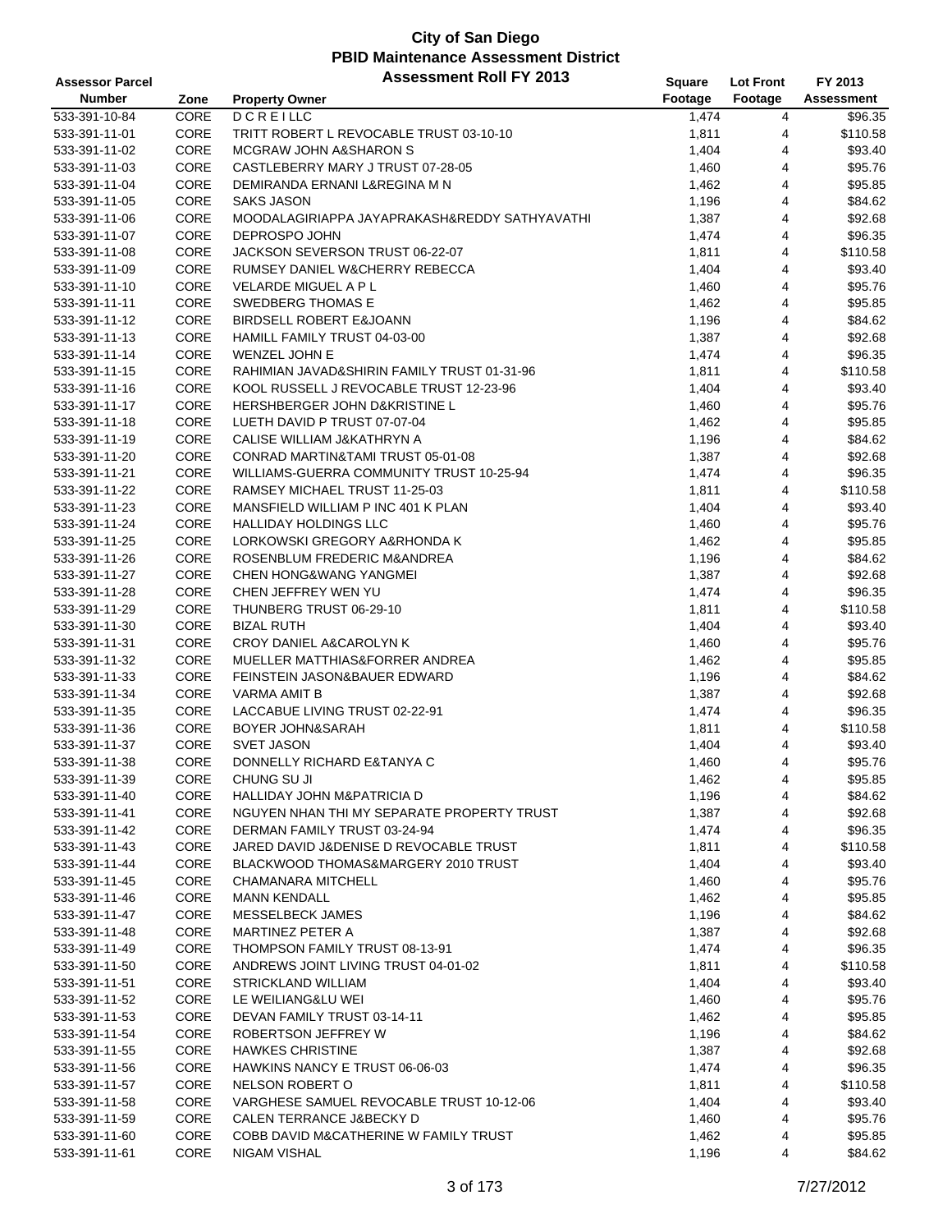# City of San Diego
## PBID Maintenance Assessment District
### Assessment Roll FY 2013

| Assessor Parcel Number | Zone | Property Owner | Square Footage | Lot Front Footage | FY 2013 Assessment |
|---|---|---|---|---|---|
| 533-391-10-84 | CORE | D C R E I LLC | 1,474 | 4 | $96.35 |
| 533-391-11-01 | CORE | TRITT ROBERT L REVOCABLE TRUST 03-10-10 | 1,811 | 4 | $110.58 |
| 533-391-11-02 | CORE | MCGRAW JOHN A&SHARON S | 1,404 | 4 | $93.40 |
| 533-391-11-03 | CORE | CASTLEBERRY MARY J TRUST 07-28-05 | 1,460 | 4 | $95.76 |
| 533-391-11-04 | CORE | DEMIRANDA ERNANI L&REGINA M N | 1,462 | 4 | $95.85 |
| 533-391-11-05 | CORE | SAKS JASON | 1,196 | 4 | $84.62 |
| 533-391-11-06 | CORE | MOODALAGIRIAPPA JAYAPRAKASH&REDDY SATHYAVATHI | 1,387 | 4 | $92.68 |
| 533-391-11-07 | CORE | DEPROSPO JOHN | 1,474 | 4 | $96.35 |
| 533-391-11-08 | CORE | JACKSON SEVERSON TRUST 06-22-07 | 1,811 | 4 | $110.58 |
| 533-391-11-09 | CORE | RUMSEY DANIEL W&CHERRY REBECCA | 1,404 | 4 | $93.40 |
| 533-391-11-10 | CORE | VELARDE MIGUEL A P L | 1,460 | 4 | $95.76 |
| 533-391-11-11 | CORE | SWEDBERG THOMAS E | 1,462 | 4 | $95.85 |
| 533-391-11-12 | CORE | BIRDSELL ROBERT E&JOANN | 1,196 | 4 | $84.62 |
| 533-391-11-13 | CORE | HAMILL FAMILY TRUST 04-03-00 | 1,387 | 4 | $92.68 |
| 533-391-11-14 | CORE | WENZEL JOHN E | 1,474 | 4 | $96.35 |
| 533-391-11-15 | CORE | RAHIMIAN JAVAD&SHIRIN FAMILY TRUST 01-31-96 | 1,811 | 4 | $110.58 |
| 533-391-11-16 | CORE | KOOL RUSSELL J REVOCABLE TRUST 12-23-96 | 1,404 | 4 | $93.40 |
| 533-391-11-17 | CORE | HERSHBERGER JOHN D&KRISTINE L | 1,460 | 4 | $95.76 |
| 533-391-11-18 | CORE | LUETH DAVID P TRUST 07-07-04 | 1,462 | 4 | $95.85 |
| 533-391-11-19 | CORE | CALISE WILLIAM J&KATHRYN A | 1,196 | 4 | $84.62 |
| 533-391-11-20 | CORE | CONRAD MARTIN&TAMI TRUST 05-01-08 | 1,387 | 4 | $92.68 |
| 533-391-11-21 | CORE | WILLIAMS-GUERRA COMMUNITY TRUST 10-25-94 | 1,474 | 4 | $96.35 |
| 533-391-11-22 | CORE | RAMSEY MICHAEL TRUST 11-25-03 | 1,811 | 4 | $110.58 |
| 533-391-11-23 | CORE | MANSFIELD WILLIAM P INC 401 K PLAN | 1,404 | 4 | $93.40 |
| 533-391-11-24 | CORE | HALLIDAY HOLDINGS LLC | 1,460 | 4 | $95.76 |
| 533-391-11-25 | CORE | LORKOWSKI GREGORY A&RHONDA K | 1,462 | 4 | $95.85 |
| 533-391-11-26 | CORE | ROSENBLUM FREDERIC M&ANDREA | 1,196 | 4 | $84.62 |
| 533-391-11-27 | CORE | CHEN HONG&WANG YANGMEI | 1,387 | 4 | $92.68 |
| 533-391-11-28 | CORE | CHEN JEFFREY WEN YU | 1,474 | 4 | $96.35 |
| 533-391-11-29 | CORE | THUNBERG TRUST 06-29-10 | 1,811 | 4 | $110.58 |
| 533-391-11-30 | CORE | BIZAL RUTH | 1,404 | 4 | $93.40 |
| 533-391-11-31 | CORE | CROY DANIEL A&CAROLYN K | 1,460 | 4 | $95.76 |
| 533-391-11-32 | CORE | MUELLER MATTHIAS&FORRER ANDREA | 1,462 | 4 | $95.85 |
| 533-391-11-33 | CORE | FEINSTEIN JASON&BAUER EDWARD | 1,196 | 4 | $84.62 |
| 533-391-11-34 | CORE | VARMA AMIT B | 1,387 | 4 | $92.68 |
| 533-391-11-35 | CORE | LACCABUE LIVING TRUST 02-22-91 | 1,474 | 4 | $96.35 |
| 533-391-11-36 | CORE | BOYER JOHN&SARAH | 1,811 | 4 | $110.58 |
| 533-391-11-37 | CORE | SVET JASON | 1,404 | 4 | $93.40 |
| 533-391-11-38 | CORE | DONNELLY RICHARD E&TANYA C | 1,460 | 4 | $95.76 |
| 533-391-11-39 | CORE | CHUNG SU JI | 1,462 | 4 | $95.85 |
| 533-391-11-40 | CORE | HALLIDAY JOHN M&PATRICIA D | 1,196 | 4 | $84.62 |
| 533-391-11-41 | CORE | NGUYEN NHAN THI MY SEPARATE PROPERTY TRUST | 1,387 | 4 | $92.68 |
| 533-391-11-42 | CORE | DERMAN FAMILY TRUST 03-24-94 | 1,474 | 4 | $96.35 |
| 533-391-11-43 | CORE | JARED DAVID J&DENISE D REVOCABLE TRUST | 1,811 | 4 | $110.58 |
| 533-391-11-44 | CORE | BLACKWOOD THOMAS&MARGERY 2010 TRUST | 1,404 | 4 | $93.40 |
| 533-391-11-45 | CORE | CHAMANARA MITCHELL | 1,460 | 4 | $95.76 |
| 533-391-11-46 | CORE | MANN KENDALL | 1,462 | 4 | $95.85 |
| 533-391-11-47 | CORE | MESSELBECK JAMES | 1,196 | 4 | $84.62 |
| 533-391-11-48 | CORE | MARTINEZ PETER A | 1,387 | 4 | $92.68 |
| 533-391-11-49 | CORE | THOMPSON FAMILY TRUST 08-13-91 | 1,474 | 4 | $96.35 |
| 533-391-11-50 | CORE | ANDREWS JOINT LIVING TRUST 04-01-02 | 1,811 | 4 | $110.58 |
| 533-391-11-51 | CORE | STRICKLAND WILLIAM | 1,404 | 4 | $93.40 |
| 533-391-11-52 | CORE | LE WEILIANG&LU WEI | 1,460 | 4 | $95.76 |
| 533-391-11-53 | CORE | DEVAN FAMILY TRUST 03-14-11 | 1,462 | 4 | $95.85 |
| 533-391-11-54 | CORE | ROBERTSON JEFFREY W | 1,196 | 4 | $84.62 |
| 533-391-11-55 | CORE | HAWKES CHRISTINE | 1,387 | 4 | $92.68 |
| 533-391-11-56 | CORE | HAWKINS NANCY E TRUST 06-06-03 | 1,474 | 4 | $96.35 |
| 533-391-11-57 | CORE | NELSON ROBERT O | 1,811 | 4 | $110.58 |
| 533-391-11-58 | CORE | VARGHESE SAMUEL REVOCABLE TRUST 10-12-06 | 1,404 | 4 | $93.40 |
| 533-391-11-59 | CORE | CALEN TERRANCE J&BECKY D | 1,460 | 4 | $95.76 |
| 533-391-11-60 | CORE | COBB DAVID M&CATHERINE W FAMILY TRUST | 1,462 | 4 | $95.85 |
| 533-391-11-61 | CORE | NIGAM VISHAL | 1,196 | 4 | $84.62 |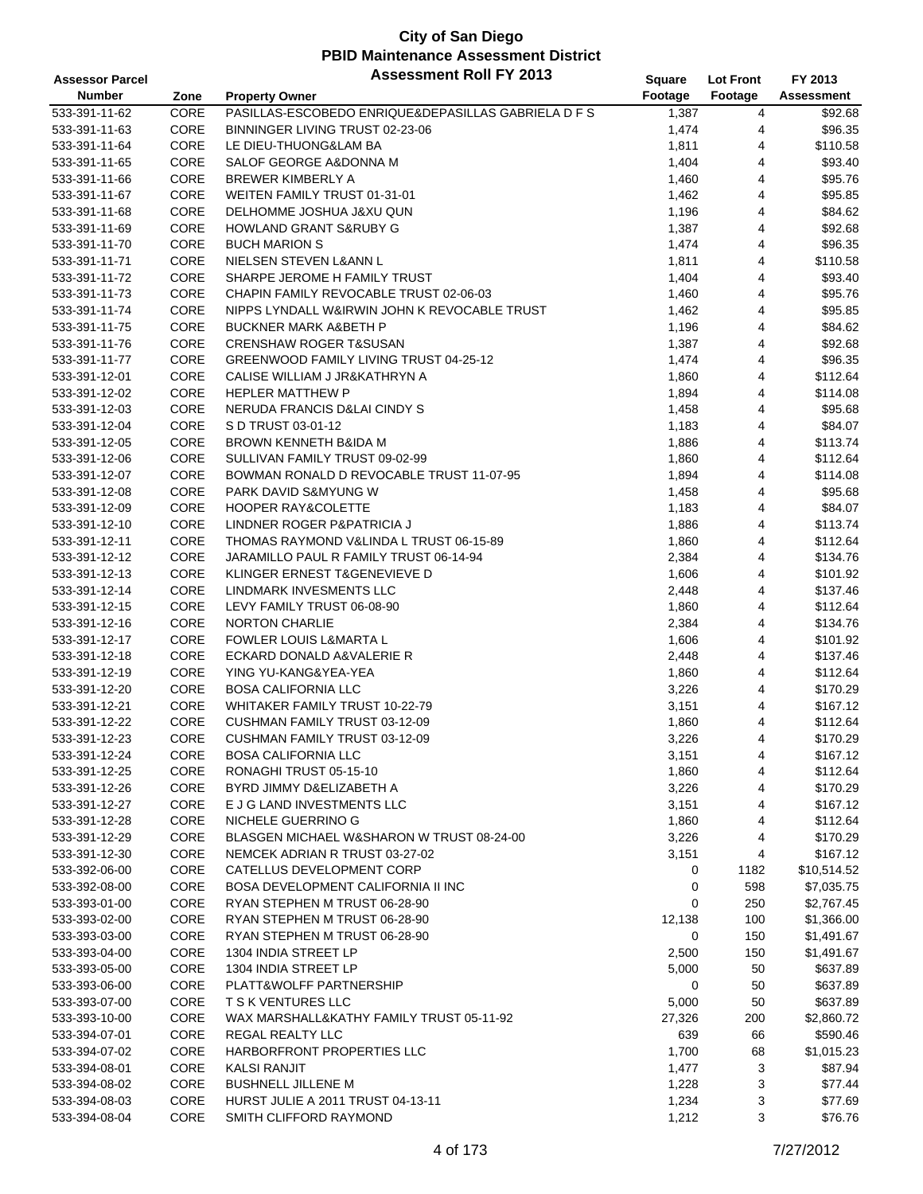# City of San Diego
## PBID Maintenance Assessment District
### Assessment Roll FY 2013

| Assessor Parcel Number | Zone | Property Owner | Square Footage | Lot Front Footage | FY 2013 Assessment |
|---|---|---|---|---|---|
| 533-391-11-62 | CORE | PASILLAS-ESCOBEDO ENRIQUE&DEPASILLAS GABRIELA D F S | 1,387 | 4 | $92.68 |
| 533-391-11-63 | CORE | BINNINGER LIVING TRUST 02-23-06 | 1,474 | 4 | $96.35 |
| 533-391-11-64 | CORE | LE DIEU-THUONG&LAM BA | 1,811 | 4 | $110.58 |
| 533-391-11-65 | CORE | SALOF GEORGE A&DONNA M | 1,404 | 4 | $93.40 |
| 533-391-11-66 | CORE | BREWER KIMBERLY A | 1,460 | 4 | $95.76 |
| 533-391-11-67 | CORE | WEITEN FAMILY TRUST 01-31-01 | 1,462 | 4 | $95.85 |
| 533-391-11-68 | CORE | DELHOMME JOSHUA J&XU QUN | 1,196 | 4 | $84.62 |
| 533-391-11-69 | CORE | HOWLAND GRANT S&RUBY G | 1,387 | 4 | $92.68 |
| 533-391-11-70 | CORE | BUCH MARION S | 1,474 | 4 | $96.35 |
| 533-391-11-71 | CORE | NIELSEN STEVEN L&ANN L | 1,811 | 4 | $110.58 |
| 533-391-11-72 | CORE | SHARPE JEROME H FAMILY TRUST | 1,404 | 4 | $93.40 |
| 533-391-11-73 | CORE | CHAPIN FAMILY REVOCABLE TRUST 02-06-03 | 1,460 | 4 | $95.76 |
| 533-391-11-74 | CORE | NIPPS LYNDALL W&IRWIN JOHN K REVOCABLE TRUST | 1,462 | 4 | $95.85 |
| 533-391-11-75 | CORE | BUCKNER MARK A&BETH P | 1,196 | 4 | $84.62 |
| 533-391-11-76 | CORE | CRENSHAW ROGER T&SUSAN | 1,387 | 4 | $92.68 |
| 533-391-11-77 | CORE | GREENWOOD FAMILY LIVING TRUST 04-25-12 | 1,474 | 4 | $96.35 |
| 533-391-12-01 | CORE | CALISE WILLIAM J JR&KATHRYN A | 1,860 | 4 | $112.64 |
| 533-391-12-02 | CORE | HEPLER MATTHEW P | 1,894 | 4 | $114.08 |
| 533-391-12-03 | CORE | NERUDA FRANCIS D&LAI CINDY S | 1,458 | 4 | $95.68 |
| 533-391-12-04 | CORE | S D TRUST 03-01-12 | 1,183 | 4 | $84.07 |
| 533-391-12-05 | CORE | BROWN KENNETH B&IDA M | 1,886 | 4 | $113.74 |
| 533-391-12-06 | CORE | SULLIVAN FAMILY TRUST 09-02-99 | 1,860 | 4 | $112.64 |
| 533-391-12-07 | CORE | BOWMAN RONALD D REVOCABLE TRUST 11-07-95 | 1,894 | 4 | $114.08 |
| 533-391-12-08 | CORE | PARK DAVID S&MYUNG W | 1,458 | 4 | $95.68 |
| 533-391-12-09 | CORE | HOOPER RAY&COLETTE | 1,183 | 4 | $84.07 |
| 533-391-12-10 | CORE | LINDNER ROGER P&PATRICIA J | 1,886 | 4 | $113.74 |
| 533-391-12-11 | CORE | THOMAS RAYMOND V&LINDA L TRUST 06-15-89 | 1,860 | 4 | $112.64 |
| 533-391-12-12 | CORE | JARAMILLO PAUL R FAMILY TRUST 06-14-94 | 2,384 | 4 | $134.76 |
| 533-391-12-13 | CORE | KLINGER ERNEST T&GENEVIEVE D | 1,606 | 4 | $101.92 |
| 533-391-12-14 | CORE | LINDMARK INVESMENTS LLC | 2,448 | 4 | $137.46 |
| 533-391-12-15 | CORE | LEVY FAMILY TRUST 06-08-90 | 1,860 | 4 | $112.64 |
| 533-391-12-16 | CORE | NORTON CHARLIE | 2,384 | 4 | $134.76 |
| 533-391-12-17 | CORE | FOWLER LOUIS L&MARTA L | 1,606 | 4 | $101.92 |
| 533-391-12-18 | CORE | ECKARD DONALD A&VALERIE R | 2,448 | 4 | $137.46 |
| 533-391-12-19 | CORE | YING YU-KANG&YEA-YEA | 1,860 | 4 | $112.64 |
| 533-391-12-20 | CORE | BOSA CALIFORNIA LLC | 3,226 | 4 | $170.29 |
| 533-391-12-21 | CORE | WHITAKER FAMILY TRUST 10-22-79 | 3,151 | 4 | $167.12 |
| 533-391-12-22 | CORE | CUSHMAN FAMILY TRUST 03-12-09 | 1,860 | 4 | $112.64 |
| 533-391-12-23 | CORE | CUSHMAN FAMILY TRUST 03-12-09 | 3,226 | 4 | $170.29 |
| 533-391-12-24 | CORE | BOSA CALIFORNIA LLC | 3,151 | 4 | $167.12 |
| 533-391-12-25 | CORE | RONAGHI TRUST 05-15-10 | 1,860 | 4 | $112.64 |
| 533-391-12-26 | CORE | BYRD JIMMY D&ELIZABETH A | 3,226 | 4 | $170.29 |
| 533-391-12-27 | CORE | E J G LAND INVESTMENTS LLC | 3,151 | 4 | $167.12 |
| 533-391-12-28 | CORE | NICHELE GUERRINO G | 1,860 | 4 | $112.64 |
| 533-391-12-29 | CORE | BLASGEN MICHAEL W&SHARON W TRUST 08-24-00 | 3,226 | 4 | $170.29 |
| 533-391-12-30 | CORE | NEMCEK ADRIAN R TRUST 03-27-02 | 3,151 | 4 | $167.12 |
| 533-392-06-00 | CORE | CATELLUS DEVELOPMENT CORP | 0 | 1182 | $10,514.52 |
| 533-392-08-00 | CORE | BOSA DEVELOPMENT CALIFORNIA II INC | 0 | 598 | $7,035.75 |
| 533-393-01-00 | CORE | RYAN STEPHEN M TRUST 06-28-90 | 0 | 250 | $2,767.45 |
| 533-393-02-00 | CORE | RYAN STEPHEN M TRUST 06-28-90 | 12,138 | 100 | $1,366.00 |
| 533-393-03-00 | CORE | RYAN STEPHEN M TRUST 06-28-90 | 0 | 150 | $1,491.67 |
| 533-393-04-00 | CORE | 1304 INDIA STREET LP | 2,500 | 150 | $1,491.67 |
| 533-393-05-00 | CORE | 1304 INDIA STREET LP | 5,000 | 50 | $637.89 |
| 533-393-06-00 | CORE | PLATT&WOLFF PARTNERSHIP | 0 | 50 | $637.89 |
| 533-393-07-00 | CORE | T S K VENTURES LLC | 5,000 | 50 | $637.89 |
| 533-393-10-00 | CORE | WAX MARSHALL&KATHY FAMILY TRUST 05-11-92 | 27,326 | 200 | $2,860.72 |
| 533-394-07-01 | CORE | REGAL REALTY LLC | 639 | 66 | $590.46 |
| 533-394-07-02 | CORE | HARBORFRONT PROPERTIES LLC | 1,700 | 68 | $1,015.23 |
| 533-394-08-01 | CORE | KALSI RANJIT | 1,477 | 3 | $87.94 |
| 533-394-08-02 | CORE | BUSHNELL JILLENE M | 1,228 | 3 | $77.44 |
| 533-394-08-03 | CORE | HURST JULIE A 2011 TRUST 04-13-11 | 1,234 | 3 | $77.69 |
| 533-394-08-04 | CORE | SMITH CLIFFORD RAYMOND | 1,212 | 3 | $76.76 |

7/27/2012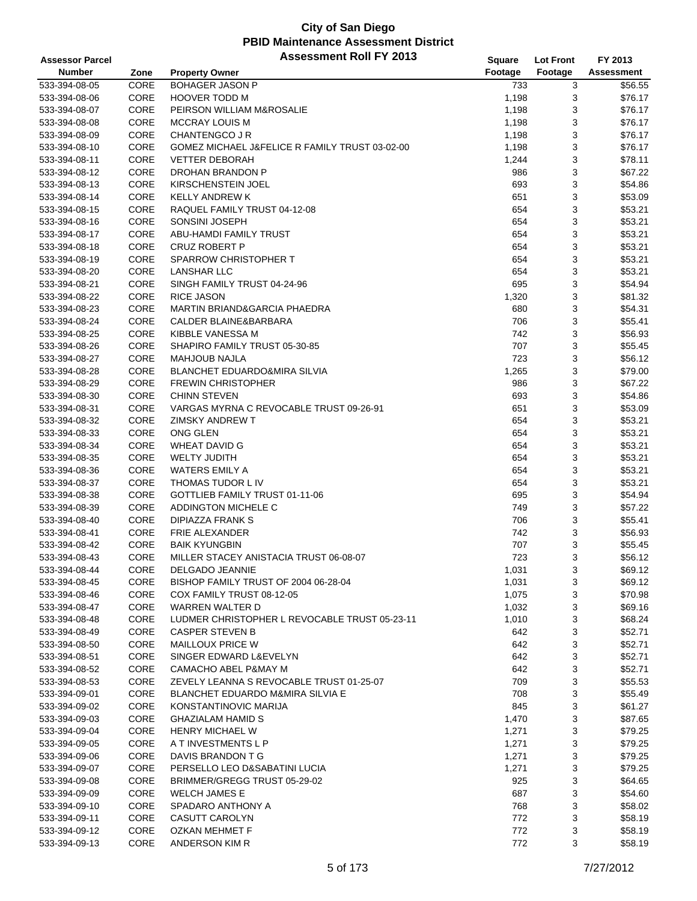# City of San Diego
## PBID Maintenance Assessment District
### Assessment Roll FY 2013

| Assessor Parcel Number | Zone | Property Owner | Square Footage | Lot Front Footage | FY 2013 Assessment |
|---|---|---|---|---|---|
| 533-394-08-05 | CORE | BOHAGER JASON P | 733 | 3 | $56.55 |
| 533-394-08-06 | CORE | HOOVER TODD M | 1,198 | 3 | $76.17 |
| 533-394-08-07 | CORE | PEIRSON WILLIAM M&ROSALIE | 1,198 | 3 | $76.17 |
| 533-394-08-08 | CORE | MCCRAY LOUIS M | 1,198 | 3 | $76.17 |
| 533-394-08-09 | CORE | CHANTENGCO J R | 1,198 | 3 | $76.17 |
| 533-394-08-10 | CORE | GOMEZ MICHAEL J&FELICE R FAMILY TRUST 03-02-00 | 1,198 | 3 | $76.17 |
| 533-394-08-11 | CORE | VETTER DEBORAH | 1,244 | 3 | $78.11 |
| 533-394-08-12 | CORE | DROHAN BRANDON P | 986 | 3 | $67.22 |
| 533-394-08-13 | CORE | KIRSCHENSTEIN JOEL | 693 | 3 | $54.86 |
| 533-394-08-14 | CORE | KELLY ANDREW K | 651 | 3 | $53.09 |
| 533-394-08-15 | CORE | RAQUEL FAMILY TRUST 04-12-08 | 654 | 3 | $53.21 |
| 533-394-08-16 | CORE | SONSINI JOSEPH | 654 | 3 | $53.21 |
| 533-394-08-17 | CORE | ABU-HAMDI FAMILY TRUST | 654 | 3 | $53.21 |
| 533-394-08-18 | CORE | CRUZ ROBERT P | 654 | 3 | $53.21 |
| 533-394-08-19 | CORE | SPARROW CHRISTOPHER T | 654 | 3 | $53.21 |
| 533-394-08-20 | CORE | LANSHAR LLC | 654 | 3 | $53.21 |
| 533-394-08-21 | CORE | SINGH FAMILY TRUST 04-24-96 | 695 | 3 | $54.94 |
| 533-394-08-22 | CORE | RICE JASON | 1,320 | 3 | $81.32 |
| 533-394-08-23 | CORE | MARTIN BRIAND&GARCIA PHAEDRA | 680 | 3 | $54.31 |
| 533-394-08-24 | CORE | CALDER BLAINE&BARBARA | 706 | 3 | $55.41 |
| 533-394-08-25 | CORE | KIBBLE VANESSA M | 742 | 3 | $56.93 |
| 533-394-08-26 | CORE | SHAPIRO FAMILY TRUST 05-30-85 | 707 | 3 | $55.45 |
| 533-394-08-27 | CORE | MAHJOUB NAJLA | 723 | 3 | $56.12 |
| 533-394-08-28 | CORE | BLANCHET EDUARDO&MIRA SILVIA | 1,265 | 3 | $79.00 |
| 533-394-08-29 | CORE | FREWIN CHRISTOPHER | 986 | 3 | $67.22 |
| 533-394-08-30 | CORE | CHINN STEVEN | 693 | 3 | $54.86 |
| 533-394-08-31 | CORE | VARGAS MYRNA C REVOCABLE TRUST 09-26-91 | 651 | 3 | $53.09 |
| 533-394-08-32 | CORE | ZIMSKY ANDREW T | 654 | 3 | $53.21 |
| 533-394-08-33 | CORE | ONG GLEN | 654 | 3 | $53.21 |
| 533-394-08-34 | CORE | WHEAT DAVID G | 654 | 3 | $53.21 |
| 533-394-08-35 | CORE | WELTY JUDITH | 654 | 3 | $53.21 |
| 533-394-08-36 | CORE | WATERS EMILY A | 654 | 3 | $53.21 |
| 533-394-08-37 | CORE | THOMAS TUDOR L IV | 654 | 3 | $53.21 |
| 533-394-08-38 | CORE | GOTTLIEB FAMILY TRUST 01-11-06 | 695 | 3 | $54.94 |
| 533-394-08-39 | CORE | ADDINGTON MICHELE C | 749 | 3 | $57.22 |
| 533-394-08-40 | CORE | DIPIAZZA FRANK S | 706 | 3 | $55.41 |
| 533-394-08-41 | CORE | FRIE ALEXANDER | 742 | 3 | $56.93 |
| 533-394-08-42 | CORE | BAIK KYUNGBIN | 707 | 3 | $55.45 |
| 533-394-08-43 | CORE | MILLER STACEY ANISTACIA TRUST 06-08-07 | 723 | 3 | $56.12 |
| 533-394-08-44 | CORE | DELGADO JEANNIE | 1,031 | 3 | $69.12 |
| 533-394-08-45 | CORE | BISHOP FAMILY TRUST OF 2004 06-28-04 | 1,031 | 3 | $69.12 |
| 533-394-08-46 | CORE | COX FAMILY TRUST 08-12-05 | 1,075 | 3 | $70.98 |
| 533-394-08-47 | CORE | WARREN WALTER D | 1,032 | 3 | $69.16 |
| 533-394-08-48 | CORE | LUDMER CHRISTOPHER L REVOCABLE TRUST 05-23-11 | 1,010 | 3 | $68.24 |
| 533-394-08-49 | CORE | CASPER STEVEN B | 642 | 3 | $52.71 |
| 533-394-08-50 | CORE | MAILLOUX PRICE W | 642 | 3 | $52.71 |
| 533-394-08-51 | CORE | SINGER EDWARD L&EVELYN | 642 | 3 | $52.71 |
| 533-394-08-52 | CORE | CAMACHO ABEL P&MAY M | 642 | 3 | $52.71 |
| 533-394-08-53 | CORE | ZEVELY LEANNA S REVOCABLE TRUST 01-25-07 | 709 | 3 | $55.53 |
| 533-394-09-01 | CORE | BLANCHET EDUARDO M&MIRA SILVIA E | 708 | 3 | $55.49 |
| 533-394-09-02 | CORE | KONSTANTINOVIC MARIJA | 845 | 3 | $61.27 |
| 533-394-09-03 | CORE | GHAZIALAM HAMID S | 1,470 | 3 | $87.65 |
| 533-394-09-04 | CORE | HENRY MICHAEL W | 1,271 | 3 | $79.25 |
| 533-394-09-05 | CORE | A T INVESTMENTS L P | 1,271 | 3 | $79.25 |
| 533-394-09-06 | CORE | DAVIS BRANDON T G | 1,271 | 3 | $79.25 |
| 533-394-09-07 | CORE | PERSELLO LEO D&SABATINI LUCIA | 1,271 | 3 | $79.25 |
| 533-394-09-08 | CORE | BRIMMER/GREGG TRUST 05-29-02 | 925 | 3 | $64.65 |
| 533-394-09-09 | CORE | WELCH JAMES E | 687 | 3 | $54.60 |
| 533-394-09-10 | CORE | SPADARO ANTHONY A | 768 | 3 | $58.02 |
| 533-394-09-11 | CORE | CASUTT CAROLYN | 772 | 3 | $58.19 |
| 533-394-09-12 | CORE | OZKAN MEHMET F | 772 | 3 | $58.19 |
| 533-394-09-13 | CORE | ANDERSON KIM R | 772 | 3 | $58.19 |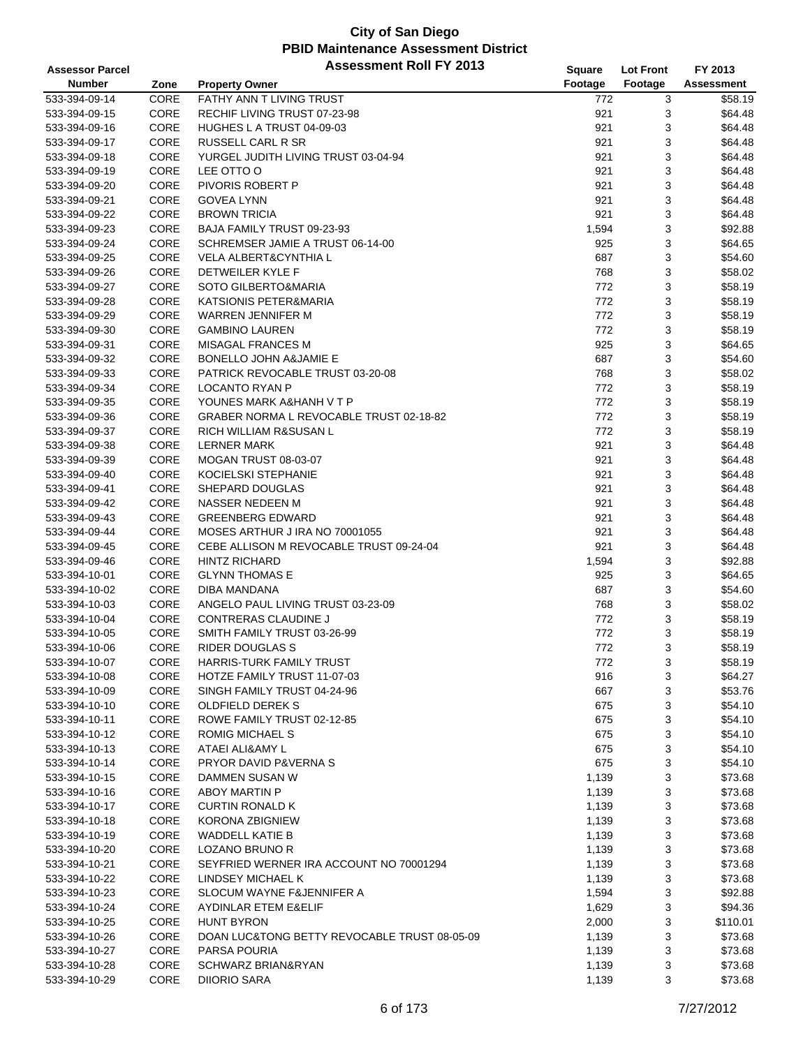# City of San Diego
## PBID Maintenance Assessment District
### Assessment Roll FY 2013

| Assessor Parcel Number | Zone | Property Owner | Square Footage | Lot Front Footage | FY 2013 Assessment |
|---|---|---|---|---|---|
| 533-394-09-14 | CORE | FATHY ANN T LIVING TRUST | 772 | 3 | $58.19 |
| 533-394-09-15 | CORE | RECHIF LIVING TRUST 07-23-98 | 921 | 3 | $64.48 |
| 533-394-09-16 | CORE | HUGHES L A TRUST 04-09-03 | 921 | 3 | $64.48 |
| 533-394-09-17 | CORE | RUSSELL CARL R SR | 921 | 3 | $64.48 |
| 533-394-09-18 | CORE | YURGEL JUDITH LIVING TRUST 03-04-94 | 921 | 3 | $64.48 |
| 533-394-09-19 | CORE | LEE OTTO O | 921 | 3 | $64.48 |
| 533-394-09-20 | CORE | PIVORIS ROBERT P | 921 | 3 | $64.48 |
| 533-394-09-21 | CORE | GOVEA LYNN | 921 | 3 | $64.48 |
| 533-394-09-22 | CORE | BROWN TRICIA | 921 | 3 | $64.48 |
| 533-394-09-23 | CORE | BAJA FAMILY TRUST 09-23-93 | 1,594 | 3 | $92.88 |
| 533-394-09-24 | CORE | SCHREMSER JAMIE A TRUST 06-14-00 | 925 | 3 | $64.65 |
| 533-394-09-25 | CORE | VELA ALBERT&CYNTHIA L | 687 | 3 | $54.60 |
| 533-394-09-26 | CORE | DETWEILER KYLE F | 768 | 3 | $58.02 |
| 533-394-09-27 | CORE | SOTO GILBERTO&MARIA | 772 | 3 | $58.19 |
| 533-394-09-28 | CORE | KATSIONIS PETER&MARIA | 772 | 3 | $58.19 |
| 533-394-09-29 | CORE | WARREN JENNIFER M | 772 | 3 | $58.19 |
| 533-394-09-30 | CORE | GAMBINO LAUREN | 772 | 3 | $58.19 |
| 533-394-09-31 | CORE | MISAGAL FRANCES M | 925 | 3 | $64.65 |
| 533-394-09-32 | CORE | BONELLO JOHN A&JAMIE E | 687 | 3 | $54.60 |
| 533-394-09-33 | CORE | PATRICK REVOCABLE TRUST 03-20-08 | 768 | 3 | $58.02 |
| 533-394-09-34 | CORE | LOCANTO RYAN P | 772 | 3 | $58.19 |
| 533-394-09-35 | CORE | YOUNES MARK A&HANH V T P | 772 | 3 | $58.19 |
| 533-394-09-36 | CORE | GRABER NORMA L REVOCABLE TRUST 02-18-82 | 772 | 3 | $58.19 |
| 533-394-09-37 | CORE | RICH WILLIAM R&SUSAN L | 772 | 3 | $58.19 |
| 533-394-09-38 | CORE | LERNER MARK | 921 | 3 | $64.48 |
| 533-394-09-39 | CORE | MOGAN TRUST 08-03-07 | 921 | 3 | $64.48 |
| 533-394-09-40 | CORE | KOCIELSKI STEPHANIE | 921 | 3 | $64.48 |
| 533-394-09-41 | CORE | SHEPARD DOUGLAS | 921 | 3 | $64.48 |
| 533-394-09-42 | CORE | NASSER NEDEEN M | 921 | 3 | $64.48 |
| 533-394-09-43 | CORE | GREENBERG EDWARD | 921 | 3 | $64.48 |
| 533-394-09-44 | CORE | MOSES ARTHUR J IRA NO 70001055 | 921 | 3 | $64.48 |
| 533-394-09-45 | CORE | CEBE ALLISON M REVOCABLE TRUST 09-24-04 | 921 | 3 | $64.48 |
| 533-394-09-46 | CORE | HINTZ RICHARD | 1,594 | 3 | $92.88 |
| 533-394-10-01 | CORE | GLYNN THOMAS E | 925 | 3 | $64.65 |
| 533-394-10-02 | CORE | DIBA MANDANA | 687 | 3 | $54.60 |
| 533-394-10-03 | CORE | ANGELO PAUL LIVING TRUST 03-23-09 | 768 | 3 | $58.02 |
| 533-394-10-04 | CORE | CONTRERAS CLAUDINE J | 772 | 3 | $58.19 |
| 533-394-10-05 | CORE | SMITH FAMILY TRUST 03-26-99 | 772 | 3 | $58.19 |
| 533-394-10-06 | CORE | RIDER DOUGLAS S | 772 | 3 | $58.19 |
| 533-394-10-07 | CORE | HARRIS-TURK FAMILY TRUST | 772 | 3 | $58.19 |
| 533-394-10-08 | CORE | HOTZE FAMILY TRUST 11-07-03 | 916 | 3 | $64.27 |
| 533-394-10-09 | CORE | SINGH FAMILY TRUST 04-24-96 | 667 | 3 | $53.76 |
| 533-394-10-10 | CORE | OLDFIELD DEREK S | 675 | 3 | $54.10 |
| 533-394-10-11 | CORE | ROWE FAMILY TRUST 02-12-85 | 675 | 3 | $54.10 |
| 533-394-10-12 | CORE | ROMIG MICHAEL S | 675 | 3 | $54.10 |
| 533-394-10-13 | CORE | ATAEI ALI&AMY L | 675 | 3 | $54.10 |
| 533-394-10-14 | CORE | PRYOR DAVID P&VERNA S | 675 | 3 | $54.10 |
| 533-394-10-15 | CORE | DAMMEN SUSAN W | 1,139 | 3 | $73.68 |
| 533-394-10-16 | CORE | ABOY MARTIN P | 1,139 | 3 | $73.68 |
| 533-394-10-17 | CORE | CURTIN RONALD K | 1,139 | 3 | $73.68 |
| 533-394-10-18 | CORE | KORONA ZBIGNIEW | 1,139 | 3 | $73.68 |
| 533-394-10-19 | CORE | WADDELL KATIE B | 1,139 | 3 | $73.68 |
| 533-394-10-20 | CORE | LOZANO BRUNO R | 1,139 | 3 | $73.68 |
| 533-394-10-21 | CORE | SEYFRIED WERNER IRA ACCOUNT NO 70001294 | 1,139 | 3 | $73.68 |
| 533-394-10-22 | CORE | LINDSEY MICHAEL K | 1,139 | 3 | $73.68 |
| 533-394-10-23 | CORE | SLOCUM WAYNE F&JENNIFER A | 1,594 | 3 | $92.88 |
| 533-394-10-24 | CORE | AYDINLAR ETEM E&ELIF | 1,629 | 3 | $94.36 |
| 533-394-10-25 | CORE | HUNT BYRON | 2,000 | 3 | $110.01 |
| 533-394-10-26 | CORE | DOAN LUC&TONG BETTY REVOCABLE TRUST 08-05-09 | 1,139 | 3 | $73.68 |
| 533-394-10-27 | CORE | PARSA POURIA | 1,139 | 3 | $73.68 |
| 533-394-10-28 | CORE | SCHWARZ BRIAN&RYAN | 1,139 | 3 | $73.68 |
| 533-394-10-29 | CORE | DIIORIO SARA | 1,139 | 3 | $73.68 |

7/27/2012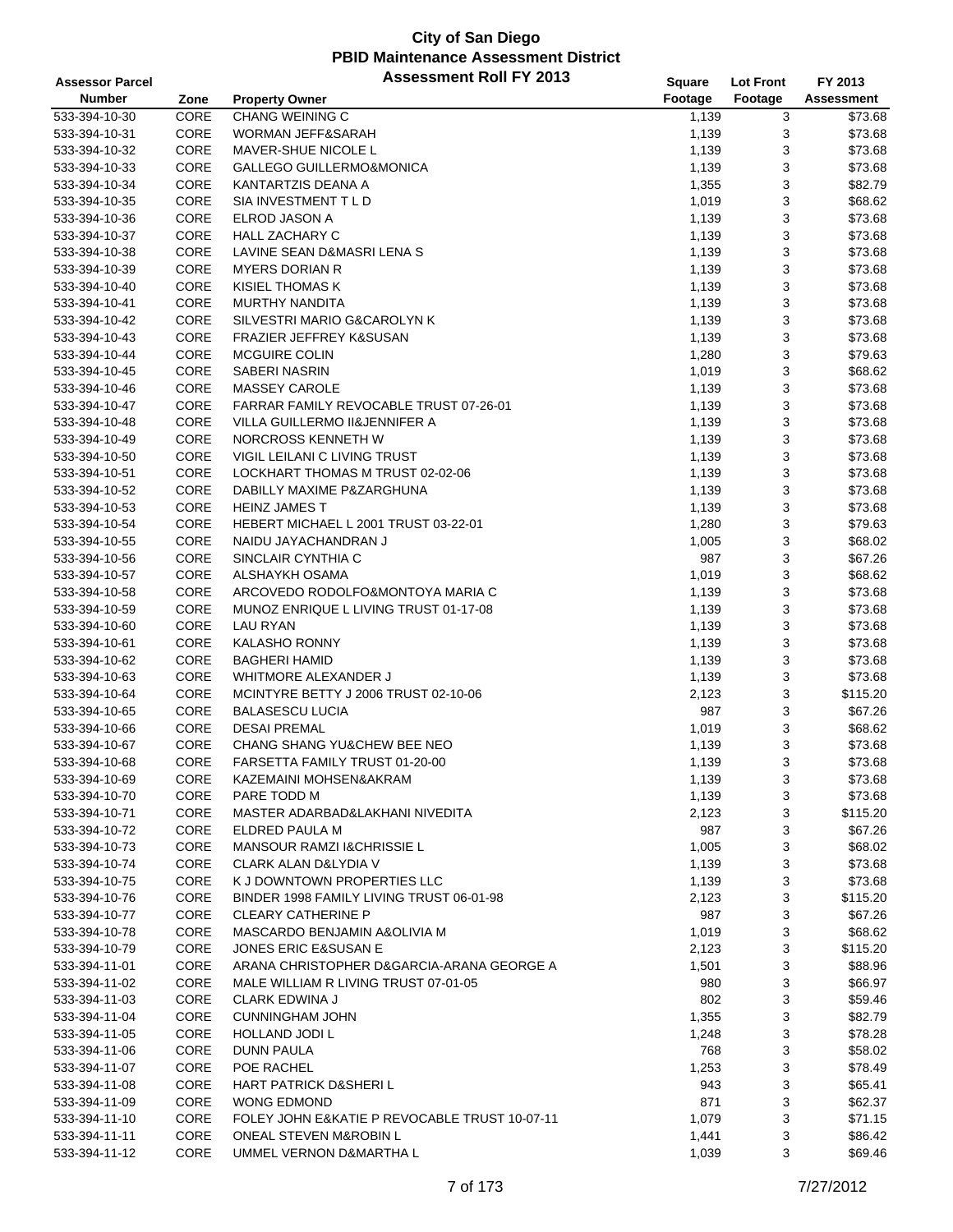# City of San Diego
## PBID Maintenance Assessment District
### Assessment Roll FY 2013

| Assessor Parcel Number | Zone | Property Owner | Square Footage | Lot Front Footage | FY 2013 Assessment |
|---|---|---|---|---|---|
| 533-394-10-30 | CORE | CHANG WEINING C | 1,139 | 3 | $73.68 |
| 533-394-10-31 | CORE | WORMAN JEFF&SARAH | 1,139 | 3 | $73.68 |
| 533-394-10-32 | CORE | MAVER-SHUE NICOLE L | 1,139 | 3 | $73.68 |
| 533-394-10-33 | CORE | GALLEGO GUILLERMO&MONICA | 1,139 | 3 | $73.68 |
| 533-394-10-34 | CORE | KANTARTZIS DEANA A | 1,355 | 3 | $82.79 |
| 533-394-10-35 | CORE | SIA INVESTMENT T L D | 1,019 | 3 | $68.62 |
| 533-394-10-36 | CORE | ELROD JASON A | 1,139 | 3 | $73.68 |
| 533-394-10-37 | CORE | HALL ZACHARY C | 1,139 | 3 | $73.68 |
| 533-394-10-38 | CORE | LAVINE SEAN D&MASRI LENA S | 1,139 | 3 | $73.68 |
| 533-394-10-39 | CORE | MYERS DORIAN R | 1,139 | 3 | $73.68 |
| 533-394-10-40 | CORE | KISIEL THOMAS K | 1,139 | 3 | $73.68 |
| 533-394-10-41 | CORE | MURTHY NANDITA | 1,139 | 3 | $73.68 |
| 533-394-10-42 | CORE | SILVESTRI MARIO G&CAROLYN K | 1,139 | 3 | $73.68 |
| 533-394-10-43 | CORE | FRAZIER JEFFREY K&SUSAN | 1,139 | 3 | $73.68 |
| 533-394-10-44 | CORE | MCGUIRE COLIN | 1,280 | 3 | $79.63 |
| 533-394-10-45 | CORE | SABERI NASRIN | 1,019 | 3 | $68.62 |
| 533-394-10-46 | CORE | MASSEY CAROLE | 1,139 | 3 | $73.68 |
| 533-394-10-47 | CORE | FARRAR FAMILY REVOCABLE TRUST 07-26-01 | 1,139 | 3 | $73.68 |
| 533-394-10-48 | CORE | VILLA GUILLERMO II&JENNIFER A | 1,139 | 3 | $73.68 |
| 533-394-10-49 | CORE | NORCROSS KENNETH W | 1,139 | 3 | $73.68 |
| 533-394-10-50 | CORE | VIGIL LEILANI C LIVING TRUST | 1,139 | 3 | $73.68 |
| 533-394-10-51 | CORE | LOCKHART THOMAS M TRUST 02-02-06 | 1,139 | 3 | $73.68 |
| 533-394-10-52 | CORE | DABILLY MAXIME P&ZARGHUNA | 1,139 | 3 | $73.68 |
| 533-394-10-53 | CORE | HEINZ JAMES T | 1,139 | 3 | $73.68 |
| 533-394-10-54 | CORE | HEBERT MICHAEL L 2001 TRUST 03-22-01 | 1,280 | 3 | $79.63 |
| 533-394-10-55 | CORE | NAIDU JAYACHANDRAN J | 1,005 | 3 | $68.02 |
| 533-394-10-56 | CORE | SINCLAIR CYNTHIA C | 987 | 3 | $67.26 |
| 533-394-10-57 | CORE | ALSHAYKH OSAMA | 1,019 | 3 | $68.62 |
| 533-394-10-58 | CORE | ARCOVEDO RODOLFO&MONTOYA MARIA C | 1,139 | 3 | $73.68 |
| 533-394-10-59 | CORE | MUNOZ ENRIQUE L LIVING TRUST 01-17-08 | 1,139 | 3 | $73.68 |
| 533-394-10-60 | CORE | LAU RYAN | 1,139 | 3 | $73.68 |
| 533-394-10-61 | CORE | KALASHO RONNY | 1,139 | 3 | $73.68 |
| 533-394-10-62 | CORE | BAGHERI HAMID | 1,139 | 3 | $73.68 |
| 533-394-10-63 | CORE | WHITMORE ALEXANDER J | 1,139 | 3 | $73.68 |
| 533-394-10-64 | CORE | MCINTYRE BETTY J 2006 TRUST 02-10-06 | 2,123 | 3 | $115.20 |
| 533-394-10-65 | CORE | BALASESCU LUCIA | 987 | 3 | $67.26 |
| 533-394-10-66 | CORE | DESAI PREMAL | 1,019 | 3 | $68.62 |
| 533-394-10-67 | CORE | CHANG SHANG YU&CHEW BEE NEO | 1,139 | 3 | $73.68 |
| 533-394-10-68 | CORE | FARSETTA FAMILY TRUST 01-20-00 | 1,139 | 3 | $73.68 |
| 533-394-10-69 | CORE | KAZEMAINI MOHSEN&AKRAM | 1,139 | 3 | $73.68 |
| 533-394-10-70 | CORE | PARE TODD M | 1,139 | 3 | $73.68 |
| 533-394-10-71 | CORE | MASTER ADARBAD&LAKHANI NIVEDITA | 2,123 | 3 | $115.20 |
| 533-394-10-72 | CORE | ELDRED PAULA M | 987 | 3 | $67.26 |
| 533-394-10-73 | CORE | MANSOUR RAMZI I&CHRISSIE L | 1,005 | 3 | $68.02 |
| 533-394-10-74 | CORE | CLARK ALAN D&LYDIA V | 1,139 | 3 | $73.68 |
| 533-394-10-75 | CORE | K J DOWNTOWN PROPERTIES LLC | 1,139 | 3 | $73.68 |
| 533-394-10-76 | CORE | BINDER 1998 FAMILY LIVING TRUST 06-01-98 | 2,123 | 3 | $115.20 |
| 533-394-10-77 | CORE | CLEARY CATHERINE P | 987 | 3 | $67.26 |
| 533-394-10-78 | CORE | MASCARDO BENJAMIN A&OLIVIA M | 1,019 | 3 | $68.62 |
| 533-394-10-79 | CORE | JONES ERIC E&SUSAN E | 2,123 | 3 | $115.20 |
| 533-394-11-01 | CORE | ARANA CHRISTOPHER D&GARCIA-ARANA GEORGE A | 1,501 | 3 | $88.96 |
| 533-394-11-02 | CORE | MALE WILLIAM R LIVING TRUST 07-01-05 | 980 | 3 | $66.97 |
| 533-394-11-03 | CORE | CLARK EDWINA J | 802 | 3 | $59.46 |
| 533-394-11-04 | CORE | CUNNINGHAM JOHN | 1,355 | 3 | $82.79 |
| 533-394-11-05 | CORE | HOLLAND JODI L | 1,248 | 3 | $78.28 |
| 533-394-11-06 | CORE | DUNN PAULA | 768 | 3 | $58.02 |
| 533-394-11-07 | CORE | POE RACHEL | 1,253 | 3 | $78.49 |
| 533-394-11-08 | CORE | HART PATRICK D&SHERI L | 943 | 3 | $65.41 |
| 533-394-11-09 | CORE | WONG EDMOND | 871 | 3 | $62.37 |
| 533-394-11-10 | CORE | FOLEY JOHN E&KATIE P REVOCABLE TRUST 10-07-11 | 1,079 | 3 | $71.15 |
| 533-394-11-11 | CORE | ONEAL STEVEN M&ROBIN L | 1,441 | 3 | $86.42 |
| 533-394-11-12 | CORE | UMMEL VERNON D&MARTHA L | 1,039 | 3 | $69.46 |

7/27/2012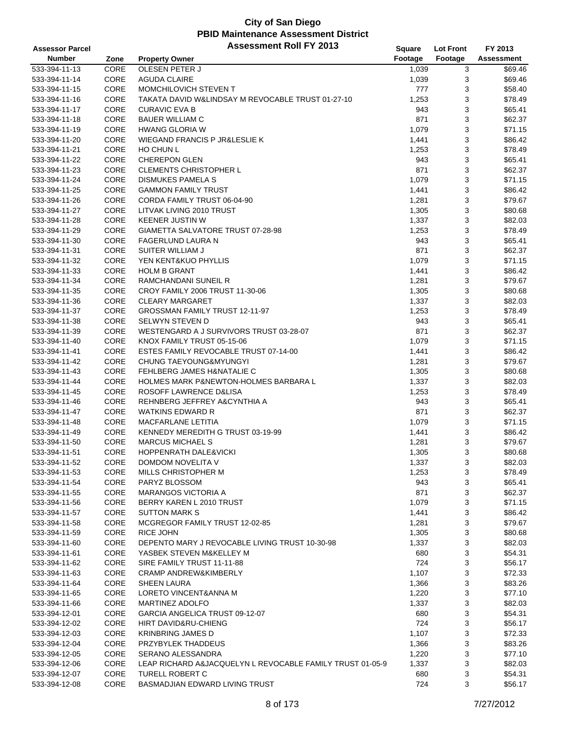# City of San Diego
## PBID Maintenance Assessment District
### Assessment Roll FY 2013

| Assessor Parcel Number | Zone | Property Owner | Square Footage | Lot Front Footage | FY 2013 Assessment |
|---|---|---|---|---|---|
| 533-394-11-13 | CORE | OLESEN PETER J | 1,039 | 3 | $69.46 |
| 533-394-11-14 | CORE | AGUDA CLAIRE | 1,039 | 3 | $69.46 |
| 533-394-11-15 | CORE | MOMCHILOVICH STEVEN T | 777 | 3 | $58.40 |
| 533-394-11-16 | CORE | TAKATA DAVID W&LINDSAY M REVOCABLE TRUST 01-27-10 | 1,253 | 3 | $78.49 |
| 533-394-11-17 | CORE | CURAVIC EVA B | 943 | 3 | $65.41 |
| 533-394-11-18 | CORE | BAUER WILLIAM C | 871 | 3 | $62.37 |
| 533-394-11-19 | CORE | HWANG GLORIA W | 1,079 | 3 | $71.15 |
| 533-394-11-20 | CORE | WIEGAND FRANCIS P JR&LESLIE K | 1,441 | 3 | $86.42 |
| 533-394-11-21 | CORE | HO CHUN L | 1,253 | 3 | $78.49 |
| 533-394-11-22 | CORE | CHEREPON GLEN | 943 | 3 | $65.41 |
| 533-394-11-23 | CORE | CLEMENTS CHRISTOPHER L | 871 | 3 | $62.37 |
| 533-394-11-24 | CORE | DISMUKES PAMELA S | 1,079 | 3 | $71.15 |
| 533-394-11-25 | CORE | GAMMON FAMILY TRUST | 1,441 | 3 | $86.42 |
| 533-394-11-26 | CORE | CORDA FAMILY TRUST 06-04-90 | 1,281 | 3 | $79.67 |
| 533-394-11-27 | CORE | LITVAK LIVING 2010 TRUST | 1,305 | 3 | $80.68 |
| 533-394-11-28 | CORE | KEENER JUSTIN W | 1,337 | 3 | $82.03 |
| 533-394-11-29 | CORE | GIAMETTA SALVATORE TRUST 07-28-98 | 1,253 | 3 | $78.49 |
| 533-394-11-30 | CORE | FAGERLUND LAURA N | 943 | 3 | $65.41 |
| 533-394-11-31 | CORE | SUITER WILLIAM J | 871 | 3 | $62.37 |
| 533-394-11-32 | CORE | YEN KENT&KUO PHYLLIS | 1,079 | 3 | $71.15 |
| 533-394-11-33 | CORE | HOLM B GRANT | 1,441 | 3 | $86.42 |
| 533-394-11-34 | CORE | RAMCHANDANI SUNEIL R | 1,281 | 3 | $79.67 |
| 533-394-11-35 | CORE | CROY FAMILY 2006 TRUST 11-30-06 | 1,305 | 3 | $80.68 |
| 533-394-11-36 | CORE | CLEARY MARGARET | 1,337 | 3 | $82.03 |
| 533-394-11-37 | CORE | GROSSMAN FAMILY TRUST 12-11-97 | 1,253 | 3 | $78.49 |
| 533-394-11-38 | CORE | SELWYN STEVEN D | 943 | 3 | $65.41 |
| 533-394-11-39 | CORE | WESTENGARD A J SURVIVORS TRUST 03-28-07 | 871 | 3 | $62.37 |
| 533-394-11-40 | CORE | KNOX FAMILY TRUST 05-15-06 | 1,079 | 3 | $71.15 |
| 533-394-11-41 | CORE | ESTES FAMILY REVOCABLE TRUST 07-14-00 | 1,441 | 3 | $86.42 |
| 533-394-11-42 | CORE | CHUNG TAEYOUNG&MYUNGYI | 1,281 | 3 | $79.67 |
| 533-394-11-43 | CORE | FEHLBERG JAMES H&NATALIE C | 1,305 | 3 | $80.68 |
| 533-394-11-44 | CORE | HOLMES MARK P&NEWTON-HOLMES BARBARA L | 1,337 | 3 | $82.03 |
| 533-394-11-45 | CORE | ROSOFF LAWRENCE D&LISA | 1,253 | 3 | $78.49 |
| 533-394-11-46 | CORE | REHNBERG JEFFREY A&CYNTHIA A | 943 | 3 | $65.41 |
| 533-394-11-47 | CORE | WATKINS EDWARD R | 871 | 3 | $62.37 |
| 533-394-11-48 | CORE | MACFARLANE LETITIA | 1,079 | 3 | $71.15 |
| 533-394-11-49 | CORE | KENNEDY MEREDITH G TRUST 03-19-99 | 1,441 | 3 | $86.42 |
| 533-394-11-50 | CORE | MARCUS MICHAEL S | 1,281 | 3 | $79.67 |
| 533-394-11-51 | CORE | HOPPENRATH DALE&VICKI | 1,305 | 3 | $80.68 |
| 533-394-11-52 | CORE | DOMDOM NOVELITA V | 1,337 | 3 | $82.03 |
| 533-394-11-53 | CORE | MILLS CHRISTOPHER M | 1,253 | 3 | $78.49 |
| 533-394-11-54 | CORE | PARYZ BLOSSOM | 943 | 3 | $65.41 |
| 533-394-11-55 | CORE | MARANGOS VICTORIA A | 871 | 3 | $62.37 |
| 533-394-11-56 | CORE | BERRY KAREN L 2010 TRUST | 1,079 | 3 | $71.15 |
| 533-394-11-57 | CORE | SUTTON MARK S | 1,441 | 3 | $86.42 |
| 533-394-11-58 | CORE | MCGREGOR FAMILY TRUST 12-02-85 | 1,281 | 3 | $79.67 |
| 533-394-11-59 | CORE | RICE JOHN | 1,305 | 3 | $80.68 |
| 533-394-11-60 | CORE | DEPENTO MARY J REVOCABLE LIVING TRUST 10-30-98 | 1,337 | 3 | $82.03 |
| 533-394-11-61 | CORE | YASBEK STEVEN M&KELLEY M | 680 | 3 | $54.31 |
| 533-394-11-62 | CORE | SIRE FAMILY TRUST 11-11-88 | 724 | 3 | $56.17 |
| 533-394-11-63 | CORE | CRAMP ANDREW&KIMBERLY | 1,107 | 3 | $72.33 |
| 533-394-11-64 | CORE | SHEEN LAURA | 1,366 | 3 | $83.26 |
| 533-394-11-65 | CORE | LORETO VINCENT&ANNA M | 1,220 | 3 | $77.10 |
| 533-394-11-66 | CORE | MARTINEZ ADOLFO | 1,337 | 3 | $82.03 |
| 533-394-12-01 | CORE | GARCIA ANGELICA TRUST 09-12-07 | 680 | 3 | $54.31 |
| 533-394-12-02 | CORE | HIRT DAVID&RU-CHIENG | 724 | 3 | $56.17 |
| 533-394-12-03 | CORE | KRINBRING JAMES D | 1,107 | 3 | $72.33 |
| 533-394-12-04 | CORE | PRZYBYLEK THADDEUS | 1,366 | 3 | $83.26 |
| 533-394-12-05 | CORE | SERANO ALESSANDRA | 1,220 | 3 | $77.10 |
| 533-394-12-06 | CORE | LEAP RICHARD A&JACQUELYN L REVOCABLE FAMILY TRUST 01-05-9 | 1,337 | 3 | $82.03 |
| 533-394-12-07 | CORE | TURELL ROBERT C | 680 | 3 | $54.31 |
| 533-394-12-08 | CORE | BASMADJIAN EDWARD LIVING TRUST | 724 | 3 | $56.17 |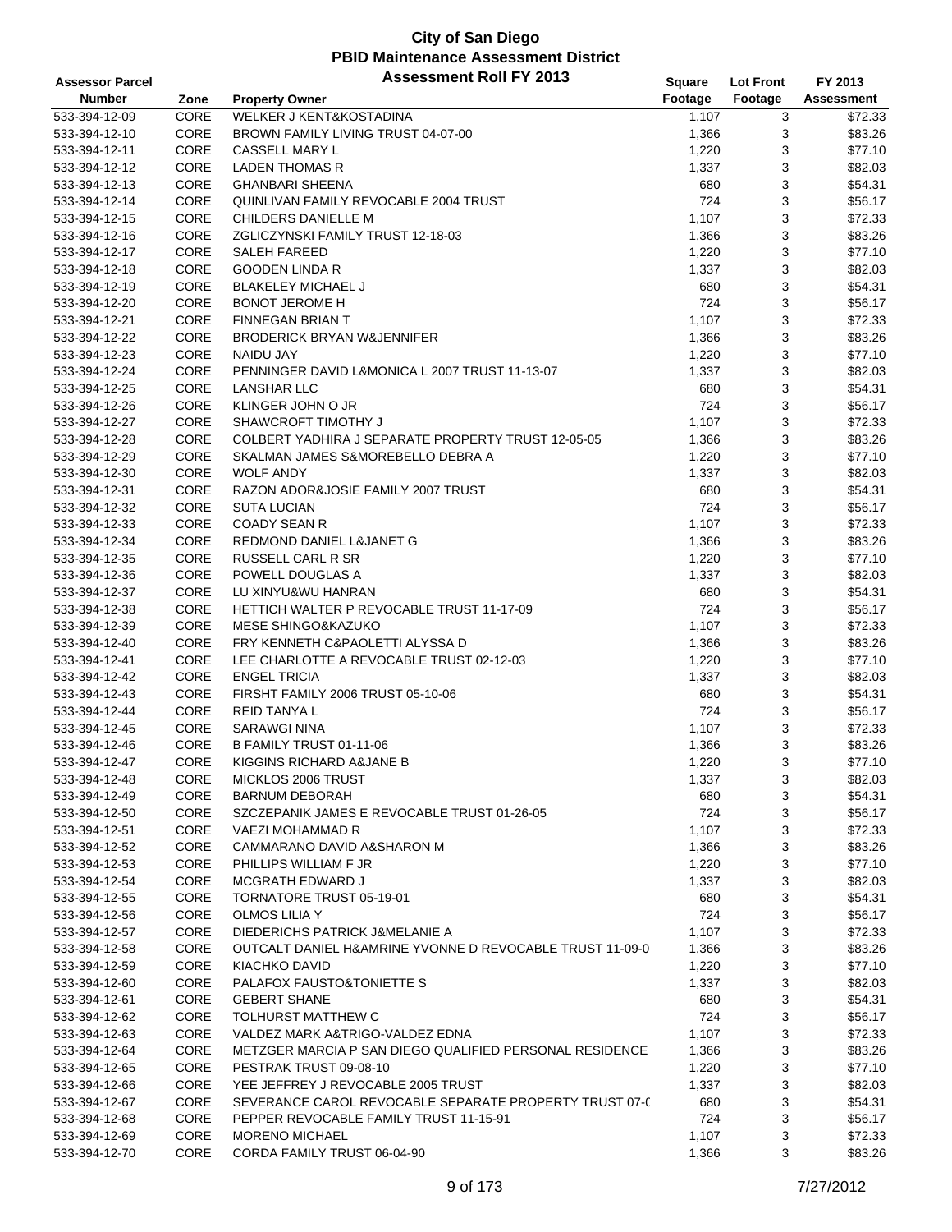# City of San Diego
## PBID Maintenance Assessment District
## Assessment Roll FY 2013

| Assessor Parcel Number | Zone | Property Owner | Square Footage | Lot Front Footage | FY 2013 Assessment |
|---|---|---|---|---|---|
| 533-394-12-09 | CORE | WELKER J KENT&KOSTADINA | 1,107 | 3 | $72.33 |
| 533-394-12-10 | CORE | BROWN FAMILY LIVING TRUST 04-07-00 | 1,366 | 3 | $83.26 |
| 533-394-12-11 | CORE | CASSELL MARY L | 1,220 | 3 | $77.10 |
| 533-394-12-12 | CORE | LADEN THOMAS R | 1,337 | 3 | $82.03 |
| 533-394-12-13 | CORE | GHANBARI SHEENA | 680 | 3 | $54.31 |
| 533-394-12-14 | CORE | QUINLIVAN FAMILY REVOCABLE 2004 TRUST | 724 | 3 | $56.17 |
| 533-394-12-15 | CORE | CHILDERS DANIELLE M | 1,107 | 3 | $72.33 |
| 533-394-12-16 | CORE | ZGLICZYNSKI FAMILY TRUST 12-18-03 | 1,366 | 3 | $83.26 |
| 533-394-12-17 | CORE | SALEH FAREED | 1,220 | 3 | $77.10 |
| 533-394-12-18 | CORE | GOODEN LINDA R | 1,337 | 3 | $82.03 |
| 533-394-12-19 | CORE | BLAKELEY MICHAEL J | 680 | 3 | $54.31 |
| 533-394-12-20 | CORE | BONOT JEROME H | 724 | 3 | $56.17 |
| 533-394-12-21 | CORE | FINNEGAN BRIAN T | 1,107 | 3 | $72.33 |
| 533-394-12-22 | CORE | BRODERICK BRYAN W&JENNIFER | 1,366 | 3 | $83.26 |
| 533-394-12-23 | CORE | NAIDU JAY | 1,220 | 3 | $77.10 |
| 533-394-12-24 | CORE | PENNINGER DAVID L&MONICA L 2007 TRUST 11-13-07 | 1,337 | 3 | $82.03 |
| 533-394-12-25 | CORE | LANSHAR LLC | 680 | 3 | $54.31 |
| 533-394-12-26 | CORE | KLINGER JOHN O JR | 724 | 3 | $56.17 |
| 533-394-12-27 | CORE | SHAWCROFT TIMOTHY J | 1,107 | 3 | $72.33 |
| 533-394-12-28 | CORE | COLBERT YADHIRA J SEPARATE PROPERTY TRUST 12-05-05 | 1,366 | 3 | $83.26 |
| 533-394-12-29 | CORE | SKALMAN JAMES S&MOREBELLO DEBRA A | 1,220 | 3 | $77.10 |
| 533-394-12-30 | CORE | WOLF ANDY | 1,337 | 3 | $82.03 |
| 533-394-12-31 | CORE | RAZON ADOR&JOSIE FAMILY 2007 TRUST | 680 | 3 | $54.31 |
| 533-394-12-32 | CORE | SUTA LUCIAN | 724 | 3 | $56.17 |
| 533-394-12-33 | CORE | COADY SEAN R | 1,107 | 3 | $72.33 |
| 533-394-12-34 | CORE | REDMOND DANIEL L&JANET G | 1,366 | 3 | $83.26 |
| 533-394-12-35 | CORE | RUSSELL CARL R SR | 1,220 | 3 | $77.10 |
| 533-394-12-36 | CORE | POWELL DOUGLAS A | 1,337 | 3 | $82.03 |
| 533-394-12-37 | CORE | LU XINYU&WU HANRAN | 680 | 3 | $54.31 |
| 533-394-12-38 | CORE | HETTICH WALTER P REVOCABLE TRUST 11-17-09 | 724 | 3 | $56.17 |
| 533-394-12-39 | CORE | MESE SHINGO&KAZUKO | 1,107 | 3 | $72.33 |
| 533-394-12-40 | CORE | FRY KENNETH C&PAOLETTI ALYSSA D | 1,366 | 3 | $83.26 |
| 533-394-12-41 | CORE | LEE CHARLOTTE A REVOCABLE TRUST 02-12-03 | 1,220 | 3 | $77.10 |
| 533-394-12-42 | CORE | ENGEL TRICIA | 1,337 | 3 | $82.03 |
| 533-394-12-43 | CORE | FIRSHT FAMILY 2006 TRUST 05-10-06 | 680 | 3 | $54.31 |
| 533-394-12-44 | CORE | REID TANYA L | 724 | 3 | $56.17 |
| 533-394-12-45 | CORE | SARAWGI NINA | 1,107 | 3 | $72.33 |
| 533-394-12-46 | CORE | B FAMILY TRUST 01-11-06 | 1,366 | 3 | $83.26 |
| 533-394-12-47 | CORE | KIGGINS RICHARD A&JANE B | 1,220 | 3 | $77.10 |
| 533-394-12-48 | CORE | MICKLOS 2006 TRUST | 1,337 | 3 | $82.03 |
| 533-394-12-49 | CORE | BARNUM DEBORAH | 680 | 3 | $54.31 |
| 533-394-12-50 | CORE | SZCZEPANIK JAMES E REVOCABLE TRUST 01-26-05 | 724 | 3 | $56.17 |
| 533-394-12-51 | CORE | VAEZI MOHAMMAD R | 1,107 | 3 | $72.33 |
| 533-394-12-52 | CORE | CAMMARANO DAVID A&SHARON M | 1,366 | 3 | $83.26 |
| 533-394-12-53 | CORE | PHILLIPS WILLIAM F JR | 1,220 | 3 | $77.10 |
| 533-394-12-54 | CORE | MCGRATH EDWARD J | 1,337 | 3 | $82.03 |
| 533-394-12-55 | CORE | TORNATORE TRUST 05-19-01 | 680 | 3 | $54.31 |
| 533-394-12-56 | CORE | OLMOS LILIA Y | 724 | 3 | $56.17 |
| 533-394-12-57 | CORE | DIEDERICHS PATRICK J&MELANIE A | 1,107 | 3 | $72.33 |
| 533-394-12-58 | CORE | OUTCALT DANIEL H&AMRINE YVONNE D REVOCABLE TRUST 11-09-0 | 1,366 | 3 | $83.26 |
| 533-394-12-59 | CORE | KIACHKO DAVID | 1,220 | 3 | $77.10 |
| 533-394-12-60 | CORE | PALAFOX FAUSTO&TONIETTE S | 1,337 | 3 | $82.03 |
| 533-394-12-61 | CORE | GEBERT SHANE | 680 | 3 | $54.31 |
| 533-394-12-62 | CORE | TOLHURST MATTHEW C | 724 | 3 | $56.17 |
| 533-394-12-63 | CORE | VALDEZ MARK A&TRIGO-VALDEZ EDNA | 1,107 | 3 | $72.33 |
| 533-394-12-64 | CORE | METZGER MARCIA P SAN DIEGO QUALIFIED PERSONAL RESIDENCE | 1,366 | 3 | $83.26 |
| 533-394-12-65 | CORE | PESTRAK TRUST 09-08-10 | 1,220 | 3 | $77.10 |
| 533-394-12-66 | CORE | YEE JEFFREY J REVOCABLE 2005 TRUST | 1,337 | 3 | $82.03 |
| 533-394-12-67 | CORE | SEVERANCE CAROL REVOCABLE SEPARATE PROPERTY TRUST 07-( | 680 | 3 | $54.31 |
| 533-394-12-68 | CORE | PEPPER REVOCABLE FAMILY TRUST 11-15-91 | 724 | 3 | $56.17 |
| 533-394-12-69 | CORE | MORENO MICHAEL | 1,107 | 3 | $72.33 |
| 533-394-12-70 | CORE | CORDA FAMILY TRUST 06-04-90 | 1,366 | 3 | $83.26 |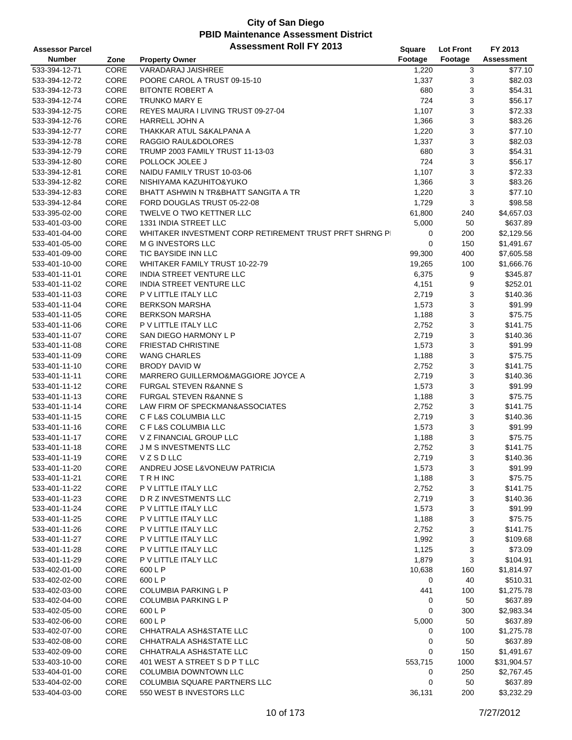# City of San Diego
## PBID Maintenance Assessment District
### Assessment Roll FY 2013

| Assessor Parcel Number | Zone | Property Owner | Square Footage | Lot Front Footage | FY 2013 Assessment |
|---|---|---|---|---|---|
| 533-394-12-71 | CORE | VARADARAJ JAISHREE | 1,220 | 3 | $77.10 |
| 533-394-12-72 | CORE | POORE CAROL A TRUST 09-15-10 | 1,337 | 3 | $82.03 |
| 533-394-12-73 | CORE | BITONTE ROBERT A | 680 | 3 | $54.31 |
| 533-394-12-74 | CORE | TRUNKO MARY E | 724 | 3 | $56.17 |
| 533-394-12-75 | CORE | REYES MAURA I LIVING TRUST 09-27-04 | 1,107 | 3 | $72.33 |
| 533-394-12-76 | CORE | HARRELL JOHN A | 1,366 | 3 | $83.26 |
| 533-394-12-77 | CORE | THAKKAR ATUL S&KALPANA A | 1,220 | 3 | $77.10 |
| 533-394-12-78 | CORE | RAGGIO RAUL&DOLORES | 1,337 | 3 | $82.03 |
| 533-394-12-79 | CORE | TRUMP 2003 FAMILY TRUST 11-13-03 | 680 | 3 | $54.31 |
| 533-394-12-80 | CORE | POLLOCK JOLEE J | 724 | 3 | $56.17 |
| 533-394-12-81 | CORE | NAIDU FAMILY TRUST 10-03-06 | 1,107 | 3 | $72.33 |
| 533-394-12-82 | CORE | NISHIYAMA KAZUHITO&YUKO | 1,366 | 3 | $83.26 |
| 533-394-12-83 | CORE | BHATT ASHWIN N TR&BHATT SANGITA A TR | 1,220 | 3 | $77.10 |
| 533-394-12-84 | CORE | FORD DOUGLAS TRUST 05-22-08 | 1,729 | 3 | $98.58 |
| 533-395-02-00 | CORE | TWELVE O TWO KETTNER LLC | 61,800 | 240 | $4,657.03 |
| 533-401-03-00 | CORE | 1331 INDIA STREET LLC | 5,000 | 50 | $637.89 |
| 533-401-04-00 | CORE | WHITAKER INVESTMENT CORP RETIREMENT TRUST PRFT SHRNG P | 0 | 200 | $2,129.56 |
| 533-401-05-00 | CORE | M G INVESTORS LLC | 0 | 150 | $1,491.67 |
| 533-401-09-00 | CORE | TIC BAYSIDE INN LLC | 99,300 | 400 | $7,605.58 |
| 533-401-10-00 | CORE | WHITAKER FAMILY TRUST 10-22-79 | 19,265 | 100 | $1,666.76 |
| 533-401-11-01 | CORE | INDIA STREET VENTURE LLC | 6,375 | 9 | $345.87 |
| 533-401-11-02 | CORE | INDIA STREET VENTURE LLC | 4,151 | 9 | $252.01 |
| 533-401-11-03 | CORE | P V LITTLE ITALY LLC | 2,719 | 3 | $140.36 |
| 533-401-11-04 | CORE | BERKSON MARSHA | 1,573 | 3 | $91.99 |
| 533-401-11-05 | CORE | BERKSON MARSHA | 1,188 | 3 | $75.75 |
| 533-401-11-06 | CORE | P V LITTLE ITALY LLC | 2,752 | 3 | $141.75 |
| 533-401-11-07 | CORE | SAN DIEGO HARMONY L P | 2,719 | 3 | $140.36 |
| 533-401-11-08 | CORE | FRIESTAD CHRISTINE | 1,573 | 3 | $91.99 |
| 533-401-11-09 | CORE | WANG CHARLES | 1,188 | 3 | $75.75 |
| 533-401-11-10 | CORE | BRODY DAVID W | 2,752 | 3 | $141.75 |
| 533-401-11-11 | CORE | MARRERO GUILLERMO&MAGGIORE JOYCE A | 2,719 | 3 | $140.36 |
| 533-401-11-12 | CORE | FURGAL STEVEN R&ANNE S | 1,573 | 3 | $91.99 |
| 533-401-11-13 | CORE | FURGAL STEVEN R&ANNE S | 1,188 | 3 | $75.75 |
| 533-401-11-14 | CORE | LAW FIRM OF SPECKMAN&ASSOCIATES | 2,752 | 3 | $141.75 |
| 533-401-11-15 | CORE | C F L&S COLUMBIA LLC | 2,719 | 3 | $140.36 |
| 533-401-11-16 | CORE | C F L&S COLUMBIA LLC | 1,573 | 3 | $91.99 |
| 533-401-11-17 | CORE | V Z FINANCIAL GROUP LLC | 1,188 | 3 | $75.75 |
| 533-401-11-18 | CORE | J M S INVESTMENTS LLC | 2,752 | 3 | $141.75 |
| 533-401-11-19 | CORE | V Z S D LLC | 2,719 | 3 | $140.36 |
| 533-401-11-20 | CORE | ANDREU JOSE L&VONEUW PATRICIA | 1,573 | 3 | $91.99 |
| 533-401-11-21 | CORE | T R H INC | 1,188 | 3 | $75.75 |
| 533-401-11-22 | CORE | P V LITTLE ITALY LLC | 2,752 | 3 | $141.75 |
| 533-401-11-23 | CORE | D R Z INVESTMENTS LLC | 2,719 | 3 | $140.36 |
| 533-401-11-24 | CORE | P V LITTLE ITALY LLC | 1,573 | 3 | $91.99 |
| 533-401-11-25 | CORE | P V LITTLE ITALY LLC | 1,188 | 3 | $75.75 |
| 533-401-11-26 | CORE | P V LITTLE ITALY LLC | 2,752 | 3 | $141.75 |
| 533-401-11-27 | CORE | P V LITTLE ITALY LLC | 1,992 | 3 | $109.68 |
| 533-401-11-28 | CORE | P V LITTLE ITALY LLC | 1,125 | 3 | $73.09 |
| 533-401-11-29 | CORE | P V LITTLE ITALY LLC | 1,879 | 3 | $104.91 |
| 533-402-01-00 | CORE | 600 L P | 10,638 | 160 | $1,814.97 |
| 533-402-02-00 | CORE | 600 L P | 0 | 40 | $510.31 |
| 533-402-03-00 | CORE | COLUMBIA PARKING L P | 441 | 100 | $1,275.78 |
| 533-402-04-00 | CORE | COLUMBIA PARKING L P | 0 | 50 | $637.89 |
| 533-402-05-00 | CORE | 600 L P | 0 | 300 | $2,983.34 |
| 533-402-06-00 | CORE | 600 L P | 5,000 | 50 | $637.89 |
| 533-402-07-00 | CORE | CHHATRALA ASH&STATE LLC | 0 | 100 | $1,275.78 |
| 533-402-08-00 | CORE | CHHATRALA ASH&STATE LLC | 0 | 50 | $637.89 |
| 533-402-09-00 | CORE | CHHATRALA ASH&STATE LLC | 0 | 150 | $1,491.67 |
| 533-403-10-00 | CORE | 401 WEST A STREET S D P T LLC | 553,715 | 1000 | $31,904.57 |
| 533-404-01-00 | CORE | COLUMBIA DOWNTOWN LLC | 0 | 250 | $2,767.45 |
| 533-404-02-00 | CORE | COLUMBIA SQUARE PARTNERS LLC | 0 | 50 | $637.89 |
| 533-404-03-00 | CORE | 550 WEST B INVESTORS LLC | 36,131 | 200 | $3,232.29 |

7/27/2012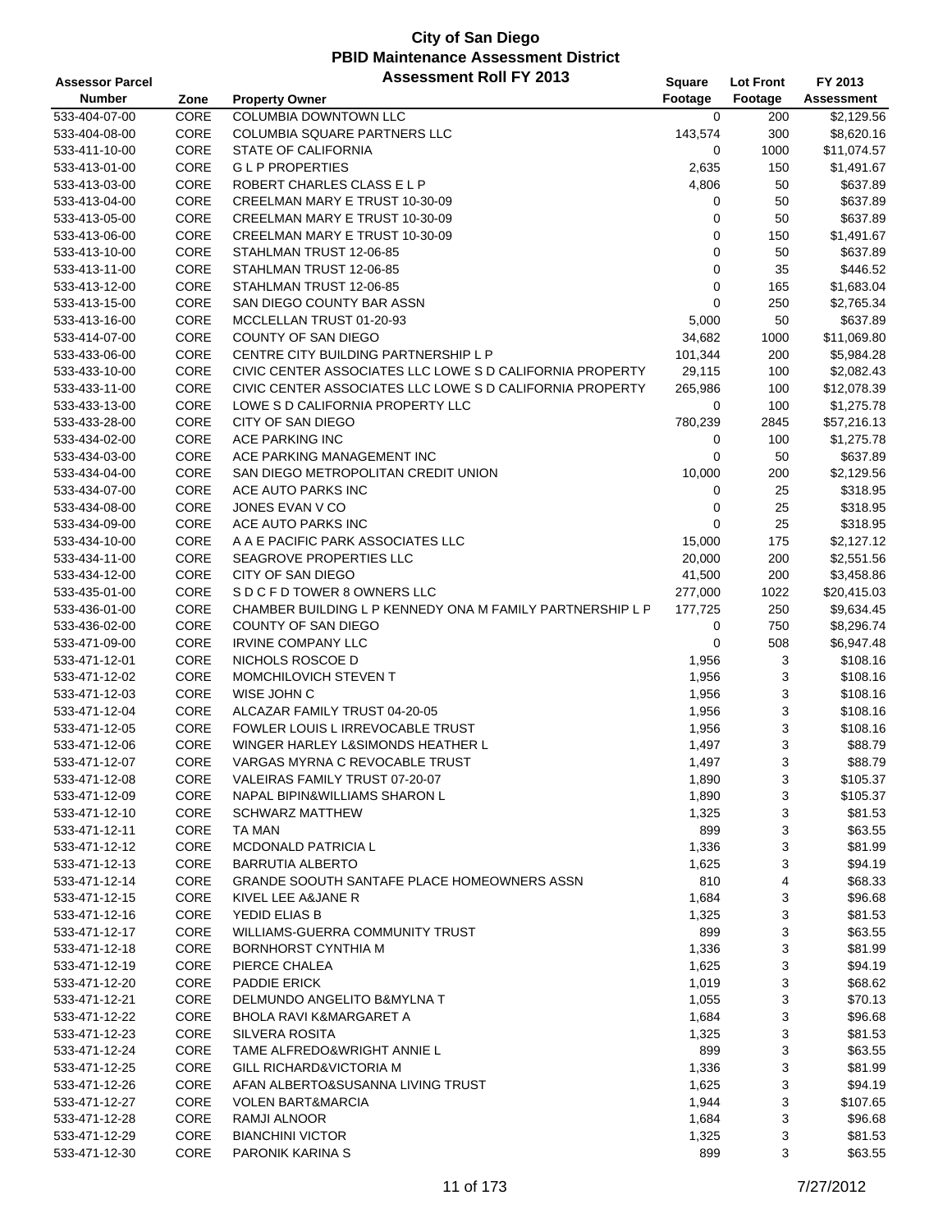# City of San Diego
## PBID Maintenance Assessment District
### Assessment Roll FY 2013

| Assessor Parcel Number | Zone | Property Owner | Square Footage | Lot Front Footage | FY 2013 Assessment |
|---|---|---|---|---|---|
| 533-404-07-00 | CORE | COLUMBIA DOWNTOWN LLC | 0 | 200 | $2,129.56 |
| 533-404-08-00 | CORE | COLUMBIA SQUARE PARTNERS LLC | 143,574 | 300 | $8,620.16 |
| 533-411-10-00 | CORE | STATE OF CALIFORNIA | 0 | 1000 | $11,074.57 |
| 533-413-01-00 | CORE | G L P PROPERTIES | 2,635 | 150 | $1,491.67 |
| 533-413-03-00 | CORE | ROBERT CHARLES CLASS E L P | 4,806 | 50 | $637.89 |
| 533-413-04-00 | CORE | CREELMAN MARY E TRUST 10-30-09 | 0 | 50 | $637.89 |
| 533-413-05-00 | CORE | CREELMAN MARY E TRUST 10-30-09 | 0 | 50 | $637.89 |
| 533-413-06-00 | CORE | CREELMAN MARY E TRUST 10-30-09 | 0 | 150 | $1,491.67 |
| 533-413-10-00 | CORE | STAHLMAN TRUST 12-06-85 | 0 | 50 | $637.89 |
| 533-413-11-00 | CORE | STAHLMAN TRUST 12-06-85 | 0 | 35 | $446.52 |
| 533-413-12-00 | CORE | STAHLMAN TRUST 12-06-85 | 0 | 165 | $1,683.04 |
| 533-413-15-00 | CORE | SAN DIEGO COUNTY BAR ASSN | 0 | 250 | $2,765.34 |
| 533-413-16-00 | CORE | MCCLELLAN TRUST 01-20-93 | 5,000 | 50 | $637.89 |
| 533-414-07-00 | CORE | COUNTY OF SAN DIEGO | 34,682 | 1000 | $11,069.80 |
| 533-433-06-00 | CORE | CENTRE CITY BUILDING PARTNERSHIP L P | 101,344 | 200 | $5,984.28 |
| 533-433-10-00 | CORE | CIVIC CENTER ASSOCIATES LLC LOWE S D CALIFORNIA PROPERTY | 29,115 | 100 | $2,082.43 |
| 533-433-11-00 | CORE | CIVIC CENTER ASSOCIATES LLC LOWE S D CALIFORNIA PROPERTY | 265,986 | 100 | $12,078.39 |
| 533-433-13-00 | CORE | LOWE S D CALIFORNIA PROPERTY LLC | 0 | 100 | $1,275.78 |
| 533-433-28-00 | CORE | CITY OF SAN DIEGO | 780,239 | 2845 | $57,216.13 |
| 533-434-02-00 | CORE | ACE PARKING INC | 0 | 100 | $1,275.78 |
| 533-434-03-00 | CORE | ACE PARKING MANAGEMENT INC | 0 | 50 | $637.89 |
| 533-434-04-00 | CORE | SAN DIEGO METROPOLITAN CREDIT UNION | 10,000 | 200 | $2,129.56 |
| 533-434-07-00 | CORE | ACE AUTO PARKS INC | 0 | 25 | $318.95 |
| 533-434-08-00 | CORE | JONES EVAN V CO | 0 | 25 | $318.95 |
| 533-434-09-00 | CORE | ACE AUTO PARKS INC | 0 | 25 | $318.95 |
| 533-434-10-00 | CORE | A A E PACIFIC PARK ASSOCIATES LLC | 15,000 | 175 | $2,127.12 |
| 533-434-11-00 | CORE | SEAGROVE PROPERTIES LLC | 20,000 | 200 | $2,551.56 |
| 533-434-12-00 | CORE | CITY OF SAN DIEGO | 41,500 | 200 | $3,458.86 |
| 533-435-01-00 | CORE | S D C F D TOWER 8 OWNERS LLC | 277,000 | 1022 | $20,415.03 |
| 533-436-01-00 | CORE | CHAMBER BUILDING L P KENNEDY ONA M FAMILY PARTNERSHIP L P | 177,725 | 250 | $9,634.45 |
| 533-436-02-00 | CORE | COUNTY OF SAN DIEGO | 0 | 750 | $8,296.74 |
| 533-471-09-00 | CORE | IRVINE COMPANY LLC | 0 | 508 | $6,947.48 |
| 533-471-12-01 | CORE | NICHOLS ROSCOE D | 1,956 | 3 | $108.16 |
| 533-471-12-02 | CORE | MOMCHILOVICH STEVEN T | 1,956 | 3 | $108.16 |
| 533-471-12-03 | CORE | WISE JOHN C | 1,956 | 3 | $108.16 |
| 533-471-12-04 | CORE | ALCAZAR FAMILY TRUST 04-20-05 | 1,956 | 3 | $108.16 |
| 533-471-12-05 | CORE | FOWLER LOUIS L IRREVOCABLE TRUST | 1,956 | 3 | $108.16 |
| 533-471-12-06 | CORE | WINGER HARLEY L&SIMONDS HEATHER L | 1,497 | 3 | $88.79 |
| 533-471-12-07 | CORE | VARGAS MYRNA C REVOCABLE TRUST | 1,497 | 3 | $88.79 |
| 533-471-12-08 | CORE | VALEIRAS FAMILY TRUST 07-20-07 | 1,890 | 3 | $105.37 |
| 533-471-12-09 | CORE | NAPAL BIPIN&WILLIAMS SHARON L | 1,890 | 3 | $105.37 |
| 533-471-12-10 | CORE | SCHWARZ MATTHEW | 1,325 | 3 | $81.53 |
| 533-471-12-11 | CORE | TA MAN | 899 | 3 | $63.55 |
| 533-471-12-12 | CORE | MCDONALD PATRICIA L | 1,336 | 3 | $81.99 |
| 533-471-12-13 | CORE | BARRUTIA ALBERTO | 1,625 | 3 | $94.19 |
| 533-471-12-14 | CORE | GRANDE SOOUTH SANTAFE PLACE HOMEOWNERS ASSN | 810 | 4 | $68.33 |
| 533-471-12-15 | CORE | KIVEL LEE A&JANE R | 1,684 | 3 | $96.68 |
| 533-471-12-16 | CORE | YEDID ELIAS B | 1,325 | 3 | $81.53 |
| 533-471-12-17 | CORE | WILLIAMS-GUERRA COMMUNITY TRUST | 899 | 3 | $63.55 |
| 533-471-12-18 | CORE | BORNHORST CYNTHIA M | 1,336 | 3 | $81.99 |
| 533-471-12-19 | CORE | PIERCE CHALEA | 1,625 | 3 | $94.19 |
| 533-471-12-20 | CORE | PADDIE ERICK | 1,019 | 3 | $68.62 |
| 533-471-12-21 | CORE | DELMUNDO ANGELITO B&MYLNA T | 1,055 | 3 | $70.13 |
| 533-471-12-22 | CORE | BHOLA RAVI K&MARGARET A | 1,684 | 3 | $96.68 |
| 533-471-12-23 | CORE | SILVERA ROSITA | 1,325 | 3 | $81.53 |
| 533-471-12-24 | CORE | TAME ALFREDO&WRIGHT ANNIE L | 899 | 3 | $63.55 |
| 533-471-12-25 | CORE | GILL RICHARD&VICTORIA M | 1,336 | 3 | $81.99 |
| 533-471-12-26 | CORE | AFAN ALBERTO&SUSANNA LIVING TRUST | 1,625 | 3 | $94.19 |
| 533-471-12-27 | CORE | VOLEN BART&MARCIA | 1,944 | 3 | $107.65 |
| 533-471-12-28 | CORE | RAMJI ALNOOR | 1,684 | 3 | $96.68 |
| 533-471-12-29 | CORE | BIANCHINI VICTOR | 1,325 | 3 | $81.53 |
| 533-471-12-30 | CORE | PARONIK KARINA S | 899 | 3 | $63.55 |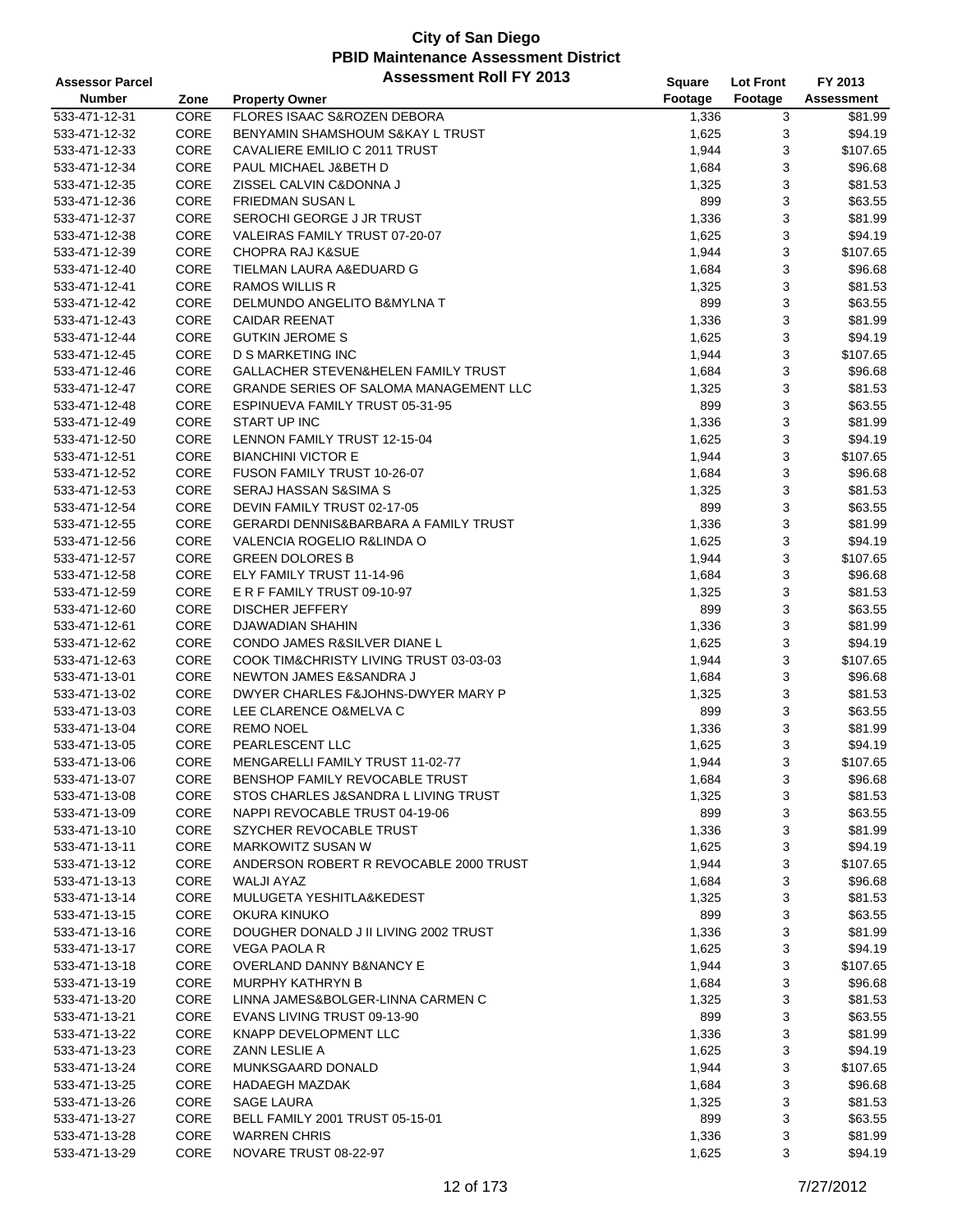# City of San Diego
## PBID Maintenance Assessment District
## Assessment Roll FY 2013

| Assessor Parcel Number | Zone | Property Owner | Square Footage | Lot Front Footage | FY 2013 Assessment |
|---|---|---|---|---|---|
| 533-471-12-31 | CORE | FLORES ISAAC S&ROZEN DEBORA | 1,336 | 3 | $81.99 |
| 533-471-12-32 | CORE | BENYAMIN SHAMSHOUM S&KAY L TRUST | 1,625 | 3 | $94.19 |
| 533-471-12-33 | CORE | CAVALIERE EMILIO C 2011 TRUST | 1,944 | 3 | $107.65 |
| 533-471-12-34 | CORE | PAUL MICHAEL J&BETH D | 1,684 | 3 | $96.68 |
| 533-471-12-35 | CORE | ZISSEL CALVIN C&DONNA J | 1,325 | 3 | $81.53 |
| 533-471-12-36 | CORE | FRIEDMAN SUSAN L | 899 | 3 | $63.55 |
| 533-471-12-37 | CORE | SEROCHI GEORGE J JR TRUST | 1,336 | 3 | $81.99 |
| 533-471-12-38 | CORE | VALEIRAS FAMILY TRUST 07-20-07 | 1,625 | 3 | $94.19 |
| 533-471-12-39 | CORE | CHOPRA RAJ K&SUE | 1,944 | 3 | $107.65 |
| 533-471-12-40 | CORE | TIELMAN LAURA A&EDUARD G | 1,684 | 3 | $96.68 |
| 533-471-12-41 | CORE | RAMOS WILLIS R | 1,325 | 3 | $81.53 |
| 533-471-12-42 | CORE | DELMUNDO ANGELITO B&MYLNA T | 899 | 3 | $63.55 |
| 533-471-12-43 | CORE | CAIDAR REENAT | 1,336 | 3 | $81.99 |
| 533-471-12-44 | CORE | GUTKIN JEROME S | 1,625 | 3 | $94.19 |
| 533-471-12-45 | CORE | D S MARKETING INC | 1,944 | 3 | $107.65 |
| 533-471-12-46 | CORE | GALLACHER STEVEN&HELEN FAMILY TRUST | 1,684 | 3 | $96.68 |
| 533-471-12-47 | CORE | GRANDE SERIES OF SALOMA MANAGEMENT LLC | 1,325 | 3 | $81.53 |
| 533-471-12-48 | CORE | ESPINUEVA FAMILY TRUST 05-31-95 | 899 | 3 | $63.55 |
| 533-471-12-49 | CORE | START UP INC | 1,336 | 3 | $81.99 |
| 533-471-12-50 | CORE | LENNON FAMILY TRUST 12-15-04 | 1,625 | 3 | $94.19 |
| 533-471-12-51 | CORE | BIANCHINI VICTOR E | 1,944 | 3 | $107.65 |
| 533-471-12-52 | CORE | FUSON FAMILY TRUST 10-26-07 | 1,684 | 3 | $96.68 |
| 533-471-12-53 | CORE | SERAJ HASSAN S&SIMA S | 1,325 | 3 | $81.53 |
| 533-471-12-54 | CORE | DEVIN FAMILY TRUST 02-17-05 | 899 | 3 | $63.55 |
| 533-471-12-55 | CORE | GERARDI DENNIS&BARBARA A FAMILY TRUST | 1,336 | 3 | $81.99 |
| 533-471-12-56 | CORE | VALENCIA ROGELIO R&LINDA O | 1,625 | 3 | $94.19 |
| 533-471-12-57 | CORE | GREEN DOLORES B | 1,944 | 3 | $107.65 |
| 533-471-12-58 | CORE | ELY FAMILY TRUST 11-14-96 | 1,684 | 3 | $96.68 |
| 533-471-12-59 | CORE | E R F FAMILY TRUST 09-10-97 | 1,325 | 3 | $81.53 |
| 533-471-12-60 | CORE | DISCHER JEFFERY | 899 | 3 | $63.55 |
| 533-471-12-61 | CORE | DJAWADIAN SHAHIN | 1,336 | 3 | $81.99 |
| 533-471-12-62 | CORE | CONDO JAMES R&SILVER DIANE L | 1,625 | 3 | $94.19 |
| 533-471-12-63 | CORE | COOK TIM&CHRISTY LIVING TRUST 03-03-03 | 1,944 | 3 | $107.65 |
| 533-471-13-01 | CORE | NEWTON JAMES E&SANDRA J | 1,684 | 3 | $96.68 |
| 533-471-13-02 | CORE | DWYER CHARLES F&JOHNS-DWYER MARY P | 1,325 | 3 | $81.53 |
| 533-471-13-03 | CORE | LEE CLARENCE O&MELVA C | 899 | 3 | $63.55 |
| 533-471-13-04 | CORE | REMO NOEL | 1,336 | 3 | $81.99 |
| 533-471-13-05 | CORE | PEARLESCENT LLC | 1,625 | 3 | $94.19 |
| 533-471-13-06 | CORE | MENGARELLI FAMILY TRUST 11-02-77 | 1,944 | 3 | $107.65 |
| 533-471-13-07 | CORE | BENSHOP FAMILY REVOCABLE TRUST | 1,684 | 3 | $96.68 |
| 533-471-13-08 | CORE | STOS CHARLES J&SANDRA L LIVING TRUST | 1,325 | 3 | $81.53 |
| 533-471-13-09 | CORE | NAPPI REVOCABLE TRUST 04-19-06 | 899 | 3 | $63.55 |
| 533-471-13-10 | CORE | SZYCHER REVOCABLE TRUST | 1,336 | 3 | $81.99 |
| 533-471-13-11 | CORE | MARKOWITZ SUSAN W | 1,625 | 3 | $94.19 |
| 533-471-13-12 | CORE | ANDERSON ROBERT R REVOCABLE 2000 TRUST | 1,944 | 3 | $107.65 |
| 533-471-13-13 | CORE | WALJI AYAZ | 1,684 | 3 | $96.68 |
| 533-471-13-14 | CORE | MULUGETA YESHITLA&KEDEST | 1,325 | 3 | $81.53 |
| 533-471-13-15 | CORE | OKURA KINUKO | 899 | 3 | $63.55 |
| 533-471-13-16 | CORE | DOUGHER DONALD J II LIVING 2002 TRUST | 1,336 | 3 | $81.99 |
| 533-471-13-17 | CORE | VEGA PAOLA R | 1,625 | 3 | $94.19 |
| 533-471-13-18 | CORE | OVERLAND DANNY B&NANCY E | 1,944 | 3 | $107.65 |
| 533-471-13-19 | CORE | MURPHY KATHRYN B | 1,684 | 3 | $96.68 |
| 533-471-13-20 | CORE | LINNA JAMES&BOLGER-LINNA CARMEN C | 1,325 | 3 | $81.53 |
| 533-471-13-21 | CORE | EVANS LIVING TRUST 09-13-90 | 899 | 3 | $63.55 |
| 533-471-13-22 | CORE | KNAPP DEVELOPMENT LLC | 1,336 | 3 | $81.99 |
| 533-471-13-23 | CORE | ZANN LESLIE A | 1,625 | 3 | $94.19 |
| 533-471-13-24 | CORE | MUNKSGAARD DONALD | 1,944 | 3 | $107.65 |
| 533-471-13-25 | CORE | HADAEGH MAZDAK | 1,684 | 3 | $96.68 |
| 533-471-13-26 | CORE | SAGE LAURA | 1,325 | 3 | $81.53 |
| 533-471-13-27 | CORE | BELL FAMILY 2001 TRUST 05-15-01 | 899 | 3 | $63.55 |
| 533-471-13-28 | CORE | WARREN CHRIS | 1,336 | 3 | $81.99 |
| 533-471-13-29 | CORE | NOVARE TRUST 08-22-97 | 1,625 | 3 | $94.19 |

7/27/2012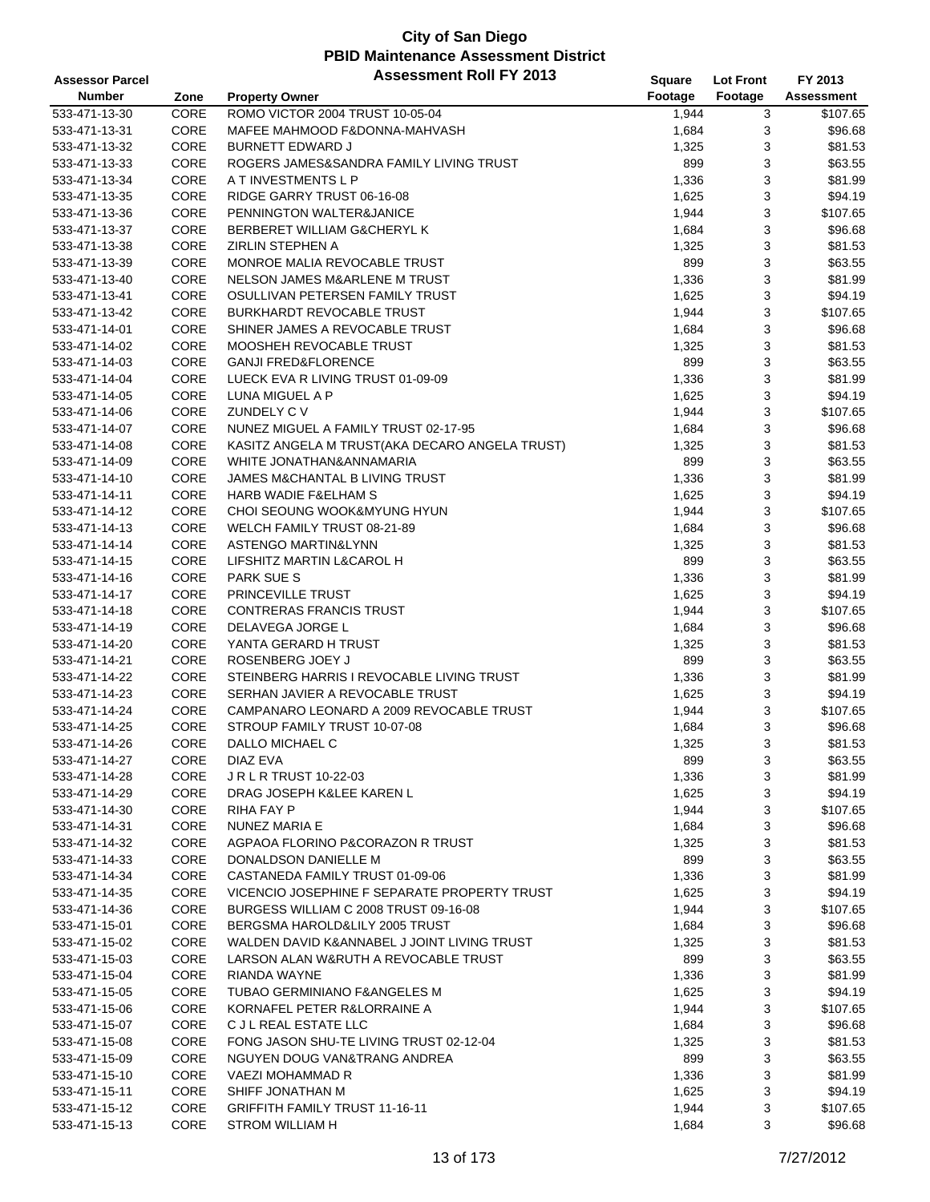# City of San Diego
## PBID Maintenance Assessment District
## Assessment Roll FY 2013

| Assessor Parcel Number | Zone | Property Owner | Square Footage | Lot Front Footage | FY 2013 Assessment |
|---|---|---|---|---|---|
| 533-471-13-30 | CORE | ROMO VICTOR 2004 TRUST 10-05-04 | 1,944 | 3 | $107.65 |
| 533-471-13-31 | CORE | MAFEE MAHMOOD F&DONNA-MAHVASH | 1,684 | 3 | $96.68 |
| 533-471-13-32 | CORE | BURNETT EDWARD J | 1,325 | 3 | $81.53 |
| 533-471-13-33 | CORE | ROGERS JAMES&SANDRA FAMILY LIVING TRUST | 899 | 3 | $63.55 |
| 533-471-13-34 | CORE | A T INVESTMENTS L P | 1,336 | 3 | $81.99 |
| 533-471-13-35 | CORE | RIDGE GARRY TRUST 06-16-08 | 1,625 | 3 | $94.19 |
| 533-471-13-36 | CORE | PENNINGTON WALTER&JANICE | 1,944 | 3 | $107.65 |
| 533-471-13-37 | CORE | BERBERET WILLIAM G&CHERYL K | 1,684 | 3 | $96.68 |
| 533-471-13-38 | CORE | ZIRLIN STEPHEN A | 1,325 | 3 | $81.53 |
| 533-471-13-39 | CORE | MONROE MALIA REVOCABLE TRUST | 899 | 3 | $63.55 |
| 533-471-13-40 | CORE | NELSON JAMES M&ARLENE M TRUST | 1,336 | 3 | $81.99 |
| 533-471-13-41 | CORE | OSULLIVAN PETERSEN FAMILY TRUST | 1,625 | 3 | $94.19 |
| 533-471-13-42 | CORE | BURKHARDT REVOCABLE TRUST | 1,944 | 3 | $107.65 |
| 533-471-14-01 | CORE | SHINER JAMES A REVOCABLE TRUST | 1,684 | 3 | $96.68 |
| 533-471-14-02 | CORE | MOOSHEH REVOCABLE TRUST | 1,325 | 3 | $81.53 |
| 533-471-14-03 | CORE | GANJI FRED&FLORENCE | 899 | 3 | $63.55 |
| 533-471-14-04 | CORE | LUECK EVA R LIVING TRUST 01-09-09 | 1,336 | 3 | $81.99 |
| 533-471-14-05 | CORE | LUNA MIGUEL A P | 1,625 | 3 | $94.19 |
| 533-471-14-06 | CORE | ZUNDELY C V | 1,944 | 3 | $107.65 |
| 533-471-14-07 | CORE | NUNEZ MIGUEL A FAMILY TRUST 02-17-95 | 1,684 | 3 | $96.68 |
| 533-471-14-08 | CORE | KASITZ ANGELA M TRUST(AKA DECARO ANGELA TRUST) | 1,325 | 3 | $81.53 |
| 533-471-14-09 | CORE | WHITE JONATHAN&ANNAMARIA | 899 | 3 | $63.55 |
| 533-471-14-10 | CORE | JAMES M&CHANTAL B LIVING TRUST | 1,336 | 3 | $81.99 |
| 533-471-14-11 | CORE | HARB WADIE F&ELHAM S | 1,625 | 3 | $94.19 |
| 533-471-14-12 | CORE | CHOI SEOUNG WOOK&MYUNG HYUN | 1,944 | 3 | $107.65 |
| 533-471-14-13 | CORE | WELCH FAMILY TRUST 08-21-89 | 1,684 | 3 | $96.68 |
| 533-471-14-14 | CORE | ASTENGO MARTIN&LYNN | 1,325 | 3 | $81.53 |
| 533-471-14-15 | CORE | LIFSHITZ MARTIN L&CAROL H | 899 | 3 | $63.55 |
| 533-471-14-16 | CORE | PARK SUE S | 1,336 | 3 | $81.99 |
| 533-471-14-17 | CORE | PRINCEVILLE TRUST | 1,625 | 3 | $94.19 |
| 533-471-14-18 | CORE | CONTRERAS FRANCIS TRUST | 1,944 | 3 | $107.65 |
| 533-471-14-19 | CORE | DELAVEGA JORGE L | 1,684 | 3 | $96.68 |
| 533-471-14-20 | CORE | YANTA GERARD H TRUST | 1,325 | 3 | $81.53 |
| 533-471-14-21 | CORE | ROSENBERG JOEY J | 899 | 3 | $63.55 |
| 533-471-14-22 | CORE | STEINBERG HARRIS I REVOCABLE LIVING TRUST | 1,336 | 3 | $81.99 |
| 533-471-14-23 | CORE | SERHAN JAVIER A REVOCABLE TRUST | 1,625 | 3 | $94.19 |
| 533-471-14-24 | CORE | CAMPANARO LEONARD A 2009 REVOCABLE TRUST | 1,944 | 3 | $107.65 |
| 533-471-14-25 | CORE | STROUP FAMILY TRUST 10-07-08 | 1,684 | 3 | $96.68 |
| 533-471-14-26 | CORE | DALLO MICHAEL C | 1,325 | 3 | $81.53 |
| 533-471-14-27 | CORE | DIAZ EVA | 899 | 3 | $63.55 |
| 533-471-14-28 | CORE | J R L R TRUST 10-22-03 | 1,336 | 3 | $81.99 |
| 533-471-14-29 | CORE | DRAG JOSEPH K&LEE KAREN L | 1,625 | 3 | $94.19 |
| 533-471-14-30 | CORE | RIHA FAY P | 1,944 | 3 | $107.65 |
| 533-471-14-31 | CORE | NUNEZ MARIA E | 1,684 | 3 | $96.68 |
| 533-471-14-32 | CORE | AGPAOA FLORINO P&CORAZON R TRUST | 1,325 | 3 | $81.53 |
| 533-471-14-33 | CORE | DONALDSON DANIELLE M | 899 | 3 | $63.55 |
| 533-471-14-34 | CORE | CASTANEDA FAMILY TRUST 01-09-06 | 1,336 | 3 | $81.99 |
| 533-471-14-35 | CORE | VICENCIO JOSEPHINE F SEPARATE PROPERTY TRUST | 1,625 | 3 | $94.19 |
| 533-471-14-36 | CORE | BURGESS WILLIAM C 2008 TRUST 09-16-08 | 1,944 | 3 | $107.65 |
| 533-471-15-01 | CORE | BERGSMA HAROLD&LILY 2005 TRUST | 1,684 | 3 | $96.68 |
| 533-471-15-02 | CORE | WALDEN DAVID K&ANNABEL J JOINT LIVING TRUST | 1,325 | 3 | $81.53 |
| 533-471-15-03 | CORE | LARSON ALAN W&RUTH A REVOCABLE TRUST | 899 | 3 | $63.55 |
| 533-471-15-04 | CORE | RIANDA WAYNE | 1,336 | 3 | $81.99 |
| 533-471-15-05 | CORE | TUBAO GERMINIANO F&ANGELES M | 1,625 | 3 | $94.19 |
| 533-471-15-06 | CORE | KORNAFEL PETER R&LORRAINE A | 1,944 | 3 | $107.65 |
| 533-471-15-07 | CORE | C J L REAL ESTATE LLC | 1,684 | 3 | $96.68 |
| 533-471-15-08 | CORE | FONG JASON SHU-TE LIVING TRUST 02-12-04 | 1,325 | 3 | $81.53 |
| 533-471-15-09 | CORE | NGUYEN DOUG VAN&TRANG ANDREA | 899 | 3 | $63.55 |
| 533-471-15-10 | CORE | VAEZI MOHAMMAD R | 1,336 | 3 | $81.99 |
| 533-471-15-11 | CORE | SHIFF JONATHAN M | 1,625 | 3 | $94.19 |
| 533-471-15-12 | CORE | GRIFFITH FAMILY TRUST 11-16-11 | 1,944 | 3 | $107.65 |
| 533-471-15-13 | CORE | STROM WILLIAM H | 1,684 | 3 | $96.68 |

7/27/2012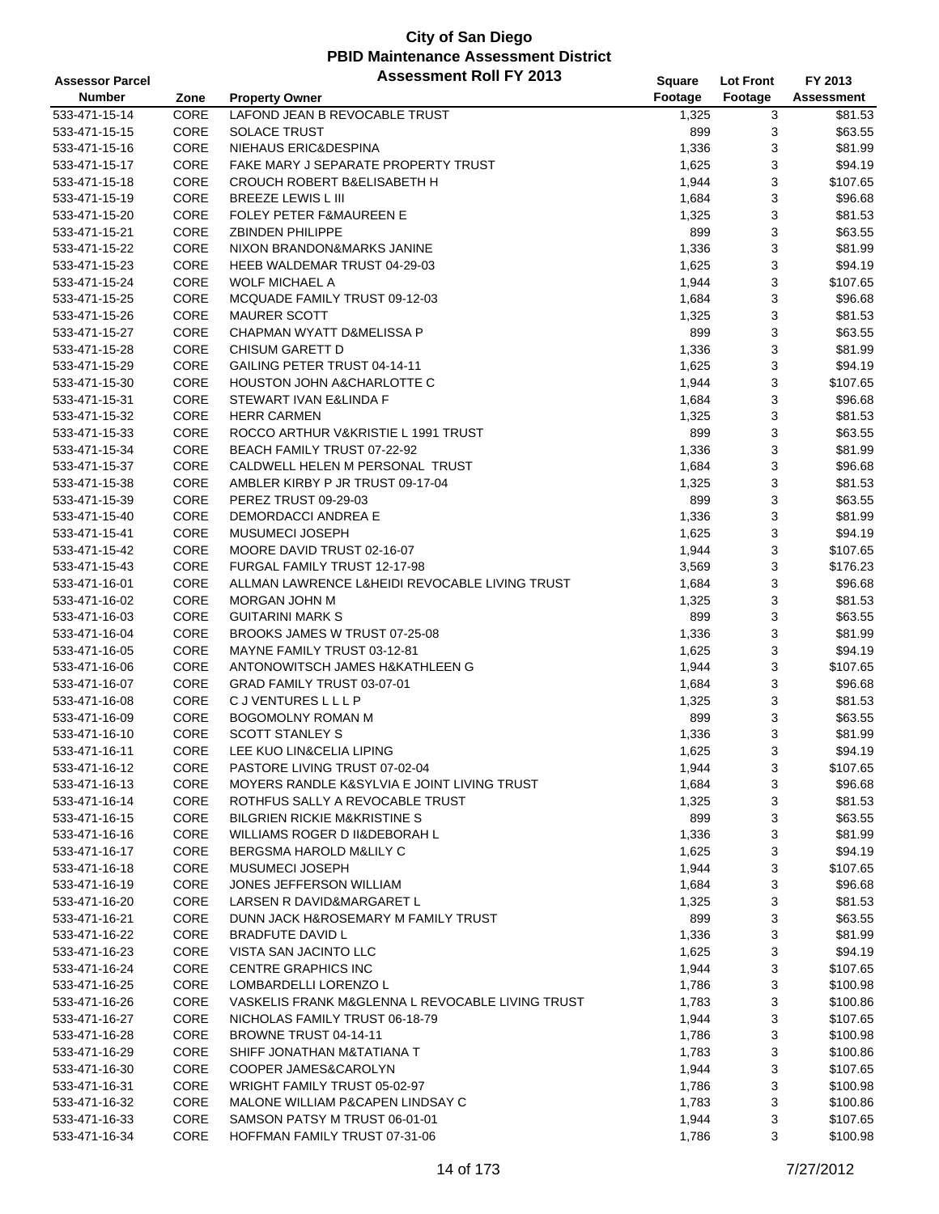# City of San Diego
## PBID Maintenance Assessment District
### Assessment Roll FY 2013

| Assessor Parcel Number | Zone | Property Owner | Square Footage | Lot Front Footage | FY 2013 Assessment |
|---|---|---|---|---|---|
| 533-471-15-14 | CORE | LAFOND JEAN B REVOCABLE TRUST | 1,325 | 3 | $81.53 |
| 533-471-15-15 | CORE | SOLACE TRUST | 899 | 3 | $63.55 |
| 533-471-15-16 | CORE | NIEHAUS ERIC&DESPINA | 1,336 | 3 | $81.99 |
| 533-471-15-17 | CORE | FAKE MARY J SEPARATE PROPERTY TRUST | 1,625 | 3 | $94.19 |
| 533-471-15-18 | CORE | CROUCH ROBERT B&ELISABETH H | 1,944 | 3 | $107.65 |
| 533-471-15-19 | CORE | BREEZE LEWIS L III | 1,684 | 3 | $96.68 |
| 533-471-15-20 | CORE | FOLEY PETER F&MAUREEN E | 1,325 | 3 | $81.53 |
| 533-471-15-21 | CORE | ZBINDEN PHILIPPE | 899 | 3 | $63.55 |
| 533-471-15-22 | CORE | NIXON BRANDON&MARKS JANINE | 1,336 | 3 | $81.99 |
| 533-471-15-23 | CORE | HEEB WALDEMAR TRUST 04-29-03 | 1,625 | 3 | $94.19 |
| 533-471-15-24 | CORE | WOLF MICHAEL A | 1,944 | 3 | $107.65 |
| 533-471-15-25 | CORE | MCQUADE FAMILY TRUST 09-12-03 | 1,684 | 3 | $96.68 |
| 533-471-15-26 | CORE | MAURER SCOTT | 1,325 | 3 | $81.53 |
| 533-471-15-27 | CORE | CHAPMAN WYATT D&MELISSA P | 899 | 3 | $63.55 |
| 533-471-15-28 | CORE | CHISUM GARETT D | 1,336 | 3 | $81.99 |
| 533-471-15-29 | CORE | GAILING PETER TRUST 04-14-11 | 1,625 | 3 | $94.19 |
| 533-471-15-30 | CORE | HOUSTON JOHN A&CHARLOTTE C | 1,944 | 3 | $107.65 |
| 533-471-15-31 | CORE | STEWART IVAN E&LINDA F | 1,684 | 3 | $96.68 |
| 533-471-15-32 | CORE | HERR CARMEN | 1,325 | 3 | $81.53 |
| 533-471-15-33 | CORE | ROCCO ARTHUR V&KRISTIE L 1991 TRUST | 899 | 3 | $63.55 |
| 533-471-15-34 | CORE | BEACH FAMILY TRUST 07-22-92 | 1,336 | 3 | $81.99 |
| 533-471-15-37 | CORE | CALDWELL HELEN M PERSONAL TRUST | 1,684 | 3 | $96.68 |
| 533-471-15-38 | CORE | AMBLER KIRBY P JR TRUST 09-17-04 | 1,325 | 3 | $81.53 |
| 533-471-15-39 | CORE | PEREZ TRUST 09-29-03 | 899 | 3 | $63.55 |
| 533-471-15-40 | CORE | DEMORDACCI ANDREA E | 1,336 | 3 | $81.99 |
| 533-471-15-41 | CORE | MUSUMECI JOSEPH | 1,625 | 3 | $94.19 |
| 533-471-15-42 | CORE | MOORE DAVID TRUST 02-16-07 | 1,944 | 3 | $107.65 |
| 533-471-15-43 | CORE | FURGAL FAMILY TRUST 12-17-98 | 3,569 | 3 | $176.23 |
| 533-471-16-01 | CORE | ALLMAN LAWRENCE L&HEIDI REVOCABLE LIVING TRUST | 1,684 | 3 | $96.68 |
| 533-471-16-02 | CORE | MORGAN JOHN M | 1,325 | 3 | $81.53 |
| 533-471-16-03 | CORE | GUITARINI MARK S | 899 | 3 | $63.55 |
| 533-471-16-04 | CORE | BROOKS JAMES W TRUST 07-25-08 | 1,336 | 3 | $81.99 |
| 533-471-16-05 | CORE | MAYNE FAMILY TRUST 03-12-81 | 1,625 | 3 | $94.19 |
| 533-471-16-06 | CORE | ANTONOWITSCH JAMES H&KATHLEEN G | 1,944 | 3 | $107.65 |
| 533-471-16-07 | CORE | GRAD FAMILY TRUST 03-07-01 | 1,684 | 3 | $96.68 |
| 533-471-16-08 | CORE | C J VENTURES L L L P | 1,325 | 3 | $81.53 |
| 533-471-16-09 | CORE | BOGOMOLNY ROMAN M | 899 | 3 | $63.55 |
| 533-471-16-10 | CORE | SCOTT STANLEY S | 1,336 | 3 | $81.99 |
| 533-471-16-11 | CORE | LEE KUO LIN&CELIA LIPING | 1,625 | 3 | $94.19 |
| 533-471-16-12 | CORE | PASTORE LIVING TRUST 07-02-04 | 1,944 | 3 | $107.65 |
| 533-471-16-13 | CORE | MOYERS RANDLE K&SYLVIA E JOINT LIVING TRUST | 1,684 | 3 | $96.68 |
| 533-471-16-14 | CORE | ROTHFUS SALLY A REVOCABLE TRUST | 1,325 | 3 | $81.53 |
| 533-471-16-15 | CORE | BILGRIEN RICKIE M&KRISTINE S | 899 | 3 | $63.55 |
| 533-471-16-16 | CORE | WILLIAMS ROGER D II&DEBORAH L | 1,336 | 3 | $81.99 |
| 533-471-16-17 | CORE | BERGSMA HAROLD M&LILY C | 1,625 | 3 | $94.19 |
| 533-471-16-18 | CORE | MUSUMECI JOSEPH | 1,944 | 3 | $107.65 |
| 533-471-16-19 | CORE | JONES JEFFERSON WILLIAM | 1,684 | 3 | $96.68 |
| 533-471-16-20 | CORE | LARSEN R DAVID&MARGARET L | 1,325 | 3 | $81.53 |
| 533-471-16-21 | CORE | DUNN JACK H&ROSEMARY M FAMILY TRUST | 899 | 3 | $63.55 |
| 533-471-16-22 | CORE | BRADFUTE DAVID L | 1,336 | 3 | $81.99 |
| 533-471-16-23 | CORE | VISTA SAN JACINTO LLC | 1,625 | 3 | $94.19 |
| 533-471-16-24 | CORE | CENTRE GRAPHICS INC | 1,944 | 3 | $107.65 |
| 533-471-16-25 | CORE | LOMBARDELLI LORENZO L | 1,786 | 3 | $100.98 |
| 533-471-16-26 | CORE | VASKELIS FRANK M&GLENNA L REVOCABLE LIVING TRUST | 1,783 | 3 | $100.86 |
| 533-471-16-27 | CORE | NICHOLAS FAMILY TRUST 06-18-79 | 1,944 | 3 | $107.65 |
| 533-471-16-28 | CORE | BROWNE TRUST 04-14-11 | 1,786 | 3 | $100.98 |
| 533-471-16-29 | CORE | SHIFF JONATHAN M&TATIANA T | 1,783 | 3 | $100.86 |
| 533-471-16-30 | CORE | COOPER JAMES&CAROLYN | 1,944 | 3 | $107.65 |
| 533-471-16-31 | CORE | WRIGHT FAMILY TRUST 05-02-97 | 1,786 | 3 | $100.98 |
| 533-471-16-32 | CORE | MALONE WILLIAM P&CAPEN LINDSAY C | 1,783 | 3 | $100.86 |
| 533-471-16-33 | CORE | SAMSON PATSY M TRUST 06-01-01 | 1,944 | 3 | $107.65 |
| 533-471-16-34 | CORE | HOFFMAN FAMILY TRUST 07-31-06 | 1,786 | 3 | $100.98 |

7/27/2012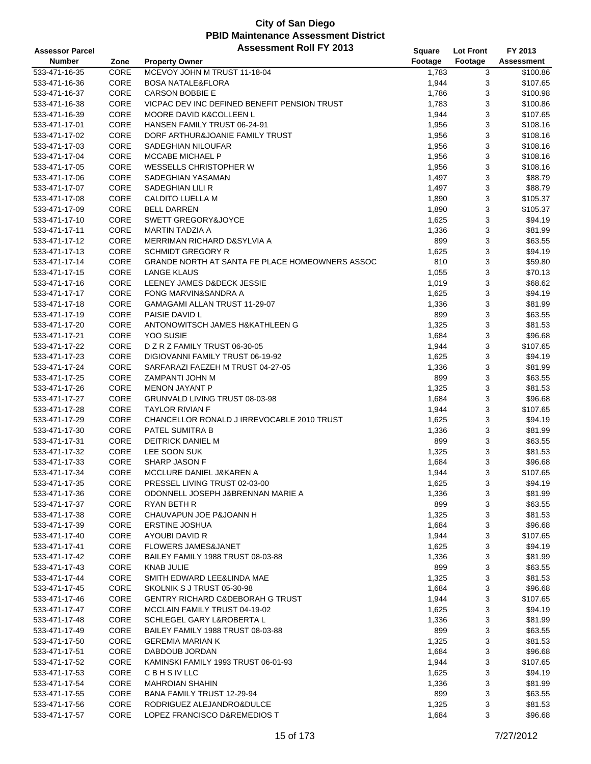# City of San Diego
## PBID Maintenance Assessment District
### Assessment Roll FY 2013

| Assessor Parcel Number | Zone | Property Owner | Square Footage | Lot Front Footage | FY 2013 Assessment |
|---|---|---|---|---|---|
| 533-471-16-35 | CORE | MCEVOY JOHN M TRUST 11-18-04 | 1,783 | 3 | $100.86 |
| 533-471-16-36 | CORE | BOSA NATALE&FLORA | 1,944 | 3 | $107.65 |
| 533-471-16-37 | CORE | CARSON BOBBIE E | 1,786 | 3 | $100.98 |
| 533-471-16-38 | CORE | VICPAC DEV INC DEFINED BENEFIT PENSION TRUST | 1,783 | 3 | $100.86 |
| 533-471-16-39 | CORE | MOORE DAVID K&COLLEEN L | 1,944 | 3 | $107.65 |
| 533-471-17-01 | CORE | HANSEN FAMILY TRUST 06-24-91 | 1,956 | 3 | $108.16 |
| 533-471-17-02 | CORE | DORF ARTHUR&JOANIE FAMILY TRUST | 1,956 | 3 | $108.16 |
| 533-471-17-03 | CORE | SADEGHIAN NILOUFAR | 1,956 | 3 | $108.16 |
| 533-471-17-04 | CORE | MCCABE MICHAEL P | 1,956 | 3 | $108.16 |
| 533-471-17-05 | CORE | WESSELLS CHRISTOPHER W | 1,956 | 3 | $108.16 |
| 533-471-17-06 | CORE | SADEGHIAN YASAMAN | 1,497 | 3 | $88.79 |
| 533-471-17-07 | CORE | SADEGHIAN LILI R | 1,497 | 3 | $88.79 |
| 533-471-17-08 | CORE | CALDITO LUELLA M | 1,890 | 3 | $105.37 |
| 533-471-17-09 | CORE | BELL DARREN | 1,890 | 3 | $105.37 |
| 533-471-17-10 | CORE | SWETT GREGORY&JOYCE | 1,625 | 3 | $94.19 |
| 533-471-17-11 | CORE | MARTIN TADZIA A | 1,336 | 3 | $81.99 |
| 533-471-17-12 | CORE | MERRIMAN RICHARD D&SYLVIA A | 899 | 3 | $63.55 |
| 533-471-17-13 | CORE | SCHMIDT GREGORY R | 1,625 | 3 | $94.19 |
| 533-471-17-14 | CORE | GRANDE NORTH AT SANTA FE PLACE HOMEOWNERS ASSOC | 810 | 3 | $59.80 |
| 533-471-17-15 | CORE | LANGE KLAUS | 1,055 | 3 | $70.13 |
| 533-471-17-16 | CORE | LEENEY JAMES D&DECK JESSIE | 1,019 | 3 | $68.62 |
| 533-471-17-17 | CORE | FONG MARVIN&SANDRA A | 1,625 | 3 | $94.19 |
| 533-471-17-18 | CORE | GAMAGAMI ALLAN TRUST 11-29-07 | 1,336 | 3 | $81.99 |
| 533-471-17-19 | CORE | PAISIE DAVID L | 899 | 3 | $63.55 |
| 533-471-17-20 | CORE | ANTONOWITSCH JAMES H&KATHLEEN G | 1,325 | 3 | $81.53 |
| 533-471-17-21 | CORE | YOO SUSIE | 1,684 | 3 | $96.68 |
| 533-471-17-22 | CORE | D Z R Z FAMILY TRUST 06-30-05 | 1,944 | 3 | $107.65 |
| 533-471-17-23 | CORE | DIGIOVANNI FAMILY TRUST 06-19-92 | 1,625 | 3 | $94.19 |
| 533-471-17-24 | CORE | SARFARAZI FAEZEH M TRUST 04-27-05 | 1,336 | 3 | $81.99 |
| 533-471-17-25 | CORE | ZAMPANTI JOHN M | 899 | 3 | $63.55 |
| 533-471-17-26 | CORE | MENON JAYANT P | 1,325 | 3 | $81.53 |
| 533-471-17-27 | CORE | GRUNVALD LIVING TRUST 08-03-98 | 1,684 | 3 | $96.68 |
| 533-471-17-28 | CORE | TAYLOR RIVIAN F | 1,944 | 3 | $107.65 |
| 533-471-17-29 | CORE | CHANCELLOR RONALD J IRREVOCABLE 2010 TRUST | 1,625 | 3 | $94.19 |
| 533-471-17-30 | CORE | PATEL SUMITRA B | 1,336 | 3 | $81.99 |
| 533-471-17-31 | CORE | DEITRICK DANIEL M | 899 | 3 | $63.55 |
| 533-471-17-32 | CORE | LEE SOON SUK | 1,325 | 3 | $81.53 |
| 533-471-17-33 | CORE | SHARP JASON F | 1,684 | 3 | $96.68 |
| 533-471-17-34 | CORE | MCCLURE DANIEL J&KAREN A | 1,944 | 3 | $107.65 |
| 533-471-17-35 | CORE | PRESSEL LIVING TRUST 02-03-00 | 1,625 | 3 | $94.19 |
| 533-471-17-36 | CORE | ODONNELL JOSEPH J&BRENNAN MARIE A | 1,336 | 3 | $81.99 |
| 533-471-17-37 | CORE | RYAN BETH R | 899 | 3 | $63.55 |
| 533-471-17-38 | CORE | CHAUVAPUN JOE P&JOANN H | 1,325 | 3 | $81.53 |
| 533-471-17-39 | CORE | ERSTINE JOSHUA | 1,684 | 3 | $96.68 |
| 533-471-17-40 | CORE | AYOUBI DAVID R | 1,944 | 3 | $107.65 |
| 533-471-17-41 | CORE | FLOWERS JAMES&JANET | 1,625 | 3 | $94.19 |
| 533-471-17-42 | CORE | BAILEY FAMILY 1988 TRUST 08-03-88 | 1,336 | 3 | $81.99 |
| 533-471-17-43 | CORE | KNAB JULIE | 899 | 3 | $63.55 |
| 533-471-17-44 | CORE | SMITH EDWARD LEE&LINDA MAE | 1,325 | 3 | $81.53 |
| 533-471-17-45 | CORE | SKOLNIK S J TRUST 05-30-98 | 1,684 | 3 | $96.68 |
| 533-471-17-46 | CORE | GENTRY RICHARD C&DEBORAH G TRUST | 1,944 | 3 | $107.65 |
| 533-471-17-47 | CORE | MCCLAIN FAMILY TRUST 04-19-02 | 1,625 | 3 | $94.19 |
| 533-471-17-48 | CORE | SCHLEGEL GARY L&ROBERTA L | 1,336 | 3 | $81.99 |
| 533-471-17-49 | CORE | BAILEY FAMILY 1988 TRUST 08-03-88 | 899 | 3 | $63.55 |
| 533-471-17-50 | CORE | GEREMIA MARIAN K | 1,325 | 3 | $81.53 |
| 533-471-17-51 | CORE | DABDOUB JORDAN | 1,684 | 3 | $96.68 |
| 533-471-17-52 | CORE | KAMINSKI FAMILY 1993 TRUST 06-01-93 | 1,944 | 3 | $107.65 |
| 533-471-17-53 | CORE | C B H S IV LLC | 1,625 | 3 | $94.19 |
| 533-471-17-54 | CORE | MAHROIAN SHAHIN | 1,336 | 3 | $81.99 |
| 533-471-17-55 | CORE | BANA FAMILY TRUST 12-29-94 | 899 | 3 | $63.55 |
| 533-471-17-56 | CORE | RODRIGUEZ ALEJANDRO&DULCE | 1,325 | 3 | $81.53 |
| 533-471-17-57 | CORE | LOPEZ FRANCISCO D&REMEDIOS T | 1,684 | 3 | $96.68 |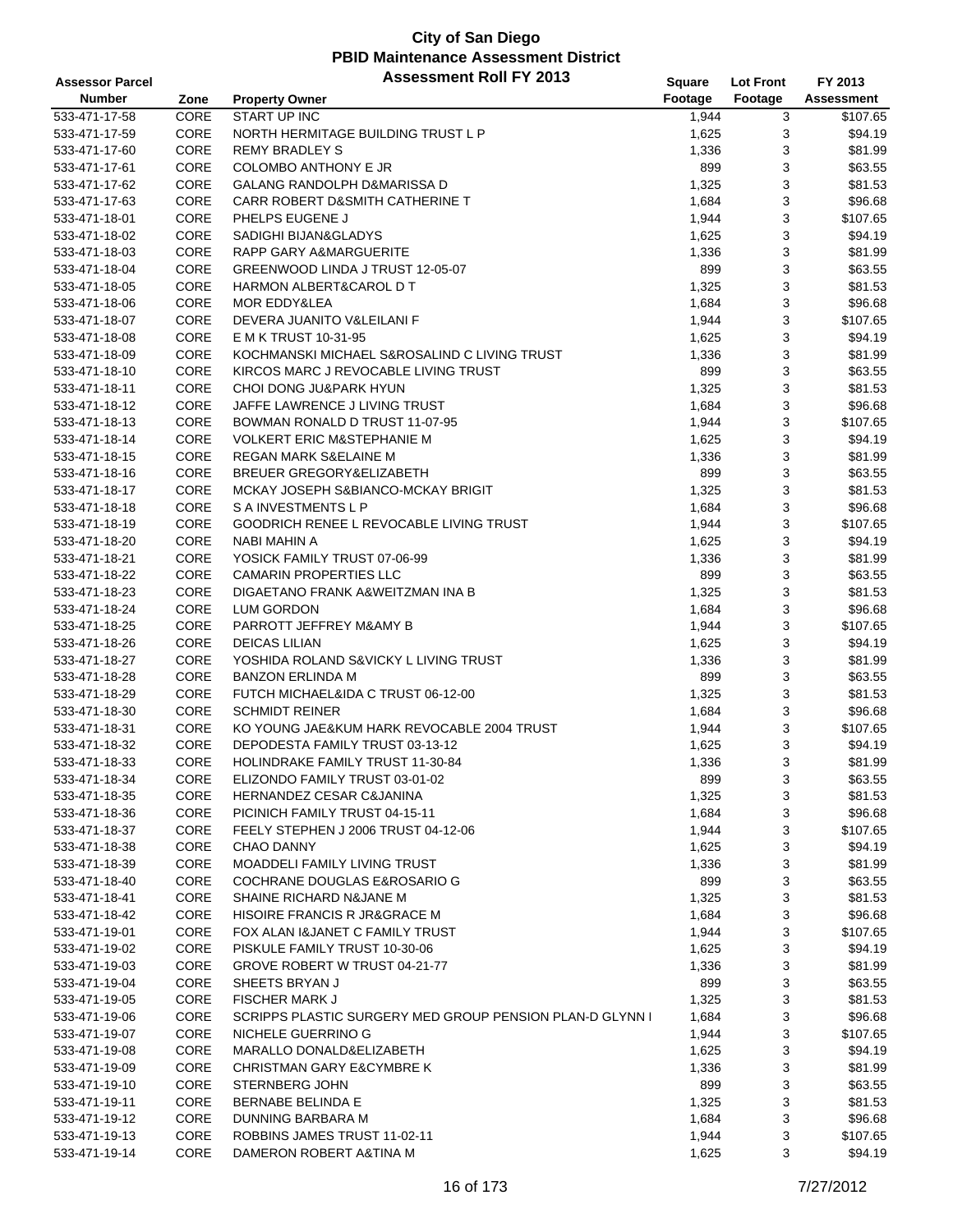# City of San Diego
## PBID Maintenance Assessment District
### Assessment Roll FY 2013

| Assessor Parcel Number | Zone | Property Owner | Square Footage | Lot Front Footage | FY 2013 Assessment |
|---|---|---|---|---|---|
| 533-471-17-58 | CORE | START UP INC | 1,944 | 3 | $107.65 |
| 533-471-17-59 | CORE | NORTH HERMITAGE BUILDING TRUST L P | 1,625 | 3 | $94.19 |
| 533-471-17-60 | CORE | REMY BRADLEY S | 1,336 | 3 | $81.99 |
| 533-471-17-61 | CORE | COLOMBO ANTHONY E JR | 899 | 3 | $63.55 |
| 533-471-17-62 | CORE | GALANG RANDOLPH D&MARISSA D | 1,325 | 3 | $81.53 |
| 533-471-17-63 | CORE | CARR ROBERT D&SMITH CATHERINE T | 1,684 | 3 | $96.68 |
| 533-471-18-01 | CORE | PHELPS EUGENE J | 1,944 | 3 | $107.65 |
| 533-471-18-02 | CORE | SADIGHI BIJAN&GLADYS | 1,625 | 3 | $94.19 |
| 533-471-18-03 | CORE | RAPP GARY A&MARGUERITE | 1,336 | 3 | $81.99 |
| 533-471-18-04 | CORE | GREENWOOD LINDA J TRUST 12-05-07 | 899 | 3 | $63.55 |
| 533-471-18-05 | CORE | HARMON ALBERT&CAROL D T | 1,325 | 3 | $81.53 |
| 533-471-18-06 | CORE | MOR EDDY&LEA | 1,684 | 3 | $96.68 |
| 533-471-18-07 | CORE | DEVERA JUANITO V&LEILANI F | 1,944 | 3 | $107.65 |
| 533-471-18-08 | CORE | E M K TRUST 10-31-95 | 1,625 | 3 | $94.19 |
| 533-471-18-09 | CORE | KOCHMANSKI MICHAEL S&ROSALIND C LIVING TRUST | 1,336 | 3 | $81.99 |
| 533-471-18-10 | CORE | KIRCOS MARC J REVOCABLE LIVING TRUST | 899 | 3 | $63.55 |
| 533-471-18-11 | CORE | CHOI DONG JU&PARK HYUN | 1,325 | 3 | $81.53 |
| 533-471-18-12 | CORE | JAFFE LAWRENCE J LIVING TRUST | 1,684 | 3 | $96.68 |
| 533-471-18-13 | CORE | BOWMAN RONALD D TRUST 11-07-95 | 1,944 | 3 | $107.65 |
| 533-471-18-14 | CORE | VOLKERT ERIC M&STEPHANIE M | 1,625 | 3 | $94.19 |
| 533-471-18-15 | CORE | REGAN MARK S&ELAINE M | 1,336 | 3 | $81.99 |
| 533-471-18-16 | CORE | BREUER GREGORY&ELIZABETH | 899 | 3 | $63.55 |
| 533-471-18-17 | CORE | MCKAY JOSEPH S&BIANCO-MCKAY BRIGIT | 1,325 | 3 | $81.53 |
| 533-471-18-18 | CORE | S A INVESTMENTS L P | 1,684 | 3 | $96.68 |
| 533-471-18-19 | CORE | GOODRICH RENEE L REVOCABLE LIVING TRUST | 1,944 | 3 | $107.65 |
| 533-471-18-20 | CORE | NABI MAHIN A | 1,625 | 3 | $94.19 |
| 533-471-18-21 | CORE | YOSICK FAMILY TRUST 07-06-99 | 1,336 | 3 | $81.99 |
| 533-471-18-22 | CORE | CAMARIN PROPERTIES LLC | 899 | 3 | $63.55 |
| 533-471-18-23 | CORE | DIGAETANO FRANK A&WEITZMAN INA B | 1,325 | 3 | $81.53 |
| 533-471-18-24 | CORE | LUM GORDON | 1,684 | 3 | $96.68 |
| 533-471-18-25 | CORE | PARROTT JEFFREY M&AMY B | 1,944 | 3 | $107.65 |
| 533-471-18-26 | CORE | DEICAS LILIAN | 1,625 | 3 | $94.19 |
| 533-471-18-27 | CORE | YOSHIDA ROLAND S&VICKY L LIVING TRUST | 1,336 | 3 | $81.99 |
| 533-471-18-28 | CORE | BANZON ERLINDA M | 899 | 3 | $63.55 |
| 533-471-18-29 | CORE | FUTCH MICHAEL&IDA C TRUST 06-12-00 | 1,325 | 3 | $81.53 |
| 533-471-18-30 | CORE | SCHMIDT REINER | 1,684 | 3 | $96.68 |
| 533-471-18-31 | CORE | KO YOUNG JAE&KUM HARK REVOCABLE 2004 TRUST | 1,944 | 3 | $107.65 |
| 533-471-18-32 | CORE | DEPODESTA FAMILY TRUST 03-13-12 | 1,625 | 3 | $94.19 |
| 533-471-18-33 | CORE | HOLINDRAKE FAMILY TRUST 11-30-84 | 1,336 | 3 | $81.99 |
| 533-471-18-34 | CORE | ELIZONDO FAMILY TRUST 03-01-02 | 899 | 3 | $63.55 |
| 533-471-18-35 | CORE | HERNANDEZ CESAR C&JANINA | 1,325 | 3 | $81.53 |
| 533-471-18-36 | CORE | PICINICH FAMILY TRUST 04-15-11 | 1,684 | 3 | $96.68 |
| 533-471-18-37 | CORE | FEELY STEPHEN J 2006 TRUST 04-12-06 | 1,944 | 3 | $107.65 |
| 533-471-18-38 | CORE | CHAO DANNY | 1,625 | 3 | $94.19 |
| 533-471-18-39 | CORE | MOADDELI FAMILY LIVING TRUST | 1,336 | 3 | $81.99 |
| 533-471-18-40 | CORE | COCHRANE DOUGLAS E&ROSARIO G | 899 | 3 | $63.55 |
| 533-471-18-41 | CORE | SHAINE RICHARD N&JANE M | 1,325 | 3 | $81.53 |
| 533-471-18-42 | CORE | HISOIRE FRANCIS R JR&GRACE M | 1,684 | 3 | $96.68 |
| 533-471-19-01 | CORE | FOX ALAN I&JANET C FAMILY TRUST | 1,944 | 3 | $107.65 |
| 533-471-19-02 | CORE | PISKULE FAMILY TRUST 10-30-06 | 1,625 | 3 | $94.19 |
| 533-471-19-03 | CORE | GROVE ROBERT W TRUST 04-21-77 | 1,336 | 3 | $81.99 |
| 533-471-19-04 | CORE | SHEETS BRYAN J | 899 | 3 | $63.55 |
| 533-471-19-05 | CORE | FISCHER MARK J | 1,325 | 3 | $81.53 |
| 533-471-19-06 | CORE | SCRIPPS PLASTIC SURGERY MED GROUP PENSION PLAN-D GLYNN I | 1,684 | 3 | $96.68 |
| 533-471-19-07 | CORE | NICHELE GUERRINO G | 1,944 | 3 | $107.65 |
| 533-471-19-08 | CORE | MARALLO DONALD&ELIZABETH | 1,625 | 3 | $94.19 |
| 533-471-19-09 | CORE | CHRISTMAN GARY E&CYMBRE K | 1,336 | 3 | $81.99 |
| 533-471-19-10 | CORE | STERNBERG JOHN | 899 | 3 | $63.55 |
| 533-471-19-11 | CORE | BERNABE BELINDA E | 1,325 | 3 | $81.53 |
| 533-471-19-12 | CORE | DUNNING BARBARA M | 1,684 | 3 | $96.68 |
| 533-471-19-13 | CORE | ROBBINS JAMES TRUST 11-02-11 | 1,944 | 3 | $107.65 |
| 533-471-19-14 | CORE | DAMERON ROBERT A&TINA M | 1,625 | 3 | $94.19 |

7/27/2012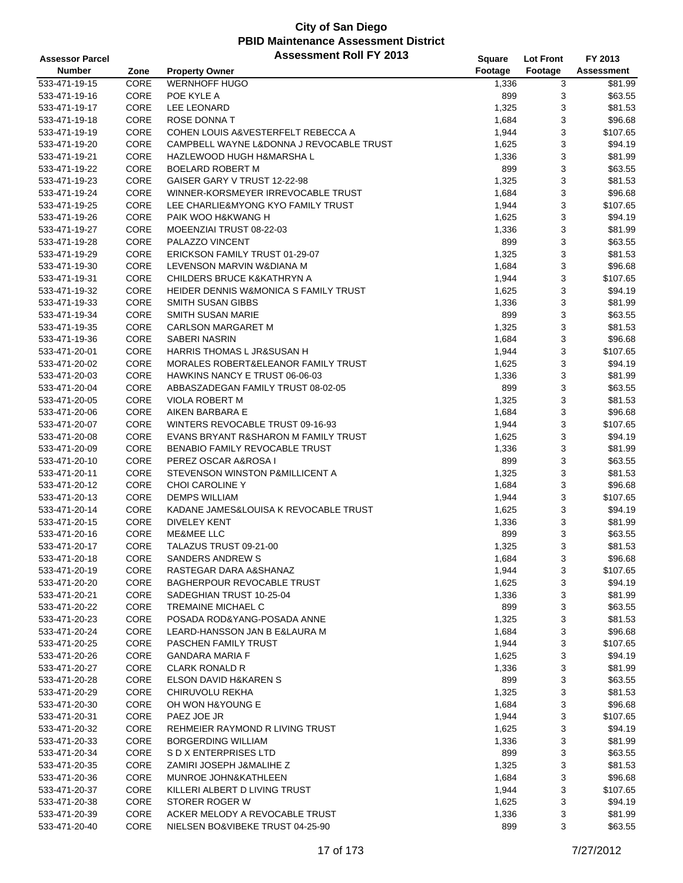# City of San Diego
## PBID Maintenance Assessment District
### Assessment Roll FY 2013

| Assessor Parcel Number | Zone | Property Owner | Square Footage | Lot Front Footage | FY 2013 Assessment |
|---|---|---|---|---|---|
| 533-471-19-15 | CORE | WERNHOFF HUGO | 1,336 | 3 | $81.99 |
| 533-471-19-16 | CORE | POE KYLE A | 899 | 3 | $63.55 |
| 533-471-19-17 | CORE | LEE LEONARD | 1,325 | 3 | $81.53 |
| 533-471-19-18 | CORE | ROSE DONNA T | 1,684 | 3 | $96.68 |
| 533-471-19-19 | CORE | COHEN LOUIS A&VESTERFELT REBECCA A | 1,944 | 3 | $107.65 |
| 533-471-19-20 | CORE | CAMPBELL WAYNE L&DONNA J REVOCABLE TRUST | 1,625 | 3 | $94.19 |
| 533-471-19-21 | CORE | HAZLEWOOD HUGH H&MARSHA L | 1,336 | 3 | $81.99 |
| 533-471-19-22 | CORE | BOELARD ROBERT M | 899 | 3 | $63.55 |
| 533-471-19-23 | CORE | GAISER GARY V TRUST 12-22-98 | 1,325 | 3 | $81.53 |
| 533-471-19-24 | CORE | WINNER-KORSMEYER IRREVOCABLE TRUST | 1,684 | 3 | $96.68 |
| 533-471-19-25 | CORE | LEE CHARLIE&MYONG KYO FAMILY TRUST | 1,944 | 3 | $107.65 |
| 533-471-19-26 | CORE | PAIK WOO H&KWANG H | 1,625 | 3 | $94.19 |
| 533-471-19-27 | CORE | MOEENZIAI TRUST 08-22-03 | 1,336 | 3 | $81.99 |
| 533-471-19-28 | CORE | PALAZZO VINCENT | 899 | 3 | $63.55 |
| 533-471-19-29 | CORE | ERICKSON FAMILY TRUST 01-29-07 | 1,325 | 3 | $81.53 |
| 533-471-19-30 | CORE | LEVENSON MARVIN W&DIANA M | 1,684 | 3 | $96.68 |
| 533-471-19-31 | CORE | CHILDERS BRUCE K&KATHRYN A | 1,944 | 3 | $107.65 |
| 533-471-19-32 | CORE | HEIDER DENNIS W&MONICA S FAMILY TRUST | 1,625 | 3 | $94.19 |
| 533-471-19-33 | CORE | SMITH SUSAN GIBBS | 1,336 | 3 | $81.99 |
| 533-471-19-34 | CORE | SMITH SUSAN MARIE | 899 | 3 | $63.55 |
| 533-471-19-35 | CORE | CARLSON MARGARET M | 1,325 | 3 | $81.53 |
| 533-471-19-36 | CORE | SABERI NASRIN | 1,684 | 3 | $96.68 |
| 533-471-20-01 | CORE | HARRIS THOMAS L JR&SUSAN H | 1,944 | 3 | $107.65 |
| 533-471-20-02 | CORE | MORALES ROBERT&ELEANOR FAMILY TRUST | 1,625 | 3 | $94.19 |
| 533-471-20-03 | CORE | HAWKINS NANCY E TRUST 06-06-03 | 1,336 | 3 | $81.99 |
| 533-471-20-04 | CORE | ABBASZADEGAN FAMILY TRUST 08-02-05 | 899 | 3 | $63.55 |
| 533-471-20-05 | CORE | VIOLA ROBERT M | 1,325 | 3 | $81.53 |
| 533-471-20-06 | CORE | AIKEN BARBARA E | 1,684 | 3 | $96.68 |
| 533-471-20-07 | CORE | WINTERS REVOCABLE TRUST 09-16-93 | 1,944 | 3 | $107.65 |
| 533-471-20-08 | CORE | EVANS BRYANT R&SHARON M FAMILY TRUST | 1,625 | 3 | $94.19 |
| 533-471-20-09 | CORE | BENABIO FAMILY REVOCABLE TRUST | 1,336 | 3 | $81.99 |
| 533-471-20-10 | CORE | PEREZ OSCAR A&ROSA I | 899 | 3 | $63.55 |
| 533-471-20-11 | CORE | STEVENSON WINSTON P&MILLICENT A | 1,325 | 3 | $81.53 |
| 533-471-20-12 | CORE | CHOI CAROLINE Y | 1,684 | 3 | $96.68 |
| 533-471-20-13 | CORE | DEMPS WILLIAM | 1,944 | 3 | $107.65 |
| 533-471-20-14 | CORE | KADANE JAMES&LOUISA K REVOCABLE TRUST | 1,625 | 3 | $94.19 |
| 533-471-20-15 | CORE | DIVELEY KENT | 1,336 | 3 | $81.99 |
| 533-471-20-16 | CORE | ME&MEE LLC | 899 | 3 | $63.55 |
| 533-471-20-17 | CORE | TALAZUS TRUST 09-21-00 | 1,325 | 3 | $81.53 |
| 533-471-20-18 | CORE | SANDERS ANDREW S | 1,684 | 3 | $96.68 |
| 533-471-20-19 | CORE | RASTEGAR DARA A&SHANAZ | 1,944 | 3 | $107.65 |
| 533-471-20-20 | CORE | BAGHERPOUR REVOCABLE TRUST | 1,625 | 3 | $94.19 |
| 533-471-20-21 | CORE | SADEGHIAN TRUST 10-25-04 | 1,336 | 3 | $81.99 |
| 533-471-20-22 | CORE | TREMAINE MICHAEL C | 899 | 3 | $63.55 |
| 533-471-20-23 | CORE | POSADA ROD&YANG-POSADA ANNE | 1,325 | 3 | $81.53 |
| 533-471-20-24 | CORE | LEARD-HANSSON JAN B E&LAURA M | 1,684 | 3 | $96.68 |
| 533-471-20-25 | CORE | PASCHEN FAMILY TRUST | 1,944 | 3 | $107.65 |
| 533-471-20-26 | CORE | GANDARA MARIA F | 1,625 | 3 | $94.19 |
| 533-471-20-27 | CORE | CLARK RONALD R | 1,336 | 3 | $81.99 |
| 533-471-20-28 | CORE | ELSON DAVID H&KAREN S | 899 | 3 | $63.55 |
| 533-471-20-29 | CORE | CHIRUVOLU REKHA | 1,325 | 3 | $81.53 |
| 533-471-20-30 | CORE | OH WON H&YOUNG E | 1,684 | 3 | $96.68 |
| 533-471-20-31 | CORE | PAEZ JOE JR | 1,944 | 3 | $107.65 |
| 533-471-20-32 | CORE | REHMEIER RAYMOND R LIVING TRUST | 1,625 | 3 | $94.19 |
| 533-471-20-33 | CORE | BORGERDING WILLIAM | 1,336 | 3 | $81.99 |
| 533-471-20-34 | CORE | S D X ENTERPRISES LTD | 899 | 3 | $63.55 |
| 533-471-20-35 | CORE | ZAMIRI JOSEPH J&MALIHE Z | 1,325 | 3 | $81.53 |
| 533-471-20-36 | CORE | MUNROE JOHN&KATHLEEN | 1,684 | 3 | $96.68 |
| 533-471-20-37 | CORE | KILLERI ALBERT D LIVING TRUST | 1,944 | 3 | $107.65 |
| 533-471-20-38 | CORE | STORER ROGER W | 1,625 | 3 | $94.19 |
| 533-471-20-39 | CORE | ACKER MELODY A REVOCABLE TRUST | 1,336 | 3 | $81.99 |
| 533-471-20-40 | CORE | NIELSEN BO&VIBEKE TRUST 04-25-90 | 899 | 3 | $63.55 |

7/27/2012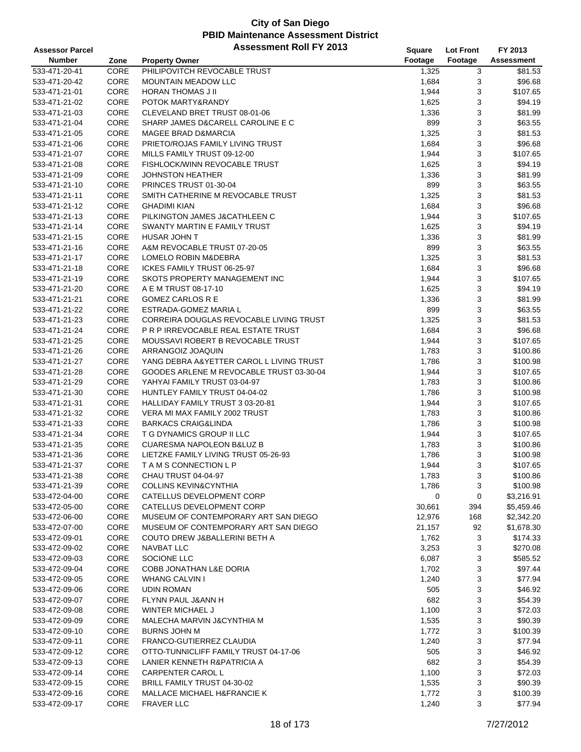# City of San Diego
## PBID Maintenance Assessment District
### Assessment Roll FY 2013

| Assessor Parcel Number | Zone | Property Owner | Square Footage | Lot Front Footage | FY 2013 Assessment |
|---|---|---|---|---|---|
| 533-471-20-41 | CORE | PHILIPOVITCH REVOCABLE TRUST | 1,325 | 3 | $81.53 |
| 533-471-20-42 | CORE | MOUNTAIN MEADOW LLC | 1,684 | 3 | $96.68 |
| 533-471-21-01 | CORE | HORAN THOMAS J II | 1,944 | 3 | $107.65 |
| 533-471-21-02 | CORE | POTOK MARTY&RANDY | 1,625 | 3 | $94.19 |
| 533-471-21-03 | CORE | CLEVELAND BRET TRUST 08-01-06 | 1,336 | 3 | $81.99 |
| 533-471-21-04 | CORE | SHARP JAMES D&CARELL CAROLINE E C | 899 | 3 | $63.55 |
| 533-471-21-05 | CORE | MAGEE BRAD D&MARCIA | 1,325 | 3 | $81.53 |
| 533-471-21-06 | CORE | PRIETO/ROJAS FAMILY LIVING TRUST | 1,684 | 3 | $96.68 |
| 533-471-21-07 | CORE | MILLS FAMILY TRUST 09-12-00 | 1,944 | 3 | $107.65 |
| 533-471-21-08 | CORE | FISHLOCK/WINN REVOCABLE TRUST | 1,625 | 3 | $94.19 |
| 533-471-21-09 | CORE | JOHNSTON HEATHER | 1,336 | 3 | $81.99 |
| 533-471-21-10 | CORE | PRINCES TRUST 01-30-04 | 899 | 3 | $63.55 |
| 533-471-21-11 | CORE | SMITH CATHERINE M REVOCABLE TRUST | 1,325 | 3 | $81.53 |
| 533-471-21-12 | CORE | GHADIMI KIAN | 1,684 | 3 | $96.68 |
| 533-471-21-13 | CORE | PILKINGTON JAMES J&CATHLEEN C | 1,944 | 3 | $107.65 |
| 533-471-21-14 | CORE | SWANTY MARTIN E FAMILY TRUST | 1,625 | 3 | $94.19 |
| 533-471-21-15 | CORE | HUSAR JOHN T | 1,336 | 3 | $81.99 |
| 533-471-21-16 | CORE | A&M REVOCABLE TRUST 07-20-05 | 899 | 3 | $63.55 |
| 533-471-21-17 | CORE | LOMELO ROBIN M&DEBRA | 1,325 | 3 | $81.53 |
| 533-471-21-18 | CORE | ICKES FAMILY TRUST 06-25-97 | 1,684 | 3 | $96.68 |
| 533-471-21-19 | CORE | SKOTS PROPERTY MANAGEMENT INC | 1,944 | 3 | $107.65 |
| 533-471-21-20 | CORE | A E M TRUST 08-17-10 | 1,625 | 3 | $94.19 |
| 533-471-21-21 | CORE | GOMEZ CARLOS R E | 1,336 | 3 | $81.99 |
| 533-471-21-22 | CORE | ESTRADA-GOMEZ MARIA L | 899 | 3 | $63.55 |
| 533-471-21-23 | CORE | CORREIRA DOUGLAS REVOCABLE LIVING TRUST | 1,325 | 3 | $81.53 |
| 533-471-21-24 | CORE | P R P IRREVOCABLE REAL ESTATE TRUST | 1,684 | 3 | $96.68 |
| 533-471-21-25 | CORE | MOUSSAVI ROBERT B REVOCABLE TRUST | 1,944 | 3 | $107.65 |
| 533-471-21-26 | CORE | ARRANGOIZ JOAQUIN | 1,783 | 3 | $100.86 |
| 533-471-21-27 | CORE | YANG DEBRA A&YETTER CAROL L LIVING TRUST | 1,786 | 3 | $100.98 |
| 533-471-21-28 | CORE | GOODES ARLENE M REVOCABLE TRUST 03-30-04 | 1,944 | 3 | $107.65 |
| 533-471-21-29 | CORE | YAHYAI FAMILY TRUST 03-04-97 | 1,783 | 3 | $100.86 |
| 533-471-21-30 | CORE | HUNTLEY FAMILY TRUST 04-04-02 | 1,786 | 3 | $100.98 |
| 533-471-21-31 | CORE | HALLIDAY FAMILY TRUST 3 03-20-81 | 1,944 | 3 | $107.65 |
| 533-471-21-32 | CORE | VERA MI MAX FAMILY 2002 TRUST | 1,783 | 3 | $100.86 |
| 533-471-21-33 | CORE | BARKACS CRAIG&LINDA | 1,786 | 3 | $100.98 |
| 533-471-21-34 | CORE | T G DYNAMICS GROUP II LLC | 1,944 | 3 | $107.65 |
| 533-471-21-35 | CORE | CUARESMA NAPOLEON B&LUZ B | 1,783 | 3 | $100.86 |
| 533-471-21-36 | CORE | LIETZKE FAMILY LIVING TRUST 05-26-93 | 1,786 | 3 | $100.98 |
| 533-471-21-37 | CORE | T A M S CONNECTION L P | 1,944 | 3 | $107.65 |
| 533-471-21-38 | CORE | CHAU TRUST 04-04-97 | 1,783 | 3 | $100.86 |
| 533-471-21-39 | CORE | COLLINS KEVIN&CYNTHIA | 1,786 | 3 | $100.98 |
| 533-472-04-00 | CORE | CATELLUS DEVELOPMENT CORP | 0 | 0 | $3,216.91 |
| 533-472-05-00 | CORE | CATELLUS DEVELOPMENT CORP | 30,661 | 394 | $5,459.46 |
| 533-472-06-00 | CORE | MUSEUM OF CONTEMPORARY ART SAN DIEGO | 12,976 | 168 | $2,342.20 |
| 533-472-07-00 | CORE | MUSEUM OF CONTEMPORARY ART SAN DIEGO | 21,157 | 92 | $1,678.30 |
| 533-472-09-01 | CORE | COUTO DREW J&BALLERINI BETH A | 1,762 | 3 | $174.33 |
| 533-472-09-02 | CORE | NAVBAT LLC | 3,253 | 3 | $270.08 |
| 533-472-09-03 | CORE | SOCIONE LLC | 6,087 | 3 | $585.52 |
| 533-472-09-04 | CORE | COBB JONATHAN L&E DORIA | 1,702 | 3 | $97.44 |
| 533-472-09-05 | CORE | WHANG CALVIN I | 1,240 | 3 | $77.94 |
| 533-472-09-06 | CORE | UDIN ROMAN | 505 | 3 | $46.92 |
| 533-472-09-07 | CORE | FLYNN PAUL J&ANN H | 682 | 3 | $54.39 |
| 533-472-09-08 | CORE | WINTER MICHAEL J | 1,100 | 3 | $72.03 |
| 533-472-09-09 | CORE | MALECHA MARVIN J&CYNTHIA M | 1,535 | 3 | $90.39 |
| 533-472-09-10 | CORE | BURNS JOHN M | 1,772 | 3 | $100.39 |
| 533-472-09-11 | CORE | FRANCO-GUTIERREZ CLAUDIA | 1,240 | 3 | $77.94 |
| 533-472-09-12 | CORE | OTTO-TUNNICLIFF FAMILY TRUST 04-17-06 | 505 | 3 | $46.92 |
| 533-472-09-13 | CORE | LANIER KENNETH R&PATRICIA A | 682 | 3 | $54.39 |
| 533-472-09-14 | CORE | CARPENTER CAROL L | 1,100 | 3 | $72.03 |
| 533-472-09-15 | CORE | BRILL FAMILY TRUST 04-30-02 | 1,535 | 3 | $90.39 |
| 533-472-09-16 | CORE | MALLACE MICHAEL H&FRANCIE K | 1,772 | 3 | $100.39 |
| 533-472-09-17 | CORE | FRAVER LLC | 1,240 | 3 | $77.94 |

7/27/2012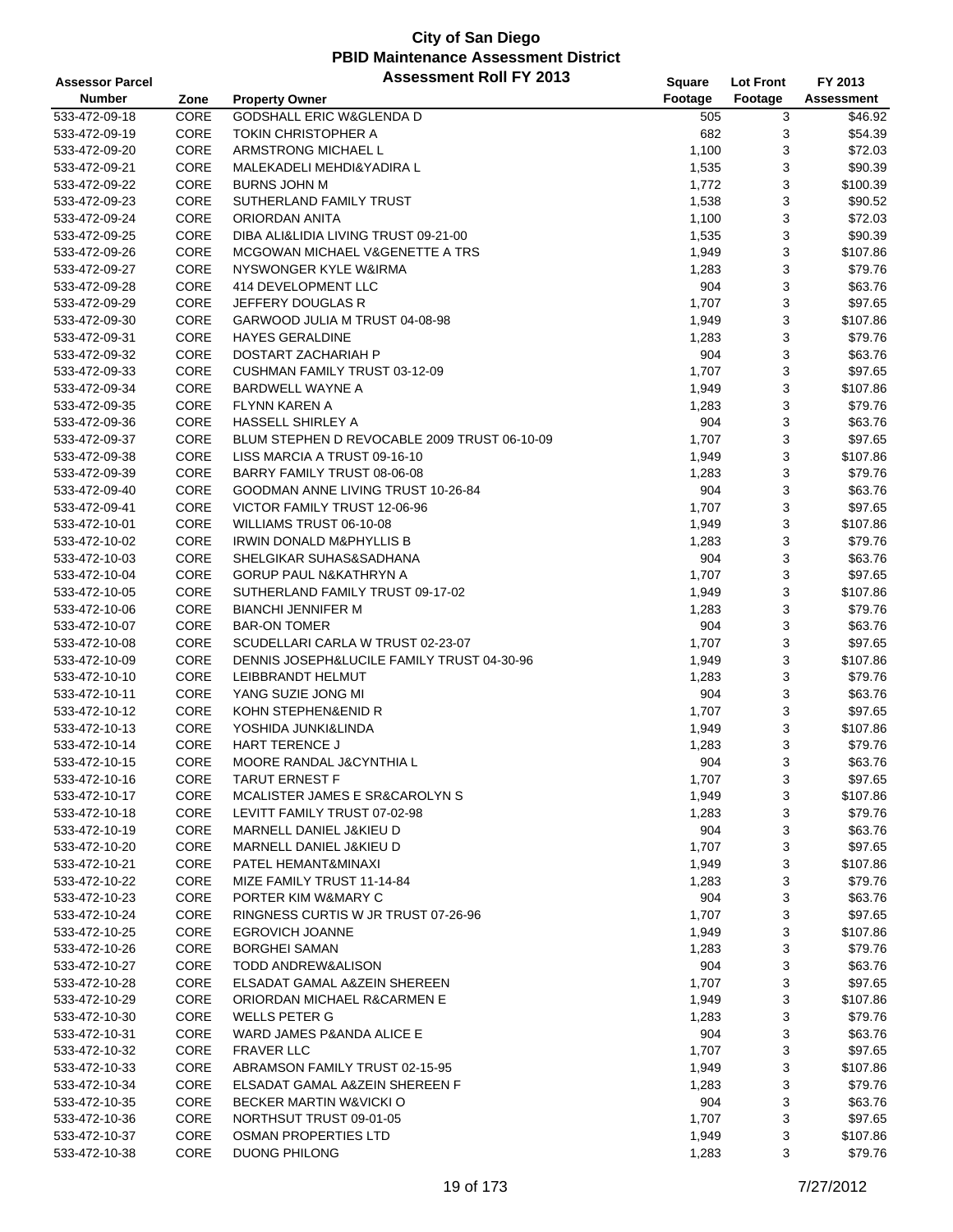# City of San Diego
## PBID Maintenance Assessment District
### Assessment Roll FY 2013

| Assessor Parcel Number | Zone | Property Owner | Square Footage | Lot Front Footage | FY 2013 Assessment |
|---|---|---|---|---|---|
| 533-472-09-18 | CORE | GODSHALL ERIC W&GLENDA D | 505 | 3 | $46.92 |
| 533-472-09-19 | CORE | TOKIN CHRISTOPHER A | 682 | 3 | $54.39 |
| 533-472-09-20 | CORE | ARMSTRONG MICHAEL L | 1,100 | 3 | $72.03 |
| 533-472-09-21 | CORE | MALEKADELI MEHDI&YADIRA L | 1,535 | 3 | $90.39 |
| 533-472-09-22 | CORE | BURNS JOHN M | 1,772 | 3 | $100.39 |
| 533-472-09-23 | CORE | SUTHERLAND FAMILY TRUST | 1,538 | 3 | $90.52 |
| 533-472-09-24 | CORE | ORIORDAN ANITA | 1,100 | 3 | $72.03 |
| 533-472-09-25 | CORE | DIBA ALI&LIDIA LIVING TRUST 09-21-00 | 1,535 | 3 | $90.39 |
| 533-472-09-26 | CORE | MCGOWAN MICHAEL V&GENETTE A TRS | 1,949 | 3 | $107.86 |
| 533-472-09-27 | CORE | NYSWONGER KYLE W&IRMA | 1,283 | 3 | $79.76 |
| 533-472-09-28 | CORE | 414 DEVELOPMENT LLC | 904 | 3 | $63.76 |
| 533-472-09-29 | CORE | JEFFERY DOUGLAS R | 1,707 | 3 | $97.65 |
| 533-472-09-30 | CORE | GARWOOD JULIA M TRUST 04-08-98 | 1,949 | 3 | $107.86 |
| 533-472-09-31 | CORE | HAYES GERALDINE | 1,283 | 3 | $79.76 |
| 533-472-09-32 | CORE | DOSTART ZACHARIAH P | 904 | 3 | $63.76 |
| 533-472-09-33 | CORE | CUSHMAN FAMILY TRUST 03-12-09 | 1,707 | 3 | $97.65 |
| 533-472-09-34 | CORE | BARDWELL WAYNE A | 1,949 | 3 | $107.86 |
| 533-472-09-35 | CORE | FLYNN KAREN A | 1,283 | 3 | $79.76 |
| 533-472-09-36 | CORE | HASSELL SHIRLEY A | 904 | 3 | $63.76 |
| 533-472-09-37 | CORE | BLUM STEPHEN D REVOCABLE 2009 TRUST 06-10-09 | 1,707 | 3 | $97.65 |
| 533-472-09-38 | CORE | LISS MARCIA A TRUST 09-16-10 | 1,949 | 3 | $107.86 |
| 533-472-09-39 | CORE | BARRY FAMILY TRUST 08-06-08 | 1,283 | 3 | $79.76 |
| 533-472-09-40 | CORE | GOODMAN ANNE LIVING TRUST 10-26-84 | 904 | 3 | $63.76 |
| 533-472-09-41 | CORE | VICTOR FAMILY TRUST 12-06-96 | 1,707 | 3 | $97.65 |
| 533-472-10-01 | CORE | WILLIAMS TRUST 06-10-08 | 1,949 | 3 | $107.86 |
| 533-472-10-02 | CORE | IRWIN DONALD M&PHYLLIS B | 1,283 | 3 | $79.76 |
| 533-472-10-03 | CORE | SHELGIKAR SUHAS&SADHANA | 904 | 3 | $63.76 |
| 533-472-10-04 | CORE | GORUP PAUL N&KATHRYN A | 1,707 | 3 | $97.65 |
| 533-472-10-05 | CORE | SUTHERLAND FAMILY TRUST 09-17-02 | 1,949 | 3 | $107.86 |
| 533-472-10-06 | CORE | BIANCHI JENNIFER M | 1,283 | 3 | $79.76 |
| 533-472-10-07 | CORE | BAR-ON TOMER | 904 | 3 | $63.76 |
| 533-472-10-08 | CORE | SCUDELLARI CARLA W TRUST 02-23-07 | 1,707 | 3 | $97.65 |
| 533-472-10-09 | CORE | DENNIS JOSEPH&LUCILE FAMILY TRUST 04-30-96 | 1,949 | 3 | $107.86 |
| 533-472-10-10 | CORE | LEIBBRANDT HELMUT | 1,283 | 3 | $79.76 |
| 533-472-10-11 | CORE | YANG SUZIE JONG MI | 904 | 3 | $63.76 |
| 533-472-10-12 | CORE | KOHN STEPHEN&ENID R | 1,707 | 3 | $97.65 |
| 533-472-10-13 | CORE | YOSHIDA JUNKI&LINDA | 1,949 | 3 | $107.86 |
| 533-472-10-14 | CORE | HART TERENCE J | 1,283 | 3 | $79.76 |
| 533-472-10-15 | CORE | MOORE RANDAL J&CYNTHIA L | 904 | 3 | $63.76 |
| 533-472-10-16 | CORE | TARUT ERNEST F | 1,707 | 3 | $97.65 |
| 533-472-10-17 | CORE | MCALISTER JAMES E SR&CAROLYN S | 1,949 | 3 | $107.86 |
| 533-472-10-18 | CORE | LEVITT FAMILY TRUST 07-02-98 | 1,283 | 3 | $79.76 |
| 533-472-10-19 | CORE | MARNELL DANIEL J&KIEU D | 904 | 3 | $63.76 |
| 533-472-10-20 | CORE | MARNELL DANIEL J&KIEU D | 1,707 | 3 | $97.65 |
| 533-472-10-21 | CORE | PATEL HEMANT&MINAXI | 1,949 | 3 | $107.86 |
| 533-472-10-22 | CORE | MIZE FAMILY TRUST 11-14-84 | 1,283 | 3 | $79.76 |
| 533-472-10-23 | CORE | PORTER KIM W&MARY C | 904 | 3 | $63.76 |
| 533-472-10-24 | CORE | RINGNESS CURTIS W JR TRUST 07-26-96 | 1,707 | 3 | $97.65 |
| 533-472-10-25 | CORE | EGROVICH JOANNE | 1,949 | 3 | $107.86 |
| 533-472-10-26 | CORE | BORGHEI SAMAN | 1,283 | 3 | $79.76 |
| 533-472-10-27 | CORE | TODD ANDREW&ALISON | 904 | 3 | $63.76 |
| 533-472-10-28 | CORE | ELSADAT GAMAL A&ZEIN SHEREEN | 1,707 | 3 | $97.65 |
| 533-472-10-29 | CORE | ORIORDAN MICHAEL R&CARMEN E | 1,949 | 3 | $107.86 |
| 533-472-10-30 | CORE | WELLS PETER G | 1,283 | 3 | $79.76 |
| 533-472-10-31 | CORE | WARD JAMES P&ANDA ALICE E | 904 | 3 | $63.76 |
| 533-472-10-32 | CORE | FRAVER LLC | 1,707 | 3 | $97.65 |
| 533-472-10-33 | CORE | ABRAMSON FAMILY TRUST 02-15-95 | 1,949 | 3 | $107.86 |
| 533-472-10-34 | CORE | ELSADAT GAMAL A&ZEIN SHEREEN F | 1,283 | 3 | $79.76 |
| 533-472-10-35 | CORE | BECKER MARTIN W&VICKI O | 904 | 3 | $63.76 |
| 533-472-10-36 | CORE | NORTHSUT TRUST 09-01-05 | 1,707 | 3 | $97.65 |
| 533-472-10-37 | CORE | OSMAN PROPERTIES LTD | 1,949 | 3 | $107.86 |
| 533-472-10-38 | CORE | DUONG PHILONG | 1,283 | 3 | $79.76 |

7/27/2012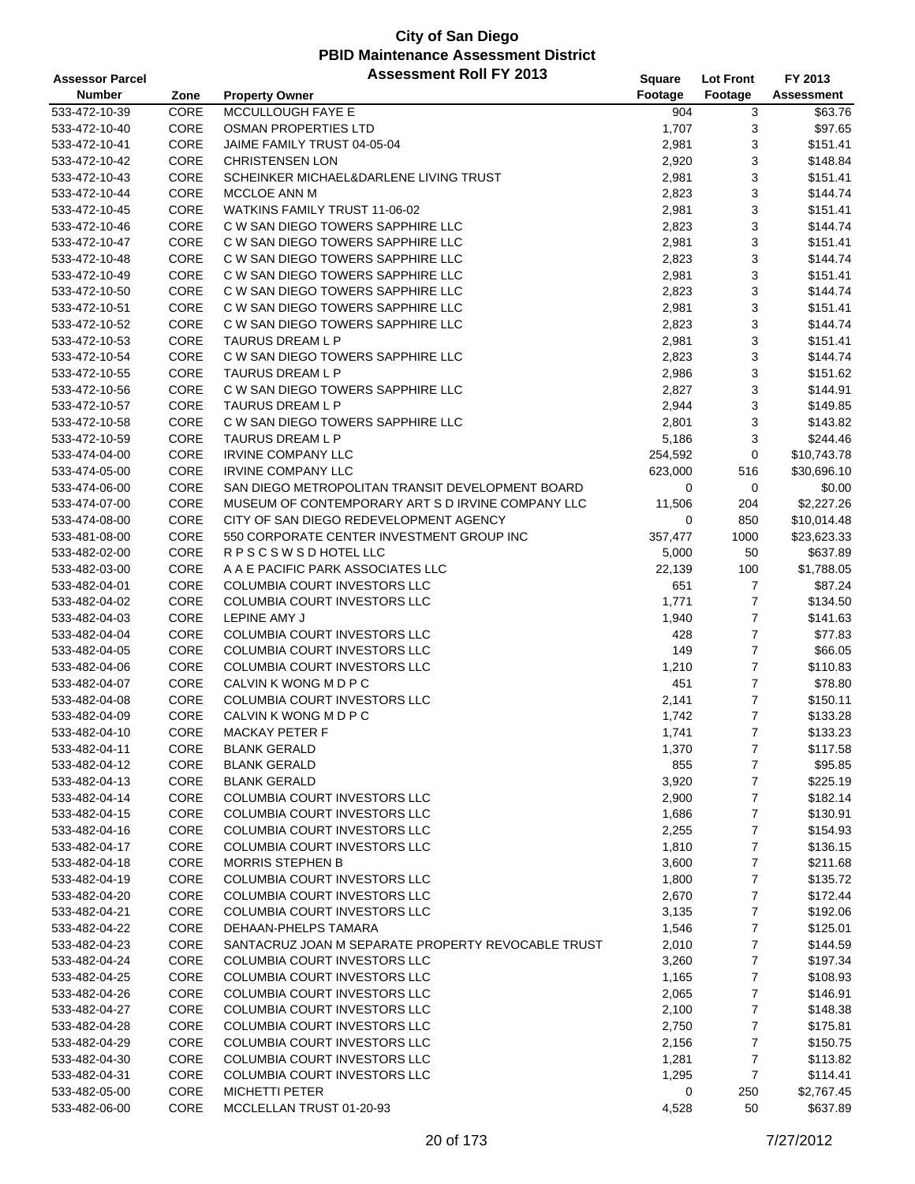# City of San Diego
## PBID Maintenance Assessment District
### Assessment Roll FY 2013

| Assessor Parcel Number | Zone | Property Owner | Square Footage | Lot Front Footage | FY 2013 Assessment |
|---|---|---|---|---|---|
| 533-472-10-39 | CORE | MCCULLOUGH FAYE E | 904 | 3 | $63.76 |
| 533-472-10-40 | CORE | OSMAN PROPERTIES LTD | 1,707 | 3 | $97.65 |
| 533-472-10-41 | CORE | JAIME FAMILY TRUST 04-05-04 | 2,981 | 3 | $151.41 |
| 533-472-10-42 | CORE | CHRISTENSEN LON | 2,920 | 3 | $148.84 |
| 533-472-10-43 | CORE | SCHEINKER MICHAEL&DARLENE LIVING TRUST | 2,981 | 3 | $151.41 |
| 533-472-10-44 | CORE | MCCLOE ANN M | 2,823 | 3 | $144.74 |
| 533-472-10-45 | CORE | WATKINS FAMILY TRUST 11-06-02 | 2,981 | 3 | $151.41 |
| 533-472-10-46 | CORE | C W SAN DIEGO TOWERS SAPPHIRE LLC | 2,823 | 3 | $144.74 |
| 533-472-10-47 | CORE | C W SAN DIEGO TOWERS SAPPHIRE LLC | 2,981 | 3 | $151.41 |
| 533-472-10-48 | CORE | C W SAN DIEGO TOWERS SAPPHIRE LLC | 2,823 | 3 | $144.74 |
| 533-472-10-49 | CORE | C W SAN DIEGO TOWERS SAPPHIRE LLC | 2,981 | 3 | $151.41 |
| 533-472-10-50 | CORE | C W SAN DIEGO TOWERS SAPPHIRE LLC | 2,823 | 3 | $144.74 |
| 533-472-10-51 | CORE | C W SAN DIEGO TOWERS SAPPHIRE LLC | 2,981 | 3 | $151.41 |
| 533-472-10-52 | CORE | C W SAN DIEGO TOWERS SAPPHIRE LLC | 2,823 | 3 | $144.74 |
| 533-472-10-53 | CORE | TAURUS DREAM L P | 2,981 | 3 | $151.41 |
| 533-472-10-54 | CORE | C W SAN DIEGO TOWERS SAPPHIRE LLC | 2,823 | 3 | $144.74 |
| 533-472-10-55 | CORE | TAURUS DREAM L P | 2,986 | 3 | $151.62 |
| 533-472-10-56 | CORE | C W SAN DIEGO TOWERS SAPPHIRE LLC | 2,827 | 3 | $144.91 |
| 533-472-10-57 | CORE | TAURUS DREAM L P | 2,944 | 3 | $149.85 |
| 533-472-10-58 | CORE | C W SAN DIEGO TOWERS SAPPHIRE LLC | 2,801 | 3 | $143.82 |
| 533-472-10-59 | CORE | TAURUS DREAM L P | 5,186 | 3 | $244.46 |
| 533-474-04-00 | CORE | IRVINE COMPANY LLC | 254,592 | 0 | $10,743.78 |
| 533-474-05-00 | CORE | IRVINE COMPANY LLC | 623,000 | 516 | $30,696.10 |
| 533-474-06-00 | CORE | SAN DIEGO METROPOLITAN TRANSIT DEVELOPMENT BOARD | 0 | 0 | $0.00 |
| 533-474-07-00 | CORE | MUSEUM OF CONTEMPORARY ART S D IRVINE COMPANY LLC | 11,506 | 204 | $2,227.26 |
| 533-474-08-00 | CORE | CITY OF SAN DIEGO REDEVELOPMENT AGENCY | 0 | 850 | $10,014.48 |
| 533-481-08-00 | CORE | 550 CORPORATE CENTER INVESTMENT GROUP INC | 357,477 | 1000 | $23,623.33 |
| 533-482-02-00 | CORE | R P S C S W S D HOTEL LLC | 5,000 | 50 | $637.89 |
| 533-482-03-00 | CORE | A A E PACIFIC PARK ASSOCIATES LLC | 22,139 | 100 | $1,788.05 |
| 533-482-04-01 | CORE | COLUMBIA COURT INVESTORS LLC | 651 | 7 | $87.24 |
| 533-482-04-02 | CORE | COLUMBIA COURT INVESTORS LLC | 1,771 | 7 | $134.50 |
| 533-482-04-03 | CORE | LEPINE AMY J | 1,940 | 7 | $141.63 |
| 533-482-04-04 | CORE | COLUMBIA COURT INVESTORS LLC | 428 | 7 | $77.83 |
| 533-482-04-05 | CORE | COLUMBIA COURT INVESTORS LLC | 149 | 7 | $66.05 |
| 533-482-04-06 | CORE | COLUMBIA COURT INVESTORS LLC | 1,210 | 7 | $110.83 |
| 533-482-04-07 | CORE | CALVIN K WONG M D P C | 451 | 7 | $78.80 |
| 533-482-04-08 | CORE | COLUMBIA COURT INVESTORS LLC | 2,141 | 7 | $150.11 |
| 533-482-04-09 | CORE | CALVIN K WONG M D P C | 1,742 | 7 | $133.28 |
| 533-482-04-10 | CORE | MACKAY PETER F | 1,741 | 7 | $133.23 |
| 533-482-04-11 | CORE | BLANK GERALD | 1,370 | 7 | $117.58 |
| 533-482-04-12 | CORE | BLANK GERALD | 855 | 7 | $95.85 |
| 533-482-04-13 | CORE | BLANK GERALD | 3,920 | 7 | $225.19 |
| 533-482-04-14 | CORE | COLUMBIA COURT INVESTORS LLC | 2,900 | 7 | $182.14 |
| 533-482-04-15 | CORE | COLUMBIA COURT INVESTORS LLC | 1,686 | 7 | $130.91 |
| 533-482-04-16 | CORE | COLUMBIA COURT INVESTORS LLC | 2,255 | 7 | $154.93 |
| 533-482-04-17 | CORE | COLUMBIA COURT INVESTORS LLC | 1,810 | 7 | $136.15 |
| 533-482-04-18 | CORE | MORRIS STEPHEN B | 3,600 | 7 | $211.68 |
| 533-482-04-19 | CORE | COLUMBIA COURT INVESTORS LLC | 1,800 | 7 | $135.72 |
| 533-482-04-20 | CORE | COLUMBIA COURT INVESTORS LLC | 2,670 | 7 | $172.44 |
| 533-482-04-21 | CORE | COLUMBIA COURT INVESTORS LLC | 3,135 | 7 | $192.06 |
| 533-482-04-22 | CORE | DEHAAN-PHELPS TAMARA | 1,546 | 7 | $125.01 |
| 533-482-04-23 | CORE | SANTACRUZ JOAN M SEPARATE PROPERTY REVOCABLE TRUST | 2,010 | 7 | $144.59 |
| 533-482-04-24 | CORE | COLUMBIA COURT INVESTORS LLC | 3,260 | 7 | $197.34 |
| 533-482-04-25 | CORE | COLUMBIA COURT INVESTORS LLC | 1,165 | 7 | $108.93 |
| 533-482-04-26 | CORE | COLUMBIA COURT INVESTORS LLC | 2,065 | 7 | $146.91 |
| 533-482-04-27 | CORE | COLUMBIA COURT INVESTORS LLC | 2,100 | 7 | $148.38 |
| 533-482-04-28 | CORE | COLUMBIA COURT INVESTORS LLC | 2,750 | 7 | $175.81 |
| 533-482-04-29 | CORE | COLUMBIA COURT INVESTORS LLC | 2,156 | 7 | $150.75 |
| 533-482-04-30 | CORE | COLUMBIA COURT INVESTORS LLC | 1,281 | 7 | $113.82 |
| 533-482-04-31 | CORE | COLUMBIA COURT INVESTORS LLC | 1,295 | 7 | $114.41 |
| 533-482-05-00 | CORE | MICHETTI PETER | 0 | 250 | $2,767.45 |
| 533-482-06-00 | CORE | MCCLELLAN TRUST 01-20-93 | 4,528 | 50 | $637.89 |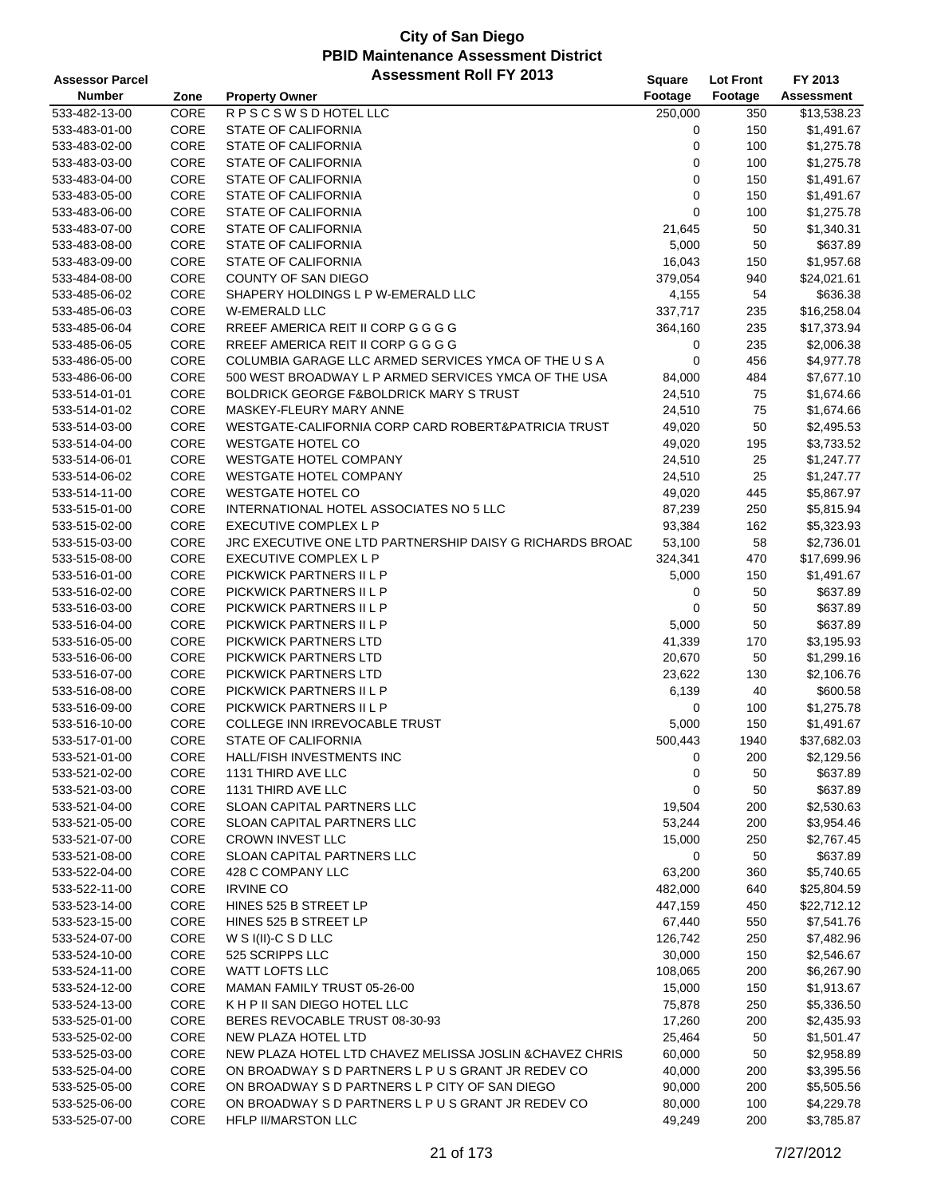# City of San Diego
## PBID Maintenance Assessment District
## Assessment Roll FY 2013

| Assessor Parcel Number | Zone | Property Owner | Square Footage | Lot Front Footage | FY 2013 Assessment |
|---|---|---|---|---|---|
| 533-482-13-00 | CORE | R P S C S W S D HOTEL LLC | 250,000 | 350 | $13,538.23 |
| 533-483-01-00 | CORE | STATE OF CALIFORNIA | 0 | 150 | $1,491.67 |
| 533-483-02-00 | CORE | STATE OF CALIFORNIA | 0 | 100 | $1,275.78 |
| 533-483-03-00 | CORE | STATE OF CALIFORNIA | 0 | 100 | $1,275.78 |
| 533-483-04-00 | CORE | STATE OF CALIFORNIA | 0 | 150 | $1,491.67 |
| 533-483-05-00 | CORE | STATE OF CALIFORNIA | 0 | 150 | $1,491.67 |
| 533-483-06-00 | CORE | STATE OF CALIFORNIA | 0 | 100 | $1,275.78 |
| 533-483-07-00 | CORE | STATE OF CALIFORNIA | 21,645 | 50 | $1,340.31 |
| 533-483-08-00 | CORE | STATE OF CALIFORNIA | 5,000 | 50 | $637.89 |
| 533-483-09-00 | CORE | STATE OF CALIFORNIA | 16,043 | 150 | $1,957.68 |
| 533-484-08-00 | CORE | COUNTY OF SAN DIEGO | 379,054 | 940 | $24,021.61 |
| 533-485-06-02 | CORE | SHAPERY HOLDINGS L P W-EMERALD LLC | 4,155 | 54 | $636.38 |
| 533-485-06-03 | CORE | W-EMERALD LLC | 337,717 | 235 | $16,258.04 |
| 533-485-06-04 | CORE | RREEF AMERICA REIT II CORP G G G G | 364,160 | 235 | $17,373.94 |
| 533-485-06-05 | CORE | RREEF AMERICA REIT II CORP G G G G | 0 | 235 | $2,006.38 |
| 533-486-05-00 | CORE | COLUMBIA GARAGE LLC ARMED SERVICES YMCA OF THE U S A | 0 | 456 | $4,977.78 |
| 533-486-06-00 | CORE | 500 WEST BROADWAY L P ARMED SERVICES YMCA OF THE USA | 84,000 | 484 | $7,677.10 |
| 533-514-01-01 | CORE | BOLDRICK GEORGE F&BOLDRICK MARY S TRUST | 24,510 | 75 | $1,674.66 |
| 533-514-01-02 | CORE | MASKEY-FLEURY MARY ANNE | 24,510 | 75 | $1,674.66 |
| 533-514-03-00 | CORE | WESTGATE-CALIFORNIA CORP CARD ROBERT&PATRICIA TRUST | 49,020 | 50 | $2,495.53 |
| 533-514-04-00 | CORE | WESTGATE HOTEL CO | 49,020 | 195 | $3,733.52 |
| 533-514-06-01 | CORE | WESTGATE HOTEL COMPANY | 24,510 | 25 | $1,247.77 |
| 533-514-06-02 | CORE | WESTGATE HOTEL COMPANY | 24,510 | 25 | $1,247.77 |
| 533-514-11-00 | CORE | WESTGATE HOTEL CO | 49,020 | 445 | $5,867.97 |
| 533-515-01-00 | CORE | INTERNATIONAL HOTEL ASSOCIATES NO 5 LLC | 87,239 | 250 | $5,815.94 |
| 533-515-02-00 | CORE | EXECUTIVE COMPLEX L P | 93,384 | 162 | $5,323.93 |
| 533-515-03-00 | CORE | JRC EXECUTIVE ONE LTD PARTNERSHIP DAISY G RICHARDS BROAD | 53,100 | 58 | $2,736.01 |
| 533-515-08-00 | CORE | EXECUTIVE COMPLEX L P | 324,341 | 470 | $17,699.96 |
| 533-516-01-00 | CORE | PICKWICK PARTNERS II L P | 5,000 | 150 | $1,491.67 |
| 533-516-02-00 | CORE | PICKWICK PARTNERS II L P | 0 | 50 | $637.89 |
| 533-516-03-00 | CORE | PICKWICK PARTNERS II L P | 0 | 50 | $637.89 |
| 533-516-04-00 | CORE | PICKWICK PARTNERS II L P | 5,000 | 50 | $637.89 |
| 533-516-05-00 | CORE | PICKWICK PARTNERS LTD | 41,339 | 170 | $3,195.93 |
| 533-516-06-00 | CORE | PICKWICK PARTNERS LTD | 20,670 | 50 | $1,299.16 |
| 533-516-07-00 | CORE | PICKWICK PARTNERS LTD | 23,622 | 130 | $2,106.76 |
| 533-516-08-00 | CORE | PICKWICK PARTNERS II L P | 6,139 | 40 | $600.58 |
| 533-516-09-00 | CORE | PICKWICK PARTNERS II L P | 0 | 100 | $1,275.78 |
| 533-516-10-00 | CORE | COLLEGE INN IRREVOCABLE TRUST | 5,000 | 150 | $1,491.67 |
| 533-517-01-00 | CORE | STATE OF CALIFORNIA | 500,443 | 1940 | $37,682.03 |
| 533-521-01-00 | CORE | HALL/FISH INVESTMENTS INC | 0 | 200 | $2,129.56 |
| 533-521-02-00 | CORE | 1131 THIRD AVE LLC | 0 | 50 | $637.89 |
| 533-521-03-00 | CORE | 1131 THIRD AVE LLC | 0 | 50 | $637.89 |
| 533-521-04-00 | CORE | SLOAN CAPITAL PARTNERS LLC | 19,504 | 200 | $2,530.63 |
| 533-521-05-00 | CORE | SLOAN CAPITAL PARTNERS LLC | 53,244 | 200 | $3,954.46 |
| 533-521-07-00 | CORE | CROWN INVEST LLC | 15,000 | 250 | $2,767.45 |
| 533-521-08-00 | CORE | SLOAN CAPITAL PARTNERS LLC | 0 | 50 | $637.89 |
| 533-522-04-00 | CORE | 428 C COMPANY LLC | 63,200 | 360 | $5,740.65 |
| 533-522-11-00 | CORE | IRVINE CO | 482,000 | 640 | $25,804.59 |
| 533-523-14-00 | CORE | HINES 525 B STREET LP | 447,159 | 450 | $22,712.12 |
| 533-523-15-00 | CORE | HINES 525 B STREET LP | 67,440 | 550 | $7,541.76 |
| 533-524-07-00 | CORE | W S I(II)-C S D LLC | 126,742 | 250 | $7,482.96 |
| 533-524-10-00 | CORE | 525 SCRIPPS LLC | 30,000 | 150 | $2,546.67 |
| 533-524-11-00 | CORE | WATT LOFTS LLC | 108,065 | 200 | $6,267.90 |
| 533-524-12-00 | CORE | MAMAN FAMILY TRUST 05-26-00 | 15,000 | 150 | $1,913.67 |
| 533-524-13-00 | CORE | K H P II SAN DIEGO HOTEL LLC | 75,878 | 250 | $5,336.50 |
| 533-525-01-00 | CORE | BERES REVOCABLE TRUST 08-30-93 | 17,260 | 200 | $2,435.93 |
| 533-525-02-00 | CORE | NEW PLAZA HOTEL LTD | 25,464 | 50 | $1,501.47 |
| 533-525-03-00 | CORE | NEW PLAZA HOTEL LTD CHAVEZ MELISSA JOSLIN &CHAVEZ CHRIS | 60,000 | 50 | $2,958.89 |
| 533-525-04-00 | CORE | ON BROADWAY S D PARTNERS L P U S GRANT JR REDEV CO | 40,000 | 200 | $3,395.56 |
| 533-525-05-00 | CORE | ON BROADWAY S D PARTNERS L P CITY OF SAN DIEGO | 90,000 | 200 | $5,505.56 |
| 533-525-06-00 | CORE | ON BROADWAY S D PARTNERS L P U S GRANT JR REDEV CO | 80,000 | 100 | $4,229.78 |
| 533-525-07-00 | CORE | HFLP II/MARSTON LLC | 49,249 | 200 | $3,785.87 |

7/27/2012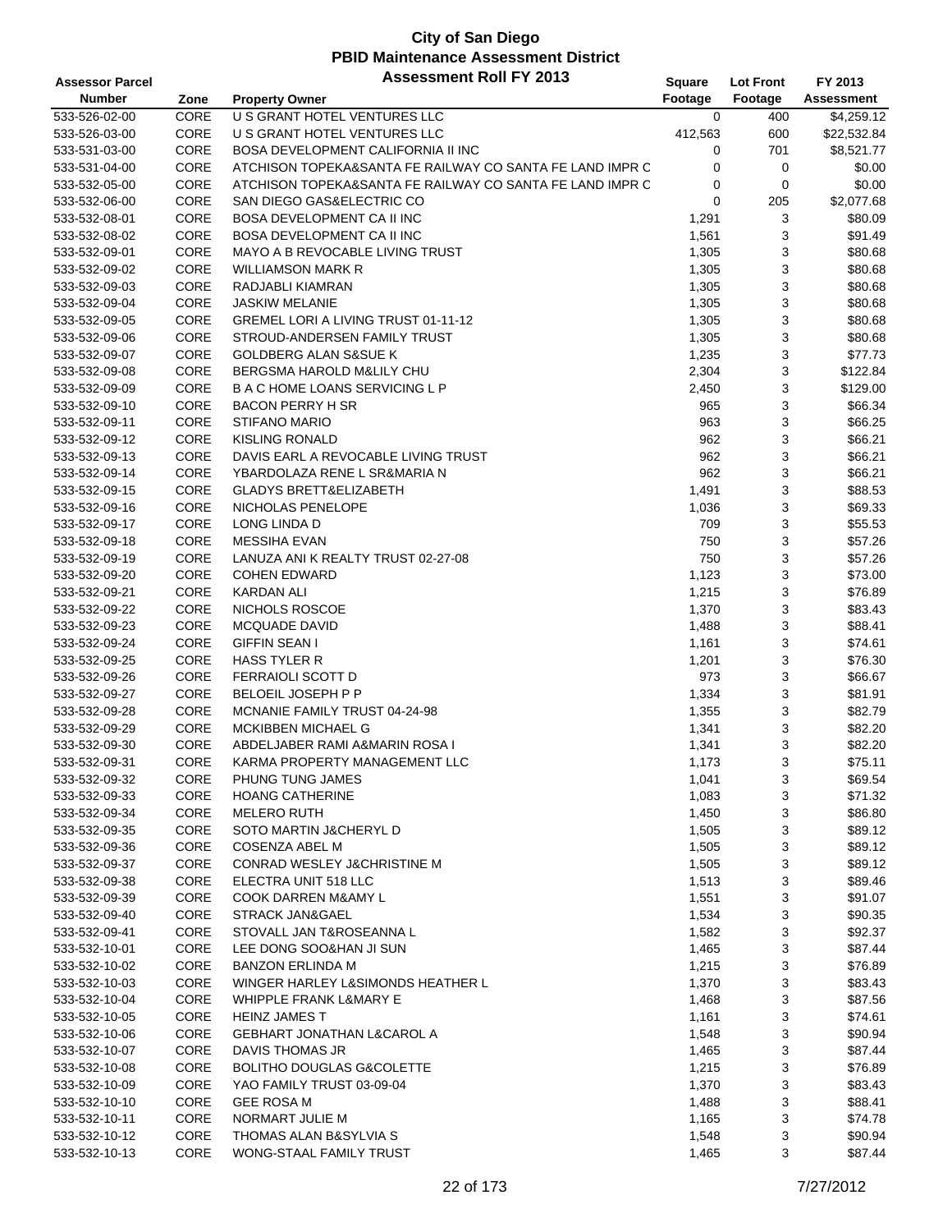# City of San Diego
## PBID Maintenance Assessment District
### Assessment Roll FY 2013

| Assessor Parcel Number | Zone | Property Owner | Square Footage | Lot Front Footage | FY 2013 Assessment |
|---|---|---|---|---|---|
| 533-526-02-00 | CORE | U S GRANT HOTEL VENTURES LLC | 0 | 400 | $4,259.12 |
| 533-526-03-00 | CORE | U S GRANT HOTEL VENTURES LLC | 412,563 | 600 | $22,532.84 |
| 533-531-03-00 | CORE | BOSA DEVELOPMENT CALIFORNIA II INC | 0 | 701 | $8,521.77 |
| 533-531-04-00 | CORE | ATCHISON TOPEKA&SANTA FE RAILWAY CO SANTA FE LAND IMPR C | 0 | 0 | $0.00 |
| 533-532-05-00 | CORE | ATCHISON TOPEKA&SANTA FE RAILWAY CO SANTA FE LAND IMPR C | 0 | 0 | $0.00 |
| 533-532-06-00 | CORE | SAN DIEGO GAS&ELECTRIC CO | 0 | 205 | $2,077.68 |
| 533-532-08-01 | CORE | BOSA DEVELOPMENT CA II INC | 1,291 | 3 | $80.09 |
| 533-532-08-02 | CORE | BOSA DEVELOPMENT CA II INC | 1,561 | 3 | $91.49 |
| 533-532-09-01 | CORE | MAYO A B REVOCABLE LIVING TRUST | 1,305 | 3 | $80.68 |
| 533-532-09-02 | CORE | WILLIAMSON MARK R | 1,305 | 3 | $80.68 |
| 533-532-09-03 | CORE | RADJABLI KIAMRAN | 1,305 | 3 | $80.68 |
| 533-532-09-04 | CORE | JASKIW MELANIE | 1,305 | 3 | $80.68 |
| 533-532-09-05 | CORE | GREMEL LORI A LIVING TRUST 01-11-12 | 1,305 | 3 | $80.68 |
| 533-532-09-06 | CORE | STROUD-ANDERSEN FAMILY TRUST | 1,305 | 3 | $80.68 |
| 533-532-09-07 | CORE | GOLDBERG ALAN S&SUE K | 1,235 | 3 | $77.73 |
| 533-532-09-08 | CORE | BERGSMA HAROLD M&LILY CHU | 2,304 | 3 | $122.84 |
| 533-532-09-09 | CORE | B A C HOME LOANS SERVICING L P | 2,450 | 3 | $129.00 |
| 533-532-09-10 | CORE | BACON PERRY H SR | 965 | 3 | $66.34 |
| 533-532-09-11 | CORE | STIFANO MARIO | 963 | 3 | $66.25 |
| 533-532-09-12 | CORE | KISLING RONALD | 962 | 3 | $66.21 |
| 533-532-09-13 | CORE | DAVIS EARL A REVOCABLE LIVING TRUST | 962 | 3 | $66.21 |
| 533-532-09-14 | CORE | YBARDOLAZA RENE L SR&MARIA N | 962 | 3 | $66.21 |
| 533-532-09-15 | CORE | GLADYS BRETT&ELIZABETH | 1,491 | 3 | $88.53 |
| 533-532-09-16 | CORE | NICHOLAS PENELOPE | 1,036 | 3 | $69.33 |
| 533-532-09-17 | CORE | LONG LINDA D | 709 | 3 | $55.53 |
| 533-532-09-18 | CORE | MESSIHA EVAN | 750 | 3 | $57.26 |
| 533-532-09-19 | CORE | LANUZA ANI K REALTY TRUST 02-27-08 | 750 | 3 | $57.26 |
| 533-532-09-20 | CORE | COHEN EDWARD | 1,123 | 3 | $73.00 |
| 533-532-09-21 | CORE | KARDAN ALI | 1,215 | 3 | $76.89 |
| 533-532-09-22 | CORE | NICHOLS ROSCOE | 1,370 | 3 | $83.43 |
| 533-532-09-23 | CORE | MCQUADE DAVID | 1,488 | 3 | $88.41 |
| 533-532-09-24 | CORE | GIFFIN SEAN I | 1,161 | 3 | $74.61 |
| 533-532-09-25 | CORE | HASS TYLER R | 1,201 | 3 | $76.30 |
| 533-532-09-26 | CORE | FERRAIOLI SCOTT D | 973 | 3 | $66.67 |
| 533-532-09-27 | CORE | BELOEIL JOSEPH P P | 1,334 | 3 | $81.91 |
| 533-532-09-28 | CORE | MCNANIE FAMILY TRUST 04-24-98 | 1,355 | 3 | $82.79 |
| 533-532-09-29 | CORE | MCKIBBEN MICHAEL G | 1,341 | 3 | $82.20 |
| 533-532-09-30 | CORE | ABDELJABER RAMI A&MARIN ROSA I | 1,341 | 3 | $82.20 |
| 533-532-09-31 | CORE | KARMA PROPERTY MANAGEMENT LLC | 1,173 | 3 | $75.11 |
| 533-532-09-32 | CORE | PHUNG TUNG JAMES | 1,041 | 3 | $69.54 |
| 533-532-09-33 | CORE | HOANG CATHERINE | 1,083 | 3 | $71.32 |
| 533-532-09-34 | CORE | MELERO RUTH | 1,450 | 3 | $86.80 |
| 533-532-09-35 | CORE | SOTO MARTIN J&CHERYL D | 1,505 | 3 | $89.12 |
| 533-532-09-36 | CORE | COSENZA ABEL M | 1,505 | 3 | $89.12 |
| 533-532-09-37 | CORE | CONRAD WESLEY J&CHRISTINE M | 1,505 | 3 | $89.12 |
| 533-532-09-38 | CORE | ELECTRA UNIT 518 LLC | 1,513 | 3 | $89.46 |
| 533-532-09-39 | CORE | COOK DARREN M&AMY L | 1,551 | 3 | $91.07 |
| 533-532-09-40 | CORE | STRACK JAN&GAEL | 1,534 | 3 | $90.35 |
| 533-532-09-41 | CORE | STOVALL JAN T&ROSEANNA L | 1,582 | 3 | $92.37 |
| 533-532-10-01 | CORE | LEE DONG SOO&HAN JI SUN | 1,465 | 3 | $87.44 |
| 533-532-10-02 | CORE | BANZON ERLINDA M | 1,215 | 3 | $76.89 |
| 533-532-10-03 | CORE | WINGER HARLEY L&SIMONDS HEATHER L | 1,370 | 3 | $83.43 |
| 533-532-10-04 | CORE | WHIPPLE FRANK L&MARY E | 1,468 | 3 | $87.56 |
| 533-532-10-05 | CORE | HEINZ JAMES T | 1,161 | 3 | $74.61 |
| 533-532-10-06 | CORE | GEBHART JONATHAN L&CAROL A | 1,548 | 3 | $90.94 |
| 533-532-10-07 | CORE | DAVIS THOMAS JR | 1,465 | 3 | $87.44 |
| 533-532-10-08 | CORE | BOLITHO DOUGLAS G&COLETTE | 1,215 | 3 | $76.89 |
| 533-532-10-09 | CORE | YAO FAMILY TRUST 03-09-04 | 1,370 | 3 | $83.43 |
| 533-532-10-10 | CORE | GEE ROSA M | 1,488 | 3 | $88.41 |
| 533-532-10-11 | CORE | NORMART JULIE M | 1,165 | 3 | $74.78 |
| 533-532-10-12 | CORE | THOMAS ALAN B&SYLVIA S | 1,548 | 3 | $90.94 |
| 533-532-10-13 | CORE | WONG-STAAL FAMILY TRUST | 1,465 | 3 | $87.44 |

7/27/2012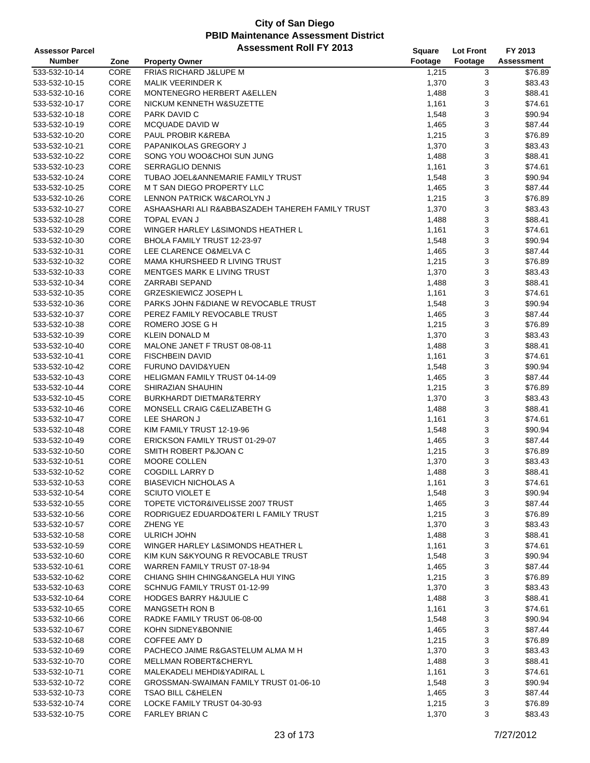# City of San Diego
## PBID Maintenance Assessment District
### Assessment Roll FY 2013

| Assessor Parcel Number | Zone | Property Owner | Square Footage | Lot Front Footage | FY 2013 Assessment |
|---|---|---|---|---|---|
| 533-532-10-14 | CORE | FRIAS RICHARD J&LUPE M | 1,215 | 3 | $76.89 |
| 533-532-10-15 | CORE | MALIK VEERINDER K | 1,370 | 3 | $83.43 |
| 533-532-10-16 | CORE | MONTENEGRO HERBERT A&ELLEN | 1,488 | 3 | $88.41 |
| 533-532-10-17 | CORE | NICKUM KENNETH W&SUZETTE | 1,161 | 3 | $74.61 |
| 533-532-10-18 | CORE | PARK DAVID C | 1,548 | 3 | $90.94 |
| 533-532-10-19 | CORE | MCQUADE DAVID W | 1,465 | 3 | $87.44 |
| 533-532-10-20 | CORE | PAUL PROBIR K&REBA | 1,215 | 3 | $76.89 |
| 533-532-10-21 | CORE | PAPANIKOLAS GREGORY J | 1,370 | 3 | $83.43 |
| 533-532-10-22 | CORE | SONG YOU WOO&CHOI SUN JUNG | 1,488 | 3 | $88.41 |
| 533-532-10-23 | CORE | SERRAGLIO DENNIS | 1,161 | 3 | $74.61 |
| 533-532-10-24 | CORE | TUBAO JOEL&ANNEMARIE FAMILY TRUST | 1,548 | 3 | $90.94 |
| 533-532-10-25 | CORE | M T SAN DIEGO PROPERTY LLC | 1,465 | 3 | $87.44 |
| 533-532-10-26 | CORE | LENNON PATRICK W&CAROLYN J | 1,215 | 3 | $76.89 |
| 533-532-10-27 | CORE | ASHAASHARI ALI R&ABBASZADEH TAHEREH FAMILY TRUST | 1,370 | 3 | $83.43 |
| 533-532-10-28 | CORE | TOPAL EVAN J | 1,488 | 3 | $88.41 |
| 533-532-10-29 | CORE | WINGER HARLEY L&SIMONDS HEATHER L | 1,161 | 3 | $74.61 |
| 533-532-10-30 | CORE | BHOLA FAMILY TRUST 12-23-97 | 1,548 | 3 | $90.94 |
| 533-532-10-31 | CORE | LEE CLARENCE O&MELVA C | 1,465 | 3 | $87.44 |
| 533-532-10-32 | CORE | MAMA KHURSHEED R LIVING TRUST | 1,215 | 3 | $76.89 |
| 533-532-10-33 | CORE | MENTGES MARK E LIVING TRUST | 1,370 | 3 | $83.43 |
| 533-532-10-34 | CORE | ZARRABI SEPAND | 1,488 | 3 | $88.41 |
| 533-532-10-35 | CORE | GRZESKIEWICZ JOSEPH L | 1,161 | 3 | $74.61 |
| 533-532-10-36 | CORE | PARKS JOHN F&DIANE W REVOCABLE TRUST | 1,548 | 3 | $90.94 |
| 533-532-10-37 | CORE | PEREZ FAMILY REVOCABLE TRUST | 1,465 | 3 | $87.44 |
| 533-532-10-38 | CORE | ROMERO JOSE G H | 1,215 | 3 | $76.89 |
| 533-532-10-39 | CORE | KLEIN DONALD M | 1,370 | 3 | $83.43 |
| 533-532-10-40 | CORE | MALONE JANET F TRUST 08-08-11 | 1,488 | 3 | $88.41 |
| 533-532-10-41 | CORE | FISCHBEIN DAVID | 1,161 | 3 | $74.61 |
| 533-532-10-42 | CORE | FURUNO DAVID&YUEN | 1,548 | 3 | $90.94 |
| 533-532-10-43 | CORE | HELIGMAN FAMILY TRUST 04-14-09 | 1,465 | 3 | $87.44 |
| 533-532-10-44 | CORE | SHIRAZIAN SHAUHIN | 1,215 | 3 | $76.89 |
| 533-532-10-45 | CORE | BURKHARDT DIETMAR&TERRY | 1,370 | 3 | $83.43 |
| 533-532-10-46 | CORE | MONSELL CRAIG C&ELIZABETH G | 1,488 | 3 | $88.41 |
| 533-532-10-47 | CORE | LEE SHARON J | 1,161 | 3 | $74.61 |
| 533-532-10-48 | CORE | KIM FAMILY TRUST 12-19-96 | 1,548 | 3 | $90.94 |
| 533-532-10-49 | CORE | ERICKSON FAMILY TRUST 01-29-07 | 1,465 | 3 | $87.44 |
| 533-532-10-50 | CORE | SMITH ROBERT P&JOAN C | 1,215 | 3 | $76.89 |
| 533-532-10-51 | CORE | MOORE COLLEN | 1,370 | 3 | $83.43 |
| 533-532-10-52 | CORE | COGDILL LARRY D | 1,488 | 3 | $88.41 |
| 533-532-10-53 | CORE | BIASEVICH NICHOLAS A | 1,161 | 3 | $74.61 |
| 533-532-10-54 | CORE | SCIUTO VIOLET E | 1,548 | 3 | $90.94 |
| 533-532-10-55 | CORE | TOPETE VICTOR&IVELISSE 2007 TRUST | 1,465 | 3 | $87.44 |
| 533-532-10-56 | CORE | RODRIGUEZ EDUARDO&TERI L FAMILY TRUST | 1,215 | 3 | $76.89 |
| 533-532-10-57 | CORE | ZHENG YE | 1,370 | 3 | $83.43 |
| 533-532-10-58 | CORE | ULRICH JOHN | 1,488 | 3 | $88.41 |
| 533-532-10-59 | CORE | WINGER HARLEY L&SIMONDS HEATHER L | 1,161 | 3 | $74.61 |
| 533-532-10-60 | CORE | KIM KUN S&KYOUNG R REVOCABLE TRUST | 1,548 | 3 | $90.94 |
| 533-532-10-61 | CORE | WARREN FAMILY TRUST 07-18-94 | 1,465 | 3 | $87.44 |
| 533-532-10-62 | CORE | CHIANG SHIH CHING&ANGELA HUI YING | 1,215 | 3 | $76.89 |
| 533-532-10-63 | CORE | SCHNUG FAMILY TRUST 01-12-99 | 1,370 | 3 | $83.43 |
| 533-532-10-64 | CORE | HODGES BARRY H&JULIE C | 1,488 | 3 | $88.41 |
| 533-532-10-65 | CORE | MANGSETH RON B | 1,161 | 3 | $74.61 |
| 533-532-10-66 | CORE | RADKE FAMILY TRUST 06-08-00 | 1,548 | 3 | $90.94 |
| 533-532-10-67 | CORE | KOHN SIDNEY&BONNIE | 1,465 | 3 | $87.44 |
| 533-532-10-68 | CORE | COFFEE AMY D | 1,215 | 3 | $76.89 |
| 533-532-10-69 | CORE | PACHECO JAIME R&GASTELUM ALMA M H | 1,370 | 3 | $83.43 |
| 533-532-10-70 | CORE | MELLMAN ROBERT&CHERYL | 1,488 | 3 | $88.41 |
| 533-532-10-71 | CORE | MALEKADELI MEHDI&YADIRAL L | 1,161 | 3 | $74.61 |
| 533-532-10-72 | CORE | GROSSMAN-SWAIMAN FAMILY TRUST 01-06-10 | 1,548 | 3 | $90.94 |
| 533-532-10-73 | CORE | TSAO BILL C&HELEN | 1,465 | 3 | $87.44 |
| 533-532-10-74 | CORE | LOCKE FAMILY TRUST 04-30-93 | 1,215 | 3 | $76.89 |
| 533-532-10-75 | CORE | FARLEY BRIAN C | 1,370 | 3 | $83.43 |

7/27/2012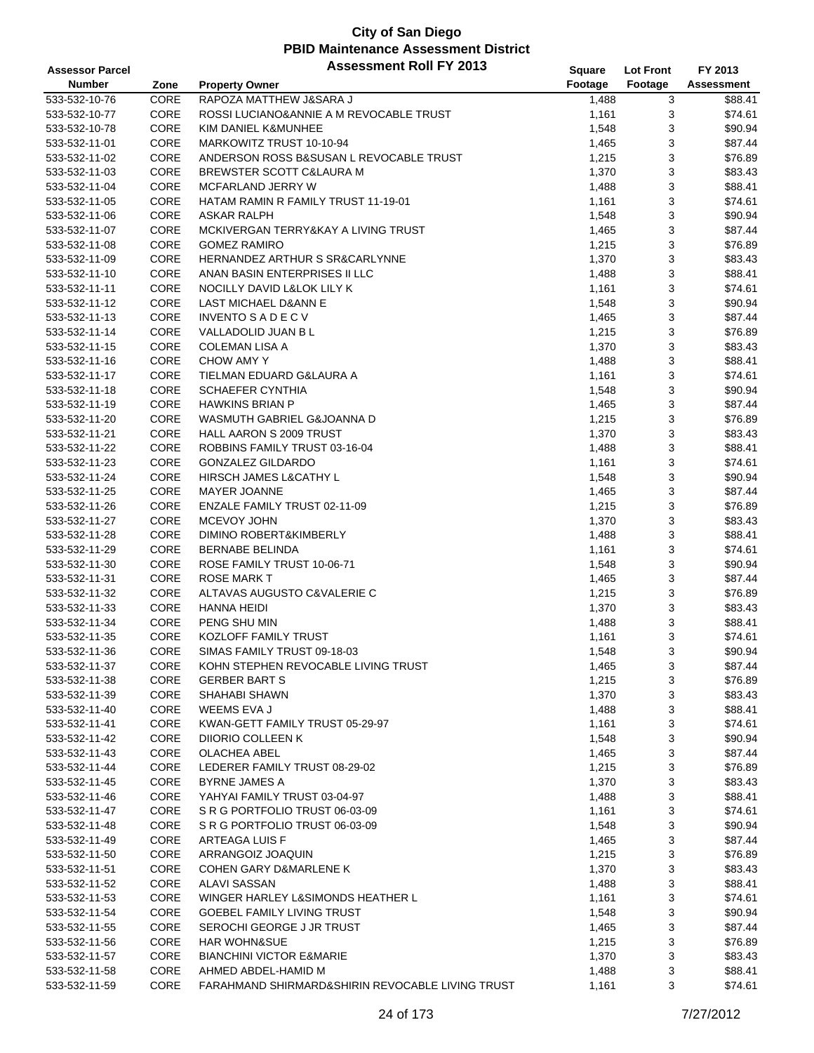# City of San Diego
## PBID Maintenance Assessment District
### Assessment Roll FY 2013

| Assessor Parcel Number | Zone | Property Owner | Square Footage | Lot Front Footage | FY 2013 Assessment |
|---|---|---|---|---|---|
| 533-532-10-76 | CORE | RAPOZA MATTHEW J&SARA J | 1,488 | 3 | $88.41 |
| 533-532-10-77 | CORE | ROSSI LUCIANO&ANNIE A M REVOCABLE TRUST | 1,161 | 3 | $74.61 |
| 533-532-10-78 | CORE | KIM DANIEL K&MUNHEE | 1,548 | 3 | $90.94 |
| 533-532-11-01 | CORE | MARKOWITZ TRUST 10-10-94 | 1,465 | 3 | $87.44 |
| 533-532-11-02 | CORE | ANDERSON ROSS B&SUSAN L REVOCABLE TRUST | 1,215 | 3 | $76.89 |
| 533-532-11-03 | CORE | BREWSTER SCOTT C&LAURA M | 1,370 | 3 | $83.43 |
| 533-532-11-04 | CORE | MCFARLAND JERRY W | 1,488 | 3 | $88.41 |
| 533-532-11-05 | CORE | HATAM RAMIN R FAMILY TRUST 11-19-01 | 1,161 | 3 | $74.61 |
| 533-532-11-06 | CORE | ASKAR RALPH | 1,548 | 3 | $90.94 |
| 533-532-11-07 | CORE | MCKIVERGAN TERRY&KAY A LIVING TRUST | 1,465 | 3 | $87.44 |
| 533-532-11-08 | CORE | GOMEZ RAMIRO | 1,215 | 3 | $76.89 |
| 533-532-11-09 | CORE | HERNANDEZ ARTHUR S SR&CARLYNNE | 1,370 | 3 | $83.43 |
| 533-532-11-10 | CORE | ANAN BASIN ENTERPRISES II LLC | 1,488 | 3 | $88.41 |
| 533-532-11-11 | CORE | NOCILLY DAVID L&LOK LILY K | 1,161 | 3 | $74.61 |
| 533-532-11-12 | CORE | LAST MICHAEL D&ANN E | 1,548 | 3 | $90.94 |
| 533-532-11-13 | CORE | INVENTO S A D E C V | 1,465 | 3 | $87.44 |
| 533-532-11-14 | CORE | VALLADOLID JUAN B L | 1,215 | 3 | $76.89 |
| 533-532-11-15 | CORE | COLEMAN LISA A | 1,370 | 3 | $83.43 |
| 533-532-11-16 | CORE | CHOW AMY Y | 1,488 | 3 | $88.41 |
| 533-532-11-17 | CORE | TIELMAN EDUARD G&LAURA A | 1,161 | 3 | $74.61 |
| 533-532-11-18 | CORE | SCHAEFER CYNTHIA | 1,548 | 3 | $90.94 |
| 533-532-11-19 | CORE | HAWKINS BRIAN P | 1,465 | 3 | $87.44 |
| 533-532-11-20 | CORE | WASMUTH GABRIEL G&JOANNA D | 1,215 | 3 | $76.89 |
| 533-532-11-21 | CORE | HALL AARON S 2009 TRUST | 1,370 | 3 | $83.43 |
| 533-532-11-22 | CORE | ROBBINS FAMILY TRUST 03-16-04 | 1,488 | 3 | $88.41 |
| 533-532-11-23 | CORE | GONZALEZ GILDARDO | 1,161 | 3 | $74.61 |
| 533-532-11-24 | CORE | HIRSCH JAMES L&CATHY L | 1,548 | 3 | $90.94 |
| 533-532-11-25 | CORE | MAYER JOANNE | 1,465 | 3 | $87.44 |
| 533-532-11-26 | CORE | ENZALE FAMILY TRUST 02-11-09 | 1,215 | 3 | $76.89 |
| 533-532-11-27 | CORE | MCEVOY JOHN | 1,370 | 3 | $83.43 |
| 533-532-11-28 | CORE | DIMINO ROBERT&KIMBERLY | 1,488 | 3 | $88.41 |
| 533-532-11-29 | CORE | BERNABE BELINDA | 1,161 | 3 | $74.61 |
| 533-532-11-30 | CORE | ROSE FAMILY TRUST 10-06-71 | 1,548 | 3 | $90.94 |
| 533-532-11-31 | CORE | ROSE MARK T | 1,465 | 3 | $87.44 |
| 533-532-11-32 | CORE | ALTAVAS AUGUSTO C&VALERIE C | 1,215 | 3 | $76.89 |
| 533-532-11-33 | CORE | HANNA HEIDI | 1,370 | 3 | $83.43 |
| 533-532-11-34 | CORE | PENG SHU MIN | 1,488 | 3 | $88.41 |
| 533-532-11-35 | CORE | KOZLOFF FAMILY TRUST | 1,161 | 3 | $74.61 |
| 533-532-11-36 | CORE | SIMAS FAMILY TRUST 09-18-03 | 1,548 | 3 | $90.94 |
| 533-532-11-37 | CORE | KOHN STEPHEN REVOCABLE LIVING TRUST | 1,465 | 3 | $87.44 |
| 533-532-11-38 | CORE | GERBER BART S | 1,215 | 3 | $76.89 |
| 533-532-11-39 | CORE | SHAHABI SHAWN | 1,370 | 3 | $83.43 |
| 533-532-11-40 | CORE | WEEMS EVA J | 1,488 | 3 | $88.41 |
| 533-532-11-41 | CORE | KWAN-GETT FAMILY TRUST 05-29-97 | 1,161 | 3 | $74.61 |
| 533-532-11-42 | CORE | DIIORIO COLLEEN K | 1,548 | 3 | $90.94 |
| 533-532-11-43 | CORE | OLACHEA ABEL | 1,465 | 3 | $87.44 |
| 533-532-11-44 | CORE | LEDERER FAMILY TRUST 08-29-02 | 1,215 | 3 | $76.89 |
| 533-532-11-45 | CORE | BYRNE JAMES A | 1,370 | 3 | $83.43 |
| 533-532-11-46 | CORE | YAHYAI FAMILY TRUST 03-04-97 | 1,488 | 3 | $88.41 |
| 533-532-11-47 | CORE | S R G PORTFOLIO TRUST 06-03-09 | 1,161 | 3 | $74.61 |
| 533-532-11-48 | CORE | S R G PORTFOLIO TRUST 06-03-09 | 1,548 | 3 | $90.94 |
| 533-532-11-49 | CORE | ARTEAGA LUIS F | 1,465 | 3 | $87.44 |
| 533-532-11-50 | CORE | ARRANGOIZ JOAQUIN | 1,215 | 3 | $76.89 |
| 533-532-11-51 | CORE | COHEN GARY D&MARLENE K | 1,370 | 3 | $83.43 |
| 533-532-11-52 | CORE | ALAVI SASSAN | 1,488 | 3 | $88.41 |
| 533-532-11-53 | CORE | WINGER HARLEY L&SIMONDS HEATHER L | 1,161 | 3 | $74.61 |
| 533-532-11-54 | CORE | GOEBEL FAMILY LIVING TRUST | 1,548 | 3 | $90.94 |
| 533-532-11-55 | CORE | SEROCHI GEORGE J JR TRUST | 1,465 | 3 | $87.44 |
| 533-532-11-56 | CORE | HAR WOHN&SUE | 1,215 | 3 | $76.89 |
| 533-532-11-57 | CORE | BIANCHINI VICTOR E&MARIE | 1,370 | 3 | $83.43 |
| 533-532-11-58 | CORE | AHMED ABDEL-HAMID M | 1,488 | 3 | $88.41 |
| 533-532-11-59 | CORE | FARAHMAND SHIRMARD&SHIRIN REVOCABLE LIVING TRUST | 1,161 | 3 | $74.61 |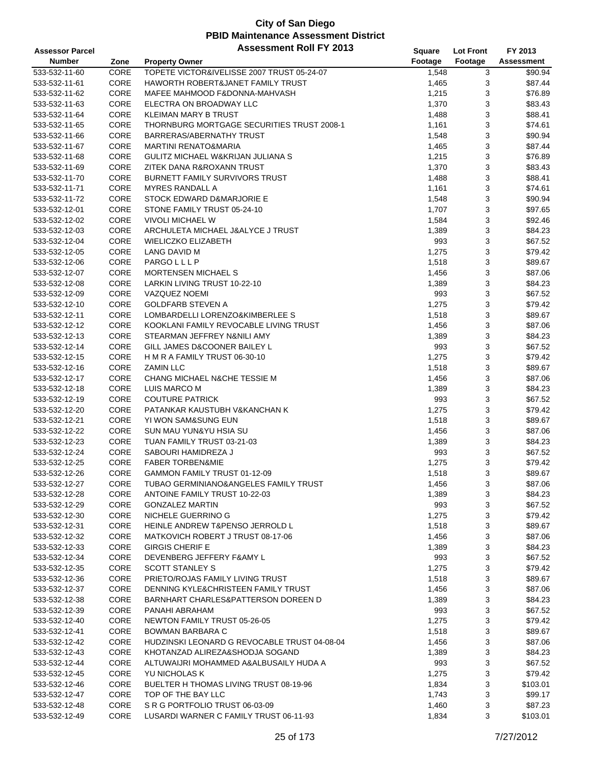# City of San Diego
## PBID Maintenance Assessment District
### Assessment Roll FY 2013

| Assessor Parcel Number | Zone | Property Owner | Square Footage | Lot Front Footage | FY 2013 Assessment |
|---|---|---|---|---|---|
| 533-532-11-60 | CORE | TOPETE VICTOR&IVELISSE 2007 TRUST 05-24-07 | 1,548 | 3 | $90.94 |
| 533-532-11-61 | CORE | HAWORTH ROBERT&JANET FAMILY TRUST | 1,465 | 3 | $87.44 |
| 533-532-11-62 | CORE | MAFEE MAHMOOD F&DONNA-MAHVASH | 1,215 | 3 | $76.89 |
| 533-532-11-63 | CORE | ELECTRA ON BROADWAY LLC | 1,370 | 3 | $83.43 |
| 533-532-11-64 | CORE | KLEIMAN MARY B TRUST | 1,488 | 3 | $88.41 |
| 533-532-11-65 | CORE | THORNBURG MORTGAGE SECURITIES TRUST 2008-1 | 1,161 | 3 | $74.61 |
| 533-532-11-66 | CORE | BARRERAS/ABERNATHY TRUST | 1,548 | 3 | $90.94 |
| 533-532-11-67 | CORE | MARTINI RENATO&MARIA | 1,465 | 3 | $87.44 |
| 533-532-11-68 | CORE | GULITZ MICHAEL W&KRIJAN JULIANA S | 1,215 | 3 | $76.89 |
| 533-532-11-69 | CORE | ZITEK DANA R&ROXANN TRUST | 1,370 | 3 | $83.43 |
| 533-532-11-70 | CORE | BURNETT FAMILY SURVIVORS TRUST | 1,488 | 3 | $88.41 |
| 533-532-11-71 | CORE | MYRES RANDALL A | 1,161 | 3 | $74.61 |
| 533-532-11-72 | CORE | STOCK EDWARD D&MARJORIE E | 1,548 | 3 | $90.94 |
| 533-532-12-01 | CORE | STONE FAMILY TRUST 05-24-10 | 1,707 | 3 | $97.65 |
| 533-532-12-02 | CORE | VIVOLI MICHAEL W | 1,584 | 3 | $92.46 |
| 533-532-12-03 | CORE | ARCHULETA MICHAEL J&ALYCE J TRUST | 1,389 | 3 | $84.23 |
| 533-532-12-04 | CORE | WIELICZKO ELIZABETH | 993 | 3 | $67.52 |
| 533-532-12-05 | CORE | LANG DAVID M | 1,275 | 3 | $79.42 |
| 533-532-12-06 | CORE | PARGO L L L P | 1,518 | 3 | $89.67 |
| 533-532-12-07 | CORE | MORTENSEN MICHAEL S | 1,456 | 3 | $87.06 |
| 533-532-12-08 | CORE | LARKIN LIVING TRUST 10-22-10 | 1,389 | 3 | $84.23 |
| 533-532-12-09 | CORE | VAZQUEZ NOEMI | 993 | 3 | $67.52 |
| 533-532-12-10 | CORE | GOLDFARB STEVEN A | 1,275 | 3 | $79.42 |
| 533-532-12-11 | CORE | LOMBARDELLI LORENZO&KIMBERLEE S | 1,518 | 3 | $89.67 |
| 533-532-12-12 | CORE | KOOKLANI FAMILY REVOCABLE LIVING TRUST | 1,456 | 3 | $87.06 |
| 533-532-12-13 | CORE | STEARMAN JEFFREY N&NILI AMY | 1,389 | 3 | $84.23 |
| 533-532-12-14 | CORE | GILL JAMES D&COONER BAILEY L | 993 | 3 | $67.52 |
| 533-532-12-15 | CORE | H M R A FAMILY TRUST 06-30-10 | 1,275 | 3 | $79.42 |
| 533-532-12-16 | CORE | ZAMIN LLC | 1,518 | 3 | $89.67 |
| 533-532-12-17 | CORE | CHANG MICHAEL N&CHE TESSIE M | 1,456 | 3 | $87.06 |
| 533-532-12-18 | CORE | LUIS MARCO M | 1,389 | 3 | $84.23 |
| 533-532-12-19 | CORE | COUTURE PATRICK | 993 | 3 | $67.52 |
| 533-532-12-20 | CORE | PATANKAR KAUSTUBH V&KANCHAN K | 1,275 | 3 | $79.42 |
| 533-532-12-21 | CORE | YI WON SAM&SUNG EUN | 1,518 | 3 | $89.67 |
| 533-532-12-22 | CORE | SUN MAU YUN&YU HSIA SU | 1,456 | 3 | $87.06 |
| 533-532-12-23 | CORE | TUAN FAMILY TRUST 03-21-03 | 1,389 | 3 | $84.23 |
| 533-532-12-24 | CORE | SABOURI HAMIDREZA J | 993 | 3 | $67.52 |
| 533-532-12-25 | CORE | FABER TORBEN&MIE | 1,275 | 3 | $79.42 |
| 533-532-12-26 | CORE | GAMMON FAMILY TRUST 01-12-09 | 1,518 | 3 | $89.67 |
| 533-532-12-27 | CORE | TUBAO GERMINIANO&ANGELES FAMILY TRUST | 1,456 | 3 | $87.06 |
| 533-532-12-28 | CORE | ANTOINE FAMILY TRUST 10-22-03 | 1,389 | 3 | $84.23 |
| 533-532-12-29 | CORE | GONZALEZ MARTIN | 993 | 3 | $67.52 |
| 533-532-12-30 | CORE | NICHELE GUERRINO G | 1,275 | 3 | $79.42 |
| 533-532-12-31 | CORE | HEINLE ANDREW T&PENSO JERROLD L | 1,518 | 3 | $89.67 |
| 533-532-12-32 | CORE | MATKOVICH ROBERT J TRUST 08-17-06 | 1,456 | 3 | $87.06 |
| 533-532-12-33 | CORE | GIRGIS CHERIF E | 1,389 | 3 | $84.23 |
| 533-532-12-34 | CORE | DEVENBERG JEFFERY F&AMY L | 993 | 3 | $67.52 |
| 533-532-12-35 | CORE | SCOTT STANLEY S | 1,275 | 3 | $79.42 |
| 533-532-12-36 | CORE | PRIETO/ROJAS FAMILY LIVING TRUST | 1,518 | 3 | $89.67 |
| 533-532-12-37 | CORE | DENNING KYLE&CHRISTEEN FAMILY TRUST | 1,456 | 3 | $87.06 |
| 533-532-12-38 | CORE | BARNHART CHARLES&PATTERSON DOREEN D | 1,389 | 3 | $84.23 |
| 533-532-12-39 | CORE | PANAHI ABRAHAM | 993 | 3 | $67.52 |
| 533-532-12-40 | CORE | NEWTON FAMILY TRUST 05-26-05 | 1,275 | 3 | $79.42 |
| 533-532-12-41 | CORE | BOWMAN BARBARA C | 1,518 | 3 | $89.67 |
| 533-532-12-42 | CORE | HUDZINSKI LEONARD G REVOCABLE TRUST 04-08-04 | 1,456 | 3 | $87.06 |
| 533-532-12-43 | CORE | KHOTANZAD ALIREZA&SHODJA SOGAND | 1,389 | 3 | $84.23 |
| 533-532-12-44 | CORE | ALTUWAIJRI MOHAMMED A&ALBUSAILY HUDA A | 993 | 3 | $67.52 |
| 533-532-12-45 | CORE | YU NICHOLAS K | 1,275 | 3 | $79.42 |
| 533-532-12-46 | CORE | BUELTER H THOMAS LIVING TRUST 08-19-96 | 1,834 | 3 | $103.01 |
| 533-532-12-47 | CORE | TOP OF THE BAY LLC | 1,743 | 3 | $99.17 |
| 533-532-12-48 | CORE | S R G PORTFOLIO TRUST 06-03-09 | 1,460 | 3 | $87.23 |
| 533-532-12-49 | CORE | LUSARDI WARNER C FAMILY TRUST 06-11-93 | 1,834 | 3 | $103.01 |

7/27/2012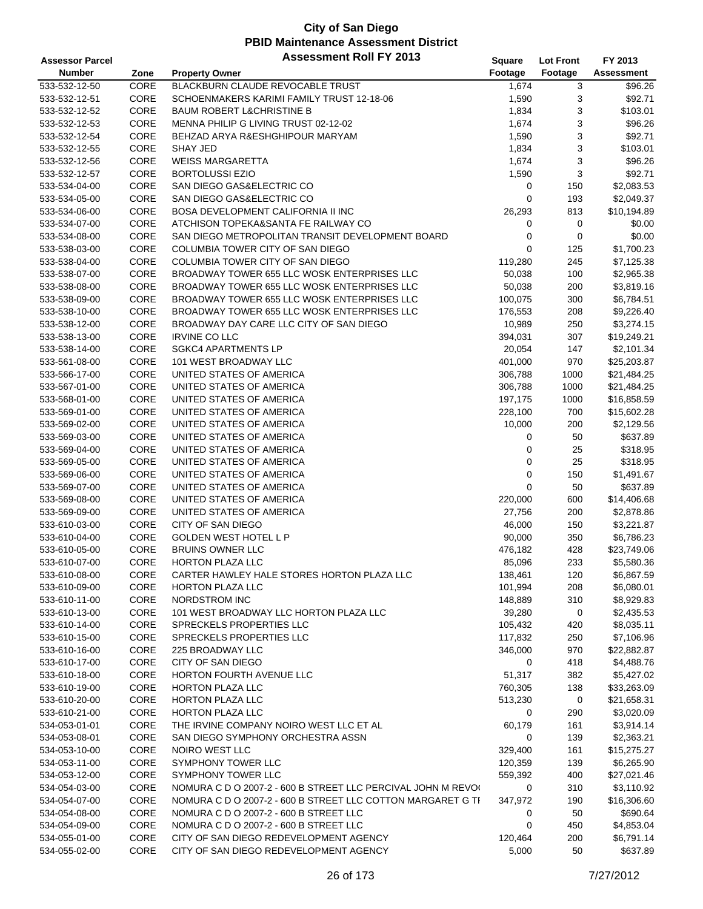# City of San Diego
## PBID Maintenance Assessment District
## Assessment Roll FY 2013

| Assessor Parcel Number | Zone | Property Owner | Square Footage | Lot Front Footage | FY 2013 Assessment |
|---|---|---|---|---|---|
| 533-532-12-50 | CORE | BLACKBURN CLAUDE REVOCABLE TRUST | 1,674 | 3 | $96.26 |
| 533-532-12-51 | CORE | SCHOENMAKERS KARIMI FAMILY TRUST 12-18-06 | 1,590 | 3 | $92.71 |
| 533-532-12-52 | CORE | BAUM ROBERT L&CHRISTINE B | 1,834 | 3 | $103.01 |
| 533-532-12-53 | CORE | MENNA PHILIP G LIVING TRUST 02-12-02 | 1,674 | 3 | $96.26 |
| 533-532-12-54 | CORE | BEHZAD ARYA R&ESHGHIPOUR MARYAM | 1,590 | 3 | $92.71 |
| 533-532-12-55 | CORE | SHAY JED | 1,834 | 3 | $103.01 |
| 533-532-12-56 | CORE | WEISS MARGARETTA | 1,674 | 3 | $96.26 |
| 533-532-12-57 | CORE | BORTOLUSSI EZIO | 1,590 | 3 | $92.71 |
| 533-534-04-00 | CORE | SAN DIEGO GAS&ELECTRIC CO | 0 | 150 | $2,083.53 |
| 533-534-05-00 | CORE | SAN DIEGO GAS&ELECTRIC CO | 0 | 193 | $2,049.37 |
| 533-534-06-00 | CORE | BOSA DEVELOPMENT CALIFORNIA II INC | 26,293 | 813 | $10,194.89 |
| 533-534-07-00 | CORE | ATCHISON TOPEKA&SANTA FE RAILWAY CO | 0 | 0 | $0.00 |
| 533-534-08-00 | CORE | SAN DIEGO METROPOLITAN TRANSIT DEVELOPMENT BOARD | 0 | 0 | $0.00 |
| 533-538-03-00 | CORE | COLUMBIA TOWER CITY OF SAN DIEGO | 0 | 125 | $1,700.23 |
| 533-538-04-00 | CORE | COLUMBIA TOWER CITY OF SAN DIEGO | 119,280 | 245 | $7,125.38 |
| 533-538-07-00 | CORE | BROADWAY TOWER 655 LLC WOSK ENTERPRISES LLC | 50,038 | 100 | $2,965.38 |
| 533-538-08-00 | CORE | BROADWAY TOWER 655 LLC WOSK ENTERPRISES LLC | 50,038 | 200 | $3,819.16 |
| 533-538-09-00 | CORE | BROADWAY TOWER 655 LLC WOSK ENTERPRISES LLC | 100,075 | 300 | $6,784.51 |
| 533-538-10-00 | CORE | BROADWAY TOWER 655 LLC WOSK ENTERPRISES LLC | 176,553 | 208 | $9,226.40 |
| 533-538-12-00 | CORE | BROADWAY DAY CARE LLC CITY OF SAN DIEGO | 10,989 | 250 | $3,274.15 |
| 533-538-13-00 | CORE | IRVINE CO LLC | 394,031 | 307 | $19,249.21 |
| 533-538-14-00 | CORE | SGKC4 APARTMENTS LP | 20,054 | 147 | $2,101.34 |
| 533-561-08-00 | CORE | 101 WEST BROADWAY LLC | 401,000 | 970 | $25,203.87 |
| 533-566-17-00 | CORE | UNITED STATES OF AMERICA | 306,788 | 1000 | $21,484.25 |
| 533-567-01-00 | CORE | UNITED STATES OF AMERICA | 306,788 | 1000 | $21,484.25 |
| 533-568-01-00 | CORE | UNITED STATES OF AMERICA | 197,175 | 1000 | $16,858.59 |
| 533-569-01-00 | CORE | UNITED STATES OF AMERICA | 228,100 | 700 | $15,602.28 |
| 533-569-02-00 | CORE | UNITED STATES OF AMERICA | 10,000 | 200 | $2,129.56 |
| 533-569-03-00 | CORE | UNITED STATES OF AMERICA | 0 | 50 | $637.89 |
| 533-569-04-00 | CORE | UNITED STATES OF AMERICA | 0 | 25 | $318.95 |
| 533-569-05-00 | CORE | UNITED STATES OF AMERICA | 0 | 25 | $318.95 |
| 533-569-06-00 | CORE | UNITED STATES OF AMERICA | 0 | 150 | $1,491.67 |
| 533-569-07-00 | CORE | UNITED STATES OF AMERICA | 0 | 50 | $637.89 |
| 533-569-08-00 | CORE | UNITED STATES OF AMERICA | 220,000 | 600 | $14,406.68 |
| 533-569-09-00 | CORE | UNITED STATES OF AMERICA | 27,756 | 200 | $2,878.86 |
| 533-610-03-00 | CORE | CITY OF SAN DIEGO | 46,000 | 150 | $3,221.87 |
| 533-610-04-00 | CORE | GOLDEN WEST HOTEL L P | 90,000 | 350 | $6,786.23 |
| 533-610-05-00 | CORE | BRUINS OWNER LLC | 476,182 | 428 | $23,749.06 |
| 533-610-07-00 | CORE | HORTON PLAZA LLC | 85,096 | 233 | $5,580.36 |
| 533-610-08-00 | CORE | CARTER HAWLEY HALE STORES HORTON PLAZA LLC | 138,461 | 120 | $6,867.59 |
| 533-610-09-00 | CORE | HORTON PLAZA LLC | 101,994 | 208 | $6,080.01 |
| 533-610-11-00 | CORE | NORDSTROM INC | 148,889 | 310 | $8,929.83 |
| 533-610-13-00 | CORE | 101 WEST BROADWAY LLC HORTON PLAZA LLC | 39,280 | 0 | $2,435.53 |
| 533-610-14-00 | CORE | SPRECKELS PROPERTIES LLC | 105,432 | 420 | $8,035.11 |
| 533-610-15-00 | CORE | SPRECKELS PROPERTIES LLC | 117,832 | 250 | $7,106.96 |
| 533-610-16-00 | CORE | 225 BROADWAY LLC | 346,000 | 970 | $22,882.87 |
| 533-610-17-00 | CORE | CITY OF SAN DIEGO | 0 | 418 | $4,488.76 |
| 533-610-18-00 | CORE | HORTON FOURTH AVENUE LLC | 51,317 | 382 | $5,427.02 |
| 533-610-19-00 | CORE | HORTON PLAZA LLC | 760,305 | 138 | $33,263.09 |
| 533-610-20-00 | CORE | HORTON PLAZA LLC | 513,230 | 0 | $21,658.31 |
| 533-610-21-00 | CORE | HORTON PLAZA LLC | 0 | 290 | $3,020.09 |
| 534-053-01-01 | CORE | THE IRVINE COMPANY NOIRO WEST LLC ET AL | 60,179 | 161 | $3,914.14 |
| 534-053-08-01 | CORE | SAN DIEGO SYMPHONY ORCHESTRA ASSN | 0 | 139 | $2,363.21 |
| 534-053-10-00 | CORE | NOIRO WEST LLC | 329,400 | 161 | $15,275.27 |
| 534-053-11-00 | CORE | SYMPHONY TOWER LLC | 120,359 | 139 | $6,265.90 |
| 534-053-12-00 | CORE | SYMPHONY TOWER LLC | 559,392 | 400 | $27,021.46 |
| 534-054-03-00 | CORE | NOMURA C D O 2007-2 - 600 B STREET LLC PERCIVAL JOHN M REVO( | 0 | 310 | $3,110.92 |
| 534-054-07-00 | CORE | NOMURA C D O 2007-2 - 600 B STREET LLC COTTON MARGARET G TI | 347,972 | 190 | $16,306.60 |
| 534-054-08-00 | CORE | NOMURA C D O 2007-2 - 600 B STREET LLC | 0 | 50 | $690.64 |
| 534-054-09-00 | CORE | NOMURA C D O 2007-2 - 600 B STREET LLC | 0 | 450 | $4,853.04 |
| 534-055-01-00 | CORE | CITY OF SAN DIEGO REDEVELOPMENT AGENCY | 120,464 | 200 | $6,791.14 |
| 534-055-02-00 | CORE | CITY OF SAN DIEGO REDEVELOPMENT AGENCY | 5,000 | 50 | $637.89 |

7/27/2012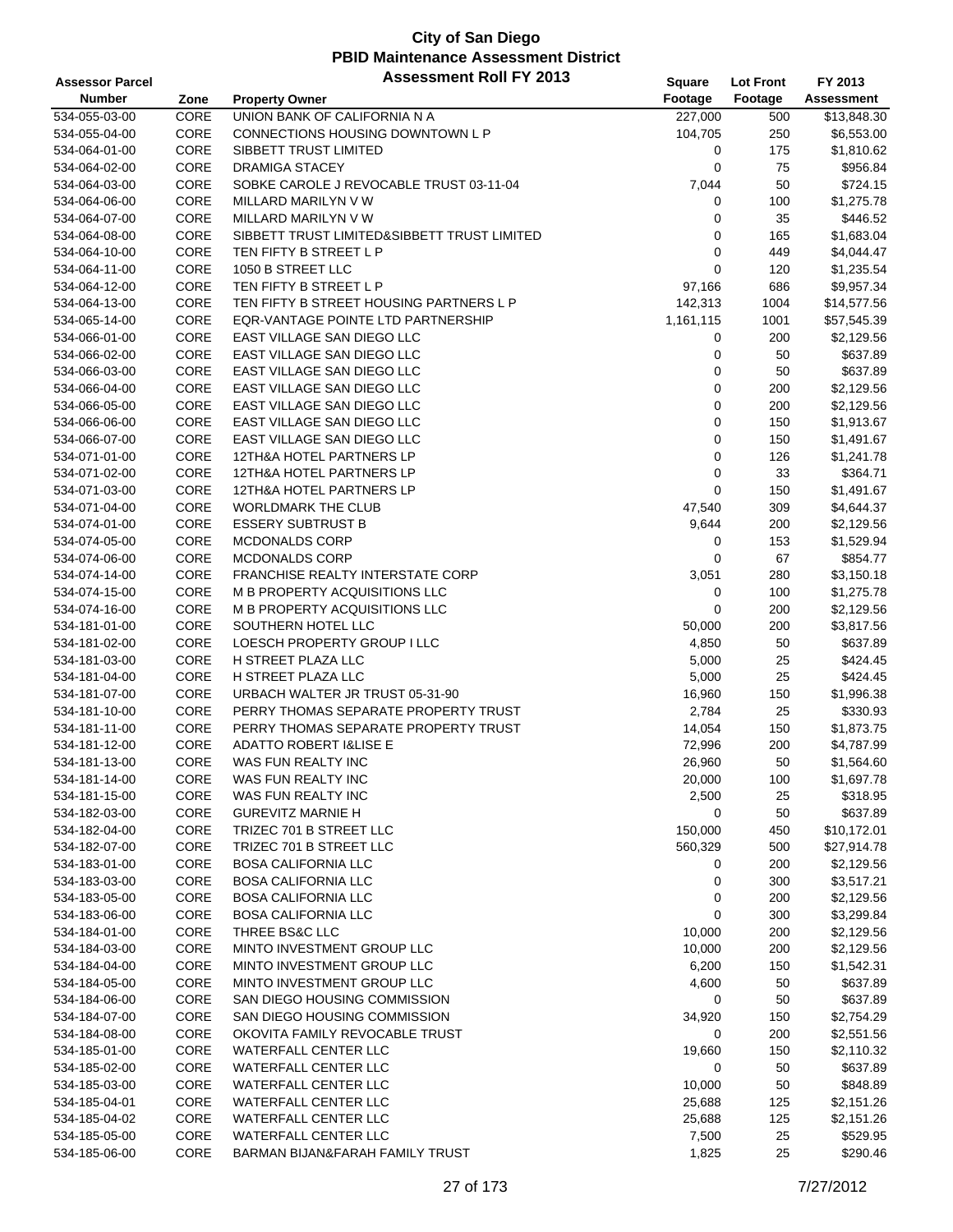# City of San Diego
## PBID Maintenance Assessment District
### Assessment Roll FY 2013

| Assessor Parcel Number | Zone | Property Owner | Square Footage | Lot Front Footage | FY 2013 Assessment |
|---|---|---|---|---|---|
| 534-055-03-00 | CORE | UNION BANK OF CALIFORNIA N A | 227,000 | 500 | $13,848.30 |
| 534-055-04-00 | CORE | CONNECTIONS HOUSING DOWNTOWN L P | 104,705 | 250 | $6,553.00 |
| 534-064-01-00 | CORE | SIBBETT TRUST LIMITED | 0 | 175 | $1,810.62 |
| 534-064-02-00 | CORE | DRAMIGA STACEY | 0 | 75 | $956.84 |
| 534-064-03-00 | CORE | SOBKE CAROLE J REVOCABLE TRUST 03-11-04 | 7,044 | 50 | $724.15 |
| 534-064-06-00 | CORE | MILLARD MARILYN V W | 0 | 100 | $1,275.78 |
| 534-064-07-00 | CORE | MILLARD MARILYN V W | 0 | 35 | $446.52 |
| 534-064-08-00 | CORE | SIBBETT TRUST LIMITED&SIBBETT TRUST LIMITED | 0 | 165 | $1,683.04 |
| 534-064-10-00 | CORE | TEN FIFTY B STREET L P | 0 | 449 | $4,044.47 |
| 534-064-11-00 | CORE | 1050 B STREET LLC | 0 | 120 | $1,235.54 |
| 534-064-12-00 | CORE | TEN FIFTY B STREET L P | 97,166 | 686 | $9,957.34 |
| 534-064-13-00 | CORE | TEN FIFTY B STREET HOUSING PARTNERS L P | 142,313 | 1004 | $14,577.56 |
| 534-065-14-00 | CORE | EQR-VANTAGE POINTE LTD PARTNERSHIP | 1,161,115 | 1001 | $57,545.39 |
| 534-066-01-00 | CORE | EAST VILLAGE SAN DIEGO LLC | 0 | 200 | $2,129.56 |
| 534-066-02-00 | CORE | EAST VILLAGE SAN DIEGO LLC | 0 | 50 | $637.89 |
| 534-066-03-00 | CORE | EAST VILLAGE SAN DIEGO LLC | 0 | 50 | $637.89 |
| 534-066-04-00 | CORE | EAST VILLAGE SAN DIEGO LLC | 0 | 200 | $2,129.56 |
| 534-066-05-00 | CORE | EAST VILLAGE SAN DIEGO LLC | 0 | 200 | $2,129.56 |
| 534-066-06-00 | CORE | EAST VILLAGE SAN DIEGO LLC | 0 | 150 | $1,913.67 |
| 534-066-07-00 | CORE | EAST VILLAGE SAN DIEGO LLC | 0 | 150 | $1,491.67 |
| 534-071-01-00 | CORE | 12TH&A HOTEL PARTNERS LP | 0 | 126 | $1,241.78 |
| 534-071-02-00 | CORE | 12TH&A HOTEL PARTNERS LP | 0 | 33 | $364.71 |
| 534-071-03-00 | CORE | 12TH&A HOTEL PARTNERS LP | 0 | 150 | $1,491.67 |
| 534-071-04-00 | CORE | WORLDMARK THE CLUB | 47,540 | 309 | $4,644.37 |
| 534-074-01-00 | CORE | ESSERY SUBTRUST B | 9,644 | 200 | $2,129.56 |
| 534-074-05-00 | CORE | MCDONALDS CORP | 0 | 153 | $1,529.94 |
| 534-074-06-00 | CORE | MCDONALDS CORP | 0 | 67 | $854.77 |
| 534-074-14-00 | CORE | FRANCHISE REALTY INTERSTATE CORP | 3,051 | 280 | $3,150.18 |
| 534-074-15-00 | CORE | M B PROPERTY ACQUISITIONS LLC | 0 | 100 | $1,275.78 |
| 534-074-16-00 | CORE | M B PROPERTY ACQUISITIONS LLC | 0 | 200 | $2,129.56 |
| 534-181-01-00 | CORE | SOUTHERN HOTEL LLC | 50,000 | 200 | $3,817.56 |
| 534-181-02-00 | CORE | LOESCH PROPERTY GROUP I LLC | 4,850 | 50 | $637.89 |
| 534-181-03-00 | CORE | H STREET PLAZA LLC | 5,000 | 25 | $424.45 |
| 534-181-04-00 | CORE | H STREET PLAZA LLC | 5,000 | 25 | $424.45 |
| 534-181-07-00 | CORE | URBACH WALTER JR TRUST 05-31-90 | 16,960 | 150 | $1,996.38 |
| 534-181-10-00 | CORE | PERRY THOMAS SEPARATE PROPERTY TRUST | 2,784 | 25 | $330.93 |
| 534-181-11-00 | CORE | PERRY THOMAS SEPARATE PROPERTY TRUST | 14,054 | 150 | $1,873.75 |
| 534-181-12-00 | CORE | ADATTO ROBERT I&LISE E | 72,996 | 200 | $4,787.99 |
| 534-181-13-00 | CORE | WAS FUN REALTY INC | 26,960 | 50 | $1,564.60 |
| 534-181-14-00 | CORE | WAS FUN REALTY INC | 20,000 | 100 | $1,697.78 |
| 534-181-15-00 | CORE | WAS FUN REALTY INC | 2,500 | 25 | $318.95 |
| 534-182-03-00 | CORE | GUREVITZ MARNIE H | 0 | 50 | $637.89 |
| 534-182-04-00 | CORE | TRIZEC 701 B STREET LLC | 150,000 | 450 | $10,172.01 |
| 534-182-07-00 | CORE | TRIZEC 701 B STREET LLC | 560,329 | 500 | $27,914.78 |
| 534-183-01-00 | CORE | BOSA CALIFORNIA LLC | 0 | 200 | $2,129.56 |
| 534-183-03-00 | CORE | BOSA CALIFORNIA LLC | 0 | 300 | $3,517.21 |
| 534-183-05-00 | CORE | BOSA CALIFORNIA LLC | 0 | 200 | $2,129.56 |
| 534-183-06-00 | CORE | BOSA CALIFORNIA LLC | 0 | 300 | $3,299.84 |
| 534-184-01-00 | CORE | THREE BS&C LLC | 10,000 | 200 | $2,129.56 |
| 534-184-03-00 | CORE | MINTO INVESTMENT GROUP LLC | 10,000 | 200 | $2,129.56 |
| 534-184-04-00 | CORE | MINTO INVESTMENT GROUP LLC | 6,200 | 150 | $1,542.31 |
| 534-184-05-00 | CORE | MINTO INVESTMENT GROUP LLC | 4,600 | 50 | $637.89 |
| 534-184-06-00 | CORE | SAN DIEGO HOUSING COMMISSION | 0 | 50 | $637.89 |
| 534-184-07-00 | CORE | SAN DIEGO HOUSING COMMISSION | 34,920 | 150 | $2,754.29 |
| 534-184-08-00 | CORE | OKOVITA FAMILY REVOCABLE TRUST | 0 | 200 | $2,551.56 |
| 534-185-01-00 | CORE | WATERFALL CENTER LLC | 19,660 | 150 | $2,110.32 |
| 534-185-02-00 | CORE | WATERFALL CENTER LLC | 0 | 50 | $637.89 |
| 534-185-03-00 | CORE | WATERFALL CENTER LLC | 10,000 | 50 | $848.89 |
| 534-185-04-01 | CORE | WATERFALL CENTER LLC | 25,688 | 125 | $2,151.26 |
| 534-185-04-02 | CORE | WATERFALL CENTER LLC | 25,688 | 125 | $2,151.26 |
| 534-185-05-00 | CORE | WATERFALL CENTER LLC | 7,500 | 25 | $529.95 |
| 534-185-06-00 | CORE | BARMAN BIJAN&FARAH FAMILY TRUST | 1,825 | 25 | $290.46 |

7/27/2012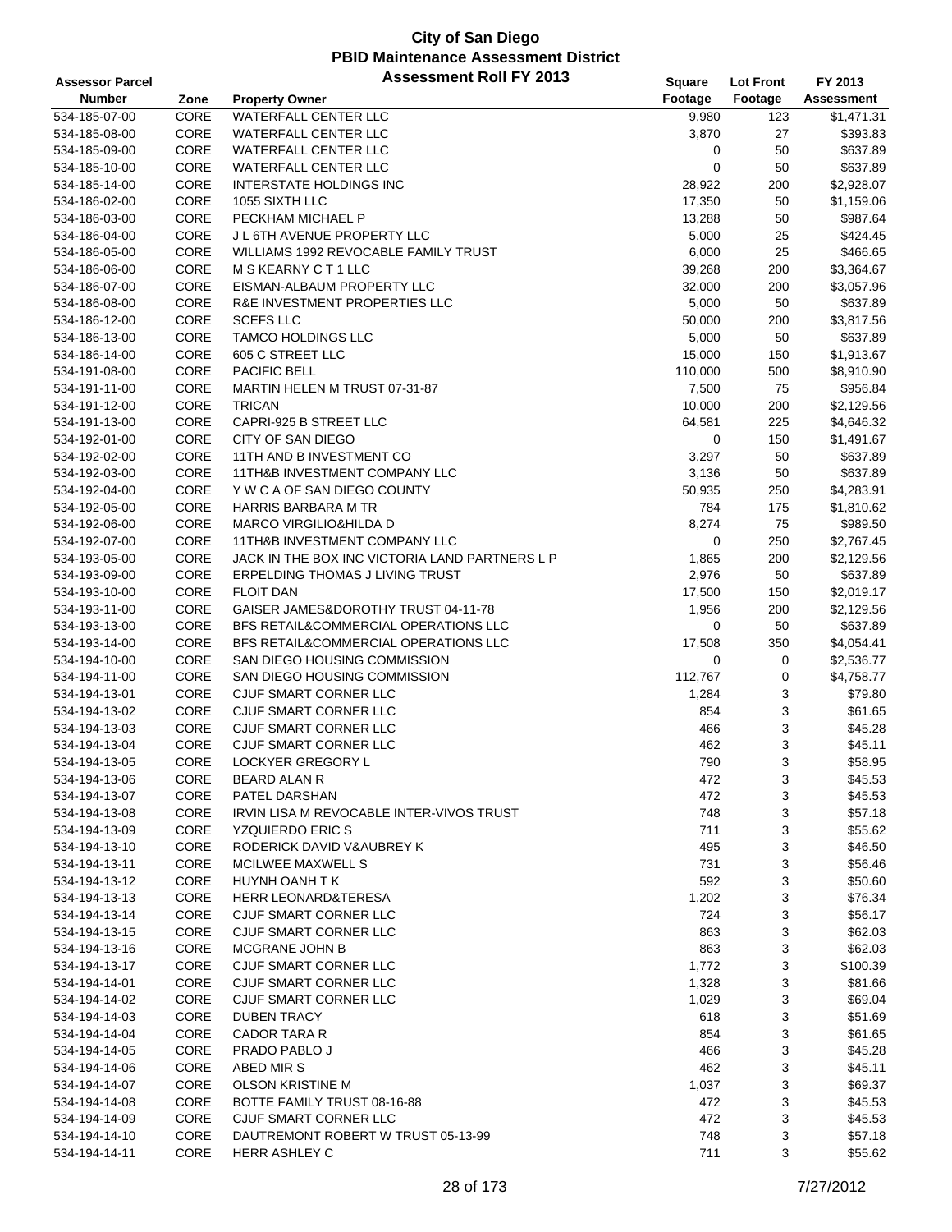# City of San Diego
## PBID Maintenance Assessment District
### Assessment Roll FY 2013

| Assessor Parcel Number | Zone | Property Owner | Square Footage | Lot Front Footage | FY 2013 Assessment |
|---|---|---|---|---|---|
| 534-185-07-00 | CORE | WATERFALL CENTER LLC | 9,980 | 123 | $1,471.31 |
| 534-185-08-00 | CORE | WATERFALL CENTER LLC | 3,870 | 27 | $393.83 |
| 534-185-09-00 | CORE | WATERFALL CENTER LLC | 0 | 50 | $637.89 |
| 534-185-10-00 | CORE | WATERFALL CENTER LLC | 0 | 50 | $637.89 |
| 534-185-14-00 | CORE | INTERSTATE HOLDINGS INC | 28,922 | 200 | $2,928.07 |
| 534-186-02-00 | CORE | 1055 SIXTH LLC | 17,350 | 50 | $1,159.06 |
| 534-186-03-00 | CORE | PECKHAM MICHAEL P | 13,288 | 50 | $987.64 |
| 534-186-04-00 | CORE | J L 6TH AVENUE PROPERTY LLC | 5,000 | 25 | $424.45 |
| 534-186-05-00 | CORE | WILLIAMS 1992 REVOCABLE FAMILY TRUST | 6,000 | 25 | $466.65 |
| 534-186-06-00 | CORE | M S KEARNY C T 1 LLC | 39,268 | 200 | $3,364.67 |
| 534-186-07-00 | CORE | EISMAN-ALBAUM PROPERTY LLC | 32,000 | 200 | $3,057.96 |
| 534-186-08-00 | CORE | R&E INVESTMENT PROPERTIES LLC | 5,000 | 50 | $637.89 |
| 534-186-12-00 | CORE | SCEFS LLC | 50,000 | 200 | $3,817.56 |
| 534-186-13-00 | CORE | TAMCO HOLDINGS LLC | 5,000 | 50 | $637.89 |
| 534-186-14-00 | CORE | 605 C STREET LLC | 15,000 | 150 | $1,913.67 |
| 534-191-08-00 | CORE | PACIFIC BELL | 110,000 | 500 | $8,910.90 |
| 534-191-11-00 | CORE | MARTIN HELEN M TRUST 07-31-87 | 7,500 | 75 | $956.84 |
| 534-191-12-00 | CORE | TRICAN | 10,000 | 200 | $2,129.56 |
| 534-191-13-00 | CORE | CAPRI-925 B STREET LLC | 64,581 | 225 | $4,646.32 |
| 534-192-01-00 | CORE | CITY OF SAN DIEGO | 0 | 150 | $1,491.67 |
| 534-192-02-00 | CORE | 11TH AND B INVESTMENT CO | 3,297 | 50 | $637.89 |
| 534-192-03-00 | CORE | 11TH&B INVESTMENT COMPANY LLC | 3,136 | 50 | $637.89 |
| 534-192-04-00 | CORE | Y W C A OF SAN DIEGO COUNTY | 50,935 | 250 | $4,283.91 |
| 534-192-05-00 | CORE | HARRIS BARBARA M TR | 784 | 175 | $1,810.62 |
| 534-192-06-00 | CORE | MARCO VIRGILIO&HILDA D | 8,274 | 75 | $989.50 |
| 534-192-07-00 | CORE | 11TH&B INVESTMENT COMPANY LLC | 0 | 250 | $2,767.45 |
| 534-193-05-00 | CORE | JACK IN THE BOX INC VICTORIA LAND PARTNERS L P | 1,865 | 200 | $2,129.56 |
| 534-193-09-00 | CORE | ERPELDING THOMAS J LIVING TRUST | 2,976 | 50 | $637.89 |
| 534-193-10-00 | CORE | FLOIT DAN | 17,500 | 150 | $2,019.17 |
| 534-193-11-00 | CORE | GAISER JAMES&DOROTHY TRUST 04-11-78 | 1,956 | 200 | $2,129.56 |
| 534-193-13-00 | CORE | BFS RETAIL&COMMERCIAL OPERATIONS LLC | 0 | 50 | $637.89 |
| 534-193-14-00 | CORE | BFS RETAIL&COMMERCIAL OPERATIONS LLC | 17,508 | 350 | $4,054.41 |
| 534-194-10-00 | CORE | SAN DIEGO HOUSING COMMISSION | 0 | 0 | $2,536.77 |
| 534-194-11-00 | CORE | SAN DIEGO HOUSING COMMISSION | 112,767 | 0 | $4,758.77 |
| 534-194-13-01 | CORE | CJUF SMART CORNER LLC | 1,284 | 3 | $79.80 |
| 534-194-13-02 | CORE | CJUF SMART CORNER LLC | 854 | 3 | $61.65 |
| 534-194-13-03 | CORE | CJUF SMART CORNER LLC | 466 | 3 | $45.28 |
| 534-194-13-04 | CORE | CJUF SMART CORNER LLC | 462 | 3 | $45.11 |
| 534-194-13-05 | CORE | LOCKYER GREGORY L | 790 | 3 | $58.95 |
| 534-194-13-06 | CORE | BEARD ALAN R | 472 | 3 | $45.53 |
| 534-194-13-07 | CORE | PATEL DARSHAN | 472 | 3 | $45.53 |
| 534-194-13-08 | CORE | IRVIN LISA M REVOCABLE INTER-VIVOS TRUST | 748 | 3 | $57.18 |
| 534-194-13-09 | CORE | YZQUIERDO ERIC S | 711 | 3 | $55.62 |
| 534-194-13-10 | CORE | RODERICK DAVID V&AUBREY K | 495 | 3 | $46.50 |
| 534-194-13-11 | CORE | MCILWEE MAXWELL S | 731 | 3 | $56.46 |
| 534-194-13-12 | CORE | HUYNH OANH T K | 592 | 3 | $50.60 |
| 534-194-13-13 | CORE | HERR LEONARD&TERESA | 1,202 | 3 | $76.34 |
| 534-194-13-14 | CORE | CJUF SMART CORNER LLC | 724 | 3 | $56.17 |
| 534-194-13-15 | CORE | CJUF SMART CORNER LLC | 863 | 3 | $62.03 |
| 534-194-13-16 | CORE | MCGRANE JOHN B | 863 | 3 | $62.03 |
| 534-194-13-17 | CORE | CJUF SMART CORNER LLC | 1,772 | 3 | $100.39 |
| 534-194-14-01 | CORE | CJUF SMART CORNER LLC | 1,328 | 3 | $81.66 |
| 534-194-14-02 | CORE | CJUF SMART CORNER LLC | 1,029 | 3 | $69.04 |
| 534-194-14-03 | CORE | DUBEN TRACY | 618 | 3 | $51.69 |
| 534-194-14-04 | CORE | CADOR TARA R | 854 | 3 | $61.65 |
| 534-194-14-05 | CORE | PRADO PABLO J | 466 | 3 | $45.28 |
| 534-194-14-06 | CORE | ABED MIR S | 462 | 3 | $45.11 |
| 534-194-14-07 | CORE | OLSON KRISTINE M | 1,037 | 3 | $69.37 |
| 534-194-14-08 | CORE | BOTTE FAMILY TRUST 08-16-88 | 472 | 3 | $45.53 |
| 534-194-14-09 | CORE | CJUF SMART CORNER LLC | 472 | 3 | $45.53 |
| 534-194-14-10 | CORE | DAUTREMONT ROBERT W TRUST 05-13-99 | 748 | 3 | $57.18 |
| 534-194-14-11 | CORE | HERR ASHLEY C | 711 | 3 | $55.62 |

7/27/2012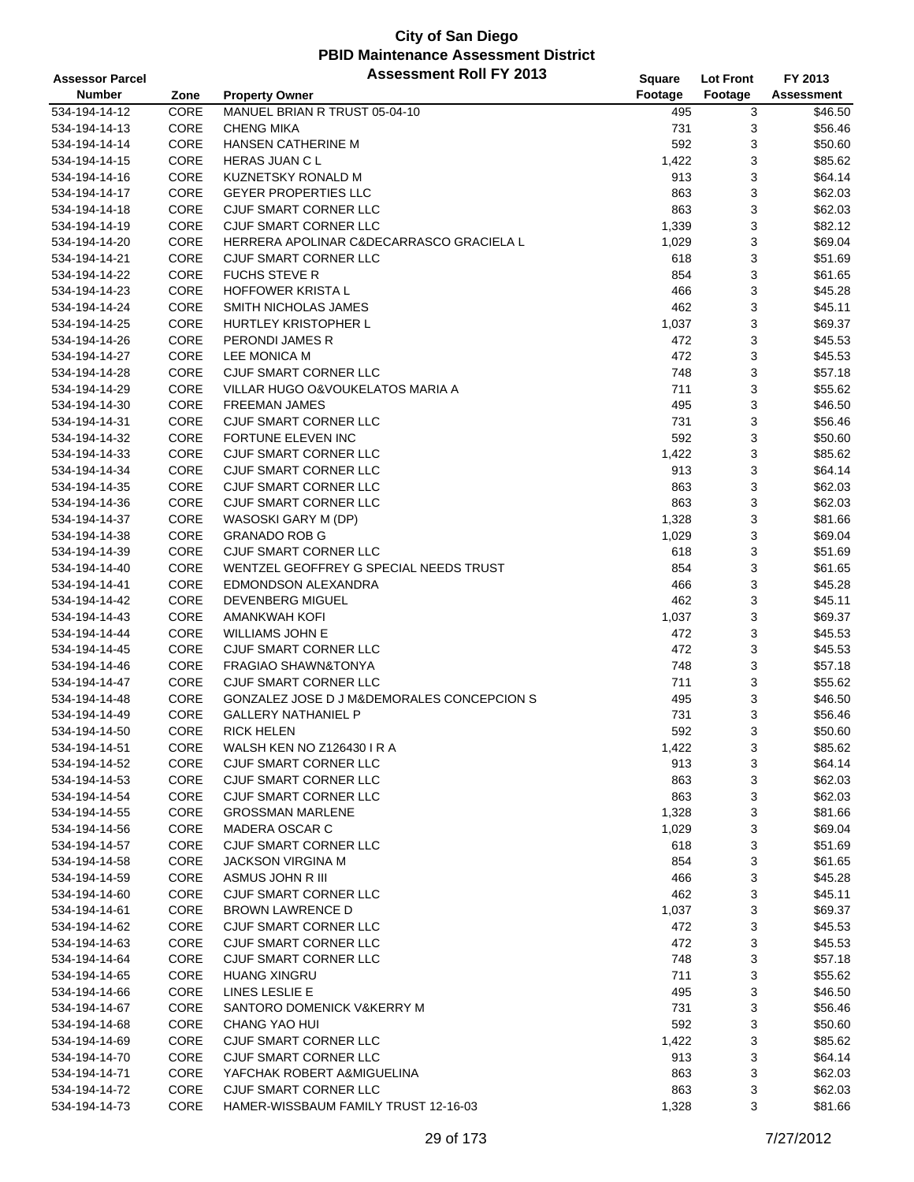# City of San Diego
## PBID Maintenance Assessment District
### Assessment Roll FY 2013

| Assessor Parcel Number | Zone | Property Owner | Square Footage | Lot Front Footage | FY 2013 Assessment |
|---|---|---|---|---|---|
| 534-194-14-12 | CORE | MANUEL BRIAN R TRUST 05-04-10 | 495 | 3 | $46.50 |
| 534-194-14-13 | CORE | CHENG MIKA | 731 | 3 | $56.46 |
| 534-194-14-14 | CORE | HANSEN CATHERINE M | 592 | 3 | $50.60 |
| 534-194-14-15 | CORE | HERAS JUAN C L | 1,422 | 3 | $85.62 |
| 534-194-14-16 | CORE | KUZNETSKY RONALD M | 913 | 3 | $64.14 |
| 534-194-14-17 | CORE | GEYER PROPERTIES LLC | 863 | 3 | $62.03 |
| 534-194-14-18 | CORE | CJUF SMART CORNER LLC | 863 | 3 | $62.03 |
| 534-194-14-19 | CORE | CJUF SMART CORNER LLC | 1,339 | 3 | $82.12 |
| 534-194-14-20 | CORE | HERRERA APOLINAR C&DECARRASCO GRACIELA L | 1,029 | 3 | $69.04 |
| 534-194-14-21 | CORE | CJUF SMART CORNER LLC | 618 | 3 | $51.69 |
| 534-194-14-22 | CORE | FUCHS STEVE R | 854 | 3 | $61.65 |
| 534-194-14-23 | CORE | HOFFOWER KRISTA L | 466 | 3 | $45.28 |
| 534-194-14-24 | CORE | SMITH NICHOLAS JAMES | 462 | 3 | $45.11 |
| 534-194-14-25 | CORE | HURTLEY KRISTOPHER L | 1,037 | 3 | $69.37 |
| 534-194-14-26 | CORE | PERONDI JAMES R | 472 | 3 | $45.53 |
| 534-194-14-27 | CORE | LEE MONICA M | 472 | 3 | $45.53 |
| 534-194-14-28 | CORE | CJUF SMART CORNER LLC | 748 | 3 | $57.18 |
| 534-194-14-29 | CORE | VILLAR HUGO O&VOUKELATOS MARIA A | 711 | 3 | $55.62 |
| 534-194-14-30 | CORE | FREEMAN JAMES | 495 | 3 | $46.50 |
| 534-194-14-31 | CORE | CJUF SMART CORNER LLC | 731 | 3 | $56.46 |
| 534-194-14-32 | CORE | FORTUNE ELEVEN INC | 592 | 3 | $50.60 |
| 534-194-14-33 | CORE | CJUF SMART CORNER LLC | 1,422 | 3 | $85.62 |
| 534-194-14-34 | CORE | CJUF SMART CORNER LLC | 913 | 3 | $64.14 |
| 534-194-14-35 | CORE | CJUF SMART CORNER LLC | 863 | 3 | $62.03 |
| 534-194-14-36 | CORE | CJUF SMART CORNER LLC | 863 | 3 | $62.03 |
| 534-194-14-37 | CORE | WASOSKI GARY M (DP) | 1,328 | 3 | $81.66 |
| 534-194-14-38 | CORE | GRANADO ROB G | 1,029 | 3 | $69.04 |
| 534-194-14-39 | CORE | CJUF SMART CORNER LLC | 618 | 3 | $51.69 |
| 534-194-14-40 | CORE | WENTZEL GEOFFREY G SPECIAL NEEDS TRUST | 854 | 3 | $61.65 |
| 534-194-14-41 | CORE | EDMONDSON ALEXANDRA | 466 | 3 | $45.28 |
| 534-194-14-42 | CORE | DEVENBERG MIGUEL | 462 | 3 | $45.11 |
| 534-194-14-43 | CORE | AMANKWAH KOFI | 1,037 | 3 | $69.37 |
| 534-194-14-44 | CORE | WILLIAMS JOHN E | 472 | 3 | $45.53 |
| 534-194-14-45 | CORE | CJUF SMART CORNER LLC | 472 | 3 | $45.53 |
| 534-194-14-46 | CORE | FRAGIAO SHAWN&TONYA | 748 | 3 | $57.18 |
| 534-194-14-47 | CORE | CJUF SMART CORNER LLC | 711 | 3 | $55.62 |
| 534-194-14-48 | CORE | GONZALEZ JOSE D J M&DEMORALES CONCEPCION S | 495 | 3 | $46.50 |
| 534-194-14-49 | CORE | GALLERY NATHANIEL P | 731 | 3 | $56.46 |
| 534-194-14-50 | CORE | RICK HELEN | 592 | 3 | $50.60 |
| 534-194-14-51 | CORE | WALSH KEN NO Z126430 I R A | 1,422 | 3 | $85.62 |
| 534-194-14-52 | CORE | CJUF SMART CORNER LLC | 913 | 3 | $64.14 |
| 534-194-14-53 | CORE | CJUF SMART CORNER LLC | 863 | 3 | $62.03 |
| 534-194-14-54 | CORE | CJUF SMART CORNER LLC | 863 | 3 | $62.03 |
| 534-194-14-55 | CORE | GROSSMAN MARLENE | 1,328 | 3 | $81.66 |
| 534-194-14-56 | CORE | MADERA OSCAR C | 1,029 | 3 | $69.04 |
| 534-194-14-57 | CORE | CJUF SMART CORNER LLC | 618 | 3 | $51.69 |
| 534-194-14-58 | CORE | JACKSON VIRGINA M | 854 | 3 | $61.65 |
| 534-194-14-59 | CORE | ASMUS JOHN R III | 466 | 3 | $45.28 |
| 534-194-14-60 | CORE | CJUF SMART CORNER LLC | 462 | 3 | $45.11 |
| 534-194-14-61 | CORE | BROWN LAWRENCE D | 1,037 | 3 | $69.37 |
| 534-194-14-62 | CORE | CJUF SMART CORNER LLC | 472 | 3 | $45.53 |
| 534-194-14-63 | CORE | CJUF SMART CORNER LLC | 472 | 3 | $45.53 |
| 534-194-14-64 | CORE | CJUF SMART CORNER LLC | 748 | 3 | $57.18 |
| 534-194-14-65 | CORE | HUANG XINGRU | 711 | 3 | $55.62 |
| 534-194-14-66 | CORE | LINES LESLIE E | 495 | 3 | $46.50 |
| 534-194-14-67 | CORE | SANTORO DOMENICK V&KERRY M | 731 | 3 | $56.46 |
| 534-194-14-68 | CORE | CHANG YAO HUI | 592 | 3 | $50.60 |
| 534-194-14-69 | CORE | CJUF SMART CORNER LLC | 1,422 | 3 | $85.62 |
| 534-194-14-70 | CORE | CJUF SMART CORNER LLC | 913 | 3 | $64.14 |
| 534-194-14-71 | CORE | YAFCHAK ROBERT A&MIGUELINA | 863 | 3 | $62.03 |
| 534-194-14-72 | CORE | CJUF SMART CORNER LLC | 863 | 3 | $62.03 |
| 534-194-14-73 | CORE | HAMER-WISSBAUM FAMILY TRUST 12-16-03 | 1,328 | 3 | $81.66 |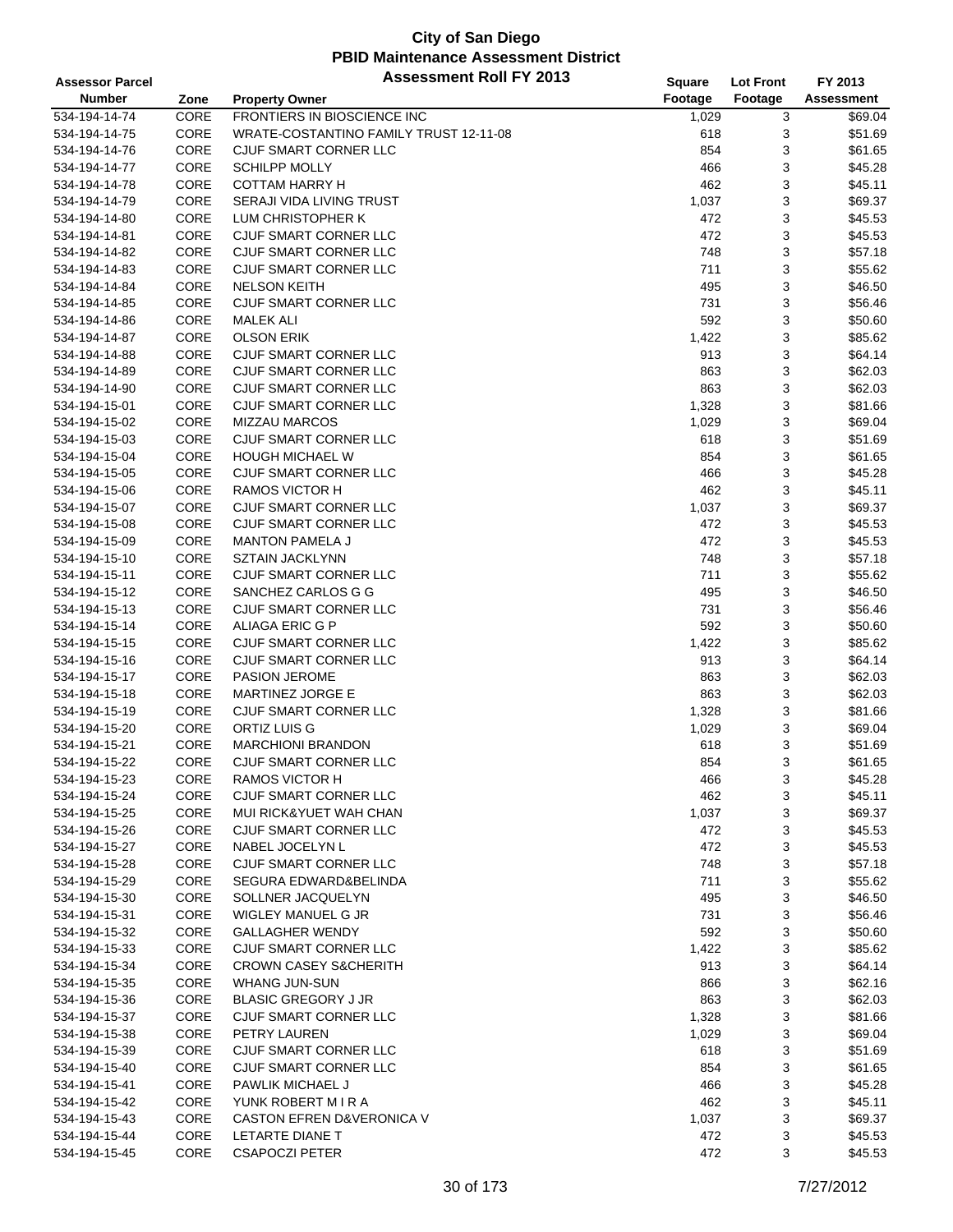# City of San Diego
## PBID Maintenance Assessment District
## Assessment Roll FY 2013

| Assessor Parcel Number | Zone | Property Owner | Square Footage | Lot Front Footage | FY 2013 Assessment |
|---|---|---|---|---|---|
| 534-194-14-74 | CORE | FRONTIERS IN BIOSCIENCE INC | 1,029 | 3 | $69.04 |
| 534-194-14-75 | CORE | WRATE-COSTANTINO FAMILY TRUST 12-11-08 | 618 | 3 | $51.69 |
| 534-194-14-76 | CORE | CJUF SMART CORNER LLC | 854 | 3 | $61.65 |
| 534-194-14-77 | CORE | SCHILPP MOLLY | 466 | 3 | $45.28 |
| 534-194-14-78 | CORE | COTTAM HARRY H | 462 | 3 | $45.11 |
| 534-194-14-79 | CORE | SERAJI VIDA LIVING TRUST | 1,037 | 3 | $69.37 |
| 534-194-14-80 | CORE | LUM CHRISTOPHER K | 472 | 3 | $45.53 |
| 534-194-14-81 | CORE | CJUF SMART CORNER LLC | 472 | 3 | $45.53 |
| 534-194-14-82 | CORE | CJUF SMART CORNER LLC | 748 | 3 | $57.18 |
| 534-194-14-83 | CORE | CJUF SMART CORNER LLC | 711 | 3 | $55.62 |
| 534-194-14-84 | CORE | NELSON KEITH | 495 | 3 | $46.50 |
| 534-194-14-85 | CORE | CJUF SMART CORNER LLC | 731 | 3 | $56.46 |
| 534-194-14-86 | CORE | MALEK ALI | 592 | 3 | $50.60 |
| 534-194-14-87 | CORE | OLSON ERIK | 1,422 | 3 | $85.62 |
| 534-194-14-88 | CORE | CJUF SMART CORNER LLC | 913 | 3 | $64.14 |
| 534-194-14-89 | CORE | CJUF SMART CORNER LLC | 863 | 3 | $62.03 |
| 534-194-14-90 | CORE | CJUF SMART CORNER LLC | 863 | 3 | $62.03 |
| 534-194-15-01 | CORE | CJUF SMART CORNER LLC | 1,328 | 3 | $81.66 |
| 534-194-15-02 | CORE | MIZZAU MARCOS | 1,029 | 3 | $69.04 |
| 534-194-15-03 | CORE | CJUF SMART CORNER LLC | 618 | 3 | $51.69 |
| 534-194-15-04 | CORE | HOUGH MICHAEL W | 854 | 3 | $61.65 |
| 534-194-15-05 | CORE | CJUF SMART CORNER LLC | 466 | 3 | $45.28 |
| 534-194-15-06 | CORE | RAMOS VICTOR H | 462 | 3 | $45.11 |
| 534-194-15-07 | CORE | CJUF SMART CORNER LLC | 1,037 | 3 | $69.37 |
| 534-194-15-08 | CORE | CJUF SMART CORNER LLC | 472 | 3 | $45.53 |
| 534-194-15-09 | CORE | MANTON PAMELA J | 472 | 3 | $45.53 |
| 534-194-15-10 | CORE | SZTAIN JACKLYNN | 748 | 3 | $57.18 |
| 534-194-15-11 | CORE | CJUF SMART CORNER LLC | 711 | 3 | $55.62 |
| 534-194-15-12 | CORE | SANCHEZ CARLOS G G | 495 | 3 | $46.50 |
| 534-194-15-13 | CORE | CJUF SMART CORNER LLC | 731 | 3 | $56.46 |
| 534-194-15-14 | CORE | ALIAGA ERIC G P | 592 | 3 | $50.60 |
| 534-194-15-15 | CORE | CJUF SMART CORNER LLC | 1,422 | 3 | $85.62 |
| 534-194-15-16 | CORE | CJUF SMART CORNER LLC | 913 | 3 | $64.14 |
| 534-194-15-17 | CORE | PASION JEROME | 863 | 3 | $62.03 |
| 534-194-15-18 | CORE | MARTINEZ JORGE E | 863 | 3 | $62.03 |
| 534-194-15-19 | CORE | CJUF SMART CORNER LLC | 1,328 | 3 | $81.66 |
| 534-194-15-20 | CORE | ORTIZ LUIS G | 1,029 | 3 | $69.04 |
| 534-194-15-21 | CORE | MARCHIONI BRANDON | 618 | 3 | $51.69 |
| 534-194-15-22 | CORE | CJUF SMART CORNER LLC | 854 | 3 | $61.65 |
| 534-194-15-23 | CORE | RAMOS VICTOR H | 466 | 3 | $45.28 |
| 534-194-15-24 | CORE | CJUF SMART CORNER LLC | 462 | 3 | $45.11 |
| 534-194-15-25 | CORE | MUI RICK&YUET WAH CHAN | 1,037 | 3 | $69.37 |
| 534-194-15-26 | CORE | CJUF SMART CORNER LLC | 472 | 3 | $45.53 |
| 534-194-15-27 | CORE | NABEL JOCELYN L | 472 | 3 | $45.53 |
| 534-194-15-28 | CORE | CJUF SMART CORNER LLC | 748 | 3 | $57.18 |
| 534-194-15-29 | CORE | SEGURA EDWARD&BELINDA | 711 | 3 | $55.62 |
| 534-194-15-30 | CORE | SOLLNER JACQUELYN | 495 | 3 | $46.50 |
| 534-194-15-31 | CORE | WIGLEY MANUEL G JR | 731 | 3 | $56.46 |
| 534-194-15-32 | CORE | GALLAGHER WENDY | 592 | 3 | $50.60 |
| 534-194-15-33 | CORE | CJUF SMART CORNER LLC | 1,422 | 3 | $85.62 |
| 534-194-15-34 | CORE | CROWN CASEY S&CHERITH | 913 | 3 | $64.14 |
| 534-194-15-35 | CORE | WHANG JUN-SUN | 866 | 3 | $62.16 |
| 534-194-15-36 | CORE | BLASIC GREGORY J JR | 863 | 3 | $62.03 |
| 534-194-15-37 | CORE | CJUF SMART CORNER LLC | 1,328 | 3 | $81.66 |
| 534-194-15-38 | CORE | PETRY LAUREN | 1,029 | 3 | $69.04 |
| 534-194-15-39 | CORE | CJUF SMART CORNER LLC | 618 | 3 | $51.69 |
| 534-194-15-40 | CORE | CJUF SMART CORNER LLC | 854 | 3 | $61.65 |
| 534-194-15-41 | CORE | PAWLIK MICHAEL J | 466 | 3 | $45.28 |
| 534-194-15-42 | CORE | YUNK ROBERT M I R A | 462 | 3 | $45.11 |
| 534-194-15-43 | CORE | CASTON EFREN D&VERONICA V | 1,037 | 3 | $69.37 |
| 534-194-15-44 | CORE | LETARTE DIANE T | 472 | 3 | $45.53 |
| 534-194-15-45 | CORE | CSAPOCZI PETER | 472 | 3 | $45.53 |

7/27/2012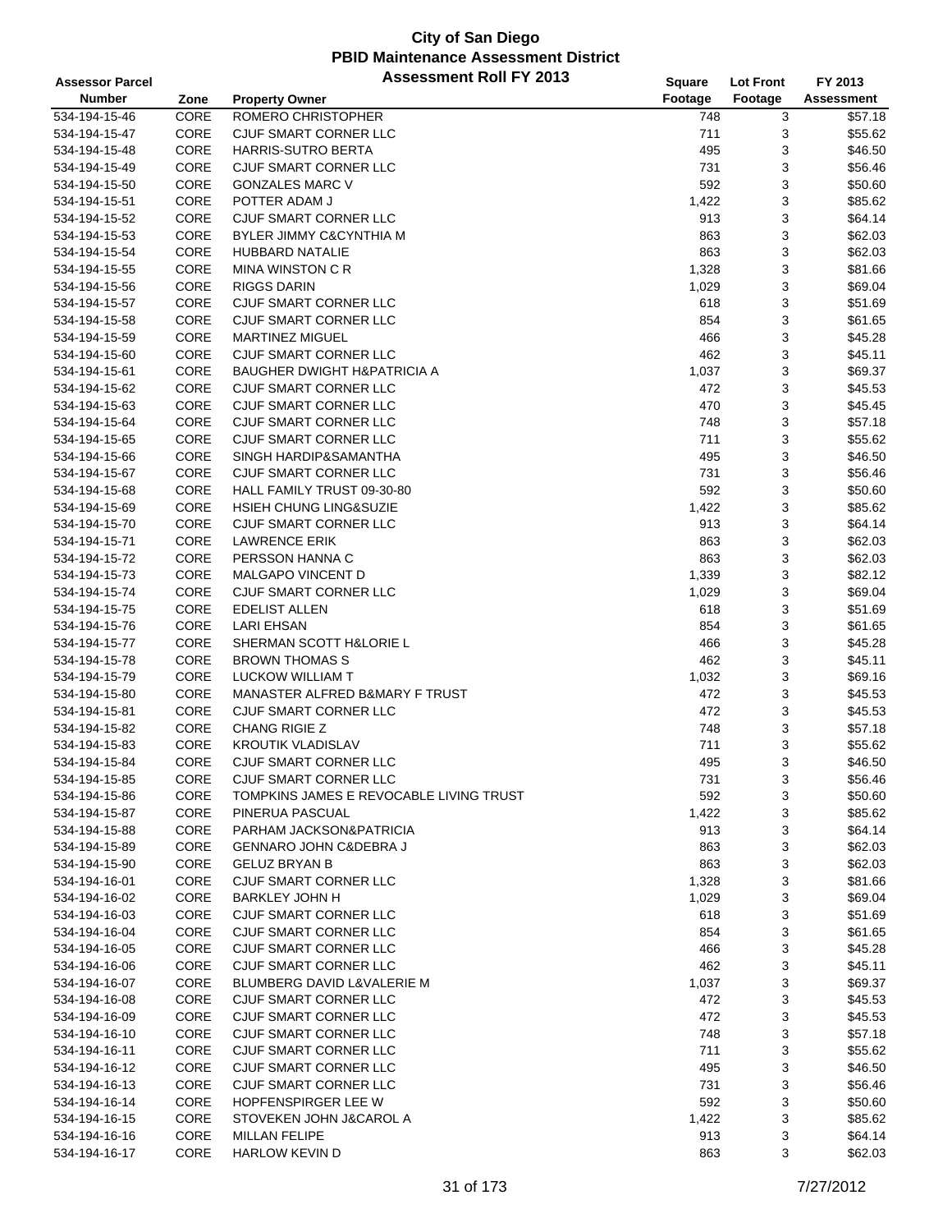# City of San Diego
## PBID Maintenance Assessment District
### Assessment Roll FY 2013

| Assessor Parcel Number | Zone | Property Owner | Square Footage | Lot Front Footage | FY 2013 Assessment |
|---|---|---|---|---|---|
| 534-194-15-46 | CORE | ROMERO CHRISTOPHER | 748 | 3 | $57.18 |
| 534-194-15-47 | CORE | CJUF SMART CORNER LLC | 711 | 3 | $55.62 |
| 534-194-15-48 | CORE | HARRIS-SUTRO BERTA | 495 | 3 | $46.50 |
| 534-194-15-49 | CORE | CJUF SMART CORNER LLC | 731 | 3 | $56.46 |
| 534-194-15-50 | CORE | GONZALES MARC V | 592 | 3 | $50.60 |
| 534-194-15-51 | CORE | POTTER ADAM J | 1,422 | 3 | $85.62 |
| 534-194-15-52 | CORE | CJUF SMART CORNER LLC | 913 | 3 | $64.14 |
| 534-194-15-53 | CORE | BYLER JIMMY C&CYNTHIA M | 863 | 3 | $62.03 |
| 534-194-15-54 | CORE | HUBBARD NATALIE | 863 | 3 | $62.03 |
| 534-194-15-55 | CORE | MINA WINSTON C R | 1,328 | 3 | $81.66 |
| 534-194-15-56 | CORE | RIGGS DARIN | 1,029 | 3 | $69.04 |
| 534-194-15-57 | CORE | CJUF SMART CORNER LLC | 618 | 3 | $51.69 |
| 534-194-15-58 | CORE | CJUF SMART CORNER LLC | 854 | 3 | $61.65 |
| 534-194-15-59 | CORE | MARTINEZ MIGUEL | 466 | 3 | $45.28 |
| 534-194-15-60 | CORE | CJUF SMART CORNER LLC | 462 | 3 | $45.11 |
| 534-194-15-61 | CORE | BAUGHER DWIGHT H&PATRICIA A | 1,037 | 3 | $69.37 |
| 534-194-15-62 | CORE | CJUF SMART CORNER LLC | 472 | 3 | $45.53 |
| 534-194-15-63 | CORE | CJUF SMART CORNER LLC | 470 | 3 | $45.45 |
| 534-194-15-64 | CORE | CJUF SMART CORNER LLC | 748 | 3 | $57.18 |
| 534-194-15-65 | CORE | CJUF SMART CORNER LLC | 711 | 3 | $55.62 |
| 534-194-15-66 | CORE | SINGH HARDIP&SAMANTHA | 495 | 3 | $46.50 |
| 534-194-15-67 | CORE | CJUF SMART CORNER LLC | 731 | 3 | $56.46 |
| 534-194-15-68 | CORE | HALL FAMILY TRUST 09-30-80 | 592 | 3 | $50.60 |
| 534-194-15-69 | CORE | HSIEH CHUNG LING&SUZIE | 1,422 | 3 | $85.62 |
| 534-194-15-70 | CORE | CJUF SMART CORNER LLC | 913 | 3 | $64.14 |
| 534-194-15-71 | CORE | LAWRENCE ERIK | 863 | 3 | $62.03 |
| 534-194-15-72 | CORE | PERSSON HANNA C | 863 | 3 | $62.03 |
| 534-194-15-73 | CORE | MALGAPO VINCENT D | 1,339 | 3 | $82.12 |
| 534-194-15-74 | CORE | CJUF SMART CORNER LLC | 1,029 | 3 | $69.04 |
| 534-194-15-75 | CORE | EDELIST ALLEN | 618 | 3 | $51.69 |
| 534-194-15-76 | CORE | LARI EHSAN | 854 | 3 | $61.65 |
| 534-194-15-77 | CORE | SHERMAN SCOTT H&LORIE L | 466 | 3 | $45.28 |
| 534-194-15-78 | CORE | BROWN THOMAS S | 462 | 3 | $45.11 |
| 534-194-15-79 | CORE | LUCKOW WILLIAM T | 1,032 | 3 | $69.16 |
| 534-194-15-80 | CORE | MANASTER ALFRED B&MARY F TRUST | 472 | 3 | $45.53 |
| 534-194-15-81 | CORE | CJUF SMART CORNER LLC | 472 | 3 | $45.53 |
| 534-194-15-82 | CORE | CHANG RIGIE Z | 748 | 3 | $57.18 |
| 534-194-15-83 | CORE | KROUTIK VLADISLAV | 711 | 3 | $55.62 |
| 534-194-15-84 | CORE | CJUF SMART CORNER LLC | 495 | 3 | $46.50 |
| 534-194-15-85 | CORE | CJUF SMART CORNER LLC | 731 | 3 | $56.46 |
| 534-194-15-86 | CORE | TOMPKINS JAMES E REVOCABLE LIVING TRUST | 592 | 3 | $50.60 |
| 534-194-15-87 | CORE | PINERUA PASCUAL | 1,422 | 3 | $85.62 |
| 534-194-15-88 | CORE | PARHAM JACKSON&PATRICIA | 913 | 3 | $64.14 |
| 534-194-15-89 | CORE | GENNARO JOHN C&DEBRA J | 863 | 3 | $62.03 |
| 534-194-15-90 | CORE | GELUZ BRYAN B | 863 | 3 | $62.03 |
| 534-194-16-01 | CORE | CJUF SMART CORNER LLC | 1,328 | 3 | $81.66 |
| 534-194-16-02 | CORE | BARKLEY JOHN H | 1,029 | 3 | $69.04 |
| 534-194-16-03 | CORE | CJUF SMART CORNER LLC | 618 | 3 | $51.69 |
| 534-194-16-04 | CORE | CJUF SMART CORNER LLC | 854 | 3 | $61.65 |
| 534-194-16-05 | CORE | CJUF SMART CORNER LLC | 466 | 3 | $45.28 |
| 534-194-16-06 | CORE | CJUF SMART CORNER LLC | 462 | 3 | $45.11 |
| 534-194-16-07 | CORE | BLUMBERG DAVID L&VALERIE M | 1,037 | 3 | $69.37 |
| 534-194-16-08 | CORE | CJUF SMART CORNER LLC | 472 | 3 | $45.53 |
| 534-194-16-09 | CORE | CJUF SMART CORNER LLC | 472 | 3 | $45.53 |
| 534-194-16-10 | CORE | CJUF SMART CORNER LLC | 748 | 3 | $57.18 |
| 534-194-16-11 | CORE | CJUF SMART CORNER LLC | 711 | 3 | $55.62 |
| 534-194-16-12 | CORE | CJUF SMART CORNER LLC | 495 | 3 | $46.50 |
| 534-194-16-13 | CORE | CJUF SMART CORNER LLC | 731 | 3 | $56.46 |
| 534-194-16-14 | CORE | HOPFENSPIRGER LEE W | 592 | 3 | $50.60 |
| 534-194-16-15 | CORE | STOVEKEN JOHN J&CAROL A | 1,422 | 3 | $85.62 |
| 534-194-16-16 | CORE | MILLAN FELIPE | 913 | 3 | $64.14 |
| 534-194-16-17 | CORE | HARLOW KEVIN D | 863 | 3 | $62.03 |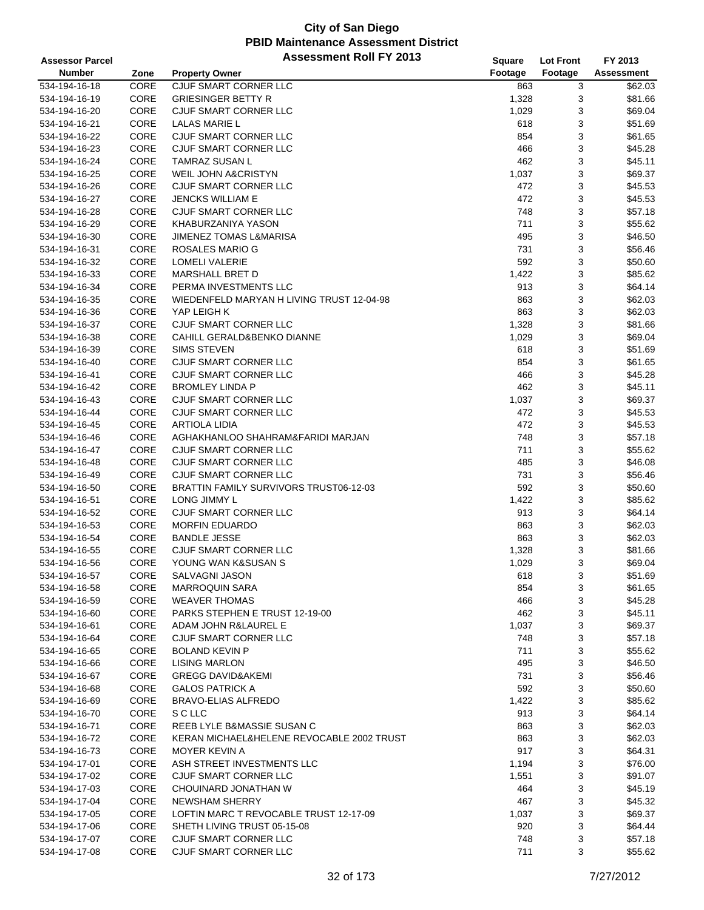# City of San Diego
## PBID Maintenance Assessment District
### Assessment Roll FY 2013

| Assessor Parcel Number | Zone | Property Owner | Square Footage | Lot Front Footage | FY 2013 Assessment |
|---|---|---|---|---|---|
| 534-194-16-18 | CORE | CJUF SMART CORNER LLC | 863 | 3 | $62.03 |
| 534-194-16-19 | CORE | GRIESINGER BETTY R | 1,328 | 3 | $81.66 |
| 534-194-16-20 | CORE | CJUF SMART CORNER LLC | 1,029 | 3 | $69.04 |
| 534-194-16-21 | CORE | LALAS MARIE L | 618 | 3 | $51.69 |
| 534-194-16-22 | CORE | CJUF SMART CORNER LLC | 854 | 3 | $61.65 |
| 534-194-16-23 | CORE | CJUF SMART CORNER LLC | 466 | 3 | $45.28 |
| 534-194-16-24 | CORE | TAMRAZ SUSAN L | 462 | 3 | $45.11 |
| 534-194-16-25 | CORE | WEIL JOHN A&CRISTYN | 1,037 | 3 | $69.37 |
| 534-194-16-26 | CORE | CJUF SMART CORNER LLC | 472 | 3 | $45.53 |
| 534-194-16-27 | CORE | JENCKS WILLIAM E | 472 | 3 | $45.53 |
| 534-194-16-28 | CORE | CJUF SMART CORNER LLC | 748 | 3 | $57.18 |
| 534-194-16-29 | CORE | KHABURZANIYA YASON | 711 | 3 | $55.62 |
| 534-194-16-30 | CORE | JIMENEZ TOMAS L&MARISA | 495 | 3 | $46.50 |
| 534-194-16-31 | CORE | ROSALES MARIO G | 731 | 3 | $56.46 |
| 534-194-16-32 | CORE | LOMELI VALERIE | 592 | 3 | $50.60 |
| 534-194-16-33 | CORE | MARSHALL BRET D | 1,422 | 3 | $85.62 |
| 534-194-16-34 | CORE | PERMA INVESTMENTS LLC | 913 | 3 | $64.14 |
| 534-194-16-35 | CORE | WIEDENFELD MARYAN H LIVING TRUST 12-04-98 | 863 | 3 | $62.03 |
| 534-194-16-36 | CORE | YAP LEIGH K | 863 | 3 | $62.03 |
| 534-194-16-37 | CORE | CJUF SMART CORNER LLC | 1,328 | 3 | $81.66 |
| 534-194-16-38 | CORE | CAHILL GERALD&BENKO DIANNE | 1,029 | 3 | $69.04 |
| 534-194-16-39 | CORE | SIMS STEVEN | 618 | 3 | $51.69 |
| 534-194-16-40 | CORE | CJUF SMART CORNER LLC | 854 | 3 | $61.65 |
| 534-194-16-41 | CORE | CJUF SMART CORNER LLC | 466 | 3 | $45.28 |
| 534-194-16-42 | CORE | BROMLEY LINDA P | 462 | 3 | $45.11 |
| 534-194-16-43 | CORE | CJUF SMART CORNER LLC | 1,037 | 3 | $69.37 |
| 534-194-16-44 | CORE | CJUF SMART CORNER LLC | 472 | 3 | $45.53 |
| 534-194-16-45 | CORE | ARTIOLA LIDIA | 472 | 3 | $45.53 |
| 534-194-16-46 | CORE | AGHAKHANLOO SHAHRAM&FARIDI MARJAN | 748 | 3 | $57.18 |
| 534-194-16-47 | CORE | CJUF SMART CORNER LLC | 711 | 3 | $55.62 |
| 534-194-16-48 | CORE | CJUF SMART CORNER LLC | 485 | 3 | $46.08 |
| 534-194-16-49 | CORE | CJUF SMART CORNER LLC | 731 | 3 | $56.46 |
| 534-194-16-50 | CORE | BRATTIN FAMILY SURVIVORS TRUST06-12-03 | 592 | 3 | $50.60 |
| 534-194-16-51 | CORE | LONG JIMMY L | 1,422 | 3 | $85.62 |
| 534-194-16-52 | CORE | CJUF SMART CORNER LLC | 913 | 3 | $64.14 |
| 534-194-16-53 | CORE | MORFIN EDUARDO | 863 | 3 | $62.03 |
| 534-194-16-54 | CORE | BANDLE JESSE | 863 | 3 | $62.03 |
| 534-194-16-55 | CORE | CJUF SMART CORNER LLC | 1,328 | 3 | $81.66 |
| 534-194-16-56 | CORE | YOUNG WAN K&SUSAN S | 1,029 | 3 | $69.04 |
| 534-194-16-57 | CORE | SALVAGNI JASON | 618 | 3 | $51.69 |
| 534-194-16-58 | CORE | MARROQUIN SARA | 854 | 3 | $61.65 |
| 534-194-16-59 | CORE | WEAVER THOMAS | 466 | 3 | $45.28 |
| 534-194-16-60 | CORE | PARKS STEPHEN E TRUST 12-19-00 | 462 | 3 | $45.11 |
| 534-194-16-61 | CORE | ADAM JOHN R&LAUREL E | 1,037 | 3 | $69.37 |
| 534-194-16-64 | CORE | CJUF SMART CORNER LLC | 748 | 3 | $57.18 |
| 534-194-16-65 | CORE | BOLAND KEVIN P | 711 | 3 | $55.62 |
| 534-194-16-66 | CORE | LISING MARLON | 495 | 3 | $46.50 |
| 534-194-16-67 | CORE | GREGG DAVID&AKEMI | 731 | 3 | $56.46 |
| 534-194-16-68 | CORE | GALOS PATRICK A | 592 | 3 | $50.60 |
| 534-194-16-69 | CORE | BRAVO-ELIAS ALFREDO | 1,422 | 3 | $85.62 |
| 534-194-16-70 | CORE | S C LLC | 913 | 3 | $64.14 |
| 534-194-16-71 | CORE | REEB LYLE B&MASSIE SUSAN C | 863 | 3 | $62.03 |
| 534-194-16-72 | CORE | KERAN MICHAEL&HELENE REVOCABLE 2002 TRUST | 863 | 3 | $62.03 |
| 534-194-16-73 | CORE | MOYER KEVIN A | 917 | 3 | $64.31 |
| 534-194-17-01 | CORE | ASH STREET INVESTMENTS LLC | 1,194 | 3 | $76.00 |
| 534-194-17-02 | CORE | CJUF SMART CORNER LLC | 1,551 | 3 | $91.07 |
| 534-194-17-03 | CORE | CHOUINARD JONATHAN W | 464 | 3 | $45.19 |
| 534-194-17-04 | CORE | NEWSHAM SHERRY | 467 | 3 | $45.32 |
| 534-194-17-05 | CORE | LOFTIN MARC T REVOCABLE TRUST 12-17-09 | 1,037 | 3 | $69.37 |
| 534-194-17-06 | CORE | SHETH LIVING TRUST 05-15-08 | 920 | 3 | $64.44 |
| 534-194-17-07 | CORE | CJUF SMART CORNER LLC | 748 | 3 | $57.18 |
| 534-194-17-08 | CORE | CJUF SMART CORNER LLC | 711 | 3 | $55.62 |

7/27/2012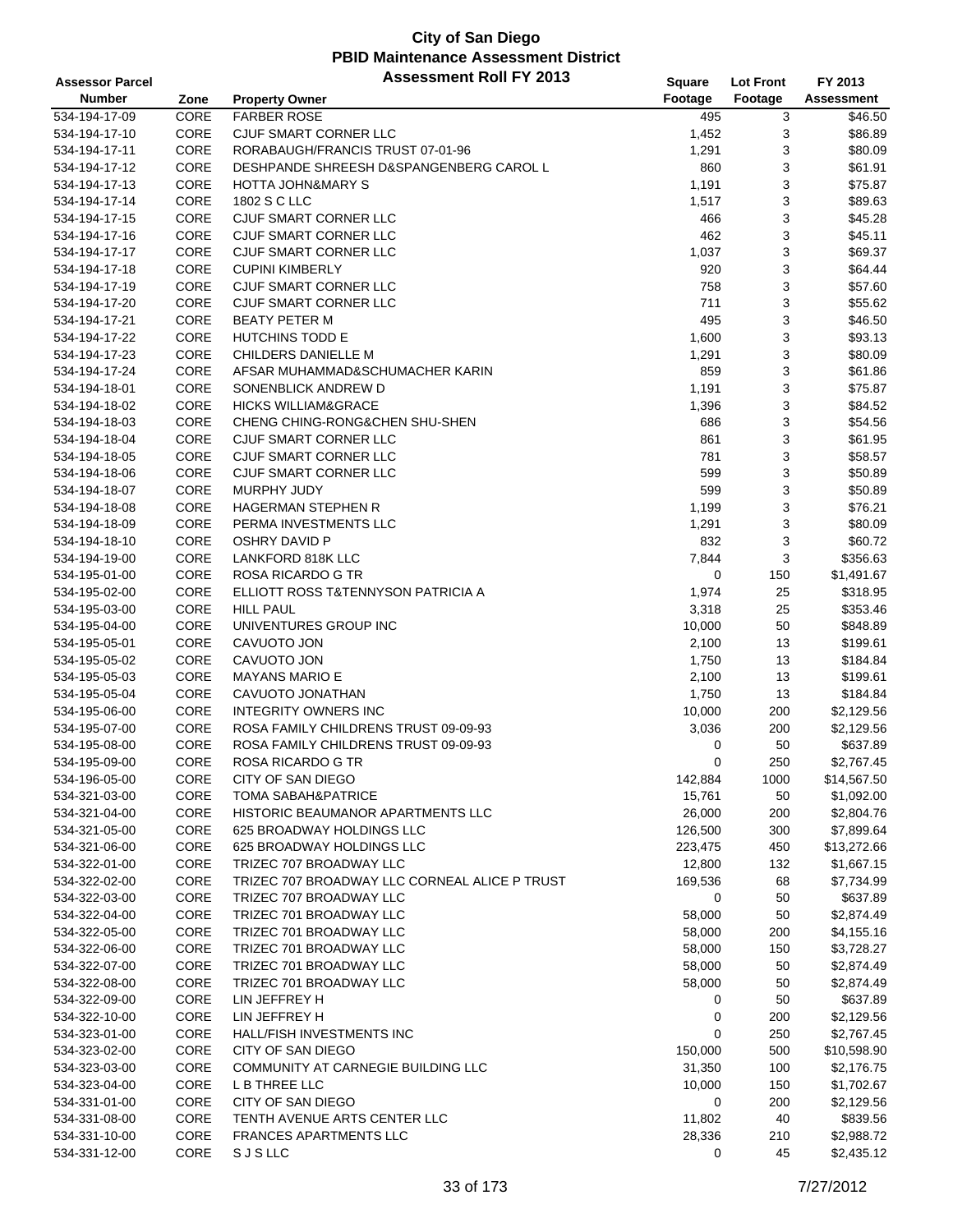# City of San Diego
## PBID Maintenance Assessment District
## Assessment Roll FY 2013

| Assessor Parcel Number | Zone | Property Owner | Square Footage | Lot Front Footage | FY 2013 Assessment |
|---|---|---|---|---|---|
| 534-194-17-09 | CORE | FARBER ROSE | 495 | 3 | $46.50 |
| 534-194-17-10 | CORE | CJUF SMART CORNER LLC | 1,452 | 3 | $86.89 |
| 534-194-17-11 | CORE | RORABAUGH/FRANCIS TRUST 07-01-96 | 1,291 | 3 | $80.09 |
| 534-194-17-12 | CORE | DESHPANDE SHREESH D&SPANGENBERG CAROL L | 860 | 3 | $61.91 |
| 534-194-17-13 | CORE | HOTTA JOHN&MARY S | 1,191 | 3 | $75.87 |
| 534-194-17-14 | CORE | 1802 S C LLC | 1,517 | 3 | $89.63 |
| 534-194-17-15 | CORE | CJUF SMART CORNER LLC | 466 | 3 | $45.28 |
| 534-194-17-16 | CORE | CJUF SMART CORNER LLC | 462 | 3 | $45.11 |
| 534-194-17-17 | CORE | CJUF SMART CORNER LLC | 1,037 | 3 | $69.37 |
| 534-194-17-18 | CORE | CUPINI KIMBERLY | 920 | 3 | $64.44 |
| 534-194-17-19 | CORE | CJUF SMART CORNER LLC | 758 | 3 | $57.60 |
| 534-194-17-20 | CORE | CJUF SMART CORNER LLC | 711 | 3 | $55.62 |
| 534-194-17-21 | CORE | BEATY PETER M | 495 | 3 | $46.50 |
| 534-194-17-22 | CORE | HUTCHINS TODD E | 1,600 | 3 | $93.13 |
| 534-194-17-23 | CORE | CHILDERS DANIELLE M | 1,291 | 3 | $80.09 |
| 534-194-17-24 | CORE | AFSAR MUHAMMAD&SCHUMACHER KARIN | 859 | 3 | $61.86 |
| 534-194-18-01 | CORE | SONENBLICK ANDREW D | 1,191 | 3 | $75.87 |
| 534-194-18-02 | CORE | HICKS WILLIAM&GRACE | 1,396 | 3 | $84.52 |
| 534-194-18-03 | CORE | CHENG CHING-RONG&CHEN SHU-SHEN | 686 | 3 | $54.56 |
| 534-194-18-04 | CORE | CJUF SMART CORNER LLC | 861 | 3 | $61.95 |
| 534-194-18-05 | CORE | CJUF SMART CORNER LLC | 781 | 3 | $58.57 |
| 534-194-18-06 | CORE | CJUF SMART CORNER LLC | 599 | 3 | $50.89 |
| 534-194-18-07 | CORE | MURPHY JUDY | 599 | 3 | $50.89 |
| 534-194-18-08 | CORE | HAGERMAN STEPHEN R | 1,199 | 3 | $76.21 |
| 534-194-18-09 | CORE | PERMA INVESTMENTS LLC | 1,291 | 3 | $80.09 |
| 534-194-18-10 | CORE | OSHRY DAVID P | 832 | 3 | $60.72 |
| 534-194-19-00 | CORE | LANKFORD 818K LLC | 7,844 | 3 | $356.63 |
| 534-195-01-00 | CORE | ROSA RICARDO G TR | 0 | 150 | $1,491.67 |
| 534-195-02-00 | CORE | ELLIOTT ROSS T&TENNYSON PATRICIA A | 1,974 | 25 | $318.95 |
| 534-195-03-00 | CORE | HILL PAUL | 3,318 | 25 | $353.46 |
| 534-195-04-00 | CORE | UNIVENTURES GROUP INC | 10,000 | 50 | $848.89 |
| 534-195-05-01 | CORE | CAVUOTO JON | 2,100 | 13 | $199.61 |
| 534-195-05-02 | CORE | CAVUOTO JON | 1,750 | 13 | $184.84 |
| 534-195-05-03 | CORE | MAYANS MARIO E | 2,100 | 13 | $199.61 |
| 534-195-05-04 | CORE | CAVUOTO JONATHAN | 1,750 | 13 | $184.84 |
| 534-195-06-00 | CORE | INTEGRITY OWNERS INC | 10,000 | 200 | $2,129.56 |
| 534-195-07-00 | CORE | ROSA FAMILY CHILDRENS TRUST 09-09-93 | 3,036 | 200 | $2,129.56 |
| 534-195-08-00 | CORE | ROSA FAMILY CHILDRENS TRUST 09-09-93 | 0 | 50 | $637.89 |
| 534-195-09-00 | CORE | ROSA RICARDO G TR | 0 | 250 | $2,767.45 |
| 534-196-05-00 | CORE | CITY OF SAN DIEGO | 142,884 | 1000 | $14,567.50 |
| 534-321-03-00 | CORE | TOMA SABAH&PATRICE | 15,761 | 50 | $1,092.00 |
| 534-321-04-00 | CORE | HISTORIC BEAUMANOR APARTMENTS LLC | 26,000 | 200 | $2,804.76 |
| 534-321-05-00 | CORE | 625 BROADWAY HOLDINGS LLC | 126,500 | 300 | $7,899.64 |
| 534-321-06-00 | CORE | 625 BROADWAY HOLDINGS LLC | 223,475 | 450 | $13,272.66 |
| 534-322-01-00 | CORE | TRIZEC 707 BROADWAY LLC | 12,800 | 132 | $1,667.15 |
| 534-322-02-00 | CORE | TRIZEC 707 BROADWAY LLC CORNEAL ALICE P TRUST | 169,536 | 68 | $7,734.99 |
| 534-322-03-00 | CORE | TRIZEC 707 BROADWAY LLC | 0 | 50 | $637.89 |
| 534-322-04-00 | CORE | TRIZEC 701 BROADWAY LLC | 58,000 | 50 | $2,874.49 |
| 534-322-05-00 | CORE | TRIZEC 701 BROADWAY LLC | 58,000 | 200 | $4,155.16 |
| 534-322-06-00 | CORE | TRIZEC 701 BROADWAY LLC | 58,000 | 150 | $3,728.27 |
| 534-322-07-00 | CORE | TRIZEC 701 BROADWAY LLC | 58,000 | 50 | $2,874.49 |
| 534-322-08-00 | CORE | TRIZEC 701 BROADWAY LLC | 58,000 | 50 | $2,874.49 |
| 534-322-09-00 | CORE | LIN JEFFREY H | 0 | 50 | $637.89 |
| 534-322-10-00 | CORE | LIN JEFFREY H | 0 | 200 | $2,129.56 |
| 534-323-01-00 | CORE | HALL/FISH INVESTMENTS INC | 0 | 250 | $2,767.45 |
| 534-323-02-00 | CORE | CITY OF SAN DIEGO | 150,000 | 500 | $10,598.90 |
| 534-323-03-00 | CORE | COMMUNITY AT CARNEGIE BUILDING LLC | 31,350 | 100 | $2,176.75 |
| 534-323-04-00 | CORE | L B THREE LLC | 10,000 | 150 | $1,702.67 |
| 534-331-01-00 | CORE | CITY OF SAN DIEGO | 0 | 200 | $2,129.56 |
| 534-331-08-00 | CORE | TENTH AVENUE ARTS CENTER LLC | 11,802 | 40 | $839.56 |
| 534-331-10-00 | CORE | FRANCES APARTMENTS LLC | 28,336 | 210 | $2,988.72 |
| 534-331-12-00 | CORE | S J S LLC | 0 | 45 | $2,435.12 |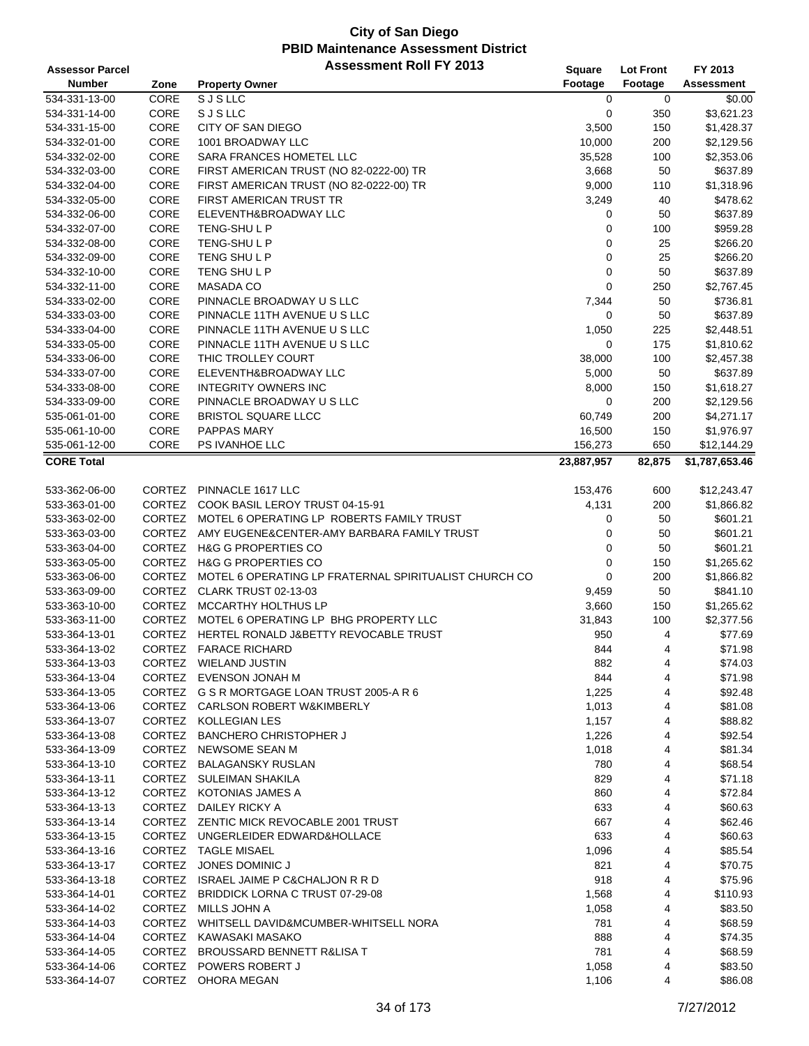# City of San Diego
## PBID Maintenance Assessment District
### Assessment Roll FY 2013

| Assessor Parcel Number | Zone | Property Owner | Square Footage | Lot Front Footage | FY 2013 Assessment |
|---|---|---|---|---|---|
| 534-331-13-00 | CORE | S J S LLC | 0 | 0 | $0.00 |
| 534-331-14-00 | CORE | S J S LLC | 0 | 350 | $3,621.23 |
| 534-331-15-00 | CORE | CITY OF SAN DIEGO | 3,500 | 150 | $1,428.37 |
| 534-332-01-00 | CORE | 1001 BROADWAY LLC | 10,000 | 200 | $2,129.56 |
| 534-332-02-00 | CORE | SARA FRANCES HOMETEL LLC | 35,528 | 100 | $2,353.06 |
| 534-332-03-00 | CORE | FIRST AMERICAN TRUST (NO 82-0222-00) TR | 3,668 | 50 | $637.89 |
| 534-332-04-00 | CORE | FIRST AMERICAN TRUST (NO 82-0222-00) TR | 9,000 | 110 | $1,318.96 |
| 534-332-05-00 | CORE | FIRST AMERICAN TRUST TR | 3,249 | 40 | $478.62 |
| 534-332-06-00 | CORE | ELEVENTH&BROADWAY LLC | 0 | 50 | $637.89 |
| 534-332-07-00 | CORE | TENG-SHU L P | 0 | 100 | $959.28 |
| 534-332-08-00 | CORE | TENG-SHU L P | 0 | 25 | $266.20 |
| 534-332-09-00 | CORE | TENG SHU L P | 0 | 25 | $266.20 |
| 534-332-10-00 | CORE | TENG SHU L P | 0 | 50 | $637.89 |
| 534-332-11-00 | CORE | MASADA CO | 0 | 250 | $2,767.45 |
| 534-333-02-00 | CORE | PINNACLE BROADWAY U S LLC | 7,344 | 50 | $736.81 |
| 534-333-03-00 | CORE | PINNACLE 11TH AVENUE U S LLC | 0 | 50 | $637.89 |
| 534-333-04-00 | CORE | PINNACLE 11TH AVENUE U S LLC | 1,050 | 225 | $2,448.51 |
| 534-333-05-00 | CORE | PINNACLE 11TH AVENUE U S LLC | 0 | 175 | $1,810.62 |
| 534-333-06-00 | CORE | THIC TROLLEY COURT | 38,000 | 100 | $2,457.38 |
| 534-333-07-00 | CORE | ELEVENTH&BROADWAY LLC | 5,000 | 50 | $637.89 |
| 534-333-08-00 | CORE | INTEGRITY OWNERS INC | 8,000 | 150 | $1,618.27 |
| 534-333-09-00 | CORE | PINNACLE BROADWAY U S LLC | 0 | 200 | $2,129.56 |
| 535-061-01-00 | CORE | BRISTOL SQUARE LLCC | 60,749 | 200 | $4,271.17 |
| 535-061-10-00 | CORE | PAPPAS MARY | 16,500 | 150 | $1,976.97 |
| 535-061-12-00 | CORE | PS IVANHOE LLC | 156,273 | 650 | $12,144.29 |
| **CORE Total** | | | **23,887,957** | **82,875** | **$1,787,653.46** |
| 533-362-06-00 | CORTEZ | PINNACLE 1617 LLC | 153,476 | 600 | $12,243.47 |
| 533-363-01-00 | CORTEZ | COOK BASIL LEROY TRUST 04-15-91 | 4,131 | 200 | $1,866.82 |
| 533-363-02-00 | CORTEZ | MOTEL 6 OPERATING LP ROBERTS FAMILY TRUST | 0 | 50 | $601.21 |
| 533-363-03-00 | CORTEZ | AMY EUGENE&CENTER-AMY BARBARA FAMILY TRUST | 0 | 50 | $601.21 |
| 533-363-04-00 | CORTEZ | H&G G PROPERTIES CO | 0 | 50 | $601.21 |
| 533-363-05-00 | CORTEZ | H&G G PROPERTIES CO | 0 | 150 | $1,265.62 |
| 533-363-06-00 | CORTEZ | MOTEL 6 OPERATING LP FRATERNAL SPIRITUALIST CHURCH CO | 0 | 200 | $1,866.82 |
| 533-363-09-00 | CORTEZ | CLARK TRUST 02-13-03 | 9,459 | 50 | $841.10 |
| 533-363-10-00 | CORTEZ | MCCARTHY HOLTHUS LP | 3,660 | 150 | $1,265.62 |
| 533-363-11-00 | CORTEZ | MOTEL 6 OPERATING LP BHG PROPERTY LLC | 31,843 | 100 | $2,377.56 |
| 533-364-13-01 | CORTEZ | HERTEL RONALD J&BETTY REVOCABLE TRUST | 950 | 4 | $77.69 |
| 533-364-13-02 | CORTEZ | FARACE RICHARD | 844 | 4 | $71.98 |
| 533-364-13-03 | CORTEZ | WIELAND JUSTIN | 882 | 4 | $74.03 |
| 533-364-13-04 | CORTEZ | EVENSON JONAH M | 844 | 4 | $71.98 |
| 533-364-13-05 | CORTEZ | G S R MORTGAGE LOAN TRUST 2005-A R 6 | 1,225 | 4 | $92.48 |
| 533-364-13-06 | CORTEZ | CARLSON ROBERT W&KIMBERLY | 1,013 | 4 | $81.08 |
| 533-364-13-07 | CORTEZ | KOLLEGIAN LES | 1,157 | 4 | $88.82 |
| 533-364-13-08 | CORTEZ | BANCHERO CHRISTOPHER J | 1,226 | 4 | $92.54 |
| 533-364-13-09 | CORTEZ | NEWSOME SEAN M | 1,018 | 4 | $81.34 |
| 533-364-13-10 | CORTEZ | BALAGANSKY RUSLAN | 780 | 4 | $68.54 |
| 533-364-13-11 | CORTEZ | SULEIMAN SHAKILA | 829 | 4 | $71.18 |
| 533-364-13-12 | CORTEZ | KOTONIAS JAMES A | 860 | 4 | $72.84 |
| 533-364-13-13 | CORTEZ | DAILEY RICKY A | 633 | 4 | $60.63 |
| 533-364-13-14 | CORTEZ | ZENTIC MICK REVOCABLE 2001 TRUST | 667 | 4 | $62.46 |
| 533-364-13-15 | CORTEZ | UNGERLEIDER EDWARD&HOLLACE | 633 | 4 | $60.63 |
| 533-364-13-16 | CORTEZ | TAGLE MISAEL | 1,096 | 4 | $85.54 |
| 533-364-13-17 | CORTEZ | JONES DOMINIC J | 821 | 4 | $70.75 |
| 533-364-13-18 | CORTEZ | ISRAEL JAIME P C&CHALJON R R D | 918 | 4 | $75.96 |
| 533-364-14-01 | CORTEZ | BRIDDICK LORNA C TRUST 07-29-08 | 1,568 | 4 | $110.93 |
| 533-364-14-02 | CORTEZ | MILLS JOHN A | 1,058 | 4 | $83.50 |
| 533-364-14-03 | CORTEZ | WHITSELL DAVID&MCUMBER-WHITSELL NORA | 781 | 4 | $68.59 |
| 533-364-14-04 | CORTEZ | KAWASAKI MASAKO | 888 | 4 | $74.35 |
| 533-364-14-05 | CORTEZ | BROUSSARD BENNETT R&LISA T | 781 | 4 | $68.59 |
| 533-364-14-06 | CORTEZ | POWERS ROBERT J | 1,058 | 4 | $83.50 |
| 533-364-14-07 | CORTEZ | OHORA MEGAN | 1,106 | 4 | $86.08 |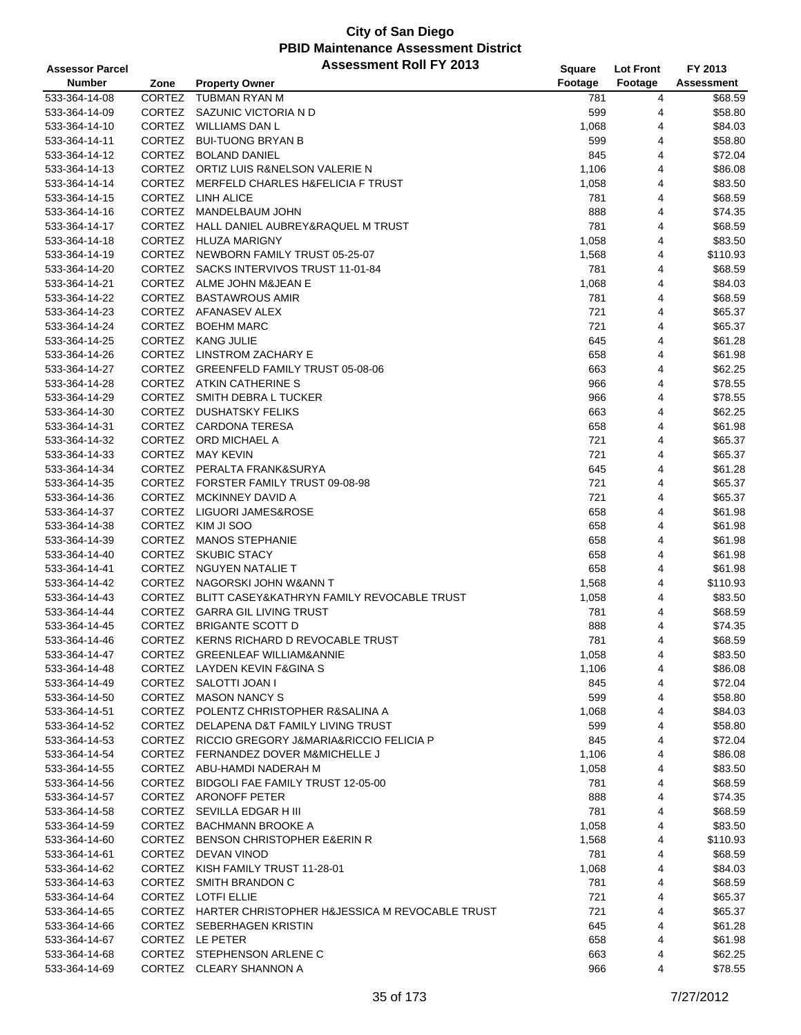# City of San Diego
## PBID Maintenance Assessment District
### Assessment Roll FY 2013

| Assessor Parcel Number | Zone | Property Owner | Square Footage | Lot Front Footage | FY 2013 Assessment |
|---|---|---|---|---|---|
| 533-364-14-08 | CORTEZ | TUBMAN RYAN M | 781 | 4 | $68.59 |
| 533-364-14-09 | CORTEZ | SAZUNIC VICTORIA N D | 599 | 4 | $58.80 |
| 533-364-14-10 | CORTEZ | WILLIAMS DAN L | 1,068 | 4 | $84.03 |
| 533-364-14-11 | CORTEZ | BUI-TUONG BRYAN B | 599 | 4 | $58.80 |
| 533-364-14-12 | CORTEZ | BOLAND DANIEL | 845 | 4 | $72.04 |
| 533-364-14-13 | CORTEZ | ORTIZ LUIS R&NELSON VALERIE N | 1,106 | 4 | $86.08 |
| 533-364-14-14 | CORTEZ | MERFELD CHARLES H&FELICIA F TRUST | 1,058 | 4 | $83.50 |
| 533-364-14-15 | CORTEZ | LINH ALICE | 781 | 4 | $68.59 |
| 533-364-14-16 | CORTEZ | MANDELBAUM JOHN | 888 | 4 | $74.35 |
| 533-364-14-17 | CORTEZ | HALL DANIEL AUBREY&RAQUEL M TRUST | 781 | 4 | $68.59 |
| 533-364-14-18 | CORTEZ | HLUZA MARIGNY | 1,058 | 4 | $83.50 |
| 533-364-14-19 | CORTEZ | NEWBORN FAMILY TRUST 05-25-07 | 1,568 | 4 | $110.93 |
| 533-364-14-20 | CORTEZ | SACKS INTERVIVOS TRUST 11-01-84 | 781 | 4 | $68.59 |
| 533-364-14-21 | CORTEZ | ALME JOHN M&JEAN E | 1,068 | 4 | $84.03 |
| 533-364-14-22 | CORTEZ | BASTAWROUS AMIR | 781 | 4 | $68.59 |
| 533-364-14-23 | CORTEZ | AFANASEV ALEX | 721 | 4 | $65.37 |
| 533-364-14-24 | CORTEZ | BOEHM MARC | 721 | 4 | $65.37 |
| 533-364-14-25 | CORTEZ | KANG JULIE | 645 | 4 | $61.28 |
| 533-364-14-26 | CORTEZ | LINSTROM ZACHARY E | 658 | 4 | $61.98 |
| 533-364-14-27 | CORTEZ | GREENFELD FAMILY TRUST 05-08-06 | 663 | 4 | $62.25 |
| 533-364-14-28 | CORTEZ | ATKIN CATHERINE S | 966 | 4 | $78.55 |
| 533-364-14-29 | CORTEZ | SMITH DEBRA L TUCKER | 966 | 4 | $78.55 |
| 533-364-14-30 | CORTEZ | DUSHATSKY FELIKS | 663 | 4 | $62.25 |
| 533-364-14-31 | CORTEZ | CARDONA TERESA | 658 | 4 | $61.98 |
| 533-364-14-32 | CORTEZ | ORD MICHAEL A | 721 | 4 | $65.37 |
| 533-364-14-33 | CORTEZ | MAY KEVIN | 721 | 4 | $65.37 |
| 533-364-14-34 | CORTEZ | PERALTA FRANK&SURYA | 645 | 4 | $61.28 |
| 533-364-14-35 | CORTEZ | FORSTER FAMILY TRUST 09-08-98 | 721 | 4 | $65.37 |
| 533-364-14-36 | CORTEZ | MCKINNEY DAVID A | 721 | 4 | $65.37 |
| 533-364-14-37 | CORTEZ | LIGUORI JAMES&ROSE | 658 | 4 | $61.98 |
| 533-364-14-38 | CORTEZ | KIM JI SOO | 658 | 4 | $61.98 |
| 533-364-14-39 | CORTEZ | MANOS STEPHANIE | 658 | 4 | $61.98 |
| 533-364-14-40 | CORTEZ | SKUBIC STACY | 658 | 4 | $61.98 |
| 533-364-14-41 | CORTEZ | NGUYEN NATALIE T | 658 | 4 | $61.98 |
| 533-364-14-42 | CORTEZ | NAGORSKI JOHN W&ANN T | 1,568 | 4 | $110.93 |
| 533-364-14-43 | CORTEZ | BLITT CASEY&KATHRYN FAMILY REVOCABLE TRUST | 1,058 | 4 | $83.50 |
| 533-364-14-44 | CORTEZ | GARRA GIL LIVING TRUST | 781 | 4 | $68.59 |
| 533-364-14-45 | CORTEZ | BRIGANTE SCOTT D | 888 | 4 | $74.35 |
| 533-364-14-46 | CORTEZ | KERNS RICHARD D REVOCABLE TRUST | 781 | 4 | $68.59 |
| 533-364-14-47 | CORTEZ | GREENLEAF WILLIAM&ANNIE | 1,058 | 4 | $83.50 |
| 533-364-14-48 | CORTEZ | LAYDEN KEVIN F&GINA S | 1,106 | 4 | $86.08 |
| 533-364-14-49 | CORTEZ | SALOTTI JOAN I | 845 | 4 | $72.04 |
| 533-364-14-50 | CORTEZ | MASON NANCY S | 599 | 4 | $58.80 |
| 533-364-14-51 | CORTEZ | POLENTZ CHRISTOPHER R&SALINA A | 1,068 | 4 | $84.03 |
| 533-364-14-52 | CORTEZ | DELAPENA D&T FAMILY LIVING TRUST | 599 | 4 | $58.80 |
| 533-364-14-53 | CORTEZ | RICCIO GREGORY J&MARIA&RICCIO FELICIA P | 845 | 4 | $72.04 |
| 533-364-14-54 | CORTEZ | FERNANDEZ DOVER M&MICHELLE J | 1,106 | 4 | $86.08 |
| 533-364-14-55 | CORTEZ | ABU-HAMDI NADERAH M | 1,058 | 4 | $83.50 |
| 533-364-14-56 | CORTEZ | BIDGOLI FAE FAMILY TRUST 12-05-00 | 781 | 4 | $68.59 |
| 533-364-14-57 | CORTEZ | ARONOFF PETER | 888 | 4 | $74.35 |
| 533-364-14-58 | CORTEZ | SEVILLA EDGAR H III | 781 | 4 | $68.59 |
| 533-364-14-59 | CORTEZ | BACHMANN BROOKE A | 1,058 | 4 | $83.50 |
| 533-364-14-60 | CORTEZ | BENSON CHRISTOPHER E&ERIN R | 1,568 | 4 | $110.93 |
| 533-364-14-61 | CORTEZ | DEVAN VINOD | 781 | 4 | $68.59 |
| 533-364-14-62 | CORTEZ | KISH FAMILY TRUST 11-28-01 | 1,068 | 4 | $84.03 |
| 533-364-14-63 | CORTEZ | SMITH BRANDON C | 781 | 4 | $68.59 |
| 533-364-14-64 | CORTEZ | LOTFI ELLIE | 721 | 4 | $65.37 |
| 533-364-14-65 | CORTEZ | HARTER CHRISTOPHER H&JESSICA M REVOCABLE TRUST | 721 | 4 | $65.37 |
| 533-364-14-66 | CORTEZ | SEBERHAGEN KRISTIN | 645 | 4 | $61.28 |
| 533-364-14-67 | CORTEZ | LE PETER | 658 | 4 | $61.98 |
| 533-364-14-68 | CORTEZ | STEPHENSON ARLENE C | 663 | 4 | $62.25 |
| 533-364-14-69 | CORTEZ | CLEARY SHANNON A | 966 | 4 | $78.55 |

7/27/2012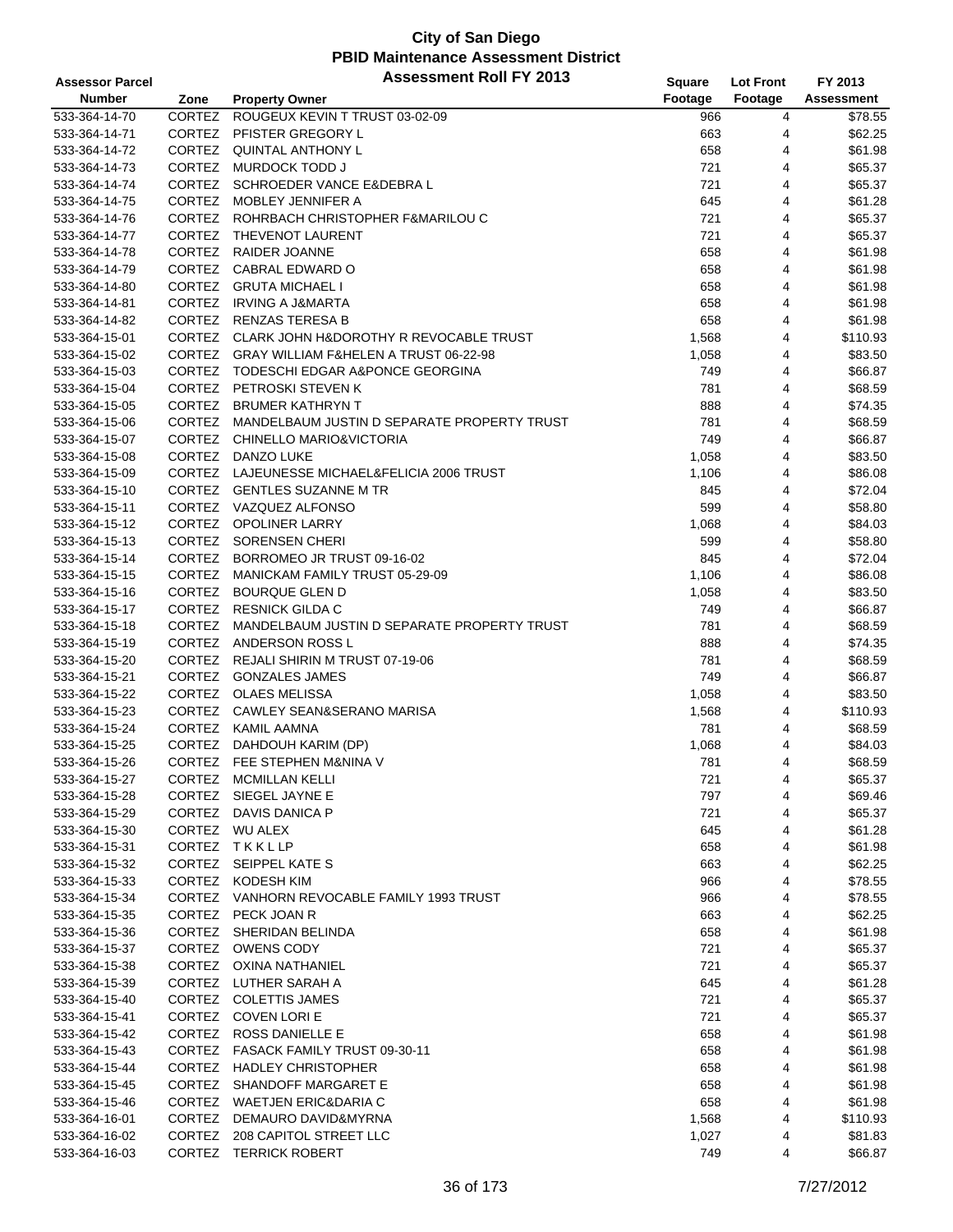# City of San Diego
## PBID Maintenance Assessment District
### Assessment Roll FY 2013

| Assessor Parcel Number | Zone | Property Owner | Square Footage | Lot Front Footage | FY 2013 Assessment |
|---|---|---|---|---|---|
| 533-364-14-70 | CORTEZ | ROUGEUX KEVIN T TRUST 03-02-09 | 966 | 4 | $78.55 |
| 533-364-14-71 | CORTEZ | PFISTER GREGORY L | 663 | 4 | $62.25 |
| 533-364-14-72 | CORTEZ | QUINTAL ANTHONY L | 658 | 4 | $61.98 |
| 533-364-14-73 | CORTEZ | MURDOCK TODD J | 721 | 4 | $65.37 |
| 533-364-14-74 | CORTEZ | SCHROEDER VANCE E&DEBRA L | 721 | 4 | $65.37 |
| 533-364-14-75 | CORTEZ | MOBLEY JENNIFER A | 645 | 4 | $61.28 |
| 533-364-14-76 | CORTEZ | ROHRBACH CHRISTOPHER F&MARILOU C | 721 | 4 | $65.37 |
| 533-364-14-77 | CORTEZ | THEVENOT LAURENT | 721 | 4 | $65.37 |
| 533-364-14-78 | CORTEZ | RAIDER JOANNE | 658 | 4 | $61.98 |
| 533-364-14-79 | CORTEZ | CABRAL EDWARD O | 658 | 4 | $61.98 |
| 533-364-14-80 | CORTEZ | GRUTA MICHAEL I | 658 | 4 | $61.98 |
| 533-364-14-81 | CORTEZ | IRVING A J&MARTA | 658 | 4 | $61.98 |
| 533-364-14-82 | CORTEZ | RENZAS TERESA B | 658 | 4 | $61.98 |
| 533-364-15-01 | CORTEZ | CLARK JOHN H&DOROTHY R REVOCABLE TRUST | 1,568 | 4 | $110.93 |
| 533-364-15-02 | CORTEZ | GRAY WILLIAM F&HELEN A TRUST 06-22-98 | 1,058 | 4 | $83.50 |
| 533-364-15-03 | CORTEZ | TODESCHI EDGAR A&PONCE GEORGINA | 749 | 4 | $66.87 |
| 533-364-15-04 | CORTEZ | PETROSKI STEVEN K | 781 | 4 | $68.59 |
| 533-364-15-05 | CORTEZ | BRUMER KATHRYN T | 888 | 4 | $74.35 |
| 533-364-15-06 | CORTEZ | MANDELBAUM JUSTIN D SEPARATE PROPERTY TRUST | 781 | 4 | $68.59 |
| 533-364-15-07 | CORTEZ | CHINELLO MARIO&VICTORIA | 749 | 4 | $66.87 |
| 533-364-15-08 | CORTEZ | DANZO LUKE | 1,058 | 4 | $83.50 |
| 533-364-15-09 | CORTEZ | LAJEUNESSE MICHAEL&FELICIA 2006 TRUST | 1,106 | 4 | $86.08 |
| 533-364-15-10 | CORTEZ | GENTLES SUZANNE M TR | 845 | 4 | $72.04 |
| 533-364-15-11 | CORTEZ | VAZQUEZ ALFONSO | 599 | 4 | $58.80 |
| 533-364-15-12 | CORTEZ | OPOLINER LARRY | 1,068 | 4 | $84.03 |
| 533-364-15-13 | CORTEZ | SORENSEN CHERI | 599 | 4 | $58.80 |
| 533-364-15-14 | CORTEZ | BORROMEO JR TRUST 09-16-02 | 845 | 4 | $72.04 |
| 533-364-15-15 | CORTEZ | MANICKAM FAMILY TRUST 05-29-09 | 1,106 | 4 | $86.08 |
| 533-364-15-16 | CORTEZ | BOURQUE GLEN D | 1,058 | 4 | $83.50 |
| 533-364-15-17 | CORTEZ | RESNICK GILDA C | 749 | 4 | $66.87 |
| 533-364-15-18 | CORTEZ | MANDELBAUM JUSTIN D SEPARATE PROPERTY TRUST | 781 | 4 | $68.59 |
| 533-364-15-19 | CORTEZ | ANDERSON ROSS L | 888 | 4 | $74.35 |
| 533-364-15-20 | CORTEZ | REJALI SHIRIN M TRUST 07-19-06 | 781 | 4 | $68.59 |
| 533-364-15-21 | CORTEZ | GONZALES JAMES | 749 | 4 | $66.87 |
| 533-364-15-22 | CORTEZ | OLAES MELISSA | 1,058 | 4 | $83.50 |
| 533-364-15-23 | CORTEZ | CAWLEY SEAN&SERANO MARISA | 1,568 | 4 | $110.93 |
| 533-364-15-24 | CORTEZ | KAMIL AAMNA | 781 | 4 | $68.59 |
| 533-364-15-25 | CORTEZ | DAHDOUH KARIM (DP) | 1,068 | 4 | $84.03 |
| 533-364-15-26 | CORTEZ | FEE STEPHEN M&NINA V | 781 | 4 | $68.59 |
| 533-364-15-27 | CORTEZ | MCMILLAN KELLI | 721 | 4 | $65.37 |
| 533-364-15-28 | CORTEZ | SIEGEL JAYNE E | 797 | 4 | $69.46 |
| 533-364-15-29 | CORTEZ | DAVIS DANICA P | 721 | 4 | $65.37 |
| 533-364-15-30 | CORTEZ | WU ALEX | 645 | 4 | $61.28 |
| 533-364-15-31 | CORTEZ | T K K L LP | 658 | 4 | $61.98 |
| 533-364-15-32 | CORTEZ | SEIPPEL KATE S | 663 | 4 | $62.25 |
| 533-364-15-33 | CORTEZ | KODESH KIM | 966 | 4 | $78.55 |
| 533-364-15-34 | CORTEZ | VANHORN REVOCABLE FAMILY 1993 TRUST | 966 | 4 | $78.55 |
| 533-364-15-35 | CORTEZ | PECK JOAN R | 663 | 4 | $62.25 |
| 533-364-15-36 | CORTEZ | SHERIDAN BELINDA | 658 | 4 | $61.98 |
| 533-364-15-37 | CORTEZ | OWENS CODY | 721 | 4 | $65.37 |
| 533-364-15-38 | CORTEZ | OXINA NATHANIEL | 721 | 4 | $65.37 |
| 533-364-15-39 | CORTEZ | LUTHER SARAH A | 645 | 4 | $61.28 |
| 533-364-15-40 | CORTEZ | COLETTIS JAMES | 721 | 4 | $65.37 |
| 533-364-15-41 | CORTEZ | COVEN LORI E | 721 | 4 | $65.37 |
| 533-364-15-42 | CORTEZ | ROSS DANIELLE E | 658 | 4 | $61.98 |
| 533-364-15-43 | CORTEZ | FASACK FAMILY TRUST 09-30-11 | 658 | 4 | $61.98 |
| 533-364-15-44 | CORTEZ | HADLEY CHRISTOPHER | 658 | 4 | $61.98 |
| 533-364-15-45 | CORTEZ | SHANDOFF MARGARET E | 658 | 4 | $61.98 |
| 533-364-15-46 | CORTEZ | WAETJEN ERIC&DARIA C | 658 | 4 | $61.98 |
| 533-364-16-01 | CORTEZ | DEMAURO DAVID&MYRNA | 1,568 | 4 | $110.93 |
| 533-364-16-02 | CORTEZ | 208 CAPITOL STREET LLC | 1,027 | 4 | $81.83 |
| 533-364-16-03 | CORTEZ | TERRICK ROBERT | 749 | 4 | $66.87 |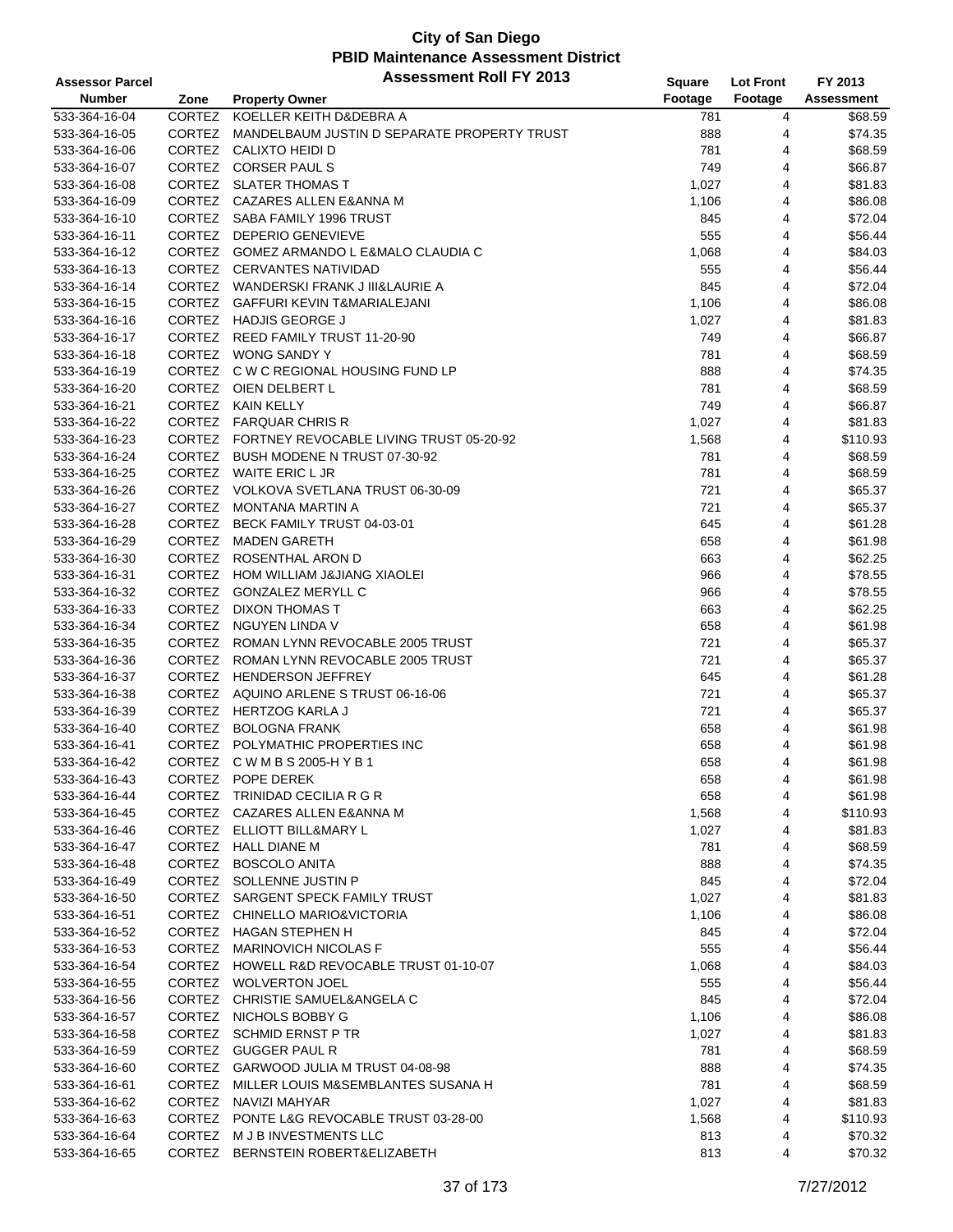# City of San Diego
## PBID Maintenance Assessment District
### Assessment Roll FY 2013

| Assessor Parcel Number | Zone | Property Owner | Square Footage | Lot Front Footage | FY 2013 Assessment |
|---|---|---|---|---|---|
| 533-364-16-04 | CORTEZ | KOELLER KEITH D&DEBRA A | 781 | 4 | $68.59 |
| 533-364-16-05 | CORTEZ | MANDELBAUM JUSTIN D SEPARATE PROPERTY TRUST | 888 | 4 | $74.35 |
| 533-364-16-06 | CORTEZ | CALIXTO HEIDI D | 781 | 4 | $68.59 |
| 533-364-16-07 | CORTEZ | CORSER PAUL S | 749 | 4 | $66.87 |
| 533-364-16-08 | CORTEZ | SLATER THOMAS T | 1,027 | 4 | $81.83 |
| 533-364-16-09 | CORTEZ | CAZARES ALLEN E&ANNA M | 1,106 | 4 | $86.08 |
| 533-364-16-10 | CORTEZ | SABA FAMILY 1996 TRUST | 845 | 4 | $72.04 |
| 533-364-16-11 | CORTEZ | DEPERIO GENEVIEVE | 555 | 4 | $56.44 |
| 533-364-16-12 | CORTEZ | GOMEZ ARMANDO L E&MALO CLAUDIA C | 1,068 | 4 | $84.03 |
| 533-364-16-13 | CORTEZ | CERVANTES NATIVIDAD | 555 | 4 | $56.44 |
| 533-364-16-14 | CORTEZ | WANDERSKI FRANK J III&LAURIE A | 845 | 4 | $72.04 |
| 533-364-16-15 | CORTEZ | GAFFURI KEVIN T&MARIALEJANI | 1,106 | 4 | $86.08 |
| 533-364-16-16 | CORTEZ | HADJIS GEORGE J | 1,027 | 4 | $81.83 |
| 533-364-16-17 | CORTEZ | REED FAMILY TRUST 11-20-90 | 749 | 4 | $66.87 |
| 533-364-16-18 | CORTEZ | WONG SANDY Y | 781 | 4 | $68.59 |
| 533-364-16-19 | CORTEZ | C W C REGIONAL HOUSING FUND LP | 888 | 4 | $74.35 |
| 533-364-16-20 | CORTEZ | OIEN DELBERT L | 781 | 4 | $68.59 |
| 533-364-16-21 | CORTEZ | KAIN KELLY | 749 | 4 | $66.87 |
| 533-364-16-22 | CORTEZ | FARQUAR CHRIS R | 1,027 | 4 | $81.83 |
| 533-364-16-23 | CORTEZ | FORTNEY REVOCABLE LIVING TRUST 05-20-92 | 1,568 | 4 | $110.93 |
| 533-364-16-24 | CORTEZ | BUSH MODENE N TRUST 07-30-92 | 781 | 4 | $68.59 |
| 533-364-16-25 | CORTEZ | WAITE ERIC L JR | 781 | 4 | $68.59 |
| 533-364-16-26 | CORTEZ | VOLKOVA SVETLANA TRUST 06-30-09 | 721 | 4 | $65.37 |
| 533-364-16-27 | CORTEZ | MONTANA MARTIN A | 721 | 4 | $65.37 |
| 533-364-16-28 | CORTEZ | BECK FAMILY TRUST 04-03-01 | 645 | 4 | $61.28 |
| 533-364-16-29 | CORTEZ | MADEN GARETH | 658 | 4 | $61.98 |
| 533-364-16-30 | CORTEZ | ROSENTHAL ARON D | 663 | 4 | $62.25 |
| 533-364-16-31 | CORTEZ | HOM WILLIAM J&JIANG XIAOLEI | 966 | 4 | $78.55 |
| 533-364-16-32 | CORTEZ | GONZALEZ MERYLL C | 966 | 4 | $78.55 |
| 533-364-16-33 | CORTEZ | DIXON THOMAS T | 663 | 4 | $62.25 |
| 533-364-16-34 | CORTEZ | NGUYEN LINDA V | 658 | 4 | $61.98 |
| 533-364-16-35 | CORTEZ | ROMAN LYNN REVOCABLE 2005 TRUST | 721 | 4 | $65.37 |
| 533-364-16-36 | CORTEZ | ROMAN LYNN REVOCABLE 2005 TRUST | 721 | 4 | $65.37 |
| 533-364-16-37 | CORTEZ | HENDERSON JEFFREY | 645 | 4 | $61.28 |
| 533-364-16-38 | CORTEZ | AQUINO ARLENE S TRUST 06-16-06 | 721 | 4 | $65.37 |
| 533-364-16-39 | CORTEZ | HERTZOG KARLA J | 721 | 4 | $65.37 |
| 533-364-16-40 | CORTEZ | BOLOGNA FRANK | 658 | 4 | $61.98 |
| 533-364-16-41 | CORTEZ | POLYMATHIC PROPERTIES INC | 658 | 4 | $61.98 |
| 533-364-16-42 | CORTEZ | C W M B S 2005-H Y B 1 | 658 | 4 | $61.98 |
| 533-364-16-43 | CORTEZ | POPE DEREK | 658 | 4 | $61.98 |
| 533-364-16-44 | CORTEZ | TRINIDAD CECILIA R G R | 658 | 4 | $61.98 |
| 533-364-16-45 | CORTEZ | CAZARES ALLEN E&ANNA M | 1,568 | 4 | $110.93 |
| 533-364-16-46 | CORTEZ | ELLIOTT BILL&MARY L | 1,027 | 4 | $81.83 |
| 533-364-16-47 | CORTEZ | HALL DIANE M | 781 | 4 | $68.59 |
| 533-364-16-48 | CORTEZ | BOSCOLO ANITA | 888 | 4 | $74.35 |
| 533-364-16-49 | CORTEZ | SOLLENNE JUSTIN P | 845 | 4 | $72.04 |
| 533-364-16-50 | CORTEZ | SARGENT SPECK FAMILY TRUST | 1,027 | 4 | $81.83 |
| 533-364-16-51 | CORTEZ | CHINELLO MARIO&VICTORIA | 1,106 | 4 | $86.08 |
| 533-364-16-52 | CORTEZ | HAGAN STEPHEN H | 845 | 4 | $72.04 |
| 533-364-16-53 | CORTEZ | MARINOVICH NICOLAS F | 555 | 4 | $56.44 |
| 533-364-16-54 | CORTEZ | HOWELL R&D REVOCABLE TRUST 01-10-07 | 1,068 | 4 | $84.03 |
| 533-364-16-55 | CORTEZ | WOLVERTON JOEL | 555 | 4 | $56.44 |
| 533-364-16-56 | CORTEZ | CHRISTIE SAMUEL&ANGELA C | 845 | 4 | $72.04 |
| 533-364-16-57 | CORTEZ | NICHOLS BOBBY G | 1,106 | 4 | $86.08 |
| 533-364-16-58 | CORTEZ | SCHMID ERNST P TR | 1,027 | 4 | $81.83 |
| 533-364-16-59 | CORTEZ | GUGGER PAUL R | 781 | 4 | $68.59 |
| 533-364-16-60 | CORTEZ | GARWOOD JULIA M TRUST 04-08-98 | 888 | 4 | $74.35 |
| 533-364-16-61 | CORTEZ | MILLER LOUIS M&SEMBLANTES SUSANA H | 781 | 4 | $68.59 |
| 533-364-16-62 | CORTEZ | NAVIZI MAHYAR | 1,027 | 4 | $81.83 |
| 533-364-16-63 | CORTEZ | PONTE L&G REVOCABLE TRUST 03-28-00 | 1,568 | 4 | $110.93 |
| 533-364-16-64 | CORTEZ | M J B INVESTMENTS LLC | 813 | 4 | $70.32 |
| 533-364-16-65 | CORTEZ | BERNSTEIN ROBERT&ELIZABETH | 813 | 4 | $70.32 |

7/27/2012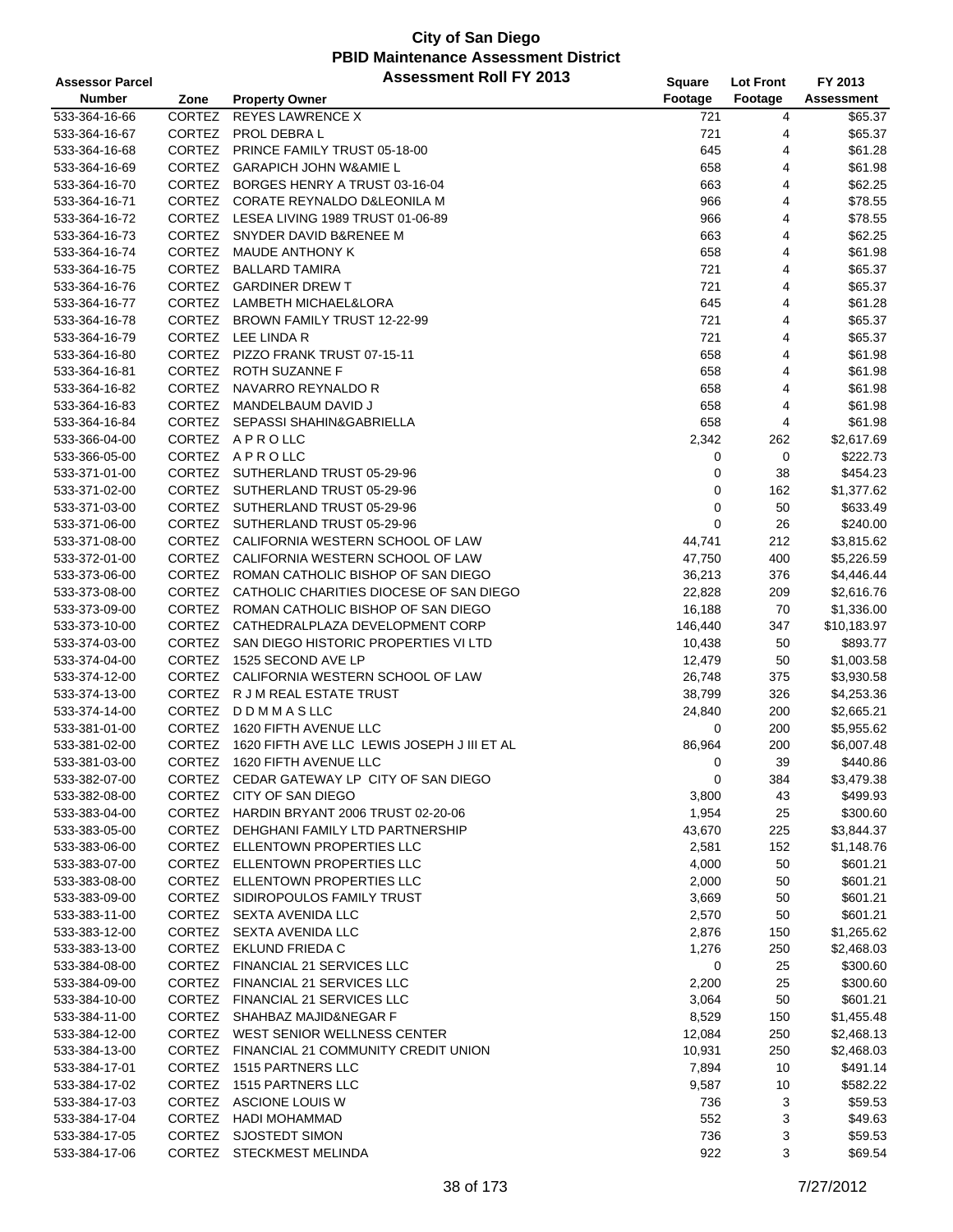# City of San Diego
## PBID Maintenance Assessment District
## Assessment Roll FY 2013

| Assessor Parcel Number | Zone | Property Owner | Square Footage | Lot Front Footage | FY 2013 Assessment |
|---|---|---|---|---|---|
| 533-364-16-66 | CORTEZ | REYES LAWRENCE X | 721 | 4 | $65.37 |
| 533-364-16-67 | CORTEZ | PROL DEBRA L | 721 | 4 | $65.37 |
| 533-364-16-68 | CORTEZ | PRINCE FAMILY TRUST 05-18-00 | 645 | 4 | $61.28 |
| 533-364-16-69 | CORTEZ | GARAPICH JOHN W&AMIE L | 658 | 4 | $61.98 |
| 533-364-16-70 | CORTEZ | BORGES HENRY A TRUST 03-16-04 | 663 | 4 | $62.25 |
| 533-364-16-71 | CORTEZ | CORATE REYNALDO D&LEONILA M | 966 | 4 | $78.55 |
| 533-364-16-72 | CORTEZ | LESEA LIVING 1989 TRUST 01-06-89 | 966 | 4 | $78.55 |
| 533-364-16-73 | CORTEZ | SNYDER DAVID B&RENEE M | 663 | 4 | $62.25 |
| 533-364-16-74 | CORTEZ | MAUDE ANTHONY K | 658 | 4 | $61.98 |
| 533-364-16-75 | CORTEZ | BALLARD TAMIRA | 721 | 4 | $65.37 |
| 533-364-16-76 | CORTEZ | GARDINER DREW T | 721 | 4 | $65.37 |
| 533-364-16-77 | CORTEZ | LAMBETH MICHAEL&LORA | 645 | 4 | $61.28 |
| 533-364-16-78 | CORTEZ | BROWN FAMILY TRUST 12-22-99 | 721 | 4 | $65.37 |
| 533-364-16-79 | CORTEZ | LEE LINDA R | 721 | 4 | $65.37 |
| 533-364-16-80 | CORTEZ | PIZZO FRANK TRUST 07-15-11 | 658 | 4 | $61.98 |
| 533-364-16-81 | CORTEZ | ROTH SUZANNE F | 658 | 4 | $61.98 |
| 533-364-16-82 | CORTEZ | NAVARRO REYNALDO R | 658 | 4 | $61.98 |
| 533-364-16-83 | CORTEZ | MANDELBAUM DAVID J | 658 | 4 | $61.98 |
| 533-364-16-84 | CORTEZ | SEPASSI SHAHIN&GABRIELLA | 658 | 4 | $61.98 |
| 533-366-04-00 | CORTEZ | A P R O LLC | 2,342 | 262 | $2,617.69 |
| 533-366-05-00 | CORTEZ | A P R O LLC | 0 | 0 | $222.73 |
| 533-371-01-00 | CORTEZ | SUTHERLAND TRUST 05-29-96 | 0 | 38 | $454.23 |
| 533-371-02-00 | CORTEZ | SUTHERLAND TRUST 05-29-96 | 0 | 162 | $1,377.62 |
| 533-371-03-00 | CORTEZ | SUTHERLAND TRUST 05-29-96 | 0 | 50 | $633.49 |
| 533-371-06-00 | CORTEZ | SUTHERLAND TRUST 05-29-96 | 0 | 26 | $240.00 |
| 533-371-08-00 | CORTEZ | CALIFORNIA WESTERN SCHOOL OF LAW | 44,741 | 212 | $3,815.62 |
| 533-372-01-00 | CORTEZ | CALIFORNIA WESTERN SCHOOL OF LAW | 47,750 | 400 | $5,226.59 |
| 533-373-06-00 | CORTEZ | ROMAN CATHOLIC BISHOP OF SAN DIEGO | 36,213 | 376 | $4,446.44 |
| 533-373-08-00 | CORTEZ | CATHOLIC CHARITIES DIOCESE OF SAN DIEGO | 22,828 | 209 | $2,616.76 |
| 533-373-09-00 | CORTEZ | ROMAN CATHOLIC BISHOP OF SAN DIEGO | 16,188 | 70 | $1,336.00 |
| 533-373-10-00 | CORTEZ | CATHEDRALPLAZA DEVELOPMENT CORP | 146,440 | 347 | $10,183.97 |
| 533-374-03-00 | CORTEZ | SAN DIEGO HISTORIC PROPERTIES VI LTD | 10,438 | 50 | $893.77 |
| 533-374-04-00 | CORTEZ | 1525 SECOND AVE LP | 12,479 | 50 | $1,003.58 |
| 533-374-12-00 | CORTEZ | CALIFORNIA WESTERN SCHOOL OF LAW | 26,748 | 375 | $3,930.58 |
| 533-374-13-00 | CORTEZ | R J M REAL ESTATE TRUST | 38,799 | 326 | $4,253.36 |
| 533-374-14-00 | CORTEZ | D D M M A S LLC | 24,840 | 200 | $2,665.21 |
| 533-381-01-00 | CORTEZ | 1620 FIFTH AVENUE LLC | 0 | 200 | $5,955.62 |
| 533-381-02-00 | CORTEZ | 1620 FIFTH AVE LLC LEWIS JOSEPH J III ET AL | 86,964 | 200 | $6,007.48 |
| 533-381-03-00 | CORTEZ | 1620 FIFTH AVENUE LLC | 0 | 39 | $440.86 |
| 533-382-07-00 | CORTEZ | CEDAR GATEWAY LP CITY OF SAN DIEGO | 0 | 384 | $3,479.38 |
| 533-382-08-00 | CORTEZ | CITY OF SAN DIEGO | 3,800 | 43 | $499.93 |
| 533-383-04-00 | CORTEZ | HARDIN BRYANT 2006 TRUST 02-20-06 | 1,954 | 25 | $300.60 |
| 533-383-05-00 | CORTEZ | DEHGHANI FAMILY LTD PARTNERSHIP | 43,670 | 225 | $3,844.37 |
| 533-383-06-00 | CORTEZ | ELLENTOWN PROPERTIES LLC | 2,581 | 152 | $1,148.76 |
| 533-383-07-00 | CORTEZ | ELLENTOWN PROPERTIES LLC | 4,000 | 50 | $601.21 |
| 533-383-08-00 | CORTEZ | ELLENTOWN PROPERTIES LLC | 2,000 | 50 | $601.21 |
| 533-383-09-00 | CORTEZ | SIDIROPOULOS FAMILY TRUST | 3,669 | 50 | $601.21 |
| 533-383-11-00 | CORTEZ | SEXTA AVENIDA LLC | 2,570 | 50 | $601.21 |
| 533-383-12-00 | CORTEZ | SEXTA AVENIDA LLC | 2,876 | 150 | $1,265.62 |
| 533-383-13-00 | CORTEZ | EKLUND FRIEDA C | 1,276 | 250 | $2,468.03 |
| 533-384-08-00 | CORTEZ | FINANCIAL 21 SERVICES LLC | 0 | 25 | $300.60 |
| 533-384-09-00 | CORTEZ | FINANCIAL 21 SERVICES LLC | 2,200 | 25 | $300.60 |
| 533-384-10-00 | CORTEZ | FINANCIAL 21 SERVICES LLC | 3,064 | 50 | $601.21 |
| 533-384-11-00 | CORTEZ | SHAHBAZ MAJID&NEGAR F | 8,529 | 150 | $1,455.48 |
| 533-384-12-00 | CORTEZ | WEST SENIOR WELLNESS CENTER | 12,084 | 250 | $2,468.13 |
| 533-384-13-00 | CORTEZ | FINANCIAL 21 COMMUNITY CREDIT UNION | 10,931 | 250 | $2,468.03 |
| 533-384-17-01 | CORTEZ | 1515 PARTNERS LLC | 7,894 | 10 | $491.14 |
| 533-384-17-02 | CORTEZ | 1515 PARTNERS LLC | 9,587 | 10 | $582.22 |
| 533-384-17-03 | CORTEZ | ASCIONE LOUIS W | 736 | 3 | $59.53 |
| 533-384-17-04 | CORTEZ | HADI MOHAMMAD | 552 | 3 | $49.63 |
| 533-384-17-05 | CORTEZ | SJOSTEDT SIMON | 736 | 3 | $59.53 |
| 533-384-17-06 | CORTEZ | STECKMEST MELINDA | 922 | 3 | $69.54 |

7/27/2012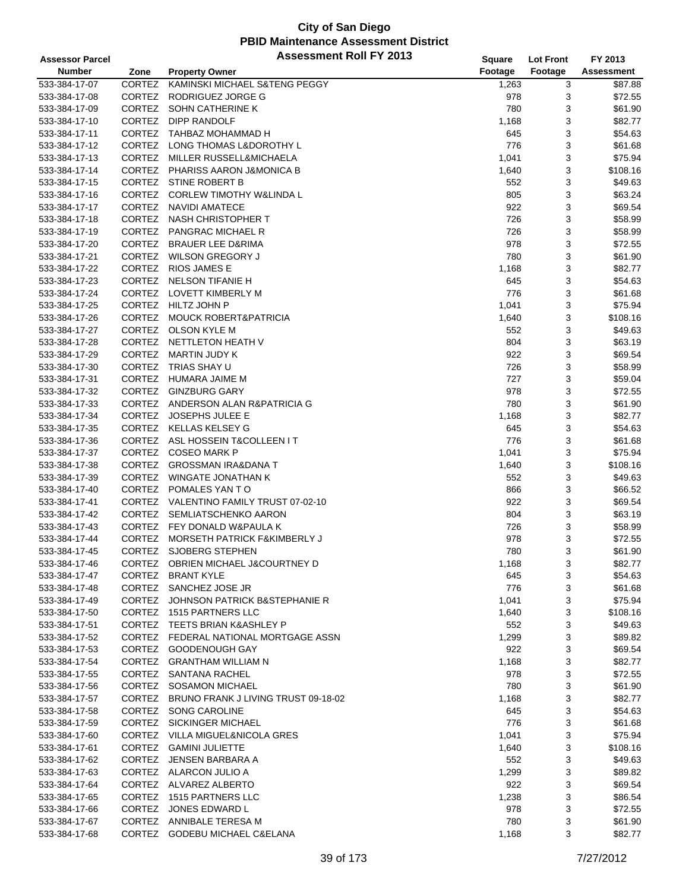# City of San Diego
## PBID Maintenance Assessment District
### Assessment Roll FY 2013

| Assessor Parcel Number | Zone | Property Owner | Square Footage | Lot Front Footage | FY 2013 Assessment |
|---|---|---|---|---|---|
| 533-384-17-07 | CORTEZ | KAMINSKI MICHAEL S&TENG PEGGY | 1,263 | 3 | $87.88 |
| 533-384-17-08 | CORTEZ | RODRIGUEZ JORGE G | 978 | 3 | $72.55 |
| 533-384-17-09 | CORTEZ | SOHN CATHERINE K | 780 | 3 | $61.90 |
| 533-384-17-10 | CORTEZ | DIPP RANDOLF | 1,168 | 3 | $82.77 |
| 533-384-17-11 | CORTEZ | TAHBAZ MOHAMMAD H | 645 | 3 | $54.63 |
| 533-384-17-12 | CORTEZ | LONG THOMAS L&DOROTHY L | 776 | 3 | $61.68 |
| 533-384-17-13 | CORTEZ | MILLER RUSSELL&MICHAELA | 1,041 | 3 | $75.94 |
| 533-384-17-14 | CORTEZ | PHARISS AARON J&MONICA B | 1,640 | 3 | $108.16 |
| 533-384-17-15 | CORTEZ | STINE ROBERT B | 552 | 3 | $49.63 |
| 533-384-17-16 | CORTEZ | CORLEW TIMOTHY W&LINDA L | 805 | 3 | $63.24 |
| 533-384-17-17 | CORTEZ | NAVIDI AMATECE | 922 | 3 | $69.54 |
| 533-384-17-18 | CORTEZ | NASH CHRISTOPHER T | 726 | 3 | $58.99 |
| 533-384-17-19 | CORTEZ | PANGRAC MICHAEL R | 726 | 3 | $58.99 |
| 533-384-17-20 | CORTEZ | BRAUER LEE D&RIMA | 978 | 3 | $72.55 |
| 533-384-17-21 | CORTEZ | WILSON GREGORY J | 780 | 3 | $61.90 |
| 533-384-17-22 | CORTEZ | RIOS JAMES E | 1,168 | 3 | $82.77 |
| 533-384-17-23 | CORTEZ | NELSON TIFANIE H | 645 | 3 | $54.63 |
| 533-384-17-24 | CORTEZ | LOVETT KIMBERLY M | 776 | 3 | $61.68 |
| 533-384-17-25 | CORTEZ | HILTZ JOHN P | 1,041 | 3 | $75.94 |
| 533-384-17-26 | CORTEZ | MOUCK ROBERT&PATRICIA | 1,640 | 3 | $108.16 |
| 533-384-17-27 | CORTEZ | OLSON KYLE M | 552 | 3 | $49.63 |
| 533-384-17-28 | CORTEZ | NETTLETON HEATH V | 804 | 3 | $63.19 |
| 533-384-17-29 | CORTEZ | MARTIN JUDY K | 922 | 3 | $69.54 |
| 533-384-17-30 | CORTEZ | TRIAS SHAY U | 726 | 3 | $58.99 |
| 533-384-17-31 | CORTEZ | HUMARA JAIME M | 727 | 3 | $59.04 |
| 533-384-17-32 | CORTEZ | GINZBURG GARY | 978 | 3 | $72.55 |
| 533-384-17-33 | CORTEZ | ANDERSON ALAN R&PATRICIA G | 780 | 3 | $61.90 |
| 533-384-17-34 | CORTEZ | JOSEPHS JULEE E | 1,168 | 3 | $82.77 |
| 533-384-17-35 | CORTEZ | KELLAS KELSEY G | 645 | 3 | $54.63 |
| 533-384-17-36 | CORTEZ | ASL HOSSEIN T&COLLEEN I T | 776 | 3 | $61.68 |
| 533-384-17-37 | CORTEZ | COSEO MARK P | 1,041 | 3 | $75.94 |
| 533-384-17-38 | CORTEZ | GROSSMAN IRA&DANA T | 1,640 | 3 | $108.16 |
| 533-384-17-39 | CORTEZ | WINGATE JONATHAN K | 552 | 3 | $49.63 |
| 533-384-17-40 | CORTEZ | POMALES YAN T O | 866 | 3 | $66.52 |
| 533-384-17-41 | CORTEZ | VALENTINO FAMILY TRUST 07-02-10 | 922 | 3 | $69.54 |
| 533-384-17-42 | CORTEZ | SEMLIATSCHENKO AARON | 804 | 3 | $63.19 |
| 533-384-17-43 | CORTEZ | FEY DONALD W&PAULA K | 726 | 3 | $58.99 |
| 533-384-17-44 | CORTEZ | MORSETH PATRICK F&KIMBERLY J | 978 | 3 | $72.55 |
| 533-384-17-45 | CORTEZ | SJOBERG STEPHEN | 780 | 3 | $61.90 |
| 533-384-17-46 | CORTEZ | OBRIEN MICHAEL J&COURTNEY D | 1,168 | 3 | $82.77 |
| 533-384-17-47 | CORTEZ | BRANT KYLE | 645 | 3 | $54.63 |
| 533-384-17-48 | CORTEZ | SANCHEZ JOSE JR | 776 | 3 | $61.68 |
| 533-384-17-49 | CORTEZ | JOHNSON PATRICK B&STEPHANIE R | 1,041 | 3 | $75.94 |
| 533-384-17-50 | CORTEZ | 1515 PARTNERS LLC | 1,640 | 3 | $108.16 |
| 533-384-17-51 | CORTEZ | TEETS BRIAN K&ASHLEY P | 552 | 3 | $49.63 |
| 533-384-17-52 | CORTEZ | FEDERAL NATIONAL MORTGAGE ASSN | 1,299 | 3 | $89.82 |
| 533-384-17-53 | CORTEZ | GOODENOUGH GAY | 922 | 3 | $69.54 |
| 533-384-17-54 | CORTEZ | GRANTHAM WILLIAM N | 1,168 | 3 | $82.77 |
| 533-384-17-55 | CORTEZ | SANTANA RACHEL | 978 | 3 | $72.55 |
| 533-384-17-56 | CORTEZ | SOSAMON MICHAEL | 780 | 3 | $61.90 |
| 533-384-17-57 | CORTEZ | BRUNO FRANK J LIVING TRUST 09-18-02 | 1,168 | 3 | $82.77 |
| 533-384-17-58 | CORTEZ | SONG CAROLINE | 645 | 3 | $54.63 |
| 533-384-17-59 | CORTEZ | SICKINGER MICHAEL | 776 | 3 | $61.68 |
| 533-384-17-60 | CORTEZ | VILLA MIGUEL&NICOLA GRES | 1,041 | 3 | $75.94 |
| 533-384-17-61 | CORTEZ | GAMINI JULIETTE | 1,640 | 3 | $108.16 |
| 533-384-17-62 | CORTEZ | JENSEN BARBARA A | 552 | 3 | $49.63 |
| 533-384-17-63 | CORTEZ | ALARCON JULIO A | 1,299 | 3 | $89.82 |
| 533-384-17-64 | CORTEZ | ALVAREZ ALBERTO | 922 | 3 | $69.54 |
| 533-384-17-65 | CORTEZ | 1515 PARTNERS LLC | 1,238 | 3 | $86.54 |
| 533-384-17-66 | CORTEZ | JONES EDWARD L | 978 | 3 | $72.55 |
| 533-384-17-67 | CORTEZ | ANNIBALE TERESA M | 780 | 3 | $61.90 |
| 533-384-17-68 | CORTEZ | GODEBU MICHAEL C&ELANA | 1,168 | 3 | $82.77 |

7/27/2012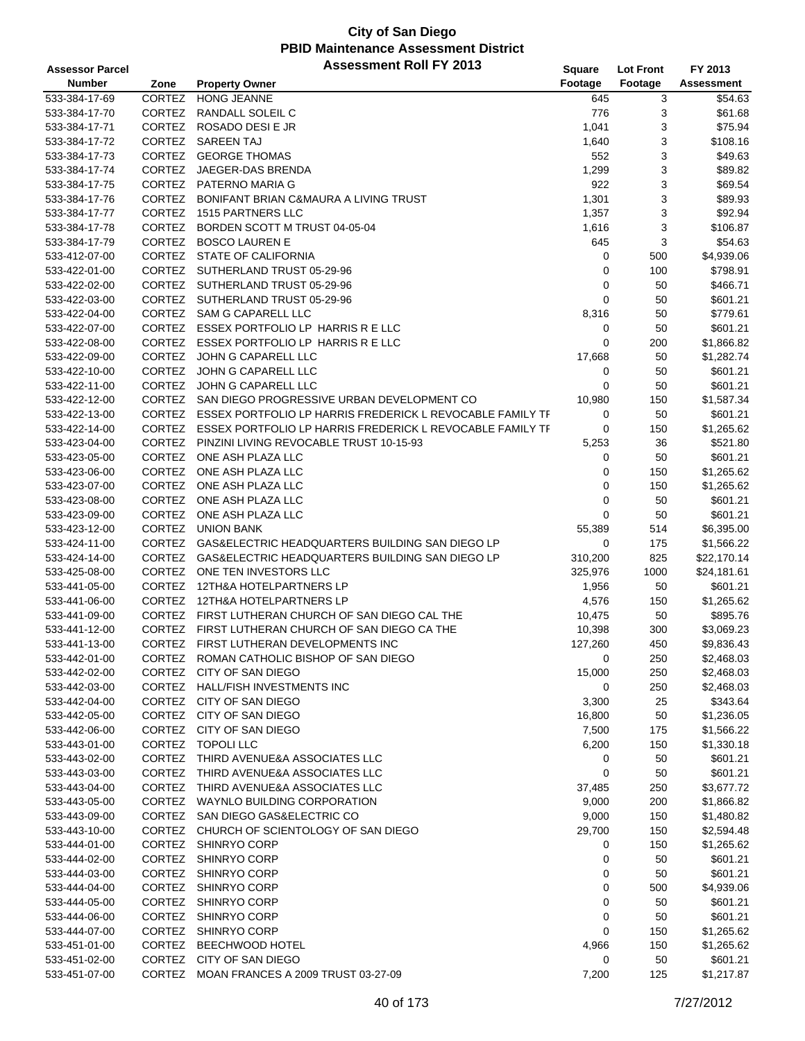# City of San Diego
## PBID Maintenance Assessment District
### Assessment Roll FY 2013

| Assessor Parcel Number | Zone | Property Owner | Square Footage | Lot Front Footage | FY 2013 Assessment |
|---|---|---|---|---|---|
| 533-384-17-69 | CORTEZ | HONG JEANNE | 645 | 3 | $54.63 |
| 533-384-17-70 | CORTEZ | RANDALL SOLEIL C | 776 | 3 | $61.68 |
| 533-384-17-71 | CORTEZ | ROSADO DESI E JR | 1,041 | 3 | $75.94 |
| 533-384-17-72 | CORTEZ | SAREEN TAJ | 1,640 | 3 | $108.16 |
| 533-384-17-73 | CORTEZ | GEORGE THOMAS | 552 | 3 | $49.63 |
| 533-384-17-74 | CORTEZ | JAEGER-DAS BRENDA | 1,299 | 3 | $89.82 |
| 533-384-17-75 | CORTEZ | PATERNO MARIA G | 922 | 3 | $69.54 |
| 533-384-17-76 | CORTEZ | BONIFANT BRIAN C&MAURA A LIVING TRUST | 1,301 | 3 | $89.93 |
| 533-384-17-77 | CORTEZ | 1515 PARTNERS LLC | 1,357 | 3 | $92.94 |
| 533-384-17-78 | CORTEZ | BORDEN SCOTT M TRUST 04-05-04 | 1,616 | 3 | $106.87 |
| 533-384-17-79 | CORTEZ | BOSCO LAUREN E | 645 | 3 | $54.63 |
| 533-412-07-00 | CORTEZ | STATE OF CALIFORNIA | 0 | 500 | $4,939.06 |
| 533-422-01-00 | CORTEZ | SUTHERLAND TRUST 05-29-96 | 0 | 100 | $798.91 |
| 533-422-02-00 | CORTEZ | SUTHERLAND TRUST 05-29-96 | 0 | 50 | $466.71 |
| 533-422-03-00 | CORTEZ | SUTHERLAND TRUST 05-29-96 | 0 | 50 | $601.21 |
| 533-422-04-00 | CORTEZ | SAM G CAPARELL LLC | 8,316 | 50 | $779.61 |
| 533-422-07-00 | CORTEZ | ESSEX PORTFOLIO LP HARRIS R E LLC | 0 | 50 | $601.21 |
| 533-422-08-00 | CORTEZ | ESSEX PORTFOLIO LP HARRIS R E LLC | 0 | 200 | $1,866.82 |
| 533-422-09-00 | CORTEZ | JOHN G CAPARELL LLC | 17,668 | 50 | $1,282.74 |
| 533-422-10-00 | CORTEZ | JOHN G CAPARELL LLC | 0 | 50 | $601.21 |
| 533-422-11-00 | CORTEZ | JOHN G CAPARELL LLC | 0 | 50 | $601.21 |
| 533-422-12-00 | CORTEZ | SAN DIEGO PROGRESSIVE URBAN DEVELOPMENT CO | 10,980 | 150 | $1,587.34 |
| 533-422-13-00 | CORTEZ | ESSEX PORTFOLIO LP HARRIS FREDERICK L REVOCABLE FAMILY TF | 0 | 50 | $601.21 |
| 533-422-14-00 | CORTEZ | ESSEX PORTFOLIO LP HARRIS FREDERICK L REVOCABLE FAMILY TF | 0 | 150 | $1,265.62 |
| 533-423-04-00 | CORTEZ | PINZINI LIVING REVOCABLE TRUST 10-15-93 | 5,253 | 36 | $521.80 |
| 533-423-05-00 | CORTEZ | ONE ASH PLAZA LLC | 0 | 50 | $601.21 |
| 533-423-06-00 | CORTEZ | ONE ASH PLAZA LLC | 0 | 150 | $1,265.62 |
| 533-423-07-00 | CORTEZ | ONE ASH PLAZA LLC | 0 | 150 | $1,265.62 |
| 533-423-08-00 | CORTEZ | ONE ASH PLAZA LLC | 0 | 50 | $601.21 |
| 533-423-09-00 | CORTEZ | ONE ASH PLAZA LLC | 0 | 50 | $601.21 |
| 533-423-12-00 | CORTEZ | UNION BANK | 55,389 | 514 | $6,395.00 |
| 533-424-11-00 | CORTEZ | GAS&ELECTRIC HEADQUARTERS BUILDING SAN DIEGO LP | 0 | 175 | $1,566.22 |
| 533-424-14-00 | CORTEZ | GAS&ELECTRIC HEADQUARTERS BUILDING SAN DIEGO LP | 310,200 | 825 | $22,170.14 |
| 533-425-08-00 | CORTEZ | ONE TEN INVESTORS LLC | 325,976 | 1000 | $24,181.61 |
| 533-441-05-00 | CORTEZ | 12TH&A HOTELPARTNERS LP | 1,956 | 50 | $601.21 |
| 533-441-06-00 | CORTEZ | 12TH&A HOTELPARTNERS LP | 4,576 | 150 | $1,265.62 |
| 533-441-09-00 | CORTEZ | FIRST LUTHERAN CHURCH OF SAN DIEGO CAL THE | 10,475 | 50 | $895.76 |
| 533-441-12-00 | CORTEZ | FIRST LUTHERAN CHURCH OF SAN DIEGO CA THE | 10,398 | 300 | $3,069.23 |
| 533-441-13-00 | CORTEZ | FIRST LUTHERAN DEVELOPMENTS INC | 127,260 | 450 | $9,836.43 |
| 533-442-01-00 | CORTEZ | ROMAN CATHOLIC BISHOP OF SAN DIEGO | 0 | 250 | $2,468.03 |
| 533-442-02-00 | CORTEZ | CITY OF SAN DIEGO | 15,000 | 250 | $2,468.03 |
| 533-442-03-00 | CORTEZ | HALL/FISH INVESTMENTS INC | 0 | 250 | $2,468.03 |
| 533-442-04-00 | CORTEZ | CITY OF SAN DIEGO | 3,300 | 25 | $343.64 |
| 533-442-05-00 | CORTEZ | CITY OF SAN DIEGO | 16,800 | 50 | $1,236.05 |
| 533-442-06-00 | CORTEZ | CITY OF SAN DIEGO | 7,500 | 175 | $1,566.22 |
| 533-443-01-00 | CORTEZ | TOPOLI LLC | 6,200 | 150 | $1,330.18 |
| 533-443-02-00 | CORTEZ | THIRD AVENUE&A ASSOCIATES LLC | 0 | 50 | $601.21 |
| 533-443-03-00 | CORTEZ | THIRD AVENUE&A ASSOCIATES LLC | 0 | 50 | $601.21 |
| 533-443-04-00 | CORTEZ | THIRD AVENUE&A ASSOCIATES LLC | 37,485 | 250 | $3,677.72 |
| 533-443-05-00 | CORTEZ | WAYNLO BUILDING CORPORATION | 9,000 | 200 | $1,866.82 |
| 533-443-09-00 | CORTEZ | SAN DIEGO GAS&ELECTRIC CO | 9,000 | 150 | $1,480.82 |
| 533-443-10-00 | CORTEZ | CHURCH OF SCIENTOLOGY OF SAN DIEGO | 29,700 | 150 | $2,594.48 |
| 533-444-01-00 | CORTEZ | SHINRYO CORP | 0 | 150 | $1,265.62 |
| 533-444-02-00 | CORTEZ | SHINRYO CORP | 0 | 50 | $601.21 |
| 533-444-03-00 | CORTEZ | SHINRYO CORP | 0 | 50 | $601.21 |
| 533-444-04-00 | CORTEZ | SHINRYO CORP | 0 | 500 | $4,939.06 |
| 533-444-05-00 | CORTEZ | SHINRYO CORP | 0 | 50 | $601.21 |
| 533-444-06-00 | CORTEZ | SHINRYO CORP | 0 | 50 | $601.21 |
| 533-444-07-00 | CORTEZ | SHINRYO CORP | 0 | 150 | $1,265.62 |
| 533-451-01-00 | CORTEZ | BEECHWOOD HOTEL | 4,966 | 150 | $1,265.62 |
| 533-451-02-00 | CORTEZ | CITY OF SAN DIEGO | 0 | 50 | $601.21 |
| 533-451-07-00 | CORTEZ | MOAN FRANCES A 2009 TRUST 03-27-09 | 7,200 | 125 | $1,217.87 |

7/27/2012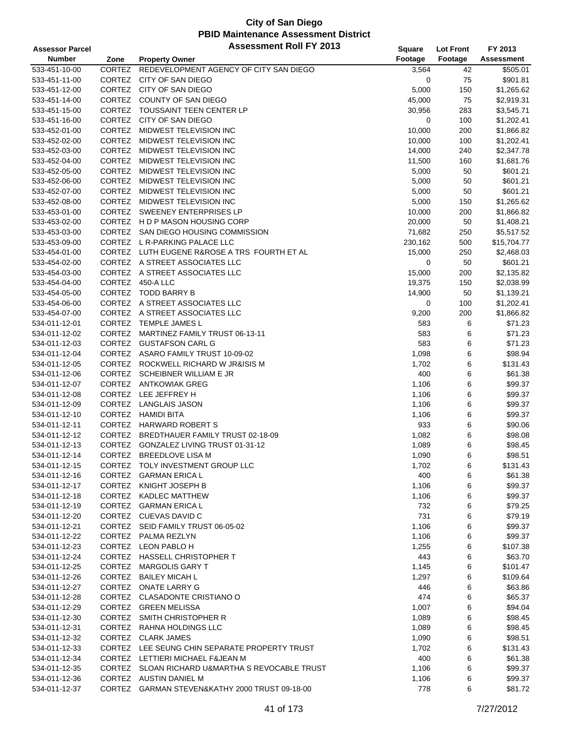# City of San Diego
## PBID Maintenance Assessment District
### Assessment Roll FY 2013

| Assessor Parcel Number | Zone | Property Owner | Square Footage | Lot Front Footage | FY 2013 Assessment |
|---|---|---|---|---|---|
| 533-451-10-00 | CORTEZ | REDEVELOPMENT AGENCY OF CITY SAN DIEGO | 3,564 | 42 | $505.01 |
| 533-451-11-00 | CORTEZ | CITY OF SAN DIEGO | 0 | 75 | $901.81 |
| 533-451-12-00 | CORTEZ | CITY OF SAN DIEGO | 5,000 | 150 | $1,265.62 |
| 533-451-14-00 | CORTEZ | COUNTY OF SAN DIEGO | 45,000 | 75 | $2,919.31 |
| 533-451-15-00 | CORTEZ | TOUSSAINT TEEN CENTER LP | 30,956 | 283 | $3,545.71 |
| 533-451-16-00 | CORTEZ | CITY OF SAN DIEGO | 0 | 100 | $1,202.41 |
| 533-452-01-00 | CORTEZ | MIDWEST TELEVISION INC | 10,000 | 200 | $1,866.82 |
| 533-452-02-00 | CORTEZ | MIDWEST TELEVISION INC | 10,000 | 100 | $1,202.41 |
| 533-452-03-00 | CORTEZ | MIDWEST TELEVISION INC | 14,000 | 240 | $2,347.78 |
| 533-452-04-00 | CORTEZ | MIDWEST TELEVISION INC | 11,500 | 160 | $1,681.76 |
| 533-452-05-00 | CORTEZ | MIDWEST TELEVISION INC | 5,000 | 50 | $601.21 |
| 533-452-06-00 | CORTEZ | MIDWEST TELEVISION INC | 5,000 | 50 | $601.21 |
| 533-452-07-00 | CORTEZ | MIDWEST TELEVISION INC | 5,000 | 50 | $601.21 |
| 533-452-08-00 | CORTEZ | MIDWEST TELEVISION INC | 5,000 | 150 | $1,265.62 |
| 533-453-01-00 | CORTEZ | SWEENEY ENTERPRISES LP | 10,000 | 200 | $1,866.82 |
| 533-453-02-00 | CORTEZ | H D P MASON HOUSING CORP | 20,000 | 50 | $1,408.21 |
| 533-453-03-00 | CORTEZ | SAN DIEGO HOUSING COMMISSION | 71,682 | 250 | $5,517.52 |
| 533-453-09-00 | CORTEZ | L R-PARKING PALACE LLC | 230,162 | 500 | $15,704.77 |
| 533-454-01-00 | CORTEZ | LUTH EUGENE R&ROSE A TRS FOURTH ET AL | 15,000 | 250 | $2,468.03 |
| 533-454-02-00 | CORTEZ | A STREET ASSOCIATES LLC | 0 | 50 | $601.21 |
| 533-454-03-00 | CORTEZ | A STREET ASSOCIATES LLC | 15,000 | 200 | $2,135.82 |
| 533-454-04-00 | CORTEZ | 450-A LLC | 19,375 | 150 | $2,038.99 |
| 533-454-05-00 | CORTEZ | TODD BARRY B | 14,900 | 50 | $1,139.21 |
| 533-454-06-00 | CORTEZ | A STREET ASSOCIATES LLC | 0 | 100 | $1,202.41 |
| 533-454-07-00 | CORTEZ | A STREET ASSOCIATES LLC | 9,200 | 200 | $1,866.82 |
| 534-011-12-01 | CORTEZ | TEMPLE JAMES L | 583 | 6 | $71.23 |
| 534-011-12-02 | CORTEZ | MARTINEZ FAMILY TRUST 06-13-11 | 583 | 6 | $71.23 |
| 534-011-12-03 | CORTEZ | GUSTAFSON CARL G | 583 | 6 | $71.23 |
| 534-011-12-04 | CORTEZ | ASARO FAMILY TRUST 10-09-02 | 1,098 | 6 | $98.94 |
| 534-011-12-05 | CORTEZ | ROCKWELL RICHARD W JR&ISIS M | 1,702 | 6 | $131.43 |
| 534-011-12-06 | CORTEZ | SCHEIBNER WILLIAM E JR | 400 | 6 | $61.38 |
| 534-011-12-07 | CORTEZ | ANTKOWIAK GREG | 1,106 | 6 | $99.37 |
| 534-011-12-08 | CORTEZ | LEE JEFFREY H | 1,106 | 6 | $99.37 |
| 534-011-12-09 | CORTEZ | LANGLAIS JASON | 1,106 | 6 | $99.37 |
| 534-011-12-10 | CORTEZ | HAMIDI BITA | 1,106 | 6 | $99.37 |
| 534-011-12-11 | CORTEZ | HARWARD ROBERT S | 933 | 6 | $90.06 |
| 534-011-12-12 | CORTEZ | BREDTHAUER FAMILY TRUST 02-18-09 | 1,082 | 6 | $98.08 |
| 534-011-12-13 | CORTEZ | GONZALEZ LIVING TRUST 01-31-12 | 1,089 | 6 | $98.45 |
| 534-011-12-14 | CORTEZ | BREEDLOVE LISA M | 1,090 | 6 | $98.51 |
| 534-011-12-15 | CORTEZ | TOLY INVESTMENT GROUP LLC | 1,702 | 6 | $131.43 |
| 534-011-12-16 | CORTEZ | GARMAN ERICA L | 400 | 6 | $61.38 |
| 534-011-12-17 | CORTEZ | KNIGHT JOSEPH B | 1,106 | 6 | $99.37 |
| 534-011-12-18 | CORTEZ | KADLEC MATTHEW | 1,106 | 6 | $99.37 |
| 534-011-12-19 | CORTEZ | GARMAN ERICA L | 732 | 6 | $79.25 |
| 534-011-12-20 | CORTEZ | CUEVAS DAVID C | 731 | 6 | $79.19 |
| 534-011-12-21 | CORTEZ | SEID FAMILY TRUST 06-05-02 | 1,106 | 6 | $99.37 |
| 534-011-12-22 | CORTEZ | PALMA REZLYN | 1,106 | 6 | $99.37 |
| 534-011-12-23 | CORTEZ | LEON PABLO H | 1,255 | 6 | $107.38 |
| 534-011-12-24 | CORTEZ | HASSELL CHRISTOPHER T | 443 | 6 | $63.70 |
| 534-011-12-25 | CORTEZ | MARGOLIS GARY T | 1,145 | 6 | $101.47 |
| 534-011-12-26 | CORTEZ | BAILEY MICAH L | 1,297 | 6 | $109.64 |
| 534-011-12-27 | CORTEZ | ONATE LARRY G | 446 | 6 | $63.86 |
| 534-011-12-28 | CORTEZ | CLASADONTE CRISTIANO O | 474 | 6 | $65.37 |
| 534-011-12-29 | CORTEZ | GREEN MELISSA | 1,007 | 6 | $94.04 |
| 534-011-12-30 | CORTEZ | SMITH CHRISTOPHER R | 1,089 | 6 | $98.45 |
| 534-011-12-31 | CORTEZ | RAHNA HOLDINGS LLC | 1,089 | 6 | $98.45 |
| 534-011-12-32 | CORTEZ | CLARK JAMES | 1,090 | 6 | $98.51 |
| 534-011-12-33 | CORTEZ | LEE SEUNG CHIN SEPARATE PROPERTY TRUST | 1,702 | 6 | $131.43 |
| 534-011-12-34 | CORTEZ | LETTIERI MICHAEL F&JEAN M | 400 | 6 | $61.38 |
| 534-011-12-35 | CORTEZ | SLOAN RICHARD U&MARTHA S REVOCABLE TRUST | 1,106 | 6 | $99.37 |
| 534-011-12-36 | CORTEZ | AUSTIN DANIEL M | 1,106 | 6 | $99.37 |
| 534-011-12-37 | CORTEZ | GARMAN STEVEN&KATHY 2000 TRUST 09-18-00 | 778 | 6 | $81.72 |

7/27/2012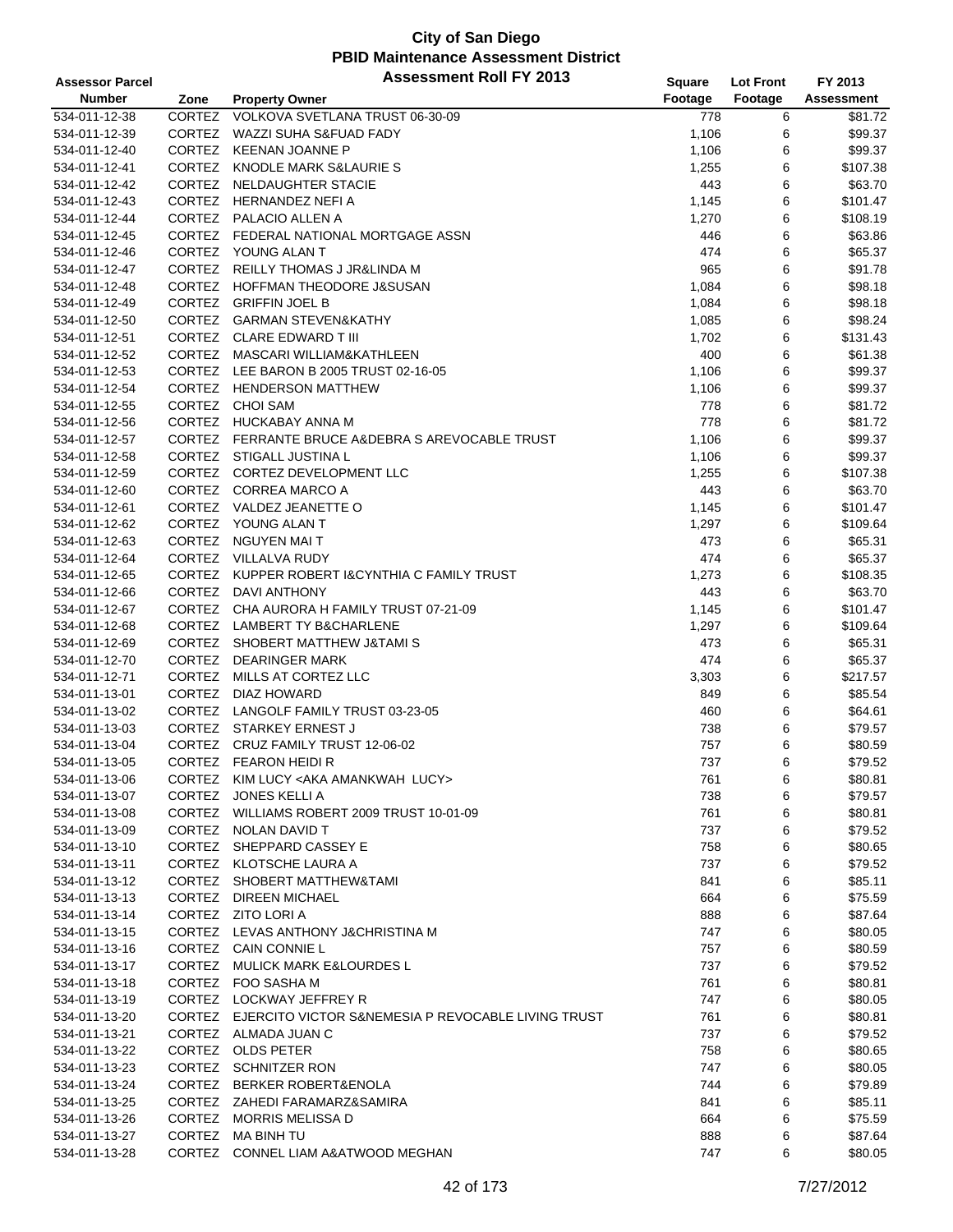# City of San Diego
## PBID Maintenance Assessment District
### Assessment Roll FY 2013

| Assessor Parcel Number | Zone | Property Owner | Square Footage | Lot Front Footage | FY 2013 Assessment |
|---|---|---|---|---|---|
| 534-011-12-38 | CORTEZ | VOLKOVA SVETLANA TRUST 06-30-09 | 778 | 6 | $81.72 |
| 534-011-12-39 | CORTEZ | WAZZI SUHA S&FUAD FADY | 1,106 | 6 | $99.37 |
| 534-011-12-40 | CORTEZ | KEENAN JOANNE P | 1,106 | 6 | $99.37 |
| 534-011-12-41 | CORTEZ | KNODLE MARK S&LAURIE S | 1,255 | 6 | $107.38 |
| 534-011-12-42 | CORTEZ | NELDAUGHTER STACIE | 443 | 6 | $63.70 |
| 534-011-12-43 | CORTEZ | HERNANDEZ NEFI A | 1,145 | 6 | $101.47 |
| 534-011-12-44 | CORTEZ | PALACIO ALLEN A | 1,270 | 6 | $108.19 |
| 534-011-12-45 | CORTEZ | FEDERAL NATIONAL MORTGAGE ASSN | 446 | 6 | $63.86 |
| 534-011-12-46 | CORTEZ | YOUNG ALAN T | 474 | 6 | $65.37 |
| 534-011-12-47 | CORTEZ | REILLY THOMAS J JR&LINDA M | 965 | 6 | $91.78 |
| 534-011-12-48 | CORTEZ | HOFFMAN THEODORE J&SUSAN | 1,084 | 6 | $98.18 |
| 534-011-12-49 | CORTEZ | GRIFFIN JOEL B | 1,084 | 6 | $98.18 |
| 534-011-12-50 | CORTEZ | GARMAN STEVEN&KATHY | 1,085 | 6 | $98.24 |
| 534-011-12-51 | CORTEZ | CLARE EDWARD T III | 1,702 | 6 | $131.43 |
| 534-011-12-52 | CORTEZ | MASCARI WILLIAM&KATHLEEN | 400 | 6 | $61.38 |
| 534-011-12-53 | CORTEZ | LEE BARON B 2005 TRUST 02-16-05 | 1,106 | 6 | $99.37 |
| 534-011-12-54 | CORTEZ | HENDERSON MATTHEW | 1,106 | 6 | $99.37 |
| 534-011-12-55 | CORTEZ | CHOI SAM | 778 | 6 | $81.72 |
| 534-011-12-56 | CORTEZ | HUCKABAY ANNA M | 778 | 6 | $81.72 |
| 534-011-12-57 | CORTEZ | FERRANTE BRUCE A&DEBRA S AREVOCABLE TRUST | 1,106 | 6 | $99.37 |
| 534-011-12-58 | CORTEZ | STIGALL JUSTINA L | 1,106 | 6 | $99.37 |
| 534-011-12-59 | CORTEZ | CORTEZ DEVELOPMENT LLC | 1,255 | 6 | $107.38 |
| 534-011-12-60 | CORTEZ | CORREA MARCO A | 443 | 6 | $63.70 |
| 534-011-12-61 | CORTEZ | VALDEZ JEANETTE O | 1,145 | 6 | $101.47 |
| 534-011-12-62 | CORTEZ | YOUNG ALAN T | 1,297 | 6 | $109.64 |
| 534-011-12-63 | CORTEZ | NGUYEN MAI T | 473 | 6 | $65.31 |
| 534-011-12-64 | CORTEZ | VILLALVA RUDY | 474 | 6 | $65.37 |
| 534-011-12-65 | CORTEZ | KUPPER ROBERT I&CYNTHIA C FAMILY TRUST | 1,273 | 6 | $108.35 |
| 534-011-12-66 | CORTEZ | DAVI ANTHONY | 443 | 6 | $63.70 |
| 534-011-12-67 | CORTEZ | CHA AURORA H FAMILY TRUST 07-21-09 | 1,145 | 6 | $101.47 |
| 534-011-12-68 | CORTEZ | LAMBERT TY B&CHARLENE | 1,297 | 6 | $109.64 |
| 534-011-12-69 | CORTEZ | SHOBERT MATTHEW J&TAMI S | 473 | 6 | $65.31 |
| 534-011-12-70 | CORTEZ | DEARINGER MARK | 474 | 6 | $65.37 |
| 534-011-12-71 | CORTEZ | MILLS AT CORTEZ LLC | 3,303 | 6 | $217.57 |
| 534-011-13-01 | CORTEZ | DIAZ HOWARD | 849 | 6 | $85.54 |
| 534-011-13-02 | CORTEZ | LANGOLF FAMILY TRUST 03-23-05 | 460 | 6 | $64.61 |
| 534-011-13-03 | CORTEZ | STARKEY ERNEST J | 738 | 6 | $79.57 |
| 534-011-13-04 | CORTEZ | CRUZ FAMILY TRUST 12-06-02 | 757 | 6 | $80.59 |
| 534-011-13-05 | CORTEZ | FEARON HEIDI R | 737 | 6 | $79.52 |
| 534-011-13-06 | CORTEZ | KIM LUCY <AKA AMANKWAH LUCY> | 761 | 6 | $80.81 |
| 534-011-13-07 | CORTEZ | JONES KELLI A | 738 | 6 | $79.57 |
| 534-011-13-08 | CORTEZ | WILLIAMS ROBERT 2009 TRUST 10-01-09 | 761 | 6 | $80.81 |
| 534-011-13-09 | CORTEZ | NOLAN DAVID T | 737 | 6 | $79.52 |
| 534-011-13-10 | CORTEZ | SHEPPARD CASSEY E | 758 | 6 | $80.65 |
| 534-011-13-11 | CORTEZ | KLOTSCHE LAURA A | 737 | 6 | $79.52 |
| 534-011-13-12 | CORTEZ | SHOBERT MATTHEW&TAMI | 841 | 6 | $85.11 |
| 534-011-13-13 | CORTEZ | DIREEN MICHAEL | 664 | 6 | $75.59 |
| 534-011-13-14 | CORTEZ | ZITO LORI A | 888 | 6 | $87.64 |
| 534-011-13-15 | CORTEZ | LEVAS ANTHONY J&CHRISTINA M | 747 | 6 | $80.05 |
| 534-011-13-16 | CORTEZ | CAIN CONNIE L | 757 | 6 | $80.59 |
| 534-011-13-17 | CORTEZ | MULICK MARK E&LOURDES L | 737 | 6 | $79.52 |
| 534-011-13-18 | CORTEZ | FOO SASHA M | 761 | 6 | $80.81 |
| 534-011-13-19 | CORTEZ | LOCKWAY JEFFREY R | 747 | 6 | $80.05 |
| 534-011-13-20 | CORTEZ | EJERCITO VICTOR S&NEMESIA P REVOCABLE LIVING TRUST | 761 | 6 | $80.81 |
| 534-011-13-21 | CORTEZ | ALMADA JUAN C | 737 | 6 | $79.52 |
| 534-011-13-22 | CORTEZ | OLDS PETER | 758 | 6 | $80.65 |
| 534-011-13-23 | CORTEZ | SCHNITZER RON | 747 | 6 | $80.05 |
| 534-011-13-24 | CORTEZ | BERKER ROBERT&ENOLA | 744 | 6 | $79.89 |
| 534-011-13-25 | CORTEZ | ZAHEDI FARAMARZ&SAMIRA | 841 | 6 | $85.11 |
| 534-011-13-26 | CORTEZ | MORRIS MELISSA D | 664 | 6 | $75.59 |
| 534-011-13-27 | CORTEZ | MA BINH TU | 888 | 6 | $87.64 |
| 534-011-13-28 | CORTEZ | CONNEL LIAM A&ATWOOD MEGHAN | 747 | 6 | $80.05 |

7/27/2012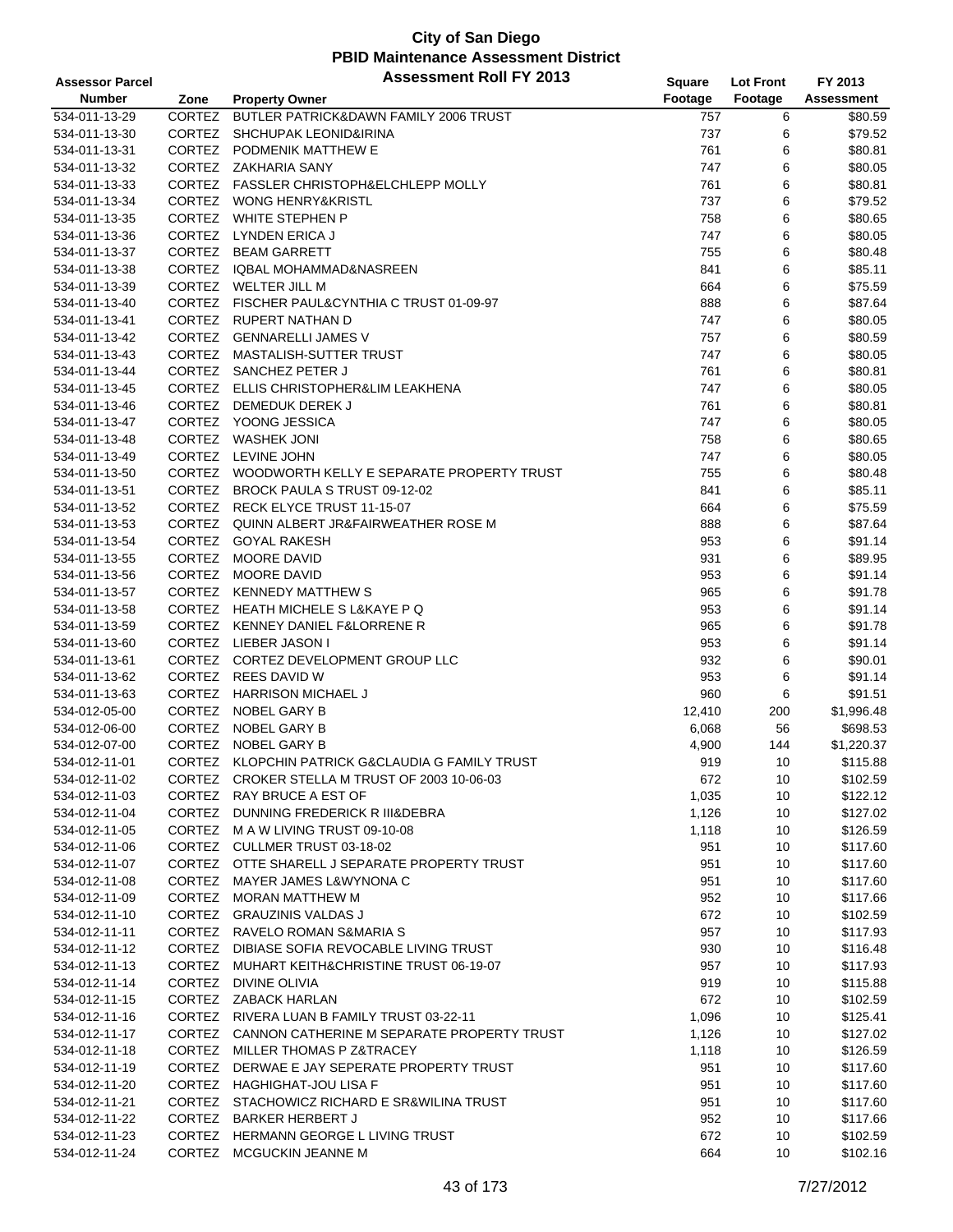# City of San Diego
## PBID Maintenance Assessment District
### Assessment Roll FY 2013

| Assessor Parcel Number | Zone | Property Owner | Square Footage | Lot Front Footage | FY 2013 Assessment |
|---|---|---|---|---|---|
| 534-011-13-29 | CORTEZ | BUTLER PATRICK&DAWN FAMILY 2006 TRUST | 757 | 6 | $80.59 |
| 534-011-13-30 | CORTEZ | SHCHUPAK LEONID&IRINA | 737 | 6 | $79.52 |
| 534-011-13-31 | CORTEZ | PODMENIK MATTHEW E | 761 | 6 | $80.81 |
| 534-011-13-32 | CORTEZ | ZAKHARIA SANY | 747 | 6 | $80.05 |
| 534-011-13-33 | CORTEZ | FASSLER CHRISTOPH&ELCHLEPP MOLLY | 761 | 6 | $80.81 |
| 534-011-13-34 | CORTEZ | WONG HENRY&KRISTL | 737 | 6 | $79.52 |
| 534-011-13-35 | CORTEZ | WHITE STEPHEN P | 758 | 6 | $80.65 |
| 534-011-13-36 | CORTEZ | LYNDEN ERICA J | 747 | 6 | $80.05 |
| 534-011-13-37 | CORTEZ | BEAM GARRETT | 755 | 6 | $80.48 |
| 534-011-13-38 | CORTEZ | IQBAL MOHAMMAD&NASREEN | 841 | 6 | $85.11 |
| 534-011-13-39 | CORTEZ | WELTER JILL M | 664 | 6 | $75.59 |
| 534-011-13-40 | CORTEZ | FISCHER PAUL&CYNTHIA C TRUST 01-09-97 | 888 | 6 | $87.64 |
| 534-011-13-41 | CORTEZ | RUPERT NATHAN D | 747 | 6 | $80.05 |
| 534-011-13-42 | CORTEZ | GENNARELLI JAMES V | 757 | 6 | $80.59 |
| 534-011-13-43 | CORTEZ | MASTALISH-SUTTER TRUST | 747 | 6 | $80.05 |
| 534-011-13-44 | CORTEZ | SANCHEZ PETER J | 761 | 6 | $80.81 |
| 534-011-13-45 | CORTEZ | ELLIS CHRISTOPHER&LIM LEAKHENA | 747 | 6 | $80.05 |
| 534-011-13-46 | CORTEZ | DEMEDUK DEREK J | 761 | 6 | $80.81 |
| 534-011-13-47 | CORTEZ | YOONG JESSICA | 747 | 6 | $80.05 |
| 534-011-13-48 | CORTEZ | WASHEK JONI | 758 | 6 | $80.65 |
| 534-011-13-49 | CORTEZ | LEVINE JOHN | 747 | 6 | $80.05 |
| 534-011-13-50 | CORTEZ | WOODWORTH KELLY E SEPARATE PROPERTY TRUST | 755 | 6 | $80.48 |
| 534-011-13-51 | CORTEZ | BROCK PAULA S TRUST 09-12-02 | 841 | 6 | $85.11 |
| 534-011-13-52 | CORTEZ | RECK ELYCE TRUST 11-15-07 | 664 | 6 | $75.59 |
| 534-011-13-53 | CORTEZ | QUINN ALBERT JR&FAIRWEATHER ROSE M | 888 | 6 | $87.64 |
| 534-011-13-54 | CORTEZ | GOYAL RAKESH | 953 | 6 | $91.14 |
| 534-011-13-55 | CORTEZ | MOORE DAVID | 931 | 6 | $89.95 |
| 534-011-13-56 | CORTEZ | MOORE DAVID | 953 | 6 | $91.14 |
| 534-011-13-57 | CORTEZ | KENNEDY MATTHEW S | 965 | 6 | $91.78 |
| 534-011-13-58 | CORTEZ | HEATH MICHELE S L&KAYE P Q | 953 | 6 | $91.14 |
| 534-011-13-59 | CORTEZ | KENNEY DANIEL F&LORRENE R | 965 | 6 | $91.78 |
| 534-011-13-60 | CORTEZ | LIEBER JASON I | 953 | 6 | $91.14 |
| 534-011-13-61 | CORTEZ | CORTEZ DEVELOPMENT GROUP LLC | 932 | 6 | $90.01 |
| 534-011-13-62 | CORTEZ | REES DAVID W | 953 | 6 | $91.14 |
| 534-011-13-63 | CORTEZ | HARRISON MICHAEL J | 960 | 6 | $91.51 |
| 534-012-05-00 | CORTEZ | NOBEL GARY B | 12,410 | 200 | $1,996.48 |
| 534-012-06-00 | CORTEZ | NOBEL GARY B | 6,068 | 56 | $698.53 |
| 534-012-07-00 | CORTEZ | NOBEL GARY B | 4,900 | 144 | $1,220.37 |
| 534-012-11-01 | CORTEZ | KLOPCHIN PATRICK G&CLAUDIA G FAMILY TRUST | 919 | 10 | $115.88 |
| 534-012-11-02 | CORTEZ | CROKER STELLA M TRUST OF 2003 10-06-03 | 672 | 10 | $102.59 |
| 534-012-11-03 | CORTEZ | RAY BRUCE A EST OF | 1,035 | 10 | $122.12 |
| 534-012-11-04 | CORTEZ | DUNNING FREDERICK R III&DEBRA | 1,126 | 10 | $127.02 |
| 534-012-11-05 | CORTEZ | M A W LIVING TRUST 09-10-08 | 1,118 | 10 | $126.59 |
| 534-012-11-06 | CORTEZ | CULLMER TRUST 03-18-02 | 951 | 10 | $117.60 |
| 534-012-11-07 | CORTEZ | OTTE SHARELL J SEPARATE PROPERTY TRUST | 951 | 10 | $117.60 |
| 534-012-11-08 | CORTEZ | MAYER JAMES L&WYNONA C | 951 | 10 | $117.60 |
| 534-012-11-09 | CORTEZ | MORAN MATTHEW M | 952 | 10 | $117.66 |
| 534-012-11-10 | CORTEZ | GRAUZINIS VALDAS J | 672 | 10 | $102.59 |
| 534-012-11-11 | CORTEZ | RAVELO ROMAN S&MARIA S | 957 | 10 | $117.93 |
| 534-012-11-12 | CORTEZ | DIBIASE SOFIA REVOCABLE LIVING TRUST | 930 | 10 | $116.48 |
| 534-012-11-13 | CORTEZ | MUHART KEITH&CHRISTINE TRUST 06-19-07 | 957 | 10 | $117.93 |
| 534-012-11-14 | CORTEZ | DIVINE OLIVIA | 919 | 10 | $115.88 |
| 534-012-11-15 | CORTEZ | ZABACK HARLAN | 672 | 10 | $102.59 |
| 534-012-11-16 | CORTEZ | RIVERA LUAN B FAMILY TRUST 03-22-11 | 1,096 | 10 | $125.41 |
| 534-012-11-17 | CORTEZ | CANNON CATHERINE M SEPARATE PROPERTY TRUST | 1,126 | 10 | $127.02 |
| 534-012-11-18 | CORTEZ | MILLER THOMAS P Z&TRACEY | 1,118 | 10 | $126.59 |
| 534-012-11-19 | CORTEZ | DERWAE E JAY SEPERATE PROPERTY TRUST | 951 | 10 | $117.60 |
| 534-012-11-20 | CORTEZ | HAGHIGHAT-JOU LISA F | 951 | 10 | $117.60 |
| 534-012-11-21 | CORTEZ | STACHOWICZ RICHARD E SR&WILINA TRUST | 951 | 10 | $117.60 |
| 534-012-11-22 | CORTEZ | BARKER HERBERT J | 952 | 10 | $117.66 |
| 534-012-11-23 | CORTEZ | HERMANN GEORGE L LIVING TRUST | 672 | 10 | $102.59 |
| 534-012-11-24 | CORTEZ | MCGUCKIN JEANNE M | 664 | 10 | $102.16 |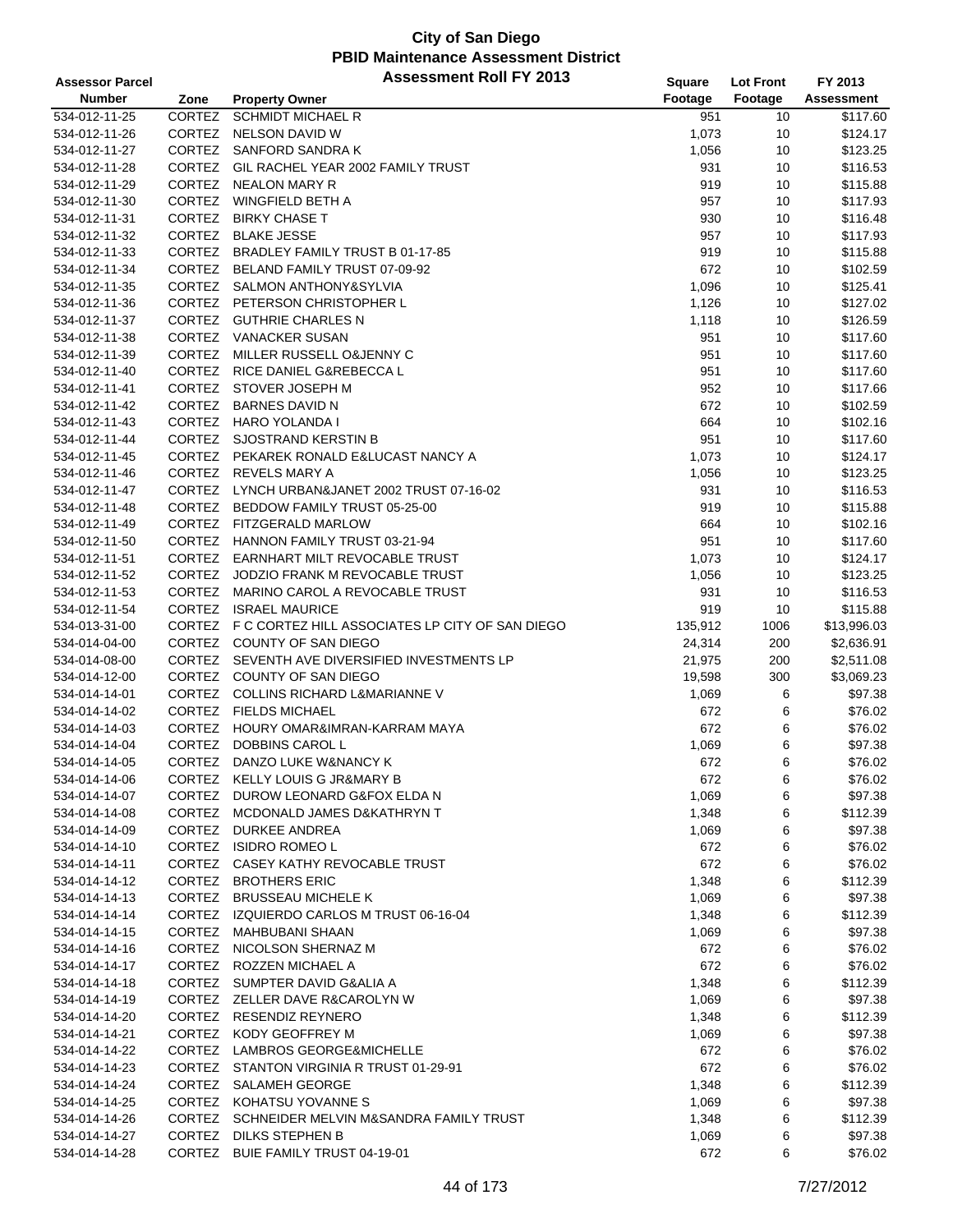# City of San Diego
## PBID Maintenance Assessment District
### Assessment Roll FY 2013

| Assessor Parcel Number | Zone | Property Owner | Square Footage | Lot Front Footage | FY 2013 Assessment |
|---|---|---|---|---|---|
| 534-012-11-25 | CORTEZ | SCHMIDT MICHAEL R | 951 | 10 | $117.60 |
| 534-012-11-26 | CORTEZ | NELSON DAVID W | 1,073 | 10 | $124.17 |
| 534-012-11-27 | CORTEZ | SANFORD SANDRA K | 1,056 | 10 | $123.25 |
| 534-012-11-28 | CORTEZ | GIL RACHEL YEAR 2002 FAMILY TRUST | 931 | 10 | $116.53 |
| 534-012-11-29 | CORTEZ | NEALON MARY R | 919 | 10 | $115.88 |
| 534-012-11-30 | CORTEZ | WINGFIELD BETH A | 957 | 10 | $117.93 |
| 534-012-11-31 | CORTEZ | BIRKY CHASE T | 930 | 10 | $116.48 |
| 534-012-11-32 | CORTEZ | BLAKE JESSE | 957 | 10 | $117.93 |
| 534-012-11-33 | CORTEZ | BRADLEY FAMILY TRUST B 01-17-85 | 919 | 10 | $115.88 |
| 534-012-11-34 | CORTEZ | BELAND FAMILY TRUST 07-09-92 | 672 | 10 | $102.59 |
| 534-012-11-35 | CORTEZ | SALMON ANTHONY&SYLVIA | 1,096 | 10 | $125.41 |
| 534-012-11-36 | CORTEZ | PETERSON CHRISTOPHER L | 1,126 | 10 | $127.02 |
| 534-012-11-37 | CORTEZ | GUTHRIE CHARLES N | 1,118 | 10 | $126.59 |
| 534-012-11-38 | CORTEZ | VANACKER SUSAN | 951 | 10 | $117.60 |
| 534-012-11-39 | CORTEZ | MILLER RUSSELL O&JENNY C | 951 | 10 | $117.60 |
| 534-012-11-40 | CORTEZ | RICE DANIEL G&REBECCA L | 951 | 10 | $117.60 |
| 534-012-11-41 | CORTEZ | STOVER JOSEPH M | 952 | 10 | $117.66 |
| 534-012-11-42 | CORTEZ | BARNES DAVID N | 672 | 10 | $102.59 |
| 534-012-11-43 | CORTEZ | HARO YOLANDA I | 664 | 10 | $102.16 |
| 534-012-11-44 | CORTEZ | SJOSTRAND KERSTIN B | 951 | 10 | $117.60 |
| 534-012-11-45 | CORTEZ | PEKAREK RONALD E&LUCAST NANCY A | 1,073 | 10 | $124.17 |
| 534-012-11-46 | CORTEZ | REVELS MARY A | 1,056 | 10 | $123.25 |
| 534-012-11-47 | CORTEZ | LYNCH URBAN&JANET 2002 TRUST 07-16-02 | 931 | 10 | $116.53 |
| 534-012-11-48 | CORTEZ | BEDDOW FAMILY TRUST 05-25-00 | 919 | 10 | $115.88 |
| 534-012-11-49 | CORTEZ | FITZGERALD MARLOW | 664 | 10 | $102.16 |
| 534-012-11-50 | CORTEZ | HANNON FAMILY TRUST 03-21-94 | 951 | 10 | $117.60 |
| 534-012-11-51 | CORTEZ | EARNHART MILT REVOCABLE TRUST | 1,073 | 10 | $124.17 |
| 534-012-11-52 | CORTEZ | JODZIO FRANK M REVOCABLE TRUST | 1,056 | 10 | $123.25 |
| 534-012-11-53 | CORTEZ | MARINO CAROL A REVOCABLE TRUST | 931 | 10 | $116.53 |
| 534-012-11-54 | CORTEZ | ISRAEL MAURICE | 919 | 10 | $115.88 |
| 534-013-31-00 | CORTEZ | F C CORTEZ HILL ASSOCIATES LP CITY OF SAN DIEGO | 135,912 | 1006 | $13,996.03 |
| 534-014-04-00 | CORTEZ | COUNTY OF SAN DIEGO | 24,314 | 200 | $2,636.91 |
| 534-014-08-00 | CORTEZ | SEVENTH AVE DIVERSIFIED INVESTMENTS LP | 21,975 | 200 | $2,511.08 |
| 534-014-12-00 | CORTEZ | COUNTY OF SAN DIEGO | 19,598 | 300 | $3,069.23 |
| 534-014-14-01 | CORTEZ | COLLINS RICHARD L&MARIANNE V | 1,069 | 6 | $97.38 |
| 534-014-14-02 | CORTEZ | FIELDS MICHAEL | 672 | 6 | $76.02 |
| 534-014-14-03 | CORTEZ | HOURY OMAR&IMRAN-KARRAM MAYA | 672 | 6 | $76.02 |
| 534-014-14-04 | CORTEZ | DOBBINS CAROL L | 1,069 | 6 | $97.38 |
| 534-014-14-05 | CORTEZ | DANZO LUKE W&NANCY K | 672 | 6 | $76.02 |
| 534-014-14-06 | CORTEZ | KELLY LOUIS G JR&MARY B | 672 | 6 | $76.02 |
| 534-014-14-07 | CORTEZ | DUROW LEONARD G&FOX ELDA N | 1,069 | 6 | $97.38 |
| 534-014-14-08 | CORTEZ | MCDONALD JAMES D&KATHRYN T | 1,348 | 6 | $112.39 |
| 534-014-14-09 | CORTEZ | DURKEE ANDREA | 1,069 | 6 | $97.38 |
| 534-014-14-10 | CORTEZ | ISIDRO ROMEO L | 672 | 6 | $76.02 |
| 534-014-14-11 | CORTEZ | CASEY KATHY REVOCABLE TRUST | 672 | 6 | $76.02 |
| 534-014-14-12 | CORTEZ | BROTHERS ERIC | 1,348 | 6 | $112.39 |
| 534-014-14-13 | CORTEZ | BRUSSEAU MICHELE K | 1,069 | 6 | $97.38 |
| 534-014-14-14 | CORTEZ | IZQUIERDO CARLOS M TRUST 06-16-04 | 1,348 | 6 | $112.39 |
| 534-014-14-15 | CORTEZ | MAHBUBANI SHAAN | 1,069 | 6 | $97.38 |
| 534-014-14-16 | CORTEZ | NICOLSON SHERNAZ M | 672 | 6 | $76.02 |
| 534-014-14-17 | CORTEZ | ROZZEN MICHAEL A | 672 | 6 | $76.02 |
| 534-014-14-18 | CORTEZ | SUMPTER DAVID G&ALIA A | 1,348 | 6 | $112.39 |
| 534-014-14-19 | CORTEZ | ZELLER DAVE R&CAROLYN W | 1,069 | 6 | $97.38 |
| 534-014-14-20 | CORTEZ | RESENDIZ REYNERO | 1,348 | 6 | $112.39 |
| 534-014-14-21 | CORTEZ | KODY GEOFFREY M | 1,069 | 6 | $97.38 |
| 534-014-14-22 | CORTEZ | LAMBROS GEORGE&MICHELLE | 672 | 6 | $76.02 |
| 534-014-14-23 | CORTEZ | STANTON VIRGINIA R TRUST 01-29-91 | 672 | 6 | $76.02 |
| 534-014-14-24 | CORTEZ | SALAMEH GEORGE | 1,348 | 6 | $112.39 |
| 534-014-14-25 | CORTEZ | KOHATSU YOVANNE S | 1,069 | 6 | $97.38 |
| 534-014-14-26 | CORTEZ | SCHNEIDER MELVIN M&SANDRA FAMILY TRUST | 1,348 | 6 | $112.39 |
| 534-014-14-27 | CORTEZ | DILKS STEPHEN B | 1,069 | 6 | $97.38 |
| 534-014-14-28 | CORTEZ | BUIE FAMILY TRUST 04-19-01 | 672 | 6 | $76.02 |

7/27/2012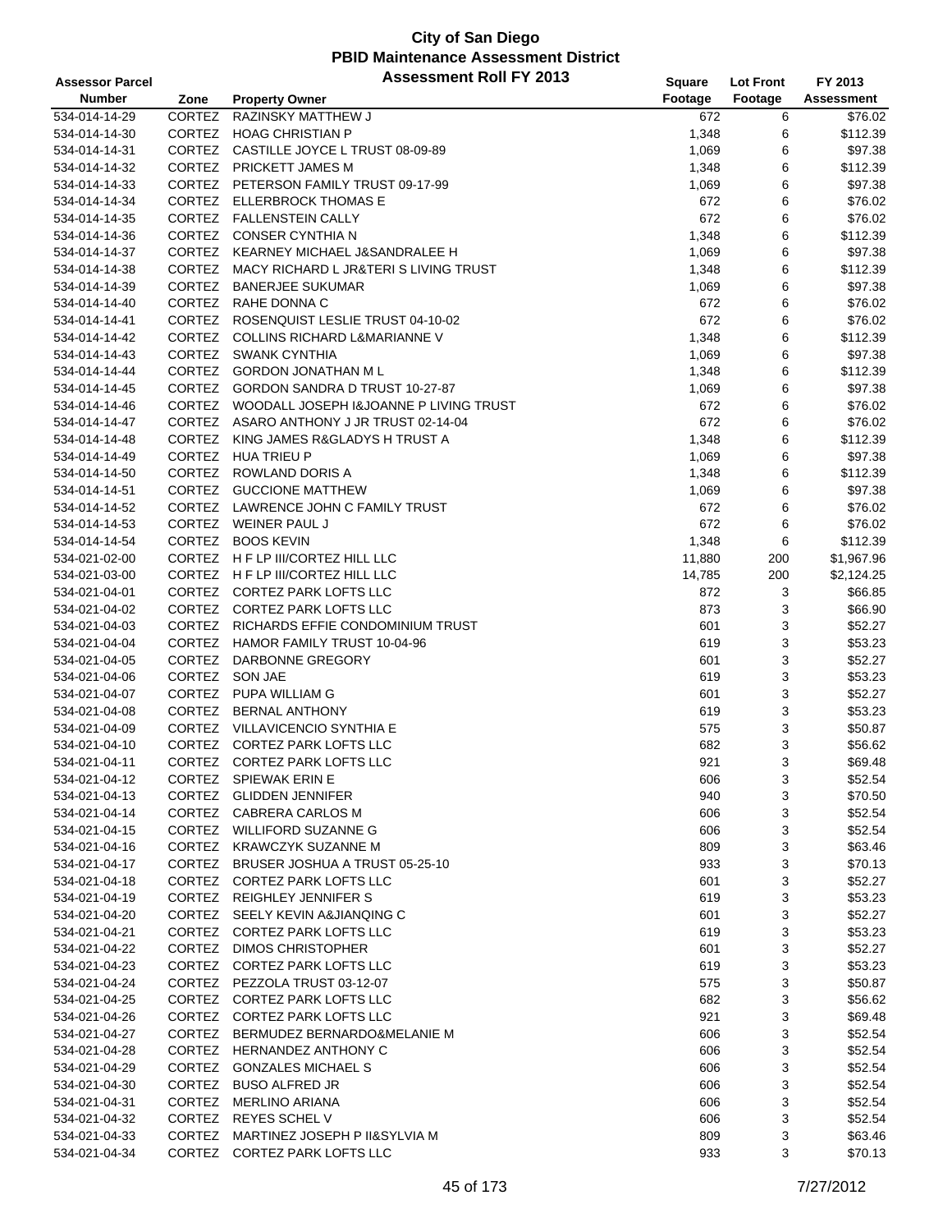# City of San Diego
## PBID Maintenance Assessment District
### Assessment Roll FY 2013

| Assessor Parcel Number | Zone | Property Owner | Square Footage | Lot Front Footage | FY 2013 Assessment |
|---|---|---|---|---|---|
| 534-014-14-29 | CORTEZ | RAZINSKY MATTHEW J | 672 | 6 | $76.02 |
| 534-014-14-30 | CORTEZ | HOAG CHRISTIAN P | 1,348 | 6 | $112.39 |
| 534-014-14-31 | CORTEZ | CASTILLE JOYCE L TRUST 08-09-89 | 1,069 | 6 | $97.38 |
| 534-014-14-32 | CORTEZ | PRICKETT JAMES M | 1,348 | 6 | $112.39 |
| 534-014-14-33 | CORTEZ | PETERSON FAMILY TRUST 09-17-99 | 1,069 | 6 | $97.38 |
| 534-014-14-34 | CORTEZ | ELLERBROCK THOMAS E | 672 | 6 | $76.02 |
| 534-014-14-35 | CORTEZ | FALLENSTEIN CALLY | 672 | 6 | $76.02 |
| 534-014-14-36 | CORTEZ | CONSER CYNTHIA N | 1,348 | 6 | $112.39 |
| 534-014-14-37 | CORTEZ | KEARNEY MICHAEL J&SANDRALEE H | 1,069 | 6 | $97.38 |
| 534-014-14-38 | CORTEZ | MACY RICHARD L JR&TERI S LIVING TRUST | 1,348 | 6 | $112.39 |
| 534-014-14-39 | CORTEZ | BANERJEE SUKUMAR | 1,069 | 6 | $97.38 |
| 534-014-14-40 | CORTEZ | RAHE DONNA C | 672 | 6 | $76.02 |
| 534-014-14-41 | CORTEZ | ROSENQUIST LESLIE TRUST 04-10-02 | 672 | 6 | $76.02 |
| 534-014-14-42 | CORTEZ | COLLINS RICHARD L&MARIANNE V | 1,348 | 6 | $112.39 |
| 534-014-14-43 | CORTEZ | SWANK CYNTHIA | 1,069 | 6 | $97.38 |
| 534-014-14-44 | CORTEZ | GORDON JONATHAN M L | 1,348 | 6 | $112.39 |
| 534-014-14-45 | CORTEZ | GORDON SANDRA D TRUST 10-27-87 | 1,069 | 6 | $97.38 |
| 534-014-14-46 | CORTEZ | WOODALL JOSEPH I&JOANNE P LIVING TRUST | 672 | 6 | $76.02 |
| 534-014-14-47 | CORTEZ | ASARO ANTHONY J JR TRUST 02-14-04 | 672 | 6 | $76.02 |
| 534-014-14-48 | CORTEZ | KING JAMES R&GLADYS H TRUST A | 1,348 | 6 | $112.39 |
| 534-014-14-49 | CORTEZ | HUA TRIEU P | 1,069 | 6 | $97.38 |
| 534-014-14-50 | CORTEZ | ROWLAND DORIS A | 1,348 | 6 | $112.39 |
| 534-014-14-51 | CORTEZ | GUCCIONE MATTHEW | 1,069 | 6 | $97.38 |
| 534-014-14-52 | CORTEZ | LAWRENCE JOHN C FAMILY TRUST | 672 | 6 | $76.02 |
| 534-014-14-53 | CORTEZ | WEINER PAUL J | 672 | 6 | $76.02 |
| 534-014-14-54 | CORTEZ | BOOS KEVIN | 1,348 | 6 | $112.39 |
| 534-021-02-00 | CORTEZ | H F LP III/CORTEZ HILL LLC | 11,880 | 200 | $1,967.96 |
| 534-021-03-00 | CORTEZ | H F LP III/CORTEZ HILL LLC | 14,785 | 200 | $2,124.25 |
| 534-021-04-01 | CORTEZ | CORTEZ PARK LOFTS LLC | 872 | 3 | $66.85 |
| 534-021-04-02 | CORTEZ | CORTEZ PARK LOFTS LLC | 873 | 3 | $66.90 |
| 534-021-04-03 | CORTEZ | RICHARDS EFFIE CONDOMINIUM TRUST | 601 | 3 | $52.27 |
| 534-021-04-04 | CORTEZ | HAMOR FAMILY TRUST 10-04-96 | 619 | 3 | $53.23 |
| 534-021-04-05 | CORTEZ | DARBONNE GREGORY | 601 | 3 | $52.27 |
| 534-021-04-06 | CORTEZ | SON JAE | 619 | 3 | $53.23 |
| 534-021-04-07 | CORTEZ | PUPA WILLIAM G | 601 | 3 | $52.27 |
| 534-021-04-08 | CORTEZ | BERNAL ANTHONY | 619 | 3 | $53.23 |
| 534-021-04-09 | CORTEZ | VILLAVICENCIO SYNTHIA E | 575 | 3 | $50.87 |
| 534-021-04-10 | CORTEZ | CORTEZ PARK LOFTS LLC | 682 | 3 | $56.62 |
| 534-021-04-11 | CORTEZ | CORTEZ PARK LOFTS LLC | 921 | 3 | $69.48 |
| 534-021-04-12 | CORTEZ | SPIEWAK ERIN E | 606 | 3 | $52.54 |
| 534-021-04-13 | CORTEZ | GLIDDEN JENNIFER | 940 | 3 | $70.50 |
| 534-021-04-14 | CORTEZ | CABRERA CARLOS M | 606 | 3 | $52.54 |
| 534-021-04-15 | CORTEZ | WILLIFORD SUZANNE G | 606 | 3 | $52.54 |
| 534-021-04-16 | CORTEZ | KRAWCZYK SUZANNE M | 809 | 3 | $63.46 |
| 534-021-04-17 | CORTEZ | BRUSER JOSHUA A TRUST 05-25-10 | 933 | 3 | $70.13 |
| 534-021-04-18 | CORTEZ | CORTEZ PARK LOFTS LLC | 601 | 3 | $52.27 |
| 534-021-04-19 | CORTEZ | REIGHLEY JENNIFER S | 619 | 3 | $53.23 |
| 534-021-04-20 | CORTEZ | SEELY KEVIN A&JIANQING C | 601 | 3 | $52.27 |
| 534-021-04-21 | CORTEZ | CORTEZ PARK LOFTS LLC | 619 | 3 | $53.23 |
| 534-021-04-22 | CORTEZ | DIMOS CHRISTOPHER | 601 | 3 | $52.27 |
| 534-021-04-23 | CORTEZ | CORTEZ PARK LOFTS LLC | 619 | 3 | $53.23 |
| 534-021-04-24 | CORTEZ | PEZZOLA TRUST 03-12-07 | 575 | 3 | $50.87 |
| 534-021-04-25 | CORTEZ | CORTEZ PARK LOFTS LLC | 682 | 3 | $56.62 |
| 534-021-04-26 | CORTEZ | CORTEZ PARK LOFTS LLC | 921 | 3 | $69.48 |
| 534-021-04-27 | CORTEZ | BERMUDEZ BERNARDO&MELANIE M | 606 | 3 | $52.54 |
| 534-021-04-28 | CORTEZ | HERNANDEZ ANTHONY C | 606 | 3 | $52.54 |
| 534-021-04-29 | CORTEZ | GONZALES MICHAEL S | 606 | 3 | $52.54 |
| 534-021-04-30 | CORTEZ | BUSO ALFRED JR | 606 | 3 | $52.54 |
| 534-021-04-31 | CORTEZ | MERLINO ARIANA | 606 | 3 | $52.54 |
| 534-021-04-32 | CORTEZ | REYES SCHEL V | 606 | 3 | $52.54 |
| 534-021-04-33 | CORTEZ | MARTINEZ JOSEPH P II&SYLVIA M | 809 | 3 | $63.46 |
| 534-021-04-34 | CORTEZ | CORTEZ PARK LOFTS LLC | 933 | 3 | $70.13 |

7/27/2012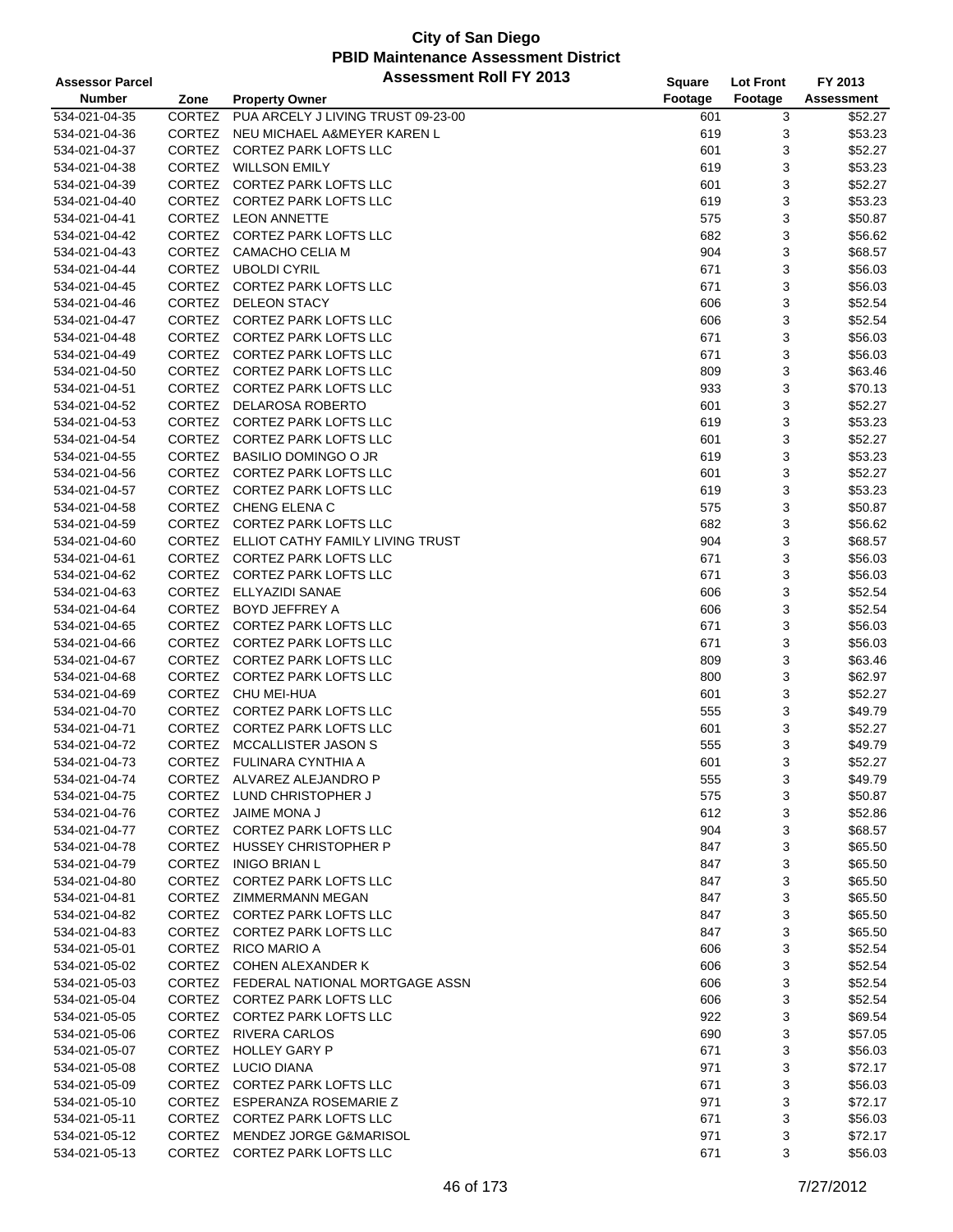# City of San Diego
## PBID Maintenance Assessment District
### Assessment Roll FY 2013

| Assessor Parcel Number | Zone | Property Owner | Square Footage | Lot Front Footage | FY 2013 Assessment |
|---|---|---|---|---|---|
| 534-021-04-35 | CORTEZ | PUA ARCELY J LIVING TRUST 09-23-00 | 601 | 3 | $52.27 |
| 534-021-04-36 | CORTEZ | NEU MICHAEL A&MEYER KAREN L | 619 | 3 | $53.23 |
| 534-021-04-37 | CORTEZ | CORTEZ PARK LOFTS LLC | 601 | 3 | $52.27 |
| 534-021-04-38 | CORTEZ | WILLSON EMILY | 619 | 3 | $53.23 |
| 534-021-04-39 | CORTEZ | CORTEZ PARK LOFTS LLC | 601 | 3 | $52.27 |
| 534-021-04-40 | CORTEZ | CORTEZ PARK LOFTS LLC | 619 | 3 | $53.23 |
| 534-021-04-41 | CORTEZ | LEON ANNETTE | 575 | 3 | $50.87 |
| 534-021-04-42 | CORTEZ | CORTEZ PARK LOFTS LLC | 682 | 3 | $56.62 |
| 534-021-04-43 | CORTEZ | CAMACHO CELIA M | 904 | 3 | $68.57 |
| 534-021-04-44 | CORTEZ | UBOLDI CYRIL | 671 | 3 | $56.03 |
| 534-021-04-45 | CORTEZ | CORTEZ PARK LOFTS LLC | 671 | 3 | $56.03 |
| 534-021-04-46 | CORTEZ | DELEON STACY | 606 | 3 | $52.54 |
| 534-021-04-47 | CORTEZ | CORTEZ PARK LOFTS LLC | 606 | 3 | $52.54 |
| 534-021-04-48 | CORTEZ | CORTEZ PARK LOFTS LLC | 671 | 3 | $56.03 |
| 534-021-04-49 | CORTEZ | CORTEZ PARK LOFTS LLC | 671 | 3 | $56.03 |
| 534-021-04-50 | CORTEZ | CORTEZ PARK LOFTS LLC | 809 | 3 | $63.46 |
| 534-021-04-51 | CORTEZ | CORTEZ PARK LOFTS LLC | 933 | 3 | $70.13 |
| 534-021-04-52 | CORTEZ | DELAROSA ROBERTO | 601 | 3 | $52.27 |
| 534-021-04-53 | CORTEZ | CORTEZ PARK LOFTS LLC | 619 | 3 | $53.23 |
| 534-021-04-54 | CORTEZ | CORTEZ PARK LOFTS LLC | 601 | 3 | $52.27 |
| 534-021-04-55 | CORTEZ | BASILIO DOMINGO O JR | 619 | 3 | $53.23 |
| 534-021-04-56 | CORTEZ | CORTEZ PARK LOFTS LLC | 601 | 3 | $52.27 |
| 534-021-04-57 | CORTEZ | CORTEZ PARK LOFTS LLC | 619 | 3 | $53.23 |
| 534-021-04-58 | CORTEZ | CHENG ELENA C | 575 | 3 | $50.87 |
| 534-021-04-59 | CORTEZ | CORTEZ PARK LOFTS LLC | 682 | 3 | $56.62 |
| 534-021-04-60 | CORTEZ | ELLIOT CATHY FAMILY LIVING TRUST | 904 | 3 | $68.57 |
| 534-021-04-61 | CORTEZ | CORTEZ PARK LOFTS LLC | 671 | 3 | $56.03 |
| 534-021-04-62 | CORTEZ | CORTEZ PARK LOFTS LLC | 671 | 3 | $56.03 |
| 534-021-04-63 | CORTEZ | ELLYAZIDI SANAE | 606 | 3 | $52.54 |
| 534-021-04-64 | CORTEZ | BOYD JEFFREY A | 606 | 3 | $52.54 |
| 534-021-04-65 | CORTEZ | CORTEZ PARK LOFTS LLC | 671 | 3 | $56.03 |
| 534-021-04-66 | CORTEZ | CORTEZ PARK LOFTS LLC | 671 | 3 | $56.03 |
| 534-021-04-67 | CORTEZ | CORTEZ PARK LOFTS LLC | 809 | 3 | $63.46 |
| 534-021-04-68 | CORTEZ | CORTEZ PARK LOFTS LLC | 800 | 3 | $62.97 |
| 534-021-04-69 | CORTEZ | CHU MEI-HUA | 601 | 3 | $52.27 |
| 534-021-04-70 | CORTEZ | CORTEZ PARK LOFTS LLC | 555 | 3 | $49.79 |
| 534-021-04-71 | CORTEZ | CORTEZ PARK LOFTS LLC | 601 | 3 | $52.27 |
| 534-021-04-72 | CORTEZ | MCCALLISTER JASON S | 555 | 3 | $49.79 |
| 534-021-04-73 | CORTEZ | FULINARA CYNTHIA A | 601 | 3 | $52.27 |
| 534-021-04-74 | CORTEZ | ALVAREZ ALEJANDRO P | 555 | 3 | $49.79 |
| 534-021-04-75 | CORTEZ | LUND CHRISTOPHER J | 575 | 3 | $50.87 |
| 534-021-04-76 | CORTEZ | JAIME MONA J | 612 | 3 | $52.86 |
| 534-021-04-77 | CORTEZ | CORTEZ PARK LOFTS LLC | 904 | 3 | $68.57 |
| 534-021-04-78 | CORTEZ | HUSSEY CHRISTOPHER P | 847 | 3 | $65.50 |
| 534-021-04-79 | CORTEZ | INIGO BRIAN L | 847 | 3 | $65.50 |
| 534-021-04-80 | CORTEZ | CORTEZ PARK LOFTS LLC | 847 | 3 | $65.50 |
| 534-021-04-81 | CORTEZ | ZIMMERMANN MEGAN | 847 | 3 | $65.50 |
| 534-021-04-82 | CORTEZ | CORTEZ PARK LOFTS LLC | 847 | 3 | $65.50 |
| 534-021-04-83 | CORTEZ | CORTEZ PARK LOFTS LLC | 847 | 3 | $65.50 |
| 534-021-05-01 | CORTEZ | RICO MARIO A | 606 | 3 | $52.54 |
| 534-021-05-02 | CORTEZ | COHEN ALEXANDER K | 606 | 3 | $52.54 |
| 534-021-05-03 | CORTEZ | FEDERAL NATIONAL MORTGAGE ASSN | 606 | 3 | $52.54 |
| 534-021-05-04 | CORTEZ | CORTEZ PARK LOFTS LLC | 606 | 3 | $52.54 |
| 534-021-05-05 | CORTEZ | CORTEZ PARK LOFTS LLC | 922 | 3 | $69.54 |
| 534-021-05-06 | CORTEZ | RIVERA CARLOS | 690 | 3 | $57.05 |
| 534-021-05-07 | CORTEZ | HOLLEY GARY P | 671 | 3 | $56.03 |
| 534-021-05-08 | CORTEZ | LUCIO DIANA | 971 | 3 | $72.17 |
| 534-021-05-09 | CORTEZ | CORTEZ PARK LOFTS LLC | 671 | 3 | $56.03 |
| 534-021-05-10 | CORTEZ | ESPERANZA ROSEMARIE Z | 971 | 3 | $72.17 |
| 534-021-05-11 | CORTEZ | CORTEZ PARK LOFTS LLC | 671 | 3 | $56.03 |
| 534-021-05-12 | CORTEZ | MENDEZ JORGE G&MARISOL | 971 | 3 | $72.17 |
| 534-021-05-13 | CORTEZ | CORTEZ PARK LOFTS LLC | 671 | 3 | $56.03 |

7/27/2012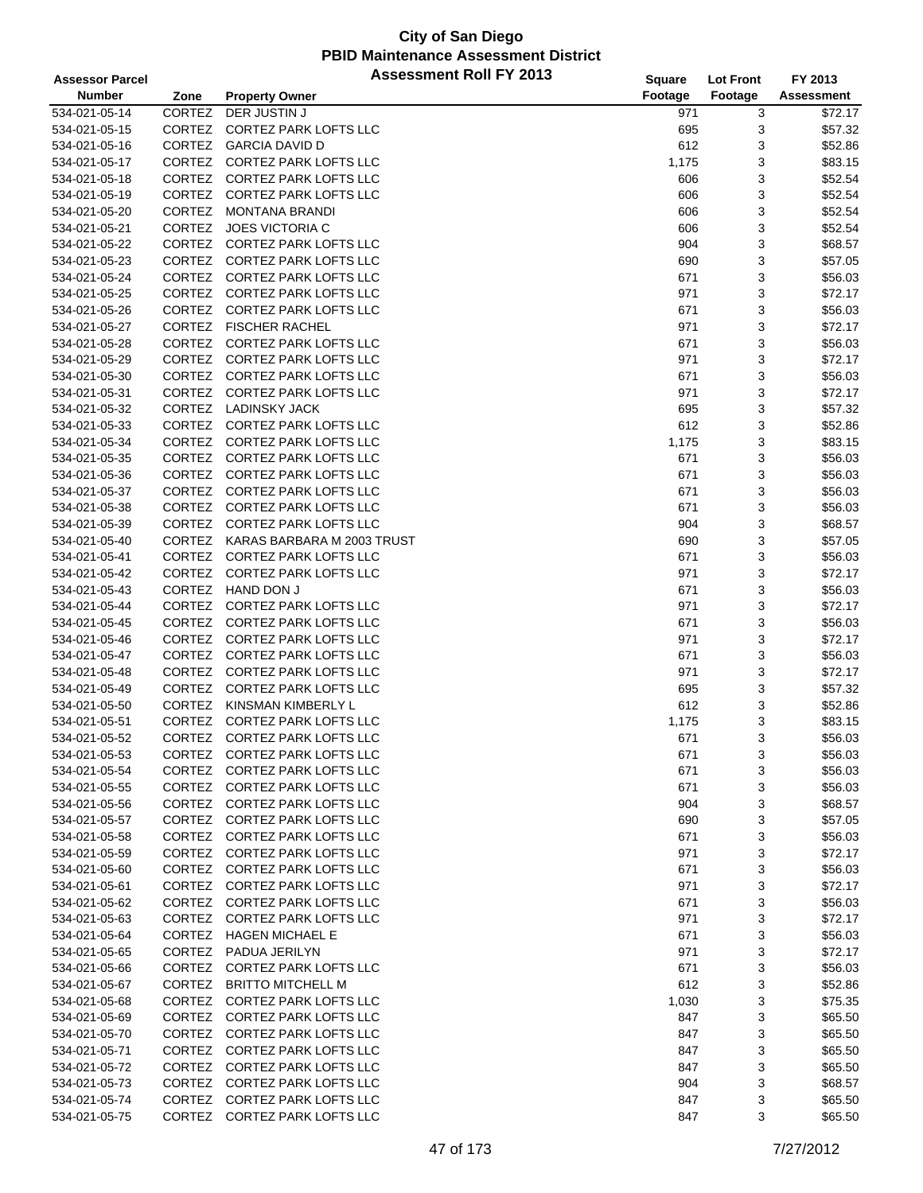# City of San Diego
## PBID Maintenance Assessment District
### Assessment Roll FY 2013

| Assessor Parcel Number | Zone | Property Owner | Square Footage | Lot Front Footage | FY 2013 Assessment |
|---|---|---|---|---|---|
| 534-021-05-14 | CORTEZ | DER JUSTIN J | 971 | 3 | $72.17 |
| 534-021-05-15 | CORTEZ | CORTEZ PARK LOFTS LLC | 695 | 3 | $57.32 |
| 534-021-05-16 | CORTEZ | GARCIA DAVID D | 612 | 3 | $52.86 |
| 534-021-05-17 | CORTEZ | CORTEZ PARK LOFTS LLC | 1,175 | 3 | $83.15 |
| 534-021-05-18 | CORTEZ | CORTEZ PARK LOFTS LLC | 606 | 3 | $52.54 |
| 534-021-05-19 | CORTEZ | CORTEZ PARK LOFTS LLC | 606 | 3 | $52.54 |
| 534-021-05-20 | CORTEZ | MONTANA BRANDI | 606 | 3 | $52.54 |
| 534-021-05-21 | CORTEZ | JOES VICTORIA C | 606 | 3 | $52.54 |
| 534-021-05-22 | CORTEZ | CORTEZ PARK LOFTS LLC | 904 | 3 | $68.57 |
| 534-021-05-23 | CORTEZ | CORTEZ PARK LOFTS LLC | 690 | 3 | $57.05 |
| 534-021-05-24 | CORTEZ | CORTEZ PARK LOFTS LLC | 671 | 3 | $56.03 |
| 534-021-05-25 | CORTEZ | CORTEZ PARK LOFTS LLC | 971 | 3 | $72.17 |
| 534-021-05-26 | CORTEZ | CORTEZ PARK LOFTS LLC | 671 | 3 | $56.03 |
| 534-021-05-27 | CORTEZ | FISCHER RACHEL | 971 | 3 | $72.17 |
| 534-021-05-28 | CORTEZ | CORTEZ PARK LOFTS LLC | 671 | 3 | $56.03 |
| 534-021-05-29 | CORTEZ | CORTEZ PARK LOFTS LLC | 971 | 3 | $72.17 |
| 534-021-05-30 | CORTEZ | CORTEZ PARK LOFTS LLC | 671 | 3 | $56.03 |
| 534-021-05-31 | CORTEZ | CORTEZ PARK LOFTS LLC | 971 | 3 | $72.17 |
| 534-021-05-32 | CORTEZ | LADINSKY JACK | 695 | 3 | $57.32 |
| 534-021-05-33 | CORTEZ | CORTEZ PARK LOFTS LLC | 612 | 3 | $52.86 |
| 534-021-05-34 | CORTEZ | CORTEZ PARK LOFTS LLC | 1,175 | 3 | $83.15 |
| 534-021-05-35 | CORTEZ | CORTEZ PARK LOFTS LLC | 671 | 3 | $56.03 |
| 534-021-05-36 | CORTEZ | CORTEZ PARK LOFTS LLC | 671 | 3 | $56.03 |
| 534-021-05-37 | CORTEZ | CORTEZ PARK LOFTS LLC | 671 | 3 | $56.03 |
| 534-021-05-38 | CORTEZ | CORTEZ PARK LOFTS LLC | 671 | 3 | $56.03 |
| 534-021-05-39 | CORTEZ | CORTEZ PARK LOFTS LLC | 904 | 3 | $68.57 |
| 534-021-05-40 | CORTEZ | KARAS BARBARA M 2003 TRUST | 690 | 3 | $57.05 |
| 534-021-05-41 | CORTEZ | CORTEZ PARK LOFTS LLC | 671 | 3 | $56.03 |
| 534-021-05-42 | CORTEZ | CORTEZ PARK LOFTS LLC | 971 | 3 | $72.17 |
| 534-021-05-43 | CORTEZ | HAND DON J | 671 | 3 | $56.03 |
| 534-021-05-44 | CORTEZ | CORTEZ PARK LOFTS LLC | 971 | 3 | $72.17 |
| 534-021-05-45 | CORTEZ | CORTEZ PARK LOFTS LLC | 671 | 3 | $56.03 |
| 534-021-05-46 | CORTEZ | CORTEZ PARK LOFTS LLC | 971 | 3 | $72.17 |
| 534-021-05-47 | CORTEZ | CORTEZ PARK LOFTS LLC | 671 | 3 | $56.03 |
| 534-021-05-48 | CORTEZ | CORTEZ PARK LOFTS LLC | 971 | 3 | $72.17 |
| 534-021-05-49 | CORTEZ | CORTEZ PARK LOFTS LLC | 695 | 3 | $57.32 |
| 534-021-05-50 | CORTEZ | KINSMAN KIMBERLY L | 612 | 3 | $52.86 |
| 534-021-05-51 | CORTEZ | CORTEZ PARK LOFTS LLC | 1,175 | 3 | $83.15 |
| 534-021-05-52 | CORTEZ | CORTEZ PARK LOFTS LLC | 671 | 3 | $56.03 |
| 534-021-05-53 | CORTEZ | CORTEZ PARK LOFTS LLC | 671 | 3 | $56.03 |
| 534-021-05-54 | CORTEZ | CORTEZ PARK LOFTS LLC | 671 | 3 | $56.03 |
| 534-021-05-55 | CORTEZ | CORTEZ PARK LOFTS LLC | 671 | 3 | $56.03 |
| 534-021-05-56 | CORTEZ | CORTEZ PARK LOFTS LLC | 904 | 3 | $68.57 |
| 534-021-05-57 | CORTEZ | CORTEZ PARK LOFTS LLC | 690 | 3 | $57.05 |
| 534-021-05-58 | CORTEZ | CORTEZ PARK LOFTS LLC | 671 | 3 | $56.03 |
| 534-021-05-59 | CORTEZ | CORTEZ PARK LOFTS LLC | 971 | 3 | $72.17 |
| 534-021-05-60 | CORTEZ | CORTEZ PARK LOFTS LLC | 671 | 3 | $56.03 |
| 534-021-05-61 | CORTEZ | CORTEZ PARK LOFTS LLC | 971 | 3 | $72.17 |
| 534-021-05-62 | CORTEZ | CORTEZ PARK LOFTS LLC | 671 | 3 | $56.03 |
| 534-021-05-63 | CORTEZ | CORTEZ PARK LOFTS LLC | 971 | 3 | $72.17 |
| 534-021-05-64 | CORTEZ | HAGEN MICHAEL E | 671 | 3 | $56.03 |
| 534-021-05-65 | CORTEZ | PADUA JERILYN | 971 | 3 | $72.17 |
| 534-021-05-66 | CORTEZ | CORTEZ PARK LOFTS LLC | 671 | 3 | $56.03 |
| 534-021-05-67 | CORTEZ | BRITTO MITCHELL M | 612 | 3 | $52.86 |
| 534-021-05-68 | CORTEZ | CORTEZ PARK LOFTS LLC | 1,030 | 3 | $75.35 |
| 534-021-05-69 | CORTEZ | CORTEZ PARK LOFTS LLC | 847 | 3 | $65.50 |
| 534-021-05-70 | CORTEZ | CORTEZ PARK LOFTS LLC | 847 | 3 | $65.50 |
| 534-021-05-71 | CORTEZ | CORTEZ PARK LOFTS LLC | 847 | 3 | $65.50 |
| 534-021-05-72 | CORTEZ | CORTEZ PARK LOFTS LLC | 847 | 3 | $65.50 |
| 534-021-05-73 | CORTEZ | CORTEZ PARK LOFTS LLC | 904 | 3 | $68.57 |
| 534-021-05-74 | CORTEZ | CORTEZ PARK LOFTS LLC | 847 | 3 | $65.50 |
| 534-021-05-75 | CORTEZ | CORTEZ PARK LOFTS LLC | 847 | 3 | $65.50 |

7/27/2012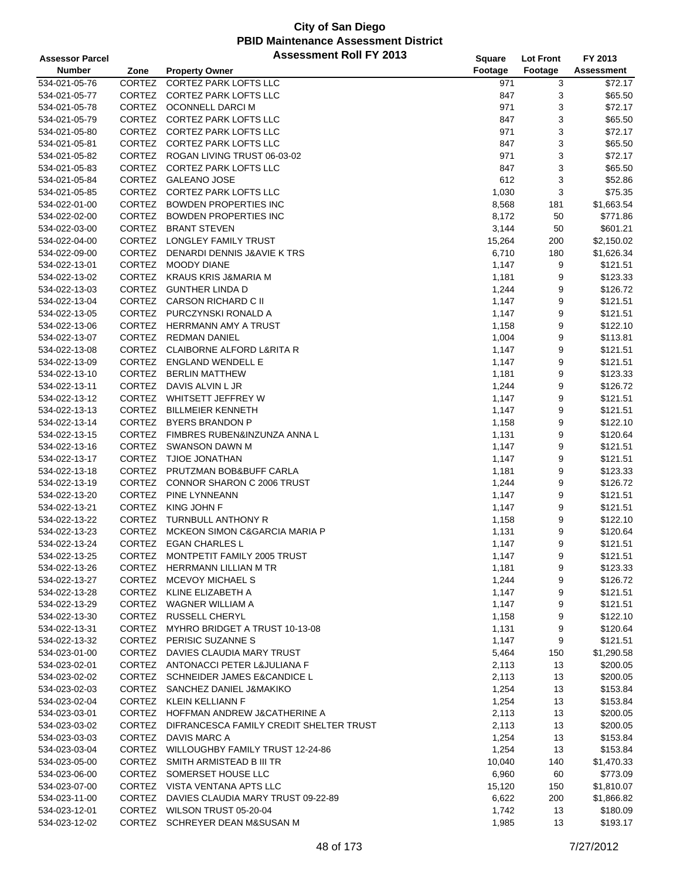# City of San Diego
## PBID Maintenance Assessment District
## Assessment Roll FY 2013

| Assessor Parcel Number | Zone | Property Owner | Square Footage | Lot Front Footage | FY 2013 Assessment |
|---|---|---|---|---|---|
| 534-021-05-76 | CORTEZ | CORTEZ PARK LOFTS LLC | 971 | 3 | $72.17 |
| 534-021-05-77 | CORTEZ | CORTEZ PARK LOFTS LLC | 847 | 3 | $65.50 |
| 534-021-05-78 | CORTEZ | OCONNELL DARCI M | 971 | 3 | $72.17 |
| 534-021-05-79 | CORTEZ | CORTEZ PARK LOFTS LLC | 847 | 3 | $65.50 |
| 534-021-05-80 | CORTEZ | CORTEZ PARK LOFTS LLC | 971 | 3 | $72.17 |
| 534-021-05-81 | CORTEZ | CORTEZ PARK LOFTS LLC | 847 | 3 | $65.50 |
| 534-021-05-82 | CORTEZ | ROGAN LIVING TRUST 06-03-02 | 971 | 3 | $72.17 |
| 534-021-05-83 | CORTEZ | CORTEZ PARK LOFTS LLC | 847 | 3 | $65.50 |
| 534-021-05-84 | CORTEZ | GALEANO JOSE | 612 | 3 | $52.86 |
| 534-021-05-85 | CORTEZ | CORTEZ PARK LOFTS LLC | 1,030 | 3 | $75.35 |
| 534-022-01-00 | CORTEZ | BOWDEN PROPERTIES INC | 8,568 | 181 | $1,663.54 |
| 534-022-02-00 | CORTEZ | BOWDEN PROPERTIES INC | 8,172 | 50 | $771.86 |
| 534-022-03-00 | CORTEZ | BRANT STEVEN | 3,144 | 50 | $601.21 |
| 534-022-04-00 | CORTEZ | LONGLEY FAMILY TRUST | 15,264 | 200 | $2,150.02 |
| 534-022-09-00 | CORTEZ | DENARDI DENNIS J&AVIE K TRS | 6,710 | 180 | $1,626.34 |
| 534-022-13-01 | CORTEZ | MOODY DIANE | 1,147 | 9 | $121.51 |
| 534-022-13-02 | CORTEZ | KRAUS KRIS J&MARIA M | 1,181 | 9 | $123.33 |
| 534-022-13-03 | CORTEZ | GUNTHER LINDA D | 1,244 | 9 | $126.72 |
| 534-022-13-04 | CORTEZ | CARSON RICHARD C II | 1,147 | 9 | $121.51 |
| 534-022-13-05 | CORTEZ | PURCZYNSKI RONALD A | 1,147 | 9 | $121.51 |
| 534-022-13-06 | CORTEZ | HERRMANN AMY A TRUST | 1,158 | 9 | $122.10 |
| 534-022-13-07 | CORTEZ | REDMAN DANIEL | 1,004 | 9 | $113.81 |
| 534-022-13-08 | CORTEZ | CLAIBORNE ALFORD L&RITA R | 1,147 | 9 | $121.51 |
| 534-022-13-09 | CORTEZ | ENGLAND WENDELL E | 1,147 | 9 | $121.51 |
| 534-022-13-10 | CORTEZ | BERLIN MATTHEW | 1,181 | 9 | $123.33 |
| 534-022-13-11 | CORTEZ | DAVIS ALVIN L JR | 1,244 | 9 | $126.72 |
| 534-022-13-12 | CORTEZ | WHITSETT JEFFREY W | 1,147 | 9 | $121.51 |
| 534-022-13-13 | CORTEZ | BILLMEIER KENNETH | 1,147 | 9 | $121.51 |
| 534-022-13-14 | CORTEZ | BYERS BRANDON P | 1,158 | 9 | $122.10 |
| 534-022-13-15 | CORTEZ | FIMBRES RUBEN&INZUNZA ANNA L | 1,131 | 9 | $120.64 |
| 534-022-13-16 | CORTEZ | SWANSON DAWN M | 1,147 | 9 | $121.51 |
| 534-022-13-17 | CORTEZ | TJIOE JONATHAN | 1,147 | 9 | $121.51 |
| 534-022-13-18 | CORTEZ | PRUTZMAN BOB&BUFF CARLA | 1,181 | 9 | $123.33 |
| 534-022-13-19 | CORTEZ | CONNOR SHARON C 2006 TRUST | 1,244 | 9 | $126.72 |
| 534-022-13-20 | CORTEZ | PINE LYNNEANN | 1,147 | 9 | $121.51 |
| 534-022-13-21 | CORTEZ | KING JOHN F | 1,147 | 9 | $121.51 |
| 534-022-13-22 | CORTEZ | TURNBULL ANTHONY R | 1,158 | 9 | $122.10 |
| 534-022-13-23 | CORTEZ | MCKEON SIMON C&GARCIA MARIA P | 1,131 | 9 | $120.64 |
| 534-022-13-24 | CORTEZ | EGAN CHARLES L | 1,147 | 9 | $121.51 |
| 534-022-13-25 | CORTEZ | MONTPETIT FAMILY 2005 TRUST | 1,147 | 9 | $121.51 |
| 534-022-13-26 | CORTEZ | HERRMANN LILLIAN M TR | 1,181 | 9 | $123.33 |
| 534-022-13-27 | CORTEZ | MCEVOY MICHAEL S | 1,244 | 9 | $126.72 |
| 534-022-13-28 | CORTEZ | KLINE ELIZABETH A | 1,147 | 9 | $121.51 |
| 534-022-13-29 | CORTEZ | WAGNER WILLIAM A | 1,147 | 9 | $121.51 |
| 534-022-13-30 | CORTEZ | RUSSELL CHERYL | 1,158 | 9 | $122.10 |
| 534-022-13-31 | CORTEZ | MYHRO BRIDGET A TRUST 10-13-08 | 1,131 | 9 | $120.64 |
| 534-022-13-32 | CORTEZ | PERISIC SUZANNE S | 1,147 | 9 | $121.51 |
| 534-023-01-00 | CORTEZ | DAVIES CLAUDIA MARY TRUST | 5,464 | 150 | $1,290.58 |
| 534-023-02-01 | CORTEZ | ANTONACCI PETER L&JULIANA F | 2,113 | 13 | $200.05 |
| 534-023-02-02 | CORTEZ | SCHNEIDER JAMES E&CANDICE L | 2,113 | 13 | $200.05 |
| 534-023-02-03 | CORTEZ | SANCHEZ DANIEL J&MAKIKO | 1,254 | 13 | $153.84 |
| 534-023-02-04 | CORTEZ | KLEIN KELLIANN F | 1,254 | 13 | $153.84 |
| 534-023-03-01 | CORTEZ | HOFFMAN ANDREW J&CATHERINE A | 2,113 | 13 | $200.05 |
| 534-023-03-02 | CORTEZ | DIFRANCESCA FAMILY CREDIT SHELTER TRUST | 2,113 | 13 | $200.05 |
| 534-023-03-03 | CORTEZ | DAVIS MARC A | 1,254 | 13 | $153.84 |
| 534-023-03-04 | CORTEZ | WILLOUGHBY FAMILY TRUST 12-24-86 | 1,254 | 13 | $153.84 |
| 534-023-05-00 | CORTEZ | SMITH ARMISTEAD B III TR | 10,040 | 140 | $1,470.33 |
| 534-023-06-00 | CORTEZ | SOMERSET HOUSE LLC | 6,960 | 60 | $773.09 |
| 534-023-07-00 | CORTEZ | VISTA VENTANA APTS LLC | 15,120 | 150 | $1,810.07 |
| 534-023-11-00 | CORTEZ | DAVIES CLAUDIA MARY TRUST 09-22-89 | 6,622 | 200 | $1,866.82 |
| 534-023-12-01 | CORTEZ | WILSON TRUST 05-20-04 | 1,742 | 13 | $180.09 |
| 534-023-12-02 | CORTEZ | SCHREYER DEAN M&SUSAN M | 1,985 | 13 | $193.17 |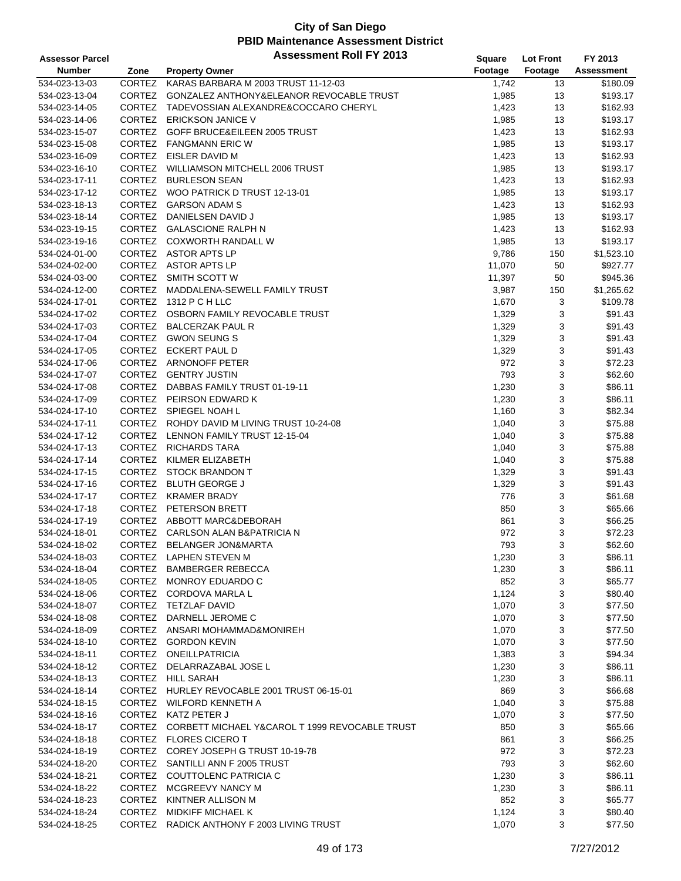# City of San Diego
## PBID Maintenance Assessment District
### Assessment Roll FY 2013

| Assessor Parcel Number | Zone | Property Owner | Square Footage | Lot Front Footage | FY 2013 Assessment |
|---|---|---|---|---|---|
| 534-023-13-03 | CORTEZ | KARAS BARBARA M 2003 TRUST 11-12-03 | 1,742 | 13 | $180.09 |
| 534-023-13-04 | CORTEZ | GONZALEZ ANTHONY&ELEANOR REVOCABLE TRUST | 1,985 | 13 | $193.17 |
| 534-023-14-05 | CORTEZ | TADEVOSSIAN ALEXANDRE&COCCARO CHERYL | 1,423 | 13 | $162.93 |
| 534-023-14-06 | CORTEZ | ERICKSON JANICE V | 1,985 | 13 | $193.17 |
| 534-023-15-07 | CORTEZ | GOFF BRUCE&EILEEN 2005 TRUST | 1,423 | 13 | $162.93 |
| 534-023-15-08 | CORTEZ | FANGMANN ERIC W | 1,985 | 13 | $193.17 |
| 534-023-16-09 | CORTEZ | EISLER DAVID M | 1,423 | 13 | $162.93 |
| 534-023-16-10 | CORTEZ | WILLIAMSON MITCHELL 2006 TRUST | 1,985 | 13 | $193.17 |
| 534-023-17-11 | CORTEZ | BURLESON SEAN | 1,423 | 13 | $162.93 |
| 534-023-17-12 | CORTEZ | WOO PATRICK D TRUST 12-13-01 | 1,985 | 13 | $193.17 |
| 534-023-18-13 | CORTEZ | GARSON ADAM S | 1,423 | 13 | $162.93 |
| 534-023-18-14 | CORTEZ | DANIELSEN DAVID J | 1,985 | 13 | $193.17 |
| 534-023-19-15 | CORTEZ | GALASCIONE RALPH N | 1,423 | 13 | $162.93 |
| 534-023-19-16 | CORTEZ | COXWORTH RANDALL W | 1,985 | 13 | $193.17 |
| 534-024-01-00 | CORTEZ | ASTOR APTS LP | 9,786 | 150 | $1,523.10 |
| 534-024-02-00 | CORTEZ | ASTOR APTS LP | 11,070 | 50 | $927.77 |
| 534-024-03-00 | CORTEZ | SMITH SCOTT W | 11,397 | 50 | $945.36 |
| 534-024-12-00 | CORTEZ | MADDALENA-SEWELL FAMILY TRUST | 3,987 | 150 | $1,265.62 |
| 534-024-17-01 | CORTEZ | 1312 P C H LLC | 1,670 | 3 | $109.78 |
| 534-024-17-02 | CORTEZ | OSBORN FAMILY REVOCABLE TRUST | 1,329 | 3 | $91.43 |
| 534-024-17-03 | CORTEZ | BALCERZAK PAUL R | 1,329 | 3 | $91.43 |
| 534-024-17-04 | CORTEZ | GWON SEUNG S | 1,329 | 3 | $91.43 |
| 534-024-17-05 | CORTEZ | ECKERT PAUL D | 1,329 | 3 | $91.43 |
| 534-024-17-06 | CORTEZ | ARNONOFF PETER | 972 | 3 | $72.23 |
| 534-024-17-07 | CORTEZ | GENTRY JUSTIN | 793 | 3 | $62.60 |
| 534-024-17-08 | CORTEZ | DABBAS FAMILY TRUST 01-19-11 | 1,230 | 3 | $86.11 |
| 534-024-17-09 | CORTEZ | PEIRSON EDWARD K | 1,230 | 3 | $86.11 |
| 534-024-17-10 | CORTEZ | SPIEGEL NOAH L | 1,160 | 3 | $82.34 |
| 534-024-17-11 | CORTEZ | ROHDY DAVID M LIVING TRUST 10-24-08 | 1,040 | 3 | $75.88 |
| 534-024-17-12 | CORTEZ | LENNON FAMILY TRUST 12-15-04 | 1,040 | 3 | $75.88 |
| 534-024-17-13 | CORTEZ | RICHARDS TARA | 1,040 | 3 | $75.88 |
| 534-024-17-14 | CORTEZ | KILMER ELIZABETH | 1,040 | 3 | $75.88 |
| 534-024-17-15 | CORTEZ | STOCK BRANDON T | 1,329 | 3 | $91.43 |
| 534-024-17-16 | CORTEZ | BLUTH GEORGE J | 1,329 | 3 | $91.43 |
| 534-024-17-17 | CORTEZ | KRAMER BRADY | 776 | 3 | $61.68 |
| 534-024-17-18 | CORTEZ | PETERSON BRETT | 850 | 3 | $65.66 |
| 534-024-17-19 | CORTEZ | ABBOTT MARC&DEBORAH | 861 | 3 | $66.25 |
| 534-024-18-01 | CORTEZ | CARLSON ALAN B&PATRICIA N | 972 | 3 | $72.23 |
| 534-024-18-02 | CORTEZ | BELANGER JON&MARTA | 793 | 3 | $62.60 |
| 534-024-18-03 | CORTEZ | LAPHEN STEVEN M | 1,230 | 3 | $86.11 |
| 534-024-18-04 | CORTEZ | BAMBERGER REBECCA | 1,230 | 3 | $86.11 |
| 534-024-18-05 | CORTEZ | MONROY EDUARDO C | 852 | 3 | $65.77 |
| 534-024-18-06 | CORTEZ | CORDOVA MARLA L | 1,124 | 3 | $80.40 |
| 534-024-18-07 | CORTEZ | TETZLAF DAVID | 1,070 | 3 | $77.50 |
| 534-024-18-08 | CORTEZ | DARNELL JEROME C | 1,070 | 3 | $77.50 |
| 534-024-18-09 | CORTEZ | ANSARI MOHAMMAD&MONIREH | 1,070 | 3 | $77.50 |
| 534-024-18-10 | CORTEZ | GORDON KEVIN | 1,070 | 3 | $77.50 |
| 534-024-18-11 | CORTEZ | ONEILLPATRICIA | 1,383 | 3 | $94.34 |
| 534-024-18-12 | CORTEZ | DELARRAZABAL JOSE L | 1,230 | 3 | $86.11 |
| 534-024-18-13 | CORTEZ | HILL SARAH | 1,230 | 3 | $86.11 |
| 534-024-18-14 | CORTEZ | HURLEY REVOCABLE 2001 TRUST 06-15-01 | 869 | 3 | $66.68 |
| 534-024-18-15 | CORTEZ | WILFORD KENNETH A | 1,040 | 3 | $75.88 |
| 534-024-18-16 | CORTEZ | KATZ PETER J | 1,070 | 3 | $77.50 |
| 534-024-18-17 | CORTEZ | CORBETT MICHAEL Y&CAROL T 1999 REVOCABLE TRUST | 850 | 3 | $65.66 |
| 534-024-18-18 | CORTEZ | FLORES CICERO T | 861 | 3 | $66.25 |
| 534-024-18-19 | CORTEZ | COREY JOSEPH G TRUST 10-19-78 | 972 | 3 | $72.23 |
| 534-024-18-20 | CORTEZ | SANTILLI ANN F 2005 TRUST | 793 | 3 | $62.60 |
| 534-024-18-21 | CORTEZ | COUTTOLENC PATRICIA C | 1,230 | 3 | $86.11 |
| 534-024-18-22 | CORTEZ | MCGREEVY NANCY M | 1,230 | 3 | $86.11 |
| 534-024-18-23 | CORTEZ | KINTNER ALLISON M | 852 | 3 | $65.77 |
| 534-024-18-24 | CORTEZ | MIDKIFF MICHAEL K | 1,124 | 3 | $80.40 |
| 534-024-18-25 | CORTEZ | RADICK ANTHONY F 2003 LIVING TRUST | 1,070 | 3 | $77.50 |

7/27/2012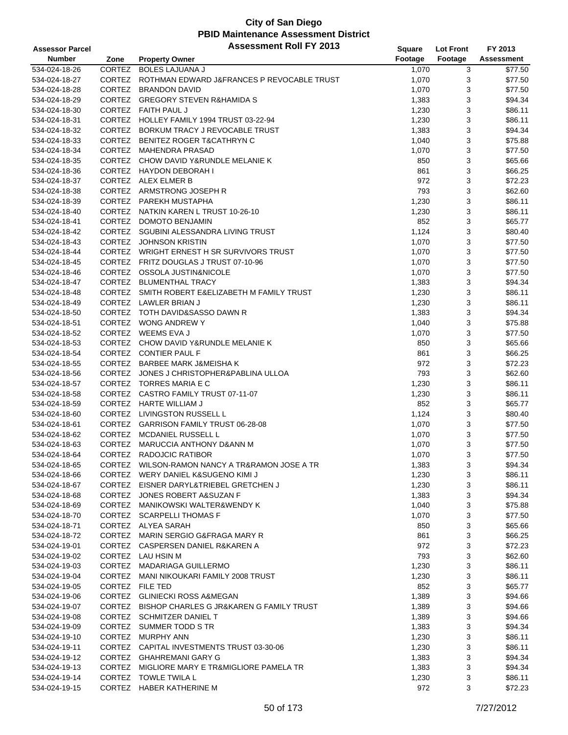# City of San Diego
## PBID Maintenance Assessment District
### Assessment Roll FY 2013

| Assessor Parcel Number | Zone | Property Owner | Square Footage | Lot Front Footage | FY 2013 Assessment |
|---|---|---|---|---|---|
| 534-024-18-26 | CORTEZ | BOLES LAJUANA J | 1,070 | 3 | $77.50 |
| 534-024-18-27 | CORTEZ | ROTHMAN EDWARD J&FRANCES P REVOCABLE TRUST | 1,070 | 3 | $77.50 |
| 534-024-18-28 | CORTEZ | BRANDON DAVID | 1,070 | 3 | $77.50 |
| 534-024-18-29 | CORTEZ | GREGORY STEVEN R&HAMIDA S | 1,383 | 3 | $94.34 |
| 534-024-18-30 | CORTEZ | FAITH PAUL J | 1,230 | 3 | $86.11 |
| 534-024-18-31 | CORTEZ | HOLLEY FAMILY 1994 TRUST 03-22-94 | 1,230 | 3 | $86.11 |
| 534-024-18-32 | CORTEZ | BORKUM TRACY J REVOCABLE TRUST | 1,383 | 3 | $94.34 |
| 534-024-18-33 | CORTEZ | BENITEZ ROGER T&CATHRYN C | 1,040 | 3 | $75.88 |
| 534-024-18-34 | CORTEZ | MAHENDRA PRASAD | 1,070 | 3 | $77.50 |
| 534-024-18-35 | CORTEZ | CHOW DAVID Y&RUNDLE MELANIE K | 850 | 3 | $65.66 |
| 534-024-18-36 | CORTEZ | HAYDON DEBORAH I | 861 | 3 | $66.25 |
| 534-024-18-37 | CORTEZ | ALEX ELMER B | 972 | 3 | $72.23 |
| 534-024-18-38 | CORTEZ | ARMSTRONG JOSEPH R | 793 | 3 | $62.60 |
| 534-024-18-39 | CORTEZ | PAREKH MUSTAPHA | 1,230 | 3 | $86.11 |
| 534-024-18-40 | CORTEZ | NATKIN KAREN L TRUST 10-26-10 | 1,230 | 3 | $86.11 |
| 534-024-18-41 | CORTEZ | DOMOTO BENJAMIN | 852 | 3 | $65.77 |
| 534-024-18-42 | CORTEZ | SGUBINI ALESSANDRA LIVING TRUST | 1,124 | 3 | $80.40 |
| 534-024-18-43 | CORTEZ | JOHNSON KRISTIN | 1,070 | 3 | $77.50 |
| 534-024-18-44 | CORTEZ | WRIGHT ERNEST H SR SURVIVORS TRUST | 1,070 | 3 | $77.50 |
| 534-024-18-45 | CORTEZ | FRITZ DOUGLAS J TRUST 07-10-96 | 1,070 | 3 | $77.50 |
| 534-024-18-46 | CORTEZ | OSSOLA JUSTIN&NICOLE | 1,070 | 3 | $77.50 |
| 534-024-18-47 | CORTEZ | BLUMENTHAL TRACY | 1,383 | 3 | $94.34 |
| 534-024-18-48 | CORTEZ | SMITH ROBERT E&ELIZABETH M FAMILY TRUST | 1,230 | 3 | $86.11 |
| 534-024-18-49 | CORTEZ | LAWLER BRIAN J | 1,230 | 3 | $86.11 |
| 534-024-18-50 | CORTEZ | TOTH DAVID&SASSO DAWN R | 1,383 | 3 | $94.34 |
| 534-024-18-51 | CORTEZ | WONG ANDREW Y | 1,040 | 3 | $75.88 |
| 534-024-18-52 | CORTEZ | WEEMS EVA J | 1,070 | 3 | $77.50 |
| 534-024-18-53 | CORTEZ | CHOW DAVID Y&RUNDLE MELANIE K | 850 | 3 | $65.66 |
| 534-024-18-54 | CORTEZ | CONTIER PAUL F | 861 | 3 | $66.25 |
| 534-024-18-55 | CORTEZ | BARBEE MARK J&MEISHA K | 972 | 3 | $72.23 |
| 534-024-18-56 | CORTEZ | JONES J CHRISTOPHER&PABLINA ULLOA | 793 | 3 | $62.60 |
| 534-024-18-57 | CORTEZ | TORRES MARIA E C | 1,230 | 3 | $86.11 |
| 534-024-18-58 | CORTEZ | CASTRO FAMILY TRUST 07-11-07 | 1,230 | 3 | $86.11 |
| 534-024-18-59 | CORTEZ | HARTE WILLIAM J | 852 | 3 | $65.77 |
| 534-024-18-60 | CORTEZ | LIVINGSTON RUSSELL L | 1,124 | 3 | $80.40 |
| 534-024-18-61 | CORTEZ | GARRISON FAMILY TRUST 06-28-08 | 1,070 | 3 | $77.50 |
| 534-024-18-62 | CORTEZ | MCDANIEL RUSSELL L | 1,070 | 3 | $77.50 |
| 534-024-18-63 | CORTEZ | MARUCCIA ANTHONY D&ANN M | 1,070 | 3 | $77.50 |
| 534-024-18-64 | CORTEZ | RADOJCIC RATIBOR | 1,070 | 3 | $77.50 |
| 534-024-18-65 | CORTEZ | WILSON-RAMON NANCY A TR&RAMON JOSE A TR | 1,383 | 3 | $94.34 |
| 534-024-18-66 | CORTEZ | WERY DANIEL K&SUGENO KIMI J | 1,230 | 3 | $86.11 |
| 534-024-18-67 | CORTEZ | EISNER DARYL&TRIEBEL GRETCHEN J | 1,230 | 3 | $86.11 |
| 534-024-18-68 | CORTEZ | JONES ROBERT A&SUZAN F | 1,383 | 3 | $94.34 |
| 534-024-18-69 | CORTEZ | MANIKOWSKI WALTER&WENDY K | 1,040 | 3 | $75.88 |
| 534-024-18-70 | CORTEZ | SCARPELLI THOMAS F | 1,070 | 3 | $77.50 |
| 534-024-18-71 | CORTEZ | ALYEA SARAH | 850 | 3 | $65.66 |
| 534-024-18-72 | CORTEZ | MARIN SERGIO G&FRAGA MARY R | 861 | 3 | $66.25 |
| 534-024-19-01 | CORTEZ | CASPERSEN DANIEL R&KAREN A | 972 | 3 | $72.23 |
| 534-024-19-02 | CORTEZ | LAU HSIN M | 793 | 3 | $62.60 |
| 534-024-19-03 | CORTEZ | MADARIAGA GUILLERMO | 1,230 | 3 | $86.11 |
| 534-024-19-04 | CORTEZ | MANI NIKOUKARI FAMILY 2008 TRUST | 1,230 | 3 | $86.11 |
| 534-024-19-05 | CORTEZ | FILE TED | 852 | 3 | $65.77 |
| 534-024-19-06 | CORTEZ | GLINIECKI ROSS A&MEGAN | 1,389 | 3 | $94.66 |
| 534-024-19-07 | CORTEZ | BISHOP CHARLES G JR&KAREN G FAMILY TRUST | 1,389 | 3 | $94.66 |
| 534-024-19-08 | CORTEZ | SCHMITZER DANIEL T | 1,389 | 3 | $94.66 |
| 534-024-19-09 | CORTEZ | SUMMER TODD S TR | 1,383 | 3 | $94.34 |
| 534-024-19-10 | CORTEZ | MURPHY ANN | 1,230 | 3 | $86.11 |
| 534-024-19-11 | CORTEZ | CAPITAL INVESTMENTS TRUST 03-30-06 | 1,230 | 3 | $86.11 |
| 534-024-19-12 | CORTEZ | GHAHREMANI GARY G | 1,383 | 3 | $94.34 |
| 534-024-19-13 | CORTEZ | MIGLIORE MARY E TR&MIGLIORE PAMELA TR | 1,383 | 3 | $94.34 |
| 534-024-19-14 | CORTEZ | TOWLE TWILA L | 1,230 | 3 | $86.11 |
| 534-024-19-15 | CORTEZ | HABER KATHERINE M | 972 | 3 | $72.23 |

7/27/2012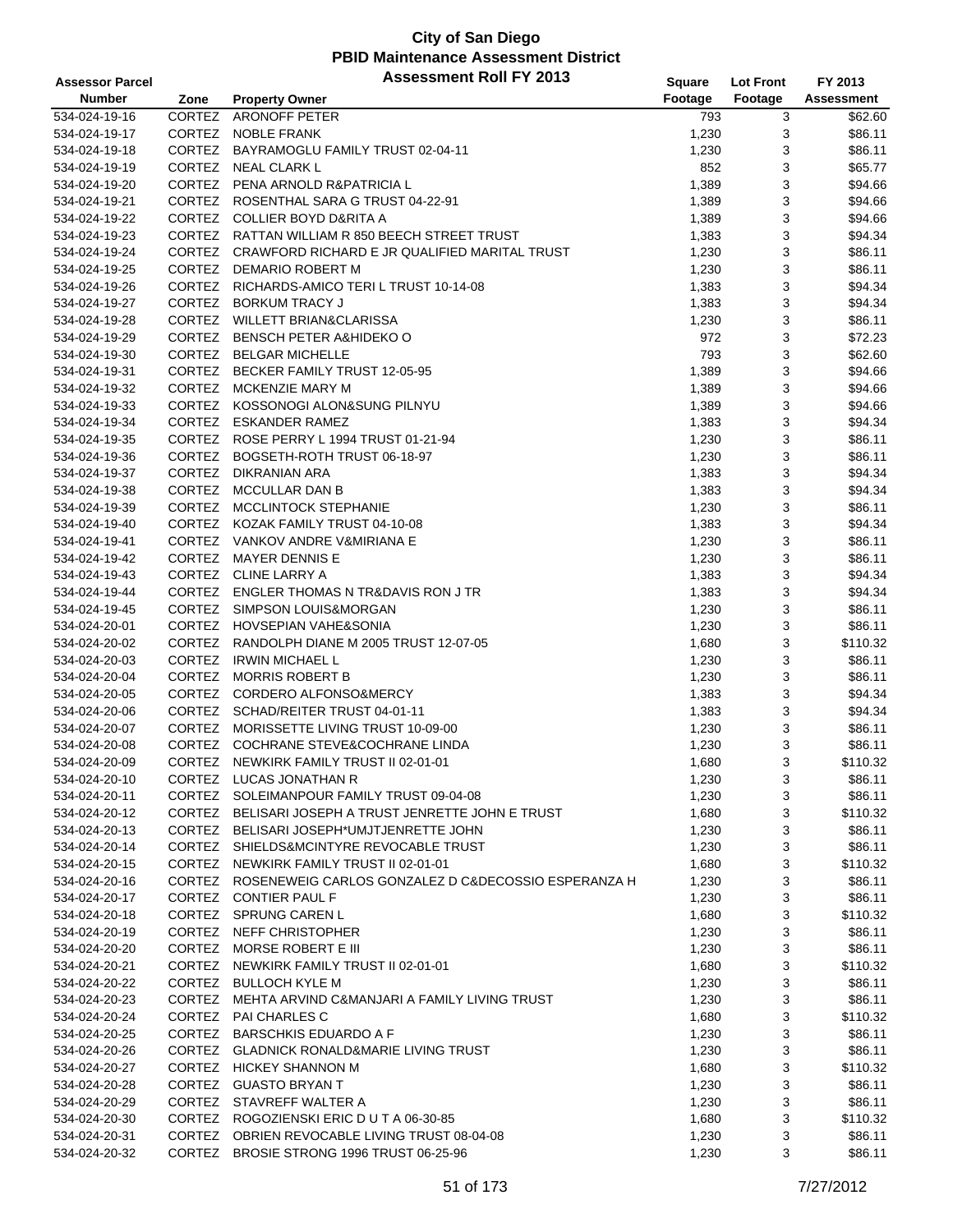# City of San Diego
## PBID Maintenance Assessment District
## Assessment Roll FY 2013

| Assessor Parcel Number | Zone | Property Owner | Square Footage | Lot Front Footage | FY 2013 Assessment |
|---|---|---|---|---|---|
| 534-024-19-16 | CORTEZ | ARONOFF PETER | 793 | 3 | $62.60 |
| 534-024-19-17 | CORTEZ | NOBLE FRANK | 1,230 | 3 | $86.11 |
| 534-024-19-18 | CORTEZ | BAYRAMOGLU FAMILY TRUST 02-04-11 | 1,230 | 3 | $86.11 |
| 534-024-19-19 | CORTEZ | NEAL CLARK L | 852 | 3 | $65.77 |
| 534-024-19-20 | CORTEZ | PENA ARNOLD R&PATRICIA L | 1,389 | 3 | $94.66 |
| 534-024-19-21 | CORTEZ | ROSENTHAL SARA G TRUST 04-22-91 | 1,389 | 3 | $94.66 |
| 534-024-19-22 | CORTEZ | COLLIER BOYD D&RITA A | 1,389 | 3 | $94.66 |
| 534-024-19-23 | CORTEZ | RATTAN WILLIAM R 850 BEECH STREET TRUST | 1,383 | 3 | $94.34 |
| 534-024-19-24 | CORTEZ | CRAWFORD RICHARD E JR QUALIFIED MARITAL TRUST | 1,230 | 3 | $86.11 |
| 534-024-19-25 | CORTEZ | DEMARIO ROBERT M | 1,230 | 3 | $86.11 |
| 534-024-19-26 | CORTEZ | RICHARDS-AMICO TERI L TRUST 10-14-08 | 1,383 | 3 | $94.34 |
| 534-024-19-27 | CORTEZ | BORKUM TRACY J | 1,383 | 3 | $94.34 |
| 534-024-19-28 | CORTEZ | WILLETT BRIAN&CLARISSA | 1,230 | 3 | $86.11 |
| 534-024-19-29 | CORTEZ | BENSCH PETER A&HIDEKO O | 972 | 3 | $72.23 |
| 534-024-19-30 | CORTEZ | BELGAR MICHELLE | 793 | 3 | $62.60 |
| 534-024-19-31 | CORTEZ | BECKER FAMILY TRUST 12-05-95 | 1,389 | 3 | $94.66 |
| 534-024-19-32 | CORTEZ | MCKENZIE MARY M | 1,389 | 3 | $94.66 |
| 534-024-19-33 | CORTEZ | KOSSONOGI ALON&SUNG PILNYU | 1,389 | 3 | $94.66 |
| 534-024-19-34 | CORTEZ | ESKANDER RAMEZ | 1,383 | 3 | $94.34 |
| 534-024-19-35 | CORTEZ | ROSE PERRY L 1994 TRUST 01-21-94 | 1,230 | 3 | $86.11 |
| 534-024-19-36 | CORTEZ | BOGSETH-ROTH TRUST 06-18-97 | 1,230 | 3 | $86.11 |
| 534-024-19-37 | CORTEZ | DIKRANIAN ARA | 1,383 | 3 | $94.34 |
| 534-024-19-38 | CORTEZ | MCCULLAR DAN B | 1,383 | 3 | $94.34 |
| 534-024-19-39 | CORTEZ | MCCLINTOCK STEPHANIE | 1,230 | 3 | $86.11 |
| 534-024-19-40 | CORTEZ | KOZAK FAMILY TRUST 04-10-08 | 1,383 | 3 | $94.34 |
| 534-024-19-41 | CORTEZ | VANKOV ANDRE V&MIRIANA E | 1,230 | 3 | $86.11 |
| 534-024-19-42 | CORTEZ | MAYER DENNIS E | 1,230 | 3 | $86.11 |
| 534-024-19-43 | CORTEZ | CLINE LARRY A | 1,383 | 3 | $94.34 |
| 534-024-19-44 | CORTEZ | ENGLER THOMAS N TR&DAVIS RON J TR | 1,383 | 3 | $94.34 |
| 534-024-19-45 | CORTEZ | SIMPSON LOUIS&MORGAN | 1,230 | 3 | $86.11 |
| 534-024-20-01 | CORTEZ | HOVSEPIAN VAHE&SONIA | 1,230 | 3 | $86.11 |
| 534-024-20-02 | CORTEZ | RANDOLPH DIANE M 2005 TRUST 12-07-05 | 1,680 | 3 | $110.32 |
| 534-024-20-03 | CORTEZ | IRWIN MICHAEL L | 1,230 | 3 | $86.11 |
| 534-024-20-04 | CORTEZ | MORRIS ROBERT B | 1,230 | 3 | $86.11 |
| 534-024-20-05 | CORTEZ | CORDERO ALFONSO&MERCY | 1,383 | 3 | $94.34 |
| 534-024-20-06 | CORTEZ | SCHAD/REITER TRUST 04-01-11 | 1,383 | 3 | $94.34 |
| 534-024-20-07 | CORTEZ | MORISSETTE LIVING TRUST 10-09-00 | 1,230 | 3 | $86.11 |
| 534-024-20-08 | CORTEZ | COCHRANE STEVE&COCHRANE LINDA | 1,230 | 3 | $86.11 |
| 534-024-20-09 | CORTEZ | NEWKIRK FAMILY TRUST II 02-01-01 | 1,680 | 3 | $110.32 |
| 534-024-20-10 | CORTEZ | LUCAS JONATHAN R | 1,230 | 3 | $86.11 |
| 534-024-20-11 | CORTEZ | SOLEIMANPOUR FAMILY TRUST 09-04-08 | 1,230 | 3 | $86.11 |
| 534-024-20-12 | CORTEZ | BELISARI JOSEPH A TRUST JENRETTE JOHN E TRUST | 1,680 | 3 | $110.32 |
| 534-024-20-13 | CORTEZ | BELISARI JOSEPH*UMJTJENRETTE JOHN | 1,230 | 3 | $86.11 |
| 534-024-20-14 | CORTEZ | SHIELDS&MCINTYRE REVOCABLE TRUST | 1,230 | 3 | $86.11 |
| 534-024-20-15 | CORTEZ | NEWKIRK FAMILY TRUST II 02-01-01 | 1,680 | 3 | $110.32 |
| 534-024-20-16 | CORTEZ | ROSENEWEIG CARLOS GONZALEZ D C&DECOSSIO ESPERANZA H | 1,230 | 3 | $86.11 |
| 534-024-20-17 | CORTEZ | CONTIER PAUL F | 1,230 | 3 | $86.11 |
| 534-024-20-18 | CORTEZ | SPRUNG CAREN L | 1,680 | 3 | $110.32 |
| 534-024-20-19 | CORTEZ | NEFF CHRISTOPHER | 1,230 | 3 | $86.11 |
| 534-024-20-20 | CORTEZ | MORSE ROBERT E III | 1,230 | 3 | $86.11 |
| 534-024-20-21 | CORTEZ | NEWKIRK FAMILY TRUST II 02-01-01 | 1,680 | 3 | $110.32 |
| 534-024-20-22 | CORTEZ | BULLOCH KYLE M | 1,230 | 3 | $86.11 |
| 534-024-20-23 | CORTEZ | MEHTA ARVIND C&MANJARI A FAMILY LIVING TRUST | 1,230 | 3 | $86.11 |
| 534-024-20-24 | CORTEZ | PAI CHARLES C | 1,680 | 3 | $110.32 |
| 534-024-20-25 | CORTEZ | BARSCHKIS EDUARDO A F | 1,230 | 3 | $86.11 |
| 534-024-20-26 | CORTEZ | GLADNICK RONALD&MARIE LIVING TRUST | 1,230 | 3 | $86.11 |
| 534-024-20-27 | CORTEZ | HICKEY SHANNON M | 1,680 | 3 | $110.32 |
| 534-024-20-28 | CORTEZ | GUASTO BRYAN T | 1,230 | 3 | $86.11 |
| 534-024-20-29 | CORTEZ | STAVREFF WALTER A | 1,230 | 3 | $86.11 |
| 534-024-20-30 | CORTEZ | ROGOZIENSKI ERIC D U T A 06-30-85 | 1,680 | 3 | $110.32 |
| 534-024-20-31 | CORTEZ | OBRIEN REVOCABLE LIVING TRUST 08-04-08 | 1,230 | 3 | $86.11 |
| 534-024-20-32 | CORTEZ | BROSIE STRONG 1996 TRUST 06-25-96 | 1,230 | 3 | $86.11 |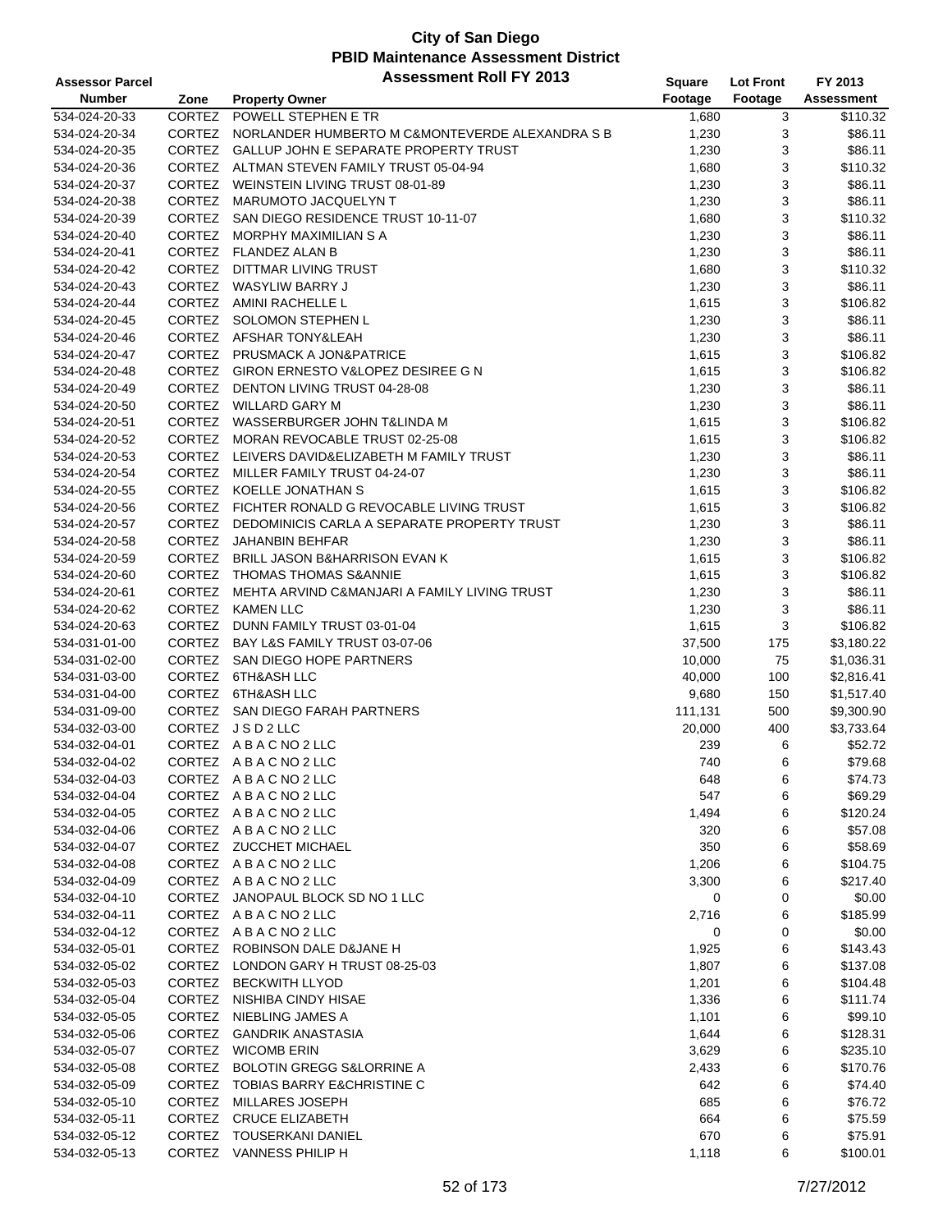# City of San Diego
## PBID Maintenance Assessment District
### Assessment Roll FY 2013

| Assessor Parcel Number | Zone | Property Owner | Square Footage | Lot Front Footage | FY 2013 Assessment |
|---|---|---|---|---|---|
| 534-024-20-33 | CORTEZ | POWELL STEPHEN E TR | 1,680 | 3 | $110.32 |
| 534-024-20-34 | CORTEZ | NORLANDER HUMBERTO M C&MONTEVERDE ALEXANDRA S B | 1,230 | 3 | $86.11 |
| 534-024-20-35 | CORTEZ | GALLUP JOHN E SEPARATE PROPERTY TRUST | 1,230 | 3 | $86.11 |
| 534-024-20-36 | CORTEZ | ALTMAN STEVEN FAMILY TRUST 05-04-94 | 1,680 | 3 | $110.32 |
| 534-024-20-37 | CORTEZ | WEINSTEIN LIVING TRUST 08-01-89 | 1,230 | 3 | $86.11 |
| 534-024-20-38 | CORTEZ | MARUMOTO JACQUELYN T | 1,230 | 3 | $86.11 |
| 534-024-20-39 | CORTEZ | SAN DIEGO RESIDENCE TRUST 10-11-07 | 1,680 | 3 | $110.32 |
| 534-024-20-40 | CORTEZ | MORPHY MAXIMILIAN S A | 1,230 | 3 | $86.11 |
| 534-024-20-41 | CORTEZ | FLANDEZ ALAN B | 1,230 | 3 | $86.11 |
| 534-024-20-42 | CORTEZ | DITTMAR LIVING TRUST | 1,680 | 3 | $110.32 |
| 534-024-20-43 | CORTEZ | WASYLIW BARRY J | 1,230 | 3 | $86.11 |
| 534-024-20-44 | CORTEZ | AMINI RACHELLE L | 1,615 | 3 | $106.82 |
| 534-024-20-45 | CORTEZ | SOLOMON STEPHEN L | 1,230 | 3 | $86.11 |
| 534-024-20-46 | CORTEZ | AFSHAR TONY&LEAH | 1,230 | 3 | $86.11 |
| 534-024-20-47 | CORTEZ | PRUSMACK A JON&PATRICE | 1,615 | 3 | $106.82 |
| 534-024-20-48 | CORTEZ | GIRON ERNESTO V&LOPEZ DESIREE G N | 1,615 | 3 | $106.82 |
| 534-024-20-49 | CORTEZ | DENTON LIVING TRUST 04-28-08 | 1,230 | 3 | $86.11 |
| 534-024-20-50 | CORTEZ | WILLARD GARY M | 1,230 | 3 | $86.11 |
| 534-024-20-51 | CORTEZ | WASSERBURGER JOHN T&LINDA M | 1,615 | 3 | $106.82 |
| 534-024-20-52 | CORTEZ | MORAN REVOCABLE TRUST 02-25-08 | 1,615 | 3 | $106.82 |
| 534-024-20-53 | CORTEZ | LEIVERS DAVID&ELIZABETH M FAMILY TRUST | 1,230 | 3 | $86.11 |
| 534-024-20-54 | CORTEZ | MILLER FAMILY TRUST 04-24-07 | 1,230 | 3 | $86.11 |
| 534-024-20-55 | CORTEZ | KOELLE JONATHAN S | 1,615 | 3 | $106.82 |
| 534-024-20-56 | CORTEZ | FICHTER RONALD G REVOCABLE LIVING TRUST | 1,615 | 3 | $106.82 |
| 534-024-20-57 | CORTEZ | DEDOMINICIS CARLA A SEPARATE PROPERTY TRUST | 1,230 | 3 | $86.11 |
| 534-024-20-58 | CORTEZ | JAHANBIN BEHFAR | 1,230 | 3 | $86.11 |
| 534-024-20-59 | CORTEZ | BRILL JASON B&HARRISON EVAN K | 1,615 | 3 | $106.82 |
| 534-024-20-60 | CORTEZ | THOMAS THOMAS S&ANNIE | 1,615 | 3 | $106.82 |
| 534-024-20-61 | CORTEZ | MEHTA ARVIND C&MANJARI A FAMILY LIVING TRUST | 1,230 | 3 | $86.11 |
| 534-024-20-62 | CORTEZ | KAMEN LLC | 1,230 | 3 | $86.11 |
| 534-024-20-63 | CORTEZ | DUNN FAMILY TRUST 03-01-04 | 1,615 | 3 | $106.82 |
| 534-031-01-00 | CORTEZ | BAY L&S FAMILY TRUST 03-07-06 | 37,500 | 175 | $3,180.22 |
| 534-031-02-00 | CORTEZ | SAN DIEGO HOPE PARTNERS | 10,000 | 75 | $1,036.31 |
| 534-031-03-00 | CORTEZ | 6TH&ASH LLC | 40,000 | 100 | $2,816.41 |
| 534-031-04-00 | CORTEZ | 6TH&ASH LLC | 9,680 | 150 | $1,517.40 |
| 534-031-09-00 | CORTEZ | SAN DIEGO FARAH PARTNERS | 111,131 | 500 | $9,300.90 |
| 534-032-03-00 | CORTEZ | J S D 2 LLC | 20,000 | 400 | $3,733.64 |
| 534-032-04-01 | CORTEZ | A B A C NO 2 LLC | 239 | 6 | $52.72 |
| 534-032-04-02 | CORTEZ | A B A C NO 2 LLC | 740 | 6 | $79.68 |
| 534-032-04-03 | CORTEZ | A B A C NO 2 LLC | 648 | 6 | $74.73 |
| 534-032-04-04 | CORTEZ | A B A C NO 2 LLC | 547 | 6 | $69.29 |
| 534-032-04-05 | CORTEZ | A B A C NO 2 LLC | 1,494 | 6 | $120.24 |
| 534-032-04-06 | CORTEZ | A B A C NO 2 LLC | 320 | 6 | $57.08 |
| 534-032-04-07 | CORTEZ | ZUCCHET MICHAEL | 350 | 6 | $58.69 |
| 534-032-04-08 | CORTEZ | A B A C NO 2 LLC | 1,206 | 6 | $104.75 |
| 534-032-04-09 | CORTEZ | A B A C NO 2 LLC | 3,300 | 6 | $217.40 |
| 534-032-04-10 | CORTEZ | JANOPAUL BLOCK SD NO 1 LLC | 0 | 0 | $0.00 |
| 534-032-04-11 | CORTEZ | A B A C NO 2 LLC | 2,716 | 6 | $185.99 |
| 534-032-04-12 | CORTEZ | A B A C NO 2 LLC | 0 | 0 | $0.00 |
| 534-032-05-01 | CORTEZ | ROBINSON DALE D&JANE H | 1,925 | 6 | $143.43 |
| 534-032-05-02 | CORTEZ | LONDON GARY H TRUST 08-25-03 | 1,807 | 6 | $137.08 |
| 534-032-05-03 | CORTEZ | BECKWITH LLYOD | 1,201 | 6 | $104.48 |
| 534-032-05-04 | CORTEZ | NISHIBA CINDY HISAE | 1,336 | 6 | $111.74 |
| 534-032-05-05 | CORTEZ | NIEBLING JAMES A | 1,101 | 6 | $99.10 |
| 534-032-05-06 | CORTEZ | GANDRIK ANASTASIA | 1,644 | 6 | $128.31 |
| 534-032-05-07 | CORTEZ | WICOMB ERIN | 3,629 | 6 | $235.10 |
| 534-032-05-08 | CORTEZ | BOLOTIN GREGG S&LORRINE A | 2,433 | 6 | $170.76 |
| 534-032-05-09 | CORTEZ | TOBIAS BARRY E&CHRISTINE C | 642 | 6 | $74.40 |
| 534-032-05-10 | CORTEZ | MILLARES JOSEPH | 685 | 6 | $76.72 |
| 534-032-05-11 | CORTEZ | CRUCE ELIZABETH | 664 | 6 | $75.59 |
| 534-032-05-12 | CORTEZ | TOUSERKANI DANIEL | 670 | 6 | $75.91 |
| 534-032-05-13 | CORTEZ | VANNESS PHILIP H | 1,118 | 6 | $100.01 |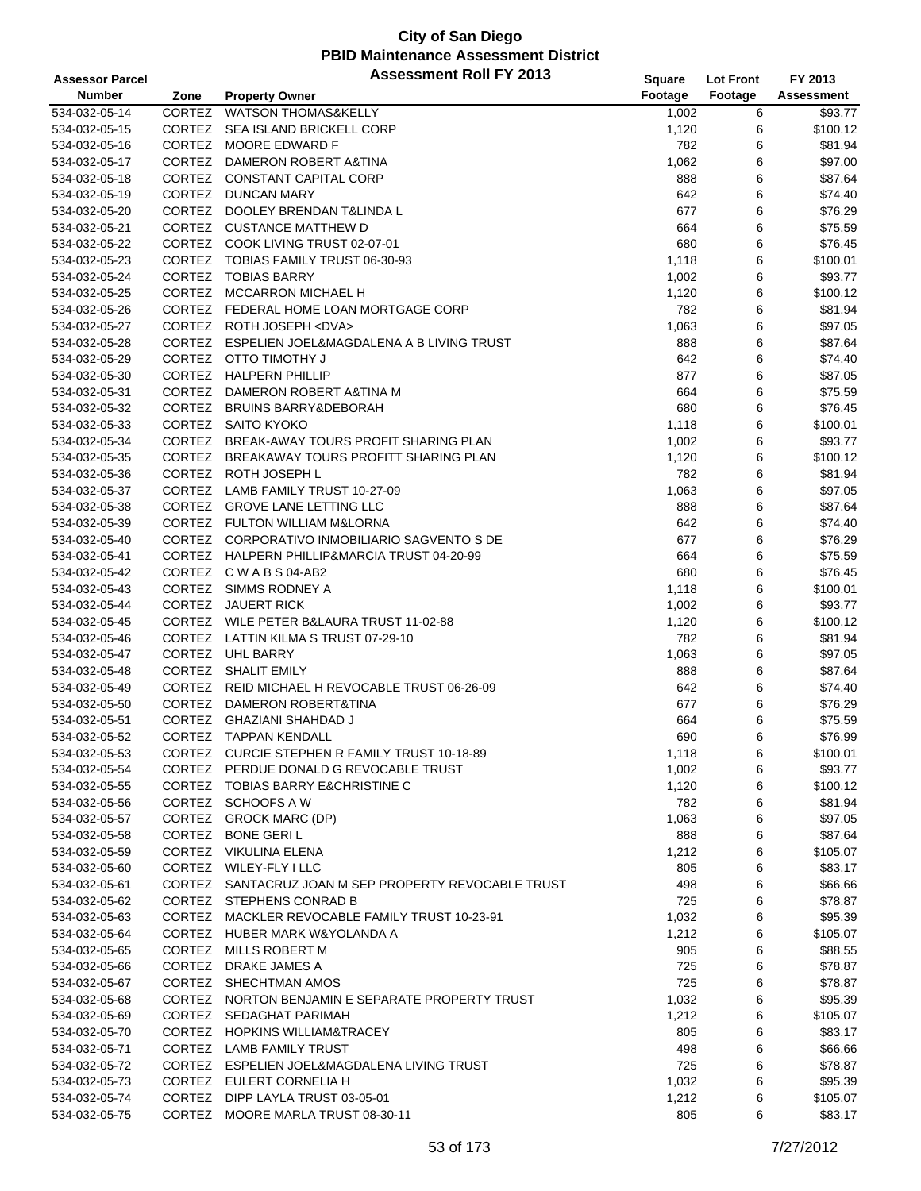# City of San Diego
## PBID Maintenance Assessment District
### Assessment Roll FY 2013

| Assessor Parcel Number | Zone | Property Owner | Square Footage | Lot Front Footage | FY 2013 Assessment |
|---|---|---|---|---|---|
| 534-032-05-14 | CORTEZ | WATSON THOMAS&KELLY | 1,002 | 6 | $93.77 |
| 534-032-05-15 | CORTEZ | SEA ISLAND BRICKELL CORP | 1,120 | 6 | $100.12 |
| 534-032-05-16 | CORTEZ | MOORE EDWARD F | 782 | 6 | $81.94 |
| 534-032-05-17 | CORTEZ | DAMERON ROBERT A&TINA | 1,062 | 6 | $97.00 |
| 534-032-05-18 | CORTEZ | CONSTANT CAPITAL CORP | 888 | 6 | $87.64 |
| 534-032-05-19 | CORTEZ | DUNCAN MARY | 642 | 6 | $74.40 |
| 534-032-05-20 | CORTEZ | DOOLEY BRENDAN T&LINDA L | 677 | 6 | $76.29 |
| 534-032-05-21 | CORTEZ | CUSTANCE MATTHEW D | 664 | 6 | $75.59 |
| 534-032-05-22 | CORTEZ | COOK LIVING TRUST 02-07-01 | 680 | 6 | $76.45 |
| 534-032-05-23 | CORTEZ | TOBIAS FAMILY TRUST 06-30-93 | 1,118 | 6 | $100.01 |
| 534-032-05-24 | CORTEZ | TOBIAS BARRY | 1,002 | 6 | $93.77 |
| 534-032-05-25 | CORTEZ | MCCARRON MICHAEL H | 1,120 | 6 | $100.12 |
| 534-032-05-26 | CORTEZ | FEDERAL HOME LOAN MORTGAGE CORP | 782 | 6 | $81.94 |
| 534-032-05-27 | CORTEZ | ROTH JOSEPH <DVA> | 1,063 | 6 | $97.05 |
| 534-032-05-28 | CORTEZ | ESPELIEN JOEL&MAGDALENA A B LIVING TRUST | 888 | 6 | $87.64 |
| 534-032-05-29 | CORTEZ | OTTO TIMOTHY J | 642 | 6 | $74.40 |
| 534-032-05-30 | CORTEZ | HALPERN PHILLIP | 877 | 6 | $87.05 |
| 534-032-05-31 | CORTEZ | DAMERON ROBERT A&TINA M | 664 | 6 | $75.59 |
| 534-032-05-32 | CORTEZ | BRUINS BARRY&DEBORAH | 680 | 6 | $76.45 |
| 534-032-05-33 | CORTEZ | SAITO KYOKO | 1,118 | 6 | $100.01 |
| 534-032-05-34 | CORTEZ | BREAK-AWAY TOURS PROFIT SHARING PLAN | 1,002 | 6 | $93.77 |
| 534-032-05-35 | CORTEZ | BREAKAWAY TOURS PROFITT SHARING PLAN | 1,120 | 6 | $100.12 |
| 534-032-05-36 | CORTEZ | ROTH JOSEPH L | 782 | 6 | $81.94 |
| 534-032-05-37 | CORTEZ | LAMB FAMILY TRUST 10-27-09 | 1,063 | 6 | $97.05 |
| 534-032-05-38 | CORTEZ | GROVE LANE LETTING LLC | 888 | 6 | $87.64 |
| 534-032-05-39 | CORTEZ | FULTON WILLIAM M&LORNA | 642 | 6 | $74.40 |
| 534-032-05-40 | CORTEZ | CORPORATIVO INMOBILIARIO SAGVENTO S DE | 677 | 6 | $76.29 |
| 534-032-05-41 | CORTEZ | HALPERN PHILLIP&MARCIA TRUST 04-20-99 | 664 | 6 | $75.59 |
| 534-032-05-42 | CORTEZ | C W A B S 04-AB2 | 680 | 6 | $76.45 |
| 534-032-05-43 | CORTEZ | SIMMS RODNEY A | 1,118 | 6 | $100.01 |
| 534-032-05-44 | CORTEZ | JAUERT RICK | 1,002 | 6 | $93.77 |
| 534-032-05-45 | CORTEZ | WILE PETER B&LAURA TRUST 11-02-88 | 1,120 | 6 | $100.12 |
| 534-032-05-46 | CORTEZ | LATTIN KILMA S TRUST 07-29-10 | 782 | 6 | $81.94 |
| 534-032-05-47 | CORTEZ | UHL BARRY | 1,063 | 6 | $97.05 |
| 534-032-05-48 | CORTEZ | SHALIT EMILY | 888 | 6 | $87.64 |
| 534-032-05-49 | CORTEZ | REID MICHAEL H REVOCABLE TRUST 06-26-09 | 642 | 6 | $74.40 |
| 534-032-05-50 | CORTEZ | DAMERON ROBERT&TINA | 677 | 6 | $76.29 |
| 534-032-05-51 | CORTEZ | GHAZIANI SHAHDAD J | 664 | 6 | $75.59 |
| 534-032-05-52 | CORTEZ | TAPPAN KENDALL | 690 | 6 | $76.99 |
| 534-032-05-53 | CORTEZ | CURCIE STEPHEN R FAMILY TRUST 10-18-89 | 1,118 | 6 | $100.01 |
| 534-032-05-54 | CORTEZ | PERDUE DONALD G REVOCABLE TRUST | 1,002 | 6 | $93.77 |
| 534-032-05-55 | CORTEZ | TOBIAS BARRY E&CHRISTINE C | 1,120 | 6 | $100.12 |
| 534-032-05-56 | CORTEZ | SCHOOFS A W | 782 | 6 | $81.94 |
| 534-032-05-57 | CORTEZ | GROCK MARC (DP) | 1,063 | 6 | $97.05 |
| 534-032-05-58 | CORTEZ | BONE GERI L | 888 | 6 | $87.64 |
| 534-032-05-59 | CORTEZ | VIKULINA ELENA | 1,212 | 6 | $105.07 |
| 534-032-05-60 | CORTEZ | WILEY-FLY I LLC | 805 | 6 | $83.17 |
| 534-032-05-61 | CORTEZ | SANTACRUZ JOAN M SEP PROPERTY REVOCABLE TRUST | 498 | 6 | $66.66 |
| 534-032-05-62 | CORTEZ | STEPHENS CONRAD B | 725 | 6 | $78.87 |
| 534-032-05-63 | CORTEZ | MACKLER REVOCABLE FAMILY TRUST 10-23-91 | 1,032 | 6 | $95.39 |
| 534-032-05-64 | CORTEZ | HUBER MARK W&YOLANDA A | 1,212 | 6 | $105.07 |
| 534-032-05-65 | CORTEZ | MILLS ROBERT M | 905 | 6 | $88.55 |
| 534-032-05-66 | CORTEZ | DRAKE JAMES A | 725 | 6 | $78.87 |
| 534-032-05-67 | CORTEZ | SHECHTMAN AMOS | 725 | 6 | $78.87 |
| 534-032-05-68 | CORTEZ | NORTON BENJAMIN E SEPARATE PROPERTY TRUST | 1,032 | 6 | $95.39 |
| 534-032-05-69 | CORTEZ | SEDAGHAT PARIMAH | 1,212 | 6 | $105.07 |
| 534-032-05-70 | CORTEZ | HOPKINS WILLIAM&TRACEY | 805 | 6 | $83.17 |
| 534-032-05-71 | CORTEZ | LAMB FAMILY TRUST | 498 | 6 | $66.66 |
| 534-032-05-72 | CORTEZ | ESPELIEN JOEL&MAGDALENA LIVING TRUST | 725 | 6 | $78.87 |
| 534-032-05-73 | CORTEZ | EULERT CORNELIA H | 1,032 | 6 | $95.39 |
| 534-032-05-74 | CORTEZ | DIPP LAYLA TRUST 03-05-01 | 1,212 | 6 | $105.07 |
| 534-032-05-75 | CORTEZ | MOORE MARLA TRUST 08-30-11 | 805 | 6 | $83.17 |

7/27/2012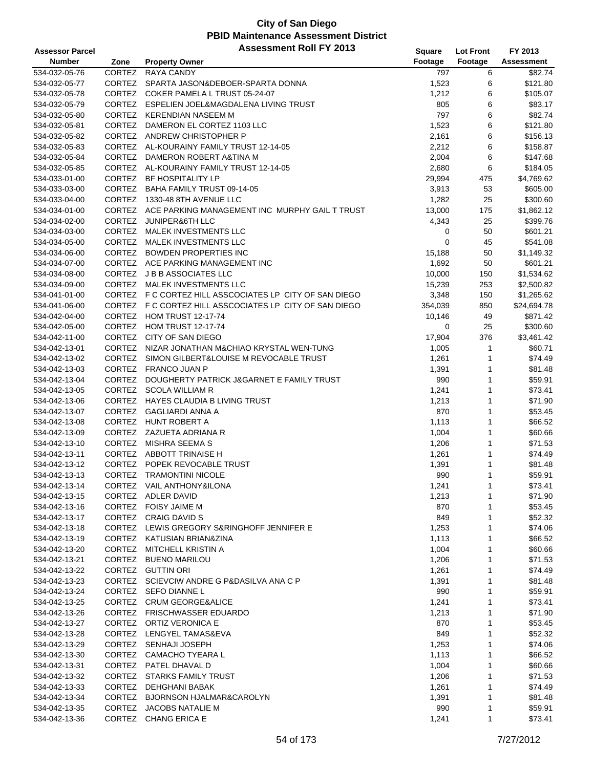# City of San Diego
## PBID Maintenance Assessment District
### Assessment Roll FY 2013

| Assessor Parcel Number | Zone | Property Owner | Square Footage | Lot Front Footage | FY 2013 Assessment |
|---|---|---|---|---|---|
| 534-032-05-76 | CORTEZ | RAYA CANDY | 797 | 6 | $82.74 |
| 534-032-05-77 | CORTEZ | SPARTA JASON&DEBOER-SPARTA DONNA | 1,523 | 6 | $121.80 |
| 534-032-05-78 | CORTEZ | COKER PAMELA L TRUST 05-24-07 | 1,212 | 6 | $105.07 |
| 534-032-05-79 | CORTEZ | ESPELIEN JOEL&MAGDALENA LIVING TRUST | 805 | 6 | $83.17 |
| 534-032-05-80 | CORTEZ | KERENDIAN NASEEM M | 797 | 6 | $82.74 |
| 534-032-05-81 | CORTEZ | DAMERON EL CORTEZ 1103 LLC | 1,523 | 6 | $121.80 |
| 534-032-05-82 | CORTEZ | ANDREW CHRISTOPHER P | 2,161 | 6 | $156.13 |
| 534-032-05-83 | CORTEZ | AL-KOURAINY FAMILY TRUST 12-14-05 | 2,212 | 6 | $158.87 |
| 534-032-05-84 | CORTEZ | DAMERON ROBERT A&TINA M | 2,004 | 6 | $147.68 |
| 534-032-05-85 | CORTEZ | AL-KOURAINY FAMILY TRUST 12-14-05 | 2,680 | 6 | $184.05 |
| 534-033-01-00 | CORTEZ | BF HOSPITALITY LP | 29,994 | 475 | $4,769.62 |
| 534-033-03-00 | CORTEZ | BAHA FAMILY TRUST 09-14-05 | 3,913 | 53 | $605.00 |
| 534-033-04-00 | CORTEZ | 1330-48 8TH AVENUE LLC | 1,282 | 25 | $300.60 |
| 534-034-01-00 | CORTEZ | ACE PARKING MANAGEMENT INC MURPHY GAIL T TRUST | 13,000 | 175 | $1,862.12 |
| 534-034-02-00 | CORTEZ | JUNIPER&6TH LLC | 4,343 | 25 | $399.76 |
| 534-034-03-00 | CORTEZ | MALEK INVESTMENTS LLC | 0 | 50 | $601.21 |
| 534-034-05-00 | CORTEZ | MALEK INVESTMENTS LLC | 0 | 45 | $541.08 |
| 534-034-06-00 | CORTEZ | BOWDEN PROPERTIES INC | 15,188 | 50 | $1,149.32 |
| 534-034-07-00 | CORTEZ | ACE PARKING MANAGEMENT INC | 1,692 | 50 | $601.21 |
| 534-034-08-00 | CORTEZ | J B B ASSOCIATES LLC | 10,000 | 150 | $1,534.62 |
| 534-034-09-00 | CORTEZ | MALEK INVESTMENTS LLC | 15,239 | 253 | $2,500.82 |
| 534-041-01-00 | CORTEZ | F C CORTEZ HILL ASSCOCIATES LP CITY OF SAN DIEGO | 3,348 | 150 | $1,265.62 |
| 534-041-06-00 | CORTEZ | F C CORTEZ HILL ASSCOCIATES LP CITY OF SAN DIEGO | 354,039 | 850 | $24,694.78 |
| 534-042-04-00 | CORTEZ | HOM TRUST 12-17-74 | 10,146 | 49 | $871.42 |
| 534-042-05-00 | CORTEZ | HOM TRUST 12-17-74 | 0 | 25 | $300.60 |
| 534-042-11-00 | CORTEZ | CITY OF SAN DIEGO | 17,904 | 376 | $3,461.42 |
| 534-042-13-01 | CORTEZ | NIZAR JONATHAN M&CHIAO KRYSTAL WEN-TUNG | 1,005 | 1 | $60.71 |
| 534-042-13-02 | CORTEZ | SIMON GILBERT&LOUISE M REVOCABLE TRUST | 1,261 | 1 | $74.49 |
| 534-042-13-03 | CORTEZ | FRANCO JUAN P | 1,391 | 1 | $81.48 |
| 534-042-13-04 | CORTEZ | DOUGHERTY PATRICK J&GARNET E FAMILY TRUST | 990 | 1 | $59.91 |
| 534-042-13-05 | CORTEZ | SCOLA WILLIAM R | 1,241 | 1 | $73.41 |
| 534-042-13-06 | CORTEZ | HAYES CLAUDIA B LIVING TRUST | 1,213 | 1 | $71.90 |
| 534-042-13-07 | CORTEZ | GAGLIARDI ANNA A | 870 | 1 | $53.45 |
| 534-042-13-08 | CORTEZ | HUNT ROBERT A | 1,113 | 1 | $66.52 |
| 534-042-13-09 | CORTEZ | ZAZUETA ADRIANA R | 1,004 | 1 | $60.66 |
| 534-042-13-10 | CORTEZ | MISHRA SEEMA S | 1,206 | 1 | $71.53 |
| 534-042-13-11 | CORTEZ | ABBOTT TRINAISE H | 1,261 | 1 | $74.49 |
| 534-042-13-12 | CORTEZ | POPEK REVOCABLE TRUST | 1,391 | 1 | $81.48 |
| 534-042-13-13 | CORTEZ | TRAMONTINI NICOLE | 990 | 1 | $59.91 |
| 534-042-13-14 | CORTEZ | VAIL ANTHONY&ILONA | 1,241 | 1 | $73.41 |
| 534-042-13-15 | CORTEZ | ADLER DAVID | 1,213 | 1 | $71.90 |
| 534-042-13-16 | CORTEZ | FOISY JAIME M | 870 | 1 | $53.45 |
| 534-042-13-17 | CORTEZ | CRAIG DAVID S | 849 | 1 | $52.32 |
| 534-042-13-18 | CORTEZ | LEWIS GREGORY S&RINGHOFF JENNIFER E | 1,253 | 1 | $74.06 |
| 534-042-13-19 | CORTEZ | KATUSIAN BRIAN&ZINA | 1,113 | 1 | $66.52 |
| 534-042-13-20 | CORTEZ | MITCHELL KRISTIN A | 1,004 | 1 | $60.66 |
| 534-042-13-21 | CORTEZ | BUENO MARILOU | 1,206 | 1 | $71.53 |
| 534-042-13-22 | CORTEZ | GUTTIN ORI | 1,261 | 1 | $74.49 |
| 534-042-13-23 | CORTEZ | SCIEVCIW ANDRE G P&DASILVA ANA C P | 1,391 | 1 | $81.48 |
| 534-042-13-24 | CORTEZ | SEFO DIANNE L | 990 | 1 | $59.91 |
| 534-042-13-25 | CORTEZ | CRUM GEORGE&ALICE | 1,241 | 1 | $73.41 |
| 534-042-13-26 | CORTEZ | FRISCHWASSER EDUARDO | 1,213 | 1 | $71.90 |
| 534-042-13-27 | CORTEZ | ORTIZ VERONICA E | 870 | 1 | $53.45 |
| 534-042-13-28 | CORTEZ | LENGYEL TAMAS&EVA | 849 | 1 | $52.32 |
| 534-042-13-29 | CORTEZ | SENHAJI JOSEPH | 1,253 | 1 | $74.06 |
| 534-042-13-30 | CORTEZ | CAMACHO TYEARA L | 1,113 | 1 | $66.52 |
| 534-042-13-31 | CORTEZ | PATEL DHAVAL D | 1,004 | 1 | $60.66 |
| 534-042-13-32 | CORTEZ | STARKS FAMILY TRUST | 1,206 | 1 | $71.53 |
| 534-042-13-33 | CORTEZ | DEHGHANI BABAK | 1,261 | 1 | $74.49 |
| 534-042-13-34 | CORTEZ | BJORNSON HJALMAR&CAROLYN | 1,391 | 1 | $81.48 |
| 534-042-13-35 | CORTEZ | JACOBS NATALIE M | 990 | 1 | $59.91 |
| 534-042-13-36 | CORTEZ | CHANG ERICA E | 1,241 | 1 | $73.41 |

7/27/2012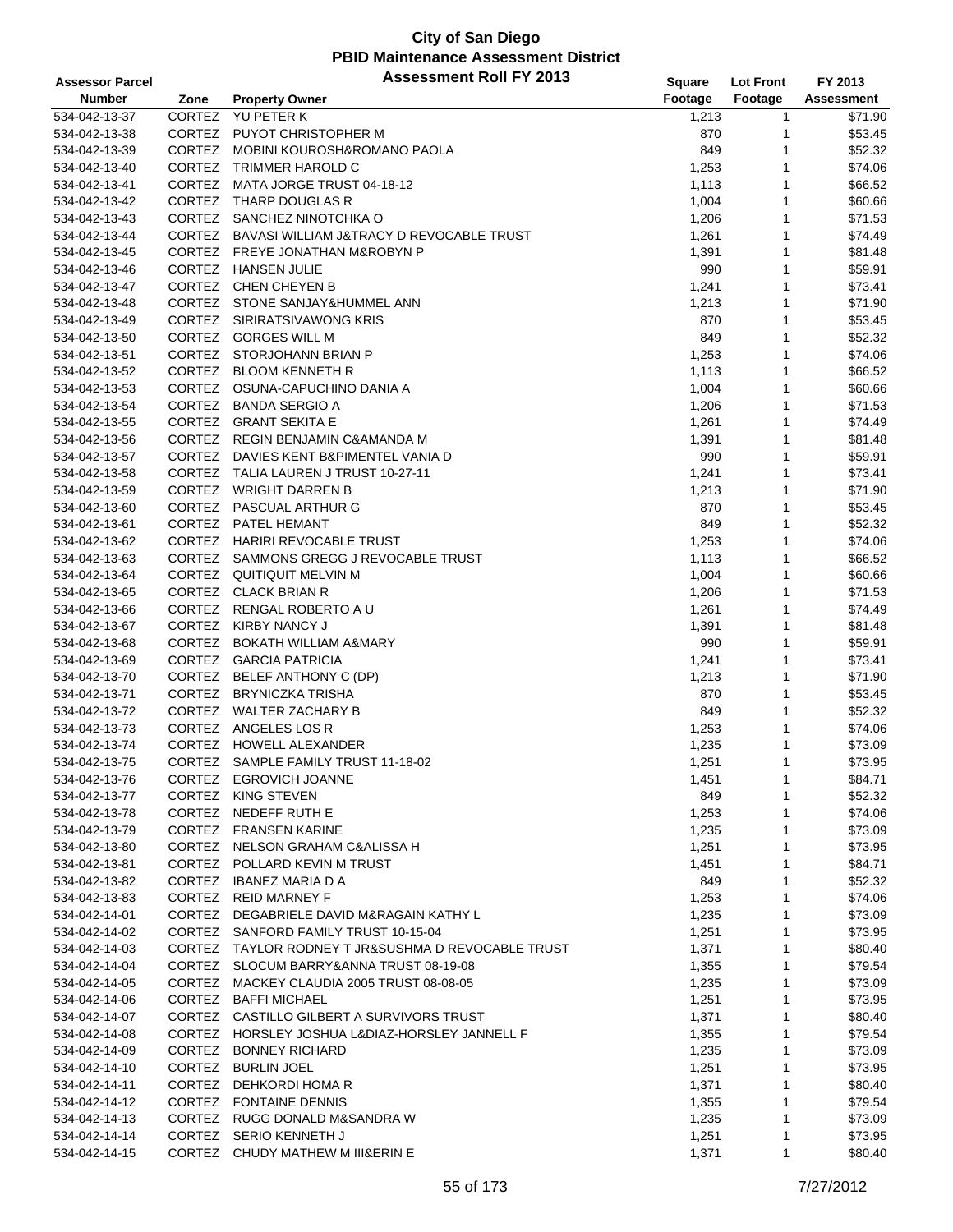# City of San Diego
## PBID Maintenance Assessment District
### Assessment Roll FY 2013

| Assessor Parcel Number | Zone | Property Owner | Square Footage | Lot Front Footage | FY 2013 Assessment |
|---|---|---|---|---|---|
| 534-042-13-37 | CORTEZ | YU PETER K | 1,213 | 1 | $71.90 |
| 534-042-13-38 | CORTEZ | PUYOT CHRISTOPHER M | 870 | 1 | $53.45 |
| 534-042-13-39 | CORTEZ | MOBINI KOUROSH&ROMANO PAOLA | 849 | 1 | $52.32 |
| 534-042-13-40 | CORTEZ | TRIMMER HAROLD C | 1,253 | 1 | $74.06 |
| 534-042-13-41 | CORTEZ | MATA JORGE TRUST 04-18-12 | 1,113 | 1 | $66.52 |
| 534-042-13-42 | CORTEZ | THARP DOUGLAS R | 1,004 | 1 | $60.66 |
| 534-042-13-43 | CORTEZ | SANCHEZ NINOTCHKA O | 1,206 | 1 | $71.53 |
| 534-042-13-44 | CORTEZ | BAVASI WILLIAM J&TRACY D REVOCABLE TRUST | 1,261 | 1 | $74.49 |
| 534-042-13-45 | CORTEZ | FREYE JONATHAN M&ROBYN P | 1,391 | 1 | $81.48 |
| 534-042-13-46 | CORTEZ | HANSEN JULIE | 990 | 1 | $59.91 |
| 534-042-13-47 | CORTEZ | CHEN CHEYEN B | 1,241 | 1 | $73.41 |
| 534-042-13-48 | CORTEZ | STONE SANJAY&HUMMEL ANN | 1,213 | 1 | $71.90 |
| 534-042-13-49 | CORTEZ | SIRIRATSIVAWONG KRIS | 870 | 1 | $53.45 |
| 534-042-13-50 | CORTEZ | GORGES WILL M | 849 | 1 | $52.32 |
| 534-042-13-51 | CORTEZ | STORJOHANN BRIAN P | 1,253 | 1 | $74.06 |
| 534-042-13-52 | CORTEZ | BLOOM KENNETH R | 1,113 | 1 | $66.52 |
| 534-042-13-53 | CORTEZ | OSUNA-CAPUCHINO DANIA A | 1,004 | 1 | $60.66 |
| 534-042-13-54 | CORTEZ | BANDA SERGIO A | 1,206 | 1 | $71.53 |
| 534-042-13-55 | CORTEZ | GRANT SEKITA E | 1,261 | 1 | $74.49 |
| 534-042-13-56 | CORTEZ | REGIN BENJAMIN C&AMANDA M | 1,391 | 1 | $81.48 |
| 534-042-13-57 | CORTEZ | DAVIES KENT B&PIMENTEL VANIA D | 990 | 1 | $59.91 |
| 534-042-13-58 | CORTEZ | TALIA LAUREN J TRUST 10-27-11 | 1,241 | 1 | $73.41 |
| 534-042-13-59 | CORTEZ | WRIGHT DARREN B | 1,213 | 1 | $71.90 |
| 534-042-13-60 | CORTEZ | PASCUAL ARTHUR G | 870 | 1 | $53.45 |
| 534-042-13-61 | CORTEZ | PATEL HEMANT | 849 | 1 | $52.32 |
| 534-042-13-62 | CORTEZ | HARIRI REVOCABLE TRUST | 1,253 | 1 | $74.06 |
| 534-042-13-63 | CORTEZ | SAMMONS GREGG J REVOCABLE TRUST | 1,113 | 1 | $66.52 |
| 534-042-13-64 | CORTEZ | QUITIQUIT MELVIN M | 1,004 | 1 | $60.66 |
| 534-042-13-65 | CORTEZ | CLACK BRIAN R | 1,206 | 1 | $71.53 |
| 534-042-13-66 | CORTEZ | RENGAL ROBERTO A U | 1,261 | 1 | $74.49 |
| 534-042-13-67 | CORTEZ | KIRBY NANCY J | 1,391 | 1 | $81.48 |
| 534-042-13-68 | CORTEZ | BOKATH WILLIAM A&MARY | 990 | 1 | $59.91 |
| 534-042-13-69 | CORTEZ | GARCIA PATRICIA | 1,241 | 1 | $73.41 |
| 534-042-13-70 | CORTEZ | BELEF ANTHONY C (DP) | 1,213 | 1 | $71.90 |
| 534-042-13-71 | CORTEZ | BRYNICZKA TRISHA | 870 | 1 | $53.45 |
| 534-042-13-72 | CORTEZ | WALTER ZACHARY B | 849 | 1 | $52.32 |
| 534-042-13-73 | CORTEZ | ANGELES LOS R | 1,253 | 1 | $74.06 |
| 534-042-13-74 | CORTEZ | HOWELL ALEXANDER | 1,235 | 1 | $73.09 |
| 534-042-13-75 | CORTEZ | SAMPLE FAMILY TRUST 11-18-02 | 1,251 | 1 | $73.95 |
| 534-042-13-76 | CORTEZ | EGROVICH JOANNE | 1,451 | 1 | $84.71 |
| 534-042-13-77 | CORTEZ | KING STEVEN | 849 | 1 | $52.32 |
| 534-042-13-78 | CORTEZ | NEDEFF RUTH E | 1,253 | 1 | $74.06 |
| 534-042-13-79 | CORTEZ | FRANSEN KARINE | 1,235 | 1 | $73.09 |
| 534-042-13-80 | CORTEZ | NELSON GRAHAM C&ALISSA H | 1,251 | 1 | $73.95 |
| 534-042-13-81 | CORTEZ | POLLARD KEVIN M TRUST | 1,451 | 1 | $84.71 |
| 534-042-13-82 | CORTEZ | IBANEZ MARIA D A | 849 | 1 | $52.32 |
| 534-042-13-83 | CORTEZ | REID MARNEY F | 1,253 | 1 | $74.06 |
| 534-042-14-01 | CORTEZ | DEGABRIELE DAVID M&RAGAIN KATHY L | 1,235 | 1 | $73.09 |
| 534-042-14-02 | CORTEZ | SANFORD FAMILY TRUST 10-15-04 | 1,251 | 1 | $73.95 |
| 534-042-14-03 | CORTEZ | TAYLOR RODNEY T JR&SUSHMA D REVOCABLE TRUST | 1,371 | 1 | $80.40 |
| 534-042-14-04 | CORTEZ | SLOCUM BARRY&ANNA TRUST 08-19-08 | 1,355 | 1 | $79.54 |
| 534-042-14-05 | CORTEZ | MACKEY CLAUDIA 2005 TRUST 08-08-05 | 1,235 | 1 | $73.09 |
| 534-042-14-06 | CORTEZ | BAFFI MICHAEL | 1,251 | 1 | $73.95 |
| 534-042-14-07 | CORTEZ | CASTILLO GILBERT A SURVIVORS TRUST | 1,371 | 1 | $80.40 |
| 534-042-14-08 | CORTEZ | HORSLEY JOSHUA L&DIAZ-HORSLEY JANNELL F | 1,355 | 1 | $79.54 |
| 534-042-14-09 | CORTEZ | BONNEY RICHARD | 1,235 | 1 | $73.09 |
| 534-042-14-10 | CORTEZ | BURLIN JOEL | 1,251 | 1 | $73.95 |
| 534-042-14-11 | CORTEZ | DEHKORDI HOMA R | 1,371 | 1 | $80.40 |
| 534-042-14-12 | CORTEZ | FONTAINE DENNIS | 1,355 | 1 | $79.54 |
| 534-042-14-13 | CORTEZ | RUGG DONALD M&SANDRA W | 1,235 | 1 | $73.09 |
| 534-042-14-14 | CORTEZ | SERIO KENNETH J | 1,251 | 1 | $73.95 |
| 534-042-14-15 | CORTEZ | CHUDY MATHEW M III&ERIN E | 1,371 | 1 | $80.40 |

7/27/2012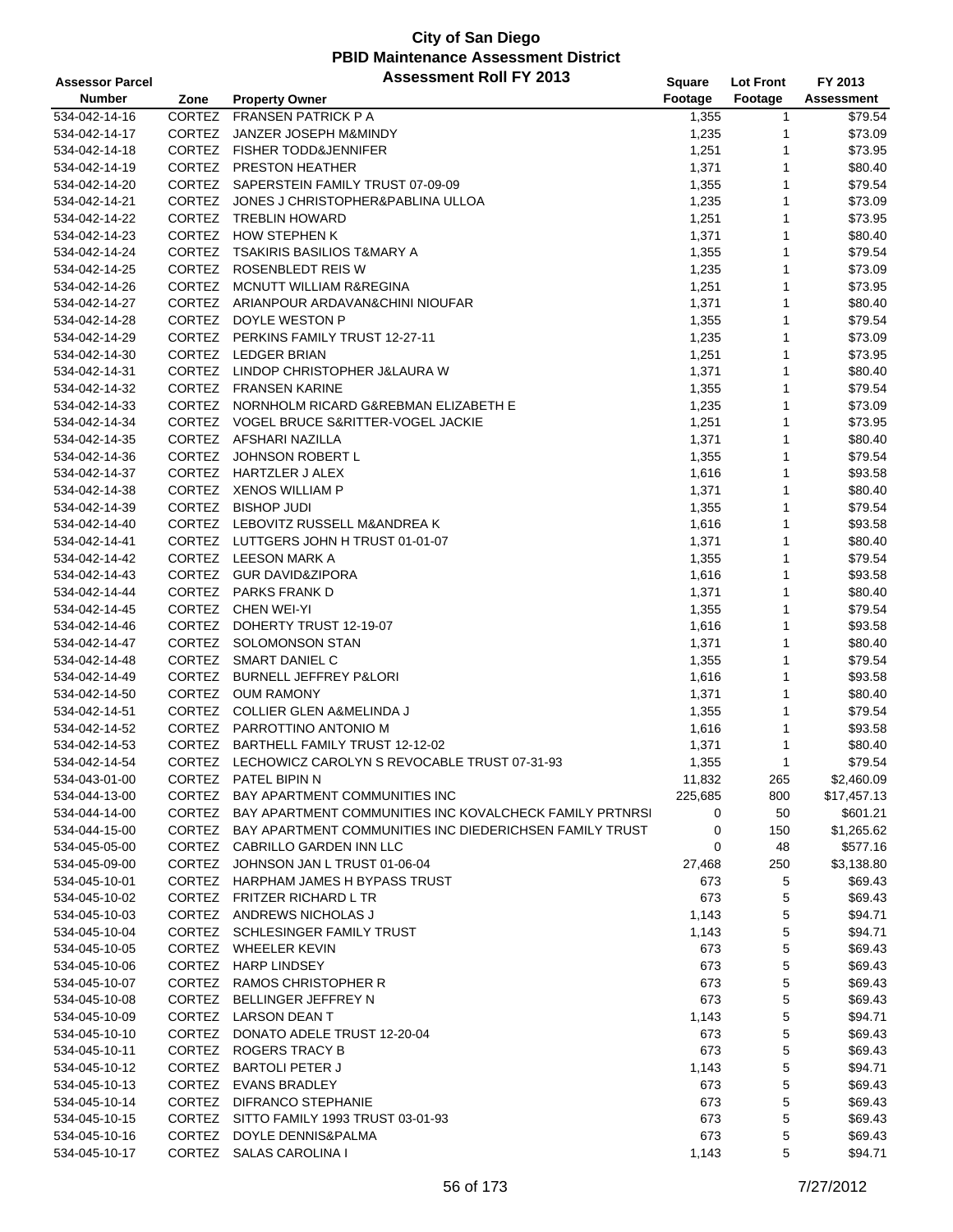# City of San Diego
## PBID Maintenance Assessment District
### Assessment Roll FY 2013

| Assessor Parcel Number | Zone | Property Owner | Square Footage | Lot Front Footage | FY 2013 Assessment |
|---|---|---|---|---|---|
| 534-042-14-16 | CORTEZ | FRANSEN PATRICK P A | 1,355 | 1 | $79.54 |
| 534-042-14-17 | CORTEZ | JANZER JOSEPH M&MINDY | 1,235 | 1 | $73.09 |
| 534-042-14-18 | CORTEZ | FISHER TODD&JENNIFER | 1,251 | 1 | $73.95 |
| 534-042-14-19 | CORTEZ | PRESTON HEATHER | 1,371 | 1 | $80.40 |
| 534-042-14-20 | CORTEZ | SAPERSTEIN FAMILY TRUST 07-09-09 | 1,355 | 1 | $79.54 |
| 534-042-14-21 | CORTEZ | JONES J CHRISTOPHER&PABLINA ULLOA | 1,235 | 1 | $73.09 |
| 534-042-14-22 | CORTEZ | TREBLIN HOWARD | 1,251 | 1 | $73.95 |
| 534-042-14-23 | CORTEZ | HOW STEPHEN K | 1,371 | 1 | $80.40 |
| 534-042-14-24 | CORTEZ | TSAKIRIS BASILIOS T&MARY A | 1,355 | 1 | $79.54 |
| 534-042-14-25 | CORTEZ | ROSENBLEDT REIS W | 1,235 | 1 | $73.09 |
| 534-042-14-26 | CORTEZ | MCNUTT WILLIAM R&REGINA | 1,251 | 1 | $73.95 |
| 534-042-14-27 | CORTEZ | ARIANPOUR ARDAVAN&CHINI NIOUFAR | 1,371 | 1 | $80.40 |
| 534-042-14-28 | CORTEZ | DOYLE WESTON P | 1,355 | 1 | $79.54 |
| 534-042-14-29 | CORTEZ | PERKINS FAMILY TRUST 12-27-11 | 1,235 | 1 | $73.09 |
| 534-042-14-30 | CORTEZ | LEDGER BRIAN | 1,251 | 1 | $73.95 |
| 534-042-14-31 | CORTEZ | LINDOP CHRISTOPHER J&LAURA W | 1,371 | 1 | $80.40 |
| 534-042-14-32 | CORTEZ | FRANSEN KARINE | 1,355 | 1 | $79.54 |
| 534-042-14-33 | CORTEZ | NORNHOLM RICARD G&REBMAN ELIZABETH E | 1,235 | 1 | $73.09 |
| 534-042-14-34 | CORTEZ | VOGEL BRUCE S&RITTER-VOGEL JACKIE | 1,251 | 1 | $73.95 |
| 534-042-14-35 | CORTEZ | AFSHARI NAZILLA | 1,371 | 1 | $80.40 |
| 534-042-14-36 | CORTEZ | JOHNSON ROBERT L | 1,355 | 1 | $79.54 |
| 534-042-14-37 | CORTEZ | HARTZLER J ALEX | 1,616 | 1 | $93.58 |
| 534-042-14-38 | CORTEZ | XENOS WILLIAM P | 1,371 | 1 | $80.40 |
| 534-042-14-39 | CORTEZ | BISHOP JUDI | 1,355 | 1 | $79.54 |
| 534-042-14-40 | CORTEZ | LEBOVITZ RUSSELL M&ANDREA K | 1,616 | 1 | $93.58 |
| 534-042-14-41 | CORTEZ | LUTTGERS JOHN H TRUST 01-01-07 | 1,371 | 1 | $80.40 |
| 534-042-14-42 | CORTEZ | LEESON MARK A | 1,355 | 1 | $79.54 |
| 534-042-14-43 | CORTEZ | GUR DAVID&ZIPORA | 1,616 | 1 | $93.58 |
| 534-042-14-44 | CORTEZ | PARKS FRANK D | 1,371 | 1 | $80.40 |
| 534-042-14-45 | CORTEZ | CHEN WEI-YI | 1,355 | 1 | $79.54 |
| 534-042-14-46 | CORTEZ | DOHERTY TRUST 12-19-07 | 1,616 | 1 | $93.58 |
| 534-042-14-47 | CORTEZ | SOLOMONSON STAN | 1,371 | 1 | $80.40 |
| 534-042-14-48 | CORTEZ | SMART DANIEL C | 1,355 | 1 | $79.54 |
| 534-042-14-49 | CORTEZ | BURNELL JEFFREY P&LORI | 1,616 | 1 | $93.58 |
| 534-042-14-50 | CORTEZ | OUM RAMONY | 1,371 | 1 | $80.40 |
| 534-042-14-51 | CORTEZ | COLLIER GLEN A&MELINDA J | 1,355 | 1 | $79.54 |
| 534-042-14-52 | CORTEZ | PARROTTINO ANTONIO M | 1,616 | 1 | $93.58 |
| 534-042-14-53 | CORTEZ | BARTHELL FAMILY TRUST 12-12-02 | 1,371 | 1 | $80.40 |
| 534-042-14-54 | CORTEZ | LECHOWICZ CAROLYN S REVOCABLE TRUST 07-31-93 | 1,355 | 1 | $79.54 |
| 534-043-01-00 | CORTEZ | PATEL BIPIN N | 11,832 | 265 | $2,460.09 |
| 534-044-13-00 | CORTEZ | BAY APARTMENT COMMUNITIES INC | 225,685 | 800 | $17,457.13 |
| 534-044-14-00 | CORTEZ | BAY APARTMENT COMMUNITIES INC KOVALCHECK FAMILY PRTNRSI | 0 | 50 | $601.21 |
| 534-044-15-00 | CORTEZ | BAY APARTMENT COMMUNITIES INC DIEDERICHSEN FAMILY TRUST | 0 | 150 | $1,265.62 |
| 534-045-05-00 | CORTEZ | CABRILLO GARDEN INN LLC | 0 | 48 | $577.16 |
| 534-045-09-00 | CORTEZ | JOHNSON JAN L TRUST 01-06-04 | 27,468 | 250 | $3,138.80 |
| 534-045-10-01 | CORTEZ | HARPHAM JAMES H BYPASS TRUST | 673 | 5 | $69.43 |
| 534-045-10-02 | CORTEZ | FRITZER RICHARD L TR | 673 | 5 | $69.43 |
| 534-045-10-03 | CORTEZ | ANDREWS NICHOLAS J | 1,143 | 5 | $94.71 |
| 534-045-10-04 | CORTEZ | SCHLESINGER FAMILY TRUST | 1,143 | 5 | $94.71 |
| 534-045-10-05 | CORTEZ | WHEELER KEVIN | 673 | 5 | $69.43 |
| 534-045-10-06 | CORTEZ | HARP LINDSEY | 673 | 5 | $69.43 |
| 534-045-10-07 | CORTEZ | RAMOS CHRISTOPHER R | 673 | 5 | $69.43 |
| 534-045-10-08 | CORTEZ | BELLINGER JEFFREY N | 673 | 5 | $69.43 |
| 534-045-10-09 | CORTEZ | LARSON DEAN T | 1,143 | 5 | $94.71 |
| 534-045-10-10 | CORTEZ | DONATO ADELE TRUST 12-20-04 | 673 | 5 | $69.43 |
| 534-045-10-11 | CORTEZ | ROGERS TRACY B | 673 | 5 | $69.43 |
| 534-045-10-12 | CORTEZ | BARTOLI PETER J | 1,143 | 5 | $94.71 |
| 534-045-10-13 | CORTEZ | EVANS BRADLEY | 673 | 5 | $69.43 |
| 534-045-10-14 | CORTEZ | DIFRANCO STEPHANIE | 673 | 5 | $69.43 |
| 534-045-10-15 | CORTEZ | SITTO FAMILY 1993 TRUST 03-01-93 | 673 | 5 | $69.43 |
| 534-045-10-16 | CORTEZ | DOYLE DENNIS&PALMA | 673 | 5 | $69.43 |
| 534-045-10-17 | CORTEZ | SALAS CAROLINA I | 1,143 | 5 | $94.71 |

7/27/2012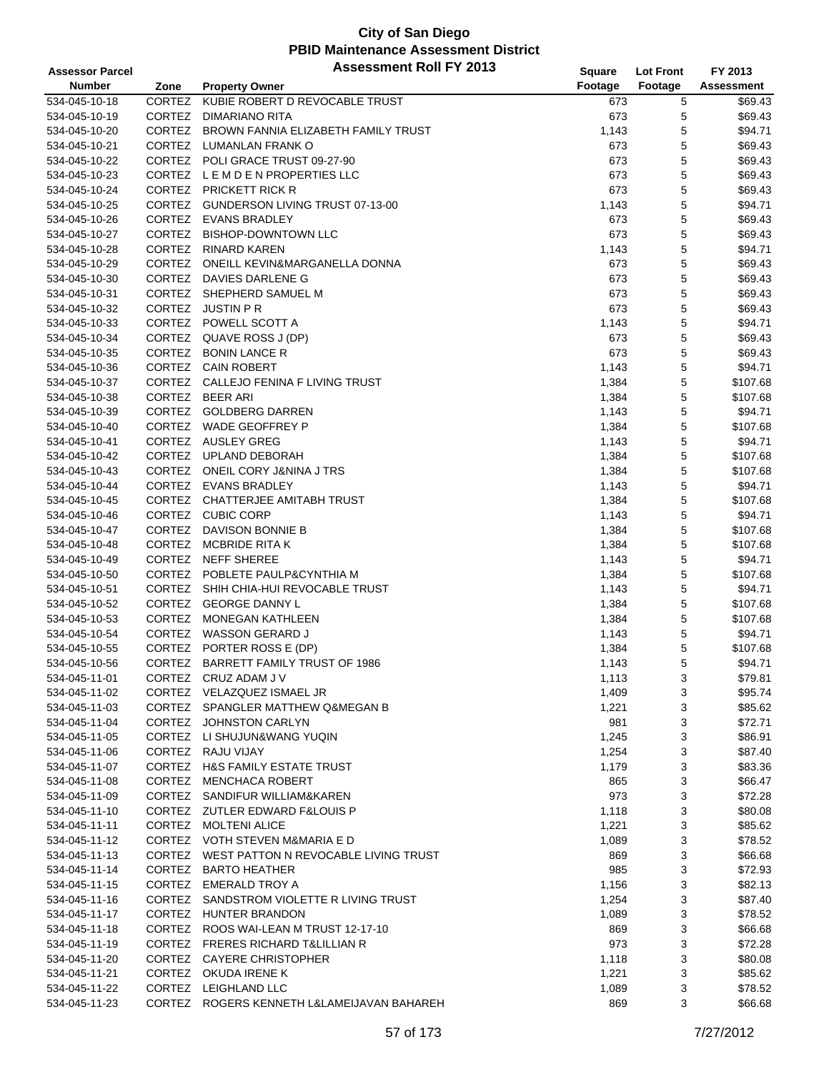# City of San Diego
## PBID Maintenance Assessment District
### Assessment Roll FY 2013

| Assessor Parcel Number | Zone | Property Owner | Square Footage | Lot Front Footage | FY 2013 Assessment |
|---|---|---|---|---|---|
| 534-045-10-18 | CORTEZ | KUBIE ROBERT D REVOCABLE TRUST | 673 | 5 | $69.43 |
| 534-045-10-19 | CORTEZ | DIMARIANO RITA | 673 | 5 | $69.43 |
| 534-045-10-20 | CORTEZ | BROWN FANNIA ELIZABETH FAMILY TRUST | 1,143 | 5 | $94.71 |
| 534-045-10-21 | CORTEZ | LUMANLAN FRANK O | 673 | 5 | $69.43 |
| 534-045-10-22 | CORTEZ | POLI GRACE TRUST 09-27-90 | 673 | 5 | $69.43 |
| 534-045-10-23 | CORTEZ | L E M D E N PROPERTIES LLC | 673 | 5 | $69.43 |
| 534-045-10-24 | CORTEZ | PRICKETT RICK R | 673 | 5 | $69.43 |
| 534-045-10-25 | CORTEZ | GUNDERSON LIVING TRUST 07-13-00 | 1,143 | 5 | $94.71 |
| 534-045-10-26 | CORTEZ | EVANS BRADLEY | 673 | 5 | $69.43 |
| 534-045-10-27 | CORTEZ | BISHOP-DOWNTOWN LLC | 673 | 5 | $69.43 |
| 534-045-10-28 | CORTEZ | RINARD KAREN | 1,143 | 5 | $94.71 |
| 534-045-10-29 | CORTEZ | ONEILL KEVIN&MARGANELLA DONNA | 673 | 5 | $69.43 |
| 534-045-10-30 | CORTEZ | DAVIES DARLENE G | 673 | 5 | $69.43 |
| 534-045-10-31 | CORTEZ | SHEPHERD SAMUEL M | 673 | 5 | $69.43 |
| 534-045-10-32 | CORTEZ | JUSTIN P R | 673 | 5 | $69.43 |
| 534-045-10-33 | CORTEZ | POWELL SCOTT A | 1,143 | 5 | $94.71 |
| 534-045-10-34 | CORTEZ | QUAVE ROSS J (DP) | 673 | 5 | $69.43 |
| 534-045-10-35 | CORTEZ | BONIN LANCE R | 673 | 5 | $69.43 |
| 534-045-10-36 | CORTEZ | CAIN ROBERT | 1,143 | 5 | $94.71 |
| 534-045-10-37 | CORTEZ | CALLEJO FENINA F LIVING TRUST | 1,384 | 5 | $107.68 |
| 534-045-10-38 | CORTEZ | BEER ARI | 1,384 | 5 | $107.68 |
| 534-045-10-39 | CORTEZ | GOLDBERG DARREN | 1,143 | 5 | $94.71 |
| 534-045-10-40 | CORTEZ | WADE GEOFFREY P | 1,384 | 5 | $107.68 |
| 534-045-10-41 | CORTEZ | AUSLEY GREG | 1,143 | 5 | $94.71 |
| 534-045-10-42 | CORTEZ | UPLAND DEBORAH | 1,384 | 5 | $107.68 |
| 534-045-10-43 | CORTEZ | ONEIL CORY J&NINA J TRS | 1,384 | 5 | $107.68 |
| 534-045-10-44 | CORTEZ | EVANS BRADLEY | 1,143 | 5 | $94.71 |
| 534-045-10-45 | CORTEZ | CHATTERJEE AMITABH TRUST | 1,384 | 5 | $107.68 |
| 534-045-10-46 | CORTEZ | CUBIC CORP | 1,143 | 5 | $94.71 |
| 534-045-10-47 | CORTEZ | DAVISON BONNIE B | 1,384 | 5 | $107.68 |
| 534-045-10-48 | CORTEZ | MCBRIDE RITA K | 1,384 | 5 | $107.68 |
| 534-045-10-49 | CORTEZ | NEFF SHEREE | 1,143 | 5 | $94.71 |
| 534-045-10-50 | CORTEZ | POBLETE PAULP&CYNTHIA M | 1,384 | 5 | $107.68 |
| 534-045-10-51 | CORTEZ | SHIH CHIA-HUI REVOCABLE TRUST | 1,143 | 5 | $94.71 |
| 534-045-10-52 | CORTEZ | GEORGE DANNY L | 1,384 | 5 | $107.68 |
| 534-045-10-53 | CORTEZ | MONEGAN KATHLEEN | 1,384 | 5 | $107.68 |
| 534-045-10-54 | CORTEZ | WASSON GERARD J | 1,143 | 5 | $94.71 |
| 534-045-10-55 | CORTEZ | PORTER ROSS E (DP) | 1,384 | 5 | $107.68 |
| 534-045-10-56 | CORTEZ | BARRETT FAMILY TRUST OF 1986 | 1,143 | 5 | $94.71 |
| 534-045-11-01 | CORTEZ | CRUZ ADAM J V | 1,113 | 3 | $79.81 |
| 534-045-11-02 | CORTEZ | VELAZQUEZ ISMAEL JR | 1,409 | 3 | $95.74 |
| 534-045-11-03 | CORTEZ | SPANGLER MATTHEW Q&MEGAN B | 1,221 | 3 | $85.62 |
| 534-045-11-04 | CORTEZ | JOHNSTON CARLYN | 981 | 3 | $72.71 |
| 534-045-11-05 | CORTEZ | LI SHUJUN&WANG YUQIN | 1,245 | 3 | $86.91 |
| 534-045-11-06 | CORTEZ | RAJU VIJAY | 1,254 | 3 | $87.40 |
| 534-045-11-07 | CORTEZ | H&S FAMILY ESTATE TRUST | 1,179 | 3 | $83.36 |
| 534-045-11-08 | CORTEZ | MENCHACA ROBERT | 865 | 3 | $66.47 |
| 534-045-11-09 | CORTEZ | SANDIFUR WILLIAM&KAREN | 973 | 3 | $72.28 |
| 534-045-11-10 | CORTEZ | ZUTLER EDWARD F&LOUIS P | 1,118 | 3 | $80.08 |
| 534-045-11-11 | CORTEZ | MOLTENI ALICE | 1,221 | 3 | $85.62 |
| 534-045-11-12 | CORTEZ | VOTH STEVEN M&MARIA E D | 1,089 | 3 | $78.52 |
| 534-045-11-13 | CORTEZ | WEST PATTON N REVOCABLE LIVING TRUST | 869 | 3 | $66.68 |
| 534-045-11-14 | CORTEZ | BARTO HEATHER | 985 | 3 | $72.93 |
| 534-045-11-15 | CORTEZ | EMERALD TROY A | 1,156 | 3 | $82.13 |
| 534-045-11-16 | CORTEZ | SANDSTROM VIOLETTE R LIVING TRUST | 1,254 | 3 | $87.40 |
| 534-045-11-17 | CORTEZ | HUNTER BRANDON | 1,089 | 3 | $78.52 |
| 534-045-11-18 | CORTEZ | ROOS WAI-LEAN M TRUST 12-17-10 | 869 | 3 | $66.68 |
| 534-045-11-19 | CORTEZ | FRERES RICHARD T&LILLIAN R | 973 | 3 | $72.28 |
| 534-045-11-20 | CORTEZ | CAYERE CHRISTOPHER | 1,118 | 3 | $80.08 |
| 534-045-11-21 | CORTEZ | OKUDA IRENE K | 1,221 | 3 | $85.62 |
| 534-045-11-22 | CORTEZ | LEIGHLAND LLC | 1,089 | 3 | $78.52 |
| 534-045-11-23 | CORTEZ | ROGERS KENNETH L&LAMEIJAVAN BAHAREH | 869 | 3 | $66.68 |

7/27/2012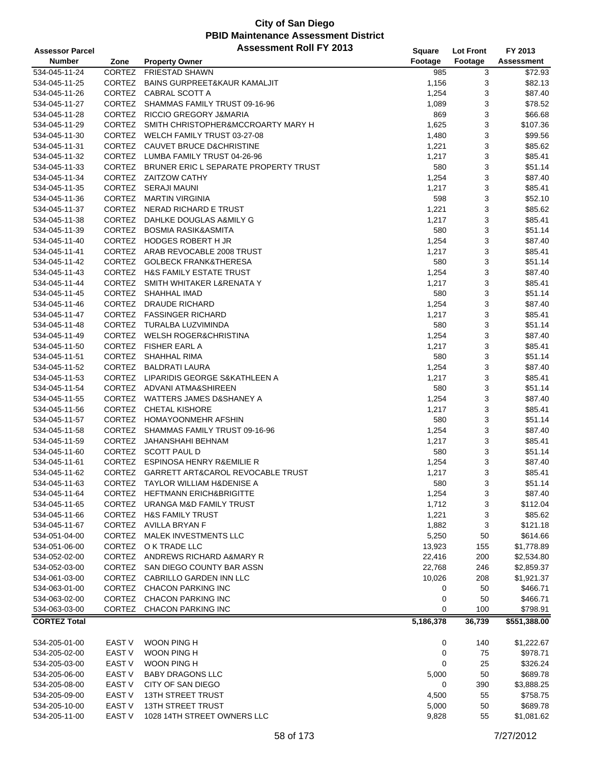# City of San Diego
## PBID Maintenance Assessment District
### Assessment Roll FY 2013

| Assessor Parcel Number | Zone | Property Owner | Square Footage | Lot Front Footage | FY 2013 Assessment |
|---|---|---|---|---|---|
| 534-045-11-24 | CORTEZ | FRIESTAD SHAWN | 985 | 3 | $72.93 |
| 534-045-11-25 | CORTEZ | BAINS GURPREET&KAUR KAMALJIT | 1,156 | 3 | $82.13 |
| 534-045-11-26 | CORTEZ | CABRAL SCOTT A | 1,254 | 3 | $87.40 |
| 534-045-11-27 | CORTEZ | SHAMMAS FAMILY TRUST 09-16-96 | 1,089 | 3 | $78.52 |
| 534-045-11-28 | CORTEZ | RICCIO GREGORY J&MARIA | 869 | 3 | $66.68 |
| 534-045-11-29 | CORTEZ | SMITH CHRISTOPHER&MCCROARTY MARY H | 1,625 | 3 | $107.36 |
| 534-045-11-30 | CORTEZ | WELCH FAMILY TRUST 03-27-08 | 1,480 | 3 | $99.56 |
| 534-045-11-31 | CORTEZ | CAUVET BRUCE D&CHRISTINE | 1,221 | 3 | $85.62 |
| 534-045-11-32 | CORTEZ | LUMBA FAMILY TRUST 04-26-96 | 1,217 | 3 | $85.41 |
| 534-045-11-33 | CORTEZ | BRUNER ERIC L SEPARATE PROPERTY TRUST | 580 | 3 | $51.14 |
| 534-045-11-34 | CORTEZ | ZAITZOW CATHY | 1,254 | 3 | $87.40 |
| 534-045-11-35 | CORTEZ | SERAJI MAUNI | 1,217 | 3 | $85.41 |
| 534-045-11-36 | CORTEZ | MARTIN VIRGINIA | 598 | 3 | $52.10 |
| 534-045-11-37 | CORTEZ | NERAD RICHARD E TRUST | 1,221 | 3 | $85.62 |
| 534-045-11-38 | CORTEZ | DAHLKE DOUGLAS A&MILY G | 1,217 | 3 | $85.41 |
| 534-045-11-39 | CORTEZ | BOSMIA RASIK&ASMITA | 580 | 3 | $51.14 |
| 534-045-11-40 | CORTEZ | HODGES ROBERT H JR | 1,254 | 3 | $87.40 |
| 534-045-11-41 | CORTEZ | ARAB REVOCABLE 2008 TRUST | 1,217 | 3 | $85.41 |
| 534-045-11-42 | CORTEZ | GOLBECK FRANK&THERESA | 580 | 3 | $51.14 |
| 534-045-11-43 | CORTEZ | H&S FAMILY ESTATE TRUST | 1,254 | 3 | $87.40 |
| 534-045-11-44 | CORTEZ | SMITH WHITAKER L&RENATA Y | 1,217 | 3 | $85.41 |
| 534-045-11-45 | CORTEZ | SHAHHAL IMAD | 580 | 3 | $51.14 |
| 534-045-11-46 | CORTEZ | DRAUDE RICHARD | 1,254 | 3 | $87.40 |
| 534-045-11-47 | CORTEZ | FASSINGER RICHARD | 1,217 | 3 | $85.41 |
| 534-045-11-48 | CORTEZ | TURALBA LUZVIMINDA | 580 | 3 | $51.14 |
| 534-045-11-49 | CORTEZ | WELSH ROGER&CHRISTINA | 1,254 | 3 | $87.40 |
| 534-045-11-50 | CORTEZ | FISHER EARL A | 1,217 | 3 | $85.41 |
| 534-045-11-51 | CORTEZ | SHAHHAL RIMA | 580 | 3 | $51.14 |
| 534-045-11-52 | CORTEZ | BALDRATI LAURA | 1,254 | 3 | $87.40 |
| 534-045-11-53 | CORTEZ | LIPARIDIS GEORGE S&KATHLEEN A | 1,217 | 3 | $85.41 |
| 534-045-11-54 | CORTEZ | ADVANI ATMA&SHIREEN | 580 | 3 | $51.14 |
| 534-045-11-55 | CORTEZ | WATTERS JAMES D&SHANEY A | 1,254 | 3 | $87.40 |
| 534-045-11-56 | CORTEZ | CHETAL KISHORE | 1,217 | 3 | $85.41 |
| 534-045-11-57 | CORTEZ | HOMAYOONMEHR AFSHIN | 580 | 3 | $51.14 |
| 534-045-11-58 | CORTEZ | SHAMMAS FAMILY TRUST 09-16-96 | 1,254 | 3 | $87.40 |
| 534-045-11-59 | CORTEZ | JAHANSHAHI BEHNAM | 1,217 | 3 | $85.41 |
| 534-045-11-60 | CORTEZ | SCOTT PAUL D | 580 | 3 | $51.14 |
| 534-045-11-61 | CORTEZ | ESPINOSA HENRY R&EMILIE R | 1,254 | 3 | $87.40 |
| 534-045-11-62 | CORTEZ | GARRETT ART&CAROL REVOCABLE TRUST | 1,217 | 3 | $85.41 |
| 534-045-11-63 | CORTEZ | TAYLOR WILLIAM H&DENISE A | 580 | 3 | $51.14 |
| 534-045-11-64 | CORTEZ | HEFTMANN ERICH&BRIGITTE | 1,254 | 3 | $87.40 |
| 534-045-11-65 | CORTEZ | URANGA M&D FAMILY TRUST | 1,712 | 3 | $112.04 |
| 534-045-11-66 | CORTEZ | H&S FAMILY TRUST | 1,221 | 3 | $85.62 |
| 534-045-11-67 | CORTEZ | AVILLA BRYAN F | 1,882 | 3 | $121.18 |
| 534-051-04-00 | CORTEZ | MALEK INVESTMENTS LLC | 5,250 | 50 | $614.66 |
| 534-051-06-00 | CORTEZ | O K TRADE LLC | 13,923 | 155 | $1,778.89 |
| 534-052-02-00 | CORTEZ | ANDREWS RICHARD A&MARY R | 22,416 | 200 | $2,534.80 |
| 534-052-03-00 | CORTEZ | SAN DIEGO COUNTY BAR ASSN | 22,768 | 246 | $2,859.37 |
| 534-061-03-00 | CORTEZ | CABRILLO GARDEN INN LLC | 10,026 | 208 | $1,921.37 |
| 534-063-01-00 | CORTEZ | CHACON PARKING INC | 0 | 50 | $466.71 |
| 534-063-02-00 | CORTEZ | CHACON PARKING INC | 0 | 50 | $466.71 |
| 534-063-03-00 | CORTEZ | CHACON PARKING INC | 0 | 100 | $798.91 |
| **CORTEZ Total** | | | **5,186,378** | **36,739** | **$551,388.00** |
| 534-205-01-00 | EAST V | WOON PING H | 0 | 140 | $1,222.67 |
| 534-205-02-00 | EAST V | WOON PING H | 0 | 75 | $978.71 |
| 534-205-03-00 | EAST V | WOON PING H | 0 | 25 | $326.24 |
| 534-205-06-00 | EAST V | BABY DRAGONS LLC | 5,000 | 50 | $689.78 |
| 534-205-08-00 | EAST V | CITY OF SAN DIEGO | 0 | 390 | $3,888.25 |
| 534-205-09-00 | EAST V | 13TH STREET TRUST | 4,500 | 55 | $758.75 |
| 534-205-10-00 | EAST V | 13TH STREET TRUST | 5,000 | 50 | $689.78 |
| 534-205-11-00 | EAST V | 1028 14TH STREET OWNERS LLC | 9,828 | 55 | $1,081.62 |

7/27/2012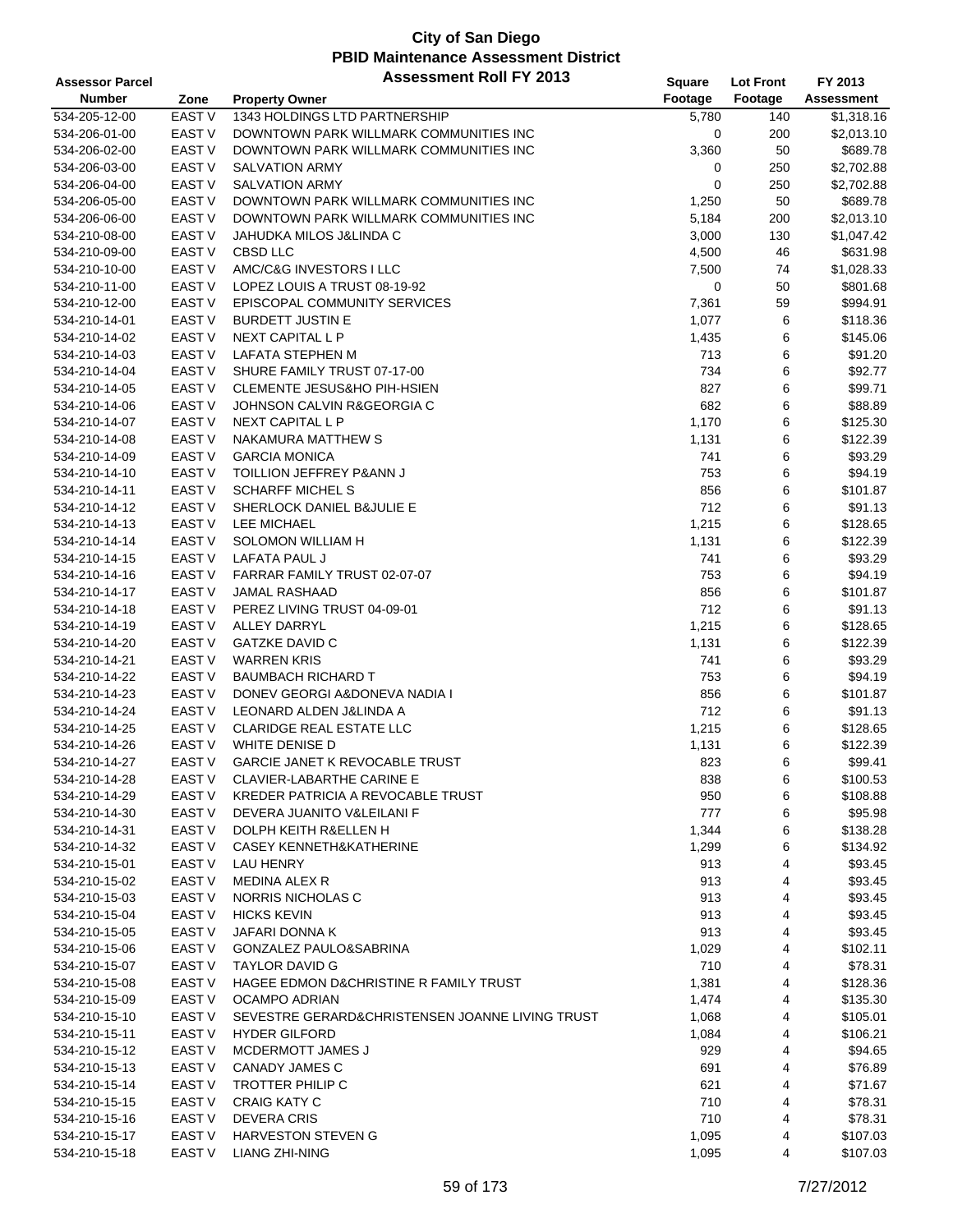# City of San Diego
## PBID Maintenance Assessment District
### Assessment Roll FY 2013

| Assessor Parcel Number | Zone | Property Owner | Square Footage | Lot Front Footage | FY 2013 Assessment |
|---|---|---|---|---|---|
| 534-205-12-00 | EAST V | 1343 HOLDINGS LTD PARTNERSHIP | 5,780 | 140 | $1,318.16 |
| 534-206-01-00 | EAST V | DOWNTOWN PARK WILLMARK COMMUNITIES INC | 0 | 200 | $2,013.10 |
| 534-206-02-00 | EAST V | DOWNTOWN PARK WILLMARK COMMUNITIES INC | 3,360 | 50 | $689.78 |
| 534-206-03-00 | EAST V | SALVATION ARMY | 0 | 250 | $2,702.88 |
| 534-206-04-00 | EAST V | SALVATION ARMY | 0 | 250 | $2,702.88 |
| 534-206-05-00 | EAST V | DOWNTOWN PARK WILLMARK COMMUNITIES INC | 1,250 | 50 | $689.78 |
| 534-206-06-00 | EAST V | DOWNTOWN PARK WILLMARK COMMUNITIES INC | 5,184 | 200 | $2,013.10 |
| 534-210-08-00 | EAST V | JAHUDKA MILOS J&LINDA C | 3,000 | 130 | $1,047.42 |
| 534-210-09-00 | EAST V | CBSD LLC | 4,500 | 46 | $631.98 |
| 534-210-10-00 | EAST V | AMC/C&G INVESTORS I LLC | 7,500 | 74 | $1,028.33 |
| 534-210-11-00 | EAST V | LOPEZ LOUIS A TRUST 08-19-92 | 0 | 50 | $801.68 |
| 534-210-12-00 | EAST V | EPISCOPAL COMMUNITY SERVICES | 7,361 | 59 | $994.91 |
| 534-210-14-01 | EAST V | BURDETT JUSTIN E | 1,077 | 6 | $118.36 |
| 534-210-14-02 | EAST V | NEXT CAPITAL L P | 1,435 | 6 | $145.06 |
| 534-210-14-03 | EAST V | LAFATA STEPHEN M | 713 | 6 | $91.20 |
| 534-210-14-04 | EAST V | SHURE FAMILY TRUST 07-17-00 | 734 | 6 | $92.77 |
| 534-210-14-05 | EAST V | CLEMENTE JESUS&HO PIH-HSIEN | 827 | 6 | $99.71 |
| 534-210-14-06 | EAST V | JOHNSON CALVIN R&GEORGIA C | 682 | 6 | $88.89 |
| 534-210-14-07 | EAST V | NEXT CAPITAL L P | 1,170 | 6 | $125.30 |
| 534-210-14-08 | EAST V | NAKAMURA MATTHEW S | 1,131 | 6 | $122.39 |
| 534-210-14-09 | EAST V | GARCIA MONICA | 741 | 6 | $93.29 |
| 534-210-14-10 | EAST V | TOILLION JEFFREY P&ANN J | 753 | 6 | $94.19 |
| 534-210-14-11 | EAST V | SCHARFF MICHEL S | 856 | 6 | $101.87 |
| 534-210-14-12 | EAST V | SHERLOCK DANIEL B&JULIE E | 712 | 6 | $91.13 |
| 534-210-14-13 | EAST V | LEE MICHAEL | 1,215 | 6 | $128.65 |
| 534-210-14-14 | EAST V | SOLOMON WILLIAM H | 1,131 | 6 | $122.39 |
| 534-210-14-15 | EAST V | LAFATA PAUL J | 741 | 6 | $93.29 |
| 534-210-14-16 | EAST V | FARRAR FAMILY TRUST 02-07-07 | 753 | 6 | $94.19 |
| 534-210-14-17 | EAST V | JAMAL RASHAAD | 856 | 6 | $101.87 |
| 534-210-14-18 | EAST V | PEREZ LIVING TRUST 04-09-01 | 712 | 6 | $91.13 |
| 534-210-14-19 | EAST V | ALLEY DARRYL | 1,215 | 6 | $128.65 |
| 534-210-14-20 | EAST V | GATZKE DAVID C | 1,131 | 6 | $122.39 |
| 534-210-14-21 | EAST V | WARREN KRIS | 741 | 6 | $93.29 |
| 534-210-14-22 | EAST V | BAUMBACH RICHARD T | 753 | 6 | $94.19 |
| 534-210-14-23 | EAST V | DONEV GEORGI A&DONEVA NADIA I | 856 | 6 | $101.87 |
| 534-210-14-24 | EAST V | LEONARD ALDEN J&LINDA A | 712 | 6 | $91.13 |
| 534-210-14-25 | EAST V | CLARIDGE REAL ESTATE LLC | 1,215 | 6 | $128.65 |
| 534-210-14-26 | EAST V | WHITE DENISE D | 1,131 | 6 | $122.39 |
| 534-210-14-27 | EAST V | GARCIE JANET K REVOCABLE TRUST | 823 | 6 | $99.41 |
| 534-210-14-28 | EAST V | CLAVIER-LABARTHE CARINE E | 838 | 6 | $100.53 |
| 534-210-14-29 | EAST V | KREDER PATRICIA A REVOCABLE TRUST | 950 | 6 | $108.88 |
| 534-210-14-30 | EAST V | DEVERA JUANITO V&LEILANI F | 777 | 6 | $95.98 |
| 534-210-14-31 | EAST V | DOLPH KEITH R&ELLEN H | 1,344 | 6 | $138.28 |
| 534-210-14-32 | EAST V | CASEY KENNETH&KATHERINE | 1,299 | 6 | $134.92 |
| 534-210-15-01 | EAST V | LAU HENRY | 913 | 4 | $93.45 |
| 534-210-15-02 | EAST V | MEDINA ALEX R | 913 | 4 | $93.45 |
| 534-210-15-03 | EAST V | NORRIS NICHOLAS C | 913 | 4 | $93.45 |
| 534-210-15-04 | EAST V | HICKS KEVIN | 913 | 4 | $93.45 |
| 534-210-15-05 | EAST V | JAFARI DONNA K | 913 | 4 | $93.45 |
| 534-210-15-06 | EAST V | GONZALEZ PAULO&SABRINA | 1,029 | 4 | $102.11 |
| 534-210-15-07 | EAST V | TAYLOR DAVID G | 710 | 4 | $78.31 |
| 534-210-15-08 | EAST V | HAGEE EDMON D&CHRISTINE R FAMILY TRUST | 1,381 | 4 | $128.36 |
| 534-210-15-09 | EAST V | OCAMPO ADRIAN | 1,474 | 4 | $135.30 |
| 534-210-15-10 | EAST V | SEVESTRE GERARD&CHRISTENSEN JOANNE LIVING TRUST | 1,068 | 4 | $105.01 |
| 534-210-15-11 | EAST V | HYDER GILFORD | 1,084 | 4 | $106.21 |
| 534-210-15-12 | EAST V | MCDERMOTT JAMES J | 929 | 4 | $94.65 |
| 534-210-15-13 | EAST V | CANADY JAMES C | 691 | 4 | $76.89 |
| 534-210-15-14 | EAST V | TROTTER PHILIP C | 621 | 4 | $71.67 |
| 534-210-15-15 | EAST V | CRAIG KATY C | 710 | 4 | $78.31 |
| 534-210-15-16 | EAST V | DEVERA CRIS | 710 | 4 | $78.31 |
| 534-210-15-17 | EAST V | HARVESTON STEVEN G | 1,095 | 4 | $107.03 |
| 534-210-15-18 | EAST V | LIANG ZHI-NING | 1,095 | 4 | $107.03 |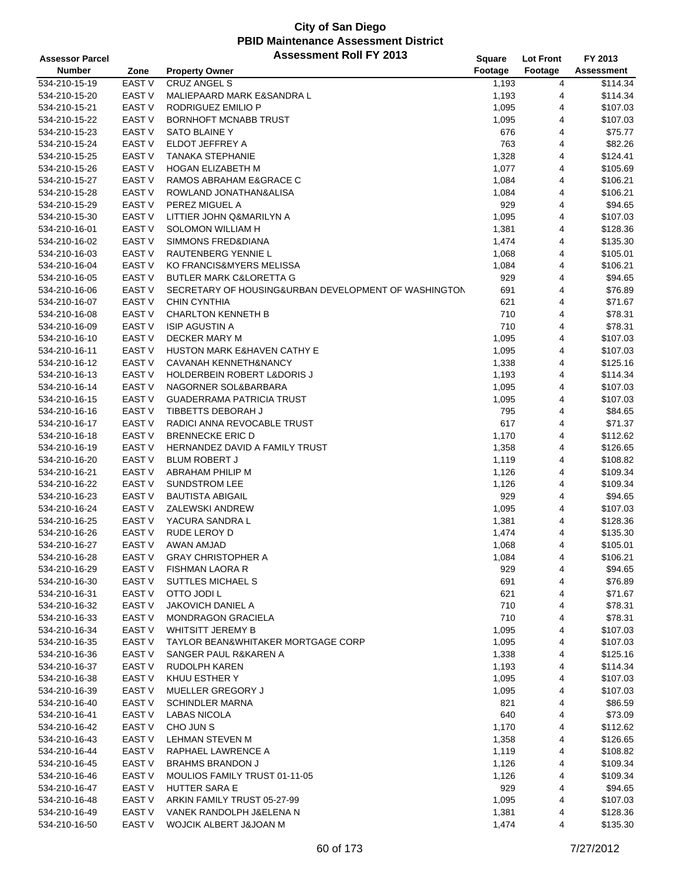# City of San Diego
## PBID Maintenance Assessment District
### Assessment Roll FY 2013

| Assessor Parcel Number | Zone | Property Owner | Square Footage | Lot Front Footage | FY 2013 Assessment |
|---|---|---|---|---|---|
| 534-210-15-19 | EAST V | CRUZ ANGEL S | 1,193 | 4 | $114.34 |
| 534-210-15-20 | EAST V | MALIEPAARD MARK E&SANDRA L | 1,193 | 4 | $114.34 |
| 534-210-15-21 | EAST V | RODRIGUEZ EMILIO P | 1,095 | 4 | $107.03 |
| 534-210-15-22 | EAST V | BORNHOFT MCNABB TRUST | 1,095 | 4 | $107.03 |
| 534-210-15-23 | EAST V | SATO BLAINE Y | 676 | 4 | $75.77 |
| 534-210-15-24 | EAST V | ELDOT JEFFREY A | 763 | 4 | $82.26 |
| 534-210-15-25 | EAST V | TANAKA STEPHANIE | 1,328 | 4 | $124.41 |
| 534-210-15-26 | EAST V | HOGAN ELIZABETH M | 1,077 | 4 | $105.69 |
| 534-210-15-27 | EAST V | RAMOS ABRAHAM E&GRACE C | 1,084 | 4 | $106.21 |
| 534-210-15-28 | EAST V | ROWLAND JONATHAN&ALISA | 1,084 | 4 | $106.21 |
| 534-210-15-29 | EAST V | PEREZ MIGUEL A | 929 | 4 | $94.65 |
| 534-210-15-30 | EAST V | LITTIER JOHN Q&MARILYN A | 1,095 | 4 | $107.03 |
| 534-210-16-01 | EAST V | SOLOMON WILLIAM H | 1,381 | 4 | $128.36 |
| 534-210-16-02 | EAST V | SIMMONS FRED&DIANA | 1,474 | 4 | $135.30 |
| 534-210-16-03 | EAST V | RAUTENBERG YENNIE L | 1,068 | 4 | $105.01 |
| 534-210-16-04 | EAST V | KO FRANCIS&MYERS MELISSA | 1,084 | 4 | $106.21 |
| 534-210-16-05 | EAST V | BUTLER MARK C&LORETTA G | 929 | 4 | $94.65 |
| 534-210-16-06 | EAST V | SECRETARY OF HOUSING&URBAN DEVELOPMENT OF WASHINGTON | 691 | 4 | $76.89 |
| 534-210-16-07 | EAST V | CHIN CYNTHIA | 621 | 4 | $71.67 |
| 534-210-16-08 | EAST V | CHARLTON KENNETH B | 710 | 4 | $78.31 |
| 534-210-16-09 | EAST V | ISIP AGUSTIN A | 710 | 4 | $78.31 |
| 534-210-16-10 | EAST V | DECKER MARY M | 1,095 | 4 | $107.03 |
| 534-210-16-11 | EAST V | HUSTON MARK E&HAVEN CATHY E | 1,095 | 4 | $107.03 |
| 534-210-16-12 | EAST V | CAVANAH KENNETH&NANCY | 1,338 | 4 | $125.16 |
| 534-210-16-13 | EAST V | HOLDERBEIN ROBERT L&DORIS J | 1,193 | 4 | $114.34 |
| 534-210-16-14 | EAST V | NAGORNER SOL&BARBARA | 1,095 | 4 | $107.03 |
| 534-210-16-15 | EAST V | GUADERRAMA PATRICIA TRUST | 1,095 | 4 | $107.03 |
| 534-210-16-16 | EAST V | TIBBETTS DEBORAH J | 795 | 4 | $84.65 |
| 534-210-16-17 | EAST V | RADICI ANNA REVOCABLE TRUST | 617 | 4 | $71.37 |
| 534-210-16-18 | EAST V | BRENNECKE ERIC D | 1,170 | 4 | $112.62 |
| 534-210-16-19 | EAST V | HERNANDEZ DAVID A FAMILY TRUST | 1,358 | 4 | $126.65 |
| 534-210-16-20 | EAST V | BLUM ROBERT J | 1,119 | 4 | $108.82 |
| 534-210-16-21 | EAST V | ABRAHAM PHILIP M | 1,126 | 4 | $109.34 |
| 534-210-16-22 | EAST V | SUNDSTROM LEE | 1,126 | 4 | $109.34 |
| 534-210-16-23 | EAST V | BAUTISTA ABIGAIL | 929 | 4 | $94.65 |
| 534-210-16-24 | EAST V | ZALEWSKI ANDREW | 1,095 | 4 | $107.03 |
| 534-210-16-25 | EAST V | YACURA SANDRA L | 1,381 | 4 | $128.36 |
| 534-210-16-26 | EAST V | RUDE LEROY D | 1,474 | 4 | $135.30 |
| 534-210-16-27 | EAST V | AWAN AMJAD | 1,068 | 4 | $105.01 |
| 534-210-16-28 | EAST V | GRAY CHRISTOPHER A | 1,084 | 4 | $106.21 |
| 534-210-16-29 | EAST V | FISHMAN LAORA R | 929 | 4 | $94.65 |
| 534-210-16-30 | EAST V | SUTTLES MICHAEL S | 691 | 4 | $76.89 |
| 534-210-16-31 | EAST V | OTTO JODI L | 621 | 4 | $71.67 |
| 534-210-16-32 | EAST V | JAKOVICH DANIEL A | 710 | 4 | $78.31 |
| 534-210-16-33 | EAST V | MONDRAGON GRACIELA | 710 | 4 | $78.31 |
| 534-210-16-34 | EAST V | WHITSITT JEREMY B | 1,095 | 4 | $107.03 |
| 534-210-16-35 | EAST V | TAYLOR BEAN&WHITAKER MORTGAGE CORP | 1,095 | 4 | $107.03 |
| 534-210-16-36 | EAST V | SANGER PAUL R&KAREN A | 1,338 | 4 | $125.16 |
| 534-210-16-37 | EAST V | RUDOLPH KAREN | 1,193 | 4 | $114.34 |
| 534-210-16-38 | EAST V | KHUU ESTHER Y | 1,095 | 4 | $107.03 |
| 534-210-16-39 | EAST V | MUELLER GREGORY J | 1,095 | 4 | $107.03 |
| 534-210-16-40 | EAST V | SCHINDLER MARNA | 821 | 4 | $86.59 |
| 534-210-16-41 | EAST V | LABAS NICOLA | 640 | 4 | $73.09 |
| 534-210-16-42 | EAST V | CHO JUN S | 1,170 | 4 | $112.62 |
| 534-210-16-43 | EAST V | LEHMAN STEVEN M | 1,358 | 4 | $126.65 |
| 534-210-16-44 | EAST V | RAPHAEL LAWRENCE A | 1,119 | 4 | $108.82 |
| 534-210-16-45 | EAST V | BRAHMS BRANDON J | 1,126 | 4 | $109.34 |
| 534-210-16-46 | EAST V | MOULIOS FAMILY TRUST 01-11-05 | 1,126 | 4 | $109.34 |
| 534-210-16-47 | EAST V | HUTTER SARA E | 929 | 4 | $94.65 |
| 534-210-16-48 | EAST V | ARKIN FAMILY TRUST 05-27-99 | 1,095 | 4 | $107.03 |
| 534-210-16-49 | EAST V | VANEK RANDOLPH J&ELENA N | 1,381 | 4 | $128.36 |
| 534-210-16-50 | EAST V | WOJCIK ALBERT J&JOAN M | 1,474 | 4 | $135.30 |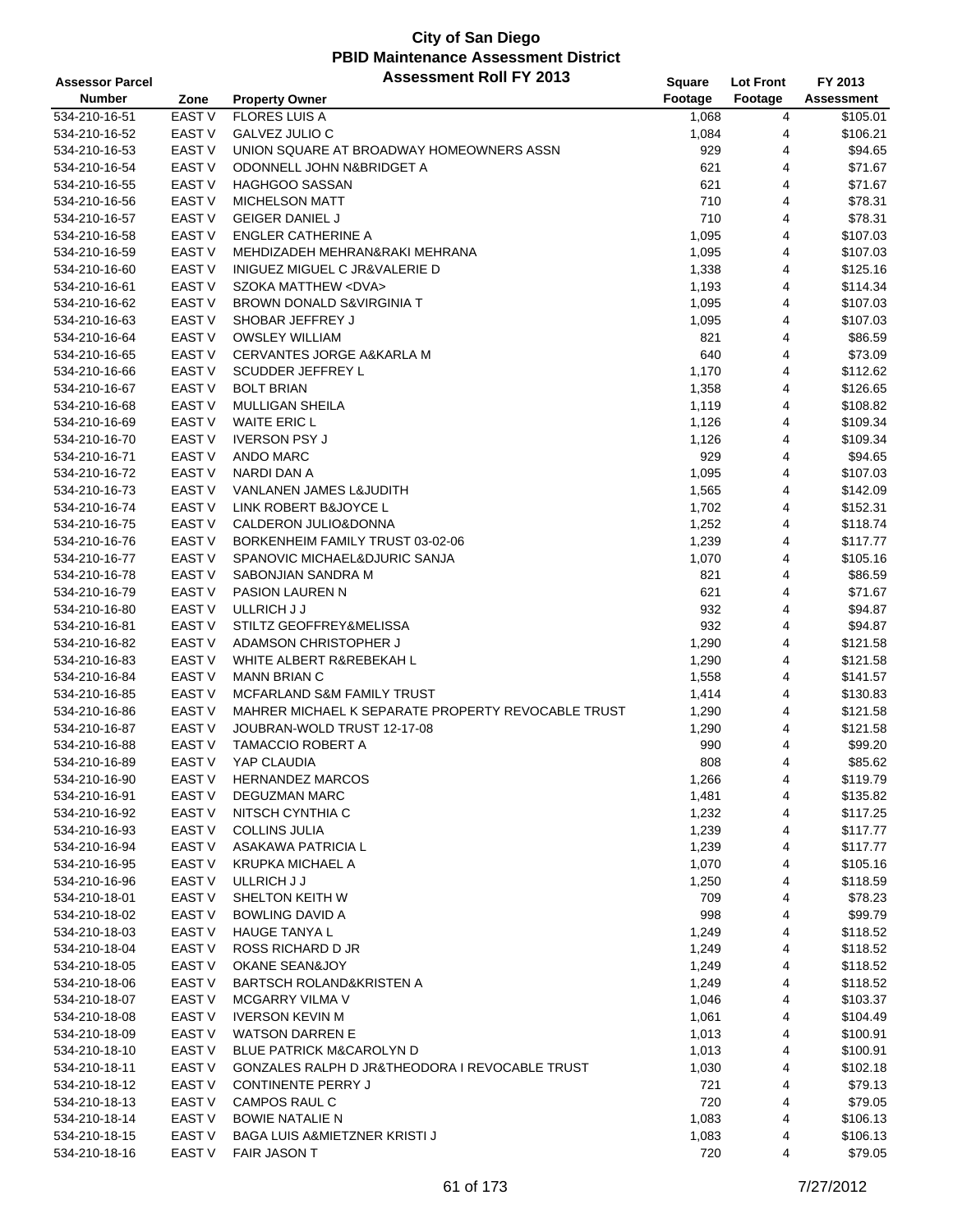# City of San Diego
## PBID Maintenance Assessment District
## Assessment Roll FY 2013

| Assessor Parcel Number | Zone | Property Owner | Square Footage | Lot Front Footage | FY 2013 Assessment |
|---|---|---|---|---|---|
| 534-210-16-51 | EAST V | FLORES LUIS A | 1,068 | 4 | $105.01 |
| 534-210-16-52 | EAST V | GALVEZ JULIO C | 1,084 | 4 | $106.21 |
| 534-210-16-53 | EAST V | UNION SQUARE AT BROADWAY HOMEOWNERS ASSN | 929 | 4 | $94.65 |
| 534-210-16-54 | EAST V | ODONNELL JOHN N&BRIDGET A | 621 | 4 | $71.67 |
| 534-210-16-55 | EAST V | HAGHGOO SASSAN | 621 | 4 | $71.67 |
| 534-210-16-56 | EAST V | MICHELSON MATT | 710 | 4 | $78.31 |
| 534-210-16-57 | EAST V | GEIGER DANIEL J | 710 | 4 | $78.31 |
| 534-210-16-58 | EAST V | ENGLER CATHERINE A | 1,095 | 4 | $107.03 |
| 534-210-16-59 | EAST V | MEHDIZADEH MEHRAN&RAKI MEHRANA | 1,095 | 4 | $107.03 |
| 534-210-16-60 | EAST V | INIGUEZ MIGUEL C JR&VALERIE D | 1,338 | 4 | $125.16 |
| 534-210-16-61 | EAST V | SZOKA MATTHEW <DVA> | 1,193 | 4 | $114.34 |
| 534-210-16-62 | EAST V | BROWN DONALD S&VIRGINIA T | 1,095 | 4 | $107.03 |
| 534-210-16-63 | EAST V | SHOBAR JEFFREY J | 1,095 | 4 | $107.03 |
| 534-210-16-64 | EAST V | OWSLEY WILLIAM | 821 | 4 | $86.59 |
| 534-210-16-65 | EAST V | CERVANTES JORGE A&KARLA M | 640 | 4 | $73.09 |
| 534-210-16-66 | EAST V | SCUDDER JEFFREY L | 1,170 | 4 | $112.62 |
| 534-210-16-67 | EAST V | BOLT BRIAN | 1,358 | 4 | $126.65 |
| 534-210-16-68 | EAST V | MULLIGAN SHEILA | 1,119 | 4 | $108.82 |
| 534-210-16-69 | EAST V | WAITE ERIC L | 1,126 | 4 | $109.34 |
| 534-210-16-70 | EAST V | IVERSON PSY J | 1,126 | 4 | $109.34 |
| 534-210-16-71 | EAST V | ANDO MARC | 929 | 4 | $94.65 |
| 534-210-16-72 | EAST V | NARDI DAN A | 1,095 | 4 | $107.03 |
| 534-210-16-73 | EAST V | VANLANEN JAMES L&JUDITH | 1,565 | 4 | $142.09 |
| 534-210-16-74 | EAST V | LINK ROBERT B&JOYCE L | 1,702 | 4 | $152.31 |
| 534-210-16-75 | EAST V | CALDERON JULIO&DONNA | 1,252 | 4 | $118.74 |
| 534-210-16-76 | EAST V | BORKENHEIM FAMILY TRUST 03-02-06 | 1,239 | 4 | $117.77 |
| 534-210-16-77 | EAST V | SPANOVIC MICHAEL&DJURIC SANJA | 1,070 | 4 | $105.16 |
| 534-210-16-78 | EAST V | SABONJIAN SANDRA M | 821 | 4 | $86.59 |
| 534-210-16-79 | EAST V | PASION LAUREN N | 621 | 4 | $71.67 |
| 534-210-16-80 | EAST V | ULLRICH J J | 932 | 4 | $94.87 |
| 534-210-16-81 | EAST V | STILTZ GEOFFREY&MELISSA | 932 | 4 | $94.87 |
| 534-210-16-82 | EAST V | ADAMSON CHRISTOPHER J | 1,290 | 4 | $121.58 |
| 534-210-16-83 | EAST V | WHITE ALBERT R&REBEKAH L | 1,290 | 4 | $121.58 |
| 534-210-16-84 | EAST V | MANN BRIAN C | 1,558 | 4 | $141.57 |
| 534-210-16-85 | EAST V | MCFARLAND S&M FAMILY TRUST | 1,414 | 4 | $130.83 |
| 534-210-16-86 | EAST V | MAHRER MICHAEL K SEPARATE PROPERTY REVOCABLE TRUST | 1,290 | 4 | $121.58 |
| 534-210-16-87 | EAST V | JOUBRAN-WOLD TRUST 12-17-08 | 1,290 | 4 | $121.58 |
| 534-210-16-88 | EAST V | TAMACCIO ROBERT A | 990 | 4 | $99.20 |
| 534-210-16-89 | EAST V | YAP CLAUDIA | 808 | 4 | $85.62 |
| 534-210-16-90 | EAST V | HERNANDEZ MARCOS | 1,266 | 4 | $119.79 |
| 534-210-16-91 | EAST V | DEGUZMAN MARC | 1,481 | 4 | $135.82 |
| 534-210-16-92 | EAST V | NITSCH CYNTHIA C | 1,232 | 4 | $117.25 |
| 534-210-16-93 | EAST V | COLLINS JULIA | 1,239 | 4 | $117.77 |
| 534-210-16-94 | EAST V | ASAKAWA PATRICIA L | 1,239 | 4 | $117.77 |
| 534-210-16-95 | EAST V | KRUPKA MICHAEL A | 1,070 | 4 | $105.16 |
| 534-210-16-96 | EAST V | ULLRICH J J | 1,250 | 4 | $118.59 |
| 534-210-18-01 | EAST V | SHELTON KEITH W | 709 | 4 | $78.23 |
| 534-210-18-02 | EAST V | BOWLING DAVID A | 998 | 4 | $99.79 |
| 534-210-18-03 | EAST V | HAUGE TANYA L | 1,249 | 4 | $118.52 |
| 534-210-18-04 | EAST V | ROSS RICHARD D JR | 1,249 | 4 | $118.52 |
| 534-210-18-05 | EAST V | OKANE SEAN&JOY | 1,249 | 4 | $118.52 |
| 534-210-18-06 | EAST V | BARTSCH ROLAND&KRISTEN A | 1,249 | 4 | $118.52 |
| 534-210-18-07 | EAST V | MCGARRY VILMA V | 1,046 | 4 | $103.37 |
| 534-210-18-08 | EAST V | IVERSON KEVIN M | 1,061 | 4 | $104.49 |
| 534-210-18-09 | EAST V | WATSON DARREN E | 1,013 | 4 | $100.91 |
| 534-210-18-10 | EAST V | BLUE PATRICK M&CAROLYN D | 1,013 | 4 | $100.91 |
| 534-210-18-11 | EAST V | GONZALES RALPH D JR&THEODORA I REVOCABLE TRUST | 1,030 | 4 | $102.18 |
| 534-210-18-12 | EAST V | CONTINENTE PERRY J | 721 | 4 | $79.13 |
| 534-210-18-13 | EAST V | CAMPOS RAUL C | 720 | 4 | $79.05 |
| 534-210-18-14 | EAST V | BOWIE NATALIE N | 1,083 | 4 | $106.13 |
| 534-210-18-15 | EAST V | BAGA LUIS A&MIETZNER KRISTI J | 1,083 | 4 | $106.13 |
| 534-210-18-16 | EAST V | FAIR JASON T | 720 | 4 | $79.05 |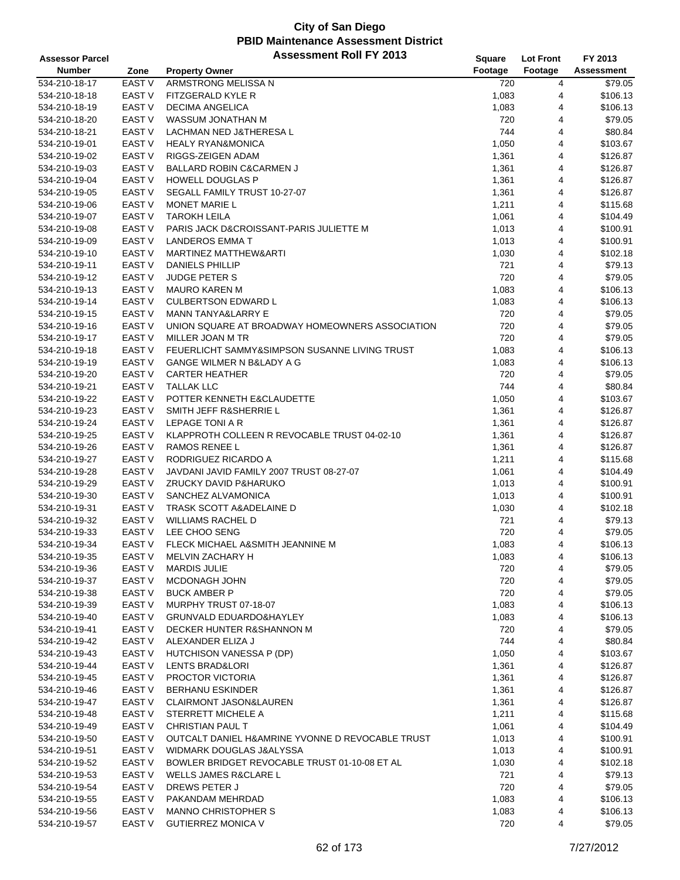# City of San Diego
## PBID Maintenance Assessment District
## Assessment Roll FY 2013

| Assessor Parcel Number | Zone | Property Owner | Square Footage | Lot Front Footage | FY 2013 Assessment |
|---|---|---|---|---|---|
| 534-210-18-17 | EAST V | ARMSTRONG MELISSA N | 720 | 4 | $79.05 |
| 534-210-18-18 | EAST V | FITZGERALD KYLE R | 1,083 | 4 | $106.13 |
| 534-210-18-19 | EAST V | DECIMA ANGELICA | 1,083 | 4 | $106.13 |
| 534-210-18-20 | EAST V | WASSUM JONATHAN M | 720 | 4 | $79.05 |
| 534-210-18-21 | EAST V | LACHMAN NED J&THERESA L | 744 | 4 | $80.84 |
| 534-210-19-01 | EAST V | HEALY RYAN&MONICA | 1,050 | 4 | $103.67 |
| 534-210-19-02 | EAST V | RIGGS-ZEIGEN ADAM | 1,361 | 4 | $126.87 |
| 534-210-19-03 | EAST V | BALLARD ROBIN C&CARMEN J | 1,361 | 4 | $126.87 |
| 534-210-19-04 | EAST V | HOWELL DOUGLAS P | 1,361 | 4 | $126.87 |
| 534-210-19-05 | EAST V | SEGALL FAMILY TRUST 10-27-07 | 1,361 | 4 | $126.87 |
| 534-210-19-06 | EAST V | MONET MARIE L | 1,211 | 4 | $115.68 |
| 534-210-19-07 | EAST V | TAROKH LEILA | 1,061 | 4 | $104.49 |
| 534-210-19-08 | EAST V | PARIS JACK D&CROISSANT-PARIS JULIETTE M | 1,013 | 4 | $100.91 |
| 534-210-19-09 | EAST V | LANDEROS EMMA T | 1,013 | 4 | $100.91 |
| 534-210-19-10 | EAST V | MARTINEZ MATTHEW&ARTI | 1,030 | 4 | $102.18 |
| 534-210-19-11 | EAST V | DANIELS PHILLIP | 721 | 4 | $79.13 |
| 534-210-19-12 | EAST V | JUDGE PETER S | 720 | 4 | $79.05 |
| 534-210-19-13 | EAST V | MAURO KAREN M | 1,083 | 4 | $106.13 |
| 534-210-19-14 | EAST V | CULBERTSON EDWARD L | 1,083 | 4 | $106.13 |
| 534-210-19-15 | EAST V | MANN TANYA&LARRY E | 720 | 4 | $79.05 |
| 534-210-19-16 | EAST V | UNION SQUARE AT BROADWAY HOMEOWNERS ASSOCIATION | 720 | 4 | $79.05 |
| 534-210-19-17 | EAST V | MILLER JOAN M TR | 720 | 4 | $79.05 |
| 534-210-19-18 | EAST V | FEUERLICHT SAMMY&SIMPSON SUSANNE LIVING TRUST | 1,083 | 4 | $106.13 |
| 534-210-19-19 | EAST V | GANGE WILMER N B&LADY A G | 1,083 | 4 | $106.13 |
| 534-210-19-20 | EAST V | CARTER HEATHER | 720 | 4 | $79.05 |
| 534-210-19-21 | EAST V | TALLAK LLC | 744 | 4 | $80.84 |
| 534-210-19-22 | EAST V | POTTER KENNETH E&CLAUDETTE | 1,050 | 4 | $103.67 |
| 534-210-19-23 | EAST V | SMITH JEFF R&SHERRIE L | 1,361 | 4 | $126.87 |
| 534-210-19-24 | EAST V | LEPAGE TONI A R | 1,361 | 4 | $126.87 |
| 534-210-19-25 | EAST V | KLAPPROTH COLLEEN R REVOCABLE TRUST 04-02-10 | 1,361 | 4 | $126.87 |
| 534-210-19-26 | EAST V | RAMOS RENEE L | 1,361 | 4 | $126.87 |
| 534-210-19-27 | EAST V | RODRIGUEZ RICARDO A | 1,211 | 4 | $115.68 |
| 534-210-19-28 | EAST V | JAVDANI JAVID FAMILY 2007 TRUST 08-27-07 | 1,061 | 4 | $104.49 |
| 534-210-19-29 | EAST V | ZRUCKY DAVID P&HARUKO | 1,013 | 4 | $100.91 |
| 534-210-19-30 | EAST V | SANCHEZ ALVAMONICA | 1,013 | 4 | $100.91 |
| 534-210-19-31 | EAST V | TRASK SCOTT A&ADELAINE D | 1,030 | 4 | $102.18 |
| 534-210-19-32 | EAST V | WILLIAMS RACHEL D | 721 | 4 | $79.13 |
| 534-210-19-33 | EAST V | LEE CHOO SENG | 720 | 4 | $79.05 |
| 534-210-19-34 | EAST V | FLECK MICHAEL A&SMITH JEANNINE M | 1,083 | 4 | $106.13 |
| 534-210-19-35 | EAST V | MELVIN ZACHARY H | 1,083 | 4 | $106.13 |
| 534-210-19-36 | EAST V | MARDIS JULIE | 720 | 4 | $79.05 |
| 534-210-19-37 | EAST V | MCDONAGH JOHN | 720 | 4 | $79.05 |
| 534-210-19-38 | EAST V | BUCK AMBER P | 720 | 4 | $79.05 |
| 534-210-19-39 | EAST V | MURPHY TRUST 07-18-07 | 1,083 | 4 | $106.13 |
| 534-210-19-40 | EAST V | GRUNVALD EDUARDO&HAYLEY | 1,083 | 4 | $106.13 |
| 534-210-19-41 | EAST V | DECKER HUNTER R&SHANNON M | 720 | 4 | $79.05 |
| 534-210-19-42 | EAST V | ALEXANDER ELIZA J | 744 | 4 | $80.84 |
| 534-210-19-43 | EAST V | HUTCHISON VANESSA P (DP) | 1,050 | 4 | $103.67 |
| 534-210-19-44 | EAST V | LENTS BRAD&LORI | 1,361 | 4 | $126.87 |
| 534-210-19-45 | EAST V | PROCTOR VICTORIA | 1,361 | 4 | $126.87 |
| 534-210-19-46 | EAST V | BERHANU ESKINDER | 1,361 | 4 | $126.87 |
| 534-210-19-47 | EAST V | CLAIRMONT JASON&LAUREN | 1,361 | 4 | $126.87 |
| 534-210-19-48 | EAST V | STERRETT MICHELE A | 1,211 | 4 | $115.68 |
| 534-210-19-49 | EAST V | CHRISTIAN PAUL T | 1,061 | 4 | $104.49 |
| 534-210-19-50 | EAST V | OUTCALT DANIEL H&AMRINE YVONNE D REVOCABLE TRUST | 1,013 | 4 | $100.91 |
| 534-210-19-51 | EAST V | WIDMARK DOUGLAS J&ALYSSA | 1,013 | 4 | $100.91 |
| 534-210-19-52 | EAST V | BOWLER BRIDGET REVOCABLE TRUST 01-10-08 ET AL | 1,030 | 4 | $102.18 |
| 534-210-19-53 | EAST V | WELLS JAMES R&CLARE L | 721 | 4 | $79.13 |
| 534-210-19-54 | EAST V | DREWS PETER J | 720 | 4 | $79.05 |
| 534-210-19-55 | EAST V | PAKANDAM MEHRDAD | 1,083 | 4 | $106.13 |
| 534-210-19-56 | EAST V | MANNO CHRISTOPHER S | 1,083 | 4 | $106.13 |
| 534-210-19-57 | EAST V | GUTIERREZ MONICA V | 720 | 4 | $79.05 |

7/27/2012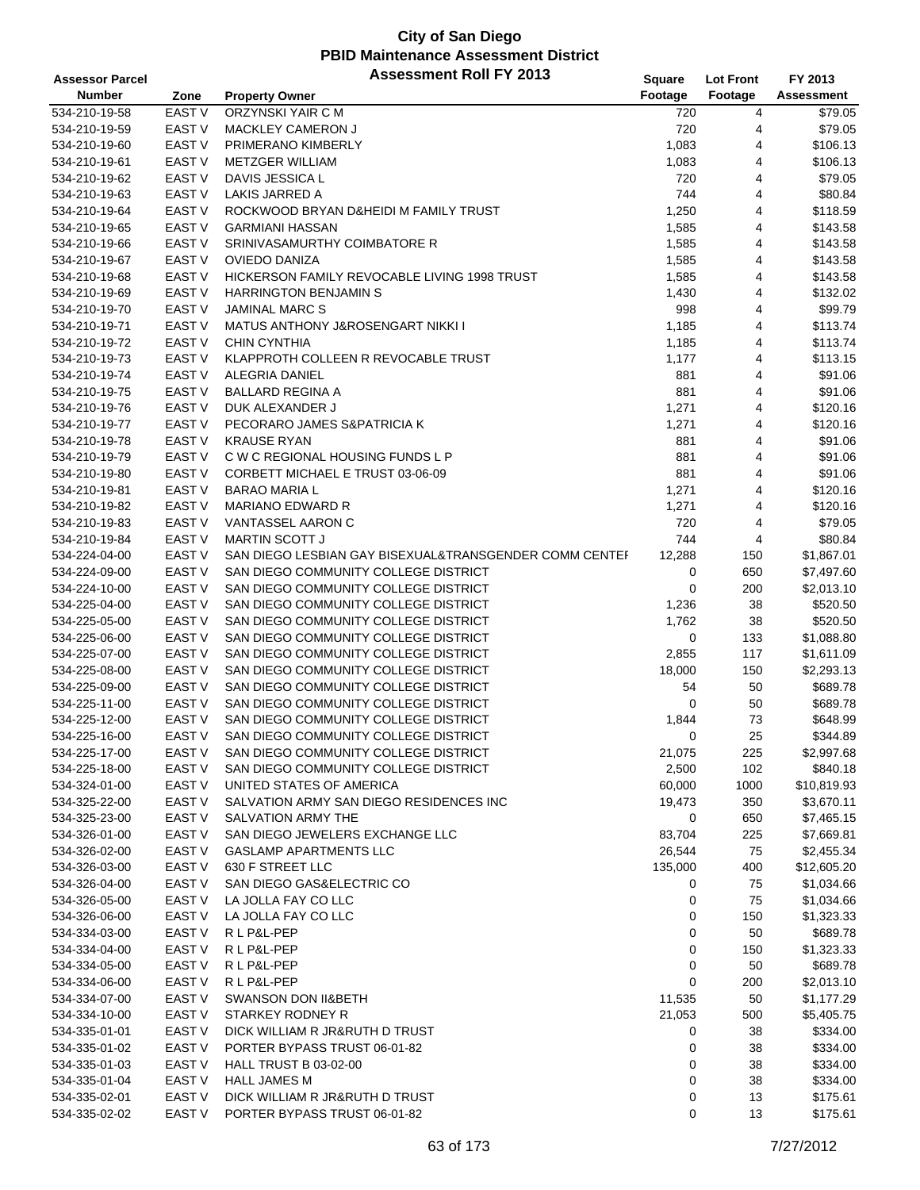# City of San Diego
## PBID Maintenance Assessment District
### Assessment Roll FY 2013

| Assessor Parcel Number | Zone | Property Owner | Square Footage | Lot Front Footage | FY 2013 Assessment |
|---|---|---|---|---|---|
| 534-210-19-58 | EAST V | ORZYNSKI YAIR C M | 720 | 4 | $79.05 |
| 534-210-19-59 | EAST V | MACKLEY CAMERON J | 720 | 4 | $79.05 |
| 534-210-19-60 | EAST V | PRIMERANO KIMBERLY | 1,083 | 4 | $106.13 |
| 534-210-19-61 | EAST V | METZGER WILLIAM | 1,083 | 4 | $106.13 |
| 534-210-19-62 | EAST V | DAVIS JESSICA L | 720 | 4 | $79.05 |
| 534-210-19-63 | EAST V | LAKIS JARRED A | 744 | 4 | $80.84 |
| 534-210-19-64 | EAST V | ROCKWOOD BRYAN D&HEIDI M FAMILY TRUST | 1,250 | 4 | $118.59 |
| 534-210-19-65 | EAST V | GARMIANI HASSAN | 1,585 | 4 | $143.58 |
| 534-210-19-66 | EAST V | SRINIVASAMURTHY COIMBATORE R | 1,585 | 4 | $143.58 |
| 534-210-19-67 | EAST V | OVIEDO DANIZA | 1,585 | 4 | $143.58 |
| 534-210-19-68 | EAST V | HICKERSON FAMILY REVOCABLE LIVING 1998 TRUST | 1,585 | 4 | $143.58 |
| 534-210-19-69 | EAST V | HARRINGTON BENJAMIN S | 1,430 | 4 | $132.02 |
| 534-210-19-70 | EAST V | JAMINAL MARC S | 998 | 4 | $99.79 |
| 534-210-19-71 | EAST V | MATUS ANTHONY J&ROSENGART NIKKI I | 1,185 | 4 | $113.74 |
| 534-210-19-72 | EAST V | CHIN CYNTHIA | 1,185 | 4 | $113.74 |
| 534-210-19-73 | EAST V | KLAPPROTH COLLEEN R REVOCABLE TRUST | 1,177 | 4 | $113.15 |
| 534-210-19-74 | EAST V | ALEGRIA DANIEL | 881 | 4 | $91.06 |
| 534-210-19-75 | EAST V | BALLARD REGINA A | 881 | 4 | $91.06 |
| 534-210-19-76 | EAST V | DUK ALEXANDER J | 1,271 | 4 | $120.16 |
| 534-210-19-77 | EAST V | PECORARO JAMES S&PATRICIA K | 1,271 | 4 | $120.16 |
| 534-210-19-78 | EAST V | KRAUSE RYAN | 881 | 4 | $91.06 |
| 534-210-19-79 | EAST V | C W C REGIONAL HOUSING FUNDS L P | 881 | 4 | $91.06 |
| 534-210-19-80 | EAST V | CORBETT MICHAEL E TRUST 03-06-09 | 881 | 4 | $91.06 |
| 534-210-19-81 | EAST V | BARAO MARIA L | 1,271 | 4 | $120.16 |
| 534-210-19-82 | EAST V | MARIANO EDWARD R | 1,271 | 4 | $120.16 |
| 534-210-19-83 | EAST V | VANTASSEL AARON C | 720 | 4 | $79.05 |
| 534-210-19-84 | EAST V | MARTIN SCOTT J | 744 | 4 | $80.84 |
| 534-224-04-00 | EAST V | SAN DIEGO LESBIAN GAY BISEXUAL&TRANSGENDER COMM CENTEI | 12,288 | 150 | $1,867.01 |
| 534-224-09-00 | EAST V | SAN DIEGO COMMUNITY COLLEGE DISTRICT | 0 | 650 | $7,497.60 |
| 534-224-10-00 | EAST V | SAN DIEGO COMMUNITY COLLEGE DISTRICT | 0 | 200 | $2,013.10 |
| 534-225-04-00 | EAST V | SAN DIEGO COMMUNITY COLLEGE DISTRICT | 1,236 | 38 | $520.50 |
| 534-225-05-00 | EAST V | SAN DIEGO COMMUNITY COLLEGE DISTRICT | 1,762 | 38 | $520.50 |
| 534-225-06-00 | EAST V | SAN DIEGO COMMUNITY COLLEGE DISTRICT | 0 | 133 | $1,088.80 |
| 534-225-07-00 | EAST V | SAN DIEGO COMMUNITY COLLEGE DISTRICT | 2,855 | 117 | $1,611.09 |
| 534-225-08-00 | EAST V | SAN DIEGO COMMUNITY COLLEGE DISTRICT | 18,000 | 150 | $2,293.13 |
| 534-225-09-00 | EAST V | SAN DIEGO COMMUNITY COLLEGE DISTRICT | 54 | 50 | $689.78 |
| 534-225-11-00 | EAST V | SAN DIEGO COMMUNITY COLLEGE DISTRICT | 0 | 50 | $689.78 |
| 534-225-12-00 | EAST V | SAN DIEGO COMMUNITY COLLEGE DISTRICT | 1,844 | 73 | $648.99 |
| 534-225-16-00 | EAST V | SAN DIEGO COMMUNITY COLLEGE DISTRICT | 0 | 25 | $344.89 |
| 534-225-17-00 | EAST V | SAN DIEGO COMMUNITY COLLEGE DISTRICT | 21,075 | 225 | $2,997.68 |
| 534-225-18-00 | EAST V | SAN DIEGO COMMUNITY COLLEGE DISTRICT | 2,500 | 102 | $840.18 |
| 534-324-01-00 | EAST V | UNITED STATES OF AMERICA | 60,000 | 1000 | $10,819.93 |
| 534-325-22-00 | EAST V | SALVATION ARMY SAN DIEGO RESIDENCES INC | 19,473 | 350 | $3,670.11 |
| 534-325-23-00 | EAST V | SALVATION ARMY THE | 0 | 650 | $7,465.15 |
| 534-326-01-00 | EAST V | SAN DIEGO JEWELERS EXCHANGE LLC | 83,704 | 225 | $7,669.81 |
| 534-326-02-00 | EAST V | GASLAMP APARTMENTS LLC | 26,544 | 75 | $2,455.34 |
| 534-326-03-00 | EAST V | 630 F STREET LLC | 135,000 | 400 | $12,605.20 |
| 534-326-04-00 | EAST V | SAN DIEGO GAS&ELECTRIC CO | 0 | 75 | $1,034.66 |
| 534-326-05-00 | EAST V | LA JOLLA FAY CO LLC | 0 | 75 | $1,034.66 |
| 534-326-06-00 | EAST V | LA JOLLA FAY CO LLC | 0 | 150 | $1,323.33 |
| 534-334-03-00 | EAST V | R L P&L-PEP | 0 | 50 | $689.78 |
| 534-334-04-00 | EAST V | R L P&L-PEP | 0 | 150 | $1,323.33 |
| 534-334-05-00 | EAST V | R L P&L-PEP | 0 | 50 | $689.78 |
| 534-334-06-00 | EAST V | R L P&L-PEP | 0 | 200 | $2,013.10 |
| 534-334-07-00 | EAST V | SWANSON DON II&BETH | 11,535 | 50 | $1,177.29 |
| 534-334-10-00 | EAST V | STARKEY RODNEY R | 21,053 | 500 | $5,405.75 |
| 534-335-01-01 | EAST V | DICK WILLIAM R JR&RUTH D TRUST | 0 | 38 | $334.00 |
| 534-335-01-02 | EAST V | PORTER BYPASS TRUST 06-01-82 | 0 | 38 | $334.00 |
| 534-335-01-03 | EAST V | HALL TRUST B 03-02-00 | 0 | 38 | $334.00 |
| 534-335-01-04 | EAST V | HALL JAMES M | 0 | 38 | $334.00 |
| 534-335-02-01 | EAST V | DICK WILLIAM R JR&RUTH D TRUST | 0 | 13 | $175.61 |
| 534-335-02-02 | EAST V | PORTER BYPASS TRUST 06-01-82 | 0 | 13 | $175.61 |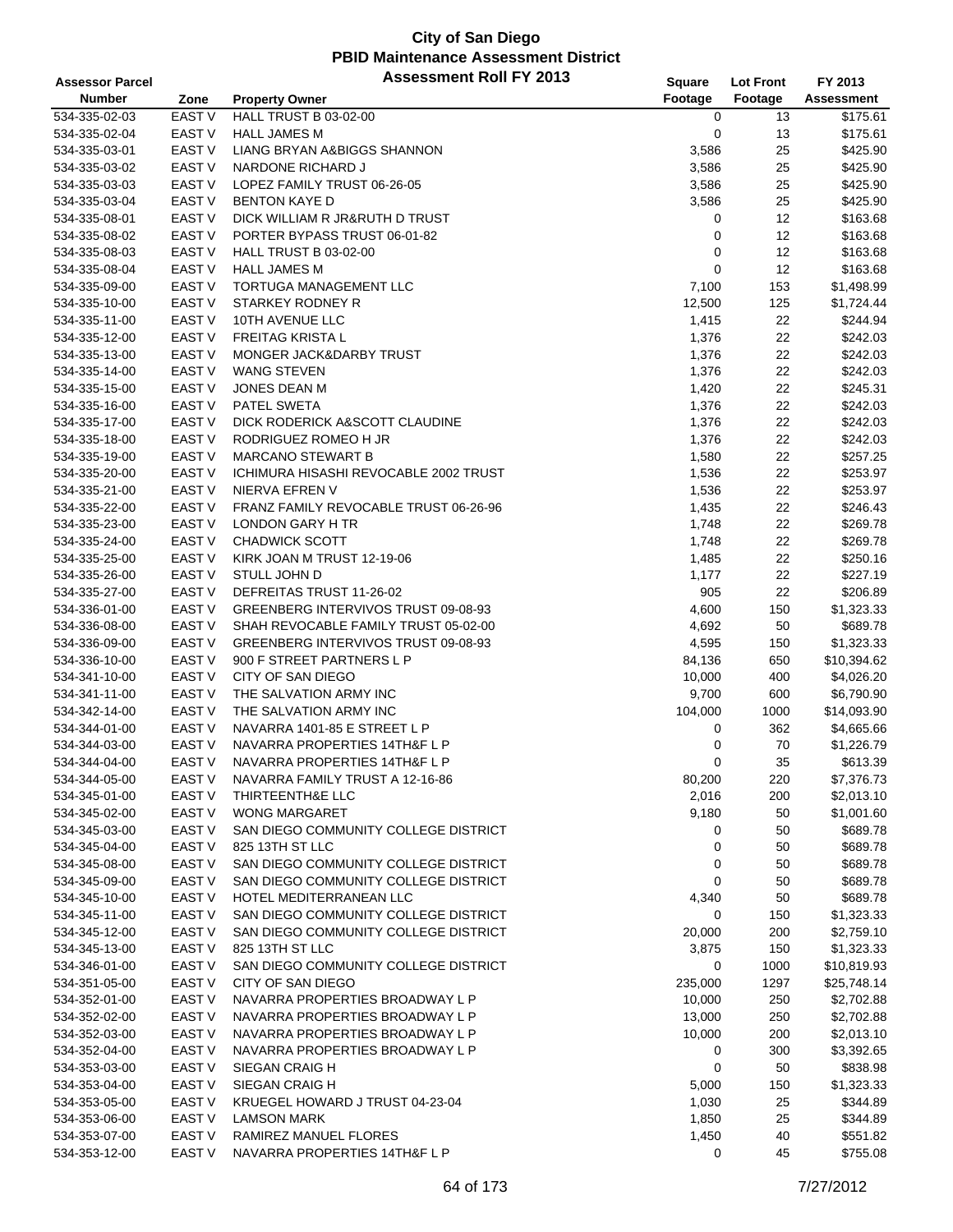# City of San Diego
## PBID Maintenance Assessment District
### Assessment Roll FY 2013

| Assessor Parcel Number | Zone | Property Owner | Square Footage | Lot Front Footage | FY 2013 Assessment |
|---|---|---|---|---|---|
| 534-335-02-03 | EAST V | HALL TRUST B 03-02-00 | 0 | 13 | $175.61 |
| 534-335-02-04 | EAST V | HALL JAMES M | 0 | 13 | $175.61 |
| 534-335-03-01 | EAST V | LIANG BRYAN A&BIGGS SHANNON | 3,586 | 25 | $425.90 |
| 534-335-03-02 | EAST V | NARDONE RICHARD J | 3,586 | 25 | $425.90 |
| 534-335-03-03 | EAST V | LOPEZ FAMILY TRUST 06-26-05 | 3,586 | 25 | $425.90 |
| 534-335-03-04 | EAST V | BENTON KAYE D | 3,586 | 25 | $425.90 |
| 534-335-08-01 | EAST V | DICK WILLIAM R JR&RUTH D TRUST | 0 | 12 | $163.68 |
| 534-335-08-02 | EAST V | PORTER BYPASS TRUST 06-01-82 | 0 | 12 | $163.68 |
| 534-335-08-03 | EAST V | HALL TRUST B 03-02-00 | 0 | 12 | $163.68 |
| 534-335-08-04 | EAST V | HALL JAMES M | 0 | 12 | $163.68 |
| 534-335-09-00 | EAST V | TORTUGA MANAGEMENT LLC | 7,100 | 153 | $1,498.99 |
| 534-335-10-00 | EAST V | STARKEY RODNEY R | 12,500 | 125 | $1,724.44 |
| 534-335-11-00 | EAST V | 10TH AVENUE LLC | 1,415 | 22 | $244.94 |
| 534-335-12-00 | EAST V | FREITAG KRISTA L | 1,376 | 22 | $242.03 |
| 534-335-13-00 | EAST V | MONGER JACK&DARBY TRUST | 1,376 | 22 | $242.03 |
| 534-335-14-00 | EAST V | WANG STEVEN | 1,376 | 22 | $242.03 |
| 534-335-15-00 | EAST V | JONES DEAN M | 1,420 | 22 | $245.31 |
| 534-335-16-00 | EAST V | PATEL SWETA | 1,376 | 22 | $242.03 |
| 534-335-17-00 | EAST V | DICK RODERICK A&SCOTT CLAUDINE | 1,376 | 22 | $242.03 |
| 534-335-18-00 | EAST V | RODRIGUEZ ROMEO H JR | 1,376 | 22 | $242.03 |
| 534-335-19-00 | EAST V | MARCANO STEWART B | 1,580 | 22 | $257.25 |
| 534-335-20-00 | EAST V | ICHIMURA HISASHI REVOCABLE 2002 TRUST | 1,536 | 22 | $253.97 |
| 534-335-21-00 | EAST V | NIERVA EFREN V | 1,536 | 22 | $253.97 |
| 534-335-22-00 | EAST V | FRANZ FAMILY REVOCABLE TRUST 06-26-96 | 1,435 | 22 | $246.43 |
| 534-335-23-00 | EAST V | LONDON GARY H TR | 1,748 | 22 | $269.78 |
| 534-335-24-00 | EAST V | CHADWICK SCOTT | 1,748 | 22 | $269.78 |
| 534-335-25-00 | EAST V | KIRK JOAN M TRUST 12-19-06 | 1,485 | 22 | $250.16 |
| 534-335-26-00 | EAST V | STULL JOHN D | 1,177 | 22 | $227.19 |
| 534-335-27-00 | EAST V | DEFREITAS TRUST 11-26-02 | 905 | 22 | $206.89 |
| 534-336-01-00 | EAST V | GREENBERG INTERVIVOS TRUST 09-08-93 | 4,600 | 150 | $1,323.33 |
| 534-336-08-00 | EAST V | SHAH REVOCABLE FAMILY TRUST 05-02-00 | 4,692 | 50 | $689.78 |
| 534-336-09-00 | EAST V | GREENBERG INTERVIVOS TRUST 09-08-93 | 4,595 | 150 | $1,323.33 |
| 534-336-10-00 | EAST V | 900 F STREET PARTNERS L P | 84,136 | 650 | $10,394.62 |
| 534-341-10-00 | EAST V | CITY OF SAN DIEGO | 10,000 | 400 | $4,026.20 |
| 534-341-11-00 | EAST V | THE SALVATION ARMY INC | 9,700 | 600 | $6,790.90 |
| 534-342-14-00 | EAST V | THE SALVATION ARMY INC | 104,000 | 1000 | $14,093.90 |
| 534-344-01-00 | EAST V | NAVARRA 1401-85 E STREET L P | 0 | 362 | $4,665.66 |
| 534-344-03-00 | EAST V | NAVARRA PROPERTIES 14TH&F L P | 0 | 70 | $1,226.79 |
| 534-344-04-00 | EAST V | NAVARRA PROPERTIES 14TH&F L P | 0 | 35 | $613.39 |
| 534-344-05-00 | EAST V | NAVARRA FAMILY TRUST A 12-16-86 | 80,200 | 220 | $7,376.73 |
| 534-345-01-00 | EAST V | THIRTEENTH&E LLC | 2,016 | 200 | $2,013.10 |
| 534-345-02-00 | EAST V | WONG MARGARET | 9,180 | 50 | $1,001.60 |
| 534-345-03-00 | EAST V | SAN DIEGO COMMUNITY COLLEGE DISTRICT | 0 | 50 | $689.78 |
| 534-345-04-00 | EAST V | 825 13TH ST LLC | 0 | 50 | $689.78 |
| 534-345-08-00 | EAST V | SAN DIEGO COMMUNITY COLLEGE DISTRICT | 0 | 50 | $689.78 |
| 534-345-09-00 | EAST V | SAN DIEGO COMMUNITY COLLEGE DISTRICT | 0 | 50 | $689.78 |
| 534-345-10-00 | EAST V | HOTEL MEDITERRANEAN LLC | 4,340 | 50 | $689.78 |
| 534-345-11-00 | EAST V | SAN DIEGO COMMUNITY COLLEGE DISTRICT | 0 | 150 | $1,323.33 |
| 534-345-12-00 | EAST V | SAN DIEGO COMMUNITY COLLEGE DISTRICT | 20,000 | 200 | $2,759.10 |
| 534-345-13-00 | EAST V | 825 13TH ST LLC | 3,875 | 150 | $1,323.33 |
| 534-346-01-00 | EAST V | SAN DIEGO COMMUNITY COLLEGE DISTRICT | 0 | 1000 | $10,819.93 |
| 534-351-05-00 | EAST V | CITY OF SAN DIEGO | 235,000 | 1297 | $25,748.14 |
| 534-352-01-00 | EAST V | NAVARRA PROPERTIES BROADWAY L P | 10,000 | 250 | $2,702.88 |
| 534-352-02-00 | EAST V | NAVARRA PROPERTIES BROADWAY L P | 13,000 | 250 | $2,702.88 |
| 534-352-03-00 | EAST V | NAVARRA PROPERTIES BROADWAY L P | 10,000 | 200 | $2,013.10 |
| 534-352-04-00 | EAST V | NAVARRA PROPERTIES BROADWAY L P | 0 | 300 | $3,392.65 |
| 534-353-03-00 | EAST V | SIEGAN CRAIG H | 0 | 50 | $838.98 |
| 534-353-04-00 | EAST V | SIEGAN CRAIG H | 5,000 | 150 | $1,323.33 |
| 534-353-05-00 | EAST V | KRUEGEL HOWARD J TRUST 04-23-04 | 1,030 | 25 | $344.89 |
| 534-353-06-00 | EAST V | LAMSON MARK | 1,850 | 25 | $344.89 |
| 534-353-07-00 | EAST V | RAMIREZ MANUEL FLORES | 1,450 | 40 | $551.82 |
| 534-353-12-00 | EAST V | NAVARRA PROPERTIES 14TH&F L P | 0 | 45 | $755.08 |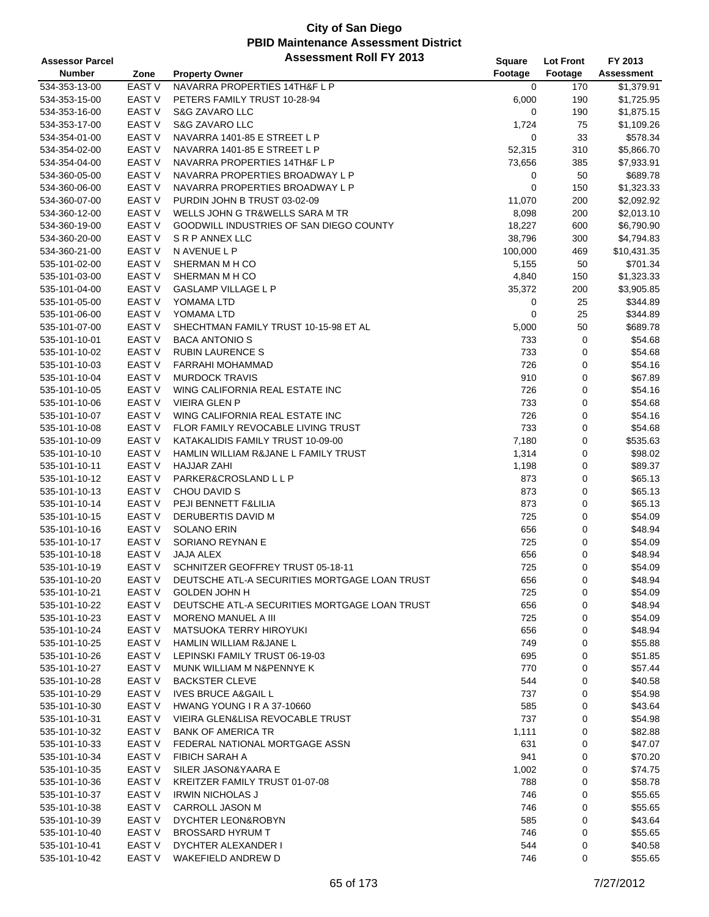# City of San Diego
## PBID Maintenance Assessment District
### Assessment Roll FY 2013

| Assessor Parcel Number | Zone | Property Owner | Square Footage | Lot Front Footage | FY 2013 Assessment |
|---|---|---|---|---|---|
| 534-353-13-00 | EAST V | NAVARRA PROPERTIES 14TH&F L P | 0 | 170 | $1,379.91 |
| 534-353-15-00 | EAST V | PETERS FAMILY TRUST 10-28-94 | 6,000 | 190 | $1,725.95 |
| 534-353-16-00 | EAST V | S&G ZAVARO LLC | 0 | 190 | $1,875.15 |
| 534-353-17-00 | EAST V | S&G ZAVARO LLC | 1,724 | 75 | $1,109.26 |
| 534-354-01-00 | EAST V | NAVARRA 1401-85 E STREET L P | 0 | 33 | $578.34 |
| 534-354-02-00 | EAST V | NAVARRA 1401-85 E STREET L P | 52,315 | 310 | $5,866.70 |
| 534-354-04-00 | EAST V | NAVARRA PROPERTIES 14TH&F L P | 73,656 | 385 | $7,933.91 |
| 534-360-05-00 | EAST V | NAVARRA PROPERTIES BROADWAY L P | 0 | 50 | $689.78 |
| 534-360-06-00 | EAST V | NAVARRA PROPERTIES BROADWAY L P | 0 | 150 | $1,323.33 |
| 534-360-07-00 | EAST V | PURDIN JOHN B TRUST 03-02-09 | 11,070 | 200 | $2,092.92 |
| 534-360-12-00 | EAST V | WELLS JOHN G TR&WELLS SARA M TR | 8,098 | 200 | $2,013.10 |
| 534-360-19-00 | EAST V | GOODWILL INDUSTRIES OF SAN DIEGO COUNTY | 18,227 | 600 | $6,790.90 |
| 534-360-20-00 | EAST V | S R P ANNEX LLC | 38,796 | 300 | $4,794.83 |
| 534-360-21-00 | EAST V | N AVENUE L P | 100,000 | 469 | $10,431.35 |
| 535-101-02-00 | EAST V | SHERMAN M H CO | 5,155 | 50 | $701.34 |
| 535-101-03-00 | EAST V | SHERMAN M H CO | 4,840 | 150 | $1,323.33 |
| 535-101-04-00 | EAST V | GASLAMP VILLAGE L P | 35,372 | 200 | $3,905.85 |
| 535-101-05-00 | EAST V | YOMAMA LTD | 0 | 25 | $344.89 |
| 535-101-06-00 | EAST V | YOMAMA LTD | 0 | 25 | $344.89 |
| 535-101-07-00 | EAST V | SHECHTMAN FAMILY TRUST 10-15-98 ET AL | 5,000 | 50 | $689.78 |
| 535-101-10-01 | EAST V | BACA ANTONIO S | 733 | 0 | $54.68 |
| 535-101-10-02 | EAST V | RUBIN LAURENCE S | 733 | 0 | $54.68 |
| 535-101-10-03 | EAST V | FARRAHI MOHAMMAD | 726 | 0 | $54.16 |
| 535-101-10-04 | EAST V | MURDOCK TRAVIS | 910 | 0 | $67.89 |
| 535-101-10-05 | EAST V | WING CALIFORNIA REAL ESTATE INC | 726 | 0 | $54.16 |
| 535-101-10-06 | EAST V | VIEIRA GLEN P | 733 | 0 | $54.68 |
| 535-101-10-07 | EAST V | WING CALIFORNIA REAL ESTATE INC | 726 | 0 | $54.16 |
| 535-101-10-08 | EAST V | FLOR FAMILY REVOCABLE LIVING TRUST | 733 | 0 | $54.68 |
| 535-101-10-09 | EAST V | KATAKALIDIS FAMILY TRUST 10-09-00 | 7,180 | 0 | $535.63 |
| 535-101-10-10 | EAST V | HAMLIN WILLIAM R&JANE L FAMILY TRUST | 1,314 | 0 | $98.02 |
| 535-101-10-11 | EAST V | HAJJAR ZAHI | 1,198 | 0 | $89.37 |
| 535-101-10-12 | EAST V | PARKER&CROSLAND L L P | 873 | 0 | $65.13 |
| 535-101-10-13 | EAST V | CHOU DAVID S | 873 | 0 | $65.13 |
| 535-101-10-14 | EAST V | PEJI BENNETT F&LILIA | 873 | 0 | $65.13 |
| 535-101-10-15 | EAST V | DERUBERTIS DAVID M | 725 | 0 | $54.09 |
| 535-101-10-16 | EAST V | SOLANO ERIN | 656 | 0 | $48.94 |
| 535-101-10-17 | EAST V | SORIANO REYNAN E | 725 | 0 | $54.09 |
| 535-101-10-18 | EAST V | JAJA ALEX | 656 | 0 | $48.94 |
| 535-101-10-19 | EAST V | SCHNITZER GEOFFREY TRUST 05-18-11 | 725 | 0 | $54.09 |
| 535-101-10-20 | EAST V | DEUTSCHE ATL-A SECURITIES MORTGAGE LOAN TRUST | 656 | 0 | $48.94 |
| 535-101-10-21 | EAST V | GOLDEN JOHN H | 725 | 0 | $54.09 |
| 535-101-10-22 | EAST V | DEUTSCHE ATL-A SECURITIES MORTGAGE LOAN TRUST | 656 | 0 | $48.94 |
| 535-101-10-23 | EAST V | MORENO MANUEL A III | 725 | 0 | $54.09 |
| 535-101-10-24 | EAST V | MATSUOKA TERRY HIROYUKI | 656 | 0 | $48.94 |
| 535-101-10-25 | EAST V | HAMLIN WILLIAM R&JANE L | 749 | 0 | $55.88 |
| 535-101-10-26 | EAST V | LEPINSKI FAMILY TRUST 06-19-03 | 695 | 0 | $51.85 |
| 535-101-10-27 | EAST V | MUNK WILLIAM M N&PENNYE K | 770 | 0 | $57.44 |
| 535-101-10-28 | EAST V | BACKSTER CLEVE | 544 | 0 | $40.58 |
| 535-101-10-29 | EAST V | IVES BRUCE A&GAIL L | 737 | 0 | $54.98 |
| 535-101-10-30 | EAST V | HWANG YOUNG I R A 37-10660 | 585 | 0 | $43.64 |
| 535-101-10-31 | EAST V | VIEIRA GLEN&LISA REVOCABLE TRUST | 737 | 0 | $54.98 |
| 535-101-10-32 | EAST V | BANK OF AMERICA TR | 1,111 | 0 | $82.88 |
| 535-101-10-33 | EAST V | FEDERAL NATIONAL MORTGAGE ASSN | 631 | 0 | $47.07 |
| 535-101-10-34 | EAST V | FIBICH SARAH A | 941 | 0 | $70.20 |
| 535-101-10-35 | EAST V | SILER JASON&YAARA E | 1,002 | 0 | $74.75 |
| 535-101-10-36 | EAST V | KREITZER FAMILY TRUST 01-07-08 | 788 | 0 | $58.78 |
| 535-101-10-37 | EAST V | IRWIN NICHOLAS J | 746 | 0 | $55.65 |
| 535-101-10-38 | EAST V | CARROLL JASON M | 746 | 0 | $55.65 |
| 535-101-10-39 | EAST V | DYCHTER LEON&ROBYN | 585 | 0 | $43.64 |
| 535-101-10-40 | EAST V | BROSSARD HYRUM T | 746 | 0 | $55.65 |
| 535-101-10-41 | EAST V | DYCHTER ALEXANDER I | 544 | 0 | $40.58 |
| 535-101-10-42 | EAST V | WAKEFIELD ANDREW D | 746 | 0 | $55.65 |

7/27/2012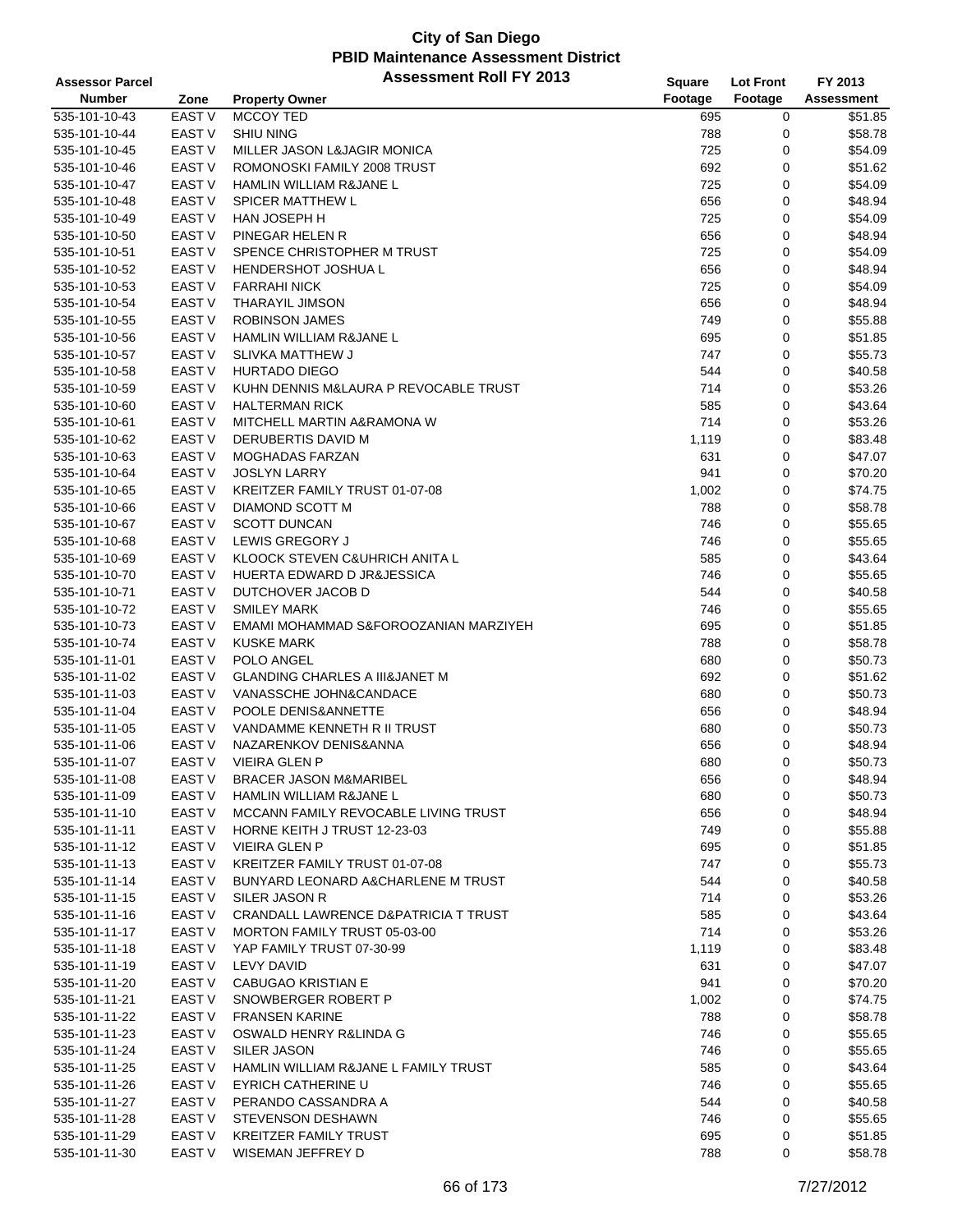# City of San Diego
## PBID Maintenance Assessment District
### Assessment Roll FY 2013

| Assessor Parcel Number | Zone | Property Owner | Square Footage | Lot Front Footage | FY 2013 Assessment |
|---|---|---|---|---|---|
| 535-101-10-43 | EAST V | MCCOY TED | 695 | 0 | $51.85 |
| 535-101-10-44 | EAST V | SHIU NING | 788 | 0 | $58.78 |
| 535-101-10-45 | EAST V | MILLER JASON L&JAGIR MONICA | 725 | 0 | $54.09 |
| 535-101-10-46 | EAST V | ROMONOSKI FAMILY 2008 TRUST | 692 | 0 | $51.62 |
| 535-101-10-47 | EAST V | HAMLIN WILLIAM R&JANE L | 725 | 0 | $54.09 |
| 535-101-10-48 | EAST V | SPICER MATTHEW L | 656 | 0 | $48.94 |
| 535-101-10-49 | EAST V | HAN JOSEPH H | 725 | 0 | $54.09 |
| 535-101-10-50 | EAST V | PINEGAR HELEN R | 656 | 0 | $48.94 |
| 535-101-10-51 | EAST V | SPENCE CHRISTOPHER M TRUST | 725 | 0 | $54.09 |
| 535-101-10-52 | EAST V | HENDERSHOT JOSHUA L | 656 | 0 | $48.94 |
| 535-101-10-53 | EAST V | FARRAHI NICK | 725 | 0 | $54.09 |
| 535-101-10-54 | EAST V | THARAYIL JIMSON | 656 | 0 | $48.94 |
| 535-101-10-55 | EAST V | ROBINSON JAMES | 749 | 0 | $55.88 |
| 535-101-10-56 | EAST V | HAMLIN WILLIAM R&JANE L | 695 | 0 | $51.85 |
| 535-101-10-57 | EAST V | SLIVKA MATTHEW J | 747 | 0 | $55.73 |
| 535-101-10-58 | EAST V | HURTADO DIEGO | 544 | 0 | $40.58 |
| 535-101-10-59 | EAST V | KUHN DENNIS M&LAURA P REVOCABLE TRUST | 714 | 0 | $53.26 |
| 535-101-10-60 | EAST V | HALTERMAN RICK | 585 | 0 | $43.64 |
| 535-101-10-61 | EAST V | MITCHELL MARTIN A&RAMONA W | 714 | 0 | $53.26 |
| 535-101-10-62 | EAST V | DERUBERTIS DAVID M | 1,119 | 0 | $83.48 |
| 535-101-10-63 | EAST V | MOGHADAS FARZAN | 631 | 0 | $47.07 |
| 535-101-10-64 | EAST V | JOSLYN LARRY | 941 | 0 | $70.20 |
| 535-101-10-65 | EAST V | KREITZER FAMILY TRUST 01-07-08 | 1,002 | 0 | $74.75 |
| 535-101-10-66 | EAST V | DIAMOND SCOTT M | 788 | 0 | $58.78 |
| 535-101-10-67 | EAST V | SCOTT DUNCAN | 746 | 0 | $55.65 |
| 535-101-10-68 | EAST V | LEWIS GREGORY J | 746 | 0 | $55.65 |
| 535-101-10-69 | EAST V | KLOOCK STEVEN C&UHRICH ANITA L | 585 | 0 | $43.64 |
| 535-101-10-70 | EAST V | HUERTA EDWARD D JR&JESSICA | 746 | 0 | $55.65 |
| 535-101-10-71 | EAST V | DUTCHOVER JACOB D | 544 | 0 | $40.58 |
| 535-101-10-72 | EAST V | SMILEY MARK | 746 | 0 | $55.65 |
| 535-101-10-73 | EAST V | EMAMI MOHAMMAD S&FOROOZANIAN MARZIYEH | 695 | 0 | $51.85 |
| 535-101-10-74 | EAST V | KUSKE MARK | 788 | 0 | $58.78 |
| 535-101-11-01 | EAST V | POLO ANGEL | 680 | 0 | $50.73 |
| 535-101-11-02 | EAST V | GLANDING CHARLES A III&JANET M | 692 | 0 | $51.62 |
| 535-101-11-03 | EAST V | VANASSCHE JOHN&CANDACE | 680 | 0 | $50.73 |
| 535-101-11-04 | EAST V | POOLE DENIS&ANNETTE | 656 | 0 | $48.94 |
| 535-101-11-05 | EAST V | VANDAMME KENNETH R II TRUST | 680 | 0 | $50.73 |
| 535-101-11-06 | EAST V | NAZARENKOV DENIS&ANNA | 656 | 0 | $48.94 |
| 535-101-11-07 | EAST V | VIEIRA GLEN P | 680 | 0 | $50.73 |
| 535-101-11-08 | EAST V | BRACER JASON M&MARIBEL | 656 | 0 | $48.94 |
| 535-101-11-09 | EAST V | HAMLIN WILLIAM R&JANE L | 680 | 0 | $50.73 |
| 535-101-11-10 | EAST V | MCCANN FAMILY REVOCABLE LIVING TRUST | 656 | 0 | $48.94 |
| 535-101-11-11 | EAST V | HORNE KEITH J TRUST 12-23-03 | 749 | 0 | $55.88 |
| 535-101-11-12 | EAST V | VIEIRA GLEN P | 695 | 0 | $51.85 |
| 535-101-11-13 | EAST V | KREITZER FAMILY TRUST 01-07-08 | 747 | 0 | $55.73 |
| 535-101-11-14 | EAST V | BUNYARD LEONARD A&CHARLENE M TRUST | 544 | 0 | $40.58 |
| 535-101-11-15 | EAST V | SILER JASON R | 714 | 0 | $53.26 |
| 535-101-11-16 | EAST V | CRANDALL LAWRENCE D&PATRICIA T TRUST | 585 | 0 | $43.64 |
| 535-101-11-17 | EAST V | MORTON FAMILY TRUST 05-03-00 | 714 | 0 | $53.26 |
| 535-101-11-18 | EAST V | YAP FAMILY TRUST 07-30-99 | 1,119 | 0 | $83.48 |
| 535-101-11-19 | EAST V | LEVY DAVID | 631 | 0 | $47.07 |
| 535-101-11-20 | EAST V | CABUGAO KRISTIAN E | 941 | 0 | $70.20 |
| 535-101-11-21 | EAST V | SNOWBERGER ROBERT P | 1,002 | 0 | $74.75 |
| 535-101-11-22 | EAST V | FRANSEN KARINE | 788 | 0 | $58.78 |
| 535-101-11-23 | EAST V | OSWALD HENRY R&LINDA G | 746 | 0 | $55.65 |
| 535-101-11-24 | EAST V | SILER JASON | 746 | 0 | $55.65 |
| 535-101-11-25 | EAST V | HAMLIN WILLIAM R&JANE L FAMILY TRUST | 585 | 0 | $43.64 |
| 535-101-11-26 | EAST V | EYRICH CATHERINE U | 746 | 0 | $55.65 |
| 535-101-11-27 | EAST V | PERANDO CASSANDRA A | 544 | 0 | $40.58 |
| 535-101-11-28 | EAST V | STEVENSON DESHAWN | 746 | 0 | $55.65 |
| 535-101-11-29 | EAST V | KREITZER FAMILY TRUST | 695 | 0 | $51.85 |
| 535-101-11-30 | EAST V | WISEMAN JEFFREY D | 788 | 0 | $58.78 |

7/27/2012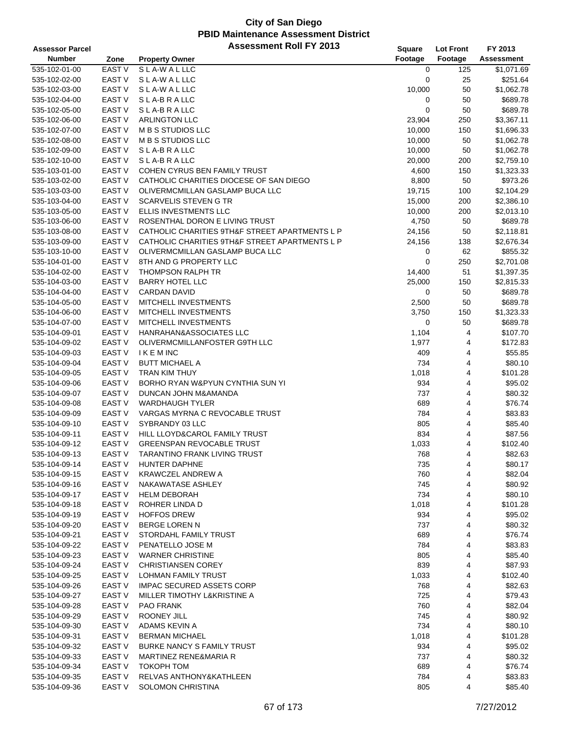# City of San Diego
## PBID Maintenance Assessment District
### Assessment Roll FY 2013

| Assessor Parcel Number | Zone | Property Owner | Square Footage | Lot Front Footage | FY 2013 Assessment |
|---|---|---|---|---|---|
| 535-102-01-00 | EAST V | S L A-W A L LLC | 0 | 125 | $1,071.69 |
| 535-102-02-00 | EAST V | S L A-W A L LLC | 0 | 25 | $251.64 |
| 535-102-03-00 | EAST V | S L A-W A L LLC | 10,000 | 50 | $1,062.78 |
| 535-102-04-00 | EAST V | S L A-B R A LLC | 0 | 50 | $689.78 |
| 535-102-05-00 | EAST V | S L A-B R A LLC | 0 | 50 | $689.78 |
| 535-102-06-00 | EAST V | ARLINGTON LLC | 23,904 | 250 | $3,367.11 |
| 535-102-07-00 | EAST V | M B S STUDIOS LLC | 10,000 | 150 | $1,696.33 |
| 535-102-08-00 | EAST V | M B S STUDIOS LLC | 10,000 | 50 | $1,062.78 |
| 535-102-09-00 | EAST V | S L A-B R A LLC | 10,000 | 50 | $1,062.78 |
| 535-102-10-00 | EAST V | S L A-B R A LLC | 20,000 | 200 | $2,759.10 |
| 535-103-01-00 | EAST V | COHEN CYRUS BEN FAMILY TRUST | 4,600 | 150 | $1,323.33 |
| 535-103-02-00 | EAST V | CATHOLIC CHARITIES DIOCESE OF SAN DIEGO | 8,800 | 50 | $973.26 |
| 535-103-03-00 | EAST V | OLIVERMCMILLAN GASLAMP BUCA LLC | 19,715 | 100 | $2,104.29 |
| 535-103-04-00 | EAST V | SCARVELIS STEVEN G TR | 15,000 | 200 | $2,386.10 |
| 535-103-05-00 | EAST V | ELLIS INVESTMENTS LLC | 10,000 | 200 | $2,013.10 |
| 535-103-06-00 | EAST V | ROSENTHAL DORON E LIVING TRUST | 4,750 | 50 | $689.78 |
| 535-103-08-00 | EAST V | CATHOLIC CHARITIES 9TH&F STREET APARTMENTS L P | 24,156 | 50 | $2,118.81 |
| 535-103-09-00 | EAST V | CATHOLIC CHARITIES 9TH&F STREET APARTMENTS L P | 24,156 | 138 | $2,676.34 |
| 535-103-10-00 | EAST V | OLIVERMCMILLAN GASLAMP BUCA LLC | 0 | 62 | $855.32 |
| 535-104-01-00 | EAST V | 8TH AND G PROPERTY LLC | 0 | 250 | $2,701.08 |
| 535-104-02-00 | EAST V | THOMPSON RALPH TR | 14,400 | 51 | $1,397.35 |
| 535-104-03-00 | EAST V | BARRY HOTEL LLC | 25,000 | 150 | $2,815.33 |
| 535-104-04-00 | EAST V | CARDAN DAVID | 0 | 50 | $689.78 |
| 535-104-05-00 | EAST V | MITCHELL INVESTMENTS | 2,500 | 50 | $689.78 |
| 535-104-06-00 | EAST V | MITCHELL INVESTMENTS | 3,750 | 150 | $1,323.33 |
| 535-104-07-00 | EAST V | MITCHELL INVESTMENTS | 0 | 50 | $689.78 |
| 535-104-09-01 | EAST V | HANRAHAN&ASSOCIATES LLC | 1,104 | 4 | $107.70 |
| 535-104-09-02 | EAST V | OLIVERMCMILLANFOSTER G9TH LLC | 1,977 | 4 | $172.83 |
| 535-104-09-03 | EAST V | I K E M INC | 409 | 4 | $55.85 |
| 535-104-09-04 | EAST V | BUTT MICHAEL A | 734 | 4 | $80.10 |
| 535-104-09-05 | EAST V | TRAN KIM THUY | 1,018 | 4 | $101.28 |
| 535-104-09-06 | EAST V | BORHO RYAN W&PYUN CYNTHIA SUN YI | 934 | 4 | $95.02 |
| 535-104-09-07 | EAST V | DUNCAN JOHN M&AMANDA | 737 | 4 | $80.32 |
| 535-104-09-08 | EAST V | WARDHAUGH TYLER | 689 | 4 | $76.74 |
| 535-104-09-09 | EAST V | VARGAS MYRNA C REVOCABLE TRUST | 784 | 4 | $83.83 |
| 535-104-09-10 | EAST V | SYBRANDY 03 LLC | 805 | 4 | $85.40 |
| 535-104-09-11 | EAST V | HILL LLOYD&CAROL FAMILY TRUST | 834 | 4 | $87.56 |
| 535-104-09-12 | EAST V | GREENSPAN REVOCABLE TRUST | 1,033 | 4 | $102.40 |
| 535-104-09-13 | EAST V | TARANTINO FRANK LIVING TRUST | 768 | 4 | $82.63 |
| 535-104-09-14 | EAST V | HUNTER DAPHNE | 735 | 4 | $80.17 |
| 535-104-09-15 | EAST V | KRAWCZEL ANDREW A | 760 | 4 | $82.04 |
| 535-104-09-16 | EAST V | NAKAWATASE ASHLEY | 745 | 4 | $80.92 |
| 535-104-09-17 | EAST V | HELM DEBORAH | 734 | 4 | $80.10 |
| 535-104-09-18 | EAST V | ROHRER LINDA D | 1,018 | 4 | $101.28 |
| 535-104-09-19 | EAST V | HOFFOS DREW | 934 | 4 | $95.02 |
| 535-104-09-20 | EAST V | BERGE LOREN N | 737 | 4 | $80.32 |
| 535-104-09-21 | EAST V | STORDAHL FAMILY TRUST | 689 | 4 | $76.74 |
| 535-104-09-22 | EAST V | PENATELLO JOSE M | 784 | 4 | $83.83 |
| 535-104-09-23 | EAST V | WARNER CHRISTINE | 805 | 4 | $85.40 |
| 535-104-09-24 | EAST V | CHRISTIANSEN COREY | 839 | 4 | $87.93 |
| 535-104-09-25 | EAST V | LOHMAN FAMILY TRUST | 1,033 | 4 | $102.40 |
| 535-104-09-26 | EAST V | IMPAC SECURED ASSETS CORP | 768 | 4 | $82.63 |
| 535-104-09-27 | EAST V | MILLER TIMOTHY L&KRISTINE A | 725 | 4 | $79.43 |
| 535-104-09-28 | EAST V | PAO FRANK | 760 | 4 | $82.04 |
| 535-104-09-29 | EAST V | ROONEY JILL | 745 | 4 | $80.92 |
| 535-104-09-30 | EAST V | ADAMS KEVIN A | 734 | 4 | $80.10 |
| 535-104-09-31 | EAST V | BERMAN MICHAEL | 1,018 | 4 | $101.28 |
| 535-104-09-32 | EAST V | BURKE NANCY S FAMILY TRUST | 934 | 4 | $95.02 |
| 535-104-09-33 | EAST V | MARTINEZ RENE&MARIA R | 737 | 4 | $80.32 |
| 535-104-09-34 | EAST V | TOKOPH TOM | 689 | 4 | $76.74 |
| 535-104-09-35 | EAST V | RELVAS ANTHONY&KATHLEEN | 784 | 4 | $83.83 |
| 535-104-09-36 | EAST V | SOLOMON CHRISTINA | 805 | 4 | $85.40 |

7/27/2012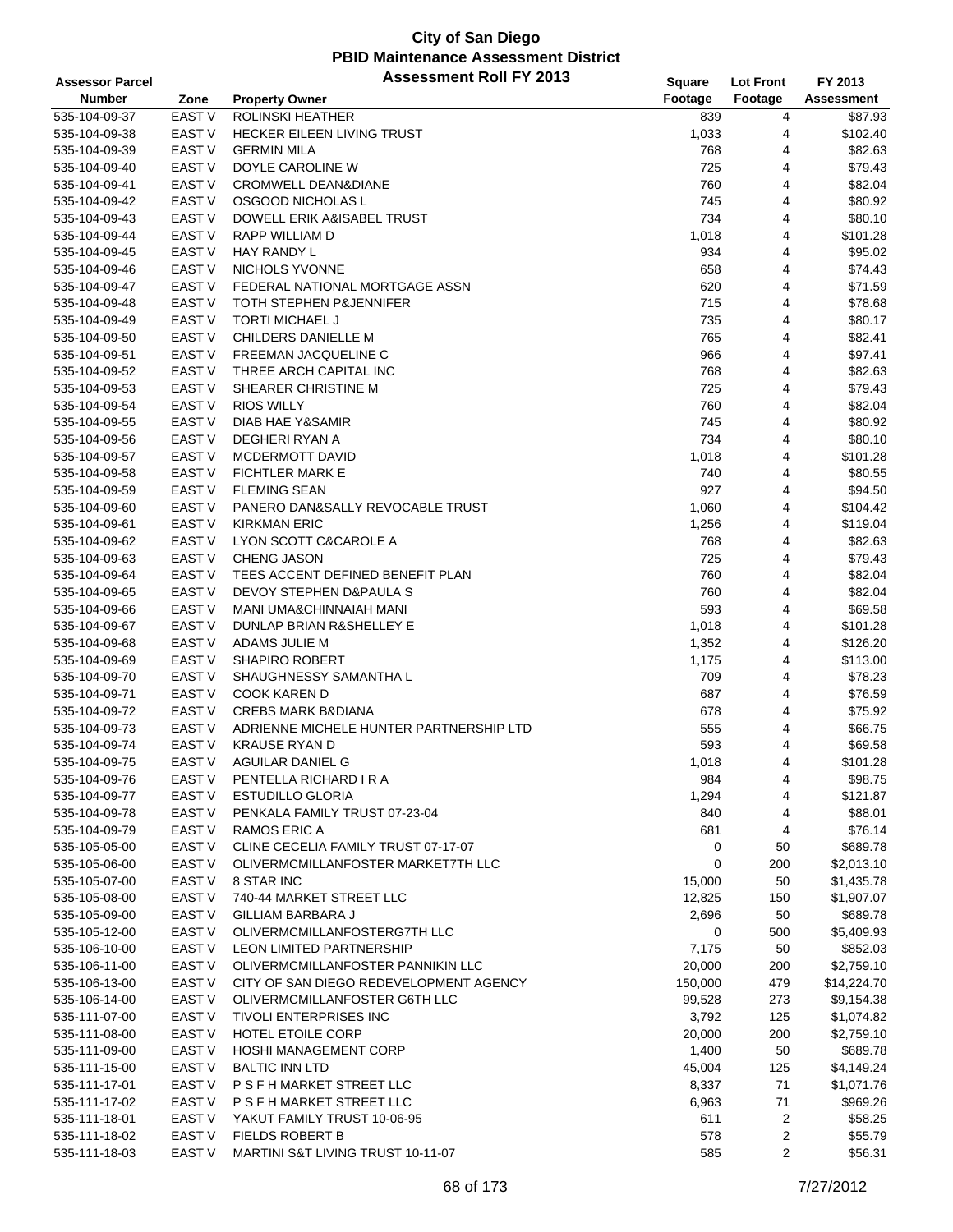# City of San Diego
## PBID Maintenance Assessment District
### Assessment Roll FY 2013

| Assessor Parcel Number | Zone | Property Owner | Square Footage | Lot Front Footage | FY 2013 Assessment |
|---|---|---|---|---|---|
| 535-104-09-37 | EAST V | ROLINSKI HEATHER | 839 | 4 | $87.93 |
| 535-104-09-38 | EAST V | HECKER EILEEN LIVING TRUST | 1,033 | 4 | $102.40 |
| 535-104-09-39 | EAST V | GERMIN MILA | 768 | 4 | $82.63 |
| 535-104-09-40 | EAST V | DOYLE CAROLINE W | 725 | 4 | $79.43 |
| 535-104-09-41 | EAST V | CROMWELL DEAN&DIANE | 760 | 4 | $82.04 |
| 535-104-09-42 | EAST V | OSGOOD NICHOLAS L | 745 | 4 | $80.92 |
| 535-104-09-43 | EAST V | DOWELL ERIK A&ISABEL TRUST | 734 | 4 | $80.10 |
| 535-104-09-44 | EAST V | RAPP WILLIAM D | 1,018 | 4 | $101.28 |
| 535-104-09-45 | EAST V | HAY RANDY L | 934 | 4 | $95.02 |
| 535-104-09-46 | EAST V | NICHOLS YVONNE | 658 | 4 | $74.43 |
| 535-104-09-47 | EAST V | FEDERAL NATIONAL MORTGAGE ASSN | 620 | 4 | $71.59 |
| 535-104-09-48 | EAST V | TOTH STEPHEN P&JENNIFER | 715 | 4 | $78.68 |
| 535-104-09-49 | EAST V | TORTI MICHAEL J | 735 | 4 | $80.17 |
| 535-104-09-50 | EAST V | CHILDERS DANIELLE M | 765 | 4 | $82.41 |
| 535-104-09-51 | EAST V | FREEMAN JACQUELINE C | 966 | 4 | $97.41 |
| 535-104-09-52 | EAST V | THREE ARCH CAPITAL INC | 768 | 4 | $82.63 |
| 535-104-09-53 | EAST V | SHEARER CHRISTINE M | 725 | 4 | $79.43 |
| 535-104-09-54 | EAST V | RIOS WILLY | 760 | 4 | $82.04 |
| 535-104-09-55 | EAST V | DIAB HAE Y&SAMIR | 745 | 4 | $80.92 |
| 535-104-09-56 | EAST V | DEGHERI RYAN A | 734 | 4 | $80.10 |
| 535-104-09-57 | EAST V | MCDERMOTT DAVID | 1,018 | 4 | $101.28 |
| 535-104-09-58 | EAST V | FICHTLER MARK E | 740 | 4 | $80.55 |
| 535-104-09-59 | EAST V | FLEMING SEAN | 927 | 4 | $94.50 |
| 535-104-09-60 | EAST V | PANERO DAN&SALLY REVOCABLE TRUST | 1,060 | 4 | $104.42 |
| 535-104-09-61 | EAST V | KIRKMAN ERIC | 1,256 | 4 | $119.04 |
| 535-104-09-62 | EAST V | LYON SCOTT C&CAROLE A | 768 | 4 | $82.63 |
| 535-104-09-63 | EAST V | CHENG JASON | 725 | 4 | $79.43 |
| 535-104-09-64 | EAST V | TEES ACCENT DEFINED BENEFIT PLAN | 760 | 4 | $82.04 |
| 535-104-09-65 | EAST V | DEVOY STEPHEN D&PAULA S | 760 | 4 | $82.04 |
| 535-104-09-66 | EAST V | MANI UMA&CHINNAIAH MANI | 593 | 4 | $69.58 |
| 535-104-09-67 | EAST V | DUNLAP BRIAN R&SHELLEY E | 1,018 | 4 | $101.28 |
| 535-104-09-68 | EAST V | ADAMS JULIE M | 1,352 | 4 | $126.20 |
| 535-104-09-69 | EAST V | SHAPIRO ROBERT | 1,175 | 4 | $113.00 |
| 535-104-09-70 | EAST V | SHAUGHNESSY SAMANTHA L | 709 | 4 | $78.23 |
| 535-104-09-71 | EAST V | COOK KAREN D | 687 | 4 | $76.59 |
| 535-104-09-72 | EAST V | CREBS MARK B&DIANA | 678 | 4 | $75.92 |
| 535-104-09-73 | EAST V | ADRIENNE MICHELE HUNTER PARTNERSHIP LTD | 555 | 4 | $66.75 |
| 535-104-09-74 | EAST V | KRAUSE RYAN D | 593 | 4 | $69.58 |
| 535-104-09-75 | EAST V | AGUILAR DANIEL G | 1,018 | 4 | $101.28 |
| 535-104-09-76 | EAST V | PENTELLA RICHARD I R A | 984 | 4 | $98.75 |
| 535-104-09-77 | EAST V | ESTUDILLO GLORIA | 1,294 | 4 | $121.87 |
| 535-104-09-78 | EAST V | PENKALA FAMILY TRUST 07-23-04 | 840 | 4 | $88.01 |
| 535-104-09-79 | EAST V | RAMOS ERIC A | 681 | 4 | $76.14 |
| 535-105-05-00 | EAST V | CLINE CECELIA FAMILY TRUST 07-17-07 | 0 | 50 | $689.78 |
| 535-105-06-00 | EAST V | OLIVERMCMILLANFOSTER MARKET7TH LLC | 0 | 200 | $2,013.10 |
| 535-105-07-00 | EAST V | 8 STAR INC | 15,000 | 50 | $1,435.78 |
| 535-105-08-00 | EAST V | 740-44 MARKET STREET LLC | 12,825 | 150 | $1,907.07 |
| 535-105-09-00 | EAST V | GILLIAM BARBARA J | 2,696 | 50 | $689.78 |
| 535-105-12-00 | EAST V | OLIVERMCMILLANFOSTERG7TH LLC | 0 | 500 | $5,409.93 |
| 535-106-10-00 | EAST V | LEON LIMITED PARTNERSHIP | 7,175 | 50 | $852.03 |
| 535-106-11-00 | EAST V | OLIVERMCMILLANFOSTER PANNIKIN LLC | 20,000 | 200 | $2,759.10 |
| 535-106-13-00 | EAST V | CITY OF SAN DIEGO REDEVELOPMENT AGENCY | 150,000 | 479 | $14,224.70 |
| 535-106-14-00 | EAST V | OLIVERMCMILLANFOSTER G6TH LLC | 99,528 | 273 | $9,154.38 |
| 535-111-07-00 | EAST V | TIVOLI ENTERPRISES INC | 3,792 | 125 | $1,074.82 |
| 535-111-08-00 | EAST V | HOTEL ETOILE CORP | 20,000 | 200 | $2,759.10 |
| 535-111-09-00 | EAST V | HOSHI MANAGEMENT CORP | 1,400 | 50 | $689.78 |
| 535-111-15-00 | EAST V | BALTIC INN LTD | 45,004 | 125 | $4,149.24 |
| 535-111-17-01 | EAST V | P S F H MARKET STREET LLC | 8,337 | 71 | $1,071.76 |
| 535-111-17-02 | EAST V | P S F H MARKET STREET LLC | 6,963 | 71 | $969.26 |
| 535-111-18-01 | EAST V | YAKUT FAMILY TRUST 10-06-95 | 611 | 2 | $58.25 |
| 535-111-18-02 | EAST V | FIELDS ROBERT B | 578 | 2 | $55.79 |
| 535-111-18-03 | EAST V | MARTINI S&T LIVING TRUST 10-11-07 | 585 | 2 | $56.31 |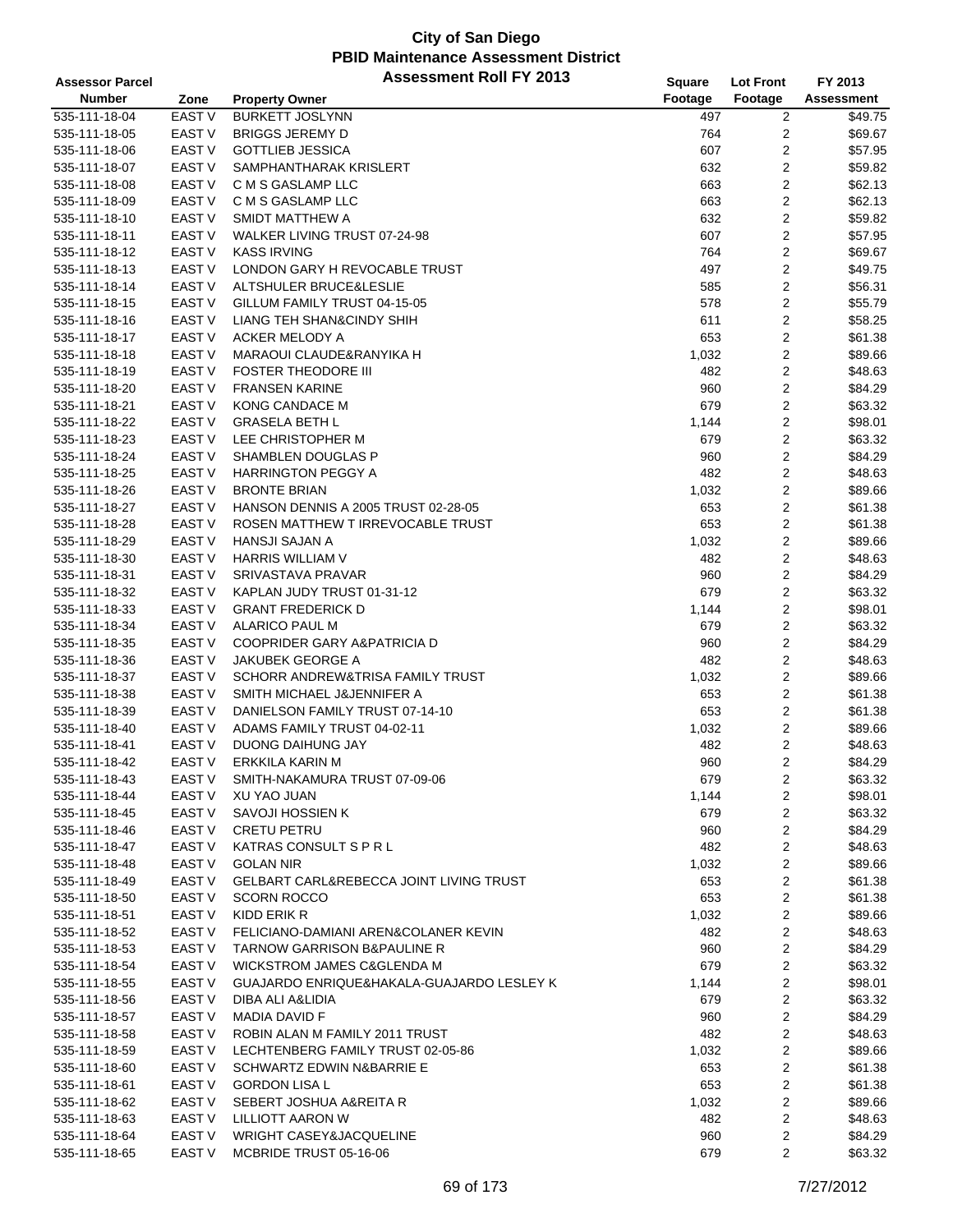# City of San Diego
## PBID Maintenance Assessment District
### Assessment Roll FY 2013

| Assessor Parcel Number | Zone | Property Owner | Square Footage | Lot Front Footage | FY 2013 Assessment |
|---|---|---|---|---|---|
| 535-111-18-04 | EAST V | BURKETT JOSLYNN | 497 | 2 | $49.75 |
| 535-111-18-05 | EAST V | BRIGGS JEREMY D | 764 | 2 | $69.67 |
| 535-111-18-06 | EAST V | GOTTLIEB JESSICA | 607 | 2 | $57.95 |
| 535-111-18-07 | EAST V | SAMPHANTHARAK KRISLERT | 632 | 2 | $59.82 |
| 535-111-18-08 | EAST V | C M S GASLAMP LLC | 663 | 2 | $62.13 |
| 535-111-18-09 | EAST V | C M S GASLAMP LLC | 663 | 2 | $62.13 |
| 535-111-18-10 | EAST V | SMIDT MATTHEW A | 632 | 2 | $59.82 |
| 535-111-18-11 | EAST V | WALKER LIVING TRUST 07-24-98 | 607 | 2 | $57.95 |
| 535-111-18-12 | EAST V | KASS IRVING | 764 | 2 | $69.67 |
| 535-111-18-13 | EAST V | LONDON GARY H REVOCABLE TRUST | 497 | 2 | $49.75 |
| 535-111-18-14 | EAST V | ALTSHULER BRUCE&LESLIE | 585 | 2 | $56.31 |
| 535-111-18-15 | EAST V | GILLUM FAMILY TRUST 04-15-05 | 578 | 2 | $55.79 |
| 535-111-18-16 | EAST V | LIANG TEH SHAN&CINDY SHIH | 611 | 2 | $58.25 |
| 535-111-18-17 | EAST V | ACKER MELODY A | 653 | 2 | $61.38 |
| 535-111-18-18 | EAST V | MARAOUI CLAUDE&RANYIKA H | 1,032 | 2 | $89.66 |
| 535-111-18-19 | EAST V | FOSTER THEODORE III | 482 | 2 | $48.63 |
| 535-111-18-20 | EAST V | FRANSEN KARINE | 960 | 2 | $84.29 |
| 535-111-18-21 | EAST V | KONG CANDACE M | 679 | 2 | $63.32 |
| 535-111-18-22 | EAST V | GRASELA BETH L | 1,144 | 2 | $98.01 |
| 535-111-18-23 | EAST V | LEE CHRISTOPHER M | 679 | 2 | $63.32 |
| 535-111-18-24 | EAST V | SHAMBLEN DOUGLAS P | 960 | 2 | $84.29 |
| 535-111-18-25 | EAST V | HARRINGTON PEGGY A | 482 | 2 | $48.63 |
| 535-111-18-26 | EAST V | BRONTE BRIAN | 1,032 | 2 | $89.66 |
| 535-111-18-27 | EAST V | HANSON DENNIS A 2005 TRUST 02-28-05 | 653 | 2 | $61.38 |
| 535-111-18-28 | EAST V | ROSEN MATTHEW T IRREVOCABLE TRUST | 653 | 2 | $61.38 |
| 535-111-18-29 | EAST V | HANSJI SAJAN A | 1,032 | 2 | $89.66 |
| 535-111-18-30 | EAST V | HARRIS WILLIAM V | 482 | 2 | $48.63 |
| 535-111-18-31 | EAST V | SRIVASTAVA PRAVAR | 960 | 2 | $84.29 |
| 535-111-18-32 | EAST V | KAPLAN JUDY TRUST 01-31-12 | 679 | 2 | $63.32 |
| 535-111-18-33 | EAST V | GRANT FREDERICK D | 1,144 | 2 | $98.01 |
| 535-111-18-34 | EAST V | ALARICO PAUL M | 679 | 2 | $63.32 |
| 535-111-18-35 | EAST V | COOPRIDER GARY A&PATRICIA D | 960 | 2 | $84.29 |
| 535-111-18-36 | EAST V | JAKUBEK GEORGE A | 482 | 2 | $48.63 |
| 535-111-18-37 | EAST V | SCHORR ANDREW&TRISA FAMILY TRUST | 1,032 | 2 | $89.66 |
| 535-111-18-38 | EAST V | SMITH MICHAEL J&JENNIFER A | 653 | 2 | $61.38 |
| 535-111-18-39 | EAST V | DANIELSON FAMILY TRUST 07-14-10 | 653 | 2 | $61.38 |
| 535-111-18-40 | EAST V | ADAMS FAMILY TRUST 04-02-11 | 1,032 | 2 | $89.66 |
| 535-111-18-41 | EAST V | DUONG DAIHUNG JAY | 482 | 2 | $48.63 |
| 535-111-18-42 | EAST V | ERKKILA KARIN M | 960 | 2 | $84.29 |
| 535-111-18-43 | EAST V | SMITH-NAKAMURA TRUST 07-09-06 | 679 | 2 | $63.32 |
| 535-111-18-44 | EAST V | XU YAO JUAN | 1,144 | 2 | $98.01 |
| 535-111-18-45 | EAST V | SAVOJI HOSSIEN K | 679 | 2 | $63.32 |
| 535-111-18-46 | EAST V | CRETU PETRU | 960 | 2 | $84.29 |
| 535-111-18-47 | EAST V | KATRAS CONSULT S P R L | 482 | 2 | $48.63 |
| 535-111-18-48 | EAST V | GOLAN NIR | 1,032 | 2 | $89.66 |
| 535-111-18-49 | EAST V | GELBART CARL&REBECCA JOINT LIVING TRUST | 653 | 2 | $61.38 |
| 535-111-18-50 | EAST V | SCORN ROCCO | 653 | 2 | $61.38 |
| 535-111-18-51 | EAST V | KIDD ERIK R | 1,032 | 2 | $89.66 |
| 535-111-18-52 | EAST V | FELICIANO-DAMIANI AREN&COLANER KEVIN | 482 | 2 | $48.63 |
| 535-111-18-53 | EAST V | TARNOW GARRISON B&PAULINE R | 960 | 2 | $84.29 |
| 535-111-18-54 | EAST V | WICKSTROM JAMES C&GLENDA M | 679 | 2 | $63.32 |
| 535-111-18-55 | EAST V | GUAJARDO ENRIQUE&HAKALA-GUAJARDO LESLEY K | 1,144 | 2 | $98.01 |
| 535-111-18-56 | EAST V | DIBA ALI A&LIDIA | 679 | 2 | $63.32 |
| 535-111-18-57 | EAST V | MADIA DAVID F | 960 | 2 | $84.29 |
| 535-111-18-58 | EAST V | ROBIN ALAN M FAMILY 2011 TRUST | 482 | 2 | $48.63 |
| 535-111-18-59 | EAST V | LECHTENBERG FAMILY TRUST 02-05-86 | 1,032 | 2 | $89.66 |
| 535-111-18-60 | EAST V | SCHWARTZ EDWIN N&BARRIE E | 653 | 2 | $61.38 |
| 535-111-18-61 | EAST V | GORDON LISA L | 653 | 2 | $61.38 |
| 535-111-18-62 | EAST V | SEBERT JOSHUA A&REITA R | 1,032 | 2 | $89.66 |
| 535-111-18-63 | EAST V | LILLIOTT AARON W | 482 | 2 | $48.63 |
| 535-111-18-64 | EAST V | WRIGHT CASEY&JACQUELINE | 960 | 2 | $84.29 |
| 535-111-18-65 | EAST V | MCBRIDE TRUST 05-16-06 | 679 | 2 | $63.32 |

7/27/2012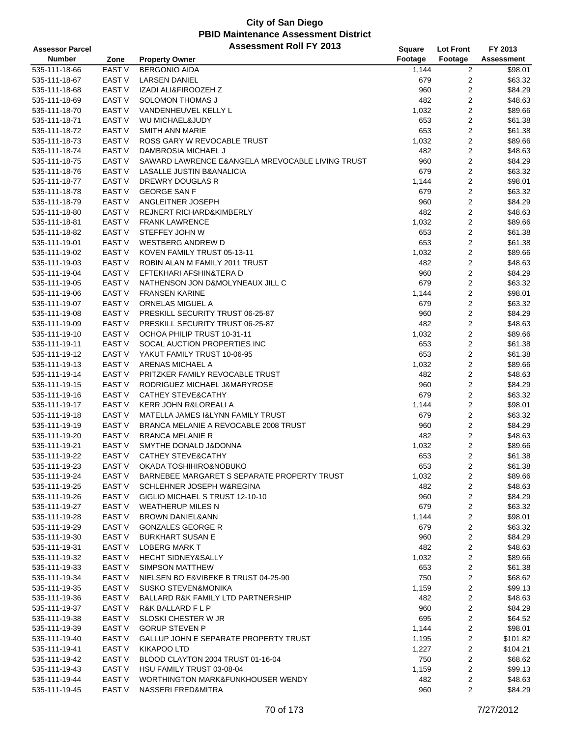# City of San Diego
## PBID Maintenance Assessment District
## Assessment Roll FY 2013

| Assessor Parcel Number | Zone | Property Owner | Square Footage | Lot Front Footage | FY 2013 Assessment |
|---|---|---|---|---|---|
| 535-111-18-66 | EAST V | BERGONIO AIDA | 1,144 | 2 | $98.01 |
| 535-111-18-67 | EAST V | LARSEN DANIEL | 679 | 2 | $63.32 |
| 535-111-18-68 | EAST V | IZADI ALI&FIROOZEH Z | 960 | 2 | $84.29 |
| 535-111-18-69 | EAST V | SOLOMON THOMAS J | 482 | 2 | $48.63 |
| 535-111-18-70 | EAST V | VANDENHEUVEL KELLY L | 1,032 | 2 | $89.66 |
| 535-111-18-71 | EAST V | WU MICHAEL&JUDY | 653 | 2 | $61.38 |
| 535-111-18-72 | EAST V | SMITH ANN MARIE | 653 | 2 | $61.38 |
| 535-111-18-73 | EAST V | ROSS GARY W REVOCABLE TRUST | 1,032 | 2 | $89.66 |
| 535-111-18-74 | EAST V | DAMBROSIA MICHAEL J | 482 | 2 | $48.63 |
| 535-111-18-75 | EAST V | SAWARD LAWRENCE E&ANGELA MREVOCABLE LIVING TRUST | 960 | 2 | $84.29 |
| 535-111-18-76 | EAST V | LASALLE JUSTIN B&ANALICIA | 679 | 2 | $63.32 |
| 535-111-18-77 | EAST V | DREWRY DOUGLAS R | 1,144 | 2 | $98.01 |
| 535-111-18-78 | EAST V | GEORGE SAN F | 679 | 2 | $63.32 |
| 535-111-18-79 | EAST V | ANGLEITNER JOSEPH | 960 | 2 | $84.29 |
| 535-111-18-80 | EAST V | REJNERT RICHARD&KIMBERLY | 482 | 2 | $48.63 |
| 535-111-18-81 | EAST V | FRANK LAWRENCE | 1,032 | 2 | $89.66 |
| 535-111-18-82 | EAST V | STEFFEY JOHN W | 653 | 2 | $61.38 |
| 535-111-19-01 | EAST V | WESTBERG ANDREW D | 653 | 2 | $61.38 |
| 535-111-19-02 | EAST V | KOVEN FAMILY TRUST 05-13-11 | 1,032 | 2 | $89.66 |
| 535-111-19-03 | EAST V | ROBIN ALAN M FAMILY 2011 TRUST | 482 | 2 | $48.63 |
| 535-111-19-04 | EAST V | EFTEKHARI AFSHIN&TERA D | 960 | 2 | $84.29 |
| 535-111-19-05 | EAST V | NATHENSON JON D&MOLYNEAUX JILL C | 679 | 2 | $63.32 |
| 535-111-19-06 | EAST V | FRANSEN KARINE | 1,144 | 2 | $98.01 |
| 535-111-19-07 | EAST V | ORNELAS MIGUEL A | 679 | 2 | $63.32 |
| 535-111-19-08 | EAST V | PRESKILL SECURITY TRUST 06-25-87 | 960 | 2 | $84.29 |
| 535-111-19-09 | EAST V | PRESKILL SECURITY TRUST 06-25-87 | 482 | 2 | $48.63 |
| 535-111-19-10 | EAST V | OCHOA PHILIP TRUST 10-31-11 | 1,032 | 2 | $89.66 |
| 535-111-19-11 | EAST V | SOCAL AUCTION PROPERTIES INC | 653 | 2 | $61.38 |
| 535-111-19-12 | EAST V | YAKUT FAMILY TRUST 10-06-95 | 653 | 2 | $61.38 |
| 535-111-19-13 | EAST V | ARENAS MICHAEL A | 1,032 | 2 | $89.66 |
| 535-111-19-14 | EAST V | PRITZKER FAMILY REVOCABLE TRUST | 482 | 2 | $48.63 |
| 535-111-19-15 | EAST V | RODRIGUEZ MICHAEL J&MARYROSE | 960 | 2 | $84.29 |
| 535-111-19-16 | EAST V | CATHEY STEVE&CATHY | 679 | 2 | $63.32 |
| 535-111-19-17 | EAST V | KERR JOHN R&LOREALI A | 1,144 | 2 | $98.01 |
| 535-111-19-18 | EAST V | MATELLA JAMES I&LYNN FAMILY TRUST | 679 | 2 | $63.32 |
| 535-111-19-19 | EAST V | BRANCA MELANIE A REVOCABLE 2008 TRUST | 960 | 2 | $84.29 |
| 535-111-19-20 | EAST V | BRANCA MELANIE R | 482 | 2 | $48.63 |
| 535-111-19-21 | EAST V | SMYTHE DONALD J&DONNA | 1,032 | 2 | $89.66 |
| 535-111-19-22 | EAST V | CATHEY STEVE&CATHY | 653 | 2 | $61.38 |
| 535-111-19-23 | EAST V | OKADA TOSHIHIRO&NOBUKO | 653 | 2 | $61.38 |
| 535-111-19-24 | EAST V | BARNEBEE MARGARET S SEPARATE PROPERTY TRUST | 1,032 | 2 | $89.66 |
| 535-111-19-25 | EAST V | SCHLEHNER JOSEPH W&REGINA | 482 | 2 | $48.63 |
| 535-111-19-26 | EAST V | GIGLIO MICHAEL S TRUST 12-10-10 | 960 | 2 | $84.29 |
| 535-111-19-27 | EAST V | WEATHERUP MILES N | 679 | 2 | $63.32 |
| 535-111-19-28 | EAST V | BROWN DANIEL&ANN | 1,144 | 2 | $98.01 |
| 535-111-19-29 | EAST V | GONZALES GEORGE R | 679 | 2 | $63.32 |
| 535-111-19-30 | EAST V | BURKHART SUSAN E | 960 | 2 | $84.29 |
| 535-111-19-31 | EAST V | LOBERG MARK T | 482 | 2 | $48.63 |
| 535-111-19-32 | EAST V | HECHT SIDNEY&SALLY | 1,032 | 2 | $89.66 |
| 535-111-19-33 | EAST V | SIMPSON MATTHEW | 653 | 2 | $61.38 |
| 535-111-19-34 | EAST V | NIELSEN BO E&VIBEKE B TRUST 04-25-90 | 750 | 2 | $68.62 |
| 535-111-19-35 | EAST V | SUSKO STEVEN&MONIKA | 1,159 | 2 | $99.13 |
| 535-111-19-36 | EAST V | BALLARD R&K FAMILY LTD PARTNERSHIP | 482 | 2 | $48.63 |
| 535-111-19-37 | EAST V | R&K BALLARD F L P | 960 | 2 | $84.29 |
| 535-111-19-38 | EAST V | SLOSKI CHESTER W JR | 695 | 2 | $64.52 |
| 535-111-19-39 | EAST V | GORUP STEVEN P | 1,144 | 2 | $98.01 |
| 535-111-19-40 | EAST V | GALLUP JOHN E SEPARATE PROPERTY TRUST | 1,195 | 2 | $101.82 |
| 535-111-19-41 | EAST V | KIKAPOO LTD | 1,227 | 2 | $104.21 |
| 535-111-19-42 | EAST V | BLOOD CLAYTON 2004 TRUST 01-16-04 | 750 | 2 | $68.62 |
| 535-111-19-43 | EAST V | HSU FAMILY TRUST 03-08-04 | 1,159 | 2 | $99.13 |
| 535-111-19-44 | EAST V | WORTHINGTON MARK&FUNKHOUSER WENDY | 482 | 2 | $48.63 |
| 535-111-19-45 | EAST V | NASSERI FRED&MITRA | 960 | 2 | $84.29 |

7/27/2012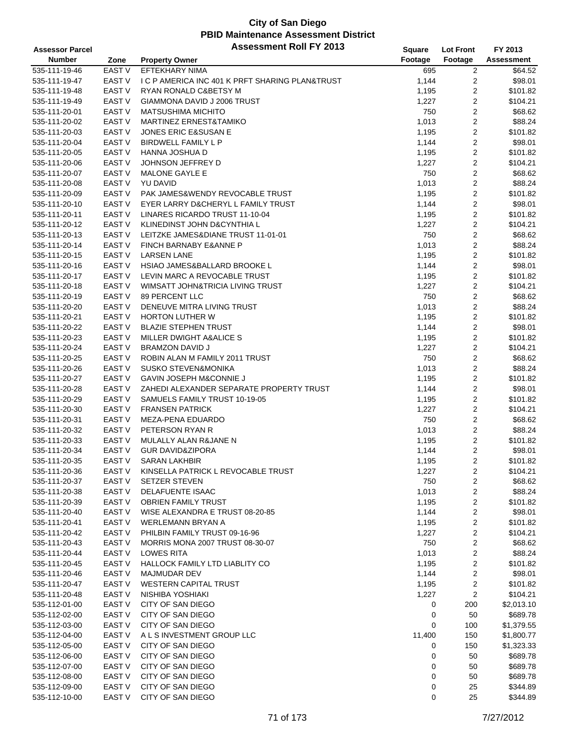# City of San Diego
## PBID Maintenance Assessment District
### Assessment Roll FY 2013

| Assessor Parcel Number | Zone | Property Owner | Square Footage | Lot Front Footage | FY 2013 Assessment |
|---|---|---|---|---|---|
| 535-111-19-46 | EAST V | EFTEKHARY NIMA | 695 | 2 | $64.52 |
| 535-111-19-47 | EAST V | I C P AMERICA INC 401 K PRFT SHARING PLAN&TRUST | 1,144 | 2 | $98.01 |
| 535-111-19-48 | EAST V | RYAN RONALD C&BETSY M | 1,195 | 2 | $101.82 |
| 535-111-19-49 | EAST V | GIAMMONA DAVID J 2006 TRUST | 1,227 | 2 | $104.21 |
| 535-111-20-01 | EAST V | MATSUSHIMA MICHITO | 750 | 2 | $68.62 |
| 535-111-20-02 | EAST V | MARTINEZ ERNEST&TAMIKO | 1,013 | 2 | $88.24 |
| 535-111-20-03 | EAST V | JONES ERIC E&SUSAN E | 1,195 | 2 | $101.82 |
| 535-111-20-04 | EAST V | BIRDWELL FAMILY L P | 1,144 | 2 | $98.01 |
| 535-111-20-05 | EAST V | HANNA JOSHUA D | 1,195 | 2 | $101.82 |
| 535-111-20-06 | EAST V | JOHNSON JEFFREY D | 1,227 | 2 | $104.21 |
| 535-111-20-07 | EAST V | MALONE GAYLE E | 750 | 2 | $68.62 |
| 535-111-20-08 | EAST V | YU DAVID | 1,013 | 2 | $88.24 |
| 535-111-20-09 | EAST V | PAK JAMES&WENDY REVOCABLE TRUST | 1,195 | 2 | $101.82 |
| 535-111-20-10 | EAST V | EYER LARRY D&CHERYL L FAMILY TRUST | 1,144 | 2 | $98.01 |
| 535-111-20-11 | EAST V | LINARES RICARDO TRUST 11-10-04 | 1,195 | 2 | $101.82 |
| 535-111-20-12 | EAST V | KLINEDINST JOHN D&CYNTHIA L | 1,227 | 2 | $104.21 |
| 535-111-20-13 | EAST V | LEITZKE JAMES&DIANE TRUST 11-01-01 | 750 | 2 | $68.62 |
| 535-111-20-14 | EAST V | FINCH BARNABY E&ANNE P | 1,013 | 2 | $88.24 |
| 535-111-20-15 | EAST V | LARSEN LANE | 1,195 | 2 | $101.82 |
| 535-111-20-16 | EAST V | HSIAO JAMES&BALLARD BROOKE L | 1,144 | 2 | $98.01 |
| 535-111-20-17 | EAST V | LEVIN MARC A REVOCABLE TRUST | 1,195 | 2 | $101.82 |
| 535-111-20-18 | EAST V | WIMSATT JOHN&TRICIA LIVING TRUST | 1,227 | 2 | $104.21 |
| 535-111-20-19 | EAST V | 89 PERCENT LLC | 750 | 2 | $68.62 |
| 535-111-20-20 | EAST V | DENEUVE MITRA LIVING TRUST | 1,013 | 2 | $88.24 |
| 535-111-20-21 | EAST V | HORTON LUTHER W | 1,195 | 2 | $101.82 |
| 535-111-20-22 | EAST V | BLAZIE STEPHEN TRUST | 1,144 | 2 | $98.01 |
| 535-111-20-23 | EAST V | MILLER DWIGHT A&ALICE S | 1,195 | 2 | $101.82 |
| 535-111-20-24 | EAST V | BRAMZON DAVID J | 1,227 | 2 | $104.21 |
| 535-111-20-25 | EAST V | ROBIN ALAN M FAMILY 2011 TRUST | 750 | 2 | $68.62 |
| 535-111-20-26 | EAST V | SUSKO STEVEN&MONIKA | 1,013 | 2 | $88.24 |
| 535-111-20-27 | EAST V | GAVIN JOSEPH M&CONNIE J | 1,195 | 2 | $101.82 |
| 535-111-20-28 | EAST V | ZAHEDI ALEXANDER SEPARATE PROPERTY TRUST | 1,144 | 2 | $98.01 |
| 535-111-20-29 | EAST V | SAMUELS FAMILY TRUST 10-19-05 | 1,195 | 2 | $101.82 |
| 535-111-20-30 | EAST V | FRANSEN PATRICK | 1,227 | 2 | $104.21 |
| 535-111-20-31 | EAST V | MEZA-PENA EDUARDO | 750 | 2 | $68.62 |
| 535-111-20-32 | EAST V | PETERSON RYAN R | 1,013 | 2 | $88.24 |
| 535-111-20-33 | EAST V | MULALLY ALAN R&JANE N | 1,195 | 2 | $101.82 |
| 535-111-20-34 | EAST V | GUR DAVID&ZIPORA | 1,144 | 2 | $98.01 |
| 535-111-20-35 | EAST V | SARAN LAKHBIR | 1,195 | 2 | $101.82 |
| 535-111-20-36 | EAST V | KINSELLA PATRICK L REVOCABLE TRUST | 1,227 | 2 | $104.21 |
| 535-111-20-37 | EAST V | SETZER STEVEN | 750 | 2 | $68.62 |
| 535-111-20-38 | EAST V | DELAFUENTE ISAAC | 1,013 | 2 | $88.24 |
| 535-111-20-39 | EAST V | OBRIEN FAMILY TRUST | 1,195 | 2 | $101.82 |
| 535-111-20-40 | EAST V | WISE ALEXANDRA E TRUST 08-20-85 | 1,144 | 2 | $98.01 |
| 535-111-20-41 | EAST V | WERLEMANN BRYAN A | 1,195 | 2 | $101.82 |
| 535-111-20-42 | EAST V | PHILBIN FAMILY TRUST 09-16-96 | 1,227 | 2 | $104.21 |
| 535-111-20-43 | EAST V | MORRIS MONA 2007 TRUST 08-30-07 | 750 | 2 | $68.62 |
| 535-111-20-44 | EAST V | LOWES RITA | 1,013 | 2 | $88.24 |
| 535-111-20-45 | EAST V | HALLOCK FAMILY LTD LIABLITY CO | 1,195 | 2 | $101.82 |
| 535-111-20-46 | EAST V | MAJMUDAR DEV | 1,144 | 2 | $98.01 |
| 535-111-20-47 | EAST V | WESTERN CAPITAL TRUST | 1,195 | 2 | $101.82 |
| 535-111-20-48 | EAST V | NISHIBA YOSHIAKI | 1,227 | 2 | $104.21 |
| 535-112-01-00 | EAST V | CITY OF SAN DIEGO | 0 | 200 | $2,013.10 |
| 535-112-02-00 | EAST V | CITY OF SAN DIEGO | 0 | 50 | $689.78 |
| 535-112-03-00 | EAST V | CITY OF SAN DIEGO | 0 | 100 | $1,379.55 |
| 535-112-04-00 | EAST V | A L S INVESTMENT GROUP LLC | 11,400 | 150 | $1,800.77 |
| 535-112-05-00 | EAST V | CITY OF SAN DIEGO | 0 | 150 | $1,323.33 |
| 535-112-06-00 | EAST V | CITY OF SAN DIEGO | 0 | 50 | $689.78 |
| 535-112-07-00 | EAST V | CITY OF SAN DIEGO | 0 | 50 | $689.78 |
| 535-112-08-00 | EAST V | CITY OF SAN DIEGO | 0 | 50 | $689.78 |
| 535-112-09-00 | EAST V | CITY OF SAN DIEGO | 0 | 25 | $344.89 |
| 535-112-10-00 | EAST V | CITY OF SAN DIEGO | 0 | 25 | $344.89 |

7/27/2012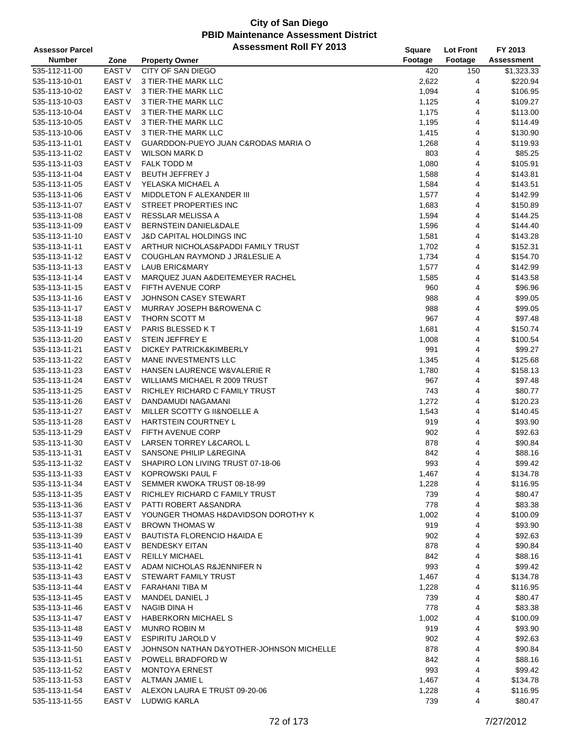# City of San Diego
## PBID Maintenance Assessment District
## Assessment Roll FY 2013

| Assessor Parcel Number | Zone | Property Owner | Square Footage | Lot Front Footage | FY 2013 Assessment |
|---|---|---|---|---|---|
| 535-112-11-00 | EAST V | CITY OF SAN DIEGO | 420 | 150 | $1,323.33 |
| 535-113-10-01 | EAST V | 3 TIER-THE MARK LLC | 2,622 | 4 | $220.94 |
| 535-113-10-02 | EAST V | 3 TIER-THE MARK LLC | 1,094 | 4 | $106.95 |
| 535-113-10-03 | EAST V | 3 TIER-THE MARK LLC | 1,125 | 4 | $109.27 |
| 535-113-10-04 | EAST V | 3 TIER-THE MARK LLC | 1,175 | 4 | $113.00 |
| 535-113-10-05 | EAST V | 3 TIER-THE MARK LLC | 1,195 | 4 | $114.49 |
| 535-113-10-06 | EAST V | 3 TIER-THE MARK LLC | 1,415 | 4 | $130.90 |
| 535-113-11-01 | EAST V | GUARDDON-PUEYO JUAN C&RODAS MARIA O | 1,268 | 4 | $119.93 |
| 535-113-11-02 | EAST V | WILSON MARK D | 803 | 4 | $85.25 |
| 535-113-11-03 | EAST V | FALK TODD M | 1,080 | 4 | $105.91 |
| 535-113-11-04 | EAST V | BEUTH JEFFREY J | 1,588 | 4 | $143.81 |
| 535-113-11-05 | EAST V | YELASKA MICHAEL A | 1,584 | 4 | $143.51 |
| 535-113-11-06 | EAST V | MIDDLETON F ALEXANDER III | 1,577 | 4 | $142.99 |
| 535-113-11-07 | EAST V | STREET PROPERTIES INC | 1,683 | 4 | $150.89 |
| 535-113-11-08 | EAST V | RESSLAR MELISSA A | 1,594 | 4 | $144.25 |
| 535-113-11-09 | EAST V | BERNSTEIN DANIEL&DALE | 1,596 | 4 | $144.40 |
| 535-113-11-10 | EAST V | J&D CAPITAL HOLDINGS INC | 1,581 | 4 | $143.28 |
| 535-113-11-11 | EAST V | ARTHUR NICHOLAS&PADDI FAMILY TRUST | 1,702 | 4 | $152.31 |
| 535-113-11-12 | EAST V | COUGHLAN RAYMOND J JR&LESLIE A | 1,734 | 4 | $154.70 |
| 535-113-11-13 | EAST V | LAUB ERIC&MARY | 1,577 | 4 | $142.99 |
| 535-113-11-14 | EAST V | MARQUEZ JUAN A&DEITEMEYER RACHEL | 1,585 | 4 | $143.58 |
| 535-113-11-15 | EAST V | FIFTH AVENUE CORP | 960 | 4 | $96.96 |
| 535-113-11-16 | EAST V | JOHNSON CASEY STEWART | 988 | 4 | $99.05 |
| 535-113-11-17 | EAST V | MURRAY JOSEPH B&ROWENA C | 988 | 4 | $99.05 |
| 535-113-11-18 | EAST V | THORN SCOTT M | 967 | 4 | $97.48 |
| 535-113-11-19 | EAST V | PARIS BLESSED K T | 1,681 | 4 | $150.74 |
| 535-113-11-20 | EAST V | STEIN JEFFREY E | 1,008 | 4 | $100.54 |
| 535-113-11-21 | EAST V | DICKEY PATRICK&KIMBERLY | 991 | 4 | $99.27 |
| 535-113-11-22 | EAST V | MANE INVESTMENTS LLC | 1,345 | 4 | $125.68 |
| 535-113-11-23 | EAST V | HANSEN LAURENCE W&VALERIE R | 1,780 | 4 | $158.13 |
| 535-113-11-24 | EAST V | WILLIAMS MICHAEL R 2009 TRUST | 967 | 4 | $97.48 |
| 535-113-11-25 | EAST V | RICHLEY RICHARD C FAMILY TRUST | 743 | 4 | $80.77 |
| 535-113-11-26 | EAST V | DANDAMUDI NAGAMANI | 1,272 | 4 | $120.23 |
| 535-113-11-27 | EAST V | MILLER SCOTTY G II&NOELLE A | 1,543 | 4 | $140.45 |
| 535-113-11-28 | EAST V | HARTSTEIN COURTNEY L | 919 | 4 | $93.90 |
| 535-113-11-29 | EAST V | FIFTH AVENUE CORP | 902 | 4 | $92.63 |
| 535-113-11-30 | EAST V | LARSEN TORREY L&CAROL L | 878 | 4 | $90.84 |
| 535-113-11-31 | EAST V | SANSONE PHILIP L&REGINA | 842 | 4 | $88.16 |
| 535-113-11-32 | EAST V | SHAPIRO LON LIVING TRUST 07-18-06 | 993 | 4 | $99.42 |
| 535-113-11-33 | EAST V | KOPROWSKI PAUL F | 1,467 | 4 | $134.78 |
| 535-113-11-34 | EAST V | SEMMER KWOKA TRUST 08-18-99 | 1,228 | 4 | $116.95 |
| 535-113-11-35 | EAST V | RICHLEY RICHARD C FAMILY TRUST | 739 | 4 | $80.47 |
| 535-113-11-36 | EAST V | PATTI ROBERT A&SANDRA | 778 | 4 | $83.38 |
| 535-113-11-37 | EAST V | YOUNGER THOMAS H&DAVIDSON DOROTHY K | 1,002 | 4 | $100.09 |
| 535-113-11-38 | EAST V | BROWN THOMAS W | 919 | 4 | $93.90 |
| 535-113-11-39 | EAST V | BAUTISTA FLORENCIO H&AIDA E | 902 | 4 | $92.63 |
| 535-113-11-40 | EAST V | BENDESKY EITAN | 878 | 4 | $90.84 |
| 535-113-11-41 | EAST V | REILLY MICHAEL | 842 | 4 | $88.16 |
| 535-113-11-42 | EAST V | ADAM NICHOLAS R&JENNIFER N | 993 | 4 | $99.42 |
| 535-113-11-43 | EAST V | STEWART FAMILY TRUST | 1,467 | 4 | $134.78 |
| 535-113-11-44 | EAST V | FARAHANI TIBA M | 1,228 | 4 | $116.95 |
| 535-113-11-45 | EAST V | MANDEL DANIEL J | 739 | 4 | $80.47 |
| 535-113-11-46 | EAST V | NAGIB DINA H | 778 | 4 | $83.38 |
| 535-113-11-47 | EAST V | HABERKORN MICHAEL S | 1,002 | 4 | $100.09 |
| 535-113-11-48 | EAST V | MUNRO ROBIN M | 919 | 4 | $93.90 |
| 535-113-11-49 | EAST V | ESPIRITU JAROLD V | 902 | 4 | $92.63 |
| 535-113-11-50 | EAST V | JOHNSON NATHAN D&YOTHER-JOHNSON MICHELLE | 878 | 4 | $90.84 |
| 535-113-11-51 | EAST V | POWELL BRADFORD W | 842 | 4 | $88.16 |
| 535-113-11-52 | EAST V | MONTOYA ERNEST | 993 | 4 | $99.42 |
| 535-113-11-53 | EAST V | ALTMAN JAMIE L | 1,467 | 4 | $134.78 |
| 535-113-11-54 | EAST V | ALEXON LAURA E TRUST 09-20-06 | 1,228 | 4 | $116.95 |
| 535-113-11-55 | EAST V | LUDWIG KARLA | 739 | 4 | $80.47 |

7/27/2012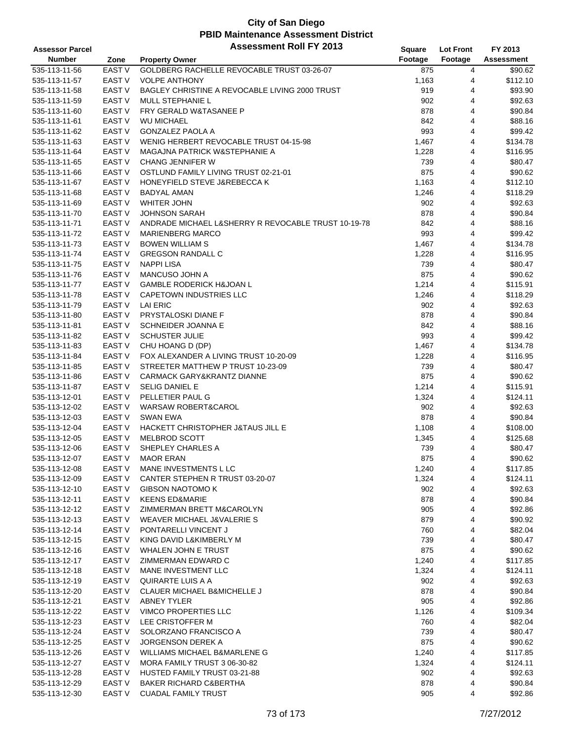# City of San Diego
## PBID Maintenance Assessment District
## Assessment Roll FY 2013

| Assessor Parcel Number | Zone | Property Owner | Square Footage | Lot Front Footage | FY 2013 Assessment |
|---|---|---|---|---|---|
| 535-113-11-56 | EAST V | GOLDBERG RACHELLE REVOCABLE TRUST 03-26-07 | 875 | 4 | $90.62 |
| 535-113-11-57 | EAST V | VOLPE ANTHONY | 1,163 | 4 | $112.10 |
| 535-113-11-58 | EAST V | BAGLEY CHRISTINE A REVOCABLE LIVING 2000 TRUST | 919 | 4 | $93.90 |
| 535-113-11-59 | EAST V | MULL STEPHANIE L | 902 | 4 | $92.63 |
| 535-113-11-60 | EAST V | FRY GERALD W&TASANEE P | 878 | 4 | $90.84 |
| 535-113-11-61 | EAST V | WU MICHAEL | 842 | 4 | $88.16 |
| 535-113-11-62 | EAST V | GONZALEZ PAOLA A | 993 | 4 | $99.42 |
| 535-113-11-63 | EAST V | WENIG HERBERT REVOCABLE TRUST 04-15-98 | 1,467 | 4 | $134.78 |
| 535-113-11-64 | EAST V | MAGAJNA PATRICK W&STEPHANIE A | 1,228 | 4 | $116.95 |
| 535-113-11-65 | EAST V | CHANG JENNIFER W | 739 | 4 | $80.47 |
| 535-113-11-66 | EAST V | OSTLUND FAMILY LIVING TRUST 02-21-01 | 875 | 4 | $90.62 |
| 535-113-11-67 | EAST V | HONEYFIELD STEVE J&REBECCA K | 1,163 | 4 | $112.10 |
| 535-113-11-68 | EAST V | BADYAL AMAN | 1,246 | 4 | $118.29 |
| 535-113-11-69 | EAST V | WHITER JOHN | 902 | 4 | $92.63 |
| 535-113-11-70 | EAST V | JOHNSON SARAH | 878 | 4 | $90.84 |
| 535-113-11-71 | EAST V | ANDRADE MICHAEL L&SHERRY R REVOCABLE TRUST 10-19-78 | 842 | 4 | $88.16 |
| 535-113-11-72 | EAST V | MARIENBERG MARCO | 993 | 4 | $99.42 |
| 535-113-11-73 | EAST V | BOWEN WILLIAM S | 1,467 | 4 | $134.78 |
| 535-113-11-74 | EAST V | GREGSON RANDALL C | 1,228 | 4 | $116.95 |
| 535-113-11-75 | EAST V | NAPPI LISA | 739 | 4 | $80.47 |
| 535-113-11-76 | EAST V | MANCUSO JOHN A | 875 | 4 | $90.62 |
| 535-113-11-77 | EAST V | GAMBLE RODERICK H&JOAN L | 1,214 | 4 | $115.91 |
| 535-113-11-78 | EAST V | CAPETOWN INDUSTRIES LLC | 1,246 | 4 | $118.29 |
| 535-113-11-79 | EAST V | LAI ERIC | 902 | 4 | $92.63 |
| 535-113-11-80 | EAST V | PRYSTALOSKI DIANE F | 878 | 4 | $90.84 |
| 535-113-11-81 | EAST V | SCHNEIDER JOANNA E | 842 | 4 | $88.16 |
| 535-113-11-82 | EAST V | SCHUSTER JULIE | 993 | 4 | $99.42 |
| 535-113-11-83 | EAST V | CHU HOANG D (DP) | 1,467 | 4 | $134.78 |
| 535-113-11-84 | EAST V | FOX ALEXANDER A LIVING TRUST 10-20-09 | 1,228 | 4 | $116.95 |
| 535-113-11-85 | EAST V | STREETER MATTHEW P TRUST 10-23-09 | 739 | 4 | $80.47 |
| 535-113-11-86 | EAST V | CARMACK GARY&KRANTZ DIANNE | 875 | 4 | $90.62 |
| 535-113-11-87 | EAST V | SELIG DANIEL E | 1,214 | 4 | $115.91 |
| 535-113-12-01 | EAST V | PELLETIER PAUL G | 1,324 | 4 | $124.11 |
| 535-113-12-02 | EAST V | WARSAW ROBERT&CAROL | 902 | 4 | $92.63 |
| 535-113-12-03 | EAST V | SWAN EWA | 878 | 4 | $90.84 |
| 535-113-12-04 | EAST V | HACKETT CHRISTOPHER J&TAUS JILL E | 1,108 | 4 | $108.00 |
| 535-113-12-05 | EAST V | MELBROD SCOTT | 1,345 | 4 | $125.68 |
| 535-113-12-06 | EAST V | SHEPLEY CHARLES A | 739 | 4 | $80.47 |
| 535-113-12-07 | EAST V | MAOR ERAN | 875 | 4 | $90.62 |
| 535-113-12-08 | EAST V | MANE INVESTMENTS L LC | 1,240 | 4 | $117.85 |
| 535-113-12-09 | EAST V | CANTER STEPHEN R TRUST 03-20-07 | 1,324 | 4 | $124.11 |
| 535-113-12-10 | EAST V | GIBSON NAOTOMO K | 902 | 4 | $92.63 |
| 535-113-12-11 | EAST V | KEENS ED&MARIE | 878 | 4 | $90.84 |
| 535-113-12-12 | EAST V | ZIMMERMAN BRETT M&CAROLYN | 905 | 4 | $92.86 |
| 535-113-12-13 | EAST V | WEAVER MICHAEL J&VALERIE S | 879 | 4 | $90.92 |
| 535-113-12-14 | EAST V | PONTARELLI VINCENT J | 760 | 4 | $82.04 |
| 535-113-12-15 | EAST V | KING DAVID L&KIMBERLY M | 739 | 4 | $80.47 |
| 535-113-12-16 | EAST V | WHALEN JOHN E TRUST | 875 | 4 | $90.62 |
| 535-113-12-17 | EAST V | ZIMMERMAN EDWARD C | 1,240 | 4 | $117.85 |
| 535-113-12-18 | EAST V | MANE INVESTMENT LLC | 1,324 | 4 | $124.11 |
| 535-113-12-19 | EAST V | QUIRARTE LUIS A A | 902 | 4 | $92.63 |
| 535-113-12-20 | EAST V | CLAUER MICHAEL B&MICHELLE J | 878 | 4 | $90.84 |
| 535-113-12-21 | EAST V | ABNEY TYLER | 905 | 4 | $92.86 |
| 535-113-12-22 | EAST V | VIMCO PROPERTIES LLC | 1,126 | 4 | $109.34 |
| 535-113-12-23 | EAST V | LEE CRISTOFFER M | 760 | 4 | $82.04 |
| 535-113-12-24 | EAST V | SOLORZANO FRANCISCO A | 739 | 4 | $80.47 |
| 535-113-12-25 | EAST V | JORGENSON DEREK A | 875 | 4 | $90.62 |
| 535-113-12-26 | EAST V | WILLIAMS MICHAEL B&MARLENE G | 1,240 | 4 | $117.85 |
| 535-113-12-27 | EAST V | MORA FAMILY TRUST 3 06-30-82 | 1,324 | 4 | $124.11 |
| 535-113-12-28 | EAST V | HUSTED FAMILY TRUST 03-21-88 | 902 | 4 | $92.63 |
| 535-113-12-29 | EAST V | BAKER RICHARD C&BERTHA | 878 | 4 | $90.84 |
| 535-113-12-30 | EAST V | CUADAL FAMILY TRUST | 905 | 4 | $92.86 |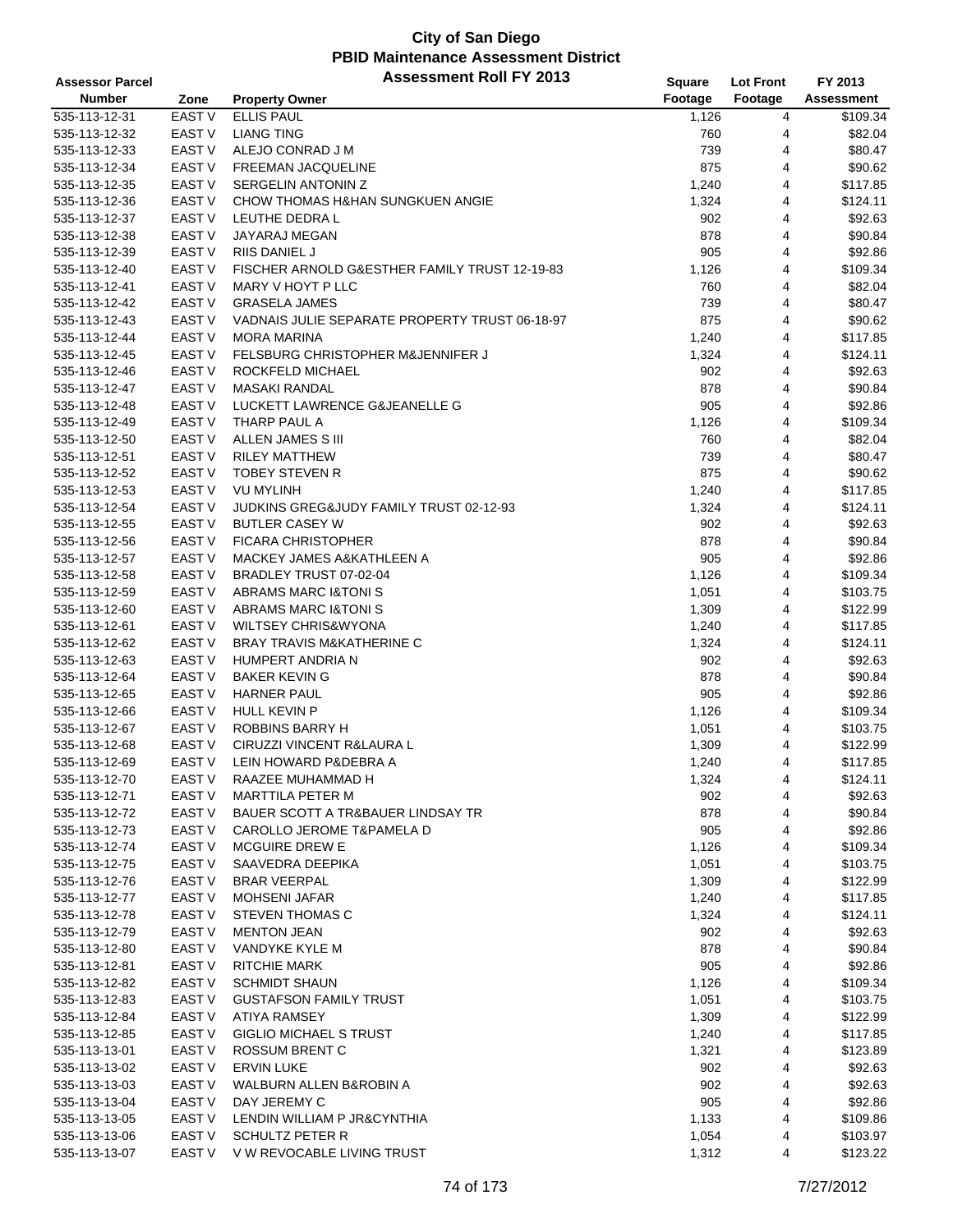# City of San Diego
## PBID Maintenance Assessment District
### Assessment Roll FY 2013

| Assessor Parcel Number | Zone | Property Owner | Square Footage | Lot Front Footage | FY 2013 Assessment |
|---|---|---|---|---|---|
| 535-113-12-31 | EAST V | ELLIS PAUL | 1,126 | 4 | $109.34 |
| 535-113-12-32 | EAST V | LIANG TING | 760 | 4 | $82.04 |
| 535-113-12-33 | EAST V | ALEJO CONRAD J M | 739 | 4 | $80.47 |
| 535-113-12-34 | EAST V | FREEMAN JACQUELINE | 875 | 4 | $90.62 |
| 535-113-12-35 | EAST V | SERGELIN ANTONIN Z | 1,240 | 4 | $117.85 |
| 535-113-12-36 | EAST V | CHOW THOMAS H&HAN SUNGKUEN ANGIE | 1,324 | 4 | $124.11 |
| 535-113-12-37 | EAST V | LEUTHE DEDRA L | 902 | 4 | $92.63 |
| 535-113-12-38 | EAST V | JAYARAJ MEGAN | 878 | 4 | $90.84 |
| 535-113-12-39 | EAST V | RIIS DANIEL J | 905 | 4 | $92.86 |
| 535-113-12-40 | EAST V | FISCHER ARNOLD G&ESTHER FAMILY TRUST 12-19-83 | 1,126 | 4 | $109.34 |
| 535-113-12-41 | EAST V | MARY V HOYT P LLC | 760 | 4 | $82.04 |
| 535-113-12-42 | EAST V | GRASELA JAMES | 739 | 4 | $80.47 |
| 535-113-12-43 | EAST V | VADNAIS JULIE SEPARATE PROPERTY TRUST 06-18-97 | 875 | 4 | $90.62 |
| 535-113-12-44 | EAST V | MORA MARINA | 1,240 | 4 | $117.85 |
| 535-113-12-45 | EAST V | FELSBURG CHRISTOPHER M&JENNIFER J | 1,324 | 4 | $124.11 |
| 535-113-12-46 | EAST V | ROCKFELD MICHAEL | 902 | 4 | $92.63 |
| 535-113-12-47 | EAST V | MASAKI RANDAL | 878 | 4 | $90.84 |
| 535-113-12-48 | EAST V | LUCKETT LAWRENCE G&JEANELLE G | 905 | 4 | $92.86 |
| 535-113-12-49 | EAST V | THARP PAUL A | 1,126 | 4 | $109.34 |
| 535-113-12-50 | EAST V | ALLEN JAMES S III | 760 | 4 | $82.04 |
| 535-113-12-51 | EAST V | RILEY MATTHEW | 739 | 4 | $80.47 |
| 535-113-12-52 | EAST V | TOBEY STEVEN R | 875 | 4 | $90.62 |
| 535-113-12-53 | EAST V | VU MYLINH | 1,240 | 4 | $117.85 |
| 535-113-12-54 | EAST V | JUDKINS GREG&JUDY FAMILY TRUST 02-12-93 | 1,324 | 4 | $124.11 |
| 535-113-12-55 | EAST V | BUTLER CASEY W | 902 | 4 | $92.63 |
| 535-113-12-56 | EAST V | FICARA CHRISTOPHER | 878 | 4 | $90.84 |
| 535-113-12-57 | EAST V | MACKEY JAMES A&KATHLEEN A | 905 | 4 | $92.86 |
| 535-113-12-58 | EAST V | BRADLEY TRUST 07-02-04 | 1,126 | 4 | $109.34 |
| 535-113-12-59 | EAST V | ABRAMS MARC I&TONI S | 1,051 | 4 | $103.75 |
| 535-113-12-60 | EAST V | ABRAMS MARC I&TONI S | 1,309 | 4 | $122.99 |
| 535-113-12-61 | EAST V | WILTSEY CHRIS&WYONA | 1,240 | 4 | $117.85 |
| 535-113-12-62 | EAST V | BRAY TRAVIS M&KATHERINE C | 1,324 | 4 | $124.11 |
| 535-113-12-63 | EAST V | HUMPERT ANDRIA N | 902 | 4 | $92.63 |
| 535-113-12-64 | EAST V | BAKER KEVIN G | 878 | 4 | $90.84 |
| 535-113-12-65 | EAST V | HARNER PAUL | 905 | 4 | $92.86 |
| 535-113-12-66 | EAST V | HULL KEVIN P | 1,126 | 4 | $109.34 |
| 535-113-12-67 | EAST V | ROBBINS BARRY H | 1,051 | 4 | $103.75 |
| 535-113-12-68 | EAST V | CIRUZZI VINCENT R&LAURA L | 1,309 | 4 | $122.99 |
| 535-113-12-69 | EAST V | LEIN HOWARD P&DEBRA A | 1,240 | 4 | $117.85 |
| 535-113-12-70 | EAST V | RAAZEE MUHAMMAD H | 1,324 | 4 | $124.11 |
| 535-113-12-71 | EAST V | MARTTILA PETER M | 902 | 4 | $92.63 |
| 535-113-12-72 | EAST V | BAUER SCOTT A TR&BAUER LINDSAY TR | 878 | 4 | $90.84 |
| 535-113-12-73 | EAST V | CAROLLO JEROME T&PAMELA D | 905 | 4 | $92.86 |
| 535-113-12-74 | EAST V | MCGUIRE DREW E | 1,126 | 4 | $109.34 |
| 535-113-12-75 | EAST V | SAAVEDRA DEEPIKA | 1,051 | 4 | $103.75 |
| 535-113-12-76 | EAST V | BRAR VEERPAL | 1,309 | 4 | $122.99 |
| 535-113-12-77 | EAST V | MOHSENI JAFAR | 1,240 | 4 | $117.85 |
| 535-113-12-78 | EAST V | STEVEN THOMAS C | 1,324 | 4 | $124.11 |
| 535-113-12-79 | EAST V | MENTON JEAN | 902 | 4 | $92.63 |
| 535-113-12-80 | EAST V | VANDYKE KYLE M | 878 | 4 | $90.84 |
| 535-113-12-81 | EAST V | RITCHIE MARK | 905 | 4 | $92.86 |
| 535-113-12-82 | EAST V | SCHMIDT SHAUN | 1,126 | 4 | $109.34 |
| 535-113-12-83 | EAST V | GUSTAFSON FAMILY TRUST | 1,051 | 4 | $103.75 |
| 535-113-12-84 | EAST V | ATIYA RAMSEY | 1,309 | 4 | $122.99 |
| 535-113-12-85 | EAST V | GIGLIO MICHAEL S TRUST | 1,240 | 4 | $117.85 |
| 535-113-13-01 | EAST V | ROSSUM BRENT C | 1,321 | 4 | $123.89 |
| 535-113-13-02 | EAST V | ERVIN LUKE | 902 | 4 | $92.63 |
| 535-113-13-03 | EAST V | WALBURN ALLEN B&ROBIN A | 902 | 4 | $92.63 |
| 535-113-13-04 | EAST V | DAY JEREMY C | 905 | 4 | $92.86 |
| 535-113-13-05 | EAST V | LENDIN WILLIAM P JR&CYNTHIA | 1,133 | 4 | $109.86 |
| 535-113-13-06 | EAST V | SCHULTZ PETER R | 1,054 | 4 | $103.97 |
| 535-113-13-07 | EAST V | V W REVOCABLE LIVING TRUST | 1,312 | 4 | $123.22 |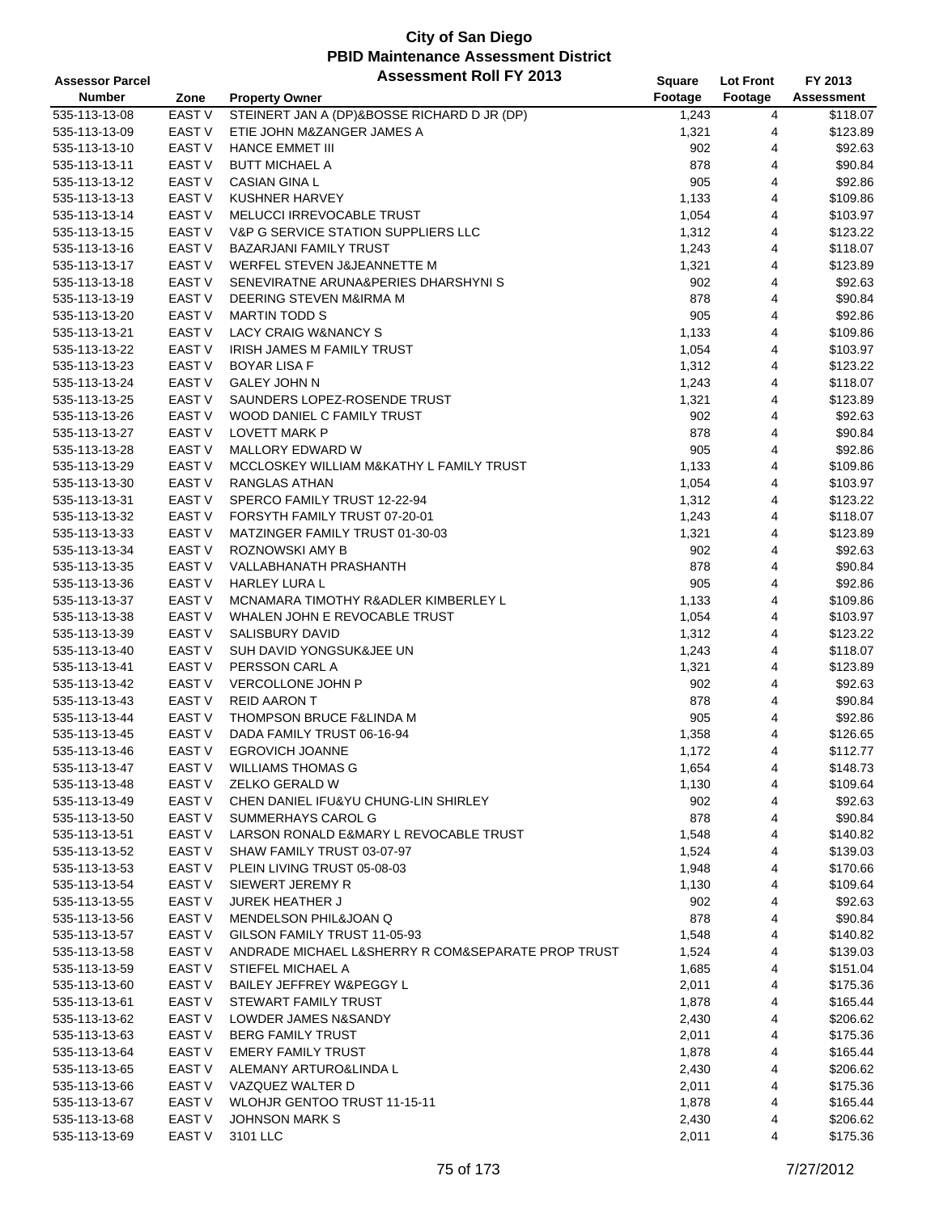# City of San Diego
## PBID Maintenance Assessment District
### Assessment Roll FY 2013

| Assessor Parcel Number | Zone | Property Owner | Square Footage | Lot Front Footage | FY 2013 Assessment |
|---|---|---|---|---|---|
| 535-113-13-08 | EAST V | STEINERT JAN A (DP)&BOSSE RICHARD D JR (DP) | 1,243 | 4 | $118.07 |
| 535-113-13-09 | EAST V | ETIE JOHN M&ZANGER JAMES A | 1,321 | 4 | $123.89 |
| 535-113-13-10 | EAST V | HANCE EMMET III | 902 | 4 | $92.63 |
| 535-113-13-11 | EAST V | BUTT MICHAEL A | 878 | 4 | $90.84 |
| 535-113-13-12 | EAST V | CASIAN GINA L | 905 | 4 | $92.86 |
| 535-113-13-13 | EAST V | KUSHNER HARVEY | 1,133 | 4 | $109.86 |
| 535-113-13-14 | EAST V | MELUCCI IRREVOCABLE TRUST | 1,054 | 4 | $103.97 |
| 535-113-13-15 | EAST V | V&P G SERVICE STATION SUPPLIERS LLC | 1,312 | 4 | $123.22 |
| 535-113-13-16 | EAST V | BAZARJANI FAMILY TRUST | 1,243 | 4 | $118.07 |
| 535-113-13-17 | EAST V | WERFEL STEVEN J&JEANNETTE M | 1,321 | 4 | $123.89 |
| 535-113-13-18 | EAST V | SENEVIRATNE ARUNA&PERIES DHARSHYNI S | 902 | 4 | $92.63 |
| 535-113-13-19 | EAST V | DEERING STEVEN M&IRMA M | 878 | 4 | $90.84 |
| 535-113-13-20 | EAST V | MARTIN TODD S | 905 | 4 | $92.86 |
| 535-113-13-21 | EAST V | LACY CRAIG W&NANCY S | 1,133 | 4 | $109.86 |
| 535-113-13-22 | EAST V | IRISH JAMES M FAMILY TRUST | 1,054 | 4 | $103.97 |
| 535-113-13-23 | EAST V | BOYAR LISA F | 1,312 | 4 | $123.22 |
| 535-113-13-24 | EAST V | GALEY JOHN N | 1,243 | 4 | $118.07 |
| 535-113-13-25 | EAST V | SAUNDERS LOPEZ-ROSENDE TRUST | 1,321 | 4 | $123.89 |
| 535-113-13-26 | EAST V | WOOD DANIEL C FAMILY TRUST | 902 | 4 | $92.63 |
| 535-113-13-27 | EAST V | LOVETT MARK P | 878 | 4 | $90.84 |
| 535-113-13-28 | EAST V | MALLORY EDWARD W | 905 | 4 | $92.86 |
| 535-113-13-29 | EAST V | MCCLOSKEY WILLIAM M&KATHY L FAMILY TRUST | 1,133 | 4 | $109.86 |
| 535-113-13-30 | EAST V | RANGLAS ATHAN | 1,054 | 4 | $103.97 |
| 535-113-13-31 | EAST V | SPERCO FAMILY TRUST 12-22-94 | 1,312 | 4 | $123.22 |
| 535-113-13-32 | EAST V | FORSYTH FAMILY TRUST 07-20-01 | 1,243 | 4 | $118.07 |
| 535-113-13-33 | EAST V | MATZINGER FAMILY TRUST 01-30-03 | 1,321 | 4 | $123.89 |
| 535-113-13-34 | EAST V | ROZNOWSKI AMY B | 902 | 4 | $92.63 |
| 535-113-13-35 | EAST V | VALLABHANATH PRASHANTH | 878 | 4 | $90.84 |
| 535-113-13-36 | EAST V | HARLEY LURA L | 905 | 4 | $92.86 |
| 535-113-13-37 | EAST V | MCNAMARA TIMOTHY R&ADLER KIMBERLEY L | 1,133 | 4 | $109.86 |
| 535-113-13-38 | EAST V | WHALEN JOHN E REVOCABLE TRUST | 1,054 | 4 | $103.97 |
| 535-113-13-39 | EAST V | SALISBURY DAVID | 1,312 | 4 | $123.22 |
| 535-113-13-40 | EAST V | SUH DAVID YONGSUK&JEE UN | 1,243 | 4 | $118.07 |
| 535-113-13-41 | EAST V | PERSSON CARL A | 1,321 | 4 | $123.89 |
| 535-113-13-42 | EAST V | VERCOLLONE JOHN P | 902 | 4 | $92.63 |
| 535-113-13-43 | EAST V | REID AARON T | 878 | 4 | $90.84 |
| 535-113-13-44 | EAST V | THOMPSON BRUCE F&LINDA M | 905 | 4 | $92.86 |
| 535-113-13-45 | EAST V | DADA FAMILY TRUST 06-16-94 | 1,358 | 4 | $126.65 |
| 535-113-13-46 | EAST V | EGROVICH JOANNE | 1,172 | 4 | $112.77 |
| 535-113-13-47 | EAST V | WILLIAMS THOMAS G | 1,654 | 4 | $148.73 |
| 535-113-13-48 | EAST V | ZELKO GERALD W | 1,130 | 4 | $109.64 |
| 535-113-13-49 | EAST V | CHEN DANIEL IFU&YU CHUNG-LIN SHIRLEY | 902 | 4 | $92.63 |
| 535-113-13-50 | EAST V | SUMMERHAYS CAROL G | 878 | 4 | $90.84 |
| 535-113-13-51 | EAST V | LARSON RONALD E&MARY L REVOCABLE TRUST | 1,548 | 4 | $140.82 |
| 535-113-13-52 | EAST V | SHAW FAMILY TRUST 03-07-97 | 1,524 | 4 | $139.03 |
| 535-113-13-53 | EAST V | PLEIN LIVING TRUST 05-08-03 | 1,948 | 4 | $170.66 |
| 535-113-13-54 | EAST V | SIEWERT JEREMY R | 1,130 | 4 | $109.64 |
| 535-113-13-55 | EAST V | JUREK HEATHER J | 902 | 4 | $92.63 |
| 535-113-13-56 | EAST V | MENDELSON PHIL&JOAN Q | 878 | 4 | $90.84 |
| 535-113-13-57 | EAST V | GILSON FAMILY TRUST 11-05-93 | 1,548 | 4 | $140.82 |
| 535-113-13-58 | EAST V | ANDRADE MICHAEL L&SHERRY R COM&SEPARATE PROP TRUST | 1,524 | 4 | $139.03 |
| 535-113-13-59 | EAST V | STIEFEL MICHAEL A | 1,685 | 4 | $151.04 |
| 535-113-13-60 | EAST V | BAILEY JEFFREY W&PEGGY L | 2,011 | 4 | $175.36 |
| 535-113-13-61 | EAST V | STEWART FAMILY TRUST | 1,878 | 4 | $165.44 |
| 535-113-13-62 | EAST V | LOWDER JAMES N&SANDY | 2,430 | 4 | $206.62 |
| 535-113-13-63 | EAST V | BERG FAMILY TRUST | 2,011 | 4 | $175.36 |
| 535-113-13-64 | EAST V | EMERY FAMILY TRUST | 1,878 | 4 | $165.44 |
| 535-113-13-65 | EAST V | ALEMANY ARTURO&LINDA L | 2,430 | 4 | $206.62 |
| 535-113-13-66 | EAST V | VAZQUEZ WALTER D | 2,011 | 4 | $175.36 |
| 535-113-13-67 | EAST V | WLOHJR GENTOO TRUST 11-15-11 | 1,878 | 4 | $165.44 |
| 535-113-13-68 | EAST V | JOHNSON MARK S | 2,430 | 4 | $206.62 |
| 535-113-13-69 | EAST V | 3101 LLC | 2,011 | 4 | $175.36 |

7/27/2012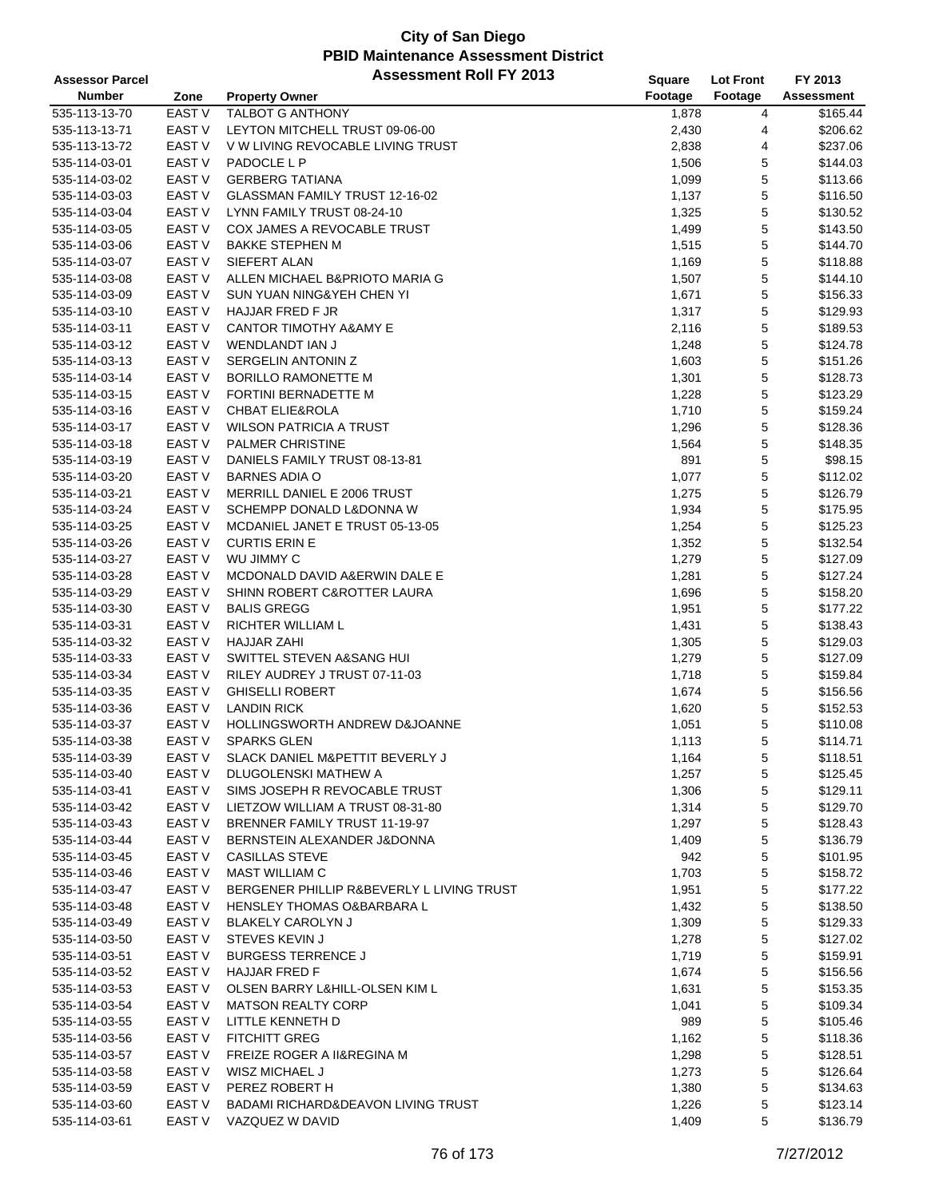# City of San Diego
## PBID Maintenance Assessment District
## Assessment Roll FY 2013

| Assessor Parcel Number | Zone | Property Owner | Square Footage | Lot Front Footage | FY 2013 Assessment |
|---|---|---|---|---|---|
| 535-113-13-70 | EAST V | TALBOT G ANTHONY | 1,878 | 4 | $165.44 |
| 535-113-13-71 | EAST V | LEYTON MITCHELL TRUST 09-06-00 | 2,430 | 4 | $206.62 |
| 535-113-13-72 | EAST V | V W LIVING REVOCABLE LIVING TRUST | 2,838 | 4 | $237.06 |
| 535-114-03-01 | EAST V | PADOCLE L P | 1,506 | 5 | $144.03 |
| 535-114-03-02 | EAST V | GERBERG TATIANA | 1,099 | 5 | $113.66 |
| 535-114-03-03 | EAST V | GLASSMAN FAMILY TRUST 12-16-02 | 1,137 | 5 | $116.50 |
| 535-114-03-04 | EAST V | LYNN FAMILY TRUST 08-24-10 | 1,325 | 5 | $130.52 |
| 535-114-03-05 | EAST V | COX JAMES A REVOCABLE TRUST | 1,499 | 5 | $143.50 |
| 535-114-03-06 | EAST V | BAKKE STEPHEN M | 1,515 | 5 | $144.70 |
| 535-114-03-07 | EAST V | SIEFERT ALAN | 1,169 | 5 | $118.88 |
| 535-114-03-08 | EAST V | ALLEN MICHAEL B&PRIOTO MARIA G | 1,507 | 5 | $144.10 |
| 535-114-03-09 | EAST V | SUN YUAN NING&YEH CHEN YI | 1,671 | 5 | $156.33 |
| 535-114-03-10 | EAST V | HAJJAR FRED F JR | 1,317 | 5 | $129.93 |
| 535-114-03-11 | EAST V | CANTOR TIMOTHY A&AMY E | 2,116 | 5 | $189.53 |
| 535-114-03-12 | EAST V | WENDLANDT IAN J | 1,248 | 5 | $124.78 |
| 535-114-03-13 | EAST V | SERGELIN ANTONIN Z | 1,603 | 5 | $151.26 |
| 535-114-03-14 | EAST V | BORILLO RAMONETTE M | 1,301 | 5 | $128.73 |
| 535-114-03-15 | EAST V | FORTINI BERNADETTE M | 1,228 | 5 | $123.29 |
| 535-114-03-16 | EAST V | CHBAT ELIE&ROLA | 1,710 | 5 | $159.24 |
| 535-114-03-17 | EAST V | WILSON PATRICIA A TRUST | 1,296 | 5 | $128.36 |
| 535-114-03-18 | EAST V | PALMER CHRISTINE | 1,564 | 5 | $148.35 |
| 535-114-03-19 | EAST V | DANIELS FAMILY TRUST 08-13-81 | 891 | 5 | $98.15 |
| 535-114-03-20 | EAST V | BARNES ADIA O | 1,077 | 5 | $112.02 |
| 535-114-03-21 | EAST V | MERRILL DANIEL E 2006 TRUST | 1,275 | 5 | $126.79 |
| 535-114-03-24 | EAST V | SCHEMPP DONALD L&DONNA W | 1,934 | 5 | $175.95 |
| 535-114-03-25 | EAST V | MCDANIEL JANET E TRUST 05-13-05 | 1,254 | 5 | $125.23 |
| 535-114-03-26 | EAST V | CURTIS ERIN E | 1,352 | 5 | $132.54 |
| 535-114-03-27 | EAST V | WU JIMMY C | 1,279 | 5 | $127.09 |
| 535-114-03-28 | EAST V | MCDONALD DAVID A&ERWIN DALE E | 1,281 | 5 | $127.24 |
| 535-114-03-29 | EAST V | SHINN ROBERT C&ROTTER LAURA | 1,696 | 5 | $158.20 |
| 535-114-03-30 | EAST V | BALIS GREGG | 1,951 | 5 | $177.22 |
| 535-114-03-31 | EAST V | RICHTER WILLIAM L | 1,431 | 5 | $138.43 |
| 535-114-03-32 | EAST V | HAJJAR ZAHI | 1,305 | 5 | $129.03 |
| 535-114-03-33 | EAST V | SWITTEL STEVEN A&SANG HUI | 1,279 | 5 | $127.09 |
| 535-114-03-34 | EAST V | RILEY AUDREY J TRUST 07-11-03 | 1,718 | 5 | $159.84 |
| 535-114-03-35 | EAST V | GHISELLI ROBERT | 1,674 | 5 | $156.56 |
| 535-114-03-36 | EAST V | LANDIN RICK | 1,620 | 5 | $152.53 |
| 535-114-03-37 | EAST V | HOLLINGSWORTH ANDREW D&JOANNE | 1,051 | 5 | $110.08 |
| 535-114-03-38 | EAST V | SPARKS GLEN | 1,113 | 5 | $114.71 |
| 535-114-03-39 | EAST V | SLACK DANIEL M&PETTIT BEVERLY J | 1,164 | 5 | $118.51 |
| 535-114-03-40 | EAST V | DLUGOLENSKI MATHEW A | 1,257 | 5 | $125.45 |
| 535-114-03-41 | EAST V | SIMS JOSEPH R REVOCABLE TRUST | 1,306 | 5 | $129.11 |
| 535-114-03-42 | EAST V | LIETZOW WILLIAM A TRUST 08-31-80 | 1,314 | 5 | $129.70 |
| 535-114-03-43 | EAST V | BRENNER FAMILY TRUST 11-19-97 | 1,297 | 5 | $128.43 |
| 535-114-03-44 | EAST V | BERNSTEIN ALEXANDER J&DONNA | 1,409 | 5 | $136.79 |
| 535-114-03-45 | EAST V | CASILLAS STEVE | 942 | 5 | $101.95 |
| 535-114-03-46 | EAST V | MAST WILLIAM C | 1,703 | 5 | $158.72 |
| 535-114-03-47 | EAST V | BERGENER PHILLIP R&BEVERLY L LIVING TRUST | 1,951 | 5 | $177.22 |
| 535-114-03-48 | EAST V | HENSLEY THOMAS O&BARBARA L | 1,432 | 5 | $138.50 |
| 535-114-03-49 | EAST V | BLAKELY CAROLYN J | 1,309 | 5 | $129.33 |
| 535-114-03-50 | EAST V | STEVES KEVIN J | 1,278 | 5 | $127.02 |
| 535-114-03-51 | EAST V | BURGESS TERRENCE J | 1,719 | 5 | $159.91 |
| 535-114-03-52 | EAST V | HAJJAR FRED F | 1,674 | 5 | $156.56 |
| 535-114-03-53 | EAST V | OLSEN BARRY L&HILL-OLSEN KIM L | 1,631 | 5 | $153.35 |
| 535-114-03-54 | EAST V | MATSON REALTY CORP | 1,041 | 5 | $109.34 |
| 535-114-03-55 | EAST V | LITTLE KENNETH D | 989 | 5 | $105.46 |
| 535-114-03-56 | EAST V | FITCHITT GREG | 1,162 | 5 | $118.36 |
| 535-114-03-57 | EAST V | FREIZE ROGER A II&REGINA M | 1,298 | 5 | $128.51 |
| 535-114-03-58 | EAST V | WISZ MICHAEL J | 1,273 | 5 | $126.64 |
| 535-114-03-59 | EAST V | PEREZ ROBERT H | 1,380 | 5 | $134.63 |
| 535-114-03-60 | EAST V | BADAMI RICHARD&DEAVON LIVING TRUST | 1,226 | 5 | $123.14 |
| 535-114-03-61 | EAST V | VAZQUEZ W DAVID | 1,409 | 5 | $136.79 |

7/27/2012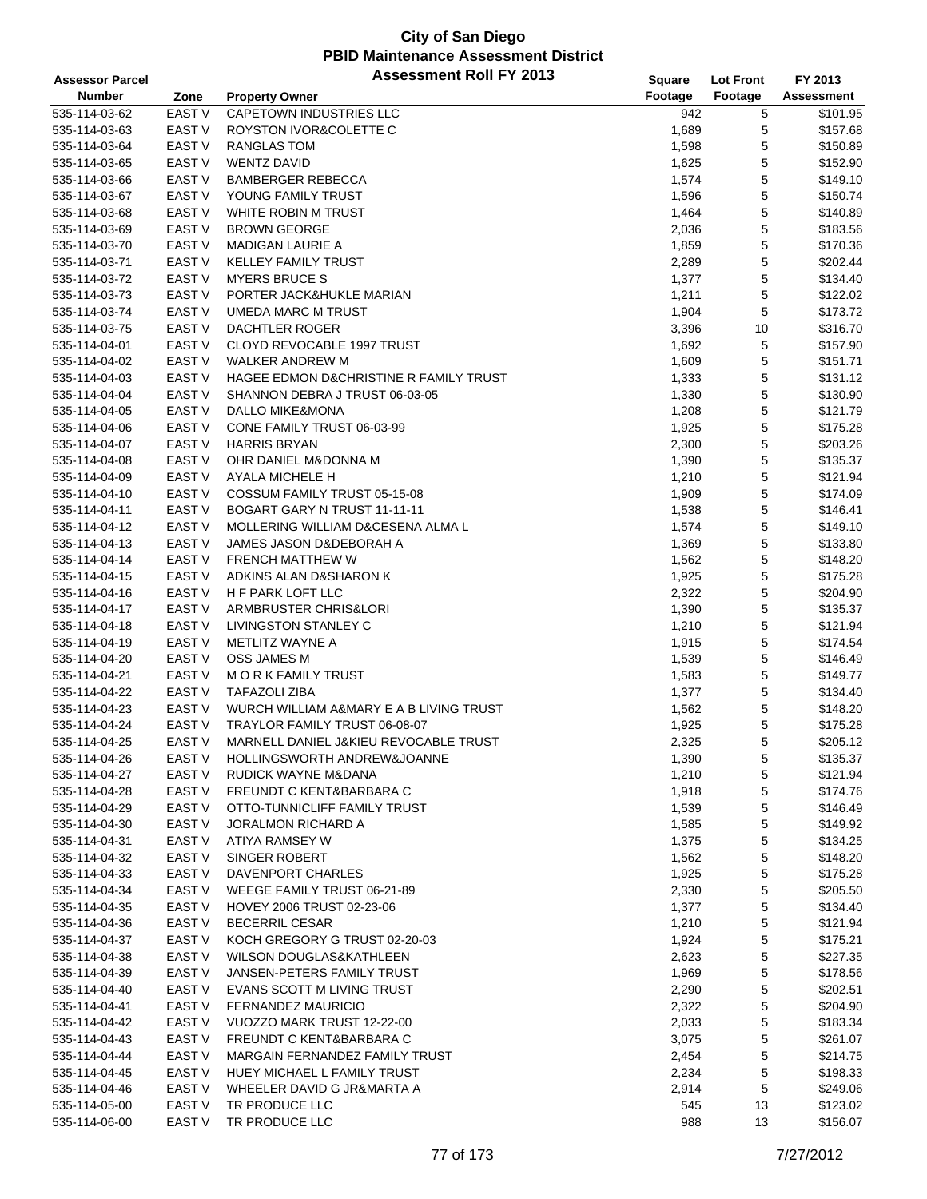# City of San Diego
## PBID Maintenance Assessment District
### Assessment Roll FY 2013

| Assessor Parcel Number | Zone | Property Owner | Square Footage | Lot Front Footage | FY 2013 Assessment |
|---|---|---|---|---|---|
| 535-114-03-62 | EAST V | CAPETOWN INDUSTRIES LLC | 942 | 5 | $101.95 |
| 535-114-03-63 | EAST V | ROYSTON IVOR&COLETTE C | 1,689 | 5 | $157.68 |
| 535-114-03-64 | EAST V | RANGLAS TOM | 1,598 | 5 | $150.89 |
| 535-114-03-65 | EAST V | WENTZ DAVID | 1,625 | 5 | $152.90 |
| 535-114-03-66 | EAST V | BAMBERGER REBECCA | 1,574 | 5 | $149.10 |
| 535-114-03-67 | EAST V | YOUNG FAMILY TRUST | 1,596 | 5 | $150.74 |
| 535-114-03-68 | EAST V | WHITE ROBIN M TRUST | 1,464 | 5 | $140.89 |
| 535-114-03-69 | EAST V | BROWN GEORGE | 2,036 | 5 | $183.56 |
| 535-114-03-70 | EAST V | MADIGAN LAURIE A | 1,859 | 5 | $170.36 |
| 535-114-03-71 | EAST V | KELLEY FAMILY TRUST | 2,289 | 5 | $202.44 |
| 535-114-03-72 | EAST V | MYERS BRUCE S | 1,377 | 5 | $134.40 |
| 535-114-03-73 | EAST V | PORTER JACK&HUKLE MARIAN | 1,211 | 5 | $122.02 |
| 535-114-03-74 | EAST V | UMEDA MARC M TRUST | 1,904 | 5 | $173.72 |
| 535-114-03-75 | EAST V | DACHTLER ROGER | 3,396 | 10 | $316.70 |
| 535-114-04-01 | EAST V | CLOYD REVOCABLE 1997 TRUST | 1,692 | 5 | $157.90 |
| 535-114-04-02 | EAST V | WALKER ANDREW M | 1,609 | 5 | $151.71 |
| 535-114-04-03 | EAST V | HAGEE EDMON D&CHRISTINE R FAMILY TRUST | 1,333 | 5 | $131.12 |
| 535-114-04-04 | EAST V | SHANNON DEBRA J TRUST 06-03-05 | 1,330 | 5 | $130.90 |
| 535-114-04-05 | EAST V | DALLO MIKE&MONA | 1,208 | 5 | $121.79 |
| 535-114-04-06 | EAST V | CONE FAMILY TRUST 06-03-99 | 1,925 | 5 | $175.28 |
| 535-114-04-07 | EAST V | HARRIS BRYAN | 2,300 | 5 | $203.26 |
| 535-114-04-08 | EAST V | OHR DANIEL M&DONNA M | 1,390 | 5 | $135.37 |
| 535-114-04-09 | EAST V | AYALA MICHELE H | 1,210 | 5 | $121.94 |
| 535-114-04-10 | EAST V | COSSUM FAMILY TRUST 05-15-08 | 1,909 | 5 | $174.09 |
| 535-114-04-11 | EAST V | BOGART GARY N TRUST 11-11-11 | 1,538 | 5 | $146.41 |
| 535-114-04-12 | EAST V | MOLLERING WILLIAM D&CESENA ALMA L | 1,574 | 5 | $149.10 |
| 535-114-04-13 | EAST V | JAMES JASON D&DEBORAH A | 1,369 | 5 | $133.80 |
| 535-114-04-14 | EAST V | FRENCH MATTHEW W | 1,562 | 5 | $148.20 |
| 535-114-04-15 | EAST V | ADKINS ALAN D&SHARON K | 1,925 | 5 | $175.28 |
| 535-114-04-16 | EAST V | H F PARK LOFT LLC | 2,322 | 5 | $204.90 |
| 535-114-04-17 | EAST V | ARMBRUSTER CHRIS&LORI | 1,390 | 5 | $135.37 |
| 535-114-04-18 | EAST V | LIVINGSTON STANLEY C | 1,210 | 5 | $121.94 |
| 535-114-04-19 | EAST V | METLITZ WAYNE A | 1,915 | 5 | $174.54 |
| 535-114-04-20 | EAST V | OSS JAMES M | 1,539 | 5 | $146.49 |
| 535-114-04-21 | EAST V | M O R K FAMILY TRUST | 1,583 | 5 | $149.77 |
| 535-114-04-22 | EAST V | TAFAZOLI ZIBA | 1,377 | 5 | $134.40 |
| 535-114-04-23 | EAST V | WURCH WILLIAM A&MARY E A B LIVING TRUST | 1,562 | 5 | $148.20 |
| 535-114-04-24 | EAST V | TRAYLOR FAMILY TRUST 06-08-07 | 1,925 | 5 | $175.28 |
| 535-114-04-25 | EAST V | MARNELL DANIEL J&KIEU REVOCABLE TRUST | 2,325 | 5 | $205.12 |
| 535-114-04-26 | EAST V | HOLLINGSWORTH ANDREW&JOANNE | 1,390 | 5 | $135.37 |
| 535-114-04-27 | EAST V | RUDICK WAYNE M&DANA | 1,210 | 5 | $121.94 |
| 535-114-04-28 | EAST V | FREUNDT C KENT&BARBARA C | 1,918 | 5 | $174.76 |
| 535-114-04-29 | EAST V | OTTO-TUNNICLIFF FAMILY TRUST | 1,539 | 5 | $146.49 |
| 535-114-04-30 | EAST V | JORALMON RICHARD A | 1,585 | 5 | $149.92 |
| 535-114-04-31 | EAST V | ATIYA RAMSEY W | 1,375 | 5 | $134.25 |
| 535-114-04-32 | EAST V | SINGER ROBERT | 1,562 | 5 | $148.20 |
| 535-114-04-33 | EAST V | DAVENPORT CHARLES | 1,925 | 5 | $175.28 |
| 535-114-04-34 | EAST V | WEEGE FAMILY TRUST 06-21-89 | 2,330 | 5 | $205.50 |
| 535-114-04-35 | EAST V | HOVEY 2006 TRUST 02-23-06 | 1,377 | 5 | $134.40 |
| 535-114-04-36 | EAST V | BECERRIL CESAR | 1,210 | 5 | $121.94 |
| 535-114-04-37 | EAST V | KOCH GREGORY G TRUST 02-20-03 | 1,924 | 5 | $175.21 |
| 535-114-04-38 | EAST V | WILSON DOUGLAS&KATHLEEN | 2,623 | 5 | $227.35 |
| 535-114-04-39 | EAST V | JANSEN-PETERS FAMILY TRUST | 1,969 | 5 | $178.56 |
| 535-114-04-40 | EAST V | EVANS SCOTT M LIVING TRUST | 2,290 | 5 | $202.51 |
| 535-114-04-41 | EAST V | FERNANDEZ MAURICIO | 2,322 | 5 | $204.90 |
| 535-114-04-42 | EAST V | VUOZZO MARK TRUST 12-22-00 | 2,033 | 5 | $183.34 |
| 535-114-04-43 | EAST V | FREUNDT C KENT&BARBARA C | 3,075 | 5 | $261.07 |
| 535-114-04-44 | EAST V | MARGAIN FERNANDEZ FAMILY TRUST | 2,454 | 5 | $214.75 |
| 535-114-04-45 | EAST V | HUEY MICHAEL L FAMILY TRUST | 2,234 | 5 | $198.33 |
| 535-114-04-46 | EAST V | WHEELER DAVID G JR&MARTA A | 2,914 | 5 | $249.06 |
| 535-114-05-00 | EAST V | TR PRODUCE LLC | 545 | 13 | $123.02 |
| 535-114-06-00 | EAST V | TR PRODUCE LLC | 988 | 13 | $156.07 |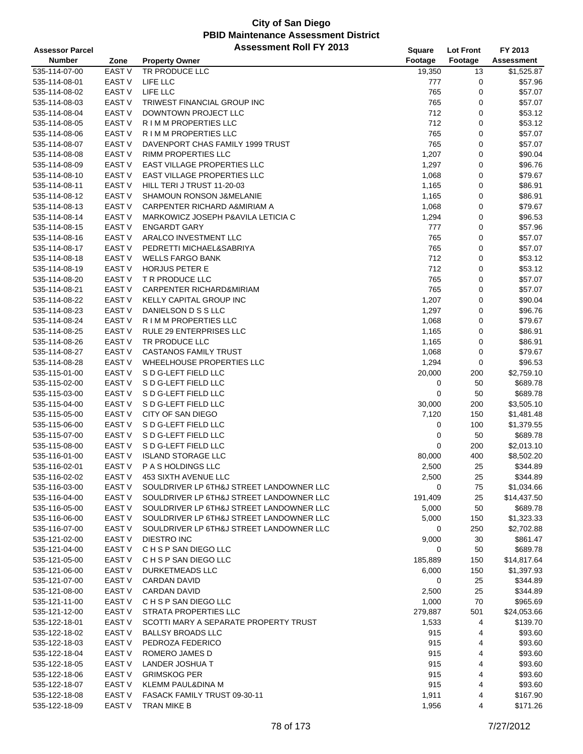# City of San Diego
## PBID Maintenance Assessment District
### Assessment Roll FY 2013

| Assessor Parcel Number | Zone | Property Owner | Square Footage | Lot Front Footage | FY 2013 Assessment |
|---|---|---|---|---|---|
| 535-114-07-00 | EAST V | TR PRODUCE LLC | 19,350 | 13 | $1,525.87 |
| 535-114-08-01 | EAST V | LIFE LLC | 777 | 0 | $57.96 |
| 535-114-08-02 | EAST V | LIFE LLC | 765 | 0 | $57.07 |
| 535-114-08-03 | EAST V | TRIWEST FINANCIAL GROUP INC | 765 | 0 | $57.07 |
| 535-114-08-04 | EAST V | DOWNTOWN PROJECT LLC | 712 | 0 | $53.12 |
| 535-114-08-05 | EAST V | R I M M PROPERTIES LLC | 712 | 0 | $53.12 |
| 535-114-08-06 | EAST V | R I M M PROPERTIES LLC | 765 | 0 | $57.07 |
| 535-114-08-07 | EAST V | DAVENPORT CHAS FAMILY 1999 TRUST | 765 | 0 | $57.07 |
| 535-114-08-08 | EAST V | RIMM PROPERTIES LLC | 1,207 | 0 | $90.04 |
| 535-114-08-09 | EAST V | EAST VILLAGE PROPERTIES LLC | 1,297 | 0 | $96.76 |
| 535-114-08-10 | EAST V | EAST VILLAGE PROPERTIES LLC | 1,068 | 0 | $79.67 |
| 535-114-08-11 | EAST V | HILL TERI J TRUST 11-20-03 | 1,165 | 0 | $86.91 |
| 535-114-08-12 | EAST V | SHAMOUN RONSON J&MELANIE | 1,165 | 0 | $86.91 |
| 535-114-08-13 | EAST V | CARPENTER RICHARD A&MIRIAM A | 1,068 | 0 | $79.67 |
| 535-114-08-14 | EAST V | MARKOWICZ JOSEPH P&AVILA LETICIA C | 1,294 | 0 | $96.53 |
| 535-114-08-15 | EAST V | ENGARDT GARY | 777 | 0 | $57.96 |
| 535-114-08-16 | EAST V | ARALCO INVESTMENT LLC | 765 | 0 | $57.07 |
| 535-114-08-17 | EAST V | PEDRETTI MICHAEL&SABRIYA | 765 | 0 | $57.07 |
| 535-114-08-18 | EAST V | WELLS FARGO BANK | 712 | 0 | $53.12 |
| 535-114-08-19 | EAST V | HORJUS PETER E | 712 | 0 | $53.12 |
| 535-114-08-20 | EAST V | T R PRODUCE LLC | 765 | 0 | $57.07 |
| 535-114-08-21 | EAST V | CARPENTER RICHARD&MIRIAM | 765 | 0 | $57.07 |
| 535-114-08-22 | EAST V | KELLY CAPITAL GROUP INC | 1,207 | 0 | $90.04 |
| 535-114-08-23 | EAST V | DANIELSON D S S LLC | 1,297 | 0 | $96.76 |
| 535-114-08-24 | EAST V | R I M M PROPERTIES LLC | 1,068 | 0 | $79.67 |
| 535-114-08-25 | EAST V | RULE 29 ENTERPRISES LLC | 1,165 | 0 | $86.91 |
| 535-114-08-26 | EAST V | TR PRODUCE LLC | 1,165 | 0 | $86.91 |
| 535-114-08-27 | EAST V | CASTANOS FAMILY TRUST | 1,068 | 0 | $79.67 |
| 535-114-08-28 | EAST V | WHEELHOUSE PROPERTIES LLC | 1,294 | 0 | $96.53 |
| 535-115-01-00 | EAST V | S D G-LEFT FIELD LLC | 20,000 | 200 | $2,759.10 |
| 535-115-02-00 | EAST V | S D G-LEFT FIELD LLC | 0 | 50 | $689.78 |
| 535-115-03-00 | EAST V | S D G-LEFT FIELD LLC | 0 | 50 | $689.78 |
| 535-115-04-00 | EAST V | S D G-LEFT FIELD LLC | 30,000 | 200 | $3,505.10 |
| 535-115-05-00 | EAST V | CITY OF SAN DIEGO | 7,120 | 150 | $1,481.48 |
| 535-115-06-00 | EAST V | S D G-LEFT FIELD LLC | 0 | 100 | $1,379.55 |
| 535-115-07-00 | EAST V | S D G-LEFT FIELD LLC | 0 | 50 | $689.78 |
| 535-115-08-00 | EAST V | S D G-LEFT FIELD LLC | 0 | 200 | $2,013.10 |
| 535-116-01-00 | EAST V | ISLAND STORAGE LLC | 80,000 | 400 | $8,502.20 |
| 535-116-02-01 | EAST V | P A S HOLDINGS LLC | 2,500 | 25 | $344.89 |
| 535-116-02-02 | EAST V | 453 SIXTH AVENUE LLC | 2,500 | 25 | $344.89 |
| 535-116-03-00 | EAST V | SOULDRIVER LP 6TH&J STREET LANDOWNER LLC | 0 | 75 | $1,034.66 |
| 535-116-04-00 | EAST V | SOULDRIVER LP 6TH&J STREET LANDOWNER LLC | 191,409 | 25 | $14,437.50 |
| 535-116-05-00 | EAST V | SOULDRIVER LP 6TH&J STREET LANDOWNER LLC | 5,000 | 50 | $689.78 |
| 535-116-06-00 | EAST V | SOULDRIVER LP 6TH&J STREET LANDOWNER LLC | 5,000 | 150 | $1,323.33 |
| 535-116-07-00 | EAST V | SOULDRIVER LP 6TH&J STREET LANDOWNER LLC | 0 | 250 | $2,702.88 |
| 535-121-02-00 | EAST V | DIESTRO INC | 9,000 | 30 | $861.47 |
| 535-121-04-00 | EAST V | C H S P SAN DIEGO LLC | 0 | 50 | $689.78 |
| 535-121-05-00 | EAST V | C H S P SAN DIEGO LLC | 185,889 | 150 | $14,817.64 |
| 535-121-06-00 | EAST V | DURKETMEADS LLC | 6,000 | 150 | $1,397.93 |
| 535-121-07-00 | EAST V | CARDAN DAVID | 0 | 25 | $344.89 |
| 535-121-08-00 | EAST V | CARDAN DAVID | 2,500 | 25 | $344.89 |
| 535-121-11-00 | EAST V | C H S P SAN DIEGO LLC | 1,000 | 70 | $965.69 |
| 535-121-12-00 | EAST V | STRATA PROPERTIES LLC | 279,887 | 501 | $24,053.66 |
| 535-122-18-01 | EAST V | SCOTTI MARY A SEPARATE PROPERTY TRUST | 1,533 | 4 | $139.70 |
| 535-122-18-02 | EAST V | BALLSY BROADS LLC | 915 | 4 | $93.60 |
| 535-122-18-03 | EAST V | PEDROZA FEDERICO | 915 | 4 | $93.60 |
| 535-122-18-04 | EAST V | ROMERO JAMES D | 915 | 4 | $93.60 |
| 535-122-18-05 | EAST V | LANDER JOSHUA T | 915 | 4 | $93.60 |
| 535-122-18-06 | EAST V | GRIMSKOG PER | 915 | 4 | $93.60 |
| 535-122-18-07 | EAST V | KLEMM PAUL&DINA M | 915 | 4 | $93.60 |
| 535-122-18-08 | EAST V | FASACK FAMILY TRUST 09-30-11 | 1,911 | 4 | $167.90 |
| 535-122-18-09 | EAST V | TRAN MIKE B | 1,956 | 4 | $171.26 |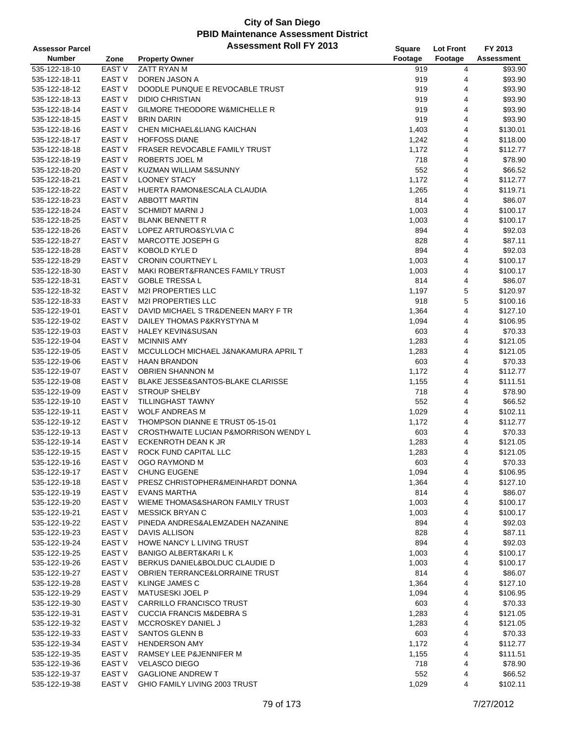# City of San Diego
## PBID Maintenance Assessment District
### Assessment Roll FY 2013

| Assessor Parcel Number | Zone | Property Owner | Square Footage | Lot Front Footage | FY 2013 Assessment |
|---|---|---|---|---|---|
| 535-122-18-10 | EAST V | ZATT RYAN M | 919 | 4 | $93.90 |
| 535-122-18-11 | EAST V | DOREN JASON A | 919 | 4 | $93.90 |
| 535-122-18-12 | EAST V | DOODLE PUNQUE E REVOCABLE TRUST | 919 | 4 | $93.90 |
| 535-122-18-13 | EAST V | DIDIO CHRISTIAN | 919 | 4 | $93.90 |
| 535-122-18-14 | EAST V | GILMORE THEODORE W&MICHELLE R | 919 | 4 | $93.90 |
| 535-122-18-15 | EAST V | BRIN DARIN | 919 | 4 | $93.90 |
| 535-122-18-16 | EAST V | CHEN MICHAEL&LIANG KAICHAN | 1,403 | 4 | $130.01 |
| 535-122-18-17 | EAST V | HOFFOSS DIANE | 1,242 | 4 | $118.00 |
| 535-122-18-18 | EAST V | FRASER REVOCABLE FAMILY TRUST | 1,172 | 4 | $112.77 |
| 535-122-18-19 | EAST V | ROBERTS JOEL M | 718 | 4 | $78.90 |
| 535-122-18-20 | EAST V | KUZMAN WILLIAM S&SUNNY | 552 | 4 | $66.52 |
| 535-122-18-21 | EAST V | LOONEY STACY | 1,172 | 4 | $112.77 |
| 535-122-18-22 | EAST V | HUERTA RAMON&ESCALA CLAUDIA | 1,265 | 4 | $119.71 |
| 535-122-18-23 | EAST V | ABBOTT MARTIN | 814 | 4 | $86.07 |
| 535-122-18-24 | EAST V | SCHMIDT MARNI J | 1,003 | 4 | $100.17 |
| 535-122-18-25 | EAST V | BLANK BENNETT R | 1,003 | 4 | $100.17 |
| 535-122-18-26 | EAST V | LOPEZ ARTURO&SYLVIA C | 894 | 4 | $92.03 |
| 535-122-18-27 | EAST V | MARCOTTE JOSEPH G | 828 | 4 | $87.11 |
| 535-122-18-28 | EAST V | KOBOLD KYLE D | 894 | 4 | $92.03 |
| 535-122-18-29 | EAST V | CRONIN COURTNEY L | 1,003 | 4 | $100.17 |
| 535-122-18-30 | EAST V | MAKI ROBERT&FRANCES FAMILY TRUST | 1,003 | 4 | $100.17 |
| 535-122-18-31 | EAST V | GOBLE TRESSA L | 814 | 4 | $86.07 |
| 535-122-18-32 | EAST V | M2I PROPERTIES LLC | 1,197 | 5 | $120.97 |
| 535-122-18-33 | EAST V | M2I PROPERTIES LLC | 918 | 5 | $100.16 |
| 535-122-19-01 | EAST V | DAVID MICHAEL S TR&DENEEN MARY F TR | 1,364 | 4 | $127.10 |
| 535-122-19-02 | EAST V | DAILEY THOMAS P&KRYSTYNA M | 1,094 | 4 | $106.95 |
| 535-122-19-03 | EAST V | HALEY KEVIN&SUSAN | 603 | 4 | $70.33 |
| 535-122-19-04 | EAST V | MCINNIS AMY | 1,283 | 4 | $121.05 |
| 535-122-19-05 | EAST V | MCCULLOCH MICHAEL J&NAKAMURA APRIL T | 1,283 | 4 | $121.05 |
| 535-122-19-06 | EAST V | HAAN BRANDON | 603 | 4 | $70.33 |
| 535-122-19-07 | EAST V | OBRIEN SHANNON M | 1,172 | 4 | $112.77 |
| 535-122-19-08 | EAST V | BLAKE JESSE&SANTOS-BLAKE CLARISSE | 1,155 | 4 | $111.51 |
| 535-122-19-09 | EAST V | STROUP SHELBY | 718 | 4 | $78.90 |
| 535-122-19-10 | EAST V | TILLINGHAST TAWNY | 552 | 4 | $66.52 |
| 535-122-19-11 | EAST V | WOLF ANDREAS M | 1,029 | 4 | $102.11 |
| 535-122-19-12 | EAST V | THOMPSON DIANNE E TRUST 05-15-01 | 1,172 | 4 | $112.77 |
| 535-122-19-13 | EAST V | CROSTHWAITE LUCIAN P&MORRISON WENDY L | 603 | 4 | $70.33 |
| 535-122-19-14 | EAST V | ECKENROTH DEAN K JR | 1,283 | 4 | $121.05 |
| 535-122-19-15 | EAST V | ROCK FUND CAPITAL LLC | 1,283 | 4 | $121.05 |
| 535-122-19-16 | EAST V | OGO RAYMOND M | 603 | 4 | $70.33 |
| 535-122-19-17 | EAST V | CHUNG EUGENE | 1,094 | 4 | $106.95 |
| 535-122-19-18 | EAST V | PRESZ CHRISTOPHER&MEINHARDT DONNA | 1,364 | 4 | $127.10 |
| 535-122-19-19 | EAST V | EVANS MARTHA | 814 | 4 | $86.07 |
| 535-122-19-20 | EAST V | WIEME THOMAS&SHARON FAMILY TRUST | 1,003 | 4 | $100.17 |
| 535-122-19-21 | EAST V | MESSICK BRYAN C | 1,003 | 4 | $100.17 |
| 535-122-19-22 | EAST V | PINEDA ANDRES&ALEMZADEH NAZANINE | 894 | 4 | $92.03 |
| 535-122-19-23 | EAST V | DAVIS ALLISON | 828 | 4 | $87.11 |
| 535-122-19-24 | EAST V | HOWE NANCY L LIVING TRUST | 894 | 4 | $92.03 |
| 535-122-19-25 | EAST V | BANIGO ALBERT&KARI L K | 1,003 | 4 | $100.17 |
| 535-122-19-26 | EAST V | BERKUS DANIEL&BOLDUC CLAUDIE D | 1,003 | 4 | $100.17 |
| 535-122-19-27 | EAST V | OBRIEN TERRANCE&LORRAINE TRUST | 814 | 4 | $86.07 |
| 535-122-19-28 | EAST V | KLINGE JAMES C | 1,364 | 4 | $127.10 |
| 535-122-19-29 | EAST V | MATUSESKI JOEL P | 1,094 | 4 | $106.95 |
| 535-122-19-30 | EAST V | CARRILLO FRANCISCO TRUST | 603 | 4 | $70.33 |
| 535-122-19-31 | EAST V | CUCCIA FRANCIS M&DEBRA S | 1,283 | 4 | $121.05 |
| 535-122-19-32 | EAST V | MCCROSKEY DANIEL J | 1,283 | 4 | $121.05 |
| 535-122-19-33 | EAST V | SANTOS GLENN B | 603 | 4 | $70.33 |
| 535-122-19-34 | EAST V | HENDERSON AMY | 1,172 | 4 | $112.77 |
| 535-122-19-35 | EAST V | RAMSEY LEE P&JENNIFER M | 1,155 | 4 | $111.51 |
| 535-122-19-36 | EAST V | VELASCO DIEGO | 718 | 4 | $78.90 |
| 535-122-19-37 | EAST V | GAGLIONE ANDREW T | 552 | 4 | $66.52 |
| 535-122-19-38 | EAST V | GHIO FAMILY LIVING 2003 TRUST | 1,029 | 4 | $102.11 |

7/27/2012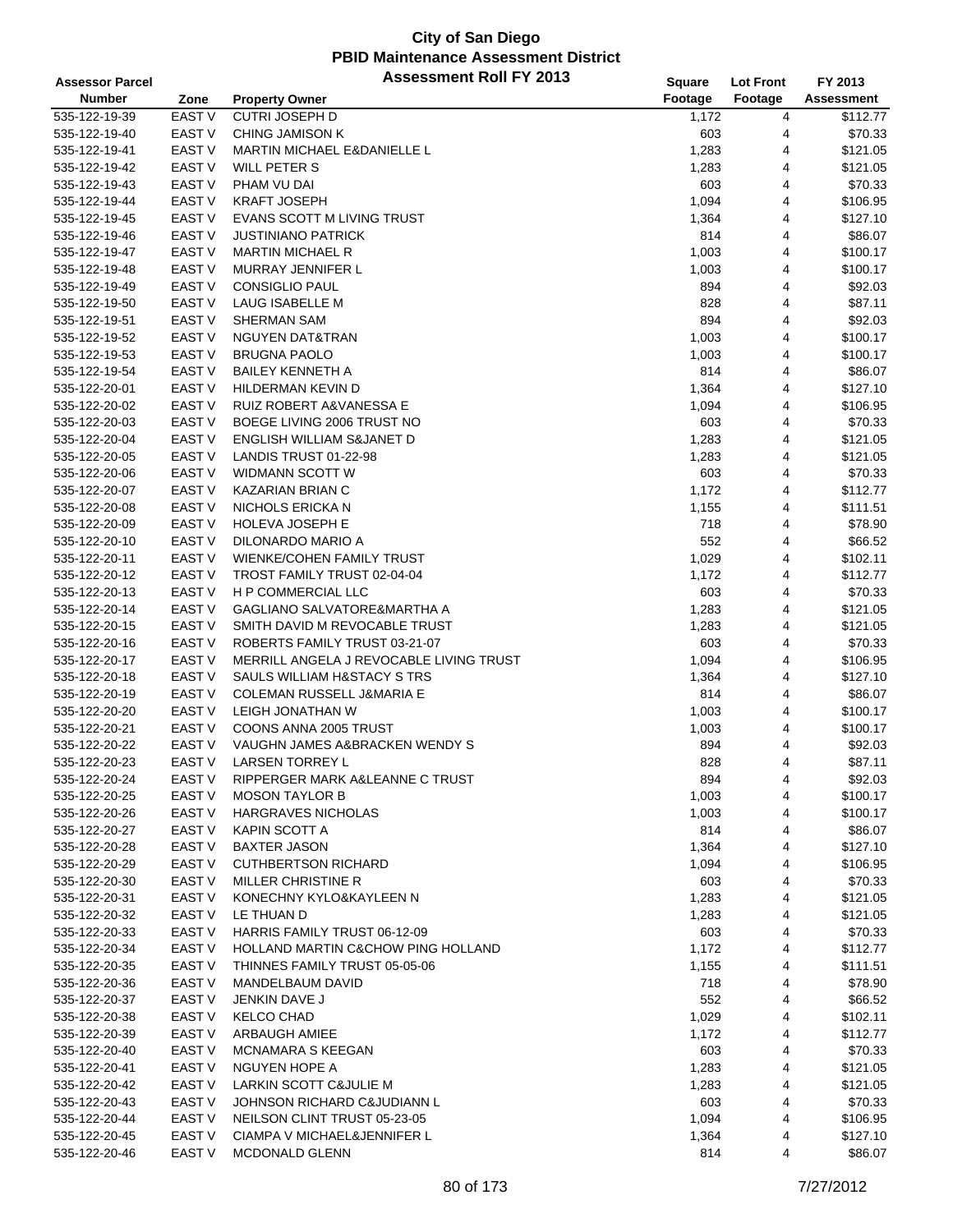# City of San Diego
## PBID Maintenance Assessment District
## Assessment Roll FY 2013

| Assessor Parcel Number | Zone | Property Owner | Square Footage | Lot Front Footage | FY 2013 Assessment |
|---|---|---|---|---|---|
| 535-122-19-39 | EAST V | CUTRI JOSEPH D | 1,172 | 4 | $112.77 |
| 535-122-19-40 | EAST V | CHING JAMISON K | 603 | 4 | $70.33 |
| 535-122-19-41 | EAST V | MARTIN MICHAEL E&DANIELLE L | 1,283 | 4 | $121.05 |
| 535-122-19-42 | EAST V | WILL PETER S | 1,283 | 4 | $121.05 |
| 535-122-19-43 | EAST V | PHAM VU DAI | 603 | 4 | $70.33 |
| 535-122-19-44 | EAST V | KRAFT JOSEPH | 1,094 | 4 | $106.95 |
| 535-122-19-45 | EAST V | EVANS SCOTT M LIVING TRUST | 1,364 | 4 | $127.10 |
| 535-122-19-46 | EAST V | JUSTINIANO PATRICK | 814 | 4 | $86.07 |
| 535-122-19-47 | EAST V | MARTIN MICHAEL R | 1,003 | 4 | $100.17 |
| 535-122-19-48 | EAST V | MURRAY JENNIFER L | 1,003 | 4 | $100.17 |
| 535-122-19-49 | EAST V | CONSIGLIO PAUL | 894 | 4 | $92.03 |
| 535-122-19-50 | EAST V | LAUG ISABELLE M | 828 | 4 | $87.11 |
| 535-122-19-51 | EAST V | SHERMAN SAM | 894 | 4 | $92.03 |
| 535-122-19-52 | EAST V | NGUYEN DAT&TRAN | 1,003 | 4 | $100.17 |
| 535-122-19-53 | EAST V | BRUGNA PAOLO | 1,003 | 4 | $100.17 |
| 535-122-19-54 | EAST V | BAILEY KENNETH A | 814 | 4 | $86.07 |
| 535-122-20-01 | EAST V | HILDERMAN KEVIN D | 1,364 | 4 | $127.10 |
| 535-122-20-02 | EAST V | RUIZ ROBERT A&VANESSA E | 1,094 | 4 | $106.95 |
| 535-122-20-03 | EAST V | BOEGE LIVING 2006 TRUST NO | 603 | 4 | $70.33 |
| 535-122-20-04 | EAST V | ENGLISH WILLIAM S&JANET D | 1,283 | 4 | $121.05 |
| 535-122-20-05 | EAST V | LANDIS TRUST 01-22-98 | 1,283 | 4 | $121.05 |
| 535-122-20-06 | EAST V | WIDMANN SCOTT W | 603 | 4 | $70.33 |
| 535-122-20-07 | EAST V | KAZARIAN BRIAN C | 1,172 | 4 | $112.77 |
| 535-122-20-08 | EAST V | NICHOLS ERICKA N | 1,155 | 4 | $111.51 |
| 535-122-20-09 | EAST V | HOLEVA JOSEPH E | 718 | 4 | $78.90 |
| 535-122-20-10 | EAST V | DILONARDO MARIO A | 552 | 4 | $66.52 |
| 535-122-20-11 | EAST V | WIENKE/COHEN FAMILY TRUST | 1,029 | 4 | $102.11 |
| 535-122-20-12 | EAST V | TROST FAMILY TRUST 02-04-04 | 1,172 | 4 | $112.77 |
| 535-122-20-13 | EAST V | H P COMMERCIAL LLC | 603 | 4 | $70.33 |
| 535-122-20-14 | EAST V | GAGLIANO SALVATORE&MARTHA A | 1,283 | 4 | $121.05 |
| 535-122-20-15 | EAST V | SMITH DAVID M REVOCABLE TRUST | 1,283 | 4 | $121.05 |
| 535-122-20-16 | EAST V | ROBERTS FAMILY TRUST 03-21-07 | 603 | 4 | $70.33 |
| 535-122-20-17 | EAST V | MERRILL ANGELA J REVOCABLE LIVING TRUST | 1,094 | 4 | $106.95 |
| 535-122-20-18 | EAST V | SAULS WILLIAM H&STACY S TRS | 1,364 | 4 | $127.10 |
| 535-122-20-19 | EAST V | COLEMAN RUSSELL J&MARIA E | 814 | 4 | $86.07 |
| 535-122-20-20 | EAST V | LEIGH JONATHAN W | 1,003 | 4 | $100.17 |
| 535-122-20-21 | EAST V | COONS ANNA 2005 TRUST | 1,003 | 4 | $100.17 |
| 535-122-20-22 | EAST V | VAUGHN JAMES A&BRACKEN WENDY S | 894 | 4 | $92.03 |
| 535-122-20-23 | EAST V | LARSEN TORREY L | 828 | 4 | $87.11 |
| 535-122-20-24 | EAST V | RIPPERGER MARK A&LEANNE C TRUST | 894 | 4 | $92.03 |
| 535-122-20-25 | EAST V | MOSON TAYLOR B | 1,003 | 4 | $100.17 |
| 535-122-20-26 | EAST V | HARGRAVES NICHOLAS | 1,003 | 4 | $100.17 |
| 535-122-20-27 | EAST V | KAPIN SCOTT A | 814 | 4 | $86.07 |
| 535-122-20-28 | EAST V | BAXTER JASON | 1,364 | 4 | $127.10 |
| 535-122-20-29 | EAST V | CUTHBERTSON RICHARD | 1,094 | 4 | $106.95 |
| 535-122-20-30 | EAST V | MILLER CHRISTINE R | 603 | 4 | $70.33 |
| 535-122-20-31 | EAST V | KONECHNY KYLO&KAYLEEN N | 1,283 | 4 | $121.05 |
| 535-122-20-32 | EAST V | LE THUAN D | 1,283 | 4 | $121.05 |
| 535-122-20-33 | EAST V | HARRIS FAMILY TRUST 06-12-09 | 603 | 4 | $70.33 |
| 535-122-20-34 | EAST V | HOLLAND MARTIN C&CHOW PING HOLLAND | 1,172 | 4 | $112.77 |
| 535-122-20-35 | EAST V | THINNES FAMILY TRUST 05-05-06 | 1,155 | 4 | $111.51 |
| 535-122-20-36 | EAST V | MANDELBAUM DAVID | 718 | 4 | $78.90 |
| 535-122-20-37 | EAST V | JENKIN DAVE J | 552 | 4 | $66.52 |
| 535-122-20-38 | EAST V | KELCO CHAD | 1,029 | 4 | $102.11 |
| 535-122-20-39 | EAST V | ARBAUGH AMIEE | 1,172 | 4 | $112.77 |
| 535-122-20-40 | EAST V | MCNAMARA S KEEGAN | 603 | 4 | $70.33 |
| 535-122-20-41 | EAST V | NGUYEN HOPE A | 1,283 | 4 | $121.05 |
| 535-122-20-42 | EAST V | LARKIN SCOTT C&JULIE M | 1,283 | 4 | $121.05 |
| 535-122-20-43 | EAST V | JOHNSON RICHARD C&JUDIANN L | 603 | 4 | $70.33 |
| 535-122-20-44 | EAST V | NEILSON CLINT TRUST 05-23-05 | 1,094 | 4 | $106.95 |
| 535-122-20-45 | EAST V | CIAMPA V MICHAEL&JENNIFER L | 1,364 | 4 | $127.10 |
| 535-122-20-46 | EAST V | MCDONALD GLENN | 814 | 4 | $86.07 |

7/27/2012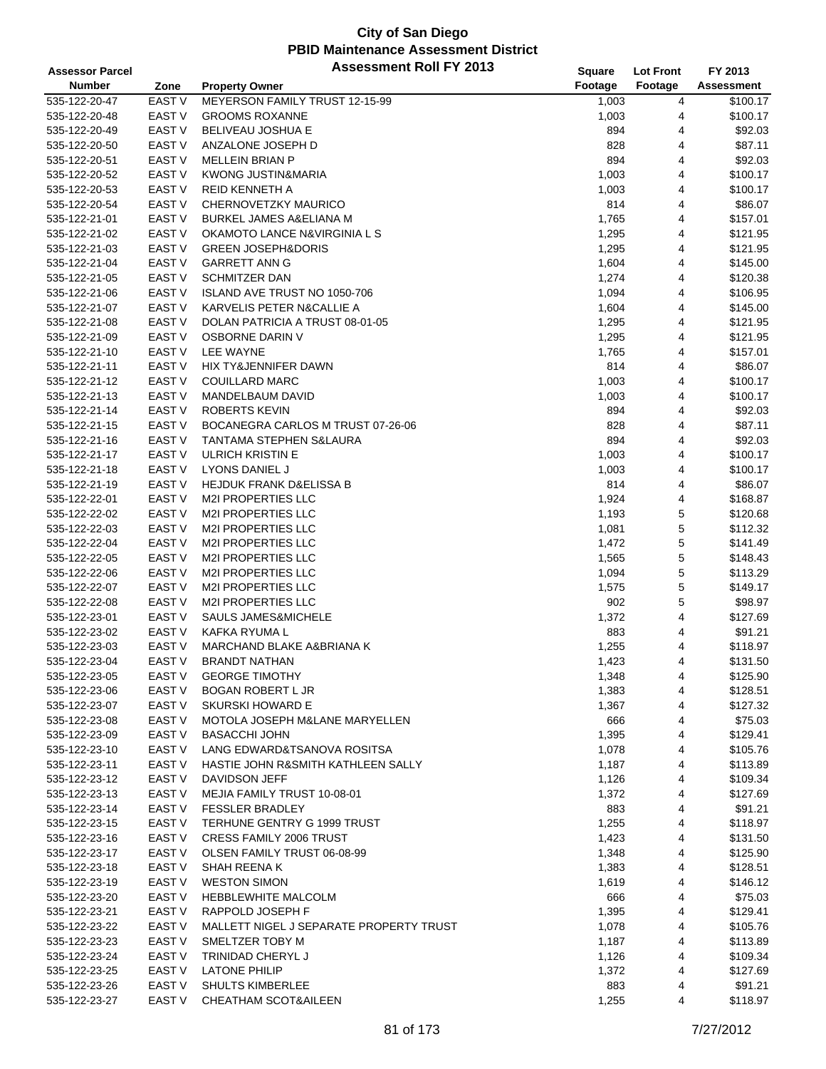# City of San Diego
## PBID Maintenance Assessment District
### Assessment Roll FY 2013

| Assessor Parcel Number | Zone | Property Owner | Square Footage | Lot Front Footage | FY 2013 Assessment |
|---|---|---|---|---|---|
| 535-122-20-47 | EAST V | MEYERSON FAMILY TRUST 12-15-99 | 1,003 | 4 | $100.17 |
| 535-122-20-48 | EAST V | GROOMS ROXANNE | 1,003 | 4 | $100.17 |
| 535-122-20-49 | EAST V | BELIVEAU JOSHUA E | 894 | 4 | $92.03 |
| 535-122-20-50 | EAST V | ANZALONE JOSEPH D | 828 | 4 | $87.11 |
| 535-122-20-51 | EAST V | MELLEIN BRIAN P | 894 | 4 | $92.03 |
| 535-122-20-52 | EAST V | KWONG JUSTIN&MARIA | 1,003 | 4 | $100.17 |
| 535-122-20-53 | EAST V | REID KENNETH A | 1,003 | 4 | $100.17 |
| 535-122-20-54 | EAST V | CHERNOVETZKY MAURICO | 814 | 4 | $86.07 |
| 535-122-21-01 | EAST V | BURKEL JAMES A&ELIANA M | 1,765 | 4 | $157.01 |
| 535-122-21-02 | EAST V | OKAMOTO LANCE N&VIRGINIA L S | 1,295 | 4 | $121.95 |
| 535-122-21-03 | EAST V | GREEN JOSEPH&DORIS | 1,295 | 4 | $121.95 |
| 535-122-21-04 | EAST V | GARRETT ANN G | 1,604 | 4 | $145.00 |
| 535-122-21-05 | EAST V | SCHMITZER DAN | 1,274 | 4 | $120.38 |
| 535-122-21-06 | EAST V | ISLAND AVE TRUST NO 1050-706 | 1,094 | 4 | $106.95 |
| 535-122-21-07 | EAST V | KARVELIS PETER N&CALLIE A | 1,604 | 4 | $145.00 |
| 535-122-21-08 | EAST V | DOLAN PATRICIA A TRUST 08-01-05 | 1,295 | 4 | $121.95 |
| 535-122-21-09 | EAST V | OSBORNE DARIN V | 1,295 | 4 | $121.95 |
| 535-122-21-10 | EAST V | LEE WAYNE | 1,765 | 4 | $157.01 |
| 535-122-21-11 | EAST V | HIX TY&JENNIFER DAWN | 814 | 4 | $86.07 |
| 535-122-21-12 | EAST V | COUILLARD MARC | 1,003 | 4 | $100.17 |
| 535-122-21-13 | EAST V | MANDELBAUM DAVID | 1,003 | 4 | $100.17 |
| 535-122-21-14 | EAST V | ROBERTS KEVIN | 894 | 4 | $92.03 |
| 535-122-21-15 | EAST V | BOCANEGRA CARLOS M TRUST 07-26-06 | 828 | 4 | $87.11 |
| 535-122-21-16 | EAST V | TANTAMA STEPHEN S&LAURA | 894 | 4 | $92.03 |
| 535-122-21-17 | EAST V | ULRICH KRISTIN E | 1,003 | 4 | $100.17 |
| 535-122-21-18 | EAST V | LYONS DANIEL J | 1,003 | 4 | $100.17 |
| 535-122-21-19 | EAST V | HEJDUK FRANK D&ELISSA B | 814 | 4 | $86.07 |
| 535-122-22-01 | EAST V | M2I PROPERTIES LLC | 1,924 | 4 | $168.87 |
| 535-122-22-02 | EAST V | M2I PROPERTIES LLC | 1,193 | 5 | $120.68 |
| 535-122-22-03 | EAST V | M2I PROPERTIES LLC | 1,081 | 5 | $112.32 |
| 535-122-22-04 | EAST V | M2I PROPERTIES LLC | 1,472 | 5 | $141.49 |
| 535-122-22-05 | EAST V | M2I PROPERTIES LLC | 1,565 | 5 | $148.43 |
| 535-122-22-06 | EAST V | M2I PROPERTIES LLC | 1,094 | 5 | $113.29 |
| 535-122-22-07 | EAST V | M2I PROPERTIES LLC | 1,575 | 5 | $149.17 |
| 535-122-22-08 | EAST V | M2I PROPERTIES LLC | 902 | 5 | $98.97 |
| 535-122-23-01 | EAST V | SAULS JAMES&MICHELE | 1,372 | 4 | $127.69 |
| 535-122-23-02 | EAST V | KAFKA RYUMA L | 883 | 4 | $91.21 |
| 535-122-23-03 | EAST V | MARCHAND BLAKE A&BRIANA K | 1,255 | 4 | $118.97 |
| 535-122-23-04 | EAST V | BRANDT NATHAN | 1,423 | 4 | $131.50 |
| 535-122-23-05 | EAST V | GEORGE TIMOTHY | 1,348 | 4 | $125.90 |
| 535-122-23-06 | EAST V | BOGAN ROBERT L JR | 1,383 | 4 | $128.51 |
| 535-122-23-07 | EAST V | SKURSKI HOWARD E | 1,367 | 4 | $127.32 |
| 535-122-23-08 | EAST V | MOTOLA JOSEPH M&LANE MARYELLEN | 666 | 4 | $75.03 |
| 535-122-23-09 | EAST V | BASACCHI JOHN | 1,395 | 4 | $129.41 |
| 535-122-23-10 | EAST V | LANG EDWARD&TSANOVA ROSITSA | 1,078 | 4 | $105.76 |
| 535-122-23-11 | EAST V | HASTIE JOHN R&SMITH KATHLEEN SALLY | 1,187 | 4 | $113.89 |
| 535-122-23-12 | EAST V | DAVIDSON JEFF | 1,126 | 4 | $109.34 |
| 535-122-23-13 | EAST V | MEJIA FAMILY TRUST 10-08-01 | 1,372 | 4 | $127.69 |
| 535-122-23-14 | EAST V | FESSLER BRADLEY | 883 | 4 | $91.21 |
| 535-122-23-15 | EAST V | TERHUNE GENTRY G 1999 TRUST | 1,255 | 4 | $118.97 |
| 535-122-23-16 | EAST V | CRESS FAMILY 2006 TRUST | 1,423 | 4 | $131.50 |
| 535-122-23-17 | EAST V | OLSEN FAMILY TRUST 06-08-99 | 1,348 | 4 | $125.90 |
| 535-122-23-18 | EAST V | SHAH REENA K | 1,383 | 4 | $128.51 |
| 535-122-23-19 | EAST V | WESTON SIMON | 1,619 | 4 | $146.12 |
| 535-122-23-20 | EAST V | HEBBLEWHITE MALCOLM | 666 | 4 | $75.03 |
| 535-122-23-21 | EAST V | RAPPOLD JOSEPH F | 1,395 | 4 | $129.41 |
| 535-122-23-22 | EAST V | MALLETT NIGEL J SEPARATE PROPERTY TRUST | 1,078 | 4 | $105.76 |
| 535-122-23-23 | EAST V | SMELTZER TOBY M | 1,187 | 4 | $113.89 |
| 535-122-23-24 | EAST V | TRINIDAD CHERYL J | 1,126 | 4 | $109.34 |
| 535-122-23-25 | EAST V | LATONE PHILIP | 1,372 | 4 | $127.69 |
| 535-122-23-26 | EAST V | SHULTS KIMBERLEE | 883 | 4 | $91.21 |
| 535-122-23-27 | EAST V | CHEATHAM SCOT&AILEEN | 1,255 | 4 | $118.97 |

7/27/2012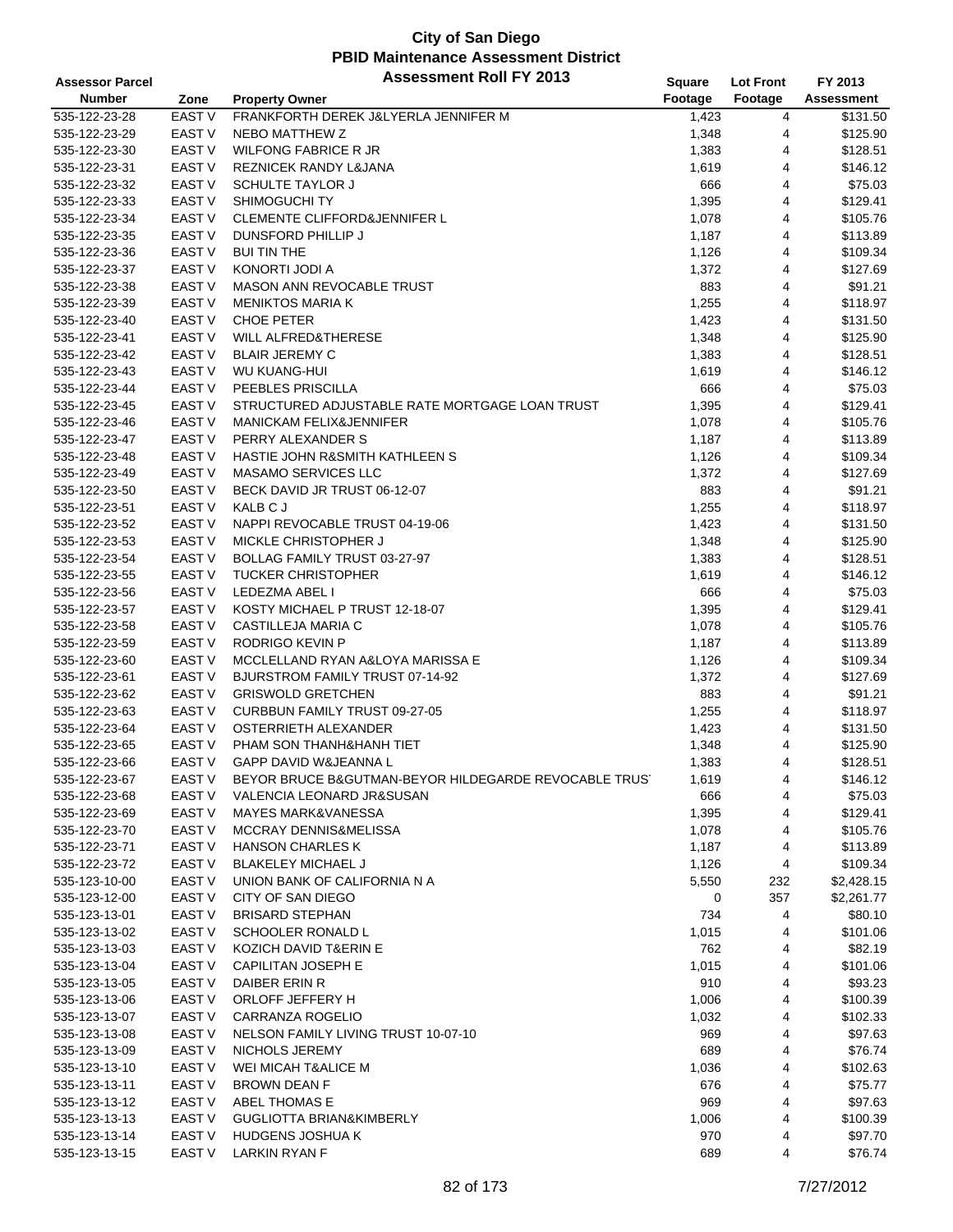# City of San Diego
## PBID Maintenance Assessment District
### Assessment Roll FY 2013

| Assessor Parcel Number | Zone | Property Owner | Square Footage | Lot Front Footage | FY 2013 Assessment |
|---|---|---|---|---|---|
| 535-122-23-28 | EAST V | FRANKFORTH DEREK J&LYERLA JENNIFER M | 1,423 | 4 | $131.50 |
| 535-122-23-29 | EAST V | NEBO MATTHEW Z | 1,348 | 4 | $125.90 |
| 535-122-23-30 | EAST V | WILFONG FABRICE R JR | 1,383 | 4 | $128.51 |
| 535-122-23-31 | EAST V | REZNICEK RANDY L&JANA | 1,619 | 4 | $146.12 |
| 535-122-23-32 | EAST V | SCHULTE TAYLOR J | 666 | 4 | $75.03 |
| 535-122-23-33 | EAST V | SHIMOGUCHI TY | 1,395 | 4 | $129.41 |
| 535-122-23-34 | EAST V | CLEMENTE CLIFFORD&JENNIFER L | 1,078 | 4 | $105.76 |
| 535-122-23-35 | EAST V | DUNSFORD PHILLIP J | 1,187 | 4 | $113.89 |
| 535-122-23-36 | EAST V | BUI TIN THE | 1,126 | 4 | $109.34 |
| 535-122-23-37 | EAST V | KONORTI JODI A | 1,372 | 4 | $127.69 |
| 535-122-23-38 | EAST V | MASON ANN REVOCABLE TRUST | 883 | 4 | $91.21 |
| 535-122-23-39 | EAST V | MENIKTOS MARIA K | 1,255 | 4 | $118.97 |
| 535-122-23-40 | EAST V | CHOE PETER | 1,423 | 4 | $131.50 |
| 535-122-23-41 | EAST V | WILL ALFRED&THERESE | 1,348 | 4 | $125.90 |
| 535-122-23-42 | EAST V | BLAIR JEREMY C | 1,383 | 4 | $128.51 |
| 535-122-23-43 | EAST V | WU KUANG-HUI | 1,619 | 4 | $146.12 |
| 535-122-23-44 | EAST V | PEEBLES PRISCILLA | 666 | 4 | $75.03 |
| 535-122-23-45 | EAST V | STRUCTURED ADJUSTABLE RATE MORTGAGE LOAN TRUST | 1,395 | 4 | $129.41 |
| 535-122-23-46 | EAST V | MANICKAM FELIX&JENNIFER | 1,078 | 4 | $105.76 |
| 535-122-23-47 | EAST V | PERRY ALEXANDER S | 1,187 | 4 | $113.89 |
| 535-122-23-48 | EAST V | HASTIE JOHN R&SMITH KATHLEEN S | 1,126 | 4 | $109.34 |
| 535-122-23-49 | EAST V | MASAMO SERVICES LLC | 1,372 | 4 | $127.69 |
| 535-122-23-50 | EAST V | BECK DAVID JR TRUST 06-12-07 | 883 | 4 | $91.21 |
| 535-122-23-51 | EAST V | KALB C J | 1,255 | 4 | $118.97 |
| 535-122-23-52 | EAST V | NAPPI REVOCABLE TRUST 04-19-06 | 1,423 | 4 | $131.50 |
| 535-122-23-53 | EAST V | MICKLE CHRISTOPHER J | 1,348 | 4 | $125.90 |
| 535-122-23-54 | EAST V | BOLLAG FAMILY TRUST 03-27-97 | 1,383 | 4 | $128.51 |
| 535-122-23-55 | EAST V | TUCKER CHRISTOPHER | 1,619 | 4 | $146.12 |
| 535-122-23-56 | EAST V | LEDEZMA ABEL I | 666 | 4 | $75.03 |
| 535-122-23-57 | EAST V | KOSTY MICHAEL P TRUST 12-18-07 | 1,395 | 4 | $129.41 |
| 535-122-23-58 | EAST V | CASTILLEJA MARIA C | 1,078 | 4 | $105.76 |
| 535-122-23-59 | EAST V | RODRIGO KEVIN P | 1,187 | 4 | $113.89 |
| 535-122-23-60 | EAST V | MCCLELLAND RYAN A&LOYA MARISSA E | 1,126 | 4 | $109.34 |
| 535-122-23-61 | EAST V | BJURSTROM FAMILY TRUST 07-14-92 | 1,372 | 4 | $127.69 |
| 535-122-23-62 | EAST V | GRISWOLD GRETCHEN | 883 | 4 | $91.21 |
| 535-122-23-63 | EAST V | CURBBUN FAMILY TRUST 09-27-05 | 1,255 | 4 | $118.97 |
| 535-122-23-64 | EAST V | OSTERRIETH ALEXANDER | 1,423 | 4 | $131.50 |
| 535-122-23-65 | EAST V | PHAM SON THANH&HANH TIET | 1,348 | 4 | $125.90 |
| 535-122-23-66 | EAST V | GAPP DAVID W&JEANNA L | 1,383 | 4 | $128.51 |
| 535-122-23-67 | EAST V | BEYOR BRUCE B&GUTMAN-BEYOR HILDEGARDE REVOCABLE TRUST | 1,619 | 4 | $146.12 |
| 535-122-23-68 | EAST V | VALENCIA LEONARD JR&SUSAN | 666 | 4 | $75.03 |
| 535-122-23-69 | EAST V | MAYES MARK&VANESSA | 1,395 | 4 | $129.41 |
| 535-122-23-70 | EAST V | MCCRAY DENNIS&MELISSA | 1,078 | 4 | $105.76 |
| 535-122-23-71 | EAST V | HANSON CHARLES K | 1,187 | 4 | $113.89 |
| 535-122-23-72 | EAST V | BLAKELEY MICHAEL J | 1,126 | 4 | $109.34 |
| 535-123-10-00 | EAST V | UNION BANK OF CALIFORNIA N A | 5,550 | 232 | $2,428.15 |
| 535-123-12-00 | EAST V | CITY OF SAN DIEGO | 0 | 357 | $2,261.77 |
| 535-123-13-01 | EAST V | BRISARD STEPHAN | 734 | 4 | $80.10 |
| 535-123-13-02 | EAST V | SCHOOLER RONALD L | 1,015 | 4 | $101.06 |
| 535-123-13-03 | EAST V | KOZICH DAVID T&ERIN E | 762 | 4 | $82.19 |
| 535-123-13-04 | EAST V | CAPILITAN JOSEPH E | 1,015 | 4 | $101.06 |
| 535-123-13-05 | EAST V | DAIBER ERIN R | 910 | 4 | $93.23 |
| 535-123-13-06 | EAST V | ORLOFF JEFFERY H | 1,006 | 4 | $100.39 |
| 535-123-13-07 | EAST V | CARRANZA ROGELIO | 1,032 | 4 | $102.33 |
| 535-123-13-08 | EAST V | NELSON FAMILY LIVING TRUST 10-07-10 | 969 | 4 | $97.63 |
| 535-123-13-09 | EAST V | NICHOLS JEREMY | 689 | 4 | $76.74 |
| 535-123-13-10 | EAST V | WEI MICAH T&ALICE M | 1,036 | 4 | $102.63 |
| 535-123-13-11 | EAST V | BROWN DEAN F | 676 | 4 | $75.77 |
| 535-123-13-12 | EAST V | ABEL THOMAS E | 969 | 4 | $97.63 |
| 535-123-13-13 | EAST V | GUGLIOTTA BRIAN&KIMBERLY | 1,006 | 4 | $100.39 |
| 535-123-13-14 | EAST V | HUDGENS JOSHUA K | 970 | 4 | $97.70 |
| 535-123-13-15 | EAST V | LARKIN RYAN F | 689 | 4 | $76.74 |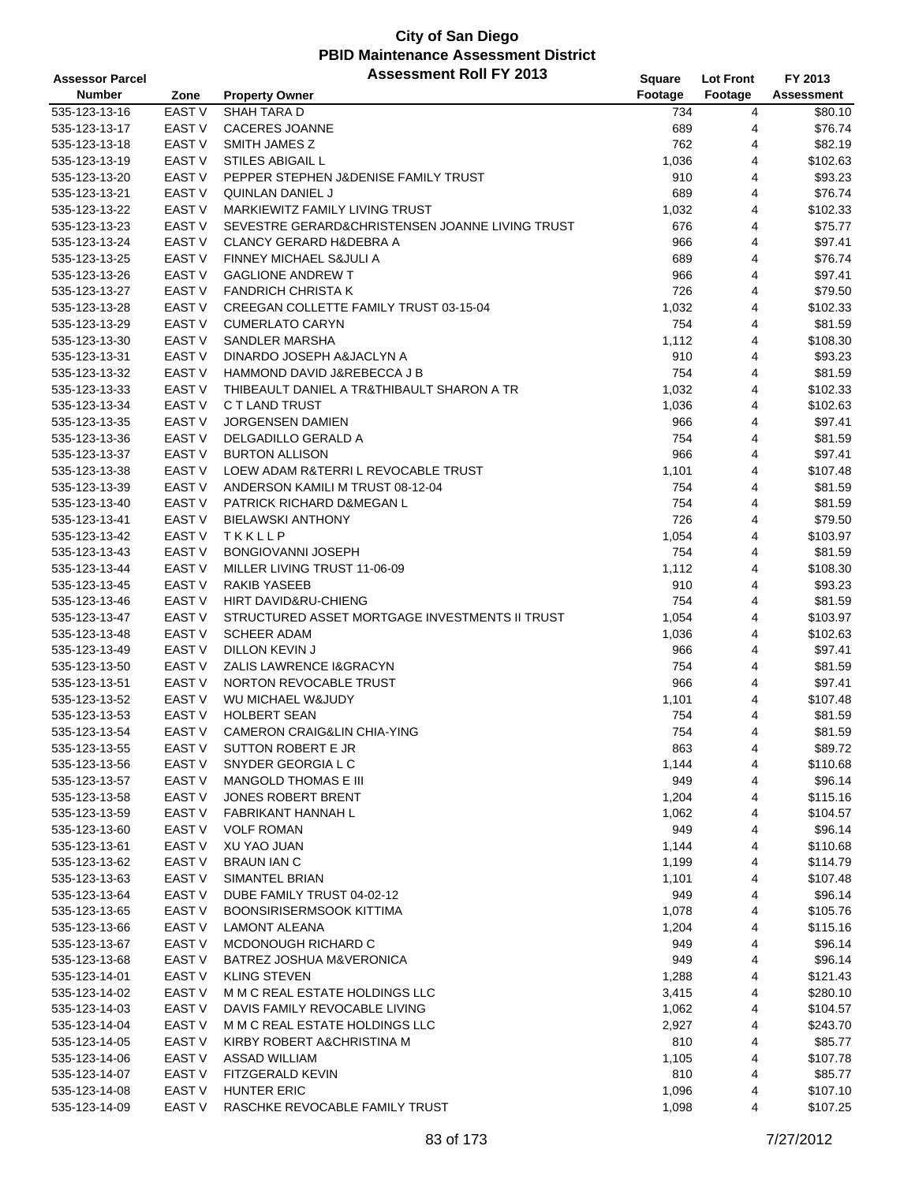# City of San Diego
## PBID Maintenance Assessment District
### Assessment Roll FY 2013

| Assessor Parcel Number | Zone | Property Owner | Square Footage | Lot Front Footage | FY 2013 Assessment |
|---|---|---|---|---|---|
| 535-123-13-16 | EAST V | SHAH TARA D | 734 | 4 | $80.10 |
| 535-123-13-17 | EAST V | CACERES JOANNE | 689 | 4 | $76.74 |
| 535-123-13-18 | EAST V | SMITH JAMES Z | 762 | 4 | $82.19 |
| 535-123-13-19 | EAST V | STILES ABIGAIL L | 1,036 | 4 | $102.63 |
| 535-123-13-20 | EAST V | PEPPER STEPHEN J&DENISE FAMILY TRUST | 910 | 4 | $93.23 |
| 535-123-13-21 | EAST V | QUINLAN DANIEL J | 689 | 4 | $76.74 |
| 535-123-13-22 | EAST V | MARKIEWITZ FAMILY LIVING TRUST | 1,032 | 4 | $102.33 |
| 535-123-13-23 | EAST V | SEVESTRE GERARD&CHRISTENSEN JOANNE LIVING TRUST | 676 | 4 | $75.77 |
| 535-123-13-24 | EAST V | CLANCY GERARD H&DEBRA A | 966 | 4 | $97.41 |
| 535-123-13-25 | EAST V | FINNEY MICHAEL S&JULI A | 689 | 4 | $76.74 |
| 535-123-13-26 | EAST V | GAGLIONE ANDREW T | 966 | 4 | $97.41 |
| 535-123-13-27 | EAST V | FANDRICH CHRISTA K | 726 | 4 | $79.50 |
| 535-123-13-28 | EAST V | CREEGAN COLLETTE FAMILY TRUST 03-15-04 | 1,032 | 4 | $102.33 |
| 535-123-13-29 | EAST V | CUMERLATO CARYN | 754 | 4 | $81.59 |
| 535-123-13-30 | EAST V | SANDLER MARSHA | 1,112 | 4 | $108.30 |
| 535-123-13-31 | EAST V | DINARDO JOSEPH A&JACLYN A | 910 | 4 | $93.23 |
| 535-123-13-32 | EAST V | HAMMOND DAVID J&REBECCA J B | 754 | 4 | $81.59 |
| 535-123-13-33 | EAST V | THIBEAULT DANIEL A TR&THIBAULT SHARON A TR | 1,032 | 4 | $102.33 |
| 535-123-13-34 | EAST V | C T LAND TRUST | 1,036 | 4 | $102.63 |
| 535-123-13-35 | EAST V | JORGENSEN DAMIEN | 966 | 4 | $97.41 |
| 535-123-13-36 | EAST V | DELGADILLO GERALD A | 754 | 4 | $81.59 |
| 535-123-13-37 | EAST V | BURTON ALLISON | 966 | 4 | $97.41 |
| 535-123-13-38 | EAST V | LOEW ADAM R&TERRI L REVOCABLE TRUST | 1,101 | 4 | $107.48 |
| 535-123-13-39 | EAST V | ANDERSON KAMILI M TRUST 08-12-04 | 754 | 4 | $81.59 |
| 535-123-13-40 | EAST V | PATRICK RICHARD D&MEGAN L | 754 | 4 | $81.59 |
| 535-123-13-41 | EAST V | BIELAWSKI ANTHONY | 726 | 4 | $79.50 |
| 535-123-13-42 | EAST V | T K K L L P | 1,054 | 4 | $103.97 |
| 535-123-13-43 | EAST V | BONGIOVANNI JOSEPH | 754 | 4 | $81.59 |
| 535-123-13-44 | EAST V | MILLER LIVING TRUST 11-06-09 | 1,112 | 4 | $108.30 |
| 535-123-13-45 | EAST V | RAKIB YASEEB | 910 | 4 | $93.23 |
| 535-123-13-46 | EAST V | HIRT DAVID&RU-CHIENG | 754 | 4 | $81.59 |
| 535-123-13-47 | EAST V | STRUCTURED ASSET MORTGAGE INVESTMENTS II TRUST | 1,054 | 4 | $103.97 |
| 535-123-13-48 | EAST V | SCHEER ADAM | 1,036 | 4 | $102.63 |
| 535-123-13-49 | EAST V | DILLON KEVIN J | 966 | 4 | $97.41 |
| 535-123-13-50 | EAST V | ZALIS LAWRENCE I&GRACYN | 754 | 4 | $81.59 |
| 535-123-13-51 | EAST V | NORTON REVOCABLE TRUST | 966 | 4 | $97.41 |
| 535-123-13-52 | EAST V | WU MICHAEL W&JUDY | 1,101 | 4 | $107.48 |
| 535-123-13-53 | EAST V | HOLBERT SEAN | 754 | 4 | $81.59 |
| 535-123-13-54 | EAST V | CAMERON CRAIG&LIN CHIA-YING | 754 | 4 | $81.59 |
| 535-123-13-55 | EAST V | SUTTON ROBERT E JR | 863 | 4 | $89.72 |
| 535-123-13-56 | EAST V | SNYDER GEORGIA L C | 1,144 | 4 | $110.68 |
| 535-123-13-57 | EAST V | MANGOLD THOMAS E III | 949 | 4 | $96.14 |
| 535-123-13-58 | EAST V | JONES ROBERT BRENT | 1,204 | 4 | $115.16 |
| 535-123-13-59 | EAST V | FABRIKANT HANNAH L | 1,062 | 4 | $104.57 |
| 535-123-13-60 | EAST V | VOLF ROMAN | 949 | 4 | $96.14 |
| 535-123-13-61 | EAST V | XU YAO JUAN | 1,144 | 4 | $110.68 |
| 535-123-13-62 | EAST V | BRAUN IAN C | 1,199 | 4 | $114.79 |
| 535-123-13-63 | EAST V | SIMANTEL BRIAN | 1,101 | 4 | $107.48 |
| 535-123-13-64 | EAST V | DUBE FAMILY TRUST 04-02-12 | 949 | 4 | $96.14 |
| 535-123-13-65 | EAST V | BOONSIRISERMSOOK KITTIMA | 1,078 | 4 | $105.76 |
| 535-123-13-66 | EAST V | LAMONT ALEANA | 1,204 | 4 | $115.16 |
| 535-123-13-67 | EAST V | MCDONOUGH RICHARD C | 949 | 4 | $96.14 |
| 535-123-13-68 | EAST V | BATREZ JOSHUA M&VERONICA | 949 | 4 | $96.14 |
| 535-123-14-01 | EAST V | KLING STEVEN | 1,288 | 4 | $121.43 |
| 535-123-14-02 | EAST V | M M C REAL ESTATE HOLDINGS LLC | 3,415 | 4 | $280.10 |
| 535-123-14-03 | EAST V | DAVIS FAMILY REVOCABLE LIVING | 1,062 | 4 | $104.57 |
| 535-123-14-04 | EAST V | M M C REAL ESTATE HOLDINGS LLC | 2,927 | 4 | $243.70 |
| 535-123-14-05 | EAST V | KIRBY ROBERT A&CHRISTINA M | 810 | 4 | $85.77 |
| 535-123-14-06 | EAST V | ASSAD WILLIAM | 1,105 | 4 | $107.78 |
| 535-123-14-07 | EAST V | FITZGERALD KEVIN | 810 | 4 | $85.77 |
| 535-123-14-08 | EAST V | HUNTER ERIC | 1,096 | 4 | $107.10 |
| 535-123-14-09 | EAST V | RASCHKE REVOCABLE FAMILY TRUST | 1,098 | 4 | $107.25 |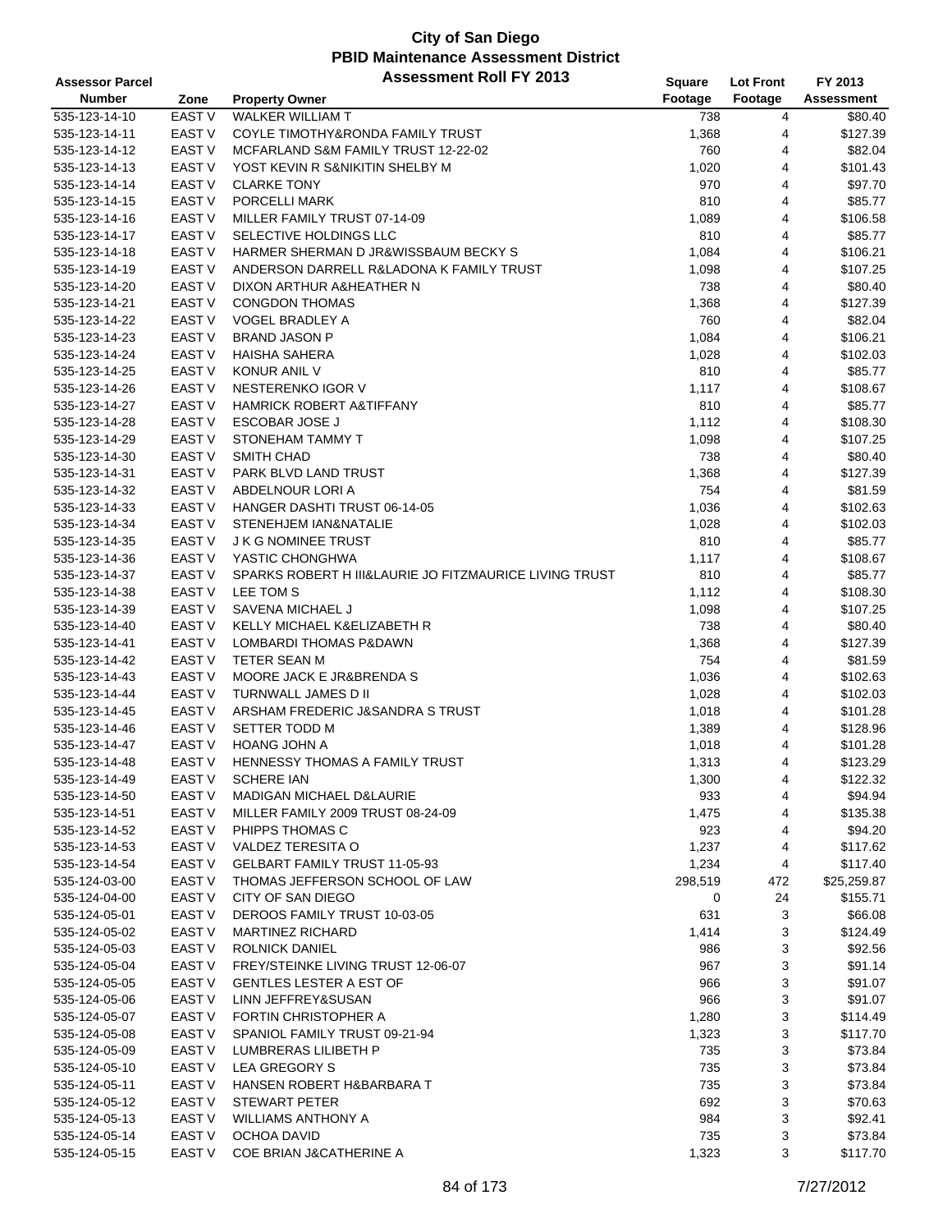# City of San Diego
## PBID Maintenance Assessment District
### Assessment Roll FY 2013

| Assessor Parcel Number | Zone | Property Owner | Square Footage | Lot Front Footage | FY 2013 Assessment |
|---|---|---|---|---|---|
| 535-123-14-10 | EAST V | WALKER WILLIAM T | 738 | 4 | $80.40 |
| 535-123-14-11 | EAST V | COYLE TIMOTHY&RONDA FAMILY TRUST | 1,368 | 4 | $127.39 |
| 535-123-14-12 | EAST V | MCFARLAND S&M FAMILY TRUST 12-22-02 | 760 | 4 | $82.04 |
| 535-123-14-13 | EAST V | YOST KEVIN R S&NIKITIN SHELBY M | 1,020 | 4 | $101.43 |
| 535-123-14-14 | EAST V | CLARKE TONY | 970 | 4 | $97.70 |
| 535-123-14-15 | EAST V | PORCELLI MARK | 810 | 4 | $85.77 |
| 535-123-14-16 | EAST V | MILLER FAMILY TRUST 07-14-09 | 1,089 | 4 | $106.58 |
| 535-123-14-17 | EAST V | SELECTIVE HOLDINGS LLC | 810 | 4 | $85.77 |
| 535-123-14-18 | EAST V | HARMER SHERMAN D JR&WISSBAUM BECKY S | 1,084 | 4 | $106.21 |
| 535-123-14-19 | EAST V | ANDERSON DARRELL R&LADONA K FAMILY TRUST | 1,098 | 4 | $107.25 |
| 535-123-14-20 | EAST V | DIXON ARTHUR A&HEATHER N | 738 | 4 | $80.40 |
| 535-123-14-21 | EAST V | CONGDON THOMAS | 1,368 | 4 | $127.39 |
| 535-123-14-22 | EAST V | VOGEL BRADLEY A | 760 | 4 | $82.04 |
| 535-123-14-23 | EAST V | BRAND JASON P | 1,084 | 4 | $106.21 |
| 535-123-14-24 | EAST V | HAISHA SAHERA | 1,028 | 4 | $102.03 |
| 535-123-14-25 | EAST V | KONUR ANIL V | 810 | 4 | $85.77 |
| 535-123-14-26 | EAST V | NESTERENKO IGOR V | 1,117 | 4 | $108.67 |
| 535-123-14-27 | EAST V | HAMRICK ROBERT A&TIFFANY | 810 | 4 | $85.77 |
| 535-123-14-28 | EAST V | ESCOBAR JOSE J | 1,112 | 4 | $108.30 |
| 535-123-14-29 | EAST V | STONEHAM TAMMY T | 1,098 | 4 | $107.25 |
| 535-123-14-30 | EAST V | SMITH CHAD | 738 | 4 | $80.40 |
| 535-123-14-31 | EAST V | PARK BLVD LAND TRUST | 1,368 | 4 | $127.39 |
| 535-123-14-32 | EAST V | ABDELNOUR LORI A | 754 | 4 | $81.59 |
| 535-123-14-33 | EAST V | HANGER DASHTI TRUST 06-14-05 | 1,036 | 4 | $102.63 |
| 535-123-14-34 | EAST V | STENEHJEM IAN&NATALIE | 1,028 | 4 | $102.03 |
| 535-123-14-35 | EAST V | J K G NOMINEE TRUST | 810 | 4 | $85.77 |
| 535-123-14-36 | EAST V | YASTIC CHONGHWA | 1,117 | 4 | $108.67 |
| 535-123-14-37 | EAST V | SPARKS ROBERT H III&LAURIE JO FITZMAURICE LIVING TRUST | 810 | 4 | $85.77 |
| 535-123-14-38 | EAST V | LEE TOM S | 1,112 | 4 | $108.30 |
| 535-123-14-39 | EAST V | SAVENA MICHAEL J | 1,098 | 4 | $107.25 |
| 535-123-14-40 | EAST V | KELLY MICHAEL K&ELIZABETH R | 738 | 4 | $80.40 |
| 535-123-14-41 | EAST V | LOMBARDI THOMAS P&DAWN | 1,368 | 4 | $127.39 |
| 535-123-14-42 | EAST V | TETER SEAN M | 754 | 4 | $81.59 |
| 535-123-14-43 | EAST V | MOORE JACK E JR&BRENDA S | 1,036 | 4 | $102.63 |
| 535-123-14-44 | EAST V | TURNWALL JAMES D II | 1,028 | 4 | $102.03 |
| 535-123-14-45 | EAST V | ARSHAM FREDERIC J&SANDRA S TRUST | 1,018 | 4 | $101.28 |
| 535-123-14-46 | EAST V | SETTER TODD M | 1,389 | 4 | $128.96 |
| 535-123-14-47 | EAST V | HOANG JOHN A | 1,018 | 4 | $101.28 |
| 535-123-14-48 | EAST V | HENNESSY THOMAS A FAMILY TRUST | 1,313 | 4 | $123.29 |
| 535-123-14-49 | EAST V | SCHERE IAN | 1,300 | 4 | $122.32 |
| 535-123-14-50 | EAST V | MADIGAN MICHAEL D&LAURIE | 933 | 4 | $94.94 |
| 535-123-14-51 | EAST V | MILLER FAMILY 2009 TRUST 08-24-09 | 1,475 | 4 | $135.38 |
| 535-123-14-52 | EAST V | PHIPPS THOMAS C | 923 | 4 | $94.20 |
| 535-123-14-53 | EAST V | VALDEZ TERESITA O | 1,237 | 4 | $117.62 |
| 535-123-14-54 | EAST V | GELBART FAMILY TRUST 11-05-93 | 1,234 | 4 | $117.40 |
| 535-123-03-00 | EAST V | THOMAS JEFFERSON SCHOOL OF LAW | 298,519 | 472 | $25,259.87 |
| 535-124-04-00 | EAST V | CITY OF SAN DIEGO | 0 | 24 | $155.71 |
| 535-124-05-01 | EAST V | DEROOS FAMILY TRUST 10-03-05 | 631 | 3 | $66.08 |
| 535-124-05-02 | EAST V | MARTINEZ RICHARD | 1,414 | 3 | $124.49 |
| 535-124-05-03 | EAST V | ROLNICK DANIEL | 986 | 3 | $92.56 |
| 535-124-05-04 | EAST V | FREY/STEINKE LIVING TRUST 12-06-07 | 967 | 3 | $91.14 |
| 535-124-05-05 | EAST V | GENTLES LESTER A EST OF | 966 | 3 | $91.07 |
| 535-124-05-06 | EAST V | LINN JEFFREY&SUSAN | 966 | 3 | $91.07 |
| 535-124-05-07 | EAST V | FORTIN CHRISTOPHER A | 1,280 | 3 | $114.49 |
| 535-124-05-08 | EAST V | SPANIOL FAMILY TRUST 09-21-94 | 1,323 | 3 | $117.70 |
| 535-124-05-09 | EAST V | LUMBRERAS LILIBETH P | 735 | 3 | $73.84 |
| 535-124-05-10 | EAST V | LEA GREGORY S | 735 | 3 | $73.84 |
| 535-124-05-11 | EAST V | HANSEN ROBERT H&BARBARA T | 735 | 3 | $73.84 |
| 535-124-05-12 | EAST V | STEWART PETER | 692 | 3 | $70.63 |
| 535-124-05-13 | EAST V | WILLIAMS ANTHONY A | 984 | 3 | $92.41 |
| 535-124-05-14 | EAST V | OCHOA DAVID | 735 | 3 | $73.84 |
| 535-124-05-15 | EAST V | COE BRIAN J&CATHERINE A | 1,323 | 3 | $117.70 |

7/27/2012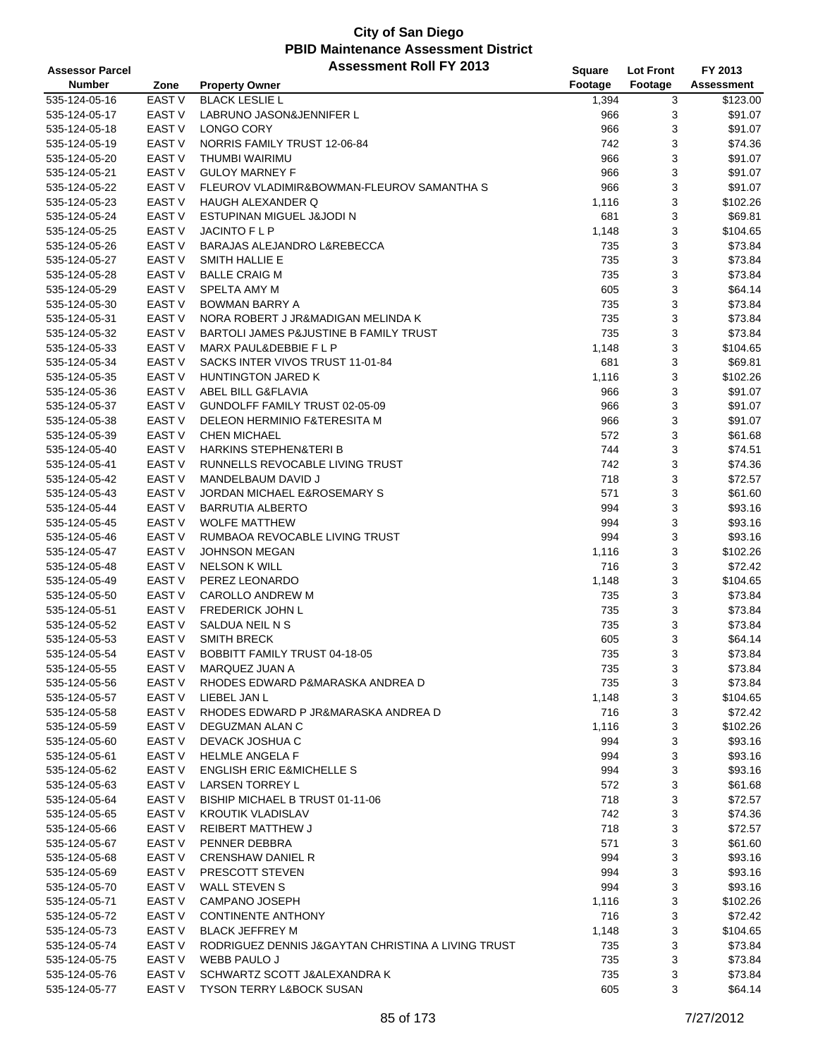# City of San Diego
## PBID Maintenance Assessment District
### Assessment Roll FY 2013

| Assessor Parcel Number | Zone | Property Owner | Square Footage | Lot Front Footage | FY 2013 Assessment |
|---|---|---|---|---|---|
| 535-124-05-16 | EAST V | BLACK LESLIE L | 1,394 | 3 | $123.00 |
| 535-124-05-17 | EAST V | LABRUNO JASON&JENNIFER L | 966 | 3 | $91.07 |
| 535-124-05-18 | EAST V | LONGO CORY | 966 | 3 | $91.07 |
| 535-124-05-19 | EAST V | NORRIS FAMILY TRUST 12-06-84 | 742 | 3 | $74.36 |
| 535-124-05-20 | EAST V | THUMBI WAIRIMU | 966 | 3 | $91.07 |
| 535-124-05-21 | EAST V | GULOY MARNEY F | 966 | 3 | $91.07 |
| 535-124-05-22 | EAST V | FLEUROV VLADIMIR&BOWMAN-FLEUROV SAMANTHA S | 966 | 3 | $91.07 |
| 535-124-05-23 | EAST V | HAUGH ALEXANDER Q | 1,116 | 3 | $102.26 |
| 535-124-05-24 | EAST V | ESTUPINAN MIGUEL J&JODI N | 681 | 3 | $69.81 |
| 535-124-05-25 | EAST V | JACINTO F L P | 1,148 | 3 | $104.65 |
| 535-124-05-26 | EAST V | BARAJAS ALEJANDRO L&REBECCA | 735 | 3 | $73.84 |
| 535-124-05-27 | EAST V | SMITH HALLIE E | 735 | 3 | $73.84 |
| 535-124-05-28 | EAST V | BALLE CRAIG M | 735 | 3 | $73.84 |
| 535-124-05-29 | EAST V | SPELTA AMY M | 605 | 3 | $64.14 |
| 535-124-05-30 | EAST V | BOWMAN BARRY A | 735 | 3 | $73.84 |
| 535-124-05-31 | EAST V | NORA ROBERT J JR&MADIGAN MELINDA K | 735 | 3 | $73.84 |
| 535-124-05-32 | EAST V | BARTOLI JAMES P&JUSTINE B FAMILY TRUST | 735 | 3 | $73.84 |
| 535-124-05-33 | EAST V | MARX PAUL&DEBBIE F L P | 1,148 | 3 | $104.65 |
| 535-124-05-34 | EAST V | SACKS INTER VIVOS TRUST 11-01-84 | 681 | 3 | $69.81 |
| 535-124-05-35 | EAST V | HUNTINGTON JARED K | 1,116 | 3 | $102.26 |
| 535-124-05-36 | EAST V | ABEL BILL G&FLAVIA | 966 | 3 | $91.07 |
| 535-124-05-37 | EAST V | GUNDOLFF FAMILY TRUST 02-05-09 | 966 | 3 | $91.07 |
| 535-124-05-38 | EAST V | DELEON HERMINIO F&TERESITA M | 966 | 3 | $91.07 |
| 535-124-05-39 | EAST V | CHEN MICHAEL | 572 | 3 | $61.68 |
| 535-124-05-40 | EAST V | HARKINS STEPHEN&TERI B | 744 | 3 | $74.51 |
| 535-124-05-41 | EAST V | RUNNELLS REVOCABLE LIVING TRUST | 742 | 3 | $74.36 |
| 535-124-05-42 | EAST V | MANDELBAUM DAVID J | 718 | 3 | $72.57 |
| 535-124-05-43 | EAST V | JORDAN MICHAEL E&ROSEMARY S | 571 | 3 | $61.60 |
| 535-124-05-44 | EAST V | BARRUTIA ALBERTO | 994 | 3 | $93.16 |
| 535-124-05-45 | EAST V | WOLFE MATTHEW | 994 | 3 | $93.16 |
| 535-124-05-46 | EAST V | RUMBAOA REVOCABLE LIVING TRUST | 994 | 3 | $93.16 |
| 535-124-05-47 | EAST V | JOHNSON MEGAN | 1,116 | 3 | $102.26 |
| 535-124-05-48 | EAST V | NELSON K WILL | 716 | 3 | $72.42 |
| 535-124-05-49 | EAST V | PEREZ LEONARDO | 1,148 | 3 | $104.65 |
| 535-124-05-50 | EAST V | CAROLLO ANDREW M | 735 | 3 | $73.84 |
| 535-124-05-51 | EAST V | FREDERICK JOHN L | 735 | 3 | $73.84 |
| 535-124-05-52 | EAST V | SALDUA NEIL N S | 735 | 3 | $73.84 |
| 535-124-05-53 | EAST V | SMITH BRECK | 605 | 3 | $64.14 |
| 535-124-05-54 | EAST V | BOBBITT FAMILY TRUST 04-18-05 | 735 | 3 | $73.84 |
| 535-124-05-55 | EAST V | MARQUEZ JUAN A | 735 | 3 | $73.84 |
| 535-124-05-56 | EAST V | RHODES EDWARD P&MARASKA ANDREA D | 735 | 3 | $73.84 |
| 535-124-05-57 | EAST V | LIEBEL JAN L | 1,148 | 3 | $104.65 |
| 535-124-05-58 | EAST V | RHODES EDWARD P JR&MARASKA ANDREA D | 716 | 3 | $72.42 |
| 535-124-05-59 | EAST V | DEGUZMAN ALAN C | 1,116 | 3 | $102.26 |
| 535-124-05-60 | EAST V | DEVACK JOSHUA C | 994 | 3 | $93.16 |
| 535-124-05-61 | EAST V | HELMLE ANGELA F | 994 | 3 | $93.16 |
| 535-124-05-62 | EAST V | ENGLISH ERIC E&MICHELLE S | 994 | 3 | $93.16 |
| 535-124-05-63 | EAST V | LARSEN TORREY L | 572 | 3 | $61.68 |
| 535-124-05-64 | EAST V | BISHIP MICHAEL B TRUST 01-11-06 | 718 | 3 | $72.57 |
| 535-124-05-65 | EAST V | KROUTIK VLADISLAV | 742 | 3 | $74.36 |
| 535-124-05-66 | EAST V | REIBERT MATTHEW J | 718 | 3 | $72.57 |
| 535-124-05-67 | EAST V | PENNER DEBBRA | 571 | 3 | $61.60 |
| 535-124-05-68 | EAST V | CRENSHAW DANIEL R | 994 | 3 | $93.16 |
| 535-124-05-69 | EAST V | PRESCOTT STEVEN | 994 | 3 | $93.16 |
| 535-124-05-70 | EAST V | WALL STEVEN S | 994 | 3 | $93.16 |
| 535-124-05-71 | EAST V | CAMPANO JOSEPH | 1,116 | 3 | $102.26 |
| 535-124-05-72 | EAST V | CONTINENTE ANTHONY | 716 | 3 | $72.42 |
| 535-124-05-73 | EAST V | BLACK JEFFREY M | 1,148 | 3 | $104.65 |
| 535-124-05-74 | EAST V | RODRIGUEZ DENNIS J&GAYTAN CHRISTINA A LIVING TRUST | 735 | 3 | $73.84 |
| 535-124-05-75 | EAST V | WEBB PAULO J | 735 | 3 | $73.84 |
| 535-124-05-76 | EAST V | SCHWARTZ SCOTT J&ALEXANDRA K | 735 | 3 | $73.84 |
| 535-124-05-77 | EAST V | TYSON TERRY L&BOCK SUSAN | 605 | 3 | $64.14 |

7/27/2012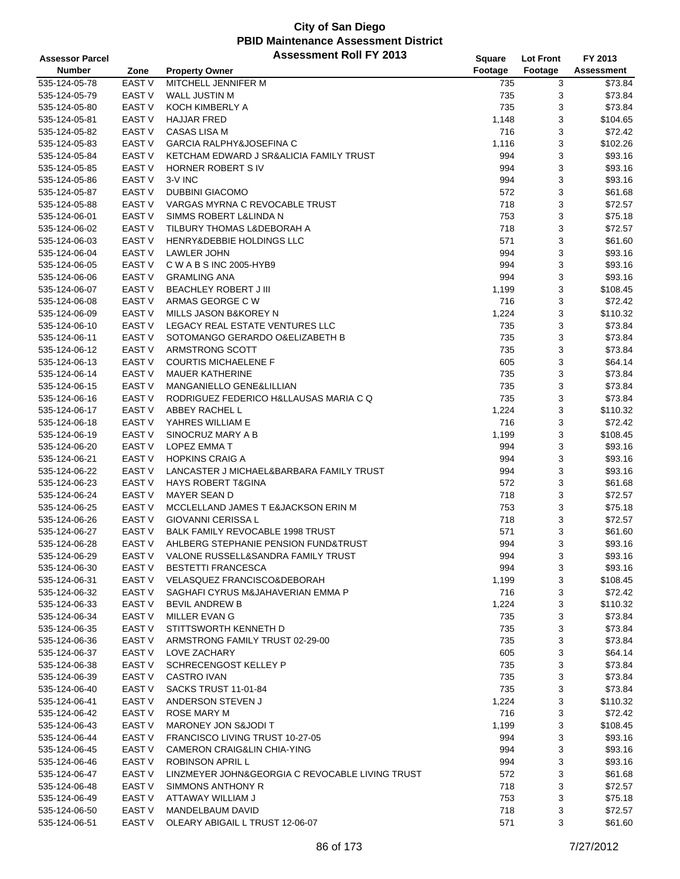# City of San Diego
## PBID Maintenance Assessment District
### Assessment Roll FY 2013

| Assessor Parcel Number | Zone | Property Owner | Square Footage | Lot Front Footage | FY 2013 Assessment |
|---|---|---|---|---|---|
| 535-124-05-78 | EAST V | MITCHELL JENNIFER M | 735 | 3 | $73.84 |
| 535-124-05-79 | EAST V | WALL JUSTIN M | 735 | 3 | $73.84 |
| 535-124-05-80 | EAST V | KOCH KIMBERLY A | 735 | 3 | $73.84 |
| 535-124-05-81 | EAST V | HAJJAR FRED | 1,148 | 3 | $104.65 |
| 535-124-05-82 | EAST V | CASAS LISA M | 716 | 3 | $72.42 |
| 535-124-05-83 | EAST V | GARCIA RALPHY&JOSEFINA C | 1,116 | 3 | $102.26 |
| 535-124-05-84 | EAST V | KETCHAM EDWARD J SR&ALICIA FAMILY TRUST | 994 | 3 | $93.16 |
| 535-124-05-85 | EAST V | HORNER ROBERT S IV | 994 | 3 | $93.16 |
| 535-124-05-86 | EAST V | 3-V INC | 994 | 3 | $93.16 |
| 535-124-05-87 | EAST V | DUBBINI GIACOMO | 572 | 3 | $61.68 |
| 535-124-05-88 | EAST V | VARGAS MYRNA C REVOCABLE TRUST | 718 | 3 | $72.57 |
| 535-124-06-01 | EAST V | SIMMS ROBERT L&LINDA N | 753 | 3 | $75.18 |
| 535-124-06-02 | EAST V | TILBURY THOMAS L&DEBORAH A | 718 | 3 | $72.57 |
| 535-124-06-03 | EAST V | HENRY&DEBBIE HOLDINGS LLC | 571 | 3 | $61.60 |
| 535-124-06-04 | EAST V | LAWLER JOHN | 994 | 3 | $93.16 |
| 535-124-06-05 | EAST V | C W A B S INC 2005-HYB9 | 994 | 3 | $93.16 |
| 535-124-06-06 | EAST V | GRAMLING ANA | 994 | 3 | $93.16 |
| 535-124-06-07 | EAST V | BEACHLEY ROBERT J III | 1,199 | 3 | $108.45 |
| 535-124-06-08 | EAST V | ARMAS GEORGE C W | 716 | 3 | $72.42 |
| 535-124-06-09 | EAST V | MILLS JASON B&KOREY N | 1,224 | 3 | $110.32 |
| 535-124-06-10 | EAST V | LEGACY REAL ESTATE VENTURES LLC | 735 | 3 | $73.84 |
| 535-124-06-11 | EAST V | SOTOMANGO GERARDO O&ELIZABETH B | 735 | 3 | $73.84 |
| 535-124-06-12 | EAST V | ARMSTRONG SCOTT | 735 | 3 | $73.84 |
| 535-124-06-13 | EAST V | COURTIS MICHAELENE F | 605 | 3 | $64.14 |
| 535-124-06-14 | EAST V | MAUER KATHERINE | 735 | 3 | $73.84 |
| 535-124-06-15 | EAST V | MANGANIELLO GENE&LILLIAN | 735 | 3 | $73.84 |
| 535-124-06-16 | EAST V | RODRIGUEZ FEDERICO H&LLAUSAS MARIA C Q | 735 | 3 | $73.84 |
| 535-124-06-17 | EAST V | ABBEY RACHEL L | 1,224 | 3 | $110.32 |
| 535-124-06-18 | EAST V | YAHRES WILLIAM E | 716 | 3 | $72.42 |
| 535-124-06-19 | EAST V | SINOCRUZ MARY A B | 1,199 | 3 | $108.45 |
| 535-124-06-20 | EAST V | LOPEZ EMMA T | 994 | 3 | $93.16 |
| 535-124-06-21 | EAST V | HOPKINS CRAIG A | 994 | 3 | $93.16 |
| 535-124-06-22 | EAST V | LANCASTER J MICHAEL&BARBARA FAMILY TRUST | 994 | 3 | $93.16 |
| 535-124-06-23 | EAST V | HAYS ROBERT T&GINA | 572 | 3 | $61.68 |
| 535-124-06-24 | EAST V | MAYER SEAN D | 718 | 3 | $72.57 |
| 535-124-06-25 | EAST V | MCCLELLAND JAMES T E&JACKSON ERIN M | 753 | 3 | $75.18 |
| 535-124-06-26 | EAST V | GIOVANNI CERISSA L | 718 | 3 | $72.57 |
| 535-124-06-27 | EAST V | BALK FAMILY REVOCABLE 1998 TRUST | 571 | 3 | $61.60 |
| 535-124-06-28 | EAST V | AHLBERG STEPHANIE PENSION FUND&TRUST | 994 | 3 | $93.16 |
| 535-124-06-29 | EAST V | VALONE RUSSELL&SANDRA FAMILY TRUST | 994 | 3 | $93.16 |
| 535-124-06-30 | EAST V | BESTETTI FRANCESCA | 994 | 3 | $93.16 |
| 535-124-06-31 | EAST V | VELASQUEZ FRANCISCO&DEBORAH | 1,199 | 3 | $108.45 |
| 535-124-06-32 | EAST V | SAGHAFI CYRUS M&JAHAVERIAN EMMA P | 716 | 3 | $72.42 |
| 535-124-06-33 | EAST V | BEVIL ANDREW B | 1,224 | 3 | $110.32 |
| 535-124-06-34 | EAST V | MILLER EVAN G | 735 | 3 | $73.84 |
| 535-124-06-35 | EAST V | STITTSWORTH KENNETH D | 735 | 3 | $73.84 |
| 535-124-06-36 | EAST V | ARMSTRONG FAMILY TRUST 02-29-00 | 735 | 3 | $73.84 |
| 535-124-06-37 | EAST V | LOVE ZACHARY | 605 | 3 | $64.14 |
| 535-124-06-38 | EAST V | SCHRECENGOST KELLEY P | 735 | 3 | $73.84 |
| 535-124-06-39 | EAST V | CASTRO IVAN | 735 | 3 | $73.84 |
| 535-124-06-40 | EAST V | SACKS TRUST 11-01-84 | 735 | 3 | $73.84 |
| 535-124-06-41 | EAST V | ANDERSON STEVEN J | 1,224 | 3 | $110.32 |
| 535-124-06-42 | EAST V | ROSE MARY M | 716 | 3 | $72.42 |
| 535-124-06-43 | EAST V | MARONEY JON S&JODI T | 1,199 | 3 | $108.45 |
| 535-124-06-44 | EAST V | FRANCISCO LIVING TRUST 10-27-05 | 994 | 3 | $93.16 |
| 535-124-06-45 | EAST V | CAMERON CRAIG&LIN CHIA-YING | 994 | 3 | $93.16 |
| 535-124-06-46 | EAST V | ROBINSON APRIL L | 994 | 3 | $93.16 |
| 535-124-06-47 | EAST V | LINZMEYER JOHN&GEORGIA C REVOCABLE LIVING TRUST | 572 | 3 | $61.68 |
| 535-124-06-48 | EAST V | SIMMONS ANTHONY R | 718 | 3 | $72.57 |
| 535-124-06-49 | EAST V | ATTAWAY WILLIAM J | 753 | 3 | $75.18 |
| 535-124-06-50 | EAST V | MANDELBAUM DAVID | 718 | 3 | $72.57 |
| 535-124-06-51 | EAST V | OLEARY ABIGAIL L TRUST 12-06-07 | 571 | 3 | $61.60 |

7/27/2012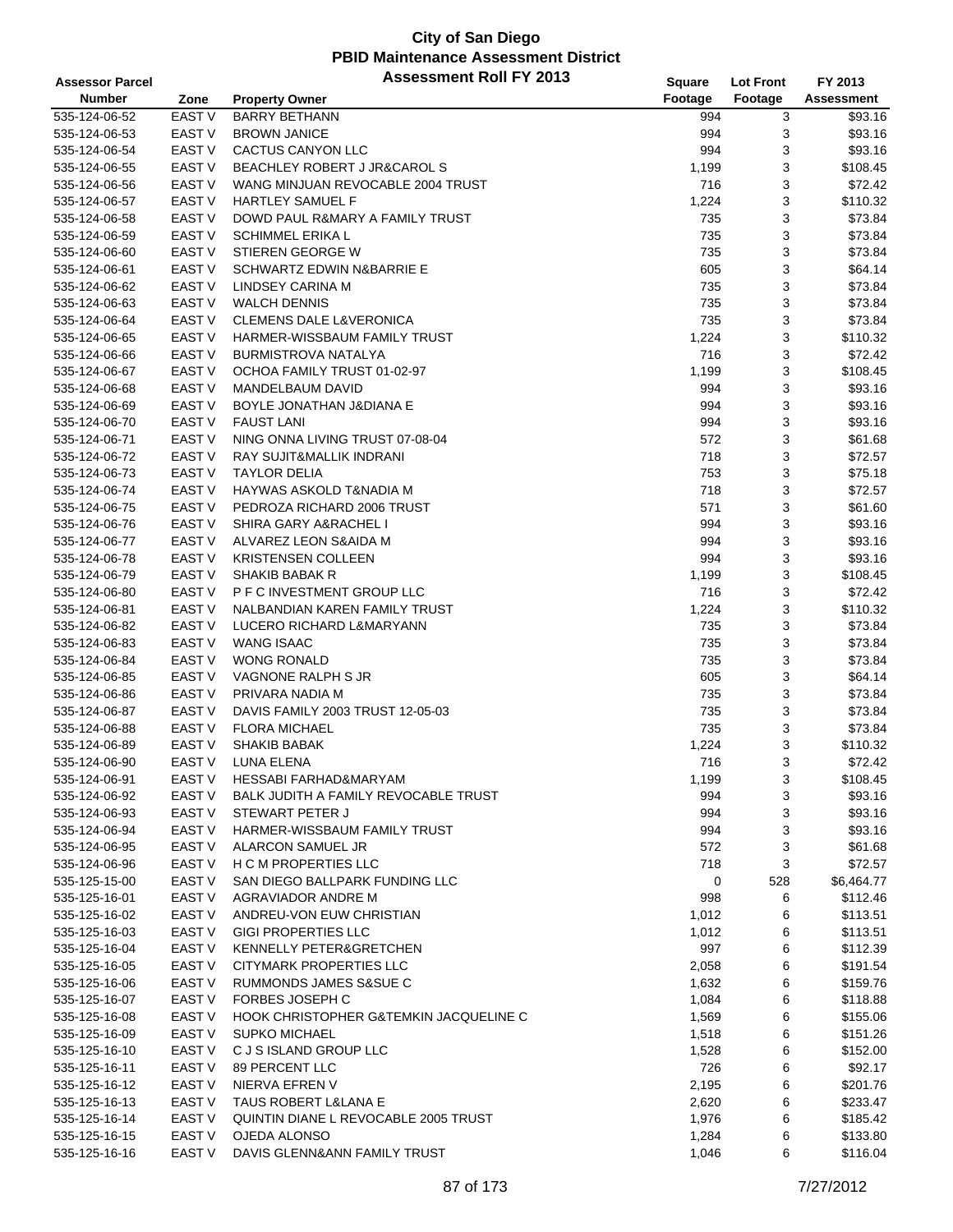# City of San Diego
## PBID Maintenance Assessment District
### Assessment Roll FY 2013

| Assessor Parcel Number | Zone | Property Owner | Square Footage | Lot Front Footage | FY 2013 Assessment |
|---|---|---|---|---|---|
| 535-124-06-52 | EAST V | BARRY BETHANN | 994 | 3 | $93.16 |
| 535-124-06-53 | EAST V | BROWN JANICE | 994 | 3 | $93.16 |
| 535-124-06-54 | EAST V | CACTUS CANYON LLC | 994 | 3 | $93.16 |
| 535-124-06-55 | EAST V | BEACHLEY ROBERT J JR&CAROL S | 1,199 | 3 | $108.45 |
| 535-124-06-56 | EAST V | WANG MINJUAN REVOCABLE 2004 TRUST | 716 | 3 | $72.42 |
| 535-124-06-57 | EAST V | HARTLEY SAMUEL F | 1,224 | 3 | $110.32 |
| 535-124-06-58 | EAST V | DOWD PAUL R&MARY A FAMILY TRUST | 735 | 3 | $73.84 |
| 535-124-06-59 | EAST V | SCHIMMEL ERIKA L | 735 | 3 | $73.84 |
| 535-124-06-60 | EAST V | STIEREN GEORGE W | 735 | 3 | $73.84 |
| 535-124-06-61 | EAST V | SCHWARTZ EDWIN N&BARRIE E | 605 | 3 | $64.14 |
| 535-124-06-62 | EAST V | LINDSEY CARINA M | 735 | 3 | $73.84 |
| 535-124-06-63 | EAST V | WALCH DENNIS | 735 | 3 | $73.84 |
| 535-124-06-64 | EAST V | CLEMENS DALE L&VERONICA | 735 | 3 | $73.84 |
| 535-124-06-65 | EAST V | HARMER-WISSBAUM FAMILY TRUST | 1,224 | 3 | $110.32 |
| 535-124-06-66 | EAST V | BURMISTROVA NATALYA | 716 | 3 | $72.42 |
| 535-124-06-67 | EAST V | OCHOA FAMILY TRUST 01-02-97 | 1,199 | 3 | $108.45 |
| 535-124-06-68 | EAST V | MANDELBAUM DAVID | 994 | 3 | $93.16 |
| 535-124-06-69 | EAST V | BOYLE JONATHAN J&DIANA E | 994 | 3 | $93.16 |
| 535-124-06-70 | EAST V | FAUST LANI | 994 | 3 | $93.16 |
| 535-124-06-71 | EAST V | NING ONNA LIVING TRUST 07-08-04 | 572 | 3 | $61.68 |
| 535-124-06-72 | EAST V | RAY SUJIT&MALLIK INDRANI | 718 | 3 | $72.57 |
| 535-124-06-73 | EAST V | TAYLOR DELIA | 753 | 3 | $75.18 |
| 535-124-06-74 | EAST V | HAYWAS ASKOLD T&NADIA M | 718 | 3 | $72.57 |
| 535-124-06-75 | EAST V | PEDROZA RICHARD 2006 TRUST | 571 | 3 | $61.60 |
| 535-124-06-76 | EAST V | SHIRA GARY A&RACHEL I | 994 | 3 | $93.16 |
| 535-124-06-77 | EAST V | ALVAREZ LEON S&AIDA M | 994 | 3 | $93.16 |
| 535-124-06-78 | EAST V | KRISTENSEN COLLEEN | 994 | 3 | $93.16 |
| 535-124-06-79 | EAST V | SHAKIB BABAK R | 1,199 | 3 | $108.45 |
| 535-124-06-80 | EAST V | P F C INVESTMENT GROUP LLC | 716 | 3 | $72.42 |
| 535-124-06-81 | EAST V | NALBANDIAN KAREN FAMILY TRUST | 1,224 | 3 | $110.32 |
| 535-124-06-82 | EAST V | LUCERO RICHARD L&MARYANN | 735 | 3 | $73.84 |
| 535-124-06-83 | EAST V | WANG ISAAC | 735 | 3 | $73.84 |
| 535-124-06-84 | EAST V | WONG RONALD | 735 | 3 | $73.84 |
| 535-124-06-85 | EAST V | VAGNONE RALPH S JR | 605 | 3 | $64.14 |
| 535-124-06-86 | EAST V | PRIVARA NADIA M | 735 | 3 | $73.84 |
| 535-124-06-87 | EAST V | DAVIS FAMILY 2003 TRUST 12-05-03 | 735 | 3 | $73.84 |
| 535-124-06-88 | EAST V | FLORA MICHAEL | 735 | 3 | $73.84 |
| 535-124-06-89 | EAST V | SHAKIB BABAK | 1,224 | 3 | $110.32 |
| 535-124-06-90 | EAST V | LUNA ELENA | 716 | 3 | $72.42 |
| 535-124-06-91 | EAST V | HESSABI FARHAD&MARYAM | 1,199 | 3 | $108.45 |
| 535-124-06-92 | EAST V | BALK JUDITH A FAMILY REVOCABLE TRUST | 994 | 3 | $93.16 |
| 535-124-06-93 | EAST V | STEWART PETER J | 994 | 3 | $93.16 |
| 535-124-06-94 | EAST V | HARMER-WISSBAUM FAMILY TRUST | 994 | 3 | $93.16 |
| 535-124-06-95 | EAST V | ALARCON SAMUEL JR | 572 | 3 | $61.68 |
| 535-124-06-96 | EAST V | H C M PROPERTIES LLC | 718 | 3 | $72.57 |
| 535-125-15-00 | EAST V | SAN DIEGO BALLPARK FUNDING LLC | 0 | 528 | $6,464.77 |
| 535-125-16-01 | EAST V | AGRAVIADOR ANDRE M | 998 | 6 | $112.46 |
| 535-125-16-02 | EAST V | ANDREU-VON EUW CHRISTIAN | 1,012 | 6 | $113.51 |
| 535-125-16-03 | EAST V | GIGI PROPERTIES LLC | 1,012 | 6 | $113.51 |
| 535-125-16-04 | EAST V | KENNELLY PETER&GRETCHEN | 997 | 6 | $112.39 |
| 535-125-16-05 | EAST V | CITYMARK PROPERTIES LLC | 2,058 | 6 | $191.54 |
| 535-125-16-06 | EAST V | RUMMONDS JAMES S&SUE C | 1,632 | 6 | $159.76 |
| 535-125-16-07 | EAST V | FORBES JOSEPH C | 1,084 | 6 | $118.88 |
| 535-125-16-08 | EAST V | HOOK CHRISTOPHER G&TEMKIN JACQUELINE C | 1,569 | 6 | $155.06 |
| 535-125-16-09 | EAST V | SUPKO MICHAEL | 1,518 | 6 | $151.26 |
| 535-125-16-10 | EAST V | C J S ISLAND GROUP LLC | 1,528 | 6 | $152.00 |
| 535-125-16-11 | EAST V | 89 PERCENT LLC | 726 | 6 | $92.17 |
| 535-125-16-12 | EAST V | NIERVA EFREN V | 2,195 | 6 | $201.76 |
| 535-125-16-13 | EAST V | TAUS ROBERT L&LANA E | 2,620 | 6 | $233.47 |
| 535-125-16-14 | EAST V | QUINTIN DIANE L REVOCABLE 2005 TRUST | 1,976 | 6 | $185.42 |
| 535-125-16-15 | EAST V | OJEDA ALONSO | 1,284 | 6 | $133.80 |
| 535-125-16-16 | EAST V | DAVIS GLENN&ANN FAMILY TRUST | 1,046 | 6 | $116.04 |

7/27/2012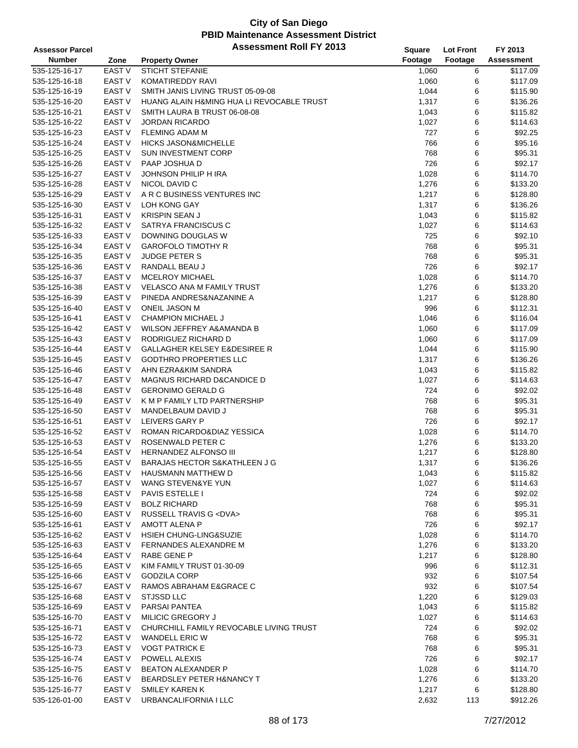# City of San Diego
## PBID Maintenance Assessment District
### Assessment Roll FY 2013

| Assessor Parcel Number | Zone | Property Owner | Square Footage | Lot Front Footage | FY 2013 Assessment |
|---|---|---|---|---|---|
| 535-125-16-17 | EAST V | STICHT STEFANIE | 1,060 | 6 | $117.09 |
| 535-125-16-18 | EAST V | KOMATIREDDY RAVI | 1,060 | 6 | $117.09 |
| 535-125-16-19 | EAST V | SMITH JANIS LIVING TRUST 05-09-08 | 1,044 | 6 | $115.90 |
| 535-125-16-20 | EAST V | HUANG ALAIN H&MING HUA LI REVOCABLE TRUST | 1,317 | 6 | $136.26 |
| 535-125-16-21 | EAST V | SMITH LAURA B TRUST 06-08-08 | 1,043 | 6 | $115.82 |
| 535-125-16-22 | EAST V | JORDAN RICARDO | 1,027 | 6 | $114.63 |
| 535-125-16-23 | EAST V | FLEMING ADAM M | 727 | 6 | $92.25 |
| 535-125-16-24 | EAST V | HICKS JASON&MICHELLE | 766 | 6 | $95.16 |
| 535-125-16-25 | EAST V | SUN INVESTMENT CORP | 768 | 6 | $95.31 |
| 535-125-16-26 | EAST V | PAAP JOSHUA D | 726 | 6 | $92.17 |
| 535-125-16-27 | EAST V | JOHNSON PHILIP H IRA | 1,028 | 6 | $114.70 |
| 535-125-16-28 | EAST V | NICOL DAVID C | 1,276 | 6 | $133.20 |
| 535-125-16-29 | EAST V | A R C BUSINESS VENTURES INC | 1,217 | 6 | $128.80 |
| 535-125-16-30 | EAST V | LOH KONG GAY | 1,317 | 6 | $136.26 |
| 535-125-16-31 | EAST V | KRISPIN SEAN J | 1,043 | 6 | $115.82 |
| 535-125-16-32 | EAST V | SATRYA FRANCISCUS C | 1,027 | 6 | $114.63 |
| 535-125-16-33 | EAST V | DOWNING DOUGLAS W | 725 | 6 | $92.10 |
| 535-125-16-34 | EAST V | GAROFOLO TIMOTHY R | 768 | 6 | $95.31 |
| 535-125-16-35 | EAST V | JUDGE PETER S | 768 | 6 | $95.31 |
| 535-125-16-36 | EAST V | RANDALL BEAU J | 726 | 6 | $92.17 |
| 535-125-16-37 | EAST V | MCELROY MICHAEL | 1,028 | 6 | $114.70 |
| 535-125-16-38 | EAST V | VELASCO ANA M FAMILY TRUST | 1,276 | 6 | $133.20 |
| 535-125-16-39 | EAST V | PINEDA ANDRES&NAZANINE A | 1,217 | 6 | $128.80 |
| 535-125-16-40 | EAST V | ONEIL JASON M | 996 | 6 | $112.31 |
| 535-125-16-41 | EAST V | CHAMPION MICHAEL J | 1,046 | 6 | $116.04 |
| 535-125-16-42 | EAST V | WILSON JEFFREY A&AMANDA B | 1,060 | 6 | $117.09 |
| 535-125-16-43 | EAST V | RODRIGUEZ RICHARD D | 1,060 | 6 | $117.09 |
| 535-125-16-44 | EAST V | GALLAGHER KELSEY E&DESIREE R | 1,044 | 6 | $115.90 |
| 535-125-16-45 | EAST V | GODTHRO PROPERTIES LLC | 1,317 | 6 | $136.26 |
| 535-125-16-46 | EAST V | AHN EZRA&KIM SANDRA | 1,043 | 6 | $115.82 |
| 535-125-16-47 | EAST V | MAGNUS RICHARD D&CANDICE D | 1,027 | 6 | $114.63 |
| 535-125-16-48 | EAST V | GERONIMO GERALD G | 724 | 6 | $92.02 |
| 535-125-16-49 | EAST V | K M P FAMILY LTD PARTNERSHIP | 768 | 6 | $95.31 |
| 535-125-16-50 | EAST V | MANDELBAUM DAVID J | 768 | 6 | $95.31 |
| 535-125-16-51 | EAST V | LEIVERS GARY P | 726 | 6 | $92.17 |
| 535-125-16-52 | EAST V | ROMAN RICARDO&DIAZ YESSICA | 1,028 | 6 | $114.70 |
| 535-125-16-53 | EAST V | ROSENWALD PETER C | 1,276 | 6 | $133.20 |
| 535-125-16-54 | EAST V | HERNANDEZ ALFONSO III | 1,217 | 6 | $128.80 |
| 535-125-16-55 | EAST V | BARAJAS HECTOR S&KATHLEEN J G | 1,317 | 6 | $136.26 |
| 535-125-16-56 | EAST V | HAUSMANN MATTHEW D | 1,043 | 6 | $115.82 |
| 535-125-16-57 | EAST V | WANG STEVEN&YE YUN | 1,027 | 6 | $114.63 |
| 535-125-16-58 | EAST V | PAVIS ESTELLE I | 724 | 6 | $92.02 |
| 535-125-16-59 | EAST V | BOLZ RICHARD | 768 | 6 | $95.31 |
| 535-125-16-60 | EAST V | RUSSELL TRAVIS G <DVA> | 768 | 6 | $95.31 |
| 535-125-16-61 | EAST V | AMOTT ALENA P | 726 | 6 | $92.17 |
| 535-125-16-62 | EAST V | HSIEH CHUNG-LING&SUZIE | 1,028 | 6 | $114.70 |
| 535-125-16-63 | EAST V | FERNANDES ALEXANDRE M | 1,276 | 6 | $133.20 |
| 535-125-16-64 | EAST V | RABE GENE P | 1,217 | 6 | $128.80 |
| 535-125-16-65 | EAST V | KIM FAMILY TRUST 01-30-09 | 996 | 6 | $112.31 |
| 535-125-16-66 | EAST V | GODZILA CORP | 932 | 6 | $107.54 |
| 535-125-16-67 | EAST V | RAMOS ABRAHAM E&GRACE C | 932 | 6 | $107.54 |
| 535-125-16-68 | EAST V | STJSSD LLC | 1,220 | 6 | $129.03 |
| 535-125-16-69 | EAST V | PARSAI PANTEA | 1,043 | 6 | $115.82 |
| 535-125-16-70 | EAST V | MILICIC GREGORY J | 1,027 | 6 | $114.63 |
| 535-125-16-71 | EAST V | CHURCHILL FAMILY REVOCABLE LIVING TRUST | 724 | 6 | $92.02 |
| 535-125-16-72 | EAST V | WANDELL ERIC W | 768 | 6 | $95.31 |
| 535-125-16-73 | EAST V | VOGT PATRICK E | 768 | 6 | $95.31 |
| 535-125-16-74 | EAST V | POWELL ALEXIS | 726 | 6 | $92.17 |
| 535-125-16-75 | EAST V | BEATON ALEXANDER P | 1,028 | 6 | $114.70 |
| 535-125-16-76 | EAST V | BEARDSLEY PETER H&NANCY T | 1,276 | 6 | $133.20 |
| 535-125-16-77 | EAST V | SMILEY KAREN K | 1,217 | 6 | $128.80 |
| 535-126-01-00 | EAST V | URBANCALIFORNIA I LLC | 2,632 | 113 | $912.26 |

7/27/2012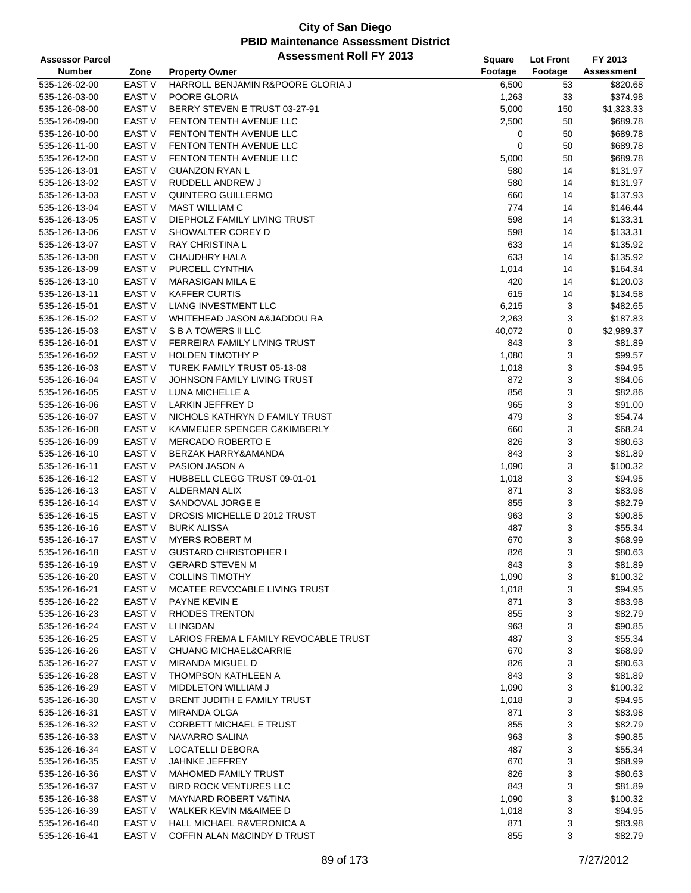# City of San Diego
## PBID Maintenance Assessment District
### Assessment Roll FY 2013

| Assessor Parcel Number | Zone | Property Owner | Square Footage | Lot Front Footage | FY 2013 Assessment |
|---|---|---|---|---|---|
| 535-126-02-00 | EAST V | HARROLL BENJAMIN R&POORE GLORIA J | 6,500 | 53 | $820.68 |
| 535-126-03-00 | EAST V | POORE GLORIA | 1,263 | 33 | $374.98 |
| 535-126-08-00 | EAST V | BERRY STEVEN E TRUST 03-27-91 | 5,000 | 150 | $1,323.33 |
| 535-126-09-00 | EAST V | FENTON TENTH AVENUE LLC | 2,500 | 50 | $689.78 |
| 535-126-10-00 | EAST V | FENTON TENTH AVENUE LLC | 0 | 50 | $689.78 |
| 535-126-11-00 | EAST V | FENTON TENTH AVENUE LLC | 0 | 50 | $689.78 |
| 535-126-12-00 | EAST V | FENTON TENTH AVENUE LLC | 5,000 | 50 | $689.78 |
| 535-126-13-01 | EAST V | GUANZON RYAN L | 580 | 14 | $131.97 |
| 535-126-13-02 | EAST V | RUDDELL ANDREW J | 580 | 14 | $131.97 |
| 535-126-13-03 | EAST V | QUINTERO GUILLERMO | 660 | 14 | $137.93 |
| 535-126-13-04 | EAST V | MAST WILLIAM C | 774 | 14 | $146.44 |
| 535-126-13-05 | EAST V | DIEPHOLZ FAMILY LIVING TRUST | 598 | 14 | $133.31 |
| 535-126-13-06 | EAST V | SHOWALTER COREY D | 598 | 14 | $133.31 |
| 535-126-13-07 | EAST V | RAY CHRISTINA L | 633 | 14 | $135.92 |
| 535-126-13-08 | EAST V | CHAUDHRY HALA | 633 | 14 | $135.92 |
| 535-126-13-09 | EAST V | PURCELL CYNTHIA | 1,014 | 14 | $164.34 |
| 535-126-13-10 | EAST V | MARASIGAN MILA E | 420 | 14 | $120.03 |
| 535-126-13-11 | EAST V | KAFFER CURTIS | 615 | 14 | $134.58 |
| 535-126-15-01 | EAST V | LIANG INVESTMENT LLC | 6,215 | 3 | $482.65 |
| 535-126-15-02 | EAST V | WHITEHEAD JASON A&JADDOU RA | 2,263 | 3 | $187.83 |
| 535-126-15-03 | EAST V | S B A TOWERS II LLC | 40,072 | 0 | $2,989.37 |
| 535-126-16-01 | EAST V | FERREIRA FAMILY LIVING TRUST | 843 | 3 | $81.89 |
| 535-126-16-02 | EAST V | HOLDEN TIMOTHY P | 1,080 | 3 | $99.57 |
| 535-126-16-03 | EAST V | TUREK FAMILY TRUST 05-13-08 | 1,018 | 3 | $94.95 |
| 535-126-16-04 | EAST V | JOHNSON FAMILY LIVING TRUST | 872 | 3 | $84.06 |
| 535-126-16-05 | EAST V | LUNA MICHELLE A | 856 | 3 | $82.86 |
| 535-126-16-06 | EAST V | LARKIN JEFFREY D | 965 | 3 | $91.00 |
| 535-126-16-07 | EAST V | NICHOLS KATHRYN D FAMILY TRUST | 479 | 3 | $54.74 |
| 535-126-16-08 | EAST V | KAMMEIJER SPENCER C&KIMBERLY | 660 | 3 | $68.24 |
| 535-126-16-09 | EAST V | MERCADO ROBERTO E | 826 | 3 | $80.63 |
| 535-126-16-10 | EAST V | BERZAK HARRY&AMANDA | 843 | 3 | $81.89 |
| 535-126-16-11 | EAST V | PASION JASON A | 1,090 | 3 | $100.32 |
| 535-126-16-12 | EAST V | HUBBELL CLEGG TRUST 09-01-01 | 1,018 | 3 | $94.95 |
| 535-126-16-13 | EAST V | ALDERMAN ALIX | 871 | 3 | $83.98 |
| 535-126-16-14 | EAST V | SANDOVAL JORGE E | 855 | 3 | $82.79 |
| 535-126-16-15 | EAST V | DROSIS MICHELLE D 2012 TRUST | 963 | 3 | $90.85 |
| 535-126-16-16 | EAST V | BURK ALISSA | 487 | 3 | $55.34 |
| 535-126-16-17 | EAST V | MYERS ROBERT M | 670 | 3 | $68.99 |
| 535-126-16-18 | EAST V | GUSTARD CHRISTOPHER I | 826 | 3 | $80.63 |
| 535-126-16-19 | EAST V | GERARD STEVEN M | 843 | 3 | $81.89 |
| 535-126-16-20 | EAST V | COLLINS TIMOTHY | 1,090 | 3 | $100.32 |
| 535-126-16-21 | EAST V | MCATEE REVOCABLE LIVING TRUST | 1,018 | 3 | $94.95 |
| 535-126-16-22 | EAST V | PAYNE KEVIN E | 871 | 3 | $83.98 |
| 535-126-16-23 | EAST V | RHODES TRENTON | 855 | 3 | $82.79 |
| 535-126-16-24 | EAST V | LI INGDAN | 963 | 3 | $90.85 |
| 535-126-16-25 | EAST V | LARIOS FREMA L FAMILY REVOCABLE TRUST | 487 | 3 | $55.34 |
| 535-126-16-26 | EAST V | CHUANG MICHAEL&CARRIE | 670 | 3 | $68.99 |
| 535-126-16-27 | EAST V | MIRANDA MIGUEL D | 826 | 3 | $80.63 |
| 535-126-16-28 | EAST V | THOMPSON KATHLEEN A | 843 | 3 | $81.89 |
| 535-126-16-29 | EAST V | MIDDLETON WILLIAM J | 1,090 | 3 | $100.32 |
| 535-126-16-30 | EAST V | BRENT JUDITH E FAMILY TRUST | 1,018 | 3 | $94.95 |
| 535-126-16-31 | EAST V | MIRANDA OLGA | 871 | 3 | $83.98 |
| 535-126-16-32 | EAST V | CORBETT MICHAEL E TRUST | 855 | 3 | $82.79 |
| 535-126-16-33 | EAST V | NAVARRO SALINA | 963 | 3 | $90.85 |
| 535-126-16-34 | EAST V | LOCATELLI DEBORA | 487 | 3 | $55.34 |
| 535-126-16-35 | EAST V | JAHNKE JEFFREY | 670 | 3 | $68.99 |
| 535-126-16-36 | EAST V | MAHOMED FAMILY TRUST | 826 | 3 | $80.63 |
| 535-126-16-37 | EAST V | BIRD ROCK VENTURES LLC | 843 | 3 | $81.89 |
| 535-126-16-38 | EAST V | MAYNARD ROBERT V&TINA | 1,090 | 3 | $100.32 |
| 535-126-16-39 | EAST V | WALKER KEVIN M&AIMEE D | 1,018 | 3 | $94.95 |
| 535-126-16-40 | EAST V | HALL MICHAEL R&VERONICA A | 871 | 3 | $83.98 |
| 535-126-16-41 | EAST V | COFFIN ALAN M&CINDY D TRUST | 855 | 3 | $82.79 |

7/27/2012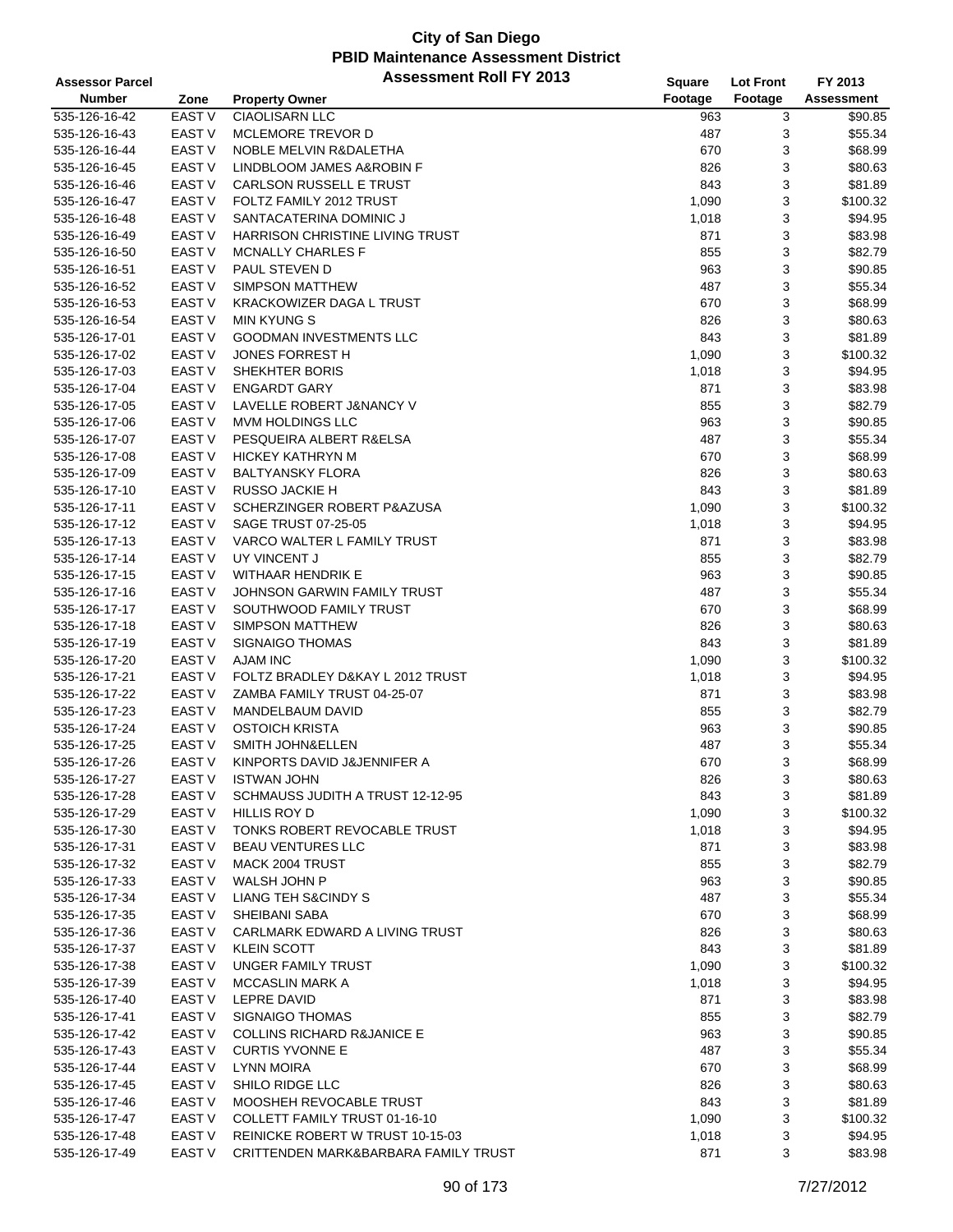# City of San Diego
## PBID Maintenance Assessment District
### Assessment Roll FY 2013

| Assessor Parcel Number | Zone | Property Owner | Square Footage | Lot Front Footage | FY 2013 Assessment |
|---|---|---|---|---|---|
| 535-126-16-42 | EAST V | CIAOLISARN LLC | 963 | 3 | $90.85 |
| 535-126-16-43 | EAST V | MCLEMORE TREVOR D | 487 | 3 | $55.34 |
| 535-126-16-44 | EAST V | NOBLE MELVIN R&DALETHA | 670 | 3 | $68.99 |
| 535-126-16-45 | EAST V | LINDBLOOM JAMES A&ROBIN F | 826 | 3 | $80.63 |
| 535-126-16-46 | EAST V | CARLSON RUSSELL E TRUST | 843 | 3 | $81.89 |
| 535-126-16-47 | EAST V | FOLTZ FAMILY 2012 TRUST | 1,090 | 3 | $100.32 |
| 535-126-16-48 | EAST V | SANTACATERINA DOMINIC J | 1,018 | 3 | $94.95 |
| 535-126-16-49 | EAST V | HARRISON CHRISTINE LIVING TRUST | 871 | 3 | $83.98 |
| 535-126-16-50 | EAST V | MCNALLY CHARLES F | 855 | 3 | $82.79 |
| 535-126-16-51 | EAST V | PAUL STEVEN D | 963 | 3 | $90.85 |
| 535-126-16-52 | EAST V | SIMPSON MATTHEW | 487 | 3 | $55.34 |
| 535-126-16-53 | EAST V | KRACKOWIZER DAGA L TRUST | 670 | 3 | $68.99 |
| 535-126-16-54 | EAST V | MIN KYUNG S | 826 | 3 | $80.63 |
| 535-126-17-01 | EAST V | GOODMAN INVESTMENTS LLC | 843 | 3 | $81.89 |
| 535-126-17-02 | EAST V | JONES FORREST H | 1,090 | 3 | $100.32 |
| 535-126-17-03 | EAST V | SHEKHTER BORIS | 1,018 | 3 | $94.95 |
| 535-126-17-04 | EAST V | ENGARDT GARY | 871 | 3 | $83.98 |
| 535-126-17-05 | EAST V | LAVELLE ROBERT J&NANCY V | 855 | 3 | $82.79 |
| 535-126-17-06 | EAST V | MVM HOLDINGS LLC | 963 | 3 | $90.85 |
| 535-126-17-07 | EAST V | PESQUEIRA ALBERT R&ELSA | 487 | 3 | $55.34 |
| 535-126-17-08 | EAST V | HICKEY KATHRYN M | 670 | 3 | $68.99 |
| 535-126-17-09 | EAST V | BALTYANSKY FLORA | 826 | 3 | $80.63 |
| 535-126-17-10 | EAST V | RUSSO JACKIE H | 843 | 3 | $81.89 |
| 535-126-17-11 | EAST V | SCHERZINGER ROBERT P&AZUSA | 1,090 | 3 | $100.32 |
| 535-126-17-12 | EAST V | SAGE TRUST 07-25-05 | 1,018 | 3 | $94.95 |
| 535-126-17-13 | EAST V | VARCO WALTER L FAMILY TRUST | 871 | 3 | $83.98 |
| 535-126-17-14 | EAST V | UY VINCENT J | 855 | 3 | $82.79 |
| 535-126-17-15 | EAST V | WITHAAR HENDRIK E | 963 | 3 | $90.85 |
| 535-126-17-16 | EAST V | JOHNSON GARWIN FAMILY TRUST | 487 | 3 | $55.34 |
| 535-126-17-17 | EAST V | SOUTHWOOD FAMILY TRUST | 670 | 3 | $68.99 |
| 535-126-17-18 | EAST V | SIMPSON MATTHEW | 826 | 3 | $80.63 |
| 535-126-17-19 | EAST V | SIGNAIGO THOMAS | 843 | 3 | $81.89 |
| 535-126-17-20 | EAST V | AJAM INC | 1,090 | 3 | $100.32 |
| 535-126-17-21 | EAST V | FOLTZ BRADLEY D&KAY L 2012 TRUST | 1,018 | 3 | $94.95 |
| 535-126-17-22 | EAST V | ZAMBA FAMILY TRUST 04-25-07 | 871 | 3 | $83.98 |
| 535-126-17-23 | EAST V | MANDELBAUM DAVID | 855 | 3 | $82.79 |
| 535-126-17-24 | EAST V | OSTOICH KRISTA | 963 | 3 | $90.85 |
| 535-126-17-25 | EAST V | SMITH JOHN&ELLEN | 487 | 3 | $55.34 |
| 535-126-17-26 | EAST V | KINPORTS DAVID J&JENNIFER A | 670 | 3 | $68.99 |
| 535-126-17-27 | EAST V | ISTWAN JOHN | 826 | 3 | $80.63 |
| 535-126-17-28 | EAST V | SCHMAUSS JUDITH A TRUST 12-12-95 | 843 | 3 | $81.89 |
| 535-126-17-29 | EAST V | HILLIS ROY D | 1,090 | 3 | $100.32 |
| 535-126-17-30 | EAST V | TONKS ROBERT REVOCABLE TRUST | 1,018 | 3 | $94.95 |
| 535-126-17-31 | EAST V | BEAU VENTURES LLC | 871 | 3 | $83.98 |
| 535-126-17-32 | EAST V | MACK 2004 TRUST | 855 | 3 | $82.79 |
| 535-126-17-33 | EAST V | WALSH JOHN P | 963 | 3 | $90.85 |
| 535-126-17-34 | EAST V | LIANG TEH S&CINDY S | 487 | 3 | $55.34 |
| 535-126-17-35 | EAST V | SHEIBANI SABA | 670 | 3 | $68.99 |
| 535-126-17-36 | EAST V | CARLMARK EDWARD A LIVING TRUST | 826 | 3 | $80.63 |
| 535-126-17-37 | EAST V | KLEIN SCOTT | 843 | 3 | $81.89 |
| 535-126-17-38 | EAST V | UNGER FAMILY TRUST | 1,090 | 3 | $100.32 |
| 535-126-17-39 | EAST V | MCCASLIN MARK A | 1,018 | 3 | $94.95 |
| 535-126-17-40 | EAST V | LEPRE DAVID | 871 | 3 | $83.98 |
| 535-126-17-41 | EAST V | SIGNAIGO THOMAS | 855 | 3 | $82.79 |
| 535-126-17-42 | EAST V | COLLINS RICHARD R&JANICE E | 963 | 3 | $90.85 |
| 535-126-17-43 | EAST V | CURTIS YVONNE E | 487 | 3 | $55.34 |
| 535-126-17-44 | EAST V | LYNN MOIRA | 670 | 3 | $68.99 |
| 535-126-17-45 | EAST V | SHILO RIDGE LLC | 826 | 3 | $80.63 |
| 535-126-17-46 | EAST V | MOOSHEH REVOCABLE TRUST | 843 | 3 | $81.89 |
| 535-126-17-47 | EAST V | COLLETT FAMILY TRUST 01-16-10 | 1,090 | 3 | $100.32 |
| 535-126-17-48 | EAST V | REINICKE ROBERT W TRUST 10-15-03 | 1,018 | 3 | $94.95 |
| 535-126-17-49 | EAST V | CRITTENDEN MARK&BARBARA FAMILY TRUST | 871 | 3 | $83.98 |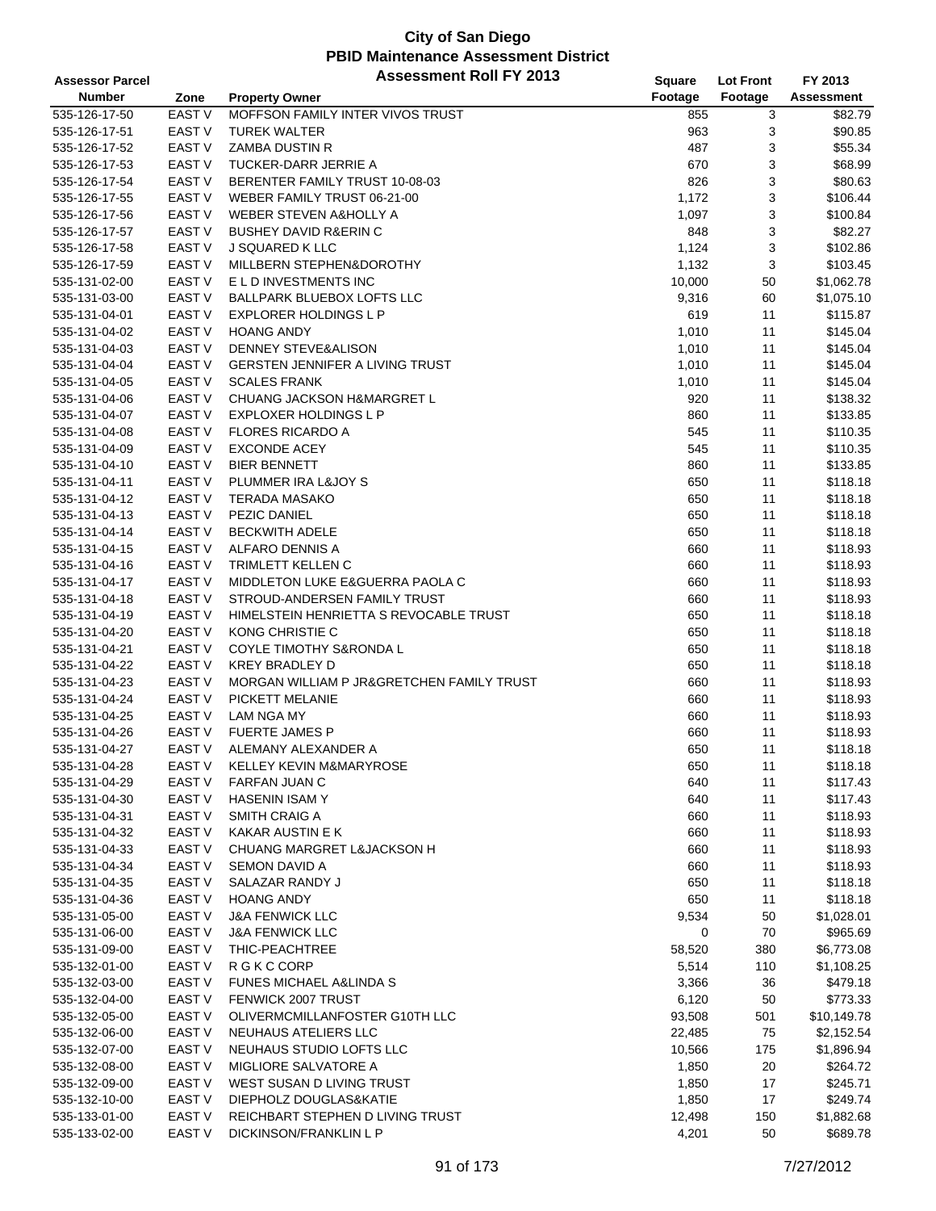# City of San Diego
## PBID Maintenance Assessment District
### Assessment Roll FY 2013

| Assessor Parcel Number | Zone | Property Owner | Square Footage | Lot Front Footage | FY 2013 Assessment |
|---|---|---|---|---|---|
| 535-126-17-50 | EAST V | MOFFSON FAMILY INTER VIVOS TRUST | 855 | 3 | $82.79 |
| 535-126-17-51 | EAST V | TUREK WALTER | 963 | 3 | $90.85 |
| 535-126-17-52 | EAST V | ZAMBA DUSTIN R | 487 | 3 | $55.34 |
| 535-126-17-53 | EAST V | TUCKER-DARR JERRIE A | 670 | 3 | $68.99 |
| 535-126-17-54 | EAST V | BERENTER FAMILY TRUST 10-08-03 | 826 | 3 | $80.63 |
| 535-126-17-55 | EAST V | WEBER FAMILY TRUST 06-21-00 | 1,172 | 3 | $106.44 |
| 535-126-17-56 | EAST V | WEBER STEVEN A&HOLLY A | 1,097 | 3 | $100.84 |
| 535-126-17-57 | EAST V | BUSHEY DAVID R&ERIN C | 848 | 3 | $82.27 |
| 535-126-17-58 | EAST V | J SQUARED K LLC | 1,124 | 3 | $102.86 |
| 535-126-17-59 | EAST V | MILLBERN STEPHEN&DOROTHY | 1,132 | 3 | $103.45 |
| 535-131-02-00 | EAST V | E L D INVESTMENTS INC | 10,000 | 50 | $1,062.78 |
| 535-131-03-00 | EAST V | BALLPARK BLUEBOX LOFTS LLC | 9,316 | 60 | $1,075.10 |
| 535-131-04-01 | EAST V | EXPLORER HOLDINGS L P | 619 | 11 | $115.87 |
| 535-131-04-02 | EAST V | HOANG ANDY | 1,010 | 11 | $145.04 |
| 535-131-04-03 | EAST V | DENNEY STEVE&ALISON | 1,010 | 11 | $145.04 |
| 535-131-04-04 | EAST V | GERSTEN JENNIFER A LIVING TRUST | 1,010 | 11 | $145.04 |
| 535-131-04-05 | EAST V | SCALES FRANK | 1,010 | 11 | $145.04 |
| 535-131-04-06 | EAST V | CHUANG JACKSON H&MARGRET L | 920 | 11 | $138.32 |
| 535-131-04-07 | EAST V | EXPLOXER HOLDINGS L P | 860 | 11 | $133.85 |
| 535-131-04-08 | EAST V | FLORES RICARDO A | 545 | 11 | $110.35 |
| 535-131-04-09 | EAST V | EXCONDE ACEY | 545 | 11 | $110.35 |
| 535-131-04-10 | EAST V | BIER BENNETT | 860 | 11 | $133.85 |
| 535-131-04-11 | EAST V | PLUMMER IRA L&JOY S | 650 | 11 | $118.18 |
| 535-131-04-12 | EAST V | TERADA MASAKO | 650 | 11 | $118.18 |
| 535-131-04-13 | EAST V | PEZIC DANIEL | 650 | 11 | $118.18 |
| 535-131-04-14 | EAST V | BECKWITH ADELE | 650 | 11 | $118.18 |
| 535-131-04-15 | EAST V | ALFARO DENNIS A | 660 | 11 | $118.93 |
| 535-131-04-16 | EAST V | TRIMLETT KELLEN C | 660 | 11 | $118.93 |
| 535-131-04-17 | EAST V | MIDDLETON LUKE E&GUERRA PAOLA C | 660 | 11 | $118.93 |
| 535-131-04-18 | EAST V | STROUD-ANDERSEN FAMILY TRUST | 660 | 11 | $118.93 |
| 535-131-04-19 | EAST V | HIMELSTEIN HENRIETTA S REVOCABLE TRUST | 650 | 11 | $118.18 |
| 535-131-04-20 | EAST V | KONG CHRISTIE C | 650 | 11 | $118.18 |
| 535-131-04-21 | EAST V | COYLE TIMOTHY S&RONDA L | 650 | 11 | $118.18 |
| 535-131-04-22 | EAST V | KREY BRADLEY D | 650 | 11 | $118.18 |
| 535-131-04-23 | EAST V | MORGAN WILLIAM P JR&GRETCHEN FAMILY TRUST | 660 | 11 | $118.93 |
| 535-131-04-24 | EAST V | PICKETT MELANIE | 660 | 11 | $118.93 |
| 535-131-04-25 | EAST V | LAM NGA MY | 660 | 11 | $118.93 |
| 535-131-04-26 | EAST V | FUERTE JAMES P | 660 | 11 | $118.93 |
| 535-131-04-27 | EAST V | ALEMANY ALEXANDER A | 650 | 11 | $118.18 |
| 535-131-04-28 | EAST V | KELLEY KEVIN M&MARYROSE | 650 | 11 | $118.18 |
| 535-131-04-29 | EAST V | FARFAN JUAN C | 640 | 11 | $117.43 |
| 535-131-04-30 | EAST V | HASENIN ISAM Y | 640 | 11 | $117.43 |
| 535-131-04-31 | EAST V | SMITH CRAIG A | 660 | 11 | $118.93 |
| 535-131-04-32 | EAST V | KAKAR AUSTIN E K | 660 | 11 | $118.93 |
| 535-131-04-33 | EAST V | CHUANG MARGRET L&JACKSON H | 660 | 11 | $118.93 |
| 535-131-04-34 | EAST V | SEMON DAVID A | 660 | 11 | $118.93 |
| 535-131-04-35 | EAST V | SALAZAR RANDY J | 650 | 11 | $118.18 |
| 535-131-04-36 | EAST V | HOANG ANDY | 650 | 11 | $118.18 |
| 535-131-05-00 | EAST V | J&A FENWICK LLC | 9,534 | 50 | $1,028.01 |
| 535-131-06-00 | EAST V | J&A FENWICK LLC | 0 | 70 | $965.69 |
| 535-131-09-00 | EAST V | THIC-PEACHTREE | 58,520 | 380 | $6,773.08 |
| 535-132-01-00 | EAST V | R G K C CORP | 5,514 | 110 | $1,108.25 |
| 535-132-03-00 | EAST V | FUNES MICHAEL A&LINDA S | 3,366 | 36 | $479.18 |
| 535-132-04-00 | EAST V | FENWICK 2007 TRUST | 6,120 | 50 | $773.33 |
| 535-132-05-00 | EAST V | OLIVERMCMILLANFOSTER G10TH LLC | 93,508 | 501 | $10,149.78 |
| 535-132-06-00 | EAST V | NEUHAUS ATELIERS LLC | 22,485 | 75 | $2,152.54 |
| 535-132-07-00 | EAST V | NEUHAUS STUDIO LOFTS LLC | 10,566 | 175 | $1,896.94 |
| 535-132-08-00 | EAST V | MIGLIORE SALVATORE A | 1,850 | 20 | $264.72 |
| 535-132-09-00 | EAST V | WEST SUSAN D LIVING TRUST | 1,850 | 17 | $245.71 |
| 535-132-10-00 | EAST V | DIEPHOLZ DOUGLAS&KATIE | 1,850 | 17 | $249.74 |
| 535-133-01-00 | EAST V | REICHBART STEPHEN D LIVING TRUST | 12,498 | 150 | $1,882.68 |
| 535-133-02-00 | EAST V | DICKINSON/FRANKLIN L P | 4,201 | 50 | $689.78 |

7/27/2012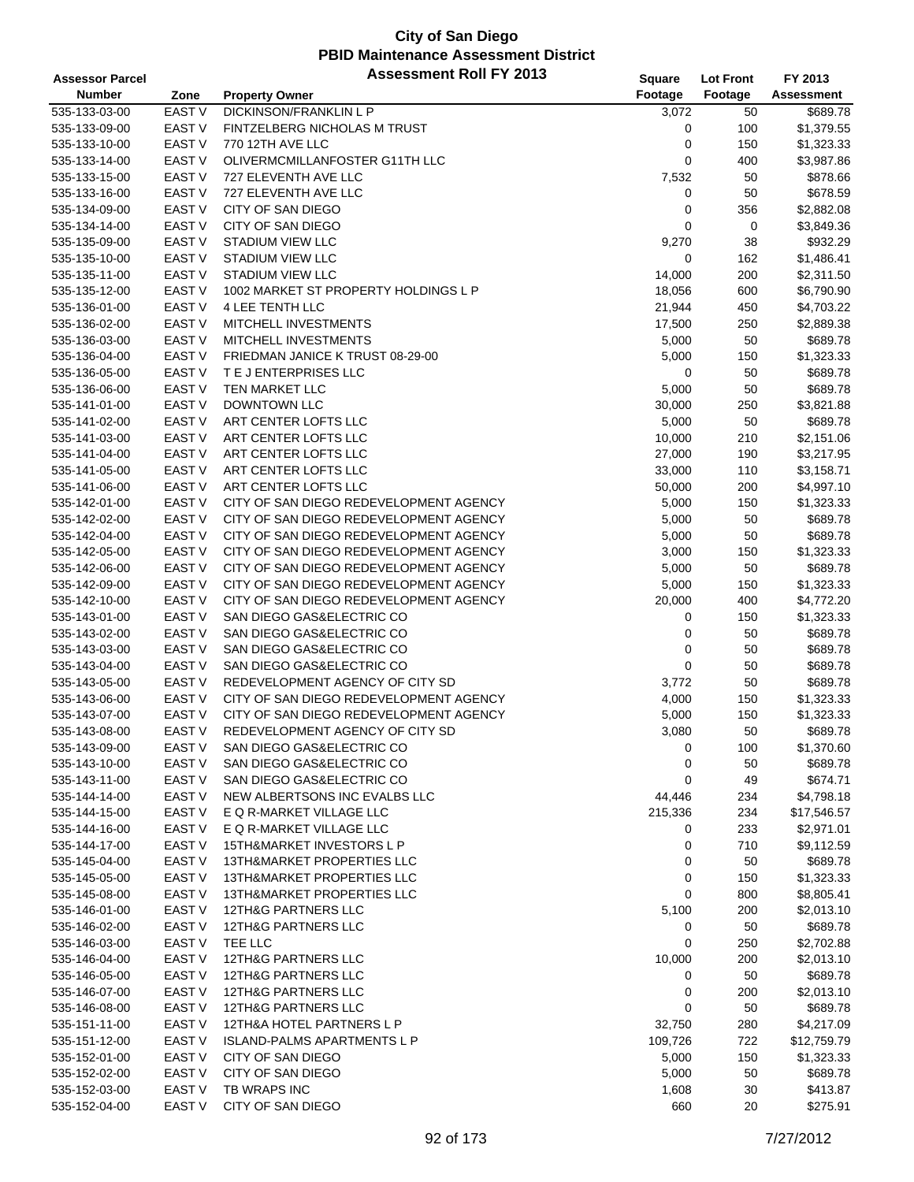# City of San Diego
## PBID Maintenance Assessment District
### Assessment Roll FY 2013

| Assessor Parcel Number | Zone | Property Owner | Square Footage | Lot Front Footage | FY 2013 Assessment |
|---|---|---|---|---|---|
| 535-133-03-00 | EAST V | DICKINSON/FRANKLIN L P | 3,072 | 50 | $689.78 |
| 535-133-09-00 | EAST V | FINTZELBERG NICHOLAS M TRUST | 0 | 100 | $1,379.55 |
| 535-133-10-00 | EAST V | 770 12TH AVE LLC | 0 | 150 | $1,323.33 |
| 535-133-14-00 | EAST V | OLIVERMCMILLANFOSTER G11TH LLC | 0 | 400 | $3,987.86 |
| 535-133-15-00 | EAST V | 727 ELEVENTH AVE LLC | 7,532 | 50 | $878.66 |
| 535-133-16-00 | EAST V | 727 ELEVENTH AVE LLC | 0 | 50 | $678.59 |
| 535-134-09-00 | EAST V | CITY OF SAN DIEGO | 0 | 356 | $2,882.08 |
| 535-134-14-00 | EAST V | CITY OF SAN DIEGO | 0 | 0 | $3,849.36 |
| 535-135-09-00 | EAST V | STADIUM VIEW LLC | 9,270 | 38 | $932.29 |
| 535-135-10-00 | EAST V | STADIUM VIEW LLC | 0 | 162 | $1,486.41 |
| 535-135-11-00 | EAST V | STADIUM VIEW LLC | 14,000 | 200 | $2,311.50 |
| 535-135-12-00 | EAST V | 1002 MARKET ST PROPERTY HOLDINGS L P | 18,056 | 600 | $6,790.90 |
| 535-136-01-00 | EAST V | 4 LEE TENTH LLC | 21,944 | 450 | $4,703.22 |
| 535-136-02-00 | EAST V | MITCHELL INVESTMENTS | 17,500 | 250 | $2,889.38 |
| 535-136-03-00 | EAST V | MITCHELL INVESTMENTS | 5,000 | 50 | $689.78 |
| 535-136-04-00 | EAST V | FRIEDMAN JANICE K TRUST 08-29-00 | 5,000 | 150 | $1,323.33 |
| 535-136-05-00 | EAST V | T E J ENTERPRISES LLC | 0 | 50 | $689.78 |
| 535-136-06-00 | EAST V | TEN MARKET LLC | 5,000 | 50 | $689.78 |
| 535-141-01-00 | EAST V | DOWNTOWN LLC | 30,000 | 250 | $3,821.88 |
| 535-141-02-00 | EAST V | ART CENTER LOFTS LLC | 5,000 | 50 | $689.78 |
| 535-141-03-00 | EAST V | ART CENTER LOFTS LLC | 10,000 | 210 | $2,151.06 |
| 535-141-04-00 | EAST V | ART CENTER LOFTS LLC | 27,000 | 190 | $3,217.95 |
| 535-141-05-00 | EAST V | ART CENTER LOFTS LLC | 33,000 | 110 | $3,158.71 |
| 535-141-06-00 | EAST V | ART CENTER LOFTS LLC | 50,000 | 200 | $4,997.10 |
| 535-142-01-00 | EAST V | CITY OF SAN DIEGO REDEVELOPMENT AGENCY | 5,000 | 150 | $1,323.33 |
| 535-142-02-00 | EAST V | CITY OF SAN DIEGO REDEVELOPMENT AGENCY | 5,000 | 50 | $689.78 |
| 535-142-04-00 | EAST V | CITY OF SAN DIEGO REDEVELOPMENT AGENCY | 5,000 | 50 | $689.78 |
| 535-142-05-00 | EAST V | CITY OF SAN DIEGO REDEVELOPMENT AGENCY | 3,000 | 150 | $1,323.33 |
| 535-142-06-00 | EAST V | CITY OF SAN DIEGO REDEVELOPMENT AGENCY | 5,000 | 50 | $689.78 |
| 535-142-09-00 | EAST V | CITY OF SAN DIEGO REDEVELOPMENT AGENCY | 5,000 | 150 | $1,323.33 |
| 535-142-10-00 | EAST V | CITY OF SAN DIEGO REDEVELOPMENT AGENCY | 20,000 | 400 | $4,772.20 |
| 535-143-01-00 | EAST V | SAN DIEGO GAS&ELECTRIC CO | 0 | 150 | $1,323.33 |
| 535-143-02-00 | EAST V | SAN DIEGO GAS&ELECTRIC CO | 0 | 50 | $689.78 |
| 535-143-03-00 | EAST V | SAN DIEGO GAS&ELECTRIC CO | 0 | 50 | $689.78 |
| 535-143-04-00 | EAST V | SAN DIEGO GAS&ELECTRIC CO | 0 | 50 | $689.78 |
| 535-143-05-00 | EAST V | REDEVELOPMENT AGENCY OF CITY SD | 3,772 | 50 | $689.78 |
| 535-143-06-00 | EAST V | CITY OF SAN DIEGO REDEVELOPMENT AGENCY | 4,000 | 150 | $1,323.33 |
| 535-143-07-00 | EAST V | CITY OF SAN DIEGO REDEVELOPMENT AGENCY | 5,000 | 150 | $1,323.33 |
| 535-143-08-00 | EAST V | REDEVELOPMENT AGENCY OF CITY SD | 3,080 | 50 | $689.78 |
| 535-143-09-00 | EAST V | SAN DIEGO GAS&ELECTRIC CO | 0 | 100 | $1,370.60 |
| 535-143-10-00 | EAST V | SAN DIEGO GAS&ELECTRIC CO | 0 | 50 | $689.78 |
| 535-143-11-00 | EAST V | SAN DIEGO GAS&ELECTRIC CO | 0 | 49 | $674.71 |
| 535-144-14-00 | EAST V | NEW ALBERTSONS INC EVALBS LLC | 44,446 | 234 | $4,798.18 |
| 535-144-15-00 | EAST V | E Q R-MARKET VILLAGE LLC | 215,336 | 234 | $17,546.57 |
| 535-144-16-00 | EAST V | E Q R-MARKET VILLAGE LLC | 0 | 233 | $2,971.01 |
| 535-144-17-00 | EAST V | 15TH&MARKET INVESTORS L P | 0 | 710 | $9,112.59 |
| 535-145-04-00 | EAST V | 13TH&MARKET PROPERTIES LLC | 0 | 50 | $689.78 |
| 535-145-05-00 | EAST V | 13TH&MARKET PROPERTIES LLC | 0 | 150 | $1,323.33 |
| 535-145-08-00 | EAST V | 13TH&MARKET PROPERTIES LLC | 0 | 800 | $8,805.41 |
| 535-146-01-00 | EAST V | 12TH&G PARTNERS LLC | 5,100 | 200 | $2,013.10 |
| 535-146-02-00 | EAST V | 12TH&G PARTNERS LLC | 0 | 50 | $689.78 |
| 535-146-03-00 | EAST V | TEE LLC | 0 | 250 | $2,702.88 |
| 535-146-04-00 | EAST V | 12TH&G PARTNERS LLC | 10,000 | 200 | $2,013.10 |
| 535-146-05-00 | EAST V | 12TH&G PARTNERS LLC | 0 | 50 | $689.78 |
| 535-146-07-00 | EAST V | 12TH&G PARTNERS LLC | 0 | 200 | $2,013.10 |
| 535-146-08-00 | EAST V | 12TH&G PARTNERS LLC | 0 | 50 | $689.78 |
| 535-151-11-00 | EAST V | 12TH&A HOTEL PARTNERS L P | 32,750 | 280 | $4,217.09 |
| 535-151-12-00 | EAST V | ISLAND-PALMS APARTMENTS L P | 109,726 | 722 | $12,759.79 |
| 535-152-01-00 | EAST V | CITY OF SAN DIEGO | 5,000 | 150 | $1,323.33 |
| 535-152-02-00 | EAST V | CITY OF SAN DIEGO | 5,000 | 50 | $689.78 |
| 535-152-03-00 | EAST V | TB WRAPS INC | 1,608 | 30 | $413.87 |
| 535-152-04-00 | EAST V | CITY OF SAN DIEGO | 660 | 20 | $275.91 |

7/27/2012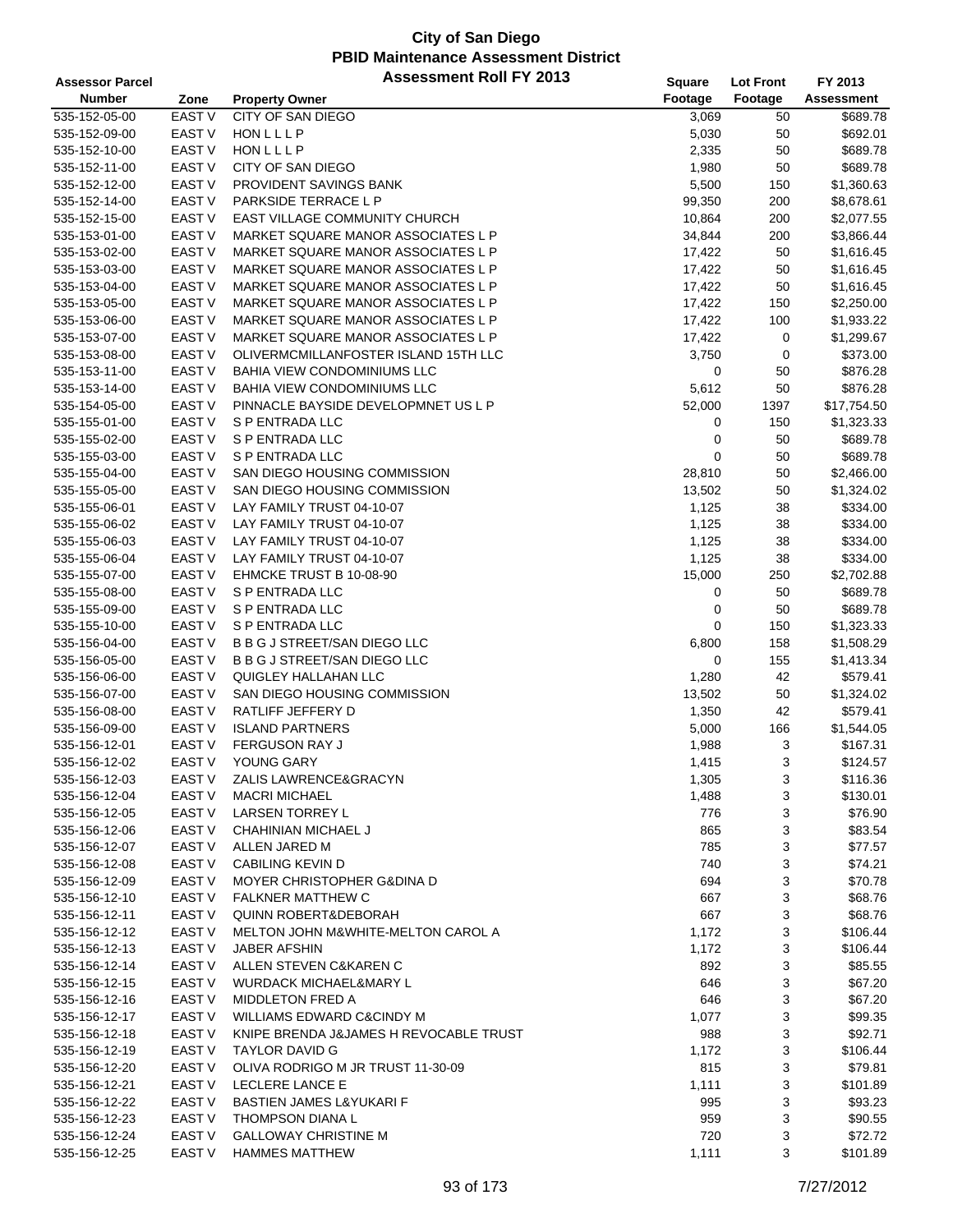# City of San Diego
## PBID Maintenance Assessment District
### Assessment Roll FY 2013

| Assessor Parcel Number | Zone | Property Owner | Square Footage | Lot Front Footage | FY 2013 Assessment |
|---|---|---|---|---|---|
| 535-152-05-00 | EAST V | CITY OF SAN DIEGO | 3,069 | 50 | $689.78 |
| 535-152-09-00 | EAST V | HON L L L P | 5,030 | 50 | $692.01 |
| 535-152-10-00 | EAST V | HON L L L P | 2,335 | 50 | $689.78 |
| 535-152-11-00 | EAST V | CITY OF SAN DIEGO | 1,980 | 50 | $689.78 |
| 535-152-12-00 | EAST V | PROVIDENT SAVINGS BANK | 5,500 | 150 | $1,360.63 |
| 535-152-14-00 | EAST V | PARKSIDE TERRACE L P | 99,350 | 200 | $8,678.61 |
| 535-152-15-00 | EAST V | EAST VILLAGE COMMUNITY CHURCH | 10,864 | 200 | $2,077.55 |
| 535-153-01-00 | EAST V | MARKET SQUARE MANOR ASSOCIATES L P | 34,844 | 200 | $3,866.44 |
| 535-153-02-00 | EAST V | MARKET SQUARE MANOR ASSOCIATES L P | 17,422 | 50 | $1,616.45 |
| 535-153-03-00 | EAST V | MARKET SQUARE MANOR ASSOCIATES L P | 17,422 | 50 | $1,616.45 |
| 535-153-04-00 | EAST V | MARKET SQUARE MANOR ASSOCIATES L P | 17,422 | 50 | $1,616.45 |
| 535-153-05-00 | EAST V | MARKET SQUARE MANOR ASSOCIATES L P | 17,422 | 150 | $2,250.00 |
| 535-153-06-00 | EAST V | MARKET SQUARE MANOR ASSOCIATES L P | 17,422 | 100 | $1,933.22 |
| 535-153-07-00 | EAST V | MARKET SQUARE MANOR ASSOCIATES L P | 17,422 | 0 | $1,299.67 |
| 535-153-08-00 | EAST V | OLIVERMCMILLANFOSTER ISLAND 15TH LLC | 3,750 | 0 | $373.00 |
| 535-153-11-00 | EAST V | BAHIA VIEW CONDOMINIUMS LLC | 0 | 50 | $876.28 |
| 535-153-14-00 | EAST V | BAHIA VIEW CONDOMINIUMS LLC | 5,612 | 50 | $876.28 |
| 535-154-05-00 | EAST V | PINNACLE BAYSIDE DEVELOPMNET US L P | 52,000 | 1397 | $17,754.50 |
| 535-155-01-00 | EAST V | S P ENTRADA LLC | 0 | 150 | $1,323.33 |
| 535-155-02-00 | EAST V | S P ENTRADA LLC | 0 | 50 | $689.78 |
| 535-155-03-00 | EAST V | S P ENTRADA LLC | 0 | 50 | $689.78 |
| 535-155-04-00 | EAST V | SAN DIEGO HOUSING COMMISSION | 28,810 | 50 | $2,466.00 |
| 535-155-05-00 | EAST V | SAN DIEGO HOUSING COMMISSION | 13,502 | 50 | $1,324.02 |
| 535-155-06-01 | EAST V | LAY FAMILY TRUST 04-10-07 | 1,125 | 38 | $334.00 |
| 535-155-06-02 | EAST V | LAY FAMILY TRUST 04-10-07 | 1,125 | 38 | $334.00 |
| 535-155-06-03 | EAST V | LAY FAMILY TRUST 04-10-07 | 1,125 | 38 | $334.00 |
| 535-155-06-04 | EAST V | LAY FAMILY TRUST 04-10-07 | 1,125 | 38 | $334.00 |
| 535-155-07-00 | EAST V | EHMCKE TRUST B 10-08-90 | 15,000 | 250 | $2,702.88 |
| 535-155-08-00 | EAST V | S P ENTRADA LLC | 0 | 50 | $689.78 |
| 535-155-09-00 | EAST V | S P ENTRADA LLC | 0 | 50 | $689.78 |
| 535-155-10-00 | EAST V | S P ENTRADA LLC | 0 | 150 | $1,323.33 |
| 535-156-04-00 | EAST V | B B G J STREET/SAN DIEGO LLC | 6,800 | 158 | $1,508.29 |
| 535-156-05-00 | EAST V | B B G J STREET/SAN DIEGO LLC | 0 | 155 | $1,413.34 |
| 535-156-06-00 | EAST V | QUIGLEY HALLAHAN LLC | 1,280 | 42 | $579.41 |
| 535-156-07-00 | EAST V | SAN DIEGO HOUSING COMMISSION | 13,502 | 50 | $1,324.02 |
| 535-156-08-00 | EAST V | RATLIFF JEFFERY D | 1,350 | 42 | $579.41 |
| 535-156-09-00 | EAST V | ISLAND PARTNERS | 5,000 | 166 | $1,544.05 |
| 535-156-12-01 | EAST V | FERGUSON RAY J | 1,988 | 3 | $167.31 |
| 535-156-12-02 | EAST V | YOUNG GARY | 1,415 | 3 | $124.57 |
| 535-156-12-03 | EAST V | ZALIS LAWRENCE&GRACYN | 1,305 | 3 | $116.36 |
| 535-156-12-04 | EAST V | MACRI MICHAEL | 1,488 | 3 | $130.01 |
| 535-156-12-05 | EAST V | LARSEN TORREY L | 776 | 3 | $76.90 |
| 535-156-12-06 | EAST V | CHAHINIAN MICHAEL J | 865 | 3 | $83.54 |
| 535-156-12-07 | EAST V | ALLEN JARED M | 785 | 3 | $77.57 |
| 535-156-12-08 | EAST V | CABILING KEVIN D | 740 | 3 | $74.21 |
| 535-156-12-09 | EAST V | MOYER CHRISTOPHER G&DINA D | 694 | 3 | $70.78 |
| 535-156-12-10 | EAST V | FALKNER MATTHEW C | 667 | 3 | $68.76 |
| 535-156-12-11 | EAST V | QUINN ROBERT&DEBORAH | 667 | 3 | $68.76 |
| 535-156-12-12 | EAST V | MELTON JOHN M&WHITE-MELTON CAROL A | 1,172 | 3 | $106.44 |
| 535-156-12-13 | EAST V | JABER AFSHIN | 1,172 | 3 | $106.44 |
| 535-156-12-14 | EAST V | ALLEN STEVEN C&KAREN C | 892 | 3 | $85.55 |
| 535-156-12-15 | EAST V | WURDACK MICHAEL&MARY L | 646 | 3 | $67.20 |
| 535-156-12-16 | EAST V | MIDDLETON FRED A | 646 | 3 | $67.20 |
| 535-156-12-17 | EAST V | WILLIAMS EDWARD C&CINDY M | 1,077 | 3 | $99.35 |
| 535-156-12-18 | EAST V | KNIPE BRENDA J&JAMES H REVOCABLE TRUST | 988 | 3 | $92.71 |
| 535-156-12-19 | EAST V | TAYLOR DAVID G | 1,172 | 3 | $106.44 |
| 535-156-12-20 | EAST V | OLIVA RODRIGO M JR TRUST 11-30-09 | 815 | 3 | $79.81 |
| 535-156-12-21 | EAST V | LECLERE LANCE E | 1,111 | 3 | $101.89 |
| 535-156-12-22 | EAST V | BASTIEN JAMES L&YUKARI F | 995 | 3 | $93.23 |
| 535-156-12-23 | EAST V | THOMPSON DIANA L | 959 | 3 | $90.55 |
| 535-156-12-24 | EAST V | GALLOWAY CHRISTINE M | 720 | 3 | $72.72 |
| 535-156-12-25 | EAST V | HAMMES MATTHEW | 1,111 | 3 | $101.89 |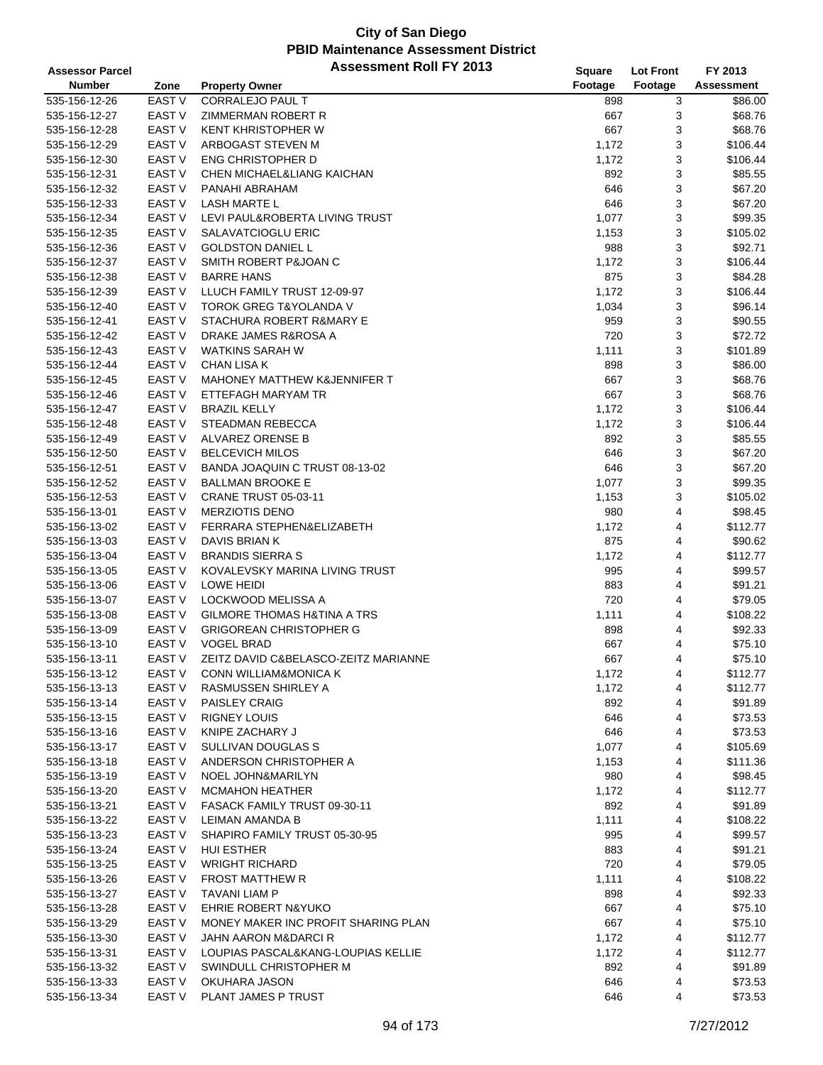# City of San Diego
## PBID Maintenance Assessment District
## Assessment Roll FY 2013

| Assessor Parcel Number | Zone | Property Owner | Square Footage | Lot Front Footage | FY 2013 Assessment |
|---|---|---|---|---|---|
| 535-156-12-26 | EAST V | CORRALEJO PAUL T | 898 | 3 | $86.00 |
| 535-156-12-27 | EAST V | ZIMMERMAN ROBERT R | 667 | 3 | $68.76 |
| 535-156-12-28 | EAST V | KENT KHRISTOPHER W | 667 | 3 | $68.76 |
| 535-156-12-29 | EAST V | ARBOGAST STEVEN M | 1,172 | 3 | $106.44 |
| 535-156-12-30 | EAST V | ENG CHRISTOPHER D | 1,172 | 3 | $106.44 |
| 535-156-12-31 | EAST V | CHEN MICHAEL&LIANG KAICHAN | 892 | 3 | $85.55 |
| 535-156-12-32 | EAST V | PANAHI ABRAHAM | 646 | 3 | $67.20 |
| 535-156-12-33 | EAST V | LASH MARTE L | 646 | 3 | $67.20 |
| 535-156-12-34 | EAST V | LEVI PAUL&ROBERTA LIVING TRUST | 1,077 | 3 | $99.35 |
| 535-156-12-35 | EAST V | SALAVATCIOGLU ERIC | 1,153 | 3 | $105.02 |
| 535-156-12-36 | EAST V | GOLDSTON DANIEL L | 988 | 3 | $92.71 |
| 535-156-12-37 | EAST V | SMITH ROBERT P&JOAN C | 1,172 | 3 | $106.44 |
| 535-156-12-38 | EAST V | BARRE HANS | 875 | 3 | $84.28 |
| 535-156-12-39 | EAST V | LLUCH FAMILY TRUST 12-09-97 | 1,172 | 3 | $106.44 |
| 535-156-12-40 | EAST V | TOROK GREG T&YOLANDA V | 1,034 | 3 | $96.14 |
| 535-156-12-41 | EAST V | STACHURA ROBERT R&MARY E | 959 | 3 | $90.55 |
| 535-156-12-42 | EAST V | DRAKE JAMES R&ROSA A | 720 | 3 | $72.72 |
| 535-156-12-43 | EAST V | WATKINS SARAH W | 1,111 | 3 | $101.89 |
| 535-156-12-44 | EAST V | CHAN LISA K | 898 | 3 | $86.00 |
| 535-156-12-45 | EAST V | MAHONEY MATTHEW K&JENNIFER T | 667 | 3 | $68.76 |
| 535-156-12-46 | EAST V | ETTEFAGH MARYAM TR | 667 | 3 | $68.76 |
| 535-156-12-47 | EAST V | BRAZIL KELLY | 1,172 | 3 | $106.44 |
| 535-156-12-48 | EAST V | STEADMAN REBECCA | 1,172 | 3 | $106.44 |
| 535-156-12-49 | EAST V | ALVAREZ ORENSE B | 892 | 3 | $85.55 |
| 535-156-12-50 | EAST V | BELCEVICH MILOS | 646 | 3 | $67.20 |
| 535-156-12-51 | EAST V | BANDA JOAQUIN C TRUST 08-13-02 | 646 | 3 | $67.20 |
| 535-156-12-52 | EAST V | BALLMAN BROOKE E | 1,077 | 3 | $99.35 |
| 535-156-12-53 | EAST V | CRANE TRUST 05-03-11 | 1,153 | 3 | $105.02 |
| 535-156-13-01 | EAST V | MERZIOTIS DENO | 980 | 4 | $98.45 |
| 535-156-13-02 | EAST V | FERRARA STEPHEN&ELIZABETH | 1,172 | 4 | $112.77 |
| 535-156-13-03 | EAST V | DAVIS BRIAN K | 875 | 4 | $90.62 |
| 535-156-13-04 | EAST V | BRANDIS SIERRA S | 1,172 | 4 | $112.77 |
| 535-156-13-05 | EAST V | KOVALEVSKY MARINA LIVING TRUST | 995 | 4 | $99.57 |
| 535-156-13-06 | EAST V | LOWE HEIDI | 883 | 4 | $91.21 |
| 535-156-13-07 | EAST V | LOCKWOOD MELISSA A | 720 | 4 | $79.05 |
| 535-156-13-08 | EAST V | GILMORE THOMAS H&TINA A TRS | 1,111 | 4 | $108.22 |
| 535-156-13-09 | EAST V | GRIGOREAN CHRISTOPHER G | 898 | 4 | $92.33 |
| 535-156-13-10 | EAST V | VOGEL BRAD | 667 | 4 | $75.10 |
| 535-156-13-11 | EAST V | ZEITZ DAVID C&BELASCO-ZEITZ MARIANNE | 667 | 4 | $75.10 |
| 535-156-13-12 | EAST V | CONN WILLIAM&MONICA K | 1,172 | 4 | $112.77 |
| 535-156-13-13 | EAST V | RASMUSSEN SHIRLEY A | 1,172 | 4 | $112.77 |
| 535-156-13-14 | EAST V | PAISLEY CRAIG | 892 | 4 | $91.89 |
| 535-156-13-15 | EAST V | RIGNEY LOUIS | 646 | 4 | $73.53 |
| 535-156-13-16 | EAST V | KNIPE ZACHARY J | 646 | 4 | $73.53 |
| 535-156-13-17 | EAST V | SULLIVAN DOUGLAS S | 1,077 | 4 | $105.69 |
| 535-156-13-18 | EAST V | ANDERSON CHRISTOPHER A | 1,153 | 4 | $111.36 |
| 535-156-13-19 | EAST V | NOEL JOHN&MARILYN | 980 | 4 | $98.45 |
| 535-156-13-20 | EAST V | MCMAHON HEATHER | 1,172 | 4 | $112.77 |
| 535-156-13-21 | EAST V | FASACK FAMILY TRUST 09-30-11 | 892 | 4 | $91.89 |
| 535-156-13-22 | EAST V | LEIMAN AMANDA B | 1,111 | 4 | $108.22 |
| 535-156-13-23 | EAST V | SHAPIRO FAMILY TRUST 05-30-95 | 995 | 4 | $99.57 |
| 535-156-13-24 | EAST V | HUI ESTHER | 883 | 4 | $91.21 |
| 535-156-13-25 | EAST V | WRIGHT RICHARD | 720 | 4 | $79.05 |
| 535-156-13-26 | EAST V | FROST MATTHEW R | 1,111 | 4 | $108.22 |
| 535-156-13-27 | EAST V | TAVANI LIAM P | 898 | 4 | $92.33 |
| 535-156-13-28 | EAST V | EHRIE ROBERT N&YUKO | 667 | 4 | $75.10 |
| 535-156-13-29 | EAST V | MONEY MAKER INC PROFIT SHARING PLAN | 667 | 4 | $75.10 |
| 535-156-13-30 | EAST V | JAHN AARON M&DARCI R | 1,172 | 4 | $112.77 |
| 535-156-13-31 | EAST V | LOUPIAS PASCAL&KANG-LOUPIAS KELLIE | 1,172 | 4 | $112.77 |
| 535-156-13-32 | EAST V | SWINDULL CHRISTOPHER M | 892 | 4 | $91.89 |
| 535-156-13-33 | EAST V | OKUHARA JASON | 646 | 4 | $73.53 |
| 535-156-13-34 | EAST V | PLANT JAMES P TRUST | 646 | 4 | $73.53 |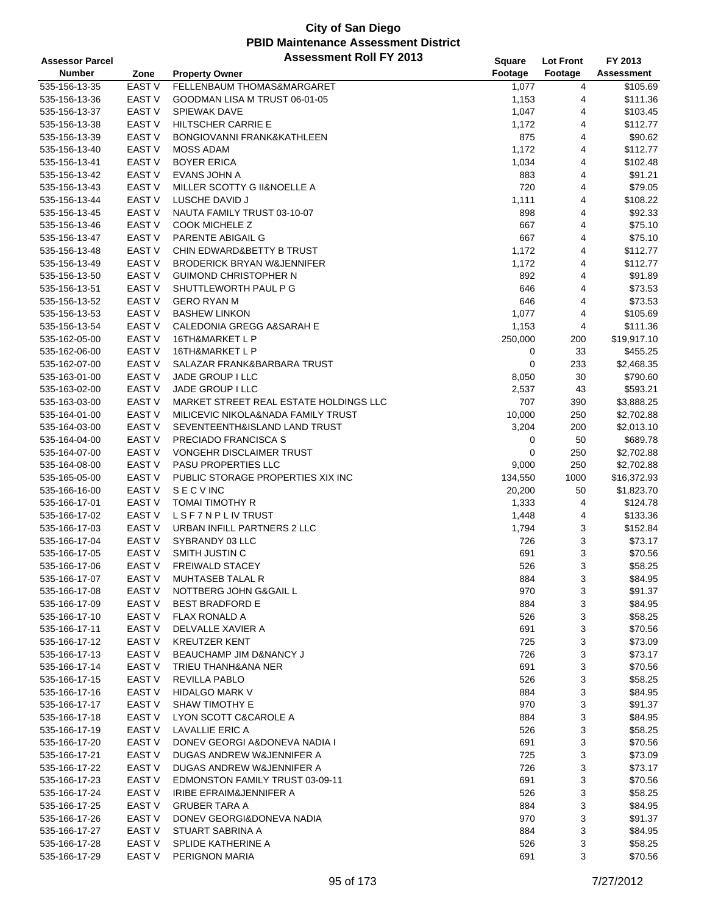# City of San Diego
## PBID Maintenance Assessment District
## Assessment Roll FY 2013

| Assessor Parcel Number | Zone | Property Owner | Square Footage | Lot Front Footage | FY 2013 Assessment |
|---|---|---|---|---|---|
| 535-156-13-35 | EAST V | FELLENBAUM THOMAS&MARGARET | 1,077 | 4 | $105.69 |
| 535-156-13-36 | EAST V | GOODMAN LISA M TRUST 06-01-05 | 1,153 | 4 | $111.36 |
| 535-156-13-37 | EAST V | SPIEWAK DAVE | 1,047 | 4 | $103.45 |
| 535-156-13-38 | EAST V | HILTSCHER CARRIE E | 1,172 | 4 | $112.77 |
| 535-156-13-39 | EAST V | BONGIOVANNI FRANK&KATHLEEN | 875 | 4 | $90.62 |
| 535-156-13-40 | EAST V | MOSS ADAM | 1,172 | 4 | $112.77 |
| 535-156-13-41 | EAST V | BOYER ERICA | 1,034 | 4 | $102.48 |
| 535-156-13-42 | EAST V | EVANS JOHN A | 883 | 4 | $91.21 |
| 535-156-13-43 | EAST V | MILLER SCOTTY G II&NOELLE A | 720 | 4 | $79.05 |
| 535-156-13-44 | EAST V | LUSCHE DAVID J | 1,111 | 4 | $108.22 |
| 535-156-13-45 | EAST V | NAUTA FAMILY TRUST 03-10-07 | 898 | 4 | $92.33 |
| 535-156-13-46 | EAST V | COOK MICHELE Z | 667 | 4 | $75.10 |
| 535-156-13-47 | EAST V | PARENTE ABIGAIL G | 667 | 4 | $75.10 |
| 535-156-13-48 | EAST V | CHIN EDWARD&BETTY B TRUST | 1,172 | 4 | $112.77 |
| 535-156-13-49 | EAST V | BRODERICK BRYAN W&JENNIFER | 1,172 | 4 | $112.77 |
| 535-156-13-50 | EAST V | GUIMOND CHRISTOPHER N | 892 | 4 | $91.89 |
| 535-156-13-51 | EAST V | SHUTTLEWORTH PAUL P G | 646 | 4 | $73.53 |
| 535-156-13-52 | EAST V | GERO RYAN M | 646 | 4 | $73.53 |
| 535-156-13-53 | EAST V | BASHEW LINKON | 1,077 | 4 | $105.69 |
| 535-156-13-54 | EAST V | CALEDONIA GREGG A&SARAH E | 1,153 | 4 | $111.36 |
| 535-162-05-00 | EAST V | 16TH&MARKET L P | 250,000 | 200 | $19,917.10 |
| 535-162-06-00 | EAST V | 16TH&MARKET L P | 0 | 33 | $455.25 |
| 535-162-07-00 | EAST V | SALAZAR FRANK&BARBARA TRUST | 0 | 233 | $2,468.35 |
| 535-163-01-00 | EAST V | JADE GROUP I LLC | 8,050 | 30 | $790.60 |
| 535-163-02-00 | EAST V | JADE GROUP I LLC | 2,537 | 43 | $593.21 |
| 535-163-03-00 | EAST V | MARKET STREET REAL ESTATE HOLDINGS LLC | 707 | 390 | $3,888.25 |
| 535-164-01-00 | EAST V | MILICEVIC NIKOLA&NADA FAMILY TRUST | 10,000 | 250 | $2,702.88 |
| 535-164-03-00 | EAST V | SEVENTEENTH&ISLAND LAND TRUST | 3,204 | 200 | $2,013.10 |
| 535-164-04-00 | EAST V | PRECIADO FRANCISCA S | 0 | 50 | $689.78 |
| 535-164-07-00 | EAST V | VONGEHR DISCLAIMER TRUST | 0 | 250 | $2,702.88 |
| 535-164-08-00 | EAST V | PASU PROPERTIES LLC | 9,000 | 250 | $2,702.88 |
| 535-165-05-00 | EAST V | PUBLIC STORAGE PROPERTIES XIX INC | 134,550 | 1000 | $16,372.93 |
| 535-166-16-00 | EAST V | S E C V INC | 20,200 | 50 | $1,823.70 |
| 535-166-17-01 | EAST V | TOMAI TIMOTHY R | 1,333 | 4 | $124.78 |
| 535-166-17-02 | EAST V | L S F 7 N P L IV TRUST | 1,448 | 4 | $133.36 |
| 535-166-17-03 | EAST V | URBAN INFILL PARTNERS 2 LLC | 1,794 | 3 | $152.84 |
| 535-166-17-04 | EAST V | SYBRANDY 03 LLC | 726 | 3 | $73.17 |
| 535-166-17-05 | EAST V | SMITH JUSTIN C | 691 | 3 | $70.56 |
| 535-166-17-06 | EAST V | FREIWALD STACEY | 526 | 3 | $58.25 |
| 535-166-17-07 | EAST V | MUHTASEB TALAL R | 884 | 3 | $84.95 |
| 535-166-17-08 | EAST V | NOTTBERG JOHN G&GAIL L | 970 | 3 | $91.37 |
| 535-166-17-09 | EAST V | BEST BRADFORD E | 884 | 3 | $84.95 |
| 535-166-17-10 | EAST V | FLAX RONALD A | 526 | 3 | $58.25 |
| 535-166-17-11 | EAST V | DELVALLE XAVIER A | 691 | 3 | $70.56 |
| 535-166-17-12 | EAST V | KREUTZER KENT | 725 | 3 | $73.09 |
| 535-166-17-13 | EAST V | BEAUCHAMP JIM D&NANCY J | 726 | 3 | $73.17 |
| 535-166-17-14 | EAST V | TRIEU THANH&ANA NER | 691 | 3 | $70.56 |
| 535-166-17-15 | EAST V | REVILLA PABLO | 526 | 3 | $58.25 |
| 535-166-17-16 | EAST V | HIDALGO MARK V | 884 | 3 | $84.95 |
| 535-166-17-17 | EAST V | SHAW TIMOTHY E | 970 | 3 | $91.37 |
| 535-166-17-18 | EAST V | LYON SCOTT C&CAROLE A | 884 | 3 | $84.95 |
| 535-166-17-19 | EAST V | LAVALLIE ERIC A | 526 | 3 | $58.25 |
| 535-166-17-20 | EAST V | DONEV GEORGI A&DONEVA NADIA I | 691 | 3 | $70.56 |
| 535-166-17-21 | EAST V | DUGAS ANDREW W&JENNIFER A | 725 | 3 | $73.09 |
| 535-166-17-22 | EAST V | DUGAS ANDREW W&JENNIFER A | 726 | 3 | $73.17 |
| 535-166-17-23 | EAST V | EDMONSTON FAMILY TRUST 03-09-11 | 691 | 3 | $70.56 |
| 535-166-17-24 | EAST V | IRIBE EFRAIM&JENNIFER A | 526 | 3 | $58.25 |
| 535-166-17-25 | EAST V | GRUBER TARA A | 884 | 3 | $84.95 |
| 535-166-17-26 | EAST V | DONEV GEORGI&DONEVA NADIA | 970 | 3 | $91.37 |
| 535-166-17-27 | EAST V | STUART SABRINA A | 884 | 3 | $84.95 |
| 535-166-17-28 | EAST V | SPLIDE KATHERINE A | 526 | 3 | $58.25 |
| 535-166-17-29 | EAST V | PERIGNON MARIA | 691 | 3 | $70.56 |

7/27/2012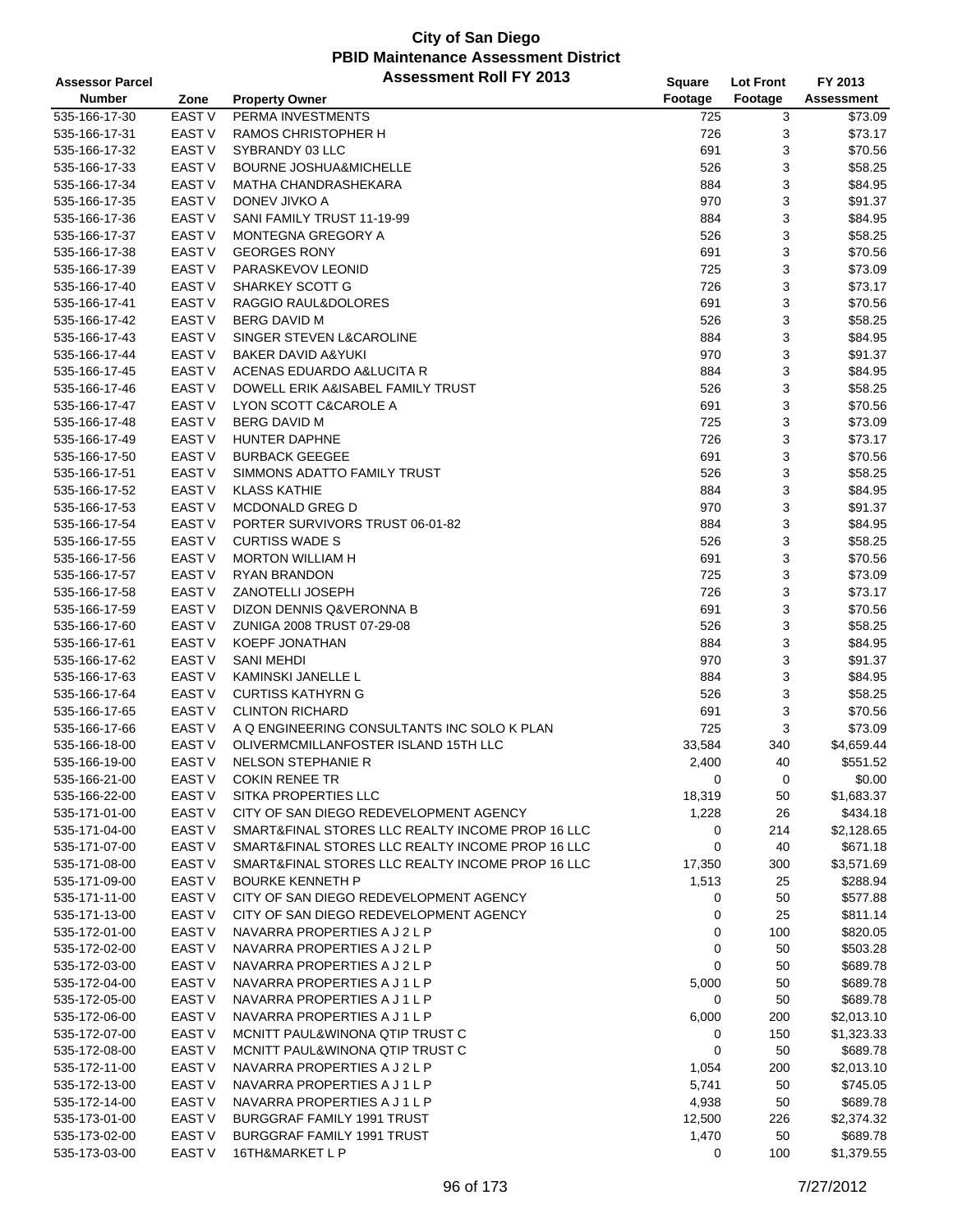# City of San Diego
## PBID Maintenance Assessment District
### Assessment Roll FY 2013

| Assessor Parcel Number | Zone | Property Owner | Square Footage | Lot Front Footage | FY 2013 Assessment |
|---|---|---|---|---|---|
| 535-166-17-30 | EAST V | PERMA INVESTMENTS | 725 | 3 | $73.09 |
| 535-166-17-31 | EAST V | RAMOS CHRISTOPHER H | 726 | 3 | $73.17 |
| 535-166-17-32 | EAST V | SYBRANDY 03 LLC | 691 | 3 | $70.56 |
| 535-166-17-33 | EAST V | BOURNE JOSHUA&MICHELLE | 526 | 3 | $58.25 |
| 535-166-17-34 | EAST V | MATHA CHANDRASHEKARA | 884 | 3 | $84.95 |
| 535-166-17-35 | EAST V | DONEV JIVKO A | 970 | 3 | $91.37 |
| 535-166-17-36 | EAST V | SANI FAMILY TRUST 11-19-99 | 884 | 3 | $84.95 |
| 535-166-17-37 | EAST V | MONTEGNA GREGORY A | 526 | 3 | $58.25 |
| 535-166-17-38 | EAST V | GEORGES RONY | 691 | 3 | $70.56 |
| 535-166-17-39 | EAST V | PARASKEVOV LEONID | 725 | 3 | $73.09 |
| 535-166-17-40 | EAST V | SHARKEY SCOTT G | 726 | 3 | $73.17 |
| 535-166-17-41 | EAST V | RAGGIO RAUL&DOLORES | 691 | 3 | $70.56 |
| 535-166-17-42 | EAST V | BERG DAVID M | 526 | 3 | $58.25 |
| 535-166-17-43 | EAST V | SINGER STEVEN L&CAROLINE | 884 | 3 | $84.95 |
| 535-166-17-44 | EAST V | BAKER DAVID A&YUKI | 970 | 3 | $91.37 |
| 535-166-17-45 | EAST V | ACENAS EDUARDO A&LUCITA R | 884 | 3 | $84.95 |
| 535-166-17-46 | EAST V | DOWELL ERIK A&ISABEL FAMILY TRUST | 526 | 3 | $58.25 |
| 535-166-17-47 | EAST V | LYON SCOTT C&CAROLE A | 691 | 3 | $70.56 |
| 535-166-17-48 | EAST V | BERG DAVID M | 725 | 3 | $73.09 |
| 535-166-17-49 | EAST V | HUNTER DAPHNE | 726 | 3 | $73.17 |
| 535-166-17-50 | EAST V | BURBACK GEEGEE | 691 | 3 | $70.56 |
| 535-166-17-51 | EAST V | SIMMONS ADATTO FAMILY TRUST | 526 | 3 | $58.25 |
| 535-166-17-52 | EAST V | KLASS KATHIE | 884 | 3 | $84.95 |
| 535-166-17-53 | EAST V | MCDONALD GREG D | 970 | 3 | $91.37 |
| 535-166-17-54 | EAST V | PORTER SURVIVORS TRUST 06-01-82 | 884 | 3 | $84.95 |
| 535-166-17-55 | EAST V | CURTISS WADE S | 526 | 3 | $58.25 |
| 535-166-17-56 | EAST V | MORTON WILLIAM H | 691 | 3 | $70.56 |
| 535-166-17-57 | EAST V | RYAN BRANDON | 725 | 3 | $73.09 |
| 535-166-17-58 | EAST V | ZANOTELLI JOSEPH | 726 | 3 | $73.17 |
| 535-166-17-59 | EAST V | DIZON DENNIS Q&VERONNA B | 691 | 3 | $70.56 |
| 535-166-17-60 | EAST V | ZUNIGA 2008 TRUST 07-29-08 | 526 | 3 | $58.25 |
| 535-166-17-61 | EAST V | KOEPF JONATHAN | 884 | 3 | $84.95 |
| 535-166-17-62 | EAST V | SANI MEHDI | 970 | 3 | $91.37 |
| 535-166-17-63 | EAST V | KAMINSKI JANELLE L | 884 | 3 | $84.95 |
| 535-166-17-64 | EAST V | CURTISS KATHYRN G | 526 | 3 | $58.25 |
| 535-166-17-65 | EAST V | CLINTON RICHARD | 691 | 3 | $70.56 |
| 535-166-17-66 | EAST V | A Q ENGINEERING CONSULTANTS INC SOLO K PLAN | 725 | 3 | $73.09 |
| 535-166-18-00 | EAST V | OLIVERMCMILLANFOSTER ISLAND 15TH LLC | 33,584 | 340 | $4,659.44 |
| 535-166-19-00 | EAST V | NELSON STEPHANIE R | 2,400 | 40 | $551.52 |
| 535-166-21-00 | EAST V | COKIN RENEE TR | 0 | 0 | $0.00 |
| 535-166-22-00 | EAST V | SITKA PROPERTIES LLC | 18,319 | 50 | $1,683.37 |
| 535-171-01-00 | EAST V | CITY OF SAN DIEGO REDEVELOPMENT AGENCY | 1,228 | 26 | $434.18 |
| 535-171-04-00 | EAST V | SMART&FINAL STORES LLC REALTY INCOME PROP 16 LLC | 0 | 214 | $2,128.65 |
| 535-171-07-00 | EAST V | SMART&FINAL STORES LLC REALTY INCOME PROP 16 LLC | 0 | 40 | $671.18 |
| 535-171-08-00 | EAST V | SMART&FINAL STORES LLC REALTY INCOME PROP 16 LLC | 17,350 | 300 | $3,571.69 |
| 535-171-09-00 | EAST V | BOURKE KENNETH P | 1,513 | 25 | $288.94 |
| 535-171-11-00 | EAST V | CITY OF SAN DIEGO REDEVELOPMENT AGENCY | 0 | 50 | $577.88 |
| 535-171-13-00 | EAST V | CITY OF SAN DIEGO REDEVELOPMENT AGENCY | 0 | 25 | $811.14 |
| 535-172-01-00 | EAST V | NAVARRA PROPERTIES A J 2 L P | 0 | 100 | $820.05 |
| 535-172-02-00 | EAST V | NAVARRA PROPERTIES A J 2 L P | 0 | 50 | $503.28 |
| 535-172-03-00 | EAST V | NAVARRA PROPERTIES A J 2 L P | 0 | 50 | $689.78 |
| 535-172-04-00 | EAST V | NAVARRA PROPERTIES A J 1 L P | 5,000 | 50 | $689.78 |
| 535-172-05-00 | EAST V | NAVARRA PROPERTIES A J 1 L P | 0 | 50 | $689.78 |
| 535-172-06-00 | EAST V | NAVARRA PROPERTIES A J 1 L P | 6,000 | 200 | $2,013.10 |
| 535-172-07-00 | EAST V | MCNITT PAUL&WINONA QTIP TRUST C | 0 | 150 | $1,323.33 |
| 535-172-08-00 | EAST V | MCNITT PAUL&WINONA QTIP TRUST C | 0 | 50 | $689.78 |
| 535-172-11-00 | EAST V | NAVARRA PROPERTIES A J 2 L P | 1,054 | 200 | $2,013.10 |
| 535-172-13-00 | EAST V | NAVARRA PROPERTIES A J 1 L P | 5,741 | 50 | $745.05 |
| 535-172-14-00 | EAST V | NAVARRA PROPERTIES A J 1 L P | 4,938 | 50 | $689.78 |
| 535-173-01-00 | EAST V | BURGGRAF FAMILY 1991 TRUST | 12,500 | 226 | $2,374.32 |
| 535-173-02-00 | EAST V | BURGGRAF FAMILY 1991 TRUST | 1,470 | 50 | $689.78 |
| 535-173-03-00 | EAST V | 16TH&MARKET L P | 0 | 100 | $1,379.55 |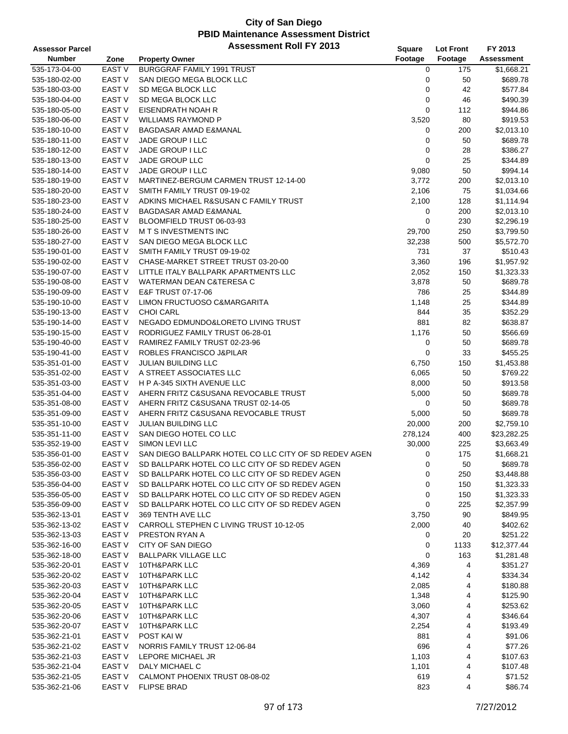# City of San Diego
## PBID Maintenance Assessment District
### Assessment Roll FY 2013

| Assessor Parcel Number | Zone | Property Owner | Square Footage | Lot Front Footage | FY 2013 Assessment |
|---|---|---|---|---|---|
| 535-173-04-00 | EAST V | BURGGRAF FAMILY 1991 TRUST | 0 | 175 | $1,668.21 |
| 535-180-02-00 | EAST V | SAN DIEGO MEGA BLOCK LLC | 0 | 50 | $689.78 |
| 535-180-03-00 | EAST V | SD MEGA BLOCK LLC | 0 | 42 | $577.84 |
| 535-180-04-00 | EAST V | SD MEGA BLOCK LLC | 0 | 46 | $490.39 |
| 535-180-05-00 | EAST V | EISENDRATH NOAH R | 0 | 112 | $944.86 |
| 535-180-06-00 | EAST V | WILLIAMS RAYMOND P | 3,520 | 80 | $919.53 |
| 535-180-10-00 | EAST V | BAGDASAR AMAD E&MANAL | 0 | 200 | $2,013.10 |
| 535-180-11-00 | EAST V | JADE GROUP I LLC | 0 | 50 | $689.78 |
| 535-180-12-00 | EAST V | JADE GROUP I LLC | 0 | 28 | $386.27 |
| 535-180-13-00 | EAST V | JADE GROUP LLC | 0 | 25 | $344.89 |
| 535-180-14-00 | EAST V | JADE GROUP I LLC | 9,080 | 50 | $994.14 |
| 535-180-19-00 | EAST V | MARTINEZ-BERGUM CARMEN TRUST 12-14-00 | 3,772 | 200 | $2,013.10 |
| 535-180-20-00 | EAST V | SMITH FAMILY TRUST 09-19-02 | 2,106 | 75 | $1,034.66 |
| 535-180-23-00 | EAST V | ADKINS MICHAEL R&SUSAN C FAMILY TRUST | 2,100 | 128 | $1,114.94 |
| 535-180-24-00 | EAST V | BAGDASAR AMAD E&MANAL | 0 | 200 | $2,013.10 |
| 535-180-25-00 | EAST V | BLOOMFIELD TRUST 06-03-93 | 0 | 230 | $2,296.19 |
| 535-180-26-00 | EAST V | M T S INVESTMENTS INC | 29,700 | 250 | $3,799.50 |
| 535-180-27-00 | EAST V | SAN DIEGO MEGA BLOCK LLC | 32,238 | 500 | $5,572.70 |
| 535-190-01-00 | EAST V | SMITH FAMILY TRUST 09-19-02 | 731 | 37 | $510.43 |
| 535-190-02-00 | EAST V | CHASE-MARKET STREET TRUST 03-20-00 | 3,360 | 196 | $1,957.92 |
| 535-190-07-00 | EAST V | LITTLE ITALY BALLPARK APARTMENTS LLC | 2,052 | 150 | $1,323.33 |
| 535-190-08-00 | EAST V | WATERMAN DEAN C&TERESA C | 3,878 | 50 | $689.78 |
| 535-190-09-00 | EAST V | E&F TRUST 07-17-06 | 786 | 25 | $344.89 |
| 535-190-10-00 | EAST V | LIMON FRUCTUOSO C&MARGARITA | 1,148 | 25 | $344.89 |
| 535-190-13-00 | EAST V | CHOI CARL | 844 | 35 | $352.29 |
| 535-190-14-00 | EAST V | NEGADO EDMUNDO&LORETO LIVING TRUST | 881 | 82 | $638.87 |
| 535-190-15-00 | EAST V | RODRIGUEZ FAMILY TRUST 06-28-01 | 1,176 | 50 | $566.69 |
| 535-190-40-00 | EAST V | RAMIREZ FAMILY TRUST 02-23-96 | 0 | 50 | $689.78 |
| 535-190-41-00 | EAST V | ROBLES FRANCISCO J&PILAR | 0 | 33 | $455.25 |
| 535-351-01-00 | EAST V | JULIAN BUILDING LLC | 6,750 | 150 | $1,453.88 |
| 535-351-02-00 | EAST V | A STREET ASSOCIATES LLC | 6,065 | 50 | $769.22 |
| 535-351-03-00 | EAST V | H P A-345 SIXTH AVENUE LLC | 8,000 | 50 | $913.58 |
| 535-351-04-00 | EAST V | AHERN FRITZ C&SUSANA REVOCABLE TRUST | 5,000 | 50 | $689.78 |
| 535-351-08-00 | EAST V | AHERN FRITZ C&SUSANA TRUST 02-14-05 | 0 | 50 | $689.78 |
| 535-351-09-00 | EAST V | AHERN FRITZ C&SUSANA REVOCABLE TRUST | 5,000 | 50 | $689.78 |
| 535-351-10-00 | EAST V | JULIAN BUILDING LLC | 20,000 | 200 | $2,759.10 |
| 535-351-11-00 | EAST V | SAN DIEGO HOTEL CO LLC | 278,124 | 400 | $23,282.25 |
| 535-352-19-00 | EAST V | SIMON LEVI LLC | 30,000 | 225 | $3,663.49 |
| 535-356-01-00 | EAST V | SAN DIEGO BALLPARK HOTEL CO LLC CITY OF SD REDEV AGEN | 0 | 175 | $1,668.21 |
| 535-356-02-00 | EAST V | SD BALLPARK HOTEL CO LLC CITY OF SD REDEV AGEN | 0 | 50 | $689.78 |
| 535-356-03-00 | EAST V | SD BALLPARK HOTEL CO LLC CITY OF SD REDEV AGEN | 0 | 250 | $3,448.88 |
| 535-356-04-00 | EAST V | SD BALLPARK HOTEL CO LLC CITY OF SD REDEV AGEN | 0 | 150 | $1,323.33 |
| 535-356-05-00 | EAST V | SD BALLPARK HOTEL CO LLC CITY OF SD REDEV AGEN | 0 | 150 | $1,323.33 |
| 535-356-09-00 | EAST V | SD BALLPARK HOTEL CO LLC CITY OF SD REDEV AGEN | 0 | 225 | $2,357.99 |
| 535-362-13-01 | EAST V | 369 TENTH AVE LLC | 3,750 | 90 | $849.95 |
| 535-362-13-02 | EAST V | CARROLL STEPHEN C LIVING TRUST 10-12-05 | 2,000 | 40 | $402.62 |
| 535-362-13-03 | EAST V | PRESTON RYAN A | 0 | 20 | $251.22 |
| 535-362-16-00 | EAST V | CITY OF SAN DIEGO | 0 | 1133 | $12,377.44 |
| 535-362-18-00 | EAST V | BALLPARK VILLAGE LLC | 0 | 163 | $1,281.48 |
| 535-362-20-01 | EAST V | 10TH&PARK LLC | 4,369 | 4 | $351.27 |
| 535-362-20-02 | EAST V | 10TH&PARK LLC | 4,142 | 4 | $334.34 |
| 535-362-20-03 | EAST V | 10TH&PARK LLC | 2,085 | 4 | $180.88 |
| 535-362-20-04 | EAST V | 10TH&PARK LLC | 1,348 | 4 | $125.90 |
| 535-362-20-05 | EAST V | 10TH&PARK LLC | 3,060 | 4 | $253.62 |
| 535-362-20-06 | EAST V | 10TH&PARK LLC | 4,307 | 4 | $346.64 |
| 535-362-20-07 | EAST V | 10TH&PARK LLC | 2,254 | 4 | $193.49 |
| 535-362-21-01 | EAST V | POST KAI W | 881 | 4 | $91.06 |
| 535-362-21-02 | EAST V | NORRIS FAMILY TRUST 12-06-84 | 696 | 4 | $77.26 |
| 535-362-21-03 | EAST V | LEPORE MICHAEL JR | 1,103 | 4 | $107.63 |
| 535-362-21-04 | EAST V | DALY MICHAEL C | 1,101 | 4 | $107.48 |
| 535-362-21-05 | EAST V | CALMONT PHOENIX TRUST 08-08-02 | 619 | 4 | $71.52 |
| 535-362-21-06 | EAST V | FLIPSE BRAD | 823 | 4 | $86.74 |

7/27/2012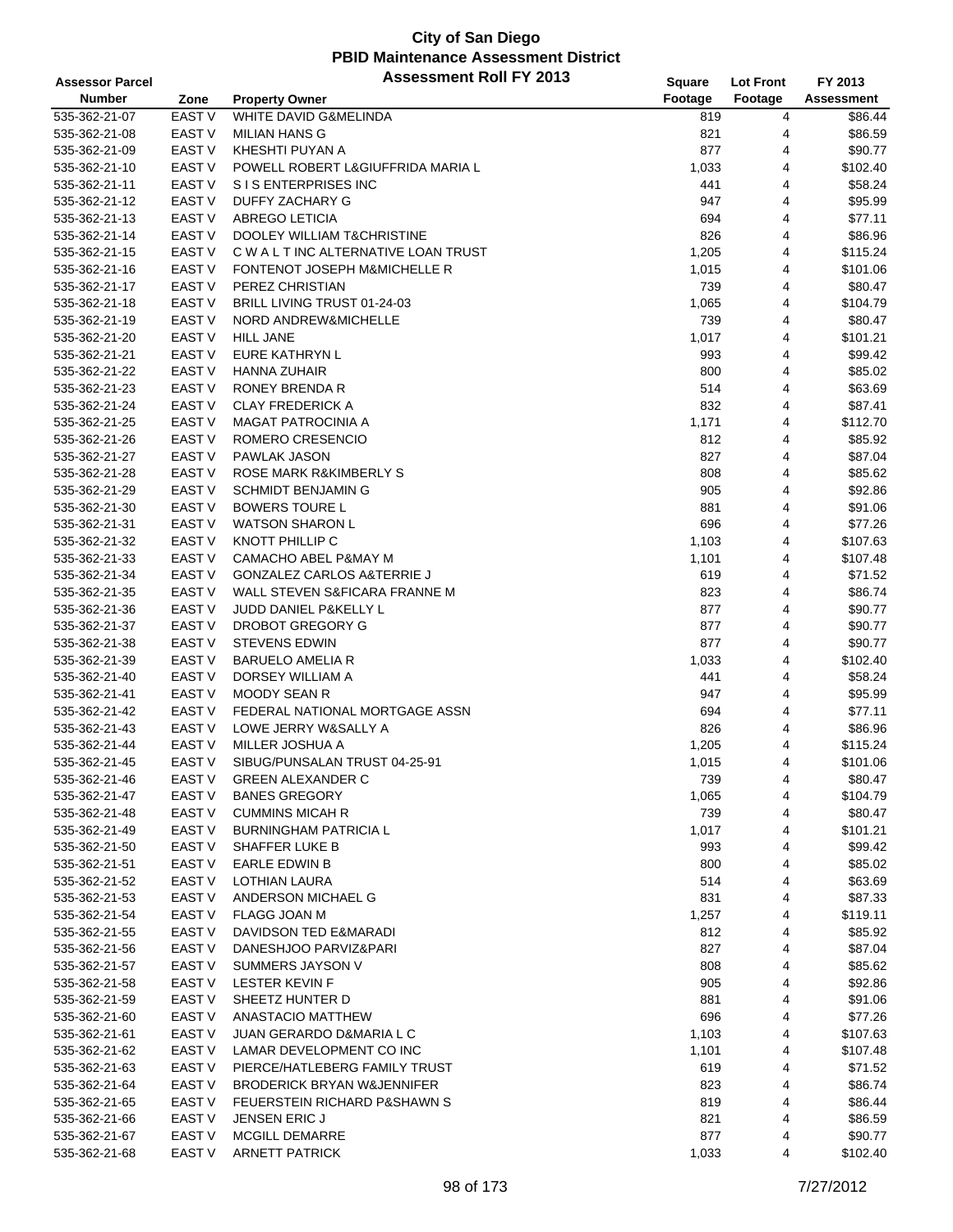# City of San Diego
## PBID Maintenance Assessment District
### Assessment Roll FY 2013

| Assessor Parcel Number | Zone | Property Owner | Square Footage | Lot Front Footage | FY 2013 Assessment |
|---|---|---|---|---|---|
| 535-362-21-07 | EAST V | WHITE DAVID G&MELINDA | 819 | 4 | $86.44 |
| 535-362-21-08 | EAST V | MILIAN HANS G | 821 | 4 | $86.59 |
| 535-362-21-09 | EAST V | KHESHTI PUYAN A | 877 | 4 | $90.77 |
| 535-362-21-10 | EAST V | POWELL ROBERT L&GIUFFRIDA MARIA L | 1,033 | 4 | $102.40 |
| 535-362-21-11 | EAST V | S I S ENTERPRISES INC | 441 | 4 | $58.24 |
| 535-362-21-12 | EAST V | DUFFY ZACHARY G | 947 | 4 | $95.99 |
| 535-362-21-13 | EAST V | ABREGO LETICIA | 694 | 4 | $77.11 |
| 535-362-21-14 | EAST V | DOOLEY WILLIAM T&CHRISTINE | 826 | 4 | $86.96 |
| 535-362-21-15 | EAST V | C W A L T INC ALTERNATIVE LOAN TRUST | 1,205 | 4 | $115.24 |
| 535-362-21-16 | EAST V | FONTENOT JOSEPH M&MICHELLE R | 1,015 | 4 | $101.06 |
| 535-362-21-17 | EAST V | PEREZ CHRISTIAN | 739 | 4 | $80.47 |
| 535-362-21-18 | EAST V | BRILL LIVING TRUST 01-24-03 | 1,065 | 4 | $104.79 |
| 535-362-21-19 | EAST V | NORD ANDREW&MICHELLE | 739 | 4 | $80.47 |
| 535-362-21-20 | EAST V | HILL JANE | 1,017 | 4 | $101.21 |
| 535-362-21-21 | EAST V | EURE KATHRYN L | 993 | 4 | $99.42 |
| 535-362-21-22 | EAST V | HANNA ZUHAIR | 800 | 4 | $85.02 |
| 535-362-21-23 | EAST V | RONEY BRENDA R | 514 | 4 | $63.69 |
| 535-362-21-24 | EAST V | CLAY FREDERICK A | 832 | 4 | $87.41 |
| 535-362-21-25 | EAST V | MAGAT PATROCINIA A | 1,171 | 4 | $112.70 |
| 535-362-21-26 | EAST V | ROMERO CRESENCIO | 812 | 4 | $85.92 |
| 535-362-21-27 | EAST V | PAWLAK JASON | 827 | 4 | $87.04 |
| 535-362-21-28 | EAST V | ROSE MARK R&KIMBERLY S | 808 | 4 | $85.62 |
| 535-362-21-29 | EAST V | SCHMIDT BENJAMIN G | 905 | 4 | $92.86 |
| 535-362-21-30 | EAST V | BOWERS TOURE L | 881 | 4 | $91.06 |
| 535-362-21-31 | EAST V | WATSON SHARON L | 696 | 4 | $77.26 |
| 535-362-21-32 | EAST V | KNOTT PHILLIP C | 1,103 | 4 | $107.63 |
| 535-362-21-33 | EAST V | CAMACHO ABEL P&MAY M | 1,101 | 4 | $107.48 |
| 535-362-21-34 | EAST V | GONZALEZ CARLOS A&TERRIE J | 619 | 4 | $71.52 |
| 535-362-21-35 | EAST V | WALL STEVEN S&FICARA FRANNE M | 823 | 4 | $86.74 |
| 535-362-21-36 | EAST V | JUDD DANIEL P&KELLY L | 877 | 4 | $90.77 |
| 535-362-21-37 | EAST V | DROBOT GREGORY G | 877 | 4 | $90.77 |
| 535-362-21-38 | EAST V | STEVENS EDWIN | 877 | 4 | $90.77 |
| 535-362-21-39 | EAST V | BARUELO AMELIA R | 1,033 | 4 | $102.40 |
| 535-362-21-40 | EAST V | DORSEY WILLIAM A | 441 | 4 | $58.24 |
| 535-362-21-41 | EAST V | MOODY SEAN R | 947 | 4 | $95.99 |
| 535-362-21-42 | EAST V | FEDERAL NATIONAL MORTGAGE ASSN | 694 | 4 | $77.11 |
| 535-362-21-43 | EAST V | LOWE JERRY W&SALLY A | 826 | 4 | $86.96 |
| 535-362-21-44 | EAST V | MILLER JOSHUA A | 1,205 | 4 | $115.24 |
| 535-362-21-45 | EAST V | SIBUG/PUNSALAN TRUST 04-25-91 | 1,015 | 4 | $101.06 |
| 535-362-21-46 | EAST V | GREEN ALEXANDER C | 739 | 4 | $80.47 |
| 535-362-21-47 | EAST V | BANES GREGORY | 1,065 | 4 | $104.79 |
| 535-362-21-48 | EAST V | CUMMINS MICAH R | 739 | 4 | $80.47 |
| 535-362-21-49 | EAST V | BURNINGHAM PATRICIA L | 1,017 | 4 | $101.21 |
| 535-362-21-50 | EAST V | SHAFFER LUKE B | 993 | 4 | $99.42 |
| 535-362-21-51 | EAST V | EARLE EDWIN B | 800 | 4 | $85.02 |
| 535-362-21-52 | EAST V | LOTHIAN LAURA | 514 | 4 | $63.69 |
| 535-362-21-53 | EAST V | ANDERSON MICHAEL G | 831 | 4 | $87.33 |
| 535-362-21-54 | EAST V | FLAGG JOAN M | 1,257 | 4 | $119.11 |
| 535-362-21-55 | EAST V | DAVIDSON TED E&MARADI | 812 | 4 | $85.92 |
| 535-362-21-56 | EAST V | DANESHJOO PARVIZ&PARI | 827 | 4 | $87.04 |
| 535-362-21-57 | EAST V | SUMMERS JAYSON V | 808 | 4 | $85.62 |
| 535-362-21-58 | EAST V | LESTER KEVIN F | 905 | 4 | $92.86 |
| 535-362-21-59 | EAST V | SHEETZ HUNTER D | 881 | 4 | $91.06 |
| 535-362-21-60 | EAST V | ANASTACIO MATTHEW | 696 | 4 | $77.26 |
| 535-362-21-61 | EAST V | JUAN GERARDO D&MARIA L C | 1,103 | 4 | $107.63 |
| 535-362-21-62 | EAST V | LAMAR DEVELOPMENT CO INC | 1,101 | 4 | $107.48 |
| 535-362-21-63 | EAST V | PIERCE/HATLEBERG FAMILY TRUST | 619 | 4 | $71.52 |
| 535-362-21-64 | EAST V | BRODERICK BRYAN W&JENNIFER | 823 | 4 | $86.74 |
| 535-362-21-65 | EAST V | FEUERSTEIN RICHARD P&SHAWN S | 819 | 4 | $86.44 |
| 535-362-21-66 | EAST V | JENSEN ERIC J | 821 | 4 | $86.59 |
| 535-362-21-67 | EAST V | MCGILL DEMARRE | 877 | 4 | $90.77 |
| 535-362-21-68 | EAST V | ARNETT PATRICK | 1,033 | 4 | $102.40 |

7/27/2012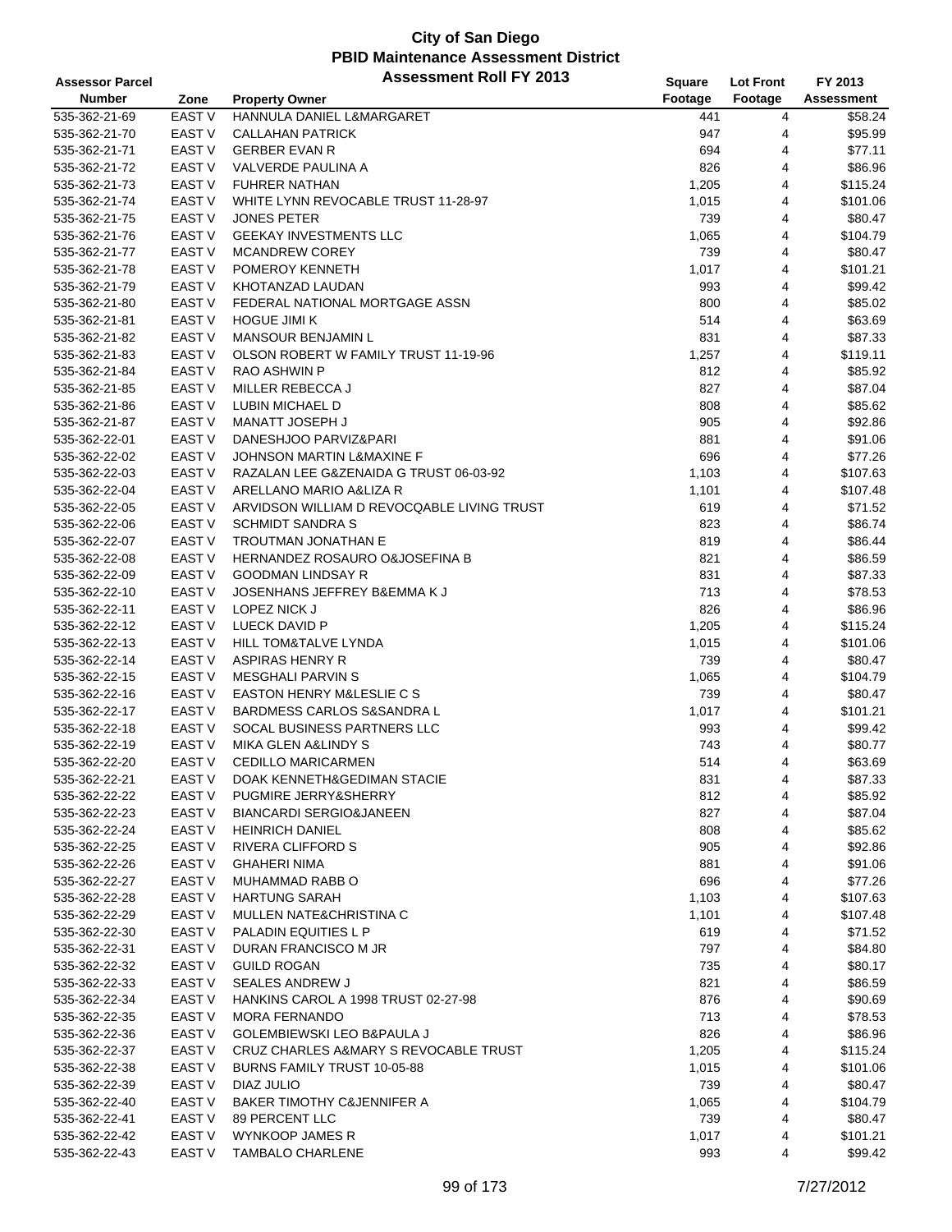# City of San Diego
## PBID Maintenance Assessment District
### Assessment Roll FY 2013

| Assessor Parcel Number | Zone | Property Owner | Square Footage | Lot Front Footage | FY 2013 Assessment |
|---|---|---|---|---|---|
| 535-362-21-69 | EAST V | HANNULA DANIEL L&MARGARET | 441 | 4 | $58.24 |
| 535-362-21-70 | EAST V | CALLAHAN PATRICK | 947 | 4 | $95.99 |
| 535-362-21-71 | EAST V | GERBER EVAN R | 694 | 4 | $77.11 |
| 535-362-21-72 | EAST V | VALVERDE PAULINA A | 826 | 4 | $86.96 |
| 535-362-21-73 | EAST V | FUHRER NATHAN | 1,205 | 4 | $115.24 |
| 535-362-21-74 | EAST V | WHITE LYNN REVOCABLE TRUST 11-28-97 | 1,015 | 4 | $101.06 |
| 535-362-21-75 | EAST V | JONES PETER | 739 | 4 | $80.47 |
| 535-362-21-76 | EAST V | GEEKAY INVESTMENTS LLC | 1,065 | 4 | $104.79 |
| 535-362-21-77 | EAST V | MCANDREW COREY | 739 | 4 | $80.47 |
| 535-362-21-78 | EAST V | POMEROY KENNETH | 1,017 | 4 | $101.21 |
| 535-362-21-79 | EAST V | KHOTANZAD LAUDAN | 993 | 4 | $99.42 |
| 535-362-21-80 | EAST V | FEDERAL NATIONAL MORTGAGE ASSN | 800 | 4 | $85.02 |
| 535-362-21-81 | EAST V | HOGUE JIMI K | 514 | 4 | $63.69 |
| 535-362-21-82 | EAST V | MANSOUR BENJAMIN L | 831 | 4 | $87.33 |
| 535-362-21-83 | EAST V | OLSON ROBERT W FAMILY TRUST 11-19-96 | 1,257 | 4 | $119.11 |
| 535-362-21-84 | EAST V | RAO ASHWIN P | 812 | 4 | $85.92 |
| 535-362-21-85 | EAST V | MILLER REBECCA J | 827 | 4 | $87.04 |
| 535-362-21-86 | EAST V | LUBIN MICHAEL D | 808 | 4 | $85.62 |
| 535-362-21-87 | EAST V | MANATT JOSEPH J | 905 | 4 | $92.86 |
| 535-362-22-01 | EAST V | DANESHJOO PARVIZ&PARI | 881 | 4 | $91.06 |
| 535-362-22-02 | EAST V | JOHNSON MARTIN L&MAXINE F | 696 | 4 | $77.26 |
| 535-362-22-03 | EAST V | RAZALAN LEE G&ZENAIDA G TRUST 06-03-92 | 1,103 | 4 | $107.63 |
| 535-362-22-04 | EAST V | ARELLANO MARIO A&LIZA R | 1,101 | 4 | $107.48 |
| 535-362-22-05 | EAST V | ARVIDSON WILLIAM D REVOCQABLE LIVING TRUST | 619 | 4 | $71.52 |
| 535-362-22-06 | EAST V | SCHMIDT SANDRA S | 823 | 4 | $86.74 |
| 535-362-22-07 | EAST V | TROUTMAN JONATHAN E | 819 | 4 | $86.44 |
| 535-362-22-08 | EAST V | HERNANDEZ ROSAURO O&JOSEFINA B | 821 | 4 | $86.59 |
| 535-362-22-09 | EAST V | GOODMAN LINDSAY R | 831 | 4 | $87.33 |
| 535-362-22-10 | EAST V | JOSENHANS JEFFREY B&EMMA K J | 713 | 4 | $78.53 |
| 535-362-22-11 | EAST V | LOPEZ NICK J | 826 | 4 | $86.96 |
| 535-362-22-12 | EAST V | LUECK DAVID P | 1,205 | 4 | $115.24 |
| 535-362-22-13 | EAST V | HILL TOM&TALVE LYNDA | 1,015 | 4 | $101.06 |
| 535-362-22-14 | EAST V | ASPIRAS HENRY R | 739 | 4 | $80.47 |
| 535-362-22-15 | EAST V | MESGHALI PARVIN S | 1,065 | 4 | $104.79 |
| 535-362-22-16 | EAST V | EASTON HENRY M&LESLIE C S | 739 | 4 | $80.47 |
| 535-362-22-17 | EAST V | BARDMESS CARLOS S&SANDRA L | 1,017 | 4 | $101.21 |
| 535-362-22-18 | EAST V | SOCAL BUSINESS PARTNERS LLC | 993 | 4 | $99.42 |
| 535-362-22-19 | EAST V | MIKA GLEN A&LINDY S | 743 | 4 | $80.77 |
| 535-362-22-20 | EAST V | CEDILLO MARICARMEN | 514 | 4 | $63.69 |
| 535-362-22-21 | EAST V | DOAK KENNETH&GEDIMAN STACIE | 831 | 4 | $87.33 |
| 535-362-22-22 | EAST V | PUGMIRE JERRY&SHERRY | 812 | 4 | $85.92 |
| 535-362-22-23 | EAST V | BIANCARDI SERGIO&JANEEN | 827 | 4 | $87.04 |
| 535-362-22-24 | EAST V | HEINRICH DANIEL | 808 | 4 | $85.62 |
| 535-362-22-25 | EAST V | RIVERA CLIFFORD S | 905 | 4 | $92.86 |
| 535-362-22-26 | EAST V | GHAHERI NIMA | 881 | 4 | $91.06 |
| 535-362-22-27 | EAST V | MUHAMMAD RABB O | 696 | 4 | $77.26 |
| 535-362-22-28 | EAST V | HARTUNG SARAH | 1,103 | 4 | $107.63 |
| 535-362-22-29 | EAST V | MULLEN NATE&CHRISTINA C | 1,101 | 4 | $107.48 |
| 535-362-22-30 | EAST V | PALADIN EQUITIES L P | 619 | 4 | $71.52 |
| 535-362-22-31 | EAST V | DURAN FRANCISCO M JR | 797 | 4 | $84.80 |
| 535-362-22-32 | EAST V | GUILD ROGAN | 735 | 4 | $80.17 |
| 535-362-22-33 | EAST V | SEALES ANDREW J | 821 | 4 | $86.59 |
| 535-362-22-34 | EAST V | HANKINS CAROL A 1998 TRUST 02-27-98 | 876 | 4 | $90.69 |
| 535-362-22-35 | EAST V | MORA FERNANDO | 713 | 4 | $78.53 |
| 535-362-22-36 | EAST V | GOLEMBIEWSKI LEO B&PAULA J | 826 | 4 | $86.96 |
| 535-362-22-37 | EAST V | CRUZ CHARLES A&MARY S REVOCABLE TRUST | 1,205 | 4 | $115.24 |
| 535-362-22-38 | EAST V | BURNS FAMILY TRUST 10-05-88 | 1,015 | 4 | $101.06 |
| 535-362-22-39 | EAST V | DIAZ JULIO | 739 | 4 | $80.47 |
| 535-362-22-40 | EAST V | BAKER TIMOTHY C&JENNIFER A | 1,065 | 4 | $104.79 |
| 535-362-22-41 | EAST V | 89 PERCENT LLC | 739 | 4 | $80.47 |
| 535-362-22-42 | EAST V | WYNKOOP JAMES R | 1,017 | 4 | $101.21 |
| 535-362-22-43 | EAST V | TAMBALO CHARLENE | 993 | 4 | $99.42 |

7/27/2012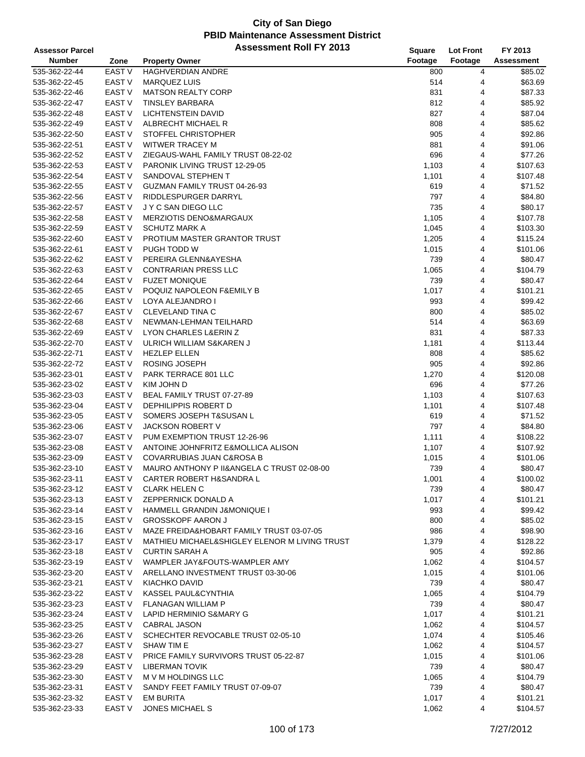# City of San Diego
## PBID Maintenance Assessment District
### Assessment Roll FY 2013

| Assessor Parcel Number | Zone | Property Owner | Square Footage | Lot Front Footage | FY 2013 Assessment |
|---|---|---|---|---|---|
| 535-362-22-44 | EAST V | HAGHVERDIAN ANDRE | 800 | 4 | $85.02 |
| 535-362-22-45 | EAST V | MARQUEZ LUIS | 514 | 4 | $63.69 |
| 535-362-22-46 | EAST V | MATSON REALTY CORP | 831 | 4 | $87.33 |
| 535-362-22-47 | EAST V | TINSLEY BARBARA | 812 | 4 | $85.92 |
| 535-362-22-48 | EAST V | LICHTENSTEIN DAVID | 827 | 4 | $87.04 |
| 535-362-22-49 | EAST V | ALBRECHT MICHAEL R | 808 | 4 | $85.62 |
| 535-362-22-50 | EAST V | STOFFEL CHRISTOPHER | 905 | 4 | $92.86 |
| 535-362-22-51 | EAST V | WITWER TRACEY M | 881 | 4 | $91.06 |
| 535-362-22-52 | EAST V | ZIEGAUS-WAHL FAMILY TRUST 08-22-02 | 696 | 4 | $77.26 |
| 535-362-22-53 | EAST V | PARONIK LIVING TRUST 12-29-05 | 1,103 | 4 | $107.63 |
| 535-362-22-54 | EAST V | SANDOVAL STEPHEN T | 1,101 | 4 | $107.48 |
| 535-362-22-55 | EAST V | GUZMAN FAMILY TRUST 04-26-93 | 619 | 4 | $71.52 |
| 535-362-22-56 | EAST V | RIDDLESPURGER DARRYL | 797 | 4 | $84.80 |
| 535-362-22-57 | EAST V | J Y C SAN DIEGO LLC | 735 | 4 | $80.17 |
| 535-362-22-58 | EAST V | MERZIOTIS DENO&MARGAUX | 1,105 | 4 | $107.78 |
| 535-362-22-59 | EAST V | SCHUTZ MARK A | 1,045 | 4 | $103.30 |
| 535-362-22-60 | EAST V | PROTIUM MASTER GRANTOR TRUST | 1,205 | 4 | $115.24 |
| 535-362-22-61 | EAST V | PUGH TODD W | 1,015 | 4 | $101.06 |
| 535-362-22-62 | EAST V | PEREIRA GLENN&AYESHA | 739 | 4 | $80.47 |
| 535-362-22-63 | EAST V | CONTRARIAN PRESS LLC | 1,065 | 4 | $104.79 |
| 535-362-22-64 | EAST V | FUZET MONIQUE | 739 | 4 | $80.47 |
| 535-362-22-65 | EAST V | POQUIZ NAPOLEON F&EMILY B | 1,017 | 4 | $101.21 |
| 535-362-22-66 | EAST V | LOYA ALEJANDRO I | 993 | 4 | $99.42 |
| 535-362-22-67 | EAST V | CLEVELAND TINA C | 800 | 4 | $85.02 |
| 535-362-22-68 | EAST V | NEWMAN-LEHMAN TEILHARD | 514 | 4 | $63.69 |
| 535-362-22-69 | EAST V | LYON CHARLES L&ERIN Z | 831 | 4 | $87.33 |
| 535-362-22-70 | EAST V | ULRICH WILLIAM S&KAREN J | 1,181 | 4 | $113.44 |
| 535-362-22-71 | EAST V | HEZLEP ELLEN | 808 | 4 | $85.62 |
| 535-362-22-72 | EAST V | ROSING JOSEPH | 905 | 4 | $92.86 |
| 535-362-23-01 | EAST V | PARK TERRACE 801 LLC | 1,270 | 4 | $120.08 |
| 535-362-23-02 | EAST V | KIM JOHN D | 696 | 4 | $77.26 |
| 535-362-23-03 | EAST V | BEAL FAMILY TRUST 07-27-89 | 1,103 | 4 | $107.63 |
| 535-362-23-04 | EAST V | DEPHILIPPIS ROBERT D | 1,101 | 4 | $107.48 |
| 535-362-23-05 | EAST V | SOMERS JOSEPH T&SUSAN L | 619 | 4 | $71.52 |
| 535-362-23-06 | EAST V | JACKSON ROBERT V | 797 | 4 | $84.80 |
| 535-362-23-07 | EAST V | PUM EXEMPTION TRUST 12-26-96 | 1,111 | 4 | $108.22 |
| 535-362-23-08 | EAST V | ANTOINE JOHNFRITZ E&MOLLICA ALISON | 1,107 | 4 | $107.92 |
| 535-362-23-09 | EAST V | COVARRUBIAS JUAN C&ROSA B | 1,015 | 4 | $101.06 |
| 535-362-23-10 | EAST V | MAURO ANTHONY P II&ANGELA C TRUST 02-08-00 | 739 | 4 | $80.47 |
| 535-362-23-11 | EAST V | CARTER ROBERT H&SANDRA L | 1,001 | 4 | $100.02 |
| 535-362-23-12 | EAST V | CLARK HELEN C | 739 | 4 | $80.47 |
| 535-362-23-13 | EAST V | ZEPPERNICK DONALD A | 1,017 | 4 | $101.21 |
| 535-362-23-14 | EAST V | HAMMELL GRANDIN J&MONIQUE I | 993 | 4 | $99.42 |
| 535-362-23-15 | EAST V | GROSSKOPF AARON J | 800 | 4 | $85.02 |
| 535-362-23-16 | EAST V | MAZE FREIDA&HOBART FAMILY TRUST 03-07-05 | 986 | 4 | $98.90 |
| 535-362-23-17 | EAST V | MATHIEU MICHAEL&SHIGLEY ELENOR M LIVING TRUST | 1,379 | 4 | $128.22 |
| 535-362-23-18 | EAST V | CURTIN SARAH A | 905 | 4 | $92.86 |
| 535-362-23-19 | EAST V | WAMPLER JAY&FOUTS-WAMPLER AMY | 1,062 | 4 | $104.57 |
| 535-362-23-20 | EAST V | ARELLANO INVESTMENT TRUST 03-30-06 | 1,015 | 4 | $101.06 |
| 535-362-23-21 | EAST V | KIACHKO DAVID | 739 | 4 | $80.47 |
| 535-362-23-22 | EAST V | KASSEL PAUL&CYNTHIA | 1,065 | 4 | $104.79 |
| 535-362-23-23 | EAST V | FLANAGAN WILLIAM P | 739 | 4 | $80.47 |
| 535-362-23-24 | EAST V | LAPID HERMINIO S&MARY G | 1,017 | 4 | $101.21 |
| 535-362-23-25 | EAST V | CABRAL JASON | 1,062 | 4 | $104.57 |
| 535-362-23-26 | EAST V | SCHECHTER REVOCABLE TRUST 02-05-10 | 1,074 | 4 | $105.46 |
| 535-362-23-27 | EAST V | SHAW TIM E | 1,062 | 4 | $104.57 |
| 535-362-23-28 | EAST V | PRICE FAMILY SURVIVORS TRUST 05-22-87 | 1,015 | 4 | $101.06 |
| 535-362-23-29 | EAST V | LIBERMAN TOVIK | 739 | 4 | $80.47 |
| 535-362-23-30 | EAST V | M V M HOLDINGS LLC | 1,065 | 4 | $104.79 |
| 535-362-23-31 | EAST V | SANDY FEET FAMILY TRUST 07-09-07 | 739 | 4 | $80.47 |
| 535-362-23-32 | EAST V | EM BURITA | 1,017 | 4 | $101.21 |
| 535-362-23-33 | EAST V | JONES MICHAEL S | 1,062 | 4 | $104.57 |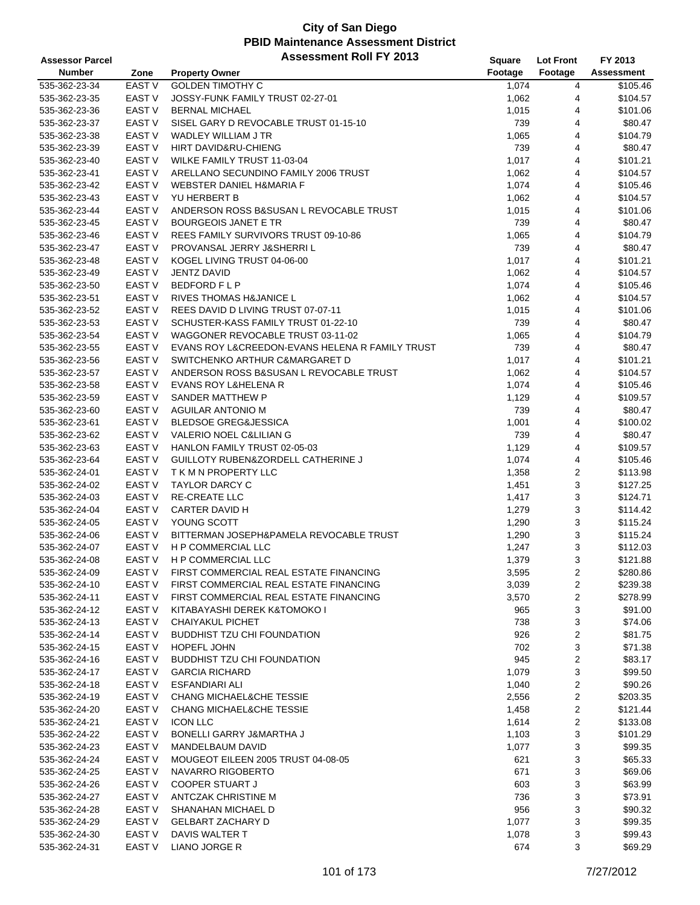# City of San Diego
## PBID Maintenance Assessment District
## Assessment Roll FY 2013

| Assessor Parcel Number | Zone | Property Owner | Square Footage | Lot Front Footage | FY 2013 Assessment |
|---|---|---|---|---|---|
| 535-362-23-34 | EAST V | GOLDEN TIMOTHY C | 1,074 | 4 | $105.46 |
| 535-362-23-35 | EAST V | JOSSY-FUNK FAMILY TRUST 02-27-01 | 1,062 | 4 | $104.57 |
| 535-362-23-36 | EAST V | BERNAL MICHAEL | 1,015 | 4 | $101.06 |
| 535-362-23-37 | EAST V | SISEL GARY D REVOCABLE TRUST 01-15-10 | 739 | 4 | $80.47 |
| 535-362-23-38 | EAST V | WADLEY WILLIAM J TR | 1,065 | 4 | $104.79 |
| 535-362-23-39 | EAST V | HIRT DAVID&RU-CHIENG | 739 | 4 | $80.47 |
| 535-362-23-40 | EAST V | WILKE FAMILY TRUST 11-03-04 | 1,017 | 4 | $101.21 |
| 535-362-23-41 | EAST V | ARELLANO SECUNDINO FAMILY 2006 TRUST | 1,062 | 4 | $104.57 |
| 535-362-23-42 | EAST V | WEBSTER DANIEL H&MARIA F | 1,074 | 4 | $105.46 |
| 535-362-23-43 | EAST V | YU HERBERT B | 1,062 | 4 | $104.57 |
| 535-362-23-44 | EAST V | ANDERSON ROSS B&SUSAN L REVOCABLE TRUST | 1,015 | 4 | $101.06 |
| 535-362-23-45 | EAST V | BOURGEOIS JANET E TR | 739 | 4 | $80.47 |
| 535-362-23-46 | EAST V | REES FAMILY SURVIVORS TRUST 09-10-86 | 1,065 | 4 | $104.79 |
| 535-362-23-47 | EAST V | PROVANSAL JERRY J&SHERRI L | 739 | 4 | $80.47 |
| 535-362-23-48 | EAST V | KOGEL LIVING TRUST 04-06-00 | 1,017 | 4 | $101.21 |
| 535-362-23-49 | EAST V | JENTZ DAVID | 1,062 | 4 | $104.57 |
| 535-362-23-50 | EAST V | BEDFORD F L P | 1,074 | 4 | $105.46 |
| 535-362-23-51 | EAST V | RIVES THOMAS H&JANICE L | 1,062 | 4 | $104.57 |
| 535-362-23-52 | EAST V | REES DAVID D LIVING TRUST 07-07-11 | 1,015 | 4 | $101.06 |
| 535-362-23-53 | EAST V | SCHUSTER-KASS FAMILY TRUST 01-22-10 | 739 | 4 | $80.47 |
| 535-362-23-54 | EAST V | WAGGONER REVOCABLE TRUST 03-11-02 | 1,065 | 4 | $104.79 |
| 535-362-23-55 | EAST V | EVANS ROY L&CREEDON-EVANS HELENA R FAMILY TRUST | 739 | 4 | $80.47 |
| 535-362-23-56 | EAST V | SWITCHENKO ARTHUR C&MARGARET D | 1,017 | 4 | $101.21 |
| 535-362-23-57 | EAST V | ANDERSON ROSS B&SUSAN L REVOCABLE TRUST | 1,062 | 4 | $104.57 |
| 535-362-23-58 | EAST V | EVANS ROY L&HELENA R | 1,074 | 4 | $105.46 |
| 535-362-23-59 | EAST V | SANDER MATTHEW P | 1,129 | 4 | $109.57 |
| 535-362-23-60 | EAST V | AGUILAR ANTONIO M | 739 | 4 | $80.47 |
| 535-362-23-61 | EAST V | BLEDSOE GREG&JESSICA | 1,001 | 4 | $100.02 |
| 535-362-23-62 | EAST V | VALERIO NOEL C&LILIAN G | 739 | 4 | $80.47 |
| 535-362-23-63 | EAST V | HANLON FAMILY TRUST 02-05-03 | 1,129 | 4 | $109.57 |
| 535-362-23-64 | EAST V | GUILLOTY RUBEN&ZORDELL CATHERINE J | 1,074 | 4 | $105.46 |
| 535-362-24-01 | EAST V | T K M N PROPERTY LLC | 1,358 | 2 | $113.98 |
| 535-362-24-02 | EAST V | TAYLOR DARCY C | 1,451 | 3 | $127.25 |
| 535-362-24-03 | EAST V | RE-CREATE LLC | 1,417 | 3 | $124.71 |
| 535-362-24-04 | EAST V | CARTER DAVID H | 1,279 | 3 | $114.42 |
| 535-362-24-05 | EAST V | YOUNG SCOTT | 1,290 | 3 | $115.24 |
| 535-362-24-06 | EAST V | BITTERMAN JOSEPH&PAMELA REVOCABLE TRUST | 1,290 | 3 | $115.24 |
| 535-362-24-07 | EAST V | H P COMMERCIAL LLC | 1,247 | 3 | $112.03 |
| 535-362-24-08 | EAST V | H P COMMERCIAL LLC | 1,379 | 3 | $121.88 |
| 535-362-24-09 | EAST V | FIRST COMMERCIAL REAL ESTATE FINANCING | 3,595 | 2 | $280.86 |
| 535-362-24-10 | EAST V | FIRST COMMERCIAL REAL ESTATE FINANCING | 3,039 | 2 | $239.38 |
| 535-362-24-11 | EAST V | FIRST COMMERCIAL REAL ESTATE FINANCING | 3,570 | 2 | $278.99 |
| 535-362-24-12 | EAST V | KITABAYASHI DEREK K&TOMOKO I | 965 | 3 | $91.00 |
| 535-362-24-13 | EAST V | CHAIYAKUL PICHET | 738 | 3 | $74.06 |
| 535-362-24-14 | EAST V | BUDDHIST TZU CHI FOUNDATION | 926 | 2 | $81.75 |
| 535-362-24-15 | EAST V | HOPEFL JOHN | 702 | 3 | $71.38 |
| 535-362-24-16 | EAST V | BUDDHIST TZU CHI FOUNDATION | 945 | 2 | $83.17 |
| 535-362-24-17 | EAST V | GARCIA RICHARD | 1,079 | 3 | $99.50 |
| 535-362-24-18 | EAST V | ESFANDIARI ALI | 1,040 | 2 | $90.26 |
| 535-362-24-19 | EAST V | CHANG MICHAEL&CHE TESSIE | 2,556 | 2 | $203.35 |
| 535-362-24-20 | EAST V | CHANG MICHAEL&CHE TESSIE | 1,458 | 2 | $121.44 |
| 535-362-24-21 | EAST V | ICON LLC | 1,614 | 2 | $133.08 |
| 535-362-24-22 | EAST V | BONELLI GARRY J&MARTHA J | 1,103 | 3 | $101.29 |
| 535-362-24-23 | EAST V | MANDELBAUM DAVID | 1,077 | 3 | $99.35 |
| 535-362-24-24 | EAST V | MOUGEOT EILEEN 2005 TRUST 04-08-05 | 621 | 3 | $65.33 |
| 535-362-24-25 | EAST V | NAVARRO RIGOBERTO | 671 | 3 | $69.06 |
| 535-362-24-26 | EAST V | COOPER STUART J | 603 | 3 | $63.99 |
| 535-362-24-27 | EAST V | ANTCZAK CHRISTINE M | 736 | 3 | $73.91 |
| 535-362-24-28 | EAST V | SHANAHAN MICHAEL D | 956 | 3 | $90.32 |
| 535-362-24-29 | EAST V | GELBART ZACHARY D | 1,077 | 3 | $99.35 |
| 535-362-24-30 | EAST V | DAVIS WALTER T | 1,078 | 3 | $99.43 |
| 535-362-24-31 | EAST V | LIANO JORGE R | 674 | 3 | $69.29 |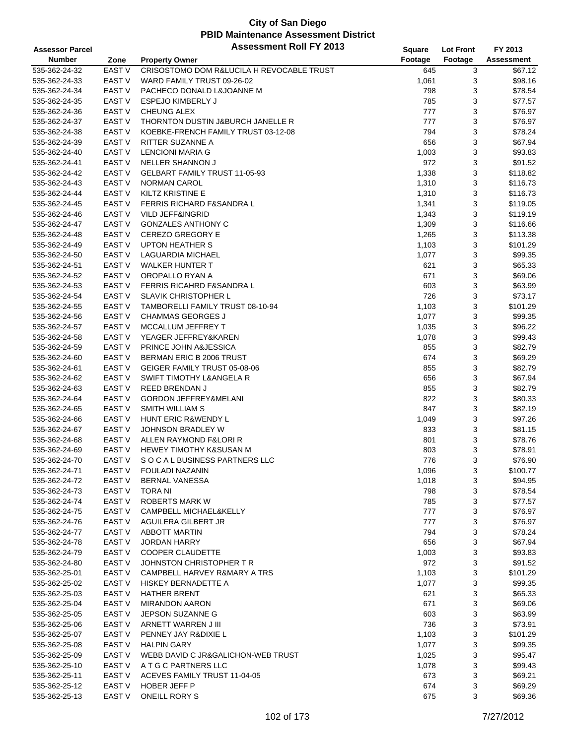# City of San Diego
## PBID Maintenance Assessment District
### Assessment Roll FY 2013

| Assessor Parcel Number | Zone | Property Owner | Square Footage | Lot Front Footage | FY 2013 Assessment |
|---|---|---|---|---|---|
| 535-362-24-32 | EAST V | CRISOSTOMO DOM R&LUCILA H REVOCABLE TRUST | 645 | 3 | $67.12 |
| 535-362-24-33 | EAST V | WARD FAMILY TRUST 09-26-02 | 1,061 | 3 | $98.16 |
| 535-362-24-34 | EAST V | PACHECO DONALD L&JOANNE M | 798 | 3 | $78.54 |
| 535-362-24-35 | EAST V | ESPEJO KIMBERLY J | 785 | 3 | $77.57 |
| 535-362-24-36 | EAST V | CHEUNG ALEX | 777 | 3 | $76.97 |
| 535-362-24-37 | EAST V | THORNTON DUSTIN J&BURCH JANELLE R | 777 | 3 | $76.97 |
| 535-362-24-38 | EAST V | KOEBKE-FRENCH FAMILY TRUST 03-12-08 | 794 | 3 | $78.24 |
| 535-362-24-39 | EAST V | RITTER SUZANNE A | 656 | 3 | $67.94 |
| 535-362-24-40 | EAST V | LENCIONI MARIA G | 1,003 | 3 | $93.83 |
| 535-362-24-41 | EAST V | NELLER SHANNON J | 972 | 3 | $91.52 |
| 535-362-24-42 | EAST V | GELBART FAMILY TRUST 11-05-93 | 1,338 | 3 | $118.82 |
| 535-362-24-43 | EAST V | NORMAN CAROL | 1,310 | 3 | $116.73 |
| 535-362-24-44 | EAST V | KILTZ KRISTINE E | 1,310 | 3 | $116.73 |
| 535-362-24-45 | EAST V | FERRIS RICHARD F&SANDRA L | 1,341 | 3 | $119.05 |
| 535-362-24-46 | EAST V | VILD JEFF&INGRID | 1,343 | 3 | $119.19 |
| 535-362-24-47 | EAST V | GONZALES ANTHONY C | 1,309 | 3 | $116.66 |
| 535-362-24-48 | EAST V | CEREZO GREGORY E | 1,265 | 3 | $113.38 |
| 535-362-24-49 | EAST V | UPTON HEATHER S | 1,103 | 3 | $101.29 |
| 535-362-24-50 | EAST V | LAGUARDIA MICHAEL | 1,077 | 3 | $99.35 |
| 535-362-24-51 | EAST V | WALKER HUNTER T | 621 | 3 | $65.33 |
| 535-362-24-52 | EAST V | OROPALLO RYAN A | 671 | 3 | $69.06 |
| 535-362-24-53 | EAST V | FERRIS RICAHRD F&SANDRA L | 603 | 3 | $63.99 |
| 535-362-24-54 | EAST V | SLAVIK CHRISTOPHER L | 726 | 3 | $73.17 |
| 535-362-24-55 | EAST V | TAMBORELLI FAMILY TRUST 08-10-94 | 1,103 | 3 | $101.29 |
| 535-362-24-56 | EAST V | CHAMMAS GEORGES J | 1,077 | 3 | $99.35 |
| 535-362-24-57 | EAST V | MCCALLUM JEFFREY T | 1,035 | 3 | $96.22 |
| 535-362-24-58 | EAST V | YEAGER JEFFREY&KAREN | 1,078 | 3 | $99.43 |
| 535-362-24-59 | EAST V | PRINCE JOHN A&JESSICA | 855 | 3 | $82.79 |
| 535-362-24-60 | EAST V | BERMAN ERIC B 2006 TRUST | 674 | 3 | $69.29 |
| 535-362-24-61 | EAST V | GEIGER FAMILY TRUST 05-08-06 | 855 | 3 | $82.79 |
| 535-362-24-62 | EAST V | SWIFT TIMOTHY L&ANGELA R | 656 | 3 | $67.94 |
| 535-362-24-63 | EAST V | REED BRENDAN J | 855 | 3 | $82.79 |
| 535-362-24-64 | EAST V | GORDON JEFFREY&MELANI | 822 | 3 | $80.33 |
| 535-362-24-65 | EAST V | SMITH WILLIAM S | 847 | 3 | $82.19 |
| 535-362-24-66 | EAST V | HUNT ERIC R&WENDY L | 1,049 | 3 | $97.26 |
| 535-362-24-67 | EAST V | JOHNSON BRADLEY W | 833 | 3 | $81.15 |
| 535-362-24-68 | EAST V | ALLEN RAYMOND F&LORI R | 801 | 3 | $78.76 |
| 535-362-24-69 | EAST V | HEWEY TIMOTHY K&SUSAN M | 803 | 3 | $78.91 |
| 535-362-24-70 | EAST V | S O C A L BUSINESS PARTNERS LLC | 776 | 3 | $76.90 |
| 535-362-24-71 | EAST V | FOULADI NAZANIN | 1,096 | 3 | $100.77 |
| 535-362-24-72 | EAST V | BERNAL VANESSA | 1,018 | 3 | $94.95 |
| 535-362-24-73 | EAST V | TORA NI | 798 | 3 | $78.54 |
| 535-362-24-74 | EAST V | ROBERTS MARK W | 785 | 3 | $77.57 |
| 535-362-24-75 | EAST V | CAMPBELL MICHAEL&KELLY | 777 | 3 | $76.97 |
| 535-362-24-76 | EAST V | AGUILERA GILBERT JR | 777 | 3 | $76.97 |
| 535-362-24-77 | EAST V | ABBOTT MARTIN | 794 | 3 | $78.24 |
| 535-362-24-78 | EAST V | JORDAN HARRY | 656 | 3 | $67.94 |
| 535-362-24-79 | EAST V | COOPER CLAUDETTE | 1,003 | 3 | $93.83 |
| 535-362-24-80 | EAST V | JOHNSTON CHRISTOPHER T R | 972 | 3 | $91.52 |
| 535-362-25-01 | EAST V | CAMPBELL HARVEY R&MARY A TRS | 1,103 | 3 | $101.29 |
| 535-362-25-02 | EAST V | HISKEY BERNADETTE A | 1,077 | 3 | $99.35 |
| 535-362-25-03 | EAST V | HATHER BRENT | 621 | 3 | $65.33 |
| 535-362-25-04 | EAST V | MIRANDON AARON | 671 | 3 | $69.06 |
| 535-362-25-05 | EAST V | JEPSON SUZANNE G | 603 | 3 | $63.99 |
| 535-362-25-06 | EAST V | ARNETT WARREN J III | 736 | 3 | $73.91 |
| 535-362-25-07 | EAST V | PENNEY JAY R&DIXIE L | 1,103 | 3 | $101.29 |
| 535-362-25-08 | EAST V | HALPIN GARY | 1,077 | 3 | $99.35 |
| 535-362-25-09 | EAST V | WEBB DAVID C JR&GALICHON-WEB TRUST | 1,025 | 3 | $95.47 |
| 535-362-25-10 | EAST V | A T G C PARTNERS LLC | 1,078 | 3 | $99.43 |
| 535-362-25-11 | EAST V | ACEVES FAMILY TRUST 11-04-05 | 673 | 3 | $69.21 |
| 535-362-25-12 | EAST V | HOBER JEFF P | 674 | 3 | $69.29 |
| 535-362-25-13 | EAST V | ONEILL RORY S | 675 | 3 | $69.36 |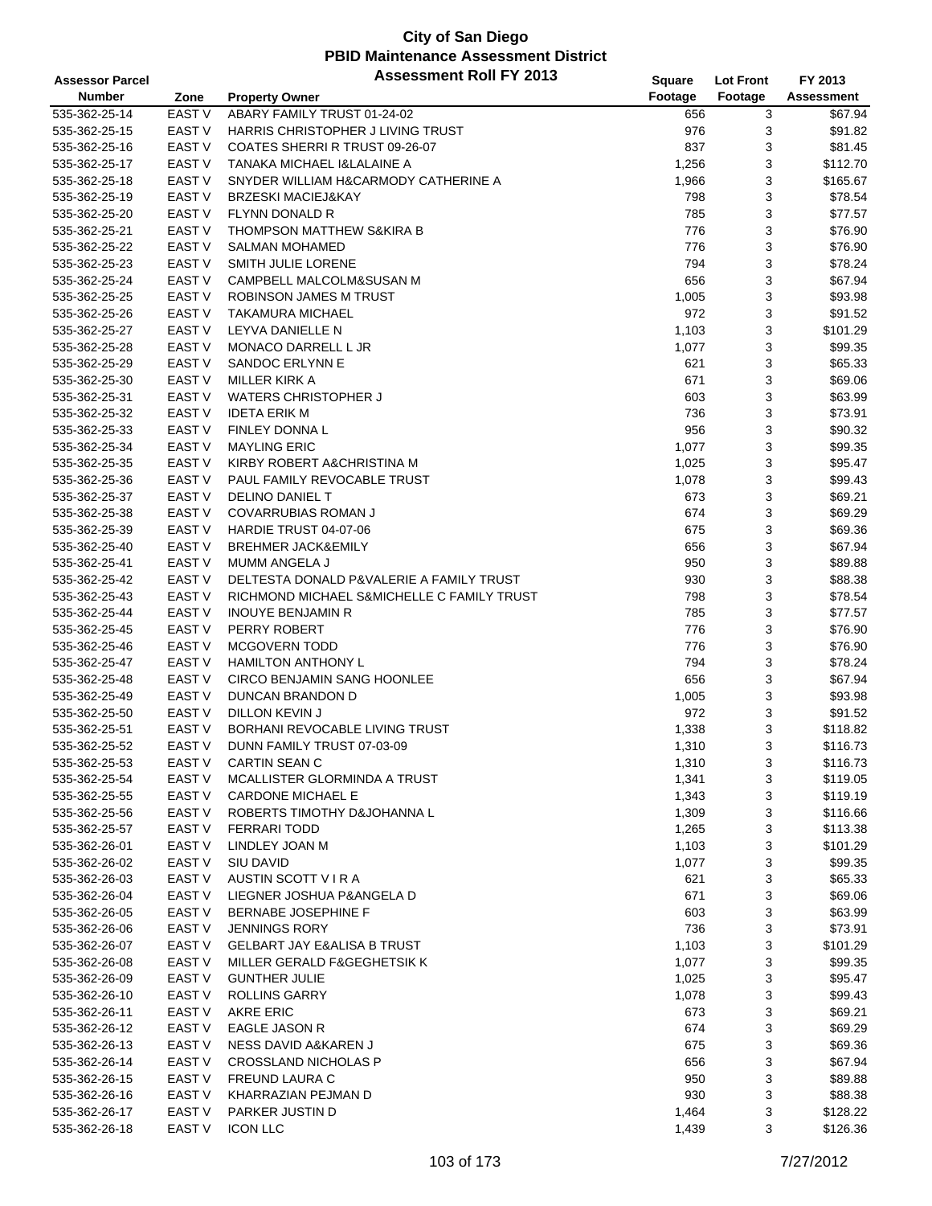# City of San Diego
## PBID Maintenance Assessment District
## Assessment Roll FY 2013

| Assessor Parcel Number | Zone | Property Owner | Square Footage | Lot Front Footage | FY 2013 Assessment |
|---|---|---|---|---|---|
| 535-362-25-14 | EAST V | ABARY FAMILY TRUST 01-24-02 | 656 | 3 | $67.94 |
| 535-362-25-15 | EAST V | HARRIS CHRISTOPHER J LIVING TRUST | 976 | 3 | $91.82 |
| 535-362-25-16 | EAST V | COATES SHERRI R TRUST 09-26-07 | 837 | 3 | $81.45 |
| 535-362-25-17 | EAST V | TANAKA MICHAEL I&LALAINE A | 1,256 | 3 | $112.70 |
| 535-362-25-18 | EAST V | SNYDER WILLIAM H&CARMODY CATHERINE A | 1,966 | 3 | $165.67 |
| 535-362-25-19 | EAST V | BRZESKI MACIEJ&KAY | 798 | 3 | $78.54 |
| 535-362-25-20 | EAST V | FLYNN DONALD R | 785 | 3 | $77.57 |
| 535-362-25-21 | EAST V | THOMPSON MATTHEW S&KIRA B | 776 | 3 | $76.90 |
| 535-362-25-22 | EAST V | SALMAN MOHAMED | 776 | 3 | $76.90 |
| 535-362-25-23 | EAST V | SMITH JULIE LORENE | 794 | 3 | $78.24 |
| 535-362-25-24 | EAST V | CAMPBELL MALCOLM&SUSAN M | 656 | 3 | $67.94 |
| 535-362-25-25 | EAST V | ROBINSON JAMES M TRUST | 1,005 | 3 | $93.98 |
| 535-362-25-26 | EAST V | TAKAMURA MICHAEL | 972 | 3 | $91.52 |
| 535-362-25-27 | EAST V | LEYVA DANIELLE N | 1,103 | 3 | $101.29 |
| 535-362-25-28 | EAST V | MONACO DARRELL L JR | 1,077 | 3 | $99.35 |
| 535-362-25-29 | EAST V | SANDOC ERLYNN E | 621 | 3 | $65.33 |
| 535-362-25-30 | EAST V | MILLER KIRK A | 671 | 3 | $69.06 |
| 535-362-25-31 | EAST V | WATERS CHRISTOPHER J | 603 | 3 | $63.99 |
| 535-362-25-32 | EAST V | IDETA ERIK M | 736 | 3 | $73.91 |
| 535-362-25-33 | EAST V | FINLEY DONNA L | 956 | 3 | $90.32 |
| 535-362-25-34 | EAST V | MAYLING ERIC | 1,077 | 3 | $99.35 |
| 535-362-25-35 | EAST V | KIRBY ROBERT A&CHRISTINA M | 1,025 | 3 | $95.47 |
| 535-362-25-36 | EAST V | PAUL FAMILY REVOCABLE TRUST | 1,078 | 3 | $99.43 |
| 535-362-25-37 | EAST V | DELINO DANIEL T | 673 | 3 | $69.21 |
| 535-362-25-38 | EAST V | COVARRUBIAS ROMAN J | 674 | 3 | $69.29 |
| 535-362-25-39 | EAST V | HARDIE TRUST 04-07-06 | 675 | 3 | $69.36 |
| 535-362-25-40 | EAST V | BREHMER JACK&EMILY | 656 | 3 | $67.94 |
| 535-362-25-41 | EAST V | MUMM ANGELA J | 950 | 3 | $89.88 |
| 535-362-25-42 | EAST V | DELTESTA DONALD P&VALERIE A FAMILY TRUST | 930 | 3 | $88.38 |
| 535-362-25-43 | EAST V | RICHMOND MICHAEL S&MICHELLE C FAMILY TRUST | 798 | 3 | $78.54 |
| 535-362-25-44 | EAST V | INOUYE BENJAMIN R | 785 | 3 | $77.57 |
| 535-362-25-45 | EAST V | PERRY ROBERT | 776 | 3 | $76.90 |
| 535-362-25-46 | EAST V | MCGOVERN TODD | 776 | 3 | $76.90 |
| 535-362-25-47 | EAST V | HAMILTON ANTHONY L | 794 | 3 | $78.24 |
| 535-362-25-48 | EAST V | CIRCO BENJAMIN SANG HOONLEE | 656 | 3 | $67.94 |
| 535-362-25-49 | EAST V | DUNCAN BRANDON D | 1,005 | 3 | $93.98 |
| 535-362-25-50 | EAST V | DILLON KEVIN J | 972 | 3 | $91.52 |
| 535-362-25-51 | EAST V | BORHANI REVOCABLE LIVING TRUST | 1,338 | 3 | $118.82 |
| 535-362-25-52 | EAST V | DUNN FAMILY TRUST 07-03-09 | 1,310 | 3 | $116.73 |
| 535-362-25-53 | EAST V | CARTIN SEAN C | 1,310 | 3 | $116.73 |
| 535-362-25-54 | EAST V | MCALLISTER GLORMINDA A TRUST | 1,341 | 3 | $119.05 |
| 535-362-25-55 | EAST V | CARDONE MICHAEL E | 1,343 | 3 | $119.19 |
| 535-362-25-56 | EAST V | ROBERTS TIMOTHY D&JOHANNA L | 1,309 | 3 | $116.66 |
| 535-362-25-57 | EAST V | FERRARI TODD | 1,265 | 3 | $113.38 |
| 535-362-26-01 | EAST V | LINDLEY JOAN M | 1,103 | 3 | $101.29 |
| 535-362-26-02 | EAST V | SIU DAVID | 1,077 | 3 | $99.35 |
| 535-362-26-03 | EAST V | AUSTIN SCOTT V I R A | 621 | 3 | $65.33 |
| 535-362-26-04 | EAST V | LIEGNER JOSHUA P&ANGELA D | 671 | 3 | $69.06 |
| 535-362-26-05 | EAST V | BERNABE JOSEPHINE F | 603 | 3 | $63.99 |
| 535-362-26-06 | EAST V | JENNINGS RORY | 736 | 3 | $73.91 |
| 535-362-26-07 | EAST V | GELBART JAY E&ALISA B TRUST | 1,103 | 3 | $101.29 |
| 535-362-26-08 | EAST V | MILLER GERALD F&GEGHETSIK K | 1,077 | 3 | $99.35 |
| 535-362-26-09 | EAST V | GUNTHER JULIE | 1,025 | 3 | $95.47 |
| 535-362-26-10 | EAST V | ROLLINS GARRY | 1,078 | 3 | $99.43 |
| 535-362-26-11 | EAST V | AKRE ERIC | 673 | 3 | $69.21 |
| 535-362-26-12 | EAST V | EAGLE JASON R | 674 | 3 | $69.29 |
| 535-362-26-13 | EAST V | NESS DAVID A&KAREN J | 675 | 3 | $69.36 |
| 535-362-26-14 | EAST V | CROSSLAND NICHOLAS P | 656 | 3 | $67.94 |
| 535-362-26-15 | EAST V | FREUND LAURA C | 950 | 3 | $89.88 |
| 535-362-26-16 | EAST V | KHARRAZIAN PEJMAN D | 930 | 3 | $88.38 |
| 535-362-26-17 | EAST V | PARKER JUSTIN D | 1,464 | 3 | $128.22 |
| 535-362-26-18 | EAST V | ICON LLC | 1,439 | 3 | $126.36 |

7/27/2012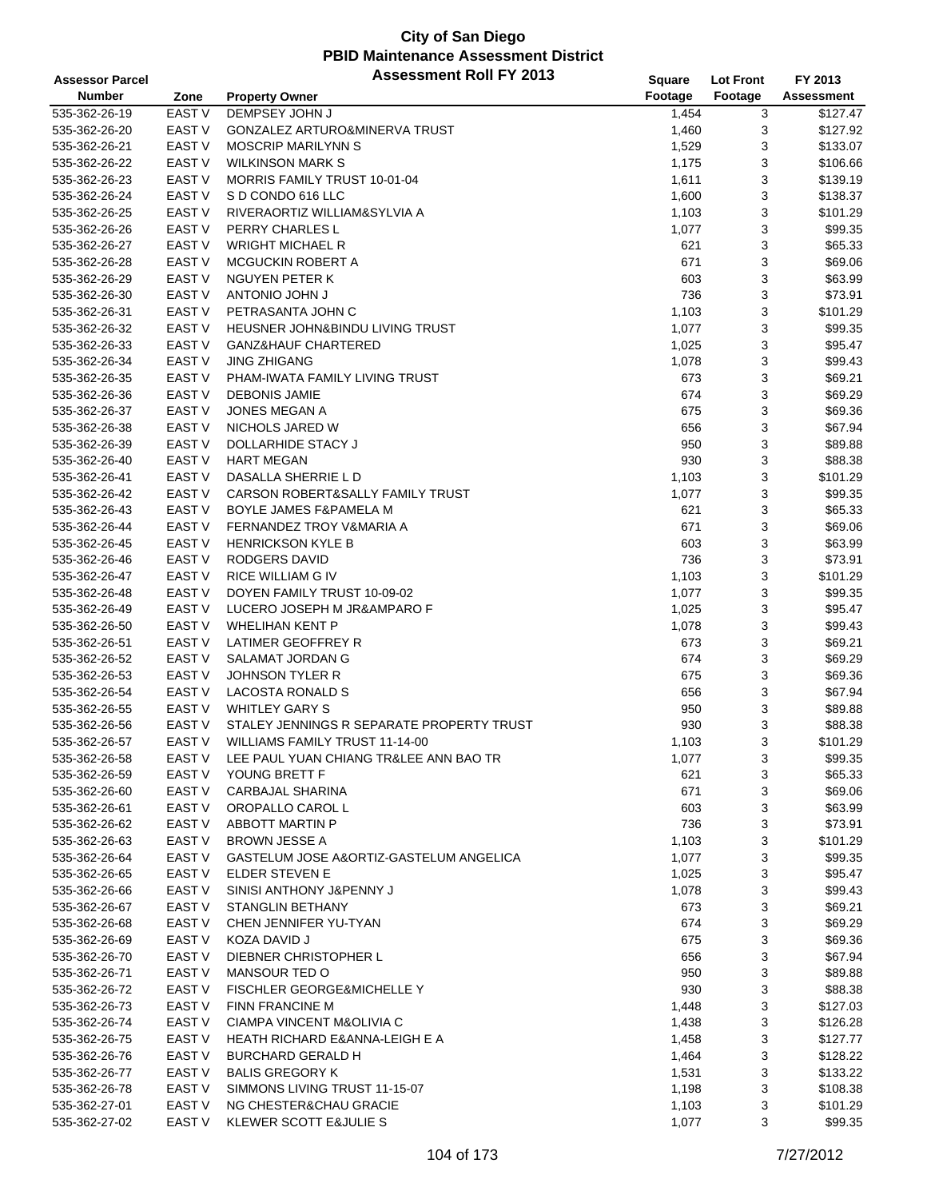# City of San Diego
## PBID Maintenance Assessment District
### Assessment Roll FY 2013

| Assessor Parcel Number | Zone | Property Owner | Square Footage | Lot Front Footage | FY 2013 Assessment |
|---|---|---|---|---|---|
| 535-362-26-19 | EAST V | DEMPSEY JOHN J | 1,454 | 3 | $127.47 |
| 535-362-26-20 | EAST V | GONZALEZ ARTURO&MINERVA TRUST | 1,460 | 3 | $127.92 |
| 535-362-26-21 | EAST V | MOSCRIP MARILYNN S | 1,529 | 3 | $133.07 |
| 535-362-26-22 | EAST V | WILKINSON MARK S | 1,175 | 3 | $106.66 |
| 535-362-26-23 | EAST V | MORRIS FAMILY TRUST 10-01-04 | 1,611 | 3 | $139.19 |
| 535-362-26-24 | EAST V | S D CONDO 616 LLC | 1,600 | 3 | $138.37 |
| 535-362-26-25 | EAST V | RIVERAORTIZ WILLIAM&SYLVIA A | 1,103 | 3 | $101.29 |
| 535-362-26-26 | EAST V | PERRY CHARLES L | 1,077 | 3 | $99.35 |
| 535-362-26-27 | EAST V | WRIGHT MICHAEL R | 621 | 3 | $65.33 |
| 535-362-26-28 | EAST V | MCGUCKIN ROBERT A | 671 | 3 | $69.06 |
| 535-362-26-29 | EAST V | NGUYEN PETER K | 603 | 3 | $63.99 |
| 535-362-26-30 | EAST V | ANTONIO JOHN J | 736 | 3 | $73.91 |
| 535-362-26-31 | EAST V | PETRASANTA JOHN C | 1,103 | 3 | $101.29 |
| 535-362-26-32 | EAST V | HEUSNER JOHN&BINDU LIVING TRUST | 1,077 | 3 | $99.35 |
| 535-362-26-33 | EAST V | GANZ&HAUF CHARTERED | 1,025 | 3 | $95.47 |
| 535-362-26-34 | EAST V | JING ZHIGANG | 1,078 | 3 | $99.43 |
| 535-362-26-35 | EAST V | PHAM-IWATA FAMILY LIVING TRUST | 673 | 3 | $69.21 |
| 535-362-26-36 | EAST V | DEBONIS JAMIE | 674 | 3 | $69.29 |
| 535-362-26-37 | EAST V | JONES MEGAN A | 675 | 3 | $69.36 |
| 535-362-26-38 | EAST V | NICHOLS JARED W | 656 | 3 | $67.94 |
| 535-362-26-39 | EAST V | DOLLARHIDE STACY J | 950 | 3 | $89.88 |
| 535-362-26-40 | EAST V | HART MEGAN | 930 | 3 | $88.38 |
| 535-362-26-41 | EAST V | DASALLA SHERRIE L D | 1,103 | 3 | $101.29 |
| 535-362-26-42 | EAST V | CARSON ROBERT&SALLY FAMILY TRUST | 1,077 | 3 | $99.35 |
| 535-362-26-43 | EAST V | BOYLE JAMES F&PAMELA M | 621 | 3 | $65.33 |
| 535-362-26-44 | EAST V | FERNANDEZ TROY V&MARIA A | 671 | 3 | $69.06 |
| 535-362-26-45 | EAST V | HENRICKSON KYLE B | 603 | 3 | $63.99 |
| 535-362-26-46 | EAST V | RODGERS DAVID | 736 | 3 | $73.91 |
| 535-362-26-47 | EAST V | RICE WILLIAM G IV | 1,103 | 3 | $101.29 |
| 535-362-26-48 | EAST V | DOYEN FAMILY TRUST 10-09-02 | 1,077 | 3 | $99.35 |
| 535-362-26-49 | EAST V | LUCERO JOSEPH M JR&AMPARO F | 1,025 | 3 | $95.47 |
| 535-362-26-50 | EAST V | WHELIHAN KENT P | 1,078 | 3 | $99.43 |
| 535-362-26-51 | EAST V | LATIMER GEOFFREY R | 673 | 3 | $69.21 |
| 535-362-26-52 | EAST V | SALAMAT JORDAN G | 674 | 3 | $69.29 |
| 535-362-26-53 | EAST V | JOHNSON TYLER R | 675 | 3 | $69.36 |
| 535-362-26-54 | EAST V | LACOSTA RONALD S | 656 | 3 | $67.94 |
| 535-362-26-55 | EAST V | WHITLEY GARY S | 950 | 3 | $89.88 |
| 535-362-26-56 | EAST V | STALEY JENNINGS R SEPARATE PROPERTY TRUST | 930 | 3 | $88.38 |
| 535-362-26-57 | EAST V | WILLIAMS FAMILY TRUST 11-14-00 | 1,103 | 3 | $101.29 |
| 535-362-26-58 | EAST V | LEE PAUL YUAN CHIANG TR&LEE ANN BAO TR | 1,077 | 3 | $99.35 |
| 535-362-26-59 | EAST V | YOUNG BRETT F | 621 | 3 | $65.33 |
| 535-362-26-60 | EAST V | CARBAJAL SHARINA | 671 | 3 | $69.06 |
| 535-362-26-61 | EAST V | OROPALLO CAROL L | 603 | 3 | $63.99 |
| 535-362-26-62 | EAST V | ABBOTT MARTIN P | 736 | 3 | $73.91 |
| 535-362-26-63 | EAST V | BROWN JESSE A | 1,103 | 3 | $101.29 |
| 535-362-26-64 | EAST V | GASTELUM JOSE A&ORTIZ-GASTELUM ANGELICA | 1,077 | 3 | $99.35 |
| 535-362-26-65 | EAST V | ELDER STEVEN E | 1,025 | 3 | $95.47 |
| 535-362-26-66 | EAST V | SINISI ANTHONY J&PENNY J | 1,078 | 3 | $99.43 |
| 535-362-26-67 | EAST V | STANGLIN BETHANY | 673 | 3 | $69.21 |
| 535-362-26-68 | EAST V | CHEN JENNIFER YU-TYAN | 674 | 3 | $69.29 |
| 535-362-26-69 | EAST V | KOZA DAVID J | 675 | 3 | $69.36 |
| 535-362-26-70 | EAST V | DIEBNER CHRISTOPHER L | 656 | 3 | $67.94 |
| 535-362-26-71 | EAST V | MANSOUR TED O | 950 | 3 | $89.88 |
| 535-362-26-72 | EAST V | FISCHLER GEORGE&MICHELLE Y | 930 | 3 | $88.38 |
| 535-362-26-73 | EAST V | FINN FRANCINE M | 1,448 | 3 | $127.03 |
| 535-362-26-74 | EAST V | CIAMPA VINCENT M&OLIVIA C | 1,438 | 3 | $126.28 |
| 535-362-26-75 | EAST V | HEATH RICHARD E&ANNA-LEIGH E A | 1,458 | 3 | $127.77 |
| 535-362-26-76 | EAST V | BURCHARD GERALD H | 1,464 | 3 | $128.22 |
| 535-362-26-77 | EAST V | BALIS GREGORY K | 1,531 | 3 | $133.22 |
| 535-362-26-78 | EAST V | SIMMONS LIVING TRUST 11-15-07 | 1,198 | 3 | $108.38 |
| 535-362-27-01 | EAST V | NG CHESTER&CHAU GRACIE | 1,103 | 3 | $101.29 |
| 535-362-27-02 | EAST V | KLEWER SCOTT E&JULIE S | 1,077 | 3 | $99.35 |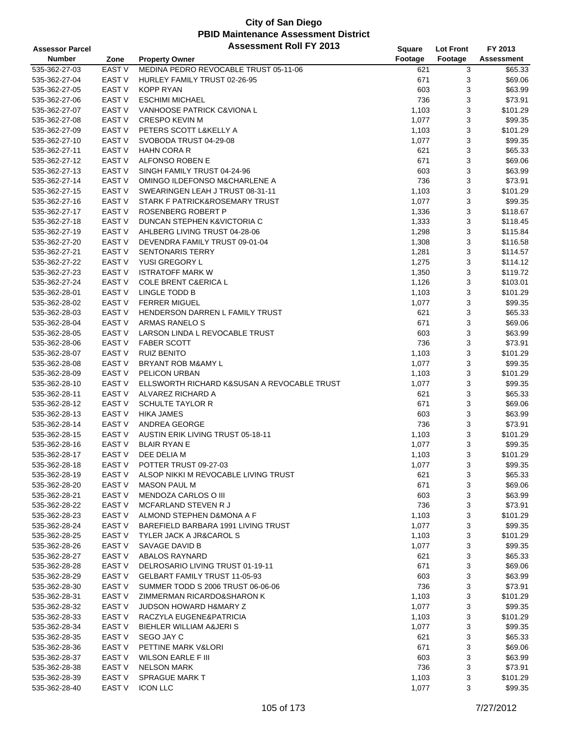# City of San Diego
## PBID Maintenance Assessment District
### Assessment Roll FY 2013

| Assessor Parcel Number | Zone | Property Owner | Square Footage | Lot Front Footage | FY 2013 Assessment |
|---|---|---|---|---|---|
| 535-362-27-03 | EAST V | MEDINA PEDRO REVOCABLE TRUST 05-11-06 | 621 | 3 | $65.33 |
| 535-362-27-04 | EAST V | HURLEY FAMILY TRUST 02-26-95 | 671 | 3 | $69.06 |
| 535-362-27-05 | EAST V | KOPP RYAN | 603 | 3 | $63.99 |
| 535-362-27-06 | EAST V | ESCHIMI MICHAEL | 736 | 3 | $73.91 |
| 535-362-27-07 | EAST V | VANHOOSE PATRICK C&VIONA L | 1,103 | 3 | $101.29 |
| 535-362-27-08 | EAST V | CRESPO KEVIN M | 1,077 | 3 | $99.35 |
| 535-362-27-09 | EAST V | PETERS SCOTT L&KELLY A | 1,103 | 3 | $101.29 |
| 535-362-27-10 | EAST V | SVOBODA TRUST 04-29-08 | 1,077 | 3 | $99.35 |
| 535-362-27-11 | EAST V | HAHN CORA R | 621 | 3 | $65.33 |
| 535-362-27-12 | EAST V | ALFONSO ROBEN E | 671 | 3 | $69.06 |
| 535-362-27-13 | EAST V | SINGH FAMILY TRUST 04-24-96 | 603 | 3 | $63.99 |
| 535-362-27-14 | EAST V | OMINGO ILDEFONSO M&CHARLENE A | 736 | 3 | $73.91 |
| 535-362-27-15 | EAST V | SWEARINGEN LEAH J TRUST 08-31-11 | 1,103 | 3 | $101.29 |
| 535-362-27-16 | EAST V | STARK F PATRICK&ROSEMARY TRUST | 1,077 | 3 | $99.35 |
| 535-362-27-17 | EAST V | ROSENBERG ROBERT P | 1,336 | 3 | $118.67 |
| 535-362-27-18 | EAST V | DUNCAN STEPHEN K&VICTORIA C | 1,333 | 3 | $118.45 |
| 535-362-27-19 | EAST V | AHLBERG LIVING TRUST 04-28-06 | 1,298 | 3 | $115.84 |
| 535-362-27-20 | EAST V | DEVENDRA FAMILY TRUST 09-01-04 | 1,308 | 3 | $116.58 |
| 535-362-27-21 | EAST V | SENTONARIS TERRY | 1,281 | 3 | $114.57 |
| 535-362-27-22 | EAST V | YUSI GREGORY L | 1,275 | 3 | $114.12 |
| 535-362-27-23 | EAST V | ISTRATOFF MARK W | 1,350 | 3 | $119.72 |
| 535-362-27-24 | EAST V | COLE BRENT C&ERICA L | 1,126 | 3 | $103.01 |
| 535-362-28-01 | EAST V | LINGLE TODD B | 1,103 | 3 | $101.29 |
| 535-362-28-02 | EAST V | FERRER MIGUEL | 1,077 | 3 | $99.35 |
| 535-362-28-03 | EAST V | HENDERSON DARREN L FAMILY TRUST | 621 | 3 | $65.33 |
| 535-362-28-04 | EAST V | ARMAS RANELO S | 671 | 3 | $69.06 |
| 535-362-28-05 | EAST V | LARSON LINDA L REVOCABLE TRUST | 603 | 3 | $63.99 |
| 535-362-28-06 | EAST V | FABER SCOTT | 736 | 3 | $73.91 |
| 535-362-28-07 | EAST V | RUIZ BENITO | 1,103 | 3 | $101.29 |
| 535-362-28-08 | EAST V | BRYANT ROB M&AMY L | 1,077 | 3 | $99.35 |
| 535-362-28-09 | EAST V | PELICON URBAN | 1,103 | 3 | $101.29 |
| 535-362-28-10 | EAST V | ELLSWORTH RICHARD K&SUSAN A REVOCABLE TRUST | 1,077 | 3 | $99.35 |
| 535-362-28-11 | EAST V | ALVAREZ RICHARD A | 621 | 3 | $65.33 |
| 535-362-28-12 | EAST V | SCHULTE TAYLOR R | 671 | 3 | $69.06 |
| 535-362-28-13 | EAST V | HIKA JAMES | 603 | 3 | $63.99 |
| 535-362-28-14 | EAST V | ANDREA GEORGE | 736 | 3 | $73.91 |
| 535-362-28-15 | EAST V | AUSTIN ERIK LIVING TRUST 05-18-11 | 1,103 | 3 | $101.29 |
| 535-362-28-16 | EAST V | BLAIR RYAN E | 1,077 | 3 | $99.35 |
| 535-362-28-17 | EAST V | DEE DELIA M | 1,103 | 3 | $101.29 |
| 535-362-28-18 | EAST V | POTTER TRUST 09-27-03 | 1,077 | 3 | $99.35 |
| 535-362-28-19 | EAST V | ALSOP NIKKI M REVOCABLE LIVING TRUST | 621 | 3 | $65.33 |
| 535-362-28-20 | EAST V | MASON PAUL M | 671 | 3 | $69.06 |
| 535-362-28-21 | EAST V | MENDOZA CARLOS O III | 603 | 3 | $63.99 |
| 535-362-28-22 | EAST V | MCFARLAND STEVEN R J | 736 | 3 | $73.91 |
| 535-362-28-23 | EAST V | ALMOND STEPHEN D&MONA A F | 1,103 | 3 | $101.29 |
| 535-362-28-24 | EAST V | BAREFIELD BARBARA 1991 LIVING TRUST | 1,077 | 3 | $99.35 |
| 535-362-28-25 | EAST V | TYLER JACK A JR&CAROL S | 1,103 | 3 | $101.29 |
| 535-362-28-26 | EAST V | SAVAGE DAVID B | 1,077 | 3 | $99.35 |
| 535-362-28-27 | EAST V | ABALOS RAYNARD | 621 | 3 | $65.33 |
| 535-362-28-28 | EAST V | DELROSARIO LIVING TRUST 01-19-11 | 671 | 3 | $69.06 |
| 535-362-28-29 | EAST V | GELBART FAMILY TRUST 11-05-93 | 603 | 3 | $63.99 |
| 535-362-28-30 | EAST V | SUMMER TODD S 2006 TRUST 06-06-06 | 736 | 3 | $73.91 |
| 535-362-28-31 | EAST V | ZIMMERMAN RICARDO&SHARON K | 1,103 | 3 | $101.29 |
| 535-362-28-32 | EAST V | JUDSON HOWARD H&MARY Z | 1,077 | 3 | $99.35 |
| 535-362-28-33 | EAST V | RACZYLA EUGENE&PATRICIA | 1,103 | 3 | $101.29 |
| 535-362-28-34 | EAST V | BIEHLER WILLIAM A&JERI S | 1,077 | 3 | $99.35 |
| 535-362-28-35 | EAST V | SEGO JAY C | 621 | 3 | $65.33 |
| 535-362-28-36 | EAST V | PETTINE MARK V&LORI | 671 | 3 | $69.06 |
| 535-362-28-37 | EAST V | WILSON EARLE F III | 603 | 3 | $63.99 |
| 535-362-28-38 | EAST V | NELSON MARK | 736 | 3 | $73.91 |
| 535-362-28-39 | EAST V | SPRAGUE MARK T | 1,103 | 3 | $101.29 |
| 535-362-28-40 | EAST V | ICON LLC | 1,077 | 3 | $99.35 |

7/27/2012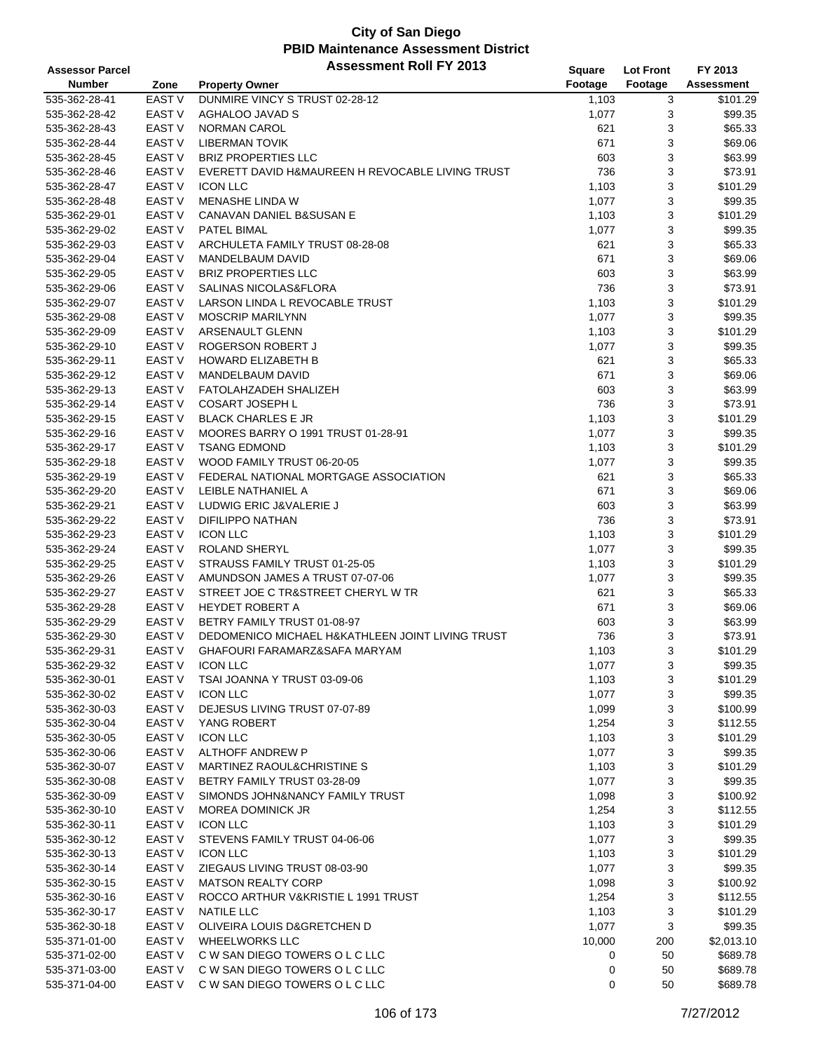# City of San Diego
## PBID Maintenance Assessment District
### Assessment Roll FY 2013

| Assessor Parcel Number | Zone | Property Owner | Square Footage | Lot Front Footage | FY 2013 Assessment |
|---|---|---|---|---|---|
| 535-362-28-41 | EAST V | DUNMIRE VINCY S TRUST 02-28-12 | 1,103 | 3 | $101.29 |
| 535-362-28-42 | EAST V | AGHALOO JAVAD S | 1,077 | 3 | $99.35 |
| 535-362-28-43 | EAST V | NORMAN CAROL | 621 | 3 | $65.33 |
| 535-362-28-44 | EAST V | LIBERMAN TOVIK | 671 | 3 | $69.06 |
| 535-362-28-45 | EAST V | BRIZ PROPERTIES LLC | 603 | 3 | $63.99 |
| 535-362-28-46 | EAST V | EVERETT DAVID H&MAUREEN H REVOCABLE LIVING TRUST | 736 | 3 | $73.91 |
| 535-362-28-47 | EAST V | ICON LLC | 1,103 | 3 | $101.29 |
| 535-362-28-48 | EAST V | MENASHE LINDA W | 1,077 | 3 | $99.35 |
| 535-362-29-01 | EAST V | CANAVAN DANIEL B&SUSAN E | 1,103 | 3 | $101.29 |
| 535-362-29-02 | EAST V | PATEL BIMAL | 1,077 | 3 | $99.35 |
| 535-362-29-03 | EAST V | ARCHULETA FAMILY TRUST 08-28-08 | 621 | 3 | $65.33 |
| 535-362-29-04 | EAST V | MANDELBAUM DAVID | 671 | 3 | $69.06 |
| 535-362-29-05 | EAST V | BRIZ PROPERTIES LLC | 603 | 3 | $63.99 |
| 535-362-29-06 | EAST V | SALINAS NICOLAS&FLORA | 736 | 3 | $73.91 |
| 535-362-29-07 | EAST V | LARSON LINDA L REVOCABLE TRUST | 1,103 | 3 | $101.29 |
| 535-362-29-08 | EAST V | MOSCRIP MARILYNN | 1,077 | 3 | $99.35 |
| 535-362-29-09 | EAST V | ARSENAULT GLENN | 1,103 | 3 | $101.29 |
| 535-362-29-10 | EAST V | ROGERSON ROBERT J | 1,077 | 3 | $99.35 |
| 535-362-29-11 | EAST V | HOWARD ELIZABETH B | 621 | 3 | $65.33 |
| 535-362-29-12 | EAST V | MANDELBAUM DAVID | 671 | 3 | $69.06 |
| 535-362-29-13 | EAST V | FATOLAHZADEH SHALIZEH | 603 | 3 | $63.99 |
| 535-362-29-14 | EAST V | COSART JOSEPH L | 736 | 3 | $73.91 |
| 535-362-29-15 | EAST V | BLACK CHARLES E JR | 1,103 | 3 | $101.29 |
| 535-362-29-16 | EAST V | MOORES BARRY O 1991 TRUST 01-28-91 | 1,077 | 3 | $99.35 |
| 535-362-29-17 | EAST V | TSANG EDMOND | 1,103 | 3 | $101.29 |
| 535-362-29-18 | EAST V | WOOD FAMILY TRUST 06-20-05 | 1,077 | 3 | $99.35 |
| 535-362-29-19 | EAST V | FEDERAL NATIONAL MORTGAGE ASSOCIATION | 621 | 3 | $65.33 |
| 535-362-29-20 | EAST V | LEIBLE NATHANIEL A | 671 | 3 | $69.06 |
| 535-362-29-21 | EAST V | LUDWIG ERIC J&VALERIE J | 603 | 3 | $63.99 |
| 535-362-29-22 | EAST V | DIFILIPPO NATHAN | 736 | 3 | $73.91 |
| 535-362-29-23 | EAST V | ICON LLC | 1,103 | 3 | $101.29 |
| 535-362-29-24 | EAST V | ROLAND SHERYL | 1,077 | 3 | $99.35 |
| 535-362-29-25 | EAST V | STRAUSS FAMILY TRUST 01-25-05 | 1,103 | 3 | $101.29 |
| 535-362-29-26 | EAST V | AMUNDSON JAMES A TRUST 07-07-06 | 1,077 | 3 | $99.35 |
| 535-362-29-27 | EAST V | STREET JOE C TR&STREET CHERYL W TR | 621 | 3 | $65.33 |
| 535-362-29-28 | EAST V | HEYDET ROBERT A | 671 | 3 | $69.06 |
| 535-362-29-29 | EAST V | BETRY FAMILY TRUST 01-08-97 | 603 | 3 | $63.99 |
| 535-362-29-30 | EAST V | DEDOMENICO MICHAEL H&KATHLEEN JOINT LIVING TRUST | 736 | 3 | $73.91 |
| 535-362-29-31 | EAST V | GHAFOURI FARAMARZ&SAFA MARYAM | 1,103 | 3 | $101.29 |
| 535-362-29-32 | EAST V | ICON LLC | 1,077 | 3 | $99.35 |
| 535-362-30-01 | EAST V | TSAI JOANNA Y TRUST 03-09-06 | 1,103 | 3 | $101.29 |
| 535-362-30-02 | EAST V | ICON LLC | 1,077 | 3 | $99.35 |
| 535-362-30-03 | EAST V | DEJESUS LIVING TRUST 07-07-89 | 1,099 | 3 | $100.99 |
| 535-362-30-04 | EAST V | YANG ROBERT | 1,254 | 3 | $112.55 |
| 535-362-30-05 | EAST V | ICON LLC | 1,103 | 3 | $101.29 |
| 535-362-30-06 | EAST V | ALTHOFF ANDREW P | 1,077 | 3 | $99.35 |
| 535-362-30-07 | EAST V | MARTINEZ RAOUL&CHRISTINE S | 1,103 | 3 | $101.29 |
| 535-362-30-08 | EAST V | BETRY FAMILY TRUST 03-28-09 | 1,077 | 3 | $99.35 |
| 535-362-30-09 | EAST V | SIMONDS JOHN&NANCY FAMILY TRUST | 1,098 | 3 | $100.92 |
| 535-362-30-10 | EAST V | MOREA DOMINICK JR | 1,254 | 3 | $112.55 |
| 535-362-30-11 | EAST V | ICON LLC | 1,103 | 3 | $101.29 |
| 535-362-30-12 | EAST V | STEVENS FAMILY TRUST 04-06-06 | 1,077 | 3 | $99.35 |
| 535-362-30-13 | EAST V | ICON LLC | 1,103 | 3 | $101.29 |
| 535-362-30-14 | EAST V | ZIEGAUS LIVING TRUST 08-03-90 | 1,077 | 3 | $99.35 |
| 535-362-30-15 | EAST V | MATSON REALTY CORP | 1,098 | 3 | $100.92 |
| 535-362-30-16 | EAST V | ROCCO ARTHUR V&KRISTIE L 1991 TRUST | 1,254 | 3 | $112.55 |
| 535-362-30-17 | EAST V | NATILE LLC | 1,103 | 3 | $101.29 |
| 535-362-30-18 | EAST V | OLIVEIRA LOUIS D&GRETCHEN D | 1,077 | 3 | $99.35 |
| 535-371-01-00 | EAST V | WHEELWORKS LLC | 10,000 | 200 | $2,013.10 |
| 535-371-02-00 | EAST V | C W SAN DIEGO TOWERS O L C LLC | 0 | 50 | $689.78 |
| 535-371-03-00 | EAST V | C W SAN DIEGO TOWERS O L C LLC | 0 | 50 | $689.78 |
| 535-371-04-00 | EAST V | C W SAN DIEGO TOWERS O L C LLC | 0 | 50 | $689.78 |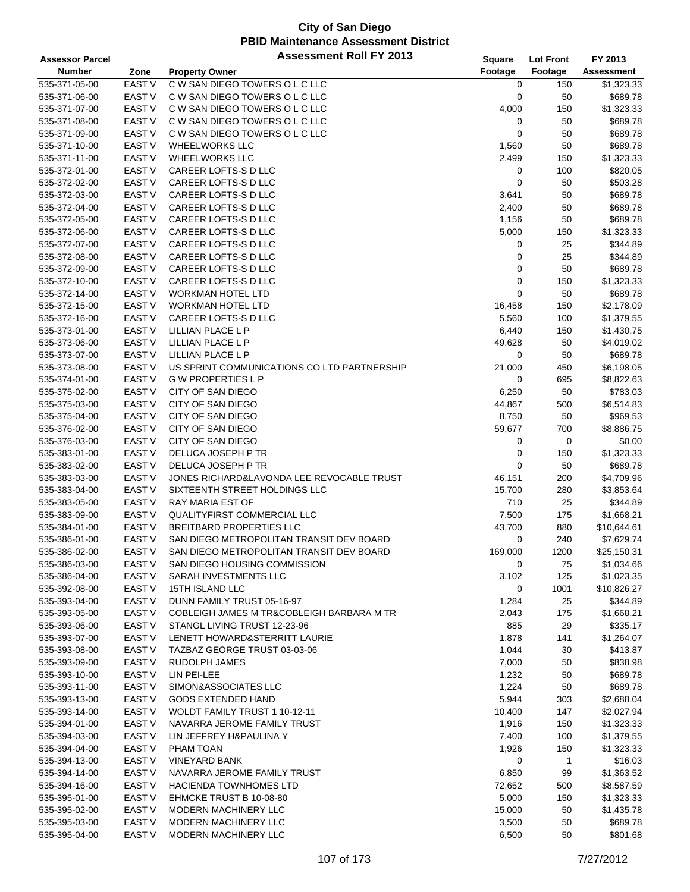# City of San Diego
## PBID Maintenance Assessment District
### Assessment Roll FY 2013

| Assessor Parcel Number | Zone | Property Owner | Square Footage | Lot Front Footage | FY 2013 Assessment |
|---|---|---|---|---|---|
| 535-371-05-00 | EAST V | C W SAN DIEGO TOWERS O L C LLC | 0 | 150 | $1,323.33 |
| 535-371-06-00 | EAST V | C W SAN DIEGO TOWERS O L C LLC | 0 | 50 | $689.78 |
| 535-371-07-00 | EAST V | C W SAN DIEGO TOWERS O L C LLC | 4,000 | 150 | $1,323.33 |
| 535-371-08-00 | EAST V | C W SAN DIEGO TOWERS O L C LLC | 0 | 50 | $689.78 |
| 535-371-09-00 | EAST V | C W SAN DIEGO TOWERS O L C LLC | 0 | 50 | $689.78 |
| 535-371-10-00 | EAST V | WHEELWORKS LLC | 1,560 | 50 | $689.78 |
| 535-371-11-00 | EAST V | WHEELWORKS LLC | 2,499 | 150 | $1,323.33 |
| 535-372-01-00 | EAST V | CAREER LOFTS-S D LLC | 0 | 100 | $820.05 |
| 535-372-02-00 | EAST V | CAREER LOFTS-S D LLC | 0 | 50 | $503.28 |
| 535-372-03-00 | EAST V | CAREER LOFTS-S D LLC | 3,641 | 50 | $689.78 |
| 535-372-04-00 | EAST V | CAREER LOFTS-S D LLC | 2,400 | 50 | $689.78 |
| 535-372-05-00 | EAST V | CAREER LOFTS-S D LLC | 1,156 | 50 | $689.78 |
| 535-372-06-00 | EAST V | CAREER LOFTS-S D LLC | 5,000 | 150 | $1,323.33 |
| 535-372-07-00 | EAST V | CAREER LOFTS-S D LLC | 0 | 25 | $344.89 |
| 535-372-08-00 | EAST V | CAREER LOFTS-S D LLC | 0 | 25 | $344.89 |
| 535-372-09-00 | EAST V | CAREER LOFTS-S D LLC | 0 | 50 | $689.78 |
| 535-372-10-00 | EAST V | CAREER LOFTS-S D LLC | 0 | 150 | $1,323.33 |
| 535-372-14-00 | EAST V | WORKMAN HOTEL LTD | 0 | 50 | $689.78 |
| 535-372-15-00 | EAST V | WORKMAN HOTEL LTD | 16,458 | 150 | $2,178.09 |
| 535-372-16-00 | EAST V | CAREER LOFTS-S D LLC | 5,560 | 100 | $1,379.55 |
| 535-373-01-00 | EAST V | LILLIAN PLACE L P | 6,440 | 150 | $1,430.75 |
| 535-373-06-00 | EAST V | LILLIAN PLACE L P | 49,628 | 50 | $4,019.02 |
| 535-373-07-00 | EAST V | LILLIAN PLACE L P | 0 | 50 | $689.78 |
| 535-373-08-00 | EAST V | US SPRINT COMMUNICATIONS CO LTD PARTNERSHIP | 21,000 | 450 | $6,198.05 |
| 535-374-01-00 | EAST V | G W PROPERTIES L P | 0 | 695 | $8,822.63 |
| 535-375-02-00 | EAST V | CITY OF SAN DIEGO | 6,250 | 50 | $783.03 |
| 535-375-03-00 | EAST V | CITY OF SAN DIEGO | 44,867 | 500 | $6,514.83 |
| 535-375-04-00 | EAST V | CITY OF SAN DIEGO | 8,750 | 50 | $969.53 |
| 535-376-02-00 | EAST V | CITY OF SAN DIEGO | 59,677 | 700 | $8,886.75 |
| 535-376-03-00 | EAST V | CITY OF SAN DIEGO | 0 | 0 | $0.00 |
| 535-383-01-00 | EAST V | DELUCA JOSEPH P TR | 0 | 150 | $1,323.33 |
| 535-383-02-00 | EAST V | DELUCA JOSEPH P TR | 0 | 50 | $689.78 |
| 535-383-03-00 | EAST V | JONES RICHARD&LAVONDA LEE REVOCABLE TRUST | 46,151 | 200 | $4,709.96 |
| 535-383-04-00 | EAST V | SIXTEENTH STREET HOLDINGS LLC | 15,700 | 280 | $3,853.64 |
| 535-383-05-00 | EAST V | RAY MARIA EST OF | 710 | 25 | $344.89 |
| 535-383-09-00 | EAST V | QUALITYFIRST COMMERCIAL LLC | 7,500 | 175 | $1,668.21 |
| 535-384-01-00 | EAST V | BREITBARD PROPERTIES LLC | 43,700 | 880 | $10,644.61 |
| 535-386-01-00 | EAST V | SAN DIEGO METROPOLITAN TRANSIT DEV BOARD | 0 | 240 | $7,629.74 |
| 535-386-02-00 | EAST V | SAN DIEGO METROPOLITAN TRANSIT DEV BOARD | 169,000 | 1200 | $25,150.31 |
| 535-386-03-00 | EAST V | SAN DIEGO HOUSING COMMISSION | 0 | 75 | $1,034.66 |
| 535-386-04-00 | EAST V | SARAH INVESTMENTS LLC | 3,102 | 125 | $1,023.35 |
| 535-392-08-00 | EAST V | 15TH ISLAND LLC | 0 | 1001 | $10,826.27 |
| 535-393-04-00 | EAST V | DUNN FAMILY TRUST 05-16-97 | 1,284 | 25 | $344.89 |
| 535-393-05-00 | EAST V | COBLEIGH JAMES M TR&COBLEIGH BARBARA M TR | 2,043 | 175 | $1,668.21 |
| 535-393-06-00 | EAST V | STANGL LIVING TRUST 12-23-96 | 885 | 29 | $335.17 |
| 535-393-07-00 | EAST V | LENETT HOWARD&STERRITT LAURIE | 1,878 | 141 | $1,264.07 |
| 535-393-08-00 | EAST V | TAZBAZ GEORGE TRUST 03-03-06 | 1,044 | 30 | $413.87 |
| 535-393-09-00 | EAST V | RUDOLPH JAMES | 7,000 | 50 | $838.98 |
| 535-393-10-00 | EAST V | LIN PEI-LEE | 1,232 | 50 | $689.78 |
| 535-393-11-00 | EAST V | SIMON&ASSOCIATES LLC | 1,224 | 50 | $689.78 |
| 535-393-13-00 | EAST V | GODS EXTENDED HAND | 5,944 | 303 | $2,688.04 |
| 535-393-14-00 | EAST V | WOLDT FAMILY TRUST 1 10-12-11 | 10,400 | 147 | $2,027.94 |
| 535-394-01-00 | EAST V | NAVARRA JEROME FAMILY TRUST | 1,916 | 150 | $1,323.33 |
| 535-394-03-00 | EAST V | LIN JEFFREY H&PAULINA Y | 7,400 | 100 | $1,379.55 |
| 535-394-04-00 | EAST V | PHAM TOAN | 1,926 | 150 | $1,323.33 |
| 535-394-13-00 | EAST V | VINEYARD BANK | 0 | 1 | $16.03 |
| 535-394-14-00 | EAST V | NAVARRA JEROME FAMILY TRUST | 6,850 | 99 | $1,363.52 |
| 535-394-16-00 | EAST V | HACIENDA TOWNHOMES LTD | 72,652 | 500 | $8,587.59 |
| 535-395-01-00 | EAST V | EHMCKE TRUST B 10-08-80 | 5,000 | 150 | $1,323.33 |
| 535-395-02-00 | EAST V | MODERN MACHINERY LLC | 15,000 | 50 | $1,435.78 |
| 535-395-03-00 | EAST V | MODERN MACHINERY LLC | 3,500 | 50 | $689.78 |
| 535-395-04-00 | EAST V | MODERN MACHINERY LLC | 6,500 | 50 | $801.68 |

7/27/2012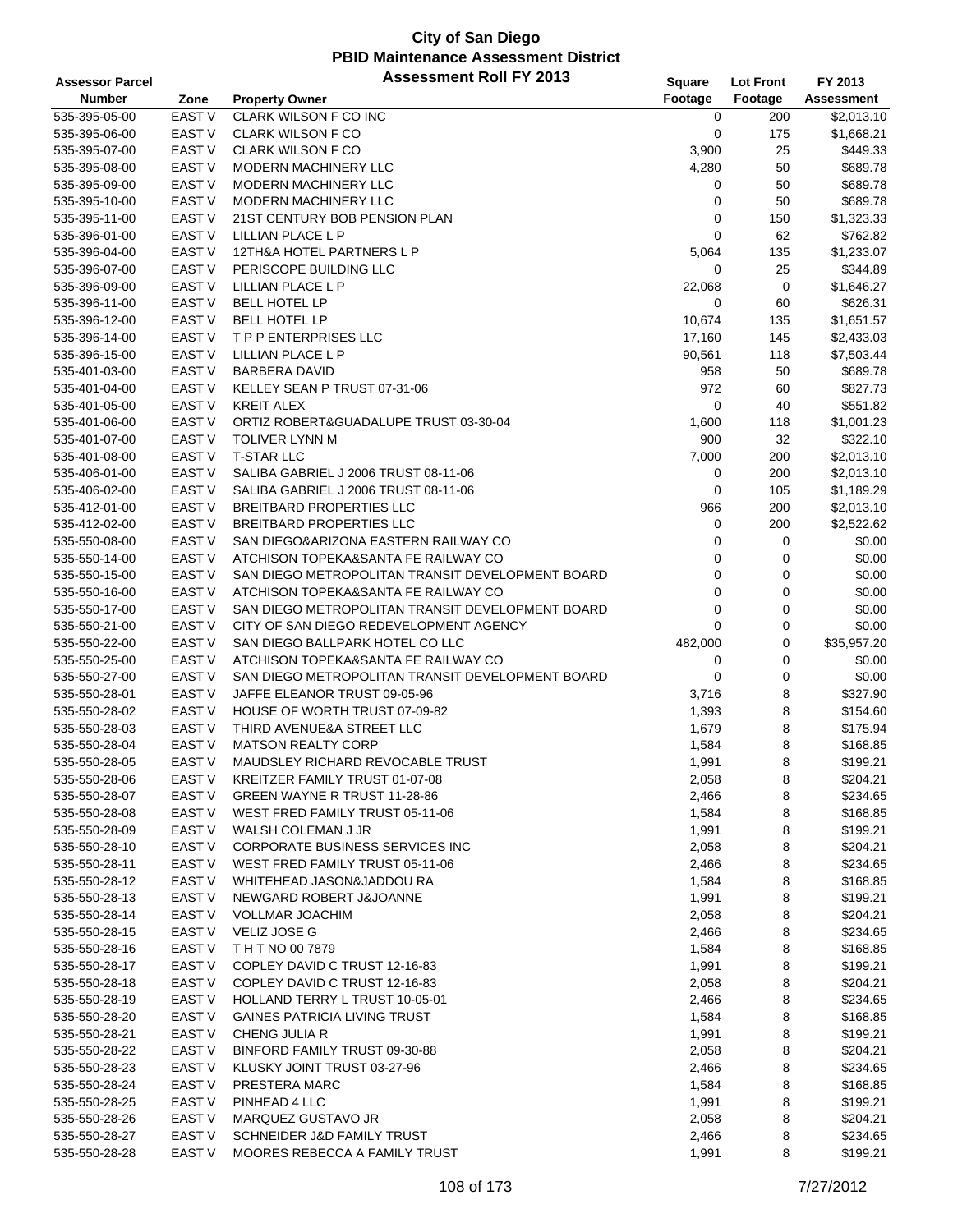# City of San Diego
## PBID Maintenance Assessment District
### Assessment Roll FY 2013

| Assessor Parcel Number | Zone | Property Owner | Square Footage | Lot Front Footage | FY 2013 Assessment |
|---|---|---|---|---|---|
| 535-395-05-00 | EAST V | CLARK WILSON F CO INC | 0 | 200 | $2,013.10 |
| 535-395-06-00 | EAST V | CLARK WILSON F CO | 0 | 175 | $1,668.21 |
| 535-395-07-00 | EAST V | CLARK WILSON F CO | 3,900 | 25 | $449.33 |
| 535-395-08-00 | EAST V | MODERN MACHINERY LLC | 4,280 | 50 | $689.78 |
| 535-395-09-00 | EAST V | MODERN MACHINERY LLC | 0 | 50 | $689.78 |
| 535-395-10-00 | EAST V | MODERN MACHINERY LLC | 0 | 50 | $689.78 |
| 535-395-11-00 | EAST V | 21ST CENTURY BOB PENSION PLAN | 0 | 150 | $1,323.33 |
| 535-396-01-00 | EAST V | LILLIAN PLACE L P | 0 | 62 | $762.82 |
| 535-396-04-00 | EAST V | 12TH&A HOTEL PARTNERS L P | 5,064 | 135 | $1,233.07 |
| 535-396-07-00 | EAST V | PERISCOPE BUILDING LLC | 0 | 25 | $344.89 |
| 535-396-09-00 | EAST V | LILLIAN PLACE L P | 22,068 | 0 | $1,646.27 |
| 535-396-11-00 | EAST V | BELL HOTEL LP | 0 | 60 | $626.31 |
| 535-396-12-00 | EAST V | BELL HOTEL LP | 10,674 | 135 | $1,651.57 |
| 535-396-14-00 | EAST V | T P P ENTERPRISES LLC | 17,160 | 145 | $2,433.03 |
| 535-396-15-00 | EAST V | LILLIAN PLACE L P | 90,561 | 118 | $7,503.44 |
| 535-401-03-00 | EAST V | BARBERA DAVID | 958 | 50 | $689.78 |
| 535-401-04-00 | EAST V | KELLEY SEAN P TRUST 07-31-06 | 972 | 60 | $827.73 |
| 535-401-05-00 | EAST V | KREIT ALEX | 0 | 40 | $551.82 |
| 535-401-06-00 | EAST V | ORTIZ ROBERT&GUADALUPE TRUST 03-30-04 | 1,600 | 118 | $1,001.23 |
| 535-401-07-00 | EAST V | TOLIVER LYNN M | 900 | 32 | $322.10 |
| 535-401-08-00 | EAST V | T-STAR LLC | 7,000 | 200 | $2,013.10 |
| 535-406-01-00 | EAST V | SALIBA GABRIEL J 2006 TRUST 08-11-06 | 0 | 200 | $2,013.10 |
| 535-406-02-00 | EAST V | SALIBA GABRIEL J 2006 TRUST 08-11-06 | 0 | 105 | $1,189.29 |
| 535-412-01-00 | EAST V | BREITBARD PROPERTIES LLC | 966 | 200 | $2,013.10 |
| 535-412-02-00 | EAST V | BREITBARD PROPERTIES LLC | 0 | 200 | $2,522.62 |
| 535-550-08-00 | EAST V | SAN DIEGO&ARIZONA EASTERN RAILWAY CO | 0 | 0 | $0.00 |
| 535-550-14-00 | EAST V | ATCHISON TOPEKA&SANTA FE RAILWAY CO | 0 | 0 | $0.00 |
| 535-550-15-00 | EAST V | SAN DIEGO METROPOLITAN TRANSIT DEVELOPMENT BOARD | 0 | 0 | $0.00 |
| 535-550-16-00 | EAST V | ATCHISON TOPEKA&SANTA FE RAILWAY CO | 0 | 0 | $0.00 |
| 535-550-17-00 | EAST V | SAN DIEGO METROPOLITAN TRANSIT DEVELOPMENT BOARD | 0 | 0 | $0.00 |
| 535-550-21-00 | EAST V | CITY OF SAN DIEGO REDEVELOPMENT AGENCY | 0 | 0 | $0.00 |
| 535-550-22-00 | EAST V | SAN DIEGO BALLPARK HOTEL CO LLC | 482,000 | 0 | $35,957.20 |
| 535-550-25-00 | EAST V | ATCHISON TOPEKA&SANTA FE RAILWAY CO | 0 | 0 | $0.00 |
| 535-550-27-00 | EAST V | SAN DIEGO METROPOLITAN TRANSIT DEVELOPMENT BOARD | 0 | 0 | $0.00 |
| 535-550-28-01 | EAST V | JAFFE ELEANOR TRUST 09-05-96 | 3,716 | 8 | $327.90 |
| 535-550-28-02 | EAST V | HOUSE OF WORTH TRUST 07-09-82 | 1,393 | 8 | $154.60 |
| 535-550-28-03 | EAST V | THIRD AVENUE&A STREET LLC | 1,679 | 8 | $175.94 |
| 535-550-28-04 | EAST V | MATSON REALTY CORP | 1,584 | 8 | $168.85 |
| 535-550-28-05 | EAST V | MAUDSLEY RICHARD REVOCABLE TRUST | 1,991 | 8 | $199.21 |
| 535-550-28-06 | EAST V | KREITZER FAMILY TRUST 01-07-08 | 2,058 | 8 | $204.21 |
| 535-550-28-07 | EAST V | GREEN WAYNE R TRUST 11-28-86 | 2,466 | 8 | $234.65 |
| 535-550-28-08 | EAST V | WEST FRED FAMILY TRUST 05-11-06 | 1,584 | 8 | $168.85 |
| 535-550-28-09 | EAST V | WALSH COLEMAN J JR | 1,991 | 8 | $199.21 |
| 535-550-28-10 | EAST V | CORPORATE BUSINESS SERVICES INC | 2,058 | 8 | $204.21 |
| 535-550-28-11 | EAST V | WEST FRED FAMILY TRUST 05-11-06 | 2,466 | 8 | $234.65 |
| 535-550-28-12 | EAST V | WHITEHEAD JASON&JADDOU RA | 1,584 | 8 | $168.85 |
| 535-550-28-13 | EAST V | NEWGARD ROBERT J&JOANNE | 1,991 | 8 | $199.21 |
| 535-550-28-14 | EAST V | VOLLMAR JOACHIM | 2,058 | 8 | $204.21 |
| 535-550-28-15 | EAST V | VELIZ JOSE G | 2,466 | 8 | $234.65 |
| 535-550-28-16 | EAST V | T H T NO 00 7879 | 1,584 | 8 | $168.85 |
| 535-550-28-17 | EAST V | COPLEY DAVID C TRUST 12-16-83 | 1,991 | 8 | $199.21 |
| 535-550-28-18 | EAST V | COPLEY DAVID C TRUST 12-16-83 | 2,058 | 8 | $204.21 |
| 535-550-28-19 | EAST V | HOLLAND TERRY L TRUST 10-05-01 | 2,466 | 8 | $234.65 |
| 535-550-28-20 | EAST V | GAINES PATRICIA LIVING TRUST | 1,584 | 8 | $168.85 |
| 535-550-28-21 | EAST V | CHENG JULIA R | 1,991 | 8 | $199.21 |
| 535-550-28-22 | EAST V | BINFORD FAMILY TRUST 09-30-88 | 2,058 | 8 | $204.21 |
| 535-550-28-23 | EAST V | KLUSKY JOINT TRUST 03-27-96 | 2,466 | 8 | $234.65 |
| 535-550-28-24 | EAST V | PRESTERA MARC | 1,584 | 8 | $168.85 |
| 535-550-28-25 | EAST V | PINHEAD 4 LLC | 1,991 | 8 | $199.21 |
| 535-550-28-26 | EAST V | MARQUEZ GUSTAVO JR | 2,058 | 8 | $204.21 |
| 535-550-28-27 | EAST V | SCHNEIDER J&D FAMILY TRUST | 2,466 | 8 | $234.65 |
| 535-550-28-28 | EAST V | MOORES REBECCA A FAMILY TRUST | 1,991 | 8 | $199.21 |

7/27/2012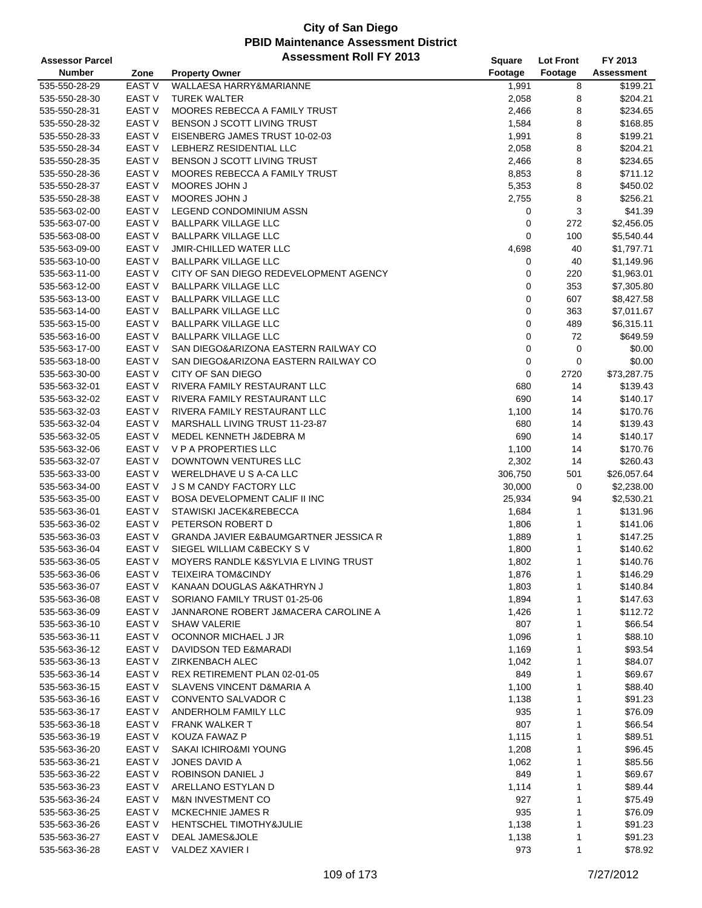# City of San Diego
## PBID Maintenance Assessment District
### Assessment Roll FY 2013

| Assessor Parcel Number | Zone | Property Owner | Square Footage | Lot Front Footage | FY 2013 Assessment |
|---|---|---|---|---|---|
| 535-550-28-29 | EAST V | WALLAESA HARRY&MARIANNE | 1,991 | 8 | $199.21 |
| 535-550-28-30 | EAST V | TUREK WALTER | 2,058 | 8 | $204.21 |
| 535-550-28-31 | EAST V | MOORES REBECCA A FAMILY TRUST | 2,466 | 8 | $234.65 |
| 535-550-28-32 | EAST V | BENSON J SCOTT LIVING TRUST | 1,584 | 8 | $168.85 |
| 535-550-28-33 | EAST V | EISENBERG JAMES TRUST 10-02-03 | 1,991 | 8 | $199.21 |
| 535-550-28-34 | EAST V | LEBHERZ RESIDENTIAL LLC | 2,058 | 8 | $204.21 |
| 535-550-28-35 | EAST V | BENSON J SCOTT LIVING TRUST | 2,466 | 8 | $234.65 |
| 535-550-28-36 | EAST V | MOORES REBECCA A FAMILY TRUST | 8,853 | 8 | $711.12 |
| 535-550-28-37 | EAST V | MOORES JOHN J | 5,353 | 8 | $450.02 |
| 535-550-28-38 | EAST V | MOORES JOHN J | 2,755 | 8 | $256.21 |
| 535-563-02-00 | EAST V | LEGEND CONDOMINIUM ASSN | 0 | 3 | $41.39 |
| 535-563-07-00 | EAST V | BALLPARK VILLAGE LLC | 0 | 272 | $2,456.05 |
| 535-563-08-00 | EAST V | BALLPARK VILLAGE LLC | 0 | 100 | $5,540.44 |
| 535-563-09-00 | EAST V | JMIR-CHILLED WATER LLC | 4,698 | 40 | $1,797.71 |
| 535-563-10-00 | EAST V | BALLPARK VILLAGE LLC | 0 | 40 | $1,149.96 |
| 535-563-11-00 | EAST V | CITY OF SAN DIEGO REDEVELOPMENT AGENCY | 0 | 220 | $1,963.01 |
| 535-563-12-00 | EAST V | BALLPARK VILLAGE LLC | 0 | 353 | $7,305.80 |
| 535-563-13-00 | EAST V | BALLPARK VILLAGE LLC | 0 | 607 | $8,427.58 |
| 535-563-14-00 | EAST V | BALLPARK VILLAGE LLC | 0 | 363 | $7,011.67 |
| 535-563-15-00 | EAST V | BALLPARK VILLAGE LLC | 0 | 489 | $6,315.11 |
| 535-563-16-00 | EAST V | BALLPARK VILLAGE LLC | 0 | 72 | $649.59 |
| 535-563-17-00 | EAST V | SAN DIEGO&ARIZONA EASTERN RAILWAY CO | 0 | 0 | $0.00 |
| 535-563-18-00 | EAST V | SAN DIEGO&ARIZONA EASTERN RAILWAY CO | 0 | 0 | $0.00 |
| 535-563-30-00 | EAST V | CITY OF SAN DIEGO | 0 | 2720 | $73,287.75 |
| 535-563-32-01 | EAST V | RIVERA FAMILY RESTAURANT LLC | 680 | 14 | $139.43 |
| 535-563-32-02 | EAST V | RIVERA FAMILY RESTAURANT LLC | 690 | 14 | $140.17 |
| 535-563-32-03 | EAST V | RIVERA FAMILY RESTAURANT LLC | 1,100 | 14 | $170.76 |
| 535-563-32-04 | EAST V | MARSHALL LIVING TRUST 11-23-87 | 680 | 14 | $139.43 |
| 535-563-32-05 | EAST V | MEDEL KENNETH J&DEBRA M | 690 | 14 | $140.17 |
| 535-563-32-06 | EAST V | V P A PROPERTIES LLC | 1,100 | 14 | $170.76 |
| 535-563-32-07 | EAST V | DOWNTOWN VENTURES LLC | 2,302 | 14 | $260.43 |
| 535-563-33-00 | EAST V | WERELDHAVE U S A-CA LLC | 306,750 | 501 | $26,057.64 |
| 535-563-34-00 | EAST V | J S M CANDY FACTORY LLC | 30,000 | 0 | $2,238.00 |
| 535-563-35-00 | EAST V | BOSA DEVELOPMENT CALIF II INC | 25,934 | 94 | $2,530.21 |
| 535-563-36-01 | EAST V | STAWISKI JACEK&REBECCA | 1,684 | 1 | $131.96 |
| 535-563-36-02 | EAST V | PETERSON ROBERT D | 1,806 | 1 | $141.06 |
| 535-563-36-03 | EAST V | GRANDA JAVIER E&BAUMGARTNER JESSICA R | 1,889 | 1 | $147.25 |
| 535-563-36-04 | EAST V | SIEGEL WILLIAM C&BECKY S V | 1,800 | 1 | $140.62 |
| 535-563-36-05 | EAST V | MOYERS RANDLE K&SYLVIA E LIVING TRUST | 1,802 | 1 | $140.76 |
| 535-563-36-06 | EAST V | TEIXEIRA TOM&CINDY | 1,876 | 1 | $146.29 |
| 535-563-36-07 | EAST V | KANAAN DOUGLAS A&KATHRYN J | 1,803 | 1 | $140.84 |
| 535-563-36-08 | EAST V | SORIANO FAMILY TRUST 01-25-06 | 1,894 | 1 | $147.63 |
| 535-563-36-09 | EAST V | JANNARONE ROBERT J&MACERA CAROLINE A | 1,426 | 1 | $112.72 |
| 535-563-36-10 | EAST V | SHAW VALERIE | 807 | 1 | $66.54 |
| 535-563-36-11 | EAST V | OCONNOR MICHAEL J JR | 1,096 | 1 | $88.10 |
| 535-563-36-12 | EAST V | DAVIDSON TED E&MARADI | 1,169 | 1 | $93.54 |
| 535-563-36-13 | EAST V | ZIRKENBACH ALEC | 1,042 | 1 | $84.07 |
| 535-563-36-14 | EAST V | REX RETIREMENT PLAN 02-01-05 | 849 | 1 | $69.67 |
| 535-563-36-15 | EAST V | SLAVENS VINCENT D&MARIA A | 1,100 | 1 | $88.40 |
| 535-563-36-16 | EAST V | CONVENTO SALVADOR C | 1,138 | 1 | $91.23 |
| 535-563-36-17 | EAST V | ANDERHOLM FAMILY LLC | 935 | 1 | $76.09 |
| 535-563-36-18 | EAST V | FRANK WALKER T | 807 | 1 | $66.54 |
| 535-563-36-19 | EAST V | KOUZA FAWAZ P | 1,115 | 1 | $89.51 |
| 535-563-36-20 | EAST V | SAKAI ICHIRO&MI YOUNG | 1,208 | 1 | $96.45 |
| 535-563-36-21 | EAST V | JONES DAVID A | 1,062 | 1 | $85.56 |
| 535-563-36-22 | EAST V | ROBINSON DANIEL J | 849 | 1 | $69.67 |
| 535-563-36-23 | EAST V | ARELLANO ESTYLAN D | 1,114 | 1 | $89.44 |
| 535-563-36-24 | EAST V | M&N INVESTMENT CO | 927 | 1 | $75.49 |
| 535-563-36-25 | EAST V | MCKECHNIE JAMES R | 935 | 1 | $76.09 |
| 535-563-36-26 | EAST V | HENTSCHEL TIMOTHY&JULIE | 1,138 | 1 | $91.23 |
| 535-563-36-27 | EAST V | DEAL JAMES&JOLE | 1,138 | 1 | $91.23 |
| 535-563-36-28 | EAST V | VALDEZ XAVIER I | 973 | 1 | $78.92 |

7/27/2012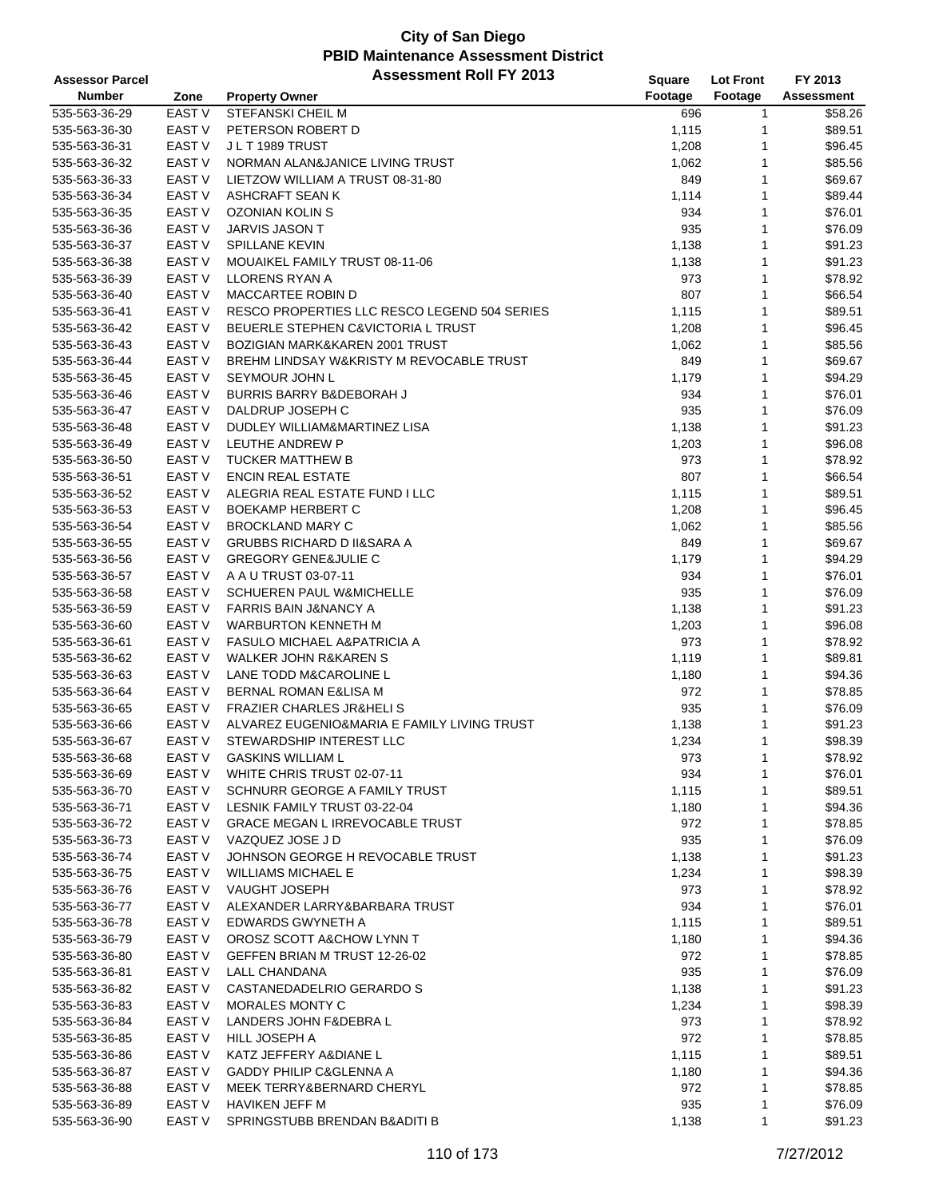# City of San Diego
## PBID Maintenance Assessment District
## Assessment Roll FY 2013

| Assessor Parcel Number | Zone | Property Owner | Square Footage | Lot Front Footage | FY 2013 Assessment |
|---|---|---|---|---|---|
| 535-563-36-29 | EAST V | STEFANSKI CHEIL M | 696 | 1 | $58.26 |
| 535-563-36-30 | EAST V | PETERSON ROBERT D | 1,115 | 1 | $89.51 |
| 535-563-36-31 | EAST V | J L T 1989 TRUST | 1,208 | 1 | $96.45 |
| 535-563-36-32 | EAST V | NORMAN ALAN&JANICE LIVING TRUST | 1,062 | 1 | $85.56 |
| 535-563-36-33 | EAST V | LIETZOW WILLIAM A TRUST 08-31-80 | 849 | 1 | $69.67 |
| 535-563-36-34 | EAST V | ASHCRAFT SEAN K | 1,114 | 1 | $89.44 |
| 535-563-36-35 | EAST V | OZONIAN KOLIN S | 934 | 1 | $76.01 |
| 535-563-36-36 | EAST V | JARVIS JASON T | 935 | 1 | $76.09 |
| 535-563-36-37 | EAST V | SPILLANE KEVIN | 1,138 | 1 | $91.23 |
| 535-563-36-38 | EAST V | MOUAIKEL FAMILY TRUST 08-11-06 | 1,138 | 1 | $91.23 |
| 535-563-36-39 | EAST V | LLORENS RYAN A | 973 | 1 | $78.92 |
| 535-563-36-40 | EAST V | MACCARTEE ROBIN D | 807 | 1 | $66.54 |
| 535-563-36-41 | EAST V | RESCO PROPERTIES LLC RESCO LEGEND 504 SERIES | 1,115 | 1 | $89.51 |
| 535-563-36-42 | EAST V | BEUERLE STEPHEN C&VICTORIA L TRUST | 1,208 | 1 | $96.45 |
| 535-563-36-43 | EAST V | BOZIGIAN MARK&KAREN 2001 TRUST | 1,062 | 1 | $85.56 |
| 535-563-36-44 | EAST V | BREHM LINDSAY W&KRISTY M REVOCABLE TRUST | 849 | 1 | $69.67 |
| 535-563-36-45 | EAST V | SEYMOUR JOHN L | 1,179 | 1 | $94.29 |
| 535-563-36-46 | EAST V | BURRIS BARRY B&DEBORAH J | 934 | 1 | $76.01 |
| 535-563-36-47 | EAST V | DALDRUP JOSEPH C | 935 | 1 | $76.09 |
| 535-563-36-48 | EAST V | DUDLEY WILLIAM&MARTINEZ LISA | 1,138 | 1 | $91.23 |
| 535-563-36-49 | EAST V | LEUTHE ANDREW P | 1,203 | 1 | $96.08 |
| 535-563-36-50 | EAST V | TUCKER MATTHEW B | 973 | 1 | $78.92 |
| 535-563-36-51 | EAST V | ENCIN REAL ESTATE | 807 | 1 | $66.54 |
| 535-563-36-52 | EAST V | ALEGRIA REAL ESTATE FUND I LLC | 1,115 | 1 | $89.51 |
| 535-563-36-53 | EAST V | BOEKAMP HERBERT C | 1,208 | 1 | $96.45 |
| 535-563-36-54 | EAST V | BROCKLAND MARY C | 1,062 | 1 | $85.56 |
| 535-563-36-55 | EAST V | GRUBBS RICHARD D II&SARA A | 849 | 1 | $69.67 |
| 535-563-36-56 | EAST V | GREGORY GENE&JULIE C | 1,179 | 1 | $94.29 |
| 535-563-36-57 | EAST V | A A U TRUST 03-07-11 | 934 | 1 | $76.01 |
| 535-563-36-58 | EAST V | SCHUEREN PAUL W&MICHELLE | 935 | 1 | $76.09 |
| 535-563-36-59 | EAST V | FARRIS BAIN J&NANCY A | 1,138 | 1 | $91.23 |
| 535-563-36-60 | EAST V | WARBURTON KENNETH M | 1,203 | 1 | $96.08 |
| 535-563-36-61 | EAST V | FASULO MICHAEL A&PATRICIA A | 973 | 1 | $78.92 |
| 535-563-36-62 | EAST V | WALKER JOHN R&KAREN S | 1,119 | 1 | $89.81 |
| 535-563-36-63 | EAST V | LANE TODD M&CAROLINE L | 1,180 | 1 | $94.36 |
| 535-563-36-64 | EAST V | BERNAL ROMAN E&LISA M | 972 | 1 | $78.85 |
| 535-563-36-65 | EAST V | FRAZIER CHARLES JR&HELI S | 935 | 1 | $76.09 |
| 535-563-36-66 | EAST V | ALVAREZ EUGENIO&MARIA E FAMILY LIVING TRUST | 1,138 | 1 | $91.23 |
| 535-563-36-67 | EAST V | STEWARDSHIP INTEREST LLC | 1,234 | 1 | $98.39 |
| 535-563-36-68 | EAST V | GASKINS WILLIAM L | 973 | 1 | $78.92 |
| 535-563-36-69 | EAST V | WHITE CHRIS TRUST 02-07-11 | 934 | 1 | $76.01 |
| 535-563-36-70 | EAST V | SCHNURR GEORGE A FAMILY TRUST | 1,115 | 1 | $89.51 |
| 535-563-36-71 | EAST V | LESNIK FAMILY TRUST 03-22-04 | 1,180 | 1 | $94.36 |
| 535-563-36-72 | EAST V | GRACE MEGAN L IRREVOCABLE TRUST | 972 | 1 | $78.85 |
| 535-563-36-73 | EAST V | VAZQUEZ JOSE J D | 935 | 1 | $76.09 |
| 535-563-36-74 | EAST V | JOHNSON GEORGE H REVOCABLE TRUST | 1,138 | 1 | $91.23 |
| 535-563-36-75 | EAST V | WILLIAMS MICHAEL E | 1,234 | 1 | $98.39 |
| 535-563-36-76 | EAST V | VAUGHT JOSEPH | 973 | 1 | $78.92 |
| 535-563-36-77 | EAST V | ALEXANDER LARRY&BARBARA TRUST | 934 | 1 | $76.01 |
| 535-563-36-78 | EAST V | EDWARDS GWYNETH A | 1,115 | 1 | $89.51 |
| 535-563-36-79 | EAST V | OROSZ SCOTT A&CHOW LYNN T | 1,180 | 1 | $94.36 |
| 535-563-36-80 | EAST V | GEFFEN BRIAN M TRUST 12-26-02 | 972 | 1 | $78.85 |
| 535-563-36-81 | EAST V | LALL CHANDANA | 935 | 1 | $76.09 |
| 535-563-36-82 | EAST V | CASTANEDADELRIO GERARDO S | 1,138 | 1 | $91.23 |
| 535-563-36-83 | EAST V | MORALES MONTY C | 1,234 | 1 | $98.39 |
| 535-563-36-84 | EAST V | LANDERS JOHN F&DEBRA L | 973 | 1 | $78.92 |
| 535-563-36-85 | EAST V | HILL JOSEPH A | 972 | 1 | $78.85 |
| 535-563-36-86 | EAST V | KATZ JEFFERY A&DIANE L | 1,115 | 1 | $89.51 |
| 535-563-36-87 | EAST V | GADDY PHILIP C&GLENNA A | 1,180 | 1 | $94.36 |
| 535-563-36-88 | EAST V | MEEK TERRY&BERNARD CHERYL | 972 | 1 | $78.85 |
| 535-563-36-89 | EAST V | HAVIKEN JEFF M | 935 | 1 | $76.09 |
| 535-563-36-90 | EAST V | SPRINGSTUBB BRENDAN B&ADITI B | 1,138 | 1 | $91.23 |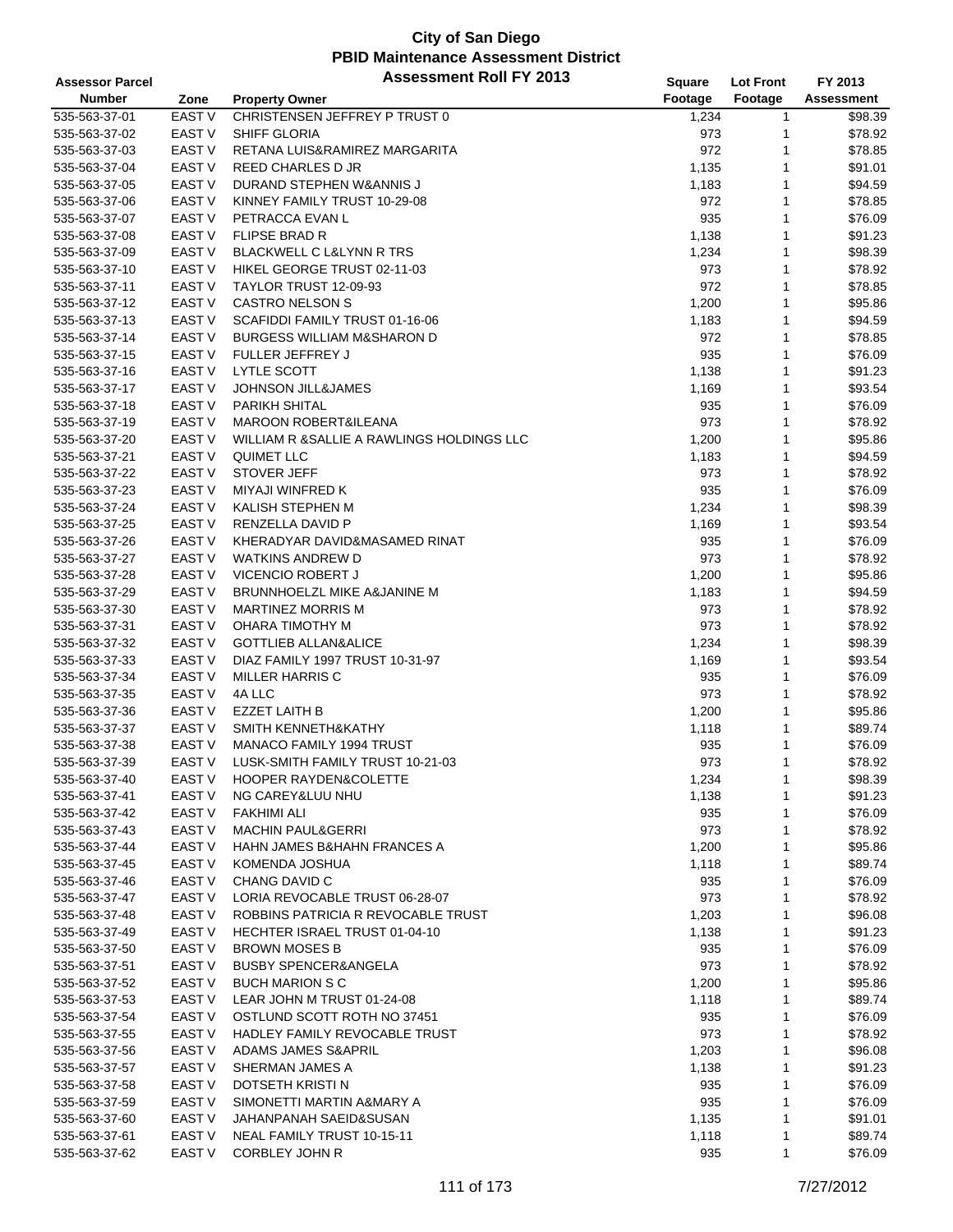# City of San Diego
## PBID Maintenance Assessment District
### Assessment Roll FY 2013

| Assessor Parcel Number | Zone | Property Owner | Square Footage | Lot Front Footage | FY 2013 Assessment |
|---|---|---|---|---|---|
| 535-563-37-01 | EAST V | CHRISTENSEN JEFFREY P TRUST 0 | 1,234 | 1 | $98.39 |
| 535-563-37-02 | EAST V | SHIFF GLORIA | 973 | 1 | $78.92 |
| 535-563-37-03 | EAST V | RETANA LUIS&RAMIREZ MARGARITA | 972 | 1 | $78.85 |
| 535-563-37-04 | EAST V | REED CHARLES D JR | 1,135 | 1 | $91.01 |
| 535-563-37-05 | EAST V | DURAND STEPHEN W&ANNIS J | 1,183 | 1 | $94.59 |
| 535-563-37-06 | EAST V | KINNEY FAMILY TRUST 10-29-08 | 972 | 1 | $78.85 |
| 535-563-37-07 | EAST V | PETRACCA EVAN L | 935 | 1 | $76.09 |
| 535-563-37-08 | EAST V | FLIPSE BRAD R | 1,138 | 1 | $91.23 |
| 535-563-37-09 | EAST V | BLACKWELL C L&LYNN R TRS | 1,234 | 1 | $98.39 |
| 535-563-37-10 | EAST V | HIKEL GEORGE TRUST 02-11-03 | 973 | 1 | $78.92 |
| 535-563-37-11 | EAST V | TAYLOR TRUST 12-09-93 | 972 | 1 | $78.85 |
| 535-563-37-12 | EAST V | CASTRO NELSON S | 1,200 | 1 | $95.86 |
| 535-563-37-13 | EAST V | SCAFIDDI FAMILY TRUST 01-16-06 | 1,183 | 1 | $94.59 |
| 535-563-37-14 | EAST V | BURGESS WILLIAM M&SHARON D | 972 | 1 | $78.85 |
| 535-563-37-15 | EAST V | FULLER JEFFREY J | 935 | 1 | $76.09 |
| 535-563-37-16 | EAST V | LYTLE SCOTT | 1,138 | 1 | $91.23 |
| 535-563-37-17 | EAST V | JOHNSON JILL&JAMES | 1,169 | 1 | $93.54 |
| 535-563-37-18 | EAST V | PARIKH SHITAL | 935 | 1 | $76.09 |
| 535-563-37-19 | EAST V | MAROON ROBERT&ILEANA | 973 | 1 | $78.92 |
| 535-563-37-20 | EAST V | WILLIAM R &SALLIE A RAWLINGS HOLDINGS LLC | 1,200 | 1 | $95.86 |
| 535-563-37-21 | EAST V | QUIMET LLC | 1,183 | 1 | $94.59 |
| 535-563-37-22 | EAST V | STOVER JEFF | 973 | 1 | $78.92 |
| 535-563-37-23 | EAST V | MIYAJI WINFRED K | 935 | 1 | $76.09 |
| 535-563-37-24 | EAST V | KALISH STEPHEN M | 1,234 | 1 | $98.39 |
| 535-563-37-25 | EAST V | RENZELLA DAVID P | 1,169 | 1 | $93.54 |
| 535-563-37-26 | EAST V | KHERADYAR DAVID&MASAMED RINAT | 935 | 1 | $76.09 |
| 535-563-37-27 | EAST V | WATKINS ANDREW D | 973 | 1 | $78.92 |
| 535-563-37-28 | EAST V | VICENCIO ROBERT J | 1,200 | 1 | $95.86 |
| 535-563-37-29 | EAST V | BRUNNHOELZL MIKE A&JANINE M | 1,183 | 1 | $94.59 |
| 535-563-37-30 | EAST V | MARTINEZ MORRIS M | 973 | 1 | $78.92 |
| 535-563-37-31 | EAST V | OHARA TIMOTHY M | 973 | 1 | $78.92 |
| 535-563-37-32 | EAST V | GOTTLIEB ALLAN&ALICE | 1,234 | 1 | $98.39 |
| 535-563-37-33 | EAST V | DIAZ FAMILY 1997 TRUST 10-31-97 | 1,169 | 1 | $93.54 |
| 535-563-37-34 | EAST V | MILLER HARRIS C | 935 | 1 | $76.09 |
| 535-563-37-35 | EAST V | 4A LLC | 973 | 1 | $78.92 |
| 535-563-37-36 | EAST V | EZZET LAITH B | 1,200 | 1 | $95.86 |
| 535-563-37-37 | EAST V | SMITH KENNETH&KATHY | 1,118 | 1 | $89.74 |
| 535-563-37-38 | EAST V | MANACO FAMILY 1994 TRUST | 935 | 1 | $76.09 |
| 535-563-37-39 | EAST V | LUSK-SMITH FAMILY TRUST 10-21-03 | 973 | 1 | $78.92 |
| 535-563-37-40 | EAST V | HOOPER RAYDEN&COLETTE | 1,234 | 1 | $98.39 |
| 535-563-37-41 | EAST V | NG CAREY&LUU NHU | 1,138 | 1 | $91.23 |
| 535-563-37-42 | EAST V | FAKHIMI ALI | 935 | 1 | $76.09 |
| 535-563-37-43 | EAST V | MACHIN PAUL&GERRI | 973 | 1 | $78.92 |
| 535-563-37-44 | EAST V | HAHN JAMES B&HAHN FRANCES A | 1,200 | 1 | $95.86 |
| 535-563-37-45 | EAST V | KOMENDA JOSHUA | 1,118 | 1 | $89.74 |
| 535-563-37-46 | EAST V | CHANG DAVID C | 935 | 1 | $76.09 |
| 535-563-37-47 | EAST V | LORIA REVOCABLE TRUST 06-28-07 | 973 | 1 | $78.92 |
| 535-563-37-48 | EAST V | ROBBINS PATRICIA R REVOCABLE TRUST | 1,203 | 1 | $96.08 |
| 535-563-37-49 | EAST V | HECHTER ISRAEL TRUST 01-04-10 | 1,138 | 1 | $91.23 |
| 535-563-37-50 | EAST V | BROWN MOSES B | 935 | 1 | $76.09 |
| 535-563-37-51 | EAST V | BUSBY SPENCER&ANGELA | 973 | 1 | $78.92 |
| 535-563-37-52 | EAST V | BUCH MARION S C | 1,200 | 1 | $95.86 |
| 535-563-37-53 | EAST V | LEAR JOHN M TRUST 01-24-08 | 1,118 | 1 | $89.74 |
| 535-563-37-54 | EAST V | OSTLUND SCOTT ROTH NO 37451 | 935 | 1 | $76.09 |
| 535-563-37-55 | EAST V | HADLEY FAMILY REVOCABLE TRUST | 973 | 1 | $78.92 |
| 535-563-37-56 | EAST V | ADAMS JAMES S&APRIL | 1,203 | 1 | $96.08 |
| 535-563-37-57 | EAST V | SHERMAN JAMES A | 1,138 | 1 | $91.23 |
| 535-563-37-58 | EAST V | DOTSETH KRISTI N | 935 | 1 | $76.09 |
| 535-563-37-59 | EAST V | SIMONETTI MARTIN A&MARY A | 935 | 1 | $76.09 |
| 535-563-37-60 | EAST V | JAHANPANAH SAEID&SUSAN | 1,135 | 1 | $91.01 |
| 535-563-37-61 | EAST V | NEAL FAMILY TRUST 10-15-11 | 1,118 | 1 | $89.74 |
| 535-563-37-62 | EAST V | CORBLEY JOHN R | 935 | 1 | $76.09 |

7/27/2012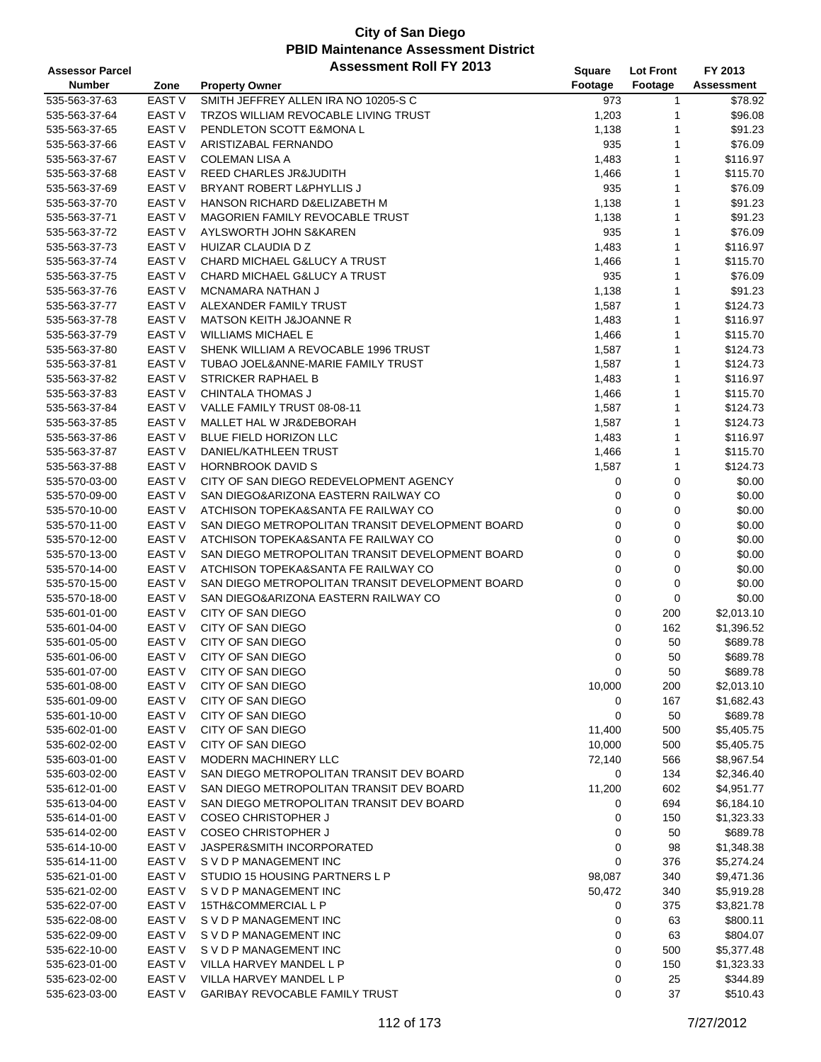# City of San Diego
## PBID Maintenance Assessment District
### Assessment Roll FY 2013

| Assessor Parcel Number | Zone | Property Owner | Square Footage | Lot Front Footage | FY 2013 Assessment |
|---|---|---|---|---|---|
| 535-563-37-63 | EAST V | SMITH JEFFREY ALLEN IRA NO 10205-S C | 973 | 1 | $78.92 |
| 535-563-37-64 | EAST V | TRZOS WILLIAM REVOCABLE LIVING TRUST | 1,203 | 1 | $96.08 |
| 535-563-37-65 | EAST V | PENDLETON SCOTT E&MONA L | 1,138 | 1 | $91.23 |
| 535-563-37-66 | EAST V | ARISTIZABAL FERNANDO | 935 | 1 | $76.09 |
| 535-563-37-67 | EAST V | COLEMAN LISA A | 1,483 | 1 | $116.97 |
| 535-563-37-68 | EAST V | REED CHARLES JR&JUDITH | 1,466 | 1 | $115.70 |
| 535-563-37-69 | EAST V | BRYANT ROBERT L&PHYLLIS J | 935 | 1 | $76.09 |
| 535-563-37-70 | EAST V | HANSON RICHARD D&ELIZABETH M | 1,138 | 1 | $91.23 |
| 535-563-37-71 | EAST V | MAGORIEN FAMILY REVOCABLE TRUST | 1,138 | 1 | $91.23 |
| 535-563-37-72 | EAST V | AYLSWORTH JOHN S&KAREN | 935 | 1 | $76.09 |
| 535-563-37-73 | EAST V | HUIZAR CLAUDIA D Z | 1,483 | 1 | $116.97 |
| 535-563-37-74 | EAST V | CHARD MICHAEL G&LUCY A TRUST | 1,466 | 1 | $115.70 |
| 535-563-37-75 | EAST V | CHARD MICHAEL G&LUCY A TRUST | 935 | 1 | $76.09 |
| 535-563-37-76 | EAST V | MCNAMARA NATHAN J | 1,138 | 1 | $91.23 |
| 535-563-37-77 | EAST V | ALEXANDER FAMILY TRUST | 1,587 | 1 | $124.73 |
| 535-563-37-78 | EAST V | MATSON KEITH J&JOANNE R | 1,483 | 1 | $116.97 |
| 535-563-37-79 | EAST V | WILLIAMS MICHAEL E | 1,466 | 1 | $115.70 |
| 535-563-37-80 | EAST V | SHENK WILLIAM A REVOCABLE 1996 TRUST | 1,587 | 1 | $124.73 |
| 535-563-37-81 | EAST V | TUBAO JOEL&ANNE-MARIE FAMILY TRUST | 1,587 | 1 | $124.73 |
| 535-563-37-82 | EAST V | STRICKER RAPHAEL B | 1,483 | 1 | $116.97 |
| 535-563-37-83 | EAST V | CHINTALA THOMAS J | 1,466 | 1 | $115.70 |
| 535-563-37-84 | EAST V | VALLE FAMILY TRUST 08-08-11 | 1,587 | 1 | $124.73 |
| 535-563-37-85 | EAST V | MALLET HAL W JR&DEBORAH | 1,587 | 1 | $124.73 |
| 535-563-37-86 | EAST V | BLUE FIELD HORIZON LLC | 1,483 | 1 | $116.97 |
| 535-563-37-87 | EAST V | DANIEL/KATHLEEN TRUST | 1,466 | 1 | $115.70 |
| 535-563-37-88 | EAST V | HORNBROOK DAVID S | 1,587 | 1 | $124.73 |
| 535-570-03-00 | EAST V | CITY OF SAN DIEGO REDEVELOPMENT AGENCY | 0 | 0 | $0.00 |
| 535-570-09-00 | EAST V | SAN DIEGO&ARIZONA EASTERN RAILWAY CO | 0 | 0 | $0.00 |
| 535-570-10-00 | EAST V | ATCHISON TOPEKA&SANTA FE RAILWAY CO | 0 | 0 | $0.00 |
| 535-570-11-00 | EAST V | SAN DIEGO METROPOLITAN TRANSIT DEVELOPMENT BOARD | 0 | 0 | $0.00 |
| 535-570-12-00 | EAST V | ATCHISON TOPEKA&SANTA FE RAILWAY CO | 0 | 0 | $0.00 |
| 535-570-13-00 | EAST V | SAN DIEGO METROPOLITAN TRANSIT DEVELOPMENT BOARD | 0 | 0 | $0.00 |
| 535-570-14-00 | EAST V | ATCHISON TOPEKA&SANTA FE RAILWAY CO | 0 | 0 | $0.00 |
| 535-570-15-00 | EAST V | SAN DIEGO METROPOLITAN TRANSIT DEVELOPMENT BOARD | 0 | 0 | $0.00 |
| 535-570-18-00 | EAST V | SAN DIEGO&ARIZONA EASTERN RAILWAY CO | 0 | 0 | $0.00 |
| 535-601-01-00 | EAST V | CITY OF SAN DIEGO | 0 | 200 | $2,013.10 |
| 535-601-04-00 | EAST V | CITY OF SAN DIEGO | 0 | 162 | $1,396.52 |
| 535-601-05-00 | EAST V | CITY OF SAN DIEGO | 0 | 50 | $689.78 |
| 535-601-06-00 | EAST V | CITY OF SAN DIEGO | 0 | 50 | $689.78 |
| 535-601-07-00 | EAST V | CITY OF SAN DIEGO | 0 | 50 | $689.78 |
| 535-601-08-00 | EAST V | CITY OF SAN DIEGO | 10,000 | 200 | $2,013.10 |
| 535-601-09-00 | EAST V | CITY OF SAN DIEGO | 0 | 167 | $1,682.43 |
| 535-601-10-00 | EAST V | CITY OF SAN DIEGO | 0 | 50 | $689.78 |
| 535-602-01-00 | EAST V | CITY OF SAN DIEGO | 11,400 | 500 | $5,405.75 |
| 535-602-02-00 | EAST V | CITY OF SAN DIEGO | 10,000 | 500 | $5,405.75 |
| 535-603-01-00 | EAST V | MODERN MACHINERY LLC | 72,140 | 566 | $8,967.54 |
| 535-603-02-00 | EAST V | SAN DIEGO METROPOLITAN TRANSIT DEV BOARD | 0 | 134 | $2,346.40 |
| 535-612-01-00 | EAST V | SAN DIEGO METROPOLITAN TRANSIT DEV BOARD | 11,200 | 602 | $4,951.77 |
| 535-613-04-00 | EAST V | SAN DIEGO METROPOLITAN TRANSIT DEV BOARD | 0 | 694 | $6,184.10 |
| 535-614-01-00 | EAST V | COSEO CHRISTOPHER J | 0 | 150 | $1,323.33 |
| 535-614-02-00 | EAST V | COSEO CHRISTOPHER J | 0 | 50 | $689.78 |
| 535-614-10-00 | EAST V | JASPER&SMITH INCORPORATED | 0 | 98 | $1,348.38 |
| 535-614-11-00 | EAST V | S V D P MANAGEMENT INC | 0 | 376 | $5,274.24 |
| 535-621-01-00 | EAST V | STUDIO 15 HOUSING PARTNERS L P | 98,087 | 340 | $9,471.36 |
| 535-621-02-00 | EAST V | S V D P MANAGEMENT INC | 50,472 | 340 | $5,919.28 |
| 535-622-07-00 | EAST V | 15TH&COMMERCIAL L P | 0 | 375 | $3,821.78 |
| 535-622-08-00 | EAST V | S V D P MANAGEMENT INC | 0 | 63 | $800.11 |
| 535-622-09-00 | EAST V | S V D P MANAGEMENT INC | 0 | 63 | $804.07 |
| 535-622-10-00 | EAST V | S V D P MANAGEMENT INC | 0 | 500 | $5,377.48 |
| 535-623-01-00 | EAST V | VILLA HARVEY MANDEL L P | 0 | 150 | $1,323.33 |
| 535-623-02-00 | EAST V | VILLA HARVEY MANDEL L P | 0 | 25 | $344.89 |
| 535-623-03-00 | EAST V | GARIBAY REVOCABLE FAMILY TRUST | 0 | 37 | $510.43 |

7/27/2012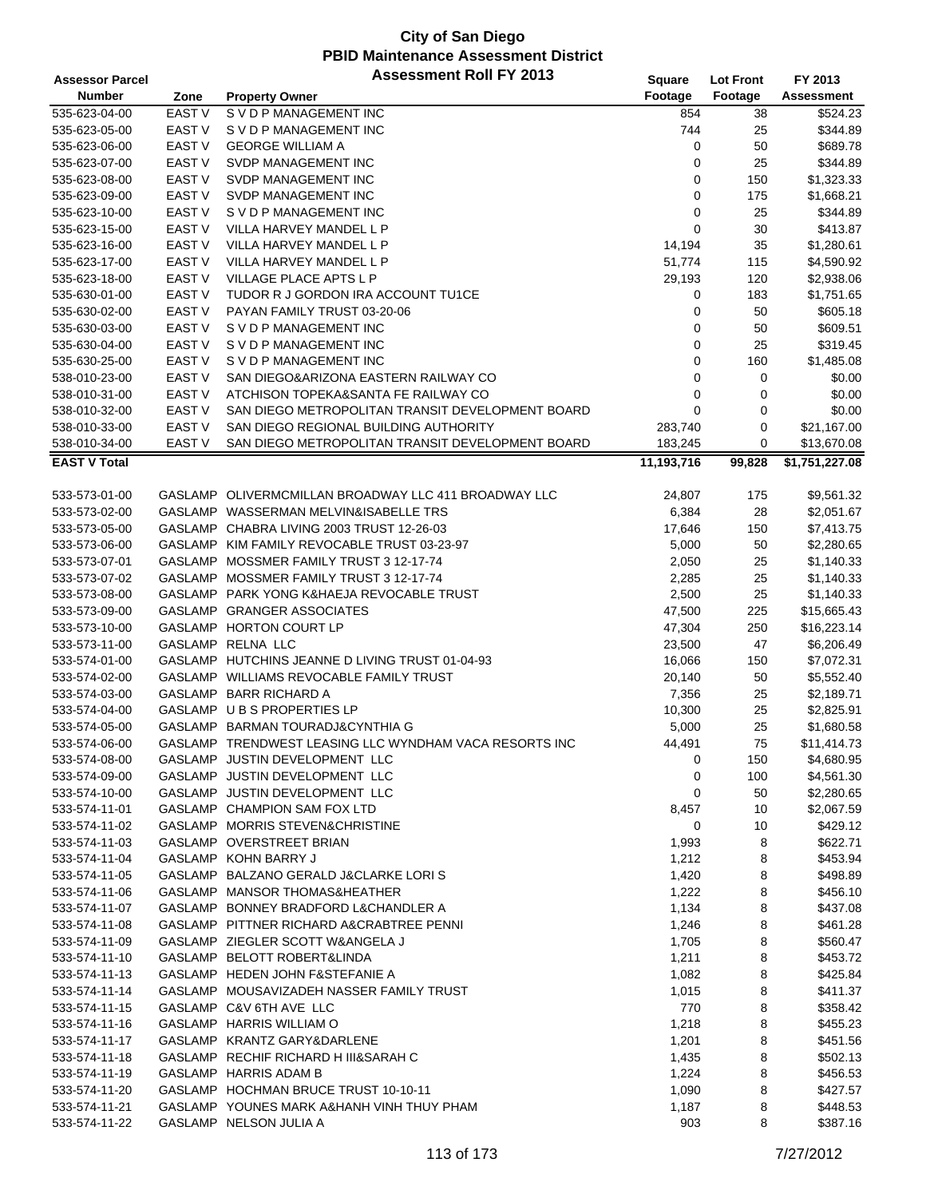# City of San Diego
## PBID Maintenance Assessment District
### Assessment Roll FY 2013

| Assessor Parcel Number | Zone | Property Owner | Square Footage | Lot Front Footage | FY 2013 Assessment |
|---|---|---|---|---|---|
| 535-623-04-00 | EAST V | S V D P MANAGEMENT INC | 854 | 38 | $524.23 |
| 535-623-05-00 | EAST V | S V D P MANAGEMENT INC | 744 | 25 | $344.89 |
| 535-623-06-00 | EAST V | GEORGE WILLIAM A | 0 | 50 | $689.78 |
| 535-623-07-00 | EAST V | SVDP MANAGEMENT INC | 0 | 25 | $344.89 |
| 535-623-08-00 | EAST V | SVDP MANAGEMENT INC | 0 | 150 | $1,323.33 |
| 535-623-09-00 | EAST V | SVDP MANAGEMENT INC | 0 | 175 | $1,668.21 |
| 535-623-10-00 | EAST V | S V D P MANAGEMENT INC | 0 | 25 | $344.89 |
| 535-623-15-00 | EAST V | VILLA HARVEY MANDEL L P | 0 | 30 | $413.87 |
| 535-623-16-00 | EAST V | VILLA HARVEY MANDEL L P | 14,194 | 35 | $1,280.61 |
| 535-623-17-00 | EAST V | VILLA HARVEY MANDEL L P | 51,774 | 115 | $4,590.92 |
| 535-623-18-00 | EAST V | VILLAGE PLACE APTS L P | 29,193 | 120 | $2,938.06 |
| 535-630-01-00 | EAST V | TUDOR R J GORDON IRA ACCOUNT TU1CE | 0 | 183 | $1,751.65 |
| 535-630-02-00 | EAST V | PAYAN FAMILY TRUST 03-20-06 | 0 | 50 | $605.18 |
| 535-630-03-00 | EAST V | S V D P MANAGEMENT INC | 0 | 50 | $609.51 |
| 535-630-04-00 | EAST V | S V D P MANAGEMENT INC | 0 | 25 | $319.45 |
| 535-630-25-00 | EAST V | S V D P MANAGEMENT INC | 0 | 160 | $1,485.08 |
| 538-010-23-00 | EAST V | SAN DIEGO&ARIZONA EASTERN RAILWAY CO | 0 | 0 | $0.00 |
| 538-010-31-00 | EAST V | ATCHISON TOPEKA&SANTA FE RAILWAY CO | 0 | 0 | $0.00 |
| 538-010-32-00 | EAST V | SAN DIEGO METROPOLITAN TRANSIT DEVELOPMENT BOARD | 0 | 0 | $0.00 |
| 538-010-33-00 | EAST V | SAN DIEGO REGIONAL BUILDING AUTHORITY | 283,740 | 0 | $21,167.00 |
| 538-010-34-00 | EAST V | SAN DIEGO METROPOLITAN TRANSIT DEVELOPMENT BOARD | 183,245 | 0 | $13,670.08 |
| **EAST V Total** | | | **11,193,716** | **99,828** | **$1,751,227.08** |
| 533-573-01-00 | GASLAMP | OLIVERMCMILLAN BROADWAY LLC 411 BROADWAY LLC | 24,807 | 175 | $9,561.32 |
| 533-573-02-00 | GASLAMP | WASSERMAN MELVIN&ISABELLE TRS | 6,384 | 28 | $2,051.67 |
| 533-573-05-00 | GASLAMP | CHABRA LIVING 2003 TRUST 12-26-03 | 17,646 | 150 | $7,413.75 |
| 533-573-06-00 | GASLAMP | KIM FAMILY REVOCABLE TRUST 03-23-97 | 5,000 | 50 | $2,280.65 |
| 533-573-07-01 | GASLAMP | MOSSMER FAMILY TRUST 3 12-17-74 | 2,050 | 25 | $1,140.33 |
| 533-573-07-02 | GASLAMP | MOSSMER FAMILY TRUST 3 12-17-74 | 2,285 | 25 | $1,140.33 |
| 533-573-08-00 | GASLAMP | PARK YONG K&HAEJA REVOCABLE TRUST | 2,500 | 25 | $1,140.33 |
| 533-573-09-00 | GASLAMP | GRANGER ASSOCIATES | 47,500 | 225 | $15,665.43 |
| 533-573-10-00 | GASLAMP | HORTON COURT LP | 47,304 | 250 | $16,223.14 |
| 533-573-11-00 | GASLAMP | RELNA LLC | 23,500 | 47 | $6,206.49 |
| 533-574-01-00 | GASLAMP | HUTCHINS JEANNE D LIVING TRUST 01-04-93 | 16,066 | 150 | $7,072.31 |
| 533-574-02-00 | GASLAMP | WILLIAMS REVOCABLE FAMILY TRUST | 20,140 | 50 | $5,552.40 |
| 533-574-03-00 | GASLAMP | BARR RICHARD A | 7,356 | 25 | $2,189.71 |
| 533-574-04-00 | GASLAMP | U B S PROPERTIES LP | 10,300 | 25 | $2,825.91 |
| 533-574-05-00 | GASLAMP | BARMAN TOURADJ&CYNTHIA G | 5,000 | 25 | $1,680.58 |
| 533-574-06-00 | GASLAMP | TRENDWEST LEASING LLC WYNDHAM VACA RESORTS INC | 44,491 | 75 | $11,414.73 |
| 533-574-08-00 | GASLAMP | JUSTIN DEVELOPMENT LLC | 0 | 150 | $4,680.95 |
| 533-574-09-00 | GASLAMP | JUSTIN DEVELOPMENT LLC | 0 | 100 | $4,561.30 |
| 533-574-10-00 | GASLAMP | JUSTIN DEVELOPMENT LLC | 0 | 50 | $2,280.65 |
| 533-574-11-01 | GASLAMP | CHAMPION SAM FOX LTD | 8,457 | 10 | $2,067.59 |
| 533-574-11-02 | GASLAMP | MORRIS STEVEN&CHRISTINE | 0 | 10 | $429.12 |
| 533-574-11-03 | GASLAMP | OVERSTREET BRIAN | 1,993 | 8 | $622.71 |
| 533-574-11-04 | GASLAMP | KOHN BARRY J | 1,212 | 8 | $453.94 |
| 533-574-11-05 | GASLAMP | BALZANO GERALD J&CLARKE LORI S | 1,420 | 8 | $498.89 |
| 533-574-11-06 | GASLAMP | MANSOR THOMAS&HEATHER | 1,222 | 8 | $456.10 |
| 533-574-11-07 | GASLAMP | BONNEY BRADFORD L&CHANDLER A | 1,134 | 8 | $437.08 |
| 533-574-11-08 | GASLAMP | PITTNER RICHARD A&CRABTREE PENNI | 1,246 | 8 | $461.28 |
| 533-574-11-09 | GASLAMP | ZIEGLER SCOTT W&ANGELA J | 1,705 | 8 | $560.47 |
| 533-574-11-10 | GASLAMP | BELOTT ROBERT&LINDA | 1,211 | 8 | $453.72 |
| 533-574-11-13 | GASLAMP | HEDEN JOHN F&STEFANIE A | 1,082 | 8 | $425.84 |
| 533-574-11-14 | GASLAMP | MOUSAVIZADEH NASSER FAMILY TRUST | 1,015 | 8 | $411.37 |
| 533-574-11-15 | GASLAMP | C&V 6TH AVE LLC | 770 | 8 | $358.42 |
| 533-574-11-16 | GASLAMP | HARRIS WILLIAM O | 1,218 | 8 | $455.23 |
| 533-574-11-17 | GASLAMP | KRANTZ GARY&DARLENE | 1,201 | 8 | $451.56 |
| 533-574-11-18 | GASLAMP | RECHIF RICHARD H III&SARAH C | 1,435 | 8 | $502.13 |
| 533-574-11-19 | GASLAMP | HARRIS ADAM B | 1,224 | 8 | $456.53 |
| 533-574-11-20 | GASLAMP | HOCHMAN BRUCE TRUST 10-10-11 | 1,090 | 8 | $427.57 |
| 533-574-11-21 | GASLAMP | YOUNES MARK A&HANH VINH THUY PHAM | 1,187 | 8 | $448.53 |
| 533-574-11-22 | GASLAMP | NELSON JULIA A | 903 | 8 | $387.16 |

7/27/2012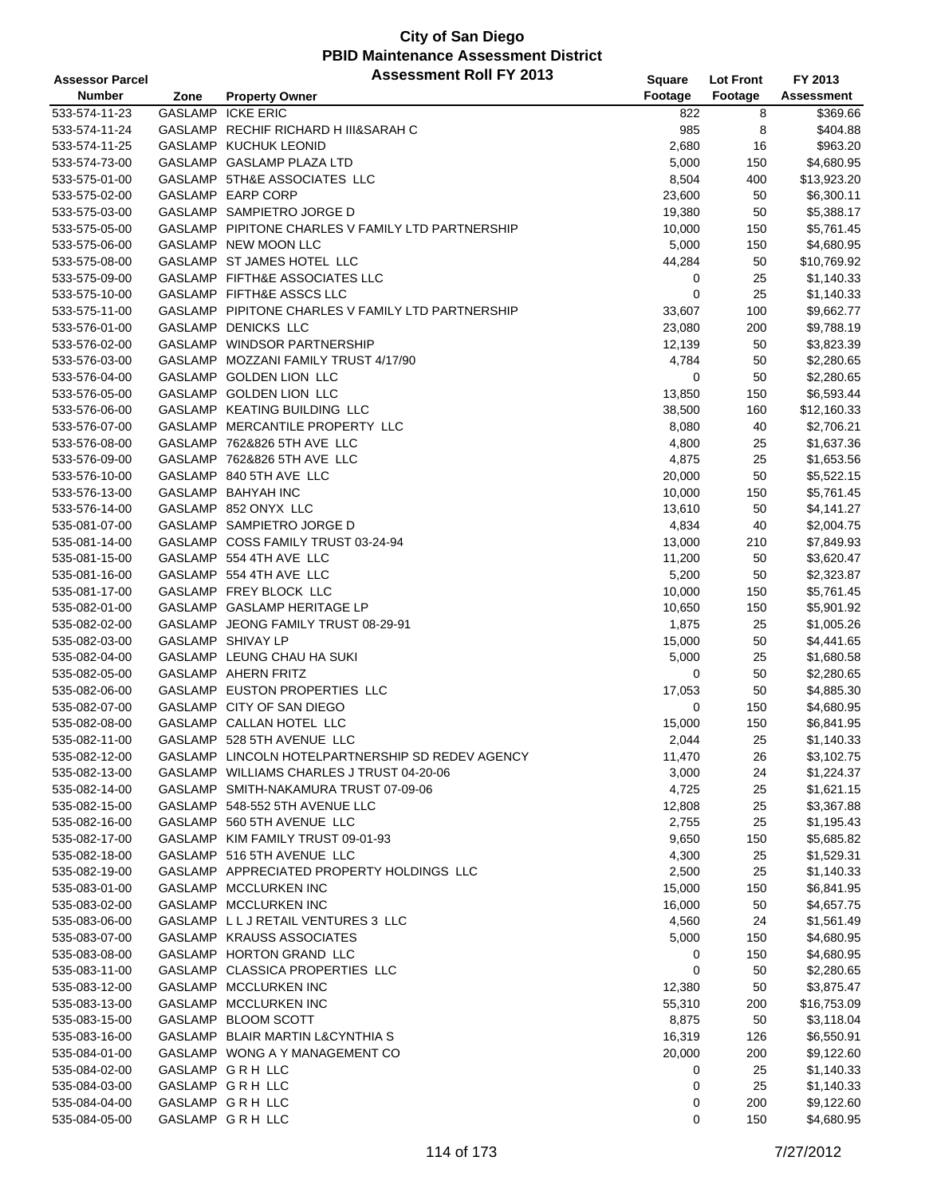# City of San Diego
## PBID Maintenance Assessment District
## Assessment Roll FY 2013

| Assessor Parcel Number | Zone | Property Owner | Square Footage | Lot Front Footage | FY 2013 Assessment |
|---|---|---|---|---|---|
| 533-574-11-23 | GASLAMP | ICKE ERIC | 822 | 8 | $369.66 |
| 533-574-11-24 | GASLAMP | RECHIF RICHARD H III&SARAH C | 985 | 8 | $404.88 |
| 533-574-11-25 | GASLAMP | KUCHUK LEONID | 2,680 | 16 | $963.20 |
| 533-574-73-00 | GASLAMP | GASLAMP PLAZA LTD | 5,000 | 150 | $4,680.95 |
| 533-575-01-00 | GASLAMP | 5TH&E ASSOCIATES LLC | 8,504 | 400 | $13,923.20 |
| 533-575-02-00 | GASLAMP | EARP CORP | 23,600 | 50 | $6,300.11 |
| 533-575-03-00 | GASLAMP | SAMPIETRO JORGE D | 19,380 | 50 | $5,388.17 |
| 533-575-05-00 | GASLAMP | PIPITONE CHARLES V FAMILY LTD PARTNERSHIP | 10,000 | 150 | $5,761.45 |
| 533-575-06-00 | GASLAMP | NEW MOON LLC | 5,000 | 150 | $4,680.95 |
| 533-575-08-00 | GASLAMP | ST JAMES HOTEL LLC | 44,284 | 50 | $10,769.92 |
| 533-575-09-00 | GASLAMP | FIFTH&E ASSOCIATES LLC | 0 | 25 | $1,140.33 |
| 533-575-10-00 | GASLAMP | FIFTH&E ASSCS LLC | 0 | 25 | $1,140.33 |
| 533-575-11-00 | GASLAMP | PIPITONE CHARLES V FAMILY LTD PARTNERSHIP | 33,607 | 100 | $9,662.77 |
| 533-576-01-00 | GASLAMP | DENICKS LLC | 23,080 | 200 | $9,788.19 |
| 533-576-02-00 | GASLAMP | WINDSOR PARTNERSHIP | 12,139 | 50 | $3,823.39 |
| 533-576-03-00 | GASLAMP | MOZZANI FAMILY TRUST 4/17/90 | 4,784 | 50 | $2,280.65 |
| 533-576-04-00 | GASLAMP | GOLDEN LION LLC | 0 | 50 | $2,280.65 |
| 533-576-05-00 | GASLAMP | GOLDEN LION LLC | 13,850 | 150 | $6,593.44 |
| 533-576-06-00 | GASLAMP | KEATING BUILDING LLC | 38,500 | 160 | $12,160.33 |
| 533-576-07-00 | GASLAMP | MERCANTILE PROPERTY LLC | 8,080 | 40 | $2,706.21 |
| 533-576-08-00 | GASLAMP | 762&826 5TH AVE LLC | 4,800 | 25 | $1,637.36 |
| 533-576-09-00 | GASLAMP | 762&826 5TH AVE LLC | 4,875 | 25 | $1,653.56 |
| 533-576-10-00 | GASLAMP | 840 5TH AVE LLC | 20,000 | 50 | $5,522.15 |
| 533-576-13-00 | GASLAMP | BAHYAH INC | 10,000 | 150 | $5,761.45 |
| 533-576-14-00 | GASLAMP | 852 ONYX LLC | 13,610 | 50 | $4,141.27 |
| 535-081-07-00 | GASLAMP | SAMPIETRO JORGE D | 4,834 | 40 | $2,004.75 |
| 535-081-14-00 | GASLAMP | COSS FAMILY TRUST 03-24-94 | 13,000 | 210 | $7,849.93 |
| 535-081-15-00 | GASLAMP | 554 4TH AVE LLC | 11,200 | 50 | $3,620.47 |
| 535-081-16-00 | GASLAMP | 554 4TH AVE LLC | 5,200 | 50 | $2,323.87 |
| 535-081-17-00 | GASLAMP | FREY BLOCK LLC | 10,000 | 150 | $5,761.45 |
| 535-082-01-00 | GASLAMP | GASLAMP HERITAGE LP | 10,650 | 150 | $5,901.92 |
| 535-082-02-00 | GASLAMP | JEONG FAMILY TRUST 08-29-91 | 1,875 | 25 | $1,005.26 |
| 535-082-03-00 | GASLAMP | SHIVAY LP | 15,000 | 50 | $4,441.65 |
| 535-082-04-00 | GASLAMP | LEUNG CHAU HA SUKI | 5,000 | 25 | $1,680.58 |
| 535-082-05-00 | GASLAMP | AHERN FRITZ | 0 | 50 | $2,280.65 |
| 535-082-06-00 | GASLAMP | EUSTON PROPERTIES LLC | 17,053 | 50 | $4,885.30 |
| 535-082-07-00 | GASLAMP | CITY OF SAN DIEGO | 0 | 150 | $4,680.95 |
| 535-082-08-00 | GASLAMP | CALLAN HOTEL LLC | 15,000 | 150 | $6,841.95 |
| 535-082-11-00 | GASLAMP | 528 5TH AVENUE LLC | 2,044 | 25 | $1,140.33 |
| 535-082-12-00 | GASLAMP | LINCOLN HOTELPARTNERSHIP SD REDEV AGENCY | 11,470 | 26 | $3,102.75 |
| 535-082-13-00 | GASLAMP | WILLIAMS CHARLES J TRUST 04-20-06 | 3,000 | 24 | $1,224.37 |
| 535-082-14-00 | GASLAMP | SMITH-NAKAMURA TRUST 07-09-06 | 4,725 | 25 | $1,621.15 |
| 535-082-15-00 | GASLAMP | 548-552 5TH AVENUE LLC | 12,808 | 25 | $3,367.88 |
| 535-082-16-00 | GASLAMP | 560 5TH AVENUE LLC | 2,755 | 25 | $1,195.43 |
| 535-082-17-00 | GASLAMP | KIM FAMILY TRUST 09-01-93 | 9,650 | 150 | $5,685.82 |
| 535-082-18-00 | GASLAMP | 516 5TH AVENUE LLC | 4,300 | 25 | $1,529.31 |
| 535-082-19-00 | GASLAMP | APPRECIATED PROPERTY HOLDINGS LLC | 2,500 | 25 | $1,140.33 |
| 535-083-01-00 | GASLAMP | MCCLURKEN INC | 15,000 | 150 | $6,841.95 |
| 535-083-02-00 | GASLAMP | MCCLURKEN INC | 16,000 | 50 | $4,657.75 |
| 535-083-06-00 | GASLAMP | L L J RETAIL VENTURES 3 LLC | 4,560 | 24 | $1,561.49 |
| 535-083-07-00 | GASLAMP | KRAUSS ASSOCIATES | 5,000 | 150 | $4,680.95 |
| 535-083-08-00 | GASLAMP | HORTON GRAND LLC | 0 | 150 | $4,680.95 |
| 535-083-11-00 | GASLAMP | CLASSICA PROPERTIES LLC | 0 | 50 | $2,280.65 |
| 535-083-12-00 | GASLAMP | MCCLURKEN INC | 12,380 | 50 | $3,875.47 |
| 535-083-13-00 | GASLAMP | MCCLURKEN INC | 55,310 | 200 | $16,753.09 |
| 535-083-15-00 | GASLAMP | BLOOM SCOTT | 8,875 | 50 | $3,118.04 |
| 535-083-16-00 | GASLAMP | BLAIR MARTIN L&CYNTHIA S | 16,319 | 126 | $6,550.91 |
| 535-084-01-00 | GASLAMP | WONG A Y MANAGEMENT CO | 20,000 | 200 | $9,122.60 |
| 535-084-02-00 | GASLAMP | G R H LLC | 0 | 25 | $1,140.33 |
| 535-084-03-00 | GASLAMP | G R H LLC | 0 | 25 | $1,140.33 |
| 535-084-04-00 | GASLAMP | G R H LLC | 0 | 200 | $9,122.60 |
| 535-084-05-00 | GASLAMP | G R H LLC | 0 | 150 | $4,680.95 |

7/27/2012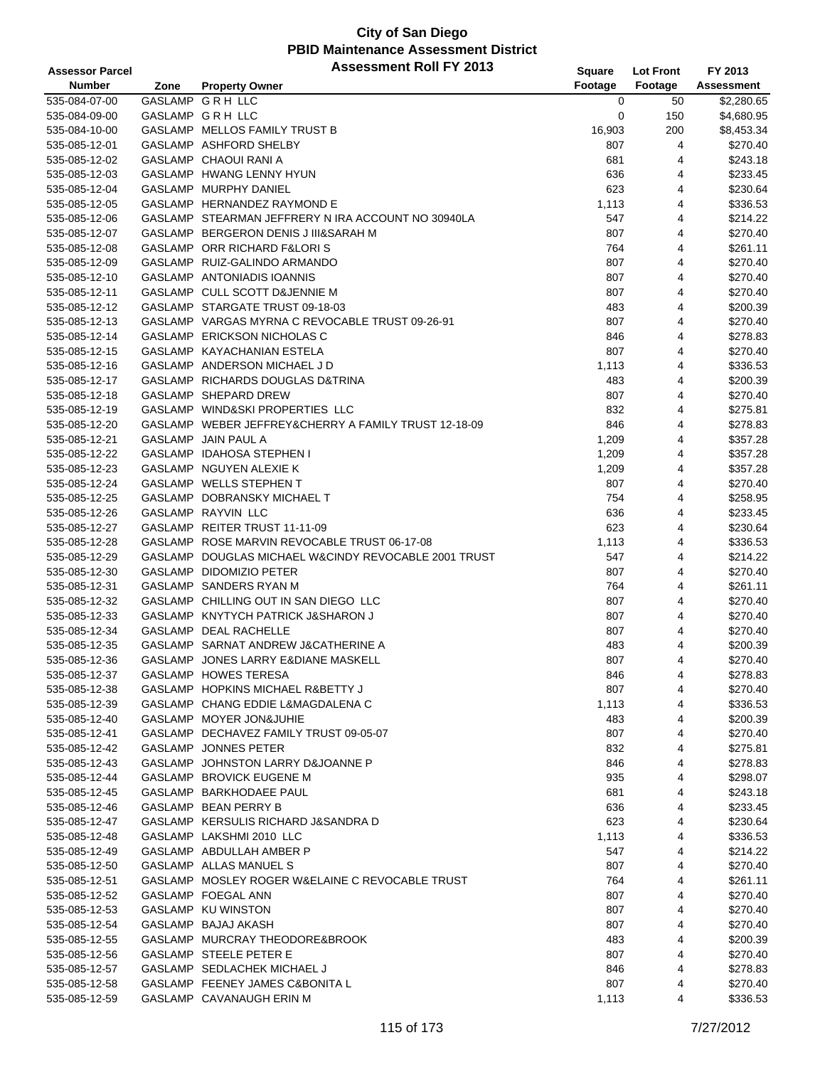# City of San Diego
## PBID Maintenance Assessment District
### Assessment Roll FY 2013

| Assessor Parcel Number | Zone | Property Owner | Square Footage | Lot Front Footage | FY 2013 Assessment |
|---|---|---|---|---|---|
| 535-084-07-00 | GASLAMP | G R H LLC | 0 | 50 | $2,280.65 |
| 535-084-09-00 | GASLAMP | G R H LLC | 0 | 150 | $4,680.95 |
| 535-084-10-00 | GASLAMP | MELLOS FAMILY TRUST B | 16,903 | 200 | $8,453.34 |
| 535-085-12-01 | GASLAMP | ASHFORD SHELBY | 807 | 4 | $270.40 |
| 535-085-12-02 | GASLAMP | CHAOUI RANI A | 681 | 4 | $243.18 |
| 535-085-12-03 | GASLAMP | HWANG LENNY HYUN | 636 | 4 | $233.45 |
| 535-085-12-04 | GASLAMP | MURPHY DANIEL | 623 | 4 | $230.64 |
| 535-085-12-05 | GASLAMP | HERNANDEZ RAYMOND E | 1,113 | 4 | $336.53 |
| 535-085-12-06 | GASLAMP | STEARMAN JEFFRERY N IRA ACCOUNT NO 30940LA | 547 | 4 | $214.22 |
| 535-085-12-07 | GASLAMP | BERGERON DENIS J III&SARAH M | 807 | 4 | $270.40 |
| 535-085-12-08 | GASLAMP | ORR RICHARD F&LORI S | 764 | 4 | $261.11 |
| 535-085-12-09 | GASLAMP | RUIZ-GALINDO ARMANDO | 807 | 4 | $270.40 |
| 535-085-12-10 | GASLAMP | ANTONIADIS IOANNIS | 807 | 4 | $270.40 |
| 535-085-12-11 | GASLAMP | CULL SCOTT D&JENNIE M | 807 | 4 | $270.40 |
| 535-085-12-12 | GASLAMP | STARGATE TRUST 09-18-03 | 483 | 4 | $200.39 |
| 535-085-12-13 | GASLAMP | VARGAS MYRNA C REVOCABLE TRUST 09-26-91 | 807 | 4 | $270.40 |
| 535-085-12-14 | GASLAMP | ERICKSON NICHOLAS C | 846 | 4 | $278.83 |
| 535-085-12-15 | GASLAMP | KAYACHANIAN ESTELA | 807 | 4 | $270.40 |
| 535-085-12-16 | GASLAMP | ANDERSON MICHAEL J D | 1,113 | 4 | $336.53 |
| 535-085-12-17 | GASLAMP | RICHARDS DOUGLAS D&TRINA | 483 | 4 | $200.39 |
| 535-085-12-18 | GASLAMP | SHEPARD DREW | 807 | 4 | $270.40 |
| 535-085-12-19 | GASLAMP | WIND&SKI PROPERTIES LLC | 832 | 4 | $275.81 |
| 535-085-12-20 | GASLAMP | WEBER JEFFREY&CHERRY A FAMILY TRUST 12-18-09 | 846 | 4 | $278.83 |
| 535-085-12-21 | GASLAMP | JAIN PAUL A | 1,209 | 4 | $357.28 |
| 535-085-12-22 | GASLAMP | IDAHOSA STEPHEN I | 1,209 | 4 | $357.28 |
| 535-085-12-23 | GASLAMP | NGUYEN ALEXIE K | 1,209 | 4 | $357.28 |
| 535-085-12-24 | GASLAMP | WELLS STEPHEN T | 807 | 4 | $270.40 |
| 535-085-12-25 | GASLAMP | DOBRANSKY MICHAEL T | 754 | 4 | $258.95 |
| 535-085-12-26 | GASLAMP | RAYVIN LLC | 636 | 4 | $233.45 |
| 535-085-12-27 | GASLAMP | REITER TRUST 11-11-09 | 623 | 4 | $230.64 |
| 535-085-12-28 | GASLAMP | ROSE MARVIN REVOCABLE TRUST 06-17-08 | 1,113 | 4 | $336.53 |
| 535-085-12-29 | GASLAMP | DOUGLAS MICHAEL W&CINDY REVOCABLE 2001 TRUST | 547 | 4 | $214.22 |
| 535-085-12-30 | GASLAMP | DIDOMIZIO PETER | 807 | 4 | $270.40 |
| 535-085-12-31 | GASLAMP | SANDERS RYAN M | 764 | 4 | $261.11 |
| 535-085-12-32 | GASLAMP | CHILLING OUT IN SAN DIEGO LLC | 807 | 4 | $270.40 |
| 535-085-12-33 | GASLAMP | KNYTYCH PATRICK J&SHARON J | 807 | 4 | $270.40 |
| 535-085-12-34 | GASLAMP | DEAL RACHELLE | 807 | 4 | $270.40 |
| 535-085-12-35 | GASLAMP | SARNAT ANDREW J&CATHERINE A | 483 | 4 | $200.39 |
| 535-085-12-36 | GASLAMP | JONES LARRY E&DIANE MASKELL | 807 | 4 | $270.40 |
| 535-085-12-37 | GASLAMP | HOWES TERESA | 846 | 4 | $278.83 |
| 535-085-12-38 | GASLAMP | HOPKINS MICHAEL R&BETTY J | 807 | 4 | $270.40 |
| 535-085-12-39 | GASLAMP | CHANG EDDIE L&MAGDALENA C | 1,113 | 4 | $336.53 |
| 535-085-12-40 | GASLAMP | MOYER JON&JUHIE | 483 | 4 | $200.39 |
| 535-085-12-41 | GASLAMP | DECHAVEZ FAMILY TRUST 09-05-07 | 807 | 4 | $270.40 |
| 535-085-12-42 | GASLAMP | JONNES PETER | 832 | 4 | $275.81 |
| 535-085-12-43 | GASLAMP | JOHNSTON LARRY D&JOANNE P | 846 | 4 | $278.83 |
| 535-085-12-44 | GASLAMP | BROVICK EUGENE M | 935 | 4 | $298.07 |
| 535-085-12-45 | GASLAMP | BARKHODAEE PAUL | 681 | 4 | $243.18 |
| 535-085-12-46 | GASLAMP | BEAN PERRY B | 636 | 4 | $233.45 |
| 535-085-12-47 | GASLAMP | KERSULIS RICHARD J&SANDRA D | 623 | 4 | $230.64 |
| 535-085-12-48 | GASLAMP | LAKSHMI 2010 LLC | 1,113 | 4 | $336.53 |
| 535-085-12-49 | GASLAMP | ABDULLAH AMBER P | 547 | 4 | $214.22 |
| 535-085-12-50 | GASLAMP | ALLAS MANUEL S | 807 | 4 | $270.40 |
| 535-085-12-51 | GASLAMP | MOSLEY ROGER W&ELAINE C REVOCABLE TRUST | 764 | 4 | $261.11 |
| 535-085-12-52 | GASLAMP | FOEGAL ANN | 807 | 4 | $270.40 |
| 535-085-12-53 | GASLAMP | KU WINSTON | 807 | 4 | $270.40 |
| 535-085-12-54 | GASLAMP | BAJAJ AKASH | 807 | 4 | $270.40 |
| 535-085-12-55 | GASLAMP | MURCRAY THEODORE&BROOK | 483 | 4 | $200.39 |
| 535-085-12-56 | GASLAMP | STEELE PETER E | 807 | 4 | $270.40 |
| 535-085-12-57 | GASLAMP | SEDLACHEK MICHAEL J | 846 | 4 | $278.83 |
| 535-085-12-58 | GASLAMP | FEENEY JAMES C&BONITA L | 807 | 4 | $270.40 |
| 535-085-12-59 | GASLAMP | CAVANAUGH ERIN M | 1,113 | 4 | $336.53 |

7/27/2012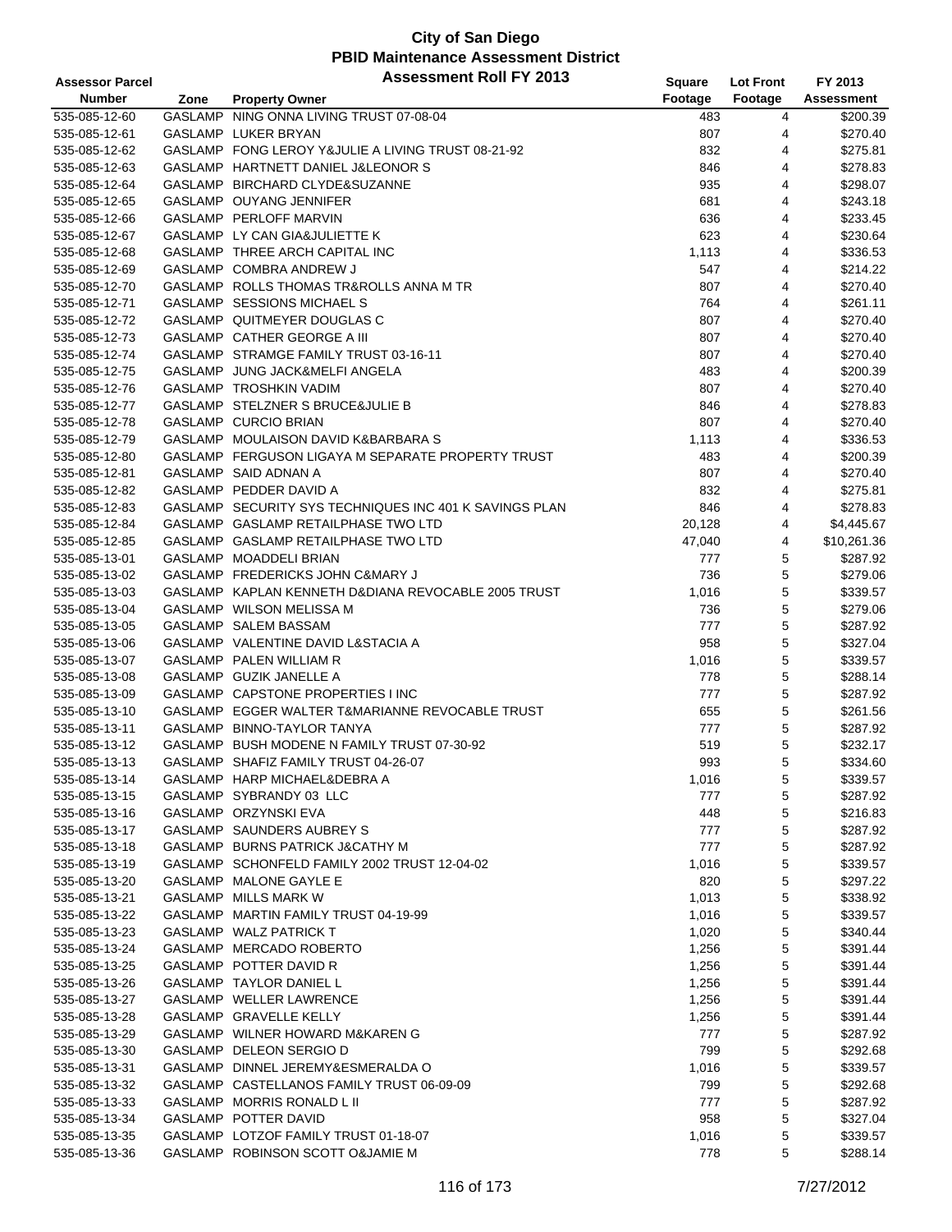# City of San Diego
## PBID Maintenance Assessment District
### Assessment Roll FY 2013

| Assessor Parcel Number | Zone | Property Owner | Square Footage | Lot Front Footage | FY 2013 Assessment |
|---|---|---|---|---|---|
| 535-085-12-60 | GASLAMP | NING ONNA LIVING TRUST 07-08-04 | 483 | 4 | $200.39 |
| 535-085-12-61 | GASLAMP | LUKER BRYAN | 807 | 4 | $270.40 |
| 535-085-12-62 | GASLAMP | FONG LEROY Y&JULIE A LIVING TRUST 08-21-92 | 832 | 4 | $275.81 |
| 535-085-12-63 | GASLAMP | HARTNETT DANIEL J&LEONOR S | 846 | 4 | $278.83 |
| 535-085-12-64 | GASLAMP | BIRCHARD CLYDE&SUZANNE | 935 | 4 | $298.07 |
| 535-085-12-65 | GASLAMP | OUYANG JENNIFER | 681 | 4 | $243.18 |
| 535-085-12-66 | GASLAMP | PERLOFF MARVIN | 636 | 4 | $233.45 |
| 535-085-12-67 | GASLAMP | LY CAN GIA&JULIETTE K | 623 | 4 | $230.64 |
| 535-085-12-68 | GASLAMP | THREE ARCH CAPITAL INC | 1,113 | 4 | $336.53 |
| 535-085-12-69 | GASLAMP | COMBRA ANDREW J | 547 | 4 | $214.22 |
| 535-085-12-70 | GASLAMP | ROLLS THOMAS TR&ROLLS ANNA M TR | 807 | 4 | $270.40 |
| 535-085-12-71 | GASLAMP | SESSIONS MICHAEL S | 764 | 4 | $261.11 |
| 535-085-12-72 | GASLAMP | QUITMEYER DOUGLAS C | 807 | 4 | $270.40 |
| 535-085-12-73 | GASLAMP | CATHER GEORGE A III | 807 | 4 | $270.40 |
| 535-085-12-74 | GASLAMP | STRAMGE FAMILY TRUST 03-16-11 | 807 | 4 | $270.40 |
| 535-085-12-75 | GASLAMP | JUNG JACK&MELFI ANGELA | 483 | 4 | $200.39 |
| 535-085-12-76 | GASLAMP | TROSHKIN VADIM | 807 | 4 | $270.40 |
| 535-085-12-77 | GASLAMP | STELZNER S BRUCE&JULIE B | 846 | 4 | $278.83 |
| 535-085-12-78 | GASLAMP | CURCIO BRIAN | 807 | 4 | $270.40 |
| 535-085-12-79 | GASLAMP | MOULAISON DAVID K&BARBARA S | 1,113 | 4 | $336.53 |
| 535-085-12-80 | GASLAMP | FERGUSON LIGAYA M SEPARATE PROPERTY TRUST | 483 | 4 | $200.39 |
| 535-085-12-81 | GASLAMP | SAID ADNAN A | 807 | 4 | $270.40 |
| 535-085-12-82 | GASLAMP | PEDDER DAVID A | 832 | 4 | $275.81 |
| 535-085-12-83 | GASLAMP | SECURITY SYS TECHNIQUES INC 401 K SAVINGS PLAN | 846 | 4 | $278.83 |
| 535-085-12-84 | GASLAMP | GASLAMP RETAILPHASE TWO LTD | 20,128 | 4 | $4,445.67 |
| 535-085-12-85 | GASLAMP | GASLAMP RETAILPHASE TWO LTD | 47,040 | 4 | $10,261.36 |
| 535-085-13-01 | GASLAMP | MOADDELI BRIAN | 777 | 5 | $287.92 |
| 535-085-13-02 | GASLAMP | FREDERICKS JOHN C&MARY J | 736 | 5 | $279.06 |
| 535-085-13-03 | GASLAMP | KAPLAN KENNETH D&DIANA REVOCABLE 2005 TRUST | 1,016 | 5 | $339.57 |
| 535-085-13-04 | GASLAMP | WILSON MELISSA M | 736 | 5 | $279.06 |
| 535-085-13-05 | GASLAMP | SALEM BASSAM | 777 | 5 | $287.92 |
| 535-085-13-06 | GASLAMP | VALENTINE DAVID L&STACIA A | 958 | 5 | $327.04 |
| 535-085-13-07 | GASLAMP | PALEN WILLIAM R | 1,016 | 5 | $339.57 |
| 535-085-13-08 | GASLAMP | GUZIK JANELLE A | 778 | 5 | $288.14 |
| 535-085-13-09 | GASLAMP | CAPSTONE PROPERTIES I INC | 777 | 5 | $287.92 |
| 535-085-13-10 | GASLAMP | EGGER WALTER T&MARIANNE REVOCABLE TRUST | 655 | 5 | $261.56 |
| 535-085-13-11 | GASLAMP | BINNO-TAYLOR TANYA | 777 | 5 | $287.92 |
| 535-085-13-12 | GASLAMP | BUSH MODENE N FAMILY TRUST 07-30-92 | 519 | 5 | $232.17 |
| 535-085-13-13 | GASLAMP | SHAFIZ FAMILY TRUST 04-26-07 | 993 | 5 | $334.60 |
| 535-085-13-14 | GASLAMP | HARP MICHAEL&DEBRA A | 1,016 | 5 | $339.57 |
| 535-085-13-15 | GASLAMP | SYBRANDY 03 LLC | 777 | 5 | $287.92 |
| 535-085-13-16 | GASLAMP | ORZYNSKI EVA | 448 | 5 | $216.83 |
| 535-085-13-17 | GASLAMP | SAUNDERS AUBREY S | 777 | 5 | $287.92 |
| 535-085-13-18 | GASLAMP | BURNS PATRICK J&CATHY M | 777 | 5 | $287.92 |
| 535-085-13-19 | GASLAMP | SCHONFELD FAMILY 2002 TRUST 12-04-02 | 1,016 | 5 | $339.57 |
| 535-085-13-20 | GASLAMP | MALONE GAYLE E | 820 | 5 | $297.22 |
| 535-085-13-21 | GASLAMP | MILLS MARK W | 1,013 | 5 | $338.92 |
| 535-085-13-22 | GASLAMP | MARTIN FAMILY TRUST 04-19-99 | 1,016 | 5 | $339.57 |
| 535-085-13-23 | GASLAMP | WALZ PATRICK T | 1,020 | 5 | $340.44 |
| 535-085-13-24 | GASLAMP | MERCADO ROBERTO | 1,256 | 5 | $391.44 |
| 535-085-13-25 | GASLAMP | POTTER DAVID R | 1,256 | 5 | $391.44 |
| 535-085-13-26 | GASLAMP | TAYLOR DANIEL L | 1,256 | 5 | $391.44 |
| 535-085-13-27 | GASLAMP | WELLER LAWRENCE | 1,256 | 5 | $391.44 |
| 535-085-13-28 | GASLAMP | GRAVELLE KELLY | 1,256 | 5 | $391.44 |
| 535-085-13-29 | GASLAMP | WILNER HOWARD M&KAREN G | 777 | 5 | $287.92 |
| 535-085-13-30 | GASLAMP | DELEON SERGIO D | 799 | 5 | $292.68 |
| 535-085-13-31 | GASLAMP | DINNEL JEREMY&ESMERALDA O | 1,016 | 5 | $339.57 |
| 535-085-13-32 | GASLAMP | CASTELLANOS FAMILY TRUST 06-09-09 | 799 | 5 | $292.68 |
| 535-085-13-33 | GASLAMP | MORRIS RONALD L II | 777 | 5 | $287.92 |
| 535-085-13-34 | GASLAMP | POTTER DAVID | 958 | 5 | $327.04 |
| 535-085-13-35 | GASLAMP | LOTZOF FAMILY TRUST 01-18-07 | 1,016 | 5 | $339.57 |
| 535-085-13-36 | GASLAMP | ROBINSON SCOTT O&JAMIE M | 778 | 5 | $288.14 |

7/27/2012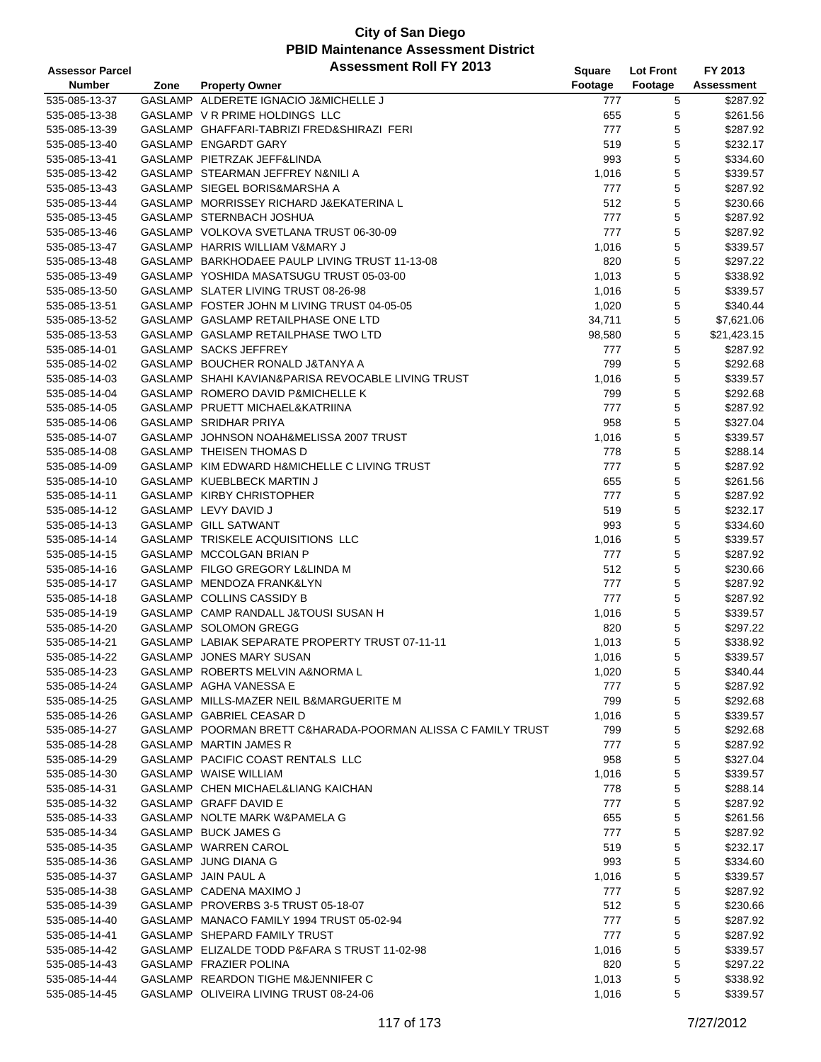# City of San Diego
## PBID Maintenance Assessment District
## Assessment Roll FY 2013

| Assessor Parcel Number | Zone | Property Owner | Square Footage | Lot Front Footage | FY 2013 Assessment |
|---|---|---|---|---|---|
| 535-085-13-37 | GASLAMP | ALDERETE IGNACIO J&MICHELLE J | 777 | 5 | $287.92 |
| 535-085-13-38 | GASLAMP | V R PRIME HOLDINGS LLC | 655 | 5 | $261.56 |
| 535-085-13-39 | GASLAMP | GHAFFARI-TABRIZI FRED&SHIRAZI FERI | 777 | 5 | $287.92 |
| 535-085-13-40 | GASLAMP | ENGARDT GARY | 519 | 5 | $232.17 |
| 535-085-13-41 | GASLAMP | PIETRZAK JEFF&LINDA | 993 | 5 | $334.60 |
| 535-085-13-42 | GASLAMP | STEARMAN JEFFREY N&NILI A | 1,016 | 5 | $339.57 |
| 535-085-13-43 | GASLAMP | SIEGEL BORIS&MARSHA A | 777 | 5 | $287.92 |
| 535-085-13-44 | GASLAMP | MORRISSEY RICHARD J&EKATERINA L | 512 | 5 | $230.66 |
| 535-085-13-45 | GASLAMP | STERNBACH JOSHUA | 777 | 5 | $287.92 |
| 535-085-13-46 | GASLAMP | VOLKOVA SVETLANA TRUST 06-30-09 | 777 | 5 | $287.92 |
| 535-085-13-47 | GASLAMP | HARRIS WILLIAM V&MARY J | 1,016 | 5 | $339.57 |
| 535-085-13-48 | GASLAMP | BARKHODAEE PAULP LIVING TRUST 11-13-08 | 820 | 5 | $297.22 |
| 535-085-13-49 | GASLAMP | YOSHIDA MASATSUGU TRUST 05-03-00 | 1,013 | 5 | $338.92 |
| 535-085-13-50 | GASLAMP | SLATER LIVING TRUST 08-26-98 | 1,016 | 5 | $339.57 |
| 535-085-13-51 | GASLAMP | FOSTER JOHN M LIVING TRUST 04-05-05 | 1,020 | 5 | $340.44 |
| 535-085-13-52 | GASLAMP | GASLAMP RETAILPHASE ONE LTD | 34,711 | 5 | $7,621.06 |
| 535-085-13-53 | GASLAMP | GASLAMP RETAILPHASE TWO LTD | 98,580 | 5 | $21,423.15 |
| 535-085-14-01 | GASLAMP | SACKS JEFFREY | 777 | 5 | $287.92 |
| 535-085-14-02 | GASLAMP | BOUCHER RONALD J&TANYA A | 799 | 5 | $292.68 |
| 535-085-14-03 | GASLAMP | SHAHI KAVIAN&PARISA REVOCABLE LIVING TRUST | 1,016 | 5 | $339.57 |
| 535-085-14-04 | GASLAMP | ROMERO DAVID P&MICHELLE K | 799 | 5 | $292.68 |
| 535-085-14-05 | GASLAMP | PRUETT MICHAEL&KATRIINA | 777 | 5 | $287.92 |
| 535-085-14-06 | GASLAMP | SRIDHAR PRIYA | 958 | 5 | $327.04 |
| 535-085-14-07 | GASLAMP | JOHNSON NOAH&MELISSA 2007 TRUST | 1,016 | 5 | $339.57 |
| 535-085-14-08 | GASLAMP | THEISEN THOMAS D | 778 | 5 | $288.14 |
| 535-085-14-09 | GASLAMP | KIM EDWARD H&MICHELLE C LIVING TRUST | 777 | 5 | $287.92 |
| 535-085-14-10 | GASLAMP | KUEBLBECK MARTIN J | 655 | 5 | $261.56 |
| 535-085-14-11 | GASLAMP | KIRBY CHRISTOPHER | 777 | 5 | $287.92 |
| 535-085-14-12 | GASLAMP | LEVY DAVID J | 519 | 5 | $232.17 |
| 535-085-14-13 | GASLAMP | GILL SATWANT | 993 | 5 | $334.60 |
| 535-085-14-14 | GASLAMP | TRISKELE ACQUISITIONS LLC | 1,016 | 5 | $339.57 |
| 535-085-14-15 | GASLAMP | MCCOLGAN BRIAN P | 777 | 5 | $287.92 |
| 535-085-14-16 | GASLAMP | FILGO GREGORY L&LINDA M | 512 | 5 | $230.66 |
| 535-085-14-17 | GASLAMP | MENDOZA FRANK&LYN | 777 | 5 | $287.92 |
| 535-085-14-18 | GASLAMP | COLLINS CASSIDY B | 777 | 5 | $287.92 |
| 535-085-14-19 | GASLAMP | CAMP RANDALL J&TOUSI SUSAN H | 1,016 | 5 | $339.57 |
| 535-085-14-20 | GASLAMP | SOLOMON GREGG | 820 | 5 | $297.22 |
| 535-085-14-21 | GASLAMP | LABIAK SEPARATE PROPERTY TRUST 07-11-11 | 1,013 | 5 | $338.92 |
| 535-085-14-22 | GASLAMP | JONES MARY SUSAN | 1,016 | 5 | $339.57 |
| 535-085-14-23 | GASLAMP | ROBERTS MELVIN A&NORMA L | 1,020 | 5 | $340.44 |
| 535-085-14-24 | GASLAMP | AGHA VANESSA E | 777 | 5 | $287.92 |
| 535-085-14-25 | GASLAMP | MILLS-MAZER NEIL B&MARGUERITE M | 799 | 5 | $292.68 |
| 535-085-14-26 | GASLAMP | GABRIEL CEASAR D | 1,016 | 5 | $339.57 |
| 535-085-14-27 | GASLAMP | POORMAN BRETT C&HARADA-POORMAN ALISSA C FAMILY TRUST | 799 | 5 | $292.68 |
| 535-085-14-28 | GASLAMP | MARTIN JAMES R | 777 | 5 | $287.92 |
| 535-085-14-29 | GASLAMP | PACIFIC COAST RENTALS LLC | 958 | 5 | $327.04 |
| 535-085-14-30 | GASLAMP | WAISE WILLIAM | 1,016 | 5 | $339.57 |
| 535-085-14-31 | GASLAMP | CHEN MICHAEL&LIANG KAICHAN | 778 | 5 | $288.14 |
| 535-085-14-32 | GASLAMP | GRAFF DAVID E | 777 | 5 | $287.92 |
| 535-085-14-33 | GASLAMP | NOLTE MARK W&PAMELA G | 655 | 5 | $261.56 |
| 535-085-14-34 | GASLAMP | BUCK JAMES G | 777 | 5 | $287.92 |
| 535-085-14-35 | GASLAMP | WARREN CAROL | 519 | 5 | $232.17 |
| 535-085-14-36 | GASLAMP | JUNG DIANA G | 993 | 5 | $334.60 |
| 535-085-14-37 | GASLAMP | JAIN PAUL A | 1,016 | 5 | $339.57 |
| 535-085-14-38 | GASLAMP | CADENA MAXIMO J | 777 | 5 | $287.92 |
| 535-085-14-39 | GASLAMP | PROVERBS 3-5 TRUST 05-18-07 | 512 | 5 | $230.66 |
| 535-085-14-40 | GASLAMP | MANACO FAMILY 1994 TRUST 05-02-94 | 777 | 5 | $287.92 |
| 535-085-14-41 | GASLAMP | SHEPARD FAMILY TRUST | 777 | 5 | $287.92 |
| 535-085-14-42 | GASLAMP | ELIZALDE TODD P&FARA S TRUST 11-02-98 | 1,016 | 5 | $339.57 |
| 535-085-14-43 | GASLAMP | FRAZIER POLINA | 820 | 5 | $297.22 |
| 535-085-14-44 | GASLAMP | REARDON TIGHE M&JENNIFER C | 1,013 | 5 | $338.92 |
| 535-085-14-45 | GASLAMP | OLIVEIRA LIVING TRUST 08-24-06 | 1,016 | 5 | $339.57 |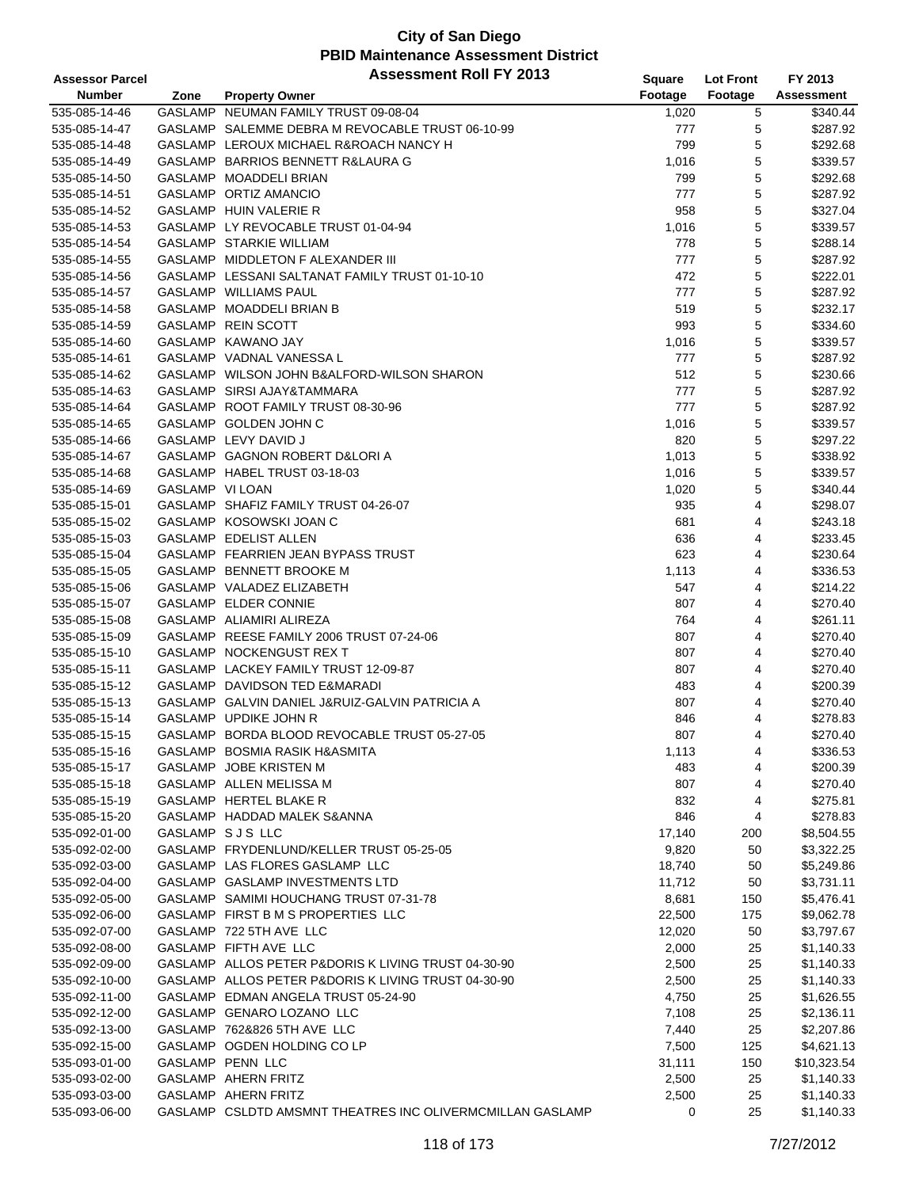# City of San Diego
## PBID Maintenance Assessment District
## Assessment Roll FY 2013

| Assessor Parcel Number | Zone | Property Owner | Square Footage | Lot Front Footage | FY 2013 Assessment |
|---|---|---|---|---|---|
| 535-085-14-46 | GASLAMP | NEUMAN FAMILY TRUST 09-08-04 | 1,020 | 5 | $340.44 |
| 535-085-14-47 | GASLAMP | SALEMME DEBRA M REVOCABLE TRUST 06-10-99 | 777 | 5 | $287.92 |
| 535-085-14-48 | GASLAMP | LEROUX MICHAEL R&ROACH NANCY H | 799 | 5 | $292.68 |
| 535-085-14-49 | GASLAMP | BARRIOS BENNETT R&LAURA G | 1,016 | 5 | $339.57 |
| 535-085-14-50 | GASLAMP | MOADDELI BRIAN | 799 | 5 | $292.68 |
| 535-085-14-51 | GASLAMP | ORTIZ AMANCIO | 777 | 5 | $287.92 |
| 535-085-14-52 | GASLAMP | HUIN VALERIE R | 958 | 5 | $327.04 |
| 535-085-14-53 | GASLAMP | LY REVOCABLE TRUST 01-04-94 | 1,016 | 5 | $339.57 |
| 535-085-14-54 | GASLAMP | STARKIE WILLIAM | 778 | 5 | $288.14 |
| 535-085-14-55 | GASLAMP | MIDDLETON F ALEXANDER III | 777 | 5 | $287.92 |
| 535-085-14-56 | GASLAMP | LESSANI SALTANAT FAMILY TRUST 01-10-10 | 472 | 5 | $222.01 |
| 535-085-14-57 | GASLAMP | WILLIAMS PAUL | 777 | 5 | $287.92 |
| 535-085-14-58 | GASLAMP | MOADDELI BRIAN B | 519 | 5 | $232.17 |
| 535-085-14-59 | GASLAMP | REIN SCOTT | 993 | 5 | $334.60 |
| 535-085-14-60 | GASLAMP | KAWANO JAY | 1,016 | 5 | $339.57 |
| 535-085-14-61 | GASLAMP | VADNAL VANESSA L | 777 | 5 | $287.92 |
| 535-085-14-62 | GASLAMP | WILSON JOHN B&ALFORD-WILSON SHARON | 512 | 5 | $230.66 |
| 535-085-14-63 | GASLAMP | SIRSI AJAY&TAMMARA | 777 | 5 | $287.92 |
| 535-085-14-64 | GASLAMP | ROOT FAMILY TRUST 08-30-96 | 777 | 5 | $287.92 |
| 535-085-14-65 | GASLAMP | GOLDEN JOHN C | 1,016 | 5 | $339.57 |
| 535-085-14-66 | GASLAMP | LEVY DAVID J | 820 | 5 | $297.22 |
| 535-085-14-67 | GASLAMP | GAGNON ROBERT D&LORI A | 1,013 | 5 | $338.92 |
| 535-085-14-68 | GASLAMP | HABEL TRUST 03-18-03 | 1,016 | 5 | $339.57 |
| 535-085-14-69 | GASLAMP | VI LOAN | 1,020 | 5 | $340.44 |
| 535-085-15-01 | GASLAMP | SHAFIZ FAMILY TRUST 04-26-07 | 935 | 4 | $298.07 |
| 535-085-15-02 | GASLAMP | KOSOWSKI JOAN C | 681 | 4 | $243.18 |
| 535-085-15-03 | GASLAMP | EDELIST ALLEN | 636 | 4 | $233.45 |
| 535-085-15-04 | GASLAMP | FEARRIEN JEAN BYPASS TRUST | 623 | 4 | $230.64 |
| 535-085-15-05 | GASLAMP | BENNETT BROOKE M | 1,113 | 4 | $336.53 |
| 535-085-15-06 | GASLAMP | VALADEZ ELIZABETH | 547 | 4 | $214.22 |
| 535-085-15-07 | GASLAMP | ELDER CONNIE | 807 | 4 | $270.40 |
| 535-085-15-08 | GASLAMP | ALIAMIRI ALIREZA | 764 | 4 | $261.11 |
| 535-085-15-09 | GASLAMP | REESE FAMILY 2006 TRUST 07-24-06 | 807 | 4 | $270.40 |
| 535-085-15-10 | GASLAMP | NOCKENGUST REX T | 807 | 4 | $270.40 |
| 535-085-15-11 | GASLAMP | LACKEY FAMILY TRUST 12-09-87 | 807 | 4 | $270.40 |
| 535-085-15-12 | GASLAMP | DAVIDSON TED E&MARADI | 483 | 4 | $200.39 |
| 535-085-15-13 | GASLAMP | GALVIN DANIEL J&RUIZ-GALVIN PATRICIA A | 807 | 4 | $270.40 |
| 535-085-15-14 | GASLAMP | UPDIKE JOHN R | 846 | 4 | $278.83 |
| 535-085-15-15 | GASLAMP | BORDA BLOOD REVOCABLE TRUST 05-27-05 | 807 | 4 | $270.40 |
| 535-085-15-16 | GASLAMP | BOSMIA RASIK H&ASMITA | 1,113 | 4 | $336.53 |
| 535-085-15-17 | GASLAMP | JOBE KRISTEN M | 483 | 4 | $200.39 |
| 535-085-15-18 | GASLAMP | ALLEN MELISSA M | 807 | 4 | $270.40 |
| 535-085-15-19 | GASLAMP | HERTEL BLAKE R | 832 | 4 | $275.81 |
| 535-085-15-20 | GASLAMP | HADDAD MALEK S&ANNA | 846 | 4 | $278.83 |
| 535-092-01-00 | GASLAMP | S J S LLC | 17,140 | 200 | $8,504.55 |
| 535-092-02-00 | GASLAMP | FRYDENLUND/KELLER TRUST 05-25-05 | 9,820 | 50 | $3,322.25 |
| 535-092-03-00 | GASLAMP | LAS FLORES GASLAMP LLC | 18,740 | 50 | $5,249.86 |
| 535-092-04-00 | GASLAMP | GASLAMP INVESTMENTS LTD | 11,712 | 50 | $3,731.11 |
| 535-092-05-00 | GASLAMP | SAMIMI HOUCHANG TRUST 07-31-78 | 8,681 | 150 | $5,476.41 |
| 535-092-06-00 | GASLAMP | FIRST B M S PROPERTIES LLC | 22,500 | 175 | $9,062.78 |
| 535-092-07-00 | GASLAMP | 722 5TH AVE LLC | 12,020 | 50 | $3,797.67 |
| 535-092-08-00 | GASLAMP | FIFTH AVE LLC | 2,000 | 25 | $1,140.33 |
| 535-092-09-00 | GASLAMP | ALLOS PETER P&DORIS K LIVING TRUST 04-30-90 | 2,500 | 25 | $1,140.33 |
| 535-092-10-00 | GASLAMP | ALLOS PETER P&DORIS K LIVING TRUST 04-30-90 | 2,500 | 25 | $1,140.33 |
| 535-092-11-00 | GASLAMP | EDMAN ANGELA TRUST 05-24-90 | 4,750 | 25 | $1,626.55 |
| 535-092-12-00 | GASLAMP | GENARO LOZANO LLC | 7,108 | 25 | $2,136.11 |
| 535-092-13-00 | GASLAMP | 762&826 5TH AVE LLC | 7,440 | 25 | $2,207.86 |
| 535-092-15-00 | GASLAMP | OGDEN HOLDING CO LP | 7,500 | 125 | $4,621.13 |
| 535-093-01-00 | GASLAMP | PENN LLC | 31,111 | 150 | $10,323.54 |
| 535-093-02-00 | GASLAMP | AHERN FRITZ | 2,500 | 25 | $1,140.33 |
| 535-093-03-00 | GASLAMP | AHERN FRITZ | 2,500 | 25 | $1,140.33 |
| 535-093-06-00 | GASLAMP | CSLDTD AMSMNT THEATRES INC OLIVERMCMILLAN GASLAMP | 0 | 25 | $1,140.33 |

7/27/2012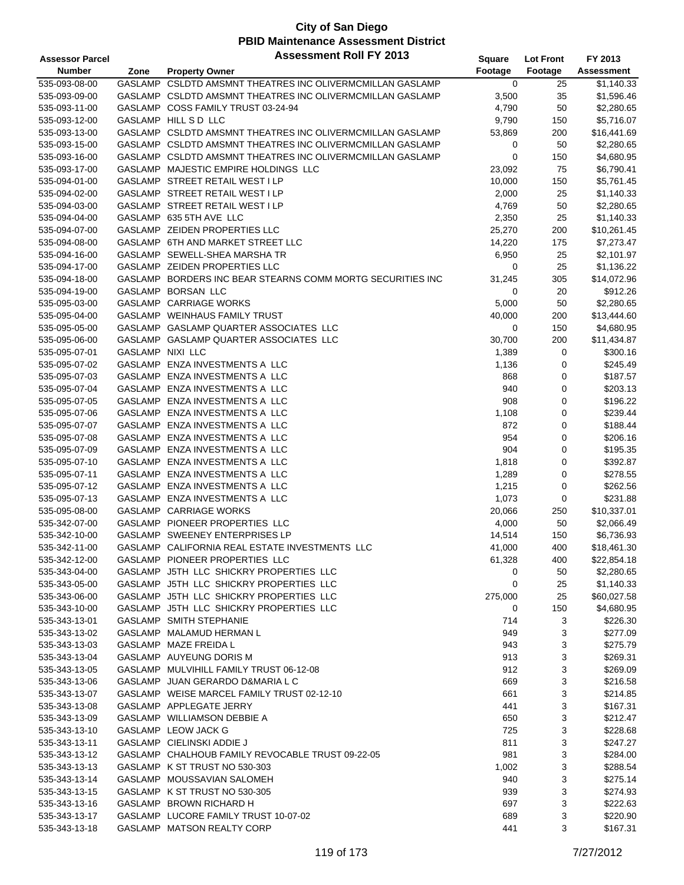# City of San Diego
## PBID Maintenance Assessment District
## Assessment Roll FY 2013

| Assessor Parcel Number | Zone | Property Owner | Square Footage | Lot Front Footage | FY 2013 Assessment |
|---|---|---|---|---|---|
| 535-093-08-00 | GASLAMP | CSLDTD AMSMNT THEATRES INC OLIVERMCMILLAN GASLAMP | 0 | 25 | $1,140.33 |
| 535-093-09-00 | GASLAMP | CSLDTD AMSMNT THEATRES INC OLIVERMCMILLAN GASLAMP | 3,500 | 35 | $1,596.46 |
| 535-093-11-00 | GASLAMP | COSS FAMILY TRUST 03-24-94 | 4,790 | 50 | $2,280.65 |
| 535-093-12-00 | GASLAMP | HILL S D LLC | 9,790 | 150 | $5,716.07 |
| 535-093-13-00 | GASLAMP | CSLDTD AMSMNT THEATRES INC OLIVERMCMILLAN GASLAMP | 53,869 | 200 | $16,441.69 |
| 535-093-15-00 | GASLAMP | CSLDTD AMSMNT THEATRES INC OLIVERMCMILLAN GASLAMP | 0 | 50 | $2,280.65 |
| 535-093-16-00 | GASLAMP | CSLDTD AMSMNT THEATRES INC OLIVERMCMILLAN GASLAMP | 0 | 150 | $4,680.95 |
| 535-093-17-00 | GASLAMP | MAJESTIC EMPIRE HOLDINGS LLC | 23,092 | 75 | $6,790.41 |
| 535-094-01-00 | GASLAMP | STREET RETAIL WEST I LP | 10,000 | 150 | $5,761.45 |
| 535-094-02-00 | GASLAMP | STREET RETAIL WEST I LP | 2,000 | 25 | $1,140.33 |
| 535-094-03-00 | GASLAMP | STREET RETAIL WEST I LP | 4,769 | 50 | $2,280.65 |
| 535-094-04-00 | GASLAMP | 635 5TH AVE LLC | 2,350 | 25 | $1,140.33 |
| 535-094-07-00 | GASLAMP | ZEIDEN PROPERTIES LLC | 25,270 | 200 | $10,261.45 |
| 535-094-08-00 | GASLAMP | 6TH AND MARKET STREET LLC | 14,220 | 175 | $7,273.47 |
| 535-094-16-00 | GASLAMP | SEWELL-SHEA MARSHA TR | 6,950 | 25 | $2,101.97 |
| 535-094-17-00 | GASLAMP | ZEIDEN PROPERTIES LLC | 0 | 25 | $1,136.22 |
| 535-094-18-00 | GASLAMP | BORDERS INC BEAR STEARNS COMM MORTG SECURITIES INC | 31,245 | 305 | $14,072.96 |
| 535-094-19-00 | GASLAMP | BORSAN LLC | 0 | 20 | $912.26 |
| 535-095-03-00 | GASLAMP | CARRIAGE WORKS | 5,000 | 50 | $2,280.65 |
| 535-095-04-00 | GASLAMP | WEINHAUS FAMILY TRUST | 40,000 | 200 | $13,444.60 |
| 535-095-05-00 | GASLAMP | GASLAMP QUARTER ASSOCIATES LLC | 0 | 150 | $4,680.95 |
| 535-095-06-00 | GASLAMP | GASLAMP QUARTER ASSOCIATES LLC | 30,700 | 200 | $11,434.87 |
| 535-095-07-01 | GASLAMP | NIXI LLC | 1,389 | 0 | $300.16 |
| 535-095-07-02 | GASLAMP | ENZA INVESTMENTS A LLC | 1,136 | 0 | $245.49 |
| 535-095-07-03 | GASLAMP | ENZA INVESTMENTS A LLC | 868 | 0 | $187.57 |
| 535-095-07-04 | GASLAMP | ENZA INVESTMENTS A LLC | 940 | 0 | $203.13 |
| 535-095-07-05 | GASLAMP | ENZA INVESTMENTS A LLC | 908 | 0 | $196.22 |
| 535-095-07-06 | GASLAMP | ENZA INVESTMENTS A LLC | 1,108 | 0 | $239.44 |
| 535-095-07-07 | GASLAMP | ENZA INVESTMENTS A LLC | 872 | 0 | $188.44 |
| 535-095-07-08 | GASLAMP | ENZA INVESTMENTS A LLC | 954 | 0 | $206.16 |
| 535-095-07-09 | GASLAMP | ENZA INVESTMENTS A LLC | 904 | 0 | $195.35 |
| 535-095-07-10 | GASLAMP | ENZA INVESTMENTS A LLC | 1,818 | 0 | $392.87 |
| 535-095-07-11 | GASLAMP | ENZA INVESTMENTS A LLC | 1,289 | 0 | $278.55 |
| 535-095-07-12 | GASLAMP | ENZA INVESTMENTS A LLC | 1,215 | 0 | $262.56 |
| 535-095-07-13 | GASLAMP | ENZA INVESTMENTS A LLC | 1,073 | 0 | $231.88 |
| 535-095-08-00 | GASLAMP | CARRIAGE WORKS | 20,066 | 250 | $10,337.01 |
| 535-342-07-00 | GASLAMP | PIONEER PROPERTIES LLC | 4,000 | 50 | $2,066.49 |
| 535-342-10-00 | GASLAMP | SWEENEY ENTERPRISES LP | 14,514 | 150 | $6,736.93 |
| 535-342-11-00 | GASLAMP | CALIFORNIA REAL ESTATE INVESTMENTS LLC | 41,000 | 400 | $18,461.30 |
| 535-342-12-00 | GASLAMP | PIONEER PROPERTIES LLC | 61,328 | 400 | $22,854.18 |
| 535-343-04-00 | GASLAMP | J5TH LLC SHICKRY PROPERTIES LLC | 0 | 50 | $2,280.65 |
| 535-343-05-00 | GASLAMP | J5TH LLC SHICKRY PROPERTIES LLC | 0 | 25 | $1,140.33 |
| 535-343-06-00 | GASLAMP | J5TH LLC SHICKRY PROPERTIES LLC | 275,000 | 25 | $60,027.58 |
| 535-343-10-00 | GASLAMP | J5TH LLC SHICKRY PROPERTIES LLC | 0 | 150 | $4,680.95 |
| 535-343-13-01 | GASLAMP | SMITH STEPHANIE | 714 | 3 | $226.30 |
| 535-343-13-02 | GASLAMP | MALAMUD HERMAN L | 949 | 3 | $277.09 |
| 535-343-13-03 | GASLAMP | MAZE FREIDA L | 943 | 3 | $275.79 |
| 535-343-13-04 | GASLAMP | AUYEUNG DORIS M | 913 | 3 | $269.31 |
| 535-343-13-05 | GASLAMP | MULVIHILL FAMILY TRUST 06-12-08 | 912 | 3 | $269.09 |
| 535-343-13-06 | GASLAMP | JUAN GERARDO D&MARIA L C | 669 | 3 | $216.58 |
| 535-343-13-07 | GASLAMP | WEISE MARCEL FAMILY TRUST 02-12-10 | 661 | 3 | $214.85 |
| 535-343-13-08 | GASLAMP | APPLEGATE JERRY | 441 | 3 | $167.31 |
| 535-343-13-09 | GASLAMP | WILLIAMSON DEBBIE A | 650 | 3 | $212.47 |
| 535-343-13-10 | GASLAMP | LEOW JACK G | 725 | 3 | $228.68 |
| 535-343-13-11 | GASLAMP | CIELINSKI ADDIE J | 811 | 3 | $247.27 |
| 535-343-13-12 | GASLAMP | CHALHOUB FAMILY REVOCABLE TRUST 09-22-05 | 981 | 3 | $284.00 |
| 535-343-13-13 | GASLAMP | K ST TRUST NO 530-303 | 1,002 | 3 | $288.54 |
| 535-343-13-14 | GASLAMP | MOUSSAVIAN SALOMEH | 940 | 3 | $275.14 |
| 535-343-13-15 | GASLAMP | K ST TRUST NO 530-305 | 939 | 3 | $274.93 |
| 535-343-13-16 | GASLAMP | BROWN RICHARD H | 697 | 3 | $222.63 |
| 535-343-13-17 | GASLAMP | LUCORE FAMILY TRUST 10-07-02 | 689 | 3 | $220.90 |
| 535-343-13-18 | GASLAMP | MATSON REALTY CORP | 441 | 3 | $167.31 |

7/27/2012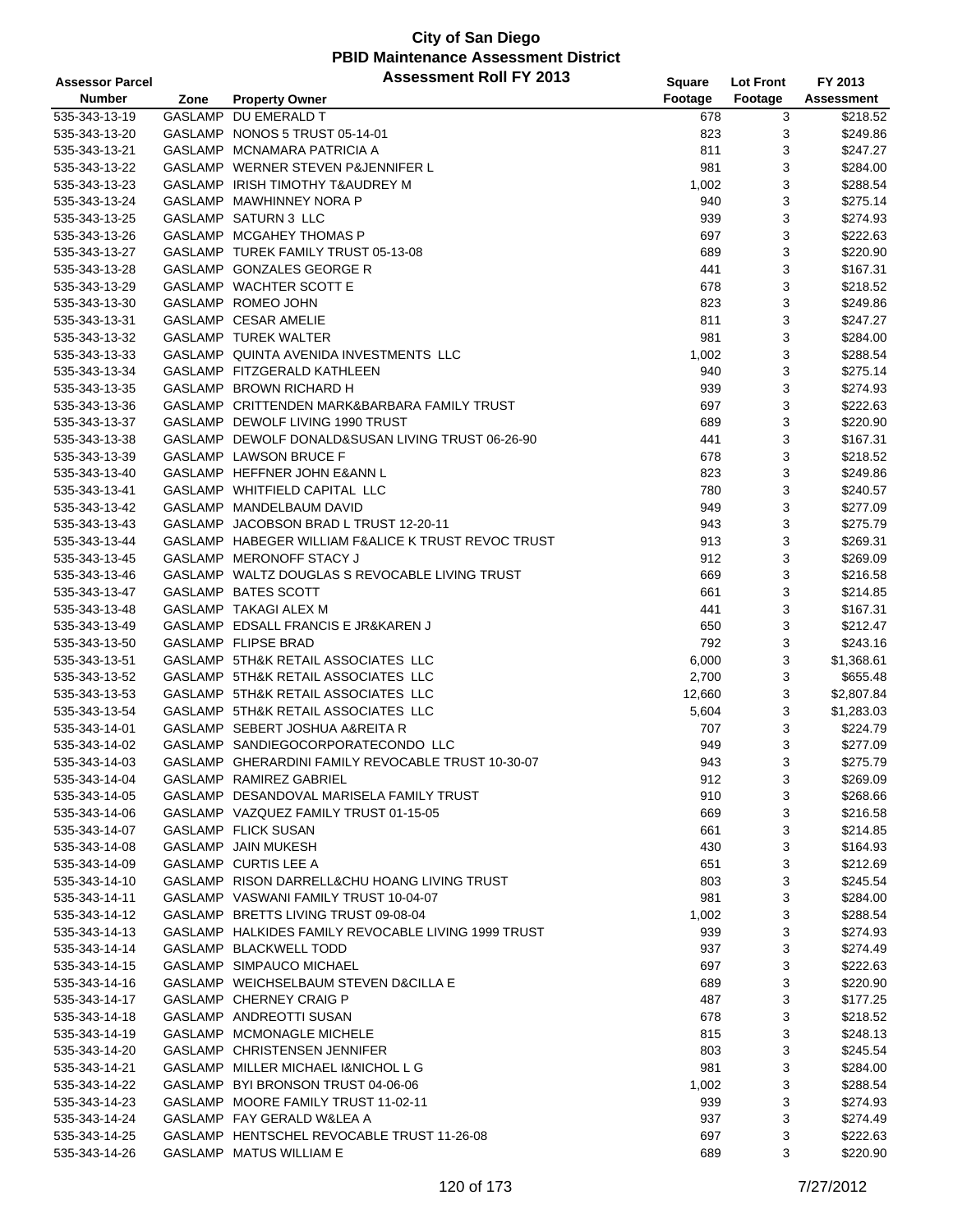# City of San Diego
## PBID Maintenance Assessment District
## Assessment Roll FY 2013

| Assessor Parcel Number | Zone | Property Owner | Square Footage | Lot Front Footage | FY 2013 Assessment |
|---|---|---|---|---|---|
| 535-343-13-19 | GASLAMP | DU EMERALD T | 678 | 3 | $218.52 |
| 535-343-13-20 | GASLAMP | NONOS 5 TRUST 05-14-01 | 823 | 3 | $249.86 |
| 535-343-13-21 | GASLAMP | MCNAMARA PATRICIA A | 811 | 3 | $247.27 |
| 535-343-13-22 | GASLAMP | WERNER STEVEN P&JENNIFER L | 981 | 3 | $284.00 |
| 535-343-13-23 | GASLAMP | IRISH TIMOTHY T&AUDREY M | 1,002 | 3 | $288.54 |
| 535-343-13-24 | GASLAMP | MAWHINNEY NORA P | 940 | 3 | $275.14 |
| 535-343-13-25 | GASLAMP | SATURN 3 LLC | 939 | 3 | $274.93 |
| 535-343-13-26 | GASLAMP | MCGAHEY THOMAS P | 697 | 3 | $222.63 |
| 535-343-13-27 | GASLAMP | TUREK FAMILY TRUST 05-13-08 | 689 | 3 | $220.90 |
| 535-343-13-28 | GASLAMP | GONZALES GEORGE R | 441 | 3 | $167.31 |
| 535-343-13-29 | GASLAMP | WACHTER SCOTT E | 678 | 3 | $218.52 |
| 535-343-13-30 | GASLAMP | ROMEO JOHN | 823 | 3 | $249.86 |
| 535-343-13-31 | GASLAMP | CESAR AMELIE | 811 | 3 | $247.27 |
| 535-343-13-32 | GASLAMP | TUREK WALTER | 981 | 3 | $284.00 |
| 535-343-13-33 | GASLAMP | QUINTA AVENIDA INVESTMENTS LLC | 1,002 | 3 | $288.54 |
| 535-343-13-34 | GASLAMP | FITZGERALD KATHLEEN | 940 | 3 | $275.14 |
| 535-343-13-35 | GASLAMP | BROWN RICHARD H | 939 | 3 | $274.93 |
| 535-343-13-36 | GASLAMP | CRITTENDEN MARK&BARBARA FAMILY TRUST | 697 | 3 | $222.63 |
| 535-343-13-37 | GASLAMP | DEWOLF LIVING 1990 TRUST | 689 | 3 | $220.90 |
| 535-343-13-38 | GASLAMP | DEWOLF DONALD&SUSAN LIVING TRUST 06-26-90 | 441 | 3 | $167.31 |
| 535-343-13-39 | GASLAMP | LAWSON BRUCE F | 678 | 3 | $218.52 |
| 535-343-13-40 | GASLAMP | HEFFNER JOHN E&ANN L | 823 | 3 | $249.86 |
| 535-343-13-41 | GASLAMP | WHITFIELD CAPITAL LLC | 780 | 3 | $240.57 |
| 535-343-13-42 | GASLAMP | MANDELBAUM DAVID | 949 | 3 | $277.09 |
| 535-343-13-43 | GASLAMP | JACOBSON BRAD L TRUST 12-20-11 | 943 | 3 | $275.79 |
| 535-343-13-44 | GASLAMP | HABEGER WILLIAM F&ALICE K TRUST REVOC TRUST | 913 | 3 | $269.31 |
| 535-343-13-45 | GASLAMP | MERONOFF STACY J | 912 | 3 | $269.09 |
| 535-343-13-46 | GASLAMP | WALTZ DOUGLAS S REVOCABLE LIVING TRUST | 669 | 3 | $216.58 |
| 535-343-13-47 | GASLAMP | BATES SCOTT | 661 | 3 | $214.85 |
| 535-343-13-48 | GASLAMP | TAKAGI ALEX M | 441 | 3 | $167.31 |
| 535-343-13-49 | GASLAMP | EDSALL FRANCIS E JR&KAREN J | 650 | 3 | $212.47 |
| 535-343-13-50 | GASLAMP | FLIPSE BRAD | 792 | 3 | $243.16 |
| 535-343-13-51 | GASLAMP | 5TH&K RETAIL ASSOCIATES LLC | 6,000 | 3 | $1,368.61 |
| 535-343-13-52 | GASLAMP | 5TH&K RETAIL ASSOCIATES LLC | 2,700 | 3 | $655.48 |
| 535-343-13-53 | GASLAMP | 5TH&K RETAIL ASSOCIATES LLC | 12,660 | 3 | $2,807.84 |
| 535-343-13-54 | GASLAMP | 5TH&K RETAIL ASSOCIATES LLC | 5,604 | 3 | $1,283.03 |
| 535-343-14-01 | GASLAMP | SEBERT JOSHUA A&REITA R | 707 | 3 | $224.79 |
| 535-343-14-02 | GASLAMP | SANDIEGOCORPORATECONDO LLC | 949 | 3 | $277.09 |
| 535-343-14-03 | GASLAMP | GHERARDINI FAMILY REVOCABLE TRUST 10-30-07 | 943 | 3 | $275.79 |
| 535-343-14-04 | GASLAMP | RAMIREZ GABRIEL | 912 | 3 | $269.09 |
| 535-343-14-05 | GASLAMP | DESANDOVAL MARISELA FAMILY TRUST | 910 | 3 | $268.66 |
| 535-343-14-06 | GASLAMP | VAZQUEZ FAMILY TRUST 01-15-05 | 669 | 3 | $216.58 |
| 535-343-14-07 | GASLAMP | FLICK SUSAN | 661 | 3 | $214.85 |
| 535-343-14-08 | GASLAMP | JAIN MUKESH | 430 | 3 | $164.93 |
| 535-343-14-09 | GASLAMP | CURTIS LEE A | 651 | 3 | $212.69 |
| 535-343-14-10 | GASLAMP | RISON DARRELL&CHU HOANG LIVING TRUST | 803 | 3 | $245.54 |
| 535-343-14-11 | GASLAMP | VASWANI FAMILY TRUST 10-04-07 | 981 | 3 | $284.00 |
| 535-343-14-12 | GASLAMP | BRETTS LIVING TRUST 09-08-04 | 1,002 | 3 | $288.54 |
| 535-343-14-13 | GASLAMP | HALKIDES FAMILY REVOCABLE LIVING 1999 TRUST | 939 | 3 | $274.93 |
| 535-343-14-14 | GASLAMP | BLACKWELL TODD | 937 | 3 | $274.49 |
| 535-343-14-15 | GASLAMP | SIMPAUCO MICHAEL | 697 | 3 | $222.63 |
| 535-343-14-16 | GASLAMP | WEICHSELBAUM STEVEN D&CILLA E | 689 | 3 | $220.90 |
| 535-343-14-17 | GASLAMP | CHERNEY CRAIG P | 487 | 3 | $177.25 |
| 535-343-14-18 | GASLAMP | ANDREOTTI SUSAN | 678 | 3 | $218.52 |
| 535-343-14-19 | GASLAMP | MCMONAGLE MICHELE | 815 | 3 | $248.13 |
| 535-343-14-20 | GASLAMP | CHRISTENSEN JENNIFER | 803 | 3 | $245.54 |
| 535-343-14-21 | GASLAMP | MILLER MICHAEL I&NICHOL L G | 981 | 3 | $284.00 |
| 535-343-14-22 | GASLAMP | BYI BRONSON TRUST 04-06-06 | 1,002 | 3 | $288.54 |
| 535-343-14-23 | GASLAMP | MOORE FAMILY TRUST 11-02-11 | 939 | 3 | $274.93 |
| 535-343-14-24 | GASLAMP | FAY GERALD W&LEA A | 937 | 3 | $274.49 |
| 535-343-14-25 | GASLAMP | HENTSCHEL REVOCABLE TRUST 11-26-08 | 697 | 3 | $222.63 |
| 535-343-14-26 | GASLAMP | MATUS WILLIAM E | 689 | 3 | $220.90 |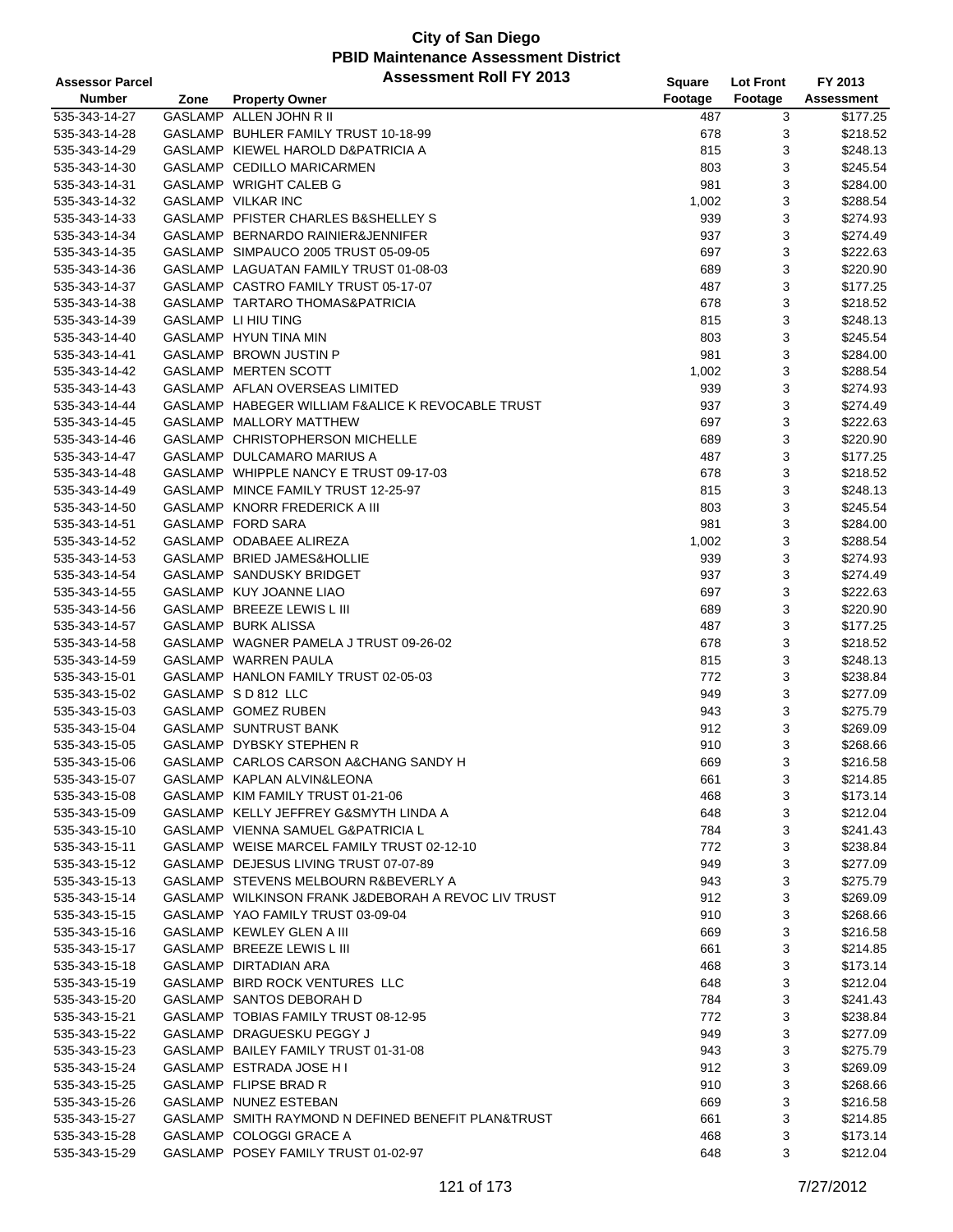# City of San Diego
## PBID Maintenance Assessment District
### Assessment Roll FY 2013

| Assessor Parcel Number | Zone | Property Owner | Square Footage | Lot Front Footage | FY 2013 Assessment |
|---|---|---|---|---|---|
| 535-343-14-27 | GASLAMP | ALLEN JOHN R II | 487 | 3 | $177.25 |
| 535-343-14-28 | GASLAMP | BUHLER FAMILY TRUST 10-18-99 | 678 | 3 | $218.52 |
| 535-343-14-29 | GASLAMP | KIEWEL HAROLD D&PATRICIA A | 815 | 3 | $248.13 |
| 535-343-14-30 | GASLAMP | CEDILLO MARICARMEN | 803 | 3 | $245.54 |
| 535-343-14-31 | GASLAMP | WRIGHT CALEB G | 981 | 3 | $284.00 |
| 535-343-14-32 | GASLAMP | VILKAR INC | 1,002 | 3 | $288.54 |
| 535-343-14-33 | GASLAMP | PFISTER CHARLES B&SHELLEY S | 939 | 3 | $274.93 |
| 535-343-14-34 | GASLAMP | BERNARDO RAINIER&JENNIFER | 937 | 3 | $274.49 |
| 535-343-14-35 | GASLAMP | SIMPAUCO 2005 TRUST 05-09-05 | 697 | 3 | $222.63 |
| 535-343-14-36 | GASLAMP | LAGUATAN FAMILY TRUST 01-08-03 | 689 | 3 | $220.90 |
| 535-343-14-37 | GASLAMP | CASTRO FAMILY TRUST 05-17-07 | 487 | 3 | $177.25 |
| 535-343-14-38 | GASLAMP | TARTARO THOMAS&PATRICIA | 678 | 3 | $218.52 |
| 535-343-14-39 | GASLAMP | LI HIU TING | 815 | 3 | $248.13 |
| 535-343-14-40 | GASLAMP | HYUN TINA MIN | 803 | 3 | $245.54 |
| 535-343-14-41 | GASLAMP | BROWN JUSTIN P | 981 | 3 | $284.00 |
| 535-343-14-42 | GASLAMP | MERTEN SCOTT | 1,002 | 3 | $288.54 |
| 535-343-14-43 | GASLAMP | AFLAN OVERSEAS LIMITED | 939 | 3 | $274.93 |
| 535-343-14-44 | GASLAMP | HABEGER WILLIAM F&ALICE K REVOCABLE TRUST | 937 | 3 | $274.49 |
| 535-343-14-45 | GASLAMP | MALLORY MATTHEW | 697 | 3 | $222.63 |
| 535-343-14-46 | GASLAMP | CHRISTOPHERSON MICHELLE | 689 | 3 | $220.90 |
| 535-343-14-47 | GASLAMP | DULCAMARO MARIUS A | 487 | 3 | $177.25 |
| 535-343-14-48 | GASLAMP | WHIPPLE NANCY E TRUST 09-17-03 | 678 | 3 | $218.52 |
| 535-343-14-49 | GASLAMP | MINCE FAMILY TRUST 12-25-97 | 815 | 3 | $248.13 |
| 535-343-14-50 | GASLAMP | KNORR FREDERICK A III | 803 | 3 | $245.54 |
| 535-343-14-51 | GASLAMP | FORD SARA | 981 | 3 | $284.00 |
| 535-343-14-52 | GASLAMP | ODABAEE ALIREZA | 1,002 | 3 | $288.54 |
| 535-343-14-53 | GASLAMP | BRIED JAMES&HOLLIE | 939 | 3 | $274.93 |
| 535-343-14-54 | GASLAMP | SANDUSKY BRIDGET | 937 | 3 | $274.49 |
| 535-343-14-55 | GASLAMP | KUY JOANNE LIAO | 697 | 3 | $222.63 |
| 535-343-14-56 | GASLAMP | BREEZE LEWIS L III | 689 | 3 | $220.90 |
| 535-343-14-57 | GASLAMP | BURK ALISSA | 487 | 3 | $177.25 |
| 535-343-14-58 | GASLAMP | WAGNER PAMELA J TRUST 09-26-02 | 678 | 3 | $218.52 |
| 535-343-14-59 | GASLAMP | WARREN PAULA | 815 | 3 | $248.13 |
| 535-343-15-01 | GASLAMP | HANLON FAMILY TRUST 02-05-03 | 772 | 3 | $238.84 |
| 535-343-15-02 | GASLAMP | S D 812 LLC | 949 | 3 | $277.09 |
| 535-343-15-03 | GASLAMP | GOMEZ RUBEN | 943 | 3 | $275.79 |
| 535-343-15-04 | GASLAMP | SUNTRUST BANK | 912 | 3 | $269.09 |
| 535-343-15-05 | GASLAMP | DYBSKY STEPHEN R | 910 | 3 | $268.66 |
| 535-343-15-06 | GASLAMP | CARLOS CARSON A&CHANG SANDY H | 669 | 3 | $216.58 |
| 535-343-15-07 | GASLAMP | KAPLAN ALVIN&LEONA | 661 | 3 | $214.85 |
| 535-343-15-08 | GASLAMP | KIM FAMILY TRUST 01-21-06 | 468 | 3 | $173.14 |
| 535-343-15-09 | GASLAMP | KELLY JEFFREY G&SMYTH LINDA A | 648 | 3 | $212.04 |
| 535-343-15-10 | GASLAMP | VIENNA SAMUEL G&PATRICIA L | 784 | 3 | $241.43 |
| 535-343-15-11 | GASLAMP | WEISE MARCEL FAMILY TRUST 02-12-10 | 772 | 3 | $238.84 |
| 535-343-15-12 | GASLAMP | DEJESUS LIVING TRUST 07-07-89 | 949 | 3 | $277.09 |
| 535-343-15-13 | GASLAMP | STEVENS MELBOURN R&BEVERLY A | 943 | 3 | $275.79 |
| 535-343-15-14 | GASLAMP | WILKINSON FRANK J&DEBORAH A REVOC LIV TRUST | 912 | 3 | $269.09 |
| 535-343-15-15 | GASLAMP | YAO FAMILY TRUST 03-09-04 | 910 | 3 | $268.66 |
| 535-343-15-16 | GASLAMP | KEWLEY GLEN A III | 669 | 3 | $216.58 |
| 535-343-15-17 | GASLAMP | BREEZE LEWIS L III | 661 | 3 | $214.85 |
| 535-343-15-18 | GASLAMP | DIRTADIAN ARA | 468 | 3 | $173.14 |
| 535-343-15-19 | GASLAMP | BIRD ROCK VENTURES LLC | 648 | 3 | $212.04 |
| 535-343-15-20 | GASLAMP | SANTOS DEBORAH D | 784 | 3 | $241.43 |
| 535-343-15-21 | GASLAMP | TOBIAS FAMILY TRUST 08-12-95 | 772 | 3 | $238.84 |
| 535-343-15-22 | GASLAMP | DRAGUESKU PEGGY J | 949 | 3 | $277.09 |
| 535-343-15-23 | GASLAMP | BAILEY FAMILY TRUST 01-31-08 | 943 | 3 | $275.79 |
| 535-343-15-24 | GASLAMP | ESTRADA JOSE H I | 912 | 3 | $269.09 |
| 535-343-15-25 | GASLAMP | FLIPSE BRAD R | 910 | 3 | $268.66 |
| 535-343-15-26 | GASLAMP | NUNEZ ESTEBAN | 669 | 3 | $216.58 |
| 535-343-15-27 | GASLAMP | SMITH RAYMOND N DEFINED BENEFIT PLAN&TRUST | 661 | 3 | $214.85 |
| 535-343-15-28 | GASLAMP | COLOGGI GRACE A | 468 | 3 | $173.14 |
| 535-343-15-29 | GASLAMP | POSEY FAMILY TRUST 01-02-97 | 648 | 3 | $212.04 |

7/27/2012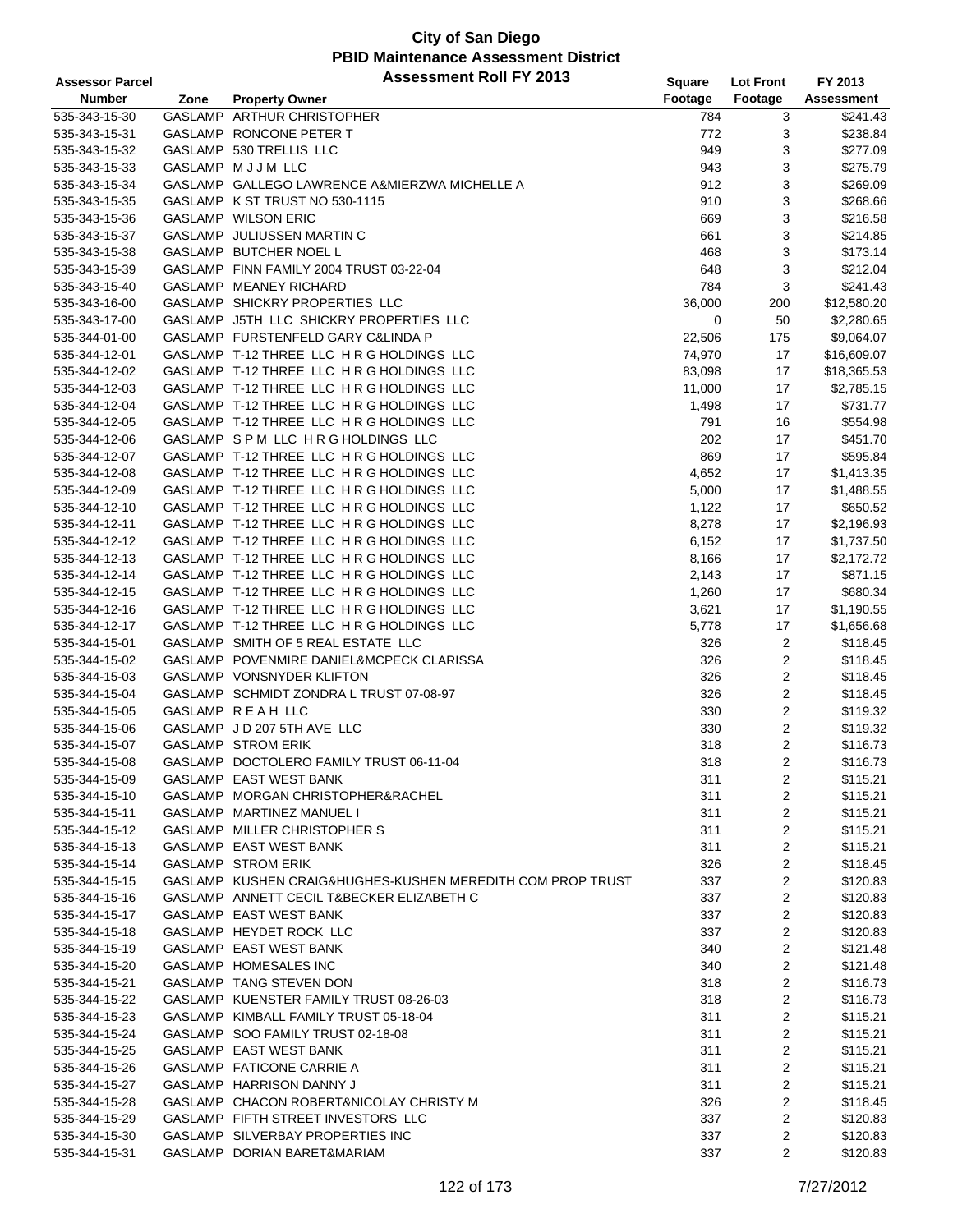# City of San Diego
## PBID Maintenance Assessment District
## Assessment Roll FY 2013

| Assessor Parcel Number | Zone | Property Owner | Square Footage | Lot Front Footage | FY 2013 Assessment |
|---|---|---|---|---|---|
| 535-343-15-30 | GASLAMP | ARTHUR CHRISTOPHER | 784 | 3 | $241.43 |
| 535-343-15-31 | GASLAMP | RONCONE PETER T | 772 | 3 | $238.84 |
| 535-343-15-32 | GASLAMP | 530 TRELLIS LLC | 949 | 3 | $277.09 |
| 535-343-15-33 | GASLAMP | M J J M LLC | 943 | 3 | $275.79 |
| 535-343-15-34 | GASLAMP | GALLEGO LAWRENCE A&MIERZWA MICHELLE A | 912 | 3 | $269.09 |
| 535-343-15-35 | GASLAMP | K ST TRUST NO 530-1115 | 910 | 3 | $268.66 |
| 535-343-15-36 | GASLAMP | WILSON ERIC | 669 | 3 | $216.58 |
| 535-343-15-37 | GASLAMP | JULIUSSEN MARTIN C | 661 | 3 | $214.85 |
| 535-343-15-38 | GASLAMP | BUTCHER NOEL L | 468 | 3 | $173.14 |
| 535-343-15-39 | GASLAMP | FINN FAMILY 2004 TRUST 03-22-04 | 648 | 3 | $212.04 |
| 535-343-15-40 | GASLAMP | MEANEY RICHARD | 784 | 3 | $241.43 |
| 535-343-16-00 | GASLAMP | SHICKRY PROPERTIES LLC | 36,000 | 200 | $12,580.20 |
| 535-343-17-00 | GASLAMP | J5TH LLC SHICKRY PROPERTIES LLC | 0 | 50 | $2,280.65 |
| 535-344-01-00 | GASLAMP | FURSTENFELD GARY C&LINDA P | 22,506 | 175 | $9,064.07 |
| 535-344-12-01 | GASLAMP | T-12 THREE LLC H R G HOLDINGS LLC | 74,970 | 17 | $16,609.07 |
| 535-344-12-02 | GASLAMP | T-12 THREE LLC H R G HOLDINGS LLC | 83,098 | 17 | $18,365.53 |
| 535-344-12-03 | GASLAMP | T-12 THREE LLC H R G HOLDINGS LLC | 11,000 | 17 | $2,785.15 |
| 535-344-12-04 | GASLAMP | T-12 THREE LLC H R G HOLDINGS LLC | 1,498 | 17 | $731.77 |
| 535-344-12-05 | GASLAMP | T-12 THREE LLC H R G HOLDINGS LLC | 791 | 16 | $554.98 |
| 535-344-12-06 | GASLAMP | S P M LLC H R G HOLDINGS LLC | 202 | 17 | $451.70 |
| 535-344-12-07 | GASLAMP | T-12 THREE LLC H R G HOLDINGS LLC | 869 | 17 | $595.84 |
| 535-344-12-08 | GASLAMP | T-12 THREE LLC H R G HOLDINGS LLC | 4,652 | 17 | $1,413.35 |
| 535-344-12-09 | GASLAMP | T-12 THREE LLC H R G HOLDINGS LLC | 5,000 | 17 | $1,488.55 |
| 535-344-12-10 | GASLAMP | T-12 THREE LLC H R G HOLDINGS LLC | 1,122 | 17 | $650.52 |
| 535-344-12-11 | GASLAMP | T-12 THREE LLC H R G HOLDINGS LLC | 8,278 | 17 | $2,196.93 |
| 535-344-12-12 | GASLAMP | T-12 THREE LLC H R G HOLDINGS LLC | 6,152 | 17 | $1,737.50 |
| 535-344-12-13 | GASLAMP | T-12 THREE LLC H R G HOLDINGS LLC | 8,166 | 17 | $2,172.72 |
| 535-344-12-14 | GASLAMP | T-12 THREE LLC H R G HOLDINGS LLC | 2,143 | 17 | $871.15 |
| 535-344-12-15 | GASLAMP | T-12 THREE LLC H R G HOLDINGS LLC | 1,260 | 17 | $680.34 |
| 535-344-12-16 | GASLAMP | T-12 THREE LLC H R G HOLDINGS LLC | 3,621 | 17 | $1,190.55 |
| 535-344-12-17 | GASLAMP | T-12 THREE LLC H R G HOLDINGS LLC | 5,778 | 17 | $1,656.68 |
| 535-344-15-01 | GASLAMP | SMITH OF 5 REAL ESTATE LLC | 326 | 2 | $118.45 |
| 535-344-15-02 | GASLAMP | POVENMIRE DANIEL&MCPECK CLARISSA | 326 | 2 | $118.45 |
| 535-344-15-03 | GASLAMP | VONSNYDER KLIFTON | 326 | 2 | $118.45 |
| 535-344-15-04 | GASLAMP | SCHMIDT ZONDRA L TRUST 07-08-97 | 326 | 2 | $118.45 |
| 535-344-15-05 | GASLAMP | R E A H LLC | 330 | 2 | $119.32 |
| 535-344-15-06 | GASLAMP | J D 207 5TH AVE LLC | 330 | 2 | $119.32 |
| 535-344-15-07 | GASLAMP | STROM ERIK | 318 | 2 | $116.73 |
| 535-344-15-08 | GASLAMP | DOCTOLERO FAMILY TRUST 06-11-04 | 318 | 2 | $116.73 |
| 535-344-15-09 | GASLAMP | EAST WEST BANK | 311 | 2 | $115.21 |
| 535-344-15-10 | GASLAMP | MORGAN CHRISTOPHER&RACHEL | 311 | 2 | $115.21 |
| 535-344-15-11 | GASLAMP | MARTINEZ MANUEL I | 311 | 2 | $115.21 |
| 535-344-15-12 | GASLAMP | MILLER CHRISTOPHER S | 311 | 2 | $115.21 |
| 535-344-15-13 | GASLAMP | EAST WEST BANK | 311 | 2 | $115.21 |
| 535-344-15-14 | GASLAMP | STROM ERIK | 326 | 2 | $118.45 |
| 535-344-15-15 | GASLAMP | KUSHEN CRAIG&HUGHES-KUSHEN MEREDITH COM PROP TRUST | 337 | 2 | $120.83 |
| 535-344-15-16 | GASLAMP | ANNETT CECIL T&BECKER ELIZABETH C | 337 | 2 | $120.83 |
| 535-344-15-17 | GASLAMP | EAST WEST BANK | 337 | 2 | $120.83 |
| 535-344-15-18 | GASLAMP | HEYDET ROCK LLC | 337 | 2 | $120.83 |
| 535-344-15-19 | GASLAMP | EAST WEST BANK | 340 | 2 | $121.48 |
| 535-344-15-20 | GASLAMP | HOMESALES INC | 340 | 2 | $121.48 |
| 535-344-15-21 | GASLAMP | TANG STEVEN DON | 318 | 2 | $116.73 |
| 535-344-15-22 | GASLAMP | KUENSTER FAMILY TRUST 08-26-03 | 318 | 2 | $116.73 |
| 535-344-15-23 | GASLAMP | KIMBALL FAMILY TRUST 05-18-04 | 311 | 2 | $115.21 |
| 535-344-15-24 | GASLAMP | SOO FAMILY TRUST 02-18-08 | 311 | 2 | $115.21 |
| 535-344-15-25 | GASLAMP | EAST WEST BANK | 311 | 2 | $115.21 |
| 535-344-15-26 | GASLAMP | FATICONE CARRIE A | 311 | 2 | $115.21 |
| 535-344-15-27 | GASLAMP | HARRISON DANNY J | 311 | 2 | $115.21 |
| 535-344-15-28 | GASLAMP | CHACON ROBERT&NICOLAY CHRISTY M | 326 | 2 | $118.45 |
| 535-344-15-29 | GASLAMP | FIFTH STREET INVESTORS LLC | 337 | 2 | $120.83 |
| 535-344-15-30 | GASLAMP | SILVERBAY PROPERTIES INC | 337 | 2 | $120.83 |
| 535-344-15-31 | GASLAMP | DORIAN BARET&MARIAM | 337 | 2 | $120.83 |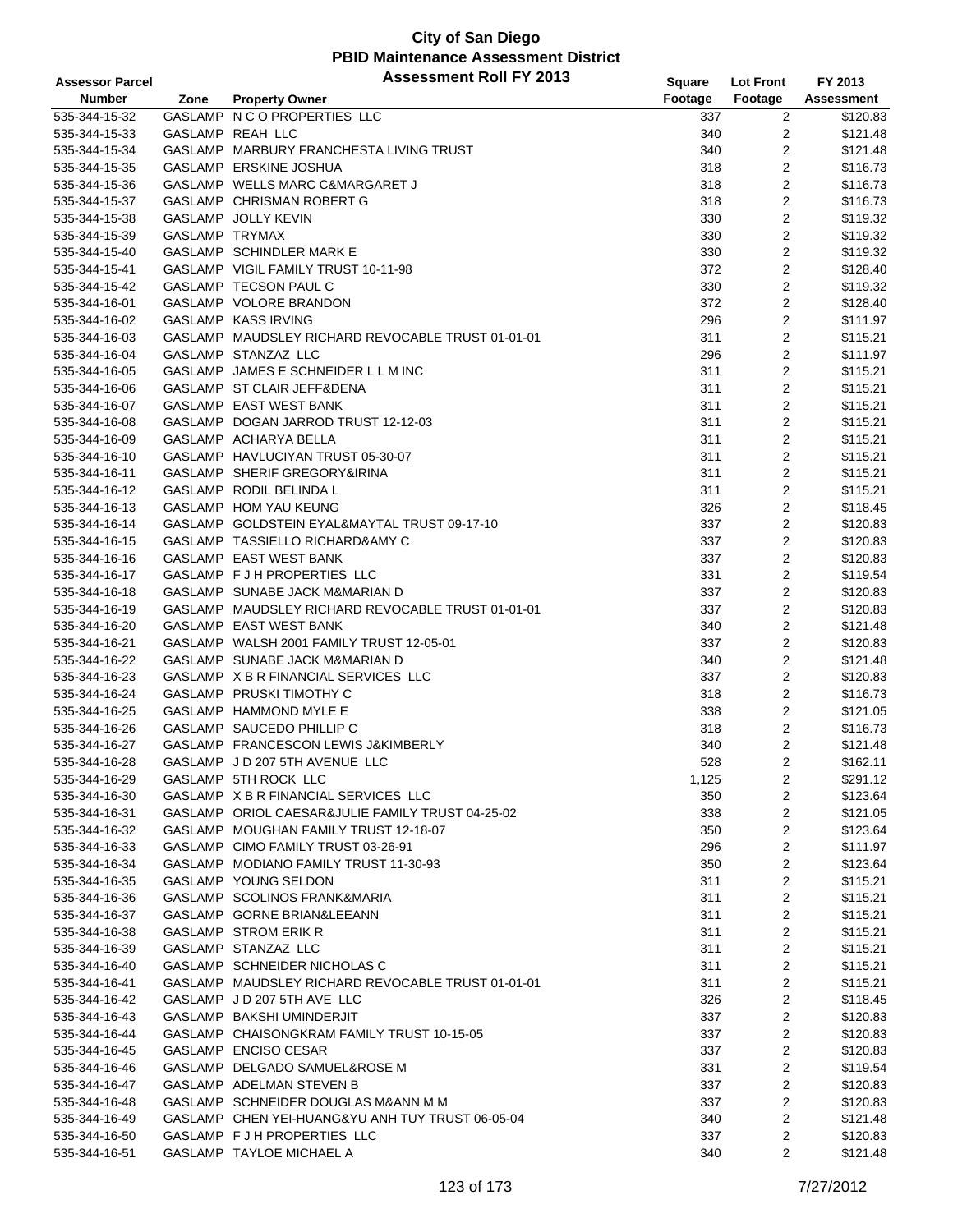# City of San Diego
## PBID Maintenance Assessment District
## Assessment Roll FY 2013

| Assessor Parcel Number | Zone | Property Owner | Square Footage | Lot Front Footage | FY 2013 Assessment |
|---|---|---|---|---|---|
| 535-344-15-32 | GASLAMP | N C O PROPERTIES LLC | 337 | 2 | $120.83 |
| 535-344-15-33 | GASLAMP | REAH LLC | 340 | 2 | $121.48 |
| 535-344-15-34 | GASLAMP | MARBURY FRANCHESTA LIVING TRUST | 340 | 2 | $121.48 |
| 535-344-15-35 | GASLAMP | ERSKINE JOSHUA | 318 | 2 | $116.73 |
| 535-344-15-36 | GASLAMP | WELLS MARC C&MARGARET J | 318 | 2 | $116.73 |
| 535-344-15-37 | GASLAMP | CHRISMAN ROBERT G | 318 | 2 | $116.73 |
| 535-344-15-38 | GASLAMP | JOLLY KEVIN | 330 | 2 | $119.32 |
| 535-344-15-39 | GASLAMP | TRYMAX | 330 | 2 | $119.32 |
| 535-344-15-40 | GASLAMP | SCHINDLER MARK E | 330 | 2 | $119.32 |
| 535-344-15-41 | GASLAMP | VIGIL FAMILY TRUST 10-11-98 | 372 | 2 | $128.40 |
| 535-344-15-42 | GASLAMP | TECSON PAUL C | 330 | 2 | $119.32 |
| 535-344-16-01 | GASLAMP | VOLORE BRANDON | 372 | 2 | $128.40 |
| 535-344-16-02 | GASLAMP | KASS IRVING | 296 | 2 | $111.97 |
| 535-344-16-03 | GASLAMP | MAUDSLEY RICHARD REVOCABLE TRUST 01-01-01 | 311 | 2 | $115.21 |
| 535-344-16-04 | GASLAMP | STANZAZ LLC | 296 | 2 | $111.97 |
| 535-344-16-05 | GASLAMP | JAMES E SCHNEIDER L L M INC | 311 | 2 | $115.21 |
| 535-344-16-06 | GASLAMP | ST CLAIR JEFF&DENA | 311 | 2 | $115.21 |
| 535-344-16-07 | GASLAMP | EAST WEST BANK | 311 | 2 | $115.21 |
| 535-344-16-08 | GASLAMP | DOGAN JARROD TRUST 12-12-03 | 311 | 2 | $115.21 |
| 535-344-16-09 | GASLAMP | ACHARYA BELLA | 311 | 2 | $115.21 |
| 535-344-16-10 | GASLAMP | HAVLUCIYAN TRUST 05-30-07 | 311 | 2 | $115.21 |
| 535-344-16-11 | GASLAMP | SHERIF GREGORY&IRINA | 311 | 2 | $115.21 |
| 535-344-16-12 | GASLAMP | RODIL BELINDA L | 311 | 2 | $115.21 |
| 535-344-16-13 | GASLAMP | HOM YAU KEUNG | 326 | 2 | $118.45 |
| 535-344-16-14 | GASLAMP | GOLDSTEIN EYAL&MAYTAL TRUST 09-17-10 | 337 | 2 | $120.83 |
| 535-344-16-15 | GASLAMP | TASSIELLO RICHARD&AMY C | 337 | 2 | $120.83 |
| 535-344-16-16 | GASLAMP | EAST WEST BANK | 337 | 2 | $120.83 |
| 535-344-16-17 | GASLAMP | F J H PROPERTIES LLC | 331 | 2 | $119.54 |
| 535-344-16-18 | GASLAMP | SUNABE JACK M&MARIAN D | 337 | 2 | $120.83 |
| 535-344-16-19 | GASLAMP | MAUDSLEY RICHARD REVOCABLE TRUST 01-01-01 | 337 | 2 | $120.83 |
| 535-344-16-20 | GASLAMP | EAST WEST BANK | 340 | 2 | $121.48 |
| 535-344-16-21 | GASLAMP | WALSH 2001 FAMILY TRUST 12-05-01 | 337 | 2 | $120.83 |
| 535-344-16-22 | GASLAMP | SUNABE JACK M&MARIAN D | 340 | 2 | $121.48 |
| 535-344-16-23 | GASLAMP | X B R FINANCIAL SERVICES LLC | 337 | 2 | $120.83 |
| 535-344-16-24 | GASLAMP | PRUSKI TIMOTHY C | 318 | 2 | $116.73 |
| 535-344-16-25 | GASLAMP | HAMMOND MYLE E | 338 | 2 | $121.05 |
| 535-344-16-26 | GASLAMP | SAUCEDO PHILLIP C | 318 | 2 | $116.73 |
| 535-344-16-27 | GASLAMP | FRANCESCON LEWIS J&KIMBERLY | 340 | 2 | $121.48 |
| 535-344-16-28 | GASLAMP | J D 207 5TH AVENUE LLC | 528 | 2 | $162.11 |
| 535-344-16-29 | GASLAMP | 5TH ROCK LLC | 1,125 | 2 | $291.12 |
| 535-344-16-30 | GASLAMP | X B R FINANCIAL SERVICES LLC | 350 | 2 | $123.64 |
| 535-344-16-31 | GASLAMP | ORIOL CAESAR&JULIE FAMILY TRUST 04-25-02 | 338 | 2 | $121.05 |
| 535-344-16-32 | GASLAMP | MOUGHAN FAMILY TRUST 12-18-07 | 350 | 2 | $123.64 |
| 535-344-16-33 | GASLAMP | CIMO FAMILY TRUST 03-26-91 | 296 | 2 | $111.97 |
| 535-344-16-34 | GASLAMP | MODIANO FAMILY TRUST 11-30-93 | 350 | 2 | $123.64 |
| 535-344-16-35 | GASLAMP | YOUNG SELDON | 311 | 2 | $115.21 |
| 535-344-16-36 | GASLAMP | SCOLINOS FRANK&MARIA | 311 | 2 | $115.21 |
| 535-344-16-37 | GASLAMP | GORNE BRIAN&LEEANN | 311 | 2 | $115.21 |
| 535-344-16-38 | GASLAMP | STROM ERIK R | 311 | 2 | $115.21 |
| 535-344-16-39 | GASLAMP | STANZAZ LLC | 311 | 2 | $115.21 |
| 535-344-16-40 | GASLAMP | SCHNEIDER NICHOLAS C | 311 | 2 | $115.21 |
| 535-344-16-41 | GASLAMP | MAUDSLEY RICHARD REVOCABLE TRUST 01-01-01 | 311 | 2 | $115.21 |
| 535-344-16-42 | GASLAMP | J D 207 5TH AVE LLC | 326 | 2 | $118.45 |
| 535-344-16-43 | GASLAMP | BAKSHI UMINDERJIT | 337 | 2 | $120.83 |
| 535-344-16-44 | GASLAMP | CHAISONGKRAM FAMILY TRUST 10-15-05 | 337 | 2 | $120.83 |
| 535-344-16-45 | GASLAMP | ENCISO CESAR | 337 | 2 | $120.83 |
| 535-344-16-46 | GASLAMP | DELGADO SAMUEL&ROSE M | 331 | 2 | $119.54 |
| 535-344-16-47 | GASLAMP | ADELMAN STEVEN B | 337 | 2 | $120.83 |
| 535-344-16-48 | GASLAMP | SCHNEIDER DOUGLAS M&ANN M M | 337 | 2 | $120.83 |
| 535-344-16-49 | GASLAMP | CHEN YEI-HUANG&YU ANH TUY TRUST 06-05-04 | 340 | 2 | $121.48 |
| 535-344-16-50 | GASLAMP | F J H PROPERTIES LLC | 337 | 2 | $120.83 |
| 535-344-16-51 | GASLAMP | TAYLOE MICHAEL A | 340 | 2 | $121.48 |

7/27/2012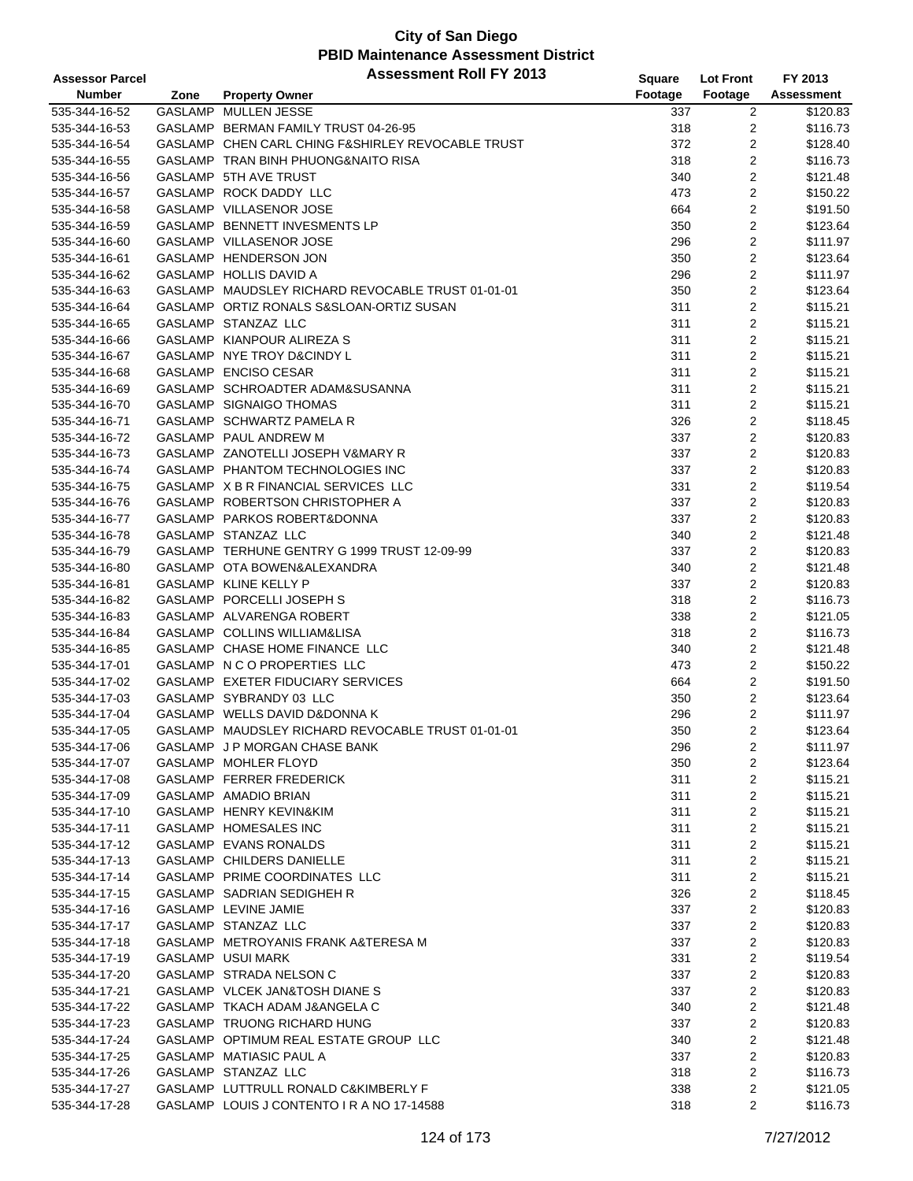# City of San Diego
## PBID Maintenance Assessment District
### Assessment Roll FY 2013

| Assessor Parcel Number | Zone | Property Owner | Square Footage | Lot Front Footage | FY 2013 Assessment |
|---|---|---|---|---|---|
| 535-344-16-52 | GASLAMP | MULLEN JESSE | 337 | 2 | $120.83 |
| 535-344-16-53 | GASLAMP | BERMAN FAMILY TRUST 04-26-95 | 318 | 2 | $116.73 |
| 535-344-16-54 | GASLAMP | CHEN CARL CHING F&SHIRLEY REVOCABLE TRUST | 372 | 2 | $128.40 |
| 535-344-16-55 | GASLAMP | TRAN BINH PHUONG&NAITO RISA | 318 | 2 | $116.73 |
| 535-344-16-56 | GASLAMP | 5TH AVE TRUST | 340 | 2 | $121.48 |
| 535-344-16-57 | GASLAMP | ROCK DADDY LLC | 473 | 2 | $150.22 |
| 535-344-16-58 | GASLAMP | VILLASENOR JOSE | 664 | 2 | $191.50 |
| 535-344-16-59 | GASLAMP | BENNETT INVESMENTS LP | 350 | 2 | $123.64 |
| 535-344-16-60 | GASLAMP | VILLASENOR JOSE | 296 | 2 | $111.97 |
| 535-344-16-61 | GASLAMP | HENDERSON JON | 350 | 2 | $123.64 |
| 535-344-16-62 | GASLAMP | HOLLIS DAVID A | 296 | 2 | $111.97 |
| 535-344-16-63 | GASLAMP | MAUDSLEY RICHARD REVOCABLE TRUST 01-01-01 | 350 | 2 | $123.64 |
| 535-344-16-64 | GASLAMP | ORTIZ RONALS S&SLOAN-ORTIZ SUSAN | 311 | 2 | $115.21 |
| 535-344-16-65 | GASLAMP | STANZAZ LLC | 311 | 2 | $115.21 |
| 535-344-16-66 | GASLAMP | KIANPOUR ALIREZA S | 311 | 2 | $115.21 |
| 535-344-16-67 | GASLAMP | NYE TROY D&CINDY L | 311 | 2 | $115.21 |
| 535-344-16-68 | GASLAMP | ENCISO CESAR | 311 | 2 | $115.21 |
| 535-344-16-69 | GASLAMP | SCHROADTER ADAM&SUSANNA | 311 | 2 | $115.21 |
| 535-344-16-70 | GASLAMP | SIGNAIGO THOMAS | 311 | 2 | $115.21 |
| 535-344-16-71 | GASLAMP | SCHWARTZ PAMELA R | 326 | 2 | $118.45 |
| 535-344-16-72 | GASLAMP | PAUL ANDREW M | 337 | 2 | $120.83 |
| 535-344-16-73 | GASLAMP | ZANOTELLI JOSEPH V&MARY R | 337 | 2 | $120.83 |
| 535-344-16-74 | GASLAMP | PHANTOM TECHNOLOGIES INC | 337 | 2 | $120.83 |
| 535-344-16-75 | GASLAMP | X B R FINANCIAL SERVICES LLC | 331 | 2 | $119.54 |
| 535-344-16-76 | GASLAMP | ROBERTSON CHRISTOPHER A | 337 | 2 | $120.83 |
| 535-344-16-77 | GASLAMP | PARKOS ROBERT&DONNA | 337 | 2 | $120.83 |
| 535-344-16-78 | GASLAMP | STANZAZ LLC | 340 | 2 | $121.48 |
| 535-344-16-79 | GASLAMP | TERHUNE GENTRY G 1999 TRUST 12-09-99 | 337 | 2 | $120.83 |
| 535-344-16-80 | GASLAMP | OTA BOWEN&ALEXANDRA | 340 | 2 | $121.48 |
| 535-344-16-81 | GASLAMP | KLINE KELLY P | 337 | 2 | $120.83 |
| 535-344-16-82 | GASLAMP | PORCELLI JOSEPH S | 318 | 2 | $116.73 |
| 535-344-16-83 | GASLAMP | ALVARENGA ROBERT | 338 | 2 | $121.05 |
| 535-344-16-84 | GASLAMP | COLLINS WILLIAM&LISA | 318 | 2 | $116.73 |
| 535-344-16-85 | GASLAMP | CHASE HOME FINANCE LLC | 340 | 2 | $121.48 |
| 535-344-17-01 | GASLAMP | N C O PROPERTIES LLC | 473 | 2 | $150.22 |
| 535-344-17-02 | GASLAMP | EXETER FIDUCIARY SERVICES | 664 | 2 | $191.50 |
| 535-344-17-03 | GASLAMP | SYBRANDY 03 LLC | 350 | 2 | $123.64 |
| 535-344-17-04 | GASLAMP | WELLS DAVID D&DONNA K | 296 | 2 | $111.97 |
| 535-344-17-05 | GASLAMP | MAUDSLEY RICHARD REVOCABLE TRUST 01-01-01 | 350 | 2 | $123.64 |
| 535-344-17-06 | GASLAMP | J P MORGAN CHASE BANK | 296 | 2 | $111.97 |
| 535-344-17-07 | GASLAMP | MOHLER FLOYD | 350 | 2 | $123.64 |
| 535-344-17-08 | GASLAMP | FERRER FREDERICK | 311 | 2 | $115.21 |
| 535-344-17-09 | GASLAMP | AMADIO BRIAN | 311 | 2 | $115.21 |
| 535-344-17-10 | GASLAMP | HENRY KEVIN&KIM | 311 | 2 | $115.21 |
| 535-344-17-11 | GASLAMP | HOMESALES INC | 311 | 2 | $115.21 |
| 535-344-17-12 | GASLAMP | EVANS RONALDS | 311 | 2 | $115.21 |
| 535-344-17-13 | GASLAMP | CHILDERS DANIELLE | 311 | 2 | $115.21 |
| 535-344-17-14 | GASLAMP | PRIME COORDINATES LLC | 311 | 2 | $115.21 |
| 535-344-17-15 | GASLAMP | SADRIAN SEDIGHEH R | 326 | 2 | $118.45 |
| 535-344-17-16 | GASLAMP | LEVINE JAMIE | 337 | 2 | $120.83 |
| 535-344-17-17 | GASLAMP | STANZAZ LLC | 337 | 2 | $120.83 |
| 535-344-17-18 | GASLAMP | METROYANIS FRANK A&TERESA M | 337 | 2 | $120.83 |
| 535-344-17-19 | GASLAMP | USUI MARK | 331 | 2 | $119.54 |
| 535-344-17-20 | GASLAMP | STRADA NELSON C | 337 | 2 | $120.83 |
| 535-344-17-21 | GASLAMP | VLCEK JAN&TOSH DIANE S | 337 | 2 | $120.83 |
| 535-344-17-22 | GASLAMP | TKACH ADAM J&ANGELA C | 340 | 2 | $121.48 |
| 535-344-17-23 | GASLAMP | TRUONG RICHARD HUNG | 337 | 2 | $120.83 |
| 535-344-17-24 | GASLAMP | OPTIMUM REAL ESTATE GROUP LLC | 340 | 2 | $121.48 |
| 535-344-17-25 | GASLAMP | MATIASIC PAUL A | 337 | 2 | $120.83 |
| 535-344-17-26 | GASLAMP | STANZAZ LLC | 318 | 2 | $116.73 |
| 535-344-17-27 | GASLAMP | LUTTRULL RONALD C&KIMBERLY F | 338 | 2 | $121.05 |
| 535-344-17-28 | GASLAMP | LOUIS J CONTENTO I R A NO 17-14588 | 318 | 2 | $116.73 |

7/27/2012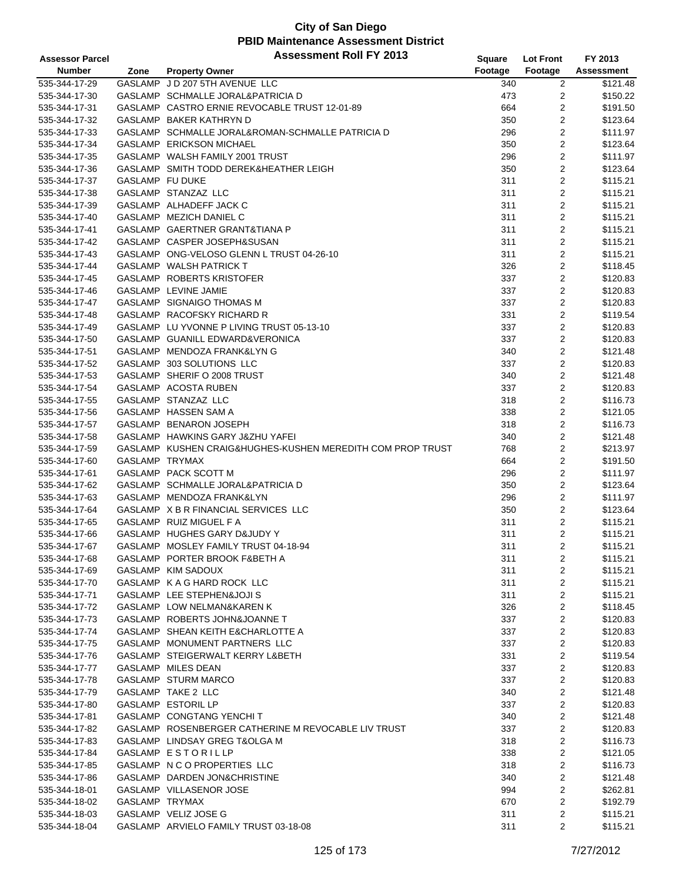# City of San Diego
## PBID Maintenance Assessment District
### Assessment Roll FY 2013

| Assessor Parcel Number | Zone | Property Owner | Square Footage | Lot Front Footage | FY 2013 Assessment |
|---|---|---|---|---|---|
| 535-344-17-29 | GASLAMP | J D 207 5TH AVENUE LLC | 340 | 2 | $121.48 |
| 535-344-17-30 | GASLAMP | SCHMALLE JORAL&PATRICIA D | 473 | 2 | $150.22 |
| 535-344-17-31 | GASLAMP | CASTRO ERNIE REVOCABLE TRUST 12-01-89 | 664 | 2 | $191.50 |
| 535-344-17-32 | GASLAMP | BAKER KATHRYN D | 350 | 2 | $123.64 |
| 535-344-17-33 | GASLAMP | SCHMALLE JORAL&ROMAN-SCHMALLE PATRICIA D | 296 | 2 | $111.97 |
| 535-344-17-34 | GASLAMP | ERICKSON MICHAEL | 350 | 2 | $123.64 |
| 535-344-17-35 | GASLAMP | WALSH FAMILY 2001 TRUST | 296 | 2 | $111.97 |
| 535-344-17-36 | GASLAMP | SMITH TODD DEREK&HEATHER LEIGH | 350 | 2 | $123.64 |
| 535-344-17-37 | GASLAMP | FU DUKE | 311 | 2 | $115.21 |
| 535-344-17-38 | GASLAMP | STANZAZ LLC | 311 | 2 | $115.21 |
| 535-344-17-39 | GASLAMP | ALHADEFF JACK C | 311 | 2 | $115.21 |
| 535-344-17-40 | GASLAMP | MEZICH DANIEL C | 311 | 2 | $115.21 |
| 535-344-17-41 | GASLAMP | GAERTNER GRANT&TIANA P | 311 | 2 | $115.21 |
| 535-344-17-42 | GASLAMP | CASPER JOSEPH&SUSAN | 311 | 2 | $115.21 |
| 535-344-17-43 | GASLAMP | ONG-VELOSO GLENN L TRUST 04-26-10 | 311 | 2 | $115.21 |
| 535-344-17-44 | GASLAMP | WALSH PATRICK T | 326 | 2 | $118.45 |
| 535-344-17-45 | GASLAMP | ROBERTS KRISTOFER | 337 | 2 | $120.83 |
| 535-344-17-46 | GASLAMP | LEVINE JAMIE | 337 | 2 | $120.83 |
| 535-344-17-47 | GASLAMP | SIGNAIGO THOMAS M | 337 | 2 | $120.83 |
| 535-344-17-48 | GASLAMP | RACOFSKY RICHARD R | 331 | 2 | $119.54 |
| 535-344-17-49 | GASLAMP | LU YVONNE P LIVING TRUST 05-13-10 | 337 | 2 | $120.83 |
| 535-344-17-50 | GASLAMP | GUANILL EDWARD&VERONICA | 337 | 2 | $120.83 |
| 535-344-17-51 | GASLAMP | MENDOZA FRANK&LYN G | 340 | 2 | $121.48 |
| 535-344-17-52 | GASLAMP | 303 SOLUTIONS LLC | 337 | 2 | $120.83 |
| 535-344-17-53 | GASLAMP | SHERIF O 2008 TRUST | 340 | 2 | $121.48 |
| 535-344-17-54 | GASLAMP | ACOSTA RUBEN | 337 | 2 | $120.83 |
| 535-344-17-55 | GASLAMP | STANZAZ LLC | 318 | 2 | $116.73 |
| 535-344-17-56 | GASLAMP | HASSEN SAM A | 338 | 2 | $121.05 |
| 535-344-17-57 | GASLAMP | BENARON JOSEPH | 318 | 2 | $116.73 |
| 535-344-17-58 | GASLAMP | HAWKINS GARY J&ZHU YAFEI | 340 | 2 | $121.48 |
| 535-344-17-59 | GASLAMP | KUSHEN CRAIG&HUGHES-KUSHEN MEREDITH COM PROP TRUST | 768 | 2 | $213.97 |
| 535-344-17-60 | GASLAMP | TRYMAX | 664 | 2 | $191.50 |
| 535-344-17-61 | GASLAMP | PACK SCOTT M | 296 | 2 | $111.97 |
| 535-344-17-62 | GASLAMP | SCHMALLE JORAL&PATRICIA D | 350 | 2 | $123.64 |
| 535-344-17-63 | GASLAMP | MENDOZA FRANK&LYN | 296 | 2 | $111.97 |
| 535-344-17-64 | GASLAMP | X B R FINANCIAL SERVICES LLC | 350 | 2 | $123.64 |
| 535-344-17-65 | GASLAMP | RUIZ MIGUEL F A | 311 | 2 | $115.21 |
| 535-344-17-66 | GASLAMP | HUGHES GARY D&JUDY Y | 311 | 2 | $115.21 |
| 535-344-17-67 | GASLAMP | MOSLEY FAMILY TRUST 04-18-94 | 311 | 2 | $115.21 |
| 535-344-17-68 | GASLAMP | PORTER BROOK F&BETH A | 311 | 2 | $115.21 |
| 535-344-17-69 | GASLAMP | KIM SADOUX | 311 | 2 | $115.21 |
| 535-344-17-70 | GASLAMP | K A G HARD ROCK LLC | 311 | 2 | $115.21 |
| 535-344-17-71 | GASLAMP | LEE STEPHEN&JOJI S | 311 | 2 | $115.21 |
| 535-344-17-72 | GASLAMP | LOW NELMAN&KAREN K | 326 | 2 | $118.45 |
| 535-344-17-73 | GASLAMP | ROBERTS JOHN&JOANNE T | 337 | 2 | $120.83 |
| 535-344-17-74 | GASLAMP | SHEAN KEITH E&CHARLOTTE A | 337 | 2 | $120.83 |
| 535-344-17-75 | GASLAMP | MONUMENT PARTNERS LLC | 337 | 2 | $120.83 |
| 535-344-17-76 | GASLAMP | STEIGERWALT KERRY L&BETH | 331 | 2 | $119.54 |
| 535-344-17-77 | GASLAMP | MILES DEAN | 337 | 2 | $120.83 |
| 535-344-17-78 | GASLAMP | STURM MARCO | 337 | 2 | $120.83 |
| 535-344-17-79 | GASLAMP | TAKE 2 LLC | 340 | 2 | $121.48 |
| 535-344-17-80 | GASLAMP | ESTORIL LP | 337 | 2 | $120.83 |
| 535-344-17-81 | GASLAMP | CONGTANG YENCHI T | 340 | 2 | $121.48 |
| 535-344-17-82 | GASLAMP | ROSENBERGER CATHERINE M REVOCABLE LIV TRUST | 337 | 2 | $120.83 |
| 535-344-17-83 | GASLAMP | LINDSAY GREG T&OLGA M | 318 | 2 | $116.73 |
| 535-344-17-84 | GASLAMP | E S T O R I L LP | 338 | 2 | $121.05 |
| 535-344-17-85 | GASLAMP | N C O PROPERTIES LLC | 318 | 2 | $116.73 |
| 535-344-17-86 | GASLAMP | DARDEN JON&CHRISTINE | 340 | 2 | $121.48 |
| 535-344-18-01 | GASLAMP | VILLASENOR JOSE | 994 | 2 | $262.81 |
| 535-344-18-02 | GASLAMP | TRYMAX | 670 | 2 | $192.79 |
| 535-344-18-03 | GASLAMP | VELIZ JOSE G | 311 | 2 | $115.21 |
| 535-344-18-04 | GASLAMP | ARVIELO FAMILY TRUST 03-18-08 | 311 | 2 | $115.21 |

7/27/2012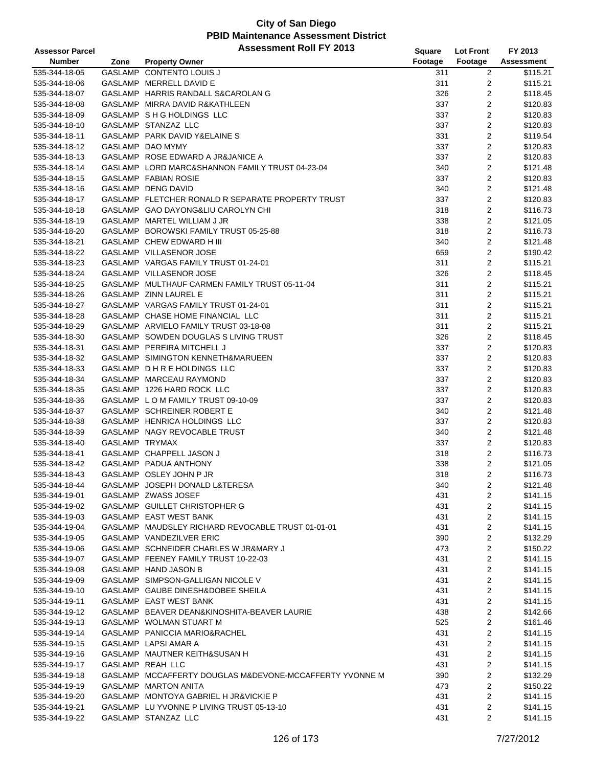# City of San Diego
## PBID Maintenance Assessment District
## Assessment Roll FY 2013

| Assessor Parcel Number | Zone | Property Owner | Square Footage | Lot Front Footage | FY 2013 Assessment |
|---|---|---|---|---|---|
| 535-344-18-05 | GASLAMP | CONTENTO LOUIS J | 311 | 2 | $115.21 |
| 535-344-18-06 | GASLAMP | MERRELL DAVID E | 311 | 2 | $115.21 |
| 535-344-18-07 | GASLAMP | HARRIS RANDALL S&CAROLAN G | 326 | 2 | $118.45 |
| 535-344-18-08 | GASLAMP | MIRRA DAVID R&KATHLEEN | 337 | 2 | $120.83 |
| 535-344-18-09 | GASLAMP | S H G HOLDINGS LLC | 337 | 2 | $120.83 |
| 535-344-18-10 | GASLAMP | STANZAZ LLC | 337 | 2 | $120.83 |
| 535-344-18-11 | GASLAMP | PARK DAVID Y&ELAINE S | 331 | 2 | $119.54 |
| 535-344-18-12 | GASLAMP | DAO MYMY | 337 | 2 | $120.83 |
| 535-344-18-13 | GASLAMP | ROSE EDWARD A JR&JANICE A | 337 | 2 | $120.83 |
| 535-344-18-14 | GASLAMP | LORD MARC&SHANNON FAMILY TRUST 04-23-04 | 340 | 2 | $121.48 |
| 535-344-18-15 | GASLAMP | FABIAN ROSIE | 337 | 2 | $120.83 |
| 535-344-18-16 | GASLAMP | DENG DAVID | 340 | 2 | $121.48 |
| 535-344-18-17 | GASLAMP | FLETCHER RONALD R SEPARATE PROPERTY TRUST | 337 | 2 | $120.83 |
| 535-344-18-18 | GASLAMP | GAO DAYONG&LIU CAROLYN CHI | 318 | 2 | $116.73 |
| 535-344-18-19 | GASLAMP | MARTEL WILLIAM J JR | 338 | 2 | $121.05 |
| 535-344-18-20 | GASLAMP | BOROWSKI FAMILY TRUST 05-25-88 | 318 | 2 | $116.73 |
| 535-344-18-21 | GASLAMP | CHEW EDWARD H III | 340 | 2 | $121.48 |
| 535-344-18-22 | GASLAMP | VILLASENOR JOSE | 659 | 2 | $190.42 |
| 535-344-18-23 | GASLAMP | VARGAS FAMILY TRUST 01-24-01 | 311 | 2 | $115.21 |
| 535-344-18-24 | GASLAMP | VILLASENOR JOSE | 326 | 2 | $118.45 |
| 535-344-18-25 | GASLAMP | MULTHAUF CARMEN FAMILY TRUST 05-11-04 | 311 | 2 | $115.21 |
| 535-344-18-26 | GASLAMP | ZINN LAUREL E | 311 | 2 | $115.21 |
| 535-344-18-27 | GASLAMP | VARGAS FAMILY TRUST 01-24-01 | 311 | 2 | $115.21 |
| 535-344-18-28 | GASLAMP | CHASE HOME FINANCIAL LLC | 311 | 2 | $115.21 |
| 535-344-18-29 | GASLAMP | ARVIELO FAMILY TRUST 03-18-08 | 311 | 2 | $115.21 |
| 535-344-18-30 | GASLAMP | SOWDEN DOUGLAS S LIVING TRUST | 326 | 2 | $118.45 |
| 535-344-18-31 | GASLAMP | PEREIRA MITCHELL J | 337 | 2 | $120.83 |
| 535-344-18-32 | GASLAMP | SIMINGTON KENNETH&MARUEEN | 337 | 2 | $120.83 |
| 535-344-18-33 | GASLAMP | D H R E HOLDINGS LLC | 337 | 2 | $120.83 |
| 535-344-18-34 | GASLAMP | MARCEAU RAYMOND | 337 | 2 | $120.83 |
| 535-344-18-35 | GASLAMP | 1226 HARD ROCK LLC | 337 | 2 | $120.83 |
| 535-344-18-36 | GASLAMP | L O M FAMILY TRUST 09-10-09 | 337 | 2 | $120.83 |
| 535-344-18-37 | GASLAMP | SCHREINER ROBERT E | 340 | 2 | $121.48 |
| 535-344-18-38 | GASLAMP | HENRICA HOLDINGS LLC | 337 | 2 | $120.83 |
| 535-344-18-39 | GASLAMP | NAGY REVOCABLE TRUST | 340 | 2 | $121.48 |
| 535-344-18-40 | GASLAMP | TRYMAX | 337 | 2 | $120.83 |
| 535-344-18-41 | GASLAMP | CHAPPELL JASON J | 318 | 2 | $116.73 |
| 535-344-18-42 | GASLAMP | PADUA ANTHONY | 338 | 2 | $121.05 |
| 535-344-18-43 | GASLAMP | OSLEY JOHN P JR | 318 | 2 | $116.73 |
| 535-344-18-44 | GASLAMP | JOSEPH DONALD L&TERESA | 340 | 2 | $121.48 |
| 535-344-19-01 | GASLAMP | ZWASS JOSEF | 431 | 2 | $141.15 |
| 535-344-19-02 | GASLAMP | GUILLET CHRISTOPHER G | 431 | 2 | $141.15 |
| 535-344-19-03 | GASLAMP | EAST WEST BANK | 431 | 2 | $141.15 |
| 535-344-19-04 | GASLAMP | MAUDSLEY RICHARD REVOCABLE TRUST 01-01-01 | 431 | 2 | $141.15 |
| 535-344-19-05 | GASLAMP | VANDEZILVER ERIC | 390 | 2 | $132.29 |
| 535-344-19-06 | GASLAMP | SCHNEIDER CHARLES W JR&MARY J | 473 | 2 | $150.22 |
| 535-344-19-07 | GASLAMP | FEENEY FAMILY TRUST 10-22-03 | 431 | 2 | $141.15 |
| 535-344-19-08 | GASLAMP | HAND JASON B | 431 | 2 | $141.15 |
| 535-344-19-09 | GASLAMP | SIMPSON-GALLIGAN NICOLE V | 431 | 2 | $141.15 |
| 535-344-19-10 | GASLAMP | GAUBE DINESH&DOBEE SHEILA | 431 | 2 | $141.15 |
| 535-344-19-11 | GASLAMP | EAST WEST BANK | 431 | 2 | $141.15 |
| 535-344-19-12 | GASLAMP | BEAVER DEAN&KINOSHITA-BEAVER LAURIE | 438 | 2 | $142.66 |
| 535-344-19-13 | GASLAMP | WOLMAN STUART M | 525 | 2 | $161.46 |
| 535-344-19-14 | GASLAMP | PANICCIA MARIO&RACHEL | 431 | 2 | $141.15 |
| 535-344-19-15 | GASLAMP | LAPSI AMAR A | 431 | 2 | $141.15 |
| 535-344-19-16 | GASLAMP | MAUTNER KEITH&SUSAN H | 431 | 2 | $141.15 |
| 535-344-19-17 | GASLAMP | REAH LLC | 431 | 2 | $141.15 |
| 535-344-19-18 | GASLAMP | MCCAFFERTY DOUGLAS M&DEVONE-MCCAFFERTY YVONNE M | 390 | 2 | $132.29 |
| 535-344-19-19 | GASLAMP | MARTON ANITA | 473 | 2 | $150.22 |
| 535-344-19-20 | GASLAMP | MONTOYA GABRIEL H JR&VICKIE P | 431 | 2 | $141.15 |
| 535-344-19-21 | GASLAMP | LU YVONNE P LIVING TRUST 05-13-10 | 431 | 2 | $141.15 |
| 535-344-19-22 | GASLAMP | STANZAZ LLC | 431 | 2 | $141.15 |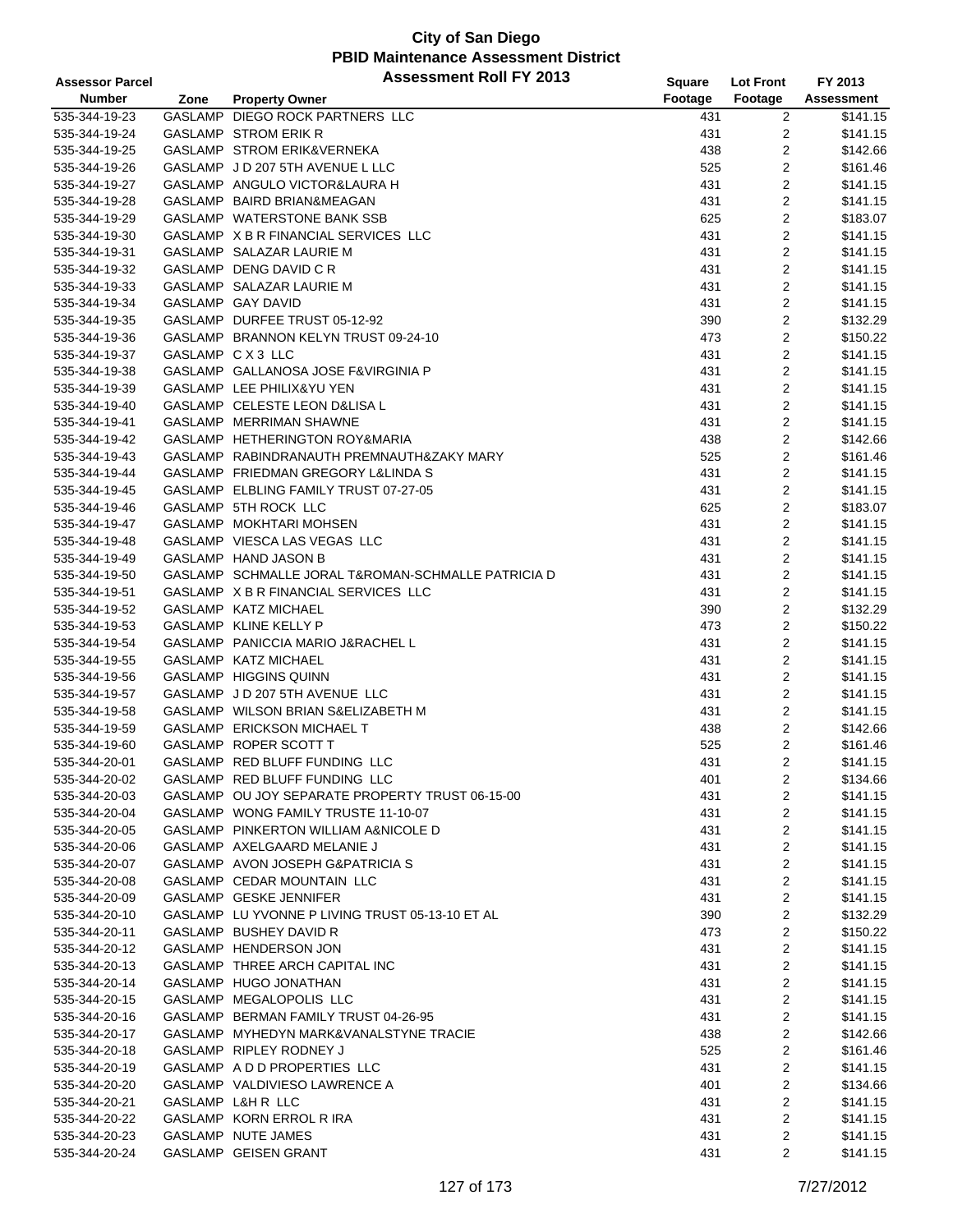# City of San Diego
## PBID Maintenance Assessment District
### Assessment Roll FY 2013

| Assessor Parcel Number | Zone | Property Owner | Square Footage | Lot Front Footage | FY 2013 Assessment |
|---|---|---|---|---|---|
| 535-344-19-23 | GASLAMP | DIEGO ROCK PARTNERS LLC | 431 | 2 | $141.15 |
| 535-344-19-24 | GASLAMP | STROM ERIK R | 431 | 2 | $141.15 |
| 535-344-19-25 | GASLAMP | STROM ERIK&VERNEKA | 438 | 2 | $142.66 |
| 535-344-19-26 | GASLAMP | J D 207 5TH AVENUE L LLC | 525 | 2 | $161.46 |
| 535-344-19-27 | GASLAMP | ANGULO VICTOR&LAURA H | 431 | 2 | $141.15 |
| 535-344-19-28 | GASLAMP | BAIRD BRIAN&MEAGAN | 431 | 2 | $141.15 |
| 535-344-19-29 | GASLAMP | WATERSTONE BANK SSB | 625 | 2 | $183.07 |
| 535-344-19-30 | GASLAMP | X B R FINANCIAL SERVICES LLC | 431 | 2 | $141.15 |
| 535-344-19-31 | GASLAMP | SALAZAR LAURIE M | 431 | 2 | $141.15 |
| 535-344-19-32 | GASLAMP | DENG DAVID C R | 431 | 2 | $141.15 |
| 535-344-19-33 | GASLAMP | SALAZAR LAURIE M | 431 | 2 | $141.15 |
| 535-344-19-34 | GASLAMP | GAY DAVID | 431 | 2 | $141.15 |
| 535-344-19-35 | GASLAMP | DURFEE TRUST 05-12-92 | 390 | 2 | $132.29 |
| 535-344-19-36 | GASLAMP | BRANNON KELYN TRUST 09-24-10 | 473 | 2 | $150.22 |
| 535-344-19-37 | GASLAMP | C X 3 LLC | 431 | 2 | $141.15 |
| 535-344-19-38 | GASLAMP | GALLANOSA JOSE F&VIRGINIA P | 431 | 2 | $141.15 |
| 535-344-19-39 | GASLAMP | LEE PHILIX&YU YEN | 431 | 2 | $141.15 |
| 535-344-19-40 | GASLAMP | CELESTE LEON D&LISA L | 431 | 2 | $141.15 |
| 535-344-19-41 | GASLAMP | MERRIMAN SHAWNE | 431 | 2 | $141.15 |
| 535-344-19-42 | GASLAMP | HETHERINGTON ROY&MARIA | 438 | 2 | $142.66 |
| 535-344-19-43 | GASLAMP | RABINDRANAUTH PREMNAUTH&ZAKY MARY | 525 | 2 | $161.46 |
| 535-344-19-44 | GASLAMP | FRIEDMAN GREGORY L&LINDA S | 431 | 2 | $141.15 |
| 535-344-19-45 | GASLAMP | ELBLING FAMILY TRUST 07-27-05 | 431 | 2 | $141.15 |
| 535-344-19-46 | GASLAMP | 5TH ROCK LLC | 625 | 2 | $183.07 |
| 535-344-19-47 | GASLAMP | MOKHTARI MOHSEN | 431 | 2 | $141.15 |
| 535-344-19-48 | GASLAMP | VIESCA LAS VEGAS LLC | 431 | 2 | $141.15 |
| 535-344-19-49 | GASLAMP | HAND JASON B | 431 | 2 | $141.15 |
| 535-344-19-50 | GASLAMP | SCHMALLE JORAL T&ROMAN-SCHMALLE PATRICIA D | 431 | 2 | $141.15 |
| 535-344-19-51 | GASLAMP | X B R FINANCIAL SERVICES LLC | 431 | 2 | $141.15 |
| 535-344-19-52 | GASLAMP | KATZ MICHAEL | 390 | 2 | $132.29 |
| 535-344-19-53 | GASLAMP | KLINE KELLY P | 473 | 2 | $150.22 |
| 535-344-19-54 | GASLAMP | PANICCIA MARIO J&RACHEL L | 431 | 2 | $141.15 |
| 535-344-19-55 | GASLAMP | KATZ MICHAEL | 431 | 2 | $141.15 |
| 535-344-19-56 | GASLAMP | HIGGINS QUINN | 431 | 2 | $141.15 |
| 535-344-19-57 | GASLAMP | J D 207 5TH AVENUE LLC | 431 | 2 | $141.15 |
| 535-344-19-58 | GASLAMP | WILSON BRIAN S&ELIZABETH M | 431 | 2 | $141.15 |
| 535-344-19-59 | GASLAMP | ERICKSON MICHAEL T | 438 | 2 | $142.66 |
| 535-344-19-60 | GASLAMP | ROPER SCOTT T | 525 | 2 | $161.46 |
| 535-344-20-01 | GASLAMP | RED BLUFF FUNDING LLC | 431 | 2 | $141.15 |
| 535-344-20-02 | GASLAMP | RED BLUFF FUNDING LLC | 401 | 2 | $134.66 |
| 535-344-20-03 | GASLAMP | OU JOY SEPARATE PROPERTY TRUST 06-15-00 | 431 | 2 | $141.15 |
| 535-344-20-04 | GASLAMP | WONG FAMILY TRUSTE 11-10-07 | 431 | 2 | $141.15 |
| 535-344-20-05 | GASLAMP | PINKERTON WILLIAM A&NICOLE D | 431 | 2 | $141.15 |
| 535-344-20-06 | GASLAMP | AXELGAARD MELANIE J | 431 | 2 | $141.15 |
| 535-344-20-07 | GASLAMP | AVON JOSEPH G&PATRICIA S | 431 | 2 | $141.15 |
| 535-344-20-08 | GASLAMP | CEDAR MOUNTAIN LLC | 431 | 2 | $141.15 |
| 535-344-20-09 | GASLAMP | GESKE JENNIFER | 431 | 2 | $141.15 |
| 535-344-20-10 | GASLAMP | LU YVONNE P LIVING TRUST 05-13-10 ET AL | 390 | 2 | $132.29 |
| 535-344-20-11 | GASLAMP | BUSHEY DAVID R | 473 | 2 | $150.22 |
| 535-344-20-12 | GASLAMP | HENDERSON JON | 431 | 2 | $141.15 |
| 535-344-20-13 | GASLAMP | THREE ARCH CAPITAL INC | 431 | 2 | $141.15 |
| 535-344-20-14 | GASLAMP | HUGO JONATHAN | 431 | 2 | $141.15 |
| 535-344-20-15 | GASLAMP | MEGALOPOLIS LLC | 431 | 2 | $141.15 |
| 535-344-20-16 | GASLAMP | BERMAN FAMILY TRUST 04-26-95 | 431 | 2 | $141.15 |
| 535-344-20-17 | GASLAMP | MYHEDYN MARK&VANALSTYNE TRACIE | 438 | 2 | $142.66 |
| 535-344-20-18 | GASLAMP | RIPLEY RODNEY J | 525 | 2 | $161.46 |
| 535-344-20-19 | GASLAMP | A D D PROPERTIES LLC | 431 | 2 | $141.15 |
| 535-344-20-20 | GASLAMP | VALDIVIESO LAWRENCE A | 401 | 2 | $134.66 |
| 535-344-20-21 | GASLAMP | L&H R LLC | 431 | 2 | $141.15 |
| 535-344-20-22 | GASLAMP | KORN ERROL R IRA | 431 | 2 | $141.15 |
| 535-344-20-23 | GASLAMP | NUTE JAMES | 431 | 2 | $141.15 |
| 535-344-20-24 | GASLAMP | GEISEN GRANT | 431 | 2 | $141.15 |

7/27/2012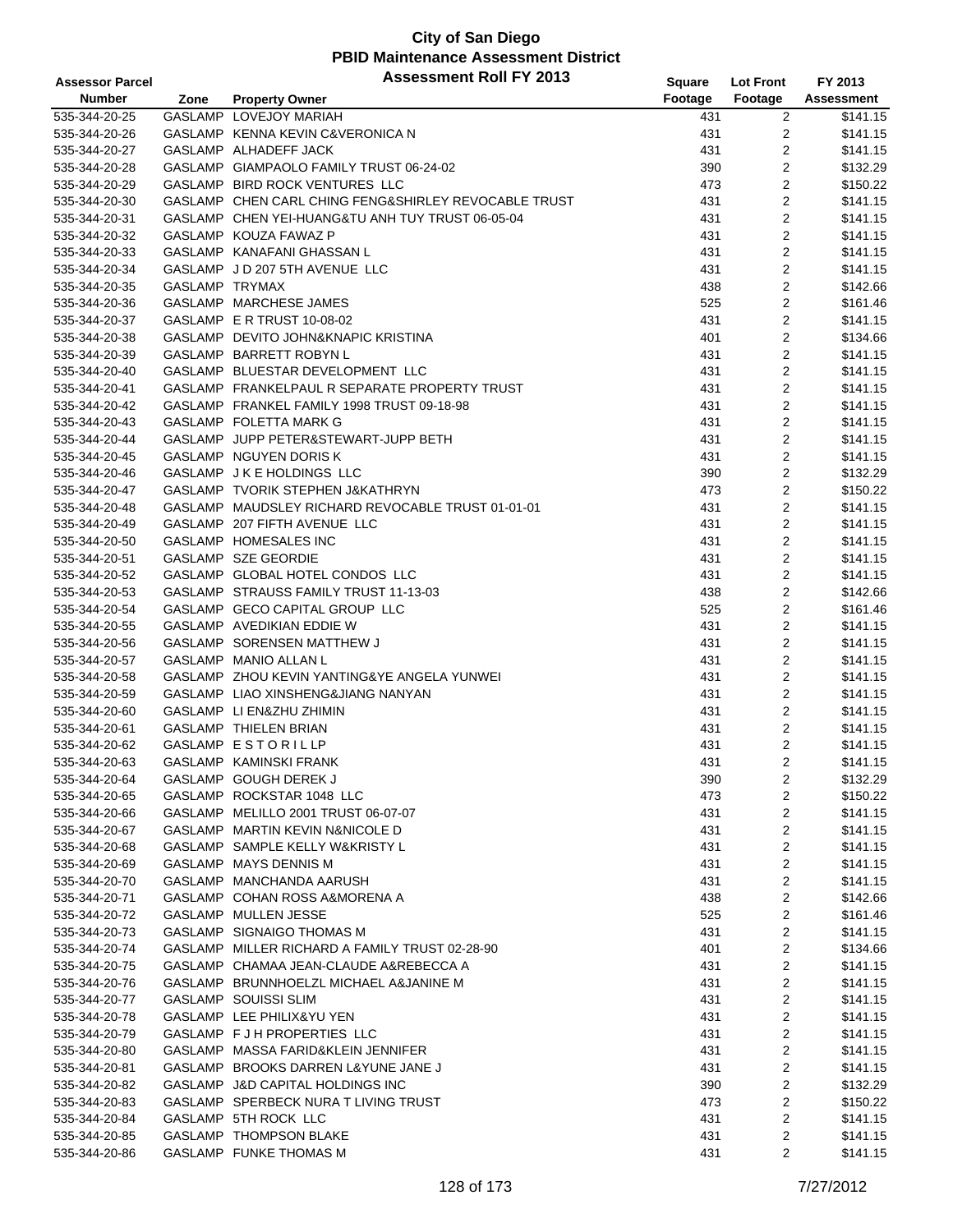# City of San Diego
## PBID Maintenance Assessment District
### Assessment Roll FY 2013

| Assessor Parcel Number | Zone | Property Owner | Square Footage | Lot Front Footage | FY 2013 Assessment |
|---|---|---|---|---|---|
| 535-344-20-25 | GASLAMP | LOVEJOY MARIAH | 431 | 2 | $141.15 |
| 535-344-20-26 | GASLAMP | KENNA KEVIN C&VERONICA N | 431 | 2 | $141.15 |
| 535-344-20-27 | GASLAMP | ALHADEFF JACK | 431 | 2 | $141.15 |
| 535-344-20-28 | GASLAMP | GIAMPAOLO FAMILY TRUST 06-24-02 | 390 | 2 | $132.29 |
| 535-344-20-29 | GASLAMP | BIRD ROCK VENTURES LLC | 473 | 2 | $150.22 |
| 535-344-20-30 | GASLAMP | CHEN CARL CHING FENG&SHIRLEY REVOCABLE TRUST | 431 | 2 | $141.15 |
| 535-344-20-31 | GASLAMP | CHEN YEI-HUANG&TU ANH TUY TRUST 06-05-04 | 431 | 2 | $141.15 |
| 535-344-20-32 | GASLAMP | KOUZA FAWAZ P | 431 | 2 | $141.15 |
| 535-344-20-33 | GASLAMP | KANAFANI GHASSAN L | 431 | 2 | $141.15 |
| 535-344-20-34 | GASLAMP | J D 207 5TH AVENUE LLC | 431 | 2 | $141.15 |
| 535-344-20-35 | GASLAMP | TRYMAX | 438 | 2 | $142.66 |
| 535-344-20-36 | GASLAMP | MARCHESE JAMES | 525 | 2 | $161.46 |
| 535-344-20-37 | GASLAMP | E R TRUST 10-08-02 | 431 | 2 | $141.15 |
| 535-344-20-38 | GASLAMP | DEVITO JOHN&KNAPIC KRISTINA | 401 | 2 | $134.66 |
| 535-344-20-39 | GASLAMP | BARRETT ROBYN L | 431 | 2 | $141.15 |
| 535-344-20-40 | GASLAMP | BLUESTAR DEVELOPMENT LLC | 431 | 2 | $141.15 |
| 535-344-20-41 | GASLAMP | FRANKELPAUL R SEPARATE PROPERTY TRUST | 431 | 2 | $141.15 |
| 535-344-20-42 | GASLAMP | FRANKEL FAMILY 1998 TRUST 09-18-98 | 431 | 2 | $141.15 |
| 535-344-20-43 | GASLAMP | FOLETTA MARK G | 431 | 2 | $141.15 |
| 535-344-20-44 | GASLAMP | JUPP PETER&STEWART-JUPP BETH | 431 | 2 | $141.15 |
| 535-344-20-45 | GASLAMP | NGUYEN DORIS K | 431 | 2 | $141.15 |
| 535-344-20-46 | GASLAMP | J K E HOLDINGS LLC | 390 | 2 | $132.29 |
| 535-344-20-47 | GASLAMP | TVORIK STEPHEN J&KATHRYN | 473 | 2 | $150.22 |
| 535-344-20-48 | GASLAMP | MAUDSLEY RICHARD REVOCABLE TRUST 01-01-01 | 431 | 2 | $141.15 |
| 535-344-20-49 | GASLAMP | 207 FIFTH AVENUE LLC | 431 | 2 | $141.15 |
| 535-344-20-50 | GASLAMP | HOMESALES INC | 431 | 2 | $141.15 |
| 535-344-20-51 | GASLAMP | SZE GEORDIE | 431 | 2 | $141.15 |
| 535-344-20-52 | GASLAMP | GLOBAL HOTEL CONDOS LLC | 431 | 2 | $141.15 |
| 535-344-20-53 | GASLAMP | STRAUSS FAMILY TRUST 11-13-03 | 438 | 2 | $142.66 |
| 535-344-20-54 | GASLAMP | GECO CAPITAL GROUP LLC | 525 | 2 | $161.46 |
| 535-344-20-55 | GASLAMP | AVEDIKIAN EDDIE W | 431 | 2 | $141.15 |
| 535-344-20-56 | GASLAMP | SORENSEN MATTHEW J | 431 | 2 | $141.15 |
| 535-344-20-57 | GASLAMP | MANIO ALLAN L | 431 | 2 | $141.15 |
| 535-344-20-58 | GASLAMP | ZHOU KEVIN YANTING&YE ANGELA YUNWEI | 431 | 2 | $141.15 |
| 535-344-20-59 | GASLAMP | LIAO XINSHENG&JIANG NANYAN | 431 | 2 | $141.15 |
| 535-344-20-60 | GASLAMP | LI EN&ZHU ZHIMIN | 431 | 2 | $141.15 |
| 535-344-20-61 | GASLAMP | THIELEN BRIAN | 431 | 2 | $141.15 |
| 535-344-20-62 | GASLAMP | E S T O R I L LP | 431 | 2 | $141.15 |
| 535-344-20-63 | GASLAMP | KAMINSKI FRANK | 431 | 2 | $141.15 |
| 535-344-20-64 | GASLAMP | GOUGH DEREK J | 390 | 2 | $132.29 |
| 535-344-20-65 | GASLAMP | ROCKSTAR 1048 LLC | 473 | 2 | $150.22 |
| 535-344-20-66 | GASLAMP | MELILLO 2001 TRUST 06-07-07 | 431 | 2 | $141.15 |
| 535-344-20-67 | GASLAMP | MARTIN KEVIN N&NICOLE D | 431 | 2 | $141.15 |
| 535-344-20-68 | GASLAMP | SAMPLE KELLY W&KRISTY L | 431 | 2 | $141.15 |
| 535-344-20-69 | GASLAMP | MAYS DENNIS M | 431 | 2 | $141.15 |
| 535-344-20-70 | GASLAMP | MANCHANDA AARUSH | 431 | 2 | $141.15 |
| 535-344-20-71 | GASLAMP | COHAN ROSS A&MORENA A | 438 | 2 | $142.66 |
| 535-344-20-72 | GASLAMP | MULLEN JESSE | 525 | 2 | $161.46 |
| 535-344-20-73 | GASLAMP | SIGNAIGO THOMAS M | 431 | 2 | $141.15 |
| 535-344-20-74 | GASLAMP | MILLER RICHARD A FAMILY TRUST 02-28-90 | 401 | 2 | $134.66 |
| 535-344-20-75 | GASLAMP | CHAMAA JEAN-CLAUDE A&REBECCA A | 431 | 2 | $141.15 |
| 535-344-20-76 | GASLAMP | BRUNNHOELZL MICHAEL A&JANINE M | 431 | 2 | $141.15 |
| 535-344-20-77 | GASLAMP | SOUISSI SLIM | 431 | 2 | $141.15 |
| 535-344-20-78 | GASLAMP | LEE PHILIX&YU YEN | 431 | 2 | $141.15 |
| 535-344-20-79 | GASLAMP | F J H PROPERTIES LLC | 431 | 2 | $141.15 |
| 535-344-20-80 | GASLAMP | MASSA FARID&KLEIN JENNIFER | 431 | 2 | $141.15 |
| 535-344-20-81 | GASLAMP | BROOKS DARREN L&YUNE JANE J | 431 | 2 | $141.15 |
| 535-344-20-82 | GASLAMP | J&D CAPITAL HOLDINGS INC | 390 | 2 | $132.29 |
| 535-344-20-83 | GASLAMP | SPERBECK NURA T LIVING TRUST | 473 | 2 | $150.22 |
| 535-344-20-84 | GASLAMP | 5TH ROCK LLC | 431 | 2 | $141.15 |
| 535-344-20-85 | GASLAMP | THOMPSON BLAKE | 431 | 2 | $141.15 |
| 535-344-20-86 | GASLAMP | FUNKE THOMAS M | 431 | 2 | $141.15 |

7/27/2012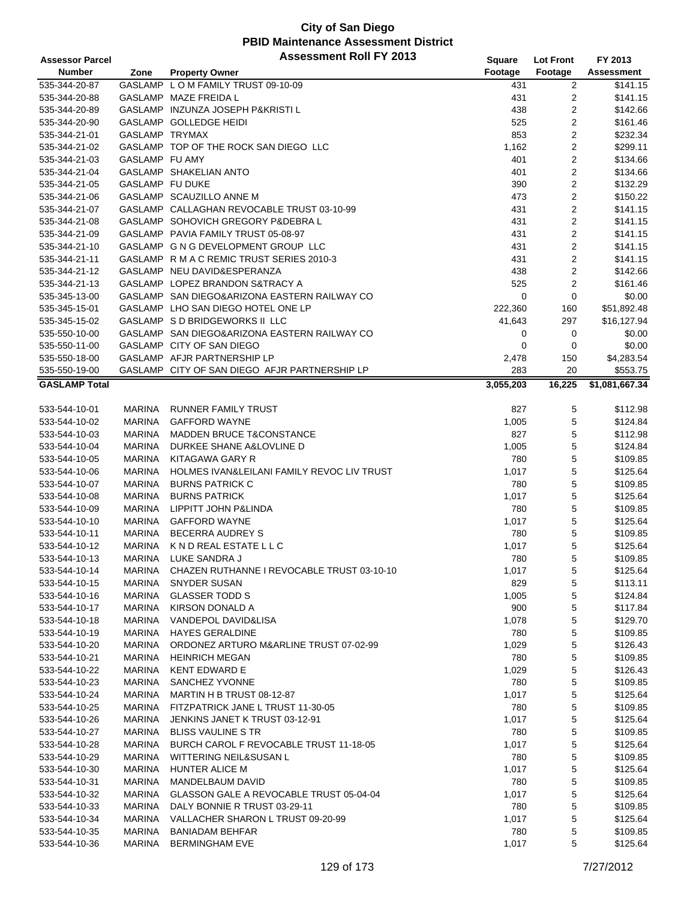# City of San Diego
## PBID Maintenance Assessment District
### Assessment Roll FY 2013

| Assessor Parcel Number | Zone | Property Owner | Square Footage | Lot Front Footage | FY 2013 Assessment |
|---|---|---|---|---|---|
| 535-344-20-87 | GASLAMP | L O M FAMILY TRUST 09-10-09 | 431 | 2 | $141.15 |
| 535-344-20-88 | GASLAMP | MAZE FREIDA L | 431 | 2 | $141.15 |
| 535-344-20-89 | GASLAMP | INZUNZA JOSEPH P&KRISTI L | 438 | 2 | $142.66 |
| 535-344-20-90 | GASLAMP | GOLLEDGE HEIDI | 525 | 2 | $161.46 |
| 535-344-21-01 | GASLAMP | TRYMAX | 853 | 2 | $232.34 |
| 535-344-21-02 | GASLAMP | TOP OF THE ROCK SAN DIEGO LLC | 1,162 | 2 | $299.11 |
| 535-344-21-03 | GASLAMP | FU AMY | 401 | 2 | $134.66 |
| 535-344-21-04 | GASLAMP | SHAKELIAN ANTO | 401 | 2 | $134.66 |
| 535-344-21-05 | GASLAMP | FU DUKE | 390 | 2 | $132.29 |
| 535-344-21-06 | GASLAMP | SCAUZILLO ANNE M | 473 | 2 | $150.22 |
| 535-344-21-07 | GASLAMP | CALLAGHAN REVOCABLE TRUST 03-10-99 | 431 | 2 | $141.15 |
| 535-344-21-08 | GASLAMP | SOHOVICH GREGORY P&DEBRA L | 431 | 2 | $141.15 |
| 535-344-21-09 | GASLAMP | PAVIA FAMILY TRUST 05-08-97 | 431 | 2 | $141.15 |
| 535-344-21-10 | GASLAMP | G N G DEVELOPMENT GROUP LLC | 431 | 2 | $141.15 |
| 535-344-21-11 | GASLAMP | R M A C REMIC TRUST SERIES 2010-3 | 431 | 2 | $141.15 |
| 535-344-21-12 | GASLAMP | NEU DAVID&ESPERANZA | 438 | 2 | $142.66 |
| 535-344-21-13 | GASLAMP | LOPEZ BRANDON S&TRACY A | 525 | 2 | $161.46 |
| 535-345-13-00 | GASLAMP | SAN DIEGO&ARIZONA EASTERN RAILWAY CO | 0 | 0 | $0.00 |
| 535-345-15-01 | GASLAMP | LHO SAN DIEGO HOTEL ONE LP | 222,360 | 160 | $51,892.48 |
| 535-345-15-02 | GASLAMP | S D BRIDGEWORKS II LLC | 41,643 | 297 | $16,127.94 |
| 535-550-10-00 | GASLAMP | SAN DIEGO&ARIZONA EASTERN RAILWAY CO | 0 | 0 | $0.00 |
| 535-550-11-00 | GASLAMP | CITY OF SAN DIEGO | 0 | 0 | $0.00 |
| 535-550-18-00 | GASLAMP | AFJR PARTNERSHIP LP | 2,478 | 150 | $4,283.54 |
| 535-550-19-00 | GASLAMP | CITY OF SAN DIEGO AFJR PARTNERSHIP LP | 283 | 20 | $553.75 |
| **GASLAMP Total** | | | **3,055,203** | **16,225** | **$1,081,667.34** |
| 533-544-10-01 | MARINA | RUNNER FAMILY TRUST | 827 | 5 | $112.98 |
| 533-544-10-02 | MARINA | GAFFORD WAYNE | 1,005 | 5 | $124.84 |
| 533-544-10-03 | MARINA | MADDEN BRUCE T&CONSTANCE | 827 | 5 | $112.98 |
| 533-544-10-04 | MARINA | DURKEE SHANE A&LOVLINE D | 1,005 | 5 | $124.84 |
| 533-544-10-05 | MARINA | KITAGAWA GARY R | 780 | 5 | $109.85 |
| 533-544-10-06 | MARINA | HOLMES IVAN&LEILANI FAMILY REVOC LIV TRUST | 1,017 | 5 | $125.64 |
| 533-544-10-07 | MARINA | BURNS PATRICK C | 780 | 5 | $109.85 |
| 533-544-10-08 | MARINA | BURNS PATRICK | 1,017 | 5 | $125.64 |
| 533-544-10-09 | MARINA | LIPPITT JOHN P&LINDA | 780 | 5 | $109.85 |
| 533-544-10-10 | MARINA | GAFFORD WAYNE | 1,017 | 5 | $125.64 |
| 533-544-10-11 | MARINA | BECERRA AUDREY S | 780 | 5 | $109.85 |
| 533-544-10-12 | MARINA | K N D REAL ESTATE L L C | 1,017 | 5 | $125.64 |
| 533-544-10-13 | MARINA | LUKE SANDRA J | 780 | 5 | $109.85 |
| 533-544-10-14 | MARINA | CHAZEN RUTHANNE I REVOCABLE TRUST 03-10-10 | 1,017 | 5 | $125.64 |
| 533-544-10-15 | MARINA | SNYDER SUSAN | 829 | 5 | $113.11 |
| 533-544-10-16 | MARINA | GLASSER TODD S | 1,005 | 5 | $124.84 |
| 533-544-10-17 | MARINA | KIRSON DONALD A | 900 | 5 | $117.84 |
| 533-544-10-18 | MARINA | VANDEPOL DAVID&LISA | 1,078 | 5 | $129.70 |
| 533-544-10-19 | MARINA | HAYES GERALDINE | 780 | 5 | $109.85 |
| 533-544-10-20 | MARINA | ORDONEZ ARTURO M&ARLINE TRUST 07-02-99 | 1,029 | 5 | $126.43 |
| 533-544-10-21 | MARINA | HEINRICH MEGAN | 780 | 5 | $109.85 |
| 533-544-10-22 | MARINA | KENT EDWARD E | 1,029 | 5 | $126.43 |
| 533-544-10-23 | MARINA | SANCHEZ YVONNE | 780 | 5 | $109.85 |
| 533-544-10-24 | MARINA | MARTIN H B TRUST 08-12-87 | 1,017 | 5 | $125.64 |
| 533-544-10-25 | MARINA | FITZPATRICK JANE L TRUST 11-30-05 | 780 | 5 | $109.85 |
| 533-544-10-26 | MARINA | JENKINS JANET K TRUST 03-12-91 | 1,017 | 5 | $125.64 |
| 533-544-10-27 | MARINA | BLISS VAULINE S TR | 780 | 5 | $109.85 |
| 533-544-10-28 | MARINA | BURCH CAROL F REVOCABLE TRUST 11-18-05 | 1,017 | 5 | $125.64 |
| 533-544-10-29 | MARINA | WITTERING NEIL&SUSAN L | 780 | 5 | $109.85 |
| 533-544-10-30 | MARINA | HUNTER ALICE M | 1,017 | 5 | $125.64 |
| 533-544-10-31 | MARINA | MANDELBAUM DAVID | 780 | 5 | $109.85 |
| 533-544-10-32 | MARINA | GLASSON GALE A REVOCABLE TRUST 05-04-04 | 1,017 | 5 | $125.64 |
| 533-544-10-33 | MARINA | DALY BONNIE R TRUST 03-29-11 | 780 | 5 | $109.85 |
| 533-544-10-34 | MARINA | VALLACHER SHARON L TRUST 09-20-99 | 1,017 | 5 | $125.64 |
| 533-544-10-35 | MARINA | BANIADAM BEHFAR | 780 | 5 | $109.85 |
| 533-544-10-36 | MARINA | BERMINGHAM EVE | 1,017 | 5 | $125.64 |

7/27/2012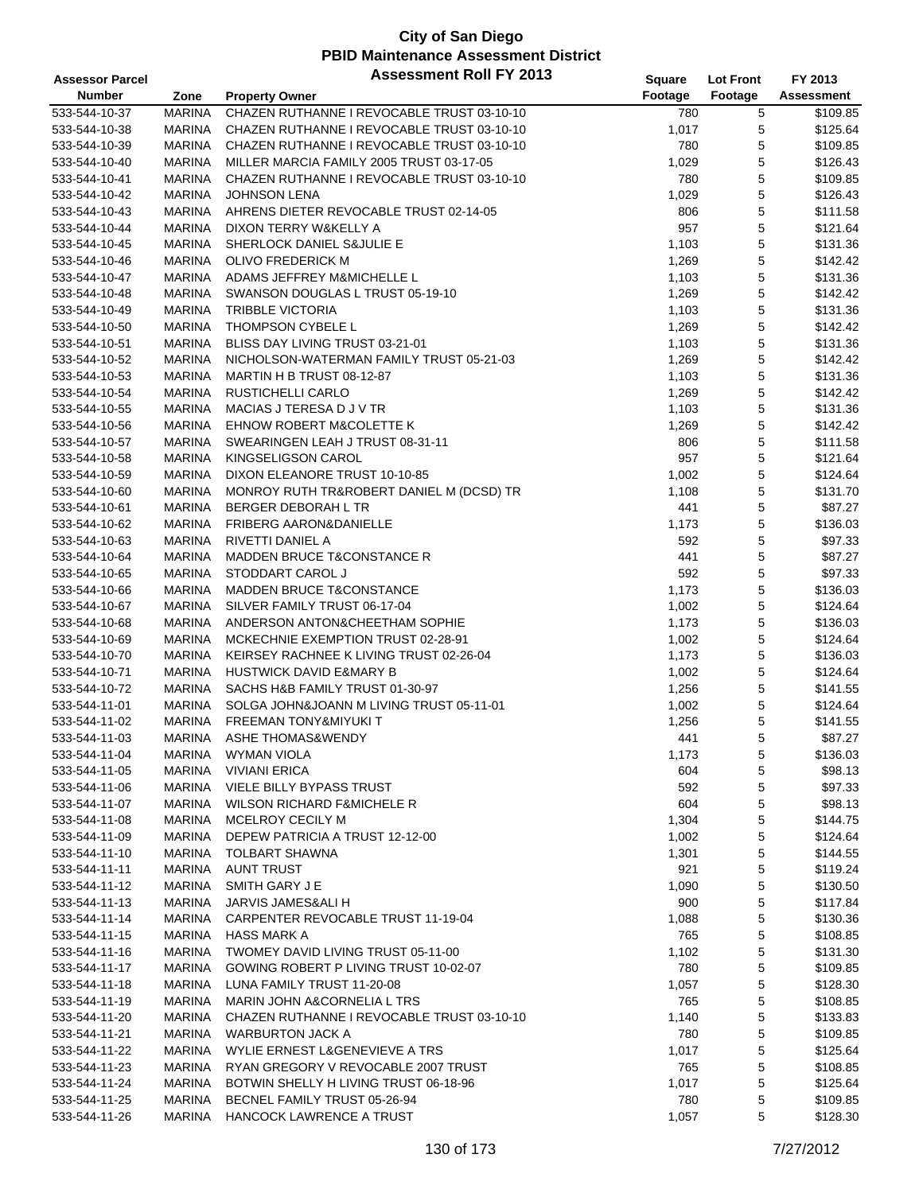# City of San Diego
## PBID Maintenance Assessment District
## Assessment Roll FY 2013

| Assessor Parcel Number | Zone | Property Owner | Square Footage | Lot Front Footage | FY 2013 Assessment |
|---|---|---|---|---|---|
| 533-544-10-37 | MARINA | CHAZEN RUTHANNE I REVOCABLE TRUST 03-10-10 | 780 | 5 | $109.85 |
| 533-544-10-38 | MARINA | CHAZEN RUTHANNE I REVOCABLE TRUST 03-10-10 | 1,017 | 5 | $125.64 |
| 533-544-10-39 | MARINA | CHAZEN RUTHANNE I REVOCABLE TRUST 03-10-10 | 780 | 5 | $109.85 |
| 533-544-10-40 | MARINA | MILLER MARCIA FAMILY 2005 TRUST 03-17-05 | 1,029 | 5 | $126.43 |
| 533-544-10-41 | MARINA | CHAZEN RUTHANNE I REVOCABLE TRUST 03-10-10 | 780 | 5 | $109.85 |
| 533-544-10-42 | MARINA | JOHNSON LENA | 1,029 | 5 | $126.43 |
| 533-544-10-43 | MARINA | AHRENS DIETER REVOCABLE TRUST 02-14-05 | 806 | 5 | $111.58 |
| 533-544-10-44 | MARINA | DIXON TERRY W&KELLY A | 957 | 5 | $121.64 |
| 533-544-10-45 | MARINA | SHERLOCK DANIEL S&JULIE E | 1,103 | 5 | $131.36 |
| 533-544-10-46 | MARINA | OLIVO FREDERICK M | 1,269 | 5 | $142.42 |
| 533-544-10-47 | MARINA | ADAMS JEFFREY M&MICHELLE L | 1,103 | 5 | $131.36 |
| 533-544-10-48 | MARINA | SWANSON DOUGLAS L TRUST 05-19-10 | 1,269 | 5 | $142.42 |
| 533-544-10-49 | MARINA | TRIBBLE VICTORIA | 1,103 | 5 | $131.36 |
| 533-544-10-50 | MARINA | THOMPSON CYBELE L | 1,269 | 5 | $142.42 |
| 533-544-10-51 | MARINA | BLISS DAY LIVING TRUST 03-21-01 | 1,103 | 5 | $131.36 |
| 533-544-10-52 | MARINA | NICHOLSON-WATERMAN FAMILY TRUST 05-21-03 | 1,269 | 5 | $142.42 |
| 533-544-10-53 | MARINA | MARTIN H B TRUST 08-12-87 | 1,103 | 5 | $131.36 |
| 533-544-10-54 | MARINA | RUSTICHELLI CARLO | 1,269 | 5 | $142.42 |
| 533-544-10-55 | MARINA | MACIAS J TERESA D J V TR | 1,103 | 5 | $131.36 |
| 533-544-10-56 | MARINA | EHNOW ROBERT M&COLETTE K | 1,269 | 5 | $142.42 |
| 533-544-10-57 | MARINA | SWEARINGEN LEAH J TRUST 08-31-11 | 806 | 5 | $111.58 |
| 533-544-10-58 | MARINA | KINGSELIGSON CAROL | 957 | 5 | $121.64 |
| 533-544-10-59 | MARINA | DIXON ELEANORE TRUST 10-10-85 | 1,002 | 5 | $124.64 |
| 533-544-10-60 | MARINA | MONROY RUTH TR&ROBERT DANIEL M (DCSD) TR | 1,108 | 5 | $131.70 |
| 533-544-10-61 | MARINA | BERGER DEBORAH L TR | 441 | 5 | $87.27 |
| 533-544-10-62 | MARINA | FRIBERG AARON&DANIELLE | 1,173 | 5 | $136.03 |
| 533-544-10-63 | MARINA | RIVETTI DANIEL A | 592 | 5 | $97.33 |
| 533-544-10-64 | MARINA | MADDEN BRUCE T&CONSTANCE R | 441 | 5 | $87.27 |
| 533-544-10-65 | MARINA | STODDART CAROL J | 592 | 5 | $97.33 |
| 533-544-10-66 | MARINA | MADDEN BRUCE T&CONSTANCE | 1,173 | 5 | $136.03 |
| 533-544-10-67 | MARINA | SILVER FAMILY TRUST 06-17-04 | 1,002 | 5 | $124.64 |
| 533-544-10-68 | MARINA | ANDERSON ANTON&CHEETHAM SOPHIE | 1,173 | 5 | $136.03 |
| 533-544-10-69 | MARINA | MCKECHNIE EXEMPTION TRUST 02-28-91 | 1,002 | 5 | $124.64 |
| 533-544-10-70 | MARINA | KEIRSEY RACHNEE K LIVING TRUST 02-26-04 | 1,173 | 5 | $136.03 |
| 533-544-10-71 | MARINA | HUSTWICK DAVID E&MARY B | 1,002 | 5 | $124.64 |
| 533-544-10-72 | MARINA | SACHS H&B FAMILY TRUST 01-30-97 | 1,256 | 5 | $141.55 |
| 533-544-11-01 | MARINA | SOLGA JOHN&JOANN M LIVING TRUST 05-11-01 | 1,002 | 5 | $124.64 |
| 533-544-11-02 | MARINA | FREEMAN TONY&MIYUKI T | 1,256 | 5 | $141.55 |
| 533-544-11-03 | MARINA | ASHE THOMAS&WENDY | 441 | 5 | $87.27 |
| 533-544-11-04 | MARINA | WYMAN VIOLA | 1,173 | 5 | $136.03 |
| 533-544-11-05 | MARINA | VIVIANI ERICA | 604 | 5 | $98.13 |
| 533-544-11-06 | MARINA | VIELE BILLY BYPASS TRUST | 592 | 5 | $97.33 |
| 533-544-11-07 | MARINA | WILSON RICHARD F&MICHELE R | 604 | 5 | $98.13 |
| 533-544-11-08 | MARINA | MCELROY CECILY M | 1,304 | 5 | $144.75 |
| 533-544-11-09 | MARINA | DEPEW PATRICIA A TRUST 12-12-00 | 1,002 | 5 | $124.64 |
| 533-544-11-10 | MARINA | TOLBART SHAWNA | 1,301 | 5 | $144.55 |
| 533-544-11-11 | MARINA | AUNT TRUST | 921 | 5 | $119.24 |
| 533-544-11-12 | MARINA | SMITH GARY J E | 1,090 | 5 | $130.50 |
| 533-544-11-13 | MARINA | JARVIS JAMES&ALI H | 900 | 5 | $117.84 |
| 533-544-11-14 | MARINA | CARPENTER REVOCABLE TRUST 11-19-04 | 1,088 | 5 | $130.36 |
| 533-544-11-15 | MARINA | HASS MARK A | 765 | 5 | $108.85 |
| 533-544-11-16 | MARINA | TWOMEY DAVID LIVING TRUST 05-11-00 | 1,102 | 5 | $131.30 |
| 533-544-11-17 | MARINA | GOWING ROBERT P LIVING TRUST 10-02-07 | 780 | 5 | $109.85 |
| 533-544-11-18 | MARINA | LUNA FAMILY TRUST 11-20-08 | 1,057 | 5 | $128.30 |
| 533-544-11-19 | MARINA | MARIN JOHN A&CORNELIA L TRS | 765 | 5 | $108.85 |
| 533-544-11-20 | MARINA | CHAZEN RUTHANNE I REVOCABLE TRUST 03-10-10 | 1,140 | 5 | $133.83 |
| 533-544-11-21 | MARINA | WARBURTON JACK A | 780 | 5 | $109.85 |
| 533-544-11-22 | MARINA | WYLIE ERNEST L&GENEVIEVE A TRS | 1,017 | 5 | $125.64 |
| 533-544-11-23 | MARINA | RYAN GREGORY V REVOCABLE 2007 TRUST | 765 | 5 | $108.85 |
| 533-544-11-24 | MARINA | BOTWIN SHELLY H LIVING TRUST 06-18-96 | 1,017 | 5 | $125.64 |
| 533-544-11-25 | MARINA | BECNEL FAMILY TRUST 05-26-94 | 780 | 5 | $109.85 |
| 533-544-11-26 | MARINA | HANCOCK LAWRENCE A TRUST | 1,057 | 5 | $128.30 |

7/27/2012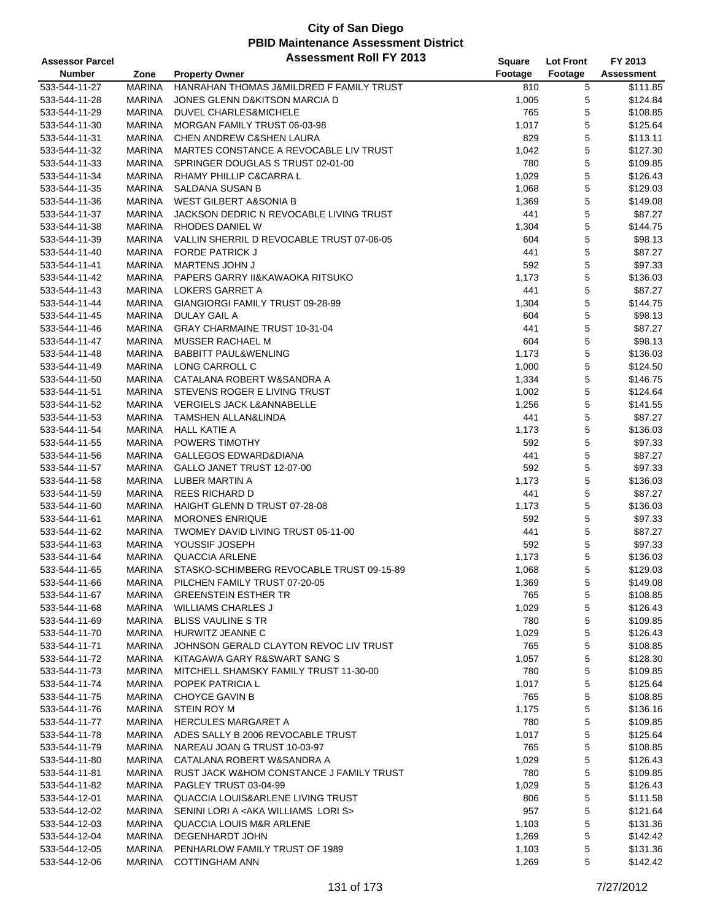# City of San Diego
## PBID Maintenance Assessment District
### Assessment Roll FY 2013

| Assessor Parcel Number | Zone | Property Owner | Square Footage | Lot Front Footage | FY 2013 Assessment |
|---|---|---|---|---|---|
| 533-544-11-27 | MARINA | HANRAHAN THOMAS J&MILDRED F FAMILY TRUST | 810 | 5 | $111.85 |
| 533-544-11-28 | MARINA | JONES GLENN D&KITSON MARCIA D | 1,005 | 5 | $124.84 |
| 533-544-11-29 | MARINA | DUVEL CHARLES&MICHELE | 765 | 5 | $108.85 |
| 533-544-11-30 | MARINA | MORGAN FAMILY TRUST 06-03-98 | 1,017 | 5 | $125.64 |
| 533-544-11-31 | MARINA | CHEN ANDREW C&SHEN LAURA | 829 | 5 | $113.11 |
| 533-544-11-32 | MARINA | MARTES CONSTANCE A REVOCABLE LIV TRUST | 1,042 | 5 | $127.30 |
| 533-544-11-33 | MARINA | SPRINGER DOUGLAS S TRUST 02-01-00 | 780 | 5 | $109.85 |
| 533-544-11-34 | MARINA | RHAMY PHILLIP C&CARRA L | 1,029 | 5 | $126.43 |
| 533-544-11-35 | MARINA | SALDANA SUSAN B | 1,068 | 5 | $129.03 |
| 533-544-11-36 | MARINA | WEST GILBERT A&SONIA B | 1,369 | 5 | $149.08 |
| 533-544-11-37 | MARINA | JACKSON DEDRIC N REVOCABLE LIVING TRUST | 441 | 5 | $87.27 |
| 533-544-11-38 | MARINA | RHODES DANIEL W | 1,304 | 5 | $144.75 |
| 533-544-11-39 | MARINA | VALLIN SHERRIL D REVOCABLE TRUST 07-06-05 | 604 | 5 | $98.13 |
| 533-544-11-40 | MARINA | FORDE PATRICK J | 441 | 5 | $87.27 |
| 533-544-11-41 | MARINA | MARTENS JOHN J | 592 | 5 | $97.33 |
| 533-544-11-42 | MARINA | PAPERS GARRY II&KAWAOKA RITSUKO | 1,173 | 5 | $136.03 |
| 533-544-11-43 | MARINA | LOKERS GARRET A | 441 | 5 | $87.27 |
| 533-544-11-44 | MARINA | GIANGIORGI FAMILY TRUST 09-28-99 | 1,304 | 5 | $144.75 |
| 533-544-11-45 | MARINA | DULAY GAIL A | 604 | 5 | $98.13 |
| 533-544-11-46 | MARINA | GRAY CHARMAINE TRUST 10-31-04 | 441 | 5 | $87.27 |
| 533-544-11-47 | MARINA | MUSSER RACHAEL M | 604 | 5 | $98.13 |
| 533-544-11-48 | MARINA | BABBITT PAUL&WENLING | 1,173 | 5 | $136.03 |
| 533-544-11-49 | MARINA | LONG CARROLL C | 1,000 | 5 | $124.50 |
| 533-544-11-50 | MARINA | CATALANA ROBERT W&SANDRA A | 1,334 | 5 | $146.75 |
| 533-544-11-51 | MARINA | STEVENS ROGER E LIVING TRUST | 1,002 | 5 | $124.64 |
| 533-544-11-52 | MARINA | VERGIELS JACK L&ANNABELLE | 1,256 | 5 | $141.55 |
| 533-544-11-53 | MARINA | TAMSHEN ALLAN&LINDA | 441 | 5 | $87.27 |
| 533-544-11-54 | MARINA | HALL KATIE A | 1,173 | 5 | $136.03 |
| 533-544-11-55 | MARINA | POWERS TIMOTHY | 592 | 5 | $97.33 |
| 533-544-11-56 | MARINA | GALLEGOS EDWARD&DIANA | 441 | 5 | $87.27 |
| 533-544-11-57 | MARINA | GALLO JANET TRUST 12-07-00 | 592 | 5 | $97.33 |
| 533-544-11-58 | MARINA | LUBER MARTIN A | 1,173 | 5 | $136.03 |
| 533-544-11-59 | MARINA | REES RICHARD D | 441 | 5 | $87.27 |
| 533-544-11-60 | MARINA | HAIGHT GLENN D TRUST 07-28-08 | 1,173 | 5 | $136.03 |
| 533-544-11-61 | MARINA | MORONES ENRIQUE | 592 | 5 | $97.33 |
| 533-544-11-62 | MARINA | TWOMEY DAVID LIVING TRUST 05-11-00 | 441 | 5 | $87.27 |
| 533-544-11-63 | MARINA | YOUSSIF JOSEPH | 592 | 5 | $97.33 |
| 533-544-11-64 | MARINA | QUACCIA ARLENE | 1,173 | 5 | $136.03 |
| 533-544-11-65 | MARINA | STASKO-SCHIMBERG REVOCABLE TRUST 09-15-89 | 1,068 | 5 | $129.03 |
| 533-544-11-66 | MARINA | PILCHEN FAMILY TRUST 07-20-05 | 1,369 | 5 | $149.08 |
| 533-544-11-67 | MARINA | GREENSTEIN ESTHER TR | 765 | 5 | $108.85 |
| 533-544-11-68 | MARINA | WILLIAMS CHARLES J | 1,029 | 5 | $126.43 |
| 533-544-11-69 | MARINA | BLISS VAULINE S TR | 780 | 5 | $109.85 |
| 533-544-11-70 | MARINA | HURWITZ JEANNE C | 1,029 | 5 | $126.43 |
| 533-544-11-71 | MARINA | JOHNSON GERALD CLAYTON REVOC LIV TRUST | 765 | 5 | $108.85 |
| 533-544-11-72 | MARINA | KITAGAWA GARY R&SWART SANG S | 1,057 | 5 | $128.30 |
| 533-544-11-73 | MARINA | MITCHELL SHAMSKY FAMILY TRUST 11-30-00 | 780 | 5 | $109.85 |
| 533-544-11-74 | MARINA | POPEK PATRICIA L | 1,017 | 5 | $125.64 |
| 533-544-11-75 | MARINA | CHOYCE GAVIN B | 765 | 5 | $108.85 |
| 533-544-11-76 | MARINA | STEIN ROY M | 1,175 | 5 | $136.16 |
| 533-544-11-77 | MARINA | HERCULES MARGARET A | 780 | 5 | $109.85 |
| 533-544-11-78 | MARINA | ADES SALLY B 2006 REVOCABLE TRUST | 1,017 | 5 | $125.64 |
| 533-544-11-79 | MARINA | NAREAU JOAN G TRUST 10-03-97 | 765 | 5 | $108.85 |
| 533-544-11-80 | MARINA | CATALANA ROBERT W&SANDRA A | 1,029 | 5 | $126.43 |
| 533-544-11-81 | MARINA | RUST JACK W&HOM CONSTANCE J FAMILY TRUST | 780 | 5 | $109.85 |
| 533-544-11-82 | MARINA | PAGLEY TRUST 03-04-99 | 1,029 | 5 | $126.43 |
| 533-544-12-01 | MARINA | QUACCIA LOUIS&ARLENE LIVING TRUST | 806 | 5 | $111.58 |
| 533-544-12-02 | MARINA | SENINI LORI A <AKA WILLIAMS LORI S> | 957 | 5 | $121.64 |
| 533-544-12-03 | MARINA | QUACCIA LOUIS M&R ARLENE | 1,103 | 5 | $131.36 |
| 533-544-12-04 | MARINA | DEGENHARDT JOHN | 1,269 | 5 | $142.42 |
| 533-544-12-05 | MARINA | PENHARLOW FAMILY TRUST OF 1989 | 1,103 | 5 | $131.36 |
| 533-544-12-06 | MARINA | COTTINGHAM ANN | 1,269 | 5 | $142.42 |

7/27/2012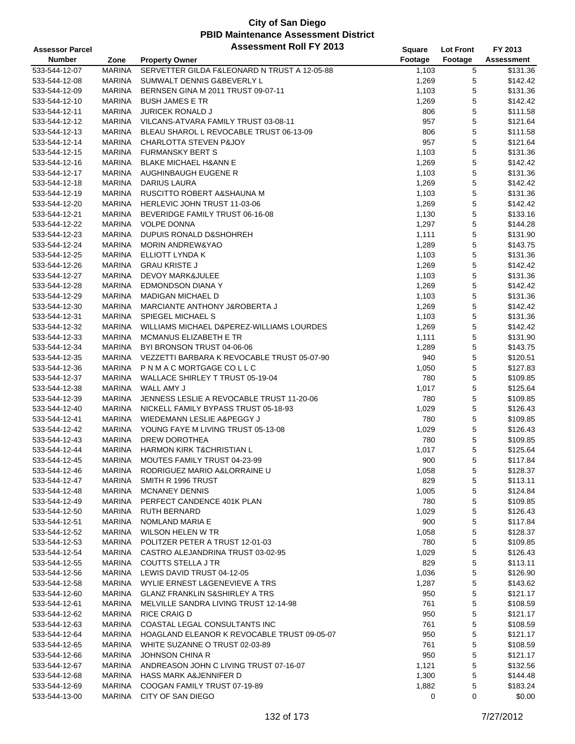# City of San Diego
## PBID Maintenance Assessment District
### Assessment Roll FY 2013

| Assessor Parcel Number | Zone | Property Owner | Square Footage | Lot Front Footage | FY 2013 Assessment |
|---|---|---|---|---|---|
| 533-544-12-07 | MARINA | SERVETTER GILDA F&LEONARD N TRUST A 12-05-88 | 1,103 | 5 | $131.36 |
| 533-544-12-08 | MARINA | SUMWALT DENNIS G&BEVERLY L | 1,269 | 5 | $142.42 |
| 533-544-12-09 | MARINA | BERNSEN GINA M 2011 TRUST 09-07-11 | 1,103 | 5 | $131.36 |
| 533-544-12-10 | MARINA | BUSH JAMES E TR | 1,269 | 5 | $142.42 |
| 533-544-12-11 | MARINA | JURICEK RONALD J | 806 | 5 | $111.58 |
| 533-544-12-12 | MARINA | VILCANS-ATVARA FAMILY TRUST 03-08-11 | 957 | 5 | $121.64 |
| 533-544-12-13 | MARINA | BLEAU SHAROL L REVOCABLE TRUST 06-13-09 | 806 | 5 | $111.58 |
| 533-544-12-14 | MARINA | CHARLOTTA STEVEN P&JOY | 957 | 5 | $121.64 |
| 533-544-12-15 | MARINA | FURMANSKY BERT S | 1,103 | 5 | $131.36 |
| 533-544-12-16 | MARINA | BLAKE MICHAEL H&ANN E | 1,269 | 5 | $142.42 |
| 533-544-12-17 | MARINA | AUGHINBAUGH EUGENE R | 1,103 | 5 | $131.36 |
| 533-544-12-18 | MARINA | DARIUS LAURA | 1,269 | 5 | $142.42 |
| 533-544-12-19 | MARINA | RUSCITTO ROBERT A&SHAUNA M | 1,103 | 5 | $131.36 |
| 533-544-12-20 | MARINA | HERLEVIC JOHN TRUST 11-03-06 | 1,269 | 5 | $142.42 |
| 533-544-12-21 | MARINA | BEVERIDGE FAMILY TRUST 06-16-08 | 1,130 | 5 | $133.16 |
| 533-544-12-22 | MARINA | VOLPE DONNA | 1,297 | 5 | $144.28 |
| 533-544-12-23 | MARINA | DUPUIS RONALD D&SHOHREH | 1,111 | 5 | $131.90 |
| 533-544-12-24 | MARINA | MORIN ANDREW&YAO | 1,289 | 5 | $143.75 |
| 533-544-12-25 | MARINA | ELLIOTT LYNDA K | 1,103 | 5 | $131.36 |
| 533-544-12-26 | MARINA | GRAU KRISTE J | 1,269 | 5 | $142.42 |
| 533-544-12-27 | MARINA | DEVOY MARK&JULEE | 1,103 | 5 | $131.36 |
| 533-544-12-28 | MARINA | EDMONDSON DIANA Y | 1,269 | 5 | $142.42 |
| 533-544-12-29 | MARINA | MADIGAN MICHAEL D | 1,103 | 5 | $131.36 |
| 533-544-12-30 | MARINA | MARCIANTE ANTHONY J&ROBERTA J | 1,269 | 5 | $142.42 |
| 533-544-12-31 | MARINA | SPIEGEL MICHAEL S | 1,103 | 5 | $131.36 |
| 533-544-12-32 | MARINA | WILLIAMS MICHAEL D&PEREZ-WILLIAMS LOURDES | 1,269 | 5 | $142.42 |
| 533-544-12-33 | MARINA | MCMANUS ELIZABETH E TR | 1,111 | 5 | $131.90 |
| 533-544-12-34 | MARINA | BYI BRONSON TRUST 04-06-06 | 1,289 | 5 | $143.75 |
| 533-544-12-35 | MARINA | VEZZETTI BARBARA K REVOCABLE TRUST 05-07-90 | 940 | 5 | $120.51 |
| 533-544-12-36 | MARINA | P N M A C MORTGAGE CO L L C | 1,050 | 5 | $127.83 |
| 533-544-12-37 | MARINA | WALLACE SHIRLEY T TRUST 05-19-04 | 780 | 5 | $109.85 |
| 533-544-12-38 | MARINA | WALL AMY J | 1,017 | 5 | $125.64 |
| 533-544-12-39 | MARINA | JENNESS LESLIE A REVOCABLE TRUST 11-20-06 | 780 | 5 | $109.85 |
| 533-544-12-40 | MARINA | NICKELL FAMILY BYPASS TRUST 05-18-93 | 1,029 | 5 | $126.43 |
| 533-544-12-41 | MARINA | WIEDEMANN LESLIE A&PEGGY J | 780 | 5 | $109.85 |
| 533-544-12-42 | MARINA | YOUNG FAYE M LIVING TRUST 05-13-08 | 1,029 | 5 | $126.43 |
| 533-544-12-43 | MARINA | DREW DOROTHEA | 780 | 5 | $109.85 |
| 533-544-12-44 | MARINA | HARMON KIRK T&CHRISTIAN L | 1,017 | 5 | $125.64 |
| 533-544-12-45 | MARINA | MOUTES FAMILY TRUST 04-23-99 | 900 | 5 | $117.84 |
| 533-544-12-46 | MARINA | RODRIGUEZ MARIO A&LORRAINE U | 1,058 | 5 | $128.37 |
| 533-544-12-47 | MARINA | SMITH R 1996 TRUST | 829 | 5 | $113.11 |
| 533-544-12-48 | MARINA | MCNANEY DENNIS | 1,005 | 5 | $124.84 |
| 533-544-12-49 | MARINA | PERFECT CANDENCE 401K PLAN | 780 | 5 | $109.85 |
| 533-544-12-50 | MARINA | RUTH BERNARD | 1,029 | 5 | $126.43 |
| 533-544-12-51 | MARINA | NOMLAND MARIA E | 900 | 5 | $117.84 |
| 533-544-12-52 | MARINA | WILSON HELEN W TR | 1,058 | 5 | $128.37 |
| 533-544-12-53 | MARINA | POLITZER PETER A TRUST 12-01-03 | 780 | 5 | $109.85 |
| 533-544-12-54 | MARINA | CASTRO ALEJANDRINA TRUST 03-02-95 | 1,029 | 5 | $126.43 |
| 533-544-12-55 | MARINA | COUTTS STELLA J TR | 829 | 5 | $113.11 |
| 533-544-12-56 | MARINA | LEWIS DAVID TRUST 04-12-05 | 1,036 | 5 | $126.90 |
| 533-544-12-58 | MARINA | WYLIE ERNEST L&GENEVIEVE A TRS | 1,287 | 5 | $143.62 |
| 533-544-12-60 | MARINA | GLANZ FRANKLIN S&SHIRLEY A TRS | 950 | 5 | $121.17 |
| 533-544-12-61 | MARINA | MELVILLE SANDRA LIVING TRUST 12-14-98 | 761 | 5 | $108.59 |
| 533-544-12-62 | MARINA | RICE CRAIG D | 950 | 5 | $121.17 |
| 533-544-12-63 | MARINA | COASTAL LEGAL CONSULTANTS INC | 761 | 5 | $108.59 |
| 533-544-12-64 | MARINA | HOAGLAND ELEANOR K REVOCABLE TRUST 09-05-07 | 950 | 5 | $121.17 |
| 533-544-12-65 | MARINA | WHITE SUZANNE O TRUST 02-03-89 | 761 | 5 | $108.59 |
| 533-544-12-66 | MARINA | JOHNSON CHINA R | 950 | 5 | $121.17 |
| 533-544-12-67 | MARINA | ANDREASON JOHN C LIVING TRUST 07-16-07 | 1,121 | 5 | $132.56 |
| 533-544-12-68 | MARINA | HASS MARK A&JENNIFER D | 1,300 | 5 | $144.48 |
| 533-544-12-69 | MARINA | COOGAN FAMILY TRUST 07-19-89 | 1,882 | 5 | $183.24 |
| 533-544-13-00 | MARINA | CITY OF SAN DIEGO | 0 | 0 | $0.00 |

7/27/2012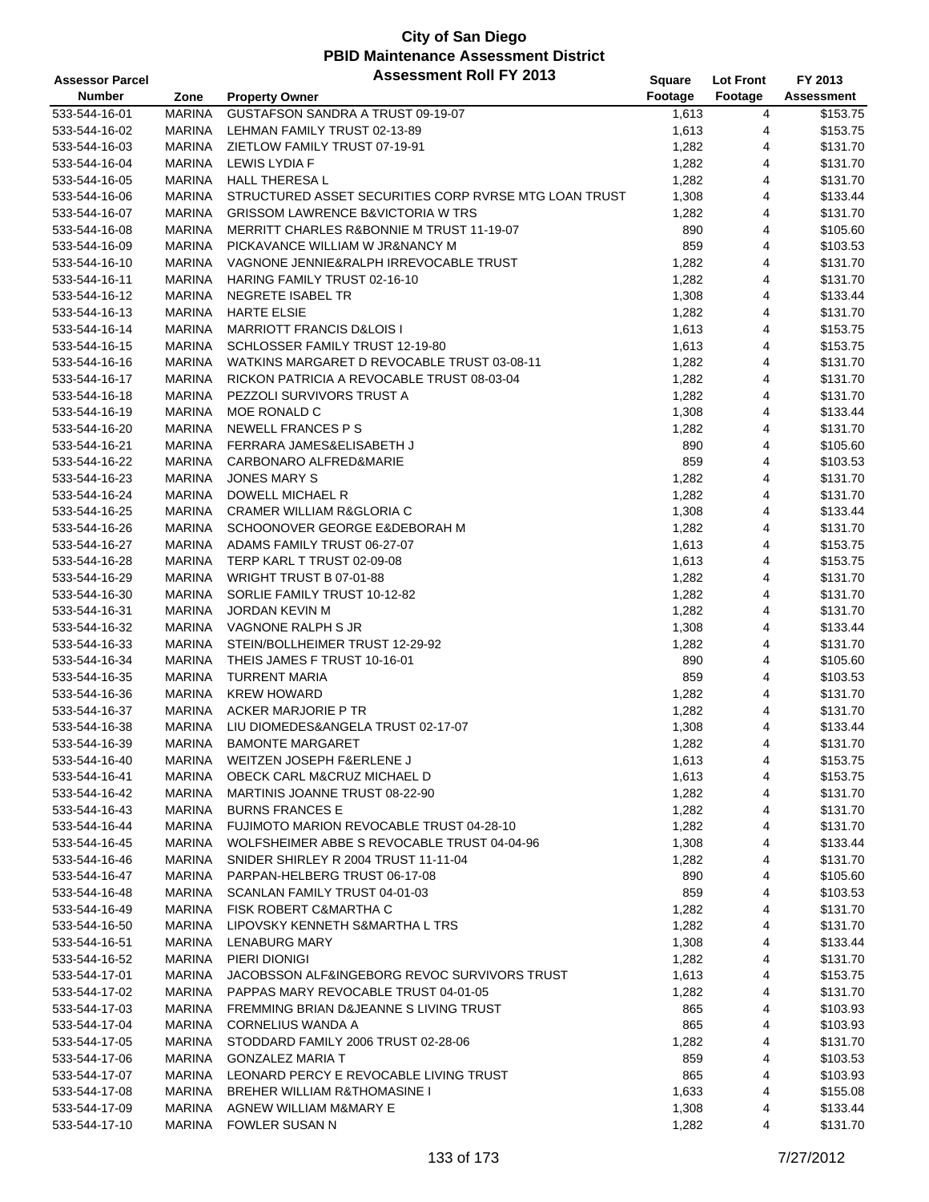# City of San Diego
## PBID Maintenance Assessment District
## Assessment Roll FY 2013

| Assessor Parcel Number | Zone | Property Owner | Square Footage | Lot Front Footage | FY 2013 Assessment |
|---|---|---|---|---|---|
| 533-544-16-01 | MARINA | GUSTAFSON SANDRA A TRUST 09-19-07 | 1,613 | 4 | $153.75 |
| 533-544-16-02 | MARINA | LEHMAN FAMILY TRUST 02-13-89 | 1,613 | 4 | $153.75 |
| 533-544-16-03 | MARINA | ZIETLOW FAMILY TRUST 07-19-91 | 1,282 | 4 | $131.70 |
| 533-544-16-04 | MARINA | LEWIS LYDIA F | 1,282 | 4 | $131.70 |
| 533-544-16-05 | MARINA | HALL THERESA L | 1,282 | 4 | $131.70 |
| 533-544-16-06 | MARINA | STRUCTURED ASSET SECURITIES CORP RVRSE MTG LOAN TRUST | 1,308 | 4 | $133.44 |
| 533-544-16-07 | MARINA | GRISSOM LAWRENCE B&VICTORIA W TRS | 1,282 | 4 | $131.70 |
| 533-544-16-08 | MARINA | MERRITT CHARLES R&BONNIE M TRUST 11-19-07 | 890 | 4 | $105.60 |
| 533-544-16-09 | MARINA | PICKAVANCE WILLIAM W JR&NANCY M | 859 | 4 | $103.53 |
| 533-544-16-10 | MARINA | VAGNONE JENNIE&RALPH IRREVOCABLE TRUST | 1,282 | 4 | $131.70 |
| 533-544-16-11 | MARINA | HARING FAMILY TRUST 02-16-10 | 1,282 | 4 | $131.70 |
| 533-544-16-12 | MARINA | NEGRETE ISABEL TR | 1,308 | 4 | $133.44 |
| 533-544-16-13 | MARINA | HARTE ELSIE | 1,282 | 4 | $131.70 |
| 533-544-16-14 | MARINA | MARRIOTT FRANCIS D&LOIS I | 1,613 | 4 | $153.75 |
| 533-544-16-15 | MARINA | SCHLOSSER FAMILY TRUST 12-19-80 | 1,613 | 4 | $153.75 |
| 533-544-16-16 | MARINA | WATKINS MARGARET D REVOCABLE TRUST 03-08-11 | 1,282 | 4 | $131.70 |
| 533-544-16-17 | MARINA | RICKON PATRICIA A REVOCABLE TRUST 08-03-04 | 1,282 | 4 | $131.70 |
| 533-544-16-18 | MARINA | PEZZOLI SURVIVORS TRUST A | 1,282 | 4 | $131.70 |
| 533-544-16-19 | MARINA | MOE RONALD C | 1,308 | 4 | $133.44 |
| 533-544-16-20 | MARINA | NEWELL FRANCES P S | 1,282 | 4 | $131.70 |
| 533-544-16-21 | MARINA | FERRARA JAMES&ELISABETH J | 890 | 4 | $105.60 |
| 533-544-16-22 | MARINA | CARBONARO ALFRED&MARIE | 859 | 4 | $103.53 |
| 533-544-16-23 | MARINA | JONES MARY S | 1,282 | 4 | $131.70 |
| 533-544-16-24 | MARINA | DOWELL MICHAEL R | 1,282 | 4 | $131.70 |
| 533-544-16-25 | MARINA | CRAMER WILLIAM R&GLORIA C | 1,308 | 4 | $133.44 |
| 533-544-16-26 | MARINA | SCHOONOVER GEORGE E&DEBORAH M | 1,282 | 4 | $131.70 |
| 533-544-16-27 | MARINA | ADAMS FAMILY TRUST 06-27-07 | 1,613 | 4 | $153.75 |
| 533-544-16-28 | MARINA | TERP KARL T TRUST 02-09-08 | 1,613 | 4 | $153.75 |
| 533-544-16-29 | MARINA | WRIGHT TRUST B 07-01-88 | 1,282 | 4 | $131.70 |
| 533-544-16-30 | MARINA | SORLIE FAMILY TRUST 10-12-82 | 1,282 | 4 | $131.70 |
| 533-544-16-31 | MARINA | JORDAN KEVIN M | 1,282 | 4 | $131.70 |
| 533-544-16-32 | MARINA | VAGNONE RALPH S JR | 1,308 | 4 | $133.44 |
| 533-544-16-33 | MARINA | STEIN/BOLLHEIMER TRUST 12-29-92 | 1,282 | 4 | $131.70 |
| 533-544-16-34 | MARINA | THEIS JAMES F TRUST 10-16-01 | 890 | 4 | $105.60 |
| 533-544-16-35 | MARINA | TURRENT MARIA | 859 | 4 | $103.53 |
| 533-544-16-36 | MARINA | KREW HOWARD | 1,282 | 4 | $131.70 |
| 533-544-16-37 | MARINA | ACKER MARJORIE P TR | 1,282 | 4 | $131.70 |
| 533-544-16-38 | MARINA | LIU DIOMEDES&ANGELA TRUST 02-17-07 | 1,308 | 4 | $133.44 |
| 533-544-16-39 | MARINA | BAMONTE MARGARET | 1,282 | 4 | $131.70 |
| 533-544-16-40 | MARINA | WEITZEN JOSEPH F&ERLENE J | 1,613 | 4 | $153.75 |
| 533-544-16-41 | MARINA | OBECK CARL M&CRUZ MICHAEL D | 1,613 | 4 | $153.75 |
| 533-544-16-42 | MARINA | MARTINIS JOANNE TRUST 08-22-90 | 1,282 | 4 | $131.70 |
| 533-544-16-43 | MARINA | BURNS FRANCES E | 1,282 | 4 | $131.70 |
| 533-544-16-44 | MARINA | FUJIMOTO MARION REVOCABLE TRUST 04-28-10 | 1,282 | 4 | $131.70 |
| 533-544-16-45 | MARINA | WOLFSHEIMER ABBE S REVOCABLE TRUST 04-04-96 | 1,308 | 4 | $133.44 |
| 533-544-16-46 | MARINA | SNIDER SHIRLEY R 2004 TRUST 11-11-04 | 1,282 | 4 | $131.70 |
| 533-544-16-47 | MARINA | PARPAN-HELBERG TRUST 06-17-08 | 890 | 4 | $105.60 |
| 533-544-16-48 | MARINA | SCANLAN FAMILY TRUST 04-01-03 | 859 | 4 | $103.53 |
| 533-544-16-49 | MARINA | FISK ROBERT C&MARTHA C | 1,282 | 4 | $131.70 |
| 533-544-16-50 | MARINA | LIPOVSKY KENNETH S&MARTHA L TRS | 1,282 | 4 | $131.70 |
| 533-544-16-51 | MARINA | LENABURG MARY | 1,308 | 4 | $133.44 |
| 533-544-16-52 | MARINA | PIERI DIONIGI | 1,282 | 4 | $131.70 |
| 533-544-17-01 | MARINA | JACOBSSON ALF&INGEBORG REVOC SURVIVORS TRUST | 1,613 | 4 | $153.75 |
| 533-544-17-02 | MARINA | PAPPAS MARY REVOCABLE TRUST 04-01-05 | 1,282 | 4 | $131.70 |
| 533-544-17-03 | MARINA | FREMMING BRIAN D&JEANNE S LIVING TRUST | 865 | 4 | $103.93 |
| 533-544-17-04 | MARINA | CORNELIUS WANDA A | 865 | 4 | $103.93 |
| 533-544-17-05 | MARINA | STODDARD FAMILY 2006 TRUST 02-28-06 | 1,282 | 4 | $131.70 |
| 533-544-17-06 | MARINA | GONZALEZ MARIA T | 859 | 4 | $103.53 |
| 533-544-17-07 | MARINA | LEONARD PERCY E REVOCABLE LIVING TRUST | 865 | 4 | $103.93 |
| 533-544-17-08 | MARINA | BREHER WILLIAM R&THOMASINE I | 1,633 | 4 | $155.08 |
| 533-544-17-09 | MARINA | AGNEW WILLIAM M&MARY E | 1,308 | 4 | $133.44 |
| 533-544-17-10 | MARINA | FOWLER SUSAN N | 1,282 | 4 | $131.70 |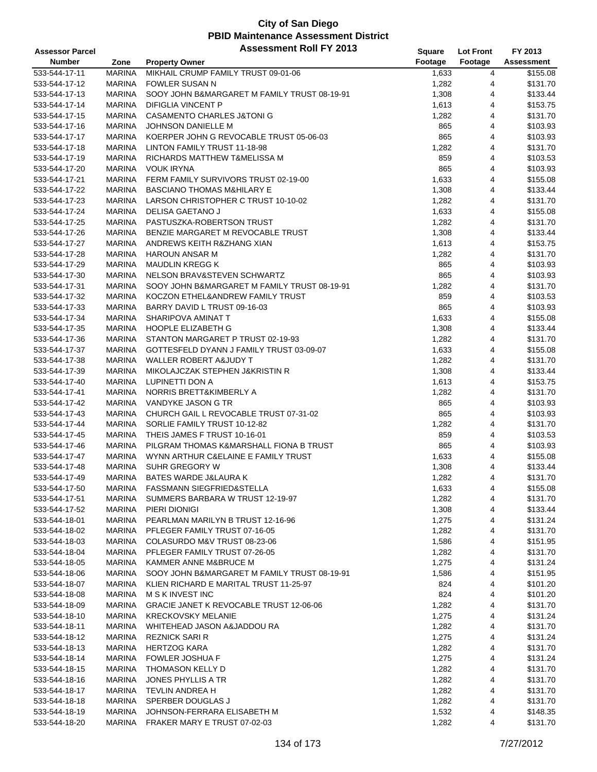# City of San Diego
## PBID Maintenance Assessment District
### Assessment Roll FY 2013

| Assessor Parcel Number | Zone | Property Owner | Square Footage | Lot Front Footage | FY 2013 Assessment |
|---|---|---|---|---|---|
| 533-544-17-11 | MARINA | MIKHAIL CRUMP FAMILY TRUST 09-01-06 | 1,633 | 4 | $155.08 |
| 533-544-17-12 | MARINA | FOWLER SUSAN N | 1,282 | 4 | $131.70 |
| 533-544-17-13 | MARINA | SOOY JOHN B&MARGARET M FAMILY TRUST 08-19-91 | 1,308 | 4 | $133.44 |
| 533-544-17-14 | MARINA | DIFIGLIA VINCENT P | 1,613 | 4 | $153.75 |
| 533-544-17-15 | MARINA | CASAMENTO CHARLES J&TONI G | 1,282 | 4 | $131.70 |
| 533-544-17-16 | MARINA | JOHNSON DANIELLE M | 865 | 4 | $103.93 |
| 533-544-17-17 | MARINA | KOERPER JOHN G REVOCABLE TRUST 05-06-03 | 865 | 4 | $103.93 |
| 533-544-17-18 | MARINA | LINTON FAMILY TRUST 11-18-98 | 1,282 | 4 | $131.70 |
| 533-544-17-19 | MARINA | RICHARDS MATTHEW T&MELISSA M | 859 | 4 | $103.53 |
| 533-544-17-20 | MARINA | VOUK IRYNA | 865 | 4 | $103.93 |
| 533-544-17-21 | MARINA | FERM FAMILY SURVIVORS TRUST 02-19-00 | 1,633 | 4 | $155.08 |
| 533-544-17-22 | MARINA | BASCIANO THOMAS M&HILARY E | 1,308 | 4 | $133.44 |
| 533-544-17-23 | MARINA | LARSON CHRISTOPHER C TRUST 10-10-02 | 1,282 | 4 | $131.70 |
| 533-544-17-24 | MARINA | DELISA GAETANO J | 1,633 | 4 | $155.08 |
| 533-544-17-25 | MARINA | PASTUSZKA-ROBERTSON TRUST | 1,282 | 4 | $131.70 |
| 533-544-17-26 | MARINA | BENZIE MARGARET M REVOCABLE TRUST | 1,308 | 4 | $133.44 |
| 533-544-17-27 | MARINA | ANDREWS KEITH R&ZHANG XIAN | 1,613 | 4 | $153.75 |
| 533-544-17-28 | MARINA | HAROUN ANSAR M | 1,282 | 4 | $131.70 |
| 533-544-17-29 | MARINA | MAUDLIN KREGG K | 865 | 4 | $103.93 |
| 533-544-17-30 | MARINA | NELSON BRAV&STEVEN SCHWARTZ | 865 | 4 | $103.93 |
| 533-544-17-31 | MARINA | SOOY JOHN B&MARGARET M FAMILY TRUST 08-19-91 | 1,282 | 4 | $131.70 |
| 533-544-17-32 | MARINA | KOCZON ETHEL&ANDREW FAMILY TRUST | 859 | 4 | $103.53 |
| 533-544-17-33 | MARINA | BARRY DAVID L TRUST 09-16-03 | 865 | 4 | $103.93 |
| 533-544-17-34 | MARINA | SHARIPOVA AMINAT T | 1,633 | 4 | $155.08 |
| 533-544-17-35 | MARINA | HOOPLE ELIZABETH G | 1,308 | 4 | $133.44 |
| 533-544-17-36 | MARINA | STANTON MARGARET P TRUST 02-19-93 | 1,282 | 4 | $131.70 |
| 533-544-17-37 | MARINA | GOTTESFELD DYANN J FAMILY TRUST 03-09-07 | 1,633 | 4 | $155.08 |
| 533-544-17-38 | MARINA | WALLER ROBERT A&JUDY T | 1,282 | 4 | $131.70 |
| 533-544-17-39 | MARINA | MIKOLAJCZAK STEPHEN J&KRISTIN R | 1,308 | 4 | $133.44 |
| 533-544-17-40 | MARINA | LUPINETTI DON A | 1,613 | 4 | $153.75 |
| 533-544-17-41 | MARINA | NORRIS BRETT&KIMBERLY A | 1,282 | 4 | $131.70 |
| 533-544-17-42 | MARINA | VANDYKE JASON G TR | 865 | 4 | $103.93 |
| 533-544-17-43 | MARINA | CHURCH GAIL L REVOCABLE TRUST 07-31-02 | 865 | 4 | $103.93 |
| 533-544-17-44 | MARINA | SORLIE FAMILY TRUST 10-12-82 | 1,282 | 4 | $131.70 |
| 533-544-17-45 | MARINA | THEIS JAMES F TRUST 10-16-01 | 859 | 4 | $103.53 |
| 533-544-17-46 | MARINA | PILGRAM THOMAS K&MARSHALL FIONA B TRUST | 865 | 4 | $103.93 |
| 533-544-17-47 | MARINA | WYNN ARTHUR C&ELAINE E FAMILY TRUST | 1,633 | 4 | $155.08 |
| 533-544-17-48 | MARINA | SUHR GREGORY W | 1,308 | 4 | $133.44 |
| 533-544-17-49 | MARINA | BATES WARDE J&LAURA K | 1,282 | 4 | $131.70 |
| 533-544-17-50 | MARINA | FASSMANN SIEGFRIED&STELLA | 1,633 | 4 | $155.08 |
| 533-544-17-51 | MARINA | SUMMERS BARBARA W TRUST 12-19-97 | 1,282 | 4 | $131.70 |
| 533-544-17-52 | MARINA | PIERI DIONIGI | 1,308 | 4 | $133.44 |
| 533-544-18-01 | MARINA | PEARLMAN MARILYN B TRUST 12-16-96 | 1,275 | 4 | $131.24 |
| 533-544-18-02 | MARINA | PFLEGER FAMILY TRUST 07-16-05 | 1,282 | 4 | $131.70 |
| 533-544-18-03 | MARINA | COLASURDO M&V TRUST 08-23-06 | 1,586 | 4 | $151.95 |
| 533-544-18-04 | MARINA | PFLEGER FAMILY TRUST 07-26-05 | 1,282 | 4 | $131.70 |
| 533-544-18-05 | MARINA | KAMMER ANNE M&BRUCE M | 1,275 | 4 | $131.24 |
| 533-544-18-06 | MARINA | SOOY JOHN B&MARGARET M FAMILY TRUST 08-19-91 | 1,586 | 4 | $151.95 |
| 533-544-18-07 | MARINA | KLIEN RICHARD E MARITAL TRUST 11-25-97 | 824 | 4 | $101.20 |
| 533-544-18-08 | MARINA | M S K INVEST INC | 824 | 4 | $101.20 |
| 533-544-18-09 | MARINA | GRACIE JANET K REVOCABLE TRUST 12-06-06 | 1,282 | 4 | $131.70 |
| 533-544-18-10 | MARINA | KRECKOVSKY MELANIE | 1,275 | 4 | $131.24 |
| 533-544-18-11 | MARINA | WHITEHEAD JASON A&JADDOU RA | 1,282 | 4 | $131.70 |
| 533-544-18-12 | MARINA | REZNICK SARI R | 1,275 | 4 | $131.24 |
| 533-544-18-13 | MARINA | HERTZOG KARA | 1,282 | 4 | $131.70 |
| 533-544-18-14 | MARINA | FOWLER JOSHUA F | 1,275 | 4 | $131.24 |
| 533-544-18-15 | MARINA | THOMASON KELLY D | 1,282 | 4 | $131.70 |
| 533-544-18-16 | MARINA | JONES PHYLLIS A TR | 1,282 | 4 | $131.70 |
| 533-544-18-17 | MARINA | TEVLIN ANDREA H | 1,282 | 4 | $131.70 |
| 533-544-18-18 | MARINA | SPERBER DOUGLAS J | 1,282 | 4 | $131.70 |
| 533-544-18-19 | MARINA | JOHNSON-FERRARA ELISABETH M | 1,532 | 4 | $148.35 |
| 533-544-18-20 | MARINA | FRAKER MARY E TRUST 07-02-03 | 1,282 | 4 | $131.70 |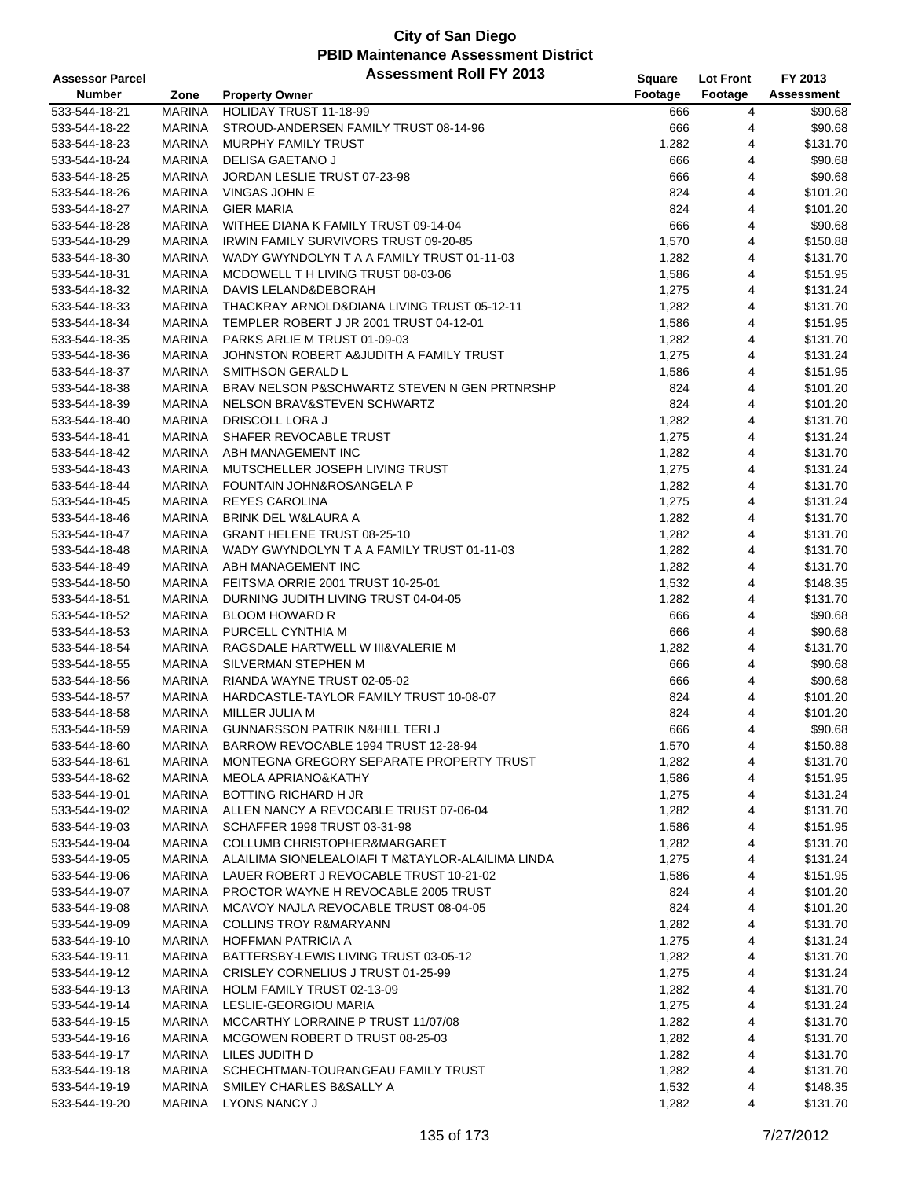# City of San Diego
## PBID Maintenance Assessment District
### Assessment Roll FY 2013

| Assessor Parcel Number | Zone | Property Owner | Square Footage | Lot Front Footage | FY 2013 Assessment |
|---|---|---|---|---|---|
| 533-544-18-21 | MARINA | HOLIDAY TRUST 11-18-99 | 666 | 4 | $90.68 |
| 533-544-18-22 | MARINA | STROUD-ANDERSEN FAMILY TRUST 08-14-96 | 666 | 4 | $90.68 |
| 533-544-18-23 | MARINA | MURPHY FAMILY TRUST | 1,282 | 4 | $131.70 |
| 533-544-18-24 | MARINA | DELISA GAETANO J | 666 | 4 | $90.68 |
| 533-544-18-25 | MARINA | JORDAN LESLIE TRUST 07-23-98 | 666 | 4 | $90.68 |
| 533-544-18-26 | MARINA | VINGAS JOHN E | 824 | 4 | $101.20 |
| 533-544-18-27 | MARINA | GIER MARIA | 824 | 4 | $101.20 |
| 533-544-18-28 | MARINA | WITHEE DIANA K FAMILY TRUST 09-14-04 | 666 | 4 | $90.68 |
| 533-544-18-29 | MARINA | IRWIN FAMILY SURVIVORS TRUST 09-20-85 | 1,570 | 4 | $150.88 |
| 533-544-18-30 | MARINA | WADY GWYNDOLYN T A A FAMILY TRUST 01-11-03 | 1,282 | 4 | $131.70 |
| 533-544-18-31 | MARINA | MCDOWELL T H LIVING TRUST 08-03-06 | 1,586 | 4 | $151.95 |
| 533-544-18-32 | MARINA | DAVIS LELAND&DEBORAH | 1,275 | 4 | $131.24 |
| 533-544-18-33 | MARINA | THACKRAY ARNOLD&DIANA LIVING TRUST 05-12-11 | 1,282 | 4 | $131.70 |
| 533-544-18-34 | MARINA | TEMPLER ROBERT J JR 2001 TRUST 04-12-01 | 1,586 | 4 | $151.95 |
| 533-544-18-35 | MARINA | PARKS ARLIE M TRUST 01-09-03 | 1,282 | 4 | $131.70 |
| 533-544-18-36 | MARINA | JOHNSTON ROBERT A&JUDITH A FAMILY TRUST | 1,275 | 4 | $131.24 |
| 533-544-18-37 | MARINA | SMITHSON GERALD L | 1,586 | 4 | $151.95 |
| 533-544-18-38 | MARINA | BRAV NELSON P&SCHWARTZ STEVEN N GEN PRTNRSHP | 824 | 4 | $101.20 |
| 533-544-18-39 | MARINA | NELSON BRAV&STEVEN SCHWARTZ | 824 | 4 | $101.20 |
| 533-544-18-40 | MARINA | DRISCOLL LORA J | 1,282 | 4 | $131.70 |
| 533-544-18-41 | MARINA | SHAFER REVOCABLE TRUST | 1,275 | 4 | $131.24 |
| 533-544-18-42 | MARINA | ABH MANAGEMENT INC | 1,282 | 4 | $131.70 |
| 533-544-18-43 | MARINA | MUTSCHELLER JOSEPH LIVING TRUST | 1,275 | 4 | $131.24 |
| 533-544-18-44 | MARINA | FOUNTAIN JOHN&ROSANGELA P | 1,282 | 4 | $131.70 |
| 533-544-18-45 | MARINA | REYES CAROLINA | 1,275 | 4 | $131.24 |
| 533-544-18-46 | MARINA | BRINK DEL W&LAURA A | 1,282 | 4 | $131.70 |
| 533-544-18-47 | MARINA | GRANT HELENE TRUST 08-25-10 | 1,282 | 4 | $131.70 |
| 533-544-18-48 | MARINA | WADY GWYNDOLYN T A A FAMILY TRUST 01-11-03 | 1,282 | 4 | $131.70 |
| 533-544-18-49 | MARINA | ABH MANAGEMENT INC | 1,282 | 4 | $131.70 |
| 533-544-18-50 | MARINA | FEITSMA ORRIE 2001 TRUST 10-25-01 | 1,532 | 4 | $148.35 |
| 533-544-18-51 | MARINA | DURNING JUDITH LIVING TRUST 04-04-05 | 1,282 | 4 | $131.70 |
| 533-544-18-52 | MARINA | BLOOM HOWARD R | 666 | 4 | $90.68 |
| 533-544-18-53 | MARINA | PURCELL CYNTHIA M | 666 | 4 | $90.68 |
| 533-544-18-54 | MARINA | RAGSDALE HARTWELL W III&VALERIE M | 1,282 | 4 | $131.70 |
| 533-544-18-55 | MARINA | SILVERMAN STEPHEN M | 666 | 4 | $90.68 |
| 533-544-18-56 | MARINA | RIANDA WAYNE TRUST 02-05-02 | 666 | 4 | $90.68 |
| 533-544-18-57 | MARINA | HARDCASTLE-TAYLOR FAMILY TRUST 10-08-07 | 824 | 4 | $101.20 |
| 533-544-18-58 | MARINA | MILLER JULIA M | 824 | 4 | $101.20 |
| 533-544-18-59 | MARINA | GUNNARSSON PATRIK N&HILL TERI J | 666 | 4 | $90.68 |
| 533-544-18-60 | MARINA | BARROW REVOCABLE 1994 TRUST 12-28-94 | 1,570 | 4 | $150.88 |
| 533-544-18-61 | MARINA | MONTEGNA GREGORY SEPARATE PROPERTY TRUST | 1,282 | 4 | $131.70 |
| 533-544-18-62 | MARINA | MEOLA APRIANO&KATHY | 1,586 | 4 | $151.95 |
| 533-544-19-01 | MARINA | BOTTING RICHARD H JR | 1,275 | 4 | $131.24 |
| 533-544-19-02 | MARINA | ALLEN NANCY A REVOCABLE TRUST 07-06-04 | 1,282 | 4 | $131.70 |
| 533-544-19-03 | MARINA | SCHAFFER 1998 TRUST 03-31-98 | 1,586 | 4 | $151.95 |
| 533-544-19-04 | MARINA | COLLUMB CHRISTOPHER&MARGARET | 1,282 | 4 | $131.70 |
| 533-544-19-05 | MARINA | ALAILIMA SIONELEALOIAFI T M&TAYLOR-ALAILIMA LINDA | 1,275 | 4 | $131.24 |
| 533-544-19-06 | MARINA | LAUER ROBERT J REVOCABLE TRUST 10-21-02 | 1,586 | 4 | $151.95 |
| 533-544-19-07 | MARINA | PROCTOR WAYNE H REVOCABLE 2005 TRUST | 824 | 4 | $101.20 |
| 533-544-19-08 | MARINA | MCAVOY NAJLA REVOCABLE TRUST 08-04-05 | 824 | 4 | $101.20 |
| 533-544-19-09 | MARINA | COLLINS TROY R&MARYANN | 1,282 | 4 | $131.70 |
| 533-544-19-10 | MARINA | HOFFMAN PATRICIA A | 1,275 | 4 | $131.24 |
| 533-544-19-11 | MARINA | BATTERSBY-LEWIS LIVING TRUST 03-05-12 | 1,282 | 4 | $131.70 |
| 533-544-19-12 | MARINA | CRISLEY CORNELIUS J TRUST 01-25-99 | 1,275 | 4 | $131.24 |
| 533-544-19-13 | MARINA | HOLM FAMILY TRUST 02-13-09 | 1,282 | 4 | $131.70 |
| 533-544-19-14 | MARINA | LESLIE-GEORGIOU MARIA | 1,275 | 4 | $131.24 |
| 533-544-19-15 | MARINA | MCCARTHY LORRAINE P TRUST 11/07/08 | 1,282 | 4 | $131.70 |
| 533-544-19-16 | MARINA | MCGOWEN ROBERT D TRUST 08-25-03 | 1,282 | 4 | $131.70 |
| 533-544-19-17 | MARINA | LILES JUDITH D | 1,282 | 4 | $131.70 |
| 533-544-19-18 | MARINA | SCHECHTMAN-TOURANGEAU FAMILY TRUST | 1,282 | 4 | $131.70 |
| 533-544-19-19 | MARINA | SMILEY CHARLES B&SALLY A | 1,532 | 4 | $148.35 |
| 533-544-19-20 | MARINA | LYONS NANCY J | 1,282 | 4 | $131.70 |

7/27/2012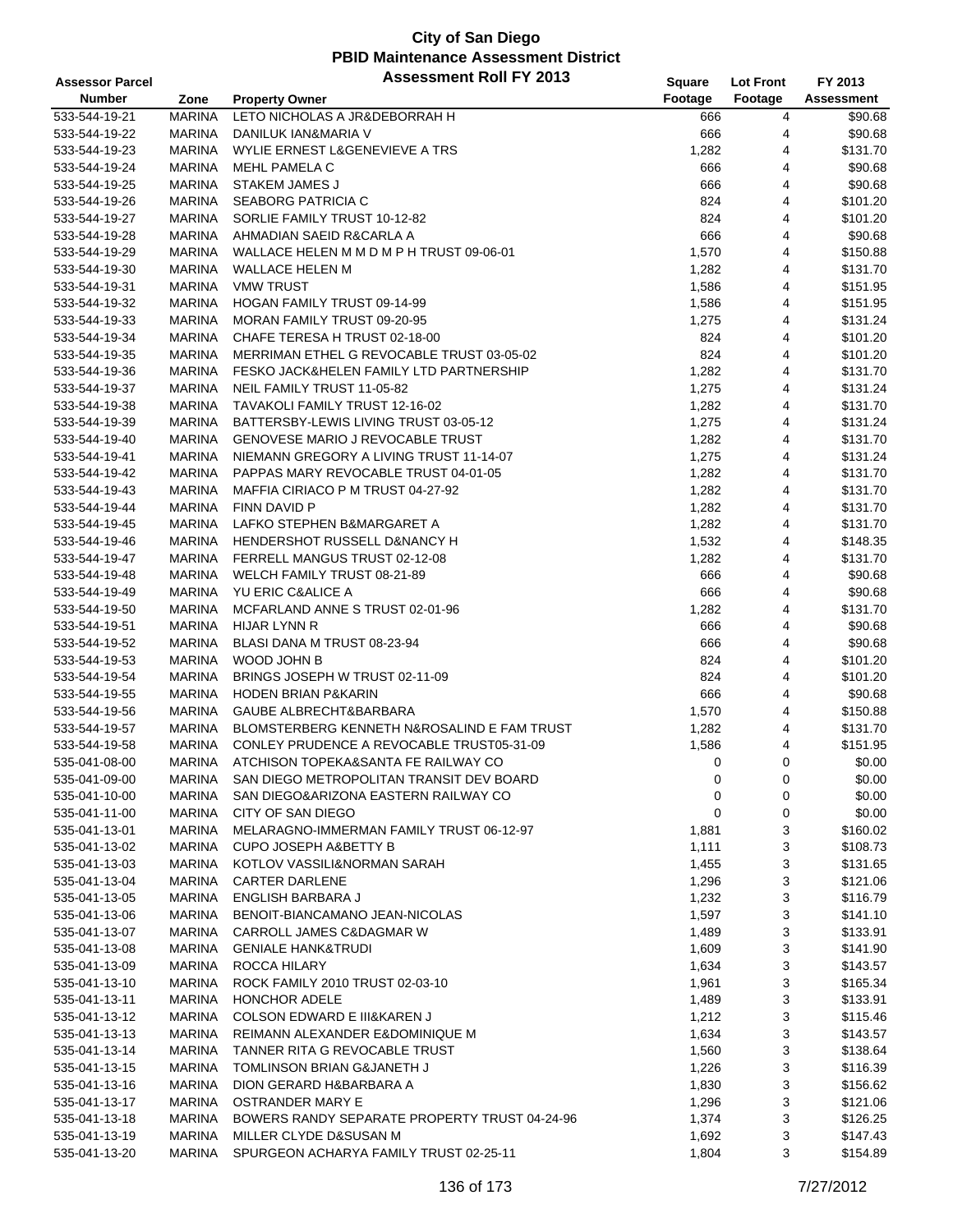# City of San Diego
## PBID Maintenance Assessment District
### Assessment Roll FY 2013

| Assessor Parcel Number | Zone | Property Owner | Square Footage | Lot Front Footage | FY 2013 Assessment |
|---|---|---|---|---|---|
| 533-544-19-21 | MARINA | LETO NICHOLAS A JR&DEBORRAH H | 666 | 4 | $90.68 |
| 533-544-19-22 | MARINA | DANILUK IAN&MARIA V | 666 | 4 | $90.68 |
| 533-544-19-23 | MARINA | WYLIE ERNEST L&GENEVIEVE A TRS | 1,282 | 4 | $131.70 |
| 533-544-19-24 | MARINA | MEHL PAMELA C | 666 | 4 | $90.68 |
| 533-544-19-25 | MARINA | STAKEM JAMES J | 666 | 4 | $90.68 |
| 533-544-19-26 | MARINA | SEABORG PATRICIA C | 824 | 4 | $101.20 |
| 533-544-19-27 | MARINA | SORLIE FAMILY TRUST 10-12-82 | 824 | 4 | $101.20 |
| 533-544-19-28 | MARINA | AHMADIAN SAEID R&CARLA A | 666 | 4 | $90.68 |
| 533-544-19-29 | MARINA | WALLACE HELEN M M D M P H TRUST 09-06-01 | 1,570 | 4 | $150.88 |
| 533-544-19-30 | MARINA | WALLACE HELEN M | 1,282 | 4 | $131.70 |
| 533-544-19-31 | MARINA | VMW TRUST | 1,586 | 4 | $151.95 |
| 533-544-19-32 | MARINA | HOGAN FAMILY TRUST 09-14-99 | 1,586 | 4 | $151.95 |
| 533-544-19-33 | MARINA | MORAN FAMILY TRUST 09-20-95 | 1,275 | 4 | $131.24 |
| 533-544-19-34 | MARINA | CHAFE TERESA H TRUST 02-18-00 | 824 | 4 | $101.20 |
| 533-544-19-35 | MARINA | MERRIMAN ETHEL G REVOCABLE TRUST 03-05-02 | 824 | 4 | $101.20 |
| 533-544-19-36 | MARINA | FESKO JACK&HELEN FAMILY LTD PARTNERSHIP | 1,282 | 4 | $131.70 |
| 533-544-19-37 | MARINA | NEIL FAMILY TRUST 11-05-82 | 1,275 | 4 | $131.24 |
| 533-544-19-38 | MARINA | TAVAKOLI FAMILY TRUST 12-16-02 | 1,282 | 4 | $131.70 |
| 533-544-19-39 | MARINA | BATTERSBY-LEWIS LIVING TRUST 03-05-12 | 1,275 | 4 | $131.24 |
| 533-544-19-40 | MARINA | GENOVESE MARIO J REVOCABLE TRUST | 1,282 | 4 | $131.70 |
| 533-544-19-41 | MARINA | NIEMANN GREGORY A LIVING TRUST 11-14-07 | 1,275 | 4 | $131.24 |
| 533-544-19-42 | MARINA | PAPPAS MARY REVOCABLE TRUST 04-01-05 | 1,282 | 4 | $131.70 |
| 533-544-19-43 | MARINA | MAFFIA CIRIACO P M TRUST 04-27-92 | 1,282 | 4 | $131.70 |
| 533-544-19-44 | MARINA | FINN DAVID P | 1,282 | 4 | $131.70 |
| 533-544-19-45 | MARINA | LAFKO STEPHEN B&MARGARET A | 1,282 | 4 | $131.70 |
| 533-544-19-46 | MARINA | HENDERSHOT RUSSELL D&NANCY H | 1,532 | 4 | $148.35 |
| 533-544-19-47 | MARINA | FERRELL MANGUS TRUST 02-12-08 | 1,282 | 4 | $131.70 |
| 533-544-19-48 | MARINA | WELCH FAMILY TRUST 08-21-89 | 666 | 4 | $90.68 |
| 533-544-19-49 | MARINA | YU ERIC C&ALICE A | 666 | 4 | $90.68 |
| 533-544-19-50 | MARINA | MCFARLAND ANNE S TRUST 02-01-96 | 1,282 | 4 | $131.70 |
| 533-544-19-51 | MARINA | HIJAR LYNN R | 666 | 4 | $90.68 |
| 533-544-19-52 | MARINA | BLASI DANA M TRUST 08-23-94 | 666 | 4 | $90.68 |
| 533-544-19-53 | MARINA | WOOD JOHN B | 824 | 4 | $101.20 |
| 533-544-19-54 | MARINA | BRINGS JOSEPH W TRUST 02-11-09 | 824 | 4 | $101.20 |
| 533-544-19-55 | MARINA | HODEN BRIAN P&KARIN | 666 | 4 | $90.68 |
| 533-544-19-56 | MARINA | GAUBE ALBRECHT&BARBARA | 1,570 | 4 | $150.88 |
| 533-544-19-57 | MARINA | BLOMSTERBERG KENNETH N&ROSALIND E FAM TRUST | 1,282 | 4 | $131.70 |
| 533-544-19-58 | MARINA | CONLEY PRUDENCE A REVOCABLE TRUST05-31-09 | 1,586 | 4 | $151.95 |
| 535-041-08-00 | MARINA | ATCHISON TOPEKA&SANTA FE RAILWAY CO | 0 | 0 | $0.00 |
| 535-041-09-00 | MARINA | SAN DIEGO METROPOLITAN TRANSIT DEV BOARD | 0 | 0 | $0.00 |
| 535-041-10-00 | MARINA | SAN DIEGO&ARIZONA EASTERN RAILWAY CO | 0 | 0 | $0.00 |
| 535-041-11-00 | MARINA | CITY OF SAN DIEGO | 0 | 0 | $0.00 |
| 535-041-13-01 | MARINA | MELARAGNO-IMMERMAN FAMILY TRUST 06-12-97 | 1,881 | 3 | $160.02 |
| 535-041-13-02 | MARINA | CUPO JOSEPH A&BETTY B | 1,111 | 3 | $108.73 |
| 535-041-13-03 | MARINA | KOTLOV VASSILI&NORMAN SARAH | 1,455 | 3 | $131.65 |
| 535-041-13-04 | MARINA | CARTER DARLENE | 1,296 | 3 | $121.06 |
| 535-041-13-05 | MARINA | ENGLISH BARBARA J | 1,232 | 3 | $116.79 |
| 535-041-13-06 | MARINA | BENOIT-BIANCAMANO JEAN-NICOLAS | 1,597 | 3 | $141.10 |
| 535-041-13-07 | MARINA | CARROLL JAMES C&DAGMAR W | 1,489 | 3 | $133.91 |
| 535-041-13-08 | MARINA | GENIALE HANK&TRUDI | 1,609 | 3 | $141.90 |
| 535-041-13-09 | MARINA | ROCCA HILARY | 1,634 | 3 | $143.57 |
| 535-041-13-10 | MARINA | ROCK FAMILY 2010 TRUST 02-03-10 | 1,961 | 3 | $165.34 |
| 535-041-13-11 | MARINA | HONCHOR ADELE | 1,489 | 3 | $133.91 |
| 535-041-13-12 | MARINA | COLSON EDWARD E III&KAREN J | 1,212 | 3 | $115.46 |
| 535-041-13-13 | MARINA | REIMANN ALEXANDER E&DOMINIQUE M | 1,634 | 3 | $143.57 |
| 535-041-13-14 | MARINA | TANNER RITA G REVOCABLE TRUST | 1,560 | 3 | $138.64 |
| 535-041-13-15 | MARINA | TOMLINSON BRIAN G&JANETH J | 1,226 | 3 | $116.39 |
| 535-041-13-16 | MARINA | DION GERARD H&BARBARA A | 1,830 | 3 | $156.62 |
| 535-041-13-17 | MARINA | OSTRANDER MARY E | 1,296 | 3 | $121.06 |
| 535-041-13-18 | MARINA | BOWERS RANDY SEPARATE PROPERTY TRUST 04-24-96 | 1,374 | 3 | $126.25 |
| 535-041-13-19 | MARINA | MILLER CLYDE D&SUSAN M | 1,692 | 3 | $147.43 |
| 535-041-13-20 | MARINA | SPURGEON ACHARYA FAMILY TRUST 02-25-11 | 1,804 | 3 | $154.89 |

7/27/2012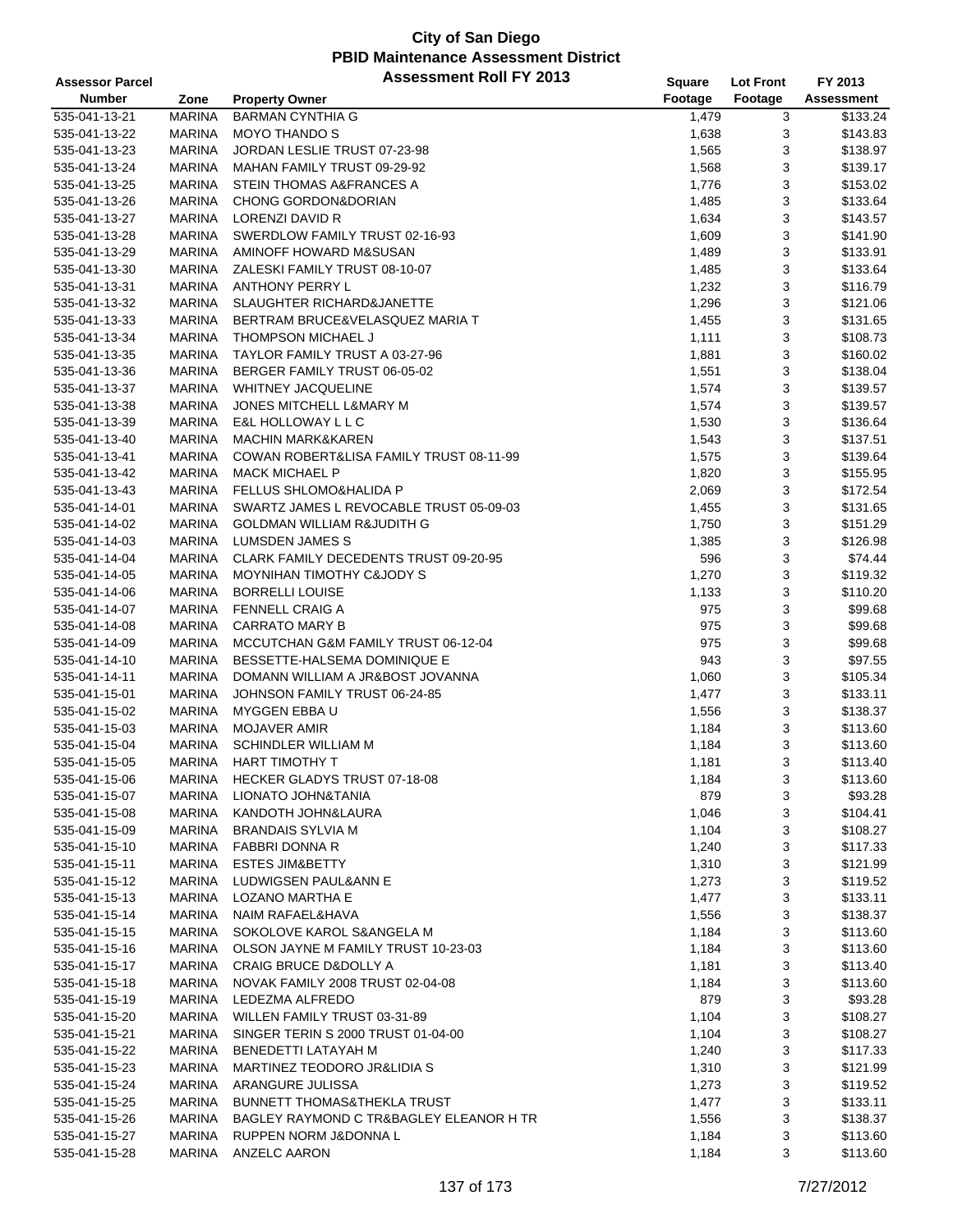# City of San Diego
## PBID Maintenance Assessment District
### Assessment Roll FY 2013

| Assessor Parcel Number | Zone | Property Owner | Square Footage | Lot Front Footage | FY 2013 Assessment |
|---|---|---|---|---|---|
| 535-041-13-21 | MARINA | BARMAN CYNTHIA G | 1,479 | 3 | $133.24 |
| 535-041-13-22 | MARINA | MOYO THANDO S | 1,638 | 3 | $143.83 |
| 535-041-13-23 | MARINA | JORDAN LESLIE TRUST 07-23-98 | 1,565 | 3 | $138.97 |
| 535-041-13-24 | MARINA | MAHAN FAMILY TRUST 09-29-92 | 1,568 | 3 | $139.17 |
| 535-041-13-25 | MARINA | STEIN THOMAS A&FRANCES A | 1,776 | 3 | $153.02 |
| 535-041-13-26 | MARINA | CHONG GORDON&DORIAN | 1,485 | 3 | $133.64 |
| 535-041-13-27 | MARINA | LORENZI DAVID R | 1,634 | 3 | $143.57 |
| 535-041-13-28 | MARINA | SWERDLOW FAMILY TRUST 02-16-93 | 1,609 | 3 | $141.90 |
| 535-041-13-29 | MARINA | AMINOFF HOWARD M&SUSAN | 1,489 | 3 | $133.91 |
| 535-041-13-30 | MARINA | ZALESKI FAMILY TRUST 08-10-07 | 1,485 | 3 | $133.64 |
| 535-041-13-31 | MARINA | ANTHONY PERRY L | 1,232 | 3 | $116.79 |
| 535-041-13-32 | MARINA | SLAUGHTER RICHARD&JANETTE | 1,296 | 3 | $121.06 |
| 535-041-13-33 | MARINA | BERTRAM BRUCE&VELASQUEZ MARIA T | 1,455 | 3 | $131.65 |
| 535-041-13-34 | MARINA | THOMPSON MICHAEL J | 1,111 | 3 | $108.73 |
| 535-041-13-35 | MARINA | TAYLOR FAMILY TRUST A 03-27-96 | 1,881 | 3 | $160.02 |
| 535-041-13-36 | MARINA | BERGER FAMILY TRUST 06-05-02 | 1,551 | 3 | $138.04 |
| 535-041-13-37 | MARINA | WHITNEY JACQUELINE | 1,574 | 3 | $139.57 |
| 535-041-13-38 | MARINA | JONES MITCHELL L&MARY M | 1,574 | 3 | $139.57 |
| 535-041-13-39 | MARINA | E&L HOLLOWAY L L C | 1,530 | 3 | $136.64 |
| 535-041-13-40 | MARINA | MACHIN MARK&KAREN | 1,543 | 3 | $137.51 |
| 535-041-13-41 | MARINA | COWAN ROBERT&LISA FAMILY TRUST 08-11-99 | 1,575 | 3 | $139.64 |
| 535-041-13-42 | MARINA | MACK MICHAEL P | 1,820 | 3 | $155.95 |
| 535-041-13-43 | MARINA | FELLUS SHLOMO&HALIDA P | 2,069 | 3 | $172.54 |
| 535-041-14-01 | MARINA | SWARTZ JAMES L REVOCABLE TRUST 05-09-03 | 1,455 | 3 | $131.65 |
| 535-041-14-02 | MARINA | GOLDMAN WILLIAM R&JUDITH G | 1,750 | 3 | $151.29 |
| 535-041-14-03 | MARINA | LUMSDEN JAMES S | 1,385 | 3 | $126.98 |
| 535-041-14-04 | MARINA | CLARK FAMILY DECEDENTS TRUST 09-20-95 | 596 | 3 | $74.44 |
| 535-041-14-05 | MARINA | MOYNIHAN TIMOTHY C&JODY S | 1,270 | 3 | $119.32 |
| 535-041-14-06 | MARINA | BORRELLI LOUISE | 1,133 | 3 | $110.20 |
| 535-041-14-07 | MARINA | FENNELL CRAIG A | 975 | 3 | $99.68 |
| 535-041-14-08 | MARINA | CARRATO MARY B | 975 | 3 | $99.68 |
| 535-041-14-09 | MARINA | MCCUTCHAN G&M FAMILY TRUST 06-12-04 | 975 | 3 | $99.68 |
| 535-041-14-10 | MARINA | BESSETTE-HALSEMA DOMINIQUE E | 943 | 3 | $97.55 |
| 535-041-14-11 | MARINA | DOMANN WILLIAM A JR&BOST JOVANNA | 1,060 | 3 | $105.34 |
| 535-041-15-01 | MARINA | JOHNSON FAMILY TRUST 06-24-85 | 1,477 | 3 | $133.11 |
| 535-041-15-02 | MARINA | MYGGEN EBBA U | 1,556 | 3 | $138.37 |
| 535-041-15-03 | MARINA | MOJAVER AMIR | 1,184 | 3 | $113.60 |
| 535-041-15-04 | MARINA | SCHINDLER WILLIAM M | 1,184 | 3 | $113.60 |
| 535-041-15-05 | MARINA | HART TIMOTHY T | 1,181 | 3 | $113.40 |
| 535-041-15-06 | MARINA | HECKER GLADYS TRUST 07-18-08 | 1,184 | 3 | $113.60 |
| 535-041-15-07 | MARINA | LIONATO JOHN&TANIA | 879 | 3 | $93.28 |
| 535-041-15-08 | MARINA | KANDOTH JOHN&LAURA | 1,046 | 3 | $104.41 |
| 535-041-15-09 | MARINA | BRANDAIS SYLVIA M | 1,104 | 3 | $108.27 |
| 535-041-15-10 | MARINA | FABBRI DONNA R | 1,240 | 3 | $117.33 |
| 535-041-15-11 | MARINA | ESTES JIM&BETTY | 1,310 | 3 | $121.99 |
| 535-041-15-12 | MARINA | LUDWIGSEN PAUL&ANN E | 1,273 | 3 | $119.52 |
| 535-041-15-13 | MARINA | LOZANO MARTHA E | 1,477 | 3 | $133.11 |
| 535-041-15-14 | MARINA | NAIM RAFAEL&HAVA | 1,556 | 3 | $138.37 |
| 535-041-15-15 | MARINA | SOKOLOVE KAROL S&ANGELA M | 1,184 | 3 | $113.60 |
| 535-041-15-16 | MARINA | OLSON JAYNE M FAMILY TRUST 10-23-03 | 1,184 | 3 | $113.60 |
| 535-041-15-17 | MARINA | CRAIG BRUCE D&DOLLY A | 1,181 | 3 | $113.40 |
| 535-041-15-18 | MARINA | NOVAK FAMILY 2008 TRUST 02-04-08 | 1,184 | 3 | $113.60 |
| 535-041-15-19 | MARINA | LEDEZMA ALFREDO | 879 | 3 | $93.28 |
| 535-041-15-20 | MARINA | WILLEN FAMILY TRUST 03-31-89 | 1,104 | 3 | $108.27 |
| 535-041-15-21 | MARINA | SINGER TERIN S 2000 TRUST 01-04-00 | 1,104 | 3 | $108.27 |
| 535-041-15-22 | MARINA | BENEDETTI LATAYAH M | 1,240 | 3 | $117.33 |
| 535-041-15-23 | MARINA | MARTINEZ TEODORO JR&LIDIA S | 1,310 | 3 | $121.99 |
| 535-041-15-24 | MARINA | ARANGURE JULISSA | 1,273 | 3 | $119.52 |
| 535-041-15-25 | MARINA | BUNNETT THOMAS&THEKLA TRUST | 1,477 | 3 | $133.11 |
| 535-041-15-26 | MARINA | BAGLEY RAYMOND C TR&BAGLEY ELEANOR H TR | 1,556 | 3 | $138.37 |
| 535-041-15-27 | MARINA | RUPPEN NORM J&DONNA L | 1,184 | 3 | $113.60 |
| 535-041-15-28 | MARINA | ANZELC AARON | 1,184 | 3 | $113.60 |

7/27/2012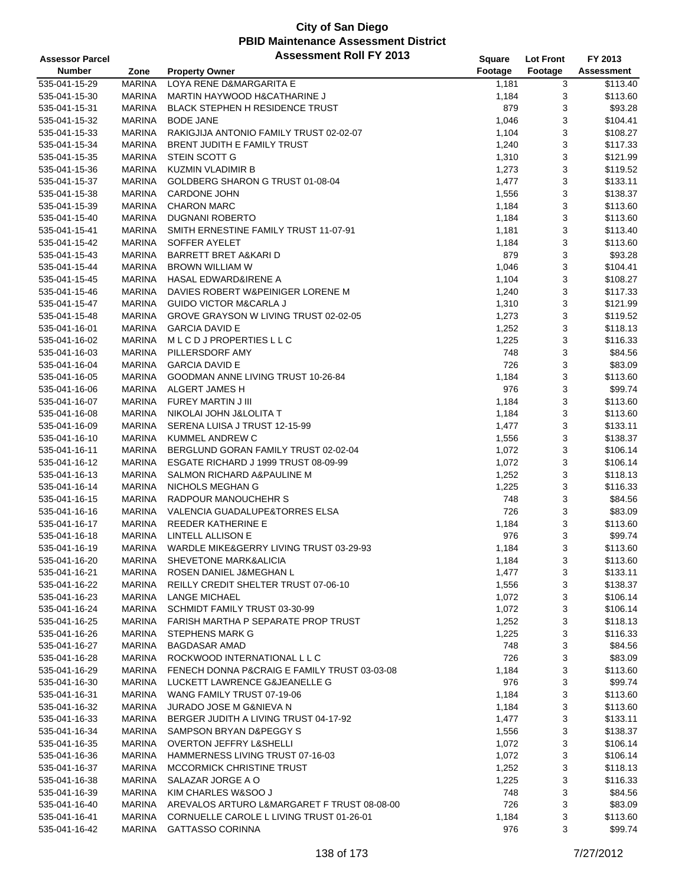# City of San Diego
## PBID Maintenance Assessment District
### Assessment Roll FY 2013

| Assessor Parcel Number | Zone | Property Owner | Square Footage | Lot Front Footage | FY 2013 Assessment |
|---|---|---|---|---|---|
| 535-041-15-29 | MARINA | LOYA RENE D&MARGARITA E | 1,181 | 3 | $113.40 |
| 535-041-15-30 | MARINA | MARTIN HAYWOOD H&CATHARINE J | 1,184 | 3 | $113.60 |
| 535-041-15-31 | MARINA | BLACK STEPHEN H RESIDENCE TRUST | 879 | 3 | $93.28 |
| 535-041-15-32 | MARINA | BODE JANE | 1,046 | 3 | $104.41 |
| 535-041-15-33 | MARINA | RAKIGJIJA ANTONIO FAMILY TRUST 02-02-07 | 1,104 | 3 | $108.27 |
| 535-041-15-34 | MARINA | BRENT JUDITH E FAMILY TRUST | 1,240 | 3 | $117.33 |
| 535-041-15-35 | MARINA | STEIN SCOTT G | 1,310 | 3 | $121.99 |
| 535-041-15-36 | MARINA | KUZMIN VLADIMIR B | 1,273 | 3 | $119.52 |
| 535-041-15-37 | MARINA | GOLDBERG SHARON G TRUST 01-08-04 | 1,477 | 3 | $133.11 |
| 535-041-15-38 | MARINA | CARDONE JOHN | 1,556 | 3 | $138.37 |
| 535-041-15-39 | MARINA | CHARON MARC | 1,184 | 3 | $113.60 |
| 535-041-15-40 | MARINA | DUGNANI ROBERTO | 1,184 | 3 | $113.60 |
| 535-041-15-41 | MARINA | SMITH ERNESTINE FAMILY TRUST 11-07-91 | 1,181 | 3 | $113.40 |
| 535-041-15-42 | MARINA | SOFFER AYELET | 1,184 | 3 | $113.60 |
| 535-041-15-43 | MARINA | BARRETT BRET A&KARI D | 879 | 3 | $93.28 |
| 535-041-15-44 | MARINA | BROWN WILLIAM W | 1,046 | 3 | $104.41 |
| 535-041-15-45 | MARINA | HASAL EDWARD&IRENE A | 1,104 | 3 | $108.27 |
| 535-041-15-46 | MARINA | DAVIES ROBERT W&PEINIGER LORENE M | 1,240 | 3 | $117.33 |
| 535-041-15-47 | MARINA | GUIDO VICTOR M&CARLA J | 1,310 | 3 | $121.99 |
| 535-041-15-48 | MARINA | GROVE GRAYSON W LIVING TRUST 02-02-05 | 1,273 | 3 | $119.52 |
| 535-041-16-01 | MARINA | GARCIA DAVID E | 1,252 | 3 | $118.13 |
| 535-041-16-02 | MARINA | M L C D J PROPERTIES L L C | 1,225 | 3 | $116.33 |
| 535-041-16-03 | MARINA | PILLERSDORF AMY | 748 | 3 | $84.56 |
| 535-041-16-04 | MARINA | GARCIA DAVID E | 726 | 3 | $83.09 |
| 535-041-16-05 | MARINA | GOODMAN ANNE LIVING TRUST 10-26-84 | 1,184 | 3 | $113.60 |
| 535-041-16-06 | MARINA | ALGERT JAMES H | 976 | 3 | $99.74 |
| 535-041-16-07 | MARINA | FUREY MARTIN J III | 1,184 | 3 | $113.60 |
| 535-041-16-08 | MARINA | NIKOLAI JOHN J&LOLITA T | 1,184 | 3 | $113.60 |
| 535-041-16-09 | MARINA | SERENA LUISA J TRUST 12-15-99 | 1,477 | 3 | $133.11 |
| 535-041-16-10 | MARINA | KUMMEL ANDREW C | 1,556 | 3 | $138.37 |
| 535-041-16-11 | MARINA | BERGLUND GORAN FAMILY TRUST 02-02-04 | 1,072 | 3 | $106.14 |
| 535-041-16-12 | MARINA | ESGATE RICHARD J 1999 TRUST 08-09-99 | 1,072 | 3 | $106.14 |
| 535-041-16-13 | MARINA | SALMON RICHARD A&PAULINE M | 1,252 | 3 | $118.13 |
| 535-041-16-14 | MARINA | NICHOLS MEGHAN G | 1,225 | 3 | $116.33 |
| 535-041-16-15 | MARINA | RADPOUR MANOUCHEHR S | 748 | 3 | $84.56 |
| 535-041-16-16 | MARINA | VALENCIA GUADALUPE&TORRES ELSA | 726 | 3 | $83.09 |
| 535-041-16-17 | MARINA | REEDER KATHERINE E | 1,184 | 3 | $113.60 |
| 535-041-16-18 | MARINA | LINTELL ALLISON E | 976 | 3 | $99.74 |
| 535-041-16-19 | MARINA | WARDLE MIKE&GERRY LIVING TRUST 03-29-93 | 1,184 | 3 | $113.60 |
| 535-041-16-20 | MARINA | SHEVETONE MARK&ALICIA | 1,184 | 3 | $113.60 |
| 535-041-16-21 | MARINA | ROSEN DANIEL J&MEGHAN L | 1,477 | 3 | $133.11 |
| 535-041-16-22 | MARINA | REILLY CREDIT SHELTER TRUST 07-06-10 | 1,556 | 3 | $138.37 |
| 535-041-16-23 | MARINA | LANGE MICHAEL | 1,072 | 3 | $106.14 |
| 535-041-16-24 | MARINA | SCHMIDT FAMILY TRUST 03-30-99 | 1,072 | 3 | $106.14 |
| 535-041-16-25 | MARINA | FARISH MARTHA P SEPARATE PROP TRUST | 1,252 | 3 | $118.13 |
| 535-041-16-26 | MARINA | STEPHENS MARK G | 1,225 | 3 | $116.33 |
| 535-041-16-27 | MARINA | BAGDASAR AMAD | 748 | 3 | $84.56 |
| 535-041-16-28 | MARINA | ROCKWOOD INTERNATIONAL L L C | 726 | 3 | $83.09 |
| 535-041-16-29 | MARINA | FENECH DONNA P&CRAIG E FAMILY TRUST 03-03-08 | 1,184 | 3 | $113.60 |
| 535-041-16-30 | MARINA | LUCKETT LAWRENCE G&JEANELLE G | 976 | 3 | $99.74 |
| 535-041-16-31 | MARINA | WANG FAMILY TRUST 07-19-06 | 1,184 | 3 | $113.60 |
| 535-041-16-32 | MARINA | JURADO JOSE M G&NIEVA N | 1,184 | 3 | $113.60 |
| 535-041-16-33 | MARINA | BERGER JUDITH A LIVING TRUST 04-17-92 | 1,477 | 3 | $133.11 |
| 535-041-16-34 | MARINA | SAMPSON BRYAN D&PEGGY S | 1,556 | 3 | $138.37 |
| 535-041-16-35 | MARINA | OVERTON JEFFRY L&SHELLI | 1,072 | 3 | $106.14 |
| 535-041-16-36 | MARINA | HAMMERNESS LIVING TRUST 07-16-03 | 1,072 | 3 | $106.14 |
| 535-041-16-37 | MARINA | MCCORMICK CHRISTINE TRUST | 1,252 | 3 | $118.13 |
| 535-041-16-38 | MARINA | SALAZAR JORGE A O | 1,225 | 3 | $116.33 |
| 535-041-16-39 | MARINA | KIM CHARLES W&SOO J | 748 | 3 | $84.56 |
| 535-041-16-40 | MARINA | AREVALOS ARTURO L&MARGARET F TRUST 08-08-00 | 726 | 3 | $83.09 |
| 535-041-16-41 | MARINA | CORNUELLE CAROLE L LIVING TRUST 01-26-01 | 1,184 | 3 | $113.60 |
| 535-041-16-42 | MARINA | GATTASSO CORINNA | 976 | 3 | $99.74 |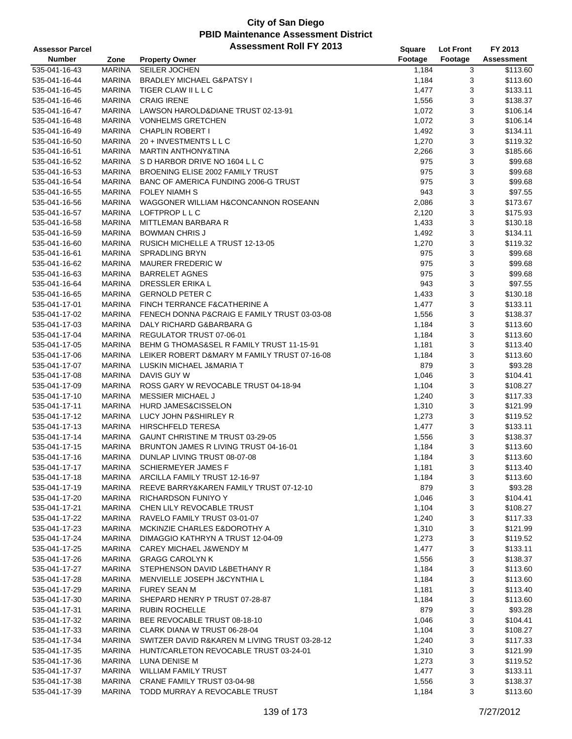# City of San Diego
## PBID Maintenance Assessment District
## Assessment Roll FY 2013

| Assessor Parcel Number | Zone | Property Owner | Square Footage | Lot Front Footage | FY 2013 Assessment |
|---|---|---|---|---|---|
| 535-041-16-43 | MARINA | SEILER JOCHEN | 1,184 | 3 | $113.60 |
| 535-041-16-44 | MARINA | BRADLEY MICHAEL G&PATSY I | 1,184 | 3 | $113.60 |
| 535-041-16-45 | MARINA | TIGER CLAW II L L C | 1,477 | 3 | $133.11 |
| 535-041-16-46 | MARINA | CRAIG IRENE | 1,556 | 3 | $138.37 |
| 535-041-16-47 | MARINA | LAWSON HAROLD&DIANE TRUST 02-13-91 | 1,072 | 3 | $106.14 |
| 535-041-16-48 | MARINA | VONHELMS GRETCHEN | 1,072 | 3 | $106.14 |
| 535-041-16-49 | MARINA | CHAPLIN ROBERT I | 1,492 | 3 | $134.11 |
| 535-041-16-50 | MARINA | 20 + INVESTMENTS L L C | 1,270 | 3 | $119.32 |
| 535-041-16-51 | MARINA | MARTIN ANTHONY&TINA | 2,266 | 3 | $185.66 |
| 535-041-16-52 | MARINA | S D HARBOR DRIVE NO 1604 L L C | 975 | 3 | $99.68 |
| 535-041-16-53 | MARINA | BROENING ELISE 2002 FAMILY TRUST | 975 | 3 | $99.68 |
| 535-041-16-54 | MARINA | BANC OF AMERICA FUNDING 2006-G TRUST | 975 | 3 | $99.68 |
| 535-041-16-55 | MARINA | FOLEY NIAMH S | 943 | 3 | $97.55 |
| 535-041-16-56 | MARINA | WAGGONER WILLIAM H&CONCANNON ROSEANN | 2,086 | 3 | $173.67 |
| 535-041-16-57 | MARINA | LOFTPROP L L C | 2,120 | 3 | $175.93 |
| 535-041-16-58 | MARINA | MITTLEMAN BARBARA R | 1,433 | 3 | $130.18 |
| 535-041-16-59 | MARINA | BOWMAN CHRIS J | 1,492 | 3 | $134.11 |
| 535-041-16-60 | MARINA | RUSICH MICHELLE A TRUST 12-13-05 | 1,270 | 3 | $119.32 |
| 535-041-16-61 | MARINA | SPRADLING BRYN | 975 | 3 | $99.68 |
| 535-041-16-62 | MARINA | MAURER FREDERIC W | 975 | 3 | $99.68 |
| 535-041-16-63 | MARINA | BARRELET AGNES | 975 | 3 | $99.68 |
| 535-041-16-64 | MARINA | DRESSLER ERIKA L | 943 | 3 | $97.55 |
| 535-041-16-65 | MARINA | GERNOLD PETER C | 1,433 | 3 | $130.18 |
| 535-041-17-01 | MARINA | FINCH TERRANCE F&CATHERINE A | 1,477 | 3 | $133.11 |
| 535-041-17-02 | MARINA | FENECH DONNA P&CRAIG E FAMILY TRUST 03-03-08 | 1,556 | 3 | $138.37 |
| 535-041-17-03 | MARINA | DALY RICHARD G&BARBARA G | 1,184 | 3 | $113.60 |
| 535-041-17-04 | MARINA | REGULATOR TRUST 07-06-01 | 1,184 | 3 | $113.60 |
| 535-041-17-05 | MARINA | BEHM G THOMAS&SEL R FAMILY TRUST 11-15-91 | 1,181 | 3 | $113.40 |
| 535-041-17-06 | MARINA | LEIKER ROBERT D&MARY M FAMILY TRUST 07-16-08 | 1,184 | 3 | $113.60 |
| 535-041-17-07 | MARINA | LUSKIN MICHAEL J&MARIA T | 879 | 3 | $93.28 |
| 535-041-17-08 | MARINA | DAVIS GUY W | 1,046 | 3 | $104.41 |
| 535-041-17-09 | MARINA | ROSS GARY W REVOCABLE TRUST 04-18-94 | 1,104 | 3 | $108.27 |
| 535-041-17-10 | MARINA | MESSIER MICHAEL J | 1,240 | 3 | $117.33 |
| 535-041-17-11 | MARINA | HURD JAMES&CISSELON | 1,310 | 3 | $121.99 |
| 535-041-17-12 | MARINA | LUCY JOHN P&SHIRLEY R | 1,273 | 3 | $119.52 |
| 535-041-17-13 | MARINA | HIRSCHFELD TERESA | 1,477 | 3 | $133.11 |
| 535-041-17-14 | MARINA | GAUNT CHRISTINE M TRUST 03-29-05 | 1,556 | 3 | $138.37 |
| 535-041-17-15 | MARINA | BRUNTON JAMES R LIVING TRUST 04-16-01 | 1,184 | 3 | $113.60 |
| 535-041-17-16 | MARINA | DUNLAP LIVING TRUST 08-07-08 | 1,184 | 3 | $113.60 |
| 535-041-17-17 | MARINA | SCHIERMEYER JAMES F | 1,181 | 3 | $113.40 |
| 535-041-17-18 | MARINA | ARCILLA FAMILY TRUST 12-16-97 | 1,184 | 3 | $113.60 |
| 535-041-17-19 | MARINA | REEVE BARRY&KAREN FAMILY TRUST 07-12-10 | 879 | 3 | $93.28 |
| 535-041-17-20 | MARINA | RICHARDSON FUNIYO Y | 1,046 | 3 | $104.41 |
| 535-041-17-21 | MARINA | CHEN LILY REVOCABLE TRUST | 1,104 | 3 | $108.27 |
| 535-041-17-22 | MARINA | RAVELO FAMILY TRUST 03-01-07 | 1,240 | 3 | $117.33 |
| 535-041-17-23 | MARINA | MCKINZIE CHARLES E&DOROTHY A | 1,310 | 3 | $121.99 |
| 535-041-17-24 | MARINA | DIMAGGIO KATHRYN A TRUST 12-04-09 | 1,273 | 3 | $119.52 |
| 535-041-17-25 | MARINA | CAREY MICHAEL J&WENDY M | 1,477 | 3 | $133.11 |
| 535-041-17-26 | MARINA | GRAGG CAROLYN K | 1,556 | 3 | $138.37 |
| 535-041-17-27 | MARINA | STEPHENSON DAVID L&BETHANY R | 1,184 | 3 | $113.60 |
| 535-041-17-28 | MARINA | MENVIELLE JOSEPH J&CYNTHIA L | 1,184 | 3 | $113.60 |
| 535-041-17-29 | MARINA | FUREY SEAN M | 1,181 | 3 | $113.40 |
| 535-041-17-30 | MARINA | SHEPARD HENRY P TRUST 07-28-87 | 1,184 | 3 | $113.60 |
| 535-041-17-31 | MARINA | RUBIN ROCHELLE | 879 | 3 | $93.28 |
| 535-041-17-32 | MARINA | BEE REVOCABLE TRUST 08-18-10 | 1,046 | 3 | $104.41 |
| 535-041-17-33 | MARINA | CLARK DIANA W TRUST 06-28-04 | 1,104 | 3 | $108.27 |
| 535-041-17-34 | MARINA | SWITZER DAVID R&KAREN M LIVING TRUST 03-28-12 | 1,240 | 3 | $117.33 |
| 535-041-17-35 | MARINA | HUNT/CARLETON REVOCABLE TRUST 03-24-01 | 1,310 | 3 | $121.99 |
| 535-041-17-36 | MARINA | LUNA DENISE M | 1,273 | 3 | $119.52 |
| 535-041-17-37 | MARINA | WILLIAM FAMILY TRUST | 1,477 | 3 | $133.11 |
| 535-041-17-38 | MARINA | CRANE FAMILY TRUST 03-04-98 | 1,556 | 3 | $138.37 |
| 535-041-17-39 | MARINA | TODD MURRAY A REVOCABLE TRUST | 1,184 | 3 | $113.60 |

7/27/2012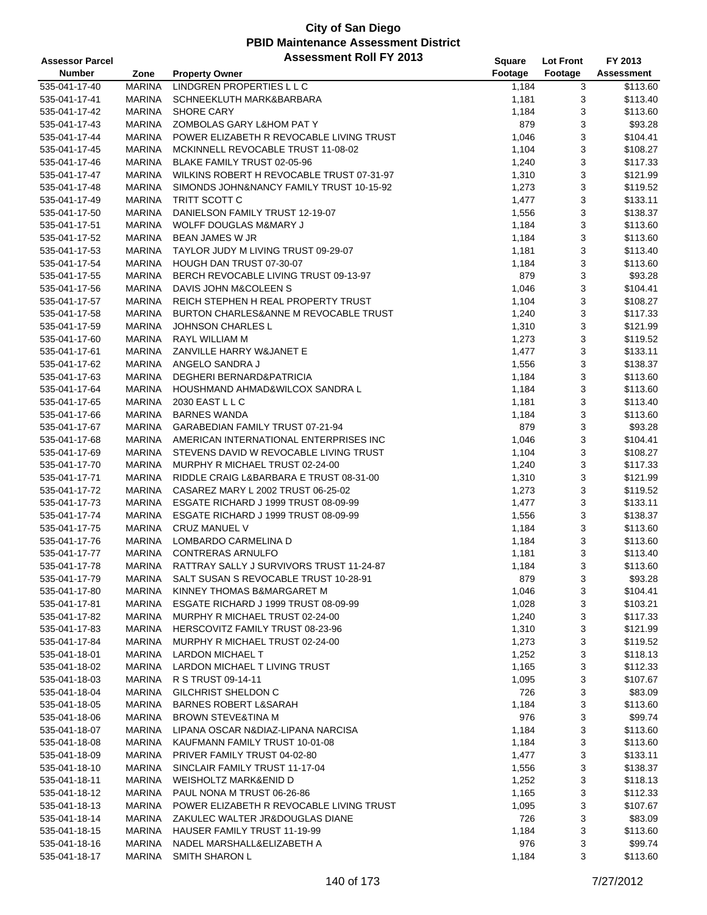# City of San Diego
## PBID Maintenance Assessment District
### Assessment Roll FY 2013

| Assessor Parcel Number | Zone | Property Owner | Square Footage | Lot Front Footage | FY 2013 Assessment |
|---|---|---|---|---|---|
| 535-041-17-40 | MARINA | LINDGREN PROPERTIES L L C | 1,184 | 3 | $113.60 |
| 535-041-17-41 | MARINA | SCHNEEKLUTH MARK&BARBARA | 1,181 | 3 | $113.40 |
| 535-041-17-42 | MARINA | SHORE CARY | 1,184 | 3 | $113.60 |
| 535-041-17-43 | MARINA | ZOMBOLAS GARY L&HOM PAT Y | 879 | 3 | $93.28 |
| 535-041-17-44 | MARINA | POWER ELIZABETH R REVOCABLE LIVING TRUST | 1,046 | 3 | $104.41 |
| 535-041-17-45 | MARINA | MCKINNELL REVOCABLE TRUST 11-08-02 | 1,104 | 3 | $108.27 |
| 535-041-17-46 | MARINA | BLAKE FAMILY TRUST 02-05-96 | 1,240 | 3 | $117.33 |
| 535-041-17-47 | MARINA | WILKINS ROBERT H REVOCABLE TRUST 07-31-97 | 1,310 | 3 | $121.99 |
| 535-041-17-48 | MARINA | SIMONDS JOHN&NANCY FAMILY TRUST 10-15-92 | 1,273 | 3 | $119.52 |
| 535-041-17-49 | MARINA | TRITT SCOTT C | 1,477 | 3 | $133.11 |
| 535-041-17-50 | MARINA | DANIELSON FAMILY TRUST 12-19-07 | 1,556 | 3 | $138.37 |
| 535-041-17-51 | MARINA | WOLFF DOUGLAS M&MARY J | 1,184 | 3 | $113.60 |
| 535-041-17-52 | MARINA | BEAN JAMES W JR | 1,184 | 3 | $113.60 |
| 535-041-17-53 | MARINA | TAYLOR JUDY M LIVING TRUST 09-29-07 | 1,181 | 3 | $113.40 |
| 535-041-17-54 | MARINA | HOUGH DAN TRUST 07-30-07 | 1,184 | 3 | $113.60 |
| 535-041-17-55 | MARINA | BERCH REVOCABLE LIVING TRUST 09-13-97 | 879 | 3 | $93.28 |
| 535-041-17-56 | MARINA | DAVIS JOHN M&COLEEN S | 1,046 | 3 | $104.41 |
| 535-041-17-57 | MARINA | REICH STEPHEN H REAL PROPERTY TRUST | 1,104 | 3 | $108.27 |
| 535-041-17-58 | MARINA | BURTON CHARLES&ANNE M REVOCABLE TRUST | 1,240 | 3 | $117.33 |
| 535-041-17-59 | MARINA | JOHNSON CHARLES L | 1,310 | 3 | $121.99 |
| 535-041-17-60 | MARINA | RAYL WILLIAM M | 1,273 | 3 | $119.52 |
| 535-041-17-61 | MARINA | ZANVILLE HARRY W&JANET E | 1,477 | 3 | $133.11 |
| 535-041-17-62 | MARINA | ANGELO SANDRA J | 1,556 | 3 | $138.37 |
| 535-041-17-63 | MARINA | DEGHERI BERNARD&PATRICIA | 1,184 | 3 | $113.60 |
| 535-041-17-64 | MARINA | HOUSHMAND AHMAD&WILCOX SANDRA L | 1,184 | 3 | $113.60 |
| 535-041-17-65 | MARINA | 2030 EAST L L C | 1,181 | 3 | $113.40 |
| 535-041-17-66 | MARINA | BARNES WANDA | 1,184 | 3 | $113.60 |
| 535-041-17-67 | MARINA | GARABEDIAN FAMILY TRUST 07-21-94 | 879 | 3 | $93.28 |
| 535-041-17-68 | MARINA | AMERICAN INTERNATIONAL ENTERPRISES INC | 1,046 | 3 | $104.41 |
| 535-041-17-69 | MARINA | STEVENS DAVID W REVOCABLE LIVING TRUST | 1,104 | 3 | $108.27 |
| 535-041-17-70 | MARINA | MURPHY R MICHAEL TRUST 02-24-00 | 1,240 | 3 | $117.33 |
| 535-041-17-71 | MARINA | RIDDLE CRAIG L&BARBARA E TRUST 08-31-00 | 1,310 | 3 | $121.99 |
| 535-041-17-72 | MARINA | CASAREZ MARY L 2002 TRUST 06-25-02 | 1,273 | 3 | $119.52 |
| 535-041-17-73 | MARINA | ESGATE RICHARD J 1999 TRUST 08-09-99 | 1,477 | 3 | $133.11 |
| 535-041-17-74 | MARINA | ESGATE RICHARD J 1999 TRUST 08-09-99 | 1,556 | 3 | $138.37 |
| 535-041-17-75 | MARINA | CRUZ MANUEL V | 1,184 | 3 | $113.60 |
| 535-041-17-76 | MARINA | LOMBARDO CARMELINA D | 1,184 | 3 | $113.60 |
| 535-041-17-77 | MARINA | CONTRERAS ARNULFO | 1,181 | 3 | $113.40 |
| 535-041-17-78 | MARINA | RATTRAY SALLY J SURVIVORS TRUST 11-24-87 | 1,184 | 3 | $113.60 |
| 535-041-17-79 | MARINA | SALT SUSAN S REVOCABLE TRUST 10-28-91 | 879 | 3 | $93.28 |
| 535-041-17-80 | MARINA | KINNEY THOMAS B&MARGARET M | 1,046 | 3 | $104.41 |
| 535-041-17-81 | MARINA | ESGATE RICHARD J 1999 TRUST 08-09-99 | 1,028 | 3 | $103.21 |
| 535-041-17-82 | MARINA | MURPHY R MICHAEL TRUST 02-24-00 | 1,240 | 3 | $117.33 |
| 535-041-17-83 | MARINA | HERSCOVITZ FAMILY TRUST 08-23-96 | 1,310 | 3 | $121.99 |
| 535-041-17-84 | MARINA | MURPHY R MICHAEL TRUST 02-24-00 | 1,273 | 3 | $119.52 |
| 535-041-18-01 | MARINA | LARDON MICHAEL T | 1,252 | 3 | $118.13 |
| 535-041-18-02 | MARINA | LARDON MICHAEL T LIVING TRUST | 1,165 | 3 | $112.33 |
| 535-041-18-03 | MARINA | R S TRUST 09-14-11 | 1,095 | 3 | $107.67 |
| 535-041-18-04 | MARINA | GILCHRIST SHELDON C | 726 | 3 | $83.09 |
| 535-041-18-05 | MARINA | BARNES ROBERT L&SARAH | 1,184 | 3 | $113.60 |
| 535-041-18-06 | MARINA | BROWN STEVE&TINA M | 976 | 3 | $99.74 |
| 535-041-18-07 | MARINA | LIPANA OSCAR N&DIAZ-LIPANA NARCISA | 1,184 | 3 | $113.60 |
| 535-041-18-08 | MARINA | KAUFMANN FAMILY TRUST 10-01-08 | 1,184 | 3 | $113.60 |
| 535-041-18-09 | MARINA | PRIVER FAMILY TRUST 04-02-80 | 1,477 | 3 | $133.11 |
| 535-041-18-10 | MARINA | SINCLAIR FAMILY TRUST 11-17-04 | 1,556 | 3 | $138.37 |
| 535-041-18-11 | MARINA | WEISHOLTZ MARK&ENID D | 1,252 | 3 | $118.13 |
| 535-041-18-12 | MARINA | PAUL NONA M TRUST 06-26-86 | 1,165 | 3 | $112.33 |
| 535-041-18-13 | MARINA | POWER ELIZABETH R REVOCABLE LIVING TRUST | 1,095 | 3 | $107.67 |
| 535-041-18-14 | MARINA | ZAKULEC WALTER JR&DOUGLAS DIANE | 726 | 3 | $83.09 |
| 535-041-18-15 | MARINA | HAUSER FAMILY TRUST 11-19-99 | 1,184 | 3 | $113.60 |
| 535-041-18-16 | MARINA | NADEL MARSHALL&ELIZABETH A | 976 | 3 | $99.74 |
| 535-041-18-17 | MARINA | SMITH SHARON L | 1,184 | 3 | $113.60 |

7/27/2012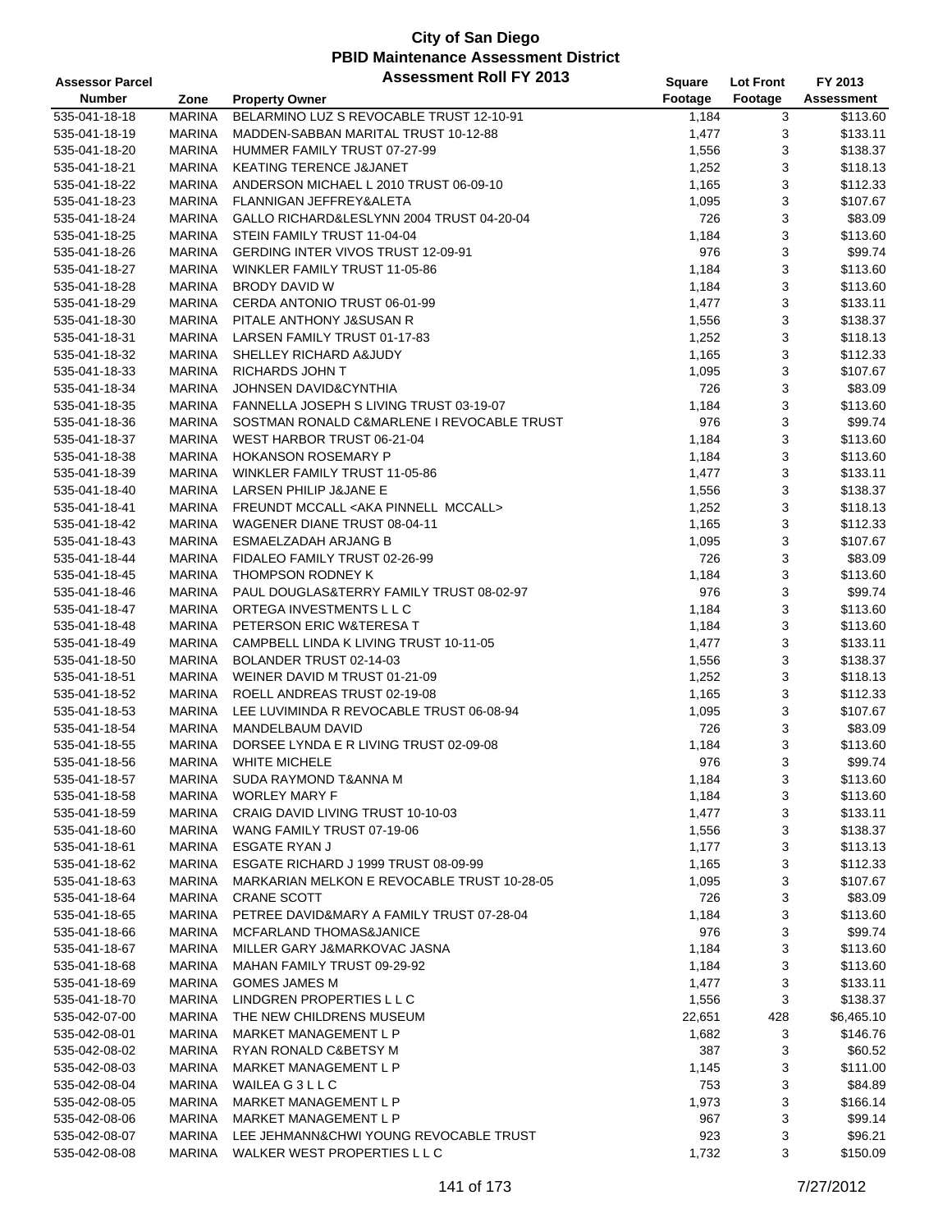# City of San Diego
## PBID Maintenance Assessment District
### Assessment Roll FY 2013

| Assessor Parcel Number | Zone | Property Owner | Square Footage | Lot Front Footage | FY 2013 Assessment |
|---|---|---|---|---|---|
| 535-041-18-18 | MARINA | BELARMINO LUZ S REVOCABLE TRUST 12-10-91 | 1,184 | 3 | $113.60 |
| 535-041-18-19 | MARINA | MADDEN-SABBAN MARITAL TRUST 10-12-88 | 1,477 | 3 | $133.11 |
| 535-041-18-20 | MARINA | HUMMER FAMILY TRUST 07-27-99 | 1,556 | 3 | $138.37 |
| 535-041-18-21 | MARINA | KEATING TERENCE J&JANET | 1,252 | 3 | $118.13 |
| 535-041-18-22 | MARINA | ANDERSON MICHAEL L 2010 TRUST 06-09-10 | 1,165 | 3 | $112.33 |
| 535-041-18-23 | MARINA | FLANNIGAN JEFFREY&ALETA | 1,095 | 3 | $107.67 |
| 535-041-18-24 | MARINA | GALLO RICHARD&LESLYNN 2004 TRUST 04-20-04 | 726 | 3 | $83.09 |
| 535-041-18-25 | MARINA | STEIN FAMILY TRUST 11-04-04 | 1,184 | 3 | $113.60 |
| 535-041-18-26 | MARINA | GERDING INTER VIVOS TRUST 12-09-91 | 976 | 3 | $99.74 |
| 535-041-18-27 | MARINA | WINKLER FAMILY TRUST 11-05-86 | 1,184 | 3 | $113.60 |
| 535-041-18-28 | MARINA | BRODY DAVID W | 1,184 | 3 | $113.60 |
| 535-041-18-29 | MARINA | CERDA ANTONIO TRUST 06-01-99 | 1,477 | 3 | $133.11 |
| 535-041-18-30 | MARINA | PITALE ANTHONY J&SUSAN R | 1,556 | 3 | $138.37 |
| 535-041-18-31 | MARINA | LARSEN FAMILY TRUST 01-17-83 | 1,252 | 3 | $118.13 |
| 535-041-18-32 | MARINA | SHELLEY RICHARD A&JUDY | 1,165 | 3 | $112.33 |
| 535-041-18-33 | MARINA | RICHARDS JOHN T | 1,095 | 3 | $107.67 |
| 535-041-18-34 | MARINA | JOHNSEN DAVID&CYNTHIA | 726 | 3 | $83.09 |
| 535-041-18-35 | MARINA | FANNELLA JOSEPH S LIVING TRUST 03-19-07 | 1,184 | 3 | $113.60 |
| 535-041-18-36 | MARINA | SOSTMAN RONALD C&MARLENE I REVOCABLE TRUST | 976 | 3 | $99.74 |
| 535-041-18-37 | MARINA | WEST HARBOR TRUST 06-21-04 | 1,184 | 3 | $113.60 |
| 535-041-18-38 | MARINA | HOKANSON ROSEMARY P | 1,184 | 3 | $113.60 |
| 535-041-18-39 | MARINA | WINKLER FAMILY TRUST 11-05-86 | 1,477 | 3 | $133.11 |
| 535-041-18-40 | MARINA | LARSEN PHILIP J&JANE E | 1,556 | 3 | $138.37 |
| 535-041-18-41 | MARINA | FREUNDT MCCALL <AKA PINNELL MCCALL> | 1,252 | 3 | $118.13 |
| 535-041-18-42 | MARINA | WAGENER DIANE TRUST 08-04-11 | 1,165 | 3 | $112.33 |
| 535-041-18-43 | MARINA | ESMAELZADAH ARJANG B | 1,095 | 3 | $107.67 |
| 535-041-18-44 | MARINA | FIDALEO FAMILY TRUST 02-26-99 | 726 | 3 | $83.09 |
| 535-041-18-45 | MARINA | THOMPSON RODNEY K | 1,184 | 3 | $113.60 |
| 535-041-18-46 | MARINA | PAUL DOUGLAS&TERRY FAMILY TRUST 08-02-97 | 976 | 3 | $99.74 |
| 535-041-18-47 | MARINA | ORTEGA INVESTMENTS L L C | 1,184 | 3 | $113.60 |
| 535-041-18-48 | MARINA | PETERSON ERIC W&TERESA T | 1,184 | 3 | $113.60 |
| 535-041-18-49 | MARINA | CAMPBELL LINDA K LIVING TRUST 10-11-05 | 1,477 | 3 | $133.11 |
| 535-041-18-50 | MARINA | BOLANDER TRUST 02-14-03 | 1,556 | 3 | $138.37 |
| 535-041-18-51 | MARINA | WEINER DAVID M TRUST 01-21-09 | 1,252 | 3 | $118.13 |
| 535-041-18-52 | MARINA | ROELL ANDREAS TRUST 02-19-08 | 1,165 | 3 | $112.33 |
| 535-041-18-53 | MARINA | LEE LUVIMINDA R REVOCABLE TRUST 06-08-94 | 1,095 | 3 | $107.67 |
| 535-041-18-54 | MARINA | MANDELBAUM DAVID | 726 | 3 | $83.09 |
| 535-041-18-55 | MARINA | DORSEE LYNDA E R LIVING TRUST 02-09-08 | 1,184 | 3 | $113.60 |
| 535-041-18-56 | MARINA | WHITE MICHELE | 976 | 3 | $99.74 |
| 535-041-18-57 | MARINA | SUDA RAYMOND T&ANNA M | 1,184 | 3 | $113.60 |
| 535-041-18-58 | MARINA | WORLEY MARY F | 1,184 | 3 | $113.60 |
| 535-041-18-59 | MARINA | CRAIG DAVID LIVING TRUST 10-10-03 | 1,477 | 3 | $133.11 |
| 535-041-18-60 | MARINA | WANG FAMILY TRUST 07-19-06 | 1,556 | 3 | $138.37 |
| 535-041-18-61 | MARINA | ESGATE RYAN J | 1,177 | 3 | $113.13 |
| 535-041-18-62 | MARINA | ESGATE RICHARD J 1999 TRUST 08-09-99 | 1,165 | 3 | $112.33 |
| 535-041-18-63 | MARINA | MARKARIAN MELKON E REVOCABLE TRUST 10-28-05 | 1,095 | 3 | $107.67 |
| 535-041-18-64 | MARINA | CRANE SCOTT | 726 | 3 | $83.09 |
| 535-041-18-65 | MARINA | PETREE DAVID&MARY A FAMILY TRUST 07-28-04 | 1,184 | 3 | $113.60 |
| 535-041-18-66 | MARINA | MCFARLAND THOMAS&JANICE | 976 | 3 | $99.74 |
| 535-041-18-67 | MARINA | MILLER GARY J&MARKOVAC JASNA | 1,184 | 3 | $113.60 |
| 535-041-18-68 | MARINA | MAHAN FAMILY TRUST 09-29-92 | 1,184 | 3 | $113.60 |
| 535-041-18-69 | MARINA | GOMES JAMES M | 1,477 | 3 | $133.11 |
| 535-041-18-70 | MARINA | LINDGREN PROPERTIES L L C | 1,556 | 3 | $138.37 |
| 535-042-07-00 | MARINA | THE NEW CHILDRENS MUSEUM | 22,651 | 428 | $6,465.10 |
| 535-042-08-01 | MARINA | MARKET MANAGEMENT L P | 1,682 | 3 | $146.76 |
| 535-042-08-02 | MARINA | RYAN RONALD C&BETSY M | 387 | 3 | $60.52 |
| 535-042-08-03 | MARINA | MARKET MANAGEMENT L P | 1,145 | 3 | $111.00 |
| 535-042-08-04 | MARINA | WAILEA G 3 L L C | 753 | 3 | $84.89 |
| 535-042-08-05 | MARINA | MARKET MANAGEMENT L P | 1,973 | 3 | $166.14 |
| 535-042-08-06 | MARINA | MARKET MANAGEMENT L P | 967 | 3 | $99.14 |
| 535-042-08-07 | MARINA | LEE JEHMANN&CHWI YOUNG REVOCABLE TRUST | 923 | 3 | $96.21 |
| 535-042-08-08 | MARINA | WALKER WEST PROPERTIES L L C | 1,732 | 3 | $150.09 |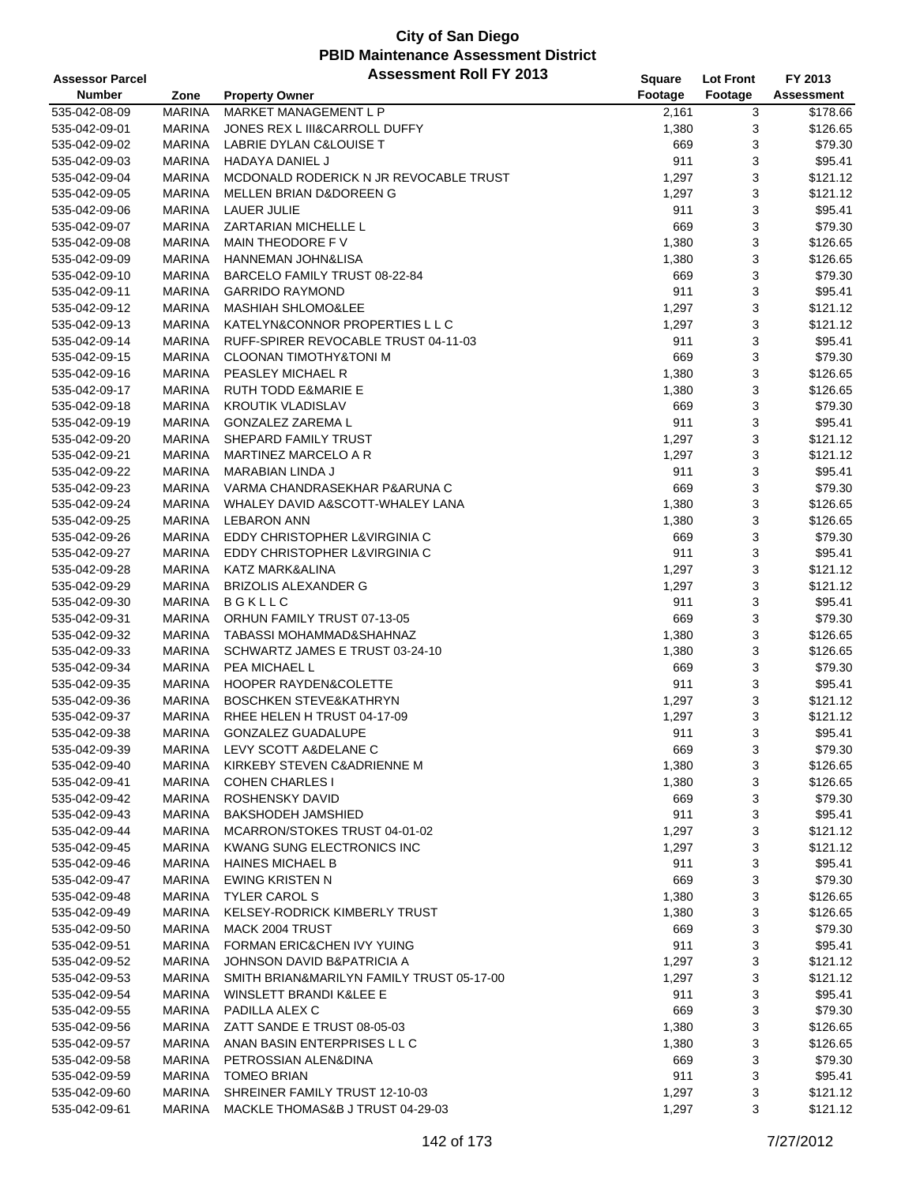# City of San Diego
## PBID Maintenance Assessment District
### Assessment Roll FY 2013

| Assessor Parcel Number | Zone | Property Owner | Square Footage | Lot Front Footage | FY 2013 Assessment |
|---|---|---|---|---|---|
| 535-042-08-09 | MARINA | MARKET MANAGEMENT L P | 2,161 | 3 | $178.66 |
| 535-042-09-01 | MARINA | JONES REX L III&CARROLL DUFFY | 1,380 | 3 | $126.65 |
| 535-042-09-02 | MARINA | LABRIE DYLAN C&LOUISE T | 669 | 3 | $79.30 |
| 535-042-09-03 | MARINA | HADAYA DANIEL J | 911 | 3 | $95.41 |
| 535-042-09-04 | MARINA | MCDONALD RODERICK N JR REVOCABLE TRUST | 1,297 | 3 | $121.12 |
| 535-042-09-05 | MARINA | MELLEN BRIAN D&DOREEN G | 1,297 | 3 | $121.12 |
| 535-042-09-06 | MARINA | LAUER JULIE | 911 | 3 | $95.41 |
| 535-042-09-07 | MARINA | ZARTARIAN MICHELLE L | 669 | 3 | $79.30 |
| 535-042-09-08 | MARINA | MAIN THEODORE F V | 1,380 | 3 | $126.65 |
| 535-042-09-09 | MARINA | HANNEMAN JOHN&LISA | 1,380 | 3 | $126.65 |
| 535-042-09-10 | MARINA | BARCELO FAMILY TRUST 08-22-84 | 669 | 3 | $79.30 |
| 535-042-09-11 | MARINA | GARRIDO RAYMOND | 911 | 3 | $95.41 |
| 535-042-09-12 | MARINA | MASHIAH SHLOMO&LEE | 1,297 | 3 | $121.12 |
| 535-042-09-13 | MARINA | KATELYN&CONNOR PROPERTIES L L C | 1,297 | 3 | $121.12 |
| 535-042-09-14 | MARINA | RUFF-SPIRER REVOCABLE TRUST 04-11-03 | 911 | 3 | $95.41 |
| 535-042-09-15 | MARINA | CLOONAN TIMOTHY&TONI M | 669 | 3 | $79.30 |
| 535-042-09-16 | MARINA | PEASLEY MICHAEL R | 1,380 | 3 | $126.65 |
| 535-042-09-17 | MARINA | RUTH TODD E&MARIE E | 1,380 | 3 | $126.65 |
| 535-042-09-18 | MARINA | KROUTIK VLADISLAV | 669 | 3 | $79.30 |
| 535-042-09-19 | MARINA | GONZALEZ ZAREMA L | 911 | 3 | $95.41 |
| 535-042-09-20 | MARINA | SHEPARD FAMILY TRUST | 1,297 | 3 | $121.12 |
| 535-042-09-21 | MARINA | MARTINEZ MARCELO A R | 1,297 | 3 | $121.12 |
| 535-042-09-22 | MARINA | MARABIAN LINDA J | 911 | 3 | $95.41 |
| 535-042-09-23 | MARINA | VARMA CHANDRASEKHAR P&ARUNA C | 669 | 3 | $79.30 |
| 535-042-09-24 | MARINA | WHALEY DAVID A&SCOTT-WHALEY LANA | 1,380 | 3 | $126.65 |
| 535-042-09-25 | MARINA | LEBARON ANN | 1,380 | 3 | $126.65 |
| 535-042-09-26 | MARINA | EDDY CHRISTOPHER L&VIRGINIA C | 669 | 3 | $79.30 |
| 535-042-09-27 | MARINA | EDDY CHRISTOPHER L&VIRGINIA C | 911 | 3 | $95.41 |
| 535-042-09-28 | MARINA | KATZ MARK&ALINA | 1,297 | 3 | $121.12 |
| 535-042-09-29 | MARINA | BRIZOLIS ALEXANDER G | 1,297 | 3 | $121.12 |
| 535-042-09-30 | MARINA | B G K L L C | 911 | 3 | $95.41 |
| 535-042-09-31 | MARINA | ORHUN FAMILY TRUST 07-13-05 | 669 | 3 | $79.30 |
| 535-042-09-32 | MARINA | TABASSI MOHAMMAD&SHAHNAZ | 1,380 | 3 | $126.65 |
| 535-042-09-33 | MARINA | SCHWARTZ JAMES E TRUST 03-24-10 | 1,380 | 3 | $126.65 |
| 535-042-09-34 | MARINA | PEA MICHAEL L | 669 | 3 | $79.30 |
| 535-042-09-35 | MARINA | HOOPER RAYDEN&COLETTE | 911 | 3 | $95.41 |
| 535-042-09-36 | MARINA | BOSCHKEN STEVE&KATHRYN | 1,297 | 3 | $121.12 |
| 535-042-09-37 | MARINA | RHEE HELEN H TRUST 04-17-09 | 1,297 | 3 | $121.12 |
| 535-042-09-38 | MARINA | GONZALEZ GUADALUPE | 911 | 3 | $95.41 |
| 535-042-09-39 | MARINA | LEVY SCOTT A&DELANE C | 669 | 3 | $79.30 |
| 535-042-09-40 | MARINA | KIRKEBY STEVEN C&ADRIENNE M | 1,380 | 3 | $126.65 |
| 535-042-09-41 | MARINA | COHEN CHARLES I | 1,380 | 3 | $126.65 |
| 535-042-09-42 | MARINA | ROSHENSKY DAVID | 669 | 3 | $79.30 |
| 535-042-09-43 | MARINA | BAKSHODEH JAMSHIED | 911 | 3 | $95.41 |
| 535-042-09-44 | MARINA | MCARRON/STOKES TRUST 04-01-02 | 1,297 | 3 | $121.12 |
| 535-042-09-45 | MARINA | KWANG SUNG ELECTRONICS INC | 1,297 | 3 | $121.12 |
| 535-042-09-46 | MARINA | HAINES MICHAEL B | 911 | 3 | $95.41 |
| 535-042-09-47 | MARINA | EWING KRISTEN N | 669 | 3 | $79.30 |
| 535-042-09-48 | MARINA | TYLER CAROL S | 1,380 | 3 | $126.65 |
| 535-042-09-49 | MARINA | KELSEY-RODRICK KIMBERLY TRUST | 1,380 | 3 | $126.65 |
| 535-042-09-50 | MARINA | MACK 2004 TRUST | 669 | 3 | $79.30 |
| 535-042-09-51 | MARINA | FORMAN ERIC&CHEN IVY YUING | 911 | 3 | $95.41 |
| 535-042-09-52 | MARINA | JOHNSON DAVID B&PATRICIA A | 1,297 | 3 | $121.12 |
| 535-042-09-53 | MARINA | SMITH BRIAN&MARILYN FAMILY TRUST 05-17-00 | 1,297 | 3 | $121.12 |
| 535-042-09-54 | MARINA | WINSLETT BRANDI K&LEE E | 911 | 3 | $95.41 |
| 535-042-09-55 | MARINA | PADILLA ALEX C | 669 | 3 | $79.30 |
| 535-042-09-56 | MARINA | ZATT SANDE E TRUST 08-05-03 | 1,380 | 3 | $126.65 |
| 535-042-09-57 | MARINA | ANAN BASIN ENTERPRISES L L C | 1,380 | 3 | $126.65 |
| 535-042-09-58 | MARINA | PETROSSIAN ALEN&DINA | 669 | 3 | $79.30 |
| 535-042-09-59 | MARINA | TOMEO BRIAN | 911 | 3 | $95.41 |
| 535-042-09-60 | MARINA | SHREINER FAMILY TRUST 12-10-03 | 1,297 | 3 | $121.12 |
| 535-042-09-61 | MARINA | MACKLE THOMAS&B J TRUST 04-29-03 | 1,297 | 3 | $121.12 |

7/27/2012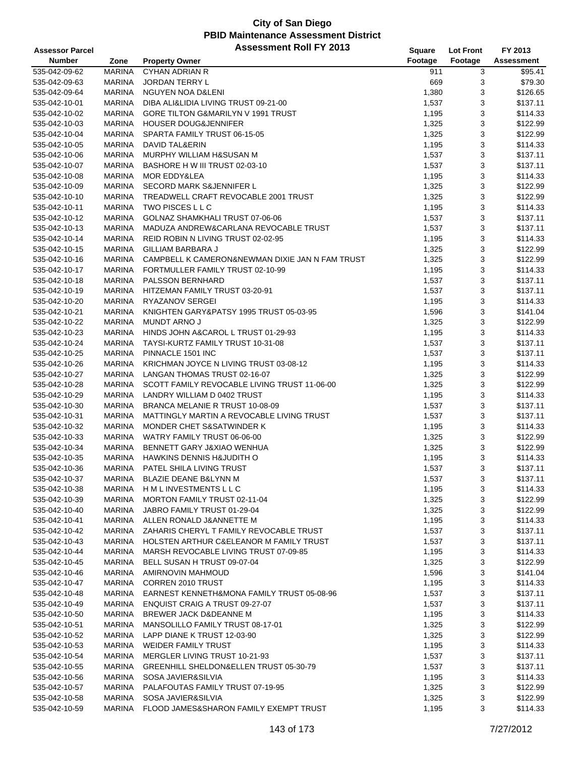# City of San Diego
## PBID Maintenance Assessment District
## Assessment Roll FY 2013

| Assessor Parcel Number | Zone | Property Owner | Square Footage | Lot Front Footage | FY 2013 Assessment |
|---|---|---|---|---|---|
| 535-042-09-62 | MARINA | CYHAN ADRIAN R | 911 | 3 | $95.41 |
| 535-042-09-63 | MARINA | JORDAN TERRY L | 669 | 3 | $79.30 |
| 535-042-09-64 | MARINA | NGUYEN NOA D&LENI | 1,380 | 3 | $126.65 |
| 535-042-10-01 | MARINA | DIBA ALI&LIDIA LIVING TRUST 09-21-00 | 1,537 | 3 | $137.11 |
| 535-042-10-02 | MARINA | GORE TILTON G&MARILYN V 1991 TRUST | 1,195 | 3 | $114.33 |
| 535-042-10-03 | MARINA | HOUSER DOUG&JENNIFER | 1,325 | 3 | $122.99 |
| 535-042-10-04 | MARINA | SPARTA FAMILY TRUST 06-15-05 | 1,325 | 3 | $122.99 |
| 535-042-10-05 | MARINA | DAVID TAL&ERIN | 1,195 | 3 | $114.33 |
| 535-042-10-06 | MARINA | MURPHY WILLIAM H&SUSAN M | 1,537 | 3 | $137.11 |
| 535-042-10-07 | MARINA | BASHORE H W III TRUST 02-03-10 | 1,537 | 3 | $137.11 |
| 535-042-10-08 | MARINA | MOR EDDY&LEA | 1,195 | 3 | $114.33 |
| 535-042-10-09 | MARINA | SECORD MARK S&JENNIFER L | 1,325 | 3 | $122.99 |
| 535-042-10-10 | MARINA | TREADWELL CRAFT REVOCABLE 2001 TRUST | 1,325 | 3 | $122.99 |
| 535-042-10-11 | MARINA | TWO PISCES L L C | 1,195 | 3 | $114.33 |
| 535-042-10-12 | MARINA | GOLNAZ SHAMKHALI TRUST 07-06-06 | 1,537 | 3 | $137.11 |
| 535-042-10-13 | MARINA | MADUZA ANDREW&CARLANA REVOCABLE TRUST | 1,537 | 3 | $137.11 |
| 535-042-10-14 | MARINA | REID ROBIN N LIVING TRUST 02-02-95 | 1,195 | 3 | $114.33 |
| 535-042-10-15 | MARINA | GILLIAM BARBARA J | 1,325 | 3 | $122.99 |
| 535-042-10-16 | MARINA | CAMPBELL K CAMERON&NEWMAN DIXIE JAN N FAM TRUST | 1,325 | 3 | $122.99 |
| 535-042-10-17 | MARINA | FORTMULLER FAMILY TRUST 02-10-99 | 1,195 | 3 | $114.33 |
| 535-042-10-18 | MARINA | PALSSON BERNHARD | 1,537 | 3 | $137.11 |
| 535-042-10-19 | MARINA | HITZEMAN FAMILY TRUST 03-20-91 | 1,537 | 3 | $137.11 |
| 535-042-10-20 | MARINA | RYAZANOV SERGEI | 1,195 | 3 | $114.33 |
| 535-042-10-21 | MARINA | KNIGHTEN GARY&PATSY 1995 TRUST 05-03-95 | 1,596 | 3 | $141.04 |
| 535-042-10-22 | MARINA | MUNDT ARNO J | 1,325 | 3 | $122.99 |
| 535-042-10-23 | MARINA | HINDS JOHN A&CAROL L TRUST 01-29-93 | 1,195 | 3 | $114.33 |
| 535-042-10-24 | MARINA | TAYSI-KURTZ FAMILY TRUST 10-31-08 | 1,537 | 3 | $137.11 |
| 535-042-10-25 | MARINA | PINNACLE 1501 INC | 1,537 | 3 | $137.11 |
| 535-042-10-26 | MARINA | KRICHMAN JOYCE N LIVING TRUST 03-08-12 | 1,195 | 3 | $114.33 |
| 535-042-10-27 | MARINA | LANGAN THOMAS TRUST 02-16-07 | 1,325 | 3 | $122.99 |
| 535-042-10-28 | MARINA | SCOTT FAMILY REVOCABLE LIVING TRUST 11-06-00 | 1,325 | 3 | $122.99 |
| 535-042-10-29 | MARINA | LANDRY WILLIAM D 0402 TRUST | 1,195 | 3 | $114.33 |
| 535-042-10-30 | MARINA | BRANCA MELANIE R TRUST 10-08-09 | 1,537 | 3 | $137.11 |
| 535-042-10-31 | MARINA | MATTINGLY MARTIN A REVOCABLE LIVING TRUST | 1,537 | 3 | $137.11 |
| 535-042-10-32 | MARINA | MONDER CHET S&SATWINDER K | 1,195 | 3 | $114.33 |
| 535-042-10-33 | MARINA | WATRY FAMILY TRUST 06-06-00 | 1,325 | 3 | $122.99 |
| 535-042-10-34 | MARINA | BENNETT GARY J&XIAO WENHUA | 1,325 | 3 | $122.99 |
| 535-042-10-35 | MARINA | HAWKINS DENNIS H&JUDITH O | 1,195 | 3 | $114.33 |
| 535-042-10-36 | MARINA | PATEL SHILA LIVING TRUST | 1,537 | 3 | $137.11 |
| 535-042-10-37 | MARINA | BLAZIE DEANE B&LYNN M | 1,537 | 3 | $137.11 |
| 535-042-10-38 | MARINA | H M L INVESTMENTS L L C | 1,195 | 3 | $114.33 |
| 535-042-10-39 | MARINA | MORTON FAMILY TRUST 02-11-04 | 1,325 | 3 | $122.99 |
| 535-042-10-40 | MARINA | JABRO FAMILY TRUST 01-29-04 | 1,325 | 3 | $122.99 |
| 535-042-10-41 | MARINA | ALLEN RONALD J&ANNETTE M | 1,195 | 3 | $114.33 |
| 535-042-10-42 | MARINA | ZAHARIS CHERYL T FAMILY REVOCABLE TRUST | 1,537 | 3 | $137.11 |
| 535-042-10-43 | MARINA | HOLSTEN ARTHUR C&ELEANOR M FAMILY TRUST | 1,537 | 3 | $137.11 |
| 535-042-10-44 | MARINA | MARSH REVOCABLE LIVING TRUST 07-09-85 | 1,195 | 3 | $114.33 |
| 535-042-10-45 | MARINA | BELL SUSAN H TRUST 09-07-04 | 1,325 | 3 | $122.99 |
| 535-042-10-46 | MARINA | AMIRNOVIN MAHMOUD | 1,596 | 3 | $141.04 |
| 535-042-10-47 | MARINA | CORREN 2010 TRUST | 1,195 | 3 | $114.33 |
| 535-042-10-48 | MARINA | EARNEST KENNETH&MONA FAMILY TRUST 05-08-96 | 1,537 | 3 | $137.11 |
| 535-042-10-49 | MARINA | ENQUIST CRAIG A TRUST 09-27-07 | 1,537 | 3 | $137.11 |
| 535-042-10-50 | MARINA | BREWER JACK D&DEANNE M | 1,195 | 3 | $114.33 |
| 535-042-10-51 | MARINA | MANSOLILLO FAMILY TRUST 08-17-01 | 1,325 | 3 | $122.99 |
| 535-042-10-52 | MARINA | LAPP DIANE K TRUST 12-03-90 | 1,325 | 3 | $122.99 |
| 535-042-10-53 | MARINA | WEIDER FAMILY TRUST | 1,195 | 3 | $114.33 |
| 535-042-10-54 | MARINA | MERGLER LIVING TRUST 10-21-93 | 1,537 | 3 | $137.11 |
| 535-042-10-55 | MARINA | GREENHILL SHELDON&ELLEN TRUST 05-30-79 | 1,537 | 3 | $137.11 |
| 535-042-10-56 | MARINA | SOSA JAVIER&SILVIA | 1,195 | 3 | $114.33 |
| 535-042-10-57 | MARINA | PALAFOUTAS FAMILY TRUST 07-19-95 | 1,325 | 3 | $122.99 |
| 535-042-10-58 | MARINA | SOSA JAVIER&SILVIA | 1,325 | 3 | $122.99 |
| 535-042-10-59 | MARINA | FLOOD JAMES&SHARON FAMILY EXEMPT TRUST | 1,195 | 3 | $114.33 |

7/27/2012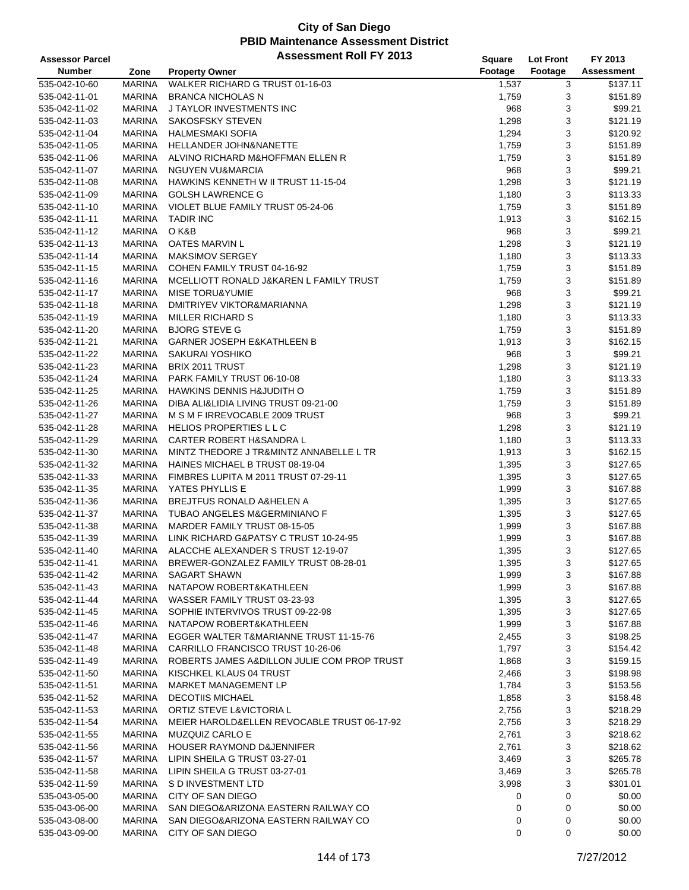# City of San Diego
## PBID Maintenance Assessment District
### Assessment Roll FY 2013

| Assessor Parcel Number | Zone | Property Owner | Square Footage | Lot Front Footage | FY 2013 Assessment |
|---|---|---|---|---|---|
| 535-042-10-60 | MARINA | WALKER RICHARD G TRUST 01-16-03 | 1,537 | 3 | $137.11 |
| 535-042-11-01 | MARINA | BRANCA NICHOLAS N | 1,759 | 3 | $151.89 |
| 535-042-11-02 | MARINA | J TAYLOR INVESTMENTS INC | 968 | 3 | $99.21 |
| 535-042-11-03 | MARINA | SAKOSFSKY STEVEN | 1,298 | 3 | $121.19 |
| 535-042-11-04 | MARINA | HALMESMAKI SOFIA | 1,294 | 3 | $120.92 |
| 535-042-11-05 | MARINA | HELLANDER JOHN&NANETTE | 1,759 | 3 | $151.89 |
| 535-042-11-06 | MARINA | ALVINO RICHARD M&HOFFMAN ELLEN R | 1,759 | 3 | $151.89 |
| 535-042-11-07 | MARINA | NGUYEN VU&MARCIA | 968 | 3 | $99.21 |
| 535-042-11-08 | MARINA | HAWKINS KENNETH W II TRUST 11-15-04 | 1,298 | 3 | $121.19 |
| 535-042-11-09 | MARINA | GOLSH LAWRENCE G | 1,180 | 3 | $113.33 |
| 535-042-11-10 | MARINA | VIOLET BLUE FAMILY TRUST 05-24-06 | 1,759 | 3 | $151.89 |
| 535-042-11-11 | MARINA | TADIR INC | 1,913 | 3 | $162.15 |
| 535-042-11-12 | MARINA | O K&B | 968 | 3 | $99.21 |
| 535-042-11-13 | MARINA | OATES MARVIN L | 1,298 | 3 | $121.19 |
| 535-042-11-14 | MARINA | MAKSIMOV SERGEY | 1,180 | 3 | $113.33 |
| 535-042-11-15 | MARINA | COHEN FAMILY TRUST 04-16-92 | 1,759 | 3 | $151.89 |
| 535-042-11-16 | MARINA | MCELLIOTT RONALD J&KAREN L FAMILY TRUST | 1,759 | 3 | $151.89 |
| 535-042-11-17 | MARINA | MISE TORU&YUMIE | 968 | 3 | $99.21 |
| 535-042-11-18 | MARINA | DMITRIYEV VIKTOR&MARIANNA | 1,298 | 3 | $121.19 |
| 535-042-11-19 | MARINA | MILLER RICHARD S | 1,180 | 3 | $113.33 |
| 535-042-11-20 | MARINA | BJORG STEVE G | 1,759 | 3 | $151.89 |
| 535-042-11-21 | MARINA | GARNER JOSEPH E&KATHLEEN B | 1,913 | 3 | $162.15 |
| 535-042-11-22 | MARINA | SAKURAI YOSHIKO | 968 | 3 | $99.21 |
| 535-042-11-23 | MARINA | BRIX 2011 TRUST | 1,298 | 3 | $121.19 |
| 535-042-11-24 | MARINA | PARK FAMILY TRUST 06-10-08 | 1,180 | 3 | $113.33 |
| 535-042-11-25 | MARINA | HAWKINS DENNIS H&JUDITH O | 1,759 | 3 | $151.89 |
| 535-042-11-26 | MARINA | DIBA ALI&LIDIA LIVING TRUST 09-21-00 | 1,759 | 3 | $151.89 |
| 535-042-11-27 | MARINA | M S M F IRREVOCABLE 2009 TRUST | 968 | 3 | $99.21 |
| 535-042-11-28 | MARINA | HELIOS PROPERTIES L L C | 1,298 | 3 | $121.19 |
| 535-042-11-29 | MARINA | CARTER ROBERT H&SANDRA L | 1,180 | 3 | $113.33 |
| 535-042-11-30 | MARINA | MINTZ THEDORE J TR&MINTZ ANNABELLE L TR | 1,913 | 3 | $162.15 |
| 535-042-11-32 | MARINA | HAINES MICHAEL B TRUST 08-19-04 | 1,395 | 3 | $127.65 |
| 535-042-11-33 | MARINA | FIMBRES LUPITA M 2011 TRUST 07-29-11 | 1,395 | 3 | $127.65 |
| 535-042-11-35 | MARINA | YATES PHYLLIS E | 1,999 | 3 | $167.88 |
| 535-042-11-36 | MARINA | BREJTFUS RONALD A&HELEN A | 1,395 | 3 | $127.65 |
| 535-042-11-37 | MARINA | TUBAO ANGELES M&GERMINIANO F | 1,395 | 3 | $127.65 |
| 535-042-11-38 | MARINA | MARDER FAMILY TRUST 08-15-05 | 1,999 | 3 | $167.88 |
| 535-042-11-39 | MARINA | LINK RICHARD G&PATSY C TRUST 10-24-95 | 1,999 | 3 | $167.88 |
| 535-042-11-40 | MARINA | ALACCHE ALEXANDER S TRUST 12-19-07 | 1,395 | 3 | $127.65 |
| 535-042-11-41 | MARINA | BREWER-GONZALEZ FAMILY TRUST 08-28-01 | 1,395 | 3 | $127.65 |
| 535-042-11-42 | MARINA | SAGART SHAWN | 1,999 | 3 | $167.88 |
| 535-042-11-43 | MARINA | NATAPOW ROBERT&KATHLEEN | 1,999 | 3 | $167.88 |
| 535-042-11-44 | MARINA | WASSER FAMILY TRUST 03-23-93 | 1,395 | 3 | $127.65 |
| 535-042-11-45 | MARINA | SOPHIE INTERVIVOS TRUST 09-22-98 | 1,395 | 3 | $127.65 |
| 535-042-11-46 | MARINA | NATAPOW ROBERT&KATHLEEN | 1,999 | 3 | $167.88 |
| 535-042-11-47 | MARINA | EGGER WALTER T&MARIANNE TRUST 11-15-76 | 2,455 | 3 | $198.25 |
| 535-042-11-48 | MARINA | CARRILLO FRANCISCO TRUST 10-26-06 | 1,797 | 3 | $154.42 |
| 535-042-11-49 | MARINA | ROBERTS JAMES A&DILLON JULIE COM PROP TRUST | 1,868 | 3 | $159.15 |
| 535-042-11-50 | MARINA | KISCHKEL KLAUS 04 TRUST | 2,466 | 3 | $198.98 |
| 535-042-11-51 | MARINA | MARKET MANAGEMENT LP | 1,784 | 3 | $153.56 |
| 535-042-11-52 | MARINA | DECOTIIS MICHAEL | 1,858 | 3 | $158.48 |
| 535-042-11-53 | MARINA | ORTIZ STEVE L&VICTORIA L | 2,756 | 3 | $218.29 |
| 535-042-11-54 | MARINA | MEIER HAROLD&ELLEN REVOCABLE TRUST 06-17-92 | 2,756 | 3 | $218.29 |
| 535-042-11-55 | MARINA | MUZQUIZ CARLO E | 2,761 | 3 | $218.62 |
| 535-042-11-56 | MARINA | HOUSER RAYMOND D&JENNIFER | 2,761 | 3 | $218.62 |
| 535-042-11-57 | MARINA | LIPIN SHEILA G TRUST 03-27-01 | 3,469 | 3 | $265.78 |
| 535-042-11-58 | MARINA | LIPIN SHEILA G TRUST 03-27-01 | 3,469 | 3 | $265.78 |
| 535-042-11-59 | MARINA | S D INVESTMENT LTD | 3,998 | 3 | $301.01 |
| 535-043-05-00 | MARINA | CITY OF SAN DIEGO | 0 | 0 | $0.00 |
| 535-043-06-00 | MARINA | SAN DIEGO&ARIZONA EASTERN RAILWAY CO | 0 | 0 | $0.00 |
| 535-043-08-00 | MARINA | SAN DIEGO&ARIZONA EASTERN RAILWAY CO | 0 | 0 | $0.00 |
| 535-043-09-00 | MARINA | CITY OF SAN DIEGO | 0 | 0 | $0.00 |

7/27/2012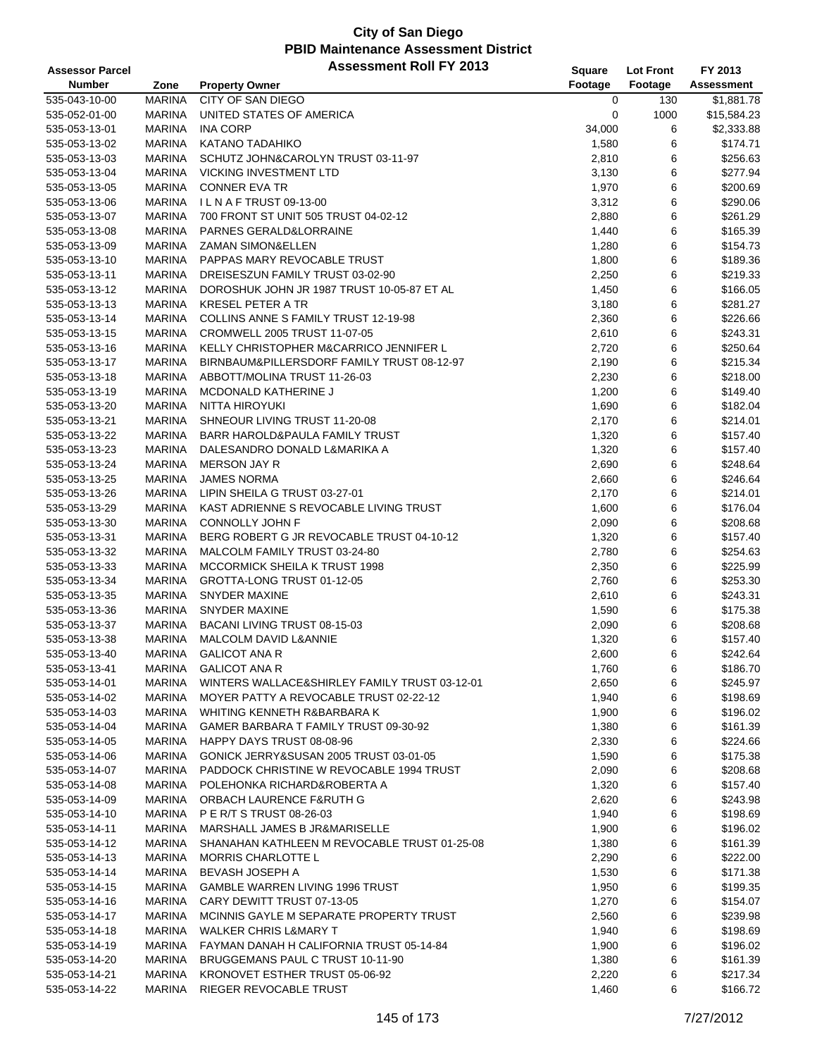# City of San Diego
## PBID Maintenance Assessment District
### Assessment Roll FY 2013

| Assessor Parcel Number | Zone | Property Owner | Square Footage | Lot Front Footage | FY 2013 Assessment |
|---|---|---|---|---|---|
| 535-043-10-00 | MARINA | CITY OF SAN DIEGO | 0 | 130 | $1,881.78 |
| 535-052-01-00 | MARINA | UNITED STATES OF AMERICA | 0 | 1000 | $15,584.23 |
| 535-053-13-01 | MARINA | INA CORP | 34,000 | 6 | $2,333.88 |
| 535-053-13-02 | MARINA | KATANO TADAHIKO | 1,580 | 6 | $174.71 |
| 535-053-13-03 | MARINA | SCHUTZ JOHN&CAROLYN TRUST 03-11-97 | 2,810 | 6 | $256.63 |
| 535-053-13-04 | MARINA | VICKING INVESTMENT LTD | 3,130 | 6 | $277.94 |
| 535-053-13-05 | MARINA | CONNER EVA TR | 1,970 | 6 | $200.69 |
| 535-053-13-06 | MARINA | I L N A F TRUST 09-13-00 | 3,312 | 6 | $290.06 |
| 535-053-13-07 | MARINA | 700 FRONT ST UNIT 505 TRUST 04-02-12 | 2,880 | 6 | $261.29 |
| 535-053-13-08 | MARINA | PARNES GERALD&LORRAINE | 1,440 | 6 | $165.39 |
| 535-053-13-09 | MARINA | ZAMAN SIMON&ELLEN | 1,280 | 6 | $154.73 |
| 535-053-13-10 | MARINA | PAPPAS MARY REVOCABLE TRUST | 1,800 | 6 | $189.36 |
| 535-053-13-11 | MARINA | DREISESZUN FAMILY TRUST 03-02-90 | 2,250 | 6 | $219.33 |
| 535-053-13-12 | MARINA | DOROSHUK JOHN JR 1987 TRUST 10-05-87 ET AL | 1,450 | 6 | $166.05 |
| 535-053-13-13 | MARINA | KRESEL PETER A TR | 3,180 | 6 | $281.27 |
| 535-053-13-14 | MARINA | COLLINS ANNE S FAMILY TRUST 12-19-98 | 2,360 | 6 | $226.66 |
| 535-053-13-15 | MARINA | CROMWELL 2005 TRUST 11-07-05 | 2,610 | 6 | $243.31 |
| 535-053-13-16 | MARINA | KELLY CHRISTOPHER M&CARRICO JENNIFER L | 2,720 | 6 | $250.64 |
| 535-053-13-17 | MARINA | BIRNBAUM&PILLERSDORF FAMILY TRUST 08-12-97 | 2,190 | 6 | $215.34 |
| 535-053-13-18 | MARINA | ABBOTT/MOLINA TRUST 11-26-03 | 2,230 | 6 | $218.00 |
| 535-053-13-19 | MARINA | MCDONALD KATHERINE J | 1,200 | 6 | $149.40 |
| 535-053-13-20 | MARINA | NITTA HIROYUKI | 1,690 | 6 | $182.04 |
| 535-053-13-21 | MARINA | SHNEOUR LIVING TRUST 11-20-08 | 2,170 | 6 | $214.01 |
| 535-053-13-22 | MARINA | BARR HAROLD&PAULA FAMILY TRUST | 1,320 | 6 | $157.40 |
| 535-053-13-23 | MARINA | DALESANDRO DONALD L&MARIKA A | 1,320 | 6 | $157.40 |
| 535-053-13-24 | MARINA | MERSON JAY R | 2,690 | 6 | $248.64 |
| 535-053-13-25 | MARINA | JAMES NORMA | 2,660 | 6 | $246.64 |
| 535-053-13-26 | MARINA | LIPIN SHEILA G TRUST 03-27-01 | 2,170 | 6 | $214.01 |
| 535-053-13-29 | MARINA | KAST ADRIENNE S REVOCABLE LIVING TRUST | 1,600 | 6 | $176.04 |
| 535-053-13-30 | MARINA | CONNOLLY JOHN F | 2,090 | 6 | $208.68 |
| 535-053-13-31 | MARINA | BERG ROBERT G JR REVOCABLE TRUST 04-10-12 | 1,320 | 6 | $157.40 |
| 535-053-13-32 | MARINA | MALCOLM FAMILY TRUST 03-24-80 | 2,780 | 6 | $254.63 |
| 535-053-13-33 | MARINA | MCCORMICK SHEILA K TRUST 1998 | 2,350 | 6 | $225.99 |
| 535-053-13-34 | MARINA | GROTTA-LONG TRUST 01-12-05 | 2,760 | 6 | $253.30 |
| 535-053-13-35 | MARINA | SNYDER MAXINE | 2,610 | 6 | $243.31 |
| 535-053-13-36 | MARINA | SNYDER MAXINE | 1,590 | 6 | $175.38 |
| 535-053-13-37 | MARINA | BACANI LIVING TRUST 08-15-03 | 2,090 | 6 | $208.68 |
| 535-053-13-38 | MARINA | MALCOLM DAVID L&ANNIE | 1,320 | 6 | $157.40 |
| 535-053-13-40 | MARINA | GALICOT ANA R | 2,600 | 6 | $242.64 |
| 535-053-13-41 | MARINA | GALICOT ANA R | 1,760 | 6 | $186.70 |
| 535-053-14-01 | MARINA | WINTERS WALLACE&SHIRLEY FAMILY TRUST 03-12-01 | 2,650 | 6 | $245.97 |
| 535-053-14-02 | MARINA | MOYER PATTY A REVOCABLE TRUST 02-22-12 | 1,940 | 6 | $198.69 |
| 535-053-14-03 | MARINA | WHITING KENNETH R&BARBARA K | 1,900 | 6 | $196.02 |
| 535-053-14-04 | MARINA | GAMER BARBARA T FAMILY TRUST 09-30-92 | 1,380 | 6 | $161.39 |
| 535-053-14-05 | MARINA | HAPPY DAYS TRUST 08-08-96 | 2,330 | 6 | $224.66 |
| 535-053-14-06 | MARINA | GONICK JERRY&SUSAN 2005 TRUST 03-01-05 | 1,590 | 6 | $175.38 |
| 535-053-14-07 | MARINA | PADDOCK CHRISTINE W REVOCABLE 1994 TRUST | 2,090 | 6 | $208.68 |
| 535-053-14-08 | MARINA | POLEHONKA RICHARD&ROBERTA A | 1,320 | 6 | $157.40 |
| 535-053-14-09 | MARINA | ORBACH LAURENCE F&RUTH G | 2,620 | 6 | $243.98 |
| 535-053-14-10 | MARINA | P E R/T S TRUST 08-26-03 | 1,940 | 6 | $198.69 |
| 535-053-14-11 | MARINA | MARSHALL JAMES B JR&MARISELLE | 1,900 | 6 | $196.02 |
| 535-053-14-12 | MARINA | SHANAHAN KATHLEEN M REVOCABLE TRUST 01-25-08 | 1,380 | 6 | $161.39 |
| 535-053-14-13 | MARINA | MORRIS CHARLOTTE L | 2,290 | 6 | $222.00 |
| 535-053-14-14 | MARINA | BEVASH JOSEPH A | 1,530 | 6 | $171.38 |
| 535-053-14-15 | MARINA | GAMBLE WARREN LIVING 1996 TRUST | 1,950 | 6 | $199.35 |
| 535-053-14-16 | MARINA | CARY DEWITT TRUST 07-13-05 | 1,270 | 6 | $154.07 |
| 535-053-14-17 | MARINA | MCINNIS GAYLE M SEPARATE PROPERTY TRUST | 2,560 | 6 | $239.98 |
| 535-053-14-18 | MARINA | WALKER CHRIS L&MARY T | 1,940 | 6 | $198.69 |
| 535-053-14-19 | MARINA | FAYMAN DANAH H CALIFORNIA TRUST 05-14-84 | 1,900 | 6 | $196.02 |
| 535-053-14-20 | MARINA | BRUGGEMANS PAUL C TRUST 10-11-90 | 1,380 | 6 | $161.39 |
| 535-053-14-21 | MARINA | KRONOVET ESTHER TRUST 05-06-92 | 2,220 | 6 | $217.34 |
| 535-053-14-22 | MARINA | RIEGER REVOCABLE TRUST | 1,460 | 6 | $166.72 |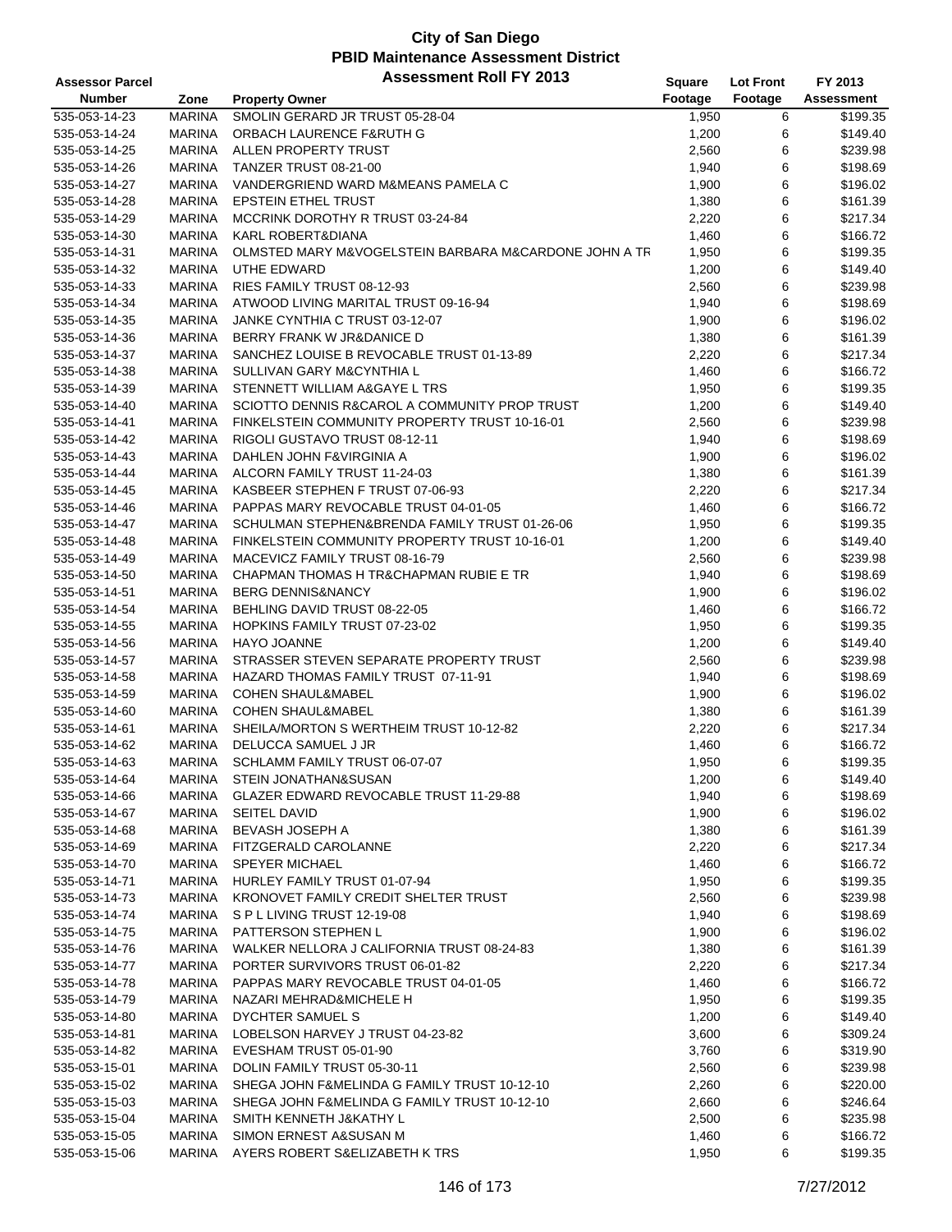# City of San Diego
## PBID Maintenance Assessment District
## Assessment Roll FY 2013

| Assessor Parcel Number | Zone | Property Owner | Square Footage | Lot Front Footage | FY 2013 Assessment |
|---|---|---|---|---|---|
| 535-053-14-23 | MARINA | SMOLIN GERARD JR TRUST 05-28-04 | 1,950 | 6 | $199.35 |
| 535-053-14-24 | MARINA | ORBACH LAURENCE F&RUTH G | 1,200 | 6 | $149.40 |
| 535-053-14-25 | MARINA | ALLEN PROPERTY TRUST | 2,560 | 6 | $239.98 |
| 535-053-14-26 | MARINA | TANZER TRUST 08-21-00 | 1,940 | 6 | $198.69 |
| 535-053-14-27 | MARINA | VANDERGRIEND WARD M&MEANS PAMELA C | 1,900 | 6 | $196.02 |
| 535-053-14-28 | MARINA | EPSTEIN ETHEL TRUST | 1,380 | 6 | $161.39 |
| 535-053-14-29 | MARINA | MCCRINK DOROTHY R TRUST 03-24-84 | 2,220 | 6 | $217.34 |
| 535-053-14-30 | MARINA | KARL ROBERT&DIANA | 1,460 | 6 | $166.72 |
| 535-053-14-31 | MARINA | OLMSTED MARY M&VOGELSTEIN BARBARA M&CARDONE JOHN A TR | 1,950 | 6 | $199.35 |
| 535-053-14-32 | MARINA | UTHE EDWARD | 1,200 | 6 | $149.40 |
| 535-053-14-33 | MARINA | RIES FAMILY TRUST 08-12-93 | 2,560 | 6 | $239.98 |
| 535-053-14-34 | MARINA | ATWOOD LIVING MARITAL TRUST 09-16-94 | 1,940 | 6 | $198.69 |
| 535-053-14-35 | MARINA | JANKE CYNTHIA C TRUST 03-12-07 | 1,900 | 6 | $196.02 |
| 535-053-14-36 | MARINA | BERRY FRANK W JR&DANICE D | 1,380 | 6 | $161.39 |
| 535-053-14-37 | MARINA | SANCHEZ LOUISE B REVOCABLE TRUST 01-13-89 | 2,220 | 6 | $217.34 |
| 535-053-14-38 | MARINA | SULLIVAN GARY M&CYNTHIA L | 1,460 | 6 | $166.72 |
| 535-053-14-39 | MARINA | STENNETT WILLIAM A&GAYE L TRS | 1,950 | 6 | $199.35 |
| 535-053-14-40 | MARINA | SCIOTTO DENNIS R&CAROL A COMMUNITY PROP TRUST | 1,200 | 6 | $149.40 |
| 535-053-14-41 | MARINA | FINKELSTEIN COMMUNITY PROPERTY TRUST 10-16-01 | 2,560 | 6 | $239.98 |
| 535-053-14-42 | MARINA | RIGOLI GUSTAVO TRUST 08-12-11 | 1,940 | 6 | $198.69 |
| 535-053-14-43 | MARINA | DAHLEN JOHN F&VIRGINIA A | 1,900 | 6 | $196.02 |
| 535-053-14-44 | MARINA | ALCORN FAMILY TRUST 11-24-03 | 1,380 | 6 | $161.39 |
| 535-053-14-45 | MARINA | KASBEER STEPHEN F TRUST 07-06-93 | 2,220 | 6 | $217.34 |
| 535-053-14-46 | MARINA | PAPPAS MARY REVOCABLE TRUST 04-01-05 | 1,460 | 6 | $166.72 |
| 535-053-14-47 | MARINA | SCHULMAN STEPHEN&BRENDA FAMILY TRUST 01-26-06 | 1,950 | 6 | $199.35 |
| 535-053-14-48 | MARINA | FINKELSTEIN COMMUNITY PROPERTY TRUST 10-16-01 | 1,200 | 6 | $149.40 |
| 535-053-14-49 | MARINA | MACEVICZ FAMILY TRUST 08-16-79 | 2,560 | 6 | $239.98 |
| 535-053-14-50 | MARINA | CHAPMAN THOMAS H TR&CHAPMAN RUBIE E TR | 1,940 | 6 | $198.69 |
| 535-053-14-51 | MARINA | BERG DENNIS&NANCY | 1,900 | 6 | $196.02 |
| 535-053-14-54 | MARINA | BEHLING DAVID TRUST 08-22-05 | 1,460 | 6 | $166.72 |
| 535-053-14-55 | MARINA | HOPKINS FAMILY TRUST 07-23-02 | 1,950 | 6 | $199.35 |
| 535-053-14-56 | MARINA | HAYO JOANNE | 1,200 | 6 | $149.40 |
| 535-053-14-57 | MARINA | STRASSER STEVEN SEPARATE PROPERTY TRUST | 2,560 | 6 | $239.98 |
| 535-053-14-58 | MARINA | HAZARD THOMAS FAMILY TRUST 07-11-91 | 1,940 | 6 | $198.69 |
| 535-053-14-59 | MARINA | COHEN SHAUL&MABEL | 1,900 | 6 | $196.02 |
| 535-053-14-60 | MARINA | COHEN SHAUL&MABEL | 1,380 | 6 | $161.39 |
| 535-053-14-61 | MARINA | SHEILA/MORTON S WERTHEIM TRUST 10-12-82 | 2,220 | 6 | $217.34 |
| 535-053-14-62 | MARINA | DELUCCA SAMUEL J JR | 1,460 | 6 | $166.72 |
| 535-053-14-63 | MARINA | SCHLAMM FAMILY TRUST 06-07-07 | 1,950 | 6 | $199.35 |
| 535-053-14-64 | MARINA | STEIN JONATHAN&SUSAN | 1,200 | 6 | $149.40 |
| 535-053-14-66 | MARINA | GLAZER EDWARD REVOCABLE TRUST 11-29-88 | 1,940 | 6 | $198.69 |
| 535-053-14-67 | MARINA | SEITEL DAVID | 1,900 | 6 | $196.02 |
| 535-053-14-68 | MARINA | BEVASH JOSEPH A | 1,380 | 6 | $161.39 |
| 535-053-14-69 | MARINA | FITZGERALD CAROLANNE | 2,220 | 6 | $217.34 |
| 535-053-14-70 | MARINA | SPEYER MICHAEL | 1,460 | 6 | $166.72 |
| 535-053-14-71 | MARINA | HURLEY FAMILY TRUST 01-07-94 | 1,950 | 6 | $199.35 |
| 535-053-14-73 | MARINA | KRONOVET FAMILY CREDIT SHELTER TRUST | 2,560 | 6 | $239.98 |
| 535-053-14-74 | MARINA | S P L LIVING TRUST 12-19-08 | 1,940 | 6 | $198.69 |
| 535-053-14-75 | MARINA | PATTERSON STEPHEN L | 1,900 | 6 | $196.02 |
| 535-053-14-76 | MARINA | WALKER NELLORA J CALIFORNIA TRUST 08-24-83 | 1,380 | 6 | $161.39 |
| 535-053-14-77 | MARINA | PORTER SURVIVORS TRUST 06-01-82 | 2,220 | 6 | $217.34 |
| 535-053-14-78 | MARINA | PAPPAS MARY REVOCABLE TRUST 04-01-05 | 1,460 | 6 | $166.72 |
| 535-053-14-79 | MARINA | NAZARI MEHRAD&MICHELE H | 1,950 | 6 | $199.35 |
| 535-053-14-80 | MARINA | DYCHTER SAMUEL S | 1,200 | 6 | $149.40 |
| 535-053-14-81 | MARINA | LOBELSON HARVEY J TRUST 04-23-82 | 3,600 | 6 | $309.24 |
| 535-053-14-82 | MARINA | EVESHAM TRUST 05-01-90 | 3,760 | 6 | $319.90 |
| 535-053-15-01 | MARINA | DOLIN FAMILY TRUST 05-30-11 | 2,560 | 6 | $239.98 |
| 535-053-15-02 | MARINA | SHEGA JOHN F&MELINDA G FAMILY TRUST 10-12-10 | 2,260 | 6 | $220.00 |
| 535-053-15-03 | MARINA | SHEGA JOHN F&MELINDA G FAMILY TRUST 10-12-10 | 2,660 | 6 | $246.64 |
| 535-053-15-04 | MARINA | SMITH KENNETH J&KATHY L | 2,500 | 6 | $235.98 |
| 535-053-15-05 | MARINA | SIMON ERNEST A&SUSAN M | 1,460 | 6 | $166.72 |
| 535-053-15-06 | MARINA | AYERS ROBERT S&ELIZABETH K TRS | 1,950 | 6 | $199.35 |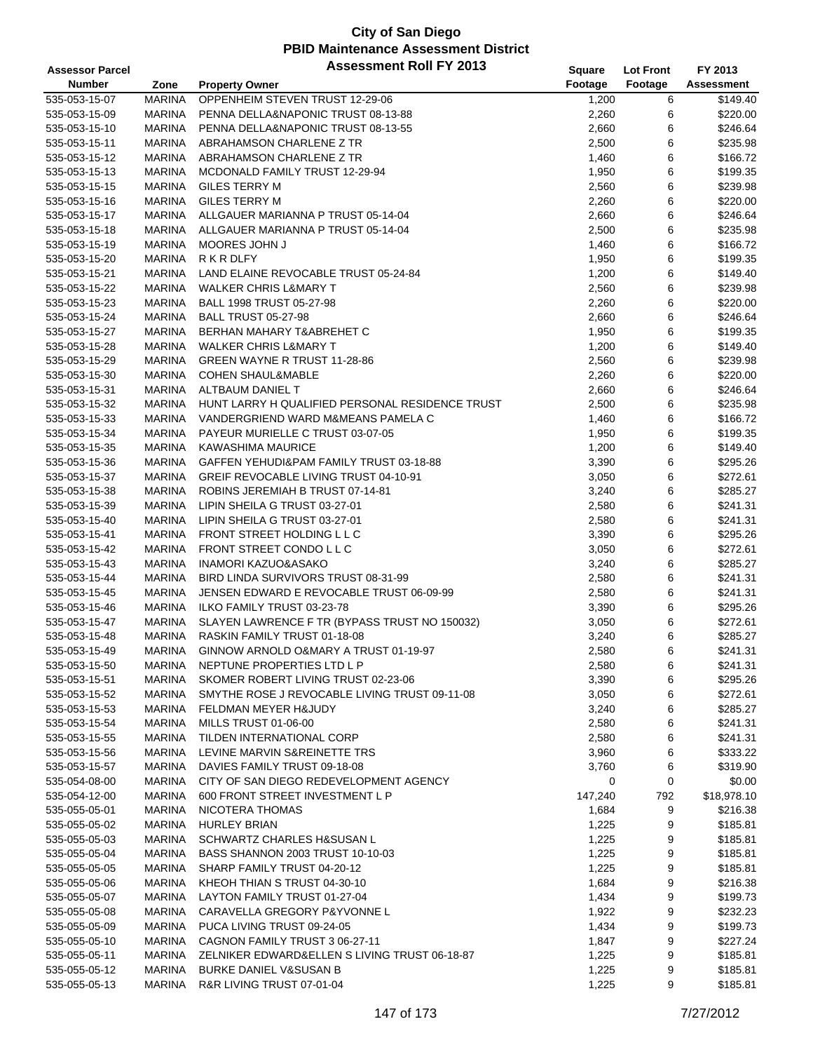# City of San Diego
## PBID Maintenance Assessment District
### Assessment Roll FY 2013

| Assessor Parcel Number | Zone | Property Owner | Square Footage | Lot Front Footage | FY 2013 Assessment |
|---|---|---|---|---|---|
| 535-053-15-07 | MARINA | OPPENHEIM STEVEN TRUST 12-29-06 | 1,200 | 6 | $149.40 |
| 535-053-15-09 | MARINA | PENNA DELLA&NAPONIC TRUST 08-13-88 | 2,260 | 6 | $220.00 |
| 535-053-15-10 | MARINA | PENNA DELLA&NAPONIC TRUST 08-13-55 | 2,660 | 6 | $246.64 |
| 535-053-15-11 | MARINA | ABRAHAMSON CHARLENE Z TR | 2,500 | 6 | $235.98 |
| 535-053-15-12 | MARINA | ABRAHAMSON CHARLENE Z TR | 1,460 | 6 | $166.72 |
| 535-053-15-13 | MARINA | MCDONALD FAMILY TRUST 12-29-94 | 1,950 | 6 | $199.35 |
| 535-053-15-15 | MARINA | GILES TERRY M | 2,560 | 6 | $239.98 |
| 535-053-15-16 | MARINA | GILES TERRY M | 2,260 | 6 | $220.00 |
| 535-053-15-17 | MARINA | ALLGAUER MARIANNA P TRUST 05-14-04 | 2,660 | 6 | $246.64 |
| 535-053-15-18 | MARINA | ALLGAUER MARIANNA P TRUST 05-14-04 | 2,500 | 6 | $235.98 |
| 535-053-15-19 | MARINA | MOORES JOHN J | 1,460 | 6 | $166.72 |
| 535-053-15-20 | MARINA | R K R DLFY | 1,950 | 6 | $199.35 |
| 535-053-15-21 | MARINA | LAND ELAINE REVOCABLE TRUST 05-24-84 | 1,200 | 6 | $149.40 |
| 535-053-15-22 | MARINA | WALKER CHRIS L&MARY T | 2,560 | 6 | $239.98 |
| 535-053-15-23 | MARINA | BALL 1998 TRUST 05-27-98 | 2,260 | 6 | $220.00 |
| 535-053-15-24 | MARINA | BALL TRUST 05-27-98 | 2,660 | 6 | $246.64 |
| 535-053-15-27 | MARINA | BERHAN MAHARY T&ABREHET C | 1,950 | 6 | $199.35 |
| 535-053-15-28 | MARINA | WALKER CHRIS L&MARY T | 1,200 | 6 | $149.40 |
| 535-053-15-29 | MARINA | GREEN WAYNE R TRUST 11-28-86 | 2,560 | 6 | $239.98 |
| 535-053-15-30 | MARINA | COHEN SHAUL&MABLE | 2,260 | 6 | $220.00 |
| 535-053-15-31 | MARINA | ALTBAUM DANIEL T | 2,660 | 6 | $246.64 |
| 535-053-15-32 | MARINA | HUNT LARRY H QUALIFIED PERSONAL RESIDENCE TRUST | 2,500 | 6 | $235.98 |
| 535-053-15-33 | MARINA | VANDERGRIEND WARD M&MEANS PAMELA C | 1,460 | 6 | $166.72 |
| 535-053-15-34 | MARINA | PAYEUR MURIELLE C TRUST 03-07-05 | 1,950 | 6 | $199.35 |
| 535-053-15-35 | MARINA | KAWASHIMA MAURICE | 1,200 | 6 | $149.40 |
| 535-053-15-36 | MARINA | GAFFEN YEHUDI&PAM FAMILY TRUST 03-18-88 | 3,390 | 6 | $295.26 |
| 535-053-15-37 | MARINA | GREIF REVOCABLE LIVING TRUST 04-10-91 | 3,050 | 6 | $272.61 |
| 535-053-15-38 | MARINA | ROBINS JEREMIAH B TRUST 07-14-81 | 3,240 | 6 | $285.27 |
| 535-053-15-39 | MARINA | LIPIN SHEILA G TRUST 03-27-01 | 2,580 | 6 | $241.31 |
| 535-053-15-40 | MARINA | LIPIN SHEILA G TRUST 03-27-01 | 2,580 | 6 | $241.31 |
| 535-053-15-41 | MARINA | FRONT STREET HOLDING L L C | 3,390 | 6 | $295.26 |
| 535-053-15-42 | MARINA | FRONT STREET CONDO L L C | 3,050 | 6 | $272.61 |
| 535-053-15-43 | MARINA | INAMORI KAZUO&ASAKO | 3,240 | 6 | $285.27 |
| 535-053-15-44 | MARINA | BIRD LINDA SURVIVORS TRUST 08-31-99 | 2,580 | 6 | $241.31 |
| 535-053-15-45 | MARINA | JENSEN EDWARD E REVOCABLE TRUST 06-09-99 | 2,580 | 6 | $241.31 |
| 535-053-15-46 | MARINA | ILKO FAMILY TRUST 03-23-78 | 3,390 | 6 | $295.26 |
| 535-053-15-47 | MARINA | SLAYEN LAWRENCE F TR (BYPASS TRUST NO 150032) | 3,050 | 6 | $272.61 |
| 535-053-15-48 | MARINA | RASKIN FAMILY TRUST 01-18-08 | 3,240 | 6 | $285.27 |
| 535-053-15-49 | MARINA | GINNOW ARNOLD O&MARY A TRUST 01-19-97 | 2,580 | 6 | $241.31 |
| 535-053-15-50 | MARINA | NEPTUNE PROPERTIES LTD L P | 2,580 | 6 | $241.31 |
| 535-053-15-51 | MARINA | SKOMER ROBERT LIVING TRUST 02-23-06 | 3,390 | 6 | $295.26 |
| 535-053-15-52 | MARINA | SMYTHE ROSE J REVOCABLE LIVING TRUST 09-11-08 | 3,050 | 6 | $272.61 |
| 535-053-15-53 | MARINA | FELDMAN MEYER H&JUDY | 3,240 | 6 | $285.27 |
| 535-053-15-54 | MARINA | MILLS TRUST 01-06-00 | 2,580 | 6 | $241.31 |
| 535-053-15-55 | MARINA | TILDEN INTERNATIONAL CORP | 2,580 | 6 | $241.31 |
| 535-053-15-56 | MARINA | LEVINE MARVIN S&REINETTE TRS | 3,960 | 6 | $333.22 |
| 535-053-15-57 | MARINA | DAVIES FAMILY TRUST 09-18-08 | 3,760 | 6 | $319.90 |
| 535-054-08-00 | MARINA | CITY OF SAN DIEGO REDEVELOPMENT AGENCY | 0 | 0 | $0.00 |
| 535-054-12-00 | MARINA | 600 FRONT STREET INVESTMENT L P | 147,240 | 792 | $18,978.10 |
| 535-055-05-01 | MARINA | NICOTERA THOMAS | 1,684 | 9 | $216.38 |
| 535-055-05-02 | MARINA | HURLEY BRIAN | 1,225 | 9 | $185.81 |
| 535-055-05-03 | MARINA | SCHWARTZ CHARLES H&SUSAN L | 1,225 | 9 | $185.81 |
| 535-055-05-04 | MARINA | BASS SHANNON 2003 TRUST 10-10-03 | 1,225 | 9 | $185.81 |
| 535-055-05-05 | MARINA | SHARP FAMILY TRUST 04-20-12 | 1,225 | 9 | $185.81 |
| 535-055-05-06 | MARINA | KHEOH THIAN S TRUST 04-30-10 | 1,684 | 9 | $216.38 |
| 535-055-05-07 | MARINA | LAYTON FAMILY TRUST 01-27-04 | 1,434 | 9 | $199.73 |
| 535-055-05-08 | MARINA | CARAVELLA GREGORY P&YVONNE L | 1,922 | 9 | $232.23 |
| 535-055-05-09 | MARINA | PUCA LIVING TRUST 09-24-05 | 1,434 | 9 | $199.73 |
| 535-055-05-10 | MARINA | CAGNON FAMILY TRUST 3 06-27-11 | 1,847 | 9 | $227.24 |
| 535-055-05-11 | MARINA | ZELNIKER EDWARD&ELLEN S LIVING TRUST 06-18-87 | 1,225 | 9 | $185.81 |
| 535-055-05-12 | MARINA | BURKE DANIEL V&SUSAN B | 1,225 | 9 | $185.81 |
| 535-055-05-13 | MARINA | R&R LIVING TRUST 07-01-04 | 1,225 | 9 | $185.81 |

7/27/2012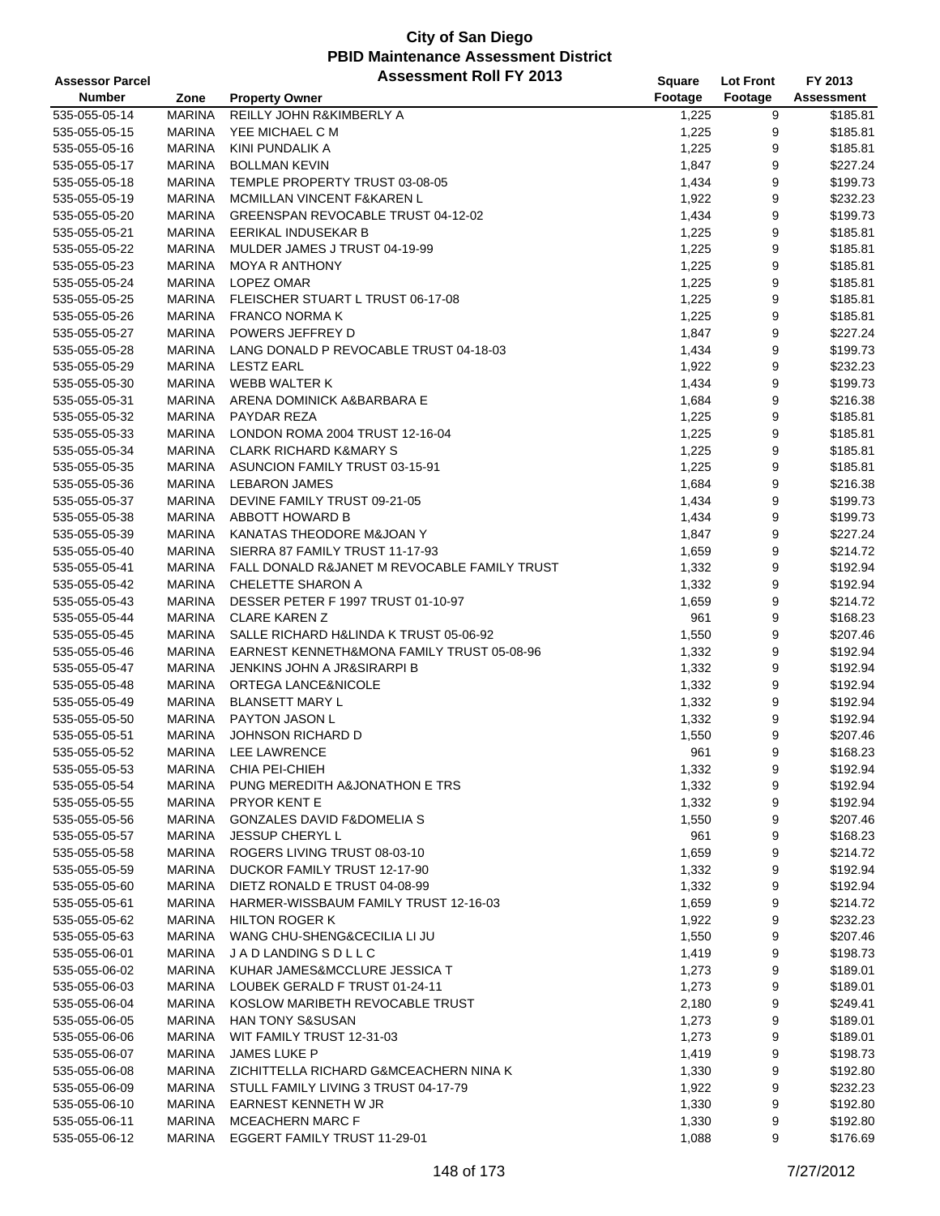# City of San Diego
## PBID Maintenance Assessment District
### Assessment Roll FY 2013

| Assessor Parcel Number | Zone | Property Owner | Square Footage | Lot Front Footage | FY 2013 Assessment |
|---|---|---|---|---|---|
| 535-055-05-14 | MARINA | REILLY JOHN R&KIMBERLY A | 1,225 | 9 | $185.81 |
| 535-055-05-15 | MARINA | YEE MICHAEL C M | 1,225 | 9 | $185.81 |
| 535-055-05-16 | MARINA | KINI PUNDALIK A | 1,225 | 9 | $185.81 |
| 535-055-05-17 | MARINA | BOLLMAN KEVIN | 1,847 | 9 | $227.24 |
| 535-055-05-18 | MARINA | TEMPLE PROPERTY TRUST 03-08-05 | 1,434 | 9 | $199.73 |
| 535-055-05-19 | MARINA | MCMILLAN VINCENT F&KAREN L | 1,922 | 9 | $232.23 |
| 535-055-05-20 | MARINA | GREENSPAN REVOCABLE TRUST 04-12-02 | 1,434 | 9 | $199.73 |
| 535-055-05-21 | MARINA | EERIKAL INDUSEKAR B | 1,225 | 9 | $185.81 |
| 535-055-05-22 | MARINA | MULDER JAMES J TRUST 04-19-99 | 1,225 | 9 | $185.81 |
| 535-055-05-23 | MARINA | MOYA R ANTHONY | 1,225 | 9 | $185.81 |
| 535-055-05-24 | MARINA | LOPEZ OMAR | 1,225 | 9 | $185.81 |
| 535-055-05-25 | MARINA | FLEISCHER STUART L TRUST 06-17-08 | 1,225 | 9 | $185.81 |
| 535-055-05-26 | MARINA | FRANCO NORMA K | 1,225 | 9 | $185.81 |
| 535-055-05-27 | MARINA | POWERS JEFFREY D | 1,847 | 9 | $227.24 |
| 535-055-05-28 | MARINA | LANG DONALD P REVOCABLE TRUST 04-18-03 | 1,434 | 9 | $199.73 |
| 535-055-05-29 | MARINA | LESTZ EARL | 1,922 | 9 | $232.23 |
| 535-055-05-30 | MARINA | WEBB WALTER K | 1,434 | 9 | $199.73 |
| 535-055-05-31 | MARINA | ARENA DOMINICK A&BARBARA E | 1,684 | 9 | $216.38 |
| 535-055-05-32 | MARINA | PAYDAR REZA | 1,225 | 9 | $185.81 |
| 535-055-05-33 | MARINA | LONDON ROMA 2004 TRUST 12-16-04 | 1,225 | 9 | $185.81 |
| 535-055-05-34 | MARINA | CLARK RICHARD K&MARY S | 1,225 | 9 | $185.81 |
| 535-055-05-35 | MARINA | ASUNCION FAMILY TRUST 03-15-91 | 1,225 | 9 | $185.81 |
| 535-055-05-36 | MARINA | LEBARON JAMES | 1,684 | 9 | $216.38 |
| 535-055-05-37 | MARINA | DEVINE FAMILY TRUST 09-21-05 | 1,434 | 9 | $199.73 |
| 535-055-05-38 | MARINA | ABBOTT HOWARD B | 1,434 | 9 | $199.73 |
| 535-055-05-39 | MARINA | KANATAS THEODORE M&JOAN Y | 1,847 | 9 | $227.24 |
| 535-055-05-40 | MARINA | SIERRA 87 FAMILY TRUST 11-17-93 | 1,659 | 9 | $214.72 |
| 535-055-05-41 | MARINA | FALL DONALD R&JANET M REVOCABLE FAMILY TRUST | 1,332 | 9 | $192.94 |
| 535-055-05-42 | MARINA | CHELETTE SHARON A | 1,332 | 9 | $192.94 |
| 535-055-05-43 | MARINA | DESSER PETER F 1997 TRUST 01-10-97 | 1,659 | 9 | $214.72 |
| 535-055-05-44 | MARINA | CLARE KAREN Z | 961 | 9 | $168.23 |
| 535-055-05-45 | MARINA | SALLE RICHARD H&LINDA K TRUST 05-06-92 | 1,550 | 9 | $207.46 |
| 535-055-05-46 | MARINA | EARNEST KENNETH&MONA FAMILY TRUST 05-08-96 | 1,332 | 9 | $192.94 |
| 535-055-05-47 | MARINA | JENKINS JOHN A JR&SIRARPI B | 1,332 | 9 | $192.94 |
| 535-055-05-48 | MARINA | ORTEGA LANCE&NICOLE | 1,332 | 9 | $192.94 |
| 535-055-05-49 | MARINA | BLANSETT MARY L | 1,332 | 9 | $192.94 |
| 535-055-05-50 | MARINA | PAYTON JASON L | 1,332 | 9 | $192.94 |
| 535-055-05-51 | MARINA | JOHNSON RICHARD D | 1,550 | 9 | $207.46 |
| 535-055-05-52 | MARINA | LEE LAWRENCE | 961 | 9 | $168.23 |
| 535-055-05-53 | MARINA | CHIA PEI-CHIEH | 1,332 | 9 | $192.94 |
| 535-055-05-54 | MARINA | PUNG MEREDITH A&JONATHON E TRS | 1,332 | 9 | $192.94 |
| 535-055-05-55 | MARINA | PRYOR KENT E | 1,332 | 9 | $192.94 |
| 535-055-05-56 | MARINA | GONZALES DAVID F&DOMELIA S | 1,550 | 9 | $207.46 |
| 535-055-05-57 | MARINA | JESSUP CHERYL L | 961 | 9 | $168.23 |
| 535-055-05-58 | MARINA | ROGERS LIVING TRUST 08-03-10 | 1,659 | 9 | $214.72 |
| 535-055-05-59 | MARINA | DUCKOR FAMILY TRUST 12-17-90 | 1,332 | 9 | $192.94 |
| 535-055-05-60 | MARINA | DIETZ RONALD E TRUST 04-08-99 | 1,332 | 9 | $192.94 |
| 535-055-05-61 | MARINA | HARMER-WISSBAUM FAMILY TRUST 12-16-03 | 1,659 | 9 | $214.72 |
| 535-055-05-62 | MARINA | HILTON ROGER K | 1,922 | 9 | $232.23 |
| 535-055-05-63 | MARINA | WANG CHU-SHENG&CECILIA LI JU | 1,550 | 9 | $207.46 |
| 535-055-06-01 | MARINA | J A D LANDING S D L L C | 1,419 | 9 | $198.73 |
| 535-055-06-02 | MARINA | KUHAR JAMES&MCCLURE JESSICA T | 1,273 | 9 | $189.01 |
| 535-055-06-03 | MARINA | LOUBEK GERALD F TRUST 01-24-11 | 1,273 | 9 | $189.01 |
| 535-055-06-04 | MARINA | KOSLOW MARIBETH REVOCABLE TRUST | 2,180 | 9 | $249.41 |
| 535-055-06-05 | MARINA | HAN TONY S&SUSAN | 1,273 | 9 | $189.01 |
| 535-055-06-06 | MARINA | WIT FAMILY TRUST 12-31-03 | 1,273 | 9 | $189.01 |
| 535-055-06-07 | MARINA | JAMES LUKE P | 1,419 | 9 | $198.73 |
| 535-055-06-08 | MARINA | ZICHITTELLA RICHARD G&MCEACHERN NINA K | 1,330 | 9 | $192.80 |
| 535-055-06-09 | MARINA | STULL FAMILY LIVING 3 TRUST 04-17-79 | 1,922 | 9 | $232.23 |
| 535-055-06-10 | MARINA | EARNEST KENNETH W JR | 1,330 | 9 | $192.80 |
| 535-055-06-11 | MARINA | MCEACHERN MARC F | 1,330 | 9 | $192.80 |
| 535-055-06-12 | MARINA | EGGERT FAMILY TRUST 11-29-01 | 1,088 | 9 | $176.69 |

7/27/2012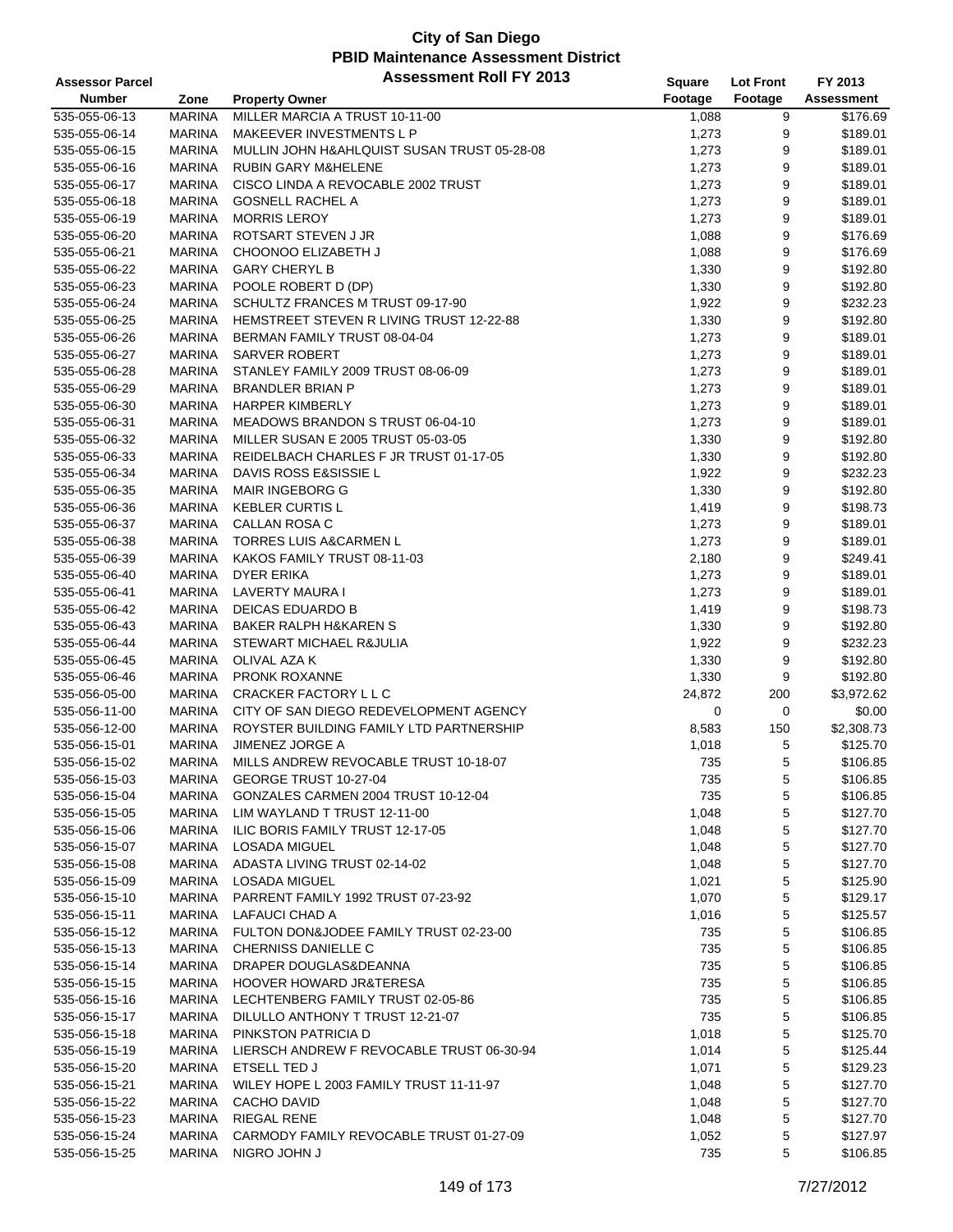# City of San Diego
## PBID Maintenance Assessment District
### Assessment Roll FY 2013

| Assessor Parcel Number | Zone | Property Owner | Square Footage | Lot Front Footage | FY 2013 Assessment |
|---|---|---|---|---|---|
| 535-055-06-13 | MARINA | MILLER MARCIA A TRUST 10-11-00 | 1,088 | 9 | $176.69 |
| 535-055-06-14 | MARINA | MAKEEVER INVESTMENTS L P | 1,273 | 9 | $189.01 |
| 535-055-06-15 | MARINA | MULLIN JOHN H&AHLQUIST SUSAN TRUST 05-28-08 | 1,273 | 9 | $189.01 |
| 535-055-06-16 | MARINA | RUBIN GARY M&HELENE | 1,273 | 9 | $189.01 |
| 535-055-06-17 | MARINA | CISCO LINDA A REVOCABLE 2002 TRUST | 1,273 | 9 | $189.01 |
| 535-055-06-18 | MARINA | GOSNELL RACHEL A | 1,273 | 9 | $189.01 |
| 535-055-06-19 | MARINA | MORRIS LEROY | 1,273 | 9 | $189.01 |
| 535-055-06-20 | MARINA | ROTSART STEVEN J JR | 1,088 | 9 | $176.69 |
| 535-055-06-21 | MARINA | CHOONOO ELIZABETH J | 1,088 | 9 | $176.69 |
| 535-055-06-22 | MARINA | GARY CHERYL B | 1,330 | 9 | $192.80 |
| 535-055-06-23 | MARINA | POOLE ROBERT D (DP) | 1,330 | 9 | $192.80 |
| 535-055-06-24 | MARINA | SCHULTZ FRANCES M TRUST 09-17-90 | 1,922 | 9 | $232.23 |
| 535-055-06-25 | MARINA | HEMSTREET STEVEN R LIVING TRUST 12-22-88 | 1,330 | 9 | $192.80 |
| 535-055-06-26 | MARINA | BERMAN FAMILY TRUST 08-04-04 | 1,273 | 9 | $189.01 |
| 535-055-06-27 | MARINA | SARVER ROBERT | 1,273 | 9 | $189.01 |
| 535-055-06-28 | MARINA | STANLEY FAMILY 2009 TRUST 08-06-09 | 1,273 | 9 | $189.01 |
| 535-055-06-29 | MARINA | BRANDLER BRIAN P | 1,273 | 9 | $189.01 |
| 535-055-06-30 | MARINA | HARPER KIMBERLY | 1,273 | 9 | $189.01 |
| 535-055-06-31 | MARINA | MEADOWS BRANDON S TRUST 06-04-10 | 1,273 | 9 | $189.01 |
| 535-055-06-32 | MARINA | MILLER SUSAN E 2005 TRUST 05-03-05 | 1,330 | 9 | $192.80 |
| 535-055-06-33 | MARINA | REIDELBACH CHARLES F JR TRUST 01-17-05 | 1,330 | 9 | $192.80 |
| 535-055-06-34 | MARINA | DAVIS ROSS E&SISSIE L | 1,922 | 9 | $232.23 |
| 535-055-06-35 | MARINA | MAIR INGEBORG G | 1,330 | 9 | $192.80 |
| 535-055-06-36 | MARINA | KEBLER CURTIS L | 1,419 | 9 | $198.73 |
| 535-055-06-37 | MARINA | CALLAN ROSA C | 1,273 | 9 | $189.01 |
| 535-055-06-38 | MARINA | TORRES LUIS A&CARMEN L | 1,273 | 9 | $189.01 |
| 535-055-06-39 | MARINA | KAKOS FAMILY TRUST 08-11-03 | 2,180 | 9 | $249.41 |
| 535-055-06-40 | MARINA | DYER ERIKA | 1,273 | 9 | $189.01 |
| 535-055-06-41 | MARINA | LAVERTY MAURA I | 1,273 | 9 | $189.01 |
| 535-055-06-42 | MARINA | DEICAS EDUARDO B | 1,419 | 9 | $198.73 |
| 535-055-06-43 | MARINA | BAKER RALPH H&KAREN S | 1,330 | 9 | $192.80 |
| 535-055-06-44 | MARINA | STEWART MICHAEL R&JULIA | 1,922 | 9 | $232.23 |
| 535-055-06-45 | MARINA | OLIVAL AZA K | 1,330 | 9 | $192.80 |
| 535-055-06-46 | MARINA | PRONK ROXANNE | 1,330 | 9 | $192.80 |
| 535-056-05-00 | MARINA | CRACKER FACTORY L L C | 24,872 | 200 | $3,972.62 |
| 535-056-11-00 | MARINA | CITY OF SAN DIEGO REDEVELOPMENT AGENCY | 0 | 0 | $0.00 |
| 535-056-12-00 | MARINA | ROYSTER BUILDING FAMILY LTD PARTNERSHIP | 8,583 | 150 | $2,308.73 |
| 535-056-15-01 | MARINA | JIMENEZ JORGE A | 1,018 | 5 | $125.70 |
| 535-056-15-02 | MARINA | MILLS ANDREW REVOCABLE TRUST 10-18-07 | 735 | 5 | $106.85 |
| 535-056-15-03 | MARINA | GEORGE TRUST 10-27-04 | 735 | 5 | $106.85 |
| 535-056-15-04 | MARINA | GONZALES CARMEN 2004 TRUST 10-12-04 | 735 | 5 | $106.85 |
| 535-056-15-05 | MARINA | LIM WAYLAND T TRUST 12-11-00 | 1,048 | 5 | $127.70 |
| 535-056-15-06 | MARINA | ILIC BORIS FAMILY TRUST 12-17-05 | 1,048 | 5 | $127.70 |
| 535-056-15-07 | MARINA | LOSADA MIGUEL | 1,048 | 5 | $127.70 |
| 535-056-15-08 | MARINA | ADASTA LIVING TRUST 02-14-02 | 1,048 | 5 | $127.70 |
| 535-056-15-09 | MARINA | LOSADA MIGUEL | 1,021 | 5 | $125.90 |
| 535-056-15-10 | MARINA | PARRENT FAMILY 1992 TRUST 07-23-92 | 1,070 | 5 | $129.17 |
| 535-056-15-11 | MARINA | LAFAUCI CHAD A | 1,016 | 5 | $125.57 |
| 535-056-15-12 | MARINA | FULTON DON&JODEE FAMILY TRUST 02-23-00 | 735 | 5 | $106.85 |
| 535-056-15-13 | MARINA | CHERNISS DANIELLE C | 735 | 5 | $106.85 |
| 535-056-15-14 | MARINA | DRAPER DOUGLAS&DEANNA | 735 | 5 | $106.85 |
| 535-056-15-15 | MARINA | HOOVER HOWARD JR&TERESA | 735 | 5 | $106.85 |
| 535-056-15-16 | MARINA | LECHTENBERG FAMILY TRUST 02-05-86 | 735 | 5 | $106.85 |
| 535-056-15-17 | MARINA | DILULLO ANTHONY T TRUST 12-21-07 | 735 | 5 | $106.85 |
| 535-056-15-18 | MARINA | PINKSTON PATRICIA D | 1,018 | 5 | $125.70 |
| 535-056-15-19 | MARINA | LIERSCH ANDREW F REVOCABLE TRUST 06-30-94 | 1,014 | 5 | $125.44 |
| 535-056-15-20 | MARINA | ETSELL TED J | 1,071 | 5 | $129.23 |
| 535-056-15-21 | MARINA | WILEY HOPE L 2003 FAMILY TRUST 11-11-97 | 1,048 | 5 | $127.70 |
| 535-056-15-22 | MARINA | CACHO DAVID | 1,048 | 5 | $127.70 |
| 535-056-15-23 | MARINA | RIEGAL RENE | 1,048 | 5 | $127.70 |
| 535-056-15-24 | MARINA | CARMODY FAMILY REVOCABLE TRUST 01-27-09 | 1,052 | 5 | $127.97 |
| 535-056-15-25 | MARINA | NIGRO JOHN J | 735 | 5 | $106.85 |

7/27/2012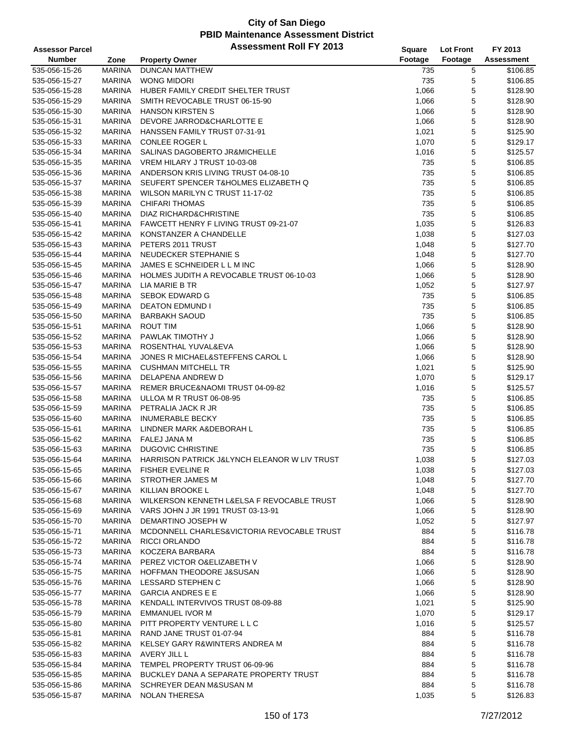# City of San Diego
## PBID Maintenance Assessment District
### Assessment Roll FY 2013

| Assessor Parcel Number | Zone | Property Owner | Square Footage | Lot Front Footage | FY 2013 Assessment |
|---|---|---|---|---|---|
| 535-056-15-26 | MARINA | DUNCAN MATTHEW | 735 | 5 | $106.85 |
| 535-056-15-27 | MARINA | WONG MIDORI | 735 | 5 | $106.85 |
| 535-056-15-28 | MARINA | HUBER FAMILY CREDIT SHELTER TRUST | 1,066 | 5 | $128.90 |
| 535-056-15-29 | MARINA | SMITH REVOCABLE TRUST 06-15-90 | 1,066 | 5 | $128.90 |
| 535-056-15-30 | MARINA | HANSON KIRSTEN S | 1,066 | 5 | $128.90 |
| 535-056-15-31 | MARINA | DEVORE JARROD&CHARLOTTE E | 1,066 | 5 | $128.90 |
| 535-056-15-32 | MARINA | HANSSEN FAMILY TRUST 07-31-91 | 1,021 | 5 | $125.90 |
| 535-056-15-33 | MARINA | CONLEE ROGER L | 1,070 | 5 | $129.17 |
| 535-056-15-34 | MARINA | SALINAS DAGOBERTO JR&MICHELLE | 1,016 | 5 | $125.57 |
| 535-056-15-35 | MARINA | VREM HILARY J TRUST 10-03-08 | 735 | 5 | $106.85 |
| 535-056-15-36 | MARINA | ANDERSON KRIS LIVING TRUST 04-08-10 | 735 | 5 | $106.85 |
| 535-056-15-37 | MARINA | SEUFERT SPENCER T&HOLMES ELIZABETH Q | 735 | 5 | $106.85 |
| 535-056-15-38 | MARINA | WILSON MARILYN C TRUST 11-17-02 | 735 | 5 | $106.85 |
| 535-056-15-39 | MARINA | CHIFARI THOMAS | 735 | 5 | $106.85 |
| 535-056-15-40 | MARINA | DIAZ RICHARD&CHRISTINE | 735 | 5 | $106.85 |
| 535-056-15-41 | MARINA | FAWCETT HENRY F LIVING TRUST 09-21-07 | 1,035 | 5 | $126.83 |
| 535-056-15-42 | MARINA | KONSTANZER A CHANDELLE | 1,038 | 5 | $127.03 |
| 535-056-15-43 | MARINA | PETERS 2011 TRUST | 1,048 | 5 | $127.70 |
| 535-056-15-44 | MARINA | NEUDECKER STEPHANIE S | 1,048 | 5 | $127.70 |
| 535-056-15-45 | MARINA | JAMES E SCHNEIDER L L M INC | 1,066 | 5 | $128.90 |
| 535-056-15-46 | MARINA | HOLMES JUDITH A REVOCABLE TRUST 06-10-03 | 1,066 | 5 | $128.90 |
| 535-056-15-47 | MARINA | LIA MARIE B TR | 1,052 | 5 | $127.97 |
| 535-056-15-48 | MARINA | SEBOK EDWARD G | 735 | 5 | $106.85 |
| 535-056-15-49 | MARINA | DEATON EDMUND I | 735 | 5 | $106.85 |
| 535-056-15-50 | MARINA | BARBAKH SAOUD | 735 | 5 | $106.85 |
| 535-056-15-51 | MARINA | ROUT TIM | 1,066 | 5 | $128.90 |
| 535-056-15-52 | MARINA | PAWLAK TIMOTHY J | 1,066 | 5 | $128.90 |
| 535-056-15-53 | MARINA | ROSENTHAL YUVAL&EVA | 1,066 | 5 | $128.90 |
| 535-056-15-54 | MARINA | JONES R MICHAEL&STEFFENS CAROL L | 1,066 | 5 | $128.90 |
| 535-056-15-55 | MARINA | CUSHMAN MITCHELL TR | 1,021 | 5 | $125.90 |
| 535-056-15-56 | MARINA | DELAPENA ANDREW D | 1,070 | 5 | $129.17 |
| 535-056-15-57 | MARINA | REMER BRUCE&NAOMI TRUST 04-09-82 | 1,016 | 5 | $125.57 |
| 535-056-15-58 | MARINA | ULLOA M R TRUST 06-08-95 | 735 | 5 | $106.85 |
| 535-056-15-59 | MARINA | PETRALIA JACK R JR | 735 | 5 | $106.85 |
| 535-056-15-60 | MARINA | INUMERABLE BECKY | 735 | 5 | $106.85 |
| 535-056-15-61 | MARINA | LINDNER MARK A&DEBORAH L | 735 | 5 | $106.85 |
| 535-056-15-62 | MARINA | FALEJ JANA M | 735 | 5 | $106.85 |
| 535-056-15-63 | MARINA | DUGOVIC CHRISTINE | 735 | 5 | $106.85 |
| 535-056-15-64 | MARINA | HARRISON PATRICK J&LYNCH ELEANOR W LIV TRUST | 1,038 | 5 | $127.03 |
| 535-056-15-65 | MARINA | FISHER EVELINE R | 1,038 | 5 | $127.03 |
| 535-056-15-66 | MARINA | STROTHER JAMES M | 1,048 | 5 | $127.70 |
| 535-056-15-67 | MARINA | KILLIAN BROOKE L | 1,048 | 5 | $127.70 |
| 535-056-15-68 | MARINA | WILKERSON KENNETH L&ELSA F REVOCABLE TRUST | 1,066 | 5 | $128.90 |
| 535-056-15-69 | MARINA | VARS JOHN J JR 1991 TRUST 03-13-91 | 1,066 | 5 | $128.90 |
| 535-056-15-70 | MARINA | DEMARTINO JOSEPH W | 1,052 | 5 | $127.97 |
| 535-056-15-71 | MARINA | MCDONNELL CHARLES&VICTORIA REVOCABLE TRUST | 884 | 5 | $116.78 |
| 535-056-15-72 | MARINA | RICCI ORLANDO | 884 | 5 | $116.78 |
| 535-056-15-73 | MARINA | KOCZERA BARBARA | 884 | 5 | $116.78 |
| 535-056-15-74 | MARINA | PEREZ VICTOR O&ELIZABETH V | 1,066 | 5 | $128.90 |
| 535-056-15-75 | MARINA | HOFFMAN THEODORE J&SUSAN | 1,066 | 5 | $128.90 |
| 535-056-15-76 | MARINA | LESSARD STEPHEN C | 1,066 | 5 | $128.90 |
| 535-056-15-77 | MARINA | GARCIA ANDRES E E | 1,066 | 5 | $128.90 |
| 535-056-15-78 | MARINA | KENDALL INTERVIVOS TRUST 08-09-88 | 1,021 | 5 | $125.90 |
| 535-056-15-79 | MARINA | EMMANUEL IVOR M | 1,070 | 5 | $129.17 |
| 535-056-15-80 | MARINA | PITT PROPERTY VENTURE L L C | 1,016 | 5 | $125.57 |
| 535-056-15-81 | MARINA | RAND JANE TRUST 01-07-94 | 884 | 5 | $116.78 |
| 535-056-15-82 | MARINA | KELSEY GARY R&WINTERS ANDREA M | 884 | 5 | $116.78 |
| 535-056-15-83 | MARINA | AVERY JILL L | 884 | 5 | $116.78 |
| 535-056-15-84 | MARINA | TEMPEL PROPERTY TRUST 06-09-96 | 884 | 5 | $116.78 |
| 535-056-15-85 | MARINA | BUCKLEY DANA A SEPARATE PROPERTY TRUST | 884 | 5 | $116.78 |
| 535-056-15-86 | MARINA | SCHREYER DEAN M&SUSAN M | 884 | 5 | $116.78 |
| 535-056-15-87 | MARINA | NOLAN THERESA | 1,035 | 5 | $126.83 |

7/27/2012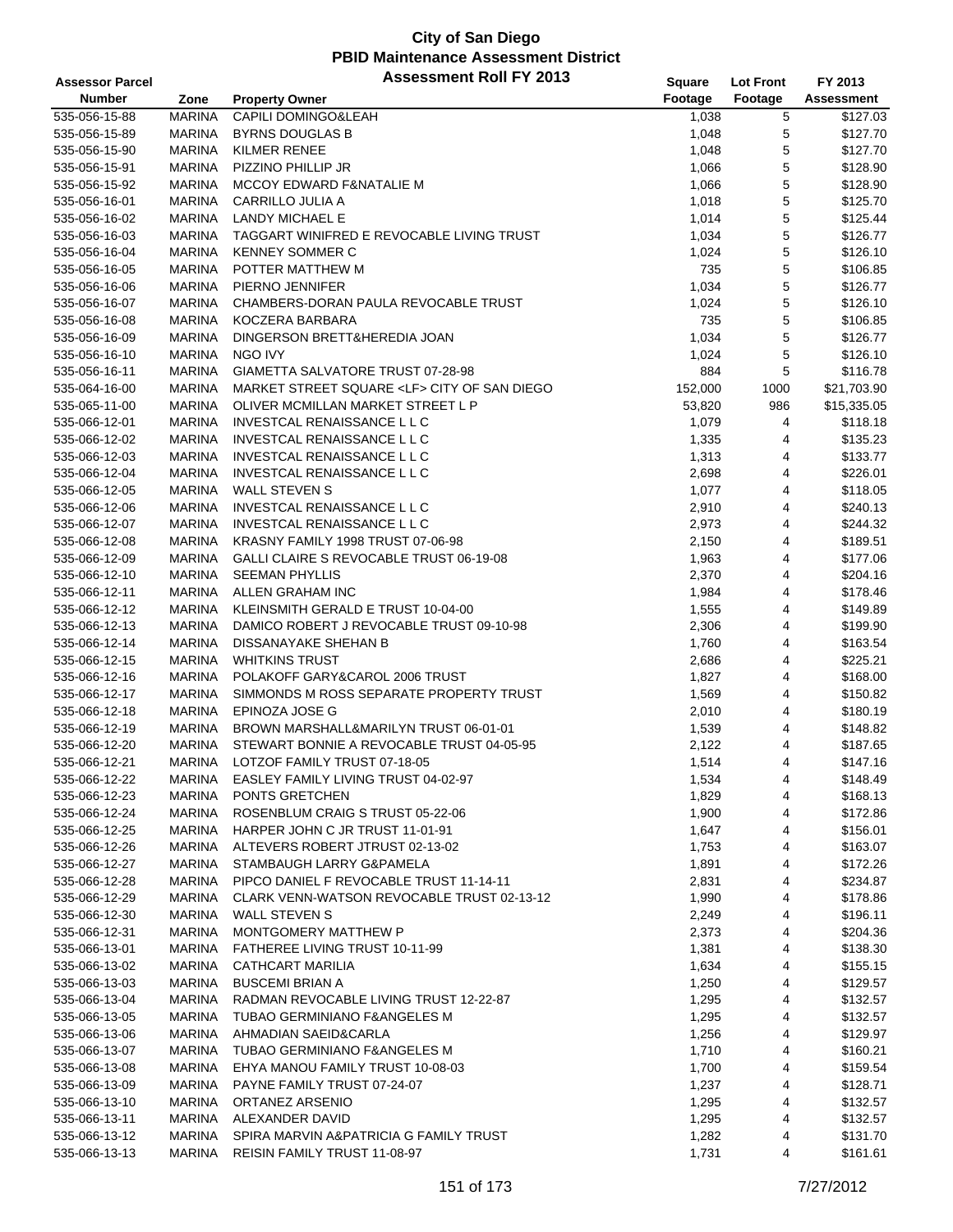# City of San Diego
## PBID Maintenance Assessment District
### Assessment Roll FY 2013

| Assessor Parcel Number | Zone | Property Owner | Square Footage | Lot Front Footage | FY 2013 Assessment |
|---|---|---|---|---|---|
| 535-056-15-88 | MARINA | CAPILI DOMINGO&LEAH | 1,038 | 5 | $127.03 |
| 535-056-15-89 | MARINA | BYRNS DOUGLAS B | 1,048 | 5 | $127.70 |
| 535-056-15-90 | MARINA | KILMER RENEE | 1,048 | 5 | $127.70 |
| 535-056-15-91 | MARINA | PIZZINO PHILLIP JR | 1,066 | 5 | $128.90 |
| 535-056-15-92 | MARINA | MCCOY EDWARD F&NATALIE M | 1,066 | 5 | $128.90 |
| 535-056-16-01 | MARINA | CARRILLO JULIA A | 1,018 | 5 | $125.70 |
| 535-056-16-02 | MARINA | LANDY MICHAEL E | 1,014 | 5 | $125.44 |
| 535-056-16-03 | MARINA | TAGGART WINIFRED E REVOCABLE LIVING TRUST | 1,034 | 5 | $126.77 |
| 535-056-16-04 | MARINA | KENNEY SOMMER C | 1,024 | 5 | $126.10 |
| 535-056-16-05 | MARINA | POTTER MATTHEW M | 735 | 5 | $106.85 |
| 535-056-16-06 | MARINA | PIERNO JENNIFER | 1,034 | 5 | $126.77 |
| 535-056-16-07 | MARINA | CHAMBERS-DORAN PAULA REVOCABLE TRUST | 1,024 | 5 | $126.10 |
| 535-056-16-08 | MARINA | KOCZERA BARBARA | 735 | 5 | $106.85 |
| 535-056-16-09 | MARINA | DINGERSON BRETT&HEREDIA JOAN | 1,034 | 5 | $126.77 |
| 535-056-16-10 | MARINA | NGO IVY | 1,024 | 5 | $126.10 |
| 535-056-16-11 | MARINA | GIAMETTA SALVATORE TRUST 07-28-98 | 884 | 5 | $116.78 |
| 535-064-16-00 | MARINA | MARKET STREET SQUARE <LF> CITY OF SAN DIEGO | 152,000 | 1000 | $21,703.90 |
| 535-065-11-00 | MARINA | OLIVER MCMILLAN MARKET STREET L P | 53,820 | 986 | $15,335.05 |
| 535-066-12-01 | MARINA | INVESTCAL RENAISSANCE L L C | 1,079 | 4 | $118.18 |
| 535-066-12-02 | MARINA | INVESTCAL RENAISSANCE L L C | 1,335 | 4 | $135.23 |
| 535-066-12-03 | MARINA | INVESTCAL RENAISSANCE L L C | 1,313 | 4 | $133.77 |
| 535-066-12-04 | MARINA | INVESTCAL RENAISSANCE L L C | 2,698 | 4 | $226.01 |
| 535-066-12-05 | MARINA | WALL STEVEN S | 1,077 | 4 | $118.05 |
| 535-066-12-06 | MARINA | INVESTCAL RENAISSANCE L L C | 2,910 | 4 | $240.13 |
| 535-066-12-07 | MARINA | INVESTCAL RENAISSANCE L L C | 2,973 | 4 | $244.32 |
| 535-066-12-08 | MARINA | KRASNY FAMILY 1998 TRUST 07-06-98 | 2,150 | 4 | $189.51 |
| 535-066-12-09 | MARINA | GALLI CLAIRE S REVOCABLE TRUST 06-19-08 | 1,963 | 4 | $177.06 |
| 535-066-12-10 | MARINA | SEEMAN PHYLLIS | 2,370 | 4 | $204.16 |
| 535-066-12-11 | MARINA | ALLEN GRAHAM INC | 1,984 | 4 | $178.46 |
| 535-066-12-12 | MARINA | KLEINSMITH GERALD E TRUST 10-04-00 | 1,555 | 4 | $149.89 |
| 535-066-12-13 | MARINA | DAMICO ROBERT J REVOCABLE TRUST 09-10-98 | 2,306 | 4 | $199.90 |
| 535-066-12-14 | MARINA | DISSANAYAKE SHEHAN B | 1,760 | 4 | $163.54 |
| 535-066-12-15 | MARINA | WHITKINS TRUST | 2,686 | 4 | $225.21 |
| 535-066-12-16 | MARINA | POLAKOFF GARY&CAROL 2006 TRUST | 1,827 | 4 | $168.00 |
| 535-066-12-17 | MARINA | SIMMONDS M ROSS SEPARATE PROPERTY TRUST | 1,569 | 4 | $150.82 |
| 535-066-12-18 | MARINA | EPINOZA JOSE G | 2,010 | 4 | $180.19 |
| 535-066-12-19 | MARINA | BROWN MARSHALL&MARILYN TRUST 06-01-01 | 1,539 | 4 | $148.82 |
| 535-066-12-20 | MARINA | STEWART BONNIE A REVOCABLE TRUST 04-05-95 | 2,122 | 4 | $187.65 |
| 535-066-12-21 | MARINA | LOTZOF FAMILY TRUST 07-18-05 | 1,514 | 4 | $147.16 |
| 535-066-12-22 | MARINA | EASLEY FAMILY LIVING TRUST 04-02-97 | 1,534 | 4 | $148.49 |
| 535-066-12-23 | MARINA | PONTS GRETCHEN | 1,829 | 4 | $168.13 |
| 535-066-12-24 | MARINA | ROSENBLUM CRAIG S TRUST 05-22-06 | 1,900 | 4 | $172.86 |
| 535-066-12-25 | MARINA | HARPER JOHN C JR TRUST 11-01-91 | 1,647 | 4 | $156.01 |
| 535-066-12-26 | MARINA | ALTEVERS ROBERT JTRUST 02-13-02 | 1,753 | 4 | $163.07 |
| 535-066-12-27 | MARINA | STAMBAUGH LARRY G&PAMELA | 1,891 | 4 | $172.26 |
| 535-066-12-28 | MARINA | PIPCO DANIEL F REVOCABLE TRUST 11-14-11 | 2,831 | 4 | $234.87 |
| 535-066-12-29 | MARINA | CLARK VENN-WATSON REVOCABLE TRUST 02-13-12 | 1,990 | 4 | $178.86 |
| 535-066-12-30 | MARINA | WALL STEVEN S | 2,249 | 4 | $196.11 |
| 535-066-12-31 | MARINA | MONTGOMERY MATTHEW P | 2,373 | 4 | $204.36 |
| 535-066-13-01 | MARINA | FATHEREE LIVING TRUST 10-11-99 | 1,381 | 4 | $138.30 |
| 535-066-13-02 | MARINA | CATHCART MARILIA | 1,634 | 4 | $155.15 |
| 535-066-13-03 | MARINA | BUSCEMI BRIAN A | 1,250 | 4 | $129.57 |
| 535-066-13-04 | MARINA | RADMAN REVOCABLE LIVING TRUST 12-22-87 | 1,295 | 4 | $132.57 |
| 535-066-13-05 | MARINA | TUBAO GERMINIANO F&ANGELES M | 1,295 | 4 | $132.57 |
| 535-066-13-06 | MARINA | AHMADIAN SAEID&CARLA | 1,256 | 4 | $129.97 |
| 535-066-13-07 | MARINA | TUBAO GERMINIANO F&ANGELES M | 1,710 | 4 | $160.21 |
| 535-066-13-08 | MARINA | EHYA MANOU FAMILY TRUST 10-08-03 | 1,700 | 4 | $159.54 |
| 535-066-13-09 | MARINA | PAYNE FAMILY TRUST 07-24-07 | 1,237 | 4 | $128.71 |
| 535-066-13-10 | MARINA | ORTANEZ ARSENIO | 1,295 | 4 | $132.57 |
| 535-066-13-11 | MARINA | ALEXANDER DAVID | 1,295 | 4 | $132.57 |
| 535-066-13-12 | MARINA | SPIRA MARVIN A&PATRICIA G FAMILY TRUST | 1,282 | 4 | $131.70 |
| 535-066-13-13 | MARINA | REISIN FAMILY TRUST 11-08-97 | 1,731 | 4 | $161.61 |

7/27/2012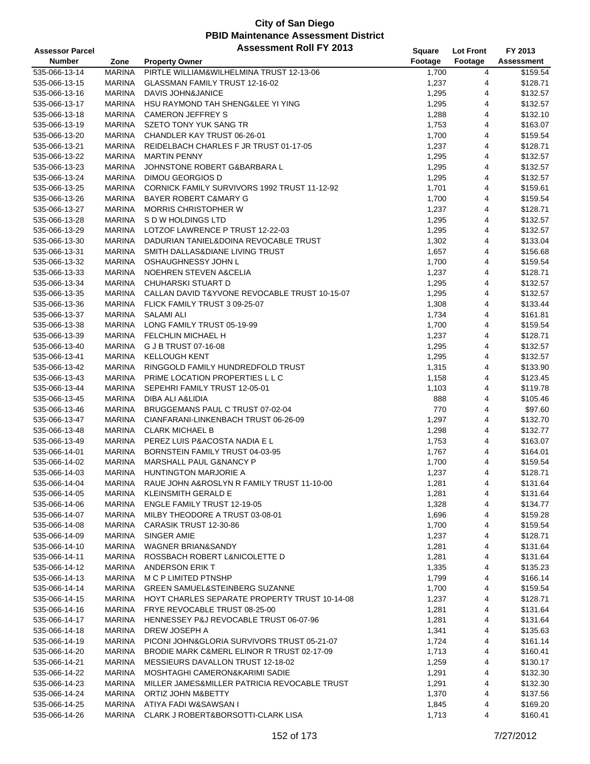# City of San Diego
## PBID Maintenance Assessment District
### Assessment Roll FY 2013

| Assessor Parcel Number | Zone | Property Owner | Square Footage | Lot Front Footage | FY 2013 Assessment |
|---|---|---|---|---|---|
| 535-066-13-14 | MARINA | PIRTLE WILLIAM&WILHELMINA TRUST 12-13-06 | 1,700 | 4 | $159.54 |
| 535-066-13-15 | MARINA | GLASSMAN FAMILY TRUST 12-16-02 | 1,237 | 4 | $128.71 |
| 535-066-13-16 | MARINA | DAVIS JOHN&JANICE | 1,295 | 4 | $132.57 |
| 535-066-13-17 | MARINA | HSU RAYMOND TAH SHENG&LEE YI YING | 1,295 | 4 | $132.57 |
| 535-066-13-18 | MARINA | CAMERON JEFFREY S | 1,288 | 4 | $132.10 |
| 535-066-13-19 | MARINA | SZETO TONY YUK SANG TR | 1,753 | 4 | $163.07 |
| 535-066-13-20 | MARINA | CHANDLER KAY TRUST 06-26-01 | 1,700 | 4 | $159.54 |
| 535-066-13-21 | MARINA | REIDELBACH CHARLES F JR TRUST 01-17-05 | 1,237 | 4 | $128.71 |
| 535-066-13-22 | MARINA | MARTIN PENNY | 1,295 | 4 | $132.57 |
| 535-066-13-23 | MARINA | JOHNSTONE ROBERT G&BARBARA L | 1,295 | 4 | $132.57 |
| 535-066-13-24 | MARINA | DIMOU GEORGIOS D | 1,295 | 4 | $132.57 |
| 535-066-13-25 | MARINA | CORNICK FAMILY SURVIVORS 1992 TRUST 11-12-92 | 1,701 | 4 | $159.61 |
| 535-066-13-26 | MARINA | BAYER ROBERT C&MARY G | 1,700 | 4 | $159.54 |
| 535-066-13-27 | MARINA | MORRIS CHRISTOPHER W | 1,237 | 4 | $128.71 |
| 535-066-13-28 | MARINA | S D W HOLDINGS LTD | 1,295 | 4 | $132.57 |
| 535-066-13-29 | MARINA | LOTZOF LAWRENCE P TRUST 12-22-03 | 1,295 | 4 | $132.57 |
| 535-066-13-30 | MARINA | DADURIAN TANIEL&DOINA REVOCABLE TRUST | 1,302 | 4 | $133.04 |
| 535-066-13-31 | MARINA | SMITH DALLAS&DIANE LIVING TRUST | 1,657 | 4 | $156.68 |
| 535-066-13-32 | MARINA | OSHAUGHNESSY JOHN L | 1,700 | 4 | $159.54 |
| 535-066-13-33 | MARINA | NOEHREN STEVEN A&CELIA | 1,237 | 4 | $128.71 |
| 535-066-13-34 | MARINA | CHUHARSKI STUART D | 1,295 | 4 | $132.57 |
| 535-066-13-35 | MARINA | CALLAN DAVID T&YVONE REVOCABLE TRUST 10-15-07 | 1,295 | 4 | $132.57 |
| 535-066-13-36 | MARINA | FLICK FAMILY TRUST 3 09-25-07 | 1,308 | 4 | $133.44 |
| 535-066-13-37 | MARINA | SALAMI ALI | 1,734 | 4 | $161.81 |
| 535-066-13-38 | MARINA | LONG FAMILY TRUST 05-19-99 | 1,700 | 4 | $159.54 |
| 535-066-13-39 | MARINA | FELCHLIN MICHAEL H | 1,237 | 4 | $128.71 |
| 535-066-13-40 | MARINA | G J B TRUST 07-16-08 | 1,295 | 4 | $132.57 |
| 535-066-13-41 | MARINA | KELLOUGH KENT | 1,295 | 4 | $132.57 |
| 535-066-13-42 | MARINA | RINGGOLD FAMILY HUNDREDFOLD TRUST | 1,315 | 4 | $133.90 |
| 535-066-13-43 | MARINA | PRIME LOCATION PROPERTIES L L C | 1,158 | 4 | $123.45 |
| 535-066-13-44 | MARINA | SEPEHRI FAMILY TRUST 12-05-01 | 1,103 | 4 | $119.78 |
| 535-066-13-45 | MARINA | DIBA ALI A&LIDIA | 888 | 4 | $105.46 |
| 535-066-13-46 | MARINA | BRUGGEMANS PAUL C TRUST 07-02-04 | 770 | 4 | $97.60 |
| 535-066-13-47 | MARINA | CIANFARANI-LINKENBACH TRUST 06-26-09 | 1,297 | 4 | $132.70 |
| 535-066-13-48 | MARINA | CLARK MICHAEL B | 1,298 | 4 | $132.77 |
| 535-066-13-49 | MARINA | PEREZ LUIS P&ACOSTA NADIA E L | 1,753 | 4 | $163.07 |
| 535-066-14-01 | MARINA | BORNSTEIN FAMILY TRUST 04-03-95 | 1,767 | 4 | $164.01 |
| 535-066-14-02 | MARINA | MARSHALL PAUL G&NANCY P | 1,700 | 4 | $159.54 |
| 535-066-14-03 | MARINA | HUNTINGTON MARJORIE A | 1,237 | 4 | $128.71 |
| 535-066-14-04 | MARINA | RAUE JOHN A&ROSLYN R FAMILY TRUST 11-10-00 | 1,281 | 4 | $131.64 |
| 535-066-14-05 | MARINA | KLEINSMITH GERALD E | 1,281 | 4 | $131.64 |
| 535-066-14-06 | MARINA | ENGLE FAMILY TRUST 12-19-05 | 1,328 | 4 | $134.77 |
| 535-066-14-07 | MARINA | MILBY THEODORE A TRUST 03-08-01 | 1,696 | 4 | $159.28 |
| 535-066-14-08 | MARINA | CARASIK TRUST 12-30-86 | 1,700 | 4 | $159.54 |
| 535-066-14-09 | MARINA | SINGER AMIE | 1,237 | 4 | $128.71 |
| 535-066-14-10 | MARINA | WAGNER BRIAN&SANDY | 1,281 | 4 | $131.64 |
| 535-066-14-11 | MARINA | ROSSBACH ROBERT L&NICOLETTE D | 1,281 | 4 | $131.64 |
| 535-066-14-12 | MARINA | ANDERSON ERIK T | 1,335 | 4 | $135.23 |
| 535-066-14-13 | MARINA | M C P LIMITED PTNSHP | 1,799 | 4 | $166.14 |
| 535-066-14-14 | MARINA | GREEN SAMUEL&STEINBERG SUZANNE | 1,700 | 4 | $159.54 |
| 535-066-14-15 | MARINA | HOYT CHARLES SEPARATE PROPERTY TRUST 10-14-08 | 1,237 | 4 | $128.71 |
| 535-066-14-16 | MARINA | FRYE REVOCABLE TRUST 08-25-00 | 1,281 | 4 | $131.64 |
| 535-066-14-17 | MARINA | HENNESSEY P&J REVOCABLE TRUST 06-07-96 | 1,281 | 4 | $131.64 |
| 535-066-14-18 | MARINA | DREW JOSEPH A | 1,341 | 4 | $135.63 |
| 535-066-14-19 | MARINA | PICONI JOHN&GLORIA SURVIVORS TRUST 05-21-07 | 1,724 | 4 | $161.14 |
| 535-066-14-20 | MARINA | BRODIE MARK C&MERL ELINOR R TRUST 02-17-09 | 1,713 | 4 | $160.41 |
| 535-066-14-21 | MARINA | MESSIEURS DAVALLON TRUST 12-18-02 | 1,259 | 4 | $130.17 |
| 535-066-14-22 | MARINA | MOSHTAGHI CAMERON&KARIMI SADIE | 1,291 | 4 | $132.30 |
| 535-066-14-23 | MARINA | MILLER JAMES&MILLER PATRICIA REVOCABLE TRUST | 1,291 | 4 | $132.30 |
| 535-066-14-24 | MARINA | ORTIZ JOHN M&BETTY | 1,370 | 4 | $137.56 |
| 535-066-14-25 | MARINA | ATIYA FADI W&SAWSAN I | 1,845 | 4 | $169.20 |
| 535-066-14-26 | MARINA | CLARK J ROBERT&BORSOTTI-CLARK LISA | 1,713 | 4 | $160.41 |

7/27/2012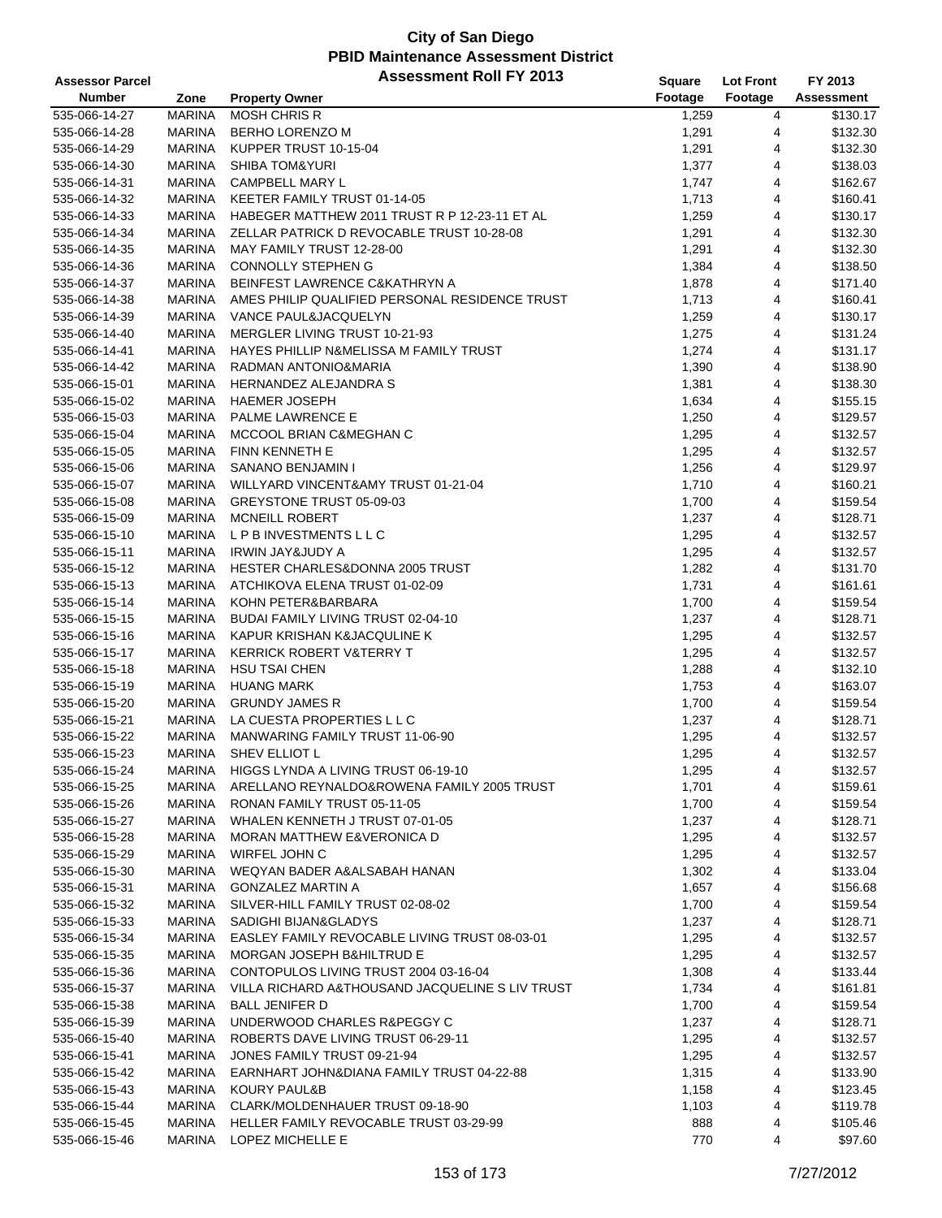# City of San Diego
## PBID Maintenance Assessment District
### Assessment Roll FY 2013

| Assessor Parcel Number | Zone | Property Owner | Square Footage | Lot Front Footage | FY 2013 Assessment |
|---|---|---|---|---|---|
| 535-066-14-27 | MARINA | MOSH CHRIS R | 1,259 | 4 | $130.17 |
| 535-066-14-28 | MARINA | BERHO LORENZO M | 1,291 | 4 | $132.30 |
| 535-066-14-29 | MARINA | KUPPER TRUST 10-15-04 | 1,291 | 4 | $132.30 |
| 535-066-14-30 | MARINA | SHIBA TOM&YURI | 1,377 | 4 | $138.03 |
| 535-066-14-31 | MARINA | CAMPBELL MARY L | 1,747 | 4 | $162.67 |
| 535-066-14-32 | MARINA | KEETER FAMILY TRUST 01-14-05 | 1,713 | 4 | $160.41 |
| 535-066-14-33 | MARINA | HABEGER MATTHEW 2011 TRUST R P 12-23-11 ET AL | 1,259 | 4 | $130.17 |
| 535-066-14-34 | MARINA | ZELLAR PATRICK D REVOCABLE TRUST 10-28-08 | 1,291 | 4 | $132.30 |
| 535-066-14-35 | MARINA | MAY FAMILY TRUST 12-28-00 | 1,291 | 4 | $132.30 |
| 535-066-14-36 | MARINA | CONNOLLY STEPHEN G | 1,384 | 4 | $138.50 |
| 535-066-14-37 | MARINA | BEINFEST LAWRENCE C&KATHRYN A | 1,878 | 4 | $171.40 |
| 535-066-14-38 | MARINA | AMES PHILIP QUALIFIED PERSONAL RESIDENCE TRUST | 1,713 | 4 | $160.41 |
| 535-066-14-39 | MARINA | VANCE PAUL&JACQUELYN | 1,259 | 4 | $130.17 |
| 535-066-14-40 | MARINA | MERGLER LIVING TRUST 10-21-93 | 1,275 | 4 | $131.24 |
| 535-066-14-41 | MARINA | HAYES PHILLIP N&MELISSA M FAMILY TRUST | 1,274 | 4 | $131.17 |
| 535-066-14-42 | MARINA | RADMAN ANTONIO&MARIA | 1,390 | 4 | $138.90 |
| 535-066-15-01 | MARINA | HERNANDEZ ALEJANDRA S | 1,381 | 4 | $138.30 |
| 535-066-15-02 | MARINA | HAEMER JOSEPH | 1,634 | 4 | $155.15 |
| 535-066-15-03 | MARINA | PALME LAWRENCE E | 1,250 | 4 | $129.57 |
| 535-066-15-04 | MARINA | MCCOOL BRIAN C&MEGHAN C | 1,295 | 4 | $132.57 |
| 535-066-15-05 | MARINA | FINN KENNETH E | 1,295 | 4 | $132.57 |
| 535-066-15-06 | MARINA | SANANO BENJAMIN I | 1,256 | 4 | $129.97 |
| 535-066-15-07 | MARINA | WILLYARD VINCENT&AMY TRUST 01-21-04 | 1,710 | 4 | $160.21 |
| 535-066-15-08 | MARINA | GREYSTONE TRUST 05-09-03 | 1,700 | 4 | $159.54 |
| 535-066-15-09 | MARINA | MCNEILL ROBERT | 1,237 | 4 | $128.71 |
| 535-066-15-10 | MARINA | L P B INVESTMENTS L L C | 1,295 | 4 | $132.57 |
| 535-066-15-11 | MARINA | IRWIN JAY&JUDY A | 1,295 | 4 | $132.57 |
| 535-066-15-12 | MARINA | HESTER CHARLES&DONNA 2005 TRUST | 1,282 | 4 | $131.70 |
| 535-066-15-13 | MARINA | ATCHIKOVA ELENA TRUST 01-02-09 | 1,731 | 4 | $161.61 |
| 535-066-15-14 | MARINA | KOHN PETER&BARBARA | 1,700 | 4 | $159.54 |
| 535-066-15-15 | MARINA | BUDAI FAMILY LIVING TRUST 02-04-10 | 1,237 | 4 | $128.71 |
| 535-066-15-16 | MARINA | KAPUR KRISHAN K&JACQULINE K | 1,295 | 4 | $132.57 |
| 535-066-15-17 | MARINA | KERRICK ROBERT V&TERRY T | 1,295 | 4 | $132.57 |
| 535-066-15-18 | MARINA | HSU TSAI CHEN | 1,288 | 4 | $132.10 |
| 535-066-15-19 | MARINA | HUANG MARK | 1,753 | 4 | $163.07 |
| 535-066-15-20 | MARINA | GRUNDY JAMES R | 1,700 | 4 | $159.54 |
| 535-066-15-21 | MARINA | LA CUESTA PROPERTIES L L C | 1,237 | 4 | $128.71 |
| 535-066-15-22 | MARINA | MANWARING FAMILY TRUST 11-06-90 | 1,295 | 4 | $132.57 |
| 535-066-15-23 | MARINA | SHEV ELLIOT L | 1,295 | 4 | $132.57 |
| 535-066-15-24 | MARINA | HIGGS LYNDA A LIVING TRUST 06-19-10 | 1,295 | 4 | $132.57 |
| 535-066-15-25 | MARINA | ARELLANO REYNALDO&ROWENA FAMILY 2005 TRUST | 1,701 | 4 | $159.61 |
| 535-066-15-26 | MARINA | RONAN FAMILY TRUST 05-11-05 | 1,700 | 4 | $159.54 |
| 535-066-15-27 | MARINA | WHALEN KENNETH J TRUST 07-01-05 | 1,237 | 4 | $128.71 |
| 535-066-15-28 | MARINA | MORAN MATTHEW E&VERONICA D | 1,295 | 4 | $132.57 |
| 535-066-15-29 | MARINA | WIRFEL JOHN C | 1,295 | 4 | $132.57 |
| 535-066-15-30 | MARINA | WEQYAN BADER A&ALSABAH HANAN | 1,302 | 4 | $133.04 |
| 535-066-15-31 | MARINA | GONZALEZ MARTIN A | 1,657 | 4 | $156.68 |
| 535-066-15-32 | MARINA | SILVER-HILL FAMILY TRUST 02-08-02 | 1,700 | 4 | $159.54 |
| 535-066-15-33 | MARINA | SADIGHI BIJAN&GLADYS | 1,237 | 4 | $128.71 |
| 535-066-15-34 | MARINA | EASLEY FAMILY REVOCABLE LIVING TRUST 08-03-01 | 1,295 | 4 | $132.57 |
| 535-066-15-35 | MARINA | MORGAN JOSEPH B&HILTRUD E | 1,295 | 4 | $132.57 |
| 535-066-15-36 | MARINA | CONTOPULOS LIVING TRUST 2004 03-16-04 | 1,308 | 4 | $133.44 |
| 535-066-15-37 | MARINA | VILLA RICHARD A&THOUSAND JACQUELINE S LIV TRUST | 1,734 | 4 | $161.81 |
| 535-066-15-38 | MARINA | BALL JENIFER D | 1,700 | 4 | $159.54 |
| 535-066-15-39 | MARINA | UNDERWOOD CHARLES R&PEGGY C | 1,237 | 4 | $128.71 |
| 535-066-15-40 | MARINA | ROBERTS DAVE LIVING TRUST 06-29-11 | 1,295 | 4 | $132.57 |
| 535-066-15-41 | MARINA | JONES FAMILY TRUST 09-21-94 | 1,295 | 4 | $132.57 |
| 535-066-15-42 | MARINA | EARNHART JOHN&DIANA FAMILY TRUST 04-22-88 | 1,315 | 4 | $133.90 |
| 535-066-15-43 | MARINA | KOURY PAUL&B | 1,158 | 4 | $123.45 |
| 535-066-15-44 | MARINA | CLARK/MOLDENHAUER TRUST 09-18-90 | 1,103 | 4 | $119.78 |
| 535-066-15-45 | MARINA | HELLER FAMILY REVOCABLE TRUST 03-29-99 | 888 | 4 | $105.46 |
| 535-066-15-46 | MARINA | LOPEZ MICHELLE E | 770 | 4 | $97.60 |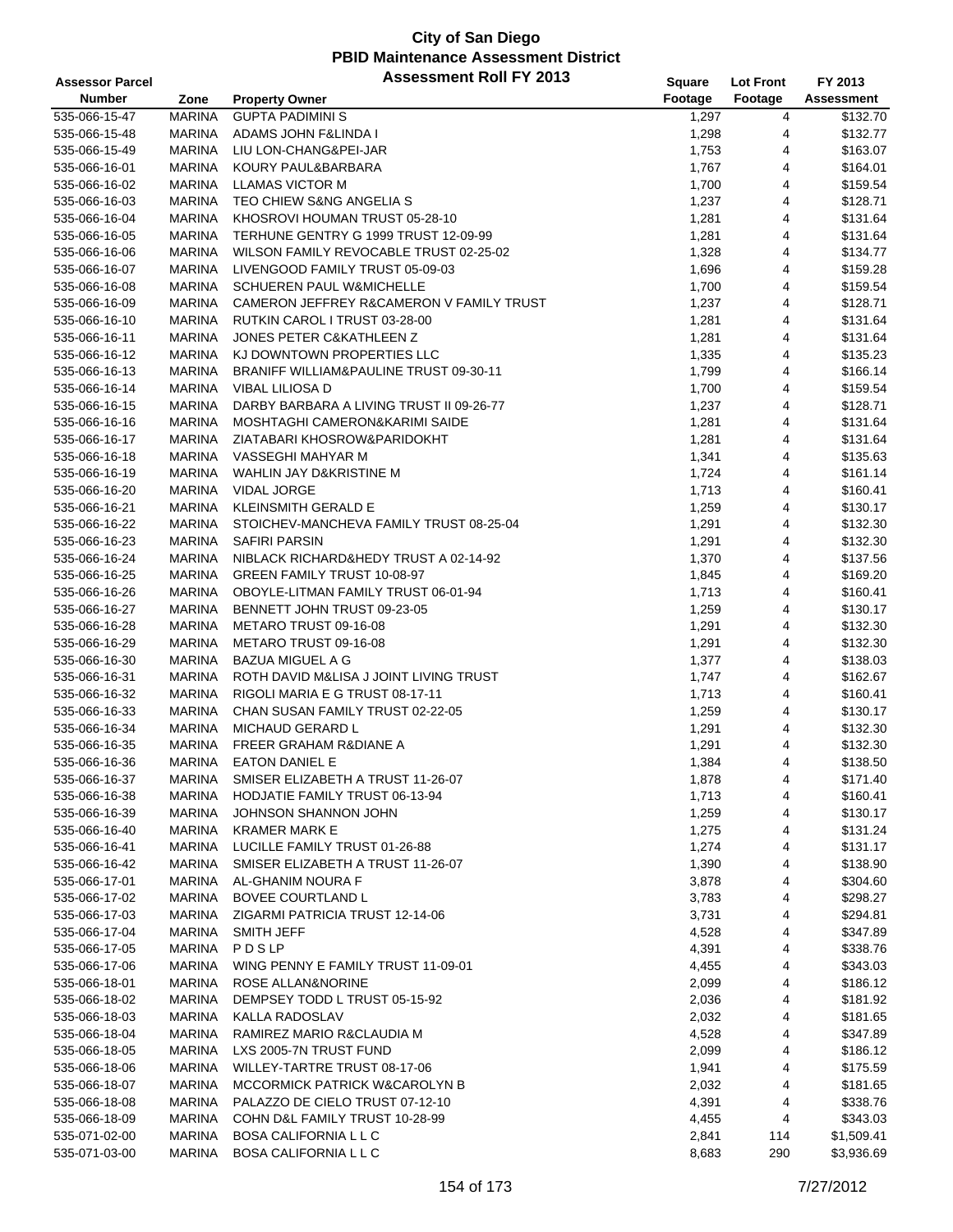# City of San Diego
## PBID Maintenance Assessment District
### Assessment Roll FY 2013

| Assessor Parcel Number | Zone | Property Owner | Square Footage | Lot Front Footage | FY 2013 Assessment |
|---|---|---|---|---|---|
| 535-066-15-47 | MARINA | GUPTA PADIMINI S | 1,297 | 4 | $132.70 |
| 535-066-15-48 | MARINA | ADAMS JOHN F&LINDA I | 1,298 | 4 | $132.77 |
| 535-066-15-49 | MARINA | LIU LON-CHANG&PEI-JAR | 1,753 | 4 | $163.07 |
| 535-066-16-01 | MARINA | KOURY PAUL&BARBARA | 1,767 | 4 | $164.01 |
| 535-066-16-02 | MARINA | LLAMAS VICTOR M | 1,700 | 4 | $159.54 |
| 535-066-16-03 | MARINA | TEO CHIEW S&NG ANGELIA S | 1,237 | 4 | $128.71 |
| 535-066-16-04 | MARINA | KHOSROVI HOUMAN TRUST 05-28-10 | 1,281 | 4 | $131.64 |
| 535-066-16-05 | MARINA | TERHUNE GENTRY G 1999 TRUST 12-09-99 | 1,281 | 4 | $131.64 |
| 535-066-16-06 | MARINA | WILSON FAMILY REVOCABLE TRUST 02-25-02 | 1,328 | 4 | $134.77 |
| 535-066-16-07 | MARINA | LIVENGOOD FAMILY TRUST 05-09-03 | 1,696 | 4 | $159.28 |
| 535-066-16-08 | MARINA | SCHUEREN PAUL W&MICHELLE | 1,700 | 4 | $159.54 |
| 535-066-16-09 | MARINA | CAMERON JEFFREY R&CAMERON V FAMILY TRUST | 1,237 | 4 | $128.71 |
| 535-066-16-10 | MARINA | RUTKIN CAROL I TRUST 03-28-00 | 1,281 | 4 | $131.64 |
| 535-066-16-11 | MARINA | JONES PETER C&KATHLEEN Z | 1,281 | 4 | $131.64 |
| 535-066-16-12 | MARINA | KJ DOWNTOWN PROPERTIES LLC | 1,335 | 4 | $135.23 |
| 535-066-16-13 | MARINA | BRANIFF WILLIAM&PAULINE TRUST 09-30-11 | 1,799 | 4 | $166.14 |
| 535-066-16-14 | MARINA | VIBAL LILIOSA D | 1,700 | 4 | $159.54 |
| 535-066-16-15 | MARINA | DARBY BARBARA A LIVING TRUST II 09-26-77 | 1,237 | 4 | $128.71 |
| 535-066-16-16 | MARINA | MOSHTAGHI CAMERON&KARIMI SAIDE | 1,281 | 4 | $131.64 |
| 535-066-16-17 | MARINA | ZIATABARI KHOSROW&PARIDOKHT | 1,281 | 4 | $131.64 |
| 535-066-16-18 | MARINA | VASSEGHI MAHYAR M | 1,341 | 4 | $135.63 |
| 535-066-16-19 | MARINA | WAHLIN JAY D&KRISTINE M | 1,724 | 4 | $161.14 |
| 535-066-16-20 | MARINA | VIDAL JORGE | 1,713 | 4 | $160.41 |
| 535-066-16-21 | MARINA | KLEINSMITH GERALD E | 1,259 | 4 | $130.17 |
| 535-066-16-22 | MARINA | STOICHEV-MANCHEVA FAMILY TRUST 08-25-04 | 1,291 | 4 | $132.30 |
| 535-066-16-23 | MARINA | SAFIRI PARSIN | 1,291 | 4 | $132.30 |
| 535-066-16-24 | MARINA | NIBLACK RICHARD&HEDY TRUST A 02-14-92 | 1,370 | 4 | $137.56 |
| 535-066-16-25 | MARINA | GREEN FAMILY TRUST 10-08-97 | 1,845 | 4 | $169.20 |
| 535-066-16-26 | MARINA | OBOYLE-LITMAN FAMILY TRUST 06-01-94 | 1,713 | 4 | $160.41 |
| 535-066-16-27 | MARINA | BENNETT JOHN TRUST 09-23-05 | 1,259 | 4 | $130.17 |
| 535-066-16-28 | MARINA | METARO TRUST 09-16-08 | 1,291 | 4 | $132.30 |
| 535-066-16-29 | MARINA | METARO TRUST 09-16-08 | 1,291 | 4 | $132.30 |
| 535-066-16-30 | MARINA | BAZUA MIGUEL A G | 1,377 | 4 | $138.03 |
| 535-066-16-31 | MARINA | ROTH DAVID M&LISA J JOINT LIVING TRUST | 1,747 | 4 | $162.67 |
| 535-066-16-32 | MARINA | RIGOLI MARIA E G TRUST 08-17-11 | 1,713 | 4 | $160.41 |
| 535-066-16-33 | MARINA | CHAN SUSAN FAMILY TRUST 02-22-05 | 1,259 | 4 | $130.17 |
| 535-066-16-34 | MARINA | MICHAUD GERARD L | 1,291 | 4 | $132.30 |
| 535-066-16-35 | MARINA | FREER GRAHAM R&DIANE A | 1,291 | 4 | $132.30 |
| 535-066-16-36 | MARINA | EATON DANIEL E | 1,384 | 4 | $138.50 |
| 535-066-16-37 | MARINA | SMISER ELIZABETH A TRUST 11-26-07 | 1,878 | 4 | $171.40 |
| 535-066-16-38 | MARINA | HODJATIE FAMILY TRUST 06-13-94 | 1,713 | 4 | $160.41 |
| 535-066-16-39 | MARINA | JOHNSON SHANNON JOHN | 1,259 | 4 | $130.17 |
| 535-066-16-40 | MARINA | KRAMER MARK E | 1,275 | 4 | $131.24 |
| 535-066-16-41 | MARINA | LUCILLE FAMILY TRUST 01-26-88 | 1,274 | 4 | $131.17 |
| 535-066-16-42 | MARINA | SMISER ELIZABETH A TRUST 11-26-07 | 1,390 | 4 | $138.90 |
| 535-066-17-01 | MARINA | AL-GHANIM NOURA F | 3,878 | 4 | $304.60 |
| 535-066-17-02 | MARINA | BOVEE COURTLAND L | 3,783 | 4 | $298.27 |
| 535-066-17-03 | MARINA | ZIGARMI PATRICIA TRUST 12-14-06 | 3,731 | 4 | $294.81 |
| 535-066-17-04 | MARINA | SMITH JEFF | 4,528 | 4 | $347.89 |
| 535-066-17-05 | MARINA | P D S LP | 4,391 | 4 | $338.76 |
| 535-066-17-06 | MARINA | WING PENNY E FAMILY TRUST 11-09-01 | 4,455 | 4 | $343.03 |
| 535-066-18-01 | MARINA | ROSE ALLAN&NORINE | 2,099 | 4 | $186.12 |
| 535-066-18-02 | MARINA | DEMPSEY TODD L TRUST 05-15-92 | 2,036 | 4 | $181.92 |
| 535-066-18-03 | MARINA | KALLA RADOSLAV | 2,032 | 4 | $181.65 |
| 535-066-18-04 | MARINA | RAMIREZ MARIO R&CLAUDIA M | 4,528 | 4 | $347.89 |
| 535-066-18-05 | MARINA | LXS 2005-7N TRUST FUND | 2,099 | 4 | $186.12 |
| 535-066-18-06 | MARINA | WILLEY-TARTRE TRUST 08-17-06 | 1,941 | 4 | $175.59 |
| 535-066-18-07 | MARINA | MCCORMICK PATRICK W&CAROLYN B | 2,032 | 4 | $181.65 |
| 535-066-18-08 | MARINA | PALAZZO DE CIELO TRUST 07-12-10 | 4,391 | 4 | $338.76 |
| 535-066-18-09 | MARINA | COHN D&L FAMILY TRUST 10-28-99 | 4,455 | 4 | $343.03 |
| 535-071-02-00 | MARINA | BOSA CALIFORNIA L L C | 2,841 | 114 | $1,509.41 |
| 535-071-03-00 | MARINA | BOSA CALIFORNIA L L C | 8,683 | 290 | $3,936.69 |

7/27/2012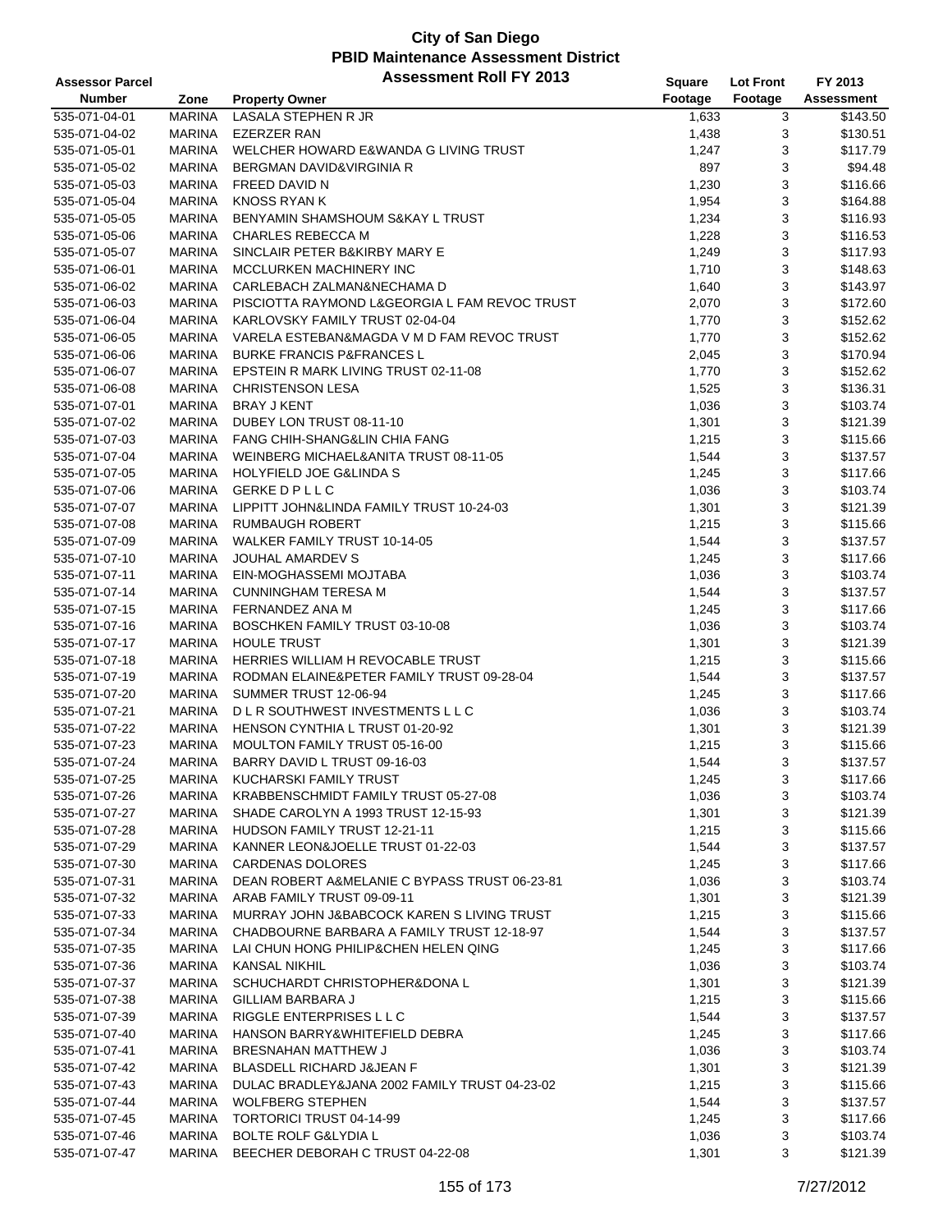# City of San Diego
## PBID Maintenance Assessment District
### Assessment Roll FY 2013

| Assessor Parcel Number | Zone | Property Owner | Square Footage | Lot Front Footage | FY 2013 Assessment |
|---|---|---|---|---|---|
| 535-071-04-01 | MARINA | LASALA STEPHEN R JR | 1,633 | 3 | $143.50 |
| 535-071-04-02 | MARINA | EZERZER RAN | 1,438 | 3 | $130.51 |
| 535-071-05-01 | MARINA | WELCHER HOWARD E&WANDA G LIVING TRUST | 1,247 | 3 | $117.79 |
| 535-071-05-02 | MARINA | BERGMAN DAVID&VIRGINIA R | 897 | 3 | $94.48 |
| 535-071-05-03 | MARINA | FREED DAVID N | 1,230 | 3 | $116.66 |
| 535-071-05-04 | MARINA | KNOSS RYAN K | 1,954 | 3 | $164.88 |
| 535-071-05-05 | MARINA | BENYAMIN SHAMSHOUM S&KAY L TRUST | 1,234 | 3 | $116.93 |
| 535-071-05-06 | MARINA | CHARLES REBECCA M | 1,228 | 3 | $116.53 |
| 535-071-05-07 | MARINA | SINCLAIR PETER B&KIRBY MARY E | 1,249 | 3 | $117.93 |
| 535-071-06-01 | MARINA | MCCLURKEN MACHINERY INC | 1,710 | 3 | $148.63 |
| 535-071-06-02 | MARINA | CARLEBACH ZALMAN&NECHAMA D | 1,640 | 3 | $143.97 |
| 535-071-06-03 | MARINA | PISCIOTTA RAYMOND L&GEORGIA L FAM REVOC TRUST | 2,070 | 3 | $172.60 |
| 535-071-06-04 | MARINA | KARLOVSKY FAMILY TRUST 02-04-04 | 1,770 | 3 | $152.62 |
| 535-071-06-05 | MARINA | VARELA ESTEBAN&MAGDA V M D FAM REVOC TRUST | 1,770 | 3 | $152.62 |
| 535-071-06-06 | MARINA | BURKE FRANCIS P&FRANCES L | 2,045 | 3 | $170.94 |
| 535-071-06-07 | MARINA | EPSTEIN R MARK LIVING TRUST 02-11-08 | 1,770 | 3 | $152.62 |
| 535-071-06-08 | MARINA | CHRISTENSON LESA | 1,525 | 3 | $136.31 |
| 535-071-07-01 | MARINA | BRAY J KENT | 1,036 | 3 | $103.74 |
| 535-071-07-02 | MARINA | DUBEY LON TRUST 08-11-10 | 1,301 | 3 | $121.39 |
| 535-071-07-03 | MARINA | FANG CHIH-SHANG&LIN CHIA FANG | 1,215 | 3 | $115.66 |
| 535-071-07-04 | MARINA | WEINBERG MICHAEL&ANITA TRUST 08-11-05 | 1,544 | 3 | $137.57 |
| 535-071-07-05 | MARINA | HOLYFIELD JOE G&LINDA S | 1,245 | 3 | $117.66 |
| 535-071-07-06 | MARINA | GERKE D P L L C | 1,036 | 3 | $103.74 |
| 535-071-07-07 | MARINA | LIPPITT JOHN&LINDA FAMILY TRUST 10-24-03 | 1,301 | 3 | $121.39 |
| 535-071-07-08 | MARINA | RUMBAUGH ROBERT | 1,215 | 3 | $115.66 |
| 535-071-07-09 | MARINA | WALKER FAMILY TRUST 10-14-05 | 1,544 | 3 | $137.57 |
| 535-071-07-10 | MARINA | JOUHAL AMARDEV S | 1,245 | 3 | $117.66 |
| 535-071-07-11 | MARINA | EIN-MOGHASSEMI MOJTABA | 1,036 | 3 | $103.74 |
| 535-071-07-14 | MARINA | CUNNINGHAM TERESA M | 1,544 | 3 | $137.57 |
| 535-071-07-15 | MARINA | FERNANDEZ ANA M | 1,245 | 3 | $117.66 |
| 535-071-07-16 | MARINA | BOSCHKEN FAMILY TRUST 03-10-08 | 1,036 | 3 | $103.74 |
| 535-071-07-17 | MARINA | HOULE TRUST | 1,301 | 3 | $121.39 |
| 535-071-07-18 | MARINA | HERRIES WILLIAM H REVOCABLE TRUST | 1,215 | 3 | $115.66 |
| 535-071-07-19 | MARINA | RODMAN ELAINE&PETER FAMILY TRUST 09-28-04 | 1,544 | 3 | $137.57 |
| 535-071-07-20 | MARINA | SUMMER TRUST 12-06-94 | 1,245 | 3 | $117.66 |
| 535-071-07-21 | MARINA | D L R SOUTHWEST INVESTMENTS L L C | 1,036 | 3 | $103.74 |
| 535-071-07-22 | MARINA | HENSON CYNTHIA L TRUST 01-20-92 | 1,301 | 3 | $121.39 |
| 535-071-07-23 | MARINA | MOULTON FAMILY TRUST 05-16-00 | 1,215 | 3 | $115.66 |
| 535-071-07-24 | MARINA | BARRY DAVID L TRUST 09-16-03 | 1,544 | 3 | $137.57 |
| 535-071-07-25 | MARINA | KUCHARSKI FAMILY TRUST | 1,245 | 3 | $117.66 |
| 535-071-07-26 | MARINA | KRABBENSCHMIDT FAMILY TRUST 05-27-08 | 1,036 | 3 | $103.74 |
| 535-071-07-27 | MARINA | SHADE CAROLYN A 1993 TRUST 12-15-93 | 1,301 | 3 | $121.39 |
| 535-071-07-28 | MARINA | HUDSON FAMILY TRUST 12-21-11 | 1,215 | 3 | $115.66 |
| 535-071-07-29 | MARINA | KANNER LEON&JOELLE TRUST 01-22-03 | 1,544 | 3 | $137.57 |
| 535-071-07-30 | MARINA | CARDENAS DOLORES | 1,245 | 3 | $117.66 |
| 535-071-07-31 | MARINA | DEAN ROBERT A&MELANIE C BYPASS TRUST 06-23-81 | 1,036 | 3 | $103.74 |
| 535-071-07-32 | MARINA | ARAB FAMILY TRUST 09-09-11 | 1,301 | 3 | $121.39 |
| 535-071-07-33 | MARINA | MURRAY JOHN J&BABCOCK KAREN S LIVING TRUST | 1,215 | 3 | $115.66 |
| 535-071-07-34 | MARINA | CHADBOURNE BARBARA A FAMILY TRUST 12-18-97 | 1,544 | 3 | $137.57 |
| 535-071-07-35 | MARINA | LAI CHUN HONG PHILIP&CHEN HELEN QING | 1,245 | 3 | $117.66 |
| 535-071-07-36 | MARINA | KANSAL NIKHIL | 1,036 | 3 | $103.74 |
| 535-071-07-37 | MARINA | SCHUCHARDT CHRISTOPHER&DONA L | 1,301 | 3 | $121.39 |
| 535-071-07-38 | MARINA | GILLIAM BARBARA J | 1,215 | 3 | $115.66 |
| 535-071-07-39 | MARINA | RIGGLE ENTERPRISES L L C | 1,544 | 3 | $137.57 |
| 535-071-07-40 | MARINA | HANSON BARRY&WHITEFIELD DEBRA | 1,245 | 3 | $117.66 |
| 535-071-07-41 | MARINA | BRESNAHAN MATTHEW J | 1,036 | 3 | $103.74 |
| 535-071-07-42 | MARINA | BLASDELL RICHARD J&JEAN F | 1,301 | 3 | $121.39 |
| 535-071-07-43 | MARINA | DULAC BRADLEY&JANA 2002 FAMILY TRUST 04-23-02 | 1,215 | 3 | $115.66 |
| 535-071-07-44 | MARINA | WOLFBERG STEPHEN | 1,544 | 3 | $137.57 |
| 535-071-07-45 | MARINA | TORTORICI TRUST 04-14-99 | 1,245 | 3 | $117.66 |
| 535-071-07-46 | MARINA | BOLTE ROLF G&LYDIA L | 1,036 | 3 | $103.74 |
| 535-071-07-47 | MARINA | BEECHER DEBORAH C TRUST 04-22-08 | 1,301 | 3 | $121.39 |

7/27/2012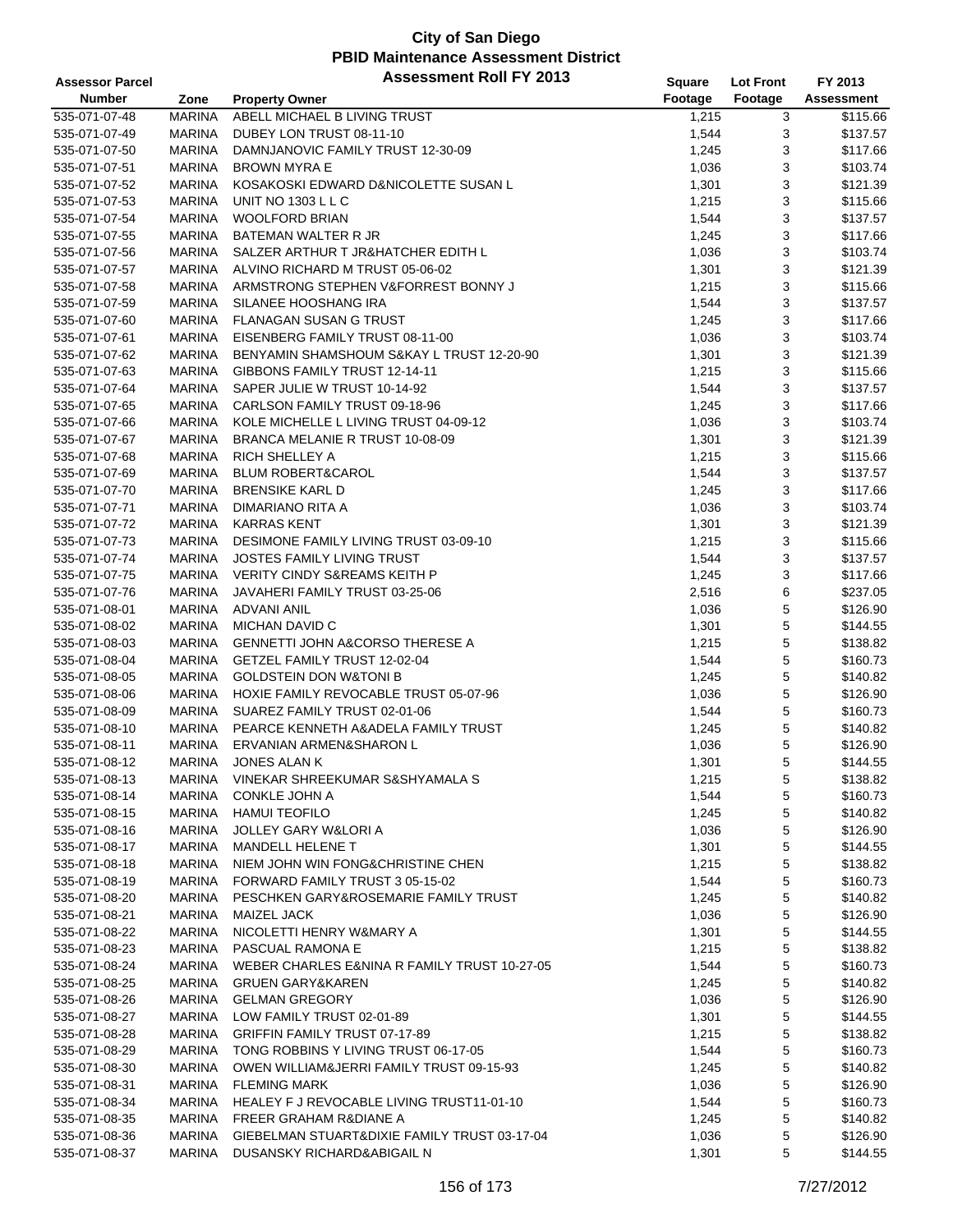# City of San Diego
## PBID Maintenance Assessment District
### Assessment Roll FY 2013

| Assessor Parcel Number | Zone | Property Owner | Square Footage | Lot Front Footage | FY 2013 Assessment |
|---|---|---|---|---|---|
| 535-071-07-48 | MARINA | ABELL MICHAEL B LIVING TRUST | 1,215 | 3 | $115.66 |
| 535-071-07-49 | MARINA | DUBEY LON TRUST 08-11-10 | 1,544 | 3 | $137.57 |
| 535-071-07-50 | MARINA | DAMNJANOVIC FAMILY TRUST 12-30-09 | 1,245 | 3 | $117.66 |
| 535-071-07-51 | MARINA | BROWN MYRA E | 1,036 | 3 | $103.74 |
| 535-071-07-52 | MARINA | KOSAKOSKI EDWARD D&NICOLETTE SUSAN L | 1,301 | 3 | $121.39 |
| 535-071-07-53 | MARINA | UNIT NO 1303 L L C | 1,215 | 3 | $115.66 |
| 535-071-07-54 | MARINA | WOOLFORD BRIAN | 1,544 | 3 | $137.57 |
| 535-071-07-55 | MARINA | BATEMAN WALTER R JR | 1,245 | 3 | $117.66 |
| 535-071-07-56 | MARINA | SALZER ARTHUR T JR&HATCHER EDITH L | 1,036 | 3 | $103.74 |
| 535-071-07-57 | MARINA | ALVINO RICHARD M TRUST 05-06-02 | 1,301 | 3 | $121.39 |
| 535-071-07-58 | MARINA | ARMSTRONG STEPHEN V&FORREST BONNY J | 1,215 | 3 | $115.66 |
| 535-071-07-59 | MARINA | SILANEE HOOSHANG IRA | 1,544 | 3 | $137.57 |
| 535-071-07-60 | MARINA | FLANAGAN SUSAN G TRUST | 1,245 | 3 | $117.66 |
| 535-071-07-61 | MARINA | EISENBERG FAMILY TRUST 08-11-00 | 1,036 | 3 | $103.74 |
| 535-071-07-62 | MARINA | BENYAMIN SHAMSHOUM S&KAY L TRUST 12-20-90 | 1,301 | 3 | $121.39 |
| 535-071-07-63 | MARINA | GIBBONS FAMILY TRUST 12-14-11 | 1,215 | 3 | $115.66 |
| 535-071-07-64 | MARINA | SAPER JULIE W TRUST 10-14-92 | 1,544 | 3 | $137.57 |
| 535-071-07-65 | MARINA | CARLSON FAMILY TRUST 09-18-96 | 1,245 | 3 | $117.66 |
| 535-071-07-66 | MARINA | KOLE MICHELLE L LIVING TRUST 04-09-12 | 1,036 | 3 | $103.74 |
| 535-071-07-67 | MARINA | BRANCA MELANIE R TRUST 10-08-09 | 1,301 | 3 | $121.39 |
| 535-071-07-68 | MARINA | RICH SHELLEY A | 1,215 | 3 | $115.66 |
| 535-071-07-69 | MARINA | BLUM ROBERT&CAROL | 1,544 | 3 | $137.57 |
| 535-071-07-70 | MARINA | BRENSIKE KARL D | 1,245 | 3 | $117.66 |
| 535-071-07-71 | MARINA | DIMARIANO RITA A | 1,036 | 3 | $103.74 |
| 535-071-07-72 | MARINA | KARRAS KENT | 1,301 | 3 | $121.39 |
| 535-071-07-73 | MARINA | DESIMONE FAMILY LIVING TRUST 03-09-10 | 1,215 | 3 | $115.66 |
| 535-071-07-74 | MARINA | JOSTES FAMILY LIVING TRUST | 1,544 | 3 | $137.57 |
| 535-071-07-75 | MARINA | VERITY CINDY S&REAMS KEITH P | 1,245 | 3 | $117.66 |
| 535-071-07-76 | MARINA | JAVAHERI FAMILY TRUST 03-25-06 | 2,516 | 6 | $237.05 |
| 535-071-08-01 | MARINA | ADVANI ANIL | 1,036 | 5 | $126.90 |
| 535-071-08-02 | MARINA | MICHAN DAVID C | 1,301 | 5 | $144.55 |
| 535-071-08-03 | MARINA | GENNETTI JOHN A&CORSO THERESE A | 1,215 | 5 | $138.82 |
| 535-071-08-04 | MARINA | GETZEL FAMILY TRUST 12-02-04 | 1,544 | 5 | $160.73 |
| 535-071-08-05 | MARINA | GOLDSTEIN DON W&TONI B | 1,245 | 5 | $140.82 |
| 535-071-08-06 | MARINA | HOXIE FAMILY REVOCABLE TRUST 05-07-96 | 1,036 | 5 | $126.90 |
| 535-071-08-09 | MARINA | SUAREZ FAMILY TRUST 02-01-06 | 1,544 | 5 | $160.73 |
| 535-071-08-10 | MARINA | PEARCE KENNETH A&ADELA FAMILY TRUST | 1,245 | 5 | $140.82 |
| 535-071-08-11 | MARINA | ERVANIAN ARMEN&SHARON L | 1,036 | 5 | $126.90 |
| 535-071-08-12 | MARINA | JONES ALAN K | 1,301 | 5 | $144.55 |
| 535-071-08-13 | MARINA | VINEKAR SHREEKUMAR S&SHYAMALA S | 1,215 | 5 | $138.82 |
| 535-071-08-14 | MARINA | CONKLE JOHN A | 1,544 | 5 | $160.73 |
| 535-071-08-15 | MARINA | HAMUI TEOFILO | 1,245 | 5 | $140.82 |
| 535-071-08-16 | MARINA | JOLLEY GARY W&LORI A | 1,036 | 5 | $126.90 |
| 535-071-08-17 | MARINA | MANDELL HELENE T | 1,301 | 5 | $144.55 |
| 535-071-08-18 | MARINA | NIEM JOHN WIN FONG&CHRISTINE CHEN | 1,215 | 5 | $138.82 |
| 535-071-08-19 | MARINA | FORWARD FAMILY TRUST 3 05-15-02 | 1,544 | 5 | $160.73 |
| 535-071-08-20 | MARINA | PESCHKEN GARY&ROSEMARIE FAMILY TRUST | 1,245 | 5 | $140.82 |
| 535-071-08-21 | MARINA | MAIZEL JACK | 1,036 | 5 | $126.90 |
| 535-071-08-22 | MARINA | NICOLETTI HENRY W&MARY A | 1,301 | 5 | $144.55 |
| 535-071-08-23 | MARINA | PASCUAL RAMONA E | 1,215 | 5 | $138.82 |
| 535-071-08-24 | MARINA | WEBER CHARLES E&NINA R FAMILY TRUST 10-27-05 | 1,544 | 5 | $160.73 |
| 535-071-08-25 | MARINA | GRUEN GARY&KAREN | 1,245 | 5 | $140.82 |
| 535-071-08-26 | MARINA | GELMAN GREGORY | 1,036 | 5 | $126.90 |
| 535-071-08-27 | MARINA | LOW FAMILY TRUST 02-01-89 | 1,301 | 5 | $144.55 |
| 535-071-08-28 | MARINA | GRIFFIN FAMILY TRUST 07-17-89 | 1,215 | 5 | $138.82 |
| 535-071-08-29 | MARINA | TONG ROBBINS Y LIVING TRUST 06-17-05 | 1,544 | 5 | $160.73 |
| 535-071-08-30 | MARINA | OWEN WILLIAM&JERRI FAMILY TRUST 09-15-93 | 1,245 | 5 | $140.82 |
| 535-071-08-31 | MARINA | FLEMING MARK | 1,036 | 5 | $126.90 |
| 535-071-08-34 | MARINA | HEALEY F J REVOCABLE LIVING TRUST11-01-10 | 1,544 | 5 | $160.73 |
| 535-071-08-35 | MARINA | FREER GRAHAM R&DIANE A | 1,245 | 5 | $140.82 |
| 535-071-08-36 | MARINA | GIEBELMAN STUART&DIXIE FAMILY TRUST 03-17-04 | 1,036 | 5 | $126.90 |
| 535-071-08-37 | MARINA | DUSANSKY RICHARD&ABIGAIL N | 1,301 | 5 | $144.55 |

7/27/2012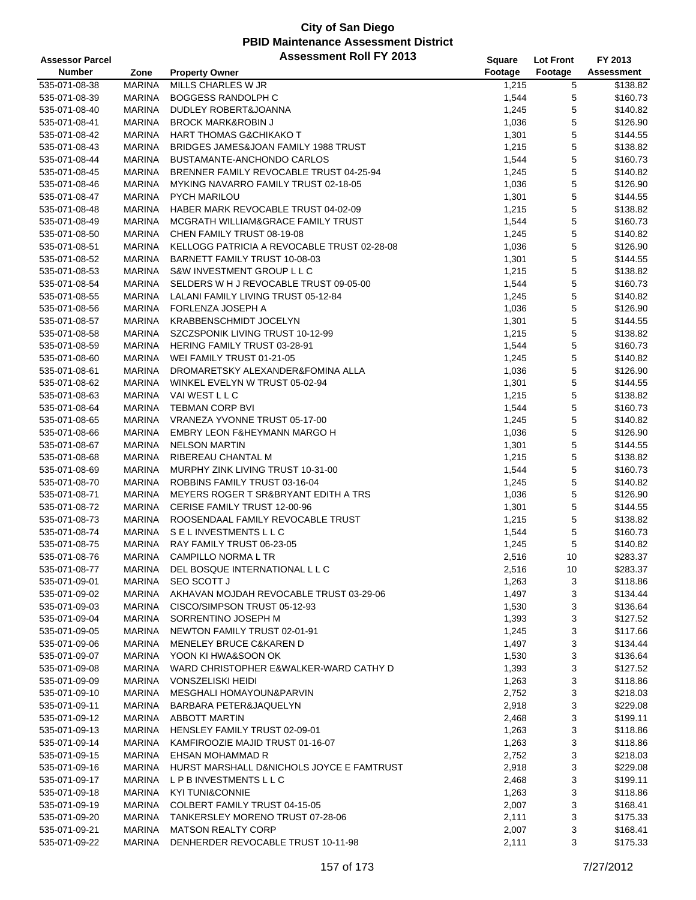# City of San Diego
## PBID Maintenance Assessment District
### Assessment Roll FY 2013

| Assessor Parcel Number | Zone | Property Owner | Square Footage | Lot Front Footage | FY 2013 Assessment |
|---|---|---|---|---|---|
| 535-071-08-38 | MARINA | MILLS CHARLES W JR | 1,215 | 5 | $138.82 |
| 535-071-08-39 | MARINA | BOGGESS RANDOLPH C | 1,544 | 5 | $160.73 |
| 535-071-08-40 | MARINA | DUDLEY ROBERT&JOANNA | 1,245 | 5 | $140.82 |
| 535-071-08-41 | MARINA | BROCK MARK&ROBIN J | 1,036 | 5 | $126.90 |
| 535-071-08-42 | MARINA | HART THOMAS G&CHIKAKO T | 1,301 | 5 | $144.55 |
| 535-071-08-43 | MARINA | BRIDGES JAMES&JOAN FAMILY 1988 TRUST | 1,215 | 5 | $138.82 |
| 535-071-08-44 | MARINA | BUSTAMANTE-ANCHONDO CARLOS | 1,544 | 5 | $160.73 |
| 535-071-08-45 | MARINA | BRENNER FAMILY REVOCABLE TRUST 04-25-94 | 1,245 | 5 | $140.82 |
| 535-071-08-46 | MARINA | MYKING NAVARRO FAMILY TRUST 02-18-05 | 1,036 | 5 | $126.90 |
| 535-071-08-47 | MARINA | PYCH MARILOU | 1,301 | 5 | $144.55 |
| 535-071-08-48 | MARINA | HABER MARK REVOCABLE TRUST 04-02-09 | 1,215 | 5 | $138.82 |
| 535-071-08-49 | MARINA | MCGRATH WILLIAM&GRACE FAMILY TRUST | 1,544 | 5 | $160.73 |
| 535-071-08-50 | MARINA | CHEN FAMILY TRUST 08-19-08 | 1,245 | 5 | $140.82 |
| 535-071-08-51 | MARINA | KELLOGG PATRICIA A REVOCABLE TRUST 02-28-08 | 1,036 | 5 | $126.90 |
| 535-071-08-52 | MARINA | BARNETT FAMILY TRUST 10-08-03 | 1,301 | 5 | $144.55 |
| 535-071-08-53 | MARINA | S&W INVESTMENT GROUP L L C | 1,215 | 5 | $138.82 |
| 535-071-08-54 | MARINA | SELDERS W H J REVOCABLE TRUST 09-05-00 | 1,544 | 5 | $160.73 |
| 535-071-08-55 | MARINA | LALANI FAMILY LIVING TRUST 05-12-84 | 1,245 | 5 | $140.82 |
| 535-071-08-56 | MARINA | FORLENZA JOSEPH A | 1,036 | 5 | $126.90 |
| 535-071-08-57 | MARINA | KRABBENSCHMIDT JOCELYN | 1,301 | 5 | $144.55 |
| 535-071-08-58 | MARINA | SZCZSPONIK LIVING TRUST 10-12-99 | 1,215 | 5 | $138.82 |
| 535-071-08-59 | MARINA | HERING FAMILY TRUST 03-28-91 | 1,544 | 5 | $160.73 |
| 535-071-08-60 | MARINA | WEI FAMILY TRUST 01-21-05 | 1,245 | 5 | $140.82 |
| 535-071-08-61 | MARINA | DROMARETSKY ALEXANDER&FOMINA ALLA | 1,036 | 5 | $126.90 |
| 535-071-08-62 | MARINA | WINKEL EVELYN W TRUST 05-02-94 | 1,301 | 5 | $144.55 |
| 535-071-08-63 | MARINA | VAI WEST L L C | 1,215 | 5 | $138.82 |
| 535-071-08-64 | MARINA | TEBMAN CORP BVI | 1,544 | 5 | $160.73 |
| 535-071-08-65 | MARINA | VRANEZA YVONNE TRUST 05-17-00 | 1,245 | 5 | $140.82 |
| 535-071-08-66 | MARINA | EMBRY LEON F&HEYMANN MARGO H | 1,036 | 5 | $126.90 |
| 535-071-08-67 | MARINA | NELSON MARTIN | 1,301 | 5 | $144.55 |
| 535-071-08-68 | MARINA | RIBEREAU CHANTAL M | 1,215 | 5 | $138.82 |
| 535-071-08-69 | MARINA | MURPHY ZINK LIVING TRUST 10-31-00 | 1,544 | 5 | $160.73 |
| 535-071-08-70 | MARINA | ROBBINS FAMILY TRUST 03-16-04 | 1,245 | 5 | $140.82 |
| 535-071-08-71 | MARINA | MEYERS ROGER T SR&BRYANT EDITH A TRS | 1,036 | 5 | $126.90 |
| 535-071-08-72 | MARINA | CERISE FAMILY TRUST 12-00-96 | 1,301 | 5 | $144.55 |
| 535-071-08-73 | MARINA | ROOSENDAAL FAMILY REVOCABLE TRUST | 1,215 | 5 | $138.82 |
| 535-071-08-74 | MARINA | S E L INVESTMENTS L L C | 1,544 | 5 | $160.73 |
| 535-071-08-75 | MARINA | RAY FAMILY TRUST 06-23-05 | 1,245 | 5 | $140.82 |
| 535-071-08-76 | MARINA | CAMPILLO NORMA L TR | 2,516 | 10 | $283.37 |
| 535-071-08-77 | MARINA | DEL BOSQUE INTERNATIONAL L L C | 2,516 | 10 | $283.37 |
| 535-071-09-01 | MARINA | SEO SCOTT J | 1,263 | 3 | $118.86 |
| 535-071-09-02 | MARINA | AKHAVAN MOJDAH REVOCABLE TRUST 03-29-06 | 1,497 | 3 | $134.44 |
| 535-071-09-03 | MARINA | CISCO/SIMPSON TRUST 05-12-93 | 1,530 | 3 | $136.64 |
| 535-071-09-04 | MARINA | SORRENTINO JOSEPH M | 1,393 | 3 | $127.52 |
| 535-071-09-05 | MARINA | NEWTON FAMILY TRUST 02-01-91 | 1,245 | 3 | $117.66 |
| 535-071-09-06 | MARINA | MENELEY BRUCE C&KAREN D | 1,497 | 3 | $134.44 |
| 535-071-09-07 | MARINA | YOON KI HWA&SOON OK | 1,530 | 3 | $136.64 |
| 535-071-09-08 | MARINA | WARD CHRISTOPHER E&WALKER-WARD CATHY D | 1,393 | 3 | $127.52 |
| 535-071-09-09 | MARINA | VONSZELISKI HEIDI | 1,263 | 3 | $118.86 |
| 535-071-09-10 | MARINA | MESGHALI HOMAYOUN&PARVIN | 2,752 | 3 | $218.03 |
| 535-071-09-11 | MARINA | BARBARA PETER&JAQUELYN | 2,918 | 3 | $229.08 |
| 535-071-09-12 | MARINA | ABBOTT MARTIN | 2,468 | 3 | $199.11 |
| 535-071-09-13 | MARINA | HENSLEY FAMILY TRUST 02-09-01 | 1,263 | 3 | $118.86 |
| 535-071-09-14 | MARINA | KAMFIROOZIE MAJID TRUST 01-16-07 | 1,263 | 3 | $118.86 |
| 535-071-09-15 | MARINA | EHSAN MOHAMMAD R | 2,752 | 3 | $218.03 |
| 535-071-09-16 | MARINA | HURST MARSHALL D&NICHOLS JOYCE E FAMTRUST | 2,918 | 3 | $229.08 |
| 535-071-09-17 | MARINA | L P B INVESTMENTS L L C | 2,468 | 3 | $199.11 |
| 535-071-09-18 | MARINA | KYI TUNI&CONNIE | 1,263 | 3 | $118.86 |
| 535-071-09-19 | MARINA | COLBERT FAMILY TRUST 04-15-05 | 2,007 | 3 | $168.41 |
| 535-071-09-20 | MARINA | TANKERSLEY MORENO TRUST 07-28-06 | 2,111 | 3 | $175.33 |
| 535-071-09-21 | MARINA | MATSON REALTY CORP | 2,007 | 3 | $168.41 |
| 535-071-09-22 | MARINA | DENHERDER REVOCABLE TRUST 10-11-98 | 2,111 | 3 | $175.33 |

7/27/2012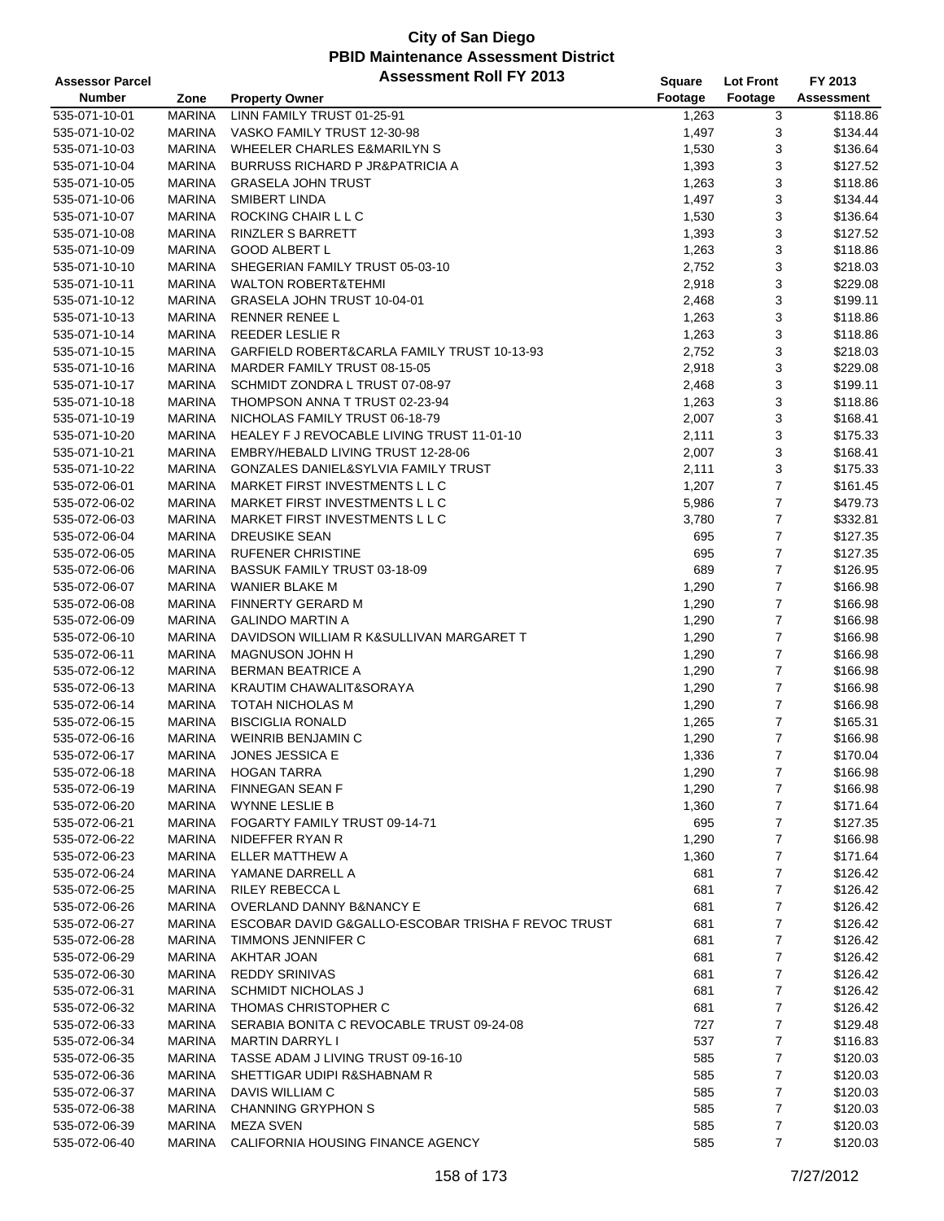# City of San Diego
## PBID Maintenance Assessment District
### Assessment Roll FY 2013

| Assessor Parcel Number | Zone | Property Owner | Square Footage | Lot Front Footage | FY 2013 Assessment |
|---|---|---|---|---|---|
| 535-071-10-01 | MARINA | LINN FAMILY TRUST 01-25-91 | 1,263 | 3 | $118.86 |
| 535-071-10-02 | MARINA | VASKO FAMILY TRUST 12-30-98 | 1,497 | 3 | $134.44 |
| 535-071-10-03 | MARINA | WHEELER CHARLES E&MARILYN S | 1,530 | 3 | $136.64 |
| 535-071-10-04 | MARINA | BURRUSS RICHARD P JR&PATRICIA A | 1,393 | 3 | $127.52 |
| 535-071-10-05 | MARINA | GRASELA JOHN TRUST | 1,263 | 3 | $118.86 |
| 535-071-10-06 | MARINA | SMIBERT LINDA | 1,497 | 3 | $134.44 |
| 535-071-10-07 | MARINA | ROCKING CHAIR L L C | 1,530 | 3 | $136.64 |
| 535-071-10-08 | MARINA | RINZLER S BARRETT | 1,393 | 3 | $127.52 |
| 535-071-10-09 | MARINA | GOOD ALBERT L | 1,263 | 3 | $118.86 |
| 535-071-10-10 | MARINA | SHEGERIAN FAMILY TRUST 05-03-10 | 2,752 | 3 | $218.03 |
| 535-071-10-11 | MARINA | WALTON ROBERT&TEHMI | 2,918 | 3 | $229.08 |
| 535-071-10-12 | MARINA | GRASELA JOHN TRUST 10-04-01 | 2,468 | 3 | $199.11 |
| 535-071-10-13 | MARINA | RENNER RENEE L | 1,263 | 3 | $118.86 |
| 535-071-10-14 | MARINA | REEDER LESLIE R | 1,263 | 3 | $118.86 |
| 535-071-10-15 | MARINA | GARFIELD ROBERT&CARLA FAMILY TRUST 10-13-93 | 2,752 | 3 | $218.03 |
| 535-071-10-16 | MARINA | MARDER FAMILY TRUST 08-15-05 | 2,918 | 3 | $229.08 |
| 535-071-10-17 | MARINA | SCHMIDT ZONDRA L TRUST 07-08-97 | 2,468 | 3 | $199.11 |
| 535-071-10-18 | MARINA | THOMPSON ANNA T TRUST 02-23-94 | 1,263 | 3 | $118.86 |
| 535-071-10-19 | MARINA | NICHOLAS FAMILY TRUST 06-18-79 | 2,007 | 3 | $168.41 |
| 535-071-10-20 | MARINA | HEALEY F J REVOCABLE LIVING TRUST 11-01-10 | 2,111 | 3 | $175.33 |
| 535-071-10-21 | MARINA | EMBRY/HEBALD LIVING TRUST 12-28-06 | 2,007 | 3 | $168.41 |
| 535-071-10-22 | MARINA | GONZALES DANIEL&SYLVIA FAMILY TRUST | 2,111 | 3 | $175.33 |
| 535-072-06-01 | MARINA | MARKET FIRST INVESTMENTS L L C | 1,207 | 7 | $161.45 |
| 535-072-06-02 | MARINA | MARKET FIRST INVESTMENTS L L C | 5,986 | 7 | $479.73 |
| 535-072-06-03 | MARINA | MARKET FIRST INVESTMENTS L L C | 3,780 | 7 | $332.81 |
| 535-072-06-04 | MARINA | DREUSIKE SEAN | 695 | 7 | $127.35 |
| 535-072-06-05 | MARINA | RUFENER CHRISTINE | 695 | 7 | $127.35 |
| 535-072-06-06 | MARINA | BASSUK FAMILY TRUST 03-18-09 | 689 | 7 | $126.95 |
| 535-072-06-07 | MARINA | WANIER BLAKE M | 1,290 | 7 | $166.98 |
| 535-072-06-08 | MARINA | FINNERTY GERARD M | 1,290 | 7 | $166.98 |
| 535-072-06-09 | MARINA | GALINDO MARTIN A | 1,290 | 7 | $166.98 |
| 535-072-06-10 | MARINA | DAVIDSON WILLIAM R K&SULLIVAN MARGARET T | 1,290 | 7 | $166.98 |
| 535-072-06-11 | MARINA | MAGNUSON JOHN H | 1,290 | 7 | $166.98 |
| 535-072-06-12 | MARINA | BERMAN BEATRICE A | 1,290 | 7 | $166.98 |
| 535-072-06-13 | MARINA | KRAUTIM CHAWALIT&SORAYA | 1,290 | 7 | $166.98 |
| 535-072-06-14 | MARINA | TOTAH NICHOLAS M | 1,290 | 7 | $166.98 |
| 535-072-06-15 | MARINA | BISCIGLIA RONALD | 1,265 | 7 | $165.31 |
| 535-072-06-16 | MARINA | WEINRIB BENJAMIN C | 1,290 | 7 | $166.98 |
| 535-072-06-17 | MARINA | JONES JESSICA E | 1,336 | 7 | $170.04 |
| 535-072-06-18 | MARINA | HOGAN TARRA | 1,290 | 7 | $166.98 |
| 535-072-06-19 | MARINA | FINNEGAN SEAN F | 1,290 | 7 | $166.98 |
| 535-072-06-20 | MARINA | WYNNE LESLIE B | 1,360 | 7 | $171.64 |
| 535-072-06-21 | MARINA | FOGARTY FAMILY TRUST 09-14-71 | 695 | 7 | $127.35 |
| 535-072-06-22 | MARINA | NIDEFFER RYAN R | 1,290 | 7 | $166.98 |
| 535-072-06-23 | MARINA | ELLER MATTHEW A | 1,360 | 7 | $171.64 |
| 535-072-06-24 | MARINA | YAMANE DARRELL A | 681 | 7 | $126.42 |
| 535-072-06-25 | MARINA | RILEY REBECCA L | 681 | 7 | $126.42 |
| 535-072-06-26 | MARINA | OVERLAND DANNY B&NANCY E | 681 | 7 | $126.42 |
| 535-072-06-27 | MARINA | ESCOBAR DAVID G&GALLO-ESCOBAR TRISHA F REVOC TRUST | 681 | 7 | $126.42 |
| 535-072-06-28 | MARINA | TIMMONS JENNIFER C | 681 | 7 | $126.42 |
| 535-072-06-29 | MARINA | AKHTAR JOAN | 681 | 7 | $126.42 |
| 535-072-06-30 | MARINA | REDDY SRINIVAS | 681 | 7 | $126.42 |
| 535-072-06-31 | MARINA | SCHMIDT NICHOLAS J | 681 | 7 | $126.42 |
| 535-072-06-32 | MARINA | THOMAS CHRISTOPHER C | 681 | 7 | $126.42 |
| 535-072-06-33 | MARINA | SERABIA BONITA C REVOCABLE TRUST 09-24-08 | 727 | 7 | $129.48 |
| 535-072-06-34 | MARINA | MARTIN DARRYL I | 537 | 7 | $116.83 |
| 535-072-06-35 | MARINA | TASSE ADAM J LIVING TRUST 09-16-10 | 585 | 7 | $120.03 |
| 535-072-06-36 | MARINA | SHETTIGAR UDIPI R&SHABNAM R | 585 | 7 | $120.03 |
| 535-072-06-37 | MARINA | DAVIS WILLIAM C | 585 | 7 | $120.03 |
| 535-072-06-38 | MARINA | CHANNING GRYPHON S | 585 | 7 | $120.03 |
| 535-072-06-39 | MARINA | MEZA SVEN | 585 | 7 | $120.03 |
| 535-072-06-40 | MARINA | CALIFORNIA HOUSING FINANCE AGENCY | 585 | 7 | $120.03 |

7/27/2012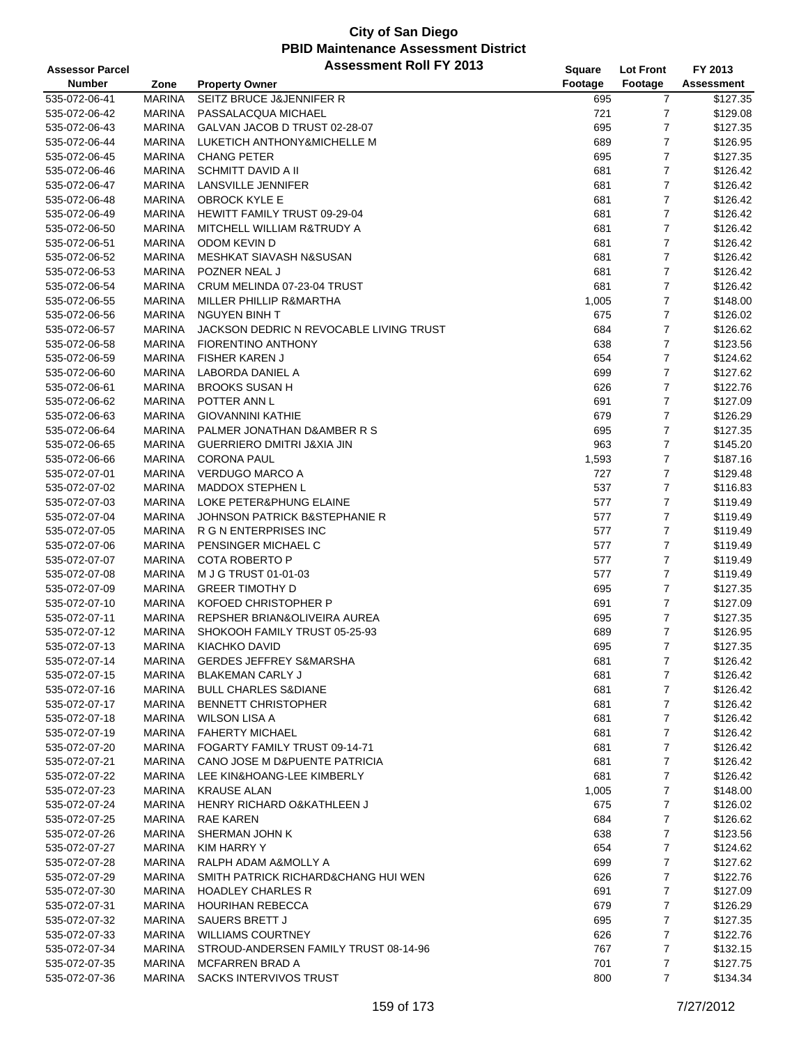# City of San Diego
## PBID Maintenance Assessment District
### Assessment Roll FY 2013

| Assessor Parcel Number | Zone | Property Owner | Square Footage | Lot Front Footage | FY 2013 Assessment |
|---|---|---|---|---|---|
| 535-072-06-41 | MARINA | SEITZ BRUCE J&JENNIFER R | 695 | 7 | $127.35 |
| 535-072-06-42 | MARINA | PASSALACQUA MICHAEL | 721 | 7 | $129.08 |
| 535-072-06-43 | MARINA | GALVAN JACOB D TRUST 02-28-07 | 695 | 7 | $127.35 |
| 535-072-06-44 | MARINA | LUKETICH ANTHONY&MICHELLE M | 689 | 7 | $126.95 |
| 535-072-06-45 | MARINA | CHANG PETER | 695 | 7 | $127.35 |
| 535-072-06-46 | MARINA | SCHMITT DAVID A II | 681 | 7 | $126.42 |
| 535-072-06-47 | MARINA | LANSVILLE JENNIFER | 681 | 7 | $126.42 |
| 535-072-06-48 | MARINA | OBROCK KYLE E | 681 | 7 | $126.42 |
| 535-072-06-49 | MARINA | HEWITT FAMILY TRUST 09-29-04 | 681 | 7 | $126.42 |
| 535-072-06-50 | MARINA | MITCHELL WILLIAM R&TRUDY A | 681 | 7 | $126.42 |
| 535-072-06-51 | MARINA | ODOM KEVIN D | 681 | 7 | $126.42 |
| 535-072-06-52 | MARINA | MESHKAT SIAVASH N&SUSAN | 681 | 7 | $126.42 |
| 535-072-06-53 | MARINA | POZNER NEAL J | 681 | 7 | $126.42 |
| 535-072-06-54 | MARINA | CRUM MELINDA 07-23-04 TRUST | 681 | 7 | $126.42 |
| 535-072-06-55 | MARINA | MILLER PHILLIP R&MARTHA | 1,005 | 7 | $148.00 |
| 535-072-06-56 | MARINA | NGUYEN BINH T | 675 | 7 | $126.02 |
| 535-072-06-57 | MARINA | JACKSON DEDRIC N REVOCABLE LIVING TRUST | 684 | 7 | $126.62 |
| 535-072-06-58 | MARINA | FIORENTINO ANTHONY | 638 | 7 | $123.56 |
| 535-072-06-59 | MARINA | FISHER KAREN J | 654 | 7 | $124.62 |
| 535-072-06-60 | MARINA | LABORDA DANIEL A | 699 | 7 | $127.62 |
| 535-072-06-61 | MARINA | BROOKS SUSAN H | 626 | 7 | $122.76 |
| 535-072-06-62 | MARINA | POTTER ANN L | 691 | 7 | $127.09 |
| 535-072-06-63 | MARINA | GIOVANNINI KATHIE | 679 | 7 | $126.29 |
| 535-072-06-64 | MARINA | PALMER JONATHAN D&AMBER R S | 695 | 7 | $127.35 |
| 535-072-06-65 | MARINA | GUERRIERO DMITRI J&XIA JIN | 963 | 7 | $145.20 |
| 535-072-06-66 | MARINA | CORONA PAUL | 1,593 | 7 | $187.16 |
| 535-072-07-01 | MARINA | VERDUGO MARCO A | 727 | 7 | $129.48 |
| 535-072-07-02 | MARINA | MADDOX STEPHEN L | 537 | 7 | $116.83 |
| 535-072-07-03 | MARINA | LOKE PETER&PHUNG ELAINE | 577 | 7 | $119.49 |
| 535-072-07-04 | MARINA | JOHNSON PATRICK B&STEPHANIE R | 577 | 7 | $119.49 |
| 535-072-07-05 | MARINA | R G N ENTERPRISES INC | 577 | 7 | $119.49 |
| 535-072-07-06 | MARINA | PENSINGER MICHAEL C | 577 | 7 | $119.49 |
| 535-072-07-07 | MARINA | COTA ROBERTO P | 577 | 7 | $119.49 |
| 535-072-07-08 | MARINA | M J G TRUST 01-01-03 | 577 | 7 | $119.49 |
| 535-072-07-09 | MARINA | GREER TIMOTHY D | 695 | 7 | $127.35 |
| 535-072-07-10 | MARINA | KOFOED CHRISTOPHER P | 691 | 7 | $127.09 |
| 535-072-07-11 | MARINA | REPSHER BRIAN&OLIVEIRA AUREA | 695 | 7 | $127.35 |
| 535-072-07-12 | MARINA | SHOKOOH FAMILY TRUST 05-25-93 | 689 | 7 | $126.95 |
| 535-072-07-13 | MARINA | KIACHKO DAVID | 695 | 7 | $127.35 |
| 535-072-07-14 | MARINA | GERDES JEFFREY S&MARSHA | 681 | 7 | $126.42 |
| 535-072-07-15 | MARINA | BLAKEMAN CARLY J | 681 | 7 | $126.42 |
| 535-072-07-16 | MARINA | BULL CHARLES S&DIANE | 681 | 7 | $126.42 |
| 535-072-07-17 | MARINA | BENNETT CHRISTOPHER | 681 | 7 | $126.42 |
| 535-072-07-18 | MARINA | WILSON LISA A | 681 | 7 | $126.42 |
| 535-072-07-19 | MARINA | FAHERTY MICHAEL | 681 | 7 | $126.42 |
| 535-072-07-20 | MARINA | FOGARTY FAMILY TRUST 09-14-71 | 681 | 7 | $126.42 |
| 535-072-07-21 | MARINA | CANO JOSE M D&PUENTE PATRICIA | 681 | 7 | $126.42 |
| 535-072-07-22 | MARINA | LEE KIN&HOANG-LEE KIMBERLY | 681 | 7 | $126.42 |
| 535-072-07-23 | MARINA | KRAUSE ALAN | 1,005 | 7 | $148.00 |
| 535-072-07-24 | MARINA | HENRY RICHARD O&KATHLEEN J | 675 | 7 | $126.02 |
| 535-072-07-25 | MARINA | RAE KAREN | 684 | 7 | $126.62 |
| 535-072-07-26 | MARINA | SHERMAN JOHN K | 638 | 7 | $123.56 |
| 535-072-07-27 | MARINA | KIM HARRY Y | 654 | 7 | $124.62 |
| 535-072-07-28 | MARINA | RALPH ADAM A&MOLLY A | 699 | 7 | $127.62 |
| 535-072-07-29 | MARINA | SMITH PATRICK RICHARD&CHANG HUI WEN | 626 | 7 | $122.76 |
| 535-072-07-30 | MARINA | HOADLEY CHARLES R | 691 | 7 | $127.09 |
| 535-072-07-31 | MARINA | HOURIHAN REBECCA | 679 | 7 | $126.29 |
| 535-072-07-32 | MARINA | SAUERS BRETT J | 695 | 7 | $127.35 |
| 535-072-07-33 | MARINA | WILLIAMS COURTNEY | 626 | 7 | $122.76 |
| 535-072-07-34 | MARINA | STROUD-ANDERSEN FAMILY TRUST 08-14-96 | 767 | 7 | $132.15 |
| 535-072-07-35 | MARINA | MCFARREN BRAD A | 701 | 7 | $127.75 |
| 535-072-07-36 | MARINA | SACKS INTERVIVOS TRUST | 800 | 7 | $134.34 |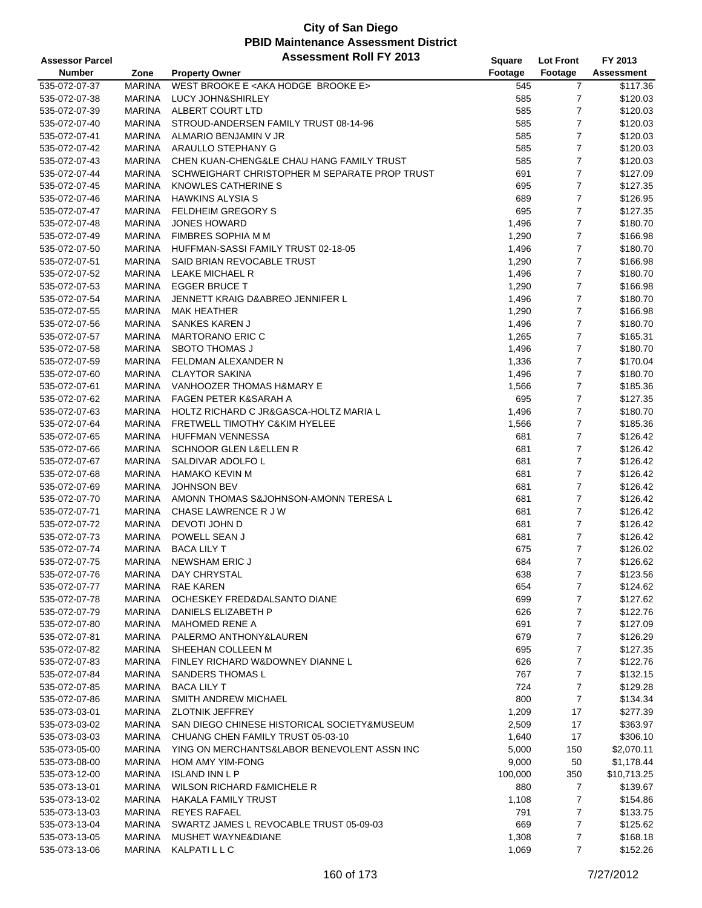# City of San Diego
## PBID Maintenance Assessment District
### Assessment Roll FY 2013

| Assessor Parcel Number | Zone | Property Owner | Square Footage | Lot Front Footage | FY 2013 Assessment |
|---|---|---|---|---|---|
| 535-072-07-37 | MARINA | WEST BROOKE E <AKA HODGE BROOKE E> | 545 | 7 | $117.36 |
| 535-072-07-38 | MARINA | LUCY JOHN&SHIRLEY | 585 | 7 | $120.03 |
| 535-072-07-39 | MARINA | ALBERT COURT LTD | 585 | 7 | $120.03 |
| 535-072-07-40 | MARINA | STROUD-ANDERSEN FAMILY TRUST 08-14-96 | 585 | 7 | $120.03 |
| 535-072-07-41 | MARINA | ALMARIO BENJAMIN V JR | 585 | 7 | $120.03 |
| 535-072-07-42 | MARINA | ARAULLO STEPHANY G | 585 | 7 | $120.03 |
| 535-072-07-43 | MARINA | CHEN KUAN-CHENG&LE CHAU HANG FAMILY TRUST | 585 | 7 | $120.03 |
| 535-072-07-44 | MARINA | SCHWEIGHART CHRISTOPHER M SEPARATE PROP TRUST | 691 | 7 | $127.09 |
| 535-072-07-45 | MARINA | KNOWLES CATHERINE S | 695 | 7 | $127.35 |
| 535-072-07-46 | MARINA | HAWKINS ALYSIA S | 689 | 7 | $126.95 |
| 535-072-07-47 | MARINA | FELDHEIM GREGORY S | 695 | 7 | $127.35 |
| 535-072-07-48 | MARINA | JONES HOWARD | 1,496 | 7 | $180.70 |
| 535-072-07-49 | MARINA | FIMBRES SOPHIA M M | 1,290 | 7 | $166.98 |
| 535-072-07-50 | MARINA | HUFFMAN-SASSI FAMILY TRUST 02-18-05 | 1,496 | 7 | $180.70 |
| 535-072-07-51 | MARINA | SAID BRIAN REVOCABLE TRUST | 1,290 | 7 | $166.98 |
| 535-072-07-52 | MARINA | LEAKE MICHAEL R | 1,496 | 7 | $180.70 |
| 535-072-07-53 | MARINA | EGGER BRUCE T | 1,290 | 7 | $166.98 |
| 535-072-07-54 | MARINA | JENNETT KRAIG D&ABREO JENNIFER L | 1,496 | 7 | $180.70 |
| 535-072-07-55 | MARINA | MAK HEATHER | 1,290 | 7 | $166.98 |
| 535-072-07-56 | MARINA | SANKES KAREN J | 1,496 | 7 | $180.70 |
| 535-072-07-57 | MARINA | MARTORANO ERIC C | 1,265 | 7 | $165.31 |
| 535-072-07-58 | MARINA | SBOTO THOMAS J | 1,496 | 7 | $180.70 |
| 535-072-07-59 | MARINA | FELDMAN ALEXANDER N | 1,336 | 7 | $170.04 |
| 535-072-07-60 | MARINA | CLAYTOR SAKINA | 1,496 | 7 | $180.70 |
| 535-072-07-61 | MARINA | VANHOOZER THOMAS H&MARY E | 1,566 | 7 | $185.36 |
| 535-072-07-62 | MARINA | FAGEN PETER K&SARAH A | 695 | 7 | $127.35 |
| 535-072-07-63 | MARINA | HOLTZ RICHARD C JR&GASCA-HOLTZ MARIA L | 1,496 | 7 | $180.70 |
| 535-072-07-64 | MARINA | FRETWELL TIMOTHY C&KIM HYELEE | 1,566 | 7 | $185.36 |
| 535-072-07-65 | MARINA | HUFFMAN VENNESSA | 681 | 7 | $126.42 |
| 535-072-07-66 | MARINA | SCHNOOR GLEN L&ELLEN R | 681 | 7 | $126.42 |
| 535-072-07-67 | MARINA | SALDIVAR ADOLFO L | 681 | 7 | $126.42 |
| 535-072-07-68 | MARINA | HAMAKO KEVIN M | 681 | 7 | $126.42 |
| 535-072-07-69 | MARINA | JOHNSON BEV | 681 | 7 | $126.42 |
| 535-072-07-70 | MARINA | AMONN THOMAS S&JOHNSON-AMONN TERESA L | 681 | 7 | $126.42 |
| 535-072-07-71 | MARINA | CHASE LAWRENCE R J W | 681 | 7 | $126.42 |
| 535-072-07-72 | MARINA | DEVOTI JOHN D | 681 | 7 | $126.42 |
| 535-072-07-73 | MARINA | POWELL SEAN J | 681 | 7 | $126.42 |
| 535-072-07-74 | MARINA | BACA LILY T | 675 | 7 | $126.02 |
| 535-072-07-75 | MARINA | NEWSHAM ERIC J | 684 | 7 | $126.62 |
| 535-072-07-76 | MARINA | DAY CHRYSTAL | 638 | 7 | $123.56 |
| 535-072-07-77 | MARINA | RAE KAREN | 654 | 7 | $124.62 |
| 535-072-07-78 | MARINA | OCHESKEY FRED&DALSANTO DIANE | 699 | 7 | $127.62 |
| 535-072-07-79 | MARINA | DANIELS ELIZABETH P | 626 | 7 | $122.76 |
| 535-072-07-80 | MARINA | MAHOMED RENE A | 691 | 7 | $127.09 |
| 535-072-07-81 | MARINA | PALERMO ANTHONY&LAUREN | 679 | 7 | $126.29 |
| 535-072-07-82 | MARINA | SHEEHAN COLLEEN M | 695 | 7 | $127.35 |
| 535-072-07-83 | MARINA | FINLEY RICHARD W&DOWNEY DIANNE L | 626 | 7 | $122.76 |
| 535-072-07-84 | MARINA | SANDERS THOMAS L | 767 | 7 | $132.15 |
| 535-072-07-85 | MARINA | BACA LILY T | 724 | 7 | $129.28 |
| 535-072-07-86 | MARINA | SMITH ANDREW MICHAEL | 800 | 7 | $134.34 |
| 535-073-03-01 | MARINA | ZLOTNIK JEFFREY | 1,209 | 17 | $277.39 |
| 535-073-03-02 | MARINA | SAN DIEGO CHINESE HISTORICAL SOCIETY&MUSEUM | 2,509 | 17 | $363.97 |
| 535-073-03-03 | MARINA | CHUANG CHEN FAMILY TRUST 05-03-10 | 1,640 | 17 | $306.10 |
| 535-073-05-00 | MARINA | YING ON MERCHANTS&LABOR BENEVOLENT ASSN INC | 5,000 | 150 | $2,070.11 |
| 535-073-08-00 | MARINA | HOM AMY YIM-FONG | 9,000 | 50 | $1,178.44 |
| 535-073-12-00 | MARINA | ISLAND INN L P | 100,000 | 350 | $10,713.25 |
| 535-073-13-01 | MARINA | WILSON RICHARD F&MICHELE R | 880 | 7 | $139.67 |
| 535-073-13-02 | MARINA | HAKALA FAMILY TRUST | 1,108 | 7 | $154.86 |
| 535-073-13-03 | MARINA | REYES RAFAEL | 791 | 7 | $133.75 |
| 535-073-13-04 | MARINA | SWARTZ JAMES L REVOCABLE TRUST 05-09-03 | 669 | 7 | $125.62 |
| 535-073-13-05 | MARINA | MUSHET WAYNE&DIANE | 1,308 | 7 | $168.18 |
| 535-073-13-06 | MARINA | KALPATI L L C | 1,069 | 7 | $152.26 |

7/27/2012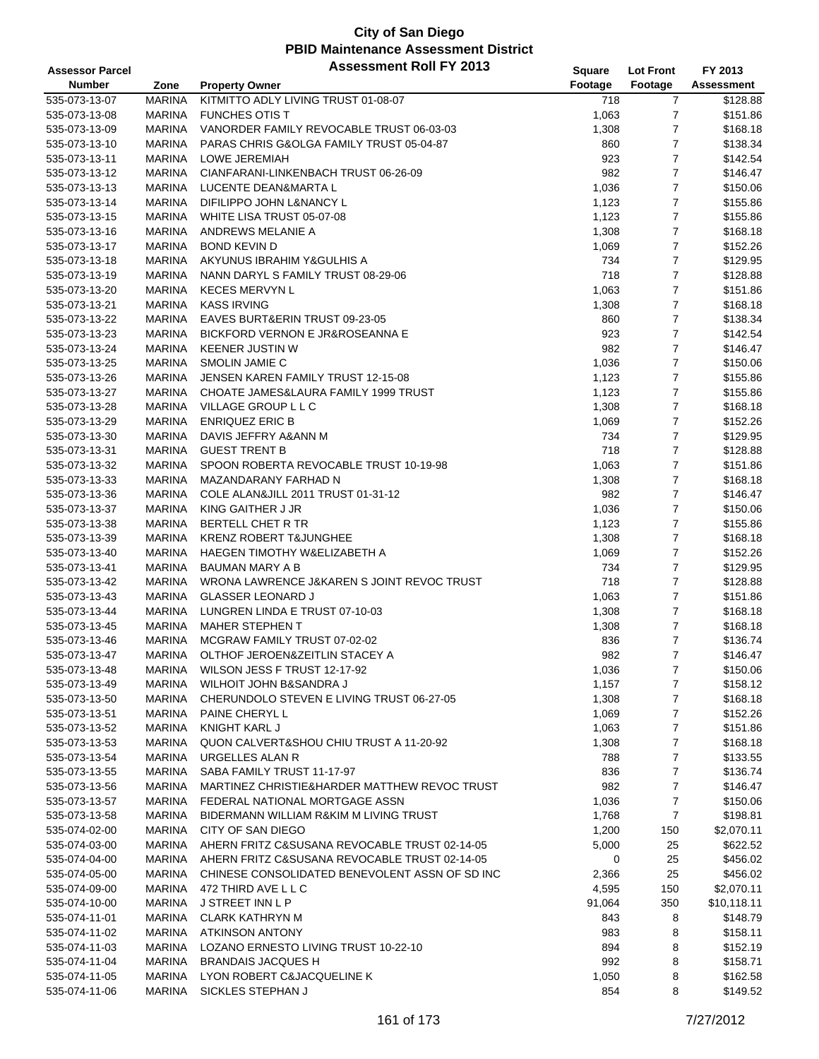# City of San Diego
## PBID Maintenance Assessment District
### Assessment Roll FY 2013

| Assessor Parcel Number | Zone | Property Owner | Square Footage | Lot Front Footage | FY 2013 Assessment |
|---|---|---|---|---|---|
| 535-073-13-07 | MARINA | KITMITTO ADLY LIVING TRUST 01-08-07 | 718 | 7 | $128.88 |
| 535-073-13-08 | MARINA | FUNCHES OTIS T | 1,063 | 7 | $151.86 |
| 535-073-13-09 | MARINA | VANORDER FAMILY REVOCABLE TRUST 06-03-03 | 1,308 | 7 | $168.18 |
| 535-073-13-10 | MARINA | PARAS CHRIS G&OLGA FAMILY TRUST 05-04-87 | 860 | 7 | $138.34 |
| 535-073-13-11 | MARINA | LOWE JEREMIAH | 923 | 7 | $142.54 |
| 535-073-13-12 | MARINA | CIANFARANI-LINKENBACH TRUST 06-26-09 | 982 | 7 | $146.47 |
| 535-073-13-13 | MARINA | LUCENTE DEAN&MARTA L | 1,036 | 7 | $150.06 |
| 535-073-13-14 | MARINA | DIFILIPPO JOHN L&NANCY L | 1,123 | 7 | $155.86 |
| 535-073-13-15 | MARINA | WHITE LISA TRUST 05-07-08 | 1,123 | 7 | $155.86 |
| 535-073-13-16 | MARINA | ANDREWS MELANIE A | 1,308 | 7 | $168.18 |
| 535-073-13-17 | MARINA | BOND KEVIN D | 1,069 | 7 | $152.26 |
| 535-073-13-18 | MARINA | AKYUNUS IBRAHIM Y&GULHIS A | 734 | 7 | $129.95 |
| 535-073-13-19 | MARINA | NANN DARYL S FAMILY TRUST 08-29-06 | 718 | 7 | $128.88 |
| 535-073-13-20 | MARINA | KECES MERVYN L | 1,063 | 7 | $151.86 |
| 535-073-13-21 | MARINA | KASS IRVING | 1,308 | 7 | $168.18 |
| 535-073-13-22 | MARINA | EAVES BURT&ERIN TRUST 09-23-05 | 860 | 7 | $138.34 |
| 535-073-13-23 | MARINA | BICKFORD VERNON E JR&ROSEANNA E | 923 | 7 | $142.54 |
| 535-073-13-24 | MARINA | KEENER JUSTIN W | 982 | 7 | $146.47 |
| 535-073-13-25 | MARINA | SMOLIN JAMIE C | 1,036 | 7 | $150.06 |
| 535-073-13-26 | MARINA | JENSEN KAREN FAMILY TRUST 12-15-08 | 1,123 | 7 | $155.86 |
| 535-073-13-27 | MARINA | CHOATE JAMES&LAURA FAMILY 1999 TRUST | 1,123 | 7 | $155.86 |
| 535-073-13-28 | MARINA | VILLAGE GROUP L L C | 1,308 | 7 | $168.18 |
| 535-073-13-29 | MARINA | ENRIQUEZ ERIC B | 1,069 | 7 | $152.26 |
| 535-073-13-30 | MARINA | DAVIS JEFFRY A&ANN M | 734 | 7 | $129.95 |
| 535-073-13-31 | MARINA | GUEST TRENT B | 718 | 7 | $128.88 |
| 535-073-13-32 | MARINA | SPOON ROBERTA REVOCABLE TRUST 10-19-98 | 1,063 | 7 | $151.86 |
| 535-073-13-33 | MARINA | MAZANDARANY FARHAD N | 1,308 | 7 | $168.18 |
| 535-073-13-36 | MARINA | COLE ALAN&JILL 2011 TRUST 01-31-12 | 982 | 7 | $146.47 |
| 535-073-13-37 | MARINA | KING GAITHER J JR | 1,036 | 7 | $150.06 |
| 535-073-13-38 | MARINA | BERTELL CHET R TR | 1,123 | 7 | $155.86 |
| 535-073-13-39 | MARINA | KRENZ ROBERT T&JUNGHEE | 1,308 | 7 | $168.18 |
| 535-073-13-40 | MARINA | HAEGEN TIMOTHY W&ELIZABETH A | 1,069 | 7 | $152.26 |
| 535-073-13-41 | MARINA | BAUMAN MARY A B | 734 | 7 | $129.95 |
| 535-073-13-42 | MARINA | WRONA LAWRENCE J&KAREN S JOINT REVOC TRUST | 718 | 7 | $128.88 |
| 535-073-13-43 | MARINA | GLASSER LEONARD J | 1,063 | 7 | $151.86 |
| 535-073-13-44 | MARINA | LUNGREN LINDA E TRUST 07-10-03 | 1,308 | 7 | $168.18 |
| 535-073-13-45 | MARINA | MAHER STEPHEN T | 1,308 | 7 | $168.18 |
| 535-073-13-46 | MARINA | MCGRAW FAMILY TRUST 07-02-02 | 836 | 7 | $136.74 |
| 535-073-13-47 | MARINA | OLTHOF JEROEN&ZEITLIN STACEY A | 982 | 7 | $146.47 |
| 535-073-13-48 | MARINA | WILSON JESS F TRUST 12-17-92 | 1,036 | 7 | $150.06 |
| 535-073-13-49 | MARINA | WILHOIT JOHN B&SANDRA J | 1,157 | 7 | $158.12 |
| 535-073-13-50 | MARINA | CHERUNDOLO STEVEN E LIVING TRUST 06-27-05 | 1,308 | 7 | $168.18 |
| 535-073-13-51 | MARINA | PAINE CHERYL L | 1,069 | 7 | $152.26 |
| 535-073-13-52 | MARINA | KNIGHT KARL J | 1,063 | 7 | $151.86 |
| 535-073-13-53 | MARINA | QUON CALVERT&SHOU CHIU TRUST A 11-20-92 | 1,308 | 7 | $168.18 |
| 535-073-13-54 | MARINA | URGELLES ALAN R | 788 | 7 | $133.55 |
| 535-073-13-55 | MARINA | SABA FAMILY TRUST 11-17-97 | 836 | 7 | $136.74 |
| 535-073-13-56 | MARINA | MARTINEZ CHRISTIE&HARDER MATTHEW REVOC TRUST | 982 | 7 | $146.47 |
| 535-073-13-57 | MARINA | FEDERAL NATIONAL MORTGAGE ASSN | 1,036 | 7 | $150.06 |
| 535-073-13-58 | MARINA | BIDERMANN WILLIAM R&KIM M LIVING TRUST | 1,768 | 7 | $198.81 |
| 535-074-02-00 | MARINA | CITY OF SAN DIEGO | 1,200 | 150 | $2,070.11 |
| 535-074-03-00 | MARINA | AHERN FRITZ C&SUSANA REVOCABLE TRUST 02-14-05 | 5,000 | 25 | $622.52 |
| 535-074-04-00 | MARINA | AHERN FRITZ C&SUSANA REVOCABLE TRUST 02-14-05 | 0 | 25 | $456.02 |
| 535-074-05-00 | MARINA | CHINESE CONSOLIDATED BENEVOLENT ASSN OF SD INC | 2,366 | 25 | $456.02 |
| 535-074-09-00 | MARINA | 472 THIRD AVE L L C | 4,595 | 150 | $2,070.11 |
| 535-074-10-00 | MARINA | J STREET INN L P | 91,064 | 350 | $10,118.11 |
| 535-074-11-01 | MARINA | CLARK KATHRYN M | 843 | 8 | $148.79 |
| 535-074-11-02 | MARINA | ATKINSON ANTONY | 983 | 8 | $158.11 |
| 535-074-11-03 | MARINA | LOZANO ERNESTO LIVING TRUST 10-22-10 | 894 | 8 | $152.19 |
| 535-074-11-04 | MARINA | BRANDAIS JACQUES H | 992 | 8 | $158.71 |
| 535-074-11-05 | MARINA | LYON ROBERT C&JACQUELINE K | 1,050 | 8 | $162.58 |
| 535-074-11-06 | MARINA | SICKLES STEPHAN J | 854 | 8 | $149.52 |

7/27/2012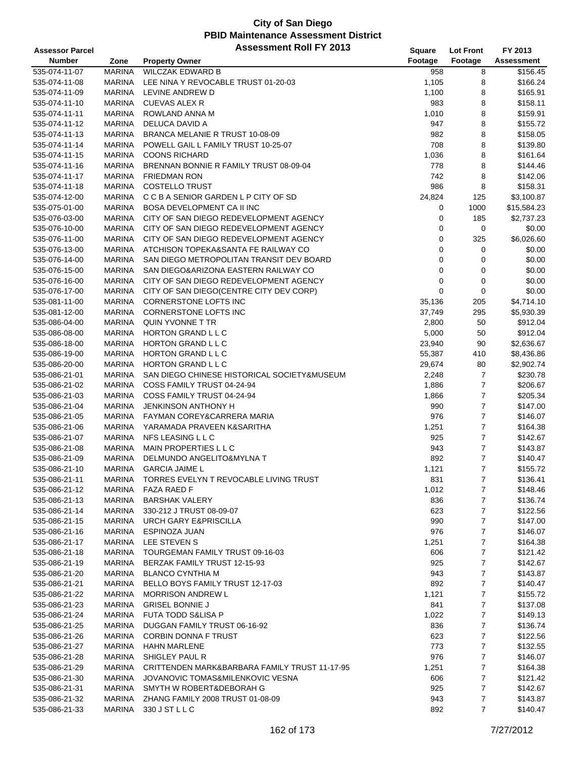# City of San Diego
## PBID Maintenance Assessment District
## Assessment Roll FY 2013

| Assessor Parcel Number | Zone | Property Owner | Square Footage | Lot Front Footage | FY 2013 Assessment |
|---|---|---|---|---|---|
| 535-074-11-07 | MARINA | WILCZAK EDWARD B | 958 | 8 | $156.45 |
| 535-074-11-08 | MARINA | LEE NINA Y REVOCABLE TRUST 01-20-03 | 1,105 | 8 | $166.24 |
| 535-074-11-09 | MARINA | LEVINE ANDREW D | 1,100 | 8 | $165.91 |
| 535-074-11-10 | MARINA | CUEVAS ALEX R | 983 | 8 | $158.11 |
| 535-074-11-11 | MARINA | ROWLAND ANNA M | 1,010 | 8 | $159.91 |
| 535-074-11-12 | MARINA | DELUCA DAVID A | 947 | 8 | $155.72 |
| 535-074-11-13 | MARINA | BRANCA MELANIE R TRUST 10-08-09 | 982 | 8 | $158.05 |
| 535-074-11-14 | MARINA | POWELL GAIL L FAMILY TRUST 10-25-07 | 708 | 8 | $139.80 |
| 535-074-11-15 | MARINA | COONS RICHARD | 1,036 | 8 | $161.64 |
| 535-074-11-16 | MARINA | BRENNAN BONNIE R FAMILY TRUST 08-09-04 | 778 | 8 | $144.46 |
| 535-074-11-17 | MARINA | FRIEDMAN RON | 742 | 8 | $142.06 |
| 535-074-11-18 | MARINA | COSTELLO TRUST | 986 | 8 | $158.31 |
| 535-074-12-00 | MARINA | C C B A SENIOR GARDEN L P CITY OF SD | 24,824 | 125 | $3,100.87 |
| 535-075-01-00 | MARINA | BOSA DEVELOPMENT CA II INC | 0 | 1000 | $15,584.23 |
| 535-076-03-00 | MARINA | CITY OF SAN DIEGO REDEVELOPMENT AGENCY | 0 | 185 | $2,737.23 |
| 535-076-10-00 | MARINA | CITY OF SAN DIEGO REDEVELOPMENT AGENCY | 0 | 0 | $0.00 |
| 535-076-11-00 | MARINA | CITY OF SAN DIEGO REDEVELOPMENT AGENCY | 0 | 325 | $6,026.60 |
| 535-076-13-00 | MARINA | ATCHISON TOPEKA&SANTA FE RAILWAY CO | 0 | 0 | $0.00 |
| 535-076-14-00 | MARINA | SAN DIEGO METROPOLITAN TRANSIT DEV BOARD | 0 | 0 | $0.00 |
| 535-076-15-00 | MARINA | SAN DIEGO&ARIZONA EASTERN RAILWAY CO | 0 | 0 | $0.00 |
| 535-076-16-00 | MARINA | CITY OF SAN DIEGO REDEVELOPMENT AGENCY | 0 | 0 | $0.00 |
| 535-076-17-00 | MARINA | CITY OF SAN DIEGO(CENTRE CITY DEV CORP) | 0 | 0 | $0.00 |
| 535-081-11-00 | MARINA | CORNERSTONE LOFTS INC | 35,136 | 205 | $4,714.10 |
| 535-081-12-00 | MARINA | CORNERSTONE LOFTS INC | 37,749 | 295 | $5,930.39 |
| 535-086-04-00 | MARINA | QUIN YVONNE T TR | 2,800 | 50 | $912.04 |
| 535-086-08-00 | MARINA | HORTON GRAND L L C | 5,000 | 50 | $912.04 |
| 535-086-18-00 | MARINA | HORTON GRAND L L C | 23,940 | 90 | $2,636.67 |
| 535-086-19-00 | MARINA | HORTON GRAND L L C | 55,387 | 410 | $8,436.86 |
| 535-086-20-00 | MARINA | HORTON GRAND L L C | 29,674 | 80 | $2,902.74 |
| 535-086-21-01 | MARINA | SAN DIEGO CHINESE HISTORICAL SOCIETY&MUSEUM | 2,248 | 7 | $230.78 |
| 535-086-21-02 | MARINA | COSS FAMILY TRUST 04-24-94 | 1,886 | 7 | $206.67 |
| 535-086-21-03 | MARINA | COSS FAMILY TRUST 04-24-94 | 1,866 | 7 | $205.34 |
| 535-086-21-04 | MARINA | JENKINSON ANTHONY H | 990 | 7 | $147.00 |
| 535-086-21-05 | MARINA | FAYMAN COREY&CARRERA MARIA | 976 | 7 | $146.07 |
| 535-086-21-06 | MARINA | YARAMADA PRAVEEN K&SARITHA | 1,251 | 7 | $164.38 |
| 535-086-21-07 | MARINA | NFS LEASING L L C | 925 | 7 | $142.67 |
| 535-086-21-08 | MARINA | MAIN PROPERTIES L L C | 943 | 7 | $143.87 |
| 535-086-21-09 | MARINA | DELMUNDO ANGELITO&MYLNA T | 892 | 7 | $140.47 |
| 535-086-21-10 | MARINA | GARCIA JAIME L | 1,121 | 7 | $155.72 |
| 535-086-21-11 | MARINA | TORRES EVELYN T REVOCABLE LIVING TRUST | 831 | 7 | $136.41 |
| 535-086-21-12 | MARINA | FAZA RAED F | 1,012 | 7 | $148.46 |
| 535-086-21-13 | MARINA | BARSHAK VALERY | 836 | 7 | $136.74 |
| 535-086-21-14 | MARINA | 330-212 J TRUST 08-09-07 | 623 | 7 | $122.56 |
| 535-086-21-15 | MARINA | URCH GARY E&PRISCILLA | 990 | 7 | $147.00 |
| 535-086-21-16 | MARINA | ESPINOZA JUAN | 976 | 7 | $146.07 |
| 535-086-21-17 | MARINA | LEE STEVEN S | 1,251 | 7 | $164.38 |
| 535-086-21-18 | MARINA | TOURGEMAN FAMILY TRUST 09-16-03 | 606 | 7 | $121.42 |
| 535-086-21-19 | MARINA | BERZAK FAMILY TRUST 12-15-93 | 925 | 7 | $142.67 |
| 535-086-21-20 | MARINA | BLANCO CYNTHIA M | 943 | 7 | $143.87 |
| 535-086-21-21 | MARINA | BELLO BOYS FAMILY TRUST 12-17-03 | 892 | 7 | $140.47 |
| 535-086-21-22 | MARINA | MORRISON ANDREW L | 1,121 | 7 | $155.72 |
| 535-086-21-23 | MARINA | GRISEL BONNIE J | 841 | 7 | $137.08 |
| 535-086-21-24 | MARINA | FUTA TODD S&LISA P | 1,022 | 7 | $149.13 |
| 535-086-21-25 | MARINA | DUGGAN FAMILY TRUST 06-16-92 | 836 | 7 | $136.74 |
| 535-086-21-26 | MARINA | CORBIN DONNA F TRUST | 623 | 7 | $122.56 |
| 535-086-21-27 | MARINA | HAHN MARLENE | 773 | 7 | $132.55 |
| 535-086-21-28 | MARINA | SHIGLEY PAUL R | 976 | 7 | $146.07 |
| 535-086-21-29 | MARINA | CRITTENDEN MARK&BARBARA FAMILY TRUST 11-17-95 | 1,251 | 7 | $164.38 |
| 535-086-21-30 | MARINA | JOVANOVIC TOMAS&MILENKOVIC VESNA | 606 | 7 | $121.42 |
| 535-086-21-31 | MARINA | SMYTH W ROBERT&DEBORAH G | 925 | 7 | $142.67 |
| 535-086-21-32 | MARINA | ZHANG FAMILY 2008 TRUST 01-08-09 | 943 | 7 | $143.87 |
| 535-086-21-33 | MARINA | 330 J ST L L C | 892 | 7 | $140.47 |

7/27/2012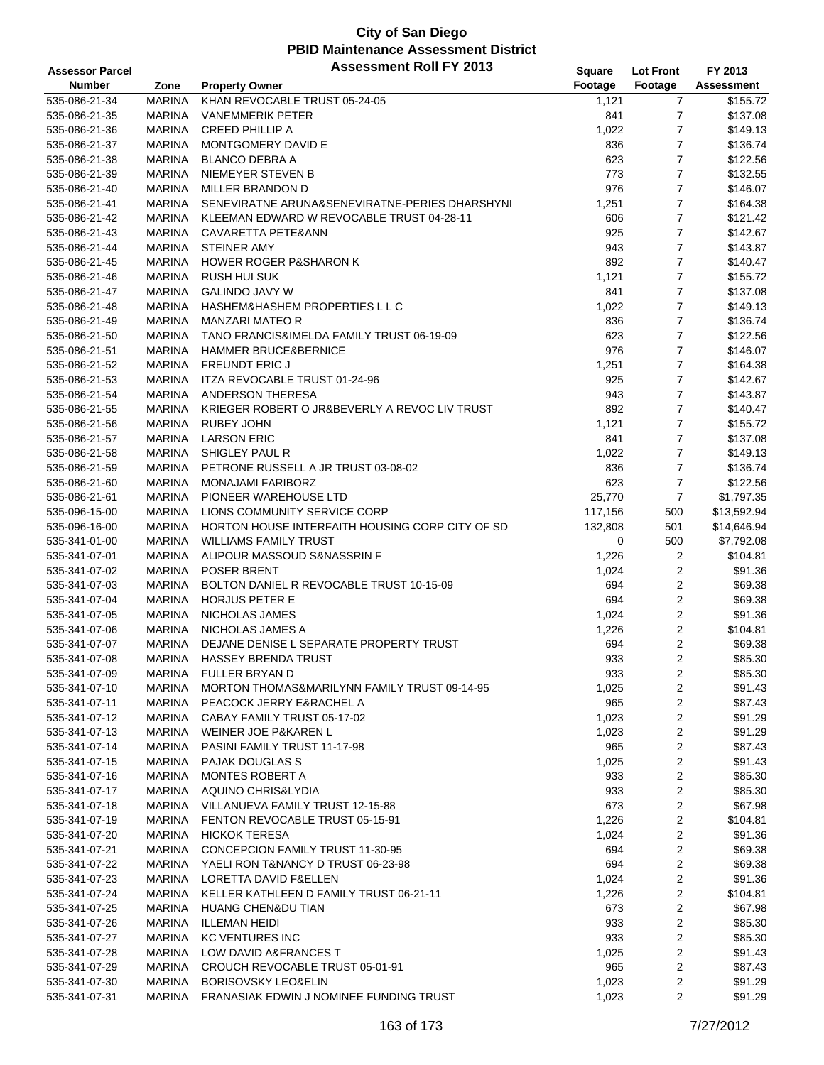# City of San Diego
## PBID Maintenance Assessment District
### Assessment Roll FY 2013

| Assessor Parcel Number | Zone | Property Owner | Square Footage | Lot Front Footage | FY 2013 Assessment |
|---|---|---|---|---|---|
| 535-086-21-34 | MARINA | KHAN REVOCABLE TRUST 05-24-05 | 1,121 | 7 | $155.72 |
| 535-086-21-35 | MARINA | VANEMMERIK PETER | 841 | 7 | $137.08 |
| 535-086-21-36 | MARINA | CREED PHILLIP A | 1,022 | 7 | $149.13 |
| 535-086-21-37 | MARINA | MONTGOMERY DAVID E | 836 | 7 | $136.74 |
| 535-086-21-38 | MARINA | BLANCO DEBRA A | 623 | 7 | $122.56 |
| 535-086-21-39 | MARINA | NIEMEYER STEVEN B | 773 | 7 | $132.55 |
| 535-086-21-40 | MARINA | MILLER BRANDON D | 976 | 7 | $146.07 |
| 535-086-21-41 | MARINA | SENEVIRATNE ARUNA&SENEVIRATNE-PERIES DHARSHYNI | 1,251 | 7 | $164.38 |
| 535-086-21-42 | MARINA | KLEEMAN EDWARD W REVOCABLE TRUST 04-28-11 | 606 | 7 | $121.42 |
| 535-086-21-43 | MARINA | CAVARETTA PETE&ANN | 925 | 7 | $142.67 |
| 535-086-21-44 | MARINA | STEINER AMY | 943 | 7 | $143.87 |
| 535-086-21-45 | MARINA | HOWER ROGER P&SHARON K | 892 | 7 | $140.47 |
| 535-086-21-46 | MARINA | RUSH HUI SUK | 1,121 | 7 | $155.72 |
| 535-086-21-47 | MARINA | GALINDO JAVY W | 841 | 7 | $137.08 |
| 535-086-21-48 | MARINA | HASHEM&HASHEM PROPERTIES L L C | 1,022 | 7 | $149.13 |
| 535-086-21-49 | MARINA | MANZARI MATEO R | 836 | 7 | $136.74 |
| 535-086-21-50 | MARINA | TANO FRANCIS&IMELDA FAMILY TRUST 06-19-09 | 623 | 7 | $122.56 |
| 535-086-21-51 | MARINA | HAMMER BRUCE&BERNICE | 976 | 7 | $146.07 |
| 535-086-21-52 | MARINA | FREUNDT ERIC J | 1,251 | 7 | $164.38 |
| 535-086-21-53 | MARINA | ITZA REVOCABLE TRUST 01-24-96 | 925 | 7 | $142.67 |
| 535-086-21-54 | MARINA | ANDERSON THERESA | 943 | 7 | $143.87 |
| 535-086-21-55 | MARINA | KRIEGER ROBERT O JR&BEVERLY A REVOC LIV TRUST | 892 | 7 | $140.47 |
| 535-086-21-56 | MARINA | RUBEY JOHN | 1,121 | 7 | $155.72 |
| 535-086-21-57 | MARINA | LARSON ERIC | 841 | 7 | $137.08 |
| 535-086-21-58 | MARINA | SHIGLEY PAUL R | 1,022 | 7 | $149.13 |
| 535-086-21-59 | MARINA | PETRONE RUSSELL A JR TRUST 03-08-02 | 836 | 7 | $136.74 |
| 535-086-21-60 | MARINA | MONAJAMI FARIBORZ | 623 | 7 | $122.56 |
| 535-086-21-61 | MARINA | PIONEER WAREHOUSE LTD | 25,770 | 7 | $1,797.35 |
| 535-096-15-00 | MARINA | LIONS COMMUNITY SERVICE CORP | 117,156 | 500 | $13,592.94 |
| 535-096-16-00 | MARINA | HORTON HOUSE INTERFAITH HOUSING CORP CITY OF SD | 132,808 | 501 | $14,646.94 |
| 535-341-01-00 | MARINA | WILLIAMS FAMILY TRUST | 0 | 500 | $7,792.08 |
| 535-341-07-01 | MARINA | ALIPOUR MASSOUD S&NASSRIN F | 1,226 | 2 | $104.81 |
| 535-341-07-02 | MARINA | POSER BRENT | 1,024 | 2 | $91.36 |
| 535-341-07-03 | MARINA | BOLTON DANIEL R REVOCABLE TRUST 10-15-09 | 694 | 2 | $69.38 |
| 535-341-07-04 | MARINA | HORJUS PETER E | 694 | 2 | $69.38 |
| 535-341-07-05 | MARINA | NICHOLAS JAMES | 1,024 | 2 | $91.36 |
| 535-341-07-06 | MARINA | NICHOLAS JAMES A | 1,226 | 2 | $104.81 |
| 535-341-07-07 | MARINA | DEJANE DENISE L SEPARATE PROPERTY TRUST | 694 | 2 | $69.38 |
| 535-341-07-08 | MARINA | HASSEY BRENDA TRUST | 933 | 2 | $85.30 |
| 535-341-07-09 | MARINA | FULLER BRYAN D | 933 | 2 | $85.30 |
| 535-341-07-10 | MARINA | MORTON THOMAS&MARILYNN FAMILY TRUST 09-14-95 | 1,025 | 2 | $91.43 |
| 535-341-07-11 | MARINA | PEACOCK JERRY E&RACHEL A | 965 | 2 | $87.43 |
| 535-341-07-12 | MARINA | CABAY FAMILY TRUST 05-17-02 | 1,023 | 2 | $91.29 |
| 535-341-07-13 | MARINA | WEINER JOE P&KAREN L | 1,023 | 2 | $91.29 |
| 535-341-07-14 | MARINA | PASINI FAMILY TRUST 11-17-98 | 965 | 2 | $87.43 |
| 535-341-07-15 | MARINA | PAJAK DOUGLAS S | 1,025 | 2 | $91.43 |
| 535-341-07-16 | MARINA | MONTES ROBERT A | 933 | 2 | $85.30 |
| 535-341-07-17 | MARINA | AQUINO CHRIS&LYDIA | 933 | 2 | $85.30 |
| 535-341-07-18 | MARINA | VILLANUEVA FAMILY TRUST 12-15-88 | 673 | 2 | $67.98 |
| 535-341-07-19 | MARINA | FENTON REVOCABLE TRUST 05-15-91 | 1,226 | 2 | $104.81 |
| 535-341-07-20 | MARINA | HICKOK TERESA | 1,024 | 2 | $91.36 |
| 535-341-07-21 | MARINA | CONCEPCION FAMILY TRUST 11-30-95 | 694 | 2 | $69.38 |
| 535-341-07-22 | MARINA | YAELI RON T&NANCY D TRUST 06-23-98 | 694 | 2 | $69.38 |
| 535-341-07-23 | MARINA | LORETTA DAVID F&ELLEN | 1,024 | 2 | $91.36 |
| 535-341-07-24 | MARINA | KELLER KATHLEEN D FAMILY TRUST 06-21-11 | 1,226 | 2 | $104.81 |
| 535-341-07-25 | MARINA | HUANG CHEN&DU TIAN | 673 | 2 | $67.98 |
| 535-341-07-26 | MARINA | ILLEMAN HEIDI | 933 | 2 | $85.30 |
| 535-341-07-27 | MARINA | KC VENTURES INC | 933 | 2 | $85.30 |
| 535-341-07-28 | MARINA | LOW DAVID A&FRANCES T | 1,025 | 2 | $91.43 |
| 535-341-07-29 | MARINA | CROUCH REVOCABLE TRUST 05-01-91 | 965 | 2 | $87.43 |
| 535-341-07-30 | MARINA | BORISOVSKY LEO&ELIN | 1,023 | 2 | $91.29 |
| 535-341-07-31 | MARINA | FRANASIAK EDWIN J NOMINEE FUNDING TRUST | 1,023 | 2 | $91.29 |

7/27/2012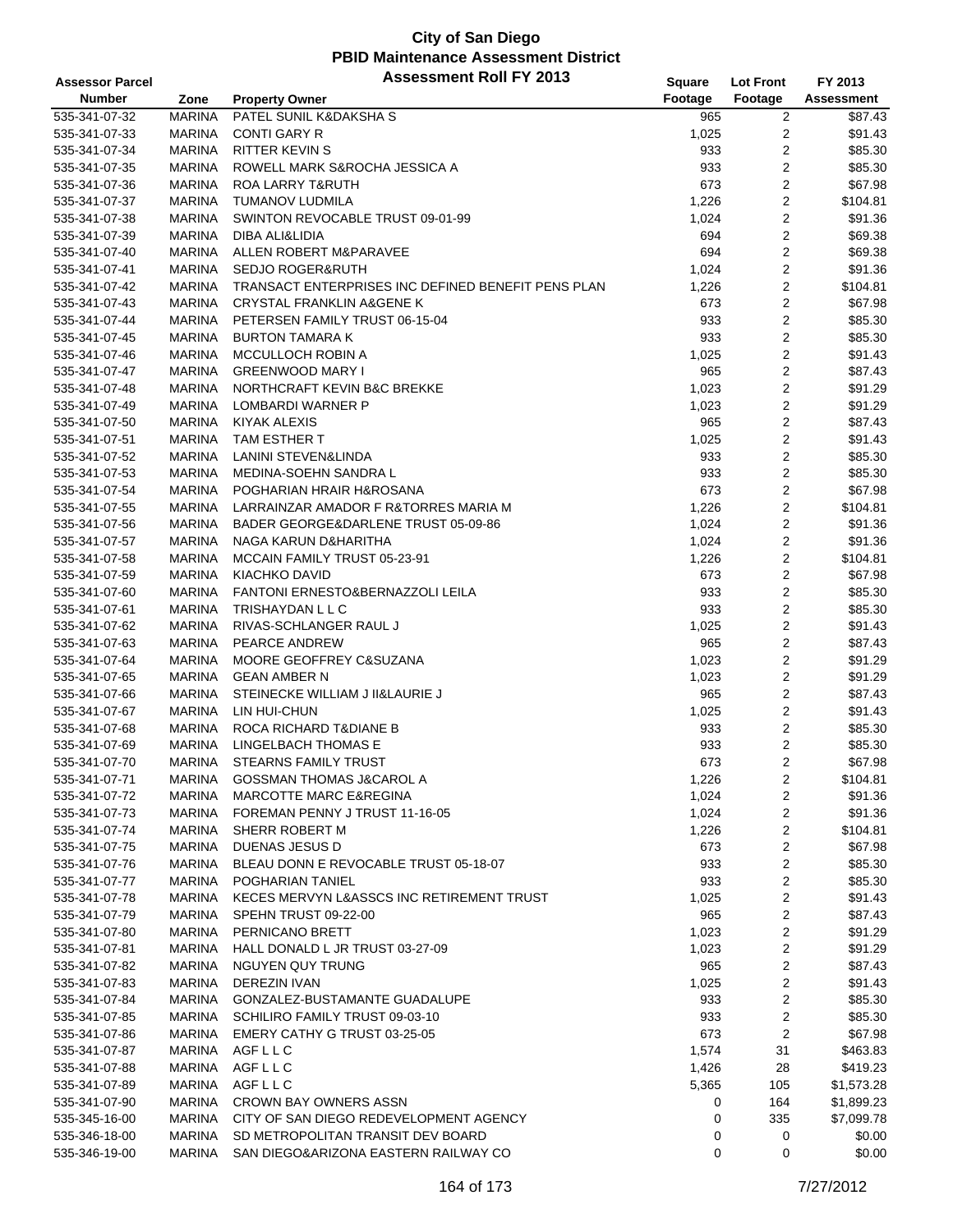# City of San Diego
## PBID Maintenance Assessment District
### Assessment Roll FY 2013

| Assessor Parcel Number | Zone | Property Owner | Square Footage | Lot Front Footage | FY 2013 Assessment |
|---|---|---|---|---|---|
| 535-341-07-32 | MARINA | PATEL SUNIL K&DAKSHA S | 965 | 2 | $87.43 |
| 535-341-07-33 | MARINA | CONTI GARY R | 1,025 | 2 | $91.43 |
| 535-341-07-34 | MARINA | RITTER KEVIN S | 933 | 2 | $85.30 |
| 535-341-07-35 | MARINA | ROWELL MARK S&ROCHA JESSICA A | 933 | 2 | $85.30 |
| 535-341-07-36 | MARINA | ROA LARRY T&RUTH | 673 | 2 | $67.98 |
| 535-341-07-37 | MARINA | TUMANOV LUDMILA | 1,226 | 2 | $104.81 |
| 535-341-07-38 | MARINA | SWINTON REVOCABLE TRUST 09-01-99 | 1,024 | 2 | $91.36 |
| 535-341-07-39 | MARINA | DIBA ALI&LIDIA | 694 | 2 | $69.38 |
| 535-341-07-40 | MARINA | ALLEN ROBERT M&PARAVEE | 694 | 2 | $69.38 |
| 535-341-07-41 | MARINA | SEDJO ROGER&RUTH | 1,024 | 2 | $91.36 |
| 535-341-07-42 | MARINA | TRANSACT ENTERPRISES INC DEFINED BENEFIT PENS PLAN | 1,226 | 2 | $104.81 |
| 535-341-07-43 | MARINA | CRYSTAL FRANKLIN A&GENE K | 673 | 2 | $67.98 |
| 535-341-07-44 | MARINA | PETERSEN FAMILY TRUST 06-15-04 | 933 | 2 | $85.30 |
| 535-341-07-45 | MARINA | BURTON TAMARA K | 933 | 2 | $85.30 |
| 535-341-07-46 | MARINA | MCCULLOCH ROBIN A | 1,025 | 2 | $91.43 |
| 535-341-07-47 | MARINA | GREENWOOD MARY I | 965 | 2 | $87.43 |
| 535-341-07-48 | MARINA | NORTHCRAFT KEVIN B&C BREKKE | 1,023 | 2 | $91.29 |
| 535-341-07-49 | MARINA | LOMBARDI WARNER P | 1,023 | 2 | $91.29 |
| 535-341-07-50 | MARINA | KIYAK ALEXIS | 965 | 2 | $87.43 |
| 535-341-07-51 | MARINA | TAM ESTHER T | 1,025 | 2 | $91.43 |
| 535-341-07-52 | MARINA | LANINI STEVEN&LINDA | 933 | 2 | $85.30 |
| 535-341-07-53 | MARINA | MEDINA-SOEHN SANDRA L | 933 | 2 | $85.30 |
| 535-341-07-54 | MARINA | POGHARIAN HRAIR H&ROSANA | 673 | 2 | $67.98 |
| 535-341-07-55 | MARINA | LARRAINZAR AMADOR F R&TORRES MARIA M | 1,226 | 2 | $104.81 |
| 535-341-07-56 | MARINA | BADER GEORGE&DARLENE TRUST 05-09-86 | 1,024 | 2 | $91.36 |
| 535-341-07-57 | MARINA | NAGA KARUN D&HARITHA | 1,024 | 2 | $91.36 |
| 535-341-07-58 | MARINA | MCCAIN FAMILY TRUST 05-23-91 | 1,226 | 2 | $104.81 |
| 535-341-07-59 | MARINA | KIACHKO DAVID | 673 | 2 | $67.98 |
| 535-341-07-60 | MARINA | FANTONI ERNESTO&BERNAZZOLI LEILA | 933 | 2 | $85.30 |
| 535-341-07-61 | MARINA | TRISHAYDAN L L C | 933 | 2 | $85.30 |
| 535-341-07-62 | MARINA | RIVAS-SCHLANGER RAUL J | 1,025 | 2 | $91.43 |
| 535-341-07-63 | MARINA | PEARCE ANDREW | 965 | 2 | $87.43 |
| 535-341-07-64 | MARINA | MOORE GEOFFREY C&SUZANA | 1,023 | 2 | $91.29 |
| 535-341-07-65 | MARINA | GEAN AMBER N | 1,023 | 2 | $91.29 |
| 535-341-07-66 | MARINA | STEINECKE WILLIAM J II&LAURIE J | 965 | 2 | $87.43 |
| 535-341-07-67 | MARINA | LIN HUI-CHUN | 1,025 | 2 | $91.43 |
| 535-341-07-68 | MARINA | ROCA RICHARD T&DIANE B | 933 | 2 | $85.30 |
| 535-341-07-69 | MARINA | LINGELBACH THOMAS E | 933 | 2 | $85.30 |
| 535-341-07-70 | MARINA | STEARNS FAMILY TRUST | 673 | 2 | $67.98 |
| 535-341-07-71 | MARINA | GOSSMAN THOMAS J&CAROL A | 1,226 | 2 | $104.81 |
| 535-341-07-72 | MARINA | MARCOTTE MARC E&REGINA | 1,024 | 2 | $91.36 |
| 535-341-07-73 | MARINA | FOREMAN PENNY J TRUST 11-16-05 | 1,024 | 2 | $91.36 |
| 535-341-07-74 | MARINA | SHERR ROBERT M | 1,226 | 2 | $104.81 |
| 535-341-07-75 | MARINA | DUENAS JESUS D | 673 | 2 | $67.98 |
| 535-341-07-76 | MARINA | BLEAU DONN E REVOCABLE TRUST 05-18-07 | 933 | 2 | $85.30 |
| 535-341-07-77 | MARINA | POGHARIAN TANIEL | 933 | 2 | $85.30 |
| 535-341-07-78 | MARINA | KECES MERVYN L&ASSCS INC RETIREMENT TRUST | 1,025 | 2 | $91.43 |
| 535-341-07-79 | MARINA | SPEHN TRUST 09-22-00 | 965 | 2 | $87.43 |
| 535-341-07-80 | MARINA | PERNICANO BRETT | 1,023 | 2 | $91.29 |
| 535-341-07-81 | MARINA | HALL DONALD L JR TRUST 03-27-09 | 1,023 | 2 | $91.29 |
| 535-341-07-82 | MARINA | NGUYEN QUY TRUNG | 965 | 2 | $87.43 |
| 535-341-07-83 | MARINA | DEREZIN IVAN | 1,025 | 2 | $91.43 |
| 535-341-07-84 | MARINA | GONZALEZ-BUSTAMANTE GUADALUPE | 933 | 2 | $85.30 |
| 535-341-07-85 | MARINA | SCHILIRO FAMILY TRUST 09-03-10 | 933 | 2 | $85.30 |
| 535-341-07-86 | MARINA | EMERY CATHY G TRUST 03-25-05 | 673 | 2 | $67.98 |
| 535-341-07-87 | MARINA | AGF L L C | 1,574 | 31 | $463.83 |
| 535-341-07-88 | MARINA | AGF L L C | 1,426 | 28 | $419.23 |
| 535-341-07-89 | MARINA | AGF L L C | 5,365 | 105 | $1,573.28 |
| 535-341-07-90 | MARINA | CROWN BAY OWNERS ASSN | 0 | 164 | $1,899.23 |
| 535-345-16-00 | MARINA | CITY OF SAN DIEGO REDEVELOPMENT AGENCY | 0 | 335 | $7,099.78 |
| 535-346-18-00 | MARINA | SD METROPOLITAN TRANSIT DEV BOARD | 0 | 0 | $0.00 |
| 535-346-19-00 | MARINA | SAN DIEGO&ARIZONA EASTERN RAILWAY CO | 0 | 0 | $0.00 |

7/27/2012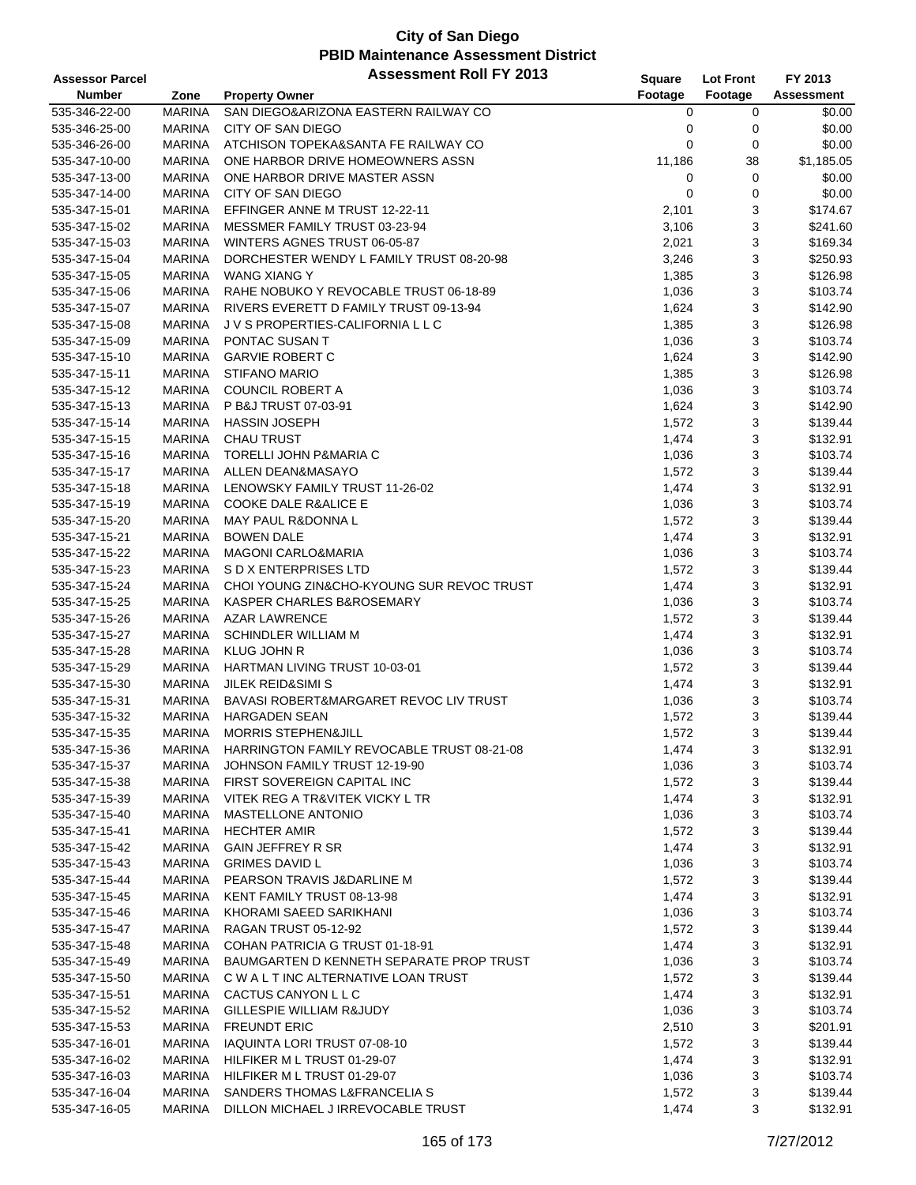# City of San Diego
## PBID Maintenance Assessment District
### Assessment Roll FY 2013

| Assessor Parcel Number | Zone | Property Owner | Square Footage | Lot Front Footage | FY 2013 Assessment |
|---|---|---|---|---|---|
| 535-346-22-00 | MARINA | SAN DIEGO&ARIZONA EASTERN RAILWAY CO | 0 | 0 | $0.00 |
| 535-346-25-00 | MARINA | CITY OF SAN DIEGO | 0 | 0 | $0.00 |
| 535-346-26-00 | MARINA | ATCHISON TOPEKA&SANTA FE RAILWAY CO | 0 | 0 | $0.00 |
| 535-347-10-00 | MARINA | ONE HARBOR DRIVE HOMEOWNERS ASSN | 11,186 | 38 | $1,185.05 |
| 535-347-13-00 | MARINA | ONE HARBOR DRIVE MASTER ASSN | 0 | 0 | $0.00 |
| 535-347-14-00 | MARINA | CITY OF SAN DIEGO | 0 | 0 | $0.00 |
| 535-347-15-01 | MARINA | EFFINGER ANNE M TRUST 12-22-11 | 2,101 | 3 | $174.67 |
| 535-347-15-02 | MARINA | MESSMER FAMILY TRUST 03-23-94 | 3,106 | 3 | $241.60 |
| 535-347-15-03 | MARINA | WINTERS AGNES TRUST 06-05-87 | 2,021 | 3 | $169.34 |
| 535-347-15-04 | MARINA | DORCHESTER WENDY L FAMILY TRUST 08-20-98 | 3,246 | 3 | $250.93 |
| 535-347-15-05 | MARINA | WANG XIANG Y | 1,385 | 3 | $126.98 |
| 535-347-15-06 | MARINA | RAHE NOBUKO Y REVOCABLE TRUST 06-18-89 | 1,036 | 3 | $103.74 |
| 535-347-15-07 | MARINA | RIVERS EVERETT D FAMILY TRUST 09-13-94 | 1,624 | 3 | $142.90 |
| 535-347-15-08 | MARINA | J V S PROPERTIES-CALIFORNIA L L C | 1,385 | 3 | $126.98 |
| 535-347-15-09 | MARINA | PONTAC SUSAN T | 1,036 | 3 | $103.74 |
| 535-347-15-10 | MARINA | GARVIE ROBERT C | 1,624 | 3 | $142.90 |
| 535-347-15-11 | MARINA | STIFANO MARIO | 1,385 | 3 | $126.98 |
| 535-347-15-12 | MARINA | COUNCIL ROBERT A | 1,036 | 3 | $103.74 |
| 535-347-15-13 | MARINA | P B&J TRUST 07-03-91 | 1,624 | 3 | $142.90 |
| 535-347-15-14 | MARINA | HASSIN JOSEPH | 1,572 | 3 | $139.44 |
| 535-347-15-15 | MARINA | CHAU TRUST | 1,474 | 3 | $132.91 |
| 535-347-15-16 | MARINA | TORELLI JOHN P&MARIA C | 1,036 | 3 | $103.74 |
| 535-347-15-17 | MARINA | ALLEN DEAN&MASAYO | 1,572 | 3 | $139.44 |
| 535-347-15-18 | MARINA | LENOWSKY FAMILY TRUST 11-26-02 | 1,474 | 3 | $132.91 |
| 535-347-15-19 | MARINA | COOKE DALE R&ALICE E | 1,036 | 3 | $103.74 |
| 535-347-15-20 | MARINA | MAY PAUL R&DONNA L | 1,572 | 3 | $139.44 |
| 535-347-15-21 | MARINA | BOWEN DALE | 1,474 | 3 | $132.91 |
| 535-347-15-22 | MARINA | MAGONI CARLO&MARIA | 1,036 | 3 | $103.74 |
| 535-347-15-23 | MARINA | S D X ENTERPRISES LTD | 1,572 | 3 | $139.44 |
| 535-347-15-24 | MARINA | CHOI YOUNG ZIN&CHO-KYOUNG SUR REVOC TRUST | 1,474 | 3 | $132.91 |
| 535-347-15-25 | MARINA | KASPER CHARLES B&ROSEMARY | 1,036 | 3 | $103.74 |
| 535-347-15-26 | MARINA | AZAR LAWRENCE | 1,572 | 3 | $139.44 |
| 535-347-15-27 | MARINA | SCHINDLER WILLIAM M | 1,474 | 3 | $132.91 |
| 535-347-15-28 | MARINA | KLUG JOHN R | 1,036 | 3 | $103.74 |
| 535-347-15-29 | MARINA | HARTMAN LIVING TRUST 10-03-01 | 1,572 | 3 | $139.44 |
| 535-347-15-30 | MARINA | JILEK REID&SIMI S | 1,474 | 3 | $132.91 |
| 535-347-15-31 | MARINA | BAVASI ROBERT&MARGARET REVOC LIV TRUST | 1,036 | 3 | $103.74 |
| 535-347-15-32 | MARINA | HARGADEN SEAN | 1,572 | 3 | $139.44 |
| 535-347-15-35 | MARINA | MORRIS STEPHEN&JILL | 1,572 | 3 | $139.44 |
| 535-347-15-36 | MARINA | HARRINGTON FAMILY REVOCABLE TRUST 08-21-08 | 1,474 | 3 | $132.91 |
| 535-347-15-37 | MARINA | JOHNSON FAMILY TRUST 12-19-90 | 1,036 | 3 | $103.74 |
| 535-347-15-38 | MARINA | FIRST SOVEREIGN CAPITAL INC | 1,572 | 3 | $139.44 |
| 535-347-15-39 | MARINA | VITEK REG A TR&VITEK VICKY L TR | 1,474 | 3 | $132.91 |
| 535-347-15-40 | MARINA | MASTELLONE ANTONIO | 1,036 | 3 | $103.74 |
| 535-347-15-41 | MARINA | HECHTER AMIR | 1,572 | 3 | $139.44 |
| 535-347-15-42 | MARINA | GAIN JEFFREY R SR | 1,474 | 3 | $132.91 |
| 535-347-15-43 | MARINA | GRIMES DAVID L | 1,036 | 3 | $103.74 |
| 535-347-15-44 | MARINA | PEARSON TRAVIS J&DARLINE M | 1,572 | 3 | $139.44 |
| 535-347-15-45 | MARINA | KENT FAMILY TRUST 08-13-98 | 1,474 | 3 | $132.91 |
| 535-347-15-46 | MARINA | KHORAMI SAEED SARIKHANI | 1,036 | 3 | $103.74 |
| 535-347-15-47 | MARINA | RAGAN TRUST 05-12-92 | 1,572 | 3 | $139.44 |
| 535-347-15-48 | MARINA | COHAN PATRICIA G TRUST 01-18-91 | 1,474 | 3 | $132.91 |
| 535-347-15-49 | MARINA | BAUMGARTEN D KENNETH SEPARATE PROP TRUST | 1,036 | 3 | $103.74 |
| 535-347-15-50 | MARINA | C W A L T INC ALTERNATIVE LOAN TRUST | 1,572 | 3 | $139.44 |
| 535-347-15-51 | MARINA | CACTUS CANYON L L C | 1,474 | 3 | $132.91 |
| 535-347-15-52 | MARINA | GILLESPIE WILLIAM R&JUDY | 1,036 | 3 | $103.74 |
| 535-347-15-53 | MARINA | FREUNDT ERIC | 2,510 | 3 | $201.91 |
| 535-347-16-01 | MARINA | IAQUINTA LORI TRUST 07-08-10 | 1,572 | 3 | $139.44 |
| 535-347-16-02 | MARINA | HILFIKER M L TRUST 01-29-07 | 1,474 | 3 | $132.91 |
| 535-347-16-03 | MARINA | HILFIKER M L TRUST 01-29-07 | 1,036 | 3 | $103.74 |
| 535-347-16-04 | MARINA | SANDERS THOMAS L&FRANCELIA S | 1,572 | 3 | $139.44 |
| 535-347-16-05 | MARINA | DILLON MICHAEL J IRREVOCABLE TRUST | 1,474 | 3 | $132.91 |

7/27/2012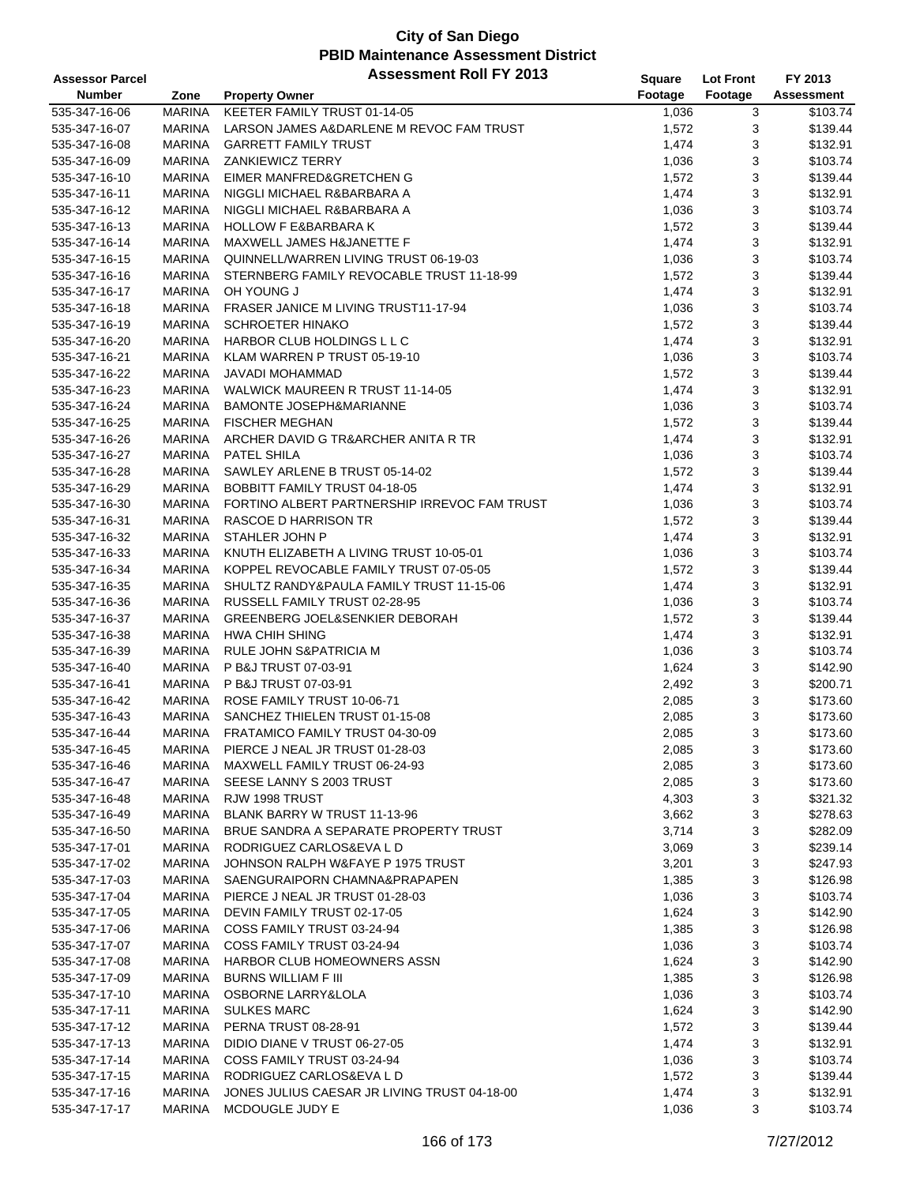# City of San Diego
## PBID Maintenance Assessment District
### Assessment Roll FY 2013

| Assessor Parcel Number | Zone | Property Owner | Square Footage | Lot Front Footage | FY 2013 Assessment |
|---|---|---|---|---|---|
| 535-347-16-06 | MARINA | KEETER FAMILY TRUST 01-14-05 | 1,036 | 3 | $103.74 |
| 535-347-16-07 | MARINA | LARSON JAMES A&DARLENE M REVOC FAM TRUST | 1,572 | 3 | $139.44 |
| 535-347-16-08 | MARINA | GARRETT FAMILY TRUST | 1,474 | 3 | $132.91 |
| 535-347-16-09 | MARINA | ZANKIEWICZ TERRY | 1,036 | 3 | $103.74 |
| 535-347-16-10 | MARINA | EIMER MANFRED&GRETCHEN G | 1,572 | 3 | $139.44 |
| 535-347-16-11 | MARINA | NIGGLI MICHAEL R&BARBARA A | 1,474 | 3 | $132.91 |
| 535-347-16-12 | MARINA | NIGGLI MICHAEL R&BARBARA A | 1,036 | 3 | $103.74 |
| 535-347-16-13 | MARINA | HOLLOW F E&BARBARA K | 1,572 | 3 | $139.44 |
| 535-347-16-14 | MARINA | MAXWELL JAMES H&JANETTE F | 1,474 | 3 | $132.91 |
| 535-347-16-15 | MARINA | QUINNELL/WARREN LIVING TRUST 06-19-03 | 1,036 | 3 | $103.74 |
| 535-347-16-16 | MARINA | STERNBERG FAMILY REVOCABLE TRUST 11-18-99 | 1,572 | 3 | $139.44 |
| 535-347-16-17 | MARINA | OH YOUNG J | 1,474 | 3 | $132.91 |
| 535-347-16-18 | MARINA | FRASER JANICE M LIVING TRUST11-17-94 | 1,036 | 3 | $103.74 |
| 535-347-16-19 | MARINA | SCHROETER HINAKO | 1,572 | 3 | $139.44 |
| 535-347-16-20 | MARINA | HARBOR CLUB HOLDINGS L L C | 1,474 | 3 | $132.91 |
| 535-347-16-21 | MARINA | KLAM WARREN P TRUST 05-19-10 | 1,036 | 3 | $103.74 |
| 535-347-16-22 | MARINA | JAVADI MOHAMMAD | 1,572 | 3 | $139.44 |
| 535-347-16-23 | MARINA | WALWICK MAUREEN R TRUST 11-14-05 | 1,474 | 3 | $132.91 |
| 535-347-16-24 | MARINA | BAMONTE JOSEPH&MARIANNE | 1,036 | 3 | $103.74 |
| 535-347-16-25 | MARINA | FISCHER MEGHAN | 1,572 | 3 | $139.44 |
| 535-347-16-26 | MARINA | ARCHER DAVID G TR&ARCHER ANITA R TR | 1,474 | 3 | $132.91 |
| 535-347-16-27 | MARINA | PATEL SHILA | 1,036 | 3 | $103.74 |
| 535-347-16-28 | MARINA | SAWLEY ARLENE B TRUST 05-14-02 | 1,572 | 3 | $139.44 |
| 535-347-16-29 | MARINA | BOBBITT FAMILY TRUST 04-18-05 | 1,474 | 3 | $132.91 |
| 535-347-16-30 | MARINA | FORTINO ALBERT PARTNERSHIP IRREVOC FAM TRUST | 1,036 | 3 | $103.74 |
| 535-347-16-31 | MARINA | RASCOE D HARRISON TR | 1,572 | 3 | $139.44 |
| 535-347-16-32 | MARINA | STAHLER JOHN P | 1,474 | 3 | $132.91 |
| 535-347-16-33 | MARINA | KNUTH ELIZABETH A LIVING TRUST 10-05-01 | 1,036 | 3 | $103.74 |
| 535-347-16-34 | MARINA | KOPPEL REVOCABLE FAMILY TRUST 07-05-05 | 1,572 | 3 | $139.44 |
| 535-347-16-35 | MARINA | SHULTZ RANDY&PAULA FAMILY TRUST 11-15-06 | 1,474 | 3 | $132.91 |
| 535-347-16-36 | MARINA | RUSSELL FAMILY TRUST 02-28-95 | 1,036 | 3 | $103.74 |
| 535-347-16-37 | MARINA | GREENBERG JOEL&SENKIER DEBORAH | 1,572 | 3 | $139.44 |
| 535-347-16-38 | MARINA | HWA CHIH SHING | 1,474 | 3 | $132.91 |
| 535-347-16-39 | MARINA | RULE JOHN S&PATRICIA M | 1,036 | 3 | $103.74 |
| 535-347-16-40 | MARINA | P B&J TRUST 07-03-91 | 1,624 | 3 | $142.90 |
| 535-347-16-41 | MARINA | P B&J TRUST 07-03-91 | 2,492 | 3 | $200.71 |
| 535-347-16-42 | MARINA | ROSE FAMILY TRUST 10-06-71 | 2,085 | 3 | $173.60 |
| 535-347-16-43 | MARINA | SANCHEZ THIELEN TRUST 01-15-08 | 2,085 | 3 | $173.60 |
| 535-347-16-44 | MARINA | FRATAMICO FAMILY TRUST 04-30-09 | 2,085 | 3 | $173.60 |
| 535-347-16-45 | MARINA | PIERCE J NEAL JR TRUST 01-28-03 | 2,085 | 3 | $173.60 |
| 535-347-16-46 | MARINA | MAXWELL FAMILY TRUST 06-24-93 | 2,085 | 3 | $173.60 |
| 535-347-16-47 | MARINA | SEESE LANNY S 2003 TRUST | 2,085 | 3 | $173.60 |
| 535-347-16-48 | MARINA | RJW 1998 TRUST | 4,303 | 3 | $321.32 |
| 535-347-16-49 | MARINA | BLANK BARRY W TRUST 11-13-96 | 3,662 | 3 | $278.63 |
| 535-347-16-50 | MARINA | BRUE SANDRA A SEPARATE PROPERTY TRUST | 3,714 | 3 | $282.09 |
| 535-347-17-01 | MARINA | RODRIGUEZ CARLOS&EVA L D | 3,069 | 3 | $239.14 |
| 535-347-17-02 | MARINA | JOHNSON RALPH W&FAYE P 1975 TRUST | 3,201 | 3 | $247.93 |
| 535-347-17-03 | MARINA | SAENGURAIPORN CHAMNA&PRAPAPEN | 1,385 | 3 | $126.98 |
| 535-347-17-04 | MARINA | PIERCE J NEAL JR TRUST 01-28-03 | 1,036 | 3 | $103.74 |
| 535-347-17-05 | MARINA | DEVIN FAMILY TRUST 02-17-05 | 1,624 | 3 | $142.90 |
| 535-347-17-06 | MARINA | COSS FAMILY TRUST 03-24-94 | 1,385 | 3 | $126.98 |
| 535-347-17-07 | MARINA | COSS FAMILY TRUST 03-24-94 | 1,036 | 3 | $103.74 |
| 535-347-17-08 | MARINA | HARBOR CLUB HOMEOWNERS ASSN | 1,624 | 3 | $142.90 |
| 535-347-17-09 | MARINA | BURNS WILLIAM F III | 1,385 | 3 | $126.98 |
| 535-347-17-10 | MARINA | OSBORNE LARRY&LOLA | 1,036 | 3 | $103.74 |
| 535-347-17-11 | MARINA | SULKES MARC | 1,624 | 3 | $142.90 |
| 535-347-17-12 | MARINA | PERNA TRUST 08-28-91 | 1,572 | 3 | $139.44 |
| 535-347-17-13 | MARINA | DIDIO DIANE V TRUST 06-27-05 | 1,474 | 3 | $132.91 |
| 535-347-17-14 | MARINA | COSS FAMILY TRUST 03-24-94 | 1,036 | 3 | $103.74 |
| 535-347-17-15 | MARINA | RODRIGUEZ CARLOS&EVA L D | 1,572 | 3 | $139.44 |
| 535-347-17-16 | MARINA | JONES JULIUS CAESAR JR LIVING TRUST 04-18-00 | 1,474 | 3 | $132.91 |
| 535-347-17-17 | MARINA | MCDOUGLE JUDY E | 1,036 | 3 | $103.74 |

7/27/2012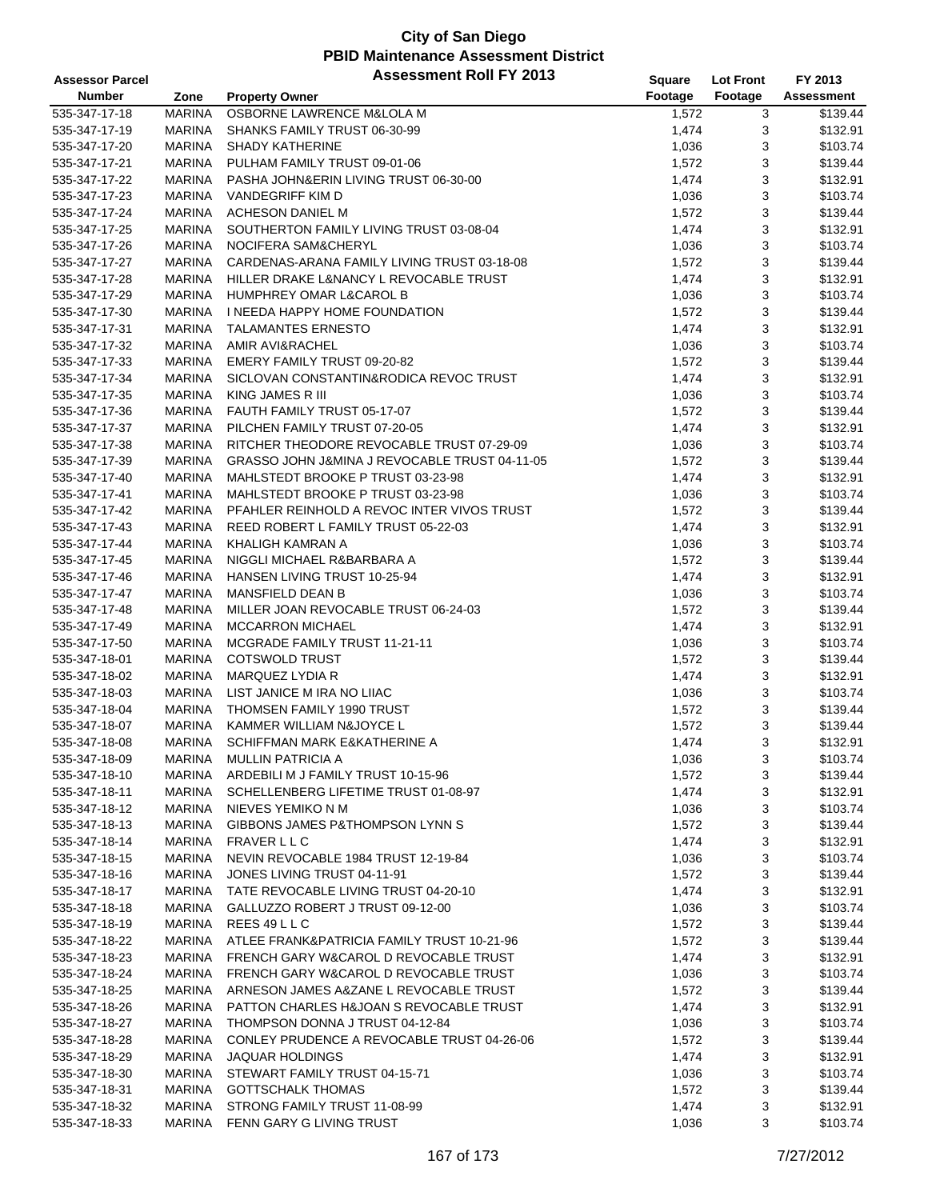# City of San Diego
## PBID Maintenance Assessment District
### Assessment Roll FY 2013

| Assessor Parcel Number | Zone | Property Owner | Square Footage | Lot Front Footage | FY 2013 Assessment |
|---|---|---|---|---|---|
| 535-347-17-18 | MARINA | OSBORNE LAWRENCE M&LOLA M | 1,572 | 3 | $139.44 |
| 535-347-17-19 | MARINA | SHANKS FAMILY TRUST 06-30-99 | 1,474 | 3 | $132.91 |
| 535-347-17-20 | MARINA | SHADY KATHERINE | 1,036 | 3 | $103.74 |
| 535-347-17-21 | MARINA | PULHAM FAMILY TRUST 09-01-06 | 1,572 | 3 | $139.44 |
| 535-347-17-22 | MARINA | PASHA JOHN&ERIN LIVING TRUST 06-30-00 | 1,474 | 3 | $132.91 |
| 535-347-17-23 | MARINA | VANDEGRIFF KIM D | 1,036 | 3 | $103.74 |
| 535-347-17-24 | MARINA | ACHESON DANIEL M | 1,572 | 3 | $139.44 |
| 535-347-17-25 | MARINA | SOUTHERTON FAMILY LIVING TRUST 03-08-04 | 1,474 | 3 | $132.91 |
| 535-347-17-26 | MARINA | NOCIFERA SAM&CHERYL | 1,036 | 3 | $103.74 |
| 535-347-17-27 | MARINA | CARDENAS-ARANA FAMILY LIVING TRUST 03-18-08 | 1,572 | 3 | $139.44 |
| 535-347-17-28 | MARINA | HILLER DRAKE L&NANCY L REVOCABLE TRUST | 1,474 | 3 | $132.91 |
| 535-347-17-29 | MARINA | HUMPHREY OMAR L&CAROL B | 1,036 | 3 | $103.74 |
| 535-347-17-30 | MARINA | I NEEDA HAPPY HOME FOUNDATION | 1,572 | 3 | $139.44 |
| 535-347-17-31 | MARINA | TALAMANTES ERNESTO | 1,474 | 3 | $132.91 |
| 535-347-17-32 | MARINA | AMIR AVI&RACHEL | 1,036 | 3 | $103.74 |
| 535-347-17-33 | MARINA | EMERY FAMILY TRUST 09-20-82 | 1,572 | 3 | $139.44 |
| 535-347-17-34 | MARINA | SICLOVAN CONSTANTIN&RODICA REVOC TRUST | 1,474 | 3 | $132.91 |
| 535-347-17-35 | MARINA | KING JAMES R III | 1,036 | 3 | $103.74 |
| 535-347-17-36 | MARINA | FAUTH FAMILY TRUST 05-17-07 | 1,572 | 3 | $139.44 |
| 535-347-17-37 | MARINA | PILCHEN FAMILY TRUST 07-20-05 | 1,474 | 3 | $132.91 |
| 535-347-17-38 | MARINA | RITCHER THEODORE REVOCABLE TRUST 07-29-09 | 1,036 | 3 | $103.74 |
| 535-347-17-39 | MARINA | GRASSO JOHN J&MINA J REVOCABLE TRUST 04-11-05 | 1,572 | 3 | $139.44 |
| 535-347-17-40 | MARINA | MAHLSTEDT BROOKE P TRUST 03-23-98 | 1,474 | 3 | $132.91 |
| 535-347-17-41 | MARINA | MAHLSTEDT BROOKE P TRUST 03-23-98 | 1,036 | 3 | $103.74 |
| 535-347-17-42 | MARINA | PFAHLER REINHOLD A REVOC INTER VIVOS TRUST | 1,572 | 3 | $139.44 |
| 535-347-17-43 | MARINA | REED ROBERT L FAMILY TRUST 05-22-03 | 1,474 | 3 | $132.91 |
| 535-347-17-44 | MARINA | KHALIGH KAMRAN A | 1,036 | 3 | $103.74 |
| 535-347-17-45 | MARINA | NIGGLI MICHAEL R&BARBARA A | 1,572 | 3 | $139.44 |
| 535-347-17-46 | MARINA | HANSEN LIVING TRUST 10-25-94 | 1,474 | 3 | $132.91 |
| 535-347-17-47 | MARINA | MANSFIELD DEAN B | 1,036 | 3 | $103.74 |
| 535-347-17-48 | MARINA | MILLER JOAN REVOCABLE TRUST 06-24-03 | 1,572 | 3 | $139.44 |
| 535-347-17-49 | MARINA | MCCARRON MICHAEL | 1,474 | 3 | $132.91 |
| 535-347-17-50 | MARINA | MCGRADE FAMILY TRUST 11-21-11 | 1,036 | 3 | $103.74 |
| 535-347-18-01 | MARINA | COTSWOLD TRUST | 1,572 | 3 | $139.44 |
| 535-347-18-02 | MARINA | MARQUEZ LYDIA R | 1,474 | 3 | $132.91 |
| 535-347-18-03 | MARINA | LIST JANICE M IRA NO LIIAC | 1,036 | 3 | $103.74 |
| 535-347-18-04 | MARINA | THOMSEN FAMILY 1990 TRUST | 1,572 | 3 | $139.44 |
| 535-347-18-07 | MARINA | KAMMER WILLIAM N&JOYCE L | 1,572 | 3 | $139.44 |
| 535-347-18-08 | MARINA | SCHIFFMAN MARK E&KATHERINE A | 1,474 | 3 | $132.91 |
| 535-347-18-09 | MARINA | MULLIN PATRICIA A | 1,036 | 3 | $103.74 |
| 535-347-18-10 | MARINA | ARDEBILI M J FAMILY TRUST 10-15-96 | 1,572 | 3 | $139.44 |
| 535-347-18-11 | MARINA | SCHELLENBERG LIFETIME TRUST 01-08-97 | 1,474 | 3 | $132.91 |
| 535-347-18-12 | MARINA | NIEVES YEMIKO N M | 1,036 | 3 | $103.74 |
| 535-347-18-13 | MARINA | GIBBONS JAMES P&THOMPSON LYNN S | 1,572 | 3 | $139.44 |
| 535-347-18-14 | MARINA | FRAVER L L C | 1,474 | 3 | $132.91 |
| 535-347-18-15 | MARINA | NEVIN REVOCABLE 1984 TRUST 12-19-84 | 1,036 | 3 | $103.74 |
| 535-347-18-16 | MARINA | JONES LIVING TRUST 04-11-91 | 1,572 | 3 | $139.44 |
| 535-347-18-17 | MARINA | TATE REVOCABLE LIVING TRUST 04-20-10 | 1,474 | 3 | $132.91 |
| 535-347-18-18 | MARINA | GALLUZZO ROBERT J TRUST 09-12-00 | 1,036 | 3 | $103.74 |
| 535-347-18-19 | MARINA | REES 49 L L C | 1,572 | 3 | $139.44 |
| 535-347-18-22 | MARINA | ATLEE FRANK&PATRICIA FAMILY TRUST 10-21-96 | 1,572 | 3 | $139.44 |
| 535-347-18-23 | MARINA | FRENCH GARY W&CAROL D REVOCABLE TRUST | 1,474 | 3 | $132.91 |
| 535-347-18-24 | MARINA | FRENCH GARY W&CAROL D REVOCABLE TRUST | 1,036 | 3 | $103.74 |
| 535-347-18-25 | MARINA | ARNESON JAMES A&ZANE L REVOCABLE TRUST | 1,572 | 3 | $139.44 |
| 535-347-18-26 | MARINA | PATTON CHARLES H&JOAN S REVOCABLE TRUST | 1,474 | 3 | $132.91 |
| 535-347-18-27 | MARINA | THOMPSON DONNA J TRUST 04-12-84 | 1,036 | 3 | $103.74 |
| 535-347-18-28 | MARINA | CONLEY PRUDENCE A REVOCABLE TRUST 04-26-06 | 1,572 | 3 | $139.44 |
| 535-347-18-29 | MARINA | JAQUAR HOLDINGS | 1,474 | 3 | $132.91 |
| 535-347-18-30 | MARINA | STEWART FAMILY TRUST 04-15-71 | 1,036 | 3 | $103.74 |
| 535-347-18-31 | MARINA | GOTTSCHALK THOMAS | 1,572 | 3 | $139.44 |
| 535-347-18-32 | MARINA | STRONG FAMILY TRUST 11-08-99 | 1,474 | 3 | $132.91 |
| 535-347-18-33 | MARINA | FENN GARY G LIVING TRUST | 1,036 | 3 | $103.74 |

7/27/2012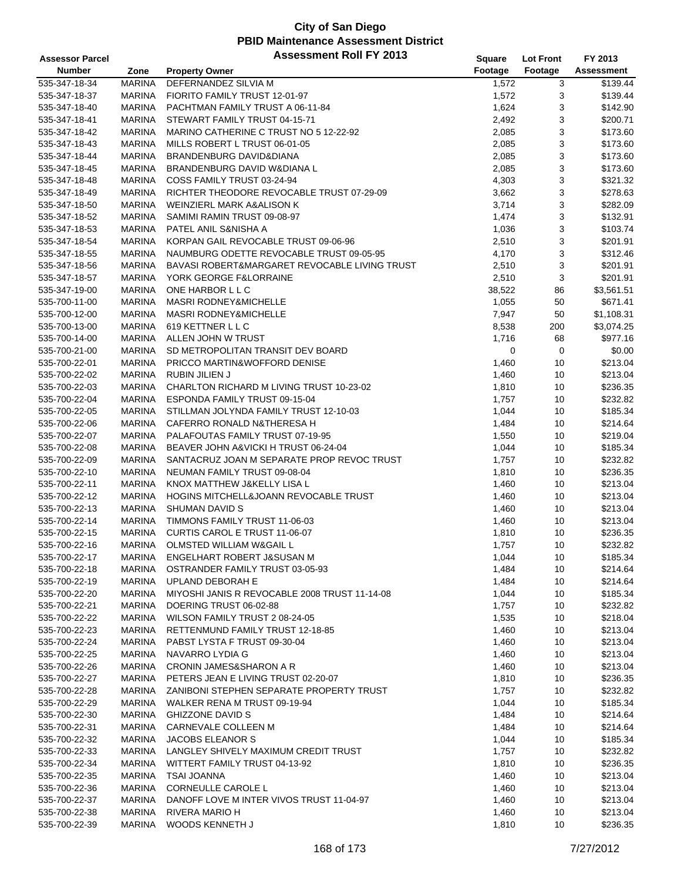# City of San Diego
## PBID Maintenance Assessment District
### Assessment Roll FY 2013

| Assessor Parcel Number | Zone | Property Owner | Square Footage | Lot Front Footage | FY 2013 Assessment |
|---|---|---|---|---|---|
| 535-347-18-34 | MARINA | DEFERNANDEZ SILVIA M | 1,572 | 3 | $139.44 |
| 535-347-18-37 | MARINA | FIORITO FAMILY TRUST 12-01-97 | 1,572 | 3 | $139.44 |
| 535-347-18-40 | MARINA | PACHTMAN FAMILY TRUST A 06-11-84 | 1,624 | 3 | $142.90 |
| 535-347-18-41 | MARINA | STEWART FAMILY TRUST 04-15-71 | 2,492 | 3 | $200.71 |
| 535-347-18-42 | MARINA | MARINO CATHERINE C TRUST NO 5 12-22-92 | 2,085 | 3 | $173.60 |
| 535-347-18-43 | MARINA | MILLS ROBERT L TRUST 06-01-05 | 2,085 | 3 | $173.60 |
| 535-347-18-44 | MARINA | BRANDENBURG DAVID&DIANA | 2,085 | 3 | $173.60 |
| 535-347-18-45 | MARINA | BRANDENBURG DAVID W&DIANA L | 2,085 | 3 | $173.60 |
| 535-347-18-48 | MARINA | COSS FAMILY TRUST 03-24-94 | 4,303 | 3 | $321.32 |
| 535-347-18-49 | MARINA | RICHTER THEODORE REVOCABLE TRUST 07-29-09 | 3,662 | 3 | $278.63 |
| 535-347-18-50 | MARINA | WEINZIERL MARK A&ALISON K | 3,714 | 3 | $282.09 |
| 535-347-18-52 | MARINA | SAMIMI RAMIN TRUST 09-08-97 | 1,474 | 3 | $132.91 |
| 535-347-18-53 | MARINA | PATEL ANIL S&NISHA A | 1,036 | 3 | $103.74 |
| 535-347-18-54 | MARINA | KORPAN GAIL REVOCABLE TRUST 09-06-96 | 2,510 | 3 | $201.91 |
| 535-347-18-55 | MARINA | NAUMBURG ODETTE REVOCABLE TRUST 09-05-95 | 4,170 | 3 | $312.46 |
| 535-347-18-56 | MARINA | BAVASI ROBERT&MARGARET REVOCABLE LIVING TRUST | 2,510 | 3 | $201.91 |
| 535-347-18-57 | MARINA | YORK GEORGE F&LORRAINE | 2,510 | 3 | $201.91 |
| 535-347-19-00 | MARINA | ONE HARBOR L L C | 38,522 | 86 | $3,561.51 |
| 535-700-11-00 | MARINA | MASRI RODNEY&MICHELLE | 1,055 | 50 | $671.41 |
| 535-700-12-00 | MARINA | MASRI RODNEY&MICHELLE | 7,947 | 50 | $1,108.31 |
| 535-700-13-00 | MARINA | 619 KETTNER L L C | 8,538 | 200 | $3,074.25 |
| 535-700-14-00 | MARINA | ALLEN JOHN W TRUST | 1,716 | 68 | $977.16 |
| 535-700-21-00 | MARINA | SD METROPOLITAN TRANSIT DEV BOARD | 0 | 0 | $0.00 |
| 535-700-22-01 | MARINA | PRICCO MARTIN&WOFFORD DENISE | 1,460 | 10 | $213.04 |
| 535-700-22-02 | MARINA | RUBIN JILIEN J | 1,460 | 10 | $213.04 |
| 535-700-22-03 | MARINA | CHARLTON RICHARD M LIVING TRUST 10-23-02 | 1,810 | 10 | $236.35 |
| 535-700-22-04 | MARINA | ESPONDA FAMILY TRUST 09-15-04 | 1,757 | 10 | $232.82 |
| 535-700-22-05 | MARINA | STILLMAN JOLYNDA FAMILY TRUST 12-10-03 | 1,044 | 10 | $185.34 |
| 535-700-22-06 | MARINA | CAFERRO RONALD N&THERESA H | 1,484 | 10 | $214.64 |
| 535-700-22-07 | MARINA | PALAFOUTAS FAMILY TRUST 07-19-95 | 1,550 | 10 | $219.04 |
| 535-700-22-08 | MARINA | BEAVER JOHN A&VICKI H TRUST 06-24-04 | 1,044 | 10 | $185.34 |
| 535-700-22-09 | MARINA | SANTACRUZ JOAN M SEPARATE PROP REVOC TRUST | 1,757 | 10 | $232.82 |
| 535-700-22-10 | MARINA | NEUMAN FAMILY TRUST 09-08-04 | 1,810 | 10 | $236.35 |
| 535-700-22-11 | MARINA | KNOX MATTHEW J&KELLY LISA L | 1,460 | 10 | $213.04 |
| 535-700-22-12 | MARINA | HOGINS MITCHELL&JOANN REVOCABLE TRUST | 1,460 | 10 | $213.04 |
| 535-700-22-13 | MARINA | SHUMAN DAVID S | 1,460 | 10 | $213.04 |
| 535-700-22-14 | MARINA | TIMMONS FAMILY TRUST 11-06-03 | 1,460 | 10 | $213.04 |
| 535-700-22-15 | MARINA | CURTIS CAROL E TRUST 11-06-07 | 1,810 | 10 | $236.35 |
| 535-700-22-16 | MARINA | OLMSTED WILLIAM W&GAIL L | 1,757 | 10 | $232.82 |
| 535-700-22-17 | MARINA | ENGELHART ROBERT J&SUSAN M | 1,044 | 10 | $185.34 |
| 535-700-22-18 | MARINA | OSTRANDER FAMILY TRUST 03-05-93 | 1,484 | 10 | $214.64 |
| 535-700-22-19 | MARINA | UPLAND DEBORAH E | 1,484 | 10 | $214.64 |
| 535-700-22-20 | MARINA | MIYOSHI JANIS R REVOCABLE 2008 TRUST 11-14-08 | 1,044 | 10 | $185.34 |
| 535-700-22-21 | MARINA | DOERING TRUST 06-02-88 | 1,757 | 10 | $232.82 |
| 535-700-22-22 | MARINA | WILSON FAMILY TRUST 2 08-24-05 | 1,535 | 10 | $218.04 |
| 535-700-22-23 | MARINA | RETTENMUND FAMILY TRUST 12-18-85 | 1,460 | 10 | $213.04 |
| 535-700-22-24 | MARINA | PABST LYSTA F TRUST 09-30-04 | 1,460 | 10 | $213.04 |
| 535-700-22-25 | MARINA | NAVARRO LYDIA G | 1,460 | 10 | $213.04 |
| 535-700-22-26 | MARINA | CRONIN JAMES&SHARON A R | 1,460 | 10 | $213.04 |
| 535-700-22-27 | MARINA | PETERS JEAN E LIVING TRUST 02-20-07 | 1,810 | 10 | $236.35 |
| 535-700-22-28 | MARINA | ZANIBONI STEPHEN SEPARATE PROPERTY TRUST | 1,757 | 10 | $232.82 |
| 535-700-22-29 | MARINA | WALKER RENA M TRUST 09-19-94 | 1,044 | 10 | $185.34 |
| 535-700-22-30 | MARINA | GHIZZONE DAVID S | 1,484 | 10 | $214.64 |
| 535-700-22-31 | MARINA | CARNEVALE COLLEEN M | 1,484 | 10 | $214.64 |
| 535-700-22-32 | MARINA | JACOBS ELEANOR S | 1,044 | 10 | $185.34 |
| 535-700-22-33 | MARINA | LANGLEY SHIVELY MAXIMUM CREDIT TRUST | 1,757 | 10 | $232.82 |
| 535-700-22-34 | MARINA | WITTERT FAMILY TRUST 04-13-92 | 1,810 | 10 | $236.35 |
| 535-700-22-35 | MARINA | TSAI JOANNA | 1,460 | 10 | $213.04 |
| 535-700-22-36 | MARINA | CORNEULLE CAROLE L | 1,460 | 10 | $213.04 |
| 535-700-22-37 | MARINA | DANOFF LOVE M INTER VIVOS TRUST 11-04-97 | 1,460 | 10 | $213.04 |
| 535-700-22-38 | MARINA | RIVERA MARIO H | 1,460 | 10 | $213.04 |
| 535-700-22-39 | MARINA | WOODS KENNETH J | 1,810 | 10 | $236.35 |

7/27/2012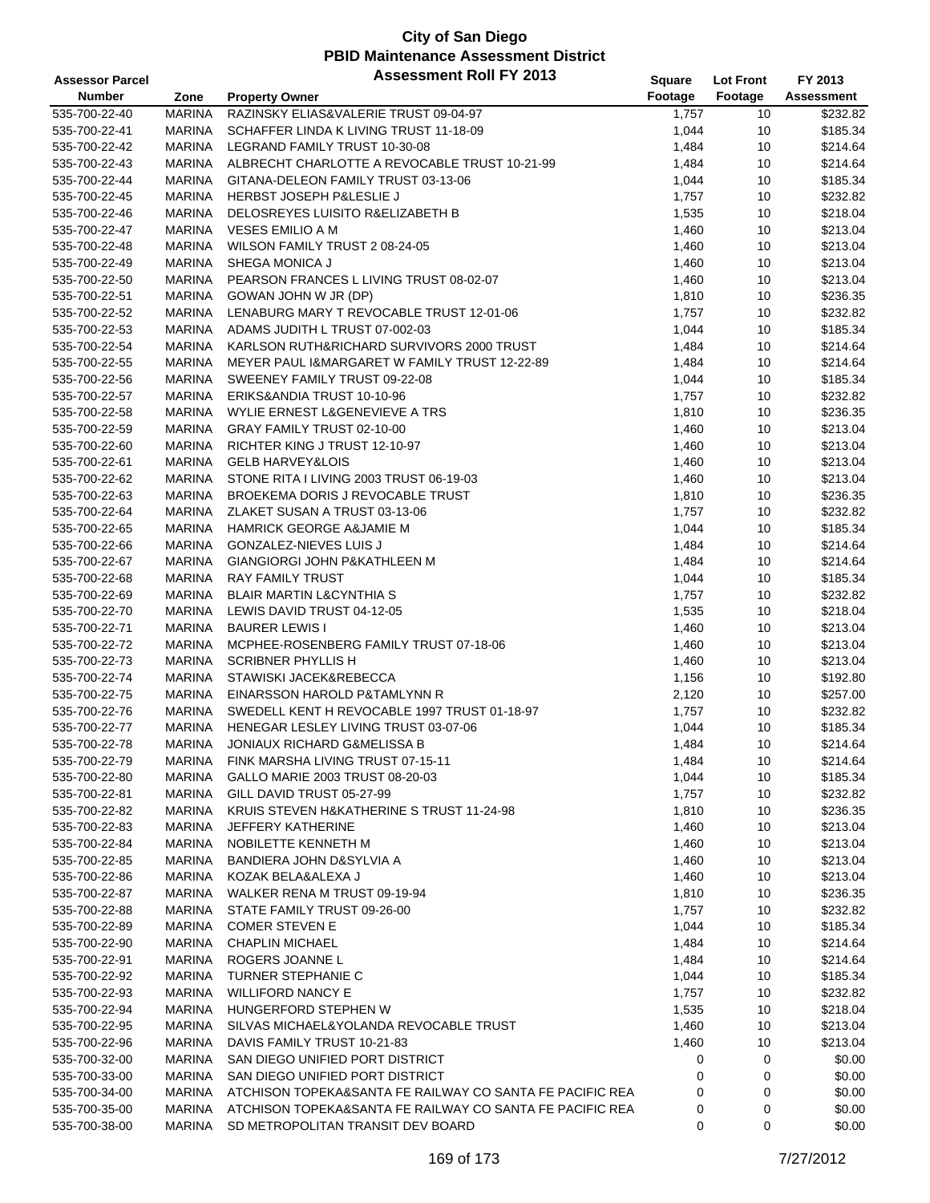# City of San Diego
## PBID Maintenance Assessment District
## Assessment Roll FY 2013

| Assessor Parcel Number | Zone | Property Owner | Square Footage | Lot Front Footage | FY 2013 Assessment |
|---|---|---|---|---|---|
| 535-700-22-40 | MARINA | RAZINSKY ELIAS&VALERIE TRUST 09-04-97 | 1,757 | 10 | $232.82 |
| 535-700-22-41 | MARINA | SCHAFFER LINDA K LIVING TRUST 11-18-09 | 1,044 | 10 | $185.34 |
| 535-700-22-42 | MARINA | LEGRAND FAMILY TRUST 10-30-08 | 1,484 | 10 | $214.64 |
| 535-700-22-43 | MARINA | ALBRECHT CHARLOTTE A REVOCABLE TRUST 10-21-99 | 1,484 | 10 | $214.64 |
| 535-700-22-44 | MARINA | GITANA-DELEON FAMILY TRUST 03-13-06 | 1,044 | 10 | $185.34 |
| 535-700-22-45 | MARINA | HERBST JOSEPH P&LESLIE J | 1,757 | 10 | $232.82 |
| 535-700-22-46 | MARINA | DELOSREYES LUISITO R&ELIZABETH B | 1,535 | 10 | $218.04 |
| 535-700-22-47 | MARINA | VESES EMILIO A M | 1,460 | 10 | $213.04 |
| 535-700-22-48 | MARINA | WILSON FAMILY TRUST 2 08-24-05 | 1,460 | 10 | $213.04 |
| 535-700-22-49 | MARINA | SHEGA MONICA J | 1,460 | 10 | $213.04 |
| 535-700-22-50 | MARINA | PEARSON FRANCES L LIVING TRUST 08-02-07 | 1,460 | 10 | $213.04 |
| 535-700-22-51 | MARINA | GOWAN JOHN W JR (DP) | 1,810 | 10 | $236.35 |
| 535-700-22-52 | MARINA | LENABURG MARY T REVOCABLE TRUST 12-01-06 | 1,757 | 10 | $232.82 |
| 535-700-22-53 | MARINA | ADAMS JUDITH L TRUST 07-002-03 | 1,044 | 10 | $185.34 |
| 535-700-22-54 | MARINA | KARLSON RUTH&RICHARD SURVIVORS 2000 TRUST | 1,484 | 10 | $214.64 |
| 535-700-22-55 | MARINA | MEYER PAUL I&MARGARET W FAMILY TRUST 12-22-89 | 1,484 | 10 | $214.64 |
| 535-700-22-56 | MARINA | SWEENEY FAMILY TRUST 09-22-08 | 1,044 | 10 | $185.34 |
| 535-700-22-57 | MARINA | ERIKS&ANDIA TRUST 10-10-96 | 1,757 | 10 | $232.82 |
| 535-700-22-58 | MARINA | WYLIE ERNEST L&GENEVIEVE A TRS | 1,810 | 10 | $236.35 |
| 535-700-22-59 | MARINA | GRAY FAMILY TRUST 02-10-00 | 1,460 | 10 | $213.04 |
| 535-700-22-60 | MARINA | RICHTER KING J TRUST 12-10-97 | 1,460 | 10 | $213.04 |
| 535-700-22-61 | MARINA | GELB HARVEY&LOIS | 1,460 | 10 | $213.04 |
| 535-700-22-62 | MARINA | STONE RITA I LIVING 2003 TRUST 06-19-03 | 1,460 | 10 | $213.04 |
| 535-700-22-63 | MARINA | BROEKEMA DORIS J REVOCABLE TRUST | 1,810 | 10 | $236.35 |
| 535-700-22-64 | MARINA | ZLAKET SUSAN A TRUST 03-13-06 | 1,757 | 10 | $232.82 |
| 535-700-22-65 | MARINA | HAMRICK GEORGE A&JAMIE M | 1,044 | 10 | $185.34 |
| 535-700-22-66 | MARINA | GONZALEZ-NIEVES LUIS J | 1,484 | 10 | $214.64 |
| 535-700-22-67 | MARINA | GIANGIORGI JOHN P&KATHLEEN M | 1,484 | 10 | $214.64 |
| 535-700-22-68 | MARINA | RAY FAMILY TRUST | 1,044 | 10 | $185.34 |
| 535-700-22-69 | MARINA | BLAIR MARTIN L&CYNTHIA S | 1,757 | 10 | $232.82 |
| 535-700-22-70 | MARINA | LEWIS DAVID TRUST 04-12-05 | 1,535 | 10 | $218.04 |
| 535-700-22-71 | MARINA | BAURER LEWIS I | 1,460 | 10 | $213.04 |
| 535-700-22-72 | MARINA | MCPHEE-ROSENBERG FAMILY TRUST 07-18-06 | 1,460 | 10 | $213.04 |
| 535-700-22-73 | MARINA | SCRIBNER PHYLLIS H | 1,460 | 10 | $213.04 |
| 535-700-22-74 | MARINA | STAWISKI JACEK&REBECCA | 1,156 | 10 | $192.80 |
| 535-700-22-75 | MARINA | EINARSSON HAROLD P&TAMLYNN R | 2,120 | 10 | $257.00 |
| 535-700-22-76 | MARINA | SWEDELL KENT H REVOCABLE 1997 TRUST 01-18-97 | 1,757 | 10 | $232.82 |
| 535-700-22-77 | MARINA | HENEGAR LESLEY LIVING TRUST 03-07-06 | 1,044 | 10 | $185.34 |
| 535-700-22-78 | MARINA | JONIAUX RICHARD G&MELISSA B | 1,484 | 10 | $214.64 |
| 535-700-22-79 | MARINA | FINK MARSHA LIVING TRUST 07-15-11 | 1,484 | 10 | $214.64 |
| 535-700-22-80 | MARINA | GALLO MARIE 2003 TRUST 08-20-03 | 1,044 | 10 | $185.34 |
| 535-700-22-81 | MARINA | GILL DAVID TRUST 05-27-99 | 1,757 | 10 | $232.82 |
| 535-700-22-82 | MARINA | KRUIS STEVEN H&KATHERINE S TRUST 11-24-98 | 1,810 | 10 | $236.35 |
| 535-700-22-83 | MARINA | JEFFERY KATHERINE | 1,460 | 10 | $213.04 |
| 535-700-22-84 | MARINA | NOBILETTE KENNETH M | 1,460 | 10 | $213.04 |
| 535-700-22-85 | MARINA | BANDIERA JOHN D&SYLVIA A | 1,460 | 10 | $213.04 |
| 535-700-22-86 | MARINA | KOZAK BELA&ALEXA J | 1,460 | 10 | $213.04 |
| 535-700-22-87 | MARINA | WALKER RENA M TRUST 09-19-94 | 1,810 | 10 | $236.35 |
| 535-700-22-88 | MARINA | STATE FAMILY TRUST 09-26-00 | 1,757 | 10 | $232.82 |
| 535-700-22-89 | MARINA | COMER STEVEN E | 1,044 | 10 | $185.34 |
| 535-700-22-90 | MARINA | CHAPLIN MICHAEL | 1,484 | 10 | $214.64 |
| 535-700-22-91 | MARINA | ROGERS JOANNE L | 1,484 | 10 | $214.64 |
| 535-700-22-92 | MARINA | TURNER STEPHANIE C | 1,044 | 10 | $185.34 |
| 535-700-22-93 | MARINA | WILLIFORD NANCY E | 1,757 | 10 | $232.82 |
| 535-700-22-94 | MARINA | HUNGERFORD STEPHEN W | 1,535 | 10 | $218.04 |
| 535-700-22-95 | MARINA | SILVAS MICHAEL&YOLANDA REVOCABLE TRUST | 1,460 | 10 | $213.04 |
| 535-700-22-96 | MARINA | DAVIS FAMILY TRUST 10-21-83 | 1,460 | 10 | $213.04 |
| 535-700-32-00 | MARINA | SAN DIEGO UNIFIED PORT DISTRICT | 0 | 0 | $0.00 |
| 535-700-33-00 | MARINA | SAN DIEGO UNIFIED PORT DISTRICT | 0 | 0 | $0.00 |
| 535-700-34-00 | MARINA | ATCHISON TOPEKA&SANTA FE RAILWAY CO SANTA FE PACIFIC REA | 0 | 0 | $0.00 |
| 535-700-35-00 | MARINA | ATCHISON TOPEKA&SANTA FE RAILWAY CO SANTA FE PACIFIC REA | 0 | 0 | $0.00 |
| 535-700-38-00 | MARINA | SD METROPOLITAN TRANSIT DEV BOARD | 0 | 0 | $0.00 |

7/27/2012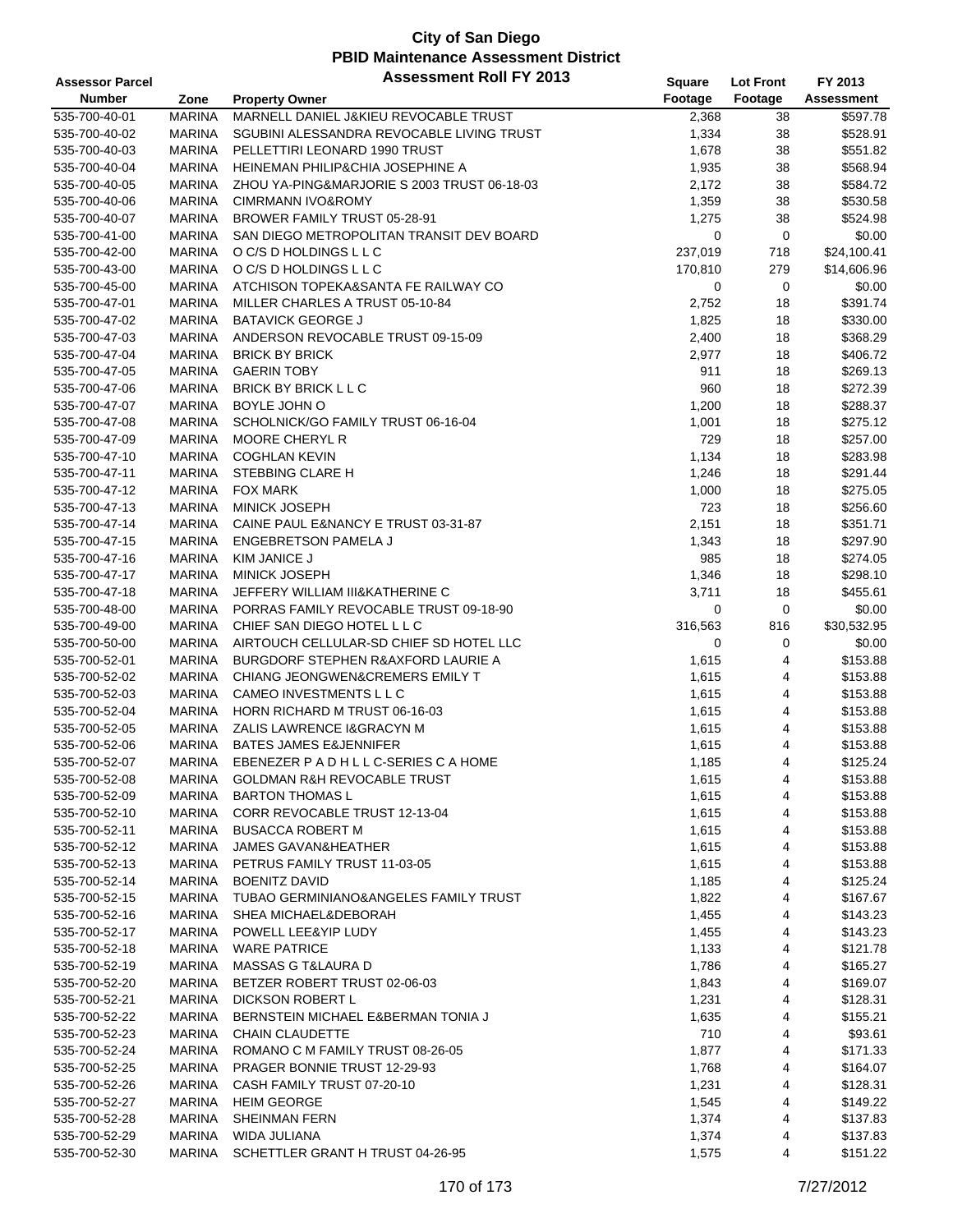# City of San Diego
## PBID Maintenance Assessment District
## Assessment Roll FY 2013

| Assessor Parcel Number | Zone | Property Owner | Square Footage | Lot Front Footage | FY 2013 Assessment |
|---|---|---|---|---|---|
| 535-700-40-01 | MARINA | MARNELL DANIEL J&KIEU REVOCABLE TRUST | 2,368 | 38 | $597.78 |
| 535-700-40-02 | MARINA | SGUBINI ALESSANDRA REVOCABLE LIVING TRUST | 1,334 | 38 | $528.91 |
| 535-700-40-03 | MARINA | PELLETTIRI LEONARD 1990 TRUST | 1,678 | 38 | $551.82 |
| 535-700-40-04 | MARINA | HEINEMAN PHILIP&CHIA JOSEPHINE A | 1,935 | 38 | $568.94 |
| 535-700-40-05 | MARINA | ZHOU YA-PING&MARJORIE S 2003 TRUST 06-18-03 | 2,172 | 38 | $584.72 |
| 535-700-40-06 | MARINA | CIMRMANN IVO&ROMY | 1,359 | 38 | $530.58 |
| 535-700-40-07 | MARINA | BROWER FAMILY TRUST 05-28-91 | 1,275 | 38 | $524.98 |
| 535-700-41-00 | MARINA | SAN DIEGO METROPOLITAN TRANSIT DEV BOARD | 0 | 0 | $0.00 |
| 535-700-42-00 | MARINA | O C/S D HOLDINGS L L C | 237,019 | 718 | $24,100.41 |
| 535-700-43-00 | MARINA | O C/S D HOLDINGS L L C | 170,810 | 279 | $14,606.96 |
| 535-700-45-00 | MARINA | ATCHISON TOPEKA&SANTA FE RAILWAY CO | 0 | 0 | $0.00 |
| 535-700-47-01 | MARINA | MILLER CHARLES A TRUST 05-10-84 | 2,752 | 18 | $391.74 |
| 535-700-47-02 | MARINA | BATAVICK GEORGE J | 1,825 | 18 | $330.00 |
| 535-700-47-03 | MARINA | ANDERSON REVOCABLE TRUST 09-15-09 | 2,400 | 18 | $368.29 |
| 535-700-47-04 | MARINA | BRICK BY BRICK | 2,977 | 18 | $406.72 |
| 535-700-47-05 | MARINA | GAERIN TOBY | 911 | 18 | $269.13 |
| 535-700-47-06 | MARINA | BRICK BY BRICK L L C | 960 | 18 | $272.39 |
| 535-700-47-07 | MARINA | BOYLE JOHN O | 1,200 | 18 | $288.37 |
| 535-700-47-08 | MARINA | SCHOLNICK/GO FAMILY TRUST 06-16-04 | 1,001 | 18 | $275.12 |
| 535-700-47-09 | MARINA | MOORE CHERYL R | 729 | 18 | $257.00 |
| 535-700-47-10 | MARINA | COGHLAN KEVIN | 1,134 | 18 | $283.98 |
| 535-700-47-11 | MARINA | STEBBING CLARE H | 1,246 | 18 | $291.44 |
| 535-700-47-12 | MARINA | FOX MARK | 1,000 | 18 | $275.05 |
| 535-700-47-13 | MARINA | MINICK JOSEPH | 723 | 18 | $256.60 |
| 535-700-47-14 | MARINA | CAINE PAUL E&NANCY E TRUST 03-31-87 | 2,151 | 18 | $351.71 |
| 535-700-47-15 | MARINA | ENGEBRETSON PAMELA J | 1,343 | 18 | $297.90 |
| 535-700-47-16 | MARINA | KIM JANICE J | 985 | 18 | $274.05 |
| 535-700-47-17 | MARINA | MINICK JOSEPH | 1,346 | 18 | $298.10 |
| 535-700-47-18 | MARINA | JEFFERY WILLIAM III&KATHERINE C | 3,711 | 18 | $455.61 |
| 535-700-48-00 | MARINA | PORRAS FAMILY REVOCABLE TRUST 09-18-90 | 0 | 0 | $0.00 |
| 535-700-49-00 | MARINA | CHIEF SAN DIEGO HOTEL L L C | 316,563 | 816 | $30,532.95 |
| 535-700-50-00 | MARINA | AIRTOUCH CELLULAR-SD CHIEF SD HOTEL LLC | 0 | 0 | $0.00 |
| 535-700-52-01 | MARINA | BURGDORF STEPHEN R&AXFORD LAURIE A | 1,615 | 4 | $153.88 |
| 535-700-52-02 | MARINA | CHIANG JEONGWEN&CREMERS EMILY T | 1,615 | 4 | $153.88 |
| 535-700-52-03 | MARINA | CAMEO INVESTMENTS L L C | 1,615 | 4 | $153.88 |
| 535-700-52-04 | MARINA | HORN RICHARD M TRUST 06-16-03 | 1,615 | 4 | $153.88 |
| 535-700-52-05 | MARINA | ZALIS LAWRENCE I&GRACYN M | 1,615 | 4 | $153.88 |
| 535-700-52-06 | MARINA | BATES JAMES E&JENNIFER | 1,615 | 4 | $153.88 |
| 535-700-52-07 | MARINA | EBENEZER P A D H L L C-SERIES C A HOME | 1,185 | 4 | $125.24 |
| 535-700-52-08 | MARINA | GOLDMAN R&H REVOCABLE TRUST | 1,615 | 4 | $153.88 |
| 535-700-52-09 | MARINA | BARTON THOMAS L | 1,615 | 4 | $153.88 |
| 535-700-52-10 | MARINA | CORR REVOCABLE TRUST 12-13-04 | 1,615 | 4 | $153.88 |
| 535-700-52-11 | MARINA | BUSACCA ROBERT M | 1,615 | 4 | $153.88 |
| 535-700-52-12 | MARINA | JAMES GAVAN&HEATHER | 1,615 | 4 | $153.88 |
| 535-700-52-13 | MARINA | PETRUS FAMILY TRUST 11-03-05 | 1,615 | 4 | $153.88 |
| 535-700-52-14 | MARINA | BOENITZ DAVID | 1,185 | 4 | $125.24 |
| 535-700-52-15 | MARINA | TUBAO GERMINIANO&ANGELES FAMILY TRUST | 1,822 | 4 | $167.67 |
| 535-700-52-16 | MARINA | SHEA MICHAEL&DEBORAH | 1,455 | 4 | $143.23 |
| 535-700-52-17 | MARINA | POWELL LEE&YIP LUDY | 1,455 | 4 | $143.23 |
| 535-700-52-18 | MARINA | WARE PATRICE | 1,133 | 4 | $121.78 |
| 535-700-52-19 | MARINA | MASSAS G T&LAURA D | 1,786 | 4 | $165.27 |
| 535-700-52-20 | MARINA | BETZER ROBERT TRUST 02-06-03 | 1,843 | 4 | $169.07 |
| 535-700-52-21 | MARINA | DICKSON ROBERT L | 1,231 | 4 | $128.31 |
| 535-700-52-22 | MARINA | BERNSTEIN MICHAEL E&BERMAN TONIA J | 1,635 | 4 | $155.21 |
| 535-700-52-23 | MARINA | CHAIN CLAUDETTE | 710 | 4 | $93.61 |
| 535-700-52-24 | MARINA | ROMANO C M FAMILY TRUST 08-26-05 | 1,877 | 4 | $171.33 |
| 535-700-52-25 | MARINA | PRAGER BONNIE TRUST 12-29-93 | 1,768 | 4 | $164.07 |
| 535-700-52-26 | MARINA | CASH FAMILY TRUST 07-20-10 | 1,231 | 4 | $128.31 |
| 535-700-52-27 | MARINA | HEIM GEORGE | 1,545 | 4 | $149.22 |
| 535-700-52-28 | MARINA | SHEINMAN FERN | 1,374 | 4 | $137.83 |
| 535-700-52-29 | MARINA | WIDA JULIANA | 1,374 | 4 | $137.83 |
| 535-700-52-30 | MARINA | SCHETTLER GRANT H TRUST 04-26-95 | 1,575 | 4 | $151.22 |

7/27/2012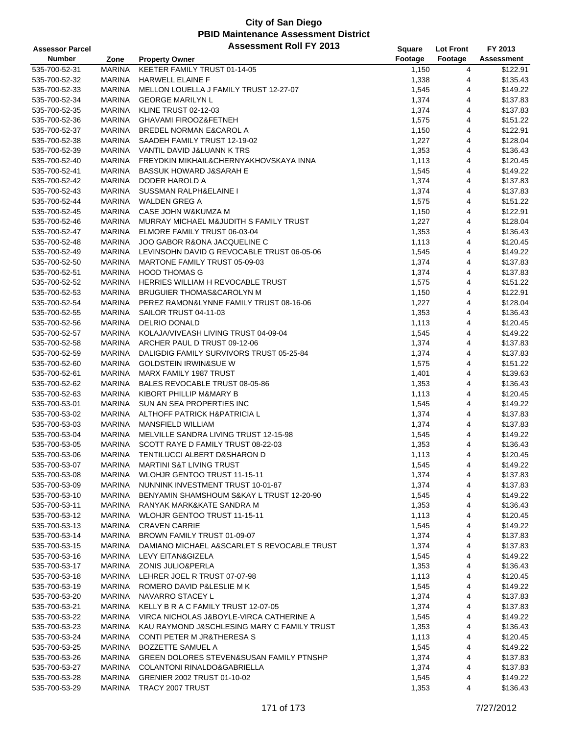# City of San Diego
## PBID Maintenance Assessment District
### Assessment Roll FY 2013

| Assessor Parcel Number | Zone | Property Owner | Square Footage | Lot Front Footage | FY 2013 Assessment |
|---|---|---|---|---|---|
| 535-700-52-31 | MARINA | KEETER FAMILY TRUST 01-14-05 | 1,150 | 4 | $122.91 |
| 535-700-52-32 | MARINA | HARWELL ELAINE F | 1,338 | 4 | $135.43 |
| 535-700-52-33 | MARINA | MELLON LOUELLA J FAMILY TRUST 12-27-07 | 1,545 | 4 | $149.22 |
| 535-700-52-34 | MARINA | GEORGE MARILYN L | 1,374 | 4 | $137.83 |
| 535-700-52-35 | MARINA | KLINE TRUST 02-12-03 | 1,374 | 4 | $137.83 |
| 535-700-52-36 | MARINA | GHAVAMI FIROOZ&FETNEH | 1,575 | 4 | $151.22 |
| 535-700-52-37 | MARINA | BREDEL NORMAN E&CAROL A | 1,150 | 4 | $122.91 |
| 535-700-52-38 | MARINA | SAADEH FAMILY TRUST 12-19-02 | 1,227 | 4 | $128.04 |
| 535-700-52-39 | MARINA | VANTIL DAVID J&LUANN K TRS | 1,353 | 4 | $136.43 |
| 535-700-52-40 | MARINA | FREYDKIN MIKHAIL&CHERNYAKHOVSKAYA INNA | 1,113 | 4 | $120.45 |
| 535-700-52-41 | MARINA | BASSUK HOWARD J&SARAH E | 1,545 | 4 | $149.22 |
| 535-700-52-42 | MARINA | DODER HAROLD A | 1,374 | 4 | $137.83 |
| 535-700-52-43 | MARINA | SUSSMAN RALPH&ELAINE I | 1,374 | 4 | $137.83 |
| 535-700-52-44 | MARINA | WALDEN GREG A | 1,575 | 4 | $151.22 |
| 535-700-52-45 | MARINA | CASE JOHN W&KUMZA M | 1,150 | 4 | $122.91 |
| 535-700-52-46 | MARINA | MURRAY MICHAEL M&JUDITH S FAMILY TRUST | 1,227 | 4 | $128.04 |
| 535-700-52-47 | MARINA | ELMORE FAMILY TRUST 06-03-04 | 1,353 | 4 | $136.43 |
| 535-700-52-48 | MARINA | JOO GABOR R&ONA JACQUELINE C | 1,113 | 4 | $120.45 |
| 535-700-52-49 | MARINA | LEVINSOHN DAVID G REVOCABLE TRUST 06-05-06 | 1,545 | 4 | $149.22 |
| 535-700-52-50 | MARINA | MARTONE FAMILY TRUST 05-09-03 | 1,374 | 4 | $137.83 |
| 535-700-52-51 | MARINA | HOOD THOMAS G | 1,374 | 4 | $137.83 |
| 535-700-52-52 | MARINA | HERRIES WILLIAM H REVOCABLE TRUST | 1,575 | 4 | $151.22 |
| 535-700-52-53 | MARINA | BRUGUIER THOMAS&CAROLYN M | 1,150 | 4 | $122.91 |
| 535-700-52-54 | MARINA | PEREZ RAMON&LYNNE FAMILY TRUST 08-16-06 | 1,227 | 4 | $128.04 |
| 535-700-52-55 | MARINA | SAILOR TRUST 04-11-03 | 1,353 | 4 | $136.43 |
| 535-700-52-56 | MARINA | DELRIO DONALD | 1,113 | 4 | $120.45 |
| 535-700-52-57 | MARINA | KOLAJA/VIVEASH LIVING TRUST 04-09-04 | 1,545 | 4 | $149.22 |
| 535-700-52-58 | MARINA | ARCHER PAUL D TRUST 09-12-06 | 1,374 | 4 | $137.83 |
| 535-700-52-59 | MARINA | DALIGDIG FAMILY SURVIVORS TRUST 05-25-84 | 1,374 | 4 | $137.83 |
| 535-700-52-60 | MARINA | GOLDSTEIN IRWIN&SUE W | 1,575 | 4 | $151.22 |
| 535-700-52-61 | MARINA | MARX FAMILY 1987 TRUST | 1,401 | 4 | $139.63 |
| 535-700-52-62 | MARINA | BALES REVOCABLE TRUST 08-05-86 | 1,353 | 4 | $136.43 |
| 535-700-52-63 | MARINA | KIBORT PHILLIP M&MARY B | 1,113 | 4 | $120.45 |
| 535-700-53-01 | MARINA | SUN AN SEA PROPERTIES INC | 1,545 | 4 | $149.22 |
| 535-700-53-02 | MARINA | ALTHOFF PATRICK H&PATRICIA L | 1,374 | 4 | $137.83 |
| 535-700-53-03 | MARINA | MANSFIELD WILLIAM | 1,374 | 4 | $137.83 |
| 535-700-53-04 | MARINA | MELVILLE SANDRA LIVING TRUST 12-15-98 | 1,545 | 4 | $149.22 |
| 535-700-53-05 | MARINA | SCOTT RAYE D FAMILY TRUST 08-22-03 | 1,353 | 4 | $136.43 |
| 535-700-53-06 | MARINA | TENTILUCCI ALBERT D&SHARON D | 1,113 | 4 | $120.45 |
| 535-700-53-07 | MARINA | MARTINI S&T LIVING TRUST | 1,545 | 4 | $149.22 |
| 535-700-53-08 | MARINA | WLOHJR GENTOO TRUST 11-15-11 | 1,374 | 4 | $137.83 |
| 535-700-53-09 | MARINA | NUNNINK INVESTMENT TRUST 10-01-87 | 1,374 | 4 | $137.83 |
| 535-700-53-10 | MARINA | BENYAMIN SHAMSHOUM S&KAY L TRUST 12-20-90 | 1,545 | 4 | $149.22 |
| 535-700-53-11 | MARINA | RANYAK MARK&KATE SANDRA M | 1,353 | 4 | $136.43 |
| 535-700-53-12 | MARINA | WLOHJR GENTOO TRUST 11-15-11 | 1,113 | 4 | $120.45 |
| 535-700-53-13 | MARINA | CRAVEN CARRIE | 1,545 | 4 | $149.22 |
| 535-700-53-14 | MARINA | BROWN FAMILY TRUST 01-09-07 | 1,374 | 4 | $137.83 |
| 535-700-53-15 | MARINA | DAMIANO MICHAEL A&SCARLET S REVOCABLE TRUST | 1,374 | 4 | $137.83 |
| 535-700-53-16 | MARINA | LEVY EITAN&GIZELA | 1,545 | 4 | $149.22 |
| 535-700-53-17 | MARINA | ZONIS JULIO&PERLA | 1,353 | 4 | $136.43 |
| 535-700-53-18 | MARINA | LEHRER JOEL R TRUST 07-07-98 | 1,113 | 4 | $120.45 |
| 535-700-53-19 | MARINA | ROMERO DAVID P&LESLIE M K | 1,545 | 4 | $149.22 |
| 535-700-53-20 | MARINA | NAVARRO STACEY L | 1,374 | 4 | $137.83 |
| 535-700-53-21 | MARINA | KELLY B R A C FAMILY TRUST 12-07-05 | 1,374 | 4 | $137.83 |
| 535-700-53-22 | MARINA | VIRCA NICHOLAS J&BOYLE-VIRCA CATHERINE A | 1,545 | 4 | $149.22 |
| 535-700-53-23 | MARINA | KAU RAYMOND J&SCHLESING MARY C FAMILY TRUST | 1,353 | 4 | $136.43 |
| 535-700-53-24 | MARINA | CONTI PETER M JR&THERESA S | 1,113 | 4 | $120.45 |
| 535-700-53-25 | MARINA | BOZZETTE SAMUEL A | 1,545 | 4 | $149.22 |
| 535-700-53-26 | MARINA | GREEN DOLORES STEVEN&SUSAN FAMILY PTNSHP | 1,374 | 4 | $137.83 |
| 535-700-53-27 | MARINA | COLANTONI RINALDO&GABRIELLA | 1,374 | 4 | $137.83 |
| 535-700-53-28 | MARINA | GRENIER 2002 TRUST 01-10-02 | 1,545 | 4 | $149.22 |
| 535-700-53-29 | MARINA | TRACY 2007 TRUST | 1,353 | 4 | $136.43 |

7/27/2012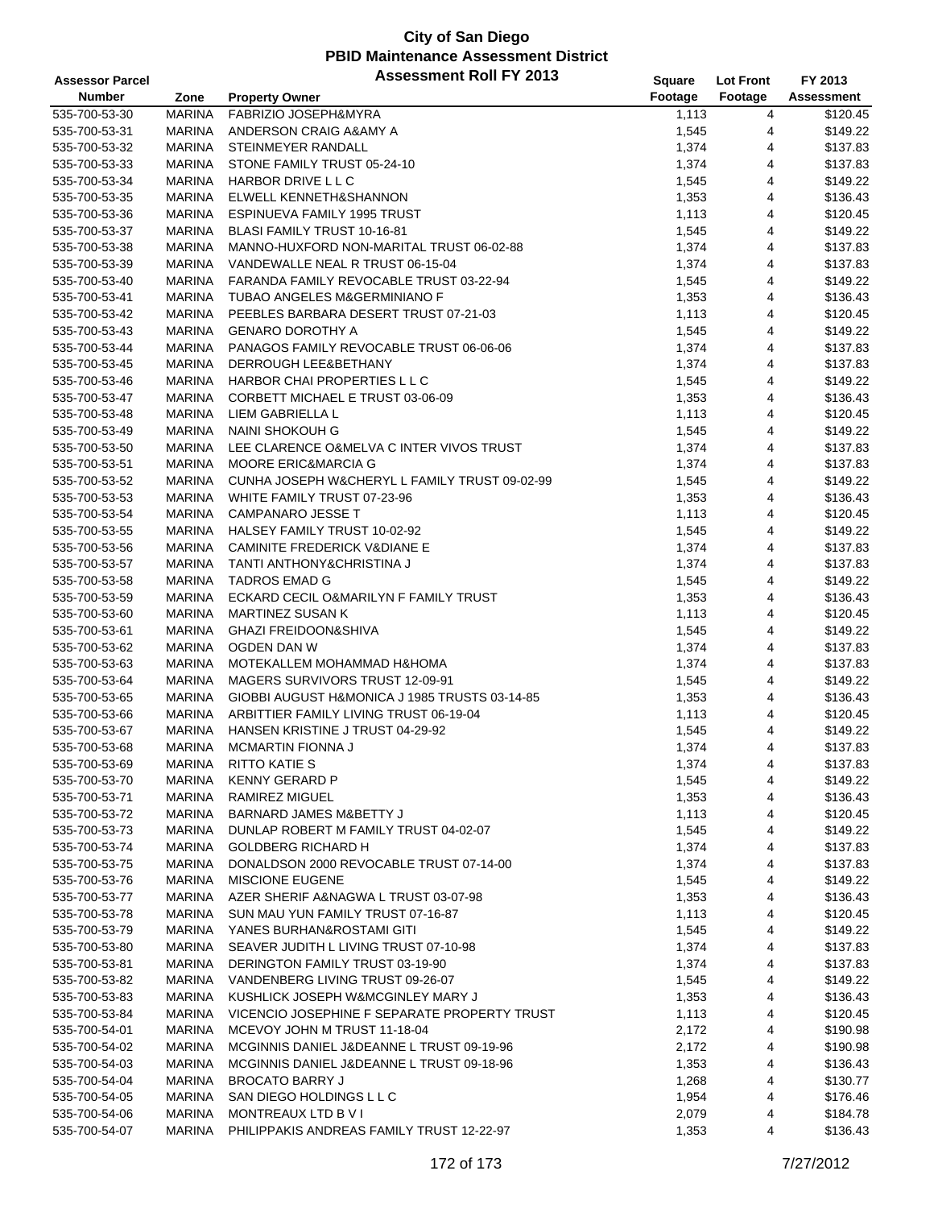# City of San Diego
## PBID Maintenance Assessment District
### Assessment Roll FY 2013

| Assessor Parcel Number | Zone | Property Owner | Square Footage | Lot Front Footage | FY 2013 Assessment |
|---|---|---|---|---|---|
| 535-700-53-30 | MARINA | FABRIZIO JOSEPH&MYRA | 1,113 | 4 | $120.45 |
| 535-700-53-31 | MARINA | ANDERSON CRAIG A&AMY A | 1,545 | 4 | $149.22 |
| 535-700-53-32 | MARINA | STEINMEYER RANDALL | 1,374 | 4 | $137.83 |
| 535-700-53-33 | MARINA | STONE FAMILY TRUST 05-24-10 | 1,374 | 4 | $137.83 |
| 535-700-53-34 | MARINA | HARBOR DRIVE L L C | 1,545 | 4 | $149.22 |
| 535-700-53-35 | MARINA | ELWELL KENNETH&SHANNON | 1,353 | 4 | $136.43 |
| 535-700-53-36 | MARINA | ESPINUEVA FAMILY 1995 TRUST | 1,113 | 4 | $120.45 |
| 535-700-53-37 | MARINA | BLASI FAMILY TRUST 10-16-81 | 1,545 | 4 | $149.22 |
| 535-700-53-38 | MARINA | MANNO-HUXFORD NON-MARITAL TRUST 06-02-88 | 1,374 | 4 | $137.83 |
| 535-700-53-39 | MARINA | VANDEWALLE NEAL R TRUST 06-15-04 | 1,374 | 4 | $137.83 |
| 535-700-53-40 | MARINA | FARANDA FAMILY REVOCABLE TRUST 03-22-94 | 1,545 | 4 | $149.22 |
| 535-700-53-41 | MARINA | TUBAO ANGELES M&GERMINIANO F | 1,353 | 4 | $136.43 |
| 535-700-53-42 | MARINA | PEEBLES BARBARA DESERT TRUST 07-21-03 | 1,113 | 4 | $120.45 |
| 535-700-53-43 | MARINA | GENARO DOROTHY A | 1,545 | 4 | $149.22 |
| 535-700-53-44 | MARINA | PANAGOS FAMILY REVOCABLE TRUST 06-06-06 | 1,374 | 4 | $137.83 |
| 535-700-53-45 | MARINA | DERROUGH LEE&BETHANY | 1,374 | 4 | $137.83 |
| 535-700-53-46 | MARINA | HARBOR CHAI PROPERTIES L L C | 1,545 | 4 | $149.22 |
| 535-700-53-47 | MARINA | CORBETT MICHAEL E TRUST 03-06-09 | 1,353 | 4 | $136.43 |
| 535-700-53-48 | MARINA | LIEM GABRIELLA L | 1,113 | 4 | $120.45 |
| 535-700-53-49 | MARINA | NAINI SHOKOUH G | 1,545 | 4 | $149.22 |
| 535-700-53-50 | MARINA | LEE CLARENCE O&MELVA C INTER VIVOS TRUST | 1,374 | 4 | $137.83 |
| 535-700-53-51 | MARINA | MOORE ERIC&MARCIA G | 1,374 | 4 | $137.83 |
| 535-700-53-52 | MARINA | CUNHA JOSEPH W&CHERYL L FAMILY TRUST 09-02-99 | 1,545 | 4 | $149.22 |
| 535-700-53-53 | MARINA | WHITE FAMILY TRUST 07-23-96 | 1,353 | 4 | $136.43 |
| 535-700-53-54 | MARINA | CAMPANARO JESSE T | 1,113 | 4 | $120.45 |
| 535-700-53-55 | MARINA | HALSEY FAMILY TRUST 10-02-92 | 1,545 | 4 | $149.22 |
| 535-700-53-56 | MARINA | CAMINITE FREDERICK V&DIANE E | 1,374 | 4 | $137.83 |
| 535-700-53-57 | MARINA | TANTI ANTHONY&CHRISTINA J | 1,374 | 4 | $137.83 |
| 535-700-53-58 | MARINA | TADROS EMAD G | 1,545 | 4 | $149.22 |
| 535-700-53-59 | MARINA | ECKARD CECIL O&MARILYN F FAMILY TRUST | 1,353 | 4 | $136.43 |
| 535-700-53-60 | MARINA | MARTINEZ SUSAN K | 1,113 | 4 | $120.45 |
| 535-700-53-61 | MARINA | GHAZI FREIDOON&SHIVA | 1,545 | 4 | $149.22 |
| 535-700-53-62 | MARINA | OGDEN DAN W | 1,374 | 4 | $137.83 |
| 535-700-53-63 | MARINA | MOTEKALLEM MOHAMMAD H&HOMA | 1,374 | 4 | $137.83 |
| 535-700-53-64 | MARINA | MAGERS SURVIVORS TRUST 12-09-91 | 1,545 | 4 | $149.22 |
| 535-700-53-65 | MARINA | GIOBBI AUGUST H&MONICA J 1985 TRUSTS 03-14-85 | 1,353 | 4 | $136.43 |
| 535-700-53-66 | MARINA | ARBITTIER FAMILY LIVING TRUST 06-19-04 | 1,113 | 4 | $120.45 |
| 535-700-53-67 | MARINA | HANSEN KRISTINE J TRUST 04-29-92 | 1,545 | 4 | $149.22 |
| 535-700-53-68 | MARINA | MCMARTIN FIONNA J | 1,374 | 4 | $137.83 |
| 535-700-53-69 | MARINA | RITTO KATIE S | 1,374 | 4 | $137.83 |
| 535-700-53-70 | MARINA | KENNY GERARD P | 1,545 | 4 | $149.22 |
| 535-700-53-71 | MARINA | RAMIREZ MIGUEL | 1,353 | 4 | $136.43 |
| 535-700-53-72 | MARINA | BARNARD JAMES M&BETTY J | 1,113 | 4 | $120.45 |
| 535-700-53-73 | MARINA | DUNLAP ROBERT M FAMILY TRUST 04-02-07 | 1,545 | 4 | $149.22 |
| 535-700-53-74 | MARINA | GOLDBERG RICHARD H | 1,374 | 4 | $137.83 |
| 535-700-53-75 | MARINA | DONALDSON 2000 REVOCABLE TRUST 07-14-00 | 1,374 | 4 | $137.83 |
| 535-700-53-76 | MARINA | MISCIONE EUGENE | 1,545 | 4 | $149.22 |
| 535-700-53-77 | MARINA | AZER SHERIF A&NAGWA L TRUST 03-07-98 | 1,353 | 4 | $136.43 |
| 535-700-53-78 | MARINA | SUN MAU YUN FAMILY TRUST 07-16-87 | 1,113 | 4 | $120.45 |
| 535-700-53-79 | MARINA | YANES BURHAN&ROSTAMI GITI | 1,545 | 4 | $149.22 |
| 535-700-53-80 | MARINA | SEAVER JUDITH L LIVING TRUST 07-10-98 | 1,374 | 4 | $137.83 |
| 535-700-53-81 | MARINA | DERINGTON FAMILY TRUST 03-19-90 | 1,374 | 4 | $137.83 |
| 535-700-53-82 | MARINA | VANDENBERG LIVING TRUST 09-26-07 | 1,545 | 4 | $149.22 |
| 535-700-53-83 | MARINA | KUSHLICK JOSEPH W&MCGINLEY MARY J | 1,353 | 4 | $136.43 |
| 535-700-53-84 | MARINA | VICENCIO JOSEPHINE F SEPARATE PROPERTY TRUST | 1,113 | 4 | $120.45 |
| 535-700-54-01 | MARINA | MCEVOY JOHN M TRUST 11-18-04 | 2,172 | 4 | $190.98 |
| 535-700-54-02 | MARINA | MCGINNIS DANIEL J&DEANNE L TRUST 09-19-96 | 2,172 | 4 | $190.98 |
| 535-700-54-03 | MARINA | MCGINNIS DANIEL J&DEANNE L TRUST 09-18-96 | 1,353 | 4 | $136.43 |
| 535-700-54-04 | MARINA | BROCATO BARRY J | 1,268 | 4 | $130.77 |
| 535-700-54-05 | MARINA | SAN DIEGO HOLDINGS L L C | 1,954 | 4 | $176.46 |
| 535-700-54-06 | MARINA | MONTREAUX LTD B V I | 2,079 | 4 | $184.78 |
| 535-700-54-07 | MARINA | PHILIPPAKIS ANDREAS FAMILY TRUST 12-22-97 | 1,353 | 4 | $136.43 |

7/27/2012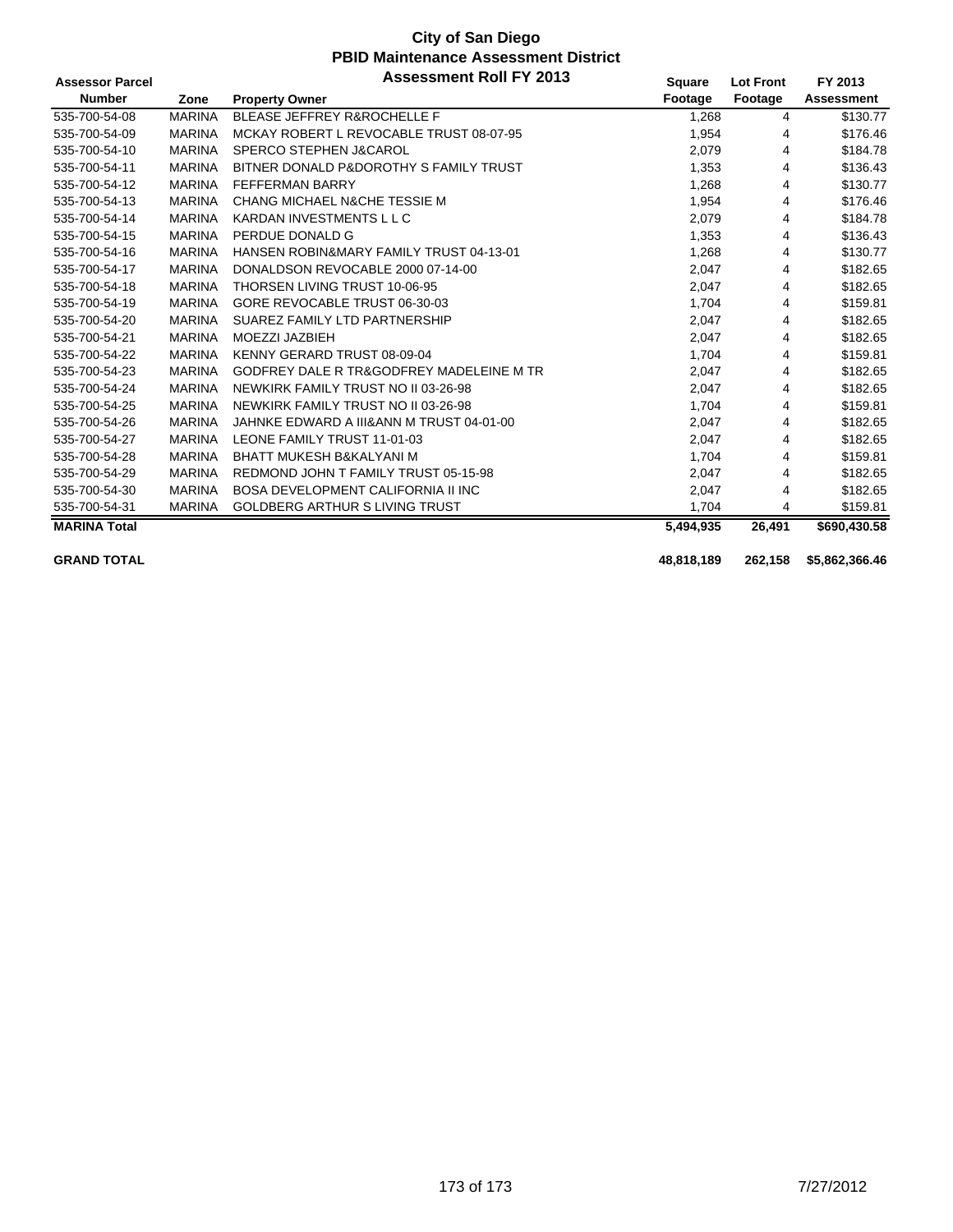# City of San Diego
## PBID Maintenance Assessment District
### Assessment Roll FY 2013

| Assessor Parcel Number | Zone | Property Owner | Square Footage | Lot Front Footage | FY 2013 Assessment |
|---|---|---|---|---|---|
| 535-700-54-08 | MARINA | BLEASE JEFFREY R&ROCHELLE F | 1,268 | 4 | $130.77 |
| 535-700-54-09 | MARINA | MCKAY ROBERT L REVOCABLE TRUST 08-07-95 | 1,954 | 4 | $176.46 |
| 535-700-54-10 | MARINA | SPERCO STEPHEN J&CAROL | 2,079 | 4 | $184.78 |
| 535-700-54-11 | MARINA | BITNER DONALD P&DOROTHY S FAMILY TRUST | 1,353 | 4 | $136.43 |
| 535-700-54-12 | MARINA | FEFFERMAN BARRY | 1,268 | 4 | $130.77 |
| 535-700-54-13 | MARINA | CHANG MICHAEL N&CHE TESSIE M | 1,954 | 4 | $176.46 |
| 535-700-54-14 | MARINA | KARDAN INVESTMENTS L L C | 2,079 | 4 | $184.78 |
| 535-700-54-15 | MARINA | PERDUE DONALD G | 1,353 | 4 | $136.43 |
| 535-700-54-16 | MARINA | HANSEN ROBIN&MARY FAMILY TRUST 04-13-01 | 1,268 | 4 | $130.77 |
| 535-700-54-17 | MARINA | DONALDSON REVOCABLE 2000 07-14-00 | 2,047 | 4 | $182.65 |
| 535-700-54-18 | MARINA | THORSEN LIVING TRUST 10-06-95 | 2,047 | 4 | $182.65 |
| 535-700-54-19 | MARINA | GORE REVOCABLE TRUST 06-30-03 | 1,704 | 4 | $159.81 |
| 535-700-54-20 | MARINA | SUAREZ FAMILY LTD PARTNERSHIP | 2,047 | 4 | $182.65 |
| 535-700-54-21 | MARINA | MOEZZI JAZBIEH | 2,047 | 4 | $182.65 |
| 535-700-54-22 | MARINA | KENNY GERARD TRUST 08-09-04 | 1,704 | 4 | $159.81 |
| 535-700-54-23 | MARINA | GODFREY DALE R TR&GODFREY MADELEINE M TR | 2,047 | 4 | $182.65 |
| 535-700-54-24 | MARINA | NEWKIRK FAMILY TRUST NO II 03-26-98 | 2,047 | 4 | $182.65 |
| 535-700-54-25 | MARINA | NEWKIRK FAMILY TRUST NO II 03-26-98 | 1,704 | 4 | $159.81 |
| 535-700-54-26 | MARINA | JAHNKE EDWARD A III&ANN M TRUST 04-01-00 | 2,047 | 4 | $182.65 |
| 535-700-54-27 | MARINA | LEONE FAMILY TRUST 11-01-03 | 2,047 | 4 | $182.65 |
| 535-700-54-28 | MARINA | BHATT MUKESH B&KALYANI M | 1,704 | 4 | $159.81 |
| 535-700-54-29 | MARINA | REDMOND JOHN T FAMILY TRUST 05-15-98 | 2,047 | 4 | $182.65 |
| 535-700-54-30 | MARINA | BOSA DEVELOPMENT CALIFORNIA II INC | 2,047 | 4 | $182.65 |
| 535-700-54-31 | MARINA | GOLDBERG ARTHUR S LIVING TRUST | 1,704 | 4 | $159.81 |
| **MARINA Total** | | | **5,494,935** | **26,491** | **$690,430.58** |
| **GRAND TOTAL** | | | **48,818,189** | **262,158** | **$5,862,366.46** |

7/27/2012